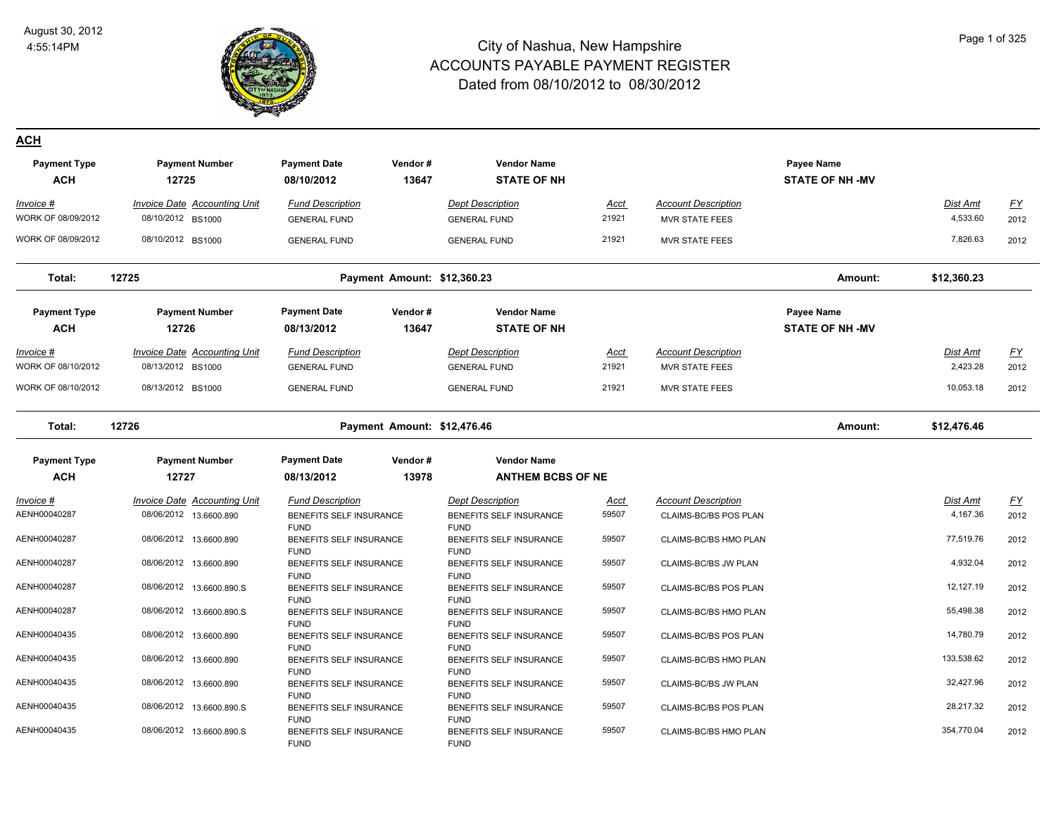# City of Nashua, New Hampshire
## ACCOUNTS PAYABLE PAYMENT REGISTER
### Dated from 08/10/2012 to 08/30/2012

## ACH

| Payment Type | Payment Number | Payment Date | Vendor # | Vendor Name | Payee Name |
|---|---|---|---|---|---|
| **ACH** | **12725** | **08/10/2012** | **13647** | **STATE OF NH** | **STATE OF NH -MV** |

| Invoice # | Invoice Date | Accounting Unit | Fund Description | Dept Description | Acct | Account Description | Dist Amt | FY |
|---|---|---|---|---|---|---|---|---|
| WORK OF 08/09/2012 | 08/10/2012 | BS1000 | GENERAL FUND | GENERAL FUND | 21921 | MVR STATE FEES | 4,533.60 | 2012 |
| WORK OF 08/09/2012 | 08/10/2012 | BS1000 | GENERAL FUND | GENERAL FUND | 21921 | MVR STATE FEES | 7,826.63 | 2012 |

**Total: 12725 Payment Amount: $12,360.23 Amount: $12,360.23**

| Payment Type | Payment Number | Payment Date | Vendor # | Vendor Name | Payee Name |
|---|---|---|---|---|---|
| **ACH** | **12726** | **08/13/2012** | **13647** | **STATE OF NH** | **STATE OF NH -MV** |

| Invoice # | Invoice Date | Accounting Unit | Fund Description | Dept Description | Acct | Account Description | Dist Amt | FY |
|---|---|---|---|---|---|---|---|---|
| WORK OF 08/10/2012 | 08/13/2012 | BS1000 | GENERAL FUND | GENERAL FUND | 21921 | MVR STATE FEES | 2,423.28 | 2012 |
| WORK OF 08/10/2012 | 08/13/2012 | BS1000 | GENERAL FUND | GENERAL FUND | 21921 | MVR STATE FEES | 10,053.18 | 2012 |

**Total: 12726 Payment Amount: $12,476.46 Amount: $12,476.46**

| Payment Type | Payment Number | Payment Date | Vendor # | Vendor Name |
|---|---|---|---|---|
| **ACH** | **12727** | **08/13/2012** | **13978** | **ANTHEM BCBS OF NE** |

| Invoice # | Invoice Date | Accounting Unit | Fund Description | Dept Description | Acct | Account Description | Dist Amt | FY |
|---|---|---|---|---|---|---|---|---|
| AENH00040287 | 08/06/2012 | 13.6600.890 | BENEFITS SELF INSURANCE FUND | BENEFITS SELF INSURANCE FUND | 59507 | CLAIMS-BC/BS POS PLAN | 4,167.36 | 2012 |
| AENH00040287 | 08/06/2012 | 13.6600.890 | BENEFITS SELF INSURANCE FUND | BENEFITS SELF INSURANCE FUND | 59507 | CLAIMS-BC/BS HMO PLAN | 77,519.76 | 2012 |
| AENH00040287 | 08/06/2012 | 13.6600.890 | BENEFITS SELF INSURANCE FUND | BENEFITS SELF INSURANCE FUND | 59507 | CLAIMS-BC/BS JW PLAN | 4,932.04 | 2012 |
| AENH00040287 | 08/06/2012 | 13.6600.890.S | BENEFITS SELF INSURANCE FUND | BENEFITS SELF INSURANCE FUND | 59507 | CLAIMS-BC/BS POS PLAN | 12,127.19 | 2012 |
| AENH00040287 | 08/06/2012 | 13.6600.890.S | BENEFITS SELF INSURANCE FUND | BENEFITS SELF INSURANCE FUND | 59507 | CLAIMS-BC/BS HMO PLAN | 55,498.38 | 2012 |
| AENH00040435 | 08/06/2012 | 13.6600.890 | BENEFITS SELF INSURANCE FUND | BENEFITS SELF INSURANCE FUND | 59507 | CLAIMS-BC/BS POS PLAN | 14,780.79 | 2012 |
| AENH00040435 | 08/06/2012 | 13.6600.890 | BENEFITS SELF INSURANCE FUND | BENEFITS SELF INSURANCE FUND | 59507 | CLAIMS-BC/BS HMO PLAN | 133,538.62 | 2012 |
| AENH00040435 | 08/06/2012 | 13.6600.890 | BENEFITS SELF INSURANCE FUND | BENEFITS SELF INSURANCE FUND | 59507 | CLAIMS-BC/BS JW PLAN | 32,427.96 | 2012 |
| AENH00040435 | 08/06/2012 | 13.6600.890.S | BENEFITS SELF INSURANCE FUND | BENEFITS SELF INSURANCE FUND | 59507 | CLAIMS-BC/BS POS PLAN | 28,217.32 | 2012 |
| AENH00040435 | 08/06/2012 | 13.6600.890.S | BENEFITS SELF INSURANCE FUND | BENEFITS SELF INSURANCE FUND | 59507 | CLAIMS-BC/BS HMO PLAN | 354,770.04 | 2012 |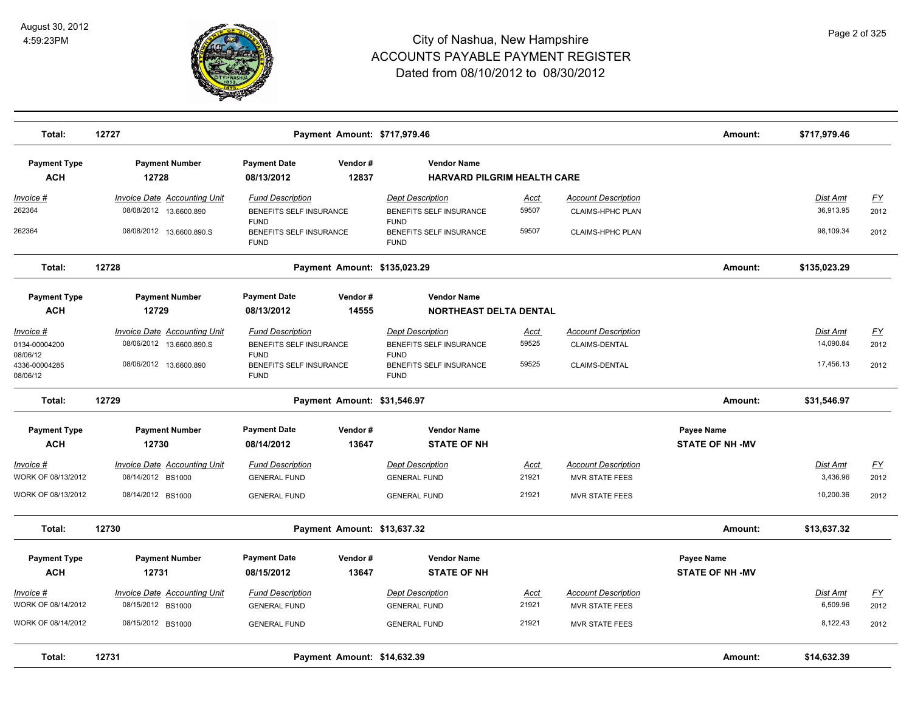# City of Nashua, New Hampshire
## ACCOUNTS PAYABLE PAYMENT REGISTER
### Dated from 08/10/2012 to 08/30/2012

August 30, 2012
4:59:23PM

**Total: 12727** — Payment Amount: $717,979.46 — Amount: $717,979.46

| Payment Type | Payment Number | Payment Date | Vendor # | Vendor Name |
|---|---|---|---|---|
| ACH | 12728 | 08/13/2012 | 12837 | HARVARD PILGRIM HEALTH CARE |

| Invoice # | Invoice Date | Accounting Unit | Fund Description | Dept Description | Acct | Account Description | Dist Amt | FY |
|---|---|---|---|---|---|---|---|---|
| 262364 | 08/08/2012 | 13.6600.890 | BENEFITS SELF INSURANCE FUND | BENEFITS SELF INSURANCE FUND | 59507 | CLAIMS-HPHC PLAN | 36,913.95 | 2012 |
| 262364 | 08/08/2012 | 13.6600.890.S | BENEFITS SELF INSURANCE FUND | BENEFITS SELF INSURANCE FUND | 59507 | CLAIMS-HPHC PLAN | 98,109.34 | 2012 |

**Total: 12728** — Payment Amount: $135,023.29 — Amount: $135,023.29

| Payment Type | Payment Number | Payment Date | Vendor # | Vendor Name |
|---|---|---|---|---|
| ACH | 12729 | 08/13/2012 | 14555 | NORTHEAST DELTA DENTAL |

| Invoice # | Invoice Date | Accounting Unit | Fund Description | Dept Description | Acct | Account Description | Dist Amt | FY |
|---|---|---|---|---|---|---|---|---|
| 0134-00004200 08/06/12 | 08/06/2012 | 13.6600.890.S | BENEFITS SELF INSURANCE FUND | BENEFITS SELF INSURANCE FUND | 59525 | CLAIMS-DENTAL | 14,090.84 | 2012 |
| 4336-00004285 08/06/12 | 08/06/2012 | 13.6600.890 | BENEFITS SELF INSURANCE FUND | BENEFITS SELF INSURANCE FUND | 59525 | CLAIMS-DENTAL | 17,456.13 | 2012 |

**Total: 12729** — Payment Amount: $31,546.97 — Amount: $31,546.97

| Payment Type | Payment Number | Payment Date | Vendor # | Vendor Name | Payee Name |
|---|---|---|---|---|---|
| ACH | 12730 | 08/14/2012 | 13647 | STATE OF NH | STATE OF NH -MV |

| Invoice # | Invoice Date | Accounting Unit | Fund Description | Dept Description | Acct | Account Description | Dist Amt | FY |
|---|---|---|---|---|---|---|---|---|
| WORK OF 08/13/2012 | 08/14/2012 | BS1000 | GENERAL FUND | GENERAL FUND | 21921 | MVR STATE FEES | 3,436.96 | 2012 |
| WORK OF 08/13/2012 | 08/14/2012 | BS1000 | GENERAL FUND | GENERAL FUND | 21921 | MVR STATE FEES | 10,200.36 | 2012 |

**Total: 12730** — Payment Amount: $13,637.32 — Amount: $13,637.32

| Payment Type | Payment Number | Payment Date | Vendor # | Vendor Name | Payee Name |
|---|---|---|---|---|---|
| ACH | 12731 | 08/15/2012 | 13647 | STATE OF NH | STATE OF NH -MV |

| Invoice # | Invoice Date | Accounting Unit | Fund Description | Dept Description | Acct | Account Description | Dist Amt | FY |
|---|---|---|---|---|---|---|---|---|
| WORK OF 08/14/2012 | 08/15/2012 | BS1000 | GENERAL FUND | GENERAL FUND | 21921 | MVR STATE FEES | 6,509.96 | 2012 |
| WORK OF 08/14/2012 | 08/15/2012 | BS1000 | GENERAL FUND | GENERAL FUND | 21921 | MVR STATE FEES | 8,122.43 | 2012 |

**Total: 12731** — Payment Amount: $14,632.39 — Amount: $14,632.39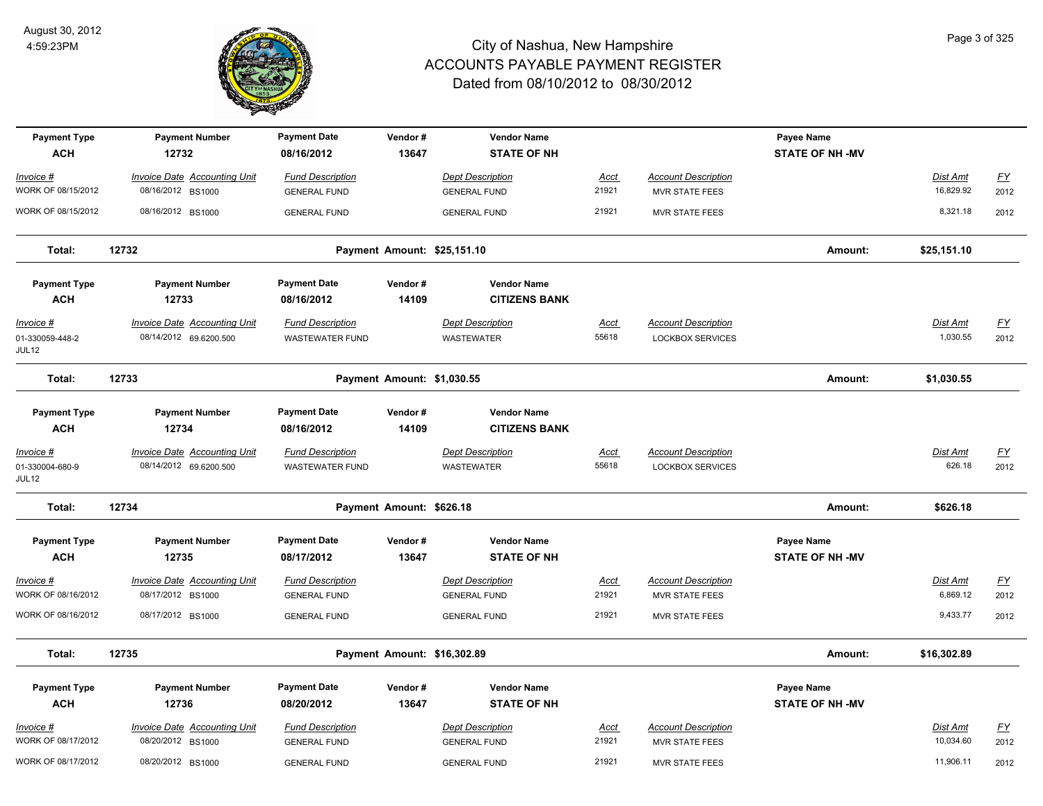# City of Nashua, New Hampshire
## ACCOUNTS PAYABLE PAYMENT REGISTER
### Dated from 08/10/2012 to 08/30/2012

August 30, 2012
4:59:23PM

| Payment Type | Payment Number | Payment Date | Vendor # | Vendor Name | | | Payee Name | | |
|---|---|---|---|---|---|---|---|---|---|
| **ACH** | **12732** | **08/16/2012** | **13647** | **STATE OF NH** | | | **STATE OF NH -MV** | | |
| *Invoice #* | *Invoice Date Accounting Unit* | *Fund Description* | | *Dept Description* | *Acct* | *Account Description* | | *Dist Amt* | *FY* |
| WORK OF 08/15/2012 | 08/16/2012 BS1000 | GENERAL FUND | | GENERAL FUND | 21921 | MVR STATE FEES | | 16,829.92 | 2012 |
| WORK OF 08/15/2012 | 08/16/2012 BS1000 | GENERAL FUND | | GENERAL FUND | 21921 | MVR STATE FEES | | 8,321.18 | 2012 |
| **Total:** | **12732** | **Payment Amount: $25,151.10** | | | | | **Amount:** | **$25,151.10** | |

| Payment Type | Payment Number | Payment Date | Vendor # | Vendor Name | | | | |
|---|---|---|---|---|---|---|---|---|
| **ACH** | **12733** | **08/16/2012** | **14109** | **CITIZENS BANK** | | | | |
| *Invoice #* | *Invoice Date Accounting Unit* | *Fund Description* | | *Dept Description* | *Acct* | *Account Description* | *Dist Amt* | *FY* |
| 01-330059-448-2 JUL12 | 08/14/2012 69.6200.500 | WASTEWATER FUND | | WASTEWATER | 55618 | LOCKBOX SERVICES | 1,030.55 | 2012 |
| **Total:** | **12733** | **Payment Amount: $1,030.55** | | | | **Amount:** | **$1,030.55** | |

| Payment Type | Payment Number | Payment Date | Vendor # | Vendor Name | | | | |
|---|---|---|---|---|---|---|---|---|
| **ACH** | **12734** | **08/16/2012** | **14109** | **CITIZENS BANK** | | | | |
| *Invoice #* | *Invoice Date Accounting Unit* | *Fund Description* | | *Dept Description* | *Acct* | *Account Description* | *Dist Amt* | *FY* |
| 01-330004-680-9 JUL12 | 08/14/2012 69.6200.500 | WASTEWATER FUND | | WASTEWATER | 55618 | LOCKBOX SERVICES | 626.18 | 2012 |
| **Total:** | **12734** | **Payment Amount: $626.18** | | | | **Amount:** | **$626.18** | |

| Payment Type | Payment Number | Payment Date | Vendor # | Vendor Name | | | Payee Name | | |
|---|---|---|---|---|---|---|---|---|---|
| **ACH** | **12735** | **08/17/2012** | **13647** | **STATE OF NH** | | | **STATE OF NH -MV** | | |
| *Invoice #* | *Invoice Date Accounting Unit* | *Fund Description* | | *Dept Description* | *Acct* | *Account Description* | | *Dist Amt* | *FY* |
| WORK OF 08/16/2012 | 08/17/2012 BS1000 | GENERAL FUND | | GENERAL FUND | 21921 | MVR STATE FEES | | 6,869.12 | 2012 |
| WORK OF 08/16/2012 | 08/17/2012 BS1000 | GENERAL FUND | | GENERAL FUND | 21921 | MVR STATE FEES | | 9,433.77 | 2012 |
| **Total:** | **12735** | **Payment Amount: $16,302.89** | | | | | **Amount:** | **$16,302.89** | |

| Payment Type | Payment Number | Payment Date | Vendor # | Vendor Name | | | Payee Name | | |
|---|---|---|---|---|---|---|---|---|---|
| **ACH** | **12736** | **08/20/2012** | **13647** | **STATE OF NH** | | | **STATE OF NH -MV** | | |
| *Invoice #* | *Invoice Date Accounting Unit* | *Fund Description* | | *Dept Description* | *Acct* | *Account Description* | | *Dist Amt* | *FY* |
| WORK OF 08/17/2012 | 08/20/2012 BS1000 | GENERAL FUND | | GENERAL FUND | 21921 | MVR STATE FEES | | 10,034.60 | 2012 |
| WORK OF 08/17/2012 | 08/20/2012 BS1000 | GENERAL FUND | | GENERAL FUND | 21921 | MVR STATE FEES | | 11,906.11 | 2012 |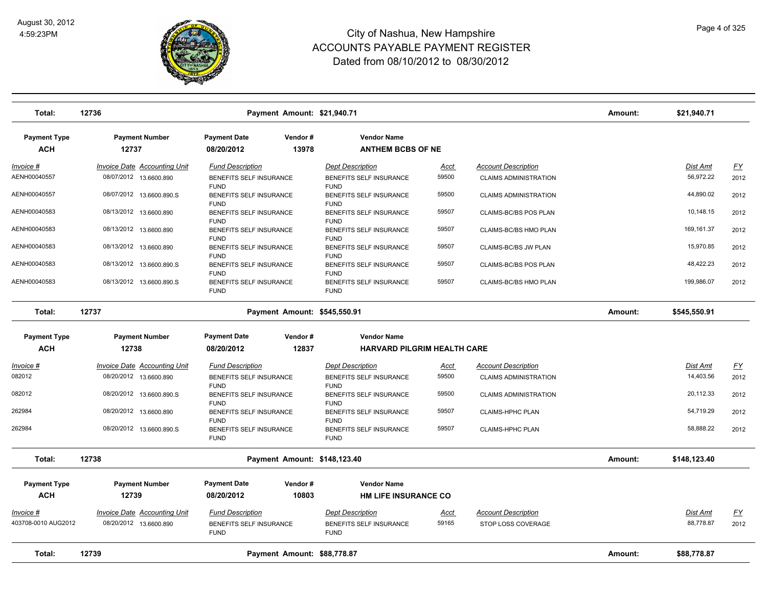# City of Nashua, New Hampshire
## ACCOUNTS PAYABLE PAYMENT REGISTER
### Dated from 08/10/2012 to 08/30/2012

August 30, 2012
4:59:23PM

**Total: 12736** — Payment Amount: $21,940.71 — Amount: $21,940.71

| Payment Type | Payment Number | Payment Date | Vendor # | Vendor Name |
|---|---|---|---|---|
| ACH | 12737 | 08/20/2012 | 13978 | ANTHEM BCBS OF NE |

| Invoice # | Invoice Date | Accounting Unit | Fund Description | Dept Description | Acct | Account Description | Dist Amt | FY |
|---|---|---|---|---|---|---|---|---|
| AENH00040557 | 08/07/2012 | 13.6600.890 | BENEFITS SELF INSURANCE FUND | BENEFITS SELF INSURANCE FUND | 59500 | CLAIMS ADMINISTRATION | 56,972.22 | 2012 |
| AENH00040557 | 08/07/2012 | 13.6600.890.S | BENEFITS SELF INSURANCE FUND | BENEFITS SELF INSURANCE FUND | 59500 | CLAIMS ADMINISTRATION | 44,890.02 | 2012 |
| AENH00040583 | 08/13/2012 | 13.6600.890 | BENEFITS SELF INSURANCE FUND | BENEFITS SELF INSURANCE FUND | 59507 | CLAIMS-BC/BS POS PLAN | 10,148.15 | 2012 |
| AENH00040583 | 08/13/2012 | 13.6600.890 | BENEFITS SELF INSURANCE FUND | BENEFITS SELF INSURANCE FUND | 59507 | CLAIMS-BC/BS HMO PLAN | 169,161.37 | 2012 |
| AENH00040583 | 08/13/2012 | 13.6600.890 | BENEFITS SELF INSURANCE FUND | BENEFITS SELF INSURANCE FUND | 59507 | CLAIMS-BC/BS JW PLAN | 15,970.85 | 2012 |
| AENH00040583 | 08/13/2012 | 13.6600.890.S | BENEFITS SELF INSURANCE FUND | BENEFITS SELF INSURANCE FUND | 59507 | CLAIMS-BC/BS POS PLAN | 48,422.23 | 2012 |
| AENH00040583 | 08/13/2012 | 13.6600.890.S | BENEFITS SELF INSURANCE FUND | BENEFITS SELF INSURANCE FUND | 59507 | CLAIMS-BC/BS HMO PLAN | 199,986.07 | 2012 |

**Total: 12737** — Payment Amount: $545,550.91 — Amount: $545,550.91

| Payment Type | Payment Number | Payment Date | Vendor # | Vendor Name |
|---|---|---|---|---|
| ACH | 12738 | 08/20/2012 | 12837 | HARVARD PILGRIM HEALTH CARE |

| Invoice # | Invoice Date | Accounting Unit | Fund Description | Dept Description | Acct | Account Description | Dist Amt | FY |
|---|---|---|---|---|---|---|---|---|
| 082012 | 08/20/2012 | 13.6600.890 | BENEFITS SELF INSURANCE FUND | BENEFITS SELF INSURANCE FUND | 59500 | CLAIMS ADMINISTRATION | 14,403.56 | 2012 |
| 082012 | 08/20/2012 | 13.6600.890.S | BENEFITS SELF INSURANCE FUND | BENEFITS SELF INSURANCE FUND | 59500 | CLAIMS ADMINISTRATION | 20,112.33 | 2012 |
| 262984 | 08/20/2012 | 13.6600.890 | BENEFITS SELF INSURANCE FUND | BENEFITS SELF INSURANCE FUND | 59507 | CLAIMS-HPHC PLAN | 54,719.29 | 2012 |
| 262984 | 08/20/2012 | 13.6600.890.S | BENEFITS SELF INSURANCE FUND | BENEFITS SELF INSURANCE FUND | 59507 | CLAIMS-HPHC PLAN | 58,888.22 | 2012 |

**Total: 12738** — Payment Amount: $148,123.40 — Amount: $148,123.40

| Payment Type | Payment Number | Payment Date | Vendor # | Vendor Name |
|---|---|---|---|---|
| ACH | 12739 | 08/20/2012 | 10803 | HM LIFE INSURANCE CO |

| Invoice # | Invoice Date | Accounting Unit | Fund Description | Dept Description | Acct | Account Description | Dist Amt | FY |
|---|---|---|---|---|---|---|---|---|
| 403708-0010 AUG2012 | 08/20/2012 | 13.6600.890 | BENEFITS SELF INSURANCE FUND | BENEFITS SELF INSURANCE FUND | 59165 | STOP LOSS COVERAGE | 88,778.87 | 2012 |

**Total: 12739** — Payment Amount: $88,778.87 — Amount: $88,778.87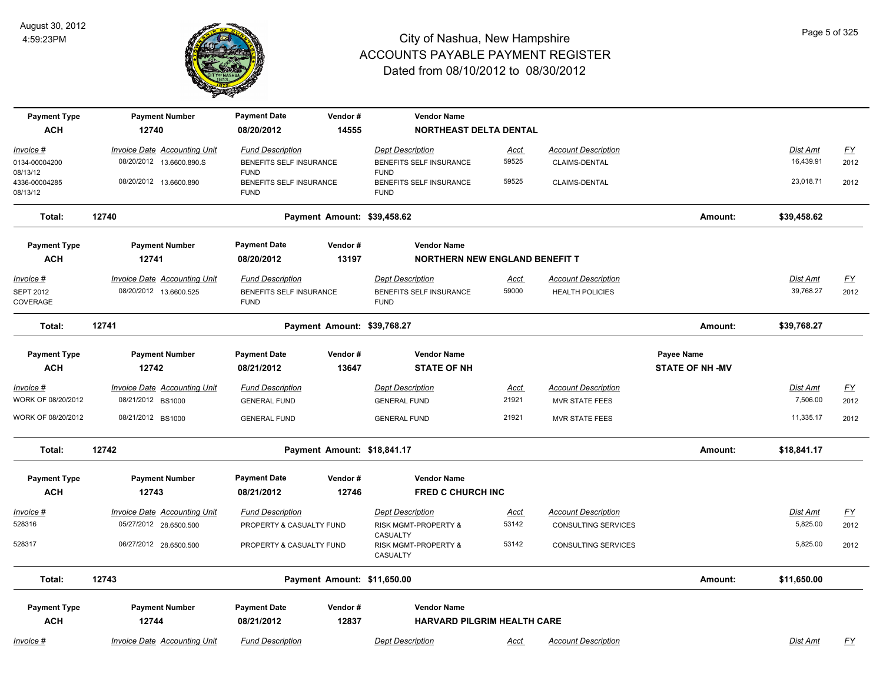# City of Nashua, New Hampshire
## ACCOUNTS PAYABLE PAYMENT REGISTER
### Dated from 08/10/2012 to 08/30/2012

August 30, 2012
4:59:23PM

| Payment Type | Payment Number | Payment Date | Vendor # | Vendor Name |
|---|---|---|---|---|
| **ACH** | **12740** | **08/20/2012** | **14555** | **NORTHEAST DELTA DENTAL** |

| Invoice # | Invoice Date | Accounting Unit | Fund Description | Dept Description | Acct | Account Description | Dist Amt | FY |
|---|---|---|---|---|---|---|---|---|
| 0134-00004200 08/13/12 | 08/20/2012 | 13.6600.890.S | BENEFITS SELF INSURANCE FUND | BENEFITS SELF INSURANCE FUND | 59525 | CLAIMS-DENTAL | 16,439.91 | 2012 |
| 4336-00004285 08/13/12 | 08/20/2012 | 13.6600.890 | BENEFITS SELF INSURANCE FUND | BENEFITS SELF INSURANCE FUND | 59525 | CLAIMS-DENTAL | 23,018.71 | 2012 |

**Total: 12740** Payment Amount: $39,458.62 Amount: $39,458.62

| Payment Type | Payment Number | Payment Date | Vendor # | Vendor Name |
|---|---|---|---|---|
| **ACH** | **12741** | **08/20/2012** | **13197** | **NORTHERN NEW ENGLAND BENEFIT T** |

| Invoice # | Invoice Date | Accounting Unit | Fund Description | Dept Description | Acct | Account Description | Dist Amt | FY |
|---|---|---|---|---|---|---|---|---|
| SEPT 2012 COVERAGE | 08/20/2012 | 13.6600.525 | BENEFITS SELF INSURANCE FUND | BENEFITS SELF INSURANCE FUND | 59000 | HEALTH POLICIES | 39,768.27 | 2012 |

**Total: 12741** Payment Amount: $39,768.27 Amount: $39,768.27

| Payment Type | Payment Number | Payment Date | Vendor # | Vendor Name | Payee Name |
|---|---|---|---|---|---|
| **ACH** | **12742** | **08/21/2012** | **13647** | **STATE OF NH** | **STATE OF NH -MV** |

| Invoice # | Invoice Date | Accounting Unit | Fund Description | Dept Description | Acct | Account Description | Dist Amt | FY |
|---|---|---|---|---|---|---|---|---|
| WORK OF 08/20/2012 | 08/21/2012 | BS1000 | GENERAL FUND | GENERAL FUND | 21921 | MVR STATE FEES | 7,506.00 | 2012 |
| WORK OF 08/20/2012 | 08/21/2012 | BS1000 | GENERAL FUND | GENERAL FUND | 21921 | MVR STATE FEES | 11,335.17 | 2012 |

**Total: 12742** Payment Amount: $18,841.17 Amount: $18,841.17

| Payment Type | Payment Number | Payment Date | Vendor # | Vendor Name |
|---|---|---|---|---|
| **ACH** | **12743** | **08/21/2012** | **12746** | **FRED C CHURCH INC** |

| Invoice # | Invoice Date | Accounting Unit | Fund Description | Dept Description | Acct | Account Description | Dist Amt | FY |
|---|---|---|---|---|---|---|---|---|
| 528316 | 05/27/2012 | 28.6500.500 | PROPERTY & CASUALTY FUND | RISK MGMT-PROPERTY & CASUALTY | 53142 | CONSULTING SERVICES | 5,825.00 | 2012 |
| 528317 | 06/27/2012 | 28.6500.500 | PROPERTY & CASUALTY FUND | RISK MGMT-PROPERTY & CASUALTY | 53142 | CONSULTING SERVICES | 5,825.00 | 2012 |

**Total: 12743** Payment Amount: $11,650.00 Amount: $11,650.00

| Payment Type | Payment Number | Payment Date | Vendor # | Vendor Name |
|---|---|---|---|---|
| **ACH** | **12744** | **08/21/2012** | **12837** | **HARVARD PILGRIM HEALTH CARE** |

| Invoice # | Invoice Date | Accounting Unit | Fund Description | Dept Description | Acct | Account Description | Dist Amt | FY |
|---|---|---|---|---|---|---|---|---|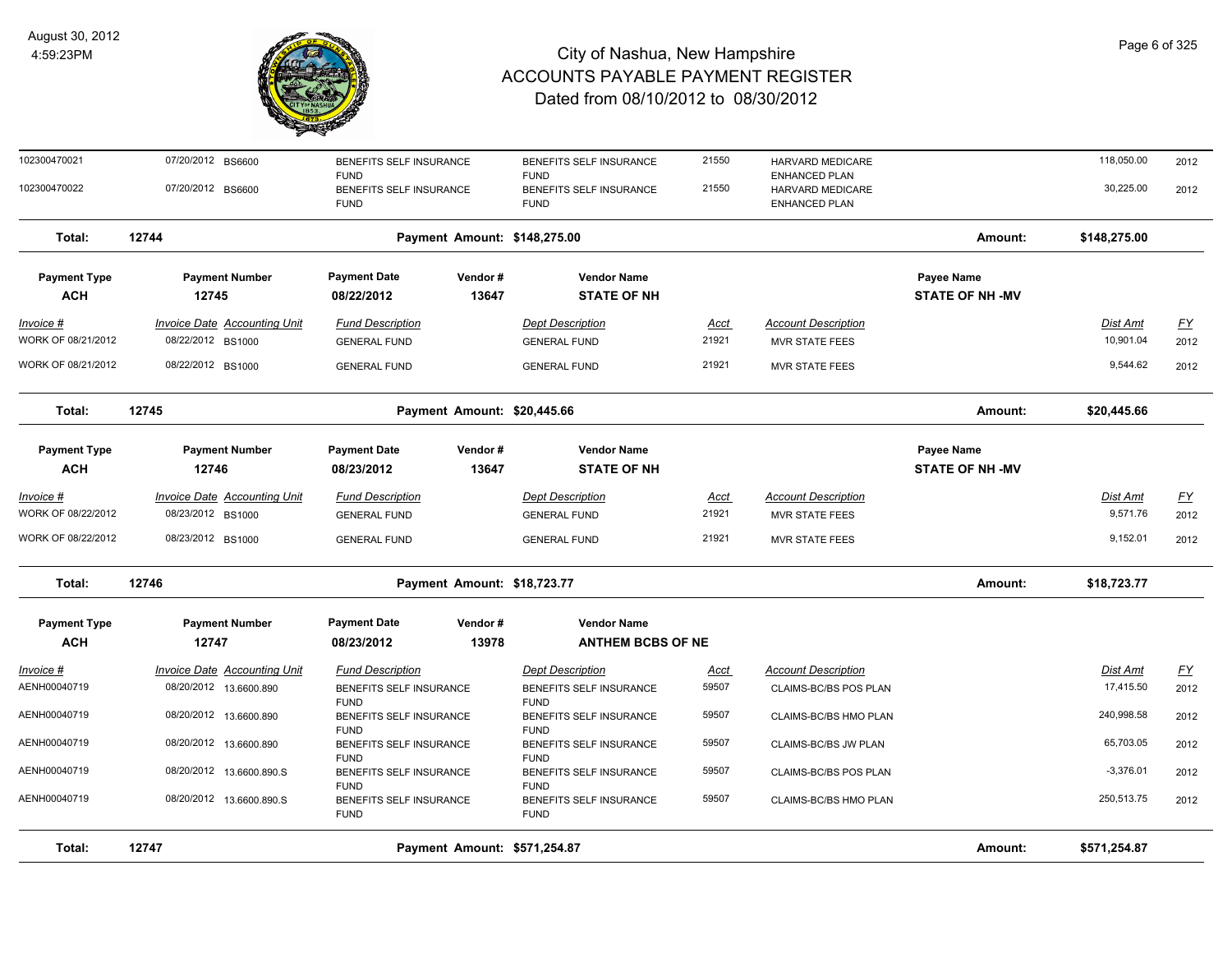# City of Nashua, New Hampshire
## ACCOUNTS PAYABLE PAYMENT REGISTER
### Dated from 08/10/2012 to 08/30/2012

August 30, 2012
4:59:23PM

| Invoice # | Invoice Date | Accounting Unit | Fund Description | Dept Description | Acct | Account Description | Dist Amt | FY |
|---|---|---|---|---|---|---|---|---|
| 102300470021 | 07/20/2012 | BS6600 | BENEFITS SELF INSURANCE FUND | BENEFITS SELF INSURANCE FUND | 21550 | HARVARD MEDICARE ENHANCED PLAN | 118,050.00 | 2012 |
| 102300470022 | 07/20/2012 | BS6600 | BENEFITS SELF INSURANCE FUND | BENEFITS SELF INSURANCE FUND | 21550 | HARVARD MEDICARE ENHANCED PLAN | 30,225.00 | 2012 |

**Total: 12744** — Payment Amount: $148,275.00 — Amount: $148,275.00

| Payment Type | Payment Number | Payment Date | Vendor # | Vendor Name | Payee Name |
|---|---|---|---|---|---|
| ACH | 12745 | 08/22/2012 | 13647 | STATE OF NH | STATE OF NH -MV |

| Invoice # | Invoice Date | Accounting Unit | Fund Description | Dept Description | Acct | Account Description | Dist Amt | FY |
|---|---|---|---|---|---|---|---|---|
| WORK OF 08/21/2012 | 08/22/2012 | BS1000 | GENERAL FUND | GENERAL FUND | 21921 | MVR STATE FEES | 10,901.04 | 2012 |
| WORK OF 08/21/2012 | 08/22/2012 | BS1000 | GENERAL FUND | GENERAL FUND | 21921 | MVR STATE FEES | 9,544.62 | 2012 |

**Total: 12745** — Payment Amount: $20,445.66 — Amount: $20,445.66

| Payment Type | Payment Number | Payment Date | Vendor # | Vendor Name | Payee Name |
|---|---|---|---|---|---|
| ACH | 12746 | 08/23/2012 | 13647 | STATE OF NH | STATE OF NH -MV |

| Invoice # | Invoice Date | Accounting Unit | Fund Description | Dept Description | Acct | Account Description | Dist Amt | FY |
|---|---|---|---|---|---|---|---|---|
| WORK OF 08/22/2012 | 08/23/2012 | BS1000 | GENERAL FUND | GENERAL FUND | 21921 | MVR STATE FEES | 9,571.76 | 2012 |
| WORK OF 08/22/2012 | 08/23/2012 | BS1000 | GENERAL FUND | GENERAL FUND | 21921 | MVR STATE FEES | 9,152.01 | 2012 |

**Total: 12746** — Payment Amount: $18,723.77 — Amount: $18,723.77

| Payment Type | Payment Number | Payment Date | Vendor # | Vendor Name |
|---|---|---|---|---|
| ACH | 12747 | 08/23/2012 | 13978 | ANTHEM BCBS OF NE |

| Invoice # | Invoice Date | Accounting Unit | Fund Description | Dept Description | Acct | Account Description | Dist Amt | FY |
|---|---|---|---|---|---|---|---|---|
| AENH00040719 | 08/20/2012 | 13.6600.890 | BENEFITS SELF INSURANCE FUND | BENEFITS SELF INSURANCE FUND | 59507 | CLAIMS-BC/BS POS PLAN | 17,415.50 | 2012 |
| AENH00040719 | 08/20/2012 | 13.6600.890 | BENEFITS SELF INSURANCE FUND | BENEFITS SELF INSURANCE FUND | 59507 | CLAIMS-BC/BS HMO PLAN | 240,998.58 | 2012 |
| AENH00040719 | 08/20/2012 | 13.6600.890 | BENEFITS SELF INSURANCE FUND | BENEFITS SELF INSURANCE FUND | 59507 | CLAIMS-BC/BS JW PLAN | 65,703.05 | 2012 |
| AENH00040719 | 08/20/2012 | 13.6600.890.S | BENEFITS SELF INSURANCE FUND | BENEFITS SELF INSURANCE FUND | 59507 | CLAIMS-BC/BS POS PLAN | -3,376.01 | 2012 |
| AENH00040719 | 08/20/2012 | 13.6600.890.S | BENEFITS SELF INSURANCE FUND | BENEFITS SELF INSURANCE FUND | 59507 | CLAIMS-BC/BS HMO PLAN | 250,513.75 | 2012 |

**Total: 12747** — Payment Amount: $571,254.87 — Amount: $571,254.87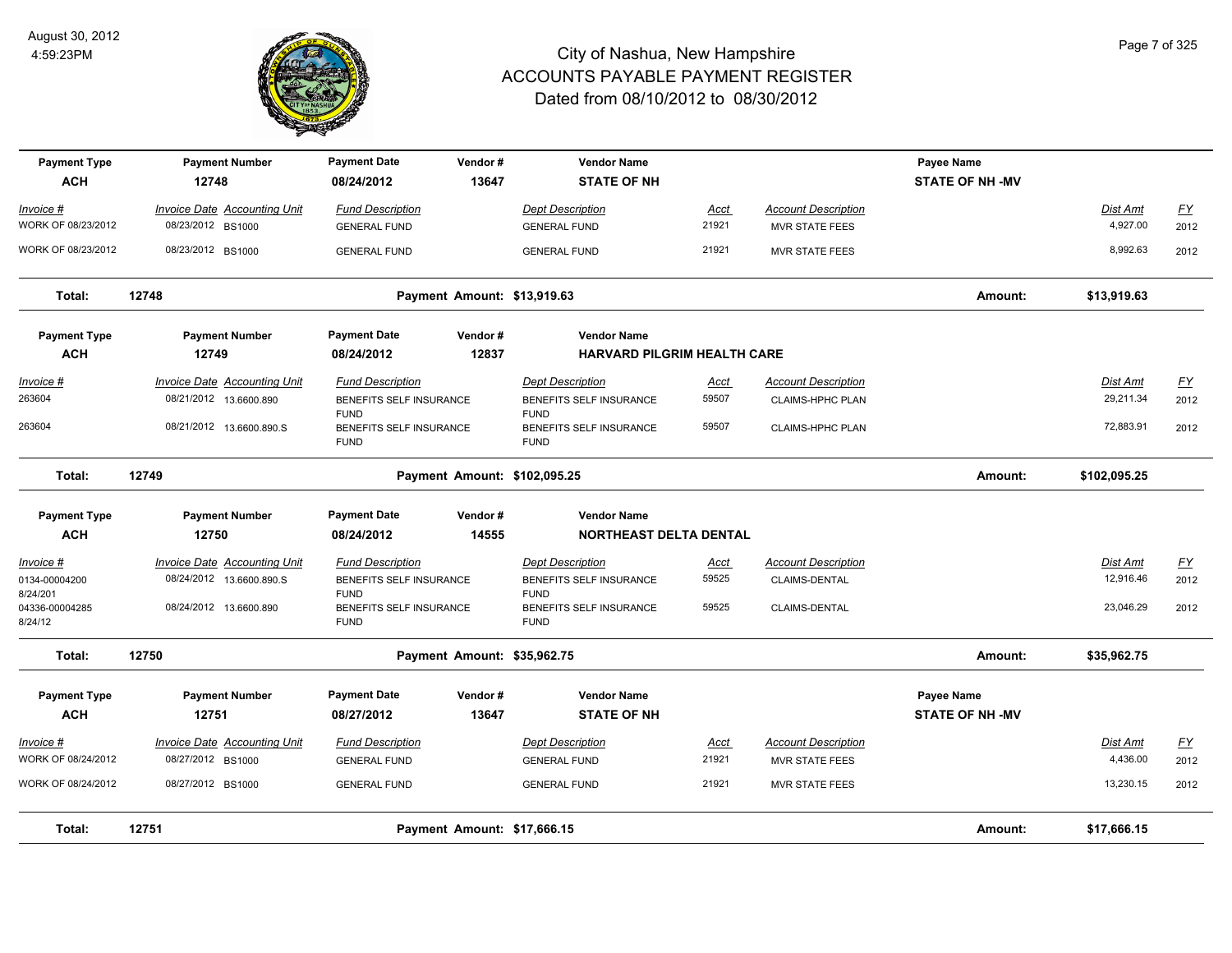# City of Nashua, New Hampshire
## ACCOUNTS PAYABLE PAYMENT REGISTER
### Dated from 08/10/2012 to 08/30/2012

August 30, 2012
4:59:23PM

| Payment Type | Payment Number | Payment Date | Vendor # | Vendor Name | | | Payee Name | | |
|---|---|---|---|---|---|---|---|---|---|
| **ACH** | **12748** | **08/24/2012** | **13647** | **STATE OF NH** | | | **STATE OF NH -MV** | | |
| *Invoice #* | *Invoice Date Accounting Unit* | *Fund Description* | | *Dept Description* | *Acct* | *Account Description* | | *Dist Amt* | *FY* |
| WORK OF 08/23/2012 | 08/23/2012 BS1000 | GENERAL FUND | | GENERAL FUND | 21921 | MVR STATE FEES | | 4,927.00 | 2012 |
| WORK OF 08/23/2012 | 08/23/2012 BS1000 | GENERAL FUND | | GENERAL FUND | 21921 | MVR STATE FEES | | 8,992.63 | 2012 |
| **Total:** | **12748** | **Payment Amount: $13,919.63** | | | | | **Amount:** | **$13,919.63** | |

| Payment Type | Payment Number | Payment Date | Vendor # | Vendor Name | | | | |
|---|---|---|---|---|---|---|---|---|
| **ACH** | **12749** | **08/24/2012** | **12837** | **HARVARD PILGRIM HEALTH CARE** | | | | |
| *Invoice #* | *Invoice Date Accounting Unit* | *Fund Description* | | *Dept Description* | *Acct* | *Account Description* | *Dist Amt* | *FY* |
| 263604 | 08/21/2012 13.6600.890 | BENEFITS SELF INSURANCE FUND | | BENEFITS SELF INSURANCE FUND | 59507 | CLAIMS-HPHC PLAN | 29,211.34 | 2012 |
| 263604 | 08/21/2012 13.6600.890.S | BENEFITS SELF INSURANCE FUND | | BENEFITS SELF INSURANCE FUND | 59507 | CLAIMS-HPHC PLAN | 72,883.91 | 2012 |
| **Total:** | **12749** | **Payment Amount: $102,095.25** | | | | **Amount:** | **$102,095.25** | |

| Payment Type | Payment Number | Payment Date | Vendor # | Vendor Name | | | | |
|---|---|---|---|---|---|---|---|---|
| **ACH** | **12750** | **08/24/2012** | **14555** | **NORTHEAST DELTA DENTAL** | | | | |
| *Invoice #* | *Invoice Date Accounting Unit* | *Fund Description* | | *Dept Description* | *Acct* | *Account Description* | *Dist Amt* | *FY* |
| 0134-00004200 8/24/201 | 08/24/2012 13.6600.890.S | BENEFITS SELF INSURANCE FUND | | BENEFITS SELF INSURANCE FUND | 59525 | CLAIMS-DENTAL | 12,916.46 | 2012 |
| 04336-00004285 8/24/12 | 08/24/2012 13.6600.890 | BENEFITS SELF INSURANCE FUND | | BENEFITS SELF INSURANCE FUND | 59525 | CLAIMS-DENTAL | 23,046.29 | 2012 |
| **Total:** | **12750** | **Payment Amount: $35,962.75** | | | | **Amount:** | **$35,962.75** | |

| Payment Type | Payment Number | Payment Date | Vendor # | Vendor Name | | | Payee Name | | |
|---|---|---|---|---|---|---|---|---|---|
| **ACH** | **12751** | **08/27/2012** | **13647** | **STATE OF NH** | | | **STATE OF NH -MV** | | |
| *Invoice #* | *Invoice Date Accounting Unit* | *Fund Description* | | *Dept Description* | *Acct* | *Account Description* | | *Dist Amt* | *FY* |
| WORK OF 08/24/2012 | 08/27/2012 BS1000 | GENERAL FUND | | GENERAL FUND | 21921 | MVR STATE FEES | | 4,436.00 | 2012 |
| WORK OF 08/24/2012 | 08/27/2012 BS1000 | GENERAL FUND | | GENERAL FUND | 21921 | MVR STATE FEES | | 13,230.15 | 2012 |
| **Total:** | **12751** | **Payment Amount: $17,666.15** | | | | | **Amount:** | **$17,666.15** | |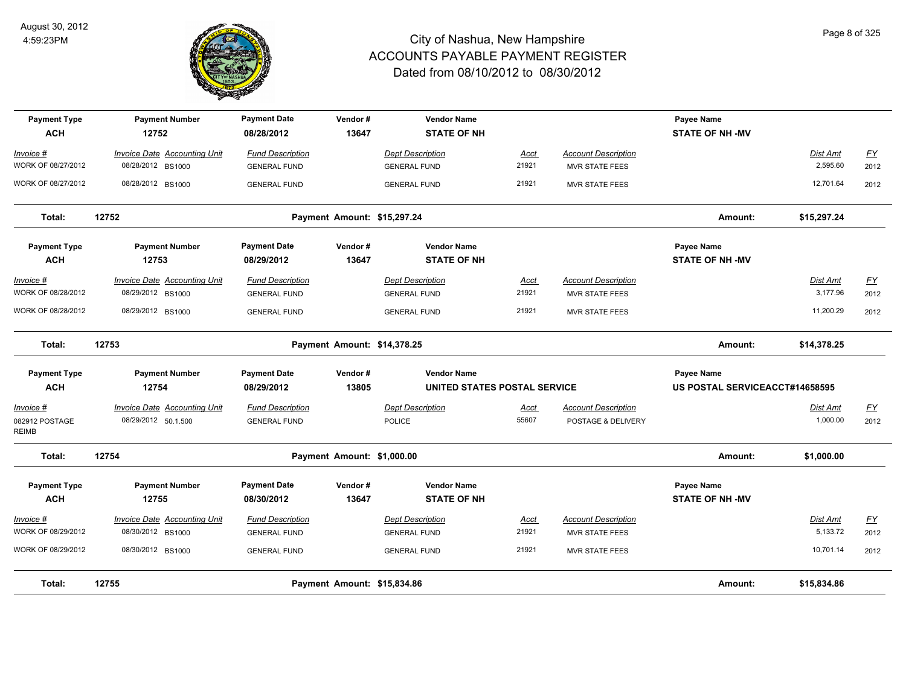# City of Nashua, New Hampshire
## ACCOUNTS PAYABLE PAYMENT REGISTER
### Dated from 08/10/2012 to 08/30/2012

August 30, 2012
4:59:23PM

| Payment Type | Payment Number | Payment Date | Vendor # | Vendor Name | | | Payee Name | | |
|---|---|---|---|---|---|---|---|---|---|
| **ACH** | **12752** | **08/28/2012** | **13647** | **STATE OF NH** | | | **STATE OF NH -MV** | | |
| *Invoice #* | *Invoice Date Accounting Unit* | *Fund Description* | | *Dept Description* | *Acct* | *Account Description* | | *Dist Amt* | *FY* |
| WORK OF 08/27/2012 | 08/28/2012 BS1000 | GENERAL FUND | | GENERAL FUND | 21921 | MVR STATE FEES | | 2,595.60 | 2012 |
| WORK OF 08/27/2012 | 08/28/2012 BS1000 | GENERAL FUND | | GENERAL FUND | 21921 | MVR STATE FEES | | 12,701.64 | 2012 |
| **Total:** | **12752** | **Payment Amount: $15,297.24** | | | | | **Amount:** | **$15,297.24** | |

| Payment Type | Payment Number | Payment Date | Vendor # | Vendor Name | | | Payee Name | | |
|---|---|---|---|---|---|---|---|---|---|
| **ACH** | **12753** | **08/29/2012** | **13647** | **STATE OF NH** | | | **STATE OF NH -MV** | | |
| *Invoice #* | *Invoice Date Accounting Unit* | *Fund Description* | | *Dept Description* | *Acct* | *Account Description* | | *Dist Amt* | *FY* |
| WORK OF 08/28/2012 | 08/29/2012 BS1000 | GENERAL FUND | | GENERAL FUND | 21921 | MVR STATE FEES | | 3,177.96 | 2012 |
| WORK OF 08/28/2012 | 08/29/2012 BS1000 | GENERAL FUND | | GENERAL FUND | 21921 | MVR STATE FEES | | 11,200.29 | 2012 |
| **Total:** | **12753** | **Payment Amount: $14,378.25** | | | | | **Amount:** | **$14,378.25** | |

| Payment Type | Payment Number | Payment Date | Vendor # | Vendor Name | | | Payee Name | | |
|---|---|---|---|---|---|---|---|---|---|
| **ACH** | **12754** | **08/29/2012** | **13805** | **UNITED STATES POSTAL SERVICE** | | | **US POSTAL SERVICEACCT#14658595** | | |
| *Invoice #* | *Invoice Date Accounting Unit* | *Fund Description* | | *Dept Description* | *Acct* | *Account Description* | | *Dist Amt* | *FY* |
| 082912 POSTAGE REIMB | 08/29/2012 50.1.500 | GENERAL FUND | | POLICE | 55607 | POSTAGE & DELIVERY | | 1,000.00 | 2012 |
| **Total:** | **12754** | **Payment Amount: $1,000.00** | | | | | **Amount:** | **$1,000.00** | |

| Payment Type | Payment Number | Payment Date | Vendor # | Vendor Name | | | Payee Name | | |
|---|---|---|---|---|---|---|---|---|---|
| **ACH** | **12755** | **08/30/2012** | **13647** | **STATE OF NH** | | | **STATE OF NH -MV** | | |
| *Invoice #* | *Invoice Date Accounting Unit* | *Fund Description* | | *Dept Description* | *Acct* | *Account Description* | | *Dist Amt* | *FY* |
| WORK OF 08/29/2012 | 08/30/2012 BS1000 | GENERAL FUND | | GENERAL FUND | 21921 | MVR STATE FEES | | 5,133.72 | 2012 |
| WORK OF 08/29/2012 | 08/30/2012 BS1000 | GENERAL FUND | | GENERAL FUND | 21921 | MVR STATE FEES | | 10,701.14 | 2012 |
| **Total:** | **12755** | **Payment Amount: $15,834.86** | | | | | **Amount:** | **$15,834.86** | |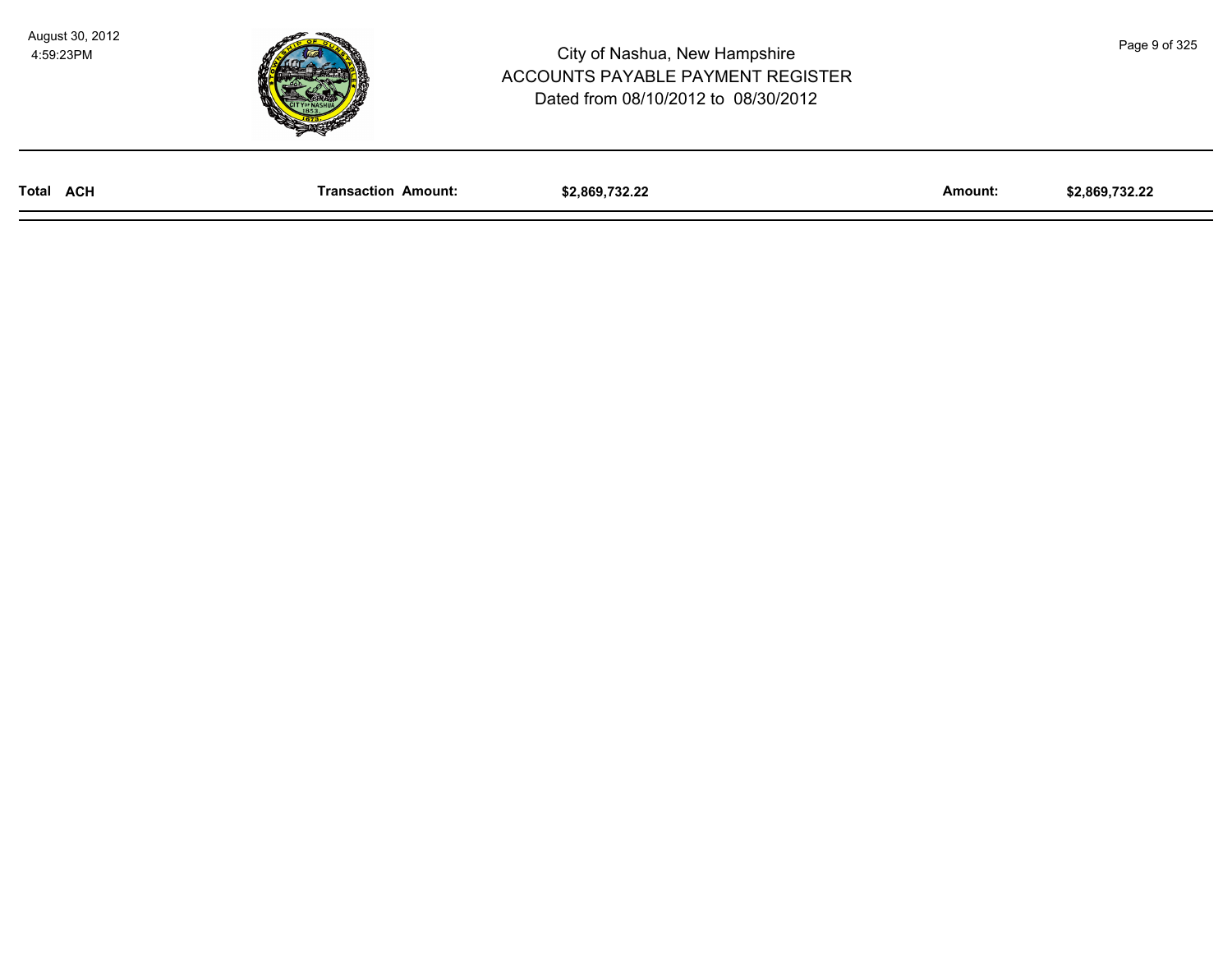| Total ACH | Transaction Amount: | $2,869,732.22 | Amount: | $2,869,732.22 |
| --- | --- | --- | --- | --- |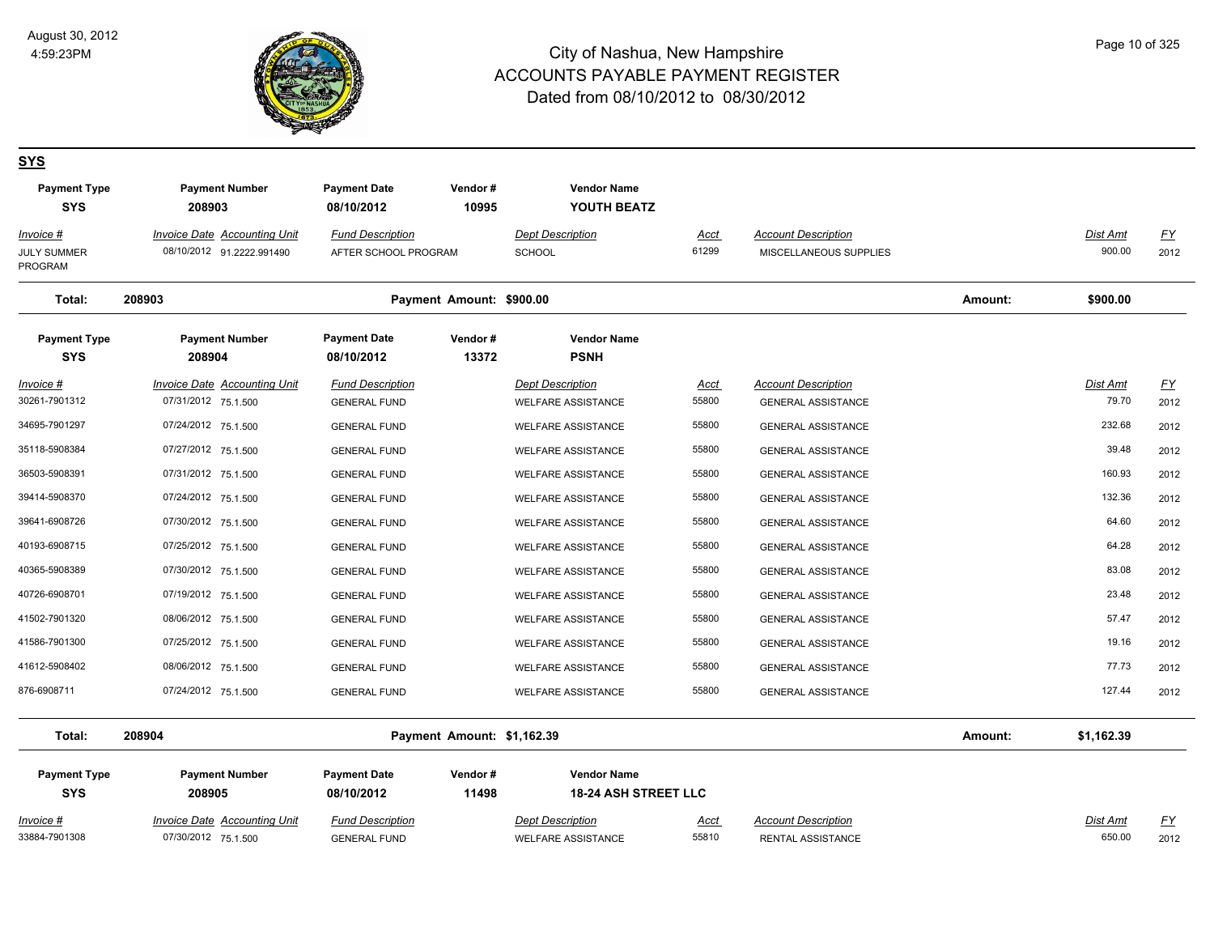# City of Nashua, New Hampshire
## ACCOUNTS PAYABLE PAYMENT REGISTER
### Dated from 08/10/2012 to 08/30/2012

August 30, 2012
4:59:23PM

## SYS

| Payment Type | Payment Number | Payment Date | Vendor # | Vendor Name |
|---|---|---|---|---|
| SYS | 208903 | 08/10/2012 | 10995 | YOUTH BEATZ |

| Invoice # | Invoice Date | Accounting Unit | Fund Description | Dept Description | Acct | Account Description | Dist Amt | FY |
|---|---|---|---|---|---|---|---|---|
| JULY SUMMER PROGRAM | 08/10/2012 | 91.2222.991490 | AFTER SCHOOL PROGRAM | SCHOOL | 61299 | MISCELLANEOUS SUPPLIES | 900.00 | 2012 |

**Total: 208903** Payment Amount: $900.00 Amount: **$900.00**

| Payment Type | Payment Number | Payment Date | Vendor # | Vendor Name |
|---|---|---|---|---|
| SYS | 208904 | 08/10/2012 | 13372 | PSNH |

| Invoice # | Invoice Date | Accounting Unit | Fund Description | Dept Description | Acct | Account Description | Dist Amt | FY |
|---|---|---|---|---|---|---|---|---|
| 30261-7901312 | 07/31/2012 | 75.1.500 | GENERAL FUND | WELFARE ASSISTANCE | 55800 | GENERAL ASSISTANCE | 79.70 | 2012 |
| 34695-7901297 | 07/24/2012 | 75.1.500 | GENERAL FUND | WELFARE ASSISTANCE | 55800 | GENERAL ASSISTANCE | 232.68 | 2012 |
| 35118-5908384 | 07/27/2012 | 75.1.500 | GENERAL FUND | WELFARE ASSISTANCE | 55800 | GENERAL ASSISTANCE | 39.48 | 2012 |
| 36503-5908391 | 07/31/2012 | 75.1.500 | GENERAL FUND | WELFARE ASSISTANCE | 55800 | GENERAL ASSISTANCE | 160.93 | 2012 |
| 39414-5908370 | 07/24/2012 | 75.1.500 | GENERAL FUND | WELFARE ASSISTANCE | 55800 | GENERAL ASSISTANCE | 132.36 | 2012 |
| 39641-6908726 | 07/30/2012 | 75.1.500 | GENERAL FUND | WELFARE ASSISTANCE | 55800 | GENERAL ASSISTANCE | 64.60 | 2012 |
| 40193-6908715 | 07/25/2012 | 75.1.500 | GENERAL FUND | WELFARE ASSISTANCE | 55800 | GENERAL ASSISTANCE | 64.28 | 2012 |
| 40365-5908389 | 07/30/2012 | 75.1.500 | GENERAL FUND | WELFARE ASSISTANCE | 55800 | GENERAL ASSISTANCE | 83.08 | 2012 |
| 40726-6908701 | 07/19/2012 | 75.1.500 | GENERAL FUND | WELFARE ASSISTANCE | 55800 | GENERAL ASSISTANCE | 23.48 | 2012 |
| 41502-7901320 | 08/06/2012 | 75.1.500 | GENERAL FUND | WELFARE ASSISTANCE | 55800 | GENERAL ASSISTANCE | 57.47 | 2012 |
| 41586-7901300 | 07/25/2012 | 75.1.500 | GENERAL FUND | WELFARE ASSISTANCE | 55800 | GENERAL ASSISTANCE | 19.16 | 2012 |
| 41612-5908402 | 08/06/2012 | 75.1.500 | GENERAL FUND | WELFARE ASSISTANCE | 55800 | GENERAL ASSISTANCE | 77.73 | 2012 |
| 876-6908711 | 07/24/2012 | 75.1.500 | GENERAL FUND | WELFARE ASSISTANCE | 55800 | GENERAL ASSISTANCE | 127.44 | 2012 |

**Total: 208904** Payment Amount: $1,162.39 Amount: **$1,162.39**

| Payment Type | Payment Number | Payment Date | Vendor # | Vendor Name |
|---|---|---|---|---|
| SYS | 208905 | 08/10/2012 | 11498 | 18-24 ASH STREET LLC |

| Invoice # | Invoice Date | Accounting Unit | Fund Description | Dept Description | Acct | Account Description | Dist Amt | FY |
|---|---|---|---|---|---|---|---|---|
| 33884-7901308 | 07/30/2012 | 75.1.500 | GENERAL FUND | WELFARE ASSISTANCE | 55810 | RENTAL ASSISTANCE | 650.00 | 2012 |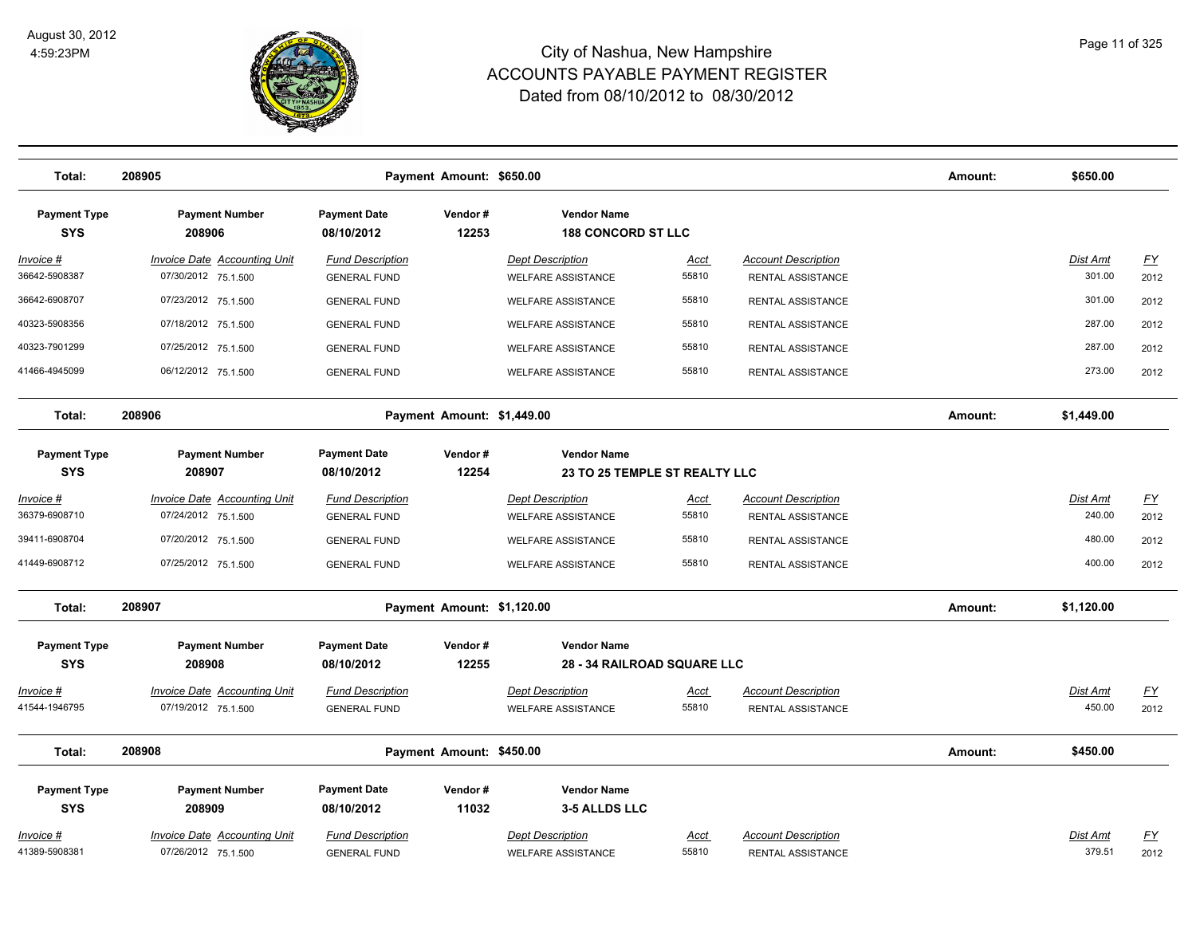# City of Nashua, New Hampshire
## ACCOUNTS PAYABLE PAYMENT REGISTER
### Dated from 08/10/2012 to 08/30/2012

August 30, 2012
4:59:23PM

**Total: 208905** — Payment Amount: $650.00 — Amount: $650.00

| Payment Type | Payment Number | Payment Date | Vendor # | Vendor Name |
|---|---|---|---|---|
| SYS | 208906 | 08/10/2012 | 12253 | 188 CONCORD ST LLC |

| Invoice # | Invoice Date | Accounting Unit | Fund Description | Dept Description | Acct | Account Description | Dist Amt | FY |
|---|---|---|---|---|---|---|---|---|
| 36642-5908387 | 07/30/2012 | 75.1.500 | GENERAL FUND | WELFARE ASSISTANCE | 55810 | RENTAL ASSISTANCE | 301.00 | 2012 |
| 36642-6908707 | 07/23/2012 | 75.1.500 | GENERAL FUND | WELFARE ASSISTANCE | 55810 | RENTAL ASSISTANCE | 301.00 | 2012 |
| 40323-5908356 | 07/18/2012 | 75.1.500 | GENERAL FUND | WELFARE ASSISTANCE | 55810 | RENTAL ASSISTANCE | 287.00 | 2012 |
| 40323-7901299 | 07/25/2012 | 75.1.500 | GENERAL FUND | WELFARE ASSISTANCE | 55810 | RENTAL ASSISTANCE | 287.00 | 2012 |
| 41466-4945099 | 06/12/2012 | 75.1.500 | GENERAL FUND | WELFARE ASSISTANCE | 55810 | RENTAL ASSISTANCE | 273.00 | 2012 |

**Total: 208906** — Payment Amount: $1,449.00 — Amount: $1,449.00

| Payment Type | Payment Number | Payment Date | Vendor # | Vendor Name |
|---|---|---|---|---|
| SYS | 208907 | 08/10/2012 | 12254 | 23 TO 25 TEMPLE ST REALTY LLC |

| Invoice # | Invoice Date | Accounting Unit | Fund Description | Dept Description | Acct | Account Description | Dist Amt | FY |
|---|---|---|---|---|---|---|---|---|
| 36379-6908710 | 07/24/2012 | 75.1.500 | GENERAL FUND | WELFARE ASSISTANCE | 55810 | RENTAL ASSISTANCE | 240.00 | 2012 |
| 39411-6908704 | 07/20/2012 | 75.1.500 | GENERAL FUND | WELFARE ASSISTANCE | 55810 | RENTAL ASSISTANCE | 480.00 | 2012 |
| 41449-6908712 | 07/25/2012 | 75.1.500 | GENERAL FUND | WELFARE ASSISTANCE | 55810 | RENTAL ASSISTANCE | 400.00 | 2012 |

**Total: 208907** — Payment Amount: $1,120.00 — Amount: $1,120.00

| Payment Type | Payment Number | Payment Date | Vendor # | Vendor Name |
|---|---|---|---|---|
| SYS | 208908 | 08/10/2012 | 12255 | 28 - 34 RAILROAD SQUARE LLC |

| Invoice # | Invoice Date | Accounting Unit | Fund Description | Dept Description | Acct | Account Description | Dist Amt | FY |
|---|---|---|---|---|---|---|---|---|
| 41544-1946795 | 07/19/2012 | 75.1.500 | GENERAL FUND | WELFARE ASSISTANCE | 55810 | RENTAL ASSISTANCE | 450.00 | 2012 |

**Total: 208908** — Payment Amount: $450.00 — Amount: $450.00

| Payment Type | Payment Number | Payment Date | Vendor # | Vendor Name |
|---|---|---|---|---|
| SYS | 208909 | 08/10/2012 | 11032 | 3-5 ALLDS LLC |

| Invoice # | Invoice Date | Accounting Unit | Fund Description | Dept Description | Acct | Account Description | Dist Amt | FY |
|---|---|---|---|---|---|---|---|---|
| 41389-5908381 | 07/26/2012 | 75.1.500 | GENERAL FUND | WELFARE ASSISTANCE | 55810 | RENTAL ASSISTANCE | 379.51 | 2012 |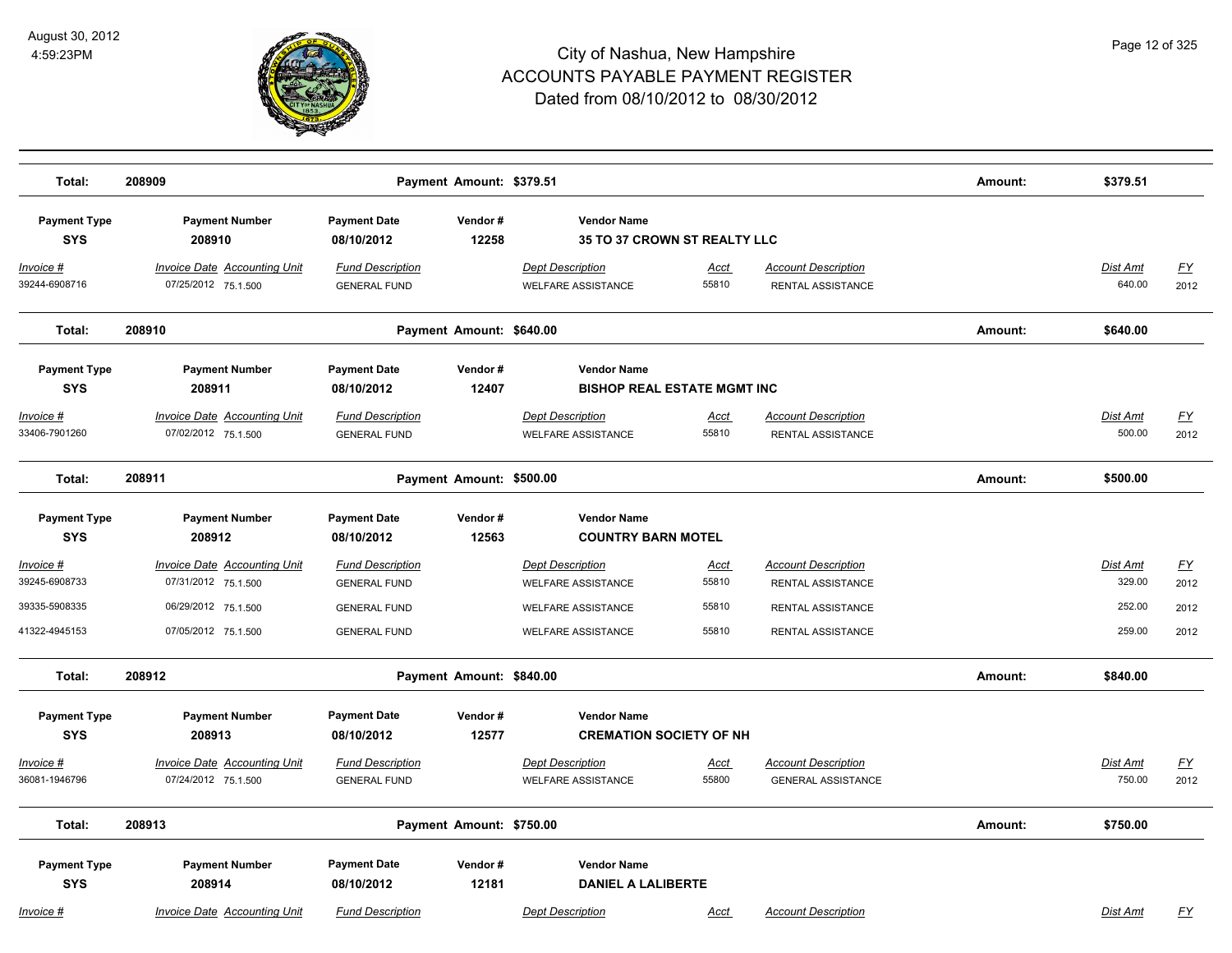# City of Nashua, New Hampshire
## ACCOUNTS PAYABLE PAYMENT REGISTER
### Dated from 08/10/2012 to 08/30/2012

August 30, 2012
4:59:23PM

**Total: 208909 — Payment Amount: $379.51 — Amount: $379.51**

| Payment Type | Payment Number | Payment Date | Vendor # | Vendor Name |
|---|---|---|---|---|
| SYS | 208910 | 08/10/2012 | 12258 | 35 TO 37 CROWN ST REALTY LLC |

| Invoice # | Invoice Date | Accounting Unit | Fund Description | Dept Description | Acct | Account Description | Dist Amt | FY |
|---|---|---|---|---|---|---|---|---|
| 39244-6908716 | 07/25/2012 | 75.1.500 | GENERAL FUND | WELFARE ASSISTANCE | 55810 | RENTAL ASSISTANCE | 640.00 | 2012 |

**Total: 208910 — Payment Amount: $640.00 — Amount: $640.00**

| Payment Type | Payment Number | Payment Date | Vendor # | Vendor Name |
|---|---|---|---|---|
| SYS | 208911 | 08/10/2012 | 12407 | BISHOP REAL ESTATE MGMT INC |

| Invoice # | Invoice Date | Accounting Unit | Fund Description | Dept Description | Acct | Account Description | Dist Amt | FY |
|---|---|---|---|---|---|---|---|---|
| 33406-7901260 | 07/02/2012 | 75.1.500 | GENERAL FUND | WELFARE ASSISTANCE | 55810 | RENTAL ASSISTANCE | 500.00 | 2012 |

**Total: 208911 — Payment Amount: $500.00 — Amount: $500.00**

| Payment Type | Payment Number | Payment Date | Vendor # | Vendor Name |
|---|---|---|---|---|
| SYS | 208912 | 08/10/2012 | 12563 | COUNTRY BARN MOTEL |

| Invoice # | Invoice Date | Accounting Unit | Fund Description | Dept Description | Acct | Account Description | Dist Amt | FY |
|---|---|---|---|---|---|---|---|---|
| 39245-6908733 | 07/31/2012 | 75.1.500 | GENERAL FUND | WELFARE ASSISTANCE | 55810 | RENTAL ASSISTANCE | 329.00 | 2012 |
| 39335-5908335 | 06/29/2012 | 75.1.500 | GENERAL FUND | WELFARE ASSISTANCE | 55810 | RENTAL ASSISTANCE | 252.00 | 2012 |
| 41322-4945153 | 07/05/2012 | 75.1.500 | GENERAL FUND | WELFARE ASSISTANCE | 55810 | RENTAL ASSISTANCE | 259.00 | 2012 |

**Total: 208912 — Payment Amount: $840.00 — Amount: $840.00**

| Payment Type | Payment Number | Payment Date | Vendor # | Vendor Name |
|---|---|---|---|---|
| SYS | 208913 | 08/10/2012 | 12577 | CREMATION SOCIETY OF NH |

| Invoice # | Invoice Date | Accounting Unit | Fund Description | Dept Description | Acct | Account Description | Dist Amt | FY |
|---|---|---|---|---|---|---|---|---|
| 36081-1946796 | 07/24/2012 | 75.1.500 | GENERAL FUND | WELFARE ASSISTANCE | 55800 | GENERAL ASSISTANCE | 750.00 | 2012 |

**Total: 208913 — Payment Amount: $750.00 — Amount: $750.00**

| Payment Type | Payment Number | Payment Date | Vendor # | Vendor Name |
|---|---|---|---|---|
| SYS | 208914 | 08/10/2012 | 12181 | DANIEL A LALIBERTE |

| Invoice # | Invoice Date | Accounting Unit | Fund Description | Dept Description | Acct | Account Description | Dist Amt | FY |
|---|---|---|---|---|---|---|---|---|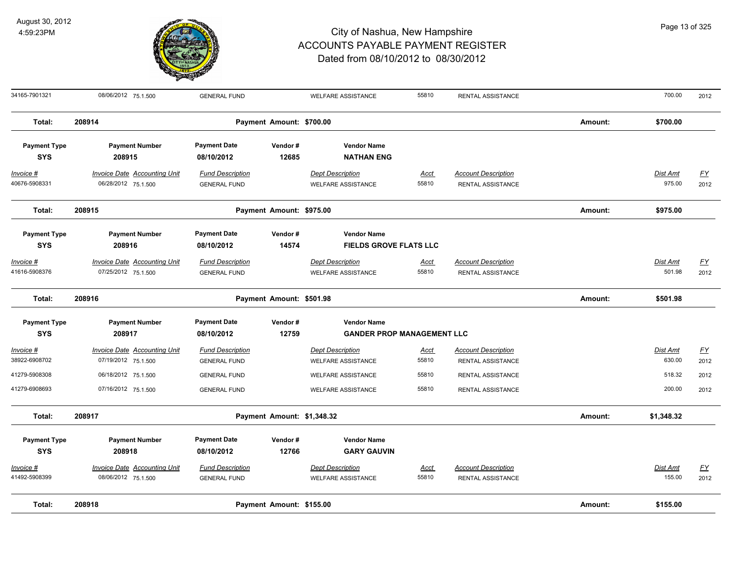# City of Nashua, New Hampshire
## ACCOUNTS PAYABLE PAYMENT REGISTER
### Dated from 08/10/2012 to 08/30/2012

August 30, 2012
4:59:23PM

| Invoice # | Invoice Date | Accounting Unit | Fund Description | Dept Description | Acct | Account Description | Dist Amt | FY |
|---|---|---|---|---|---|---|---|---|
| 34165-7901321 | 08/06/2012 | 75.1.500 | GENERAL FUND | WELFARE ASSISTANCE | 55810 | RENTAL ASSISTANCE | 700.00 | 2012 |

**Total: 208914** — Payment Amount: $700.00 — Amount: $700.00

| Payment Type | Payment Number | Payment Date | Vendor # | Vendor Name |
|---|---|---|---|---|
| SYS | 208915 | 08/10/2012 | 12685 | NATHAN ENG |

| Invoice # | Invoice Date | Accounting Unit | Fund Description | Dept Description | Acct | Account Description | Dist Amt | FY |
|---|---|---|---|---|---|---|---|---|
| 40676-5908331 | 06/28/2012 | 75.1.500 | GENERAL FUND | WELFARE ASSISTANCE | 55810 | RENTAL ASSISTANCE | 975.00 | 2012 |

**Total: 208915** — Payment Amount: $975.00 — Amount: $975.00

| Payment Type | Payment Number | Payment Date | Vendor # | Vendor Name |
|---|---|---|---|---|
| SYS | 208916 | 08/10/2012 | 14574 | FIELDS GROVE FLATS LLC |

| Invoice # | Invoice Date | Accounting Unit | Fund Description | Dept Description | Acct | Account Description | Dist Amt | FY |
|---|---|---|---|---|---|---|---|---|
| 41616-5908376 | 07/25/2012 | 75.1.500 | GENERAL FUND | WELFARE ASSISTANCE | 55810 | RENTAL ASSISTANCE | 501.98 | 2012 |

**Total: 208916** — Payment Amount: $501.98 — Amount: $501.98

| Payment Type | Payment Number | Payment Date | Vendor # | Vendor Name |
|---|---|---|---|---|
| SYS | 208917 | 08/10/2012 | 12759 | GANDER PROP MANAGEMENT LLC |

| Invoice # | Invoice Date | Accounting Unit | Fund Description | Dept Description | Acct | Account Description | Dist Amt | FY |
|---|---|---|---|---|---|---|---|---|
| 38922-6908702 | 07/19/2012 | 75.1.500 | GENERAL FUND | WELFARE ASSISTANCE | 55810 | RENTAL ASSISTANCE | 630.00 | 2012 |
| 41279-5908308 | 06/18/2012 | 75.1.500 | GENERAL FUND | WELFARE ASSISTANCE | 55810 | RENTAL ASSISTANCE | 518.32 | 2012 |
| 41279-6908693 | 07/16/2012 | 75.1.500 | GENERAL FUND | WELFARE ASSISTANCE | 55810 | RENTAL ASSISTANCE | 200.00 | 2012 |

**Total: 208917** — Payment Amount: $1,348.32 — Amount: $1,348.32

| Payment Type | Payment Number | Payment Date | Vendor # | Vendor Name |
|---|---|---|---|---|
| SYS | 208918 | 08/10/2012 | 12766 | GARY GAUVIN |

| Invoice # | Invoice Date | Accounting Unit | Fund Description | Dept Description | Acct | Account Description | Dist Amt | FY |
|---|---|---|---|---|---|---|---|---|
| 41492-5908399 | 08/06/2012 | 75.1.500 | GENERAL FUND | WELFARE ASSISTANCE | 55810 | RENTAL ASSISTANCE | 155.00 | 2012 |

**Total: 208918** — Payment Amount: $155.00 — Amount: $155.00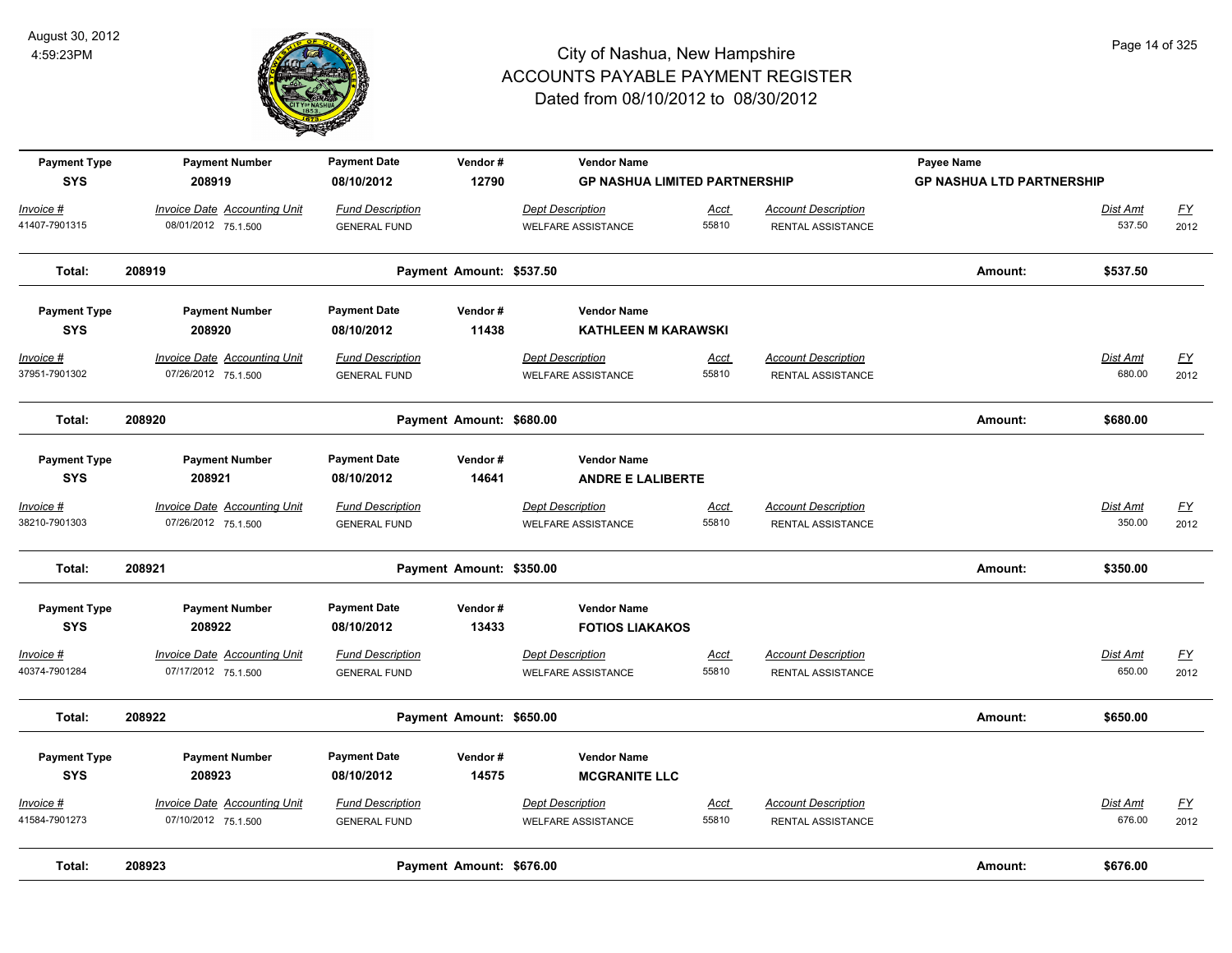# City of Nashua, New Hampshire
## ACCOUNTS PAYABLE PAYMENT REGISTER
### Dated from 08/10/2012 to 08/30/2012

August 30, 2012
4:59:23PM

| Payment Type | Payment Number | Payment Date | Vendor # | Vendor Name | | | Payee Name | | |
|---|---|---|---|---|---|---|---|---|---|
| **SYS** | **208919** | **08/10/2012** | **12790** | **GP NASHUA LIMITED PARTNERSHIP** | | | **GP NASHUA LTD PARTNERSHIP** | | |
| *Invoice #* | *Invoice Date Accounting Unit* | *Fund Description* | | *Dept Description* | *Acct* | *Account Description* | | *Dist Amt* | *FY* |
| 41407-7901315 | 08/01/2012 75.1.500 | GENERAL FUND | | WELFARE ASSISTANCE | 55810 | RENTAL ASSISTANCE | | 537.50 | 2012 |
| **Total:** | **208919** | | **Payment Amount: $537.50** | | | | **Amount:** | **$537.50** | |

| Payment Type | Payment Number | Payment Date | Vendor # | Vendor Name | | | Payee Name | | |
|---|---|---|---|---|---|---|---|---|---|
| **SYS** | **208920** | **08/10/2012** | **11438** | **KATHLEEN M KARAWSKI** | | | | | |
| *Invoice #* | *Invoice Date Accounting Unit* | *Fund Description* | | *Dept Description* | *Acct* | *Account Description* | | *Dist Amt* | *FY* |
| 37951-7901302 | 07/26/2012 75.1.500 | GENERAL FUND | | WELFARE ASSISTANCE | 55810 | RENTAL ASSISTANCE | | 680.00 | 2012 |
| **Total:** | **208920** | | **Payment Amount: $680.00** | | | | **Amount:** | **$680.00** | |

| Payment Type | Payment Number | Payment Date | Vendor # | Vendor Name | | | Payee Name | | |
|---|---|---|---|---|---|---|---|---|---|
| **SYS** | **208921** | **08/10/2012** | **14641** | **ANDRE E LALIBERTE** | | | | | |
| *Invoice #* | *Invoice Date Accounting Unit* | *Fund Description* | | *Dept Description* | *Acct* | *Account Description* | | *Dist Amt* | *FY* |
| 38210-7901303 | 07/26/2012 75.1.500 | GENERAL FUND | | WELFARE ASSISTANCE | 55810 | RENTAL ASSISTANCE | | 350.00 | 2012 |
| **Total:** | **208921** | | **Payment Amount: $350.00** | | | | **Amount:** | **$350.00** | |

| Payment Type | Payment Number | Payment Date | Vendor # | Vendor Name | | | Payee Name | | |
|---|---|---|---|---|---|---|---|---|---|
| **SYS** | **208922** | **08/10/2012** | **13433** | **FOTIOS LIAKAKOS** | | | | | |
| *Invoice #* | *Invoice Date Accounting Unit* | *Fund Description* | | *Dept Description* | *Acct* | *Account Description* | | *Dist Amt* | *FY* |
| 40374-7901284 | 07/17/2012 75.1.500 | GENERAL FUND | | WELFARE ASSISTANCE | 55810 | RENTAL ASSISTANCE | | 650.00 | 2012 |
| **Total:** | **208922** | | **Payment Amount: $650.00** | | | | **Amount:** | **$650.00** | |

| Payment Type | Payment Number | Payment Date | Vendor # | Vendor Name | | | Payee Name | | |
|---|---|---|---|---|---|---|---|---|---|
| **SYS** | **208923** | **08/10/2012** | **14575** | **MCGRANITE LLC** | | | | | |
| *Invoice #* | *Invoice Date Accounting Unit* | *Fund Description* | | *Dept Description* | *Acct* | *Account Description* | | *Dist Amt* | *FY* |
| 41584-7901273 | 07/10/2012 75.1.500 | GENERAL FUND | | WELFARE ASSISTANCE | 55810 | RENTAL ASSISTANCE | | 676.00 | 2012 |
| **Total:** | **208923** | | **Payment Amount: $676.00** | | | | **Amount:** | **$676.00** | |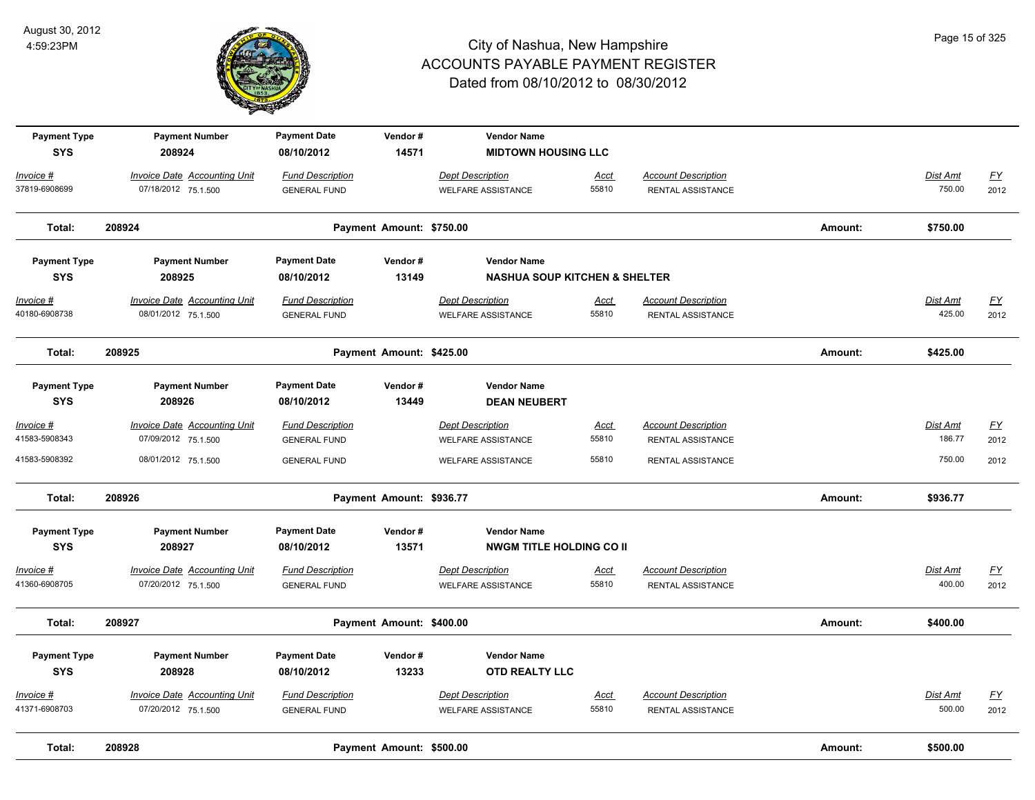# City of Nashua, New Hampshire
## ACCOUNTS PAYABLE PAYMENT REGISTER
### Dated from 08/10/2012 to 08/30/2012

August 30, 2012
4:59:23PM

| Payment Type | Payment Number | Payment Date | Vendor # | Vendor Name |
|---|---|---|---|---|
| SYS | 208924 | 08/10/2012 | 14571 | **MIDTOWN HOUSING LLC** |

| Invoice # | Invoice Date | Accounting Unit | Fund Description | Dept Description | Acct | Account Description | Dist Amt | FY |
|---|---|---|---|---|---|---|---|---|
| 37819-6908699 | 07/18/2012 | 75.1.500 | GENERAL FUND | WELFARE ASSISTANCE | 55810 | RENTAL ASSISTANCE | 750.00 | 2012 |

**Total: 208924 — Payment Amount: $750.00 — Amount: $750.00**

| Payment Type | Payment Number | Payment Date | Vendor # | Vendor Name |
|---|---|---|---|---|
| SYS | 208925 | 08/10/2012 | 13149 | **NASHUA SOUP KITCHEN & SHELTER** |

| Invoice # | Invoice Date | Accounting Unit | Fund Description | Dept Description | Acct | Account Description | Dist Amt | FY |
|---|---|---|---|---|---|---|---|---|
| 40180-6908738 | 08/01/2012 | 75.1.500 | GENERAL FUND | WELFARE ASSISTANCE | 55810 | RENTAL ASSISTANCE | 425.00 | 2012 |

**Total: 208925 — Payment Amount: $425.00 — Amount: $425.00**

| Payment Type | Payment Number | Payment Date | Vendor # | Vendor Name |
|---|---|---|---|---|
| SYS | 208926 | 08/10/2012 | 13449 | **DEAN NEUBERT** |

| Invoice # | Invoice Date | Accounting Unit | Fund Description | Dept Description | Acct | Account Description | Dist Amt | FY |
|---|---|---|---|---|---|---|---|---|
| 41583-5908343 | 07/09/2012 | 75.1.500 | GENERAL FUND | WELFARE ASSISTANCE | 55810 | RENTAL ASSISTANCE | 186.77 | 2012 |
| 41583-5908392 | 08/01/2012 | 75.1.500 | GENERAL FUND | WELFARE ASSISTANCE | 55810 | RENTAL ASSISTANCE | 750.00 | 2012 |

**Total: 208926 — Payment Amount: $936.77 — Amount: $936.77**

| Payment Type | Payment Number | Payment Date | Vendor # | Vendor Name |
|---|---|---|---|---|
| SYS | 208927 | 08/10/2012 | 13571 | **NWGM TITLE HOLDING CO II** |

| Invoice # | Invoice Date | Accounting Unit | Fund Description | Dept Description | Acct | Account Description | Dist Amt | FY |
|---|---|---|---|---|---|---|---|---|
| 41360-6908705 | 07/20/2012 | 75.1.500 | GENERAL FUND | WELFARE ASSISTANCE | 55810 | RENTAL ASSISTANCE | 400.00 | 2012 |

**Total: 208927 — Payment Amount: $400.00 — Amount: $400.00**

| Payment Type | Payment Number | Payment Date | Vendor # | Vendor Name |
|---|---|---|---|---|
| SYS | 208928 | 08/10/2012 | 13233 | **OTD REALTY LLC** |

| Invoice # | Invoice Date | Accounting Unit | Fund Description | Dept Description | Acct | Account Description | Dist Amt | FY |
|---|---|---|---|---|---|---|---|---|
| 41371-6908703 | 07/20/2012 | 75.1.500 | GENERAL FUND | WELFARE ASSISTANCE | 55810 | RENTAL ASSISTANCE | 500.00 | 2012 |

**Total: 208928 — Payment Amount: $500.00 — Amount: $500.00**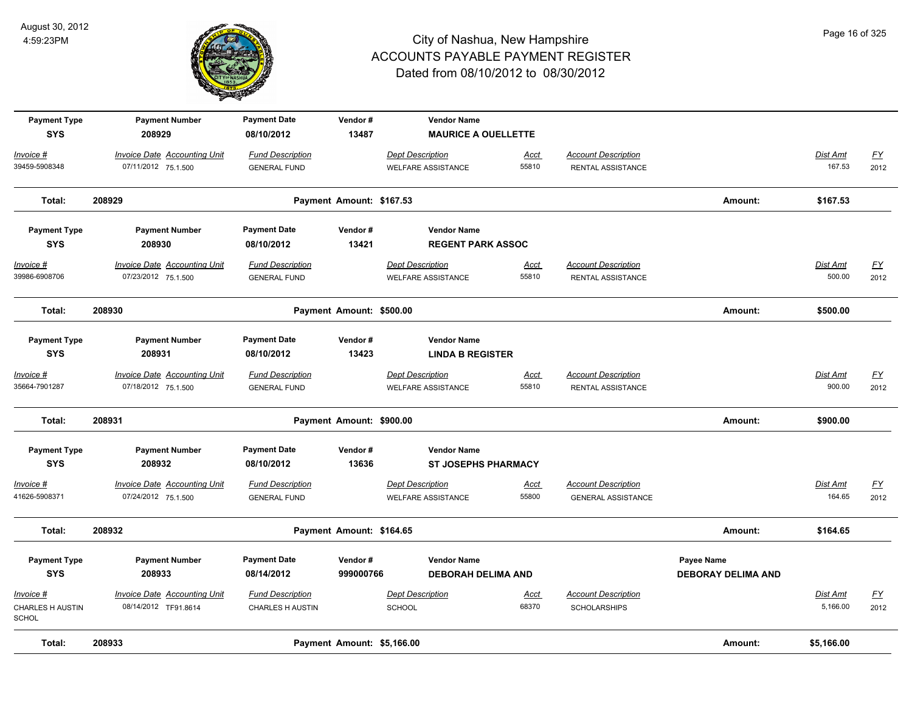# City of Nashua, New Hampshire
## ACCOUNTS PAYABLE PAYMENT REGISTER
### Dated from 08/10/2012 to 08/30/2012

August 30, 2012
4:59:23PM

| Payment Type | Payment Number | Payment Date | Vendor # | Vendor Name | | | |
|---|---|---|---|---|---|---|---|
| SYS | 208929 | 08/10/2012 | 13487 | MAURICE A OUELLETTE | | | |

| Invoice # | Invoice Date | Accounting Unit | Fund Description | Dept Description | Acct | Account Description | Dist Amt | FY |
|---|---|---|---|---|---|---|---|---|
| 39459-5908348 | 07/11/2012 | 75.1.500 | GENERAL FUND | WELFARE ASSISTANCE | 55810 | RENTAL ASSISTANCE | 167.53 | 2012 |

**Total: 208929** Payment Amount: $167.53 Amount: $167.53

| Payment Type | Payment Number | Payment Date | Vendor # | Vendor Name |
|---|---|---|---|---|
| SYS | 208930 | 08/10/2012 | 13421 | REGENT PARK ASSOC |

| Invoice # | Invoice Date | Accounting Unit | Fund Description | Dept Description | Acct | Account Description | Dist Amt | FY |
|---|---|---|---|---|---|---|---|---|
| 39986-6908706 | 07/23/2012 | 75.1.500 | GENERAL FUND | WELFARE ASSISTANCE | 55810 | RENTAL ASSISTANCE | 500.00 | 2012 |

**Total: 208930** Payment Amount: $500.00 Amount: $500.00

| Payment Type | Payment Number | Payment Date | Vendor # | Vendor Name |
|---|---|---|---|---|
| SYS | 208931 | 08/10/2012 | 13423 | LINDA B REGISTER |

| Invoice # | Invoice Date | Accounting Unit | Fund Description | Dept Description | Acct | Account Description | Dist Amt | FY |
|---|---|---|---|---|---|---|---|---|
| 35664-7901287 | 07/18/2012 | 75.1.500 | GENERAL FUND | WELFARE ASSISTANCE | 55810 | RENTAL ASSISTANCE | 900.00 | 2012 |

**Total: 208931** Payment Amount: $900.00 Amount: $900.00

| Payment Type | Payment Number | Payment Date | Vendor # | Vendor Name |
|---|---|---|---|---|
| SYS | 208932 | 08/10/2012 | 13636 | ST JOSEPHS PHARMACY |

| Invoice # | Invoice Date | Accounting Unit | Fund Description | Dept Description | Acct | Account Description | Dist Amt | FY |
|---|---|---|---|---|---|---|---|---|
| 41626-5908371 | 07/24/2012 | 75.1.500 | GENERAL FUND | WELFARE ASSISTANCE | 55800 | GENERAL ASSISTANCE | 164.65 | 2012 |

**Total: 208932** Payment Amount: $164.65 Amount: $164.65

| Payment Type | Payment Number | Payment Date | Vendor # | Vendor Name | Payee Name |
|---|---|---|---|---|---|
| SYS | 208933 | 08/14/2012 | 999000766 | DEBORAH DELIMA AND | DEBORAY DELIMA AND |

| Invoice # | Invoice Date | Accounting Unit | Fund Description | Dept Description | Acct | Account Description | Dist Amt | FY |
|---|---|---|---|---|---|---|---|---|
| CHARLES H AUSTIN SCHOL | 08/14/2012 | TF91.8614 | CHARLES H AUSTIN | SCHOOL | 68370 | SCHOLARSHIPS | 5,166.00 | 2012 |

**Total: 208933** Payment Amount: $5,166.00 Amount: $5,166.00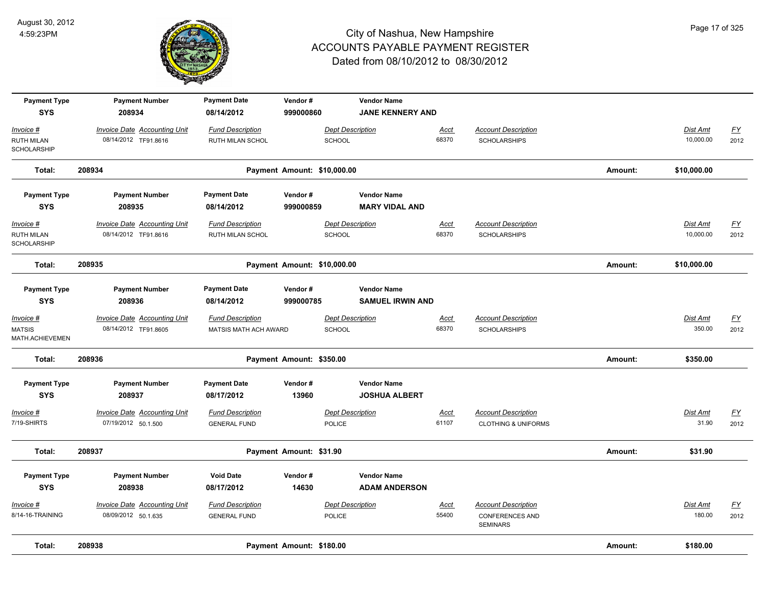# City of Nashua, New Hampshire
## ACCOUNTS PAYABLE PAYMENT REGISTER
### Dated from 08/10/2012 to 08/30/2012

August 30, 2012
4:59:23PM

| Payment Type | Payment Number | Payment Date | Vendor # | Vendor Name | | | | |
|---|---|---|---|---|---|---|---|---|
| SYS | 208934 | 08/14/2012 | 999000860 | JANE KENNERY AND | | | | |
| *Invoice #* | *Invoice Date Accounting Unit* | *Fund Description* | *Dept Description* | *Acct* | *Account Description* | | *Dist Amt* | *FY* |
| RUTH MILAN SCHOLARSHIP | 08/14/2012 TF91.8616 | RUTH MILAN SCHOL | SCHOOL | 68370 | SCHOLARSHIPS | | 10,000.00 | 2012 |
| **Total:** | **208934** | | **Payment Amount: $10,000.00** | | | **Amount:** | **$10,000.00** | |

| Payment Type | Payment Number | Payment Date | Vendor # | Vendor Name | | | | |
|---|---|---|---|---|---|---|---|---|
| SYS | 208935 | 08/14/2012 | 999000859 | MARY VIDAL AND | | | | |
| *Invoice #* | *Invoice Date Accounting Unit* | *Fund Description* | *Dept Description* | *Acct* | *Account Description* | | *Dist Amt* | *FY* |
| RUTH MILAN SCHOLARSHIP | 08/14/2012 TF91.8616 | RUTH MILAN SCHOL | SCHOOL | 68370 | SCHOLARSHIPS | | 10,000.00 | 2012 |
| **Total:** | **208935** | | **Payment Amount: $10,000.00** | | | **Amount:** | **$10,000.00** | |

| Payment Type | Payment Number | Payment Date | Vendor # | Vendor Name | | | | |
|---|---|---|---|---|---|---|---|---|
| SYS | 208936 | 08/14/2012 | 999000785 | SAMUEL IRWIN AND | | | | |
| *Invoice #* | *Invoice Date Accounting Unit* | *Fund Description* | *Dept Description* | *Acct* | *Account Description* | | *Dist Amt* | *FY* |
| MATSIS MATH.ACHIEVEMEN | 08/14/2012 TF91.8605 | MATSIS MATH ACH AWARD | SCHOOL | 68370 | SCHOLARSHIPS | | 350.00 | 2012 |
| **Total:** | **208936** | | **Payment Amount: $350.00** | | | **Amount:** | **$350.00** | |

| Payment Type | Payment Number | Payment Date | Vendor # | Vendor Name | | | | |
|---|---|---|---|---|---|---|---|---|
| SYS | 208937 | 08/17/2012 | 13960 | JOSHUA ALBERT | | | | |
| *Invoice #* | *Invoice Date Accounting Unit* | *Fund Description* | *Dept Description* | *Acct* | *Account Description* | | *Dist Amt* | *FY* |
| 7/19-SHIRTS | 07/19/2012 50.1.500 | GENERAL FUND | POLICE | 61107 | CLOTHING & UNIFORMS | | 31.90 | 2012 |
| **Total:** | **208937** | | **Payment Amount: $31.90** | | | **Amount:** | **$31.90** | |

| Payment Type | Payment Number | Void Date | Vendor # | Vendor Name | | | | |
|---|---|---|---|---|---|---|---|---|
| SYS | 208938 | 08/17/2012 | 14630 | ADAM ANDERSON | | | | |
| *Invoice #* | *Invoice Date Accounting Unit* | *Fund Description* | *Dept Description* | *Acct* | *Account Description* | | *Dist Amt* | *FY* |
| 8/14-16-TRAINING | 08/09/2012 50.1.635 | GENERAL FUND | POLICE | 55400 | CONFERENCES AND SEMINARS | | 180.00 | 2012 |
| **Total:** | **208938** | | **Payment Amount: $180.00** | | | **Amount:** | **$180.00** | |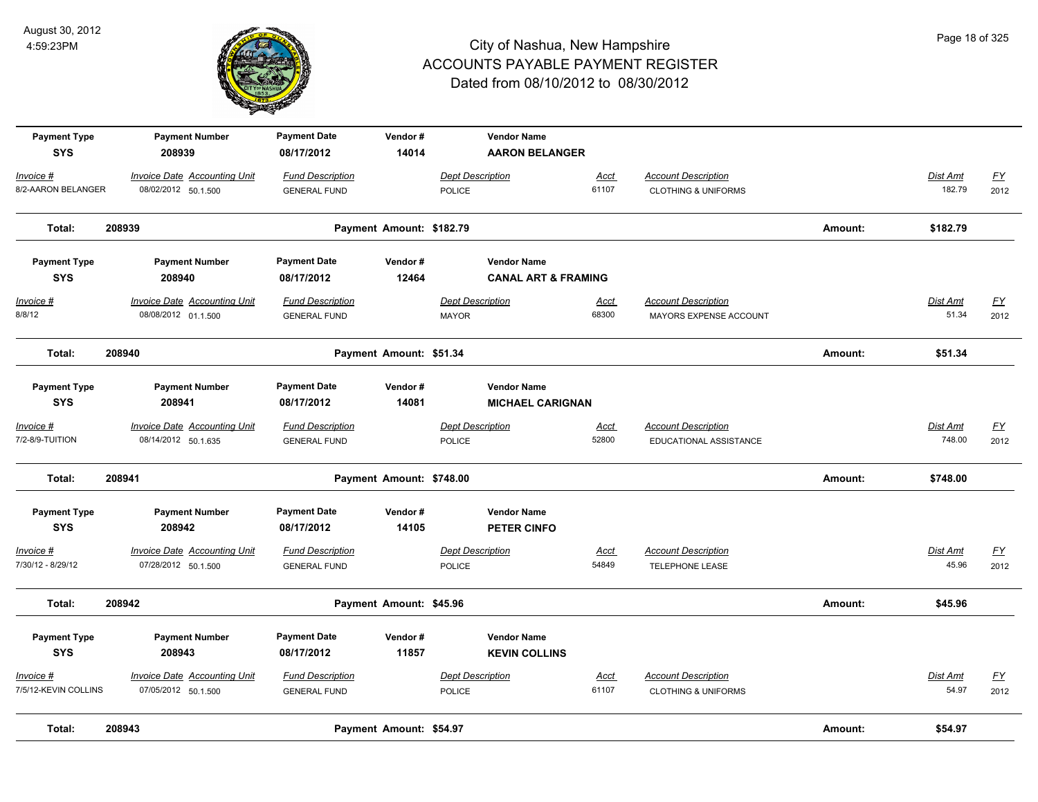# City of Nashua, New Hampshire
## ACCOUNTS PAYABLE PAYMENT REGISTER
### Dated from 08/10/2012 to 08/30/2012

August 30, 2012
4:59:23PM

| Payment Type | Payment Number | Payment Date | Vendor # | Vendor Name | | | |
|---|---|---|---|---|---|---|---|
| SYS | 208939 | 08/17/2012 | 14014 | AARON BELANGER | | | |

| Invoice # | Invoice Date | Accounting Unit | Fund Description | Dept Description | Acct | Account Description | Dist Amt | FY |
|---|---|---|---|---|---|---|---|---|
| 8/2-AARON BELANGER | 08/02/2012 | 50.1.500 | GENERAL FUND | POLICE | 61107 | CLOTHING & UNIFORMS | 182.79 | 2012 |

**Total: 208939** Payment Amount: $182.79 Amount: **$182.79**

| Payment Type | Payment Number | Payment Date | Vendor # | Vendor Name | | | |
|---|---|---|---|---|---|---|---|
| SYS | 208940 | 08/17/2012 | 12464 | CANAL ART & FRAMING | | | |

| Invoice # | Invoice Date | Accounting Unit | Fund Description | Dept Description | Acct | Account Description | Dist Amt | FY |
|---|---|---|---|---|---|---|---|---|
| 8/8/12 | 08/08/2012 | 01.1.500 | GENERAL FUND | MAYOR | 68300 | MAYORS EXPENSE ACCOUNT | 51.34 | 2012 |

**Total: 208940** Payment Amount: $51.34 Amount: **$51.34**

| Payment Type | Payment Number | Payment Date | Vendor # | Vendor Name | | | |
|---|---|---|---|---|---|---|---|
| SYS | 208941 | 08/17/2012 | 14081 | MICHAEL CARIGNAN | | | |

| Invoice # | Invoice Date | Accounting Unit | Fund Description | Dept Description | Acct | Account Description | Dist Amt | FY |
|---|---|---|---|---|---|---|---|---|
| 7/2-8/9-TUITION | 08/14/2012 | 50.1.635 | GENERAL FUND | POLICE | 52800 | EDUCATIONAL ASSISTANCE | 748.00 | 2012 |

**Total: 208941** Payment Amount: $748.00 Amount: **$748.00**

| Payment Type | Payment Number | Payment Date | Vendor # | Vendor Name | | | |
|---|---|---|---|---|---|---|---|
| SYS | 208942 | 08/17/2012 | 14105 | PETER CINFO | | | |

| Invoice # | Invoice Date | Accounting Unit | Fund Description | Dept Description | Acct | Account Description | Dist Amt | FY |
|---|---|---|---|---|---|---|---|---|
| 7/30/12 - 8/29/12 | 07/28/2012 | 50.1.500 | GENERAL FUND | POLICE | 54849 | TELEPHONE LEASE | 45.96 | 2012 |

**Total: 208942** Payment Amount: $45.96 Amount: **$45.96**

| Payment Type | Payment Number | Payment Date | Vendor # | Vendor Name | | | |
|---|---|---|---|---|---|---|---|
| SYS | 208943 | 08/17/2012 | 11857 | KEVIN COLLINS | | | |

| Invoice # | Invoice Date | Accounting Unit | Fund Description | Dept Description | Acct | Account Description | Dist Amt | FY |
|---|---|---|---|---|---|---|---|---|
| 7/5/12-KEVIN COLLINS | 07/05/2012 | 50.1.500 | GENERAL FUND | POLICE | 61107 | CLOTHING & UNIFORMS | 54.97 | 2012 |

**Total: 208943** Payment Amount: $54.97 Amount: **$54.97**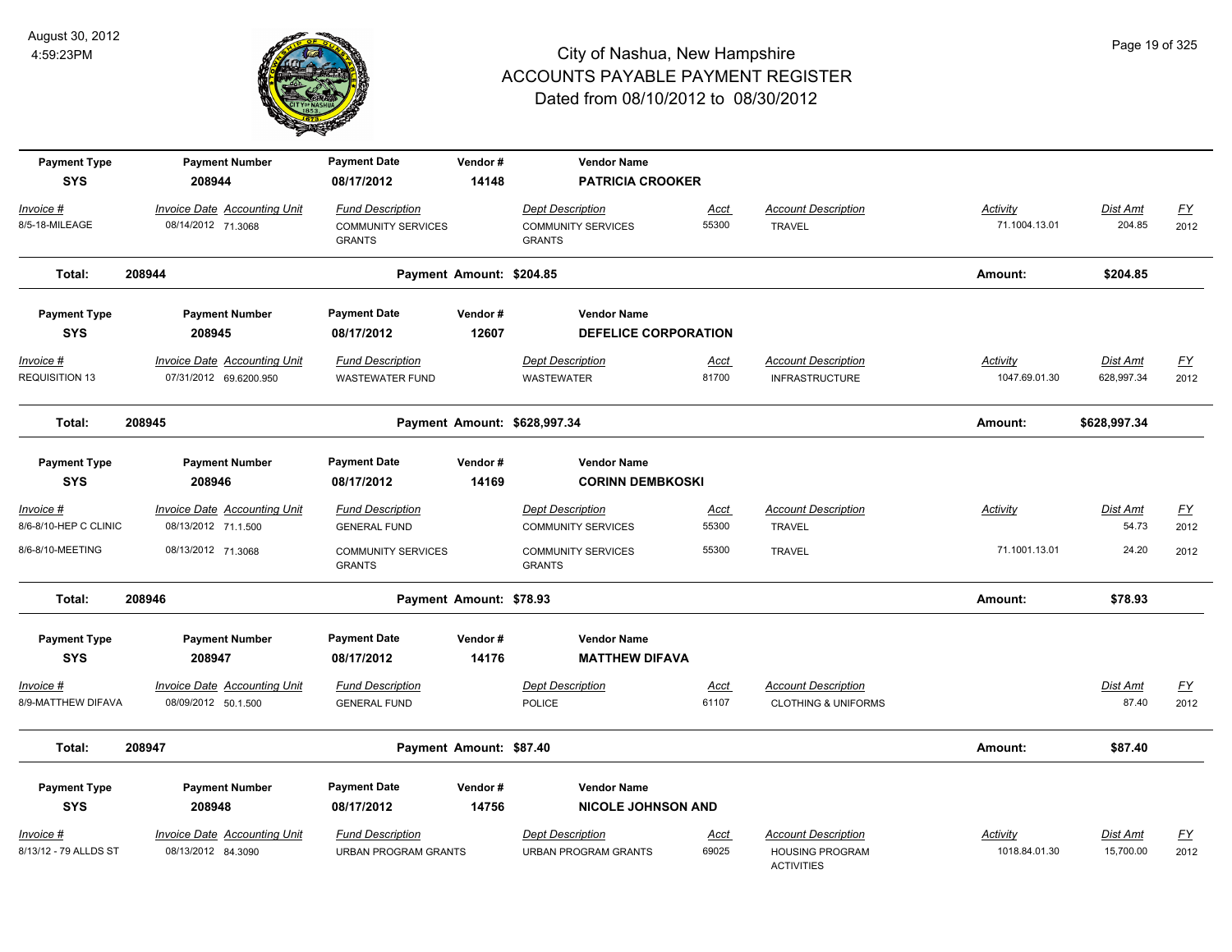# City of Nashua, New Hampshire
## ACCOUNTS PAYABLE PAYMENT REGISTER
### Dated from 08/10/2012 to 08/30/2012

August 30, 2012
4:59:23PM

| Payment Type | Payment Number | Payment Date | Vendor # | Vendor Name | | | | | |
|---|---|---|---|---|---|---|---|---|---|
| **SYS** | **208944** | **08/17/2012** | **14148** | **PATRICIA CROOKER** | | | | | |
| *Invoice #* | *Invoice Date Accounting Unit* | *Fund Description* | | *Dept Description* | *Acct* | *Account Description* | *Activity* | *Dist Amt* | *FY* |
| 8/5-18-MILEAGE | 08/14/2012 71.3068 | COMMUNITY SERVICES GRANTS | | COMMUNITY SERVICES GRANTS | 55300 | TRAVEL | 71.1004.13.01 | 204.85 | 2012 |
| **Total:** | **208944** | | **Payment Amount: $204.85** | | | | **Amount:** | **$204.85** | |

| Payment Type | Payment Number | Payment Date | Vendor # | Vendor Name | | | | | |
|---|---|---|---|---|---|---|---|---|---|
| **SYS** | **208945** | **08/17/2012** | **12607** | **DEFELICE CORPORATION** | | | | | |
| *Invoice #* | *Invoice Date Accounting Unit* | *Fund Description* | | *Dept Description* | *Acct* | *Account Description* | *Activity* | *Dist Amt* | *FY* |
| REQUISITION 13 | 07/31/2012 69.6200.950 | WASTEWATER FUND | | WASTEWATER | 81700 | INFRASTRUCTURE | 1047.69.01.30 | 628,997.34 | 2012 |
| **Total:** | **208945** | | **Payment Amount: $628,997.34** | | | | **Amount:** | **$628,997.34** | |

| Payment Type | Payment Number | Payment Date | Vendor # | Vendor Name | | | | | |
|---|---|---|---|---|---|---|---|---|---|
| **SYS** | **208946** | **08/17/2012** | **14169** | **CORINN DEMBKOSKI** | | | | | |
| *Invoice #* | *Invoice Date Accounting Unit* | *Fund Description* | | *Dept Description* | *Acct* | *Account Description* | *Activity* | *Dist Amt* | *FY* |
| 8/6-8/10-HEP C CLINIC | 08/13/2012 71.1.500 | GENERAL FUND | | COMMUNITY SERVICES | 55300 | TRAVEL | | 54.73 | 2012 |
| 8/6-8/10-MEETING | 08/13/2012 71.3068 | COMMUNITY SERVICES GRANTS | | COMMUNITY SERVICES GRANTS | 55300 | TRAVEL | 71.1001.13.01 | 24.20 | 2012 |
| **Total:** | **208946** | | **Payment Amount: $78.93** | | | | **Amount:** | **$78.93** | |

| Payment Type | Payment Number | Payment Date | Vendor # | Vendor Name | | | | | |
|---|---|---|---|---|---|---|---|---|---|
| **SYS** | **208947** | **08/17/2012** | **14176** | **MATTHEW DIFAVA** | | | | | |
| *Invoice #* | *Invoice Date Accounting Unit* | *Fund Description* | | *Dept Description* | *Acct* | *Account Description* | | *Dist Amt* | *FY* |
| 8/9-MATTHEW DIFAVA | 08/09/2012 50.1.500 | GENERAL FUND | | POLICE | 61107 | CLOTHING & UNIFORMS | | 87.40 | 2012 |
| **Total:** | **208947** | | **Payment Amount: $87.40** | | | | **Amount:** | **$87.40** | |

| Payment Type | Payment Number | Payment Date | Vendor # | Vendor Name | | | | | |
|---|---|---|---|---|---|---|---|---|---|
| **SYS** | **208948** | **08/17/2012** | **14756** | **NICOLE JOHNSON AND** | | | | | |
| *Invoice #* | *Invoice Date Accounting Unit* | *Fund Description* | | *Dept Description* | *Acct* | *Account Description* | *Activity* | *Dist Amt* | *FY* |
| 8/13/12 - 79 ALLDS ST | 08/13/2012 84.3090 | URBAN PROGRAM GRANTS | | URBAN PROGRAM GRANTS | 69025 | HOUSING PROGRAM ACTIVITIES | 1018.84.01.30 | 15,700.00 | 2012 |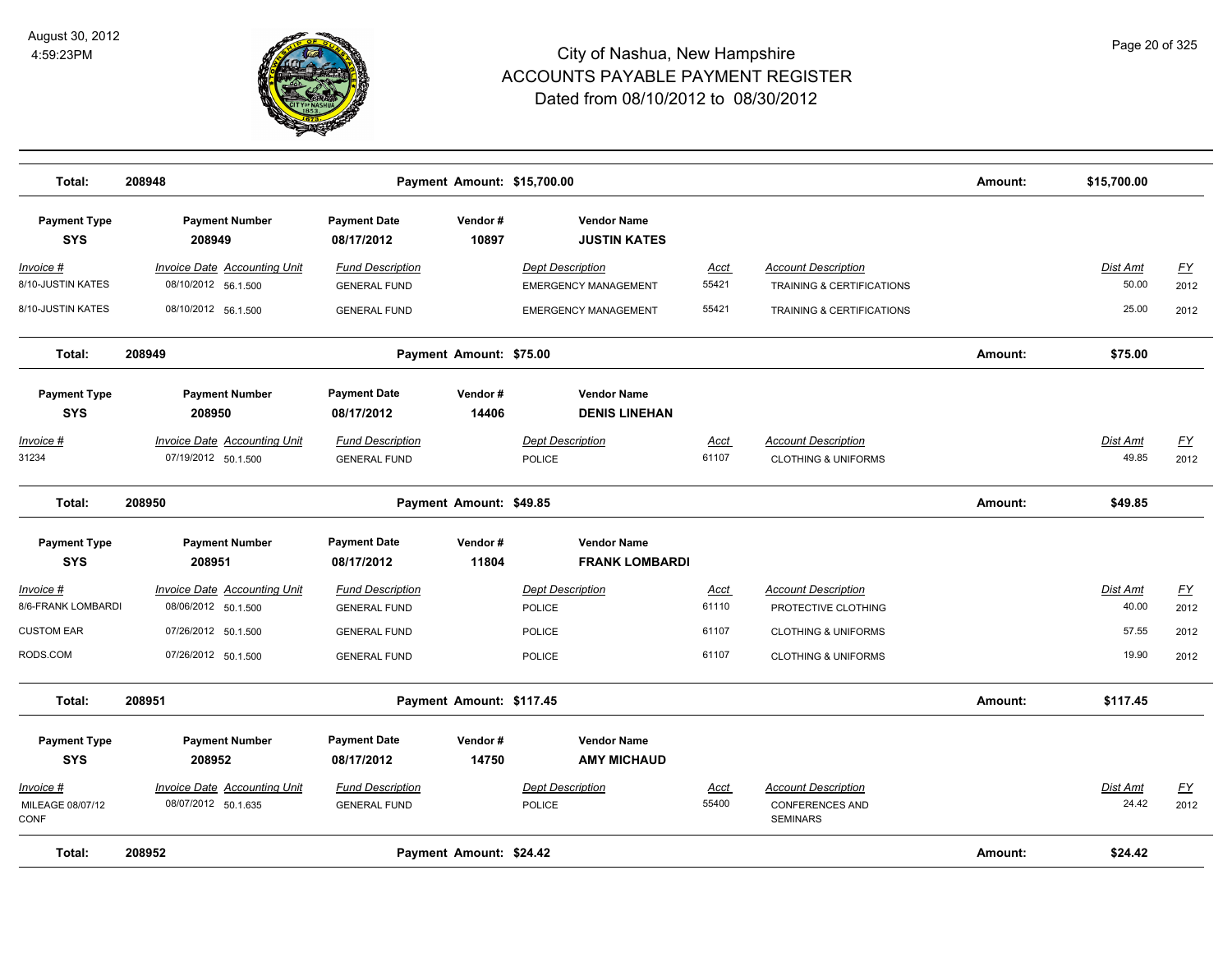# City of Nashua, New Hampshire
## ACCOUNTS PAYABLE PAYMENT REGISTER
### Dated from 08/10/2012 to 08/30/2012

August 30, 2012
4:59:23PM

**Total: 208948 — Payment Amount: $15,700.00 — Amount: $15,700.00**

| Payment Type | Payment Number | Payment Date | Vendor # | Vendor Name |
|---|---|---|---|---|
| SYS | 208949 | 08/17/2012 | 10897 | JUSTIN KATES |

| Invoice # | Invoice Date | Accounting Unit | Fund Description | Dept Description | Acct | Account Description | Dist Amt | FY |
|---|---|---|---|---|---|---|---|---|
| 8/10-JUSTIN KATES | 08/10/2012 | 56.1.500 | GENERAL FUND | EMERGENCY MANAGEMENT | 55421 | TRAINING & CERTIFICATIONS | 50.00 | 2012 |
| 8/10-JUSTIN KATES | 08/10/2012 | 56.1.500 | GENERAL FUND | EMERGENCY MANAGEMENT | 55421 | TRAINING & CERTIFICATIONS | 25.00 | 2012 |

**Total: 208949 — Payment Amount: $75.00 — Amount: $75.00**

| Payment Type | Payment Number | Payment Date | Vendor # | Vendor Name |
|---|---|---|---|---|
| SYS | 208950 | 08/17/2012 | 14406 | DENIS LINEHAN |

| Invoice # | Invoice Date | Accounting Unit | Fund Description | Dept Description | Acct | Account Description | Dist Amt | FY |
|---|---|---|---|---|---|---|---|---|
| 31234 | 07/19/2012 | 50.1.500 | GENERAL FUND | POLICE | 61107 | CLOTHING & UNIFORMS | 49.85 | 2012 |

**Total: 208950 — Payment Amount: $49.85 — Amount: $49.85**

| Payment Type | Payment Number | Payment Date | Vendor # | Vendor Name |
|---|---|---|---|---|
| SYS | 208951 | 08/17/2012 | 11804 | FRANK LOMBARDI |

| Invoice # | Invoice Date | Accounting Unit | Fund Description | Dept Description | Acct | Account Description | Dist Amt | FY |
|---|---|---|---|---|---|---|---|---|
| 8/6-FRANK LOMBARDI | 08/06/2012 | 50.1.500 | GENERAL FUND | POLICE | 61110 | PROTECTIVE CLOTHING | 40.00 | 2012 |
| CUSTOM EAR | 07/26/2012 | 50.1.500 | GENERAL FUND | POLICE | 61107 | CLOTHING & UNIFORMS | 57.55 | 2012 |
| RODS.COM | 07/26/2012 | 50.1.500 | GENERAL FUND | POLICE | 61107 | CLOTHING & UNIFORMS | 19.90 | 2012 |

**Total: 208951 — Payment Amount: $117.45 — Amount: $117.45**

| Payment Type | Payment Number | Payment Date | Vendor # | Vendor Name |
|---|---|---|---|---|
| SYS | 208952 | 08/17/2012 | 14750 | AMY MICHAUD |

| Invoice # | Invoice Date | Accounting Unit | Fund Description | Dept Description | Acct | Account Description | Dist Amt | FY |
|---|---|---|---|---|---|---|---|---|
| MILEAGE 08/07/12 CONF | 08/07/2012 | 50.1.635 | GENERAL FUND | POLICE | 55400 | CONFERENCES AND SEMINARS | 24.42 | 2012 |

**Total: 208952 — Payment Amount: $24.42 — Amount: $24.42**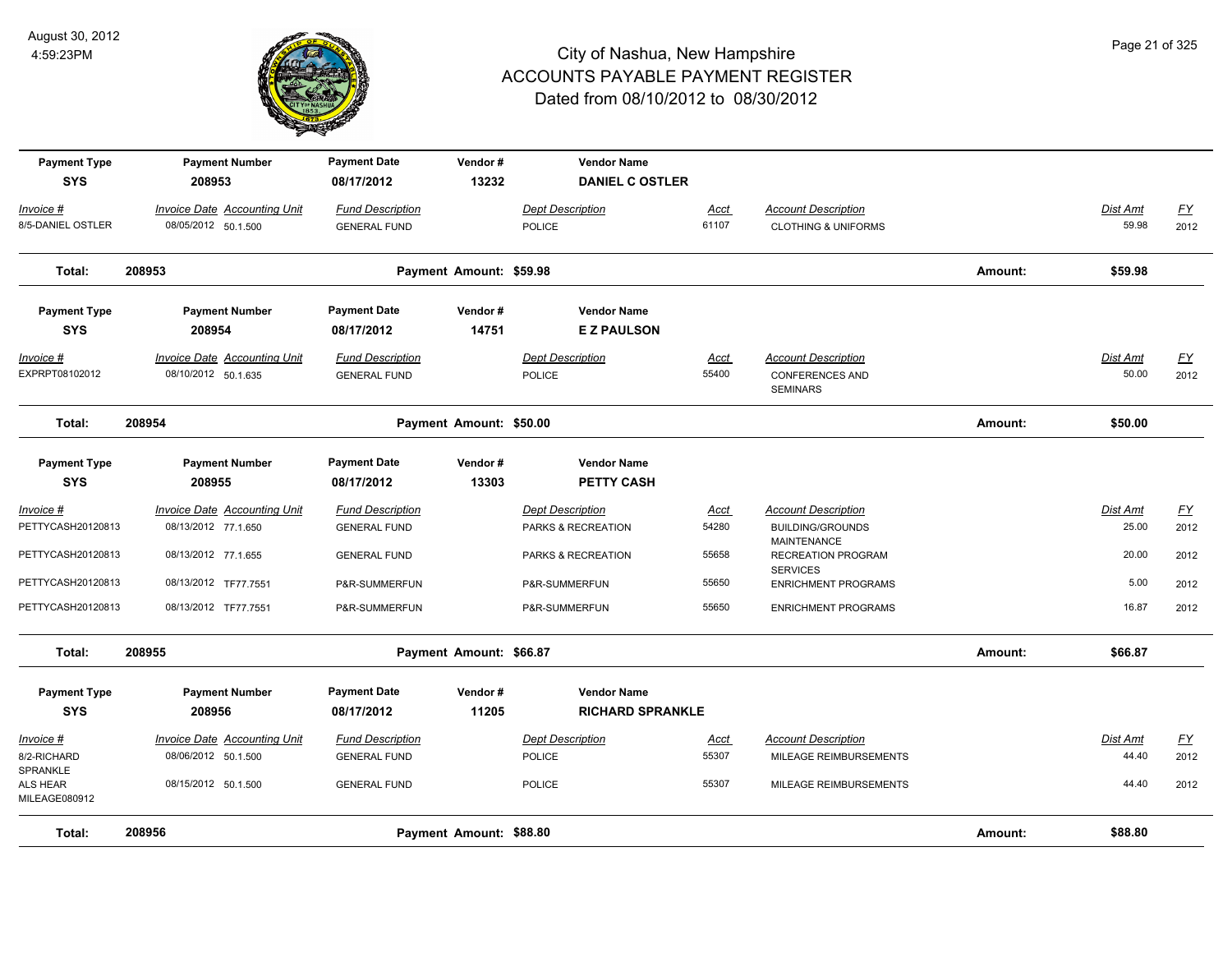# City of Nashua, New Hampshire
## ACCOUNTS PAYABLE PAYMENT REGISTER
### Dated from 08/10/2012 to 08/30/2012

August 30, 2012
4:59:23PM

| Payment Type | Payment Number | Payment Date | Vendor # | Vendor Name |
|---|---|---|---|---|
| SYS | 208953 | 08/17/2012 | 13232 | DANIEL C OSTLER |

| Invoice # | Invoice Date | Accounting Unit | Fund Description | Dept Description | Acct | Account Description | Dist Amt | FY |
|---|---|---|---|---|---|---|---|---|
| 8/5-DANIEL OSTLER | 08/05/2012 | 50.1.500 | GENERAL FUND | POLICE | 61107 | CLOTHING & UNIFORMS | 59.98 | 2012 |

**Total: 208953** — Payment Amount: $59.98 — Amount: **$59.98**

| Payment Type | Payment Number | Payment Date | Vendor # | Vendor Name |
|---|---|---|---|---|
| SYS | 208954 | 08/17/2012 | 14751 | E Z PAULSON |

| Invoice # | Invoice Date | Accounting Unit | Fund Description | Dept Description | Acct | Account Description | Dist Amt | FY |
|---|---|---|---|---|---|---|---|---|
| EXPRPT08102012 | 08/10/2012 | 50.1.635 | GENERAL FUND | POLICE | 55400 | CONFERENCES AND SEMINARS | 50.00 | 2012 |

**Total: 208954** — Payment Amount: $50.00 — Amount: **$50.00**

| Payment Type | Payment Number | Payment Date | Vendor # | Vendor Name |
|---|---|---|---|---|
| SYS | 208955 | 08/17/2012 | 13303 | PETTY CASH |

| Invoice # | Invoice Date | Accounting Unit | Fund Description | Dept Description | Acct | Account Description | Dist Amt | FY |
|---|---|---|---|---|---|---|---|---|
| PETTYCASH20120813 | 08/13/2012 | 77.1.650 | GENERAL FUND | PARKS & RECREATION | 54280 | BUILDING/GROUNDS MAINTENANCE | 25.00 | 2012 |
| PETTYCASH20120813 | 08/13/2012 | 77.1.655 | GENERAL FUND | PARKS & RECREATION | 55658 | RECREATION PROGRAM SERVICES | 20.00 | 2012 |
| PETTYCASH20120813 | 08/13/2012 | TF77.7551 | P&R-SUMMERFUN | P&R-SUMMERFUN | 55650 | ENRICHMENT PROGRAMS | 5.00 | 2012 |
| PETTYCASH20120813 | 08/13/2012 | TF77.7551 | P&R-SUMMERFUN | P&R-SUMMERFUN | 55650 | ENRICHMENT PROGRAMS | 16.87 | 2012 |

**Total: 208955** — Payment Amount: $66.87 — Amount: **$66.87**

| Payment Type | Payment Number | Payment Date | Vendor # | Vendor Name |
|---|---|---|---|---|
| SYS | 208956 | 08/17/2012 | 11205 | RICHARD SPRANKLE |

| Invoice # | Invoice Date | Accounting Unit | Fund Description | Dept Description | Acct | Account Description | Dist Amt | FY |
|---|---|---|---|---|---|---|---|---|
| 8/2-RICHARD SPRANKLE | 08/06/2012 | 50.1.500 | GENERAL FUND | POLICE | 55307 | MILEAGE REIMBURSEMENTS | 44.40 | 2012 |
| ALS HEAR MILEAGE080912 | 08/15/2012 | 50.1.500 | GENERAL FUND | POLICE | 55307 | MILEAGE REIMBURSEMENTS | 44.40 | 2012 |

**Total: 208956** — Payment Amount: $88.80 — Amount: **$88.80**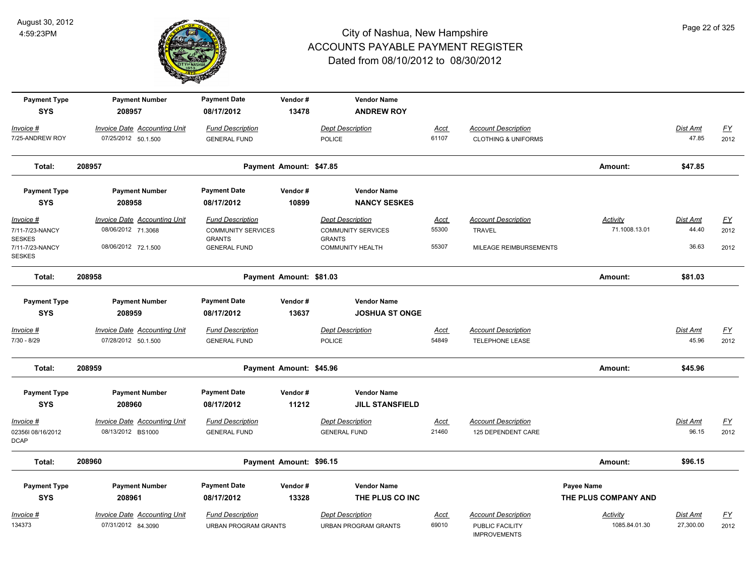# City of Nashua, New Hampshire
## ACCOUNTS PAYABLE PAYMENT REGISTER
### Dated from 08/10/2012 to 08/30/2012

August 30, 2012
4:59:23PM

| Payment Type | Payment Number | Payment Date | Vendor # | Vendor Name |
|---|---|---|---|---|
| SYS | 208957 | 08/17/2012 | 13478 | ANDREW ROY |

| Invoice # | Invoice Date | Accounting Unit | Fund Description | Dept Description | Acct | Account Description | Dist Amt | FY |
|---|---|---|---|---|---|---|---|---|
| 7/25-ANDREW ROY | 07/25/2012 | 50.1.500 | GENERAL FUND | POLICE | 61107 | CLOTHING & UNIFORMS | 47.85 | 2012 |

**Total: 208957** Payment Amount: $47.85 Amount: $47.85

| Payment Type | Payment Number | Payment Date | Vendor # | Vendor Name |
|---|---|---|---|---|
| SYS | 208958 | 08/17/2012 | 10899 | NANCY SESKES |

| Invoice # | Invoice Date | Accounting Unit | Fund Description | Dept Description | Acct | Account Description | Activity | Dist Amt | FY |
|---|---|---|---|---|---|---|---|---|---|
| 7/11-7/23-NANCY SESKES | 08/06/2012 | 71.3068 | COMMUNITY SERVICES GRANTS | COMMUNITY SERVICES GRANTS | 55300 | TRAVEL | 71.1008.13.01 | 44.40 | 2012 |
| 7/11-7/23-NANCY SESKES | 08/06/2012 | 72.1.500 | GENERAL FUND | COMMUNITY HEALTH | 55307 | MILEAGE REIMBURSEMENTS | | 36.63 | 2012 |

**Total: 208958** Payment Amount: $81.03 Amount: $81.03

| Payment Type | Payment Number | Payment Date | Vendor # | Vendor Name |
|---|---|---|---|---|
| SYS | 208959 | 08/17/2012 | 13637 | JOSHUA ST ONGE |

| Invoice # | Invoice Date | Accounting Unit | Fund Description | Dept Description | Acct | Account Description | Dist Amt | FY |
|---|---|---|---|---|---|---|---|---|
| 7/30 - 8/29 | 07/28/2012 | 50.1.500 | GENERAL FUND | POLICE | 54849 | TELEPHONE LEASE | 45.96 | 2012 |

**Total: 208959** Payment Amount: $45.96 Amount: $45.96

| Payment Type | Payment Number | Payment Date | Vendor # | Vendor Name |
|---|---|---|---|---|
| SYS | 208960 | 08/17/2012 | 11212 | JILL STANSFIELD |

| Invoice # | Invoice Date | Accounting Unit | Fund Description | Dept Description | Acct | Account Description | Dist Amt | FY |
|---|---|---|---|---|---|---|---|---|
| 02356I 08/16/2012 DCAP | 08/13/2012 | BS1000 | GENERAL FUND | GENERAL FUND | 21460 | 125 DEPENDENT CARE | 96.15 | 2012 |

**Total: 208960** Payment Amount: $96.15 Amount: $96.15

| Payment Type | Payment Number | Payment Date | Vendor # | Vendor Name | Payee Name |
|---|---|---|---|---|---|
| SYS | 208961 | 08/17/2012 | 13328 | THE PLUS CO INC | THE PLUS COMPANY AND |

| Invoice # | Invoice Date | Accounting Unit | Fund Description | Dept Description | Acct | Account Description | Activity | Dist Amt | FY |
|---|---|---|---|---|---|---|---|---|---|
| 134373 | 07/31/2012 | 84.3090 | URBAN PROGRAM GRANTS | URBAN PROGRAM GRANTS | 69010 | PUBLIC FACILITY IMPROVEMENTS | 1085.84.01.30 | 27,300.00 | 2012 |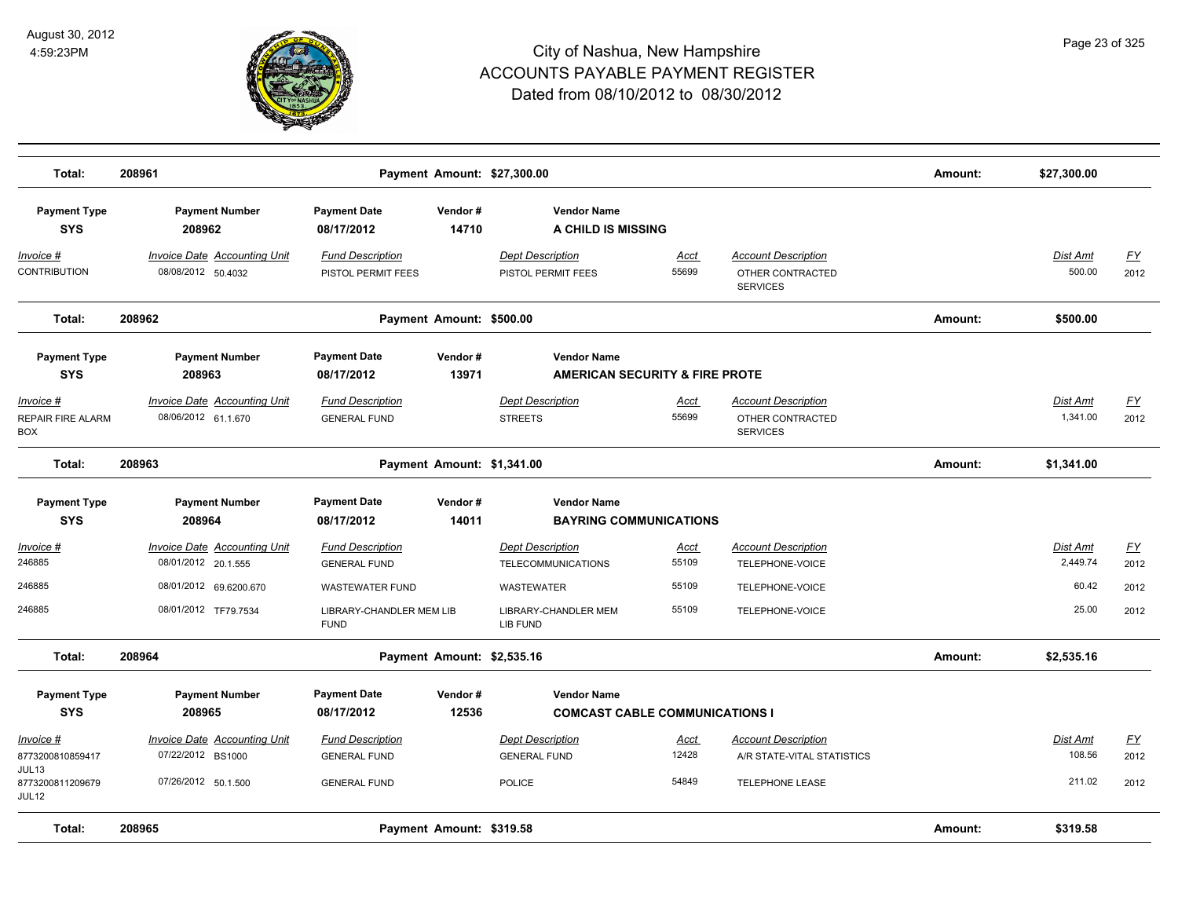# City of Nashua, New Hampshire
## ACCOUNTS PAYABLE PAYMENT REGISTER
### Dated from 08/10/2012 to 08/30/2012

August 30, 2012
4:59:23PM

**Total: 208961 — Payment Amount: $27,300.00 — Amount: $27,300.00**

| Payment Type | Payment Number | Payment Date | Vendor # | Vendor Name |
|---|---|---|---|---|
| SYS | 208962 | 08/17/2012 | 14710 | A CHILD IS MISSING |

| Invoice # | Invoice Date | Accounting Unit | Fund Description | Dept Description | Acct | Account Description | Dist Amt | FY |
|---|---|---|---|---|---|---|---|---|
| CONTRIBUTION | 08/08/2012 | 50.4032 | PISTOL PERMIT FEES | PISTOL PERMIT FEES | 55699 | OTHER CONTRACTED SERVICES | 500.00 | 2012 |

**Total: 208962 — Payment Amount: $500.00 — Amount: $500.00**

| Payment Type | Payment Number | Payment Date | Vendor # | Vendor Name |
|---|---|---|---|---|
| SYS | 208963 | 08/17/2012 | 13971 | AMERICAN SECURITY & FIRE PROTE |

| Invoice # | Invoice Date | Accounting Unit | Fund Description | Dept Description | Acct | Account Description | Dist Amt | FY |
|---|---|---|---|---|---|---|---|---|
| REPAIR FIRE ALARM BOX | 08/06/2012 | 61.1.670 | GENERAL FUND | STREETS | 55699 | OTHER CONTRACTED SERVICES | 1,341.00 | 2012 |

**Total: 208963 — Payment Amount: $1,341.00 — Amount: $1,341.00**

| Payment Type | Payment Number | Payment Date | Vendor # | Vendor Name |
|---|---|---|---|---|
| SYS | 208964 | 08/17/2012 | 14011 | BAYRING COMMUNICATIONS |

| Invoice # | Invoice Date | Accounting Unit | Fund Description | Dept Description | Acct | Account Description | Dist Amt | FY |
|---|---|---|---|---|---|---|---|---|
| 246885 | 08/01/2012 | 20.1.555 | GENERAL FUND | TELECOMMUNICATIONS | 55109 | TELEPHONE-VOICE | 2,449.74 | 2012 |
| 246885 | 08/01/2012 | 69.6200.670 | WASTEWATER FUND | WASTEWATER | 55109 | TELEPHONE-VOICE | 60.42 | 2012 |
| 246885 | 08/01/2012 | TF79.7534 | LIBRARY-CHANDLER MEM LIB FUND | LIBRARY-CHANDLER MEM LIB FUND | 55109 | TELEPHONE-VOICE | 25.00 | 2012 |

**Total: 208964 — Payment Amount: $2,535.16 — Amount: $2,535.16**

| Payment Type | Payment Number | Payment Date | Vendor # | Vendor Name |
|---|---|---|---|---|
| SYS | 208965 | 08/17/2012 | 12536 | COMCAST CABLE COMMUNICATIONS I |

| Invoice # | Invoice Date | Accounting Unit | Fund Description | Dept Description | Acct | Account Description | Dist Amt | FY |
|---|---|---|---|---|---|---|---|---|
| 8773200810859417 JUL13 | 07/22/2012 | BS1000 | GENERAL FUND | GENERAL FUND | 12428 | A/R STATE-VITAL STATISTICS | 108.56 | 2012 |
| 8773200811209679 JUL12 | 07/26/2012 | 50.1.500 | GENERAL FUND | POLICE | 54849 | TELEPHONE LEASE | 211.02 | 2012 |

**Total: 208965 — Payment Amount: $319.58 — Amount: $319.58**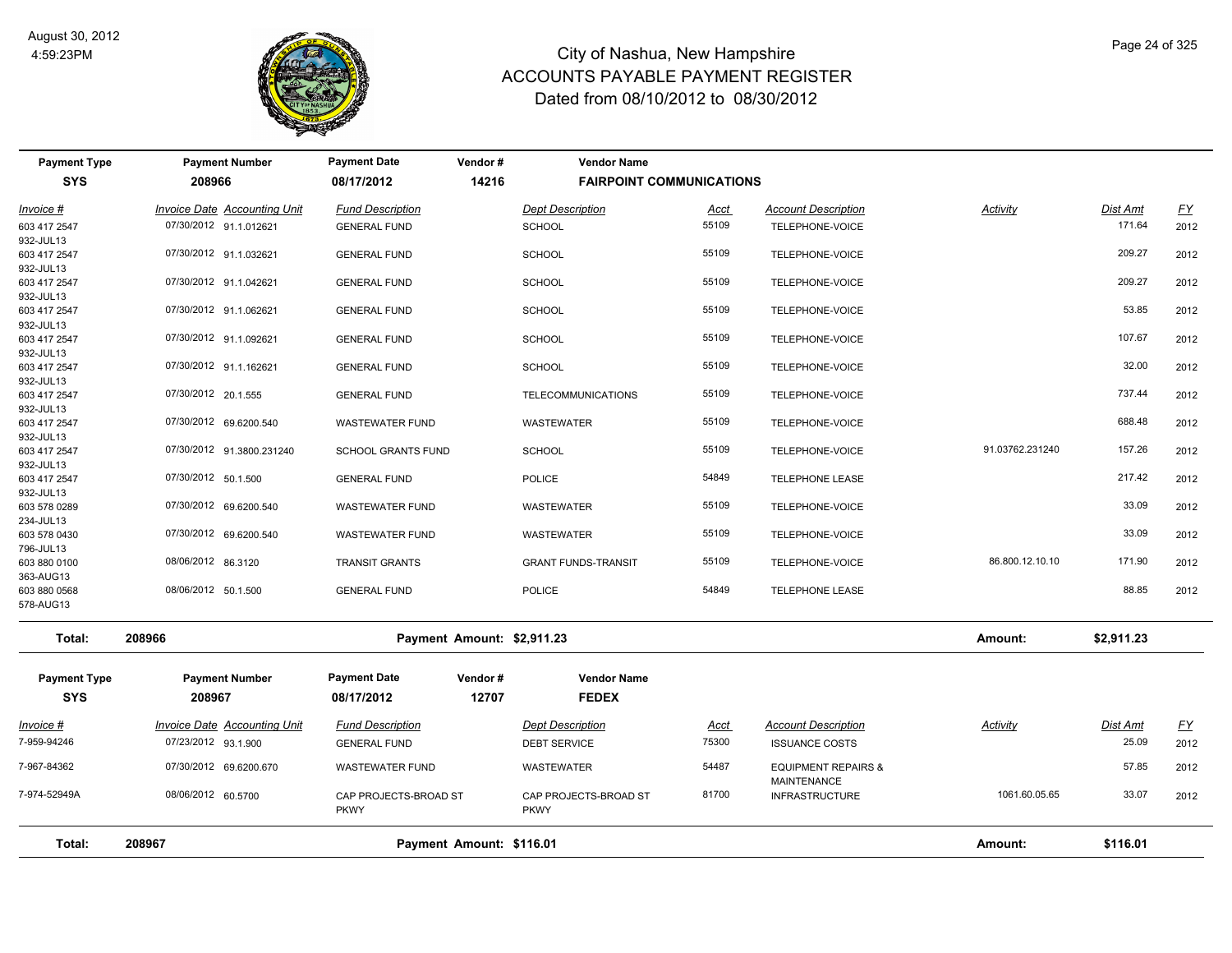# City of Nashua, New Hampshire
## ACCOUNTS PAYABLE PAYMENT REGISTER
### Dated from 08/10/2012 to 08/30/2012

August 30, 2012
4:59:23PM

| Payment Type | Payment Number | Payment Date | Vendor # | Vendor Name |
|---|---|---|---|---|
| SYS | 208966 | 08/17/2012 | 14216 | FAIRPOINT COMMUNICATIONS |

| Invoice # | Invoice Date | Accounting Unit | Fund Description | Dept Description | Acct | Account Description | Activity | Dist Amt | FY |
|---|---|---|---|---|---|---|---|---|---|
| 603 417 2547 932-JUL13 | 07/30/2012 | 91.1.012621 | GENERAL FUND | SCHOOL | 55109 | TELEPHONE-VOICE | | 171.64 | 2012 |
| 603 417 2547 932-JUL13 | 07/30/2012 | 91.1.032621 | GENERAL FUND | SCHOOL | 55109 | TELEPHONE-VOICE | | 209.27 | 2012 |
| 603 417 2547 932-JUL13 | 07/30/2012 | 91.1.042621 | GENERAL FUND | SCHOOL | 55109 | TELEPHONE-VOICE | | 209.27 | 2012 |
| 603 417 2547 932-JUL13 | 07/30/2012 | 91.1.062621 | GENERAL FUND | SCHOOL | 55109 | TELEPHONE-VOICE | | 53.85 | 2012 |
| 603 417 2547 932-JUL13 | 07/30/2012 | 91.1.092621 | GENERAL FUND | SCHOOL | 55109 | TELEPHONE-VOICE | | 107.67 | 2012 |
| 603 417 2547 932-JUL13 | 07/30/2012 | 91.1.162621 | GENERAL FUND | SCHOOL | 55109 | TELEPHONE-VOICE | | 32.00 | 2012 |
| 603 417 2547 932-JUL13 | 07/30/2012 | 20.1.555 | GENERAL FUND | TELECOMMUNICATIONS | 55109 | TELEPHONE-VOICE | | 737.44 | 2012 |
| 603 417 2547 932-JUL13 | 07/30/2012 | 69.6200.540 | WASTEWATER FUND | WASTEWATER | 55109 | TELEPHONE-VOICE | | 688.48 | 2012 |
| 603 417 2547 932-JUL13 | 07/30/2012 | 91.3800.231240 | SCHOOL GRANTS FUND | SCHOOL | 55109 | TELEPHONE-VOICE | 91.03762.231240 | 157.26 | 2012 |
| 603 417 2547 932-JUL13 | 07/30/2012 | 50.1.500 | GENERAL FUND | POLICE | 54849 | TELEPHONE LEASE | | 217.42 | 2012 |
| 603 578 0289 234-JUL13 | 07/30/2012 | 69.6200.540 | WASTEWATER FUND | WASTEWATER | 55109 | TELEPHONE-VOICE | | 33.09 | 2012 |
| 603 578 0430 796-JUL13 | 07/30/2012 | 69.6200.540 | WASTEWATER FUND | WASTEWATER | 55109 | TELEPHONE-VOICE | | 33.09 | 2012 |
| 603 880 0100 363-AUG13 | 08/06/2012 | 86.3120 | TRANSIT GRANTS | GRANT FUNDS-TRANSIT | 55109 | TELEPHONE-VOICE | 86.800.12.10.10 | 171.90 | 2012 |
| 603 880 0568 578-AUG13 | 08/06/2012 | 50.1.500 | GENERAL FUND | POLICE | 54849 | TELEPHONE LEASE | | 88.85 | 2012 |

**Total: 208966 — Payment Amount: $2,911.23 — Amount: $2,911.23**

| Payment Type | Payment Number | Payment Date | Vendor # | Vendor Name |
|---|---|---|---|---|
| SYS | 208967 | 08/17/2012 | 12707 | FEDEX |

| Invoice # | Invoice Date | Accounting Unit | Fund Description | Dept Description | Acct | Account Description | Activity | Dist Amt | FY |
|---|---|---|---|---|---|---|---|---|---|
| 7-959-94246 | 07/23/2012 | 93.1.900 | GENERAL FUND | DEBT SERVICE | 75300 | ISSUANCE COSTS | | 25.09 | 2012 |
| 7-967-84362 | 07/30/2012 | 69.6200.670 | WASTEWATER FUND | WASTEWATER | 54487 | EQUIPMENT REPAIRS & MAINTENANCE | | 57.85 | 2012 |
| 7-974-52949A | 08/06/2012 | 60.5700 | CAP PROJECTS-BROAD ST PKWY | CAP PROJECTS-BROAD ST PKWY | 81700 | INFRASTRUCTURE | 1061.60.05.65 | 33.07 | 2012 |

**Total: 208967 — Payment Amount: $116.01 — Amount: $116.01**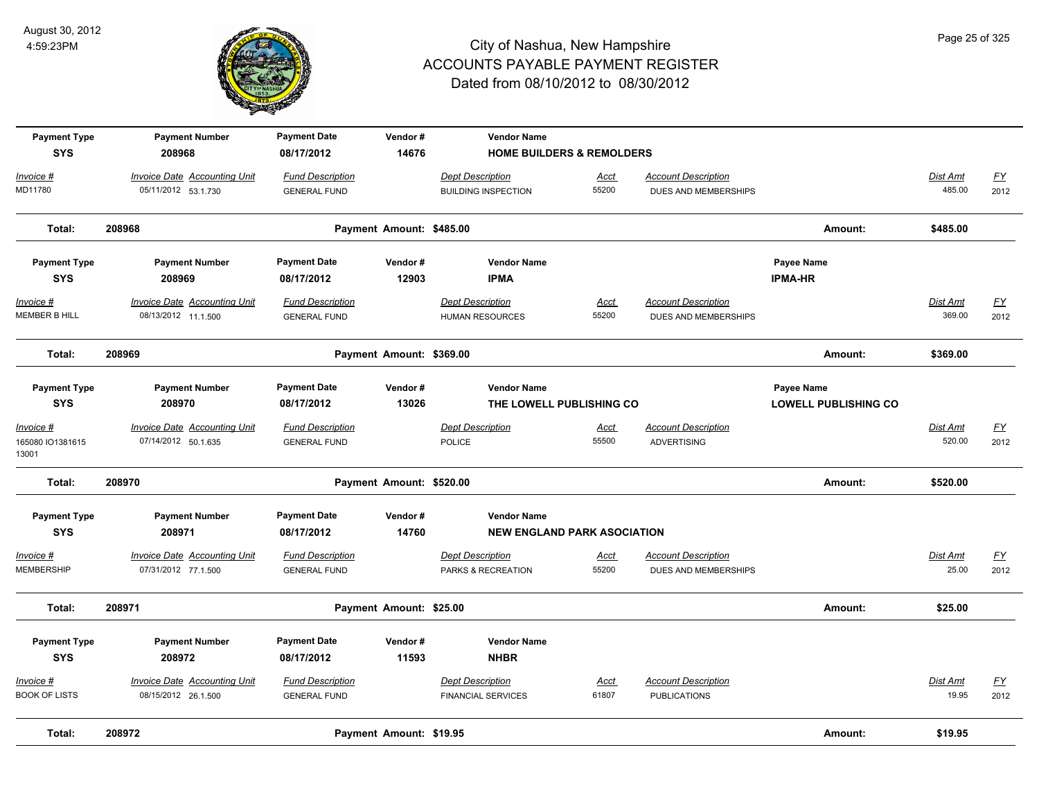# City of Nashua, New Hampshire
## ACCOUNTS PAYABLE PAYMENT REGISTER
### Dated from 08/10/2012 to 08/30/2012

August 30, 2012
4:59:23PM

| Payment Type | Payment Number | Payment Date | Vendor # | Vendor Name | | | Payee Name | | |
|---|---|---|---|---|---|---|---|---|---|
| **SYS** | **208968** | **08/17/2012** | **14676** | **HOME BUILDERS & REMOLDERS** | | | | | |
| *Invoice #* | *Invoice Date Accounting Unit* | *Fund Description* | | *Dept Description* | *Acct* | *Account Description* | | *Dist Amt* | *FY* |
| MD11780 | 05/11/2012 53.1.730 | GENERAL FUND | | BUILDING INSPECTION | 55200 | DUES AND MEMBERSHIPS | | 485.00 | 2012 |
| **Total:** | **208968** | **Payment Amount: $485.00** | | | | | **Amount:** | **$485.00** | |
| **Payment Type** | **Payment Number** | **Payment Date** | **Vendor #** | **Vendor Name** | | | **Payee Name** | | |
| **SYS** | **208969** | **08/17/2012** | **12903** | **IPMA** | | | **IPMA-HR** | | |
| *Invoice #* | *Invoice Date Accounting Unit* | *Fund Description* | | *Dept Description* | *Acct* | *Account Description* | | *Dist Amt* | *FY* |
| MEMBER B HILL | 08/13/2012 11.1.500 | GENERAL FUND | | HUMAN RESOURCES | 55200 | DUES AND MEMBERSHIPS | | 369.00 | 2012 |
| **Total:** | **208969** | **Payment Amount: $369.00** | | | | | **Amount:** | **$369.00** | |
| **Payment Type** | **Payment Number** | **Payment Date** | **Vendor #** | **Vendor Name** | | | **Payee Name** | | |
| **SYS** | **208970** | **08/17/2012** | **13026** | **THE LOWELL PUBLISHING CO** | | | **LOWELL PUBLISHING CO** | | |
| *Invoice #* | *Invoice Date Accounting Unit* | *Fund Description* | | *Dept Description* | *Acct* | *Account Description* | | *Dist Amt* | *FY* |
| 165080 IO1381615 13001 | 07/14/2012 50.1.635 | GENERAL FUND | | POLICE | 55500 | ADVERTISING | | 520.00 | 2012 |
| **Total:** | **208970** | **Payment Amount: $520.00** | | | | | **Amount:** | **$520.00** | |
| **Payment Type** | **Payment Number** | **Payment Date** | **Vendor #** | **Vendor Name** | | | | | |
| **SYS** | **208971** | **08/17/2012** | **14760** | **NEW ENGLAND PARK ASOCIATION** | | | | | |
| *Invoice #* | *Invoice Date Accounting Unit* | *Fund Description* | | *Dept Description* | *Acct* | *Account Description* | | *Dist Amt* | *FY* |
| MEMBERSHIP | 07/31/2012 77.1.500 | GENERAL FUND | | PARKS & RECREATION | 55200 | DUES AND MEMBERSHIPS | | 25.00 | 2012 |
| **Total:** | **208971** | **Payment Amount: $25.00** | | | | | **Amount:** | **$25.00** | |
| **Payment Type** | **Payment Number** | **Payment Date** | **Vendor #** | **Vendor Name** | | | | | |
| **SYS** | **208972** | **08/17/2012** | **11593** | **NHBR** | | | | | |
| *Invoice #* | *Invoice Date Accounting Unit* | *Fund Description* | | *Dept Description* | *Acct* | *Account Description* | | *Dist Amt* | *FY* |
| BOOK OF LISTS | 08/15/2012 26.1.500 | GENERAL FUND | | FINANCIAL SERVICES | 61807 | PUBLICATIONS | | 19.95 | 2012 |
| **Total:** | **208972** | **Payment Amount: $19.95** | | | | | **Amount:** | **$19.95** | |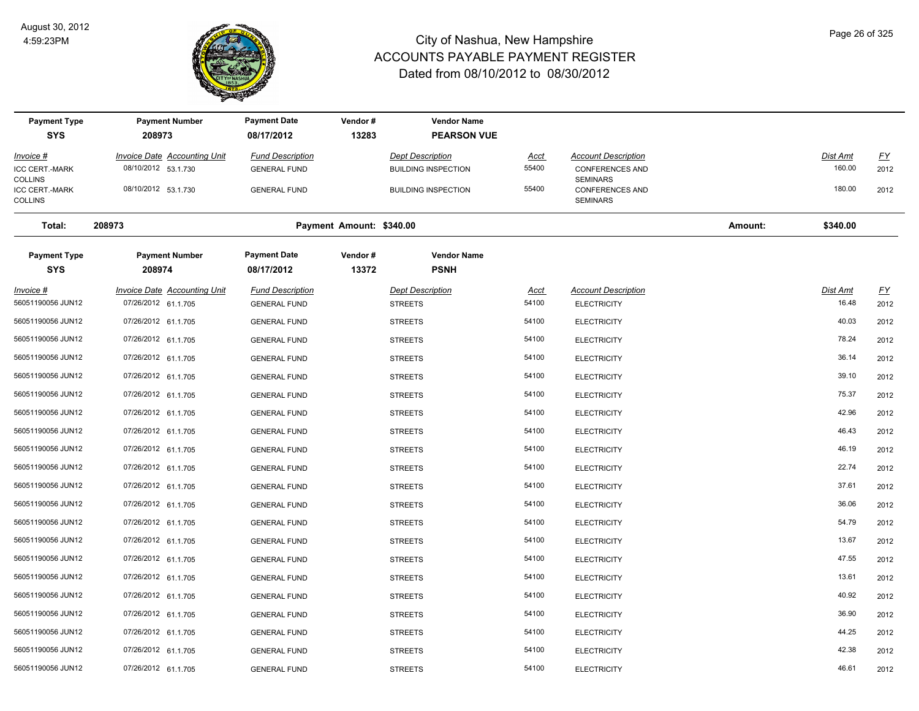# City of Nashua, New Hampshire
## ACCOUNTS PAYABLE PAYMENT REGISTER
### Dated from 08/10/2012 to 08/30/2012

August 30, 2012
4:59:23PM

| Payment Type | Payment Number | Payment Date | Vendor # | Vendor Name |
|---|---|---|---|---|
| **SYS** | **208973** | **08/17/2012** | **13283** | **PEARSON VUE** |

| Invoice # | Invoice Date | Accounting Unit | Fund Description | Dept Description | Acct | Account Description | Dist Amt | FY |
|---|---|---|---|---|---|---|---|---|
| ICC CERT.-MARK COLLINS | 08/10/2012 | 53.1.730 | GENERAL FUND | BUILDING INSPECTION | 55400 | CONFERENCES AND SEMINARS | 160.00 | 2012 |
| ICC CERT.-MARK COLLINS | 08/10/2012 | 53.1.730 | GENERAL FUND | BUILDING INSPECTION | 55400 | CONFERENCES AND SEMINARS | 180.00 | 2012 |

**Total: 208973 — Payment Amount: $340.00 — Amount: $340.00**

| Payment Type | Payment Number | Payment Date | Vendor # | Vendor Name |
|---|---|---|---|---|
| **SYS** | **208974** | **08/17/2012** | **13372** | **PSNH** |

| Invoice # | Invoice Date | Accounting Unit | Fund Description | Dept Description | Acct | Account Description | Dist Amt | FY |
|---|---|---|---|---|---|---|---|---|
| 56051190056 JUN12 | 07/26/2012 | 61.1.705 | GENERAL FUND | STREETS | 54100 | ELECTRICITY | 16.48 | 2012 |
| 56051190056 JUN12 | 07/26/2012 | 61.1.705 | GENERAL FUND | STREETS | 54100 | ELECTRICITY | 40.03 | 2012 |
| 56051190056 JUN12 | 07/26/2012 | 61.1.705 | GENERAL FUND | STREETS | 54100 | ELECTRICITY | 78.24 | 2012 |
| 56051190056 JUN12 | 07/26/2012 | 61.1.705 | GENERAL FUND | STREETS | 54100 | ELECTRICITY | 36.14 | 2012 |
| 56051190056 JUN12 | 07/26/2012 | 61.1.705 | GENERAL FUND | STREETS | 54100 | ELECTRICITY | 39.10 | 2012 |
| 56051190056 JUN12 | 07/26/2012 | 61.1.705 | GENERAL FUND | STREETS | 54100 | ELECTRICITY | 75.37 | 2012 |
| 56051190056 JUN12 | 07/26/2012 | 61.1.705 | GENERAL FUND | STREETS | 54100 | ELECTRICITY | 42.96 | 2012 |
| 56051190056 JUN12 | 07/26/2012 | 61.1.705 | GENERAL FUND | STREETS | 54100 | ELECTRICITY | 46.43 | 2012 |
| 56051190056 JUN12 | 07/26/2012 | 61.1.705 | GENERAL FUND | STREETS | 54100 | ELECTRICITY | 46.19 | 2012 |
| 56051190056 JUN12 | 07/26/2012 | 61.1.705 | GENERAL FUND | STREETS | 54100 | ELECTRICITY | 22.74 | 2012 |
| 56051190056 JUN12 | 07/26/2012 | 61.1.705 | GENERAL FUND | STREETS | 54100 | ELECTRICITY | 37.61 | 2012 |
| 56051190056 JUN12 | 07/26/2012 | 61.1.705 | GENERAL FUND | STREETS | 54100 | ELECTRICITY | 36.06 | 2012 |
| 56051190056 JUN12 | 07/26/2012 | 61.1.705 | GENERAL FUND | STREETS | 54100 | ELECTRICITY | 54.79 | 2012 |
| 56051190056 JUN12 | 07/26/2012 | 61.1.705 | GENERAL FUND | STREETS | 54100 | ELECTRICITY | 13.67 | 2012 |
| 56051190056 JUN12 | 07/26/2012 | 61.1.705 | GENERAL FUND | STREETS | 54100 | ELECTRICITY | 47.55 | 2012 |
| 56051190056 JUN12 | 07/26/2012 | 61.1.705 | GENERAL FUND | STREETS | 54100 | ELECTRICITY | 13.61 | 2012 |
| 56051190056 JUN12 | 07/26/2012 | 61.1.705 | GENERAL FUND | STREETS | 54100 | ELECTRICITY | 40.92 | 2012 |
| 56051190056 JUN12 | 07/26/2012 | 61.1.705 | GENERAL FUND | STREETS | 54100 | ELECTRICITY | 36.90 | 2012 |
| 56051190056 JUN12 | 07/26/2012 | 61.1.705 | GENERAL FUND | STREETS | 54100 | ELECTRICITY | 44.25 | 2012 |
| 56051190056 JUN12 | 07/26/2012 | 61.1.705 | GENERAL FUND | STREETS | 54100 | ELECTRICITY | 42.38 | 2012 |
| 56051190056 JUN12 | 07/26/2012 | 61.1.705 | GENERAL FUND | STREETS | 54100 | ELECTRICITY | 46.61 | 2012 |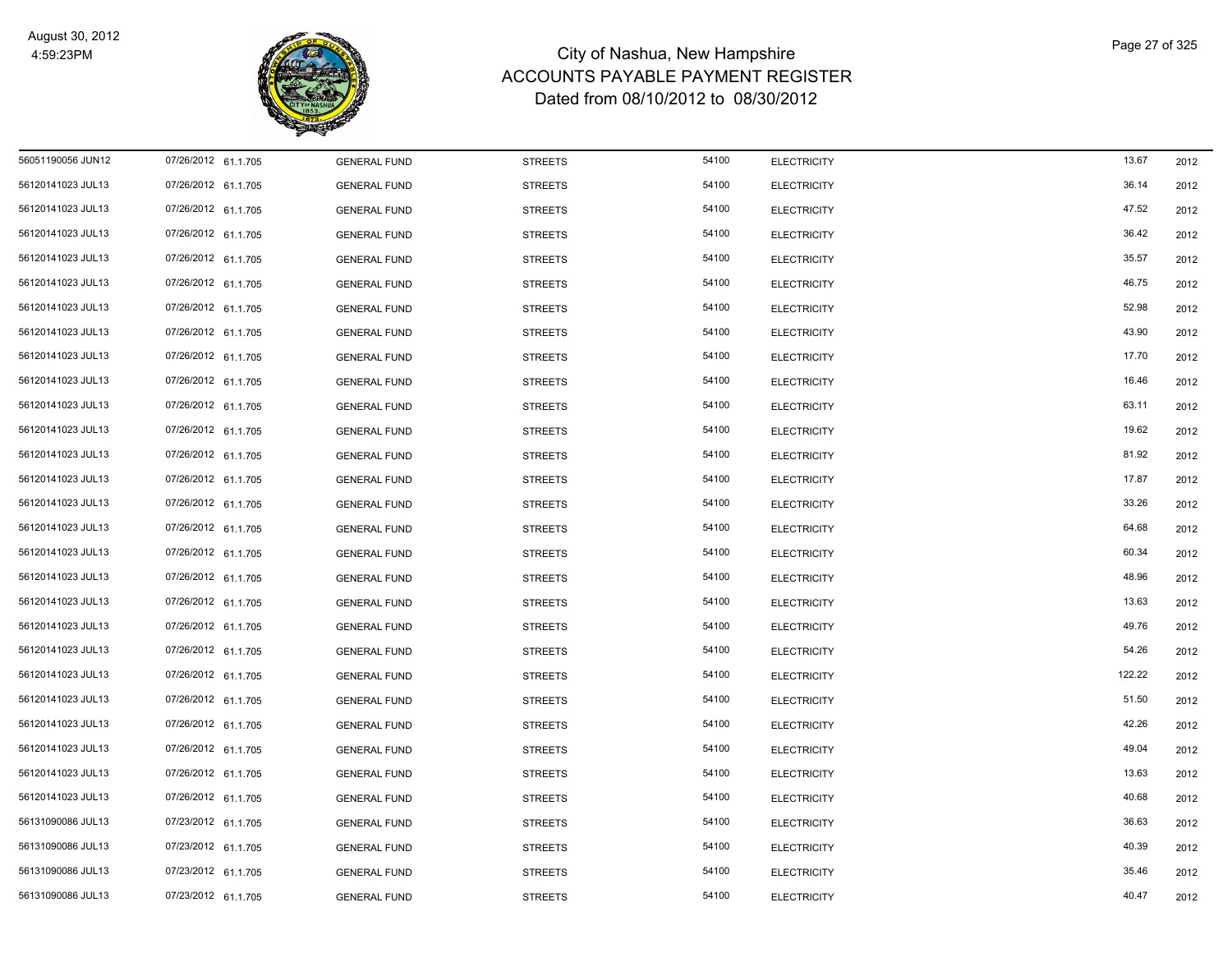# City of Nashua, New Hampshire
## ACCOUNTS PAYABLE PAYMENT REGISTER
### Dated from 08/10/2012 to 08/30/2012

August 30, 2012
4:59:23PM

| | | | | | | | | |
|---|---|---|---|---|---|---|---|---|
| 56051190056 JUN12 | 07/26/2012 | 61.1.705 | GENERAL FUND | STREETS | 54100 | ELECTRICITY | 13.67 | 2012 |
| 56120141023 JUL13 | 07/26/2012 | 61.1.705 | GENERAL FUND | STREETS | 54100 | ELECTRICITY | 36.14 | 2012 |
| 56120141023 JUL13 | 07/26/2012 | 61.1.705 | GENERAL FUND | STREETS | 54100 | ELECTRICITY | 47.52 | 2012 |
| 56120141023 JUL13 | 07/26/2012 | 61.1.705 | GENERAL FUND | STREETS | 54100 | ELECTRICITY | 36.42 | 2012 |
| 56120141023 JUL13 | 07/26/2012 | 61.1.705 | GENERAL FUND | STREETS | 54100 | ELECTRICITY | 35.57 | 2012 |
| 56120141023 JUL13 | 07/26/2012 | 61.1.705 | GENERAL FUND | STREETS | 54100 | ELECTRICITY | 46.75 | 2012 |
| 56120141023 JUL13 | 07/26/2012 | 61.1.705 | GENERAL FUND | STREETS | 54100 | ELECTRICITY | 52.98 | 2012 |
| 56120141023 JUL13 | 07/26/2012 | 61.1.705 | GENERAL FUND | STREETS | 54100 | ELECTRICITY | 43.90 | 2012 |
| 56120141023 JUL13 | 07/26/2012 | 61.1.705 | GENERAL FUND | STREETS | 54100 | ELECTRICITY | 17.70 | 2012 |
| 56120141023 JUL13 | 07/26/2012 | 61.1.705 | GENERAL FUND | STREETS | 54100 | ELECTRICITY | 16.46 | 2012 |
| 56120141023 JUL13 | 07/26/2012 | 61.1.705 | GENERAL FUND | STREETS | 54100 | ELECTRICITY | 63.11 | 2012 |
| 56120141023 JUL13 | 07/26/2012 | 61.1.705 | GENERAL FUND | STREETS | 54100 | ELECTRICITY | 19.62 | 2012 |
| 56120141023 JUL13 | 07/26/2012 | 61.1.705 | GENERAL FUND | STREETS | 54100 | ELECTRICITY | 81.92 | 2012 |
| 56120141023 JUL13 | 07/26/2012 | 61.1.705 | GENERAL FUND | STREETS | 54100 | ELECTRICITY | 17.87 | 2012 |
| 56120141023 JUL13 | 07/26/2012 | 61.1.705 | GENERAL FUND | STREETS | 54100 | ELECTRICITY | 33.26 | 2012 |
| 56120141023 JUL13 | 07/26/2012 | 61.1.705 | GENERAL FUND | STREETS | 54100 | ELECTRICITY | 64.68 | 2012 |
| 56120141023 JUL13 | 07/26/2012 | 61.1.705 | GENERAL FUND | STREETS | 54100 | ELECTRICITY | 60.34 | 2012 |
| 56120141023 JUL13 | 07/26/2012 | 61.1.705 | GENERAL FUND | STREETS | 54100 | ELECTRICITY | 48.96 | 2012 |
| 56120141023 JUL13 | 07/26/2012 | 61.1.705 | GENERAL FUND | STREETS | 54100 | ELECTRICITY | 13.63 | 2012 |
| 56120141023 JUL13 | 07/26/2012 | 61.1.705 | GENERAL FUND | STREETS | 54100 | ELECTRICITY | 49.76 | 2012 |
| 56120141023 JUL13 | 07/26/2012 | 61.1.705 | GENERAL FUND | STREETS | 54100 | ELECTRICITY | 54.26 | 2012 |
| 56120141023 JUL13 | 07/26/2012 | 61.1.705 | GENERAL FUND | STREETS | 54100 | ELECTRICITY | 122.22 | 2012 |
| 56120141023 JUL13 | 07/26/2012 | 61.1.705 | GENERAL FUND | STREETS | 54100 | ELECTRICITY | 51.50 | 2012 |
| 56120141023 JUL13 | 07/26/2012 | 61.1.705 | GENERAL FUND | STREETS | 54100 | ELECTRICITY | 42.26 | 2012 |
| 56120141023 JUL13 | 07/26/2012 | 61.1.705 | GENERAL FUND | STREETS | 54100 | ELECTRICITY | 49.04 | 2012 |
| 56120141023 JUL13 | 07/26/2012 | 61.1.705 | GENERAL FUND | STREETS | 54100 | ELECTRICITY | 13.63 | 2012 |
| 56120141023 JUL13 | 07/26/2012 | 61.1.705 | GENERAL FUND | STREETS | 54100 | ELECTRICITY | 40.68 | 2012 |
| 56131090086 JUL13 | 07/23/2012 | 61.1.705 | GENERAL FUND | STREETS | 54100 | ELECTRICITY | 36.63 | 2012 |
| 56131090086 JUL13 | 07/23/2012 | 61.1.705 | GENERAL FUND | STREETS | 54100 | ELECTRICITY | 40.39 | 2012 |
| 56131090086 JUL13 | 07/23/2012 | 61.1.705 | GENERAL FUND | STREETS | 54100 | ELECTRICITY | 35.46 | 2012 |
| 56131090086 JUL13 | 07/23/2012 | 61.1.705 | GENERAL FUND | STREETS | 54100 | ELECTRICITY | 40.47 | 2012 |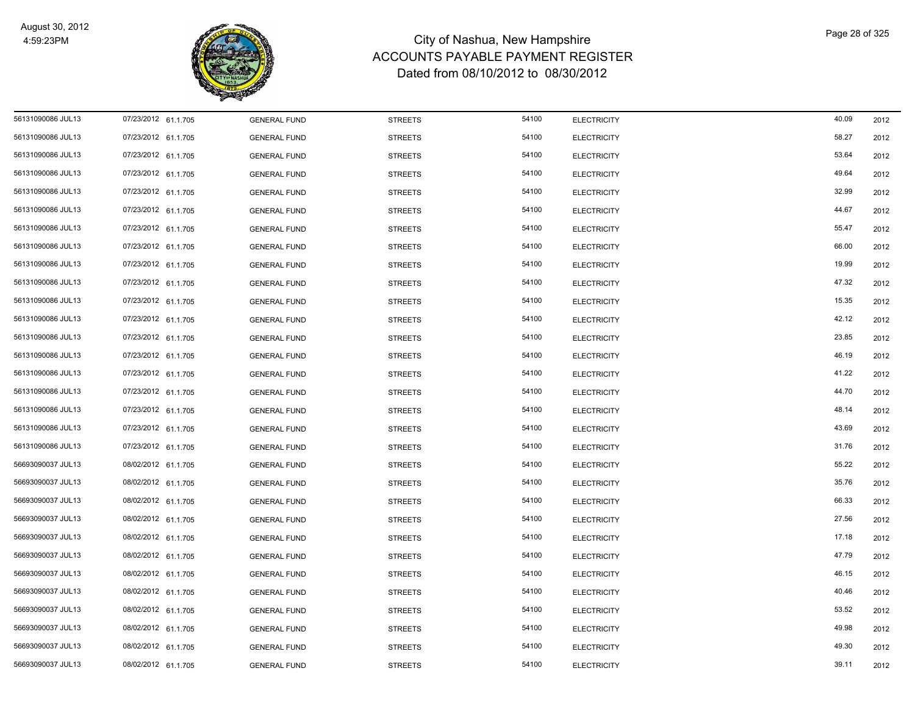# City of Nashua, New Hampshire
## ACCOUNTS PAYABLE PAYMENT REGISTER
### Dated from 08/10/2012 to 08/30/2012

August 30, 2012
4:59:23PM

| | | | | | | | |
|---|---|---|---|---|---|---|---|
| 56131090086 JUL13 | 07/23/2012 61.1.705 | GENERAL FUND | STREETS | 54100 | ELECTRICITY | 40.09 | 2012 |
| 56131090086 JUL13 | 07/23/2012 61.1.705 | GENERAL FUND | STREETS | 54100 | ELECTRICITY | 58.27 | 2012 |
| 56131090086 JUL13 | 07/23/2012 61.1.705 | GENERAL FUND | STREETS | 54100 | ELECTRICITY | 53.64 | 2012 |
| 56131090086 JUL13 | 07/23/2012 61.1.705 | GENERAL FUND | STREETS | 54100 | ELECTRICITY | 49.64 | 2012 |
| 56131090086 JUL13 | 07/23/2012 61.1.705 | GENERAL FUND | STREETS | 54100 | ELECTRICITY | 32.99 | 2012 |
| 56131090086 JUL13 | 07/23/2012 61.1.705 | GENERAL FUND | STREETS | 54100 | ELECTRICITY | 44.67 | 2012 |
| 56131090086 JUL13 | 07/23/2012 61.1.705 | GENERAL FUND | STREETS | 54100 | ELECTRICITY | 55.47 | 2012 |
| 56131090086 JUL13 | 07/23/2012 61.1.705 | GENERAL FUND | STREETS | 54100 | ELECTRICITY | 66.00 | 2012 |
| 56131090086 JUL13 | 07/23/2012 61.1.705 | GENERAL FUND | STREETS | 54100 | ELECTRICITY | 19.99 | 2012 |
| 56131090086 JUL13 | 07/23/2012 61.1.705 | GENERAL FUND | STREETS | 54100 | ELECTRICITY | 47.32 | 2012 |
| 56131090086 JUL13 | 07/23/2012 61.1.705 | GENERAL FUND | STREETS | 54100 | ELECTRICITY | 15.35 | 2012 |
| 56131090086 JUL13 | 07/23/2012 61.1.705 | GENERAL FUND | STREETS | 54100 | ELECTRICITY | 42.12 | 2012 |
| 56131090086 JUL13 | 07/23/2012 61.1.705 | GENERAL FUND | STREETS | 54100 | ELECTRICITY | 23.85 | 2012 |
| 56131090086 JUL13 | 07/23/2012 61.1.705 | GENERAL FUND | STREETS | 54100 | ELECTRICITY | 46.19 | 2012 |
| 56131090086 JUL13 | 07/23/2012 61.1.705 | GENERAL FUND | STREETS | 54100 | ELECTRICITY | 41.22 | 2012 |
| 56131090086 JUL13 | 07/23/2012 61.1.705 | GENERAL FUND | STREETS | 54100 | ELECTRICITY | 44.70 | 2012 |
| 56131090086 JUL13 | 07/23/2012 61.1.705 | GENERAL FUND | STREETS | 54100 | ELECTRICITY | 48.14 | 2012 |
| 56131090086 JUL13 | 07/23/2012 61.1.705 | GENERAL FUND | STREETS | 54100 | ELECTRICITY | 43.69 | 2012 |
| 56131090086 JUL13 | 07/23/2012 61.1.705 | GENERAL FUND | STREETS | 54100 | ELECTRICITY | 31.76 | 2012 |
| 56693090037 JUL13 | 08/02/2012 61.1.705 | GENERAL FUND | STREETS | 54100 | ELECTRICITY | 55.22 | 2012 |
| 56693090037 JUL13 | 08/02/2012 61.1.705 | GENERAL FUND | STREETS | 54100 | ELECTRICITY | 35.76 | 2012 |
| 56693090037 JUL13 | 08/02/2012 61.1.705 | GENERAL FUND | STREETS | 54100 | ELECTRICITY | 66.33 | 2012 |
| 56693090037 JUL13 | 08/02/2012 61.1.705 | GENERAL FUND | STREETS | 54100 | ELECTRICITY | 27.56 | 2012 |
| 56693090037 JUL13 | 08/02/2012 61.1.705 | GENERAL FUND | STREETS | 54100 | ELECTRICITY | 17.18 | 2012 |
| 56693090037 JUL13 | 08/02/2012 61.1.705 | GENERAL FUND | STREETS | 54100 | ELECTRICITY | 47.79 | 2012 |
| 56693090037 JUL13 | 08/02/2012 61.1.705 | GENERAL FUND | STREETS | 54100 | ELECTRICITY | 46.15 | 2012 |
| 56693090037 JUL13 | 08/02/2012 61.1.705 | GENERAL FUND | STREETS | 54100 | ELECTRICITY | 40.46 | 2012 |
| 56693090037 JUL13 | 08/02/2012 61.1.705 | GENERAL FUND | STREETS | 54100 | ELECTRICITY | 53.52 | 2012 |
| 56693090037 JUL13 | 08/02/2012 61.1.705 | GENERAL FUND | STREETS | 54100 | ELECTRICITY | 49.98 | 2012 |
| 56693090037 JUL13 | 08/02/2012 61.1.705 | GENERAL FUND | STREETS | 54100 | ELECTRICITY | 49.30 | 2012 |
| 56693090037 JUL13 | 08/02/2012 61.1.705 | GENERAL FUND | STREETS | 54100 | ELECTRICITY | 39.11 | 2012 |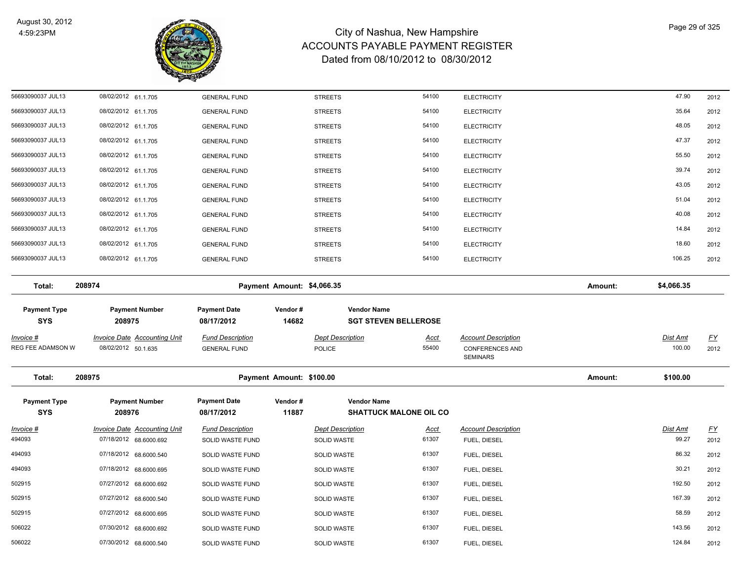| Invoice # | Invoice Date | Accounting Unit | Fund Description | Dept Description | Acct | Account Description | Dist Amt | FY |
|---|---|---|---|---|---|---|---|---|
| 56693090037 JUL13 | 08/02/2012 | 61.1.705 | GENERAL FUND | STREETS | 54100 | ELECTRICITY | 47.90 | 2012 |
| 56693090037 JUL13 | 08/02/2012 | 61.1.705 | GENERAL FUND | STREETS | 54100 | ELECTRICITY | 35.64 | 2012 |
| 56693090037 JUL13 | 08/02/2012 | 61.1.705 | GENERAL FUND | STREETS | 54100 | ELECTRICITY | 48.05 | 2012 |
| 56693090037 JUL13 | 08/02/2012 | 61.1.705 | GENERAL FUND | STREETS | 54100 | ELECTRICITY | 47.37 | 2012 |
| 56693090037 JUL13 | 08/02/2012 | 61.1.705 | GENERAL FUND | STREETS | 54100 | ELECTRICITY | 55.50 | 2012 |
| 56693090037 JUL13 | 08/02/2012 | 61.1.705 | GENERAL FUND | STREETS | 54100 | ELECTRICITY | 39.74 | 2012 |
| 56693090037 JUL13 | 08/02/2012 | 61.1.705 | GENERAL FUND | STREETS | 54100 | ELECTRICITY | 43.05 | 2012 |
| 56693090037 JUL13 | 08/02/2012 | 61.1.705 | GENERAL FUND | STREETS | 54100 | ELECTRICITY | 51.04 | 2012 |
| 56693090037 JUL13 | 08/02/2012 | 61.1.705 | GENERAL FUND | STREETS | 54100 | ELECTRICITY | 40.08 | 2012 |
| 56693090037 JUL13 | 08/02/2012 | 61.1.705 | GENERAL FUND | STREETS | 54100 | ELECTRICITY | 14.84 | 2012 |
| 56693090037 JUL13 | 08/02/2012 | 61.1.705 | GENERAL FUND | STREETS | 54100 | ELECTRICITY | 18.60 | 2012 |
| 56693090037 JUL13 | 08/02/2012 | 61.1.705 | GENERAL FUND | STREETS | 54100 | ELECTRICITY | 106.25 | 2012 |

**Total: 208974** Payment Amount: $4,066.35 Amount: **$4,066.35**

| Payment Type | Payment Number | Payment Date | Vendor # | Vendor Name |
|---|---|---|---|---|
| SYS | 208975 | 08/17/2012 | 14682 | SGT STEVEN BELLEROSE |

| Invoice # | Invoice Date | Accounting Unit | Fund Description | Dept Description | Acct | Account Description | Dist Amt | FY |
|---|---|---|---|---|---|---|---|---|
| REG FEE ADAMSON W | 08/02/2012 | 50.1.635 | GENERAL FUND | POLICE | 55400 | CONFERENCES AND SEMINARS | 100.00 | 2012 |

**Total: 208975** Payment Amount: $100.00 Amount: **$100.00**

| Payment Type | Payment Number | Payment Date | Vendor # | Vendor Name |
|---|---|---|---|---|
| SYS | 208976 | 08/17/2012 | 11887 | SHATTUCK MALONE OIL CO |

| Invoice # | Invoice Date | Accounting Unit | Fund Description | Dept Description | Acct | Account Description | Dist Amt | FY |
|---|---|---|---|---|---|---|---|---|
| 494093 | 07/18/2012 | 68.6000.692 | SOLID WASTE FUND | SOLID WASTE | 61307 | FUEL, DIESEL | 99.27 | 2012 |
| 494093 | 07/18/2012 | 68.6000.540 | SOLID WASTE FUND | SOLID WASTE | 61307 | FUEL, DIESEL | 86.32 | 2012 |
| 494093 | 07/18/2012 | 68.6000.695 | SOLID WASTE FUND | SOLID WASTE | 61307 | FUEL, DIESEL | 30.21 | 2012 |
| 502915 | 07/27/2012 | 68.6000.692 | SOLID WASTE FUND | SOLID WASTE | 61307 | FUEL, DIESEL | 192.50 | 2012 |
| 502915 | 07/27/2012 | 68.6000.540 | SOLID WASTE FUND | SOLID WASTE | 61307 | FUEL, DIESEL | 167.39 | 2012 |
| 502915 | 07/27/2012 | 68.6000.695 | SOLID WASTE FUND | SOLID WASTE | 61307 | FUEL, DIESEL | 58.59 | 2012 |
| 506022 | 07/30/2012 | 68.6000.692 | SOLID WASTE FUND | SOLID WASTE | 61307 | FUEL, DIESEL | 143.56 | 2012 |
| 506022 | 07/30/2012 | 68.6000.540 | SOLID WASTE FUND | SOLID WASTE | 61307 | FUEL, DIESEL | 124.84 | 2012 |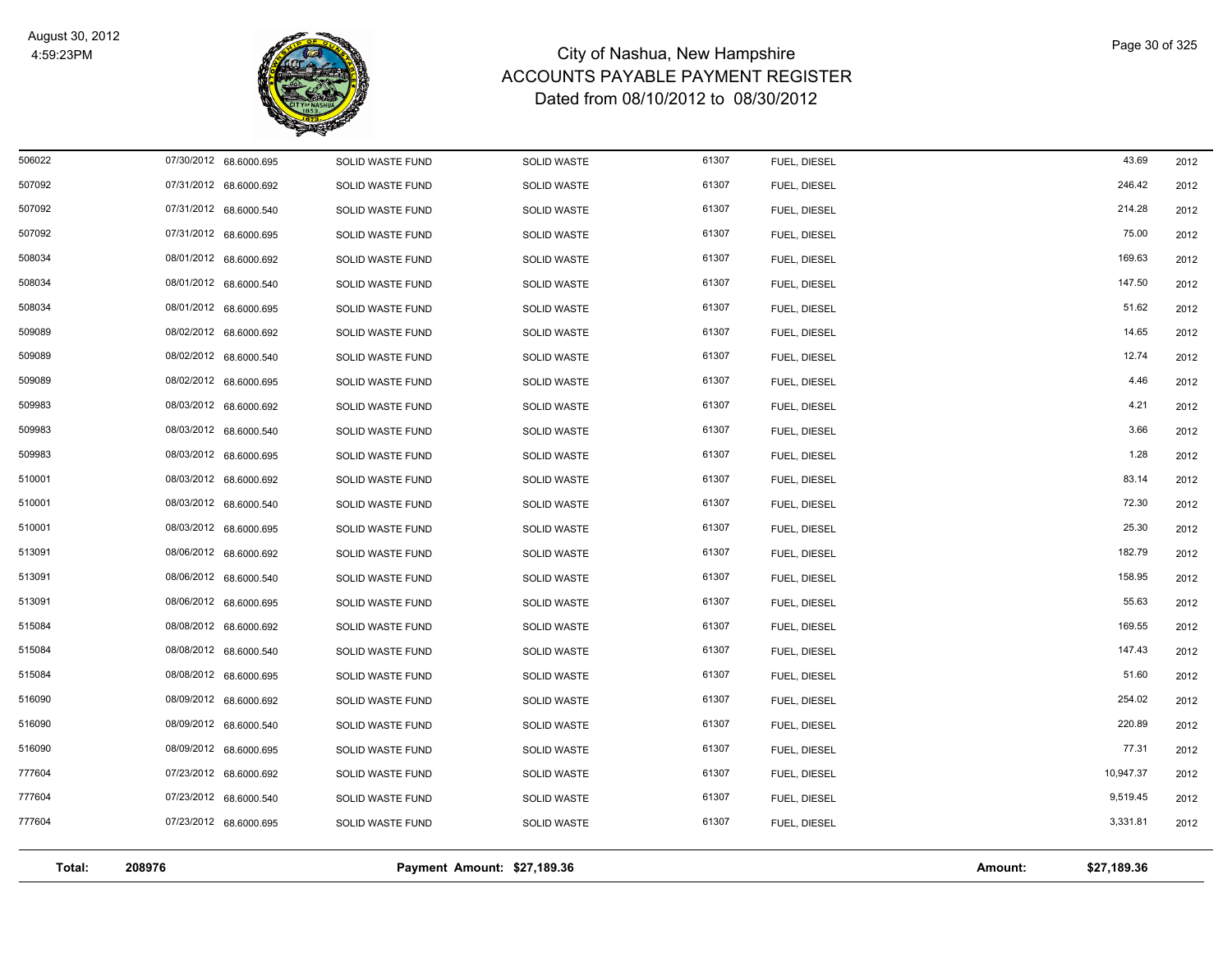| | | | | | | | | |
|---|---|---|---|---|---|---|---|---|
| 506022 | 07/30/2012 | 68.6000.695 | SOLID WASTE FUND | SOLID WASTE | 61307 | FUEL, DIESEL | 43.69 | 2012 |
| 507092 | 07/31/2012 | 68.6000.692 | SOLID WASTE FUND | SOLID WASTE | 61307 | FUEL, DIESEL | 246.42 | 2012 |
| 507092 | 07/31/2012 | 68.6000.540 | SOLID WASTE FUND | SOLID WASTE | 61307 | FUEL, DIESEL | 214.28 | 2012 |
| 507092 | 07/31/2012 | 68.6000.695 | SOLID WASTE FUND | SOLID WASTE | 61307 | FUEL, DIESEL | 75.00 | 2012 |
| 508034 | 08/01/2012 | 68.6000.692 | SOLID WASTE FUND | SOLID WASTE | 61307 | FUEL, DIESEL | 169.63 | 2012 |
| 508034 | 08/01/2012 | 68.6000.540 | SOLID WASTE FUND | SOLID WASTE | 61307 | FUEL, DIESEL | 147.50 | 2012 |
| 508034 | 08/01/2012 | 68.6000.695 | SOLID WASTE FUND | SOLID WASTE | 61307 | FUEL, DIESEL | 51.62 | 2012 |
| 509089 | 08/02/2012 | 68.6000.692 | SOLID WASTE FUND | SOLID WASTE | 61307 | FUEL, DIESEL | 14.65 | 2012 |
| 509089 | 08/02/2012 | 68.6000.540 | SOLID WASTE FUND | SOLID WASTE | 61307 | FUEL, DIESEL | 12.74 | 2012 |
| 509089 | 08/02/2012 | 68.6000.695 | SOLID WASTE FUND | SOLID WASTE | 61307 | FUEL, DIESEL | 4.46 | 2012 |
| 509983 | 08/03/2012 | 68.6000.692 | SOLID WASTE FUND | SOLID WASTE | 61307 | FUEL, DIESEL | 4.21 | 2012 |
| 509983 | 08/03/2012 | 68.6000.540 | SOLID WASTE FUND | SOLID WASTE | 61307 | FUEL, DIESEL | 3.66 | 2012 |
| 509983 | 08/03/2012 | 68.6000.695 | SOLID WASTE FUND | SOLID WASTE | 61307 | FUEL, DIESEL | 1.28 | 2012 |
| 510001 | 08/03/2012 | 68.6000.692 | SOLID WASTE FUND | SOLID WASTE | 61307 | FUEL, DIESEL | 83.14 | 2012 |
| 510001 | 08/03/2012 | 68.6000.540 | SOLID WASTE FUND | SOLID WASTE | 61307 | FUEL, DIESEL | 72.30 | 2012 |
| 510001 | 08/03/2012 | 68.6000.695 | SOLID WASTE FUND | SOLID WASTE | 61307 | FUEL, DIESEL | 25.30 | 2012 |
| 513091 | 08/06/2012 | 68.6000.692 | SOLID WASTE FUND | SOLID WASTE | 61307 | FUEL, DIESEL | 182.79 | 2012 |
| 513091 | 08/06/2012 | 68.6000.540 | SOLID WASTE FUND | SOLID WASTE | 61307 | FUEL, DIESEL | 158.95 | 2012 |
| 513091 | 08/06/2012 | 68.6000.695 | SOLID WASTE FUND | SOLID WASTE | 61307 | FUEL, DIESEL | 55.63 | 2012 |
| 515084 | 08/08/2012 | 68.6000.692 | SOLID WASTE FUND | SOLID WASTE | 61307 | FUEL, DIESEL | 169.55 | 2012 |
| 515084 | 08/08/2012 | 68.6000.540 | SOLID WASTE FUND | SOLID WASTE | 61307 | FUEL, DIESEL | 147.43 | 2012 |
| 515084 | 08/08/2012 | 68.6000.695 | SOLID WASTE FUND | SOLID WASTE | 61307 | FUEL, DIESEL | 51.60 | 2012 |
| 516090 | 08/09/2012 | 68.6000.692 | SOLID WASTE FUND | SOLID WASTE | 61307 | FUEL, DIESEL | 254.02 | 2012 |
| 516090 | 08/09/2012 | 68.6000.540 | SOLID WASTE FUND | SOLID WASTE | 61307 | FUEL, DIESEL | 220.89 | 2012 |
| 516090 | 08/09/2012 | 68.6000.695 | SOLID WASTE FUND | SOLID WASTE | 61307 | FUEL, DIESEL | 77.31 | 2012 |
| 777604 | 07/23/2012 | 68.6000.692 | SOLID WASTE FUND | SOLID WASTE | 61307 | FUEL, DIESEL | 10,947.37 | 2012 |
| 777604 | 07/23/2012 | 68.6000.540 | SOLID WASTE FUND | SOLID WASTE | 61307 | FUEL, DIESEL | 9,519.45 | 2012 |
| 777604 | 07/23/2012 | 68.6000.695 | SOLID WASTE FUND | SOLID WASTE | 61307 | FUEL, DIESEL | 3,331.81 | 2012 |

**Total: 208976 — Payment Amount: $27,189.36 — Amount: $27,189.36**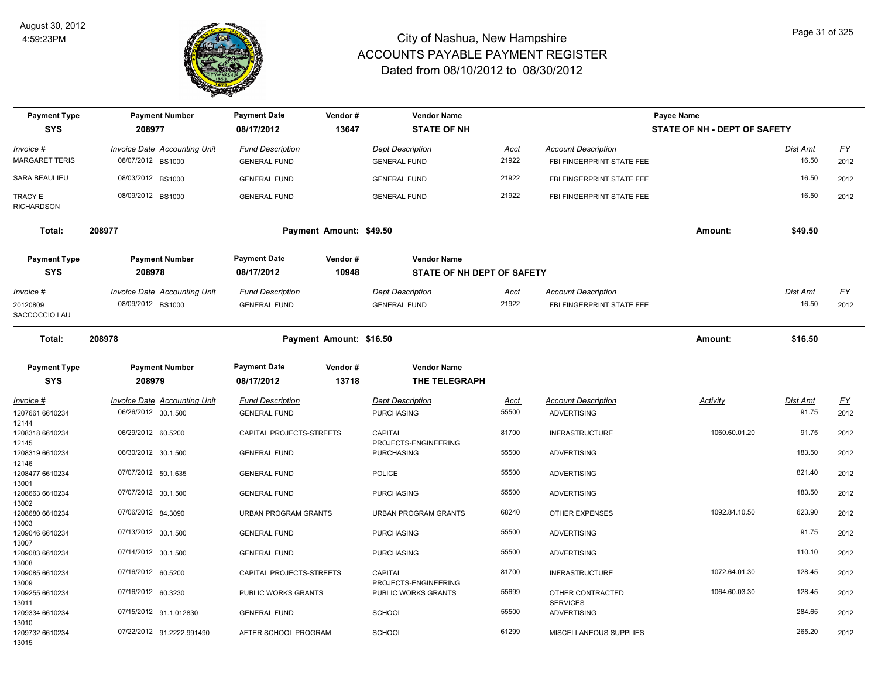# City of Nashua, New Hampshire
## ACCOUNTS PAYABLE PAYMENT REGISTER
### Dated from 08/10/2012 to 08/30/2012

August 30, 2012
4:59:23PM

| Payment Type | Payment Number | Payment Date | Vendor # | Vendor Name | | | Payee Name | | |
|---|---|---|---|---|---|---|---|---|---|
| SYS | 208977 | 08/17/2012 | 13647 | STATE OF NH | | | STATE OF NH - DEPT OF SAFETY | | |

| Invoice # | Invoice Date | Accounting Unit | Fund Description | Dept Description | Acct | Account Description | Dist Amt | FY |
|---|---|---|---|---|---|---|---|---|
| MARGARET TERIS | 08/07/2012 | BS1000 | GENERAL FUND | GENERAL FUND | 21922 | FBI FINGERPRINT STATE FEE | 16.50 | 2012 |
| SARA BEAULIEU | 08/03/2012 | BS1000 | GENERAL FUND | GENERAL FUND | 21922 | FBI FINGERPRINT STATE FEE | 16.50 | 2012 |
| TRACY E RICHARDSON | 08/09/2012 | BS1000 | GENERAL FUND | GENERAL FUND | 21922 | FBI FINGERPRINT STATE FEE | 16.50 | 2012 |

**Total: 208977** — Payment Amount: $49.50 — Amount: $49.50

| Payment Type | Payment Number | Payment Date | Vendor # | Vendor Name |
|---|---|---|---|---|
| SYS | 208978 | 08/17/2012 | 10948 | STATE OF NH DEPT OF SAFETY |

| Invoice # | Invoice Date | Accounting Unit | Fund Description | Dept Description | Acct | Account Description | Dist Amt | FY |
|---|---|---|---|---|---|---|---|---|
| 20120809 SACCOCCIO LAU | 08/09/2012 | BS1000 | GENERAL FUND | GENERAL FUND | 21922 | FBI FINGERPRINT STATE FEE | 16.50 | 2012 |

**Total: 208978** — Payment Amount: $16.50 — Amount: $16.50

| Payment Type | Payment Number | Payment Date | Vendor # | Vendor Name |
|---|---|---|---|---|
| SYS | 208979 | 08/17/2012 | 13718 | THE TELEGRAPH |

| Invoice # | Invoice Date | Accounting Unit | Fund Description | Dept Description | Acct | Account Description | Activity | Dist Amt | FY |
|---|---|---|---|---|---|---|---|---|---|
| 1207661 6610234 12144 | 06/26/2012 | 30.1.500 | GENERAL FUND | PURCHASING | 55500 | ADVERTISING | | 91.75 | 2012 |
| 1208318 6610234 12145 | 06/29/2012 | 60.5200 | CAPITAL PROJECTS-STREETS | CAPITAL PROJECTS-ENGINEERING | 81700 | INFRASTRUCTURE | 1060.60.01.20 | 91.75 | 2012 |
| 1208319 6610234 12146 | 06/30/2012 | 30.1.500 | GENERAL FUND | PURCHASING | 55500 | ADVERTISING | | 183.50 | 2012 |
| 1208477 6610234 13001 | 07/07/2012 | 50.1.635 | GENERAL FUND | POLICE | 55500 | ADVERTISING | | 821.40 | 2012 |
| 1208663 6610234 13002 | 07/07/2012 | 30.1.500 | GENERAL FUND | PURCHASING | 55500 | ADVERTISING | | 183.50 | 2012 |
| 1208680 6610234 13003 | 07/06/2012 | 84.3090 | URBAN PROGRAM GRANTS | URBAN PROGRAM GRANTS | 68240 | OTHER EXPENSES | 1092.84.10.50 | 623.90 | 2012 |
| 1209046 6610234 13007 | 07/13/2012 | 30.1.500 | GENERAL FUND | PURCHASING | 55500 | ADVERTISING | | 91.75 | 2012 |
| 1209083 6610234 13008 | 07/14/2012 | 30.1.500 | GENERAL FUND | PURCHASING | 55500 | ADVERTISING | | 110.10 | 2012 |
| 1209085 6610234 13009 | 07/16/2012 | 60.5200 | CAPITAL PROJECTS-STREETS | CAPITAL PROJECTS-ENGINEERING | 81700 | INFRASTRUCTURE | 1072.64.01.30 | 128.45 | 2012 |
| 1209255 6610234 13011 | 07/16/2012 | 60.3230 | PUBLIC WORKS GRANTS | PUBLIC WORKS GRANTS | 55699 | OTHER CONTRACTED SERVICES | 1064.60.03.30 | 128.45 | 2012 |
| 1209334 6610234 13010 | 07/15/2012 | 91.1.012830 | GENERAL FUND | SCHOOL | 55500 | ADVERTISING | | 284.65 | 2012 |
| 1209732 6610234 13015 | 07/22/2012 | 91.2222.991490 | AFTER SCHOOL PROGRAM | SCHOOL | 61299 | MISCELLANEOUS SUPPLIES | | 265.20 | 2012 |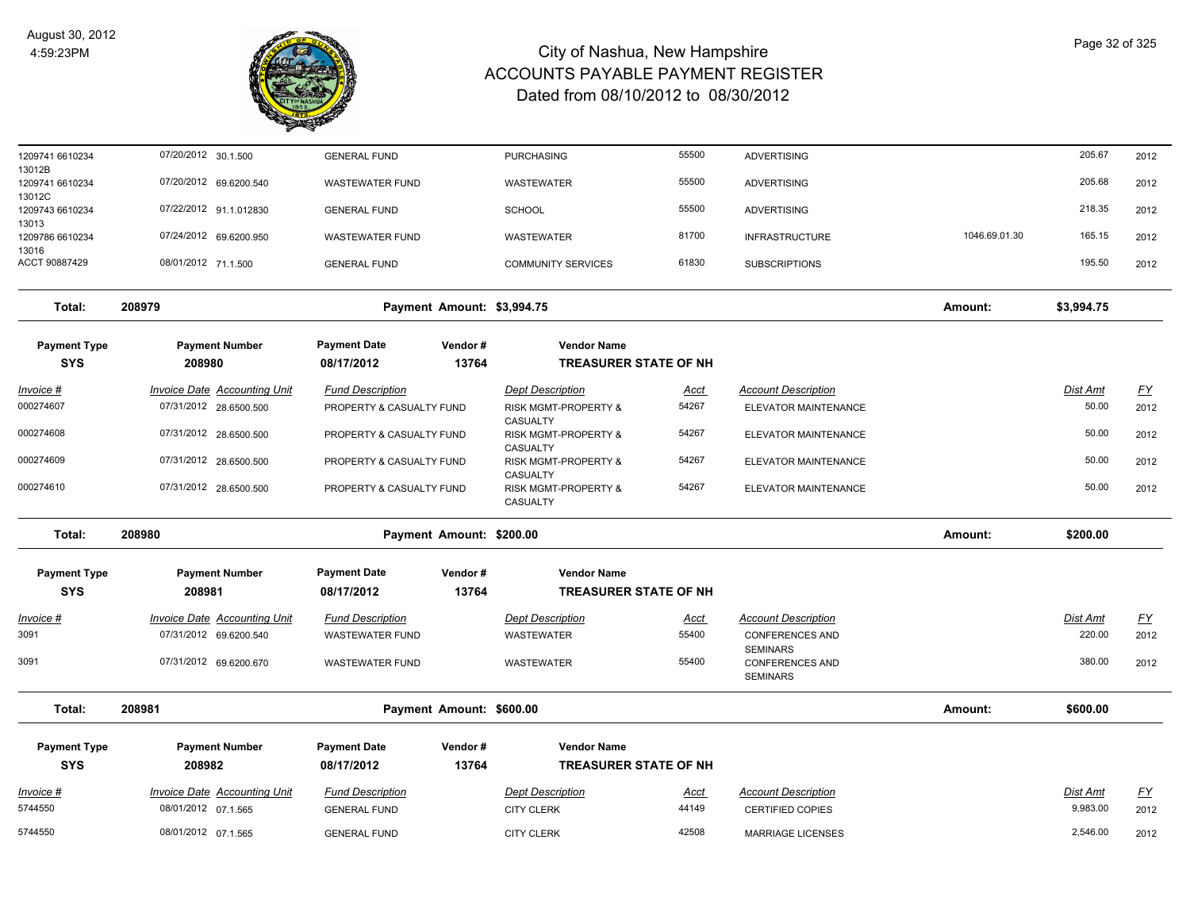# City of Nashua, New Hampshire
## ACCOUNTS PAYABLE PAYMENT REGISTER
### Dated from 08/10/2012 to 08/30/2012

August 30, 2012
4:59:23PM

| Invoice # | Invoice Date | Accounting Unit | Fund Description | Dept Description | Acct | Account Description | | Dist Amt | FY |
|---|---|---|---|---|---|---|---|---|---|
| 1209741 6610234 13012B | 07/20/2012 | 30.1.500 | GENERAL FUND | PURCHASING | 55500 | ADVERTISING | | 205.67 | 2012 |
| 1209741 6610234 13012C | 07/20/2012 | 69.6200.540 | WASTEWATER FUND | WASTEWATER | 55500 | ADVERTISING | | 205.68 | 2012 |
| 1209743 6610234 13013 | 07/22/2012 | 91.1.012830 | GENERAL FUND | SCHOOL | 55500 | ADVERTISING | | 218.35 | 2012 |
| 1209786 6610234 13016 | 07/24/2012 | 69.6200.950 | WASTEWATER FUND | WASTEWATER | 81700 | INFRASTRUCTURE | 1046.69.01.30 | 165.15 | 2012 |
| ACCT 90887429 | 08/01/2012 | 71.1.500 | GENERAL FUND | COMMUNITY SERVICES | 61830 | SUBSCRIPTIONS | | 195.50 | 2012 |

**Total: 208979** Payment Amount: $3,994.75 Amount: **$3,994.75**

| Payment Type | Payment Number | Payment Date | Vendor # | Vendor Name |
|---|---|---|---|---|
| SYS | 208980 | 08/17/2012 | 13764 | TREASURER STATE OF NH |

| Invoice # | Invoice Date | Accounting Unit | Fund Description | Dept Description | Acct | Account Description | Dist Amt | FY |
|---|---|---|---|---|---|---|---|---|
| 000274607 | 07/31/2012 | 28.6500.500 | PROPERTY & CASUALTY FUND | RISK MGMT-PROPERTY & CASUALTY | 54267 | ELEVATOR MAINTENANCE | 50.00 | 2012 |
| 000274608 | 07/31/2012 | 28.6500.500 | PROPERTY & CASUALTY FUND | RISK MGMT-PROPERTY & CASUALTY | 54267 | ELEVATOR MAINTENANCE | 50.00 | 2012 |
| 000274609 | 07/31/2012 | 28.6500.500 | PROPERTY & CASUALTY FUND | RISK MGMT-PROPERTY & CASUALTY | 54267 | ELEVATOR MAINTENANCE | 50.00 | 2012 |
| 000274610 | 07/31/2012 | 28.6500.500 | PROPERTY & CASUALTY FUND | RISK MGMT-PROPERTY & CASUALTY | 54267 | ELEVATOR MAINTENANCE | 50.00 | 2012 |

**Total: 208980** Payment Amount: $200.00 Amount: **$200.00**

| Payment Type | Payment Number | Payment Date | Vendor # | Vendor Name |
|---|---|---|---|---|
| SYS | 208981 | 08/17/2012 | 13764 | TREASURER STATE OF NH |

| Invoice # | Invoice Date | Accounting Unit | Fund Description | Dept Description | Acct | Account Description | Dist Amt | FY |
|---|---|---|---|---|---|---|---|---|
| 3091 | 07/31/2012 | 69.6200.540 | WASTEWATER FUND | WASTEWATER | 55400 | CONFERENCES AND SEMINARS | 220.00 | 2012 |
| 3091 | 07/31/2012 | 69.6200.670 | WASTEWATER FUND | WASTEWATER | 55400 | CONFERENCES AND SEMINARS | 380.00 | 2012 |

**Total: 208981** Payment Amount: $600.00 Amount: **$600.00**

| Payment Type | Payment Number | Payment Date | Vendor # | Vendor Name |
|---|---|---|---|---|
| SYS | 208982 | 08/17/2012 | 13764 | TREASURER STATE OF NH |

| Invoice # | Invoice Date | Accounting Unit | Fund Description | Dept Description | Acct | Account Description | Dist Amt | FY |
|---|---|---|---|---|---|---|---|---|
| 5744550 | 08/01/2012 | 07.1.565 | GENERAL FUND | CITY CLERK | 44149 | CERTIFIED COPIES | 9,983.00 | 2012 |
| 5744550 | 08/01/2012 | 07.1.565 | GENERAL FUND | CITY CLERK | 42508 | MARRIAGE LICENSES | 2,546.00 | 2012 |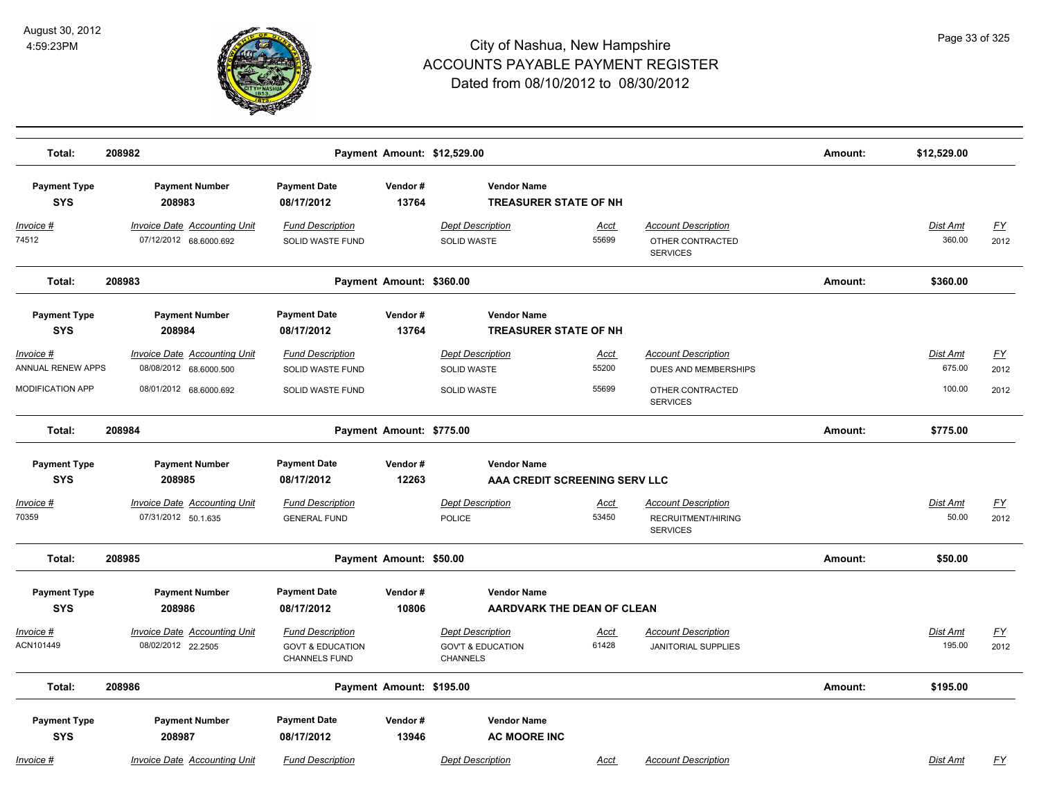# City of Nashua, New Hampshire
## ACCOUNTS PAYABLE PAYMENT REGISTER
### Dated from 08/10/2012 to 08/30/2012

August 30, 2012
4:59:23PM

**Total: 208982** — Payment Amount: $12,529.00 — Amount: $12,529.00

| Payment Type | Payment Number | Payment Date | Vendor # | Vendor Name |
|---|---|---|---|---|
| SYS | 208983 | 08/17/2012 | 13764 | TREASURER STATE OF NH |

| Invoice # | Invoice Date | Accounting Unit | Fund Description | Dept Description | Acct | Account Description | Dist Amt | FY |
|---|---|---|---|---|---|---|---|---|
| 74512 | 07/12/2012 | 68.6000.692 | SOLID WASTE FUND | SOLID WASTE | 55699 | OTHER CONTRACTED SERVICES | 360.00 | 2012 |

**Total: 208983** — Payment Amount: $360.00 — Amount: $360.00

| Payment Type | Payment Number | Payment Date | Vendor # | Vendor Name |
|---|---|---|---|---|
| SYS | 208984 | 08/17/2012 | 13764 | TREASURER STATE OF NH |

| Invoice # | Invoice Date | Accounting Unit | Fund Description | Dept Description | Acct | Account Description | Dist Amt | FY |
|---|---|---|---|---|---|---|---|---|
| ANNUAL RENEW APPS | 08/08/2012 | 68.6000.500 | SOLID WASTE FUND | SOLID WASTE | 55200 | DUES AND MEMBERSHIPS | 675.00 | 2012 |
| MODIFICATION APP | 08/01/2012 | 68.6000.692 | SOLID WASTE FUND | SOLID WASTE | 55699 | OTHER CONTRACTED SERVICES | 100.00 | 2012 |

**Total: 208984** — Payment Amount: $775.00 — Amount: $775.00

| Payment Type | Payment Number | Payment Date | Vendor # | Vendor Name |
|---|---|---|---|---|
| SYS | 208985 | 08/17/2012 | 12263 | AAA CREDIT SCREENING SERV LLC |

| Invoice # | Invoice Date | Accounting Unit | Fund Description | Dept Description | Acct | Account Description | Dist Amt | FY |
|---|---|---|---|---|---|---|---|---|
| 70359 | 07/31/2012 | 50.1.635 | GENERAL FUND | POLICE | 53450 | RECRUITMENT/HIRING SERVICES | 50.00 | 2012 |

**Total: 208985** — Payment Amount: $50.00 — Amount: $50.00

| Payment Type | Payment Number | Payment Date | Vendor # | Vendor Name |
|---|---|---|---|---|
| SYS | 208986 | 08/17/2012 | 10806 | AARDVARK THE DEAN OF CLEAN |

| Invoice # | Invoice Date | Accounting Unit | Fund Description | Dept Description | Acct | Account Description | Dist Amt | FY |
|---|---|---|---|---|---|---|---|---|
| ACN101449 | 08/02/2012 | 22.2505 | GOVT & EDUCATION CHANNELS FUND | GOV'T & EDUCATION CHANNELS | 61428 | JANITORIAL SUPPLIES | 195.00 | 2012 |

**Total: 208986** — Payment Amount: $195.00 — Amount: $195.00

| Payment Type | Payment Number | Payment Date | Vendor # | Vendor Name |
|---|---|---|---|---|
| SYS | 208987 | 08/17/2012 | 13946 | AC MOORE INC |

| Invoice # | Invoice Date | Accounting Unit | Fund Description | Dept Description | Acct | Account Description | Dist Amt | FY |
|---|---|---|---|---|---|---|---|---|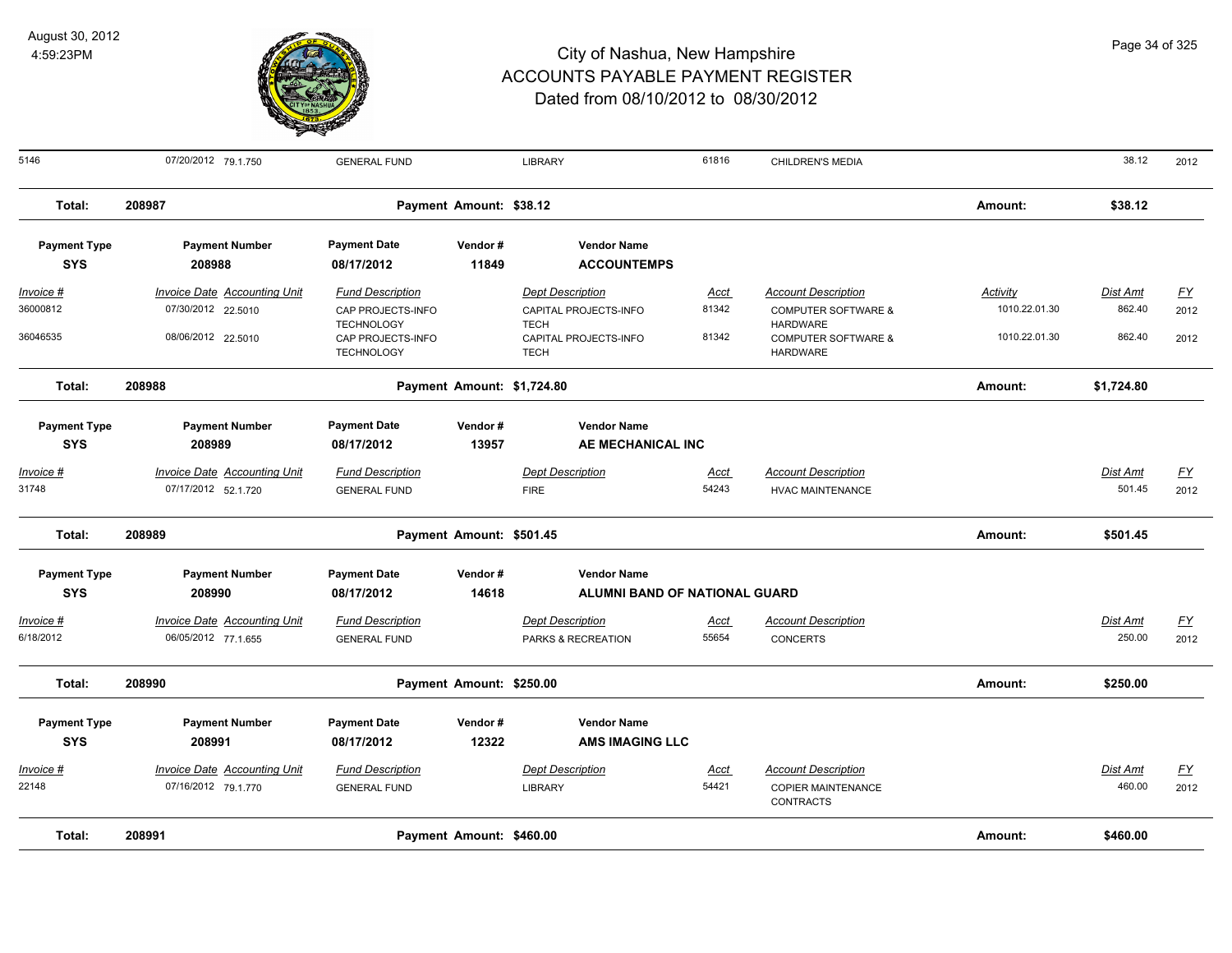# City of Nashua, New Hampshire
## ACCOUNTS PAYABLE PAYMENT REGISTER
### Dated from 08/10/2012 to 08/30/2012

August 30, 2012
4:59:23PM

| Invoice # | Invoice Date | Accounting Unit | Fund Description | Dept Description | Acct | Account Description | Activity | Dist Amt | FY |
|---|---|---|---|---|---|---|---|---|---|
| 5146 | 07/20/2012 | 79.1.750 | GENERAL FUND | LIBRARY | 61816 | CHILDREN'S MEDIA | | 38.12 | 2012 |

**Total: 208987 — Payment Amount: $38.12 — Amount: $38.12**

| Payment Type | Payment Number | Payment Date | Vendor # | Vendor Name |
|---|---|---|---|---|
| SYS | 208988 | 08/17/2012 | 11849 | ACCOUNTEMPS |

| Invoice # | Invoice Date | Accounting Unit | Fund Description | Dept Description | Acct | Account Description | Activity | Dist Amt | FY |
|---|---|---|---|---|---|---|---|---|---|
| 36000812 | 07/30/2012 | 22.5010 | CAP PROJECTS-INFO TECHNOLOGY | CAPITAL PROJECTS-INFO TECH | 81342 | COMPUTER SOFTWARE & HARDWARE | 1010.22.01.30 | 862.40 | 2012 |
| 36046535 | 08/06/2012 | 22.5010 | CAP PROJECTS-INFO TECHNOLOGY | CAPITAL PROJECTS-INFO TECH | 81342 | COMPUTER SOFTWARE & HARDWARE | 1010.22.01.30 | 862.40 | 2012 |

**Total: 208988 — Payment Amount: $1,724.80 — Amount: $1,724.80**

| Payment Type | Payment Number | Payment Date | Vendor # | Vendor Name |
|---|---|---|---|---|
| SYS | 208989 | 08/17/2012 | 13957 | AE MECHANICAL INC |

| Invoice # | Invoice Date | Accounting Unit | Fund Description | Dept Description | Acct | Account Description | Dist Amt | FY |
|---|---|---|---|---|---|---|---|---|
| 31748 | 07/17/2012 | 52.1.720 | GENERAL FUND | FIRE | 54243 | HVAC MAINTENANCE | 501.45 | 2012 |

**Total: 208989 — Payment Amount: $501.45 — Amount: $501.45**

| Payment Type | Payment Number | Payment Date | Vendor # | Vendor Name |
|---|---|---|---|---|
| SYS | 208990 | 08/17/2012 | 14618 | ALUMNI BAND OF NATIONAL GUARD |

| Invoice # | Invoice Date | Accounting Unit | Fund Description | Dept Description | Acct | Account Description | Dist Amt | FY |
|---|---|---|---|---|---|---|---|---|
| 6/18/2012 | 06/05/2012 | 77.1.655 | GENERAL FUND | PARKS & RECREATION | 55654 | CONCERTS | 250.00 | 2012 |

**Total: 208990 — Payment Amount: $250.00 — Amount: $250.00**

| Payment Type | Payment Number | Payment Date | Vendor # | Vendor Name |
|---|---|---|---|---|
| SYS | 208991 | 08/17/2012 | 12322 | AMS IMAGING LLC |

| Invoice # | Invoice Date | Accounting Unit | Fund Description | Dept Description | Acct | Account Description | Dist Amt | FY |
|---|---|---|---|---|---|---|---|---|
| 22148 | 07/16/2012 | 79.1.770 | GENERAL FUND | LIBRARY | 54421 | COPIER MAINTENANCE CONTRACTS | 460.00 | 2012 |

**Total: 208991 — Payment Amount: $460.00 — Amount: $460.00**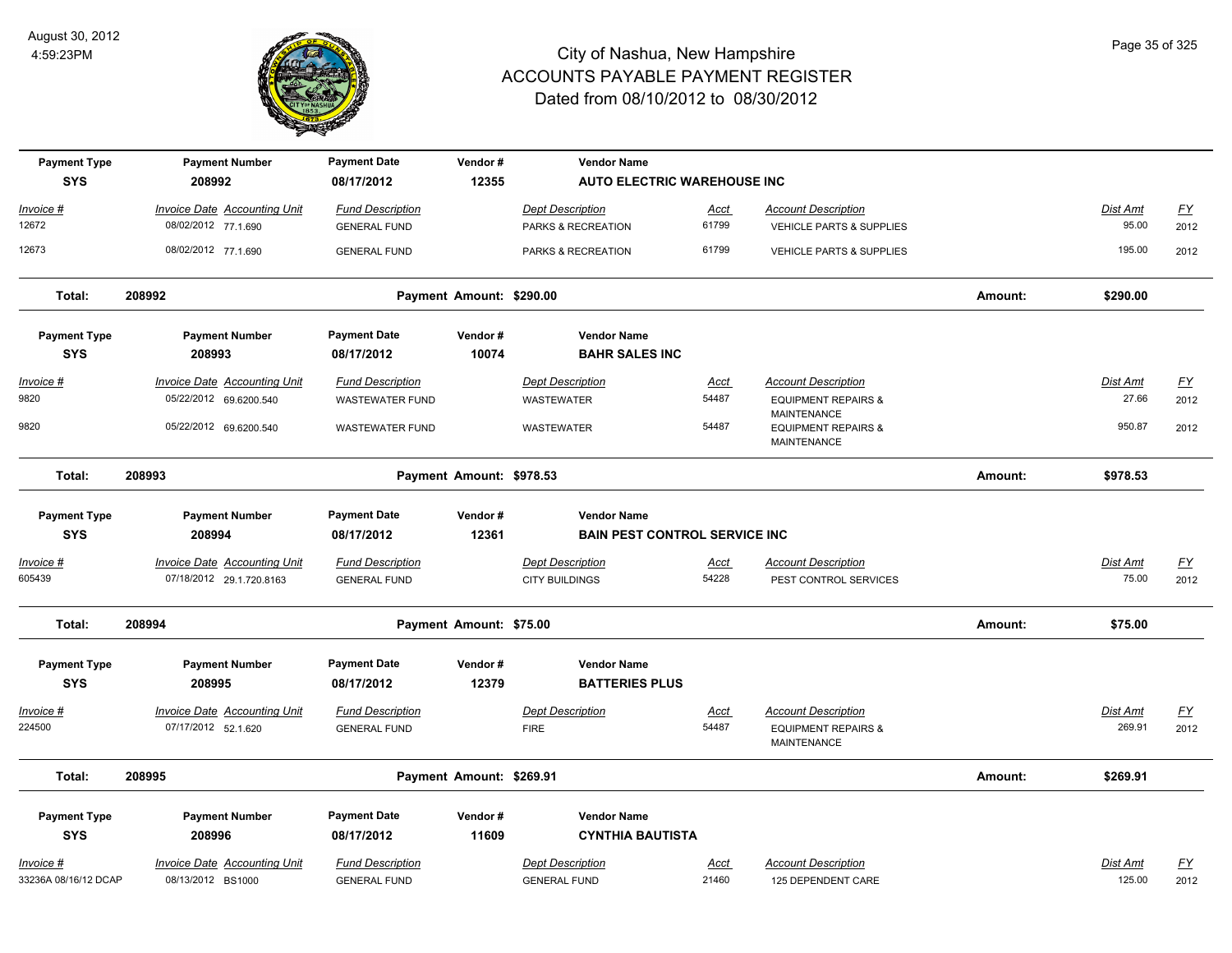# City of Nashua, New Hampshire
## ACCOUNTS PAYABLE PAYMENT REGISTER
### Dated from 08/10/2012 to 08/30/2012

August 30, 2012
4:59:23PM

| Payment Type | Payment Number | Payment Date | Vendor # | Vendor Name |
|---|---|---|---|---|
| SYS | 208992 | 08/17/2012 | 12355 | AUTO ELECTRIC WAREHOUSE INC |

| Invoice # | Invoice Date | Accounting Unit | Fund Description | Dept Description | Acct | Account Description | Dist Amt | FY |
|---|---|---|---|---|---|---|---|---|
| 12672 | 08/02/2012 | 77.1.690 | GENERAL FUND | PARKS & RECREATION | 61799 | VEHICLE PARTS & SUPPLIES | 95.00 | 2012 |
| 12673 | 08/02/2012 | 77.1.690 | GENERAL FUND | PARKS & RECREATION | 61799 | VEHICLE PARTS & SUPPLIES | 195.00 | 2012 |

**Total: 208992 — Payment Amount: $290.00 — Amount: $290.00**

| Payment Type | Payment Number | Payment Date | Vendor # | Vendor Name |
|---|---|---|---|---|
| SYS | 208993 | 08/17/2012 | 10074 | BAHR SALES INC |

| Invoice # | Invoice Date | Accounting Unit | Fund Description | Dept Description | Acct | Account Description | Dist Amt | FY |
|---|---|---|---|---|---|---|---|---|
| 9820 | 05/22/2012 | 69.6200.540 | WASTEWATER FUND | WASTEWATER | 54487 | EQUIPMENT REPAIRS & MAINTENANCE | 27.66 | 2012 |
| 9820 | 05/22/2012 | 69.6200.540 | WASTEWATER FUND | WASTEWATER | 54487 | EQUIPMENT REPAIRS & MAINTENANCE | 950.87 | 2012 |

**Total: 208993 — Payment Amount: $978.53 — Amount: $978.53**

| Payment Type | Payment Number | Payment Date | Vendor # | Vendor Name |
|---|---|---|---|---|
| SYS | 208994 | 08/17/2012 | 12361 | BAIN PEST CONTROL SERVICE INC |

| Invoice # | Invoice Date | Accounting Unit | Fund Description | Dept Description | Acct | Account Description | Dist Amt | FY |
|---|---|---|---|---|---|---|---|---|
| 605439 | 07/18/2012 | 29.1.720.8163 | GENERAL FUND | CITY BUILDINGS | 54228 | PEST CONTROL SERVICES | 75.00 | 2012 |

**Total: 208994 — Payment Amount: $75.00 — Amount: $75.00**

| Payment Type | Payment Number | Payment Date | Vendor # | Vendor Name |
|---|---|---|---|---|
| SYS | 208995 | 08/17/2012 | 12379 | BATTERIES PLUS |

| Invoice # | Invoice Date | Accounting Unit | Fund Description | Dept Description | Acct | Account Description | Dist Amt | FY |
|---|---|---|---|---|---|---|---|---|
| 224500 | 07/17/2012 | 52.1.620 | GENERAL FUND | FIRE | 54487 | EQUIPMENT REPAIRS & MAINTENANCE | 269.91 | 2012 |

**Total: 208995 — Payment Amount: $269.91 — Amount: $269.91**

| Payment Type | Payment Number | Payment Date | Vendor # | Vendor Name |
|---|---|---|---|---|
| SYS | 208996 | 08/17/2012 | 11609 | CYNTHIA BAUTISTA |

| Invoice # | Invoice Date | Accounting Unit | Fund Description | Dept Description | Acct | Account Description | Dist Amt | FY |
|---|---|---|---|---|---|---|---|---|
| 33236A 08/16/12 DCAP | 08/13/2012 | BS1000 | GENERAL FUND | GENERAL FUND | 21460 | 125 DEPENDENT CARE | 125.00 | 2012 |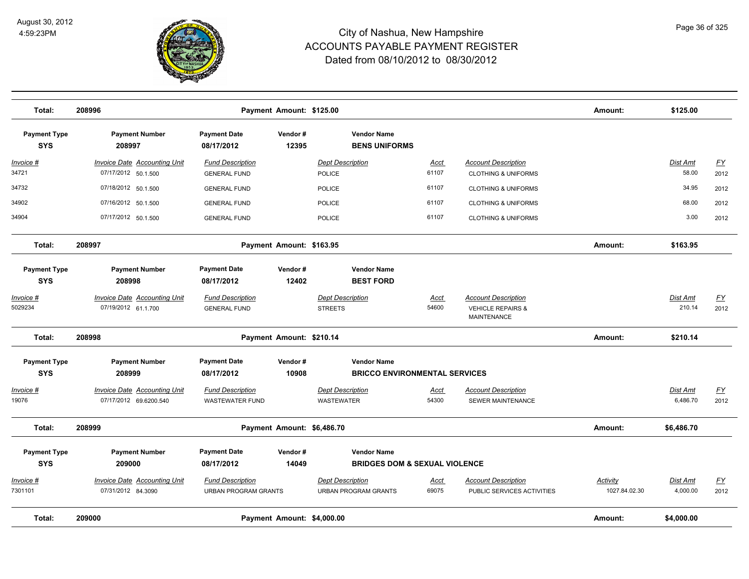# City of Nashua, New Hampshire
## ACCOUNTS PAYABLE PAYMENT REGISTER
### Dated from 08/10/2012 to 08/30/2012

August 30, 2012
4:59:23PM

**Total: 208996** — **Payment Amount: $125.00** — **Amount: $125.00**

| Payment Type | Payment Number | Payment Date | Vendor # | Vendor Name |
|---|---|---|---|---|
| SYS | 208997 | 08/17/2012 | 12395 | BENS UNIFORMS |

| Invoice # | Invoice Date | Accounting Unit | Fund Description | Dept Description | Acct | Account Description | Activity | Dist Amt | FY |
|---|---|---|---|---|---|---|---|---|---|
| 34721 | 07/17/2012 | 50.1.500 | GENERAL FUND | POLICE | 61107 | CLOTHING & UNIFORMS | | 58.00 | 2012 |
| 34732 | 07/18/2012 | 50.1.500 | GENERAL FUND | POLICE | 61107 | CLOTHING & UNIFORMS | | 34.95 | 2012 |
| 34902 | 07/16/2012 | 50.1.500 | GENERAL FUND | POLICE | 61107 | CLOTHING & UNIFORMS | | 68.00 | 2012 |
| 34904 | 07/17/2012 | 50.1.500 | GENERAL FUND | POLICE | 61107 | CLOTHING & UNIFORMS | | 3.00 | 2012 |

**Total: 208997** — **Payment Amount: $163.95** — **Amount: $163.95**

| Payment Type | Payment Number | Payment Date | Vendor # | Vendor Name |
|---|---|---|---|---|
| SYS | 208998 | 08/17/2012 | 12402 | BEST FORD |

| Invoice # | Invoice Date | Accounting Unit | Fund Description | Dept Description | Acct | Account Description | Activity | Dist Amt | FY |
|---|---|---|---|---|---|---|---|---|---|
| 5029234 | 07/19/2012 | 61.1.700 | GENERAL FUND | STREETS | 54600 | VEHICLE REPAIRS & MAINTENANCE | | 210.14 | 2012 |

**Total: 208998** — **Payment Amount: $210.14** — **Amount: $210.14**

| Payment Type | Payment Number | Payment Date | Vendor # | Vendor Name |
|---|---|---|---|---|
| SYS | 208999 | 08/17/2012 | 10908 | BRICCO ENVIRONMENTAL SERVICES |

| Invoice # | Invoice Date | Accounting Unit | Fund Description | Dept Description | Acct | Account Description | Activity | Dist Amt | FY |
|---|---|---|---|---|---|---|---|---|---|
| 19076 | 07/17/2012 | 69.6200.540 | WASTEWATER FUND | WASTEWATER | 54300 | SEWER MAINTENANCE | | 6,486.70 | 2012 |

**Total: 208999** — **Payment Amount: $6,486.70** — **Amount: $6,486.70**

| Payment Type | Payment Number | Payment Date | Vendor # | Vendor Name |
|---|---|---|---|---|
| SYS | 209000 | 08/17/2012 | 14049 | BRIDGES DOM & SEXUAL VIOLENCE |

| Invoice # | Invoice Date | Accounting Unit | Fund Description | Dept Description | Acct | Account Description | Activity | Dist Amt | FY |
|---|---|---|---|---|---|---|---|---|---|
| 7301101 | 07/31/2012 | 84.3090 | URBAN PROGRAM GRANTS | URBAN PROGRAM GRANTS | 69075 | PUBLIC SERVICES ACTIVITIES | 1027.84.02.30 | 4,000.00 | 2012 |

**Total: 209000** — **Payment Amount: $4,000.00** — **Amount: $4,000.00**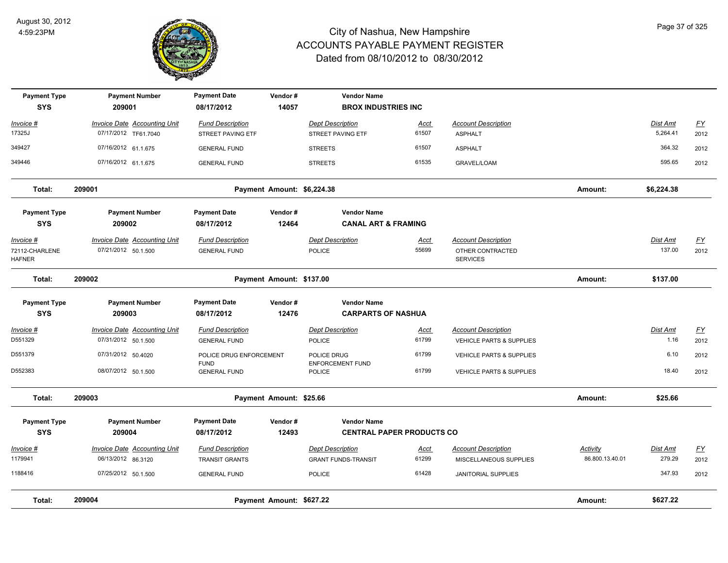# City of Nashua, New Hampshire
## ACCOUNTS PAYABLE PAYMENT REGISTER
### Dated from 08/10/2012 to 08/30/2012

August 30, 2012
4:59:23PM

| Payment Type | Payment Number | Payment Date | Vendor # | Vendor Name |
|---|---|---|---|---|
| **SYS** | **209001** | **08/17/2012** | **14057** | **BROX INDUSTRIES INC** |

| Invoice # | Invoice Date | Accounting Unit | Fund Description | Dept Description | Acct | Account Description | Activity | Dist Amt | FY |
|---|---|---|---|---|---|---|---|---|---|
| 17325J | 07/17/2012 | TF61.7040 | STREET PAVING ETF | STREET PAVING ETF | 61507 | ASPHALT | | 5,264.41 | 2012 |
| 349427 | 07/16/2012 | 61.1.675 | GENERAL FUND | STREETS | 61507 | ASPHALT | | 364.32 | 2012 |
| 349446 | 07/16/2012 | 61.1.675 | GENERAL FUND | STREETS | 61535 | GRAVEL/LOAM | | 595.65 | 2012 |

**Total: 209001 — Payment Amount: $6,224.38 — Amount: $6,224.38**

| Payment Type | Payment Number | Payment Date | Vendor # | Vendor Name |
|---|---|---|---|---|
| **SYS** | **209002** | **08/17/2012** | **12464** | **CANAL ART & FRAMING** |

| Invoice # | Invoice Date | Accounting Unit | Fund Description | Dept Description | Acct | Account Description | Activity | Dist Amt | FY |
|---|---|---|---|---|---|---|---|---|---|
| 72112-CHARLENE HAFNER | 07/21/2012 | 50.1.500 | GENERAL FUND | POLICE | 55699 | OTHER CONTRACTED SERVICES | | 137.00 | 2012 |

**Total: 209002 — Payment Amount: $137.00 — Amount: $137.00**

| Payment Type | Payment Number | Payment Date | Vendor # | Vendor Name |
|---|---|---|---|---|
| **SYS** | **209003** | **08/17/2012** | **12476** | **CARPARTS OF NASHUA** |

| Invoice # | Invoice Date | Accounting Unit | Fund Description | Dept Description | Acct | Account Description | Activity | Dist Amt | FY |
|---|---|---|---|---|---|---|---|---|---|
| D551329 | 07/31/2012 | 50.1.500 | GENERAL FUND | POLICE | 61799 | VEHICLE PARTS & SUPPLIES | | 1.16 | 2012 |
| D551379 | 07/31/2012 | 50.4020 | POLICE DRUG ENFORCEMENT FUND | POLICE DRUG ENFORCEMENT FUND | 61799 | VEHICLE PARTS & SUPPLIES | | 6.10 | 2012 |
| D552383 | 08/07/2012 | 50.1.500 | GENERAL FUND | POLICE | 61799 | VEHICLE PARTS & SUPPLIES | | 18.40 | 2012 |

**Total: 209003 — Payment Amount: $25.66 — Amount: $25.66**

| Payment Type | Payment Number | Payment Date | Vendor # | Vendor Name |
|---|---|---|---|---|
| **SYS** | **209004** | **08/17/2012** | **12493** | **CENTRAL PAPER PRODUCTS CO** |

| Invoice # | Invoice Date | Accounting Unit | Fund Description | Dept Description | Acct | Account Description | Activity | Dist Amt | FY |
|---|---|---|---|---|---|---|---|---|---|
| 1179941 | 06/13/2012 | 86.3120 | TRANSIT GRANTS | GRANT FUNDS-TRANSIT | 61299 | MISCELLANEOUS SUPPLIES | 86.800.13.40.01 | 279.29 | 2012 |
| 1188416 | 07/25/2012 | 50.1.500 | GENERAL FUND | POLICE | 61428 | JANITORIAL SUPPLIES | | 347.93 | 2012 |

**Total: 209004 — Payment Amount: $627.22 — Amount: $627.22**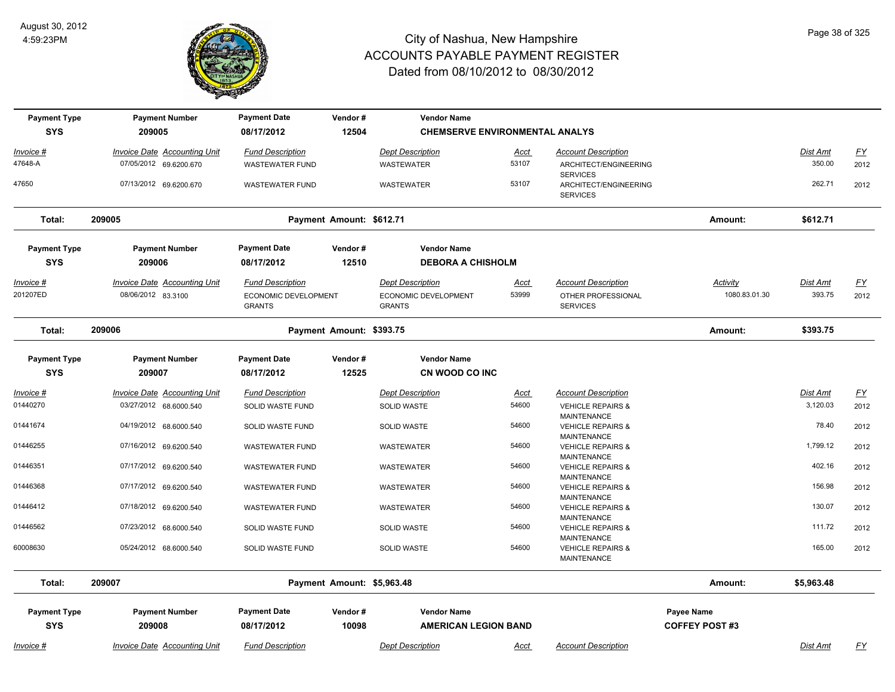# City of Nashua, New Hampshire
## ACCOUNTS PAYABLE PAYMENT REGISTER
### Dated from 08/10/2012 to 08/30/2012

August 30, 2012
4:59:23PM

| Payment Type | Payment Number | Payment Date | Vendor # | Vendor Name |
|---|---|---|---|---|
| SYS | 209005 | 08/17/2012 | 12504 | CHEMSERVE ENVIRONMENTAL ANALYS |

| Invoice # | Invoice Date | Accounting Unit | Fund Description | Dept Description | Acct | Account Description | Dist Amt | FY |
|---|---|---|---|---|---|---|---|---|
| 47648-A | 07/05/2012 | 69.6200.670 | WASTEWATER FUND | WASTEWATER | 53107 | ARCHITECT/ENGINEERING SERVICES | 350.00 | 2012 |
| 47650 | 07/13/2012 | 69.6200.670 | WASTEWATER FUND | WASTEWATER | 53107 | ARCHITECT/ENGINEERING SERVICES | 262.71 | 2012 |

**Total: 209005** Payment Amount: $612.71 Amount: **$612.71**

| Payment Type | Payment Number | Payment Date | Vendor # | Vendor Name |
|---|---|---|---|---|
| SYS | 209006 | 08/17/2012 | 12510 | DEBORA A CHISHOLM |

| Invoice # | Invoice Date | Accounting Unit | Fund Description | Dept Description | Acct | Account Description | Activity | Dist Amt | FY |
|---|---|---|---|---|---|---|---|---|---|
| 201207ED | 08/06/2012 | 83.3100 | ECONOMIC DEVELOPMENT GRANTS | ECONOMIC DEVELOPMENT GRANTS | 53999 | OTHER PROFESSIONAL SERVICES | 1080.83.01.30 | 393.75 | 2012 |

**Total: 209006** Payment Amount: $393.75 Amount: **$393.75**

| Payment Type | Payment Number | Payment Date | Vendor # | Vendor Name |
|---|---|---|---|---|
| SYS | 209007 | 08/17/2012 | 12525 | CN WOOD CO INC |

| Invoice # | Invoice Date | Accounting Unit | Fund Description | Dept Description | Acct | Account Description | Dist Amt | FY |
|---|---|---|---|---|---|---|---|---|
| 01440270 | 03/27/2012 | 68.6000.540 | SOLID WASTE FUND | SOLID WASTE | 54600 | VEHICLE REPAIRS & MAINTENANCE | 3,120.03 | 2012 |
| 01441674 | 04/19/2012 | 68.6000.540 | SOLID WASTE FUND | SOLID WASTE | 54600 | VEHICLE REPAIRS & MAINTENANCE | 78.40 | 2012 |
| 01446255 | 07/16/2012 | 69.6200.540 | WASTEWATER FUND | WASTEWATER | 54600 | VEHICLE REPAIRS & MAINTENANCE | 1,799.12 | 2012 |
| 01446351 | 07/17/2012 | 69.6200.540 | WASTEWATER FUND | WASTEWATER | 54600 | VEHICLE REPAIRS & MAINTENANCE | 402.16 | 2012 |
| 01446368 | 07/17/2012 | 69.6200.540 | WASTEWATER FUND | WASTEWATER | 54600 | VEHICLE REPAIRS & MAINTENANCE | 156.98 | 2012 |
| 01446412 | 07/18/2012 | 69.6200.540 | WASTEWATER FUND | WASTEWATER | 54600 | VEHICLE REPAIRS & MAINTENANCE | 130.07 | 2012 |
| 01446562 | 07/23/2012 | 68.6000.540 | SOLID WASTE FUND | SOLID WASTE | 54600 | VEHICLE REPAIRS & MAINTENANCE | 111.72 | 2012 |
| 60008630 | 05/24/2012 | 68.6000.540 | SOLID WASTE FUND | SOLID WASTE | 54600 | VEHICLE REPAIRS & MAINTENANCE | 165.00 | 2012 |

**Total: 209007** Payment Amount: $5,963.48 Amount: **$5,963.48**

| Payment Type | Payment Number | Payment Date | Vendor # | Vendor Name | Payee Name |
|---|---|---|---|---|---|
| SYS | 209008 | 08/17/2012 | 10098 | AMERICAN LEGION BAND | COFFEY POST #3 |

| Invoice # | Invoice Date | Accounting Unit | Fund Description | Dept Description | Acct | Account Description | Dist Amt | FY |
|---|---|---|---|---|---|---|---|---|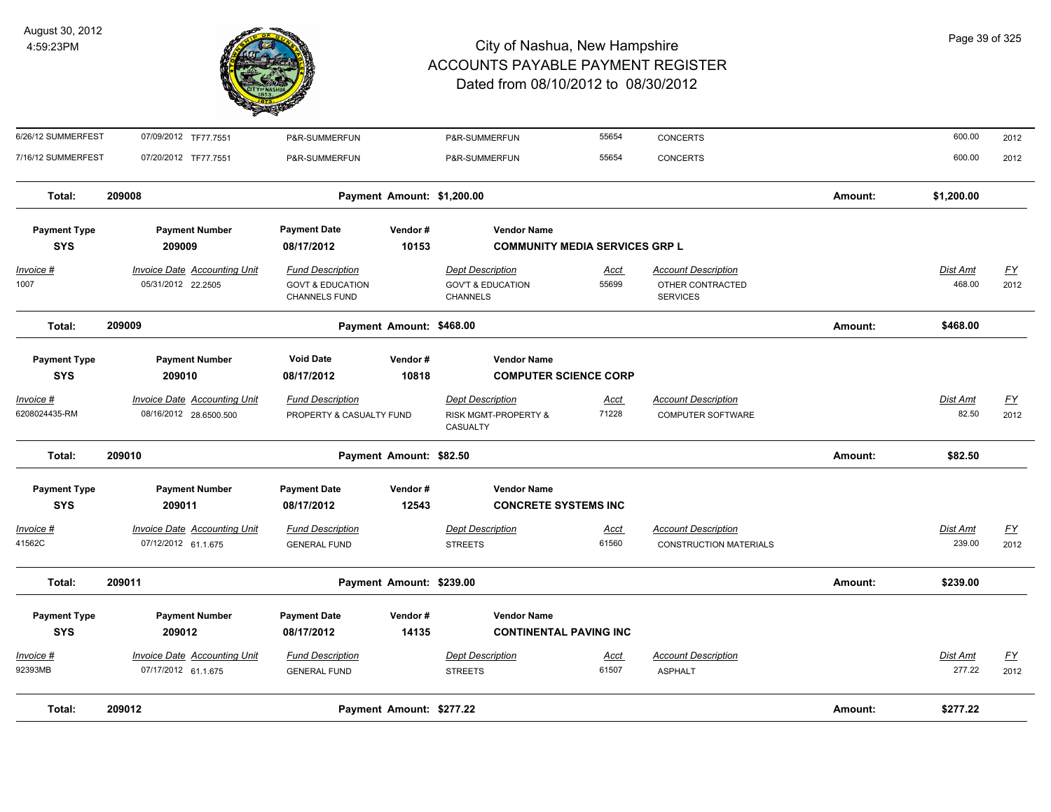| | | | | | | | | |
|---|---|---|---|---|---|---|---|---|
| 6/26/12 SUMMERFEST | 07/09/2012 TF77.7551 | P&R-SUMMERFUN | | P&R-SUMMERFUN | 55654 | CONCERTS | 600.00 | 2012 |
| 7/16/12 SUMMERFEST | 07/20/2012 TF77.7551 | P&R-SUMMERFUN | | P&R-SUMMERFUN | 55654 | CONCERTS | 600.00 | 2012 |

**Total:** 209008 — **Payment Amount: $1,200.00** — **Amount: $1,200.00**

| Payment Type | Payment Number | Payment Date | Vendor # | Vendor Name |
|---|---|---|---|---|
| **SYS** | **209009** | **08/17/2012** | **10153** | **COMMUNITY MEDIA SERVICES GRP L** |

| Invoice # | Invoice Date | Accounting Unit | Fund Description | Dept Description | Acct | Account Description | Dist Amt | FY |
|---|---|---|---|---|---|---|---|---|
| 1007 | 05/31/2012 | 22.2505 | GOVT & EDUCATION CHANNELS FUND | GOV'T & EDUCATION CHANNELS | 55699 | OTHER CONTRACTED SERVICES | 468.00 | 2012 |

**Total:** 209009 — **Payment Amount: $468.00** — **Amount: $468.00**

| Payment Type | Payment Number | Void Date | Vendor # | Vendor Name |
|---|---|---|---|---|
| **SYS** | **209010** | **08/17/2012** | **10818** | **COMPUTER SCIENCE CORP** |

| Invoice # | Invoice Date | Accounting Unit | Fund Description | Dept Description | Acct | Account Description | Dist Amt | FY |
|---|---|---|---|---|---|---|---|---|
| 6208024435-RM | 08/16/2012 | 28.6500.500 | PROPERTY & CASUALTY FUND | RISK MGMT-PROPERTY & CASUALTY | 71228 | COMPUTER SOFTWARE | 82.50 | 2012 |

**Total:** 209010 — **Payment Amount: $82.50** — **Amount: $82.50**

| Payment Type | Payment Number | Payment Date | Vendor # | Vendor Name |
|---|---|---|---|---|
| **SYS** | **209011** | **08/17/2012** | **12543** | **CONCRETE SYSTEMS INC** |

| Invoice # | Invoice Date | Accounting Unit | Fund Description | Dept Description | Acct | Account Description | Dist Amt | FY |
|---|---|---|---|---|---|---|---|---|
| 41562C | 07/12/2012 | 61.1.675 | GENERAL FUND | STREETS | 61560 | CONSTRUCTION MATERIALS | 239.00 | 2012 |

**Total:** 209011 — **Payment Amount: $239.00** — **Amount: $239.00**

| Payment Type | Payment Number | Payment Date | Vendor # | Vendor Name |
|---|---|---|---|---|
| **SYS** | **209012** | **08/17/2012** | **14135** | **CONTINENTAL PAVING INC** |

| Invoice # | Invoice Date | Accounting Unit | Fund Description | Dept Description | Acct | Account Description | Dist Amt | FY |
|---|---|---|---|---|---|---|---|---|
| 92393MB | 07/17/2012 | 61.1.675 | GENERAL FUND | STREETS | 61507 | ASPHALT | 277.22 | 2012 |

**Total:** 209012 — **Payment Amount: $277.22** — **Amount: $277.22**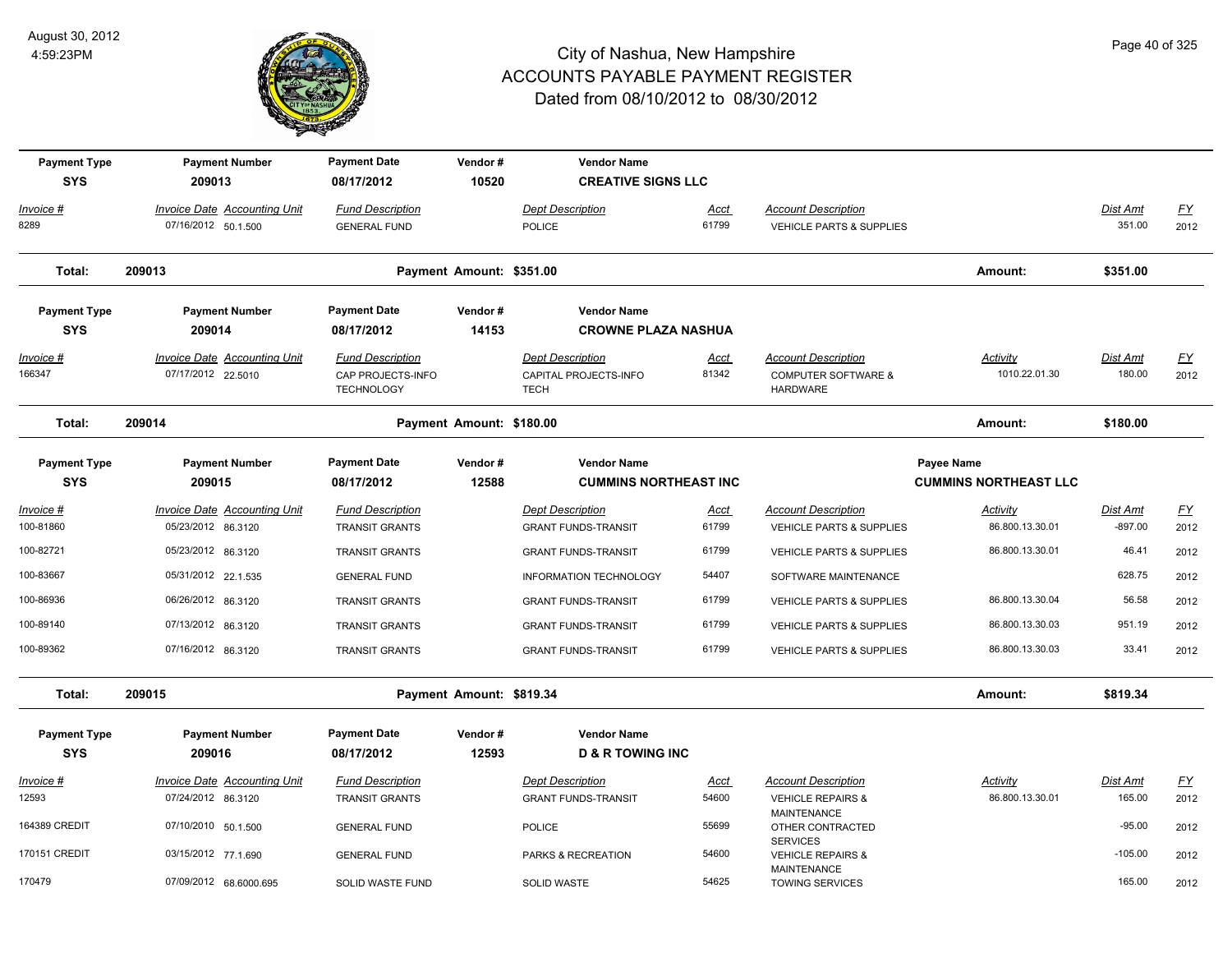# City of Nashua, New Hampshire
## ACCOUNTS PAYABLE PAYMENT REGISTER
### Dated from 08/10/2012 to 08/30/2012

August 30, 2012
4:59:23PM

| Payment Type | Payment Number | Payment Date | Vendor # | Vendor Name | | | | |
|---|---|---|---|---|---|---|---|---|
| SYS | 209013 | 08/17/2012 | 10520 | CREATIVE SIGNS LLC | | | | |

| Invoice # | Invoice Date | Accounting Unit | Fund Description | Dept Description | Acct | Account Description | Activity | Dist Amt | FY |
|---|---|---|---|---|---|---|---|---|---|
| 8289 | 07/16/2012 | 50.1.500 | GENERAL FUND | POLICE | 61799 | VEHICLE PARTS & SUPPLIES | | 351.00 | 2012 |

**Total: 209013** — Payment Amount: $351.00 — Amount: **$351.00**

| Payment Type | Payment Number | Payment Date | Vendor # | Vendor Name | | | | |
|---|---|---|---|---|---|---|---|---|
| SYS | 209014 | 08/17/2012 | 14153 | CROWNE PLAZA NASHUA | | | | |

| Invoice # | Invoice Date | Accounting Unit | Fund Description | Dept Description | Acct | Account Description | Activity | Dist Amt | FY |
|---|---|---|---|---|---|---|---|---|---|
| 166347 | 07/17/2012 | 22.5010 | CAP PROJECTS-INFO TECHNOLOGY | CAPITAL PROJECTS-INFO TECH | 81342 | COMPUTER SOFTWARE & HARDWARE | 1010.22.01.30 | 180.00 | 2012 |

**Total: 209014** — Payment Amount: $180.00 — Amount: **$180.00**

| Payment Type | Payment Number | Payment Date | Vendor # | Vendor Name | Payee Name |
|---|---|---|---|---|---|
| SYS | 209015 | 08/17/2012 | 12588 | CUMMINS NORTHEAST INC | CUMMINS NORTHEAST LLC |

| Invoice # | Invoice Date | Accounting Unit | Fund Description | Dept Description | Acct | Account Description | Activity | Dist Amt | FY |
|---|---|---|---|---|---|---|---|---|---|
| 100-81860 | 05/23/2012 | 86.3120 | TRANSIT GRANTS | GRANT FUNDS-TRANSIT | 61799 | VEHICLE PARTS & SUPPLIES | 86.800.13.30.01 | -897.00 | 2012 |
| 100-82721 | 05/23/2012 | 86.3120 | TRANSIT GRANTS | GRANT FUNDS-TRANSIT | 61799 | VEHICLE PARTS & SUPPLIES | 86.800.13.30.01 | 46.41 | 2012 |
| 100-83667 | 05/31/2012 | 22.1.535 | GENERAL FUND | INFORMATION TECHNOLOGY | 54407 | SOFTWARE MAINTENANCE | | 628.75 | 2012 |
| 100-86936 | 06/26/2012 | 86.3120 | TRANSIT GRANTS | GRANT FUNDS-TRANSIT | 61799 | VEHICLE PARTS & SUPPLIES | 86.800.13.30.04 | 56.58 | 2012 |
| 100-89140 | 07/13/2012 | 86.3120 | TRANSIT GRANTS | GRANT FUNDS-TRANSIT | 61799 | VEHICLE PARTS & SUPPLIES | 86.800.13.30.03 | 951.19 | 2012 |
| 100-89362 | 07/16/2012 | 86.3120 | TRANSIT GRANTS | GRANT FUNDS-TRANSIT | 61799 | VEHICLE PARTS & SUPPLIES | 86.800.13.30.03 | 33.41 | 2012 |

**Total: 209015** — Payment Amount: $819.34 — Amount: **$819.34**

| Payment Type | Payment Number | Payment Date | Vendor # | Vendor Name | | | | |
|---|---|---|---|---|---|---|---|---|
| SYS | 209016 | 08/17/2012 | 12593 | D & R TOWING INC | | | | |

| Invoice # | Invoice Date | Accounting Unit | Fund Description | Dept Description | Acct | Account Description | Activity | Dist Amt | FY |
|---|---|---|---|---|---|---|---|---|---|
| 12593 | 07/24/2012 | 86.3120 | TRANSIT GRANTS | GRANT FUNDS-TRANSIT | 54600 | VEHICLE REPAIRS & MAINTENANCE | 86.800.13.30.01 | 165.00 | 2012 |
| 164389 CREDIT | 07/10/2010 | 50.1.500 | GENERAL FUND | POLICE | 55699 | OTHER CONTRACTED SERVICES | | -95.00 | 2012 |
| 170151 CREDIT | 03/15/2012 | 77.1.690 | GENERAL FUND | PARKS & RECREATION | 54600 | VEHICLE REPAIRS & MAINTENANCE | | -105.00 | 2012 |
| 170479 | 07/09/2012 | 68.6000.695 | SOLID WASTE FUND | SOLID WASTE | 54625 | TOWING SERVICES | | 165.00 | 2012 |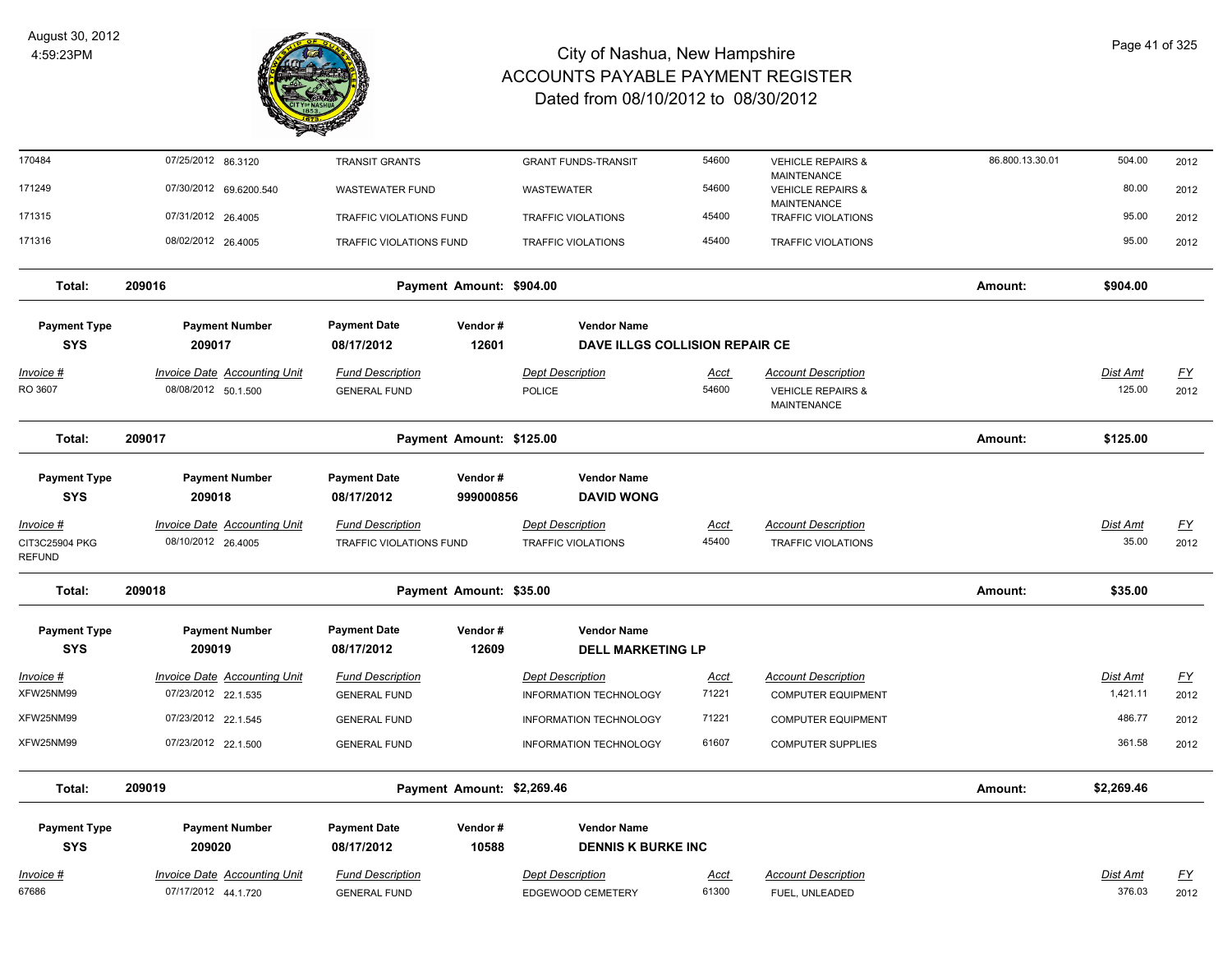| Invoice # | Invoice Date | Accounting Unit | Fund Description | Dept Description | Acct | Account Description | | Dist Amt | FY |
|---|---|---|---|---|---|---|---|---|---|
| 170484 | 07/25/2012 | 86.3120 | TRANSIT GRANTS | GRANT FUNDS-TRANSIT | 54600 | VEHICLE REPAIRS & MAINTENANCE | 86.800.13.30.01 | 504.00 | 2012 |
| 171249 | 07/30/2012 | 69.6200.540 | WASTEWATER FUND | WASTEWATER | 54600 | VEHICLE REPAIRS & MAINTENANCE | | 80.00 | 2012 |
| 171315 | 07/31/2012 | 26.4005 | TRAFFIC VIOLATIONS FUND | TRAFFIC VIOLATIONS | 45400 | TRAFFIC VIOLATIONS | | 95.00 | 2012 |
| 171316 | 08/02/2012 | 26.4005 | TRAFFIC VIOLATIONS FUND | TRAFFIC VIOLATIONS | 45400 | TRAFFIC VIOLATIONS | | 95.00 | 2012 |

**Total: 209016 — Payment Amount: $904.00 — Amount: $904.00**

| Payment Type | Payment Number | Payment Date | Vendor # | Vendor Name |
|---|---|---|---|---|
| SYS | 209017 | 08/17/2012 | 12601 | DAVE ILLGS COLLISION REPAIR CE |

| Invoice # | Invoice Date | Accounting Unit | Fund Description | Dept Description | Acct | Account Description | Dist Amt | FY |
|---|---|---|---|---|---|---|---|---|
| RO 3607 | 08/08/2012 | 50.1.500 | GENERAL FUND | POLICE | 54600 | VEHICLE REPAIRS & MAINTENANCE | 125.00 | 2012 |

**Total: 209017 — Payment Amount: $125.00 — Amount: $125.00**

| Payment Type | Payment Number | Payment Date | Vendor # | Vendor Name |
|---|---|---|---|---|
| SYS | 209018 | 08/17/2012 | 999000856 | DAVID WONG |

| Invoice # | Invoice Date | Accounting Unit | Fund Description | Dept Description | Acct | Account Description | Dist Amt | FY |
|---|---|---|---|---|---|---|---|---|
| CIT3C25904 PKG REFUND | 08/10/2012 | 26.4005 | TRAFFIC VIOLATIONS FUND | TRAFFIC VIOLATIONS | 45400 | TRAFFIC VIOLATIONS | 35.00 | 2012 |

**Total: 209018 — Payment Amount: $35.00 — Amount: $35.00**

| Payment Type | Payment Number | Payment Date | Vendor # | Vendor Name |
|---|---|---|---|---|
| SYS | 209019 | 08/17/2012 | 12609 | DELL MARKETING LP |

| Invoice # | Invoice Date | Accounting Unit | Fund Description | Dept Description | Acct | Account Description | Dist Amt | FY |
|---|---|---|---|---|---|---|---|---|
| XFW25NM99 | 07/23/2012 | 22.1.535 | GENERAL FUND | INFORMATION TECHNOLOGY | 71221 | COMPUTER EQUIPMENT | 1,421.11 | 2012 |
| XFW25NM99 | 07/23/2012 | 22.1.545 | GENERAL FUND | INFORMATION TECHNOLOGY | 71221 | COMPUTER EQUIPMENT | 486.77 | 2012 |
| XFW25NM99 | 07/23/2012 | 22.1.500 | GENERAL FUND | INFORMATION TECHNOLOGY | 61607 | COMPUTER SUPPLIES | 361.58 | 2012 |

**Total: 209019 — Payment Amount: $2,269.46 — Amount: $2,269.46**

| Payment Type | Payment Number | Payment Date | Vendor # | Vendor Name |
|---|---|---|---|---|
| SYS | 209020 | 08/17/2012 | 10588 | DENNIS K BURKE INC |

| Invoice # | Invoice Date | Accounting Unit | Fund Description | Dept Description | Acct | Account Description | Dist Amt | FY |
|---|---|---|---|---|---|---|---|---|
| 67686 | 07/17/2012 | 44.1.720 | GENERAL FUND | EDGEWOOD CEMETERY | 61300 | FUEL, UNLEADED | 376.03 | 2012 |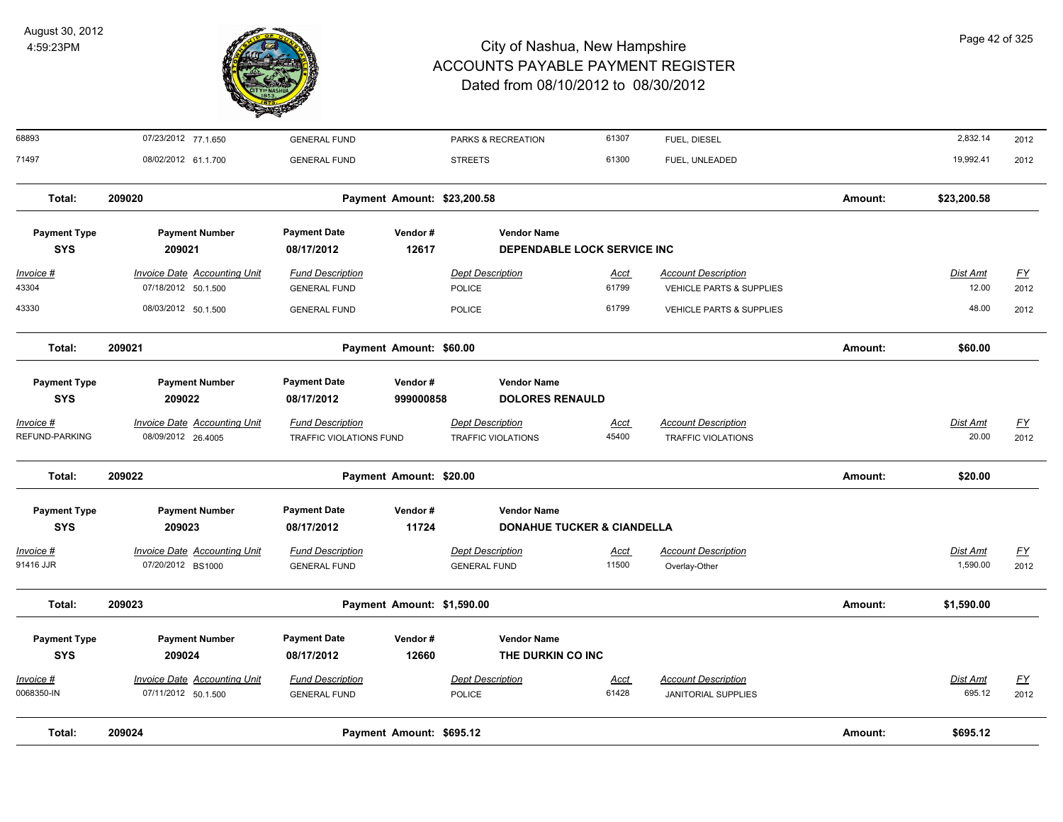# City of Nashua, New Hampshire
## ACCOUNTS PAYABLE PAYMENT REGISTER
### Dated from 08/10/2012 to 08/30/2012

August 30, 2012
4:59:23PM

| Invoice # | Invoice Date | Accounting Unit | Fund Description | Dept Description | Acct | Account Description | Dist Amt | FY |
|---|---|---|---|---|---|---|---|---|
| 68893 | 07/23/2012 | 77.1.650 | GENERAL FUND | PARKS & RECREATION | 61307 | FUEL, DIESEL | 2,832.14 | 2012 |
| 71497 | 08/02/2012 | 61.1.700 | GENERAL FUND | STREETS | 61300 | FUEL, UNLEADED | 19,992.41 | 2012 |

**Total: 209020 — Payment Amount: $23,200.58 — Amount: $23,200.58**

| Payment Type | Payment Number | Payment Date | Vendor # | Vendor Name |
|---|---|---|---|---|
| SYS | 209021 | 08/17/2012 | 12617 | DEPENDABLE LOCK SERVICE INC |

| Invoice # | Invoice Date | Accounting Unit | Fund Description | Dept Description | Acct | Account Description | Dist Amt | FY |
|---|---|---|---|---|---|---|---|---|
| 43304 | 07/18/2012 | 50.1.500 | GENERAL FUND | POLICE | 61799 | VEHICLE PARTS & SUPPLIES | 12.00 | 2012 |
| 43330 | 08/03/2012 | 50.1.500 | GENERAL FUND | POLICE | 61799 | VEHICLE PARTS & SUPPLIES | 48.00 | 2012 |

**Total: 209021 — Payment Amount: $60.00 — Amount: $60.00**

| Payment Type | Payment Number | Payment Date | Vendor # | Vendor Name |
|---|---|---|---|---|
| SYS | 209022 | 08/17/2012 | 999000858 | DOLORES RENAULD |

| Invoice # | Invoice Date | Accounting Unit | Fund Description | Dept Description | Acct | Account Description | Dist Amt | FY |
|---|---|---|---|---|---|---|---|---|
| REFUND-PARKING | 08/09/2012 | 26.4005 | TRAFFIC VIOLATIONS FUND | TRAFFIC VIOLATIONS | 45400 | TRAFFIC VIOLATIONS | 20.00 | 2012 |

**Total: 209022 — Payment Amount: $20.00 — Amount: $20.00**

| Payment Type | Payment Number | Payment Date | Vendor # | Vendor Name |
|---|---|---|---|---|
| SYS | 209023 | 08/17/2012 | 11724 | DONAHUE TUCKER & CIANDELLA |

| Invoice # | Invoice Date | Accounting Unit | Fund Description | Dept Description | Acct | Account Description | Dist Amt | FY |
|---|---|---|---|---|---|---|---|---|
| 91416 JJR | 07/20/2012 | BS1000 | GENERAL FUND | GENERAL FUND | 11500 | Overlay-Other | 1,590.00 | 2012 |

**Total: 209023 — Payment Amount: $1,590.00 — Amount: $1,590.00**

| Payment Type | Payment Number | Payment Date | Vendor # | Vendor Name |
|---|---|---|---|---|
| SYS | 209024 | 08/17/2012 | 12660 | THE DURKIN CO INC |

| Invoice # | Invoice Date | Accounting Unit | Fund Description | Dept Description | Acct | Account Description | Dist Amt | FY |
|---|---|---|---|---|---|---|---|---|
| 0068350-IN | 07/11/2012 | 50.1.500 | GENERAL FUND | POLICE | 61428 | JANITORIAL SUPPLIES | 695.12 | 2012 |

**Total: 209024 — Payment Amount: $695.12 — Amount: $695.12**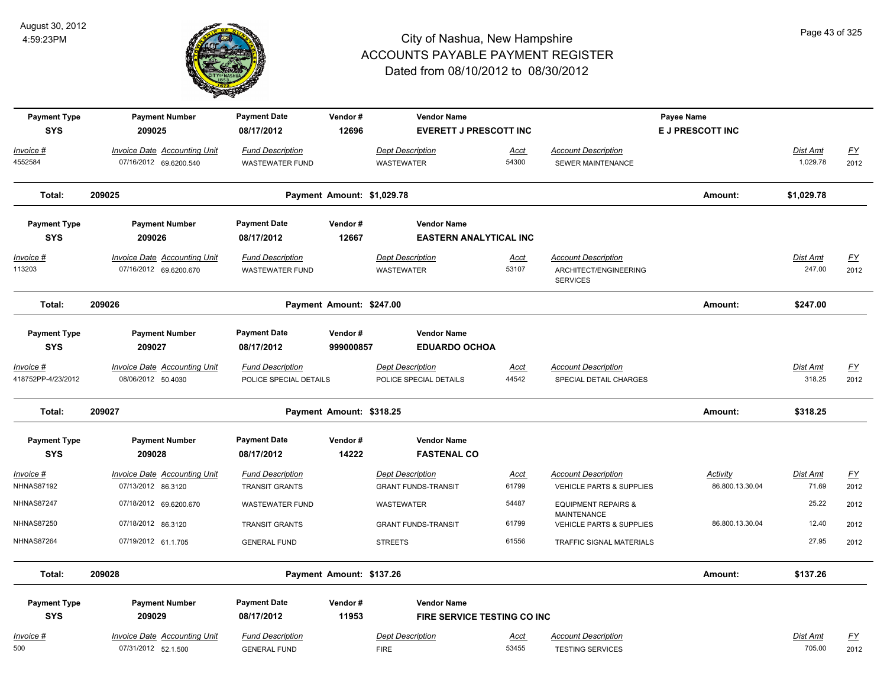# City of Nashua, New Hampshire
## ACCOUNTS PAYABLE PAYMENT REGISTER
### Dated from 08/10/2012 to 08/30/2012

August 30, 2012
4:59:23PM

| Payment Type | Payment Number | Payment Date | Vendor # | Vendor Name | | Payee Name | | |
|---|---|---|---|---|---|---|---|---|
| SYS | 209025 | 08/17/2012 | 12696 | EVERETT J PRESCOTT INC | | E J PRESCOTT INC | | |

| Invoice # | Invoice Date | Accounting Unit | Fund Description | Dept Description | Acct | Account Description | Dist Amt | FY |
|---|---|---|---|---|---|---|---|---|
| 4552584 | 07/16/2012 | 69.6200.540 | WASTEWATER FUND | WASTEWATER | 54300 | SEWER MAINTENANCE | 1,029.78 | 2012 |

**Total: 209025** — Payment Amount: $1,029.78 — Amount: $1,029.78

| Payment Type | Payment Number | Payment Date | Vendor # | Vendor Name |
|---|---|---|---|---|
| SYS | 209026 | 08/17/2012 | 12667 | EASTERN ANALYTICAL INC |

| Invoice # | Invoice Date | Accounting Unit | Fund Description | Dept Description | Acct | Account Description | Dist Amt | FY |
|---|---|---|---|---|---|---|---|---|
| 113203 | 07/16/2012 | 69.6200.670 | WASTEWATER FUND | WASTEWATER | 53107 | ARCHITECT/ENGINEERING SERVICES | 247.00 | 2012 |

**Total: 209026** — Payment Amount: $247.00 — Amount: $247.00

| Payment Type | Payment Number | Payment Date | Vendor # | Vendor Name |
|---|---|---|---|---|
| SYS | 209027 | 08/17/2012 | 999000857 | EDUARDO OCHOA |

| Invoice # | Invoice Date | Accounting Unit | Fund Description | Dept Description | Acct | Account Description | Dist Amt | FY |
|---|---|---|---|---|---|---|---|---|
| 418752PP-4/23/2012 | 08/06/2012 | 50.4030 | POLICE SPECIAL DETAILS | POLICE SPECIAL DETAILS | 44542 | SPECIAL DETAIL CHARGES | 318.25 | 2012 |

**Total: 209027** — Payment Amount: $318.25 — Amount: $318.25

| Payment Type | Payment Number | Payment Date | Vendor # | Vendor Name |
|---|---|---|---|---|
| SYS | 209028 | 08/17/2012 | 14222 | FASTENAL CO |

| Invoice # | Invoice Date | Accounting Unit | Fund Description | Dept Description | Acct | Account Description | Activity | Dist Amt | FY |
|---|---|---|---|---|---|---|---|---|---|
| NHNAS87192 | 07/13/2012 | 86.3120 | TRANSIT GRANTS | GRANT FUNDS-TRANSIT | 61799 | VEHICLE PARTS & SUPPLIES | 86.800.13.30.04 | 71.69 | 2012 |
| NHNAS87247 | 07/18/2012 | 69.6200.670 | WASTEWATER FUND | WASTEWATER | 54487 | EQUIPMENT REPAIRS & MAINTENANCE | | 25.22 | 2012 |
| NHNAS87250 | 07/18/2012 | 86.3120 | TRANSIT GRANTS | GRANT FUNDS-TRANSIT | 61799 | VEHICLE PARTS & SUPPLIES | 86.800.13.30.04 | 12.40 | 2012 |
| NHNAS87264 | 07/19/2012 | 61.1.705 | GENERAL FUND | STREETS | 61556 | TRAFFIC SIGNAL MATERIALS | | 27.95 | 2012 |

**Total: 209028** — Payment Amount: $137.26 — Amount: $137.26

| Payment Type | Payment Number | Payment Date | Vendor # | Vendor Name |
|---|---|---|---|---|
| SYS | 209029 | 08/17/2012 | 11953 | FIRE SERVICE TESTING CO INC |

| Invoice # | Invoice Date | Accounting Unit | Fund Description | Dept Description | Acct | Account Description | Dist Amt | FY |
|---|---|---|---|---|---|---|---|---|
| 500 | 07/31/2012 | 52.1.500 | GENERAL FUND | FIRE | 53455 | TESTING SERVICES | 705.00 | 2012 |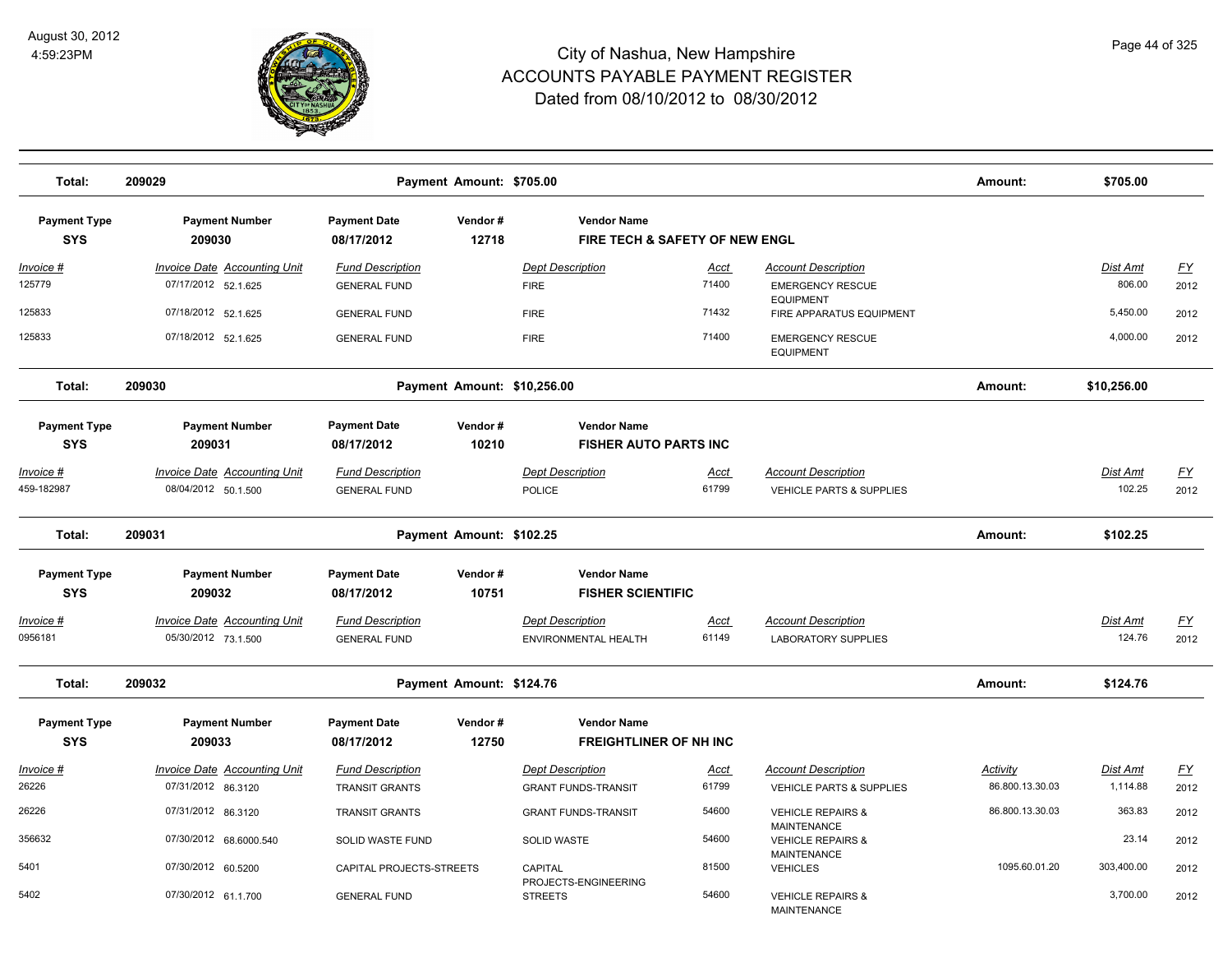# City of Nashua, New Hampshire
## ACCOUNTS PAYABLE PAYMENT REGISTER
### Dated from 08/10/2012 to 08/30/2012

August 30, 2012
4:59:23PM

| Total: | 209029 | | Payment Amount: $705.00 | | | | Amount: | $705.00 | |
|---|---|---|---|---|---|---|---|---|---|

| Payment Type | Payment Number | Payment Date | Vendor # | Vendor Name |
|---|---|---|---|---|
| SYS | 209030 | 08/17/2012 | 12718 | FIRE TECH & SAFETY OF NEW ENGL |

| Invoice # | Invoice Date | Accounting Unit | Fund Description | Dept Description | Acct | Account Description | Dist Amt | FY |
|---|---|---|---|---|---|---|---|---|
| 125779 | 07/17/2012 | 52.1.625 | GENERAL FUND | FIRE | 71400 | EMERGENCY RESCUE EQUIPMENT | 806.00 | 2012 |
| 125833 | 07/18/2012 | 52.1.625 | GENERAL FUND | FIRE | 71432 | FIRE APPARATUS EQUIPMENT | 5,450.00 | 2012 |
| 125833 | 07/18/2012 | 52.1.625 | GENERAL FUND | FIRE | 71400 | EMERGENCY RESCUE EQUIPMENT | 4,000.00 | 2012 |

| Total: | 209030 | | Payment Amount: $10,256.00 | | | | Amount: | $10,256.00 | |
|---|---|---|---|---|---|---|---|---|---|

| Payment Type | Payment Number | Payment Date | Vendor # | Vendor Name |
|---|---|---|---|---|
| SYS | 209031 | 08/17/2012 | 10210 | FISHER AUTO PARTS INC |

| Invoice # | Invoice Date | Accounting Unit | Fund Description | Dept Description | Acct | Account Description | Dist Amt | FY |
|---|---|---|---|---|---|---|---|---|
| 459-182987 | 08/04/2012 | 50.1.500 | GENERAL FUND | POLICE | 61799 | VEHICLE PARTS & SUPPLIES | 102.25 | 2012 |

| Total: | 209031 | | Payment Amount: $102.25 | | | | Amount: | $102.25 | |
|---|---|---|---|---|---|---|---|---|---|

| Payment Type | Payment Number | Payment Date | Vendor # | Vendor Name |
|---|---|---|---|---|
| SYS | 209032 | 08/17/2012 | 10751 | FISHER SCIENTIFIC |

| Invoice # | Invoice Date | Accounting Unit | Fund Description | Dept Description | Acct | Account Description | Dist Amt | FY |
|---|---|---|---|---|---|---|---|---|
| 0956181 | 05/30/2012 | 73.1.500 | GENERAL FUND | ENVIRONMENTAL HEALTH | 61149 | LABORATORY SUPPLIES | 124.76 | 2012 |

| Total: | 209032 | | Payment Amount: $124.76 | | | | Amount: | $124.76 | |
|---|---|---|---|---|---|---|---|---|---|

| Payment Type | Payment Number | Payment Date | Vendor # | Vendor Name |
|---|---|---|---|---|
| SYS | 209033 | 08/17/2012 | 12750 | FREIGHTLINER OF NH INC |

| Invoice # | Invoice Date | Accounting Unit | Fund Description | Dept Description | Acct | Account Description | Activity | Dist Amt | FY |
|---|---|---|---|---|---|---|---|---|---|
| 26226 | 07/31/2012 | 86.3120 | TRANSIT GRANTS | GRANT FUNDS-TRANSIT | 61799 | VEHICLE PARTS & SUPPLIES | 86.800.13.30.03 | 1,114.88 | 2012 |
| 26226 | 07/31/2012 | 86.3120 | TRANSIT GRANTS | GRANT FUNDS-TRANSIT | 54600 | VEHICLE REPAIRS & MAINTENANCE | 86.800.13.30.03 | 363.83 | 2012 |
| 356632 | 07/30/2012 | 68.6000.540 | SOLID WASTE FUND | SOLID WASTE | 54600 | VEHICLE REPAIRS & MAINTENANCE | | 23.14 | 2012 |
| 5401 | 07/30/2012 | 60.5200 | CAPITAL PROJECTS-STREETS | CAPITAL PROJECTS-ENGINEERING | 81500 | VEHICLES | 1095.60.01.20 | 303,400.00 | 2012 |
| 5402 | 07/30/2012 | 61.1.700 | GENERAL FUND | STREETS | 54600 | VEHICLE REPAIRS & MAINTENANCE | | 3,700.00 | 2012 |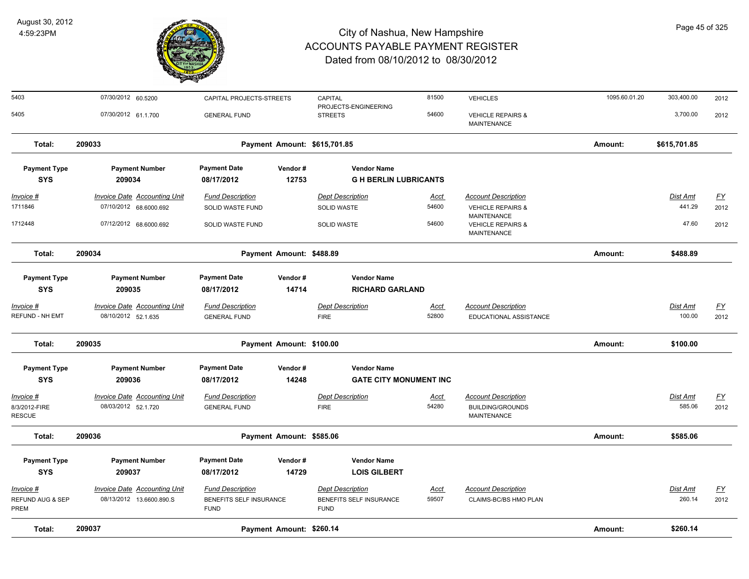# City of Nashua, New Hampshire
# ACCOUNTS PAYABLE PAYMENT REGISTER
## Dated from 08/10/2012 to 08/30/2012

August 30, 2012
4:59:23PM

| Invoice # | Invoice Date | Accounting Unit | Fund Description | Dept Description | Acct | Account Description | | Dist Amt | FY |
|---|---|---|---|---|---|---|---|---|---|
| 5403 | 07/30/2012 | 60.5200 | CAPITAL PROJECTS-STREETS | CAPITAL PROJECTS-ENGINEERING | 81500 | VEHICLES | 1095.60.01.20 | 303,400.00 | 2012 |
| 5405 | 07/30/2012 | 61.1.700 | GENERAL FUND | STREETS | 54600 | VEHICLE REPAIRS & MAINTENANCE | | 3,700.00 | 2012 |

**Total: 209033** — Payment Amount: $615,701.85 — Amount: $615,701.85

| Payment Type | Payment Number | Payment Date | Vendor # | Vendor Name |
|---|---|---|---|---|
| SYS | 209034 | 08/17/2012 | 12753 | G H BERLIN LUBRICANTS |

| Invoice # | Invoice Date | Accounting Unit | Fund Description | Dept Description | Acct | Account Description | Dist Amt | FY |
|---|---|---|---|---|---|---|---|---|
| 1711846 | 07/10/2012 | 68.6000.692 | SOLID WASTE FUND | SOLID WASTE | 54600 | VEHICLE REPAIRS & MAINTENANCE | 441.29 | 2012 |
| 1712448 | 07/12/2012 | 68.6000.692 | SOLID WASTE FUND | SOLID WASTE | 54600 | VEHICLE REPAIRS & MAINTENANCE | 47.60 | 2012 |

**Total: 209034** — Payment Amount: $488.89 — Amount: $488.89

| Payment Type | Payment Number | Payment Date | Vendor # | Vendor Name |
|---|---|---|---|---|
| SYS | 209035 | 08/17/2012 | 14714 | RICHARD GARLAND |

| Invoice # | Invoice Date | Accounting Unit | Fund Description | Dept Description | Acct | Account Description | Dist Amt | FY |
|---|---|---|---|---|---|---|---|---|
| REFUND - NH EMT | 08/10/2012 | 52.1.635 | GENERAL FUND | FIRE | 52800 | EDUCATIONAL ASSISTANCE | 100.00 | 2012 |

**Total: 209035** — Payment Amount: $100.00 — Amount: $100.00

| Payment Type | Payment Number | Payment Date | Vendor # | Vendor Name |
|---|---|---|---|---|
| SYS | 209036 | 08/17/2012 | 14248 | GATE CITY MONUMENT INC |

| Invoice # | Invoice Date | Accounting Unit | Fund Description | Dept Description | Acct | Account Description | Dist Amt | FY |
|---|---|---|---|---|---|---|---|---|
| 8/3/2012-FIRE RESCUE | 08/03/2012 | 52.1.720 | GENERAL FUND | FIRE | 54280 | BUILDING/GROUNDS MAINTENANCE | 585.06 | 2012 |

**Total: 209036** — Payment Amount: $585.06 — Amount: $585.06

| Payment Type | Payment Number | Payment Date | Vendor # | Vendor Name |
|---|---|---|---|---|
| SYS | 209037 | 08/17/2012 | 14729 | LOIS GILBERT |

| Invoice # | Invoice Date | Accounting Unit | Fund Description | Dept Description | Acct | Account Description | Dist Amt | FY |
|---|---|---|---|---|---|---|---|---|
| REFUND AUG & SEP PREM | 08/13/2012 | 13.6600.890.S | BENEFITS SELF INSURANCE FUND | BENEFITS SELF INSURANCE FUND | 59507 | CLAIMS-BC/BS HMO PLAN | 260.14 | 2012 |

**Total: 209037** — Payment Amount: $260.14 — Amount: $260.14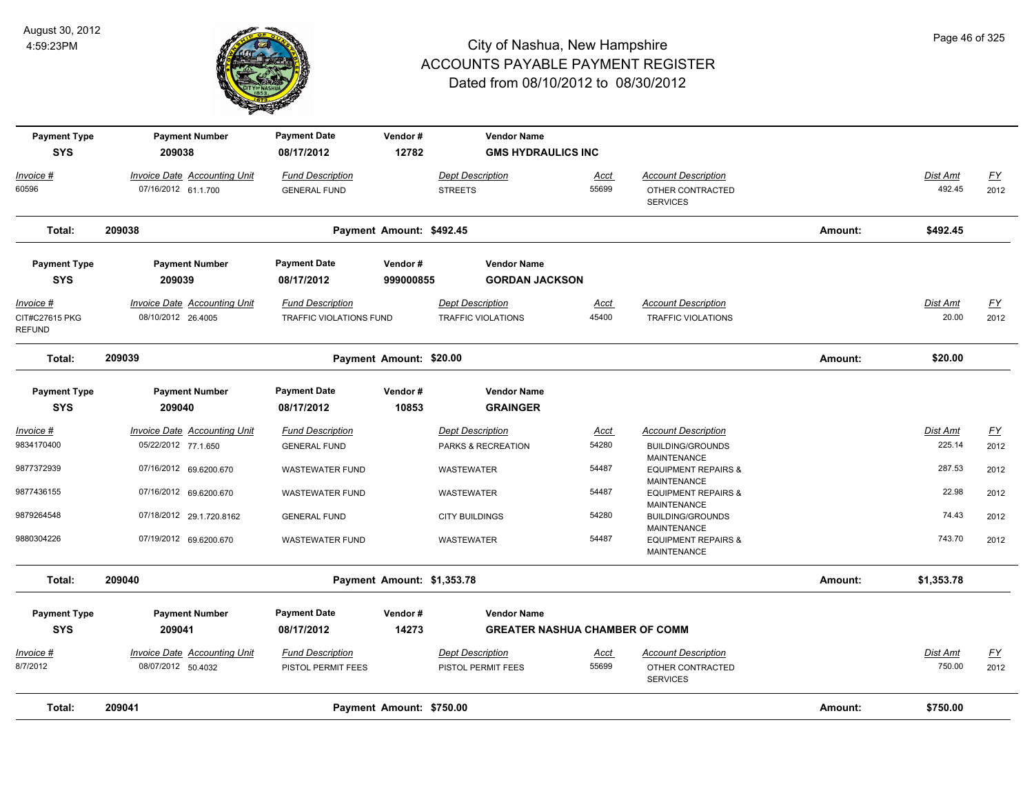# City of Nashua, New Hampshire
## ACCOUNTS PAYABLE PAYMENT REGISTER
### Dated from 08/10/2012 to 08/30/2012

August 30, 2012
4:59:23PM

| Payment Type | Payment Number | Payment Date | Vendor # | Vendor Name |
|---|---|---|---|---|
| SYS | 209038 | 08/17/2012 | 12782 | GMS HYDRAULICS INC |

| Invoice # | Invoice Date | Accounting Unit | Fund Description | Dept Description | Acct | Account Description | Dist Amt | FY |
|---|---|---|---|---|---|---|---|---|
| 60596 | 07/16/2012 | 61.1.700 | GENERAL FUND | STREETS | 55699 | OTHER CONTRACTED SERVICES | 492.45 | 2012 |

**Total: 209038** Payment Amount: $492.45 Amount: **$492.45**

| Payment Type | Payment Number | Payment Date | Vendor # | Vendor Name |
|---|---|---|---|---|
| SYS | 209039 | 08/17/2012 | 999000855 | GORDAN JACKSON |

| Invoice # | Invoice Date | Accounting Unit | Fund Description | Dept Description | Acct | Account Description | Dist Amt | FY |
|---|---|---|---|---|---|---|---|---|
| CIT#C27615 PKG REFUND | 08/10/2012 | 26.4005 | TRAFFIC VIOLATIONS FUND | TRAFFIC VIOLATIONS | 45400 | TRAFFIC VIOLATIONS | 20.00 | 2012 |

**Total: 209039** Payment Amount: $20.00 Amount: **$20.00**

| Payment Type | Payment Number | Payment Date | Vendor # | Vendor Name |
|---|---|---|---|---|
| SYS | 209040 | 08/17/2012 | 10853 | GRAINGER |

| Invoice # | Invoice Date | Accounting Unit | Fund Description | Dept Description | Acct | Account Description | Dist Amt | FY |
|---|---|---|---|---|---|---|---|---|
| 9834170400 | 05/22/2012 | 77.1.650 | GENERAL FUND | PARKS & RECREATION | 54280 | BUILDING/GROUNDS MAINTENANCE | 225.14 | 2012 |
| 9877372939 | 07/16/2012 | 69.6200.670 | WASTEWATER FUND | WASTEWATER | 54487 | EQUIPMENT REPAIRS & MAINTENANCE | 287.53 | 2012 |
| 9877436155 | 07/16/2012 | 69.6200.670 | WASTEWATER FUND | WASTEWATER | 54487 | EQUIPMENT REPAIRS & MAINTENANCE | 22.98 | 2012 |
| 9879264548 | 07/18/2012 | 29.1.720.8162 | GENERAL FUND | CITY BUILDINGS | 54280 | BUILDING/GROUNDS MAINTENANCE | 74.43 | 2012 |
| 9880304226 | 07/19/2012 | 69.6200.670 | WASTEWATER FUND | WASTEWATER | 54487 | EQUIPMENT REPAIRS & MAINTENANCE | 743.70 | 2012 |

**Total: 209040** Payment Amount: $1,353.78 Amount: **$1,353.78**

| Payment Type | Payment Number | Payment Date | Vendor # | Vendor Name |
|---|---|---|---|---|
| SYS | 209041 | 08/17/2012 | 14273 | GREATER NASHUA CHAMBER OF COMM |

| Invoice # | Invoice Date | Accounting Unit | Fund Description | Dept Description | Acct | Account Description | Dist Amt | FY |
|---|---|---|---|---|---|---|---|---|
| 8/7/2012 | 08/07/2012 | 50.4032 | PISTOL PERMIT FEES | PISTOL PERMIT FEES | 55699 | OTHER CONTRACTED SERVICES | 750.00 | 2012 |

**Total: 209041** Payment Amount: $750.00 Amount: **$750.00**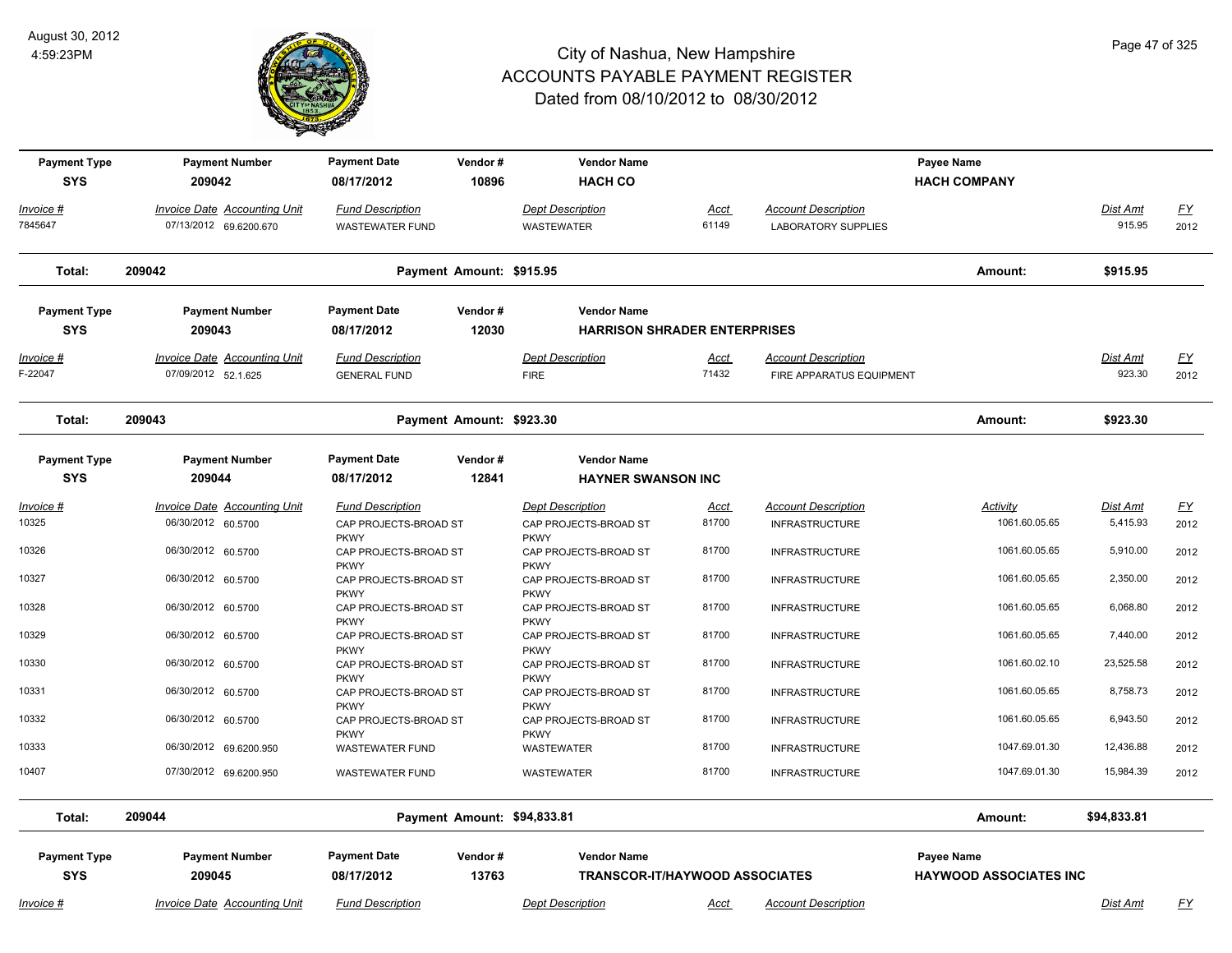# City of Nashua, New Hampshire
## ACCOUNTS PAYABLE PAYMENT REGISTER
### Dated from 08/10/2012 to 08/30/2012

August 30, 2012
4:59:23PM

| Payment Type | Payment Number | Payment Date | Vendor # | Vendor Name | | | Payee Name | |
|---|---|---|---|---|---|---|---|---|
| SYS | 209042 | 08/17/2012 | 10896 | HACH CO | | | HACH COMPANY | |

| Invoice # | Invoice Date | Accounting Unit | Fund Description | Dept Description | Acct | Account Description | Dist Amt | FY |
|---|---|---|---|---|---|---|---|---|
| 7845647 | 07/13/2012 | 69.6200.670 | WASTEWATER FUND | WASTEWATER | 61149 | LABORATORY SUPPLIES | 915.95 | 2012 |

**Total: 209042** — Payment Amount: $915.95 — Amount: **$915.95**

| Payment Type | Payment Number | Payment Date | Vendor # | Vendor Name |
|---|---|---|---|---|
| SYS | 209043 | 08/17/2012 | 12030 | HARRISON SHRADER ENTERPRISES |

| Invoice # | Invoice Date | Accounting Unit | Fund Description | Dept Description | Acct | Account Description | Dist Amt | FY |
|---|---|---|---|---|---|---|---|---|
| F-22047 | 07/09/2012 | 52.1.625 | GENERAL FUND | FIRE | 71432 | FIRE APPARATUS EQUIPMENT | 923.30 | 2012 |

**Total: 209043** — Payment Amount: $923.30 — Amount: **$923.30**

| Payment Type | Payment Number | Payment Date | Vendor # | Vendor Name |
|---|---|---|---|---|
| SYS | 209044 | 08/17/2012 | 12841 | HAYNER SWANSON INC |

| Invoice # | Invoice Date | Accounting Unit | Fund Description | Dept Description | Acct | Account Description | Activity | Dist Amt | FY |
|---|---|---|---|---|---|---|---|---|---|
| 10325 | 06/30/2012 | 60.5700 | CAP PROJECTS-BROAD ST PKWY | CAP PROJECTS-BROAD ST PKWY | 81700 | INFRASTRUCTURE | 1061.60.05.65 | 5,415.93 | 2012 |
| 10326 | 06/30/2012 | 60.5700 | CAP PROJECTS-BROAD ST PKWY | CAP PROJECTS-BROAD ST PKWY | 81700 | INFRASTRUCTURE | 1061.60.05.65 | 5,910.00 | 2012 |
| 10327 | 06/30/2012 | 60.5700 | CAP PROJECTS-BROAD ST PKWY | CAP PROJECTS-BROAD ST PKWY | 81700 | INFRASTRUCTURE | 1061.60.05.65 | 2,350.00 | 2012 |
| 10328 | 06/30/2012 | 60.5700 | CAP PROJECTS-BROAD ST PKWY | CAP PROJECTS-BROAD ST PKWY | 81700 | INFRASTRUCTURE | 1061.60.05.65 | 6,068.80 | 2012 |
| 10329 | 06/30/2012 | 60.5700 | CAP PROJECTS-BROAD ST PKWY | CAP PROJECTS-BROAD ST PKWY | 81700 | INFRASTRUCTURE | 1061.60.05.65 | 7,440.00 | 2012 |
| 10330 | 06/30/2012 | 60.5700 | CAP PROJECTS-BROAD ST PKWY | CAP PROJECTS-BROAD ST PKWY | 81700 | INFRASTRUCTURE | 1061.60.02.10 | 23,525.58 | 2012 |
| 10331 | 06/30/2012 | 60.5700 | CAP PROJECTS-BROAD ST PKWY | CAP PROJECTS-BROAD ST PKWY | 81700 | INFRASTRUCTURE | 1061.60.05.65 | 8,758.73 | 2012 |
| 10332 | 06/30/2012 | 60.5700 | CAP PROJECTS-BROAD ST PKWY | CAP PROJECTS-BROAD ST PKWY | 81700 | INFRASTRUCTURE | 1061.60.05.65 | 6,943.50 | 2012 |
| 10333 | 06/30/2012 | 69.6200.950 | WASTEWATER FUND | WASTEWATER | 81700 | INFRASTRUCTURE | 1047.69.01.30 | 12,436.88 | 2012 |
| 10407 | 07/30/2012 | 69.6200.950 | WASTEWATER FUND | WASTEWATER | 81700 | INFRASTRUCTURE | 1047.69.01.30 | 15,984.39 | 2012 |

**Total: 209044** — Payment Amount: $94,833.81 — Amount: **$94,833.81**

| Payment Type | Payment Number | Payment Date | Vendor # | Vendor Name | Payee Name |
|---|---|---|---|---|---|
| SYS | 209045 | 08/17/2012 | 13763 | TRANSCOR-IT/HAYWOOD ASSOCIATES | HAYWOOD ASSOCIATES INC |

| Invoice # | Invoice Date | Accounting Unit | Fund Description | Dept Description | Acct | Account Description | Dist Amt | FY |
|---|---|---|---|---|---|---|---|---|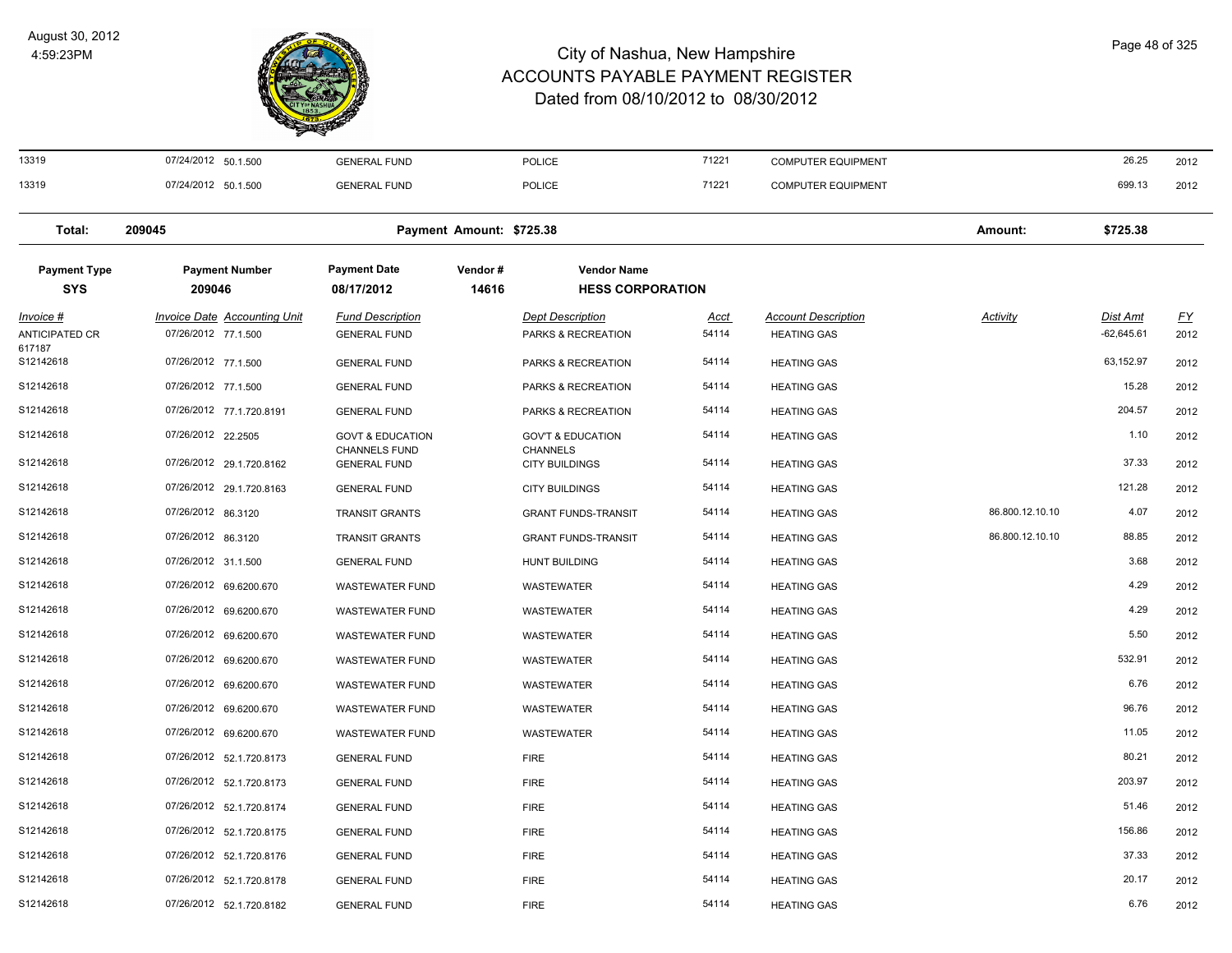# City of Nashua, New Hampshire
## ACCOUNTS PAYABLE PAYMENT REGISTER
### Dated from 08/10/2012 to 08/30/2012

August 30, 2012
4:59:23PM

| Invoice # | Invoice Date | Accounting Unit | Fund Description | Dept Description | Acct | Account Description | Activity | Dist Amt | FY |
|---|---|---|---|---|---|---|---|---|---|
| 13319 | 07/24/2012 | 50.1.500 | GENERAL FUND | POLICE | 71221 | COMPUTER EQUIPMENT | | 26.25 | 2012 |
| 13319 | 07/24/2012 | 50.1.500 | GENERAL FUND | POLICE | 71221 | COMPUTER EQUIPMENT | | 699.13 | 2012 |

**Total: 209045 — Payment Amount: $725.38 — Amount: $725.38**

| Payment Type | Payment Number | Payment Date | Vendor # | Vendor Name |
|---|---|---|---|---|
| SYS | 209046 | 08/17/2012 | 14616 | HESS CORPORATION |

| Invoice # | Invoice Date | Accounting Unit | Fund Description | Dept Description | Acct | Account Description | Activity | Dist Amt | FY |
|---|---|---|---|---|---|---|---|---|---|
| ANTICIPATED CR 617187 | 07/26/2012 | 77.1.500 | GENERAL FUND | PARKS & RECREATION | 54114 | HEATING GAS | | -62,645.61 | 2012 |
| S12142618 | 07/26/2012 | 77.1.500 | GENERAL FUND | PARKS & RECREATION | 54114 | HEATING GAS | | 63,152.97 | 2012 |
| S12142618 | 07/26/2012 | 77.1.500 | GENERAL FUND | PARKS & RECREATION | 54114 | HEATING GAS | | 15.28 | 2012 |
| S12142618 | 07/26/2012 | 77.1.720.8191 | GENERAL FUND | PARKS & RECREATION | 54114 | HEATING GAS | | 204.57 | 2012 |
| S12142618 | 07/26/2012 | 22.2505 | GOVT & EDUCATION CHANNELS FUND | GOV'T & EDUCATION CHANNELS | 54114 | HEATING GAS | | 1.10 | 2012 |
| S12142618 | 07/26/2012 | 29.1.720.8162 | GENERAL FUND | CITY BUILDINGS | 54114 | HEATING GAS | | 37.33 | 2012 |
| S12142618 | 07/26/2012 | 29.1.720.8163 | GENERAL FUND | CITY BUILDINGS | 54114 | HEATING GAS | | 121.28 | 2012 |
| S12142618 | 07/26/2012 | 86.3120 | TRANSIT GRANTS | GRANT FUNDS-TRANSIT | 54114 | HEATING GAS | 86.800.12.10.10 | 4.07 | 2012 |
| S12142618 | 07/26/2012 | 86.3120 | TRANSIT GRANTS | GRANT FUNDS-TRANSIT | 54114 | HEATING GAS | 86.800.12.10.10 | 88.85 | 2012 |
| S12142618 | 07/26/2012 | 31.1.500 | GENERAL FUND | HUNT BUILDING | 54114 | HEATING GAS | | 3.68 | 2012 |
| S12142618 | 07/26/2012 | 69.6200.670 | WASTEWATER FUND | WASTEWATER | 54114 | HEATING GAS | | 4.29 | 2012 |
| S12142618 | 07/26/2012 | 69.6200.670 | WASTEWATER FUND | WASTEWATER | 54114 | HEATING GAS | | 4.29 | 2012 |
| S12142618 | 07/26/2012 | 69.6200.670 | WASTEWATER FUND | WASTEWATER | 54114 | HEATING GAS | | 5.50 | 2012 |
| S12142618 | 07/26/2012 | 69.6200.670 | WASTEWATER FUND | WASTEWATER | 54114 | HEATING GAS | | 532.91 | 2012 |
| S12142618 | 07/26/2012 | 69.6200.670 | WASTEWATER FUND | WASTEWATER | 54114 | HEATING GAS | | 6.76 | 2012 |
| S12142618 | 07/26/2012 | 69.6200.670 | WASTEWATER FUND | WASTEWATER | 54114 | HEATING GAS | | 96.76 | 2012 |
| S12142618 | 07/26/2012 | 69.6200.670 | WASTEWATER FUND | WASTEWATER | 54114 | HEATING GAS | | 11.05 | 2012 |
| S12142618 | 07/26/2012 | 52.1.720.8173 | GENERAL FUND | FIRE | 54114 | HEATING GAS | | 80.21 | 2012 |
| S12142618 | 07/26/2012 | 52.1.720.8173 | GENERAL FUND | FIRE | 54114 | HEATING GAS | | 203.97 | 2012 |
| S12142618 | 07/26/2012 | 52.1.720.8174 | GENERAL FUND | FIRE | 54114 | HEATING GAS | | 51.46 | 2012 |
| S12142618 | 07/26/2012 | 52.1.720.8175 | GENERAL FUND | FIRE | 54114 | HEATING GAS | | 156.86 | 2012 |
| S12142618 | 07/26/2012 | 52.1.720.8176 | GENERAL FUND | FIRE | 54114 | HEATING GAS | | 37.33 | 2012 |
| S12142618 | 07/26/2012 | 52.1.720.8178 | GENERAL FUND | FIRE | 54114 | HEATING GAS | | 20.17 | 2012 |
| S12142618 | 07/26/2012 | 52.1.720.8182 | GENERAL FUND | FIRE | 54114 | HEATING GAS | | 6.76 | 2012 |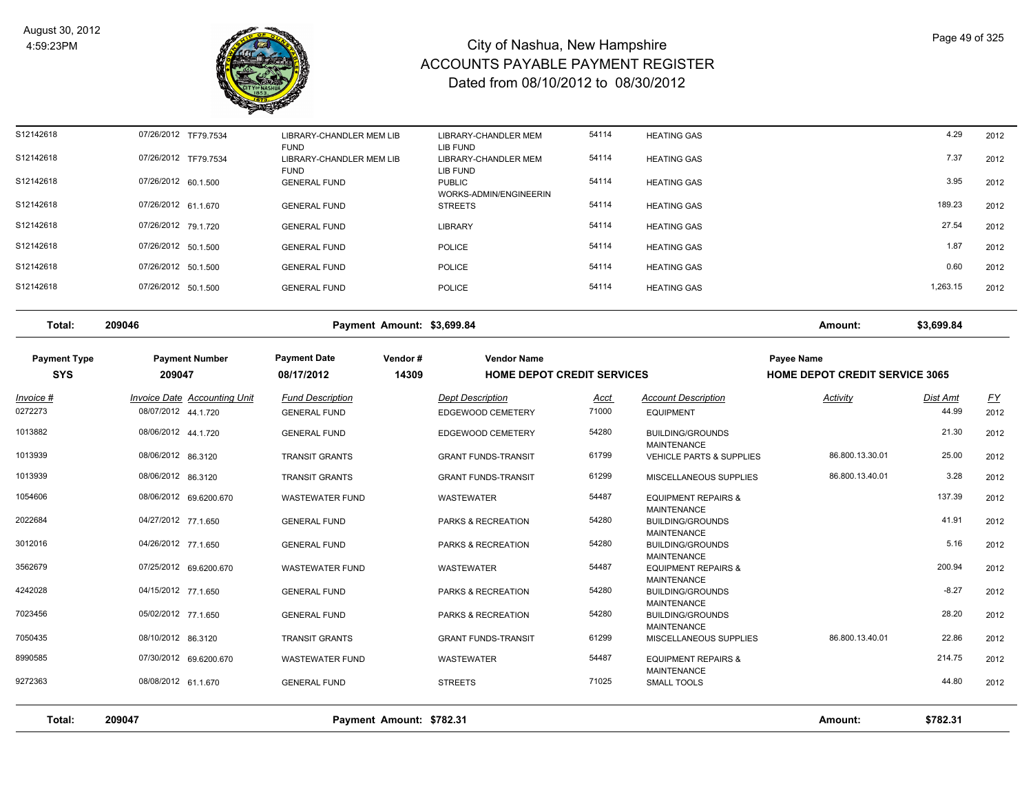# City of Nashua, New Hampshire
## ACCOUNTS PAYABLE PAYMENT REGISTER
### Dated from 08/10/2012 to 08/30/2012

August 30, 2012
4:59:23PM

| Invoice # | Invoice Date | Accounting Unit | Fund Description | Dept Description | Acct | Account Description | Activity | Dist Amt | FY |
|---|---|---|---|---|---|---|---|---|---|
| S12142618 | 07/26/2012 | TF79.7534 | LIBRARY-CHANDLER MEM LIB FUND | LIBRARY-CHANDLER MEM LIB FUND | 54114 | HEATING GAS | | 4.29 | 2012 |
| S12142618 | 07/26/2012 | TF79.7534 | LIBRARY-CHANDLER MEM LIB FUND | LIBRARY-CHANDLER MEM LIB FUND | 54114 | HEATING GAS | | 7.37 | 2012 |
| S12142618 | 07/26/2012 | 60.1.500 | GENERAL FUND | PUBLIC WORKS-ADMIN/ENGINEERIN | 54114 | HEATING GAS | | 3.95 | 2012 |
| S12142618 | 07/26/2012 | 61.1.670 | GENERAL FUND | STREETS | 54114 | HEATING GAS | | 189.23 | 2012 |
| S12142618 | 07/26/2012 | 79.1.720 | GENERAL FUND | LIBRARY | 54114 | HEATING GAS | | 27.54 | 2012 |
| S12142618 | 07/26/2012 | 50.1.500 | GENERAL FUND | POLICE | 54114 | HEATING GAS | | 1.87 | 2012 |
| S12142618 | 07/26/2012 | 50.1.500 | GENERAL FUND | POLICE | 54114 | HEATING GAS | | 0.60 | 2012 |
| S12142618 | 07/26/2012 | 50.1.500 | GENERAL FUND | POLICE | 54114 | HEATING GAS | | 1,263.15 | 2012 |

**Total: 209046** Payment Amount: $3,699.84 Amount: $3,699.84

| Payment Type | Payment Number | Payment Date | Vendor # | Vendor Name | Payee Name |
|---|---|---|---|---|---|
| SYS | 209047 | 08/17/2012 | 14309 | HOME DEPOT CREDIT SERVICES | HOME DEPOT CREDIT SERVICE 3065 |

| Invoice # | Invoice Date | Accounting Unit | Fund Description | Dept Description | Acct | Account Description | Activity | Dist Amt | FY |
|---|---|---|---|---|---|---|---|---|---|
| 0272273 | 08/07/2012 | 44.1.720 | GENERAL FUND | EDGEWOOD CEMETERY | 71000 | EQUIPMENT | | 44.99 | 2012 |
| 1013882 | 08/06/2012 | 44.1.720 | GENERAL FUND | EDGEWOOD CEMETERY | 54280 | BUILDING/GROUNDS MAINTENANCE | | 21.30 | 2012 |
| 1013939 | 08/06/2012 | 86.3120 | TRANSIT GRANTS | GRANT FUNDS-TRANSIT | 61799 | VEHICLE PARTS & SUPPLIES | 86.800.13.30.01 | 25.00 | 2012 |
| 1013939 | 08/06/2012 | 86.3120 | TRANSIT GRANTS | GRANT FUNDS-TRANSIT | 61299 | MISCELLANEOUS SUPPLIES | 86.800.13.40.01 | 3.28 | 2012 |
| 1054606 | 08/06/2012 | 69.6200.670 | WASTEWATER FUND | WASTEWATER | 54487 | EQUIPMENT REPAIRS & MAINTENANCE | | 137.39 | 2012 |
| 2022684 | 04/27/2012 | 77.1.650 | GENERAL FUND | PARKS & RECREATION | 54280 | BUILDING/GROUNDS MAINTENANCE | | 41.91 | 2012 |
| 3012016 | 04/26/2012 | 77.1.650 | GENERAL FUND | PARKS & RECREATION | 54280 | BUILDING/GROUNDS MAINTENANCE | | 5.16 | 2012 |
| 3562679 | 07/25/2012 | 69.6200.670 | WASTEWATER FUND | WASTEWATER | 54487 | EQUIPMENT REPAIRS & MAINTENANCE | | 200.94 | 2012 |
| 4242028 | 04/15/2012 | 77.1.650 | GENERAL FUND | PARKS & RECREATION | 54280 | BUILDING/GROUNDS MAINTENANCE | | -8.27 | 2012 |
| 7023456 | 05/02/2012 | 77.1.650 | GENERAL FUND | PARKS & RECREATION | 54280 | BUILDING/GROUNDS MAINTENANCE | | 28.20 | 2012 |
| 7050435 | 08/10/2012 | 86.3120 | TRANSIT GRANTS | GRANT FUNDS-TRANSIT | 61299 | MISCELLANEOUS SUPPLIES | 86.800.13.40.01 | 22.86 | 2012 |
| 8990585 | 07/30/2012 | 69.6200.670 | WASTEWATER FUND | WASTEWATER | 54487 | EQUIPMENT REPAIRS & MAINTENANCE | | 214.75 | 2012 |
| 9272363 | 08/08/2012 | 61.1.670 | GENERAL FUND | STREETS | 71025 | SMALL TOOLS | | 44.80 | 2012 |

**Total: 209047** Payment Amount: $782.31 Amount: $782.31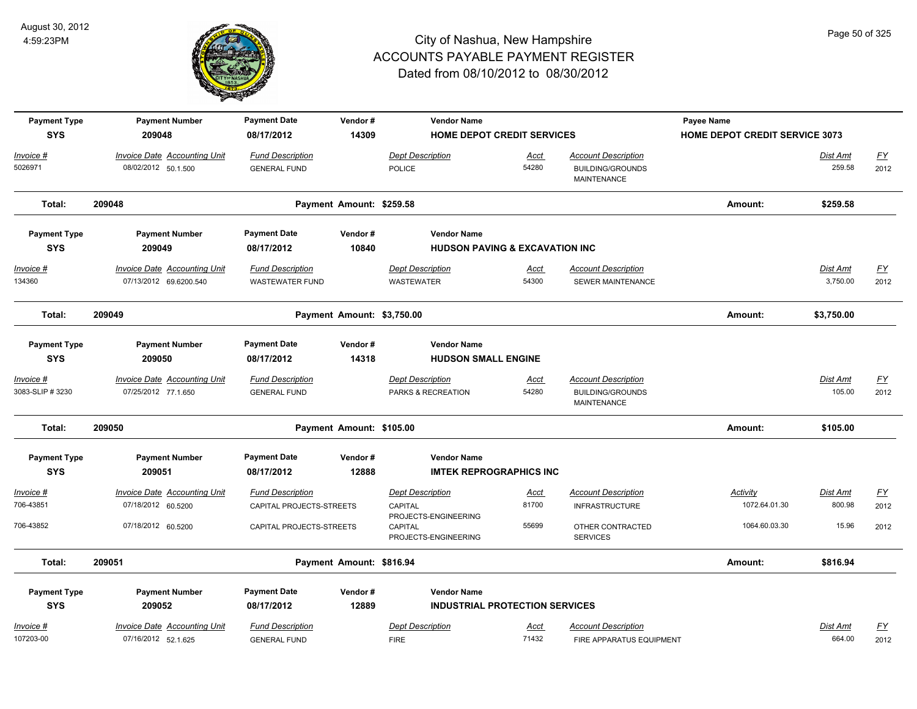# City of Nashua, New Hampshire
## ACCOUNTS PAYABLE PAYMENT REGISTER
### Dated from 08/10/2012 to 08/30/2012

August 30, 2012
4:59:23PM

| Payment Type | Payment Number | Payment Date | Vendor # | Vendor Name | | | Payee Name | | |
|---|---|---|---|---|---|---|---|---|---|
| SYS | 209048 | 08/17/2012 | 14309 | HOME DEPOT CREDIT SERVICES | | | HOME DEPOT CREDIT SERVICE 3073 | | |

| Invoice # | Invoice Date | Accounting Unit | Fund Description | Dept Description | Acct | Account Description | Dist Amt | FY |
|---|---|---|---|---|---|---|---|---|
| 5026971 | 08/02/2012 | 50.1.500 | GENERAL FUND | POLICE | 54280 | BUILDING/GROUNDS MAINTENANCE | 259.58 | 2012 |

**Total: 209048** Payment Amount: $259.58 Amount: $259.58

| Payment Type | Payment Number | Payment Date | Vendor # | Vendor Name |
|---|---|---|---|---|
| SYS | 209049 | 08/17/2012 | 10840 | HUDSON PAVING & EXCAVATION INC |

| Invoice # | Invoice Date | Accounting Unit | Fund Description | Dept Description | Acct | Account Description | Dist Amt | FY |
|---|---|---|---|---|---|---|---|---|
| 134360 | 07/13/2012 | 69.6200.540 | WASTEWATER FUND | WASTEWATER | 54300 | SEWER MAINTENANCE | 3,750.00 | 2012 |

**Total: 209049** Payment Amount: $3,750.00 Amount: $3,750.00

| Payment Type | Payment Number | Payment Date | Vendor # | Vendor Name |
|---|---|---|---|---|
| SYS | 209050 | 08/17/2012 | 14318 | HUDSON SMALL ENGINE |

| Invoice # | Invoice Date | Accounting Unit | Fund Description | Dept Description | Acct | Account Description | Dist Amt | FY |
|---|---|---|---|---|---|---|---|---|
| 3083-SLIP # 3230 | 07/25/2012 | 77.1.650 | GENERAL FUND | PARKS & RECREATION | 54280 | BUILDING/GROUNDS MAINTENANCE | 105.00 | 2012 |

**Total: 209050** Payment Amount: $105.00 Amount: $105.00

| Payment Type | Payment Number | Payment Date | Vendor # | Vendor Name |
|---|---|---|---|---|
| SYS | 209051 | 08/17/2012 | 12888 | IMTEK REPROGRAPHICS INC |

| Invoice # | Invoice Date | Accounting Unit | Fund Description | Dept Description | Acct | Account Description | Activity | Dist Amt | FY |
|---|---|---|---|---|---|---|---|---|---|
| 706-43851 | 07/18/2012 | 60.5200 | CAPITAL PROJECTS-STREETS | CAPITAL PROJECTS-ENGINEERING | 81700 | INFRASTRUCTURE | 1072.64.01.30 | 800.98 | 2012 |
| 706-43852 | 07/18/2012 | 60.5200 | CAPITAL PROJECTS-STREETS | CAPITAL PROJECTS-ENGINEERING | 55699 | OTHER CONTRACTED SERVICES | 1064.60.03.30 | 15.96 | 2012 |

**Total: 209051** Payment Amount: $816.94 Amount: $816.94

| Payment Type | Payment Number | Payment Date | Vendor # | Vendor Name |
|---|---|---|---|---|
| SYS | 209052 | 08/17/2012 | 12889 | INDUSTRIAL PROTECTION SERVICES |

| Invoice # | Invoice Date | Accounting Unit | Fund Description | Dept Description | Acct | Account Description | Dist Amt | FY |
|---|---|---|---|---|---|---|---|---|
| 107203-00 | 07/16/2012 | 52.1.625 | GENERAL FUND | FIRE | 71432 | FIRE APPARATUS EQUIPMENT | 664.00 | 2012 |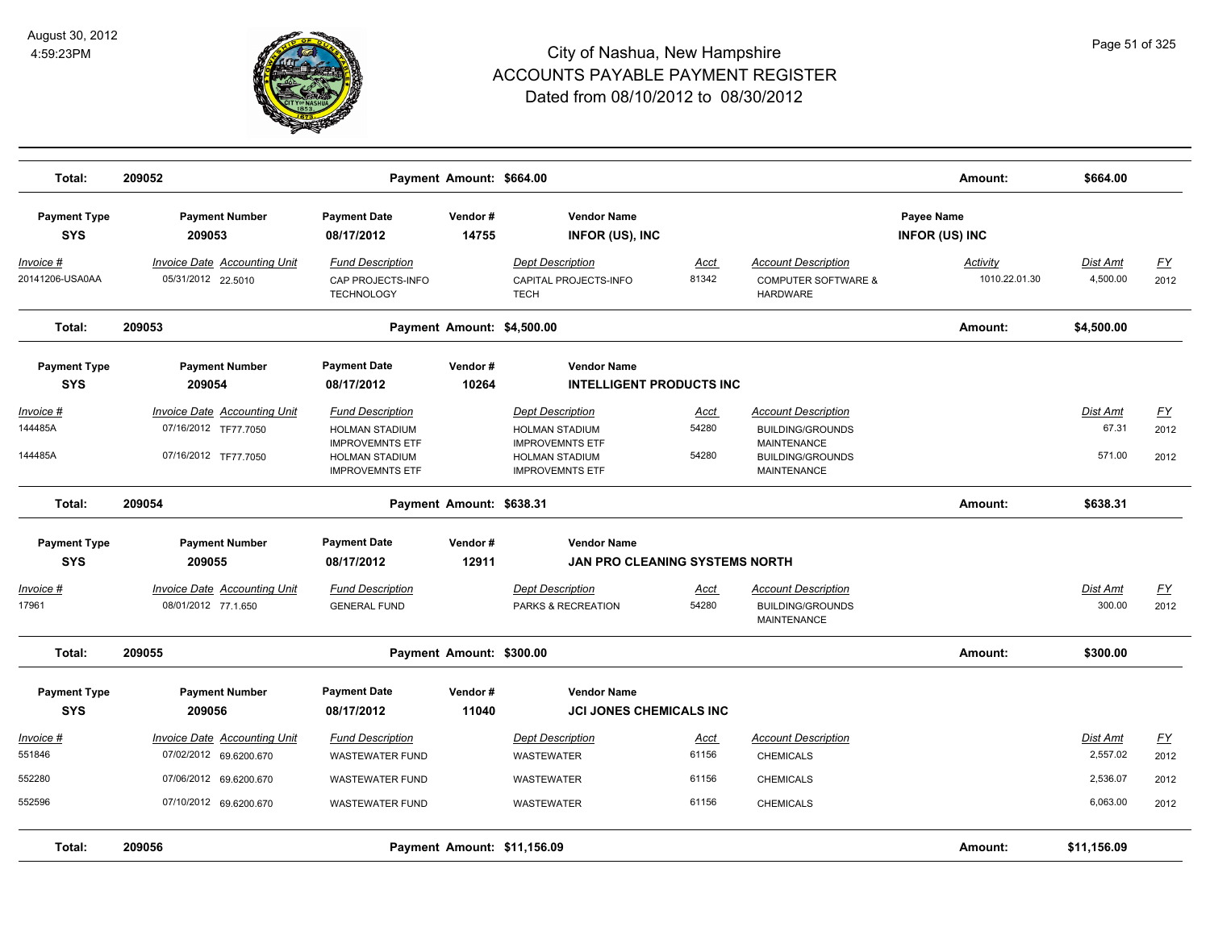# City of Nashua, New Hampshire
## ACCOUNTS PAYABLE PAYMENT REGISTER
### Dated from 08/10/2012 to 08/30/2012

August 30, 2012
4:59:23PM

**Total: 209052 — Payment Amount: $664.00 — Amount: $664.00**

| Payment Type | Payment Number | Payment Date | Vendor # | Vendor Name | Payee Name |
|---|---|---|---|---|---|
| SYS | 209053 | 08/17/2012 | 14755 | INFOR (US), INC | INFOR (US) INC |

| Invoice # | Invoice Date | Accounting Unit | Fund Description | Dept Description | Acct | Account Description | Activity | Dist Amt | FY |
|---|---|---|---|---|---|---|---|---|---|
| 20141206-USA0AA | 05/31/2012 | 22.5010 | CAP PROJECTS-INFO TECHNOLOGY | CAPITAL PROJECTS-INFO TECH | 81342 | COMPUTER SOFTWARE & HARDWARE | 1010.22.01.30 | 4,500.00 | 2012 |

**Total: 209053 — Payment Amount: $4,500.00 — Amount: $4,500.00**

| Payment Type | Payment Number | Payment Date | Vendor # | Vendor Name |
|---|---|---|---|---|
| SYS | 209054 | 08/17/2012 | 10264 | INTELLIGENT PRODUCTS INC |

| Invoice # | Invoice Date | Accounting Unit | Fund Description | Dept Description | Acct | Account Description | Dist Amt | FY |
|---|---|---|---|---|---|---|---|---|
| 144485A | 07/16/2012 | TF77.7050 | HOLMAN STADIUM IMPROVEMNTS ETF | HOLMAN STADIUM IMPROVEMNTS ETF | 54280 | BUILDING/GROUNDS MAINTENANCE | 67.31 | 2012 |
| 144485A | 07/16/2012 | TF77.7050 | HOLMAN STADIUM IMPROVEMNTS ETF | HOLMAN STADIUM IMPROVEMNTS ETF | 54280 | BUILDING/GROUNDS MAINTENANCE | 571.00 | 2012 |

**Total: 209054 — Payment Amount: $638.31 — Amount: $638.31**

| Payment Type | Payment Number | Payment Date | Vendor # | Vendor Name |
|---|---|---|---|---|
| SYS | 209055 | 08/17/2012 | 12911 | JAN PRO CLEANING SYSTEMS NORTH |

| Invoice # | Invoice Date | Accounting Unit | Fund Description | Dept Description | Acct | Account Description | Dist Amt | FY |
|---|---|---|---|---|---|---|---|---|
| 17961 | 08/01/2012 | 77.1.650 | GENERAL FUND | PARKS & RECREATION | 54280 | BUILDING/GROUNDS MAINTENANCE | 300.00 | 2012 |

**Total: 209055 — Payment Amount: $300.00 — Amount: $300.00**

| Payment Type | Payment Number | Payment Date | Vendor # | Vendor Name |
|---|---|---|---|---|
| SYS | 209056 | 08/17/2012 | 11040 | JCI JONES CHEMICALS INC |

| Invoice # | Invoice Date | Accounting Unit | Fund Description | Dept Description | Acct | Account Description | Dist Amt | FY |
|---|---|---|---|---|---|---|---|---|
| 551846 | 07/02/2012 | 69.6200.670 | WASTEWATER FUND | WASTEWATER | 61156 | CHEMICALS | 2,557.02 | 2012 |
| 552280 | 07/06/2012 | 69.6200.670 | WASTEWATER FUND | WASTEWATER | 61156 | CHEMICALS | 2,536.07 | 2012 |
| 552596 | 07/10/2012 | 69.6200.670 | WASTEWATER FUND | WASTEWATER | 61156 | CHEMICALS | 6,063.00 | 2012 |

**Total: 209056 — Payment Amount: $11,156.09 — Amount: $11,156.09**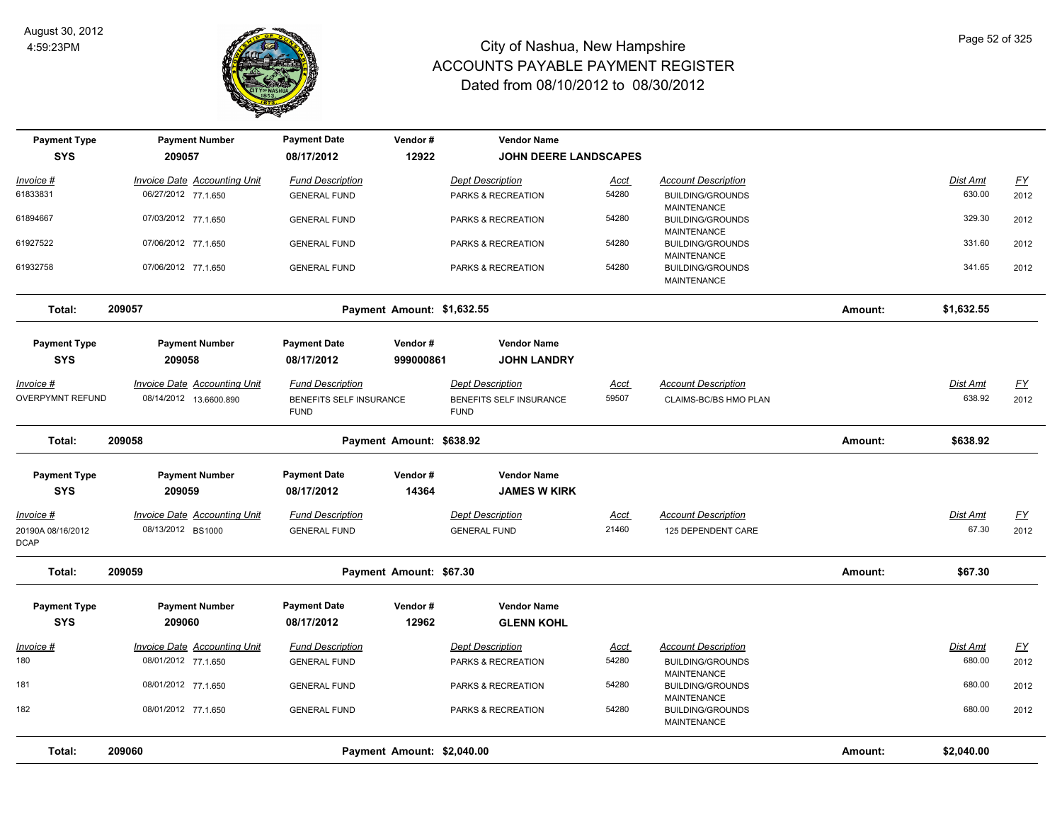# City of Nashua, New Hampshire
## ACCOUNTS PAYABLE PAYMENT REGISTER
### Dated from 08/10/2012 to 08/30/2012

August 30, 2012
4:59:23PM

| Payment Type | Payment Number | Payment Date | Vendor # | Vendor Name |
|---|---|---|---|---|
| SYS | 209057 | 08/17/2012 | 12922 | JOHN DEERE LANDSCAPES |

| Invoice # | Invoice Date | Accounting Unit | Fund Description | Dept Description | Acct | Account Description | Dist Amt | FY |
|---|---|---|---|---|---|---|---|---|
| 61833831 | 06/27/2012 | 77.1.650 | GENERAL FUND | PARKS & RECREATION | 54280 | BUILDING/GROUNDS MAINTENANCE | 630.00 | 2012 |
| 61894667 | 07/03/2012 | 77.1.650 | GENERAL FUND | PARKS & RECREATION | 54280 | BUILDING/GROUNDS MAINTENANCE | 329.30 | 2012 |
| 61927522 | 07/06/2012 | 77.1.650 | GENERAL FUND | PARKS & RECREATION | 54280 | BUILDING/GROUNDS MAINTENANCE | 331.60 | 2012 |
| 61932758 | 07/06/2012 | 77.1.650 | GENERAL FUND | PARKS & RECREATION | 54280 | BUILDING/GROUNDS MAINTENANCE | 341.65 | 2012 |

**Total: 209057** — Payment Amount: $1,632.55 — Amount: **$1,632.55**

| Payment Type | Payment Number | Payment Date | Vendor # | Vendor Name |
|---|---|---|---|---|
| SYS | 209058 | 08/17/2012 | 999000861 | JOHN LANDRY |

| Invoice # | Invoice Date | Accounting Unit | Fund Description | Dept Description | Acct | Account Description | Dist Amt | FY |
|---|---|---|---|---|---|---|---|---|
| OVERPYMNT REFUND | 08/14/2012 | 13.6600.890 | BENEFITS SELF INSURANCE FUND | BENEFITS SELF INSURANCE FUND | 59507 | CLAIMS-BC/BS HMO PLAN | 638.92 | 2012 |

**Total: 209058** — Payment Amount: $638.92 — Amount: **$638.92**

| Payment Type | Payment Number | Payment Date | Vendor # | Vendor Name |
|---|---|---|---|---|
| SYS | 209059 | 08/17/2012 | 14364 | JAMES W KIRK |

| Invoice # | Invoice Date | Accounting Unit | Fund Description | Dept Description | Acct | Account Description | Dist Amt | FY |
|---|---|---|---|---|---|---|---|---|
| 20190A 08/16/2012 DCAP | 08/13/2012 | BS1000 | GENERAL FUND | GENERAL FUND | 21460 | 125 DEPENDENT CARE | 67.30 | 2012 |

**Total: 209059** — Payment Amount: $67.30 — Amount: **$67.30**

| Payment Type | Payment Number | Payment Date | Vendor # | Vendor Name |
|---|---|---|---|---|
| SYS | 209060 | 08/17/2012 | 12962 | GLENN KOHL |

| Invoice # | Invoice Date | Accounting Unit | Fund Description | Dept Description | Acct | Account Description | Dist Amt | FY |
|---|---|---|---|---|---|---|---|---|
| 180 | 08/01/2012 | 77.1.650 | GENERAL FUND | PARKS & RECREATION | 54280 | BUILDING/GROUNDS MAINTENANCE | 680.00 | 2012 |
| 181 | 08/01/2012 | 77.1.650 | GENERAL FUND | PARKS & RECREATION | 54280 | BUILDING/GROUNDS MAINTENANCE | 680.00 | 2012 |
| 182 | 08/01/2012 | 77.1.650 | GENERAL FUND | PARKS & RECREATION | 54280 | BUILDING/GROUNDS MAINTENANCE | 680.00 | 2012 |

**Total: 209060** — Payment Amount: $2,040.00 — Amount: **$2,040.00**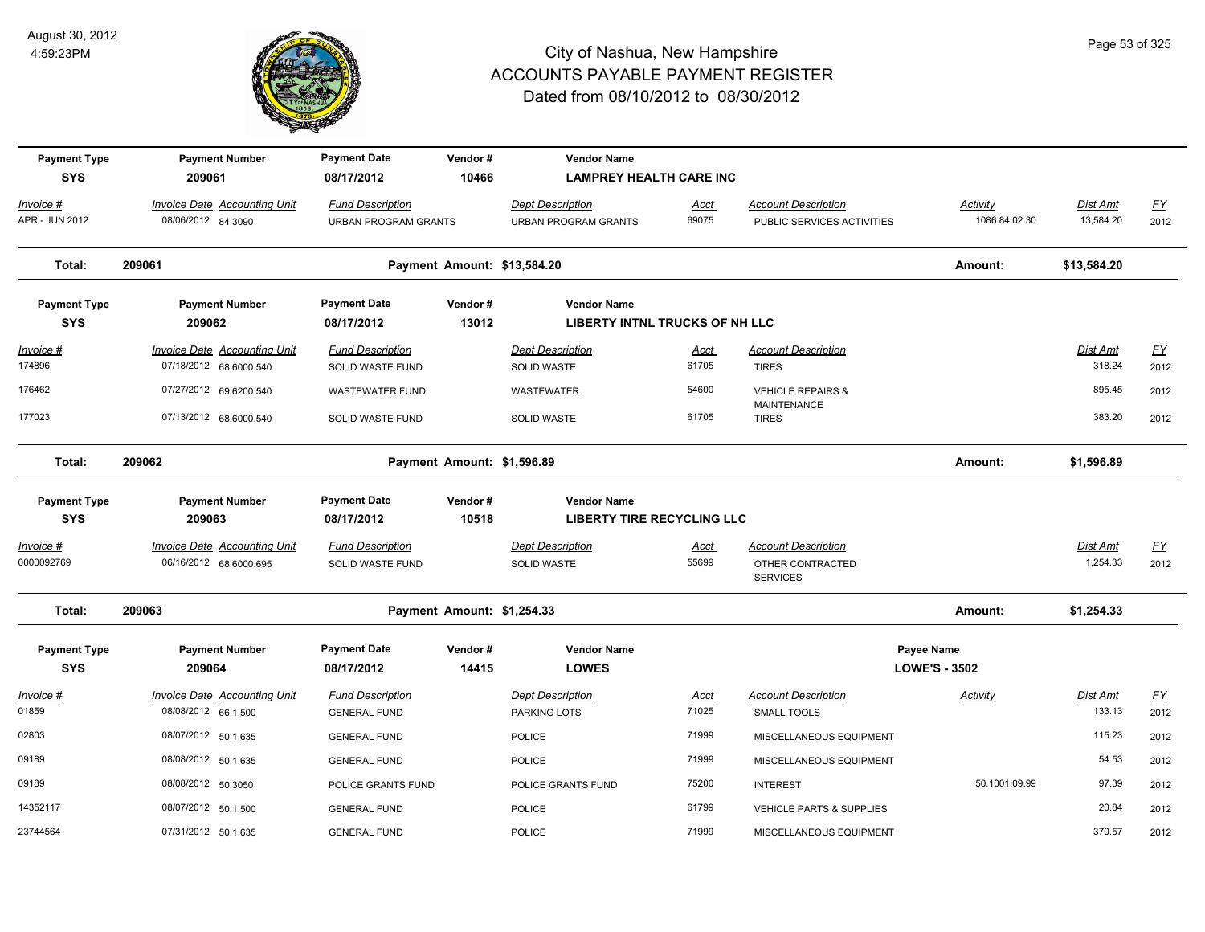# City of Nashua, New Hampshire
## ACCOUNTS PAYABLE PAYMENT REGISTER
### Dated from 08/10/2012 to 08/30/2012

August 30, 2012
4:59:23PM

| Payment Type | Payment Number | Payment Date | Vendor # | Vendor Name | | | | | |
|---|---|---|---|---|---|---|---|---|---|
| **SYS** | **209061** | **08/17/2012** | **10466** | **LAMPREY HEALTH CARE INC** | | | | | |
| *Invoice #* | *Invoice Date Accounting Unit* | *Fund Description* | | *Dept Description* | *Acct* | *Account Description* | *Activity* | *Dist Amt* | *FY* |
| APR - JUN 2012 | 08/06/2012 84.3090 | URBAN PROGRAM GRANTS | | URBAN PROGRAM GRANTS | 69075 | PUBLIC SERVICES ACTIVITIES | 1086.84.02.30 | 13,584.20 | 2012 |
| **Total:** | **209061** | **Payment Amount: $13,584.20** | | | | | **Amount:** | **$13,584.20** | |

| Payment Type | Payment Number | Payment Date | Vendor # | Vendor Name | | | | | |
|---|---|---|---|---|---|---|---|---|---|
| **SYS** | **209062** | **08/17/2012** | **13012** | **LIBERTY INTNL TRUCKS OF NH LLC** | | | | | |
| *Invoice #* | *Invoice Date Accounting Unit* | *Fund Description* | | *Dept Description* | *Acct* | *Account Description* | | *Dist Amt* | *FY* |
| 174896 | 07/18/2012 68.6000.540 | SOLID WASTE FUND | | SOLID WASTE | 61705 | TIRES | | 318.24 | 2012 |
| 176462 | 07/27/2012 69.6200.540 | WASTEWATER FUND | | WASTEWATER | 54600 | VEHICLE REPAIRS & MAINTENANCE | | 895.45 | 2012 |
| 177023 | 07/13/2012 68.6000.540 | SOLID WASTE FUND | | SOLID WASTE | 61705 | TIRES | | 383.20 | 2012 |
| **Total:** | **209062** | **Payment Amount: $1,596.89** | | | | | **Amount:** | **$1,596.89** | |

| Payment Type | Payment Number | Payment Date | Vendor # | Vendor Name | | | | | |
|---|---|---|---|---|---|---|---|---|---|
| **SYS** | **209063** | **08/17/2012** | **10518** | **LIBERTY TIRE RECYCLING LLC** | | | | | |
| *Invoice #* | *Invoice Date Accounting Unit* | *Fund Description* | | *Dept Description* | *Acct* | *Account Description* | | *Dist Amt* | *FY* |
| 0000092769 | 06/16/2012 68.6000.695 | SOLID WASTE FUND | | SOLID WASTE | 55699 | OTHER CONTRACTED SERVICES | | 1,254.33 | 2012 |
| **Total:** | **209063** | **Payment Amount: $1,254.33** | | | | | **Amount:** | **$1,254.33** | |

| Payment Type | Payment Number | Payment Date | Vendor # | Vendor Name | | | Payee Name | | |
|---|---|---|---|---|---|---|---|---|---|
| **SYS** | **209064** | **08/17/2012** | **14415** | **LOWES** | | | **LOWE'S - 3502** | | |
| *Invoice #* | *Invoice Date Accounting Unit* | *Fund Description* | | *Dept Description* | *Acct* | *Account Description* | *Activity* | *Dist Amt* | *FY* |
| 01859 | 08/08/2012 66.1.500 | GENERAL FUND | | PARKING LOTS | 71025 | SMALL TOOLS | | 133.13 | 2012 |
| 02803 | 08/07/2012 50.1.635 | GENERAL FUND | | POLICE | 71999 | MISCELLANEOUS EQUIPMENT | | 115.23 | 2012 |
| 09189 | 08/08/2012 50.1.635 | GENERAL FUND | | POLICE | 71999 | MISCELLANEOUS EQUIPMENT | | 54.53 | 2012 |
| 09189 | 08/08/2012 50.3050 | POLICE GRANTS FUND | | POLICE GRANTS FUND | 75200 | INTEREST | 50.1001.09.99 | 97.39 | 2012 |
| 14352117 | 08/07/2012 50.1.500 | GENERAL FUND | | POLICE | 61799 | VEHICLE PARTS & SUPPLIES | | 20.84 | 2012 |
| 23744564 | 07/31/2012 50.1.635 | GENERAL FUND | | POLICE | 71999 | MISCELLANEOUS EQUIPMENT | | 370.57 | 2012 |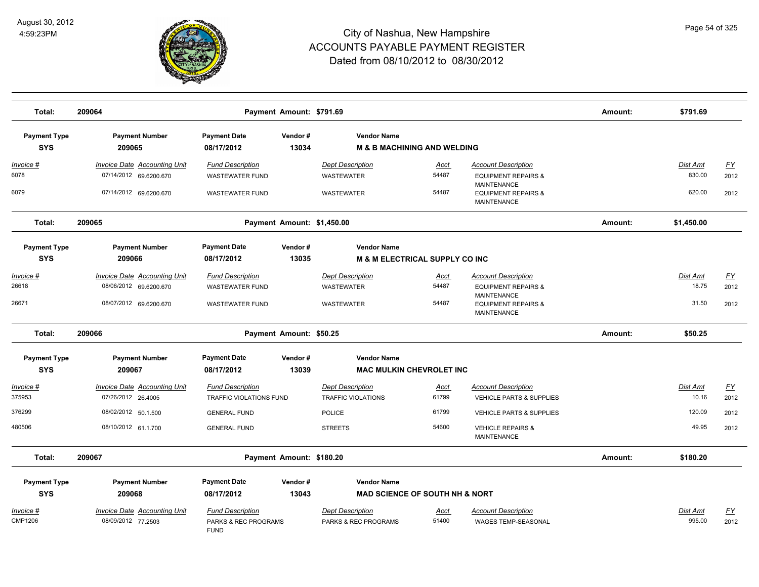# City of Nashua, New Hampshire
## ACCOUNTS PAYABLE PAYMENT REGISTER
### Dated from 08/10/2012 to 08/30/2012

August 30, 2012
4:59:23PM

| Total: | 209064 | Payment Amount: $791.69 | Amount: | $791.69 |
|---|---|---|---|---|

| Payment Type | Payment Number | Payment Date | Vendor # | Vendor Name |
|---|---|---|---|---|
| SYS | 209065 | 08/17/2012 | 13034 | M & B MACHINING AND WELDING |

| Invoice # | Invoice Date | Accounting Unit | Fund Description | Dept Description | Acct | Account Description | Dist Amt | FY |
|---|---|---|---|---|---|---|---|---|
| 6078 | 07/14/2012 | 69.6200.670 | WASTEWATER FUND | WASTEWATER | 54487 | EQUIPMENT REPAIRS & MAINTENANCE | 830.00 | 2012 |
| 6079 | 07/14/2012 | 69.6200.670 | WASTEWATER FUND | WASTEWATER | 54487 | EQUIPMENT REPAIRS & MAINTENANCE | 620.00 | 2012 |

| Total: | 209065 | Payment Amount: $1,450.00 | Amount: | $1,450.00 |
|---|---|---|---|---|

| Payment Type | Payment Number | Payment Date | Vendor # | Vendor Name |
|---|---|---|---|---|
| SYS | 209066 | 08/17/2012 | 13035 | M & M ELECTRICAL SUPPLY CO INC |

| Invoice # | Invoice Date | Accounting Unit | Fund Description | Dept Description | Acct | Account Description | Dist Amt | FY |
|---|---|---|---|---|---|---|---|---|
| 26618 | 08/06/2012 | 69.6200.670 | WASTEWATER FUND | WASTEWATER | 54487 | EQUIPMENT REPAIRS & MAINTENANCE | 18.75 | 2012 |
| 26671 | 08/07/2012 | 69.6200.670 | WASTEWATER FUND | WASTEWATER | 54487 | EQUIPMENT REPAIRS & MAINTENANCE | 31.50 | 2012 |

| Total: | 209066 | Payment Amount: $50.25 | Amount: | $50.25 |
|---|---|---|---|---|

| Payment Type | Payment Number | Payment Date | Vendor # | Vendor Name |
|---|---|---|---|---|
| SYS | 209067 | 08/17/2012 | 13039 | MAC MULKIN CHEVROLET INC |

| Invoice # | Invoice Date | Accounting Unit | Fund Description | Dept Description | Acct | Account Description | Dist Amt | FY |
|---|---|---|---|---|---|---|---|---|
| 375953 | 07/26/2012 | 26.4005 | TRAFFIC VIOLATIONS FUND | TRAFFIC VIOLATIONS | 61799 | VEHICLE PARTS & SUPPLIES | 10.16 | 2012 |
| 376299 | 08/02/2012 | 50.1.500 | GENERAL FUND | POLICE | 61799 | VEHICLE PARTS & SUPPLIES | 120.09 | 2012 |
| 480506 | 08/10/2012 | 61.1.700 | GENERAL FUND | STREETS | 54600 | VEHICLE REPAIRS & MAINTENANCE | 49.95 | 2012 |

| Total: | 209067 | Payment Amount: $180.20 | Amount: | $180.20 |
|---|---|---|---|---|

| Payment Type | Payment Number | Payment Date | Vendor # | Vendor Name |
|---|---|---|---|---|
| SYS | 209068 | 08/17/2012 | 13043 | MAD SCIENCE OF SOUTH NH & NORT |

| Invoice # | Invoice Date | Accounting Unit | Fund Description | Dept Description | Acct | Account Description | Dist Amt | FY |
|---|---|---|---|---|---|---|---|---|
| CMP1206 | 08/09/2012 | 77.2503 | PARKS & REC PROGRAMS FUND | PARKS & REC PROGRAMS | 51400 | WAGES TEMP-SEASONAL | 995.00 | 2012 |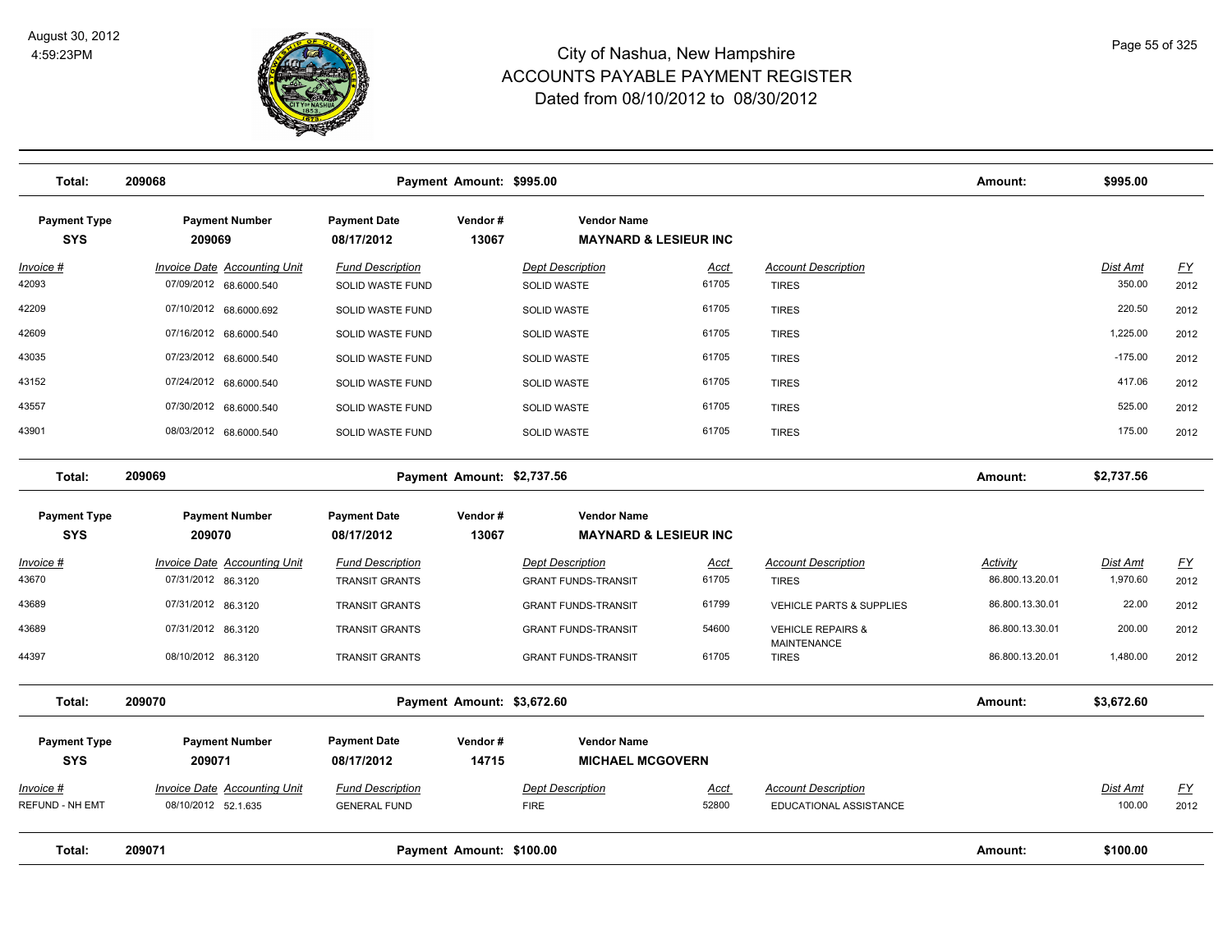# City of Nashua, New Hampshire
## ACCOUNTS PAYABLE PAYMENT REGISTER
### Dated from 08/10/2012 to 08/30/2012

August 30, 2012
4:59:23PM

| Total: | 209068 | Payment Amount: $995.00 | Amount: | $995.00 |
|---|---|---|---|---|

| Payment Type | Payment Number | Payment Date | Vendor # | Vendor Name |
|---|---|---|---|---|
| SYS | 209069 | 08/17/2012 | 13067 | MAYNARD & LESIEUR INC |

| Invoice # | Invoice Date | Accounting Unit | Fund Description | Dept Description | Acct | Account Description | Dist Amt | FY |
|---|---|---|---|---|---|---|---|---|
| 42093 | 07/09/2012 | 68.6000.540 | SOLID WASTE FUND | SOLID WASTE | 61705 | TIRES | 350.00 | 2012 |
| 42209 | 07/10/2012 | 68.6000.692 | SOLID WASTE FUND | SOLID WASTE | 61705 | TIRES | 220.50 | 2012 |
| 42609 | 07/16/2012 | 68.6000.540 | SOLID WASTE FUND | SOLID WASTE | 61705 | TIRES | 1,225.00 | 2012 |
| 43035 | 07/23/2012 | 68.6000.540 | SOLID WASTE FUND | SOLID WASTE | 61705 | TIRES | -175.00 | 2012 |
| 43152 | 07/24/2012 | 68.6000.540 | SOLID WASTE FUND | SOLID WASTE | 61705 | TIRES | 417.06 | 2012 |
| 43557 | 07/30/2012 | 68.6000.540 | SOLID WASTE FUND | SOLID WASTE | 61705 | TIRES | 525.00 | 2012 |
| 43901 | 08/03/2012 | 68.6000.540 | SOLID WASTE FUND | SOLID WASTE | 61705 | TIRES | 175.00 | 2012 |

| Total: | 209069 | Payment Amount: $2,737.56 | Amount: | $2,737.56 |
|---|---|---|---|---|

| Payment Type | Payment Number | Payment Date | Vendor # | Vendor Name |
|---|---|---|---|---|
| SYS | 209070 | 08/17/2012 | 13067 | MAYNARD & LESIEUR INC |

| Invoice # | Invoice Date | Accounting Unit | Fund Description | Dept Description | Acct | Account Description | Activity | Dist Amt | FY |
|---|---|---|---|---|---|---|---|---|---|
| 43670 | 07/31/2012 | 86.3120 | TRANSIT GRANTS | GRANT FUNDS-TRANSIT | 61705 | TIRES | 86.800.13.20.01 | 1,970.60 | 2012 |
| 43689 | 07/31/2012 | 86.3120 | TRANSIT GRANTS | GRANT FUNDS-TRANSIT | 61799 | VEHICLE PARTS & SUPPLIES | 86.800.13.30.01 | 22.00 | 2012 |
| 43689 | 07/31/2012 | 86.3120 | TRANSIT GRANTS | GRANT FUNDS-TRANSIT | 54600 | VEHICLE REPAIRS & MAINTENANCE | 86.800.13.30.01 | 200.00 | 2012 |
| 44397 | 08/10/2012 | 86.3120 | TRANSIT GRANTS | GRANT FUNDS-TRANSIT | 61705 | TIRES | 86.800.13.20.01 | 1,480.00 | 2012 |

| Total: | 209070 | Payment Amount: $3,672.60 | Amount: | $3,672.60 |
|---|---|---|---|---|

| Payment Type | Payment Number | Payment Date | Vendor # | Vendor Name |
|---|---|---|---|---|
| SYS | 209071 | 08/17/2012 | 14715 | MICHAEL MCGOVERN |

| Invoice # | Invoice Date | Accounting Unit | Fund Description | Dept Description | Acct | Account Description | Dist Amt | FY |
|---|---|---|---|---|---|---|---|---|
| REFUND - NH EMT | 08/10/2012 | 52.1.635 | GENERAL FUND | FIRE | 52800 | EDUCATIONAL ASSISTANCE | 100.00 | 2012 |

| Total: | 209071 | Payment Amount: $100.00 | Amount: | $100.00 |
|---|---|---|---|---|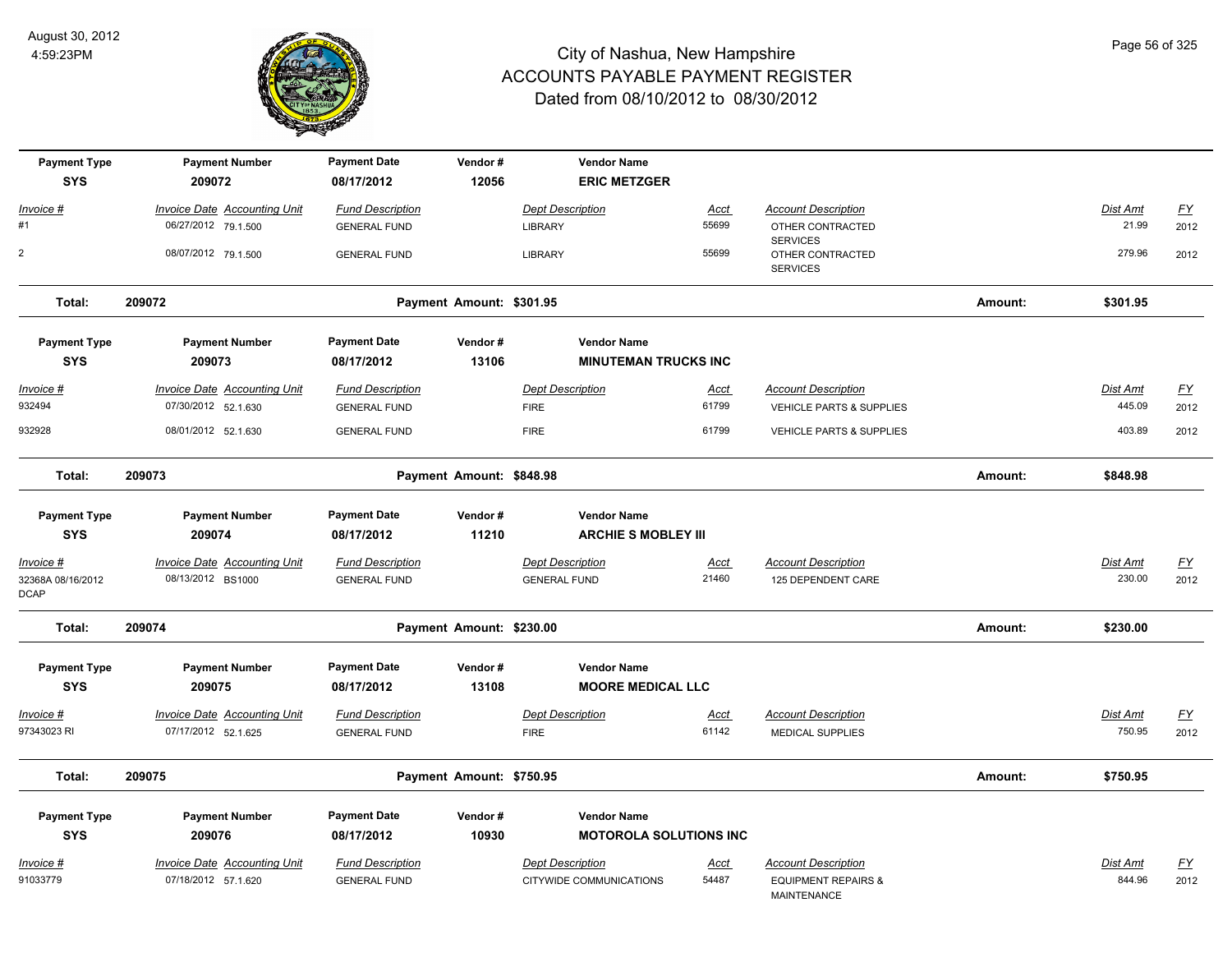# City of Nashua, New Hampshire
## ACCOUNTS PAYABLE PAYMENT REGISTER
### Dated from 08/10/2012 to 08/30/2012

August 30, 2012
4:59:23PM

| Payment Type | Payment Number | Payment Date | Vendor # | Vendor Name |
|---|---|---|---|---|
| SYS | 209072 | 08/17/2012 | 12056 | **ERIC METZGER** |

| Invoice # | Invoice Date | Accounting Unit | Fund Description | Dept Description | Acct | Account Description | Dist Amt | FY |
|---|---|---|---|---|---|---|---|---|
| #1 | 06/27/2012 | 79.1.500 | GENERAL FUND | LIBRARY | 55699 | OTHER CONTRACTED SERVICES | 21.99 | 2012 |
| 2 | 08/07/2012 | 79.1.500 | GENERAL FUND | LIBRARY | 55699 | OTHER CONTRACTED SERVICES | 279.96 | 2012 |

**Total: 209072 — Payment Amount: $301.95 — Amount: $301.95**

| Payment Type | Payment Number | Payment Date | Vendor # | Vendor Name |
|---|---|---|---|---|
| SYS | 209073 | 08/17/2012 | 13106 | **MINUTEMAN TRUCKS INC** |

| Invoice # | Invoice Date | Accounting Unit | Fund Description | Dept Description | Acct | Account Description | Dist Amt | FY |
|---|---|---|---|---|---|---|---|---|
| 932494 | 07/30/2012 | 52.1.630 | GENERAL FUND | FIRE | 61799 | VEHICLE PARTS & SUPPLIES | 445.09 | 2012 |
| 932928 | 08/01/2012 | 52.1.630 | GENERAL FUND | FIRE | 61799 | VEHICLE PARTS & SUPPLIES | 403.89 | 2012 |

**Total: 209073 — Payment Amount: $848.98 — Amount: $848.98**

| Payment Type | Payment Number | Payment Date | Vendor # | Vendor Name |
|---|---|---|---|---|
| SYS | 209074 | 08/17/2012 | 11210 | **ARCHIE S MOBLEY III** |

| Invoice # | Invoice Date | Accounting Unit | Fund Description | Dept Description | Acct | Account Description | Dist Amt | FY |
|---|---|---|---|---|---|---|---|---|
| 32368A 08/16/2012 DCAP | 08/13/2012 | BS1000 | GENERAL FUND | GENERAL FUND | 21460 | 125 DEPENDENT CARE | 230.00 | 2012 |

**Total: 209074 — Payment Amount: $230.00 — Amount: $230.00**

| Payment Type | Payment Number | Payment Date | Vendor # | Vendor Name |
|---|---|---|---|---|
| SYS | 209075 | 08/17/2012 | 13108 | **MOORE MEDICAL LLC** |

| Invoice # | Invoice Date | Accounting Unit | Fund Description | Dept Description | Acct | Account Description | Dist Amt | FY |
|---|---|---|---|---|---|---|---|---|
| 97343023 RI | 07/17/2012 | 52.1.625 | GENERAL FUND | FIRE | 61142 | MEDICAL SUPPLIES | 750.95 | 2012 |

**Total: 209075 — Payment Amount: $750.95 — Amount: $750.95**

| Payment Type | Payment Number | Payment Date | Vendor # | Vendor Name |
|---|---|---|---|---|
| SYS | 209076 | 08/17/2012 | 10930 | **MOTOROLA SOLUTIONS INC** |

| Invoice # | Invoice Date | Accounting Unit | Fund Description | Dept Description | Acct | Account Description | Dist Amt | FY |
|---|---|---|---|---|---|---|---|---|
| 91033779 | 07/18/2012 | 57.1.620 | GENERAL FUND | CITYWIDE COMMUNICATIONS | 54487 | EQUIPMENT REPAIRS & MAINTENANCE | 844.96 | 2012 |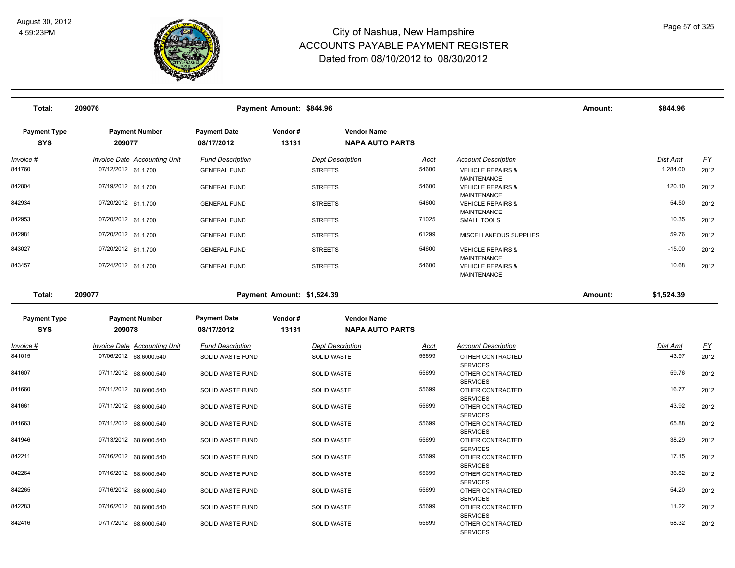# City of Nashua, New Hampshire
# ACCOUNTS PAYABLE PAYMENT REGISTER
## Dated from 08/10/2012 to 08/30/2012

August 30, 2012
4:59:23PM

**Total: 209076** — Payment Amount: $844.96 — Amount: $844.96

| Payment Type | Payment Number | Payment Date | Vendor # | Vendor Name |
|---|---|---|---|---|
| SYS | 209077 | 08/17/2012 | 13131 | NAPA AUTO PARTS |

| Invoice # | Invoice Date | Accounting Unit | Fund Description | Dept Description | Acct | Account Description | Dist Amt | FY |
|---|---|---|---|---|---|---|---|---|
| 841760 | 07/12/2012 | 61.1.700 | GENERAL FUND | STREETS | 54600 | VEHICLE REPAIRS & MAINTENANCE | 1,284.00 | 2012 |
| 842804 | 07/19/2012 | 61.1.700 | GENERAL FUND | STREETS | 54600 | VEHICLE REPAIRS & MAINTENANCE | 120.10 | 2012 |
| 842934 | 07/20/2012 | 61.1.700 | GENERAL FUND | STREETS | 54600 | VEHICLE REPAIRS & MAINTENANCE | 54.50 | 2012 |
| 842953 | 07/20/2012 | 61.1.700 | GENERAL FUND | STREETS | 71025 | SMALL TOOLS | 10.35 | 2012 |
| 842981 | 07/20/2012 | 61.1.700 | GENERAL FUND | STREETS | 61299 | MISCELLANEOUS SUPPLIES | 59.76 | 2012 |
| 843027 | 07/20/2012 | 61.1.700 | GENERAL FUND | STREETS | 54600 | VEHICLE REPAIRS & MAINTENANCE | -15.00 | 2012 |
| 843457 | 07/24/2012 | 61.1.700 | GENERAL FUND | STREETS | 54600 | VEHICLE REPAIRS & MAINTENANCE | 10.68 | 2012 |

**Total: 209077** — Payment Amount: $1,524.39 — Amount: $1,524.39

| Payment Type | Payment Number | Payment Date | Vendor # | Vendor Name |
|---|---|---|---|---|
| SYS | 209078 | 08/17/2012 | 13131 | NAPA AUTO PARTS |

| Invoice # | Invoice Date | Accounting Unit | Fund Description | Dept Description | Acct | Account Description | Dist Amt | FY |
|---|---|---|---|---|---|---|---|---|
| 841015 | 07/06/2012 | 68.6000.540 | SOLID WASTE FUND | SOLID WASTE | 55699 | OTHER CONTRACTED SERVICES | 43.97 | 2012 |
| 841607 | 07/11/2012 | 68.6000.540 | SOLID WASTE FUND | SOLID WASTE | 55699 | OTHER CONTRACTED SERVICES | 59.76 | 2012 |
| 841660 | 07/11/2012 | 68.6000.540 | SOLID WASTE FUND | SOLID WASTE | 55699 | OTHER CONTRACTED SERVICES | 16.77 | 2012 |
| 841661 | 07/11/2012 | 68.6000.540 | SOLID WASTE FUND | SOLID WASTE | 55699 | OTHER CONTRACTED SERVICES | 43.92 | 2012 |
| 841663 | 07/11/2012 | 68.6000.540 | SOLID WASTE FUND | SOLID WASTE | 55699 | OTHER CONTRACTED SERVICES | 65.88 | 2012 |
| 841946 | 07/13/2012 | 68.6000.540 | SOLID WASTE FUND | SOLID WASTE | 55699 | OTHER CONTRACTED SERVICES | 38.29 | 2012 |
| 842211 | 07/16/2012 | 68.6000.540 | SOLID WASTE FUND | SOLID WASTE | 55699 | OTHER CONTRACTED SERVICES | 17.15 | 2012 |
| 842264 | 07/16/2012 | 68.6000.540 | SOLID WASTE FUND | SOLID WASTE | 55699 | OTHER CONTRACTED SERVICES | 36.82 | 2012 |
| 842265 | 07/16/2012 | 68.6000.540 | SOLID WASTE FUND | SOLID WASTE | 55699 | OTHER CONTRACTED SERVICES | 54.20 | 2012 |
| 842283 | 07/16/2012 | 68.6000.540 | SOLID WASTE FUND | SOLID WASTE | 55699 | OTHER CONTRACTED SERVICES | 11.22 | 2012 |
| 842416 | 07/17/2012 | 68.6000.540 | SOLID WASTE FUND | SOLID WASTE | 55699 | OTHER CONTRACTED SERVICES | 58.32 | 2012 |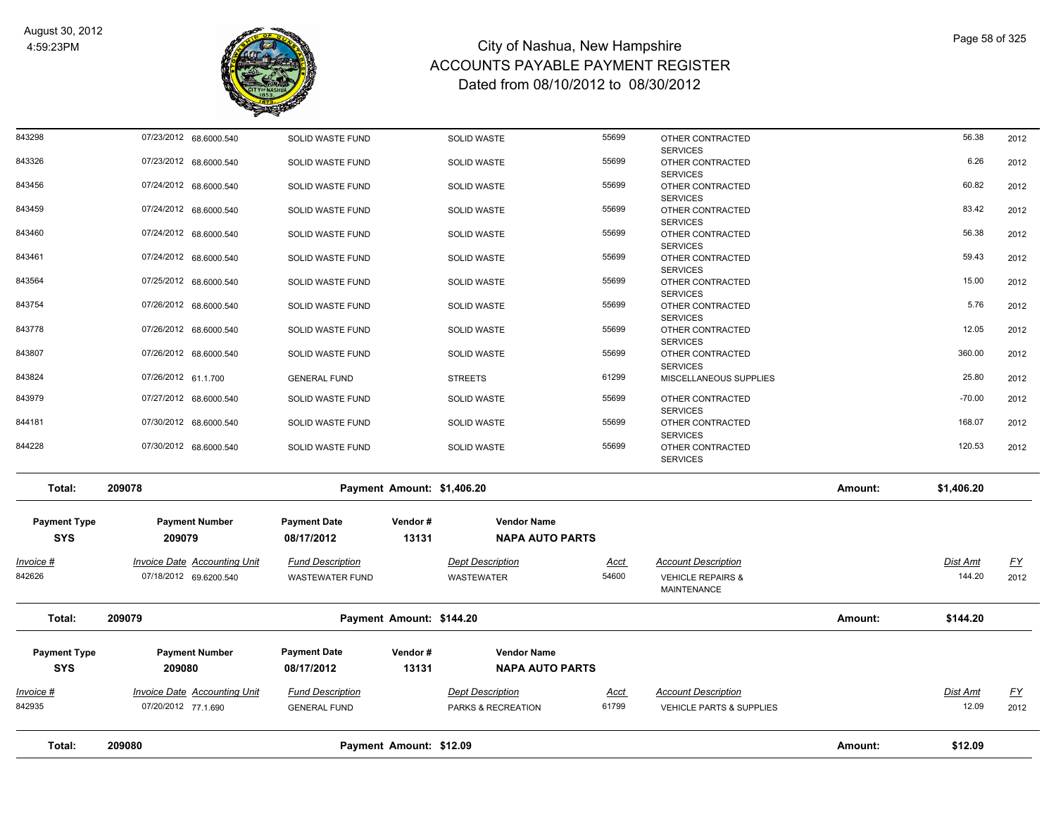# City of Nashua, New Hampshire
## ACCOUNTS PAYABLE PAYMENT REGISTER
### Dated from 08/10/2012 to 08/30/2012

August 30, 2012
4:59:23PM

| Invoice # | Invoice Date | Accounting Unit | Fund Description | Dept Description | Acct | Account Description | Dist Amt | FY |
|---|---|---|---|---|---|---|---|---|
| 843298 | 07/23/2012 | 68.6000.540 | SOLID WASTE FUND | SOLID WASTE | 55699 | OTHER CONTRACTED SERVICES | 56.38 | 2012 |
| 843326 | 07/23/2012 | 68.6000.540 | SOLID WASTE FUND | SOLID WASTE | 55699 | OTHER CONTRACTED SERVICES | 6.26 | 2012 |
| 843456 | 07/24/2012 | 68.6000.540 | SOLID WASTE FUND | SOLID WASTE | 55699 | OTHER CONTRACTED SERVICES | 60.82 | 2012 |
| 843459 | 07/24/2012 | 68.6000.540 | SOLID WASTE FUND | SOLID WASTE | 55699 | OTHER CONTRACTED SERVICES | 83.42 | 2012 |
| 843460 | 07/24/2012 | 68.6000.540 | SOLID WASTE FUND | SOLID WASTE | 55699 | OTHER CONTRACTED SERVICES | 56.38 | 2012 |
| 843461 | 07/24/2012 | 68.6000.540 | SOLID WASTE FUND | SOLID WASTE | 55699 | OTHER CONTRACTED SERVICES | 59.43 | 2012 |
| 843564 | 07/25/2012 | 68.6000.540 | SOLID WASTE FUND | SOLID WASTE | 55699 | OTHER CONTRACTED SERVICES | 15.00 | 2012 |
| 843754 | 07/26/2012 | 68.6000.540 | SOLID WASTE FUND | SOLID WASTE | 55699 | OTHER CONTRACTED SERVICES | 5.76 | 2012 |
| 843778 | 07/26/2012 | 68.6000.540 | SOLID WASTE FUND | SOLID WASTE | 55699 | OTHER CONTRACTED SERVICES | 12.05 | 2012 |
| 843807 | 07/26/2012 | 68.6000.540 | SOLID WASTE FUND | SOLID WASTE | 55699 | OTHER CONTRACTED SERVICES | 360.00 | 2012 |
| 843824 | 07/26/2012 | 61.1.700 | GENERAL FUND | STREETS | 61299 | MISCELLANEOUS SUPPLIES | 25.80 | 2012 |
| 843979 | 07/27/2012 | 68.6000.540 | SOLID WASTE FUND | SOLID WASTE | 55699 | OTHER CONTRACTED SERVICES | -70.00 | 2012 |
| 844181 | 07/30/2012 | 68.6000.540 | SOLID WASTE FUND | SOLID WASTE | 55699 | OTHER CONTRACTED SERVICES | 168.07 | 2012 |
| 844228 | 07/30/2012 | 68.6000.540 | SOLID WASTE FUND | SOLID WASTE | 55699 | OTHER CONTRACTED SERVICES | 120.53 | 2012 |

**Total: 209078 — Payment Amount: $1,406.20 — Amount: $1,406.20**

| Payment Type | Payment Number | Payment Date | Vendor # | Vendor Name |
|---|---|---|---|---|
| SYS | 209079 | 08/17/2012 | 13131 | NAPA AUTO PARTS |

| Invoice # | Invoice Date | Accounting Unit | Fund Description | Dept Description | Acct | Account Description | Dist Amt | FY |
|---|---|---|---|---|---|---|---|---|
| 842626 | 07/18/2012 | 69.6200.540 | WASTEWATER FUND | WASTEWATER | 54600 | VEHICLE REPAIRS & MAINTENANCE | 144.20 | 2012 |

**Total: 209079 — Payment Amount: $144.20 — Amount: $144.20**

| Payment Type | Payment Number | Payment Date | Vendor # | Vendor Name |
|---|---|---|---|---|
| SYS | 209080 | 08/17/2012 | 13131 | NAPA AUTO PARTS |

| Invoice # | Invoice Date | Accounting Unit | Fund Description | Dept Description | Acct | Account Description | Dist Amt | FY |
|---|---|---|---|---|---|---|---|---|
| 842935 | 07/20/2012 | 77.1.690 | GENERAL FUND | PARKS & RECREATION | 61799 | VEHICLE PARTS & SUPPLIES | 12.09 | 2012 |

**Total: 209080 — Payment Amount: $12.09 — Amount: $12.09**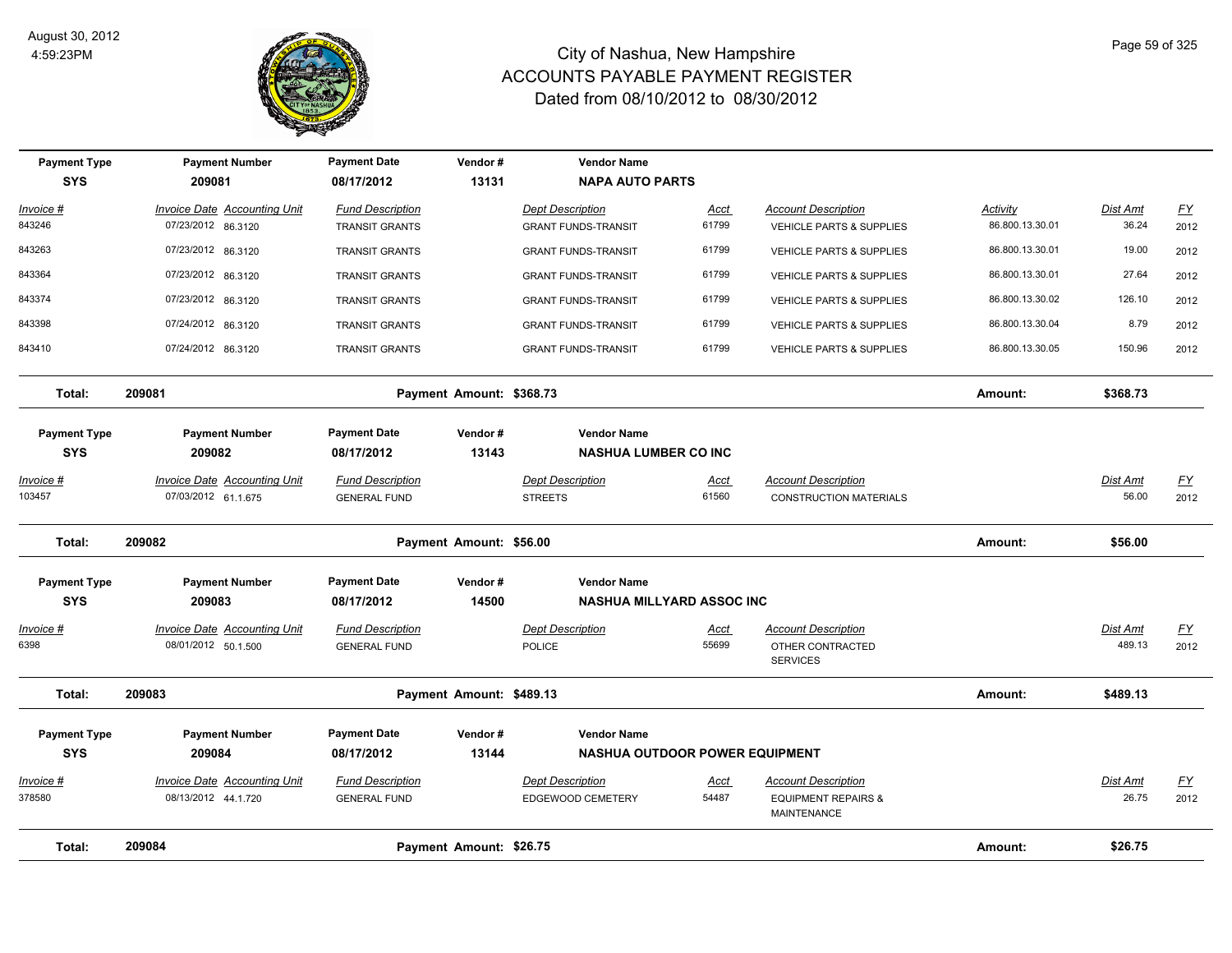# City of Nashua, New Hampshire
## ACCOUNTS PAYABLE PAYMENT REGISTER
### Dated from 08/10/2012 to 08/30/2012

August 30, 2012
4:59:23PM

| Payment Type | Payment Number | Payment Date | Vendor # | Vendor Name |
|---|---|---|---|---|
| SYS | 209081 | 08/17/2012 | 13131 | NAPA AUTO PARTS |

| Invoice # | Invoice Date | Accounting Unit | Fund Description | Dept Description | Acct | Account Description | Activity | Dist Amt | FY |
|---|---|---|---|---|---|---|---|---|---|
| 843246 | 07/23/2012 | 86.3120 | TRANSIT GRANTS | GRANT FUNDS-TRANSIT | 61799 | VEHICLE PARTS & SUPPLIES | 86.800.13.30.01 | 36.24 | 2012 |
| 843263 | 07/23/2012 | 86.3120 | TRANSIT GRANTS | GRANT FUNDS-TRANSIT | 61799 | VEHICLE PARTS & SUPPLIES | 86.800.13.30.01 | 19.00 | 2012 |
| 843364 | 07/23/2012 | 86.3120 | TRANSIT GRANTS | GRANT FUNDS-TRANSIT | 61799 | VEHICLE PARTS & SUPPLIES | 86.800.13.30.01 | 27.64 | 2012 |
| 843374 | 07/23/2012 | 86.3120 | TRANSIT GRANTS | GRANT FUNDS-TRANSIT | 61799 | VEHICLE PARTS & SUPPLIES | 86.800.13.30.02 | 126.10 | 2012 |
| 843398 | 07/24/2012 | 86.3120 | TRANSIT GRANTS | GRANT FUNDS-TRANSIT | 61799 | VEHICLE PARTS & SUPPLIES | 86.800.13.30.04 | 8.79 | 2012 |
| 843410 | 07/24/2012 | 86.3120 | TRANSIT GRANTS | GRANT FUNDS-TRANSIT | 61799 | VEHICLE PARTS & SUPPLIES | 86.800.13.30.05 | 150.96 | 2012 |

**Total: 209081 — Payment Amount: $368.73 — Amount: $368.73**

| Payment Type | Payment Number | Payment Date | Vendor # | Vendor Name |
|---|---|---|---|---|
| SYS | 209082 | 08/17/2012 | 13143 | NASHUA LUMBER CO INC |

| Invoice # | Invoice Date | Accounting Unit | Fund Description | Dept Description | Acct | Account Description | Dist Amt | FY |
|---|---|---|---|---|---|---|---|---|
| 103457 | 07/03/2012 | 61.1.675 | GENERAL FUND | STREETS | 61560 | CONSTRUCTION MATERIALS | 56.00 | 2012 |

**Total: 209082 — Payment Amount: $56.00 — Amount: $56.00**

| Payment Type | Payment Number | Payment Date | Vendor # | Vendor Name |
|---|---|---|---|---|
| SYS | 209083 | 08/17/2012 | 14500 | NASHUA MILLYARD ASSOC INC |

| Invoice # | Invoice Date | Accounting Unit | Fund Description | Dept Description | Acct | Account Description | Dist Amt | FY |
|---|---|---|---|---|---|---|---|---|
| 6398 | 08/01/2012 | 50.1.500 | GENERAL FUND | POLICE | 55699 | OTHER CONTRACTED SERVICES | 489.13 | 2012 |

**Total: 209083 — Payment Amount: $489.13 — Amount: $489.13**

| Payment Type | Payment Number | Payment Date | Vendor # | Vendor Name |
|---|---|---|---|---|
| SYS | 209084 | 08/17/2012 | 13144 | NASHUA OUTDOOR POWER EQUIPMENT |

| Invoice # | Invoice Date | Accounting Unit | Fund Description | Dept Description | Acct | Account Description | Dist Amt | FY |
|---|---|---|---|---|---|---|---|---|
| 378580 | 08/13/2012 | 44.1.720 | GENERAL FUND | EDGEWOOD CEMETERY | 54487 | EQUIPMENT REPAIRS & MAINTENANCE | 26.75 | 2012 |

**Total: 209084 — Payment Amount: $26.75 — Amount: $26.75**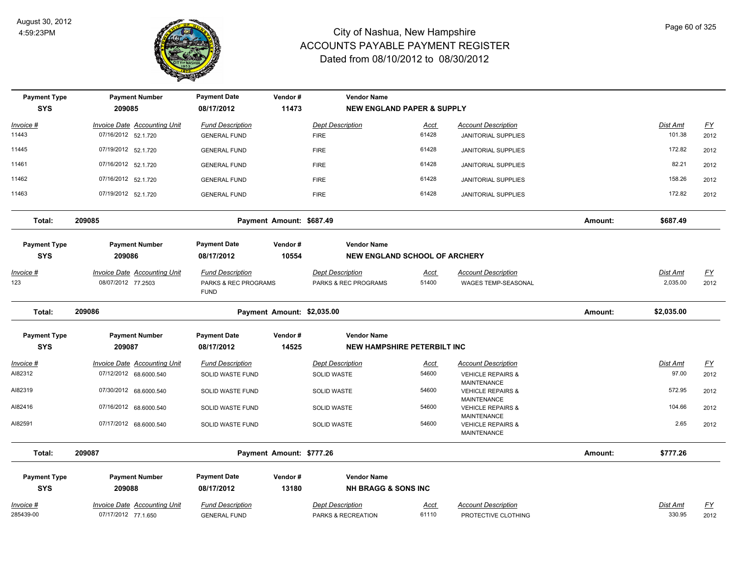# City of Nashua, New Hampshire
## ACCOUNTS PAYABLE PAYMENT REGISTER
### Dated from 08/10/2012 to 08/30/2012

August 30, 2012
4:59:23PM

| Payment Type | Payment Number | Payment Date | Vendor # | Vendor Name |
|---|---|---|---|---|
| SYS | 209085 | 08/17/2012 | 11473 | NEW ENGLAND PAPER & SUPPLY |

| Invoice # | Invoice Date | Accounting Unit | Fund Description | Dept Description | Acct | Account Description | Dist Amt | FY |
|---|---|---|---|---|---|---|---|---|
| 11443 | 07/16/2012 | 52.1.720 | GENERAL FUND | FIRE | 61428 | JANITORIAL SUPPLIES | 101.38 | 2012 |
| 11445 | 07/19/2012 | 52.1.720 | GENERAL FUND | FIRE | 61428 | JANITORIAL SUPPLIES | 172.82 | 2012 |
| 11461 | 07/16/2012 | 52.1.720 | GENERAL FUND | FIRE | 61428 | JANITORIAL SUPPLIES | 82.21 | 2012 |
| 11462 | 07/16/2012 | 52.1.720 | GENERAL FUND | FIRE | 61428 | JANITORIAL SUPPLIES | 158.26 | 2012 |
| 11463 | 07/19/2012 | 52.1.720 | GENERAL FUND | FIRE | 61428 | JANITORIAL SUPPLIES | 172.82 | 2012 |

**Total: 209085** — Payment Amount: $687.49 — Amount: **$687.49**

| Payment Type | Payment Number | Payment Date | Vendor # | Vendor Name |
|---|---|---|---|---|
| SYS | 209086 | 08/17/2012 | 10554 | NEW ENGLAND SCHOOL OF ARCHERY |

| Invoice # | Invoice Date | Accounting Unit | Fund Description | Dept Description | Acct | Account Description | Dist Amt | FY |
|---|---|---|---|---|---|---|---|---|
| 123 | 08/07/2012 | 77.2503 | PARKS & REC PROGRAMS FUND | PARKS & REC PROGRAMS | 51400 | WAGES TEMP-SEASONAL | 2,035.00 | 2012 |

**Total: 209086** — Payment Amount: $2,035.00 — Amount: **$2,035.00**

| Payment Type | Payment Number | Payment Date | Vendor # | Vendor Name |
|---|---|---|---|---|
| SYS | 209087 | 08/17/2012 | 14525 | NEW HAMPSHIRE PETERBILT INC |

| Invoice # | Invoice Date | Accounting Unit | Fund Description | Dept Description | Acct | Account Description | Dist Amt | FY |
|---|---|---|---|---|---|---|---|---|
| AI82312 | 07/12/2012 | 68.6000.540 | SOLID WASTE FUND | SOLID WASTE | 54600 | VEHICLE REPAIRS & MAINTENANCE | 97.00 | 2012 |
| AI82319 | 07/30/2012 | 68.6000.540 | SOLID WASTE FUND | SOLID WASTE | 54600 | VEHICLE REPAIRS & MAINTENANCE | 572.95 | 2012 |
| AI82416 | 07/16/2012 | 68.6000.540 | SOLID WASTE FUND | SOLID WASTE | 54600 | VEHICLE REPAIRS & MAINTENANCE | 104.66 | 2012 |
| AI82591 | 07/17/2012 | 68.6000.540 | SOLID WASTE FUND | SOLID WASTE | 54600 | VEHICLE REPAIRS & MAINTENANCE | 2.65 | 2012 |

**Total: 209087** — Payment Amount: $777.26 — Amount: **$777.26**

| Payment Type | Payment Number | Payment Date | Vendor # | Vendor Name |
|---|---|---|---|---|
| SYS | 209088 | 08/17/2012 | 13180 | NH BRAGG & SONS INC |

| Invoice # | Invoice Date | Accounting Unit | Fund Description | Dept Description | Acct | Account Description | Dist Amt | FY |
|---|---|---|---|---|---|---|---|---|
| 285439-00 | 07/17/2012 | 77.1.650 | GENERAL FUND | PARKS & RECREATION | 61110 | PROTECTIVE CLOTHING | 330.95 | 2012 |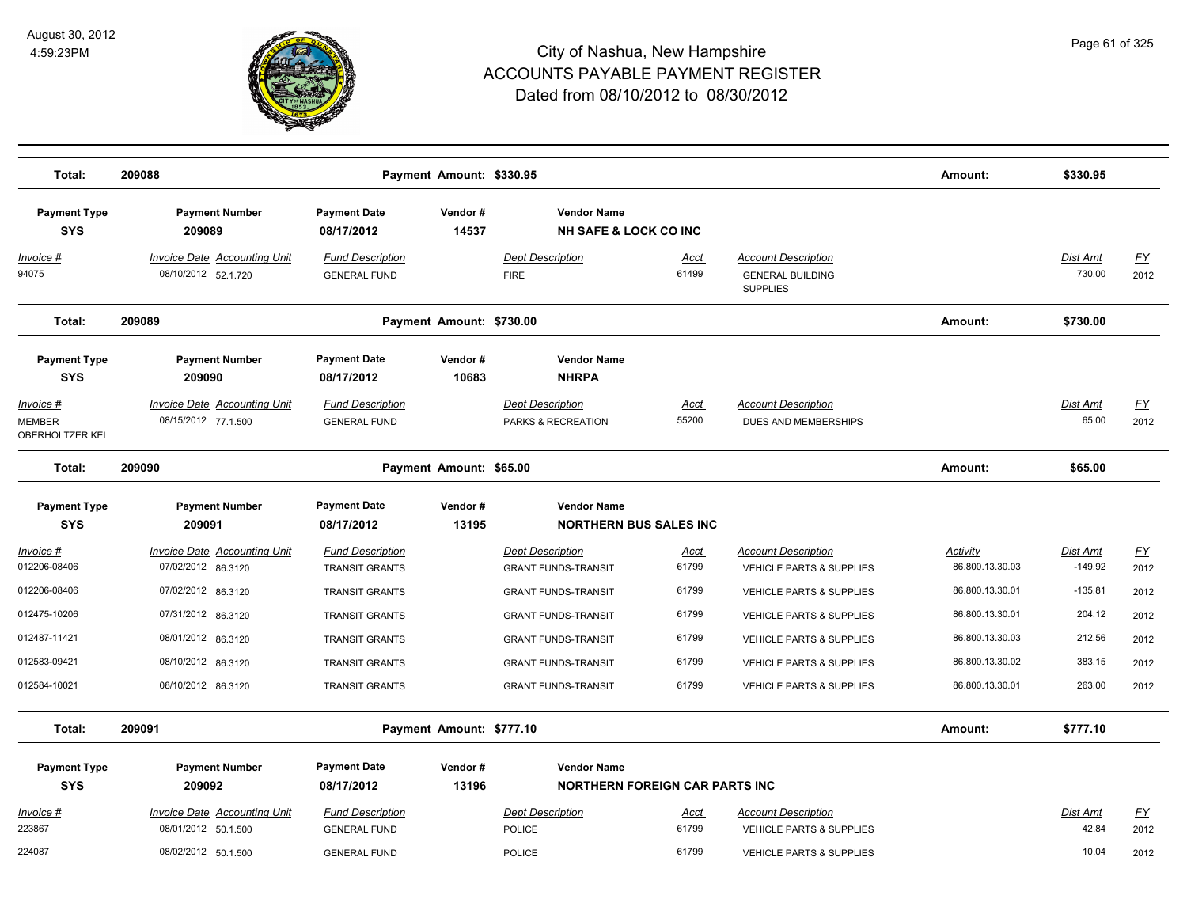# City of Nashua, New Hampshire
## ACCOUNTS PAYABLE PAYMENT REGISTER
### Dated from 08/10/2012 to 08/30/2012

August 30, 2012
4:59:23PM

**Total: 209088** — Payment Amount: $330.95 — Amount: $330.95

| Payment Type | Payment Number | Payment Date | Vendor # | Vendor Name |
|---|---|---|---|---|
| SYS | 209089 | 08/17/2012 | 14537 | NH SAFE & LOCK CO INC |

| Invoice # | Invoice Date | Accounting Unit | Fund Description | Dept Description | Acct | Account Description | Dist Amt | FY |
|---|---|---|---|---|---|---|---|---|
| 94075 | 08/10/2012 | 52.1.720 | GENERAL FUND | FIRE | 61499 | GENERAL BUILDING SUPPLIES | 730.00 | 2012 |

**Total: 209089** — Payment Amount: $730.00 — Amount: $730.00

| Payment Type | Payment Number | Payment Date | Vendor # | Vendor Name |
|---|---|---|---|---|
| SYS | 209090 | 08/17/2012 | 10683 | NHRPA |

| Invoice # | Invoice Date | Accounting Unit | Fund Description | Dept Description | Acct | Account Description | Dist Amt | FY |
|---|---|---|---|---|---|---|---|---|
| MEMBER OBERHOLTZER KEL | 08/15/2012 | 77.1.500 | GENERAL FUND | PARKS & RECREATION | 55200 | DUES AND MEMBERSHIPS | 65.00 | 2012 |

**Total: 209090** — Payment Amount: $65.00 — Amount: $65.00

| Payment Type | Payment Number | Payment Date | Vendor # | Vendor Name |
|---|---|---|---|---|
| SYS | 209091 | 08/17/2012 | 13195 | NORTHERN BUS SALES INC |

| Invoice # | Invoice Date | Accounting Unit | Fund Description | Dept Description | Acct | Account Description | Activity | Dist Amt | FY |
|---|---|---|---|---|---|---|---|---|---|
| 012206-08406 | 07/02/2012 | 86.3120 | TRANSIT GRANTS | GRANT FUNDS-TRANSIT | 61799 | VEHICLE PARTS & SUPPLIES | 86.800.13.30.03 | -149.92 | 2012 |
| 012206-08406 | 07/02/2012 | 86.3120 | TRANSIT GRANTS | GRANT FUNDS-TRANSIT | 61799 | VEHICLE PARTS & SUPPLIES | 86.800.13.30.01 | -135.81 | 2012 |
| 012475-10206 | 07/31/2012 | 86.3120 | TRANSIT GRANTS | GRANT FUNDS-TRANSIT | 61799 | VEHICLE PARTS & SUPPLIES | 86.800.13.30.01 | 204.12 | 2012 |
| 012487-11421 | 08/01/2012 | 86.3120 | TRANSIT GRANTS | GRANT FUNDS-TRANSIT | 61799 | VEHICLE PARTS & SUPPLIES | 86.800.13.30.03 | 212.56 | 2012 |
| 012583-09421 | 08/10/2012 | 86.3120 | TRANSIT GRANTS | GRANT FUNDS-TRANSIT | 61799 | VEHICLE PARTS & SUPPLIES | 86.800.13.30.02 | 383.15 | 2012 |
| 012584-10021 | 08/10/2012 | 86.3120 | TRANSIT GRANTS | GRANT FUNDS-TRANSIT | 61799 | VEHICLE PARTS & SUPPLIES | 86.800.13.30.01 | 263.00 | 2012 |

**Total: 209091** — Payment Amount: $777.10 — Amount: $777.10

| Payment Type | Payment Number | Payment Date | Vendor # | Vendor Name |
|---|---|---|---|---|
| SYS | 209092 | 08/17/2012 | 13196 | NORTHERN FOREIGN CAR PARTS INC |

| Invoice # | Invoice Date | Accounting Unit | Fund Description | Dept Description | Acct | Account Description | Dist Amt | FY |
|---|---|---|---|---|---|---|---|---|
| 223867 | 08/01/2012 | 50.1.500 | GENERAL FUND | POLICE | 61799 | VEHICLE PARTS & SUPPLIES | 42.84 | 2012 |
| 224087 | 08/02/2012 | 50.1.500 | GENERAL FUND | POLICE | 61799 | VEHICLE PARTS & SUPPLIES | 10.04 | 2012 |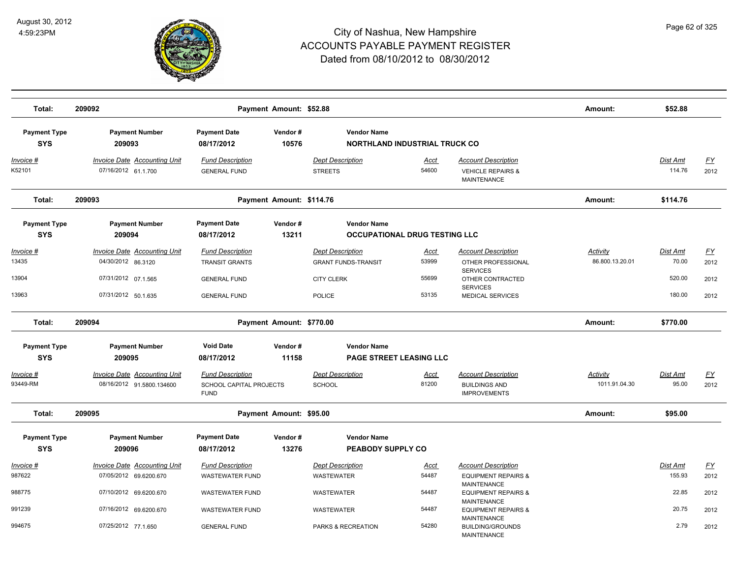# City of Nashua, New Hampshire
## ACCOUNTS PAYABLE PAYMENT REGISTER
### Dated from 08/10/2012 to 08/30/2012

August 30, 2012
4:59:23PM

| Total: | 209092 | Payment Amount: $52.88 | Amount: | $52.88 |
|---|---|---|---|---|

| Payment Type | Payment Number | Payment Date | Vendor # | Vendor Name |
|---|---|---|---|---|
| SYS | 209093 | 08/17/2012 | 10576 | NORTHLAND INDUSTRIAL TRUCK CO |

| Invoice # | Invoice Date | Accounting Unit | Fund Description | Dept Description | Acct | Account Description | Activity | Dist Amt | FY |
|---|---|---|---|---|---|---|---|---|---|
| K52101 | 07/16/2012 | 61.1.700 | GENERAL FUND | STREETS | 54600 | VEHICLE REPAIRS & MAINTENANCE | | 114.76 | 2012 |

| Total: | 209093 | Payment Amount: $114.76 | Amount: | $114.76 |
|---|---|---|---|---|

| Payment Type | Payment Number | Payment Date | Vendor # | Vendor Name |
|---|---|---|---|---|
| SYS | 209094 | 08/17/2012 | 13211 | OCCUPATIONAL DRUG TESTING LLC |

| Invoice # | Invoice Date | Accounting Unit | Fund Description | Dept Description | Acct | Account Description | Activity | Dist Amt | FY |
|---|---|---|---|---|---|---|---|---|---|
| 13435 | 04/30/2012 | 86.3120 | TRANSIT GRANTS | GRANT FUNDS-TRANSIT | 53999 | OTHER PROFESSIONAL SERVICES | 86.800.13.20.01 | 70.00 | 2012 |
| 13904 | 07/31/2012 | 07.1.565 | GENERAL FUND | CITY CLERK | 55699 | OTHER CONTRACTED SERVICES | | 520.00 | 2012 |
| 13963 | 07/31/2012 | 50.1.635 | GENERAL FUND | POLICE | 53135 | MEDICAL SERVICES | | 180.00 | 2012 |

| Total: | 209094 | Payment Amount: $770.00 | Amount: | $770.00 |
|---|---|---|---|---|

| Payment Type | Payment Number | Void Date | Vendor # | Vendor Name |
|---|---|---|---|---|
| SYS | 209095 | 08/17/2012 | 11158 | PAGE STREET LEASING LLC |

| Invoice # | Invoice Date | Accounting Unit | Fund Description | Dept Description | Acct | Account Description | Activity | Dist Amt | FY |
|---|---|---|---|---|---|---|---|---|---|
| 93449-RM | 08/16/2012 | 91.5800.134600 | SCHOOL CAPITAL PROJECTS FUND | SCHOOL | 81200 | BUILDINGS AND IMPROVEMENTS | 1011.91.04.30 | 95.00 | 2012 |

| Total: | 209095 | Payment Amount: $95.00 | Amount: | $95.00 |
|---|---|---|---|---|

| Payment Type | Payment Number | Payment Date | Vendor # | Vendor Name |
|---|---|---|---|---|
| SYS | 209096 | 08/17/2012 | 13276 | PEABODY SUPPLY CO |

| Invoice # | Invoice Date | Accounting Unit | Fund Description | Dept Description | Acct | Account Description | Activity | Dist Amt | FY |
|---|---|---|---|---|---|---|---|---|---|
| 987622 | 07/05/2012 | 69.6200.670 | WASTEWATER FUND | WASTEWATER | 54487 | EQUIPMENT REPAIRS & MAINTENANCE | | 155.93 | 2012 |
| 988775 | 07/10/2012 | 69.6200.670 | WASTEWATER FUND | WASTEWATER | 54487 | EQUIPMENT REPAIRS & MAINTENANCE | | 22.85 | 2012 |
| 991239 | 07/16/2012 | 69.6200.670 | WASTEWATER FUND | WASTEWATER | 54487 | EQUIPMENT REPAIRS & MAINTENANCE | | 20.75 | 2012 |
| 994675 | 07/25/2012 | 77.1.650 | GENERAL FUND | PARKS & RECREATION | 54280 | BUILDING/GROUNDS MAINTENANCE | | 2.79 | 2012 |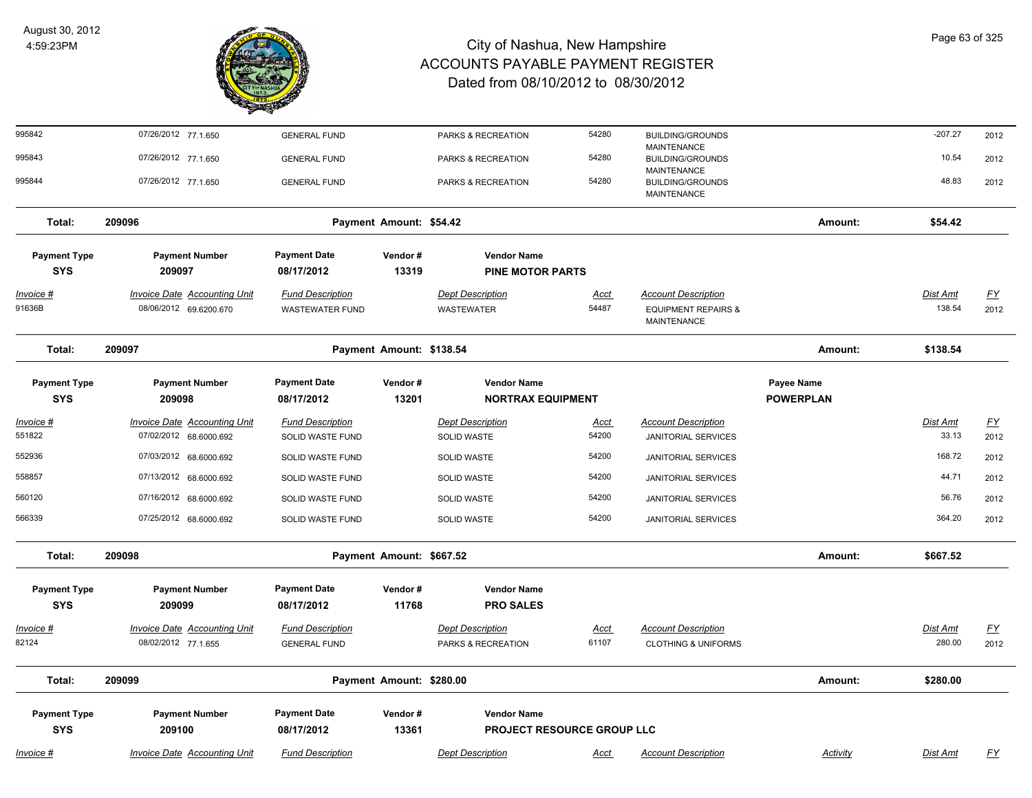# City of Nashua, New Hampshire
## ACCOUNTS PAYABLE PAYMENT REGISTER
### Dated from 08/10/2012 to 08/30/2012

August 30, 2012
4:59:23PM

| Invoice # | Invoice Date | Accounting Unit | Fund Description | Dept Description | Acct | Account Description | Dist Amt | FY |
|---|---|---|---|---|---|---|---|---|
| 995842 | 07/26/2012 | 77.1.650 | GENERAL FUND | PARKS & RECREATION | 54280 | BUILDING/GROUNDS MAINTENANCE | -207.27 | 2012 |
| 995843 | 07/26/2012 | 77.1.650 | GENERAL FUND | PARKS & RECREATION | 54280 | BUILDING/GROUNDS MAINTENANCE | 10.54 | 2012 |
| 995844 | 07/26/2012 | 77.1.650 | GENERAL FUND | PARKS & RECREATION | 54280 | BUILDING/GROUNDS MAINTENANCE | 48.83 | 2012 |

**Total: 209096** Payment Amount: $54.42 Amount: $54.42

| Payment Type | Payment Number | Payment Date | Vendor # | Vendor Name |
|---|---|---|---|---|
| SYS | 209097 | 08/17/2012 | 13319 | PINE MOTOR PARTS |

| Invoice # | Invoice Date | Accounting Unit | Fund Description | Dept Description | Acct | Account Description | Dist Amt | FY |
|---|---|---|---|---|---|---|---|---|
| 91636B | 08/06/2012 | 69.6200.670 | WASTEWATER FUND | WASTEWATER | 54487 | EQUIPMENT REPAIRS & MAINTENANCE | 138.54 | 2012 |

**Total: 209097** Payment Amount: $138.54 Amount: $138.54

| Payment Type | Payment Number | Payment Date | Vendor # | Vendor Name | Payee Name |
|---|---|---|---|---|---|
| SYS | 209098 | 08/17/2012 | 13201 | NORTRAX EQUIPMENT | POWERPLAN |

| Invoice # | Invoice Date | Accounting Unit | Fund Description | Dept Description | Acct | Account Description | Dist Amt | FY |
|---|---|---|---|---|---|---|---|---|
| 551822 | 07/02/2012 | 68.6000.692 | SOLID WASTE FUND | SOLID WASTE | 54200 | JANITORIAL SERVICES | 33.13 | 2012 |
| 552936 | 07/03/2012 | 68.6000.692 | SOLID WASTE FUND | SOLID WASTE | 54200 | JANITORIAL SERVICES | 168.72 | 2012 |
| 558857 | 07/13/2012 | 68.6000.692 | SOLID WASTE FUND | SOLID WASTE | 54200 | JANITORIAL SERVICES | 44.71 | 2012 |
| 560120 | 07/16/2012 | 68.6000.692 | SOLID WASTE FUND | SOLID WASTE | 54200 | JANITORIAL SERVICES | 56.76 | 2012 |
| 566339 | 07/25/2012 | 68.6000.692 | SOLID WASTE FUND | SOLID WASTE | 54200 | JANITORIAL SERVICES | 364.20 | 2012 |

**Total: 209098** Payment Amount: $667.52 Amount: $667.52

| Payment Type | Payment Number | Payment Date | Vendor # | Vendor Name |
|---|---|---|---|---|
| SYS | 209099 | 08/17/2012 | 11768 | PRO SALES |

| Invoice # | Invoice Date | Accounting Unit | Fund Description | Dept Description | Acct | Account Description | Dist Amt | FY |
|---|---|---|---|---|---|---|---|---|
| 82124 | 08/02/2012 | 77.1.655 | GENERAL FUND | PARKS & RECREATION | 61107 | CLOTHING & UNIFORMS | 280.00 | 2012 |

**Total: 209099** Payment Amount: $280.00 Amount: $280.00

| Payment Type | Payment Number | Payment Date | Vendor # | Vendor Name |
|---|---|---|---|---|
| SYS | 209100 | 08/17/2012 | 13361 | PROJECT RESOURCE GROUP LLC |

| Invoice # | Invoice Date | Accounting Unit | Fund Description | Dept Description | Acct | Account Description | Activity | Dist Amt | FY |
|---|---|---|---|---|---|---|---|---|---|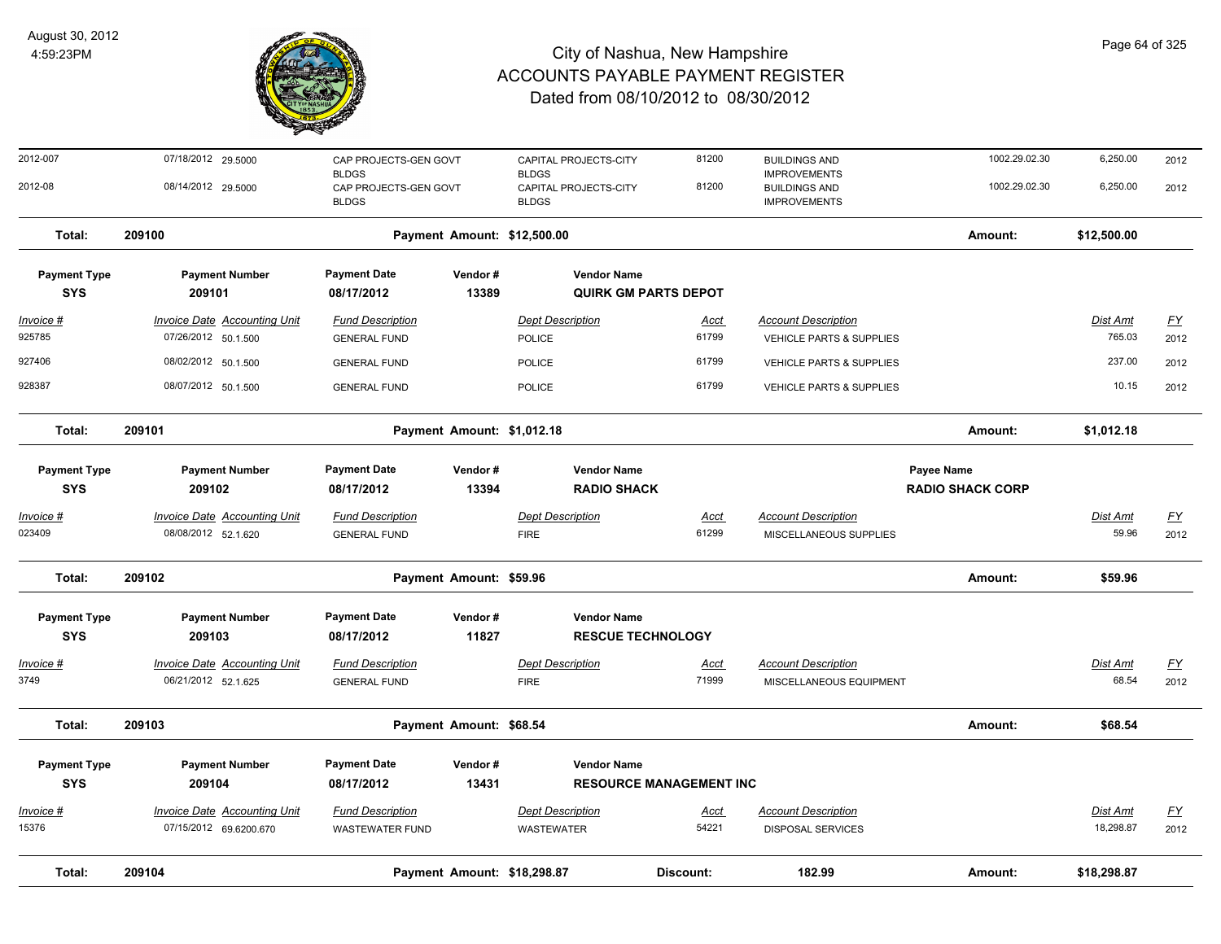# City of Nashua, New Hampshire
## ACCOUNTS PAYABLE PAYMENT REGISTER
### Dated from 08/10/2012 to 08/30/2012

August 30, 2012
4:59:23PM

| Invoice # | Invoice Date | Accounting Unit | Fund Description | Dept Description | Acct | Account Description | | Dist Amt | FY |
|---|---|---|---|---|---|---|---|---|---|
| 2012-007 | 07/18/2012 | 29.5000 | CAP PROJECTS-GEN GOVT BLDGS | CAPITAL PROJECTS-CITY BLDGS | 81200 | BUILDINGS AND IMPROVEMENTS | 1002.29.02.30 | 6,250.00 | 2012 |
| 2012-08 | 08/14/2012 | 29.5000 | CAP PROJECTS-GEN GOVT BLDGS | CAPITAL PROJECTS-CITY BLDGS | 81200 | BUILDINGS AND IMPROVEMENTS | 1002.29.02.30 | 6,250.00 | 2012 |

**Total: 209100** — Payment Amount: $12,500.00 — Amount: **$12,500.00**

| Payment Type | Payment Number | Payment Date | Vendor # | Vendor Name |
|---|---|---|---|---|
| SYS | 209101 | 08/17/2012 | 13389 | QUIRK GM PARTS DEPOT |

| Invoice # | Invoice Date | Accounting Unit | Fund Description | Dept Description | Acct | Account Description | Dist Amt | FY |
|---|---|---|---|---|---|---|---|---|
| 925785 | 07/26/2012 | 50.1.500 | GENERAL FUND | POLICE | 61799 | VEHICLE PARTS & SUPPLIES | 765.03 | 2012 |
| 927406 | 08/02/2012 | 50.1.500 | GENERAL FUND | POLICE | 61799 | VEHICLE PARTS & SUPPLIES | 237.00 | 2012 |
| 928387 | 08/07/2012 | 50.1.500 | GENERAL FUND | POLICE | 61799 | VEHICLE PARTS & SUPPLIES | 10.15 | 2012 |

**Total: 209101** — Payment Amount: $1,012.18 — Amount: **$1,012.18**

| Payment Type | Payment Number | Payment Date | Vendor # | Vendor Name | Payee Name |
|---|---|---|---|---|---|
| SYS | 209102 | 08/17/2012 | 13394 | RADIO SHACK | RADIO SHACK CORP |

| Invoice # | Invoice Date | Accounting Unit | Fund Description | Dept Description | Acct | Account Description | Dist Amt | FY |
|---|---|---|---|---|---|---|---|---|
| 023409 | 08/08/2012 | 52.1.620 | GENERAL FUND | FIRE | 61299 | MISCELLANEOUS SUPPLIES | 59.96 | 2012 |

**Total: 209102** — Payment Amount: $59.96 — Amount: **$59.96**

| Payment Type | Payment Number | Payment Date | Vendor # | Vendor Name |
|---|---|---|---|---|
| SYS | 209103 | 08/17/2012 | 11827 | RESCUE TECHNOLOGY |

| Invoice # | Invoice Date | Accounting Unit | Fund Description | Dept Description | Acct | Account Description | Dist Amt | FY |
|---|---|---|---|---|---|---|---|---|
| 3749 | 06/21/2012 | 52.1.625 | GENERAL FUND | FIRE | 71999 | MISCELLANEOUS EQUIPMENT | 68.54 | 2012 |

**Total: 209103** — Payment Amount: $68.54 — Amount: **$68.54**

| Payment Type | Payment Number | Payment Date | Vendor # | Vendor Name |
|---|---|---|---|---|
| SYS | 209104 | 08/17/2012 | 13431 | RESOURCE MANAGEMENT INC |

| Invoice # | Invoice Date | Accounting Unit | Fund Description | Dept Description | Acct | Account Description | Dist Amt | FY |
|---|---|---|---|---|---|---|---|---|
| 15376 | 07/15/2012 | 69.6200.670 | WASTEWATER FUND | WASTEWATER | 54221 | DISPOSAL SERVICES | 18,298.87 | 2012 |

**Total: 209104** — Payment Amount: $18,298.87 — Discount: 182.99 — Amount: **$18,298.87**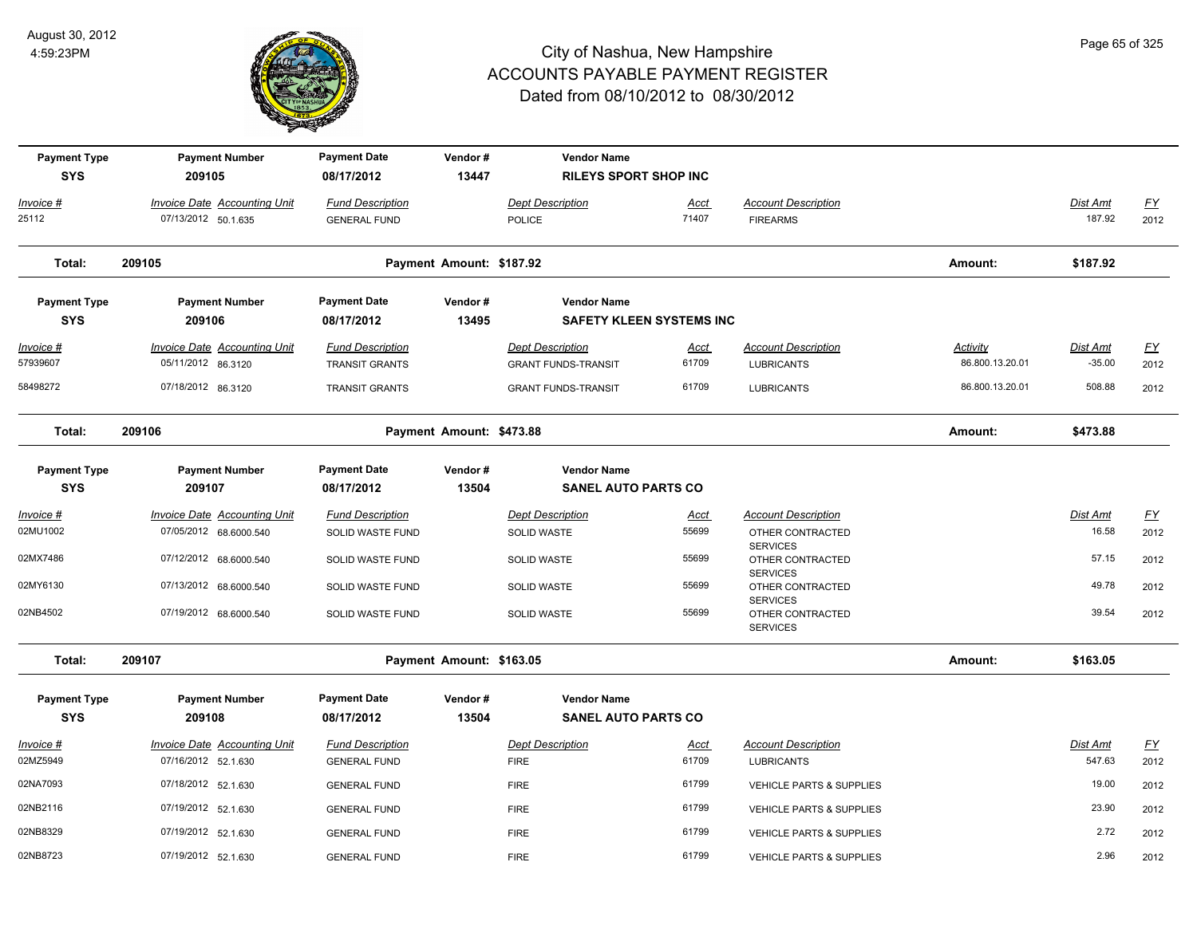# City of Nashua, New Hampshire
# ACCOUNTS PAYABLE PAYMENT REGISTER
## Dated from 08/10/2012 to 08/30/2012

August 30, 2012
4:59:23PM

| Payment Type | Payment Number | Payment Date | Vendor # | Vendor Name |
|---|---|---|---|---|
| SYS | 209105 | 08/17/2012 | 13447 | RILEYS SPORT SHOP INC |

| Invoice # | Invoice Date | Accounting Unit | Fund Description | Dept Description | Acct | Account Description | Dist Amt | FY |
|---|---|---|---|---|---|---|---|---|
| 25112 | 07/13/2012 | 50.1.635 | GENERAL FUND | POLICE | 71407 | FIREARMS | 187.92 | 2012 |

**Total: 209105** Payment Amount: $187.92 Amount: $187.92

| Payment Type | Payment Number | Payment Date | Vendor # | Vendor Name |
|---|---|---|---|---|
| SYS | 209106 | 08/17/2012 | 13495 | SAFETY KLEEN SYSTEMS INC |

| Invoice # | Invoice Date | Accounting Unit | Fund Description | Dept Description | Acct | Account Description | Activity | Dist Amt | FY |
|---|---|---|---|---|---|---|---|---|---|
| 57939607 | 05/11/2012 | 86.3120 | TRANSIT GRANTS | GRANT FUNDS-TRANSIT | 61709 | LUBRICANTS | 86.800.13.20.01 | -35.00 | 2012 |
| 58498272 | 07/18/2012 | 86.3120 | TRANSIT GRANTS | GRANT FUNDS-TRANSIT | 61709 | LUBRICANTS | 86.800.13.20.01 | 508.88 | 2012 |

**Total: 209106** Payment Amount: $473.88 Amount: $473.88

| Payment Type | Payment Number | Payment Date | Vendor # | Vendor Name |
|---|---|---|---|---|
| SYS | 209107 | 08/17/2012 | 13504 | SANEL AUTO PARTS CO |

| Invoice # | Invoice Date | Accounting Unit | Fund Description | Dept Description | Acct | Account Description | Dist Amt | FY |
|---|---|---|---|---|---|---|---|---|
| 02MU1002 | 07/05/2012 | 68.6000.540 | SOLID WASTE FUND | SOLID WASTE | 55699 | OTHER CONTRACTED SERVICES | 16.58 | 2012 |
| 02MX7486 | 07/12/2012 | 68.6000.540 | SOLID WASTE FUND | SOLID WASTE | 55699 | OTHER CONTRACTED SERVICES | 57.15 | 2012 |
| 02MY6130 | 07/13/2012 | 68.6000.540 | SOLID WASTE FUND | SOLID WASTE | 55699 | OTHER CONTRACTED SERVICES | 49.78 | 2012 |
| 02NB4502 | 07/19/2012 | 68.6000.540 | SOLID WASTE FUND | SOLID WASTE | 55699 | OTHER CONTRACTED SERVICES | 39.54 | 2012 |

**Total: 209107** Payment Amount: $163.05 Amount: $163.05

| Payment Type | Payment Number | Payment Date | Vendor # | Vendor Name |
|---|---|---|---|---|
| SYS | 209108 | 08/17/2012 | 13504 | SANEL AUTO PARTS CO |

| Invoice # | Invoice Date | Accounting Unit | Fund Description | Dept Description | Acct | Account Description | Dist Amt | FY |
|---|---|---|---|---|---|---|---|---|
| 02MZ5949 | 07/16/2012 | 52.1.630 | GENERAL FUND | FIRE | 61709 | LUBRICANTS | 547.63 | 2012 |
| 02NA7093 | 07/18/2012 | 52.1.630 | GENERAL FUND | FIRE | 61799 | VEHICLE PARTS & SUPPLIES | 19.00 | 2012 |
| 02NB2116 | 07/19/2012 | 52.1.630 | GENERAL FUND | FIRE | 61799 | VEHICLE PARTS & SUPPLIES | 23.90 | 2012 |
| 02NB8329 | 07/19/2012 | 52.1.630 | GENERAL FUND | FIRE | 61799 | VEHICLE PARTS & SUPPLIES | 2.72 | 2012 |
| 02NB8723 | 07/19/2012 | 52.1.630 | GENERAL FUND | FIRE | 61799 | VEHICLE PARTS & SUPPLIES | 2.96 | 2012 |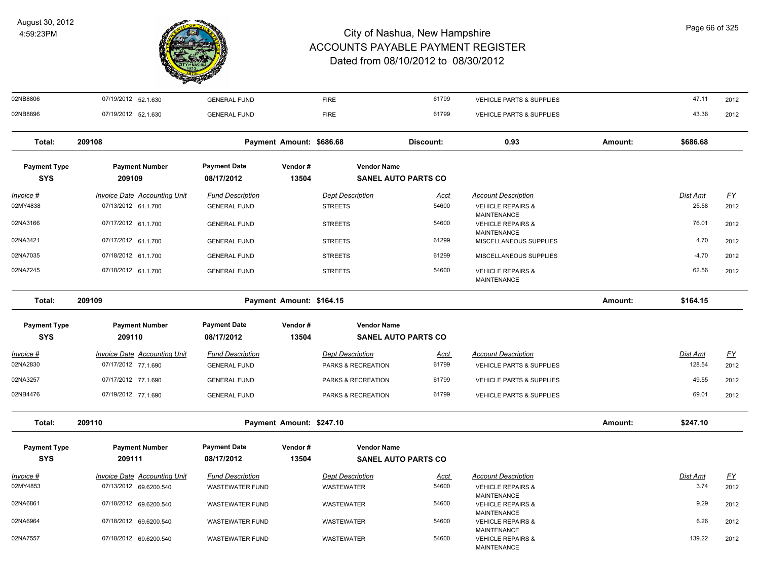# City of Nashua, New Hampshire
## ACCOUNTS PAYABLE PAYMENT REGISTER
### Dated from 08/10/2012 to 08/30/2012

August 30, 2012
4:59:23PM

| Invoice # | Invoice Date | Accounting Unit | Fund Description | Dept Description | Acct | Account Description | Dist Amt | FY |
|---|---|---|---|---|---|---|---|---|
| 02NB8806 | 07/19/2012 | 52.1.630 | GENERAL FUND | FIRE | 61799 | VEHICLE PARTS & SUPPLIES | 47.11 | 2012 |
| 02NB8896 | 07/19/2012 | 52.1.630 | GENERAL FUND | FIRE | 61799 | VEHICLE PARTS & SUPPLIES | 43.36 | 2012 |

**Total: 209108** Payment Amount: $686.68 Discount: 0.93 Amount: $686.68

| Payment Type | Payment Number | Payment Date | Vendor # | Vendor Name |
|---|---|---|---|---|
| SYS | 209109 | 08/17/2012 | 13504 | SANEL AUTO PARTS CO |

| Invoice # | Invoice Date | Accounting Unit | Fund Description | Dept Description | Acct | Account Description | Dist Amt | FY |
|---|---|---|---|---|---|---|---|---|
| 02MY4838 | 07/13/2012 | 61.1.700 | GENERAL FUND | STREETS | 54600 | VEHICLE REPAIRS & MAINTENANCE | 25.58 | 2012 |
| 02NA3166 | 07/17/2012 | 61.1.700 | GENERAL FUND | STREETS | 54600 | VEHICLE REPAIRS & MAINTENANCE | 76.01 | 2012 |
| 02NA3421 | 07/17/2012 | 61.1.700 | GENERAL FUND | STREETS | 61299 | MISCELLANEOUS SUPPLIES | 4.70 | 2012 |
| 02NA7035 | 07/18/2012 | 61.1.700 | GENERAL FUND | STREETS | 61299 | MISCELLANEOUS SUPPLIES | -4.70 | 2012 |
| 02NA7245 | 07/18/2012 | 61.1.700 | GENERAL FUND | STREETS | 54600 | VEHICLE REPAIRS & MAINTENANCE | 62.56 | 2012 |

**Total: 209109** Payment Amount: $164.15 Amount: $164.15

| Payment Type | Payment Number | Payment Date | Vendor # | Vendor Name |
|---|---|---|---|---|
| SYS | 209110 | 08/17/2012 | 13504 | SANEL AUTO PARTS CO |

| Invoice # | Invoice Date | Accounting Unit | Fund Description | Dept Description | Acct | Account Description | Dist Amt | FY |
|---|---|---|---|---|---|---|---|---|
| 02NA2830 | 07/17/2012 | 77.1.690 | GENERAL FUND | PARKS & RECREATION | 61799 | VEHICLE PARTS & SUPPLIES | 128.54 | 2012 |
| 02NA3257 | 07/17/2012 | 77.1.690 | GENERAL FUND | PARKS & RECREATION | 61799 | VEHICLE PARTS & SUPPLIES | 49.55 | 2012 |
| 02NB4476 | 07/19/2012 | 77.1.690 | GENERAL FUND | PARKS & RECREATION | 61799 | VEHICLE PARTS & SUPPLIES | 69.01 | 2012 |

**Total: 209110** Payment Amount: $247.10 Amount: $247.10

| Payment Type | Payment Number | Payment Date | Vendor # | Vendor Name |
|---|---|---|---|---|
| SYS | 209111 | 08/17/2012 | 13504 | SANEL AUTO PARTS CO |

| Invoice # | Invoice Date | Accounting Unit | Fund Description | Dept Description | Acct | Account Description | Dist Amt | FY |
|---|---|---|---|---|---|---|---|---|
| 02MY4853 | 07/13/2012 | 69.6200.540 | WASTEWATER FUND | WASTEWATER | 54600 | VEHICLE REPAIRS & MAINTENANCE | 3.74 | 2012 |
| 02NA6861 | 07/18/2012 | 69.6200.540 | WASTEWATER FUND | WASTEWATER | 54600 | VEHICLE REPAIRS & MAINTENANCE | 9.29 | 2012 |
| 02NA6964 | 07/18/2012 | 69.6200.540 | WASTEWATER FUND | WASTEWATER | 54600 | VEHICLE REPAIRS & MAINTENANCE | 6.26 | 2012 |
| 02NA7557 | 07/18/2012 | 69.6200.540 | WASTEWATER FUND | WASTEWATER | 54600 | VEHICLE REPAIRS & MAINTENANCE | 139.22 | 2012 |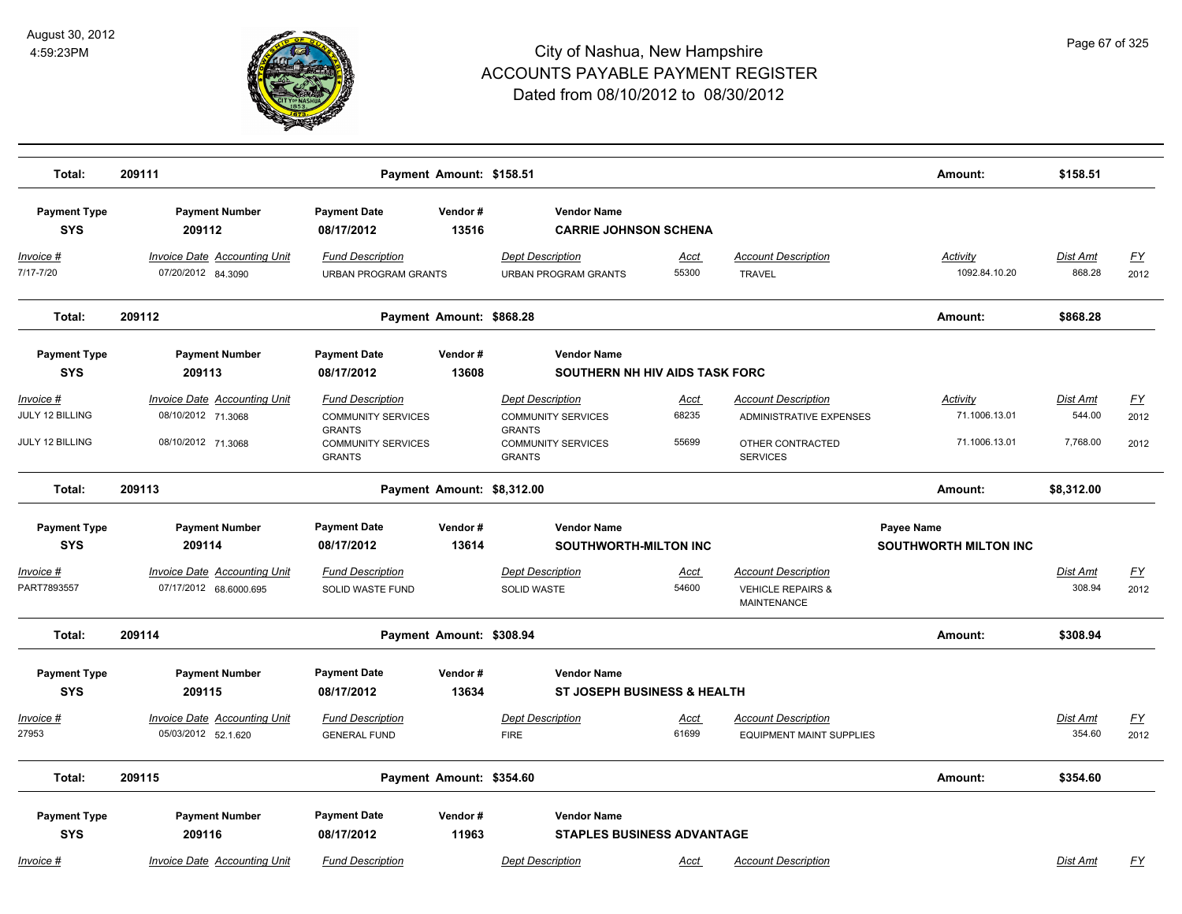# City of Nashua, New Hampshire
## ACCOUNTS PAYABLE PAYMENT REGISTER
### Dated from 08/10/2012 to 08/30/2012

August 30, 2012
4:59:23PM

**Total:** 209111 — **Payment Amount:** $158.51 — **Amount:** $158.51

| Payment Type | Payment Number | Payment Date | Vendor # | Vendor Name |
|---|---|---|---|---|
| SYS | 209112 | 08/17/2012 | 13516 | CARRIE JOHNSON SCHENA |

| Invoice # | Invoice Date | Accounting Unit | Fund Description | Dept Description | Acct | Account Description | Activity | Dist Amt | FY |
|---|---|---|---|---|---|---|---|---|---|
| 7/17-7/20 | 07/20/2012 | 84.3090 | URBAN PROGRAM GRANTS | URBAN PROGRAM GRANTS | 55300 | TRAVEL | 1092.84.10.20 | 868.28 | 2012 |

**Total:** 209112 — **Payment Amount:** $868.28 — **Amount:** $868.28

| Payment Type | Payment Number | Payment Date | Vendor # | Vendor Name |
|---|---|---|---|---|
| SYS | 209113 | 08/17/2012 | 13608 | SOUTHERN NH HIV AIDS TASK FORC |

| Invoice # | Invoice Date | Accounting Unit | Fund Description | Dept Description | Acct | Account Description | Activity | Dist Amt | FY |
|---|---|---|---|---|---|---|---|---|---|
| JULY 12 BILLING | 08/10/2012 | 71.3068 | COMMUNITY SERVICES GRANTS | COMMUNITY SERVICES GRANTS | 68235 | ADMINISTRATIVE EXPENSES | 71.1006.13.01 | 544.00 | 2012 |
| JULY 12 BILLING | 08/10/2012 | 71.3068 | COMMUNITY SERVICES GRANTS | COMMUNITY SERVICES GRANTS | 55699 | OTHER CONTRACTED SERVICES | 71.1006.13.01 | 7,768.00 | 2012 |

**Total:** 209113 — **Payment Amount:** $8,312.00 — **Amount:** $8,312.00

| Payment Type | Payment Number | Payment Date | Vendor # | Vendor Name | Payee Name |
|---|---|---|---|---|---|
| SYS | 209114 | 08/17/2012 | 13614 | SOUTHWORTH-MILTON INC | SOUTHWORTH MILTON INC |

| Invoice # | Invoice Date | Accounting Unit | Fund Description | Dept Description | Acct | Account Description | Dist Amt | FY |
|---|---|---|---|---|---|---|---|---|
| PART7893557 | 07/17/2012 | 68.6000.695 | SOLID WASTE FUND | SOLID WASTE | 54600 | VEHICLE REPAIRS & MAINTENANCE | 308.94 | 2012 |

**Total:** 209114 — **Payment Amount:** $308.94 — **Amount:** $308.94

| Payment Type | Payment Number | Payment Date | Vendor # | Vendor Name |
|---|---|---|---|---|
| SYS | 209115 | 08/17/2012 | 13634 | ST JOSEPH BUSINESS & HEALTH |

| Invoice # | Invoice Date | Accounting Unit | Fund Description | Dept Description | Acct | Account Description | Dist Amt | FY |
|---|---|---|---|---|---|---|---|---|
| 27953 | 05/03/2012 | 52.1.620 | GENERAL FUND | FIRE | 61699 | EQUIPMENT MAINT SUPPLIES | 354.60 | 2012 |

**Total:** 209115 — **Payment Amount:** $354.60 — **Amount:** $354.60

| Payment Type | Payment Number | Payment Date | Vendor # | Vendor Name |
|---|---|---|---|---|
| SYS | 209116 | 08/17/2012 | 11963 | STAPLES BUSINESS ADVANTAGE |

| Invoice # | Invoice Date | Accounting Unit | Fund Description | Dept Description | Acct | Account Description | Dist Amt | FY |
|---|---|---|---|---|---|---|---|---|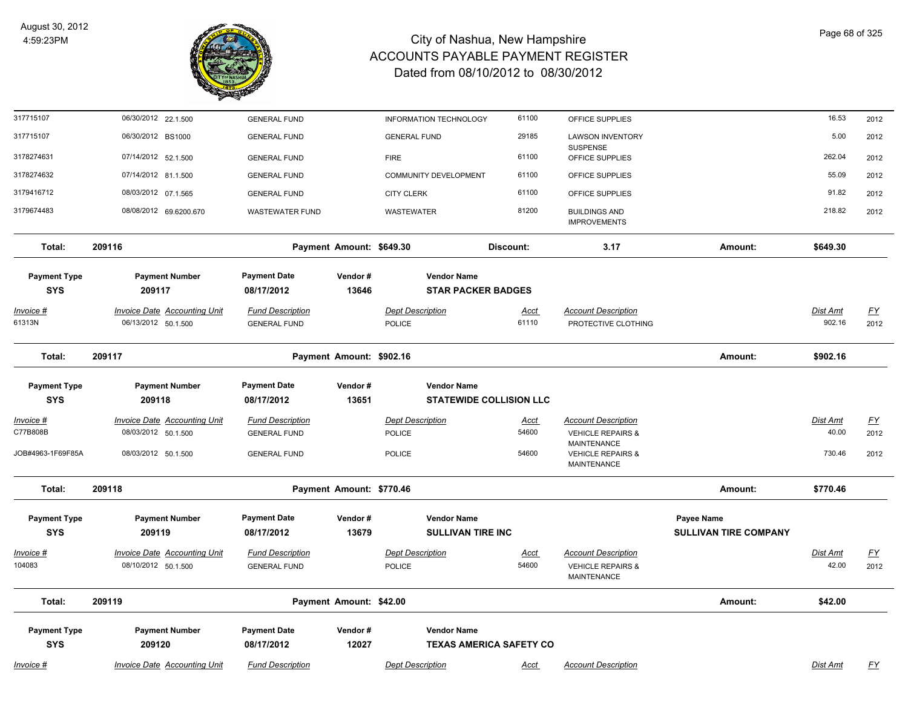# City of Nashua, New Hampshire
# ACCOUNTS PAYABLE PAYMENT REGISTER
## Dated from 08/10/2012 to 08/30/2012

August 30, 2012
4:59:23PM

| Invoice # | Invoice Date | Accounting Unit | Fund Description | Dept Description | Acct | Account Description | Dist Amt | FY |
|---|---|---|---|---|---|---|---|---|
| 317715107 | 06/30/2012 | 22.1.500 | GENERAL FUND | INFORMATION TECHNOLOGY | 61100 | OFFICE SUPPLIES | 16.53 | 2012 |
| 317715107 | 06/30/2012 | BS1000 | GENERAL FUND | GENERAL FUND | 29185 | LAWSON INVENTORY SUSPENSE | 5.00 | 2012 |
| 3178274631 | 07/14/2012 | 52.1.500 | GENERAL FUND | FIRE | 61100 | OFFICE SUPPLIES | 262.04 | 2012 |
| 3178274632 | 07/14/2012 | 81.1.500 | GENERAL FUND | COMMUNITY DEVELOPMENT | 61100 | OFFICE SUPPLIES | 55.09 | 2012 |
| 3179416712 | 08/03/2012 | 07.1.565 | GENERAL FUND | CITY CLERK | 61100 | OFFICE SUPPLIES | 91.82 | 2012 |
| 3179674483 | 08/08/2012 | 69.6200.670 | WASTEWATER FUND | WASTEWATER | 81200 | BUILDINGS AND IMPROVEMENTS | 218.82 | 2012 |

**Total: 209116** — Payment Amount: $649.30 — Discount: 3.17 — Amount: $649.30

| Payment Type | Payment Number | Payment Date | Vendor # | Vendor Name |
|---|---|---|---|---|
| SYS | 209117 | 08/17/2012 | 13646 | STAR PACKER BADGES |

| Invoice # | Invoice Date | Accounting Unit | Fund Description | Dept Description | Acct | Account Description | Dist Amt | FY |
|---|---|---|---|---|---|---|---|---|
| 61313N | 06/13/2012 | 50.1.500 | GENERAL FUND | POLICE | 61110 | PROTECTIVE CLOTHING | 902.16 | 2012 |

**Total: 209117** — Payment Amount: $902.16 — Amount: $902.16

| Payment Type | Payment Number | Payment Date | Vendor # | Vendor Name |
|---|---|---|---|---|
| SYS | 209118 | 08/17/2012 | 13651 | STATEWIDE COLLISION LLC |

| Invoice # | Invoice Date | Accounting Unit | Fund Description | Dept Description | Acct | Account Description | Dist Amt | FY |
|---|---|---|---|---|---|---|---|---|
| C77B808B | 08/03/2012 | 50.1.500 | GENERAL FUND | POLICE | 54600 | VEHICLE REPAIRS & MAINTENANCE | 40.00 | 2012 |
| JOB#4963-1F69F85A | 08/03/2012 | 50.1.500 | GENERAL FUND | POLICE | 54600 | VEHICLE REPAIRS & MAINTENANCE | 730.46 | 2012 |

**Total: 209118** — Payment Amount: $770.46 — Amount: $770.46

| Payment Type | Payment Number | Payment Date | Vendor # | Vendor Name | Payee Name |
|---|---|---|---|---|---|
| SYS | 209119 | 08/17/2012 | 13679 | SULLIVAN TIRE INC | SULLIVAN TIRE COMPANY |

| Invoice # | Invoice Date | Accounting Unit | Fund Description | Dept Description | Acct | Account Description | Dist Amt | FY |
|---|---|---|---|---|---|---|---|---|
| 104083 | 08/10/2012 | 50.1.500 | GENERAL FUND | POLICE | 54600 | VEHICLE REPAIRS & MAINTENANCE | 42.00 | 2012 |

**Total: 209119** — Payment Amount: $42.00 — Amount: $42.00

| Payment Type | Payment Number | Payment Date | Vendor # | Vendor Name |
|---|---|---|---|---|
| SYS | 209120 | 08/17/2012 | 12027 | TEXAS AMERICA SAFETY CO |

| Invoice # | Invoice Date | Accounting Unit | Fund Description | Dept Description | Acct | Account Description | Dist Amt | FY |
|---|---|---|---|---|---|---|---|---|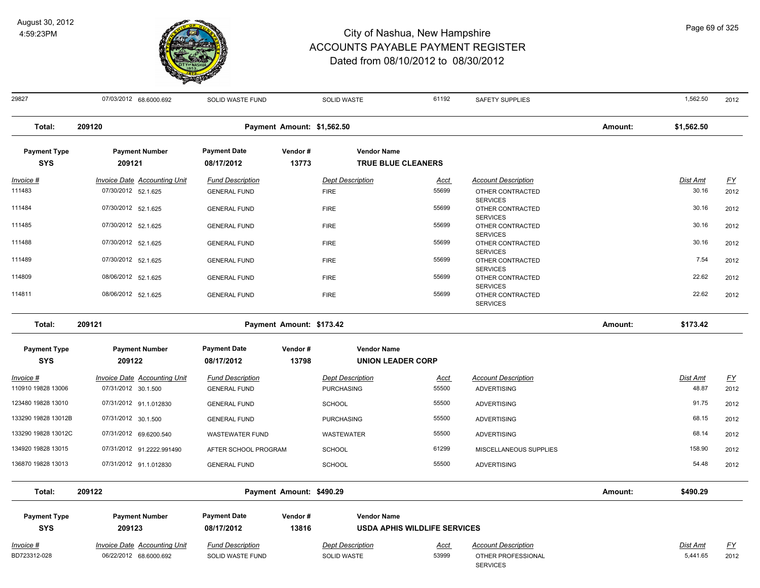# City of Nashua, New Hampshire
## ACCOUNTS PAYABLE PAYMENT REGISTER
### Dated from 08/10/2012 to 08/30/2012

August 30, 2012
4:59:23PM

| Invoice # | Invoice Date | Accounting Unit | Fund Description | Dept Description | Acct | Account Description | Dist Amt | FY |
|---|---|---|---|---|---|---|---|---|
| 29827 | 07/03/2012 | 68.6000.692 | SOLID WASTE FUND | SOLID WASTE | 61192 | SAFETY SUPPLIES | 1,562.50 | 2012 |

**Total: 209120** — Payment Amount: $1,562.50 — Amount: $1,562.50

| Payment Type | Payment Number | Payment Date | Vendor # | Vendor Name |
|---|---|---|---|---|
| SYS | 209121 | 08/17/2012 | 13773 | TRUE BLUE CLEANERS |

| Invoice # | Invoice Date | Accounting Unit | Fund Description | Dept Description | Acct | Account Description | Dist Amt | FY |
|---|---|---|---|---|---|---|---|---|
| 111483 | 07/30/2012 | 52.1.625 | GENERAL FUND | FIRE | 55699 | OTHER CONTRACTED SERVICES | 30.16 | 2012 |
| 111484 | 07/30/2012 | 52.1.625 | GENERAL FUND | FIRE | 55699 | OTHER CONTRACTED SERVICES | 30.16 | 2012 |
| 111485 | 07/30/2012 | 52.1.625 | GENERAL FUND | FIRE | 55699 | OTHER CONTRACTED SERVICES | 30.16 | 2012 |
| 111488 | 07/30/2012 | 52.1.625 | GENERAL FUND | FIRE | 55699 | OTHER CONTRACTED SERVICES | 30.16 | 2012 |
| 111489 | 07/30/2012 | 52.1.625 | GENERAL FUND | FIRE | 55699 | OTHER CONTRACTED SERVICES | 7.54 | 2012 |
| 114809 | 08/06/2012 | 52.1.625 | GENERAL FUND | FIRE | 55699 | OTHER CONTRACTED SERVICES | 22.62 | 2012 |
| 114811 | 08/06/2012 | 52.1.625 | GENERAL FUND | FIRE | 55699 | OTHER CONTRACTED SERVICES | 22.62 | 2012 |

**Total: 209121** — Payment Amount: $173.42 — Amount: $173.42

| Payment Type | Payment Number | Payment Date | Vendor # | Vendor Name |
|---|---|---|---|---|
| SYS | 209122 | 08/17/2012 | 13798 | UNION LEADER CORP |

| Invoice # | Invoice Date | Accounting Unit | Fund Description | Dept Description | Acct | Account Description | Dist Amt | FY |
|---|---|---|---|---|---|---|---|---|
| 110910 19828 13006 | 07/31/2012 | 30.1.500 | GENERAL FUND | PURCHASING | 55500 | ADVERTISING | 48.87 | 2012 |
| 123480 19828 13010 | 07/31/2012 | 91.1.012830 | GENERAL FUND | SCHOOL | 55500 | ADVERTISING | 91.75 | 2012 |
| 133290 19828 13012B | 07/31/2012 | 30.1.500 | GENERAL FUND | PURCHASING | 55500 | ADVERTISING | 68.15 | 2012 |
| 133290 19828 13012C | 07/31/2012 | 69.6200.540 | WASTEWATER FUND | WASTEWATER | 55500 | ADVERTISING | 68.14 | 2012 |
| 134920 19828 13015 | 07/31/2012 | 91.2222.991490 | AFTER SCHOOL PROGRAM | SCHOOL | 61299 | MISCELLANEOUS SUPPLIES | 158.90 | 2012 |
| 136870 19828 13013 | 07/31/2012 | 91.1.012830 | GENERAL FUND | SCHOOL | 55500 | ADVERTISING | 54.48 | 2012 |

**Total: 209122** — Payment Amount: $490.29 — Amount: $490.29

| Payment Type | Payment Number | Payment Date | Vendor # | Vendor Name |
|---|---|---|---|---|
| SYS | 209123 | 08/17/2012 | 13816 | USDA APHIS WILDLIFE SERVICES |

| Invoice # | Invoice Date | Accounting Unit | Fund Description | Dept Description | Acct | Account Description | Dist Amt | FY |
|---|---|---|---|---|---|---|---|---|
| BD723312-028 | 06/22/2012 | 68.6000.692 | SOLID WASTE FUND | SOLID WASTE | 53999 | OTHER PROFESSIONAL SERVICES | 5,441.65 | 2012 |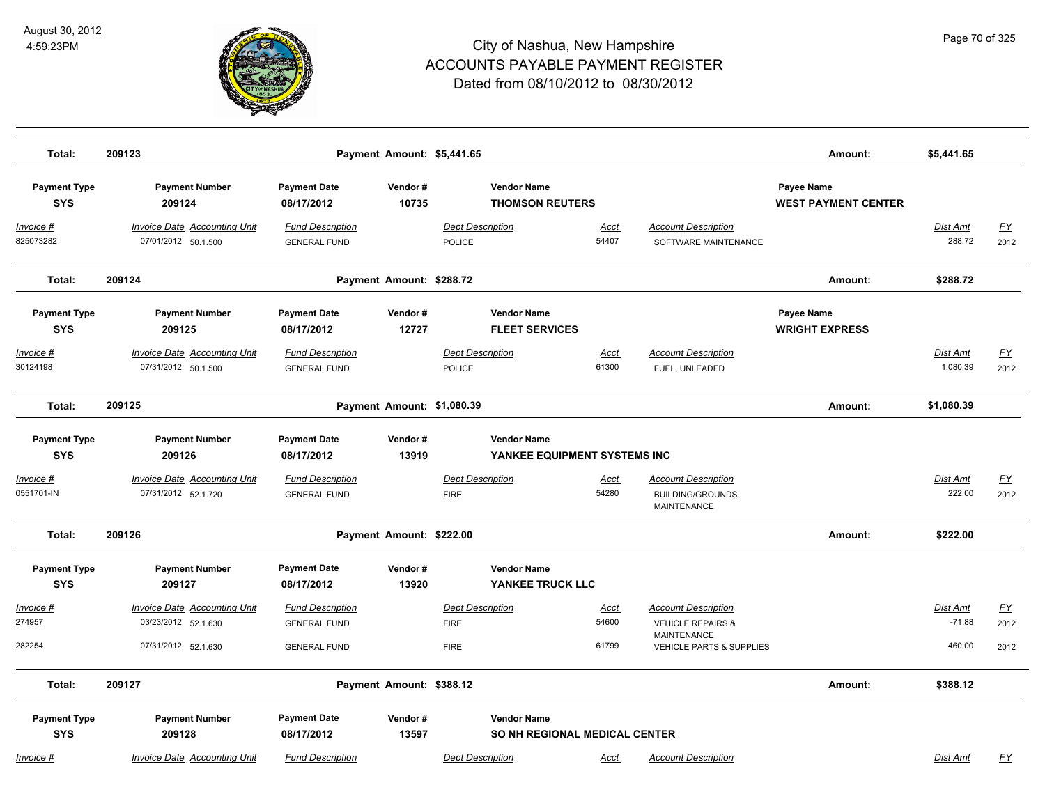# City of Nashua, New Hampshire
## ACCOUNTS PAYABLE PAYMENT REGISTER
### Dated from 08/10/2012 to 08/30/2012

| Total: | 209123 | Payment Amount: $5,441.65 | Amount: | $5,441.65 |
|---|---|---|---|---|

| Payment Type | Payment Number | Payment Date | Vendor # | Vendor Name | Payee Name |
|---|---|---|---|---|---|
| **SYS** | **209124** | **08/17/2012** | **10735** | **THOMSON REUTERS** | **WEST PAYMENT CENTER** |

| Invoice # | Invoice Date | Accounting Unit | Fund Description | Dept Description | Acct | Account Description | Dist Amt | FY |
|---|---|---|---|---|---|---|---|---|
| 825073282 | 07/01/2012 | 50.1.500 | GENERAL FUND | POLICE | 54407 | SOFTWARE MAINTENANCE | 288.72 | 2012 |

| Total: | 209124 | Payment Amount: $288.72 | Amount: | $288.72 |
|---|---|---|---|---|

| Payment Type | Payment Number | Payment Date | Vendor # | Vendor Name | Payee Name |
|---|---|---|---|---|---|
| **SYS** | **209125** | **08/17/2012** | **12727** | **FLEET SERVICES** | **WRIGHT EXPRESS** |

| Invoice # | Invoice Date | Accounting Unit | Fund Description | Dept Description | Acct | Account Description | Dist Amt | FY |
|---|---|---|---|---|---|---|---|---|
| 30124198 | 07/31/2012 | 50.1.500 | GENERAL FUND | POLICE | 61300 | FUEL, UNLEADED | 1,080.39 | 2012 |

| Total: | 209125 | Payment Amount: $1,080.39 | Amount: | $1,080.39 |
|---|---|---|---|---|

| Payment Type | Payment Number | Payment Date | Vendor # | Vendor Name |
|---|---|---|---|---|
| **SYS** | **209126** | **08/17/2012** | **13919** | **YANKEE EQUIPMENT SYSTEMS INC** |

| Invoice # | Invoice Date | Accounting Unit | Fund Description | Dept Description | Acct | Account Description | Dist Amt | FY |
|---|---|---|---|---|---|---|---|---|
| 0551701-IN | 07/31/2012 | 52.1.720 | GENERAL FUND | FIRE | 54280 | BUILDING/GROUNDS MAINTENANCE | 222.00 | 2012 |

| Total: | 209126 | Payment Amount: $222.00 | Amount: | $222.00 |
|---|---|---|---|---|

| Payment Type | Payment Number | Payment Date | Vendor # | Vendor Name |
|---|---|---|---|---|
| **SYS** | **209127** | **08/17/2012** | **13920** | **YANKEE TRUCK LLC** |

| Invoice # | Invoice Date | Accounting Unit | Fund Description | Dept Description | Acct | Account Description | Dist Amt | FY |
|---|---|---|---|---|---|---|---|---|
| 274957 | 03/23/2012 | 52.1.630 | GENERAL FUND | FIRE | 54600 | VEHICLE REPAIRS & MAINTENANCE | -71.88 | 2012 |
| 282254 | 07/31/2012 | 52.1.630 | GENERAL FUND | FIRE | 61799 | VEHICLE PARTS & SUPPLIES | 460.00 | 2012 |

| Total: | 209127 | Payment Amount: $388.12 | Amount: | $388.12 |
|---|---|---|---|---|

| Payment Type | Payment Number | Payment Date | Vendor # | Vendor Name |
|---|---|---|---|---|
| **SYS** | **209128** | **08/17/2012** | **13597** | **SO NH REGIONAL MEDICAL CENTER** |

| Invoice # | Invoice Date | Accounting Unit | Fund Description | Dept Description | Acct | Account Description | Dist Amt | FY |
|---|---|---|---|---|---|---|---|---|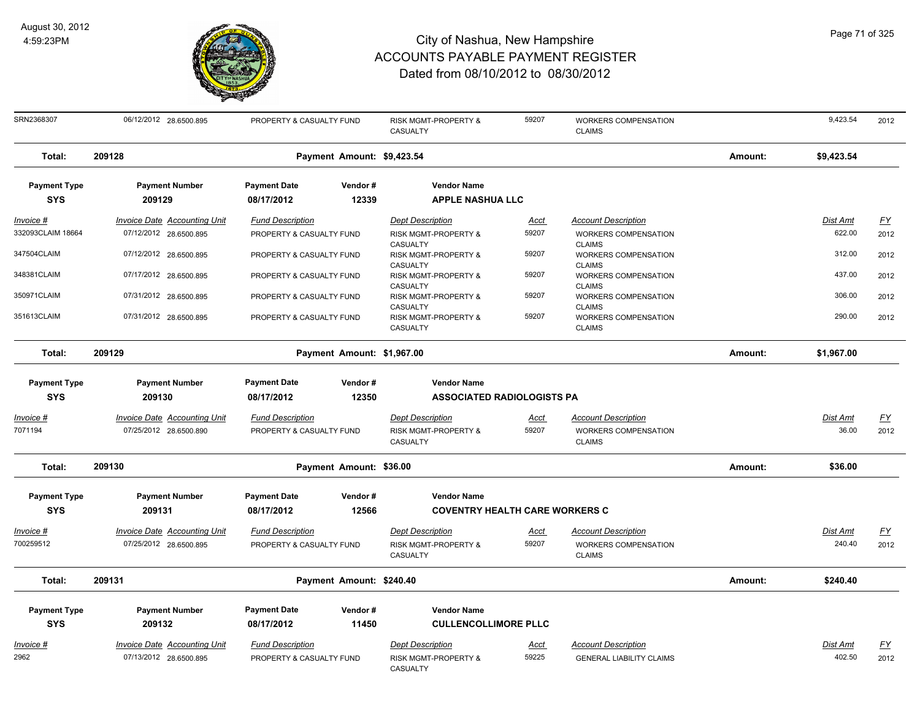| Invoice # | Invoice Date | Accounting Unit | Fund Description | Dept Description | Acct | Account Description | Dist Amt | FY |
|---|---|---|---|---|---|---|---|---|
| SRN2368307 | 06/12/2012 | 28.6500.895 | PROPERTY & CASUALTY FUND | RISK MGMT-PROPERTY & CASUALTY | 59207 | WORKERS COMPENSATION CLAIMS | 9,423.54 | 2012 |

**Total: 209128** | **Payment Amount: $9,423.54** | **Amount: $9,423.54**

| Payment Type | Payment Number | Payment Date | Vendor # | Vendor Name |
|---|---|---|---|---|
| **SYS** | **209129** | **08/17/2012** | **12339** | **APPLE NASHUA LLC** |

| Invoice # | Invoice Date | Accounting Unit | Fund Description | Dept Description | Acct | Account Description | Dist Amt | FY |
|---|---|---|---|---|---|---|---|---|
| 332093CLAIM 18664 | 07/12/2012 | 28.6500.895 | PROPERTY & CASUALTY FUND | RISK MGMT-PROPERTY & CASUALTY | 59207 | WORKERS COMPENSATION CLAIMS | 622.00 | 2012 |
| 347504CLAIM | 07/12/2012 | 28.6500.895 | PROPERTY & CASUALTY FUND | RISK MGMT-PROPERTY & CASUALTY | 59207 | WORKERS COMPENSATION CLAIMS | 312.00 | 2012 |
| 348381CLAIM | 07/17/2012 | 28.6500.895 | PROPERTY & CASUALTY FUND | RISK MGMT-PROPERTY & CASUALTY | 59207 | WORKERS COMPENSATION CLAIMS | 437.00 | 2012 |
| 350971CLAIM | 07/31/2012 | 28.6500.895 | PROPERTY & CASUALTY FUND | RISK MGMT-PROPERTY & CASUALTY | 59207 | WORKERS COMPENSATION CLAIMS | 306.00 | 2012 |
| 351613CLAIM | 07/31/2012 | 28.6500.895 | PROPERTY & CASUALTY FUND | RISK MGMT-PROPERTY & CASUALTY | 59207 | WORKERS COMPENSATION CLAIMS | 290.00 | 2012 |

**Total: 209129** | **Payment Amount: $1,967.00** | **Amount: $1,967.00**

| Payment Type | Payment Number | Payment Date | Vendor # | Vendor Name |
|---|---|---|---|---|
| **SYS** | **209130** | **08/17/2012** | **12350** | **ASSOCIATED RADIOLOGISTS PA** |

| Invoice # | Invoice Date | Accounting Unit | Fund Description | Dept Description | Acct | Account Description | Dist Amt | FY |
|---|---|---|---|---|---|---|---|---|
| 7071194 | 07/25/2012 | 28.6500.890 | PROPERTY & CASUALTY FUND | RISK MGMT-PROPERTY & CASUALTY | 59207 | WORKERS COMPENSATION CLAIMS | 36.00 | 2012 |

**Total: 209130** | **Payment Amount: $36.00** | **Amount: $36.00**

| Payment Type | Payment Number | Payment Date | Vendor # | Vendor Name |
|---|---|---|---|---|
| **SYS** | **209131** | **08/17/2012** | **12566** | **COVENTRY HEALTH CARE WORKERS C** |

| Invoice # | Invoice Date | Accounting Unit | Fund Description | Dept Description | Acct | Account Description | Dist Amt | FY |
|---|---|---|---|---|---|---|---|---|
| 700259512 | 07/25/2012 | 28.6500.895 | PROPERTY & CASUALTY FUND | RISK MGMT-PROPERTY & CASUALTY | 59207 | WORKERS COMPENSATION CLAIMS | 240.40 | 2012 |

**Total: 209131** | **Payment Amount: $240.40** | **Amount: $240.40**

| Payment Type | Payment Number | Payment Date | Vendor # | Vendor Name |
|---|---|---|---|---|
| **SYS** | **209132** | **08/17/2012** | **11450** | **CULLENCOLLIMORE PLLC** |

| Invoice # | Invoice Date | Accounting Unit | Fund Description | Dept Description | Acct | Account Description | Dist Amt | FY |
|---|---|---|---|---|---|---|---|---|
| 2962 | 07/13/2012 | 28.6500.895 | PROPERTY & CASUALTY FUND | RISK MGMT-PROPERTY & CASUALTY | 59225 | GENERAL LIABILITY CLAIMS | 402.50 | 2012 |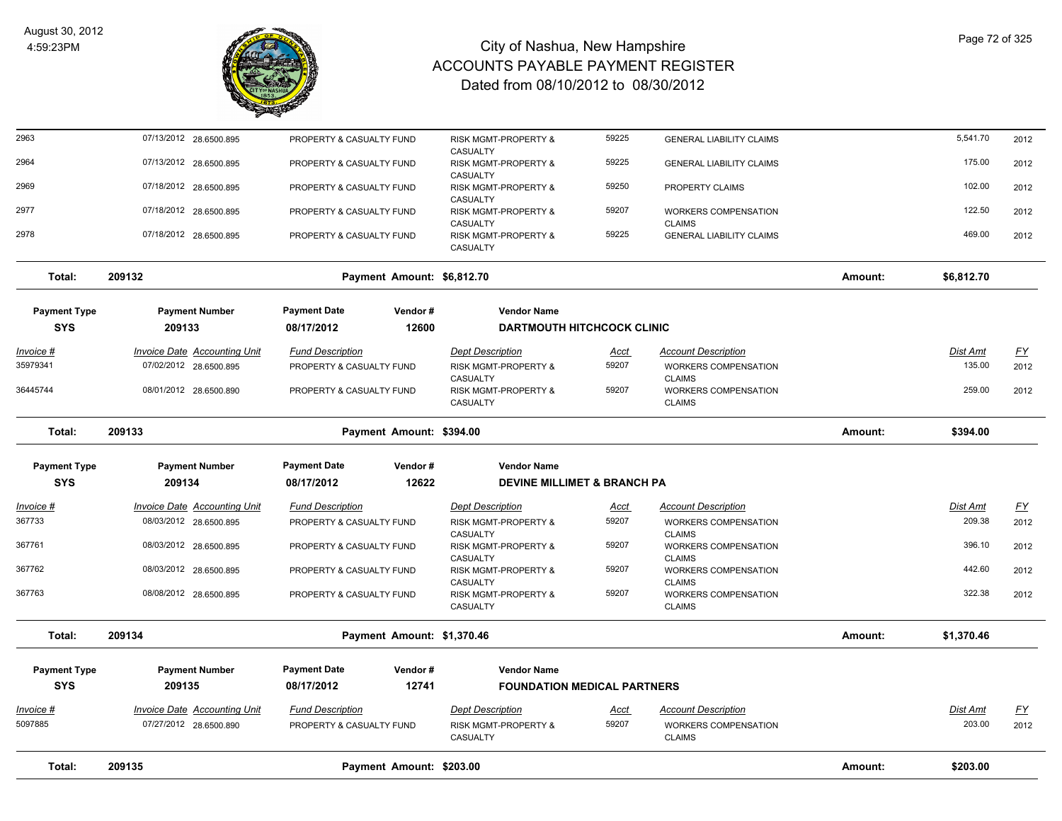# City of Nashua, New Hampshire
## ACCOUNTS PAYABLE PAYMENT REGISTER
### Dated from 08/10/2012 to 08/30/2012

| Invoice # | Invoice Date | Accounting Unit | Fund Description | Dept Description | Acct | Account Description | Dist Amt | FY |
|---|---|---|---|---|---|---|---|---|
| 2963 | 07/13/2012 | 28.6500.895 | PROPERTY & CASUALTY FUND | RISK MGMT-PROPERTY & CASUALTY | 59225 | GENERAL LIABILITY CLAIMS | 5,541.70 | 2012 |
| 2964 | 07/13/2012 | 28.6500.895 | PROPERTY & CASUALTY FUND | RISK MGMT-PROPERTY & CASUALTY | 59225 | GENERAL LIABILITY CLAIMS | 175.00 | 2012 |
| 2969 | 07/18/2012 | 28.6500.895 | PROPERTY & CASUALTY FUND | RISK MGMT-PROPERTY & CASUALTY | 59250 | PROPERTY CLAIMS | 102.00 | 2012 |
| 2977 | 07/18/2012 | 28.6500.895 | PROPERTY & CASUALTY FUND | RISK MGMT-PROPERTY & CASUALTY | 59207 | WORKERS COMPENSATION CLAIMS | 122.50 | 2012 |
| 2978 | 07/18/2012 | 28.6500.895 | PROPERTY & CASUALTY FUND | RISK MGMT-PROPERTY & CASUALTY | 59225 | GENERAL LIABILITY CLAIMS | 469.00 | 2012 |

**Total: 209132 — Payment Amount: $6,812.70 — Amount: $6,812.70**

| Payment Type | Payment Number | Payment Date | Vendor # | Vendor Name |
|---|---|---|---|---|
| SYS | 209133 | 08/17/2012 | 12600 | DARTMOUTH HITCHCOCK CLINIC |

| Invoice # | Invoice Date | Accounting Unit | Fund Description | Dept Description | Acct | Account Description | Dist Amt | FY |
|---|---|---|---|---|---|---|---|---|
| 35979341 | 07/02/2012 | 28.6500.895 | PROPERTY & CASUALTY FUND | RISK MGMT-PROPERTY & CASUALTY | 59207 | WORKERS COMPENSATION CLAIMS | 135.00 | 2012 |
| 36445744 | 08/01/2012 | 28.6500.890 | PROPERTY & CASUALTY FUND | RISK MGMT-PROPERTY & CASUALTY | 59207 | WORKERS COMPENSATION CLAIMS | 259.00 | 2012 |

**Total: 209133 — Payment Amount: $394.00 — Amount: $394.00**

| Payment Type | Payment Number | Payment Date | Vendor # | Vendor Name |
|---|---|---|---|---|
| SYS | 209134 | 08/17/2012 | 12622 | DEVINE MILLIMET & BRANCH PA |

| Invoice # | Invoice Date | Accounting Unit | Fund Description | Dept Description | Acct | Account Description | Dist Amt | FY |
|---|---|---|---|---|---|---|---|---|
| 367733 | 08/03/2012 | 28.6500.895 | PROPERTY & CASUALTY FUND | RISK MGMT-PROPERTY & CASUALTY | 59207 | WORKERS COMPENSATION CLAIMS | 209.38 | 2012 |
| 367761 | 08/03/2012 | 28.6500.895 | PROPERTY & CASUALTY FUND | RISK MGMT-PROPERTY & CASUALTY | 59207 | WORKERS COMPENSATION CLAIMS | 396.10 | 2012 |
| 367762 | 08/03/2012 | 28.6500.895 | PROPERTY & CASUALTY FUND | RISK MGMT-PROPERTY & CASUALTY | 59207 | WORKERS COMPENSATION CLAIMS | 442.60 | 2012 |
| 367763 | 08/08/2012 | 28.6500.895 | PROPERTY & CASUALTY FUND | RISK MGMT-PROPERTY & CASUALTY | 59207 | WORKERS COMPENSATION CLAIMS | 322.38 | 2012 |

**Total: 209134 — Payment Amount: $1,370.46 — Amount: $1,370.46**

| Payment Type | Payment Number | Payment Date | Vendor # | Vendor Name |
|---|---|---|---|---|
| SYS | 209135 | 08/17/2012 | 12741 | FOUNDATION MEDICAL PARTNERS |

| Invoice # | Invoice Date | Accounting Unit | Fund Description | Dept Description | Acct | Account Description | Dist Amt | FY |
|---|---|---|---|---|---|---|---|---|
| 5097885 | 07/27/2012 | 28.6500.890 | PROPERTY & CASUALTY FUND | RISK MGMT-PROPERTY & CASUALTY | 59207 | WORKERS COMPENSATION CLAIMS | 203.00 | 2012 |

**Total: 209135 — Payment Amount: $203.00 — Amount: $203.00**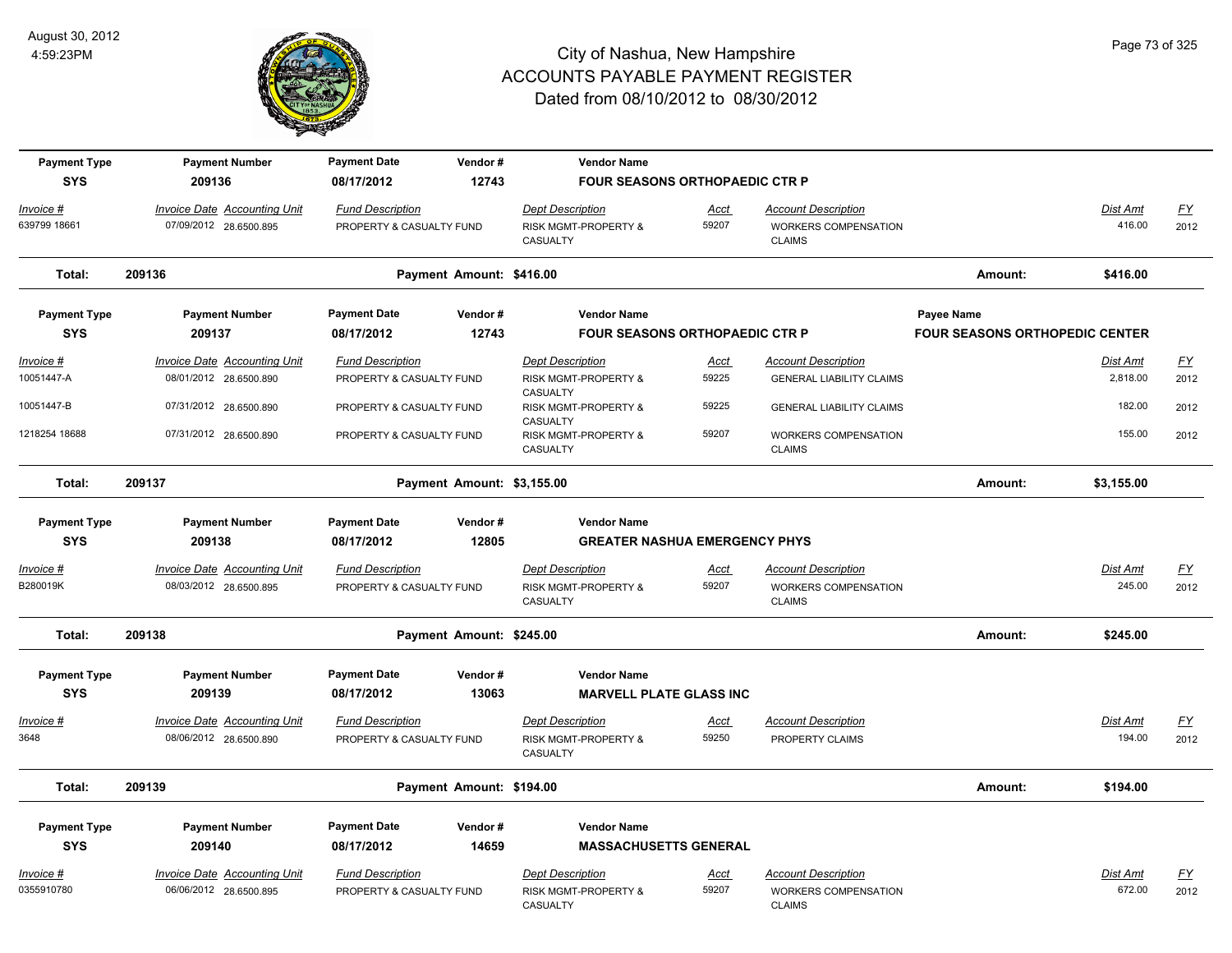# City of Nashua, New Hampshire
## ACCOUNTS PAYABLE PAYMENT REGISTER
### Dated from 08/10/2012 to 08/30/2012

August 30, 2012
4:59:23PM

| Payment Type | Payment Number | Payment Date | Vendor # | Vendor Name | | | | |
|---|---|---|---|---|---|---|---|---|
| SYS | 209136 | 08/17/2012 | 12743 | FOUR SEASONS ORTHOPAEDIC CTR P | | | | |

| Invoice # | Invoice Date | Accounting Unit | Fund Description | Dept Description | Acct | Account Description | Dist Amt | FY |
|---|---|---|---|---|---|---|---|---|
| 639799 18661 | 07/09/2012 | 28.6500.895 | PROPERTY & CASUALTY FUND | RISK MGMT-PROPERTY & CASUALTY | 59207 | WORKERS COMPENSATION CLAIMS | 416.00 | 2012 |

**Total: 209136** Payment Amount: $416.00 Amount: **$416.00**

| Payment Type | Payment Number | Payment Date | Vendor # | Vendor Name | Payee Name |
|---|---|---|---|---|---|
| SYS | 209137 | 08/17/2012 | 12743 | FOUR SEASONS ORTHOPAEDIC CTR P | FOUR SEASONS ORTHOPEDIC CENTER |

| Invoice # | Invoice Date | Accounting Unit | Fund Description | Dept Description | Acct | Account Description | Dist Amt | FY |
|---|---|---|---|---|---|---|---|---|
| 10051447-A | 08/01/2012 | 28.6500.890 | PROPERTY & CASUALTY FUND | RISK MGMT-PROPERTY & CASUALTY | 59225 | GENERAL LIABILITY CLAIMS | 2,818.00 | 2012 |
| 10051447-B | 07/31/2012 | 28.6500.890 | PROPERTY & CASUALTY FUND | RISK MGMT-PROPERTY & CASUALTY | 59225 | GENERAL LIABILITY CLAIMS | 182.00 | 2012 |
| 1218254 18688 | 07/31/2012 | 28.6500.890 | PROPERTY & CASUALTY FUND | RISK MGMT-PROPERTY & CASUALTY | 59207 | WORKERS COMPENSATION CLAIMS | 155.00 | 2012 |

**Total: 209137** Payment Amount: $3,155.00 Amount: **$3,155.00**

| Payment Type | Payment Number | Payment Date | Vendor # | Vendor Name |
|---|---|---|---|---|
| SYS | 209138 | 08/17/2012 | 12805 | GREATER NASHUA EMERGENCY PHYS |

| Invoice # | Invoice Date | Accounting Unit | Fund Description | Dept Description | Acct | Account Description | Dist Amt | FY |
|---|---|---|---|---|---|---|---|---|
| B280019K | 08/03/2012 | 28.6500.895 | PROPERTY & CASUALTY FUND | RISK MGMT-PROPERTY & CASUALTY | 59207 | WORKERS COMPENSATION CLAIMS | 245.00 | 2012 |

**Total: 209138** Payment Amount: $245.00 Amount: **$245.00**

| Payment Type | Payment Number | Payment Date | Vendor # | Vendor Name |
|---|---|---|---|---|
| SYS | 209139 | 08/17/2012 | 13063 | MARVELL PLATE GLASS INC |

| Invoice # | Invoice Date | Accounting Unit | Fund Description | Dept Description | Acct | Account Description | Dist Amt | FY |
|---|---|---|---|---|---|---|---|---|
| 3648 | 08/06/2012 | 28.6500.890 | PROPERTY & CASUALTY FUND | RISK MGMT-PROPERTY & CASUALTY | 59250 | PROPERTY CLAIMS | 194.00 | 2012 |

**Total: 209139** Payment Amount: $194.00 Amount: **$194.00**

| Payment Type | Payment Number | Payment Date | Vendor # | Vendor Name |
|---|---|---|---|---|
| SYS | 209140 | 08/17/2012 | 14659 | MASSACHUSETTS GENERAL |

| Invoice # | Invoice Date | Accounting Unit | Fund Description | Dept Description | Acct | Account Description | Dist Amt | FY |
|---|---|---|---|---|---|---|---|---|
| 0355910780 | 06/06/2012 | 28.6500.895 | PROPERTY & CASUALTY FUND | RISK MGMT-PROPERTY & CASUALTY | 59207 | WORKERS COMPENSATION CLAIMS | 672.00 | 2012 |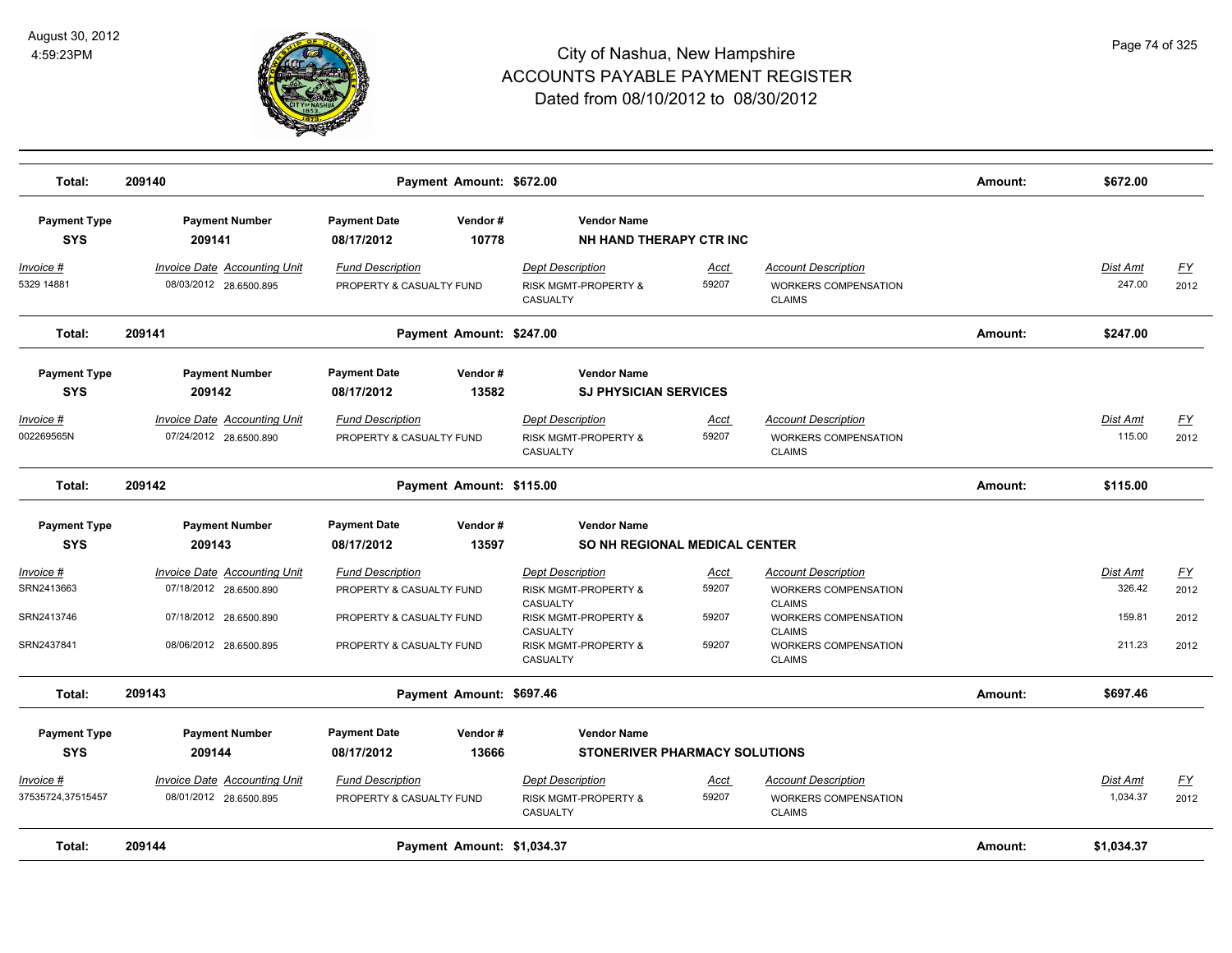# City of Nashua, New Hampshire
## ACCOUNTS PAYABLE PAYMENT REGISTER
### Dated from 08/10/2012 to 08/30/2012

| Total: | 209140 | Payment Amount: $672.00 | Amount: | $672.00 |
|---|---|---|---|---|

| Payment Type | Payment Number | Payment Date | Vendor # | Vendor Name |
|---|---|---|---|---|
| SYS | 209141 | 08/17/2012 | 10778 | NH HAND THERAPY CTR INC |

| Invoice # | Invoice Date | Accounting Unit | Fund Description | Dept Description | Acct | Account Description | Dist Amt | FY |
|---|---|---|---|---|---|---|---|---|
| 5329 14881 | 08/03/2012 | 28.6500.895 | PROPERTY & CASUALTY FUND | RISK MGMT-PROPERTY & CASUALTY | 59207 | WORKERS COMPENSATION CLAIMS | 247.00 | 2012 |

| Total: | 209141 | Payment Amount: $247.00 | Amount: | $247.00 |
|---|---|---|---|---|

| Payment Type | Payment Number | Payment Date | Vendor # | Vendor Name |
|---|---|---|---|---|
| SYS | 209142 | 08/17/2012 | 13582 | SJ PHYSICIAN SERVICES |

| Invoice # | Invoice Date | Accounting Unit | Fund Description | Dept Description | Acct | Account Description | Dist Amt | FY |
|---|---|---|---|---|---|---|---|---|
| 002269565N | 07/24/2012 | 28.6500.890 | PROPERTY & CASUALTY FUND | RISK MGMT-PROPERTY & CASUALTY | 59207 | WORKERS COMPENSATION CLAIMS | 115.00 | 2012 |

| Total: | 209142 | Payment Amount: $115.00 | Amount: | $115.00 |
|---|---|---|---|---|

| Payment Type | Payment Number | Payment Date | Vendor # | Vendor Name |
|---|---|---|---|---|
| SYS | 209143 | 08/17/2012 | 13597 | SO NH REGIONAL MEDICAL CENTER |

| Invoice # | Invoice Date | Accounting Unit | Fund Description | Dept Description | Acct | Account Description | Dist Amt | FY |
|---|---|---|---|---|---|---|---|---|
| SRN2413663 | 07/18/2012 | 28.6500.890 | PROPERTY & CASUALTY FUND | RISK MGMT-PROPERTY & CASUALTY | 59207 | WORKERS COMPENSATION CLAIMS | 326.42 | 2012 |
| SRN2413746 | 07/18/2012 | 28.6500.890 | PROPERTY & CASUALTY FUND | RISK MGMT-PROPERTY & CASUALTY | 59207 | WORKERS COMPENSATION CLAIMS | 159.81 | 2012 |
| SRN2437841 | 08/06/2012 | 28.6500.895 | PROPERTY & CASUALTY FUND | RISK MGMT-PROPERTY & CASUALTY | 59207 | WORKERS COMPENSATION CLAIMS | 211.23 | 2012 |

| Total: | 209143 | Payment Amount: $697.46 | Amount: | $697.46 |
|---|---|---|---|---|

| Payment Type | Payment Number | Payment Date | Vendor # | Vendor Name |
|---|---|---|---|---|
| SYS | 209144 | 08/17/2012 | 13666 | STONERIVER PHARMACY SOLUTIONS |

| Invoice # | Invoice Date | Accounting Unit | Fund Description | Dept Description | Acct | Account Description | Dist Amt | FY |
|---|---|---|---|---|---|---|---|---|
| 37535724,37515457 | 08/01/2012 | 28.6500.895 | PROPERTY & CASUALTY FUND | RISK MGMT-PROPERTY & CASUALTY | 59207 | WORKERS COMPENSATION CLAIMS | 1,034.37 | 2012 |

| Total: | 209144 | Payment Amount: $1,034.37 | Amount: | $1,034.37 |
|---|---|---|---|---|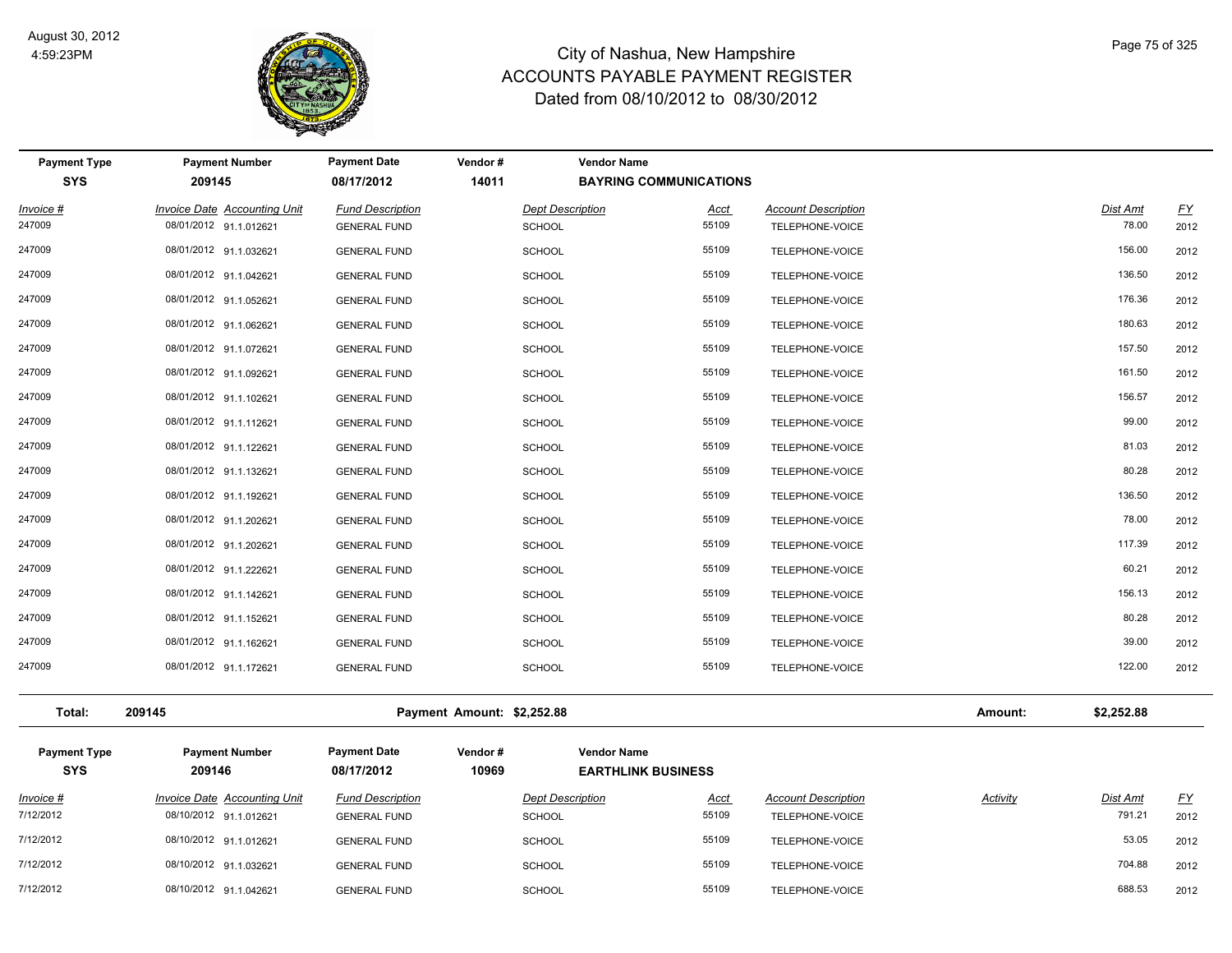# City of Nashua, New Hampshire
## ACCOUNTS PAYABLE PAYMENT REGISTER
### Dated from 08/10/2012 to 08/30/2012

August 30, 2012
4:59:23PM

| Payment Type | Payment Number | Payment Date | Vendor # | Vendor Name |
|---|---|---|---|---|
| SYS | 209145 | 08/17/2012 | 14011 | BAYRING COMMUNICATIONS |

| Invoice # | Invoice Date | Accounting Unit | Fund Description | Dept Description | Acct | Account Description | Dist Amt | FY |
|---|---|---|---|---|---|---|---|---|
| 247009 | 08/01/2012 | 91.1.012621 | GENERAL FUND | SCHOOL | 55109 | TELEPHONE-VOICE | 78.00 | 2012 |
| 247009 | 08/01/2012 | 91.1.032621 | GENERAL FUND | SCHOOL | 55109 | TELEPHONE-VOICE | 156.00 | 2012 |
| 247009 | 08/01/2012 | 91.1.042621 | GENERAL FUND | SCHOOL | 55109 | TELEPHONE-VOICE | 136.50 | 2012 |
| 247009 | 08/01/2012 | 91.1.052621 | GENERAL FUND | SCHOOL | 55109 | TELEPHONE-VOICE | 176.36 | 2012 |
| 247009 | 08/01/2012 | 91.1.062621 | GENERAL FUND | SCHOOL | 55109 | TELEPHONE-VOICE | 180.63 | 2012 |
| 247009 | 08/01/2012 | 91.1.072621 | GENERAL FUND | SCHOOL | 55109 | TELEPHONE-VOICE | 157.50 | 2012 |
| 247009 | 08/01/2012 | 91.1.092621 | GENERAL FUND | SCHOOL | 55109 | TELEPHONE-VOICE | 161.50 | 2012 |
| 247009 | 08/01/2012 | 91.1.102621 | GENERAL FUND | SCHOOL | 55109 | TELEPHONE-VOICE | 156.57 | 2012 |
| 247009 | 08/01/2012 | 91.1.112621 | GENERAL FUND | SCHOOL | 55109 | TELEPHONE-VOICE | 99.00 | 2012 |
| 247009 | 08/01/2012 | 91.1.122621 | GENERAL FUND | SCHOOL | 55109 | TELEPHONE-VOICE | 81.03 | 2012 |
| 247009 | 08/01/2012 | 91.1.132621 | GENERAL FUND | SCHOOL | 55109 | TELEPHONE-VOICE | 80.28 | 2012 |
| 247009 | 08/01/2012 | 91.1.192621 | GENERAL FUND | SCHOOL | 55109 | TELEPHONE-VOICE | 136.50 | 2012 |
| 247009 | 08/01/2012 | 91.1.202621 | GENERAL FUND | SCHOOL | 55109 | TELEPHONE-VOICE | 78.00 | 2012 |
| 247009 | 08/01/2012 | 91.1.202621 | GENERAL FUND | SCHOOL | 55109 | TELEPHONE-VOICE | 117.39 | 2012 |
| 247009 | 08/01/2012 | 91.1.222621 | GENERAL FUND | SCHOOL | 55109 | TELEPHONE-VOICE | 60.21 | 2012 |
| 247009 | 08/01/2012 | 91.1.142621 | GENERAL FUND | SCHOOL | 55109 | TELEPHONE-VOICE | 156.13 | 2012 |
| 247009 | 08/01/2012 | 91.1.152621 | GENERAL FUND | SCHOOL | 55109 | TELEPHONE-VOICE | 80.28 | 2012 |
| 247009 | 08/01/2012 | 91.1.162621 | GENERAL FUND | SCHOOL | 55109 | TELEPHONE-VOICE | 39.00 | 2012 |
| 247009 | 08/01/2012 | 91.1.172621 | GENERAL FUND | SCHOOL | 55109 | TELEPHONE-VOICE | 122.00 | 2012 |

**Total: 209145 Payment Amount: $2,252.88 Amount: $2,252.88**

| Payment Type | Payment Number | Payment Date | Vendor # | Vendor Name |
|---|---|---|---|---|
| SYS | 209146 | 08/17/2012 | 10969 | EARTHLINK BUSINESS |

| Invoice # | Invoice Date | Accounting Unit | Fund Description | Dept Description | Acct | Account Description | Activity | Dist Amt | FY |
|---|---|---|---|---|---|---|---|---|---|
| 7/12/2012 | 08/10/2012 | 91.1.012621 | GENERAL FUND | SCHOOL | 55109 | TELEPHONE-VOICE | | 791.21 | 2012 |
| 7/12/2012 | 08/10/2012 | 91.1.012621 | GENERAL FUND | SCHOOL | 55109 | TELEPHONE-VOICE | | 53.05 | 2012 |
| 7/12/2012 | 08/10/2012 | 91.1.032621 | GENERAL FUND | SCHOOL | 55109 | TELEPHONE-VOICE | | 704.88 | 2012 |
| 7/12/2012 | 08/10/2012 | 91.1.042621 | GENERAL FUND | SCHOOL | 55109 | TELEPHONE-VOICE | | 688.53 | 2012 |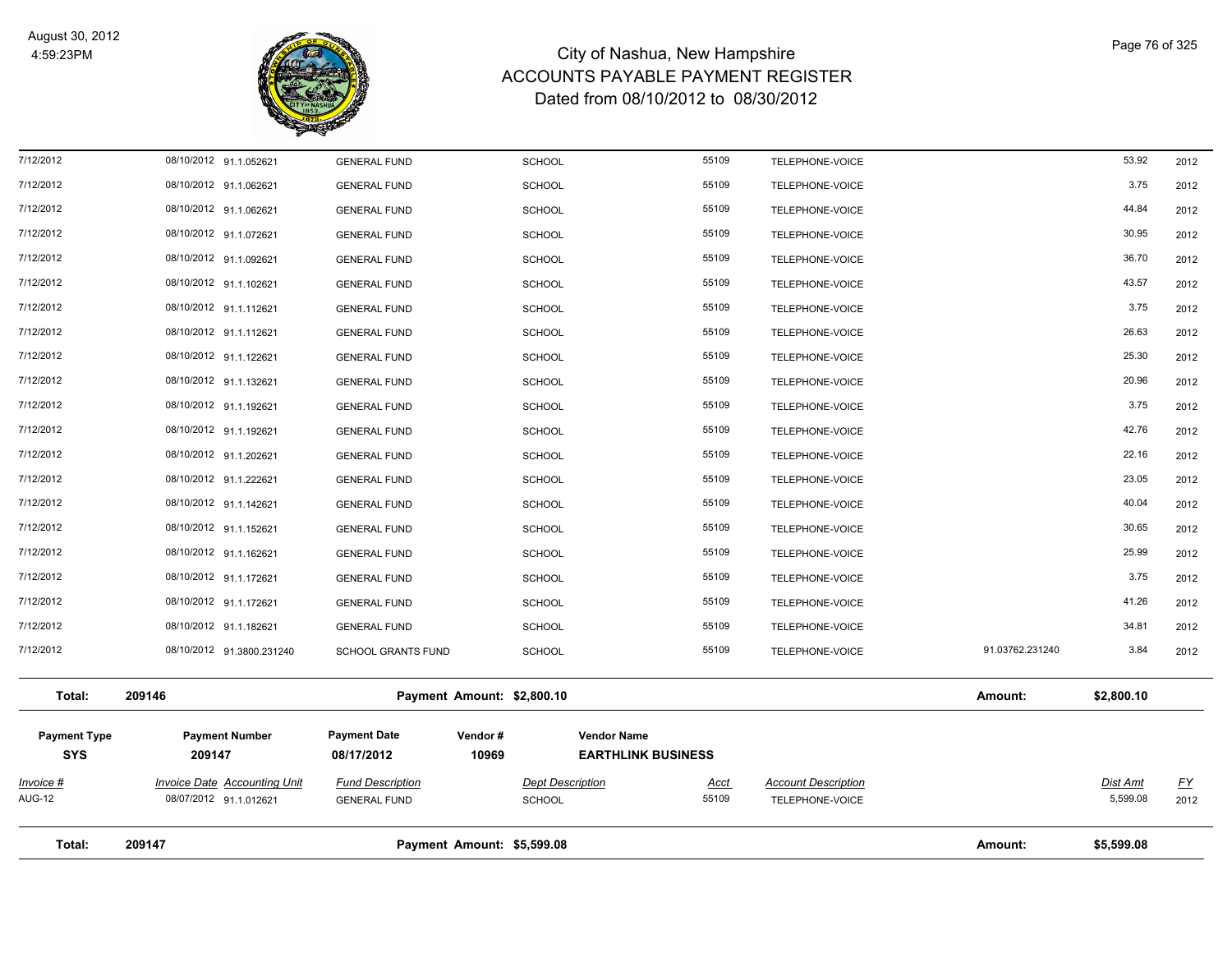# City of Nashua, New Hampshire
# ACCOUNTS PAYABLE PAYMENT REGISTER
## Dated from 08/10/2012 to 08/30/2012

| Invoice # | Invoice Date | Accounting Unit | Fund Description | Dept Description | Acct | Account Description | | Dist Amt | FY |
|---|---|---|---|---|---|---|---|---|---|
| 7/12/2012 | 08/10/2012 | 91.1.052621 | GENERAL FUND | SCHOOL | 55109 | TELEPHONE-VOICE | | 53.92 | 2012 |
| 7/12/2012 | 08/10/2012 | 91.1.062621 | GENERAL FUND | SCHOOL | 55109 | TELEPHONE-VOICE | | 3.75 | 2012 |
| 7/12/2012 | 08/10/2012 | 91.1.062621 | GENERAL FUND | SCHOOL | 55109 | TELEPHONE-VOICE | | 44.84 | 2012 |
| 7/12/2012 | 08/10/2012 | 91.1.072621 | GENERAL FUND | SCHOOL | 55109 | TELEPHONE-VOICE | | 30.95 | 2012 |
| 7/12/2012 | 08/10/2012 | 91.1.092621 | GENERAL FUND | SCHOOL | 55109 | TELEPHONE-VOICE | | 36.70 | 2012 |
| 7/12/2012 | 08/10/2012 | 91.1.102621 | GENERAL FUND | SCHOOL | 55109 | TELEPHONE-VOICE | | 43.57 | 2012 |
| 7/12/2012 | 08/10/2012 | 91.1.112621 | GENERAL FUND | SCHOOL | 55109 | TELEPHONE-VOICE | | 3.75 | 2012 |
| 7/12/2012 | 08/10/2012 | 91.1.112621 | GENERAL FUND | SCHOOL | 55109 | TELEPHONE-VOICE | | 26.63 | 2012 |
| 7/12/2012 | 08/10/2012 | 91.1.122621 | GENERAL FUND | SCHOOL | 55109 | TELEPHONE-VOICE | | 25.30 | 2012 |
| 7/12/2012 | 08/10/2012 | 91.1.132621 | GENERAL FUND | SCHOOL | 55109 | TELEPHONE-VOICE | | 20.96 | 2012 |
| 7/12/2012 | 08/10/2012 | 91.1.192621 | GENERAL FUND | SCHOOL | 55109 | TELEPHONE-VOICE | | 3.75 | 2012 |
| 7/12/2012 | 08/10/2012 | 91.1.192621 | GENERAL FUND | SCHOOL | 55109 | TELEPHONE-VOICE | | 42.76 | 2012 |
| 7/12/2012 | 08/10/2012 | 91.1.202621 | GENERAL FUND | SCHOOL | 55109 | TELEPHONE-VOICE | | 22.16 | 2012 |
| 7/12/2012 | 08/10/2012 | 91.1.222621 | GENERAL FUND | SCHOOL | 55109 | TELEPHONE-VOICE | | 23.05 | 2012 |
| 7/12/2012 | 08/10/2012 | 91.1.142621 | GENERAL FUND | SCHOOL | 55109 | TELEPHONE-VOICE | | 40.04 | 2012 |
| 7/12/2012 | 08/10/2012 | 91.1.152621 | GENERAL FUND | SCHOOL | 55109 | TELEPHONE-VOICE | | 30.65 | 2012 |
| 7/12/2012 | 08/10/2012 | 91.1.162621 | GENERAL FUND | SCHOOL | 55109 | TELEPHONE-VOICE | | 25.99 | 2012 |
| 7/12/2012 | 08/10/2012 | 91.1.172621 | GENERAL FUND | SCHOOL | 55109 | TELEPHONE-VOICE | | 3.75 | 2012 |
| 7/12/2012 | 08/10/2012 | 91.1.172621 | GENERAL FUND | SCHOOL | 55109 | TELEPHONE-VOICE | | 41.26 | 2012 |
| 7/12/2012 | 08/10/2012 | 91.1.182621 | GENERAL FUND | SCHOOL | 55109 | TELEPHONE-VOICE | | 34.81 | 2012 |
| 7/12/2012 | 08/10/2012 | 91.3800.231240 | SCHOOL GRANTS FUND | SCHOOL | 55109 | TELEPHONE-VOICE | 91.03762.231240 | 3.84 | 2012 |

**Total: 209146** — **Payment Amount: $2,800.10** — **Amount: $2,800.10**

| Payment Type | Payment Number | Payment Date | Vendor # | Vendor Name |
|---|---|---|---|---|
| **SYS** | **209147** | **08/17/2012** | **10969** | **EARTHLINK BUSINESS** |

| Invoice # | Invoice Date | Accounting Unit | Fund Description | Dept Description | Acct | Account Description | Dist Amt | FY |
|---|---|---|---|---|---|---|---|---|
| AUG-12 | 08/07/2012 | 91.1.012621 | GENERAL FUND | SCHOOL | 55109 | TELEPHONE-VOICE | 5,599.08 | 2012 |

**Total: 209147** — **Payment Amount: $5,599.08** — **Amount: $5,599.08**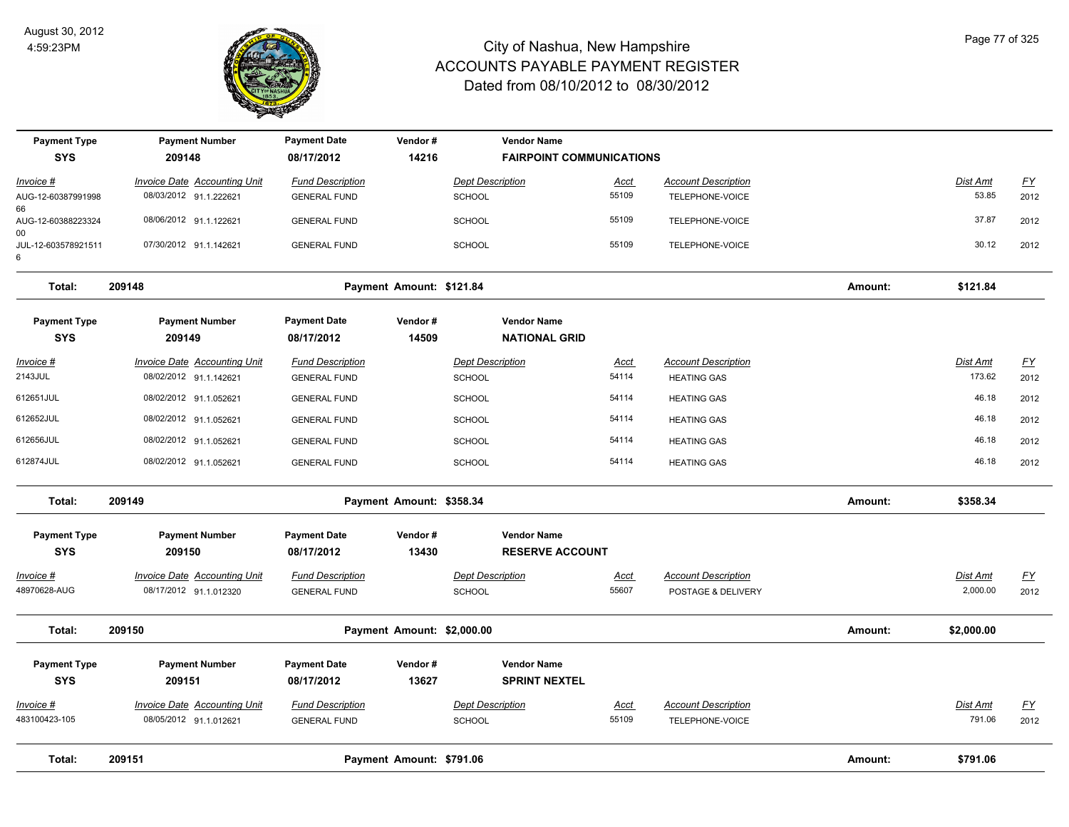# City of Nashua, New Hampshire
# ACCOUNTS PAYABLE PAYMENT REGISTER
## Dated from 08/10/2012 to 08/30/2012

August 30, 2012
4:59:23PM

| Payment Type | Payment Number | Payment Date | Vendor # | Vendor Name |
|---|---|---|---|---|
| SYS | 209148 | 08/17/2012 | 14216 | FAIRPOINT COMMUNICATIONS |

| Invoice # | Invoice Date | Accounting Unit | Fund Description | Dept Description | Acct | Account Description | Dist Amt | FY |
|---|---|---|---|---|---|---|---|---|
| AUG-12-6038799199866 | 08/03/2012 | 91.1.222621 | GENERAL FUND | SCHOOL | 55109 | TELEPHONE-VOICE | 53.85 | 2012 |
| AUG-12-6038822332400 | 08/06/2012 | 91.1.122621 | GENERAL FUND | SCHOOL | 55109 | TELEPHONE-VOICE | 37.87 | 2012 |
| JUL-12-6035789215116 | 07/30/2012 | 91.1.142621 | GENERAL FUND | SCHOOL | 55109 | TELEPHONE-VOICE | 30.12 | 2012 |

**Total: 209148** Payment Amount: $121.84 Amount: **$121.84**

| Payment Type | Payment Number | Payment Date | Vendor # | Vendor Name |
|---|---|---|---|---|
| SYS | 209149 | 08/17/2012 | 14509 | NATIONAL GRID |

| Invoice # | Invoice Date | Accounting Unit | Fund Description | Dept Description | Acct | Account Description | Dist Amt | FY |
|---|---|---|---|---|---|---|---|---|
| 2143JUL | 08/02/2012 | 91.1.142621 | GENERAL FUND | SCHOOL | 54114 | HEATING GAS | 173.62 | 2012 |
| 612651JUL | 08/02/2012 | 91.1.052621 | GENERAL FUND | SCHOOL | 54114 | HEATING GAS | 46.18 | 2012 |
| 612652JUL | 08/02/2012 | 91.1.052621 | GENERAL FUND | SCHOOL | 54114 | HEATING GAS | 46.18 | 2012 |
| 612656JUL | 08/02/2012 | 91.1.052621 | GENERAL FUND | SCHOOL | 54114 | HEATING GAS | 46.18 | 2012 |
| 612874JUL | 08/02/2012 | 91.1.052621 | GENERAL FUND | SCHOOL | 54114 | HEATING GAS | 46.18 | 2012 |

**Total: 209149** Payment Amount: $358.34 Amount: **$358.34**

| Payment Type | Payment Number | Payment Date | Vendor # | Vendor Name |
|---|---|---|---|---|
| SYS | 209150 | 08/17/2012 | 13430 | RESERVE ACCOUNT |

| Invoice # | Invoice Date | Accounting Unit | Fund Description | Dept Description | Acct | Account Description | Dist Amt | FY |
|---|---|---|---|---|---|---|---|---|
| 48970628-AUG | 08/17/2012 | 91.1.012320 | GENERAL FUND | SCHOOL | 55607 | POSTAGE & DELIVERY | 2,000.00 | 2012 |

**Total: 209150** Payment Amount: $2,000.00 Amount: **$2,000.00**

| Payment Type | Payment Number | Payment Date | Vendor # | Vendor Name |
|---|---|---|---|---|
| SYS | 209151 | 08/17/2012 | 13627 | SPRINT NEXTEL |

| Invoice # | Invoice Date | Accounting Unit | Fund Description | Dept Description | Acct | Account Description | Dist Amt | FY |
|---|---|---|---|---|---|---|---|---|
| 483100423-105 | 08/05/2012 | 91.1.012621 | GENERAL FUND | SCHOOL | 55109 | TELEPHONE-VOICE | 791.06 | 2012 |

**Total: 209151** Payment Amount: $791.06 Amount: **$791.06**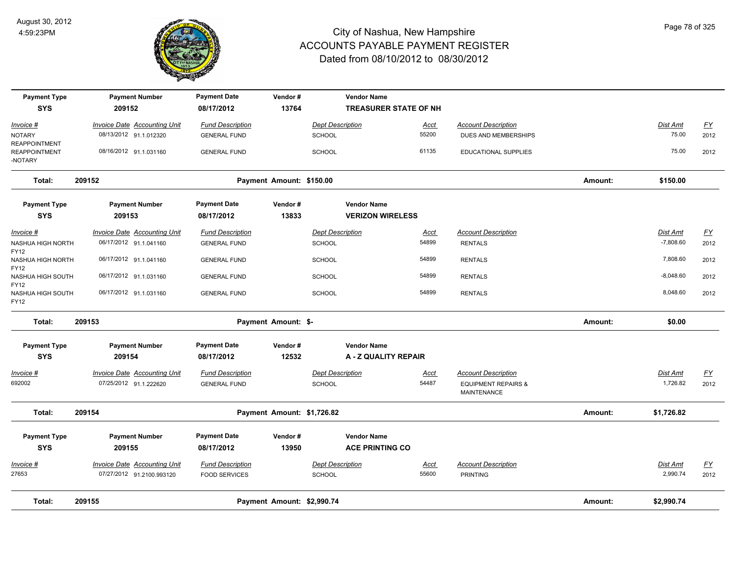# City of Nashua, New Hampshire
## ACCOUNTS PAYABLE PAYMENT REGISTER
### Dated from 08/10/2012 to 08/30/2012

August 30, 2012
4:59:23PM

| Payment Type | Payment Number | Payment Date | Vendor # | Vendor Name |
|---|---|---|---|---|
| SYS | 209152 | 08/17/2012 | 13764 | TREASURER STATE OF NH |

| Invoice # | Invoice Date | Accounting Unit | Fund Description | Dept Description | Acct | Account Description | Dist Amt | FY |
|---|---|---|---|---|---|---|---|---|
| NOTARY REAPPOINTMENT | 08/13/2012 | 91.1.012320 | GENERAL FUND | SCHOOL | 55200 | DUES AND MEMBERSHIPS | 75.00 | 2012 |
| REAPPOINTMENT -NOTARY | 08/16/2012 | 91.1.031160 | GENERAL FUND | SCHOOL | 61135 | EDUCATIONAL SUPPLIES | 75.00 | 2012 |

**Total: 209152 — Payment Amount: $150.00 — Amount: $150.00**

| Payment Type | Payment Number | Payment Date | Vendor # | Vendor Name |
|---|---|---|---|---|
| SYS | 209153 | 08/17/2012 | 13833 | VERIZON WIRELESS |

| Invoice # | Invoice Date | Accounting Unit | Fund Description | Dept Description | Acct | Account Description | Dist Amt | FY |
|---|---|---|---|---|---|---|---|---|
| NASHUA HIGH NORTH FY12 | 06/17/2012 | 91.1.041160 | GENERAL FUND | SCHOOL | 54899 | RENTALS | -7,808.60 | 2012 |
| NASHUA HIGH NORTH FY12 | 06/17/2012 | 91.1.041160 | GENERAL FUND | SCHOOL | 54899 | RENTALS | 7,808.60 | 2012 |
| NASHUA HIGH SOUTH FY12 | 06/17/2012 | 91.1.031160 | GENERAL FUND | SCHOOL | 54899 | RENTALS | -8,048.60 | 2012 |
| NASHUA HIGH SOUTH FY12 | 06/17/2012 | 91.1.031160 | GENERAL FUND | SCHOOL | 54899 | RENTALS | 8,048.60 | 2012 |

**Total: 209153 — Payment Amount: $- — Amount: $0.00**

| Payment Type | Payment Number | Payment Date | Vendor # | Vendor Name |
|---|---|---|---|---|
| SYS | 209154 | 08/17/2012 | 12532 | A - Z QUALITY REPAIR |

| Invoice # | Invoice Date | Accounting Unit | Fund Description | Dept Description | Acct | Account Description | Dist Amt | FY |
|---|---|---|---|---|---|---|---|---|
| 692002 | 07/25/2012 | 91.1.222620 | GENERAL FUND | SCHOOL | 54487 | EQUIPMENT REPAIRS & MAINTENANCE | 1,726.82 | 2012 |

**Total: 209154 — Payment Amount: $1,726.82 — Amount: $1,726.82**

| Payment Type | Payment Number | Payment Date | Vendor # | Vendor Name |
|---|---|---|---|---|
| SYS | 209155 | 08/17/2012 | 13950 | ACE PRINTING CO |

| Invoice # | Invoice Date | Accounting Unit | Fund Description | Dept Description | Acct | Account Description | Dist Amt | FY |
|---|---|---|---|---|---|---|---|---|
| 27653 | 07/27/2012 | 91.2100.993120 | FOOD SERVICES | SCHOOL | 55600 | PRINTING | 2,990.74 | 2012 |

**Total: 209155 — Payment Amount: $2,990.74 — Amount: $2,990.74**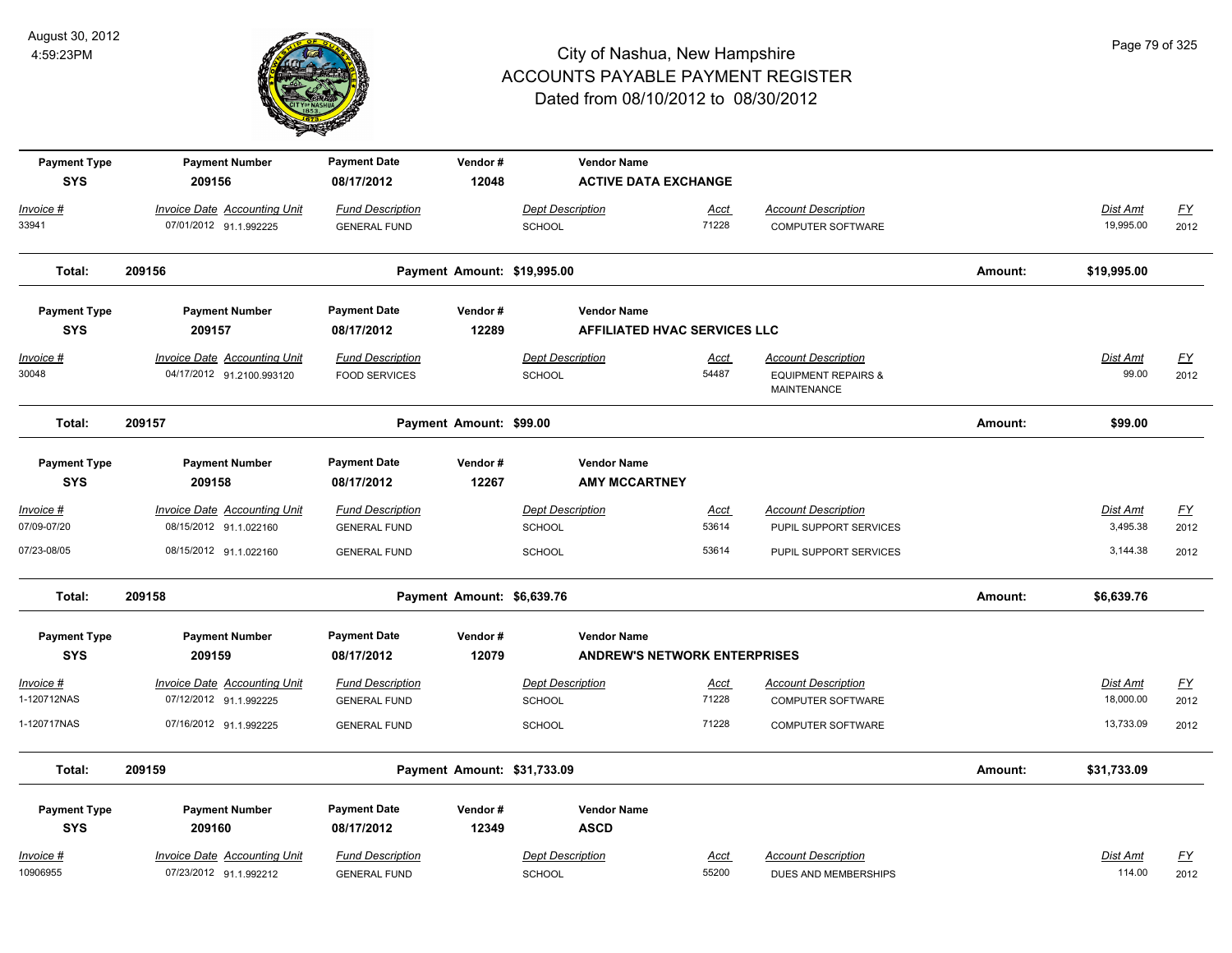# City of Nashua, New Hampshire
## ACCOUNTS PAYABLE PAYMENT REGISTER
### Dated from 08/10/2012 to 08/30/2012

August 30, 2012
4:59:23PM

| Payment Type | Payment Number | Payment Date | Vendor # | Vendor Name |
|---|---|---|---|---|
| SYS | 209156 | 08/17/2012 | 12048 | ACTIVE DATA EXCHANGE |

| Invoice # | Invoice Date | Accounting Unit | Fund Description | Dept Description | Acct | Account Description | Dist Amt | FY |
|---|---|---|---|---|---|---|---|---|
| 33941 | 07/01/2012 | 91.1.992225 | GENERAL FUND | SCHOOL | 71228 | COMPUTER SOFTWARE | 19,995.00 | 2012 |

**Total: 209156** — Payment Amount: $19,995.00 — Amount: **$19,995.00**

| Payment Type | Payment Number | Payment Date | Vendor # | Vendor Name |
|---|---|---|---|---|
| SYS | 209157 | 08/17/2012 | 12289 | AFFILIATED HVAC SERVICES LLC |

| Invoice # | Invoice Date | Accounting Unit | Fund Description | Dept Description | Acct | Account Description | Dist Amt | FY |
|---|---|---|---|---|---|---|---|---|
| 30048 | 04/17/2012 | 91.2100.993120 | FOOD SERVICES | SCHOOL | 54487 | EQUIPMENT REPAIRS & MAINTENANCE | 99.00 | 2012 |

**Total: 209157** — Payment Amount: $99.00 — Amount: **$99.00**

| Payment Type | Payment Number | Payment Date | Vendor # | Vendor Name |
|---|---|---|---|---|
| SYS | 209158 | 08/17/2012 | 12267 | AMY MCCARTNEY |

| Invoice # | Invoice Date | Accounting Unit | Fund Description | Dept Description | Acct | Account Description | Dist Amt | FY |
|---|---|---|---|---|---|---|---|---|
| 07/09-07/20 | 08/15/2012 | 91.1.022160 | GENERAL FUND | SCHOOL | 53614 | PUPIL SUPPORT SERVICES | 3,495.38 | 2012 |
| 07/23-08/05 | 08/15/2012 | 91.1.022160 | GENERAL FUND | SCHOOL | 53614 | PUPIL SUPPORT SERVICES | 3,144.38 | 2012 |

**Total: 209158** — Payment Amount: $6,639.76 — Amount: **$6,639.76**

| Payment Type | Payment Number | Payment Date | Vendor # | Vendor Name |
|---|---|---|---|---|
| SYS | 209159 | 08/17/2012 | 12079 | ANDREW'S NETWORK ENTERPRISES |

| Invoice # | Invoice Date | Accounting Unit | Fund Description | Dept Description | Acct | Account Description | Dist Amt | FY |
|---|---|---|---|---|---|---|---|---|
| 1-120712NAS | 07/12/2012 | 91.1.992225 | GENERAL FUND | SCHOOL | 71228 | COMPUTER SOFTWARE | 18,000.00 | 2012 |
| 1-120717NAS | 07/16/2012 | 91.1.992225 | GENERAL FUND | SCHOOL | 71228 | COMPUTER SOFTWARE | 13,733.09 | 2012 |

**Total: 209159** — Payment Amount: $31,733.09 — Amount: **$31,733.09**

| Payment Type | Payment Number | Payment Date | Vendor # | Vendor Name |
|---|---|---|---|---|
| SYS | 209160 | 08/17/2012 | 12349 | ASCD |

| Invoice # | Invoice Date | Accounting Unit | Fund Description | Dept Description | Acct | Account Description | Dist Amt | FY |
|---|---|---|---|---|---|---|---|---|
| 10906955 | 07/23/2012 | 91.1.992212 | GENERAL FUND | SCHOOL | 55200 | DUES AND MEMBERSHIPS | 114.00 | 2012 |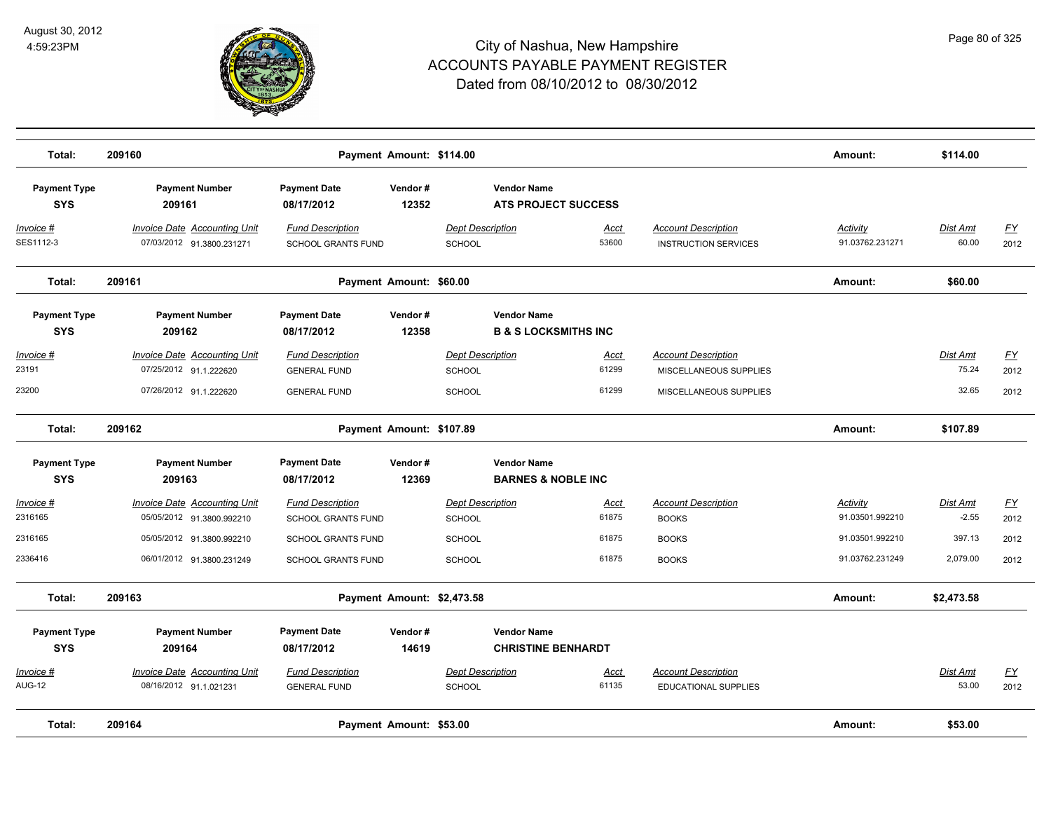# City of Nashua, New Hampshire
# ACCOUNTS PAYABLE PAYMENT REGISTER
## Dated from 08/10/2012 to 08/30/2012

August 30, 2012
4:59:23PM

| Total: | 209160 | Payment Amount: $114.00 | Amount: | $114.00 |
|---|---|---|---|---|

| Payment Type | Payment Number | Payment Date | Vendor # | Vendor Name |
|---|---|---|---|---|
| SYS | 209161 | 08/17/2012 | 12352 | ATS PROJECT SUCCESS |

| Invoice # | Invoice Date | Accounting Unit | Fund Description | Dept Description | Acct | Account Description | Activity | Dist Amt | FY |
|---|---|---|---|---|---|---|---|---|---|
| SES1112-3 | 07/03/2012 | 91.3800.231271 | SCHOOL GRANTS FUND | SCHOOL | 53600 | INSTRUCTION SERVICES | 91.03762.231271 | 60.00 | 2012 |

| Total: | 209161 | Payment Amount: $60.00 | Amount: | $60.00 |
|---|---|---|---|---|

| Payment Type | Payment Number | Payment Date | Vendor # | Vendor Name |
|---|---|---|---|---|
| SYS | 209162 | 08/17/2012 | 12358 | B & S LOCKSMITHS INC |

| Invoice # | Invoice Date | Accounting Unit | Fund Description | Dept Description | Acct | Account Description | Dist Amt | FY |
|---|---|---|---|---|---|---|---|---|
| 23191 | 07/25/2012 | 91.1.222620 | GENERAL FUND | SCHOOL | 61299 | MISCELLANEOUS SUPPLIES | 75.24 | 2012 |
| 23200 | 07/26/2012 | 91.1.222620 | GENERAL FUND | SCHOOL | 61299 | MISCELLANEOUS SUPPLIES | 32.65 | 2012 |

| Total: | 209162 | Payment Amount: $107.89 | Amount: | $107.89 |
|---|---|---|---|---|

| Payment Type | Payment Number | Payment Date | Vendor # | Vendor Name |
|---|---|---|---|---|
| SYS | 209163 | 08/17/2012 | 12369 | BARNES & NOBLE INC |

| Invoice # | Invoice Date | Accounting Unit | Fund Description | Dept Description | Acct | Account Description | Activity | Dist Amt | FY |
|---|---|---|---|---|---|---|---|---|---|
| 2316165 | 05/05/2012 | 91.3800.992210 | SCHOOL GRANTS FUND | SCHOOL | 61875 | BOOKS | 91.03501.992210 | -2.55 | 2012 |
| 2316165 | 05/05/2012 | 91.3800.992210 | SCHOOL GRANTS FUND | SCHOOL | 61875 | BOOKS | 91.03501.992210 | 397.13 | 2012 |
| 2336416 | 06/01/2012 | 91.3800.231249 | SCHOOL GRANTS FUND | SCHOOL | 61875 | BOOKS | 91.03762.231249 | 2,079.00 | 2012 |

| Total: | 209163 | Payment Amount: $2,473.58 | Amount: | $2,473.58 |
|---|---|---|---|---|

| Payment Type | Payment Number | Payment Date | Vendor # | Vendor Name |
|---|---|---|---|---|
| SYS | 209164 | 08/17/2012 | 14619 | CHRISTINE BENHARDT |

| Invoice # | Invoice Date | Accounting Unit | Fund Description | Dept Description | Acct | Account Description | Dist Amt | FY |
|---|---|---|---|---|---|---|---|---|
| AUG-12 | 08/16/2012 | 91.1.021231 | GENERAL FUND | SCHOOL | 61135 | EDUCATIONAL SUPPLIES | 53.00 | 2012 |

| Total: | 209164 | Payment Amount: $53.00 | Amount: | $53.00 |
|---|---|---|---|---|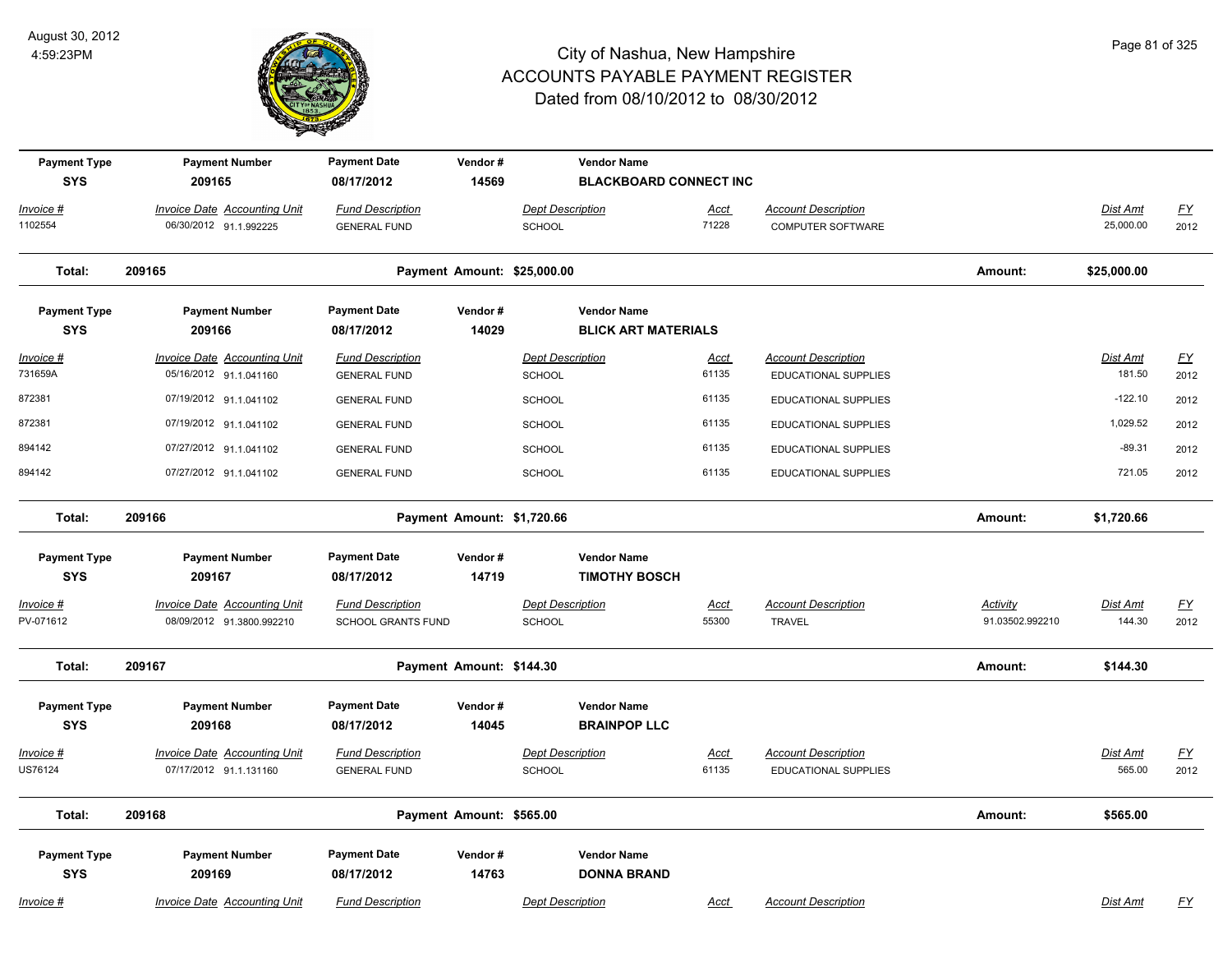# City of Nashua, New Hampshire
## ACCOUNTS PAYABLE PAYMENT REGISTER
### Dated from 08/10/2012 to 08/30/2012

August 30, 2012
4:59:23PM

| Payment Type | Payment Number | Payment Date | Vendor # | Vendor Name |
|---|---|---|---|---|
| SYS | 209165 | 08/17/2012 | 14569 | BLACKBOARD CONNECT INC |

| Invoice # | Invoice Date | Accounting Unit | Fund Description | Dept Description | Acct | Account Description | Dist Amt | FY |
|---|---|---|---|---|---|---|---|---|
| 1102554 | 06/30/2012 | 91.1.992225 | GENERAL FUND | SCHOOL | 71228 | COMPUTER SOFTWARE | 25,000.00 | 2012 |

**Total: 209165 — Payment Amount: $25,000.00 — Amount: $25,000.00**

| Payment Type | Payment Number | Payment Date | Vendor # | Vendor Name |
|---|---|---|---|---|
| SYS | 209166 | 08/17/2012 | 14029 | BLICK ART MATERIALS |

| Invoice # | Invoice Date | Accounting Unit | Fund Description | Dept Description | Acct | Account Description | Dist Amt | FY |
|---|---|---|---|---|---|---|---|---|
| 731659A | 05/16/2012 | 91.1.041160 | GENERAL FUND | SCHOOL | 61135 | EDUCATIONAL SUPPLIES | 181.50 | 2012 |
| 872381 | 07/19/2012 | 91.1.041102 | GENERAL FUND | SCHOOL | 61135 | EDUCATIONAL SUPPLIES | -122.10 | 2012 |
| 872381 | 07/19/2012 | 91.1.041102 | GENERAL FUND | SCHOOL | 61135 | EDUCATIONAL SUPPLIES | 1,029.52 | 2012 |
| 894142 | 07/27/2012 | 91.1.041102 | GENERAL FUND | SCHOOL | 61135 | EDUCATIONAL SUPPLIES | -89.31 | 2012 |
| 894142 | 07/27/2012 | 91.1.041102 | GENERAL FUND | SCHOOL | 61135 | EDUCATIONAL SUPPLIES | 721.05 | 2012 |

**Total: 209166 — Payment Amount: $1,720.66 — Amount: $1,720.66**

| Payment Type | Payment Number | Payment Date | Vendor # | Vendor Name |
|---|---|---|---|---|
| SYS | 209167 | 08/17/2012 | 14719 | TIMOTHY BOSCH |

| Invoice # | Invoice Date | Accounting Unit | Fund Description | Dept Description | Acct | Account Description | Activity | Dist Amt | FY |
|---|---|---|---|---|---|---|---|---|---|
| PV-071612 | 08/09/2012 | 91.3800.992210 | SCHOOL GRANTS FUND | SCHOOL | 55300 | TRAVEL | 91.03502.992210 | 144.30 | 2012 |

**Total: 209167 — Payment Amount: $144.30 — Amount: $144.30**

| Payment Type | Payment Number | Payment Date | Vendor # | Vendor Name |
|---|---|---|---|---|
| SYS | 209168 | 08/17/2012 | 14045 | BRAINPOP LLC |

| Invoice # | Invoice Date | Accounting Unit | Fund Description | Dept Description | Acct | Account Description | Dist Amt | FY |
|---|---|---|---|---|---|---|---|---|
| US76124 | 07/17/2012 | 91.1.131160 | GENERAL FUND | SCHOOL | 61135 | EDUCATIONAL SUPPLIES | 565.00 | 2012 |

**Total: 209168 — Payment Amount: $565.00 — Amount: $565.00**

| Payment Type | Payment Number | Payment Date | Vendor # | Vendor Name |
|---|---|---|---|---|
| SYS | 209169 | 08/17/2012 | 14763 | DONNA BRAND |

| Invoice # | Invoice Date | Accounting Unit | Fund Description | Dept Description | Acct | Account Description | Dist Amt | FY |
|---|---|---|---|---|---|---|---|---|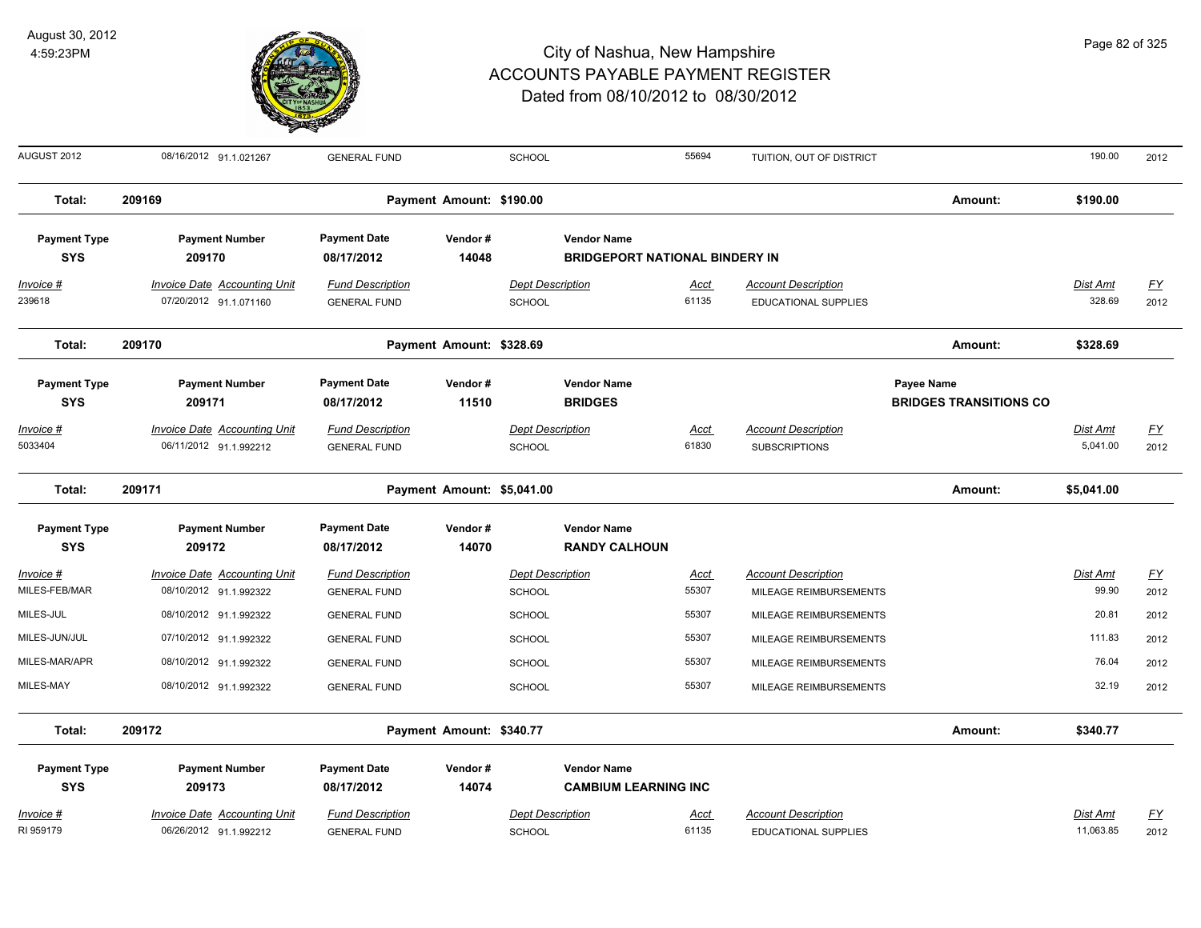| Invoice # | Invoice Date | Accounting Unit | Fund Description | Dept Description | Acct | Account Description | Dist Amt | FY |
|---|---|---|---|---|---|---|---|---|
| AUGUST 2012 | 08/16/2012 | 91.1.021267 | GENERAL FUND | SCHOOL | 55694 | TUITION, OUT OF DISTRICT | 190.00 | 2012 |

**Total: 209169** — Payment Amount: $190.00 — Amount: $190.00

| Payment Type | Payment Number | Payment Date | Vendor # | Vendor Name |
|---|---|---|---|---|
| SYS | 209170 | 08/17/2012 | 14048 | BRIDGEPORT NATIONAL BINDERY IN |

| Invoice # | Invoice Date | Accounting Unit | Fund Description | Dept Description | Acct | Account Description | Dist Amt | FY |
|---|---|---|---|---|---|---|---|---|
| 239618 | 07/20/2012 | 91.1.071160 | GENERAL FUND | SCHOOL | 61135 | EDUCATIONAL SUPPLIES | 328.69 | 2012 |

**Total: 209170** — Payment Amount: $328.69 — Amount: $328.69

| Payment Type | Payment Number | Payment Date | Vendor # | Vendor Name | Payee Name |
|---|---|---|---|---|---|
| SYS | 209171 | 08/17/2012 | 11510 | BRIDGES | BRIDGES TRANSITIONS CO |

| Invoice # | Invoice Date | Accounting Unit | Fund Description | Dept Description | Acct | Account Description | Dist Amt | FY |
|---|---|---|---|---|---|---|---|---|
| 5033404 | 06/11/2012 | 91.1.992212 | GENERAL FUND | SCHOOL | 61830 | SUBSCRIPTIONS | 5,041.00 | 2012 |

**Total: 209171** — Payment Amount: $5,041.00 — Amount: $5,041.00

| Payment Type | Payment Number | Payment Date | Vendor # | Vendor Name |
|---|---|---|---|---|
| SYS | 209172 | 08/17/2012 | 14070 | RANDY CALHOUN |

| Invoice # | Invoice Date | Accounting Unit | Fund Description | Dept Description | Acct | Account Description | Dist Amt | FY |
|---|---|---|---|---|---|---|---|---|
| MILES-FEB/MAR | 08/10/2012 | 91.1.992322 | GENERAL FUND | SCHOOL | 55307 | MILEAGE REIMBURSEMENTS | 99.90 | 2012 |
| MILES-JUL | 08/10/2012 | 91.1.992322 | GENERAL FUND | SCHOOL | 55307 | MILEAGE REIMBURSEMENTS | 20.81 | 2012 |
| MILES-JUN/JUL | 07/10/2012 | 91.1.992322 | GENERAL FUND | SCHOOL | 55307 | MILEAGE REIMBURSEMENTS | 111.83 | 2012 |
| MILES-MAR/APR | 08/10/2012 | 91.1.992322 | GENERAL FUND | SCHOOL | 55307 | MILEAGE REIMBURSEMENTS | 76.04 | 2012 |
| MILES-MAY | 08/10/2012 | 91.1.992322 | GENERAL FUND | SCHOOL | 55307 | MILEAGE REIMBURSEMENTS | 32.19 | 2012 |

**Total: 209172** — Payment Amount: $340.77 — Amount: $340.77

| Payment Type | Payment Number | Payment Date | Vendor # | Vendor Name |
|---|---|---|---|---|
| SYS | 209173 | 08/17/2012 | 14074 | CAMBIUM LEARNING INC |

| Invoice # | Invoice Date | Accounting Unit | Fund Description | Dept Description | Acct | Account Description | Dist Amt | FY |
|---|---|---|---|---|---|---|---|---|
| RI 959179 | 06/26/2012 | 91.1.992212 | GENERAL FUND | SCHOOL | 61135 | EDUCATIONAL SUPPLIES | 11,063.85 | 2012 |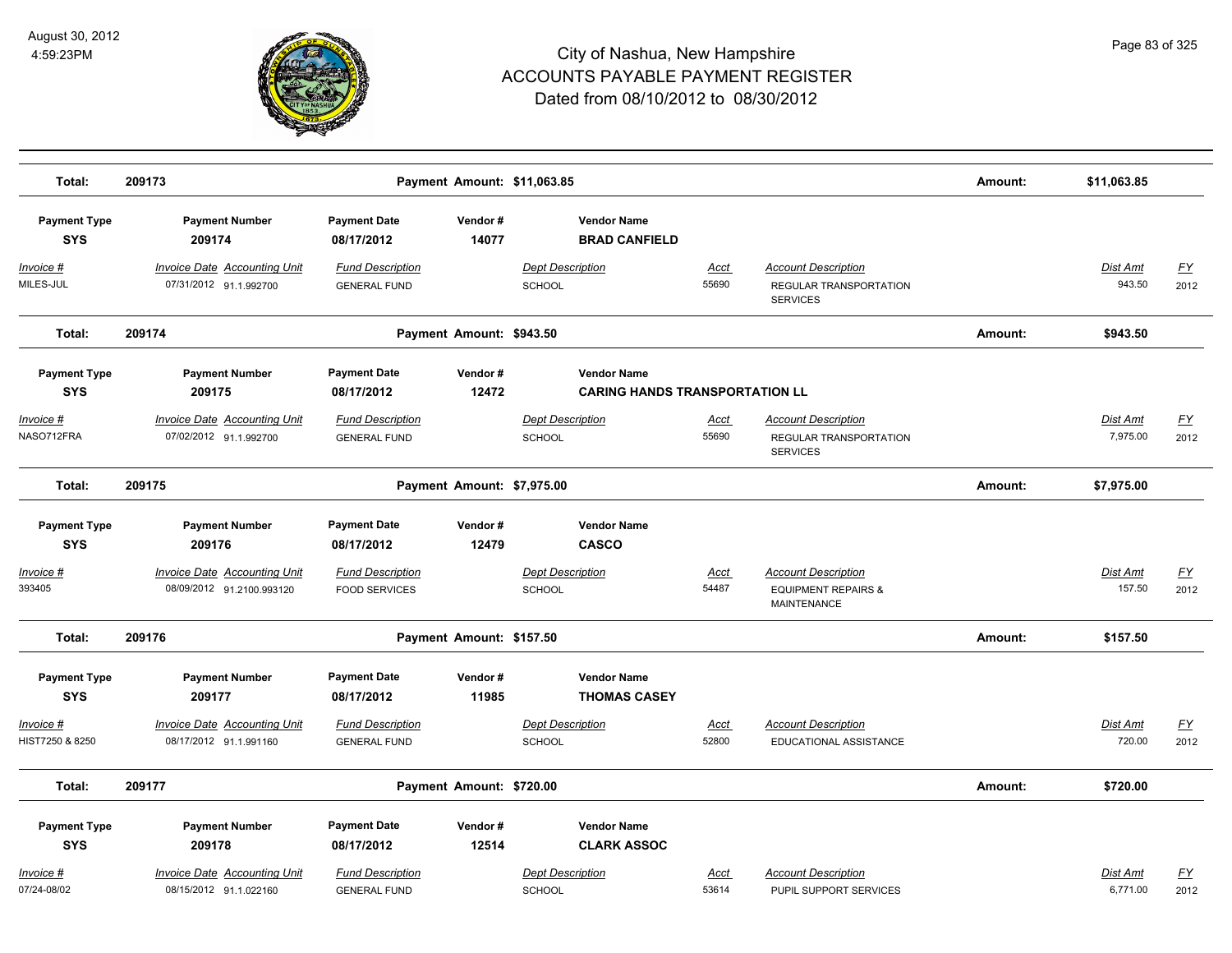# City of Nashua, New Hampshire
## ACCOUNTS PAYABLE PAYMENT REGISTER
### Dated from 08/10/2012 to 08/30/2012

August 30, 2012
4:59:23PM

| Total: | 209173 | | Payment Amount: $11,063.85 | | | | Amount: | $11,063.85 | |
|---|---|---|---|---|---|---|---|---|---|

| Payment Type | Payment Number | Payment Date | Vendor # | Vendor Name | | | | | |
|---|---|---|---|---|---|---|---|---|---|
| SYS | 209174 | 08/17/2012 | 14077 | BRAD CANFIELD | | | | | |
| *Invoice #* | *Invoice Date* | *Accounting Unit* | *Fund Description* | *Dept Description* | *Acct* | *Account Description* | | *Dist Amt* | *FY* |
| MILES-JUL | 07/31/2012 | 91.1.992700 | GENERAL FUND | SCHOOL | 55690 | REGULAR TRANSPORTATION SERVICES | | 943.50 | 2012 |
| **Total:** | 209174 | | Payment Amount: $943.50 | | | | Amount: | $943.50 | |

| Payment Type | Payment Number | Payment Date | Vendor # | Vendor Name | | | | | |
|---|---|---|---|---|---|---|---|---|---|
| SYS | 209175 | 08/17/2012 | 12472 | CARING HANDS TRANSPORTATION LL | | | | | |
| *Invoice #* | *Invoice Date* | *Accounting Unit* | *Fund Description* | *Dept Description* | *Acct* | *Account Description* | | *Dist Amt* | *FY* |
| NASO712FRA | 07/02/2012 | 91.1.992700 | GENERAL FUND | SCHOOL | 55690 | REGULAR TRANSPORTATION SERVICES | | 7,975.00 | 2012 |
| **Total:** | 209175 | | Payment Amount: $7,975.00 | | | | Amount: | $7,975.00 | |

| Payment Type | Payment Number | Payment Date | Vendor # | Vendor Name | | | | | |
|---|---|---|---|---|---|---|---|---|---|
| SYS | 209176 | 08/17/2012 | 12479 | CASCO | | | | | |
| *Invoice #* | *Invoice Date* | *Accounting Unit* | *Fund Description* | *Dept Description* | *Acct* | *Account Description* | | *Dist Amt* | *FY* |
| 393405 | 08/09/2012 | 91.2100.993120 | FOOD SERVICES | SCHOOL | 54487 | EQUIPMENT REPAIRS & MAINTENANCE | | 157.50 | 2012 |
| **Total:** | 209176 | | Payment Amount: $157.50 | | | | Amount: | $157.50 | |

| Payment Type | Payment Number | Payment Date | Vendor # | Vendor Name | | | | | |
|---|---|---|---|---|---|---|---|---|---|
| SYS | 209177 | 08/17/2012 | 11985 | THOMAS CASEY | | | | | |
| *Invoice #* | *Invoice Date* | *Accounting Unit* | *Fund Description* | *Dept Description* | *Acct* | *Account Description* | | *Dist Amt* | *FY* |
| HIST7250 & 8250 | 08/17/2012 | 91.1.991160 | GENERAL FUND | SCHOOL | 52800 | EDUCATIONAL ASSISTANCE | | 720.00 | 2012 |
| **Total:** | 209177 | | Payment Amount: $720.00 | | | | Amount: | $720.00 | |

| Payment Type | Payment Number | Payment Date | Vendor # | Vendor Name | | | | | |
|---|---|---|---|---|---|---|---|---|---|
| SYS | 209178 | 08/17/2012 | 12514 | CLARK ASSOC | | | | | |
| *Invoice #* | *Invoice Date* | *Accounting Unit* | *Fund Description* | *Dept Description* | *Acct* | *Account Description* | | *Dist Amt* | *FY* |
| 07/24-08/02 | 08/15/2012 | 91.1.022160 | GENERAL FUND | SCHOOL | 53614 | PUPIL SUPPORT SERVICES | | 6,771.00 | 2012 |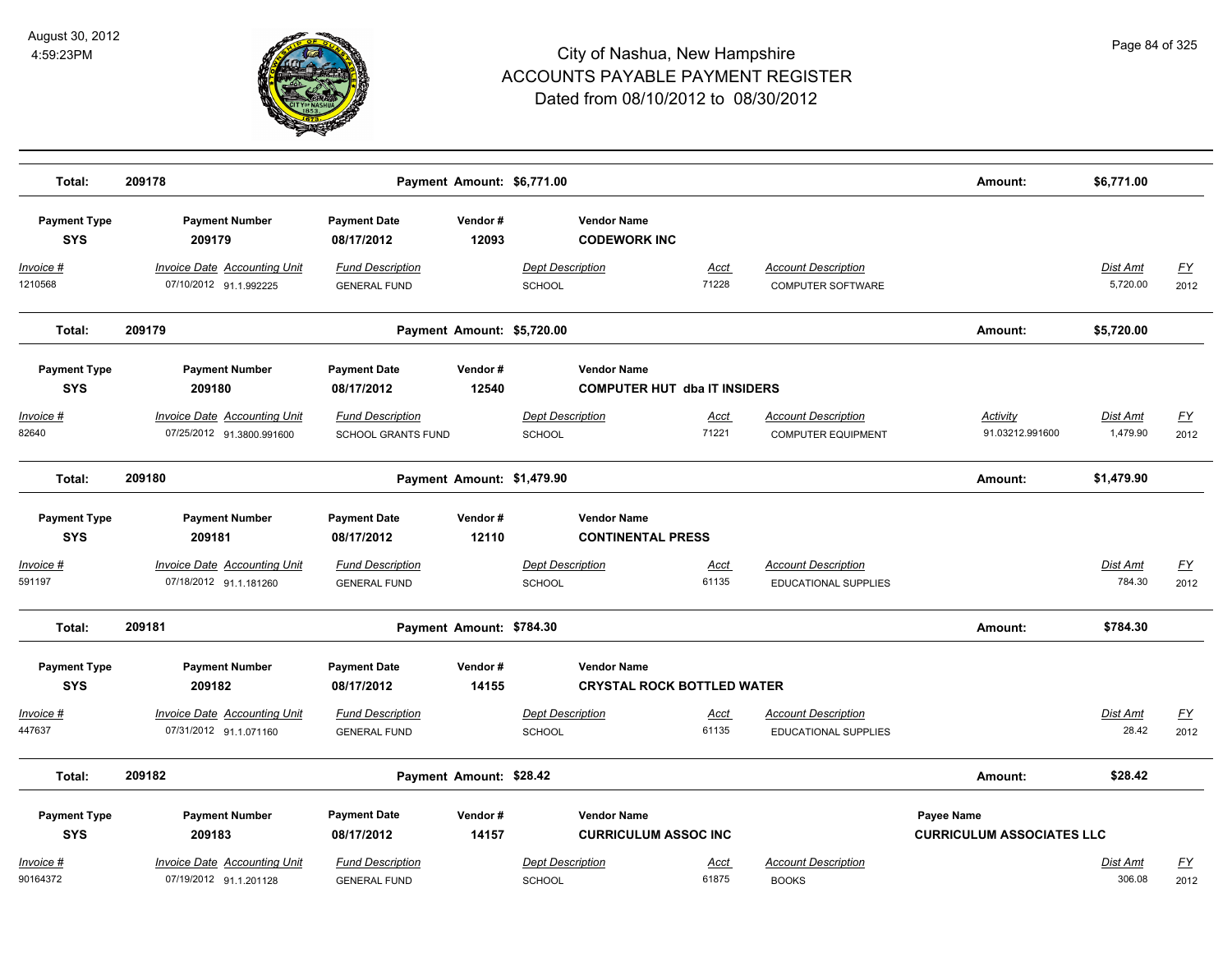# City of Nashua, New Hampshire
# ACCOUNTS PAYABLE PAYMENT REGISTER
## Dated from 08/10/2012 to 08/30/2012

August 30, 2012
4:59:23PM

**Total: 209178** — **Payment Amount: $6,771.00** — **Amount: $6,771.00**

| Payment Type | Payment Number | Payment Date | Vendor # | Vendor Name |
|---|---|---|---|---|
| SYS | 209179 | 08/17/2012 | 12093 | CODEWORK INC |

| Invoice # | Invoice Date | Accounting Unit | Fund Description | Dept Description | Acct | Account Description | Dist Amt | FY |
|---|---|---|---|---|---|---|---|---|
| 1210568 | 07/10/2012 | 91.1.992225 | GENERAL FUND | SCHOOL | 71228 | COMPUTER SOFTWARE | 5,720.00 | 2012 |

**Total: 209179** — **Payment Amount: $5,720.00** — **Amount: $5,720.00**

| Payment Type | Payment Number | Payment Date | Vendor # | Vendor Name |
|---|---|---|---|---|
| SYS | 209180 | 08/17/2012 | 12540 | COMPUTER HUT dba IT INSIDERS |

| Invoice # | Invoice Date | Accounting Unit | Fund Description | Dept Description | Acct | Account Description | Activity | Dist Amt | FY |
|---|---|---|---|---|---|---|---|---|---|
| 82640 | 07/25/2012 | 91.3800.991600 | SCHOOL GRANTS FUND | SCHOOL | 71221 | COMPUTER EQUIPMENT | 91.03212.991600 | 1,479.90 | 2012 |

**Total: 209180** — **Payment Amount: $1,479.90** — **Amount: $1,479.90**

| Payment Type | Payment Number | Payment Date | Vendor # | Vendor Name |
|---|---|---|---|---|
| SYS | 209181 | 08/17/2012 | 12110 | CONTINENTAL PRESS |

| Invoice # | Invoice Date | Accounting Unit | Fund Description | Dept Description | Acct | Account Description | Dist Amt | FY |
|---|---|---|---|---|---|---|---|---|
| 591197 | 07/18/2012 | 91.1.181260 | GENERAL FUND | SCHOOL | 61135 | EDUCATIONAL SUPPLIES | 784.30 | 2012 |

**Total: 209181** — **Payment Amount: $784.30** — **Amount: $784.30**

| Payment Type | Payment Number | Payment Date | Vendor # | Vendor Name |
|---|---|---|---|---|
| SYS | 209182 | 08/17/2012 | 14155 | CRYSTAL ROCK BOTTLED WATER |

| Invoice # | Invoice Date | Accounting Unit | Fund Description | Dept Description | Acct | Account Description | Dist Amt | FY |
|---|---|---|---|---|---|---|---|---|
| 447637 | 07/31/2012 | 91.1.071160 | GENERAL FUND | SCHOOL | 61135 | EDUCATIONAL SUPPLIES | 28.42 | 2012 |

**Total: 209182** — **Payment Amount: $28.42** — **Amount: $28.42**

| Payment Type | Payment Number | Payment Date | Vendor # | Vendor Name | Payee Name |
|---|---|---|---|---|---|
| SYS | 209183 | 08/17/2012 | 14157 | CURRICULUM ASSOC INC | CURRICULUM ASSOCIATES LLC |

| Invoice # | Invoice Date | Accounting Unit | Fund Description | Dept Description | Acct | Account Description | Dist Amt | FY |
|---|---|---|---|---|---|---|---|---|
| 90164372 | 07/19/2012 | 91.1.201128 | GENERAL FUND | SCHOOL | 61875 | BOOKS | 306.08 | 2012 |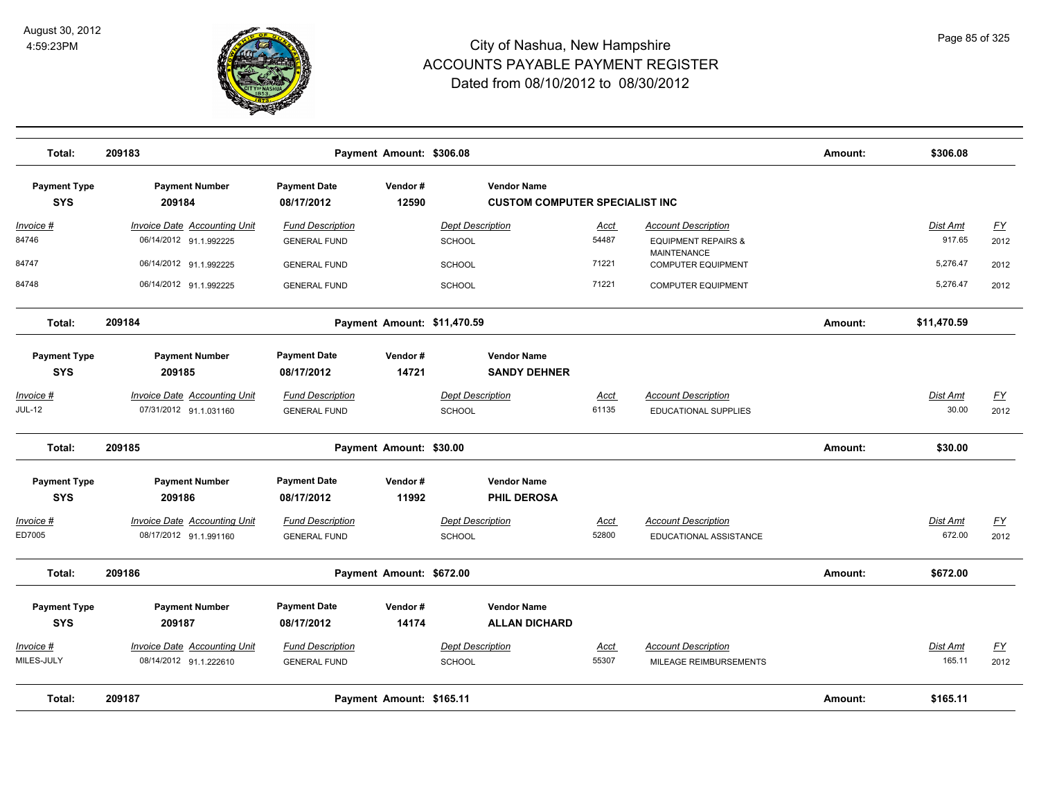# City of Nashua, New Hampshire
## ACCOUNTS PAYABLE PAYMENT REGISTER
### Dated from 08/10/2012 to 08/30/2012

August 30, 2012
4:59:23PM

| Total: | 209183 | Payment Amount: $306.08 | Amount: | $306.08 |
|---|---|---|---|---|

| Payment Type | Payment Number | Payment Date | Vendor # | Vendor Name |
|---|---|---|---|---|
| SYS | 209184 | 08/17/2012 | 12590 | CUSTOM COMPUTER SPECIALIST INC |

| Invoice # | Invoice Date | Accounting Unit | Fund Description | Dept Description | Acct | Account Description | Dist Amt | FY |
|---|---|---|---|---|---|---|---|---|
| 84746 | 06/14/2012 | 91.1.992225 | GENERAL FUND | SCHOOL | 54487 | EQUIPMENT REPAIRS & MAINTENANCE | 917.65 | 2012 |
| 84747 | 06/14/2012 | 91.1.992225 | GENERAL FUND | SCHOOL | 71221 | COMPUTER EQUIPMENT | 5,276.47 | 2012 |
| 84748 | 06/14/2012 | 91.1.992225 | GENERAL FUND | SCHOOL | 71221 | COMPUTER EQUIPMENT | 5,276.47 | 2012 |

| Total: | 209184 | Payment Amount: $11,470.59 | Amount: | $11,470.59 |
|---|---|---|---|---|

| Payment Type | Payment Number | Payment Date | Vendor # | Vendor Name |
|---|---|---|---|---|
| SYS | 209185 | 08/17/2012 | 14721 | SANDY DEHNER |

| Invoice # | Invoice Date | Accounting Unit | Fund Description | Dept Description | Acct | Account Description | Dist Amt | FY |
|---|---|---|---|---|---|---|---|---|
| JUL-12 | 07/31/2012 | 91.1.031160 | GENERAL FUND | SCHOOL | 61135 | EDUCATIONAL SUPPLIES | 30.00 | 2012 |

| Total: | 209185 | Payment Amount: $30.00 | Amount: | $30.00 |
|---|---|---|---|---|

| Payment Type | Payment Number | Payment Date | Vendor # | Vendor Name |
|---|---|---|---|---|
| SYS | 209186 | 08/17/2012 | 11992 | PHIL DEROSA |

| Invoice # | Invoice Date | Accounting Unit | Fund Description | Dept Description | Acct | Account Description | Dist Amt | FY |
|---|---|---|---|---|---|---|---|---|
| ED7005 | 08/17/2012 | 91.1.991160 | GENERAL FUND | SCHOOL | 52800 | EDUCATIONAL ASSISTANCE | 672.00 | 2012 |

| Total: | 209186 | Payment Amount: $672.00 | Amount: | $672.00 |
|---|---|---|---|---|

| Payment Type | Payment Number | Payment Date | Vendor # | Vendor Name |
|---|---|---|---|---|
| SYS | 209187 | 08/17/2012 | 14174 | ALLAN DICHARD |

| Invoice # | Invoice Date | Accounting Unit | Fund Description | Dept Description | Acct | Account Description | Dist Amt | FY |
|---|---|---|---|---|---|---|---|---|
| MILES-JULY | 08/14/2012 | 91.1.222610 | GENERAL FUND | SCHOOL | 55307 | MILEAGE REIMBURSEMENTS | 165.11 | 2012 |

| Total: | 209187 | Payment Amount: $165.11 | Amount: | $165.11 |
|---|---|---|---|---|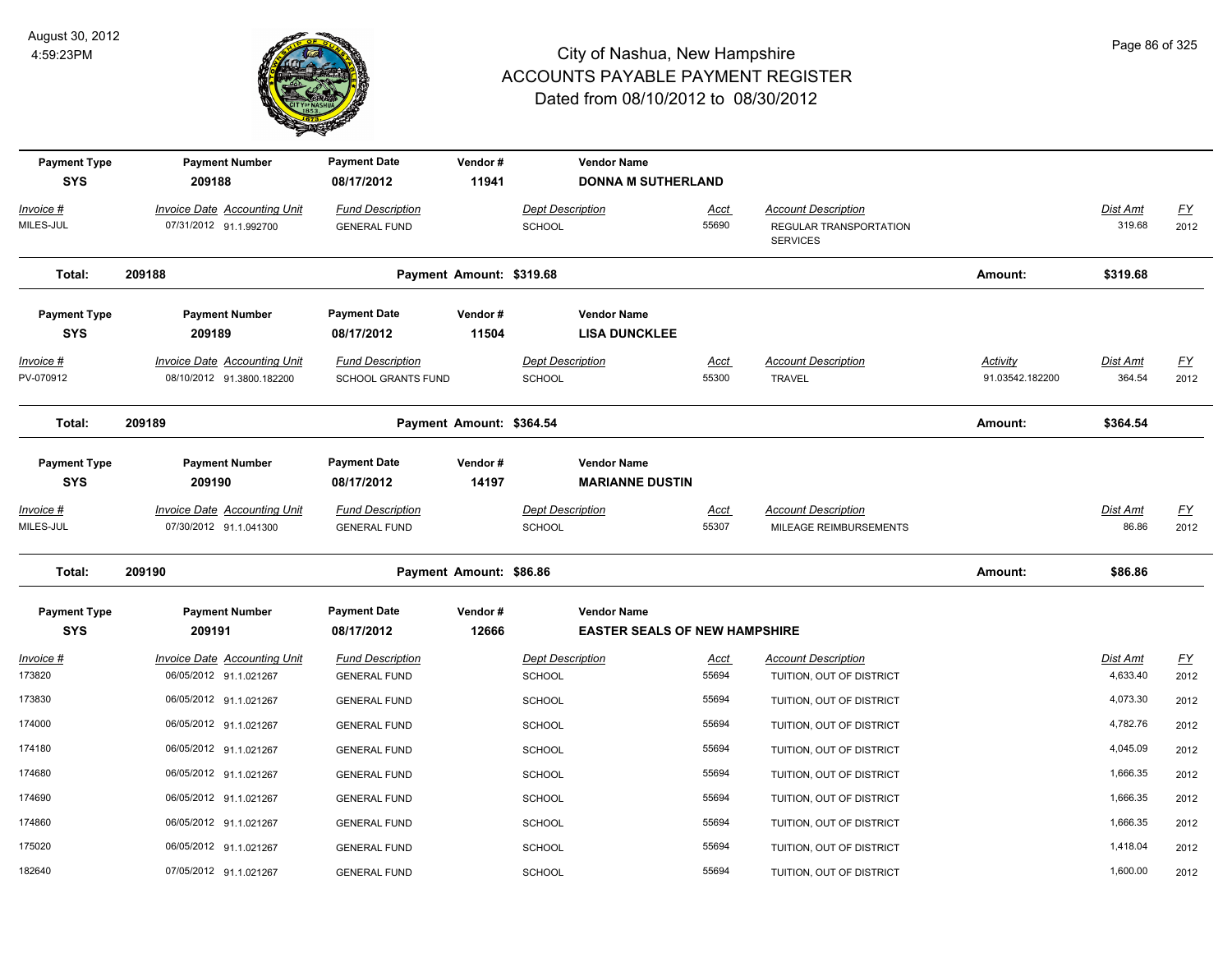# City of Nashua, New Hampshire
## ACCOUNTS PAYABLE PAYMENT REGISTER
### Dated from 08/10/2012 to 08/30/2012

August 30, 2012
4:59:23PM

| Payment Type | Payment Number | Payment Date | Vendor # | Vendor Name |
|---|---|---|---|---|
| SYS | 209188 | 08/17/2012 | 11941 | DONNA M SUTHERLAND |

| Invoice # | Invoice Date | Accounting Unit | Fund Description | Dept Description | Acct | Account Description | Activity | Dist Amt | FY |
|---|---|---|---|---|---|---|---|---|---|
| MILES-JUL | 07/31/2012 | 91.1.992700 | GENERAL FUND | SCHOOL | 55690 | REGULAR TRANSPORTATION SERVICES | | 319.68 | 2012 |

**Total: 209188 — Payment Amount: $319.68 — Amount: $319.68**

| Payment Type | Payment Number | Payment Date | Vendor # | Vendor Name |
|---|---|---|---|---|
| SYS | 209189 | 08/17/2012 | 11504 | LISA DUNCKLEE |

| Invoice # | Invoice Date | Accounting Unit | Fund Description | Dept Description | Acct | Account Description | Activity | Dist Amt | FY |
|---|---|---|---|---|---|---|---|---|---|
| PV-070912 | 08/10/2012 | 91.3800.182200 | SCHOOL GRANTS FUND | SCHOOL | 55300 | TRAVEL | 91.03542.182200 | 364.54 | 2012 |

**Total: 209189 — Payment Amount: $364.54 — Amount: $364.54**

| Payment Type | Payment Number | Payment Date | Vendor # | Vendor Name |
|---|---|---|---|---|
| SYS | 209190 | 08/17/2012 | 14197 | MARIANNE DUSTIN |

| Invoice # | Invoice Date | Accounting Unit | Fund Description | Dept Description | Acct | Account Description | Activity | Dist Amt | FY |
|---|---|---|---|---|---|---|---|---|---|
| MILES-JUL | 07/30/2012 | 91.1.041300 | GENERAL FUND | SCHOOL | 55307 | MILEAGE REIMBURSEMENTS | | 86.86 | 2012 |

**Total: 209190 — Payment Amount: $86.86 — Amount: $86.86**

| Payment Type | Payment Number | Payment Date | Vendor # | Vendor Name |
|---|---|---|---|---|
| SYS | 209191 | 08/17/2012 | 12666 | EASTER SEALS OF NEW HAMPSHIRE |

| Invoice # | Invoice Date | Accounting Unit | Fund Description | Dept Description | Acct | Account Description | Activity | Dist Amt | FY |
|---|---|---|---|---|---|---|---|---|---|
| 173820 | 06/05/2012 | 91.1.021267 | GENERAL FUND | SCHOOL | 55694 | TUITION, OUT OF DISTRICT | | 4,633.40 | 2012 |
| 173830 | 06/05/2012 | 91.1.021267 | GENERAL FUND | SCHOOL | 55694 | TUITION, OUT OF DISTRICT | | 4,073.30 | 2012 |
| 174000 | 06/05/2012 | 91.1.021267 | GENERAL FUND | SCHOOL | 55694 | TUITION, OUT OF DISTRICT | | 4,782.76 | 2012 |
| 174180 | 06/05/2012 | 91.1.021267 | GENERAL FUND | SCHOOL | 55694 | TUITION, OUT OF DISTRICT | | 4,045.09 | 2012 |
| 174680 | 06/05/2012 | 91.1.021267 | GENERAL FUND | SCHOOL | 55694 | TUITION, OUT OF DISTRICT | | 1,666.35 | 2012 |
| 174690 | 06/05/2012 | 91.1.021267 | GENERAL FUND | SCHOOL | 55694 | TUITION, OUT OF DISTRICT | | 1,666.35 | 2012 |
| 174860 | 06/05/2012 | 91.1.021267 | GENERAL FUND | SCHOOL | 55694 | TUITION, OUT OF DISTRICT | | 1,666.35 | 2012 |
| 175020 | 06/05/2012 | 91.1.021267 | GENERAL FUND | SCHOOL | 55694 | TUITION, OUT OF DISTRICT | | 1,418.04 | 2012 |
| 182640 | 07/05/2012 | 91.1.021267 | GENERAL FUND | SCHOOL | 55694 | TUITION, OUT OF DISTRICT | | 1,600.00 | 2012 |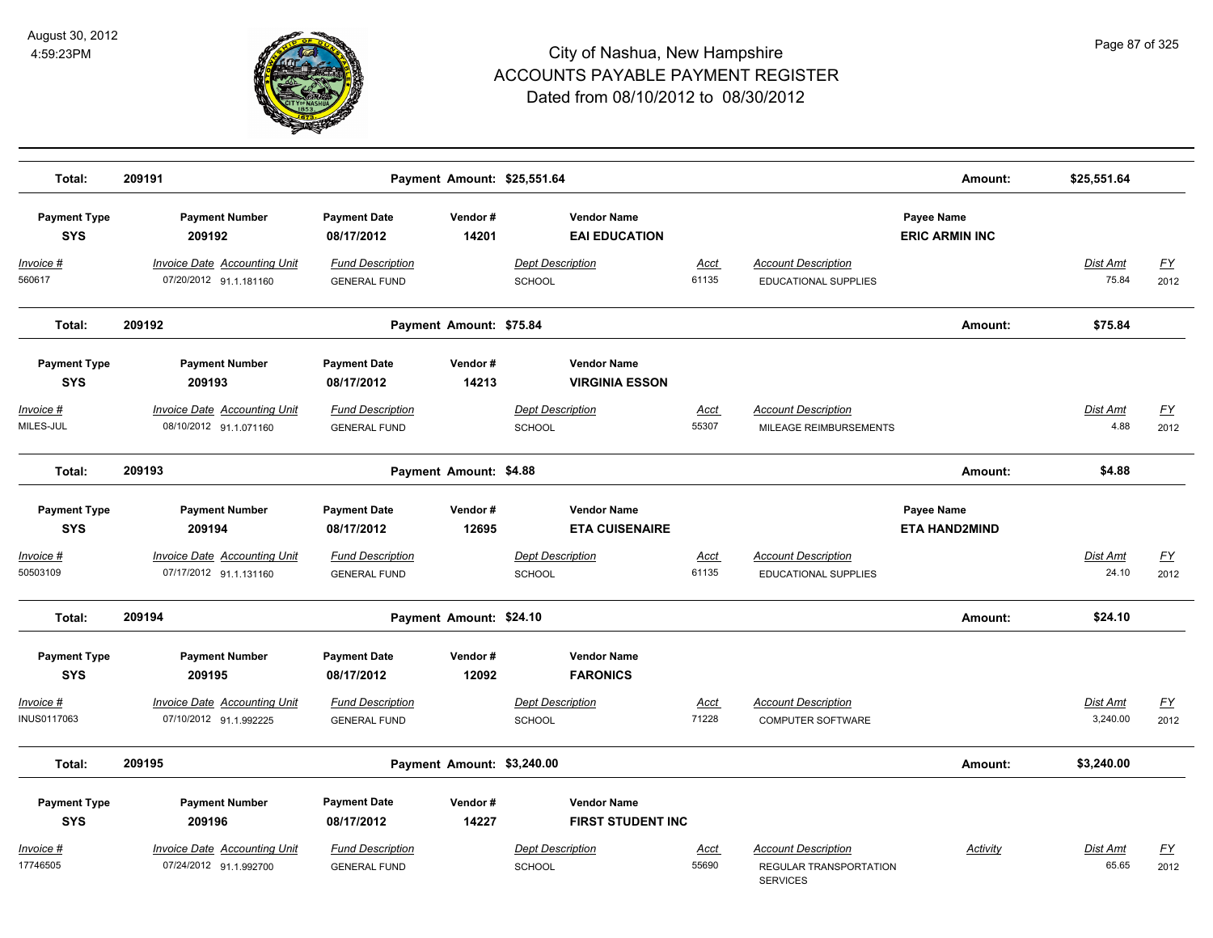# City of Nashua, New Hampshire
## ACCOUNTS PAYABLE PAYMENT REGISTER
### Dated from 08/10/2012 to 08/30/2012

August 30, 2012
4:59:23PM

**Total: 209191** — Payment Amount: $25,551.64 — Amount: $25,551.64

| Payment Type | Payment Number | Payment Date | Vendor # | Vendor Name | | Payee Name | | |
|---|---|---|---|---|---|---|---|---|
| SYS | 209192 | 08/17/2012 | 14201 | EAI EDUCATION | | ERIC ARMIN INC | | |
| **Invoice #** | **Invoice Date / Accounting Unit** | **Fund Description** | **Dept Description** | **Acct** | **Account Description** | | **Dist Amt** | **FY** |
| 560617 | 07/20/2012 91.1.181160 | GENERAL FUND | SCHOOL | 61135 | EDUCATIONAL SUPPLIES | | 75.84 | 2012 |

**Total: 209192** — Payment Amount: $75.84 — Amount: $75.84

| Payment Type | Payment Number | Payment Date | Vendor # | Vendor Name | | | |
|---|---|---|---|---|---|---|---|
| SYS | 209193 | 08/17/2012 | 14213 | VIRGINIA ESSON | | | |
| **Invoice #** | **Invoice Date / Accounting Unit** | **Fund Description** | **Dept Description** | **Acct** | **Account Description** | **Dist Amt** | **FY** |
| MILES-JUL | 08/10/2012 91.1.071160 | GENERAL FUND | SCHOOL | 55307 | MILEAGE REIMBURSEMENTS | 4.88 | 2012 |

**Total: 209193** — Payment Amount: $4.88 — Amount: $4.88

| Payment Type | Payment Number | Payment Date | Vendor # | Vendor Name | | Payee Name | | |
|---|---|---|---|---|---|---|---|---|
| SYS | 209194 | 08/17/2012 | 12695 | ETA CUISENAIRE | | ETA HAND2MIND | | |
| **Invoice #** | **Invoice Date / Accounting Unit** | **Fund Description** | **Dept Description** | **Acct** | **Account Description** | | **Dist Amt** | **FY** |
| 50503109 | 07/17/2012 91.1.131160 | GENERAL FUND | SCHOOL | 61135 | EDUCATIONAL SUPPLIES | | 24.10 | 2012 |

**Total: 209194** — Payment Amount: $24.10 — Amount: $24.10

| Payment Type | Payment Number | Payment Date | Vendor # | Vendor Name | | | |
|---|---|---|---|---|---|---|---|
| SYS | 209195 | 08/17/2012 | 12092 | FARONICS | | | |
| **Invoice #** | **Invoice Date / Accounting Unit** | **Fund Description** | **Dept Description** | **Acct** | **Account Description** | **Dist Amt** | **FY** |
| INUS0117063 | 07/10/2012 91.1.992225 | GENERAL FUND | SCHOOL | 71228 | COMPUTER SOFTWARE | 3,240.00 | 2012 |

**Total: 209195** — Payment Amount: $3,240.00 — Amount: $3,240.00

| Payment Type | Payment Number | Payment Date | Vendor # | Vendor Name | | | | |
|---|---|---|---|---|---|---|---|---|
| SYS | 209196 | 08/17/2012 | 14227 | FIRST STUDENT INC | | | | |
| **Invoice #** | **Invoice Date / Accounting Unit** | **Fund Description** | **Dept Description** | **Acct** | **Account Description** | **Activity** | **Dist Amt** | **FY** |
| 17746505 | 07/24/2012 91.1.992700 | GENERAL FUND | SCHOOL | 55690 | REGULAR TRANSPORTATION SERVICES | | 65.65 | 2012 |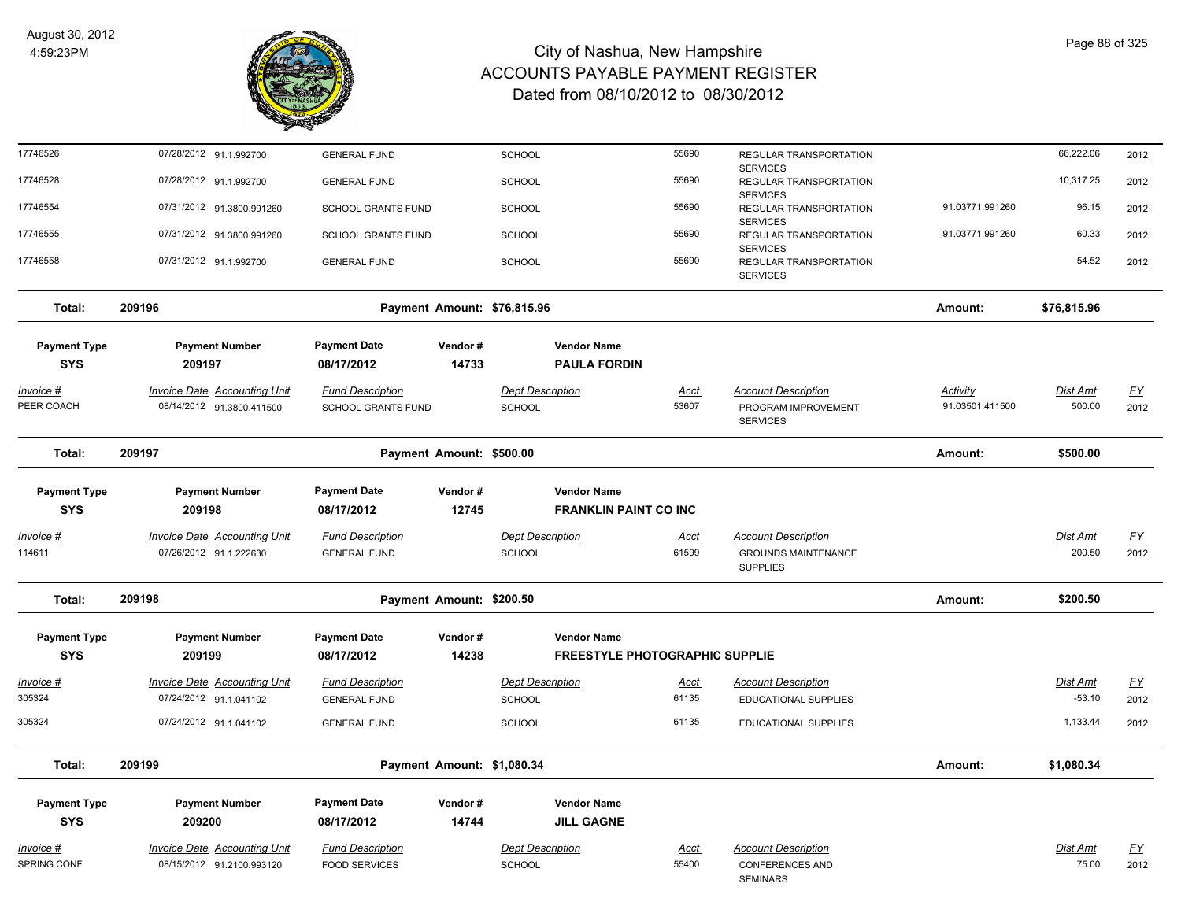# City of Nashua, New Hampshire
## ACCOUNTS PAYABLE PAYMENT REGISTER
### Dated from 08/10/2012 to 08/30/2012

August 30, 2012
4:59:23PM

| Invoice # | Invoice Date | Accounting Unit | Fund Description | Dept Description | Acct | Account Description | Activity | Dist Amt | FY |
|---|---|---|---|---|---|---|---|---|---|
| 17746526 | 07/28/2012 | 91.1.992700 | GENERAL FUND | SCHOOL | 55690 | REGULAR TRANSPORTATION SERVICES | | 66,222.06 | 2012 |
| 17746528 | 07/28/2012 | 91.1.992700 | GENERAL FUND | SCHOOL | 55690 | REGULAR TRANSPORTATION SERVICES | | 10,317.25 | 2012 |
| 17746554 | 07/31/2012 | 91.3800.991260 | SCHOOL GRANTS FUND | SCHOOL | 55690 | REGULAR TRANSPORTATION SERVICES | 91.03771.991260 | 96.15 | 2012 |
| 17746555 | 07/31/2012 | 91.3800.991260 | SCHOOL GRANTS FUND | SCHOOL | 55690 | REGULAR TRANSPORTATION SERVICES | 91.03771.991260 | 60.33 | 2012 |
| 17746558 | 07/31/2012 | 91.1.992700 | GENERAL FUND | SCHOOL | 55690 | REGULAR TRANSPORTATION SERVICES | | 54.52 | 2012 |

**Total: 209196 — Payment Amount: $76,815.96 — Amount: $76,815.96**

| Payment Type | Payment Number | Payment Date | Vendor # | Vendor Name |
|---|---|---|---|---|
| SYS | 209197 | 08/17/2012 | 14733 | PAULA FORDIN |

| Invoice # | Invoice Date | Accounting Unit | Fund Description | Dept Description | Acct | Account Description | Activity | Dist Amt | FY |
|---|---|---|---|---|---|---|---|---|---|
| PEER COACH | 08/14/2012 | 91.3800.411500 | SCHOOL GRANTS FUND | SCHOOL | 53607 | PROGRAM IMPROVEMENT SERVICES | 91.03501.411500 | 500.00 | 2012 |

**Total: 209197 — Payment Amount: $500.00 — Amount: $500.00**

| Payment Type | Payment Number | Payment Date | Vendor # | Vendor Name |
|---|---|---|---|---|
| SYS | 209198 | 08/17/2012 | 12745 | FRANKLIN PAINT CO INC |

| Invoice # | Invoice Date | Accounting Unit | Fund Description | Dept Description | Acct | Account Description | Dist Amt | FY |
|---|---|---|---|---|---|---|---|---|
| 114611 | 07/26/2012 | 91.1.222630 | GENERAL FUND | SCHOOL | 61599 | GROUNDS MAINTENANCE SUPPLIES | 200.50 | 2012 |

**Total: 209198 — Payment Amount: $200.50 — Amount: $200.50**

| Payment Type | Payment Number | Payment Date | Vendor # | Vendor Name |
|---|---|---|---|---|
| SYS | 209199 | 08/17/2012 | 14238 | FREESTYLE PHOTOGRAPHIC SUPPLIE |

| Invoice # | Invoice Date | Accounting Unit | Fund Description | Dept Description | Acct | Account Description | Dist Amt | FY |
|---|---|---|---|---|---|---|---|---|
| 305324 | 07/24/2012 | 91.1.041102 | GENERAL FUND | SCHOOL | 61135 | EDUCATIONAL SUPPLIES | -53.10 | 2012 |
| 305324 | 07/24/2012 | 91.1.041102 | GENERAL FUND | SCHOOL | 61135 | EDUCATIONAL SUPPLIES | 1,133.44 | 2012 |

**Total: 209199 — Payment Amount: $1,080.34 — Amount: $1,080.34**

| Payment Type | Payment Number | Payment Date | Vendor # | Vendor Name |
|---|---|---|---|---|
| SYS | 209200 | 08/17/2012 | 14744 | JILL GAGNE |

| Invoice # | Invoice Date | Accounting Unit | Fund Description | Dept Description | Acct | Account Description | Dist Amt | FY |
|---|---|---|---|---|---|---|---|---|
| SPRING CONF | 08/15/2012 | 91.2100.993120 | FOOD SERVICES | SCHOOL | 55400 | CONFERENCES AND SEMINARS | 75.00 | 2012 |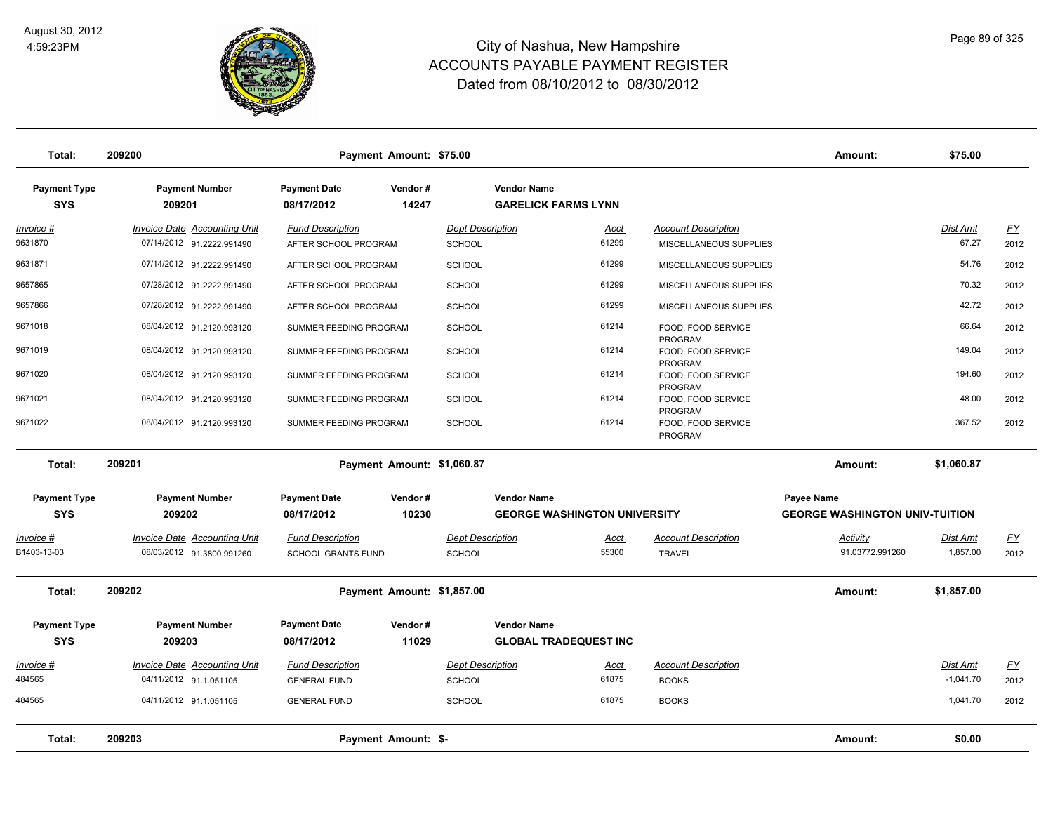# City of Nashua, New Hampshire
## ACCOUNTS PAYABLE PAYMENT REGISTER
### Dated from 08/10/2012 to 08/30/2012

August 30, 2012
4:59:23PM

| Total: | 209200 | | Payment Amount: $75.00 | | | | | Amount: | $75.00 | |
|---|---|---|---|---|---|---|---|---|---|---|

| Payment Type | Payment Number | Payment Date | Vendor # | Vendor Name |
|---|---|---|---|---|
| SYS | 209201 | 08/17/2012 | 14247 | GARELICK FARMS LYNN |

| Invoice # | Invoice Date | Accounting Unit | Fund Description | Dept Description | Acct | Account Description | Dist Amt | FY |
|---|---|---|---|---|---|---|---|---|
| 9631870 | 07/14/2012 | 91.2222.991490 | AFTER SCHOOL PROGRAM | SCHOOL | 61299 | MISCELLANEOUS SUPPLIES | 67.27 | 2012 |
| 9631871 | 07/14/2012 | 91.2222.991490 | AFTER SCHOOL PROGRAM | SCHOOL | 61299 | MISCELLANEOUS SUPPLIES | 54.76 | 2012 |
| 9657865 | 07/28/2012 | 91.2222.991490 | AFTER SCHOOL PROGRAM | SCHOOL | 61299 | MISCELLANEOUS SUPPLIES | 70.32 | 2012 |
| 9657866 | 07/28/2012 | 91.2222.991490 | AFTER SCHOOL PROGRAM | SCHOOL | 61299 | MISCELLANEOUS SUPPLIES | 42.72 | 2012 |
| 9671018 | 08/04/2012 | 91.2120.993120 | SUMMER FEEDING PROGRAM | SCHOOL | 61214 | FOOD, FOOD SERVICE PROGRAM | 66.64 | 2012 |
| 9671019 | 08/04/2012 | 91.2120.993120 | SUMMER FEEDING PROGRAM | SCHOOL | 61214 | FOOD, FOOD SERVICE PROGRAM | 149.04 | 2012 |
| 9671020 | 08/04/2012 | 91.2120.993120 | SUMMER FEEDING PROGRAM | SCHOOL | 61214 | FOOD, FOOD SERVICE PROGRAM | 194.60 | 2012 |
| 9671021 | 08/04/2012 | 91.2120.993120 | SUMMER FEEDING PROGRAM | SCHOOL | 61214 | FOOD, FOOD SERVICE PROGRAM | 48.00 | 2012 |
| 9671022 | 08/04/2012 | 91.2120.993120 | SUMMER FEEDING PROGRAM | SCHOOL | 61214 | FOOD, FOOD SERVICE PROGRAM | 367.52 | 2012 |

| Total: | 209201 | Payment Amount: $1,060.87 | Amount: | $1,060.87 |
|---|---|---|---|---|

| Payment Type | Payment Number | Payment Date | Vendor # | Vendor Name | Payee Name |
|---|---|---|---|---|---|
| SYS | 209202 | 08/17/2012 | 10230 | GEORGE WASHINGTON UNIVERSITY | GEORGE WASHINGTON UNIV-TUITION |

| Invoice # | Invoice Date | Accounting Unit | Fund Description | Dept Description | Acct | Account Description | Activity | Dist Amt | FY |
|---|---|---|---|---|---|---|---|---|---|
| B1403-13-03 | 08/03/2012 | 91.3800.991260 | SCHOOL GRANTS FUND | SCHOOL | 55300 | TRAVEL | 91.03772.991260 | 1,857.00 | 2012 |

| Total: | 209202 | Payment Amount: $1,857.00 | Amount: | $1,857.00 |
|---|---|---|---|---|

| Payment Type | Payment Number | Payment Date | Vendor # | Vendor Name |
|---|---|---|---|---|
| SYS | 209203 | 08/17/2012 | 11029 | GLOBAL TRADEQUEST INC |

| Invoice # | Invoice Date | Accounting Unit | Fund Description | Dept Description | Acct | Account Description | Dist Amt | FY |
|---|---|---|---|---|---|---|---|---|
| 484565 | 04/11/2012 | 91.1.051105 | GENERAL FUND | SCHOOL | 61875 | BOOKS | -1,041.70 | 2012 |
| 484565 | 04/11/2012 | 91.1.051105 | GENERAL FUND | SCHOOL | 61875 | BOOKS | 1,041.70 | 2012 |

| Total: | 209203 | Payment Amount: $- | Amount: | $0.00 |
|---|---|---|---|---|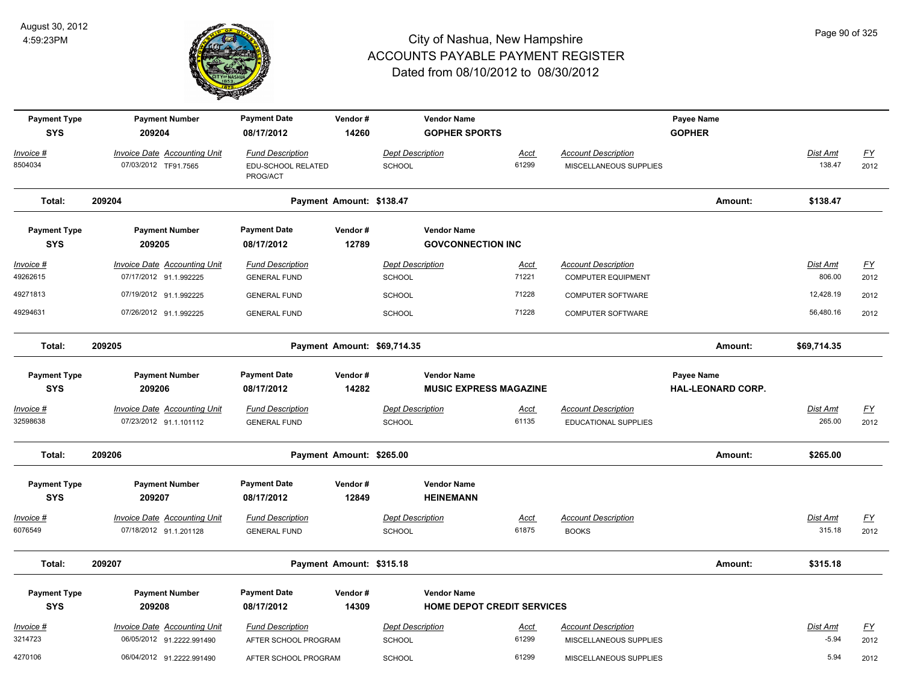# City of Nashua, New Hampshire
# ACCOUNTS PAYABLE PAYMENT REGISTER
## Dated from 08/10/2012 to 08/30/2012

August 30, 2012
4:59:23PM

| Payment Type | Payment Number | Payment Date | Vendor # | Vendor Name | | | Payee Name | | |
|---|---|---|---|---|---|---|---|---|---|
| **SYS** | **209204** | **08/17/2012** | **14260** | **GOPHER SPORTS** | | | **GOPHER** | | |
| *Invoice #* | *Invoice Date Accounting Unit* | *Fund Description* | | *Dept Description* | *Acct* | *Account Description* | | *Dist Amt* | *FY* |
| 8504034 | 07/03/2012 TF91.7565 | EDU-SCHOOL RELATED PROG/ACT | | SCHOOL | 61299 | MISCELLANEOUS SUPPLIES | | 138.47 | 2012 |
| **Total:** | **209204** | **Payment Amount: $138.47** | | | | | **Amount:** | **$138.47** | |

| Payment Type | Payment Number | Payment Date | Vendor # | Vendor Name | | | Payee Name | | |
|---|---|---|---|---|---|---|---|---|---|
| **SYS** | **209205** | **08/17/2012** | **12789** | **GOVCONNECTION INC** | | | | | |
| *Invoice #* | *Invoice Date Accounting Unit* | *Fund Description* | | *Dept Description* | *Acct* | *Account Description* | | *Dist Amt* | *FY* |
| 49262615 | 07/17/2012 91.1.992225 | GENERAL FUND | | SCHOOL | 71221 | COMPUTER EQUIPMENT | | 806.00 | 2012 |
| 49271813 | 07/19/2012 91.1.992225 | GENERAL FUND | | SCHOOL | 71228 | COMPUTER SOFTWARE | | 12,428.19 | 2012 |
| 49294631 | 07/26/2012 91.1.992225 | GENERAL FUND | | SCHOOL | 71228 | COMPUTER SOFTWARE | | 56,480.16 | 2012 |
| **Total:** | **209205** | **Payment Amount: $69,714.35** | | | | | **Amount:** | **$69,714.35** | |

| Payment Type | Payment Number | Payment Date | Vendor # | Vendor Name | | | Payee Name | | |
|---|---|---|---|---|---|---|---|---|---|
| **SYS** | **209206** | **08/17/2012** | **14282** | **MUSIC EXPRESS MAGAZINE** | | | **HAL-LEONARD CORP.** | | |
| *Invoice #* | *Invoice Date Accounting Unit* | *Fund Description* | | *Dept Description* | *Acct* | *Account Description* | | *Dist Amt* | *FY* |
| 32598638 | 07/23/2012 91.1.101112 | GENERAL FUND | | SCHOOL | 61135 | EDUCATIONAL SUPPLIES | | 265.00 | 2012 |
| **Total:** | **209206** | **Payment Amount: $265.00** | | | | | **Amount:** | **$265.00** | |

| Payment Type | Payment Number | Payment Date | Vendor # | Vendor Name | | | Payee Name | | |
|---|---|---|---|---|---|---|---|---|---|
| **SYS** | **209207** | **08/17/2012** | **12849** | **HEINEMANN** | | | | | |
| *Invoice #* | *Invoice Date Accounting Unit* | *Fund Description* | | *Dept Description* | *Acct* | *Account Description* | | *Dist Amt* | *FY* |
| 6076549 | 07/18/2012 91.1.201128 | GENERAL FUND | | SCHOOL | 61875 | BOOKS | | 315.18 | 2012 |
| **Total:** | **209207** | **Payment Amount: $315.18** | | | | | **Amount:** | **$315.18** | |

| Payment Type | Payment Number | Payment Date | Vendor # | Vendor Name | | | Payee Name | | |
|---|---|---|---|---|---|---|---|---|---|
| **SYS** | **209208** | **08/17/2012** | **14309** | **HOME DEPOT CREDIT SERVICES** | | | | | |
| *Invoice #* | *Invoice Date Accounting Unit* | *Fund Description* | | *Dept Description* | *Acct* | *Account Description* | | *Dist Amt* | *FY* |
| 3214723 | 06/05/2012 91.2222.991490 | AFTER SCHOOL PROGRAM | | SCHOOL | 61299 | MISCELLANEOUS SUPPLIES | | -5.94 | 2012 |
| 4270106 | 06/04/2012 91.2222.991490 | AFTER SCHOOL PROGRAM | | SCHOOL | 61299 | MISCELLANEOUS SUPPLIES | | 5.94 | 2012 |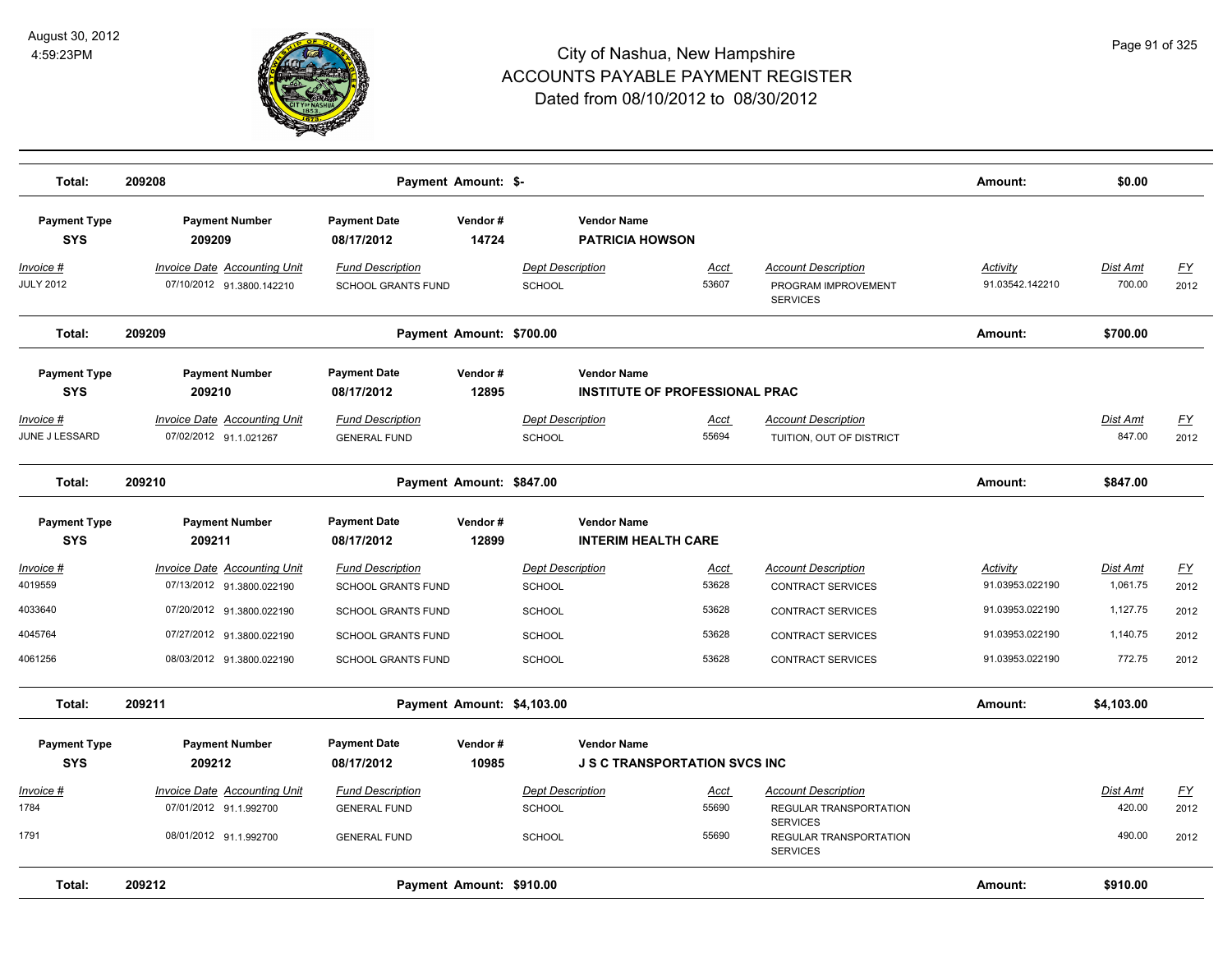# City of Nashua, New Hampshire
## ACCOUNTS PAYABLE PAYMENT REGISTER
### Dated from 08/10/2012 to 08/30/2012

August 30, 2012
4:59:23PM

| Total: | 209208 | Payment Amount: $- | Amount: | $0.00 |
|---|---|---|---|---|

| Payment Type | Payment Number | Payment Date | Vendor # | Vendor Name |
|---|---|---|---|---|
| SYS | 209209 | 08/17/2012 | 14724 | PATRICIA HOWSON |

| Invoice # | Invoice Date | Accounting Unit | Fund Description | Dept Description | Acct | Account Description | Activity | Dist Amt | FY |
|---|---|---|---|---|---|---|---|---|---|
| JULY 2012 | 07/10/2012 | 91.3800.142210 | SCHOOL GRANTS FUND | SCHOOL | 53607 | PROGRAM IMPROVEMENT SERVICES | 91.03542.142210 | 700.00 | 2012 |

| Total: | 209209 | Payment Amount: $700.00 | Amount: | $700.00 |
|---|---|---|---|---|

| Payment Type | Payment Number | Payment Date | Vendor # | Vendor Name |
|---|---|---|---|---|
| SYS | 209210 | 08/17/2012 | 12895 | INSTITUTE OF PROFESSIONAL PRAC |

| Invoice # | Invoice Date | Accounting Unit | Fund Description | Dept Description | Acct | Account Description | Dist Amt | FY |
|---|---|---|---|---|---|---|---|---|
| JUNE J LESSARD | 07/02/2012 | 91.1.021267 | GENERAL FUND | SCHOOL | 55694 | TUITION, OUT OF DISTRICT | 847.00 | 2012 |

| Total: | 209210 | Payment Amount: $847.00 | Amount: | $847.00 |
|---|---|---|---|---|

| Payment Type | Payment Number | Payment Date | Vendor # | Vendor Name |
|---|---|---|---|---|
| SYS | 209211 | 08/17/2012 | 12899 | INTERIM HEALTH CARE |

| Invoice # | Invoice Date | Accounting Unit | Fund Description | Dept Description | Acct | Account Description | Activity | Dist Amt | FY |
|---|---|---|---|---|---|---|---|---|---|
| 4019559 | 07/13/2012 | 91.3800.022190 | SCHOOL GRANTS FUND | SCHOOL | 53628 | CONTRACT SERVICES | 91.03953.022190 | 1,061.75 | 2012 |
| 4033640 | 07/20/2012 | 91.3800.022190 | SCHOOL GRANTS FUND | SCHOOL | 53628 | CONTRACT SERVICES | 91.03953.022190 | 1,127.75 | 2012 |
| 4045764 | 07/27/2012 | 91.3800.022190 | SCHOOL GRANTS FUND | SCHOOL | 53628 | CONTRACT SERVICES | 91.03953.022190 | 1,140.75 | 2012 |
| 4061256 | 08/03/2012 | 91.3800.022190 | SCHOOL GRANTS FUND | SCHOOL | 53628 | CONTRACT SERVICES | 91.03953.022190 | 772.75 | 2012 |

| Total: | 209211 | Payment Amount: $4,103.00 | Amount: | $4,103.00 |
|---|---|---|---|---|

| Payment Type | Payment Number | Payment Date | Vendor # | Vendor Name |
|---|---|---|---|---|
| SYS | 209212 | 08/17/2012 | 10985 | J S C TRANSPORTATION SVCS INC |

| Invoice # | Invoice Date | Accounting Unit | Fund Description | Dept Description | Acct | Account Description | Dist Amt | FY |
|---|---|---|---|---|---|---|---|---|
| 1784 | 07/01/2012 | 91.1.992700 | GENERAL FUND | SCHOOL | 55690 | REGULAR TRANSPORTATION SERVICES | 420.00 | 2012 |
| 1791 | 08/01/2012 | 91.1.992700 | GENERAL FUND | SCHOOL | 55690 | REGULAR TRANSPORTATION SERVICES | 490.00 | 2012 |

| Total: | 209212 | Payment Amount: $910.00 | Amount: | $910.00 |
|---|---|---|---|---|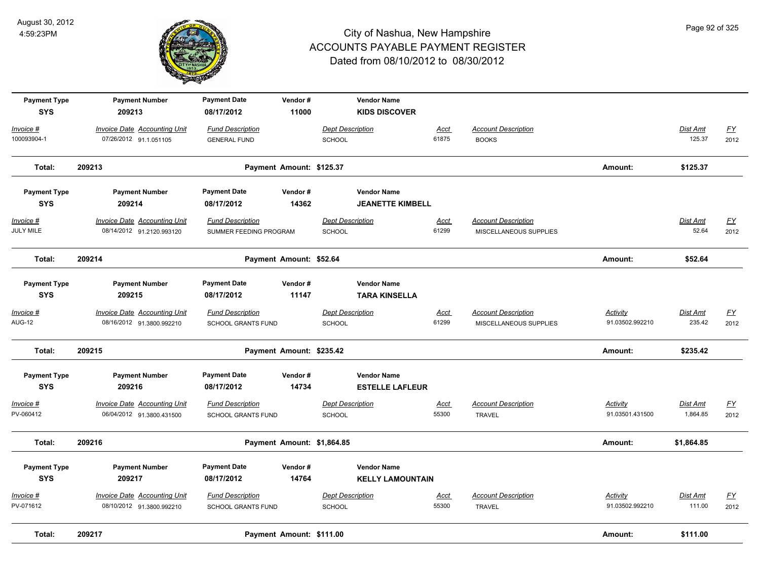# City of Nashua, New Hampshire
## ACCOUNTS PAYABLE PAYMENT REGISTER
### Dated from 08/10/2012 to 08/30/2012

August 30, 2012
4:59:23PM

| Payment Type | Payment Number | Payment Date | Vendor # | Vendor Name |
|---|---|---|---|---|
| SYS | 209213 | 08/17/2012 | 11000 | KIDS DISCOVER |

| Invoice # | Invoice Date | Accounting Unit | Fund Description | Dept Description | Acct | Account Description | Activity | Dist Amt | FY |
|---|---|---|---|---|---|---|---|---|---|
| 100093904-1 | 07/26/2012 | 91.1.051105 | GENERAL FUND | SCHOOL | 61875 | BOOKS | | 125.37 | 2012 |

**Total: 209213 — Payment Amount: $125.37 — Amount: $125.37**

| Payment Type | Payment Number | Payment Date | Vendor # | Vendor Name |
|---|---|---|---|---|
| SYS | 209214 | 08/17/2012 | 14362 | JEANETTE KIMBELL |

| Invoice # | Invoice Date | Accounting Unit | Fund Description | Dept Description | Acct | Account Description | Activity | Dist Amt | FY |
|---|---|---|---|---|---|---|---|---|---|
| JULY MILE | 08/14/2012 | 91.2120.993120 | SUMMER FEEDING PROGRAM | SCHOOL | 61299 | MISCELLANEOUS SUPPLIES | | 52.64 | 2012 |

**Total: 209214 — Payment Amount: $52.64 — Amount: $52.64**

| Payment Type | Payment Number | Payment Date | Vendor # | Vendor Name |
|---|---|---|---|---|
| SYS | 209215 | 08/17/2012 | 11147 | TARA KINSELLA |

| Invoice # | Invoice Date | Accounting Unit | Fund Description | Dept Description | Acct | Account Description | Activity | Dist Amt | FY |
|---|---|---|---|---|---|---|---|---|---|
| AUG-12 | 08/16/2012 | 91.3800.992210 | SCHOOL GRANTS FUND | SCHOOL | 61299 | MISCELLANEOUS SUPPLIES | 91.03502.992210 | 235.42 | 2012 |

**Total: 209215 — Payment Amount: $235.42 — Amount: $235.42**

| Payment Type | Payment Number | Payment Date | Vendor # | Vendor Name |
|---|---|---|---|---|
| SYS | 209216 | 08/17/2012 | 14734 | ESTELLE LAFLEUR |

| Invoice # | Invoice Date | Accounting Unit | Fund Description | Dept Description | Acct | Account Description | Activity | Dist Amt | FY |
|---|---|---|---|---|---|---|---|---|---|
| PV-060412 | 06/04/2012 | 91.3800.431500 | SCHOOL GRANTS FUND | SCHOOL | 55300 | TRAVEL | 91.03501.431500 | 1,864.85 | 2012 |

**Total: 209216 — Payment Amount: $1,864.85 — Amount: $1,864.85**

| Payment Type | Payment Number | Payment Date | Vendor # | Vendor Name |
|---|---|---|---|---|
| SYS | 209217 | 08/17/2012 | 14764 | KELLY LAMOUNTAIN |

| Invoice # | Invoice Date | Accounting Unit | Fund Description | Dept Description | Acct | Account Description | Activity | Dist Amt | FY |
|---|---|---|---|---|---|---|---|---|---|
| PV-071612 | 08/10/2012 | 91.3800.992210 | SCHOOL GRANTS FUND | SCHOOL | 55300 | TRAVEL | 91.03502.992210 | 111.00 | 2012 |

**Total: 209217 — Payment Amount: $111.00 — Amount: $111.00**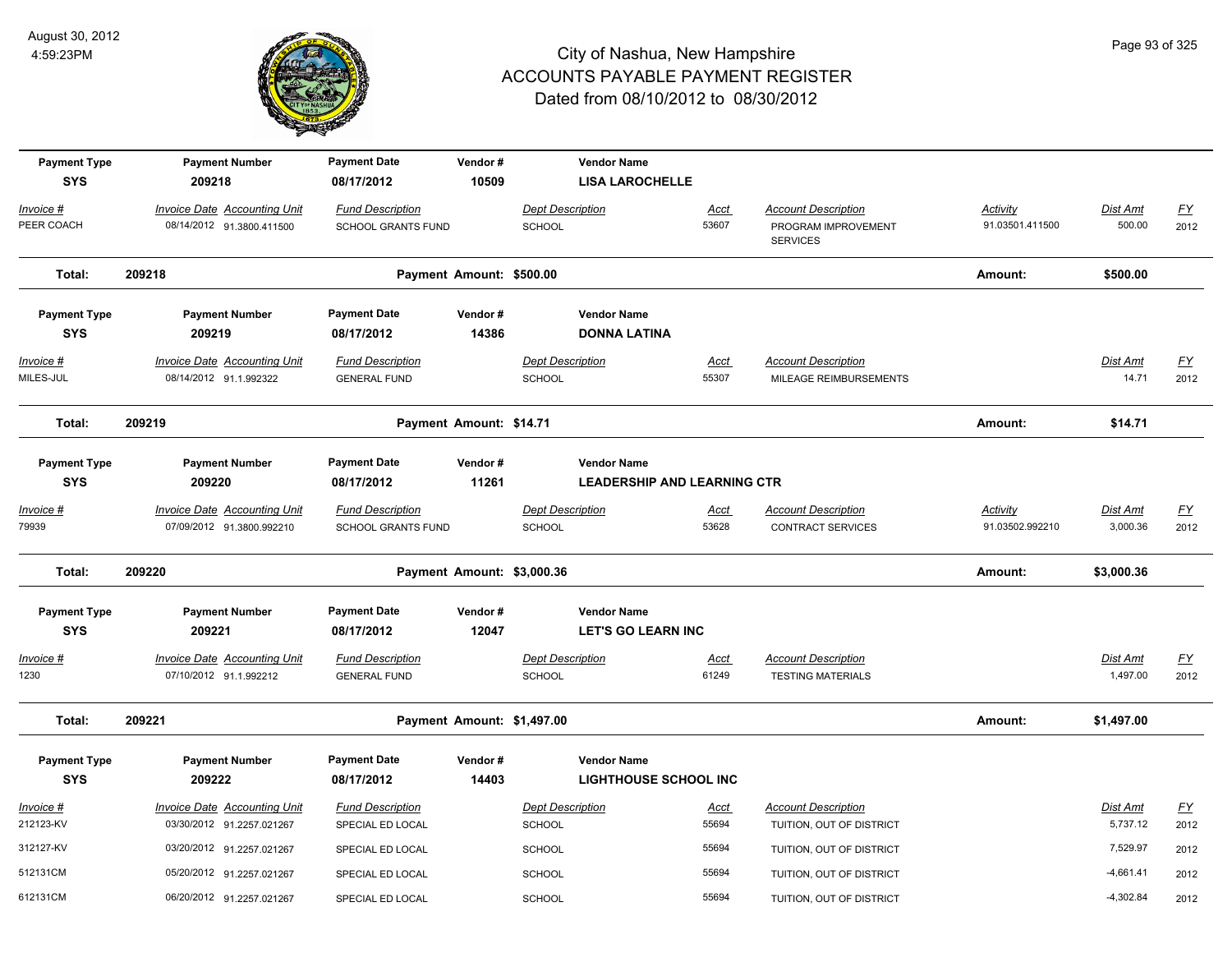# City of Nashua, New Hampshire
# ACCOUNTS PAYABLE PAYMENT REGISTER
## Dated from 08/10/2012 to 08/30/2012

| Payment Type | Payment Number | Payment Date | Vendor # | Vendor Name |
|---|---|---|---|---|
| SYS | 209218 | 08/17/2012 | 10509 | LISA LAROCHELLE |

| Invoice # | Invoice Date | Accounting Unit | Fund Description | Dept Description | Acct | Account Description | Activity | Dist Amt | FY |
|---|---|---|---|---|---|---|---|---|---|
| PEER COACH | 08/14/2012 | 91.3800.411500 | SCHOOL GRANTS FUND | SCHOOL | 53607 | PROGRAM IMPROVEMENT SERVICES | 91.03501.411500 | 500.00 | 2012 |

**Total: 209218 — Payment Amount: $500.00 — Amount: $500.00**

| Payment Type | Payment Number | Payment Date | Vendor # | Vendor Name |
|---|---|---|---|---|
| SYS | 209219 | 08/17/2012 | 14386 | DONNA LATINA |

| Invoice # | Invoice Date | Accounting Unit | Fund Description | Dept Description | Acct | Account Description | Dist Amt | FY |
|---|---|---|---|---|---|---|---|---|
| MILES-JUL | 08/14/2012 | 91.1.992322 | GENERAL FUND | SCHOOL | 55307 | MILEAGE REIMBURSEMENTS | 14.71 | 2012 |

**Total: 209219 — Payment Amount: $14.71 — Amount: $14.71**

| Payment Type | Payment Number | Payment Date | Vendor # | Vendor Name |
|---|---|---|---|---|
| SYS | 209220 | 08/17/2012 | 11261 | LEADERSHIP AND LEARNING CTR |

| Invoice # | Invoice Date | Accounting Unit | Fund Description | Dept Description | Acct | Account Description | Activity | Dist Amt | FY |
|---|---|---|---|---|---|---|---|---|---|
| 79939 | 07/09/2012 | 91.3800.992210 | SCHOOL GRANTS FUND | SCHOOL | 53628 | CONTRACT SERVICES | 91.03502.992210 | 3,000.36 | 2012 |

**Total: 209220 — Payment Amount: $3,000.36 — Amount: $3,000.36**

| Payment Type | Payment Number | Payment Date | Vendor # | Vendor Name |
|---|---|---|---|---|
| SYS | 209221 | 08/17/2012 | 12047 | LET'S GO LEARN INC |

| Invoice # | Invoice Date | Accounting Unit | Fund Description | Dept Description | Acct | Account Description | Dist Amt | FY |
|---|---|---|---|---|---|---|---|---|
| 1230 | 07/10/2012 | 91.1.992212 | GENERAL FUND | SCHOOL | 61249 | TESTING MATERIALS | 1,497.00 | 2012 |

**Total: 209221 — Payment Amount: $1,497.00 — Amount: $1,497.00**

| Payment Type | Payment Number | Payment Date | Vendor # | Vendor Name |
|---|---|---|---|---|
| SYS | 209222 | 08/17/2012 | 14403 | LIGHTHOUSE SCHOOL INC |

| Invoice # | Invoice Date | Accounting Unit | Fund Description | Dept Description | Acct | Account Description | Dist Amt | FY |
|---|---|---|---|---|---|---|---|---|
| 212123-KV | 03/30/2012 | 91.2257.021267 | SPECIAL ED LOCAL | SCHOOL | 55694 | TUITION, OUT OF DISTRICT | 5,737.12 | 2012 |
| 312127-KV | 03/20/2012 | 91.2257.021267 | SPECIAL ED LOCAL | SCHOOL | 55694 | TUITION, OUT OF DISTRICT | 7,529.97 | 2012 |
| 512131CM | 05/20/2012 | 91.2257.021267 | SPECIAL ED LOCAL | SCHOOL | 55694 | TUITION, OUT OF DISTRICT | -4,661.41 | 2012 |
| 612131CM | 06/20/2012 | 91.2257.021267 | SPECIAL ED LOCAL | SCHOOL | 55694 | TUITION, OUT OF DISTRICT | -4,302.84 | 2012 |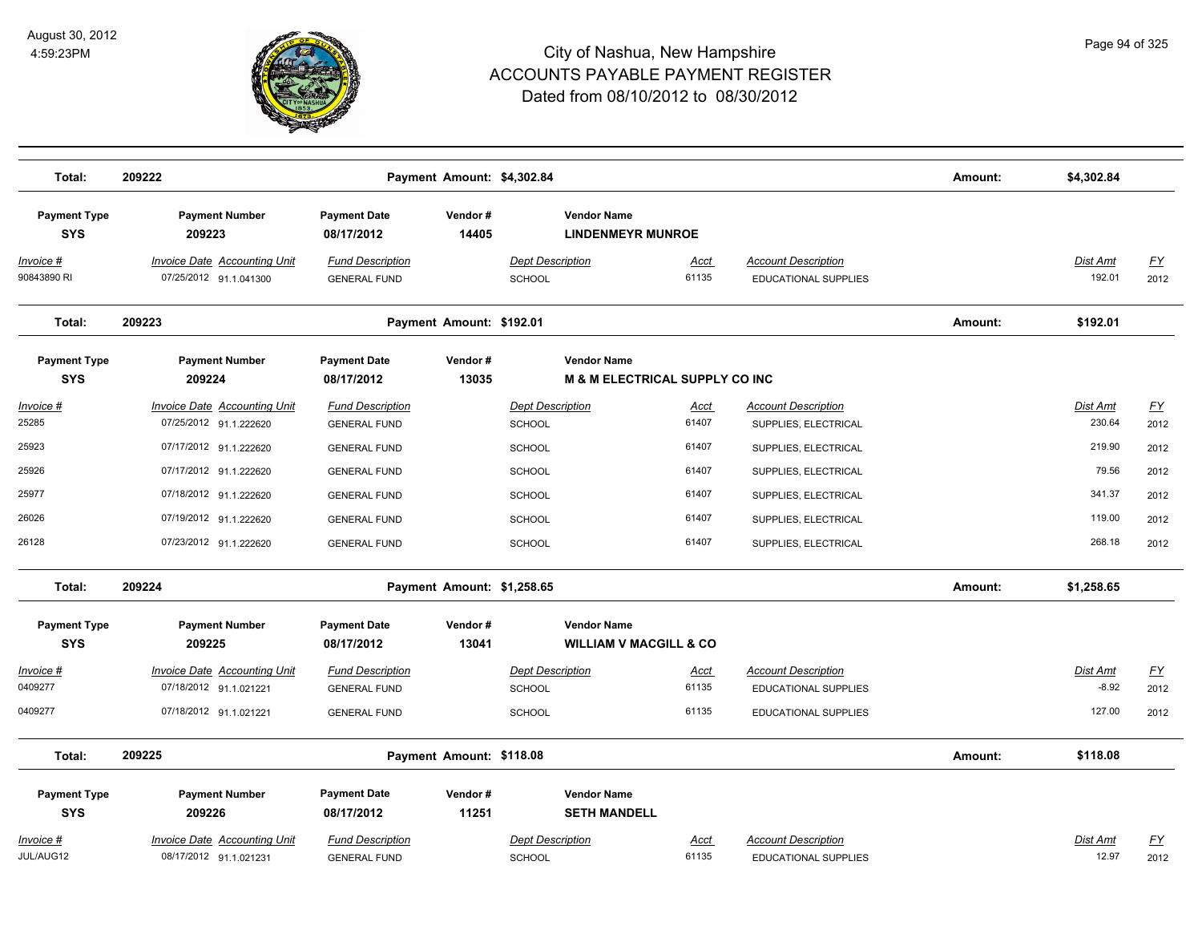# City of Nashua, New Hampshire
# ACCOUNTS PAYABLE PAYMENT REGISTER
## Dated from 08/10/2012 to 08/30/2012

August 30, 2012
4:59:23PM

| Total: | 209222 | | Payment Amount: $4,302.84 | | | | Amount: | $4,302.84 | |
|---|---|---|---|---|---|---|---|---|---|

| Payment Type | Payment Number | Payment Date | Vendor # | Vendor Name |
|---|---|---|---|---|
| **SYS** | **209223** | **08/17/2012** | **14405** | **LINDENMEYR MUNROE** |

| Invoice # | Invoice Date | Accounting Unit | Fund Description | Dept Description | Acct | Account Description | Dist Amt | FY |
|---|---|---|---|---|---|---|---|---|
| 90843890 RI | 07/25/2012 | 91.1.041300 | GENERAL FUND | SCHOOL | 61135 | EDUCATIONAL SUPPLIES | 192.01 | 2012 |

| Total: | 209223 | | Payment Amount: $192.01 | | | | Amount: | $192.01 | |
|---|---|---|---|---|---|---|---|---|---|

| Payment Type | Payment Number | Payment Date | Vendor # | Vendor Name |
|---|---|---|---|---|
| **SYS** | **209224** | **08/17/2012** | **13035** | **M & M ELECTRICAL SUPPLY CO INC** |

| Invoice # | Invoice Date | Accounting Unit | Fund Description | Dept Description | Acct | Account Description | Dist Amt | FY |
|---|---|---|---|---|---|---|---|---|
| 25285 | 07/25/2012 | 91.1.222620 | GENERAL FUND | SCHOOL | 61407 | SUPPLIES, ELECTRICAL | 230.64 | 2012 |
| 25923 | 07/17/2012 | 91.1.222620 | GENERAL FUND | SCHOOL | 61407 | SUPPLIES, ELECTRICAL | 219.90 | 2012 |
| 25926 | 07/17/2012 | 91.1.222620 | GENERAL FUND | SCHOOL | 61407 | SUPPLIES, ELECTRICAL | 79.56 | 2012 |
| 25977 | 07/18/2012 | 91.1.222620 | GENERAL FUND | SCHOOL | 61407 | SUPPLIES, ELECTRICAL | 341.37 | 2012 |
| 26026 | 07/19/2012 | 91.1.222620 | GENERAL FUND | SCHOOL | 61407 | SUPPLIES, ELECTRICAL | 119.00 | 2012 |
| 26128 | 07/23/2012 | 91.1.222620 | GENERAL FUND | SCHOOL | 61407 | SUPPLIES, ELECTRICAL | 268.18 | 2012 |

| Total: | 209224 | | Payment Amount: $1,258.65 | | | | Amount: | $1,258.65 | |
|---|---|---|---|---|---|---|---|---|---|

| Payment Type | Payment Number | Payment Date | Vendor # | Vendor Name |
|---|---|---|---|---|
| **SYS** | **209225** | **08/17/2012** | **13041** | **WILLIAM V MACGILL & CO** |

| Invoice # | Invoice Date | Accounting Unit | Fund Description | Dept Description | Acct | Account Description | Dist Amt | FY |
|---|---|---|---|---|---|---|---|---|
| 0409277 | 07/18/2012 | 91.1.021221 | GENERAL FUND | SCHOOL | 61135 | EDUCATIONAL SUPPLIES | -8.92 | 2012 |
| 0409277 | 07/18/2012 | 91.1.021221 | GENERAL FUND | SCHOOL | 61135 | EDUCATIONAL SUPPLIES | 127.00 | 2012 |

| Total: | 209225 | | Payment Amount: $118.08 | | | | Amount: | $118.08 | |
|---|---|---|---|---|---|---|---|---|---|

| Payment Type | Payment Number | Payment Date | Vendor # | Vendor Name |
|---|---|---|---|---|
| **SYS** | **209226** | **08/17/2012** | **11251** | **SETH MANDELL** |

| Invoice # | Invoice Date | Accounting Unit | Fund Description | Dept Description | Acct | Account Description | Dist Amt | FY |
|---|---|---|---|---|---|---|---|---|
| JUL/AUG12 | 08/17/2012 | 91.1.021231 | GENERAL FUND | SCHOOL | 61135 | EDUCATIONAL SUPPLIES | 12.97 | 2012 |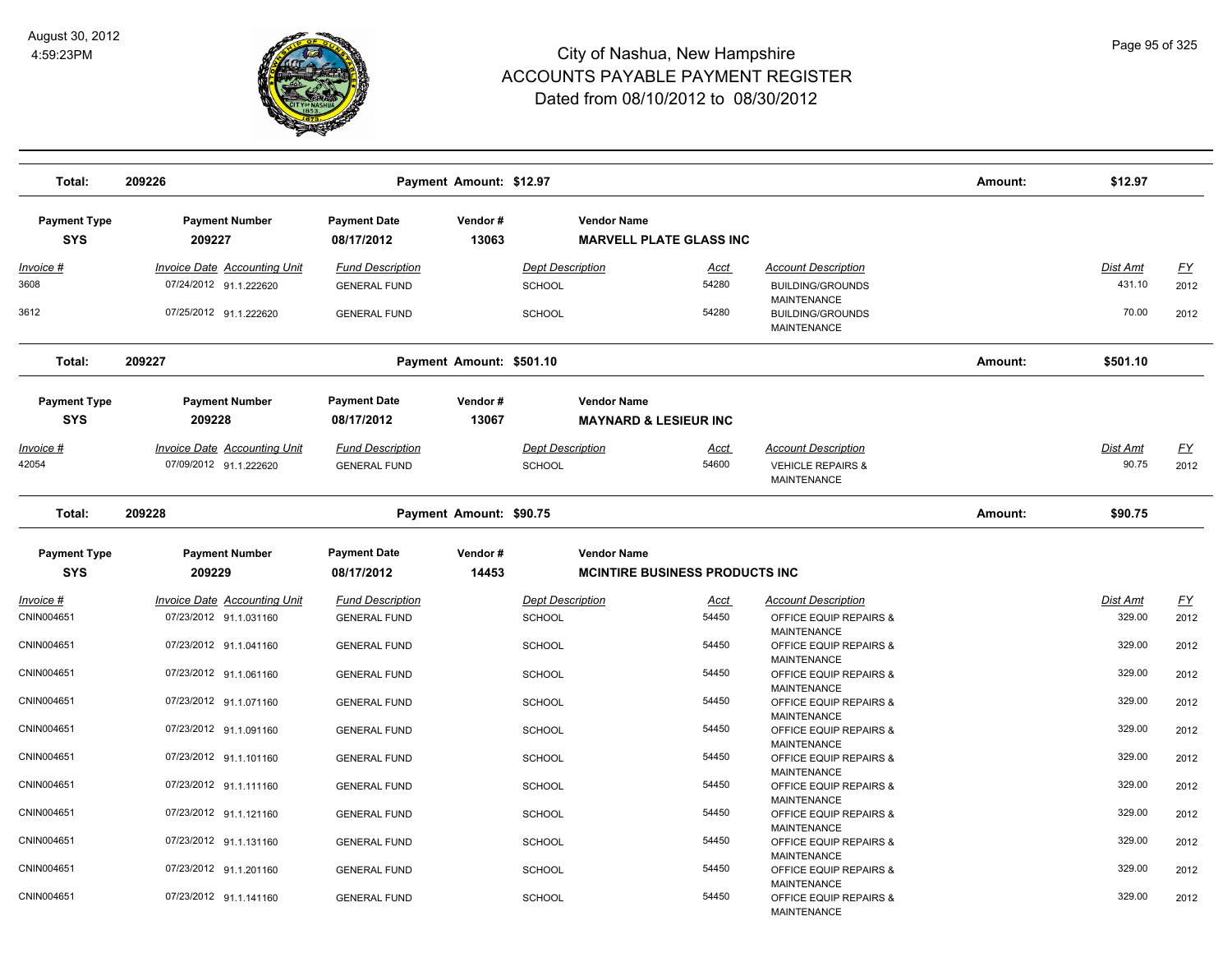| Total: | 209226 | | Payment Amount: $12.97 | | | | Amount: | $12.97 | |
|---|---|---|---|---|---|---|---|---|---|

| Payment Type | Payment Number | Payment Date | Vendor # | Vendor Name |
|---|---|---|---|---|
| SYS | 209227 | 08/17/2012 | 13063 | MARVELL PLATE GLASS INC |

| Invoice # | Invoice Date | Accounting Unit | Fund Description | Dept Description | Acct | Account Description | Dist Amt | FY |
|---|---|---|---|---|---|---|---|---|
| 3608 | 07/24/2012 | 91.1.222620 | GENERAL FUND | SCHOOL | 54280 | BUILDING/GROUNDS MAINTENANCE | 431.10 | 2012 |
| 3612 | 07/25/2012 | 91.1.222620 | GENERAL FUND | SCHOOL | 54280 | BUILDING/GROUNDS MAINTENANCE | 70.00 | 2012 |

| Total: | 209227 | | Payment Amount: $501.10 | | | | Amount: | $501.10 | |
|---|---|---|---|---|---|---|---|---|---|

| Payment Type | Payment Number | Payment Date | Vendor # | Vendor Name |
|---|---|---|---|---|
| SYS | 209228 | 08/17/2012 | 13067 | MAYNARD & LESIEUR INC |

| Invoice # | Invoice Date | Accounting Unit | Fund Description | Dept Description | Acct | Account Description | Dist Amt | FY |
|---|---|---|---|---|---|---|---|---|
| 42054 | 07/09/2012 | 91.1.222620 | GENERAL FUND | SCHOOL | 54600 | VEHICLE REPAIRS & MAINTENANCE | 90.75 | 2012 |

| Total: | 209228 | | Payment Amount: $90.75 | | | | Amount: | $90.75 | |
|---|---|---|---|---|---|---|---|---|---|

| Payment Type | Payment Number | Payment Date | Vendor # | Vendor Name |
|---|---|---|---|---|
| SYS | 209229 | 08/17/2012 | 14453 | MCINTIRE BUSINESS PRODUCTS INC |

| Invoice # | Invoice Date | Accounting Unit | Fund Description | Dept Description | Acct | Account Description | Dist Amt | FY |
|---|---|---|---|---|---|---|---|---|
| CNIN004651 | 07/23/2012 | 91.1.031160 | GENERAL FUND | SCHOOL | 54450 | OFFICE EQUIP REPAIRS & MAINTENANCE | 329.00 | 2012 |
| CNIN004651 | 07/23/2012 | 91.1.041160 | GENERAL FUND | SCHOOL | 54450 | OFFICE EQUIP REPAIRS & MAINTENANCE | 329.00 | 2012 |
| CNIN004651 | 07/23/2012 | 91.1.061160 | GENERAL FUND | SCHOOL | 54450 | OFFICE EQUIP REPAIRS & MAINTENANCE | 329.00 | 2012 |
| CNIN004651 | 07/23/2012 | 91.1.071160 | GENERAL FUND | SCHOOL | 54450 | OFFICE EQUIP REPAIRS & MAINTENANCE | 329.00 | 2012 |
| CNIN004651 | 07/23/2012 | 91.1.091160 | GENERAL FUND | SCHOOL | 54450 | OFFICE EQUIP REPAIRS & MAINTENANCE | 329.00 | 2012 |
| CNIN004651 | 07/23/2012 | 91.1.101160 | GENERAL FUND | SCHOOL | 54450 | OFFICE EQUIP REPAIRS & MAINTENANCE | 329.00 | 2012 |
| CNIN004651 | 07/23/2012 | 91.1.111160 | GENERAL FUND | SCHOOL | 54450 | OFFICE EQUIP REPAIRS & MAINTENANCE | 329.00 | 2012 |
| CNIN004651 | 07/23/2012 | 91.1.121160 | GENERAL FUND | SCHOOL | 54450 | OFFICE EQUIP REPAIRS & MAINTENANCE | 329.00 | 2012 |
| CNIN004651 | 07/23/2012 | 91.1.131160 | GENERAL FUND | SCHOOL | 54450 | OFFICE EQUIP REPAIRS & MAINTENANCE | 329.00 | 2012 |
| CNIN004651 | 07/23/2012 | 91.1.201160 | GENERAL FUND | SCHOOL | 54450 | OFFICE EQUIP REPAIRS & MAINTENANCE | 329.00 | 2012 |
| CNIN004651 | 07/23/2012 | 91.1.141160 | GENERAL FUND | SCHOOL | 54450 | OFFICE EQUIP REPAIRS & MAINTENANCE | 329.00 | 2012 |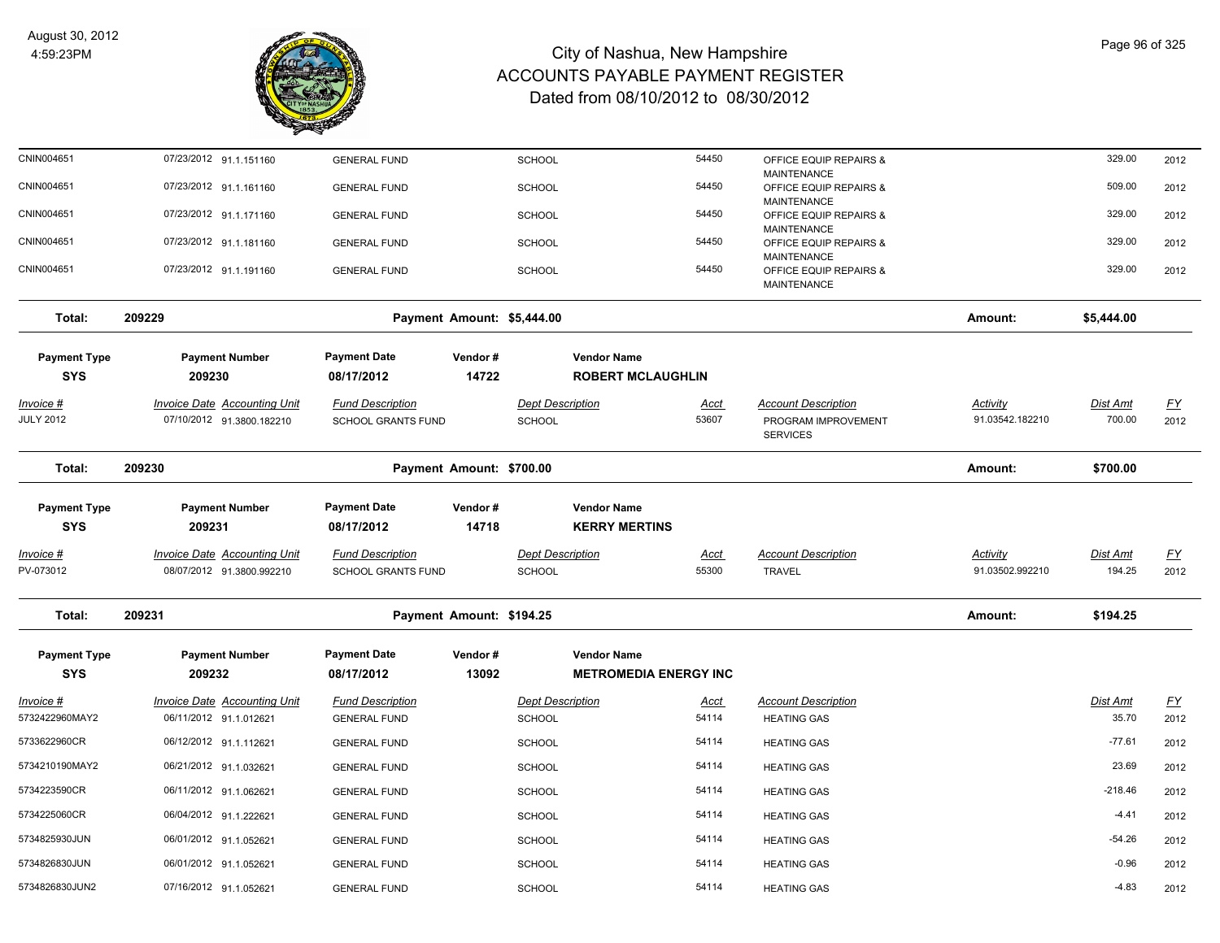| Invoice # | Invoice Date | Accounting Unit | Fund Description | Dept Description | Acct | Account Description | Activity | Dist Amt | FY |
|---|---|---|---|---|---|---|---|---|---|
| CNIN004651 | 07/23/2012 | 91.1.151160 | GENERAL FUND | SCHOOL | 54450 | OFFICE EQUIP REPAIRS & MAINTENANCE | | 329.00 | 2012 |
| CNIN004651 | 07/23/2012 | 91.1.161160 | GENERAL FUND | SCHOOL | 54450 | OFFICE EQUIP REPAIRS & MAINTENANCE | | 509.00 | 2012 |
| CNIN004651 | 07/23/2012 | 91.1.171160 | GENERAL FUND | SCHOOL | 54450 | OFFICE EQUIP REPAIRS & MAINTENANCE | | 329.00 | 2012 |
| CNIN004651 | 07/23/2012 | 91.1.181160 | GENERAL FUND | SCHOOL | 54450 | OFFICE EQUIP REPAIRS & MAINTENANCE | | 329.00 | 2012 |
| CNIN004651 | 07/23/2012 | 91.1.191160 | GENERAL FUND | SCHOOL | 54450 | OFFICE EQUIP REPAIRS & MAINTENANCE | | 329.00 | 2012 |

**Total: 209229** — Payment Amount: $5,444.00 — Amount: $5,444.00

| Payment Type | Payment Number | Payment Date | Vendor # | Vendor Name |
|---|---|---|---|---|
| SYS | 209230 | 08/17/2012 | 14722 | ROBERT MCLAUGHLIN |

| Invoice # | Invoice Date | Accounting Unit | Fund Description | Dept Description | Acct | Account Description | Activity | Dist Amt | FY |
|---|---|---|---|---|---|---|---|---|---|
| JULY 2012 | 07/10/2012 | 91.3800.182210 | SCHOOL GRANTS FUND | SCHOOL | 53607 | PROGRAM IMPROVEMENT SERVICES | 91.03542.182210 | 700.00 | 2012 |

**Total: 209230** — Payment Amount: $700.00 — Amount: $700.00

| Payment Type | Payment Number | Payment Date | Vendor # | Vendor Name |
|---|---|---|---|---|
| SYS | 209231 | 08/17/2012 | 14718 | KERRY MERTINS |

| Invoice # | Invoice Date | Accounting Unit | Fund Description | Dept Description | Acct | Account Description | Activity | Dist Amt | FY |
|---|---|---|---|---|---|---|---|---|---|
| PV-073012 | 08/07/2012 | 91.3800.992210 | SCHOOL GRANTS FUND | SCHOOL | 55300 | TRAVEL | 91.03502.992210 | 194.25 | 2012 |

**Total: 209231** — Payment Amount: $194.25 — Amount: $194.25

| Payment Type | Payment Number | Payment Date | Vendor # | Vendor Name |
|---|---|---|---|---|
| SYS | 209232 | 08/17/2012 | 13092 | METROMEDIA ENERGY INC |

| Invoice # | Invoice Date | Accounting Unit | Fund Description | Dept Description | Acct | Account Description | Dist Amt | FY |
|---|---|---|---|---|---|---|---|---|
| 5732422960MAY2 | 06/11/2012 | 91.1.012621 | GENERAL FUND | SCHOOL | 54114 | HEATING GAS | 35.70 | 2012 |
| 5733622960CR | 06/12/2012 | 91.1.112621 | GENERAL FUND | SCHOOL | 54114 | HEATING GAS | -77.61 | 2012 |
| 5734210190MAY2 | 06/21/2012 | 91.1.032621 | GENERAL FUND | SCHOOL | 54114 | HEATING GAS | 23.69 | 2012 |
| 5734223590CR | 06/11/2012 | 91.1.062621 | GENERAL FUND | SCHOOL | 54114 | HEATING GAS | -218.46 | 2012 |
| 5734225060CR | 06/04/2012 | 91.1.222621 | GENERAL FUND | SCHOOL | 54114 | HEATING GAS | -4.41 | 2012 |
| 5734825930JUN | 06/01/2012 | 91.1.052621 | GENERAL FUND | SCHOOL | 54114 | HEATING GAS | -54.26 | 2012 |
| 5734826830JUN | 06/01/2012 | 91.1.052621 | GENERAL FUND | SCHOOL | 54114 | HEATING GAS | -0.96 | 2012 |
| 5734826830JUN2 | 07/16/2012 | 91.1.052621 | GENERAL FUND | SCHOOL | 54114 | HEATING GAS | -4.83 | 2012 |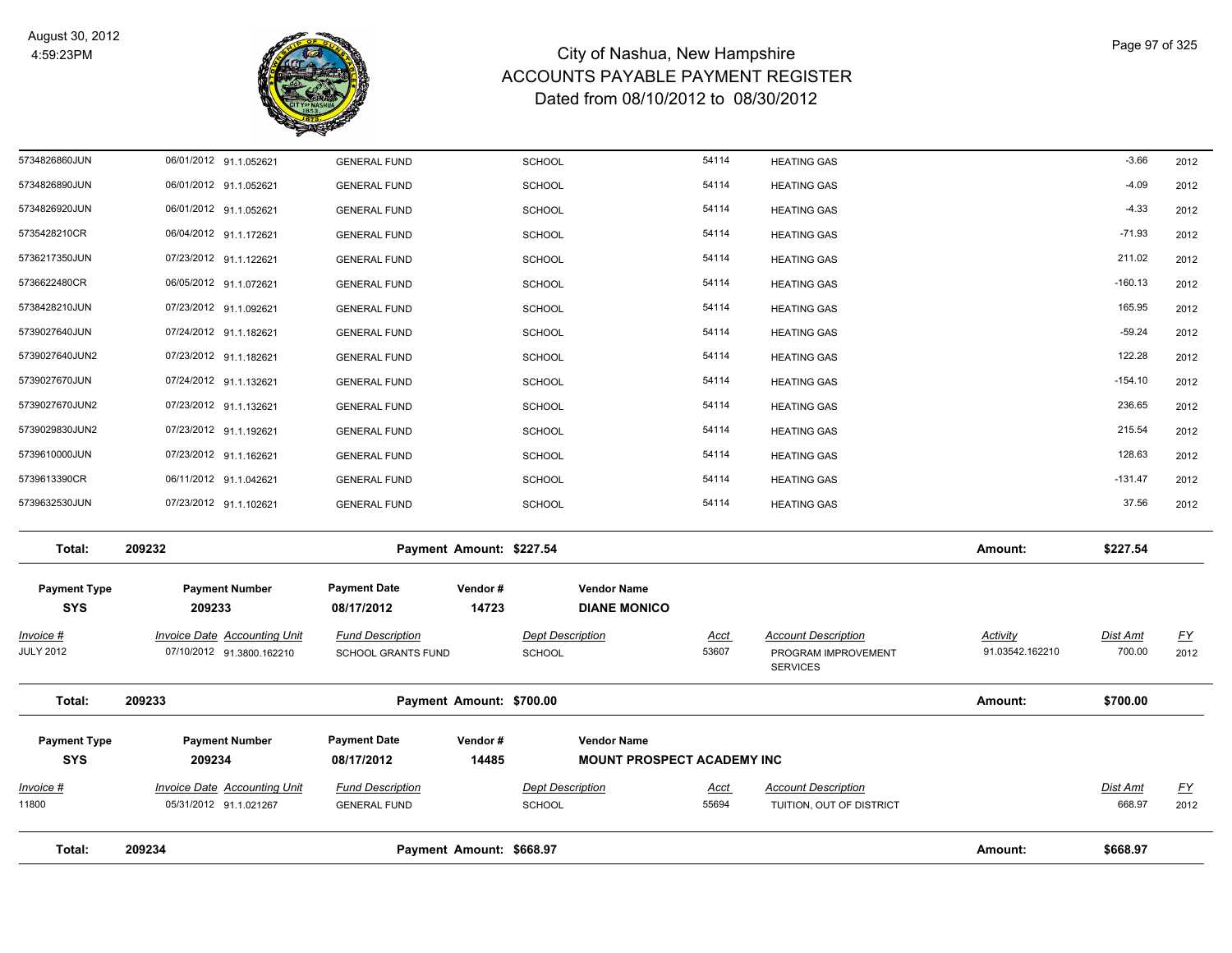# City of Nashua, New Hampshire
## ACCOUNTS PAYABLE PAYMENT REGISTER
### Dated from 08/10/2012 to 08/30/2012

August 30, 2012
4:59:23PM

| Invoice # | Invoice Date | Accounting Unit | Fund Description | Dept Description | Acct | Account Description | Activity | Dist Amt | FY |
|---|---|---|---|---|---|---|---|---|---|
| 5734826860JUN | 06/01/2012 | 91.1.052621 | GENERAL FUND | SCHOOL | 54114 | HEATING GAS | | -3.66 | 2012 |
| 5734826890JUN | 06/01/2012 | 91.1.052621 | GENERAL FUND | SCHOOL | 54114 | HEATING GAS | | -4.09 | 2012 |
| 5734826920JUN | 06/01/2012 | 91.1.052621 | GENERAL FUND | SCHOOL | 54114 | HEATING GAS | | -4.33 | 2012 |
| 5735428210CR | 06/04/2012 | 91.1.172621 | GENERAL FUND | SCHOOL | 54114 | HEATING GAS | | -71.93 | 2012 |
| 5736217350JUN | 07/23/2012 | 91.1.122621 | GENERAL FUND | SCHOOL | 54114 | HEATING GAS | | 211.02 | 2012 |
| 5736622480CR | 06/05/2012 | 91.1.072621 | GENERAL FUND | SCHOOL | 54114 | HEATING GAS | | -160.13 | 2012 |
| 5738428210JUN | 07/23/2012 | 91.1.092621 | GENERAL FUND | SCHOOL | 54114 | HEATING GAS | | 165.95 | 2012 |
| 5739027640JUN | 07/24/2012 | 91.1.182621 | GENERAL FUND | SCHOOL | 54114 | HEATING GAS | | -59.24 | 2012 |
| 5739027640JUN2 | 07/23/2012 | 91.1.182621 | GENERAL FUND | SCHOOL | 54114 | HEATING GAS | | 122.28 | 2012 |
| 5739027670JUN | 07/24/2012 | 91.1.132621 | GENERAL FUND | SCHOOL | 54114 | HEATING GAS | | -154.10 | 2012 |
| 5739027670JUN2 | 07/23/2012 | 91.1.132621 | GENERAL FUND | SCHOOL | 54114 | HEATING GAS | | 236.65 | 2012 |
| 5739029830JUN2 | 07/23/2012 | 91.1.192621 | GENERAL FUND | SCHOOL | 54114 | HEATING GAS | | 215.54 | 2012 |
| 5739610000JUN | 07/23/2012 | 91.1.162621 | GENERAL FUND | SCHOOL | 54114 | HEATING GAS | | 128.63 | 2012 |
| 5739613390CR | 06/11/2012 | 91.1.042621 | GENERAL FUND | SCHOOL | 54114 | HEATING GAS | | -131.47 | 2012 |
| 5739632530JUN | 07/23/2012 | 91.1.102621 | GENERAL FUND | SCHOOL | 54114 | HEATING GAS | | 37.56 | 2012 |

**Total: 209232** — Payment Amount: $227.54 — Amount: **$227.54**

| Payment Type | Payment Number | Payment Date | Vendor # | Vendor Name |
|---|---|---|---|---|
| SYS | 209233 | 08/17/2012 | 14723 | DIANE MONICO |

| Invoice # | Invoice Date | Accounting Unit | Fund Description | Dept Description | Acct | Account Description | Activity | Dist Amt | FY |
|---|---|---|---|---|---|---|---|---|---|
| JULY 2012 | 07/10/2012 | 91.3800.162210 | SCHOOL GRANTS FUND | SCHOOL | 53607 | PROGRAM IMPROVEMENT SERVICES | 91.03542.162210 | 700.00 | 2012 |

**Total: 209233** — Payment Amount: $700.00 — Amount: **$700.00**

| Payment Type | Payment Number | Payment Date | Vendor # | Vendor Name |
|---|---|---|---|---|
| SYS | 209234 | 08/17/2012 | 14485 | MOUNT PROSPECT ACADEMY INC |

| Invoice # | Invoice Date | Accounting Unit | Fund Description | Dept Description | Acct | Account Description | Activity | Dist Amt | FY |
|---|---|---|---|---|---|---|---|---|---|
| 11800 | 05/31/2012 | 91.1.021267 | GENERAL FUND | SCHOOL | 55694 | TUITION, OUT OF DISTRICT | | 668.97 | 2012 |

**Total: 209234** — Payment Amount: $668.97 — Amount: **$668.97**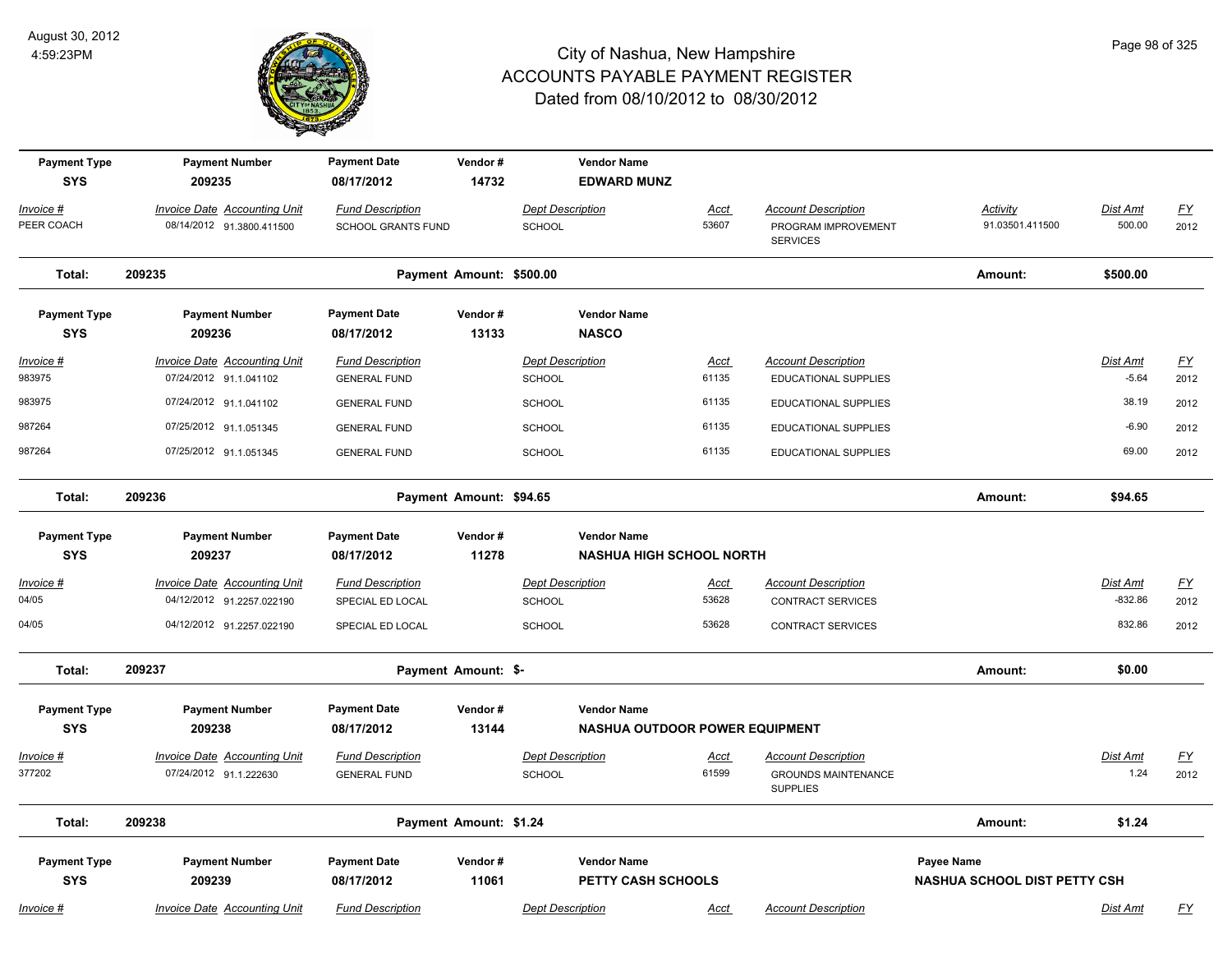# City of Nashua, New Hampshire
## ACCOUNTS PAYABLE PAYMENT REGISTER
### Dated from 08/10/2012 to 08/30/2012

August 30, 2012
4:59:23PM

| Payment Type | Payment Number | Payment Date | Vendor # | Vendor Name |
|---|---|---|---|---|
| SYS | 209235 | 08/17/2012 | 14732 | EDWARD MUNZ |

| Invoice # | Invoice Date | Accounting Unit | Fund Description | Dept Description | Acct | Account Description | Activity | Dist Amt | FY |
|---|---|---|---|---|---|---|---|---|---|
| PEER COACH | 08/14/2012 | 91.3800.411500 | SCHOOL GRANTS FUND | SCHOOL | 53607 | PROGRAM IMPROVEMENT SERVICES | 91.03501.411500 | 500.00 | 2012 |

**Total: 209235** Payment Amount: $500.00 Amount: $500.00

| Payment Type | Payment Number | Payment Date | Vendor # | Vendor Name |
|---|---|---|---|---|
| SYS | 209236 | 08/17/2012 | 13133 | NASCO |

| Invoice # | Invoice Date | Accounting Unit | Fund Description | Dept Description | Acct | Account Description | Dist Amt | FY |
|---|---|---|---|---|---|---|---|---|
| 983975 | 07/24/2012 | 91.1.041102 | GENERAL FUND | SCHOOL | 61135 | EDUCATIONAL SUPPLIES | -5.64 | 2012 |
| 983975 | 07/24/2012 | 91.1.041102 | GENERAL FUND | SCHOOL | 61135 | EDUCATIONAL SUPPLIES | 38.19 | 2012 |
| 987264 | 07/25/2012 | 91.1.051345 | GENERAL FUND | SCHOOL | 61135 | EDUCATIONAL SUPPLIES | -6.90 | 2012 |
| 987264 | 07/25/2012 | 91.1.051345 | GENERAL FUND | SCHOOL | 61135 | EDUCATIONAL SUPPLIES | 69.00 | 2012 |

**Total: 209236** Payment Amount: $94.65 Amount: $94.65

| Payment Type | Payment Number | Payment Date | Vendor # | Vendor Name |
|---|---|---|---|---|
| SYS | 209237 | 08/17/2012 | 11278 | NASHUA HIGH SCHOOL NORTH |

| Invoice # | Invoice Date | Accounting Unit | Fund Description | Dept Description | Acct | Account Description | Dist Amt | FY |
|---|---|---|---|---|---|---|---|---|
| 04/05 | 04/12/2012 | 91.2257.022190 | SPECIAL ED LOCAL | SCHOOL | 53628 | CONTRACT SERVICES | -832.86 | 2012 |
| 04/05 | 04/12/2012 | 91.2257.022190 | SPECIAL ED LOCAL | SCHOOL | 53628 | CONTRACT SERVICES | 832.86 | 2012 |

**Total: 209237** Payment Amount: $- Amount: $0.00

| Payment Type | Payment Number | Payment Date | Vendor # | Vendor Name |
|---|---|---|---|---|
| SYS | 209238 | 08/17/2012 | 13144 | NASHUA OUTDOOR POWER EQUIPMENT |

| Invoice # | Invoice Date | Accounting Unit | Fund Description | Dept Description | Acct | Account Description | Dist Amt | FY |
|---|---|---|---|---|---|---|---|---|
| 377202 | 07/24/2012 | 91.1.222630 | GENERAL FUND | SCHOOL | 61599 | GROUNDS MAINTENANCE SUPPLIES | 1.24 | 2012 |

**Total: 209238** Payment Amount: $1.24 Amount: $1.24

| Payment Type | Payment Number | Payment Date | Vendor # | Vendor Name | Payee Name |
|---|---|---|---|---|---|
| SYS | 209239 | 08/17/2012 | 11061 | PETTY CASH SCHOOLS | NASHUA SCHOOL DIST PETTY CSH |

| Invoice # | Invoice Date | Accounting Unit | Fund Description | Dept Description | Acct | Account Description | Dist Amt | FY |
|---|---|---|---|---|---|---|---|---|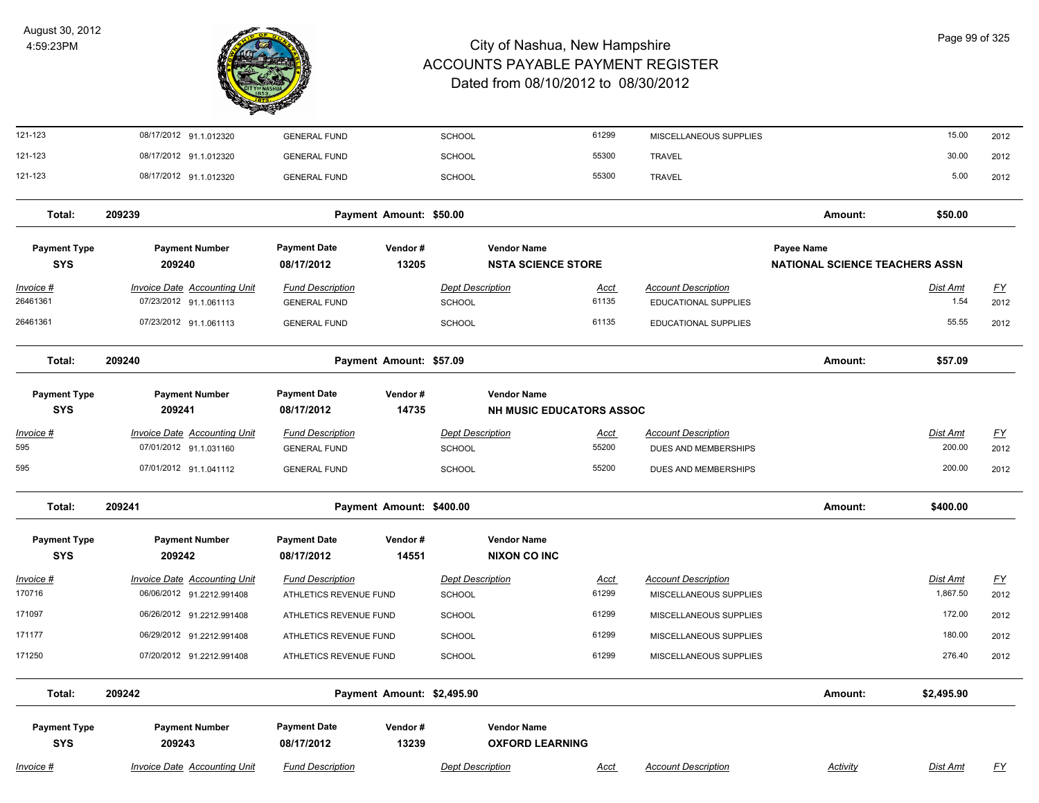# City of Nashua, New Hampshire
## ACCOUNTS PAYABLE PAYMENT REGISTER
### Dated from 08/10/2012 to 08/30/2012

August 30, 2012
4:59:23PM

| Invoice # | Invoice Date | Accounting Unit | Fund Description | Dept Description | Acct | Account Description | Dist Amt | FY |
|---|---|---|---|---|---|---|---|---|
| 121-123 | 08/17/2012 | 91.1.012320 | GENERAL FUND | SCHOOL | 61299 | MISCELLANEOUS SUPPLIES | 15.00 | 2012 |
| 121-123 | 08/17/2012 | 91.1.012320 | GENERAL FUND | SCHOOL | 55300 | TRAVEL | 30.00 | 2012 |
| 121-123 | 08/17/2012 | 91.1.012320 | GENERAL FUND | SCHOOL | 55300 | TRAVEL | 5.00 | 2012 |

**Total: 209239 — Payment Amount: $50.00 — Amount: $50.00**

| Payment Type | Payment Number | Payment Date | Vendor # | Vendor Name | Payee Name |
|---|---|---|---|---|---|
| SYS | 209240 | 08/17/2012 | 13205 | NSTA SCIENCE STORE | NATIONAL SCIENCE TEACHERS ASSN |

| Invoice # | Invoice Date | Accounting Unit | Fund Description | Dept Description | Acct | Account Description | Dist Amt | FY |
|---|---|---|---|---|---|---|---|---|
| 26461361 | 07/23/2012 | 91.1.061113 | GENERAL FUND | SCHOOL | 61135 | EDUCATIONAL SUPPLIES | 1.54 | 2012 |
| 26461361 | 07/23/2012 | 91.1.061113 | GENERAL FUND | SCHOOL | 61135 | EDUCATIONAL SUPPLIES | 55.55 | 2012 |

**Total: 209240 — Payment Amount: $57.09 — Amount: $57.09**

| Payment Type | Payment Number | Payment Date | Vendor # | Vendor Name |
|---|---|---|---|---|
| SYS | 209241 | 08/17/2012 | 14735 | NH MUSIC EDUCATORS ASSOC |

| Invoice # | Invoice Date | Accounting Unit | Fund Description | Dept Description | Acct | Account Description | Dist Amt | FY |
|---|---|---|---|---|---|---|---|---|
| 595 | 07/01/2012 | 91.1.031160 | GENERAL FUND | SCHOOL | 55200 | DUES AND MEMBERSHIPS | 200.00 | 2012 |
| 595 | 07/01/2012 | 91.1.041112 | GENERAL FUND | SCHOOL | 55200 | DUES AND MEMBERSHIPS | 200.00 | 2012 |

**Total: 209241 — Payment Amount: $400.00 — Amount: $400.00**

| Payment Type | Payment Number | Payment Date | Vendor # | Vendor Name |
|---|---|---|---|---|
| SYS | 209242 | 08/17/2012 | 14551 | NIXON CO INC |

| Invoice # | Invoice Date | Accounting Unit | Fund Description | Dept Description | Acct | Account Description | Dist Amt | FY |
|---|---|---|---|---|---|---|---|---|
| 170716 | 06/06/2012 | 91.2212.991408 | ATHLETICS REVENUE FUND | SCHOOL | 61299 | MISCELLANEOUS SUPPLIES | 1,867.50 | 2012 |
| 171097 | 06/26/2012 | 91.2212.991408 | ATHLETICS REVENUE FUND | SCHOOL | 61299 | MISCELLANEOUS SUPPLIES | 172.00 | 2012 |
| 171177 | 06/29/2012 | 91.2212.991408 | ATHLETICS REVENUE FUND | SCHOOL | 61299 | MISCELLANEOUS SUPPLIES | 180.00 | 2012 |
| 171250 | 07/20/2012 | 91.2212.991408 | ATHLETICS REVENUE FUND | SCHOOL | 61299 | MISCELLANEOUS SUPPLIES | 276.40 | 2012 |

**Total: 209242 — Payment Amount: $2,495.90 — Amount: $2,495.90**

| Payment Type | Payment Number | Payment Date | Vendor # | Vendor Name |
|---|---|---|---|---|
| SYS | 209243 | 08/17/2012 | 13239 | OXFORD LEARNING |

| Invoice # | Invoice Date | Accounting Unit | Fund Description | Dept Description | Acct | Account Description | Activity | Dist Amt | FY |
|---|---|---|---|---|---|---|---|---|---|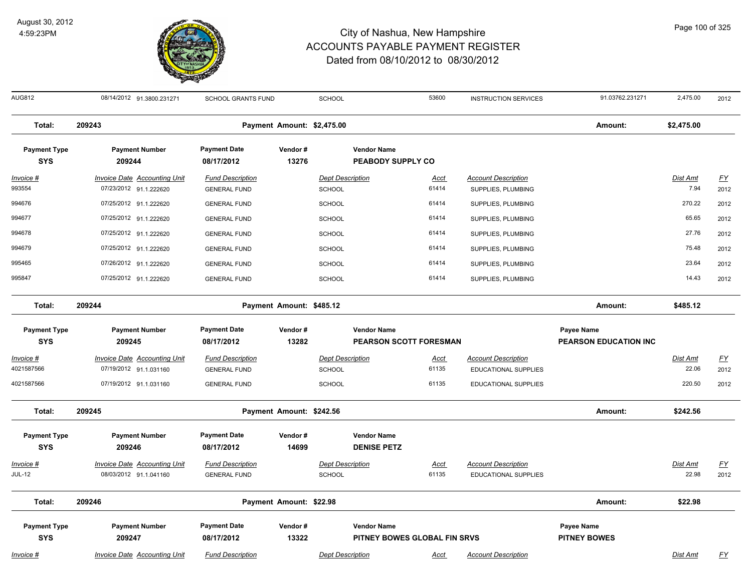# City of Nashua, New Hampshire
## ACCOUNTS PAYABLE PAYMENT REGISTER
### Dated from 08/10/2012 to 08/30/2012

August 30, 2012
4:59:23PM

| Invoice # | Invoice Date | Accounting Unit | Fund Description | Dept Description | Acct | Account Description | | Dist Amt | FY |
|---|---|---|---|---|---|---|---|---|---|
| AUG812 | 08/14/2012 | 91.3800.231271 | SCHOOL GRANTS FUND | SCHOOL | 53600 | INSTRUCTION SERVICES | 91.03762.231271 | 2,475.00 | 2012 |

**Total: 209243** — Payment Amount: $2,475.00 — Amount: $2,475.00

| Payment Type | Payment Number | Payment Date | Vendor # | Vendor Name |
|---|---|---|---|---|
| SYS | 209244 | 08/17/2012 | 13276 | PEABODY SUPPLY CO |

| Invoice # | Invoice Date | Accounting Unit | Fund Description | Dept Description | Acct | Account Description | Dist Amt | FY |
|---|---|---|---|---|---|---|---|---|
| 993554 | 07/23/2012 | 91.1.222620 | GENERAL FUND | SCHOOL | 61414 | SUPPLIES, PLUMBING | 7.94 | 2012 |
| 994676 | 07/25/2012 | 91.1.222620 | GENERAL FUND | SCHOOL | 61414 | SUPPLIES, PLUMBING | 270.22 | 2012 |
| 994677 | 07/25/2012 | 91.1.222620 | GENERAL FUND | SCHOOL | 61414 | SUPPLIES, PLUMBING | 65.65 | 2012 |
| 994678 | 07/25/2012 | 91.1.222620 | GENERAL FUND | SCHOOL | 61414 | SUPPLIES, PLUMBING | 27.76 | 2012 |
| 994679 | 07/25/2012 | 91.1.222620 | GENERAL FUND | SCHOOL | 61414 | SUPPLIES, PLUMBING | 75.48 | 2012 |
| 995465 | 07/26/2012 | 91.1.222620 | GENERAL FUND | SCHOOL | 61414 | SUPPLIES, PLUMBING | 23.64 | 2012 |
| 995847 | 07/25/2012 | 91.1.222620 | GENERAL FUND | SCHOOL | 61414 | SUPPLIES, PLUMBING | 14.43 | 2012 |

**Total: 209244** — Payment Amount: $485.12 — Amount: $485.12

| Payment Type | Payment Number | Payment Date | Vendor # | Vendor Name | Payee Name |
|---|---|---|---|---|---|
| SYS | 209245 | 08/17/2012 | 13282 | PEARSON SCOTT FORESMAN | PEARSON EDUCATION INC |

| Invoice # | Invoice Date | Accounting Unit | Fund Description | Dept Description | Acct | Account Description | Dist Amt | FY |
|---|---|---|---|---|---|---|---|---|
| 4021587566 | 07/19/2012 | 91.1.031160 | GENERAL FUND | SCHOOL | 61135 | EDUCATIONAL SUPPLIES | 22.06 | 2012 |
| 4021587566 | 07/19/2012 | 91.1.031160 | GENERAL FUND | SCHOOL | 61135 | EDUCATIONAL SUPPLIES | 220.50 | 2012 |

**Total: 209245** — Payment Amount: $242.56 — Amount: $242.56

| Payment Type | Payment Number | Payment Date | Vendor # | Vendor Name |
|---|---|---|---|---|
| SYS | 209246 | 08/17/2012 | 14699 | DENISE PETZ |

| Invoice # | Invoice Date | Accounting Unit | Fund Description | Dept Description | Acct | Account Description | Dist Amt | FY |
|---|---|---|---|---|---|---|---|---|
| JUL-12 | 08/03/2012 | 91.1.041160 | GENERAL FUND | SCHOOL | 61135 | EDUCATIONAL SUPPLIES | 22.98 | 2012 |

**Total: 209246** — Payment Amount: $22.98 — Amount: $22.98

| Payment Type | Payment Number | Payment Date | Vendor # | Vendor Name | Payee Name |
|---|---|---|---|---|---|
| SYS | 209247 | 08/17/2012 | 13322 | PITNEY BOWES GLOBAL FIN SRVS | PITNEY BOWES |

| Invoice # | Invoice Date | Accounting Unit | Fund Description | Dept Description | Acct | Account Description | Dist Amt | FY |
|---|---|---|---|---|---|---|---|---|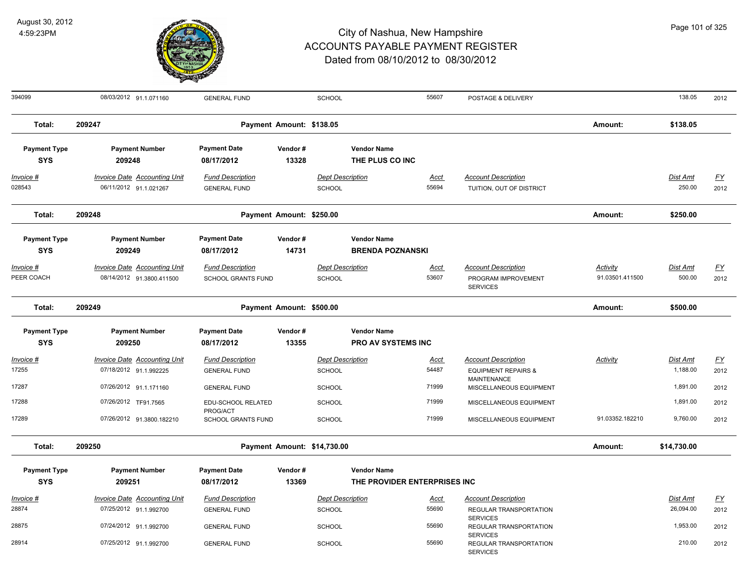# City of Nashua, New Hampshire
## ACCOUNTS PAYABLE PAYMENT REGISTER
### Dated from 08/10/2012 to 08/30/2012

August 30, 2012
4:59:23PM

| Invoice # | Invoice Date | Accounting Unit | Fund Description | Dept Description | Acct | Account Description | Activity | Dist Amt | FY |
|---|---|---|---|---|---|---|---|---|---|
| 394099 | 08/03/2012 | 91.1.071160 | GENERAL FUND | SCHOOL | 55607 | POSTAGE & DELIVERY | | 138.05 | 2012 |

**Total: 209247** — Payment Amount: $138.05 — Amount: $138.05

| Payment Type | Payment Number | Payment Date | Vendor # | Vendor Name |
|---|---|---|---|---|
| SYS | 209248 | 08/17/2012 | 13328 | THE PLUS CO INC |

| Invoice # | Invoice Date | Accounting Unit | Fund Description | Dept Description | Acct | Account Description | Dist Amt | FY |
|---|---|---|---|---|---|---|---|---|
| 028543 | 06/11/2012 | 91.1.021267 | GENERAL FUND | SCHOOL | 55694 | TUITION, OUT OF DISTRICT | 250.00 | 2012 |

**Total: 209248** — Payment Amount: $250.00 — Amount: $250.00

| Payment Type | Payment Number | Payment Date | Vendor # | Vendor Name |
|---|---|---|---|---|
| SYS | 209249 | 08/17/2012 | 14731 | BRENDA POZNANSKI |

| Invoice # | Invoice Date | Accounting Unit | Fund Description | Dept Description | Acct | Account Description | Activity | Dist Amt | FY |
|---|---|---|---|---|---|---|---|---|---|
| PEER COACH | 08/14/2012 | 91.3800.411500 | SCHOOL GRANTS FUND | SCHOOL | 53607 | PROGRAM IMPROVEMENT SERVICES | 91.03501.411500 | 500.00 | 2012 |

**Total: 209249** — Payment Amount: $500.00 — Amount: $500.00

| Payment Type | Payment Number | Payment Date | Vendor # | Vendor Name |
|---|---|---|---|---|
| SYS | 209250 | 08/17/2012 | 13355 | PRO AV SYSTEMS INC |

| Invoice # | Invoice Date | Accounting Unit | Fund Description | Dept Description | Acct | Account Description | Activity | Dist Amt | FY |
|---|---|---|---|---|---|---|---|---|---|
| 17255 | 07/18/2012 | 91.1.992225 | GENERAL FUND | SCHOOL | 54487 | EQUIPMENT REPAIRS & MAINTENANCE | | 1,188.00 | 2012 |
| 17287 | 07/26/2012 | 91.1.171160 | GENERAL FUND | SCHOOL | 71999 | MISCELLANEOUS EQUIPMENT | | 1,891.00 | 2012 |
| 17288 | 07/26/2012 | TF91.7565 | EDU-SCHOOL RELATED PROG/ACT | SCHOOL | 71999 | MISCELLANEOUS EQUIPMENT | | 1,891.00 | 2012 |
| 17289 | 07/26/2012 | 91.3800.182210 | SCHOOL GRANTS FUND | SCHOOL | 71999 | MISCELLANEOUS EQUIPMENT | 91.03352.182210 | 9,760.00 | 2012 |

**Total: 209250** — Payment Amount: $14,730.00 — Amount: $14,730.00

| Payment Type | Payment Number | Payment Date | Vendor # | Vendor Name |
|---|---|---|---|---|
| SYS | 209251 | 08/17/2012 | 13369 | THE PROVIDER ENTERPRISES INC |

| Invoice # | Invoice Date | Accounting Unit | Fund Description | Dept Description | Acct | Account Description | Dist Amt | FY |
|---|---|---|---|---|---|---|---|---|
| 28874 | 07/25/2012 | 91.1.992700 | GENERAL FUND | SCHOOL | 55690 | REGULAR TRANSPORTATION SERVICES | 26,094.00 | 2012 |
| 28875 | 07/24/2012 | 91.1.992700 | GENERAL FUND | SCHOOL | 55690 | REGULAR TRANSPORTATION SERVICES | 1,953.00 | 2012 |
| 28914 | 07/25/2012 | 91.1.992700 | GENERAL FUND | SCHOOL | 55690 | REGULAR TRANSPORTATION SERVICES | 210.00 | 2012 |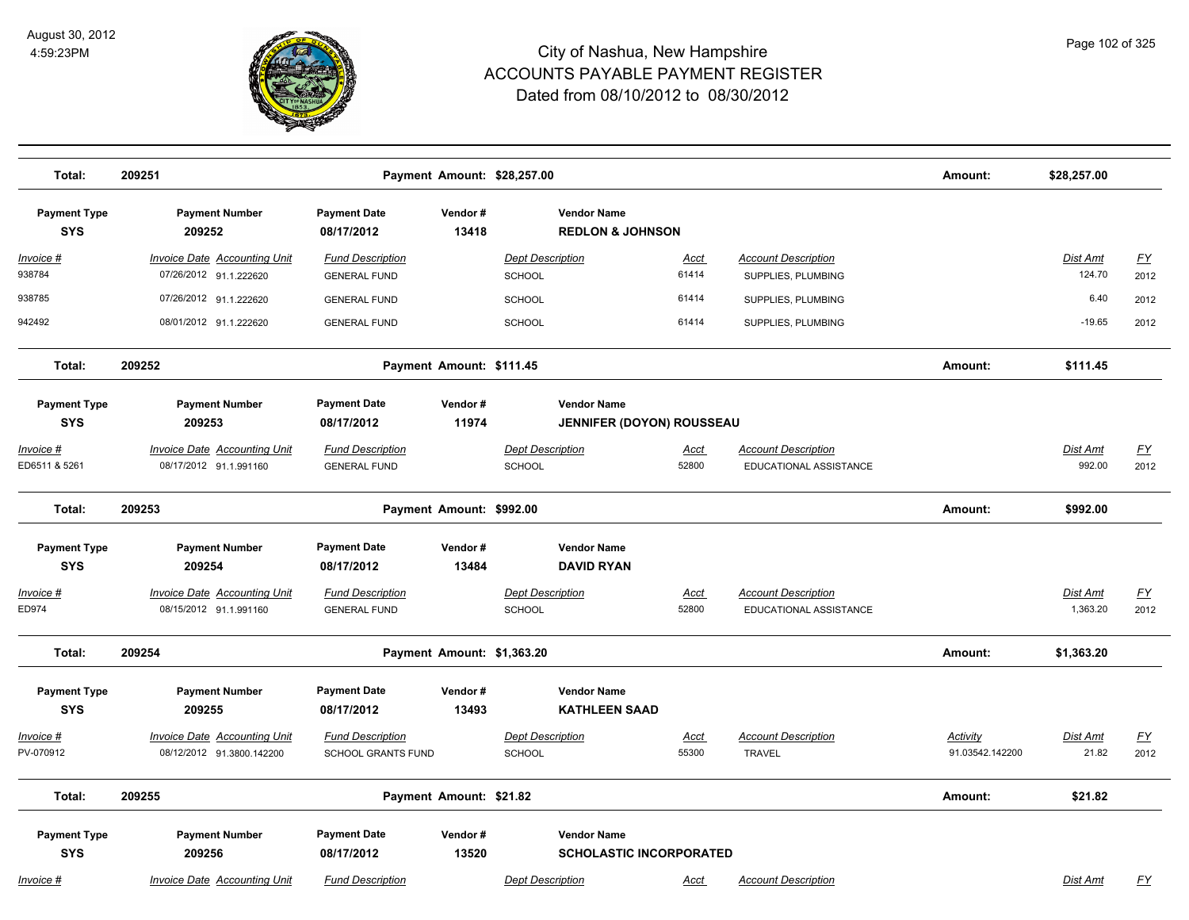# City of Nashua, New Hampshire
## ACCOUNTS PAYABLE PAYMENT REGISTER
### Dated from 08/10/2012 to 08/30/2012

August 30, 2012
4:59:23PM

**Total: 209251** — Payment Amount: $28,257.00 — Amount: $28,257.00

---

| Payment Type | Payment Number | Payment Date | Vendor # | Vendor Name |
|---|---|---|---|---|
| SYS | 209252 | 08/17/2012 | 13418 | REDLON & JOHNSON |

| Invoice # | Invoice Date | Accounting Unit | Fund Description | Dept Description | Acct | Account Description | Dist Amt | FY |
|---|---|---|---|---|---|---|---|---|
| 938784 | 07/26/2012 | 91.1.222620 | GENERAL FUND | SCHOOL | 61414 | SUPPLIES, PLUMBING | 124.70 | 2012 |
| 938785 | 07/26/2012 | 91.1.222620 | GENERAL FUND | SCHOOL | 61414 | SUPPLIES, PLUMBING | 6.40 | 2012 |
| 942492 | 08/01/2012 | 91.1.222620 | GENERAL FUND | SCHOOL | 61414 | SUPPLIES, PLUMBING | -19.65 | 2012 |

**Total: 209252** — Payment Amount: $111.45 — Amount: $111.45

---

| Payment Type | Payment Number | Payment Date | Vendor # | Vendor Name |
|---|---|---|---|---|
| SYS | 209253 | 08/17/2012 | 11974 | JENNIFER (DOYON) ROUSSEAU |

| Invoice # | Invoice Date | Accounting Unit | Fund Description | Dept Description | Acct | Account Description | Dist Amt | FY |
|---|---|---|---|---|---|---|---|---|
| ED6511 & 5261 | 08/17/2012 | 91.1.991160 | GENERAL FUND | SCHOOL | 52800 | EDUCATIONAL ASSISTANCE | 992.00 | 2012 |

**Total: 209253** — Payment Amount: $992.00 — Amount: $992.00

---

| Payment Type | Payment Number | Payment Date | Vendor # | Vendor Name |
|---|---|---|---|---|
| SYS | 209254 | 08/17/2012 | 13484 | DAVID RYAN |

| Invoice # | Invoice Date | Accounting Unit | Fund Description | Dept Description | Acct | Account Description | Dist Amt | FY |
|---|---|---|---|---|---|---|---|---|
| ED974 | 08/15/2012 | 91.1.991160 | GENERAL FUND | SCHOOL | 52800 | EDUCATIONAL ASSISTANCE | 1,363.20 | 2012 |

**Total: 209254** — Payment Amount: $1,363.20 — Amount: $1,363.20

---

| Payment Type | Payment Number | Payment Date | Vendor # | Vendor Name |
|---|---|---|---|---|
| SYS | 209255 | 08/17/2012 | 13493 | KATHLEEN SAAD |

| Invoice # | Invoice Date | Accounting Unit | Fund Description | Dept Description | Acct | Account Description | Activity | Dist Amt | FY |
|---|---|---|---|---|---|---|---|---|---|
| PV-070912 | 08/12/2012 | 91.3800.142200 | SCHOOL GRANTS FUND | SCHOOL | 55300 | TRAVEL | 91.03542.142200 | 21.82 | 2012 |

**Total: 209255** — Payment Amount: $21.82 — Amount: $21.82

---

| Payment Type | Payment Number | Payment Date | Vendor # | Vendor Name |
|---|---|---|---|---|
| SYS | 209256 | 08/17/2012 | 13520 | SCHOLASTIC INCORPORATED |

| Invoice # | Invoice Date | Accounting Unit | Fund Description | Dept Description | Acct | Account Description | Dist Amt | FY |
|---|---|---|---|---|---|---|---|---|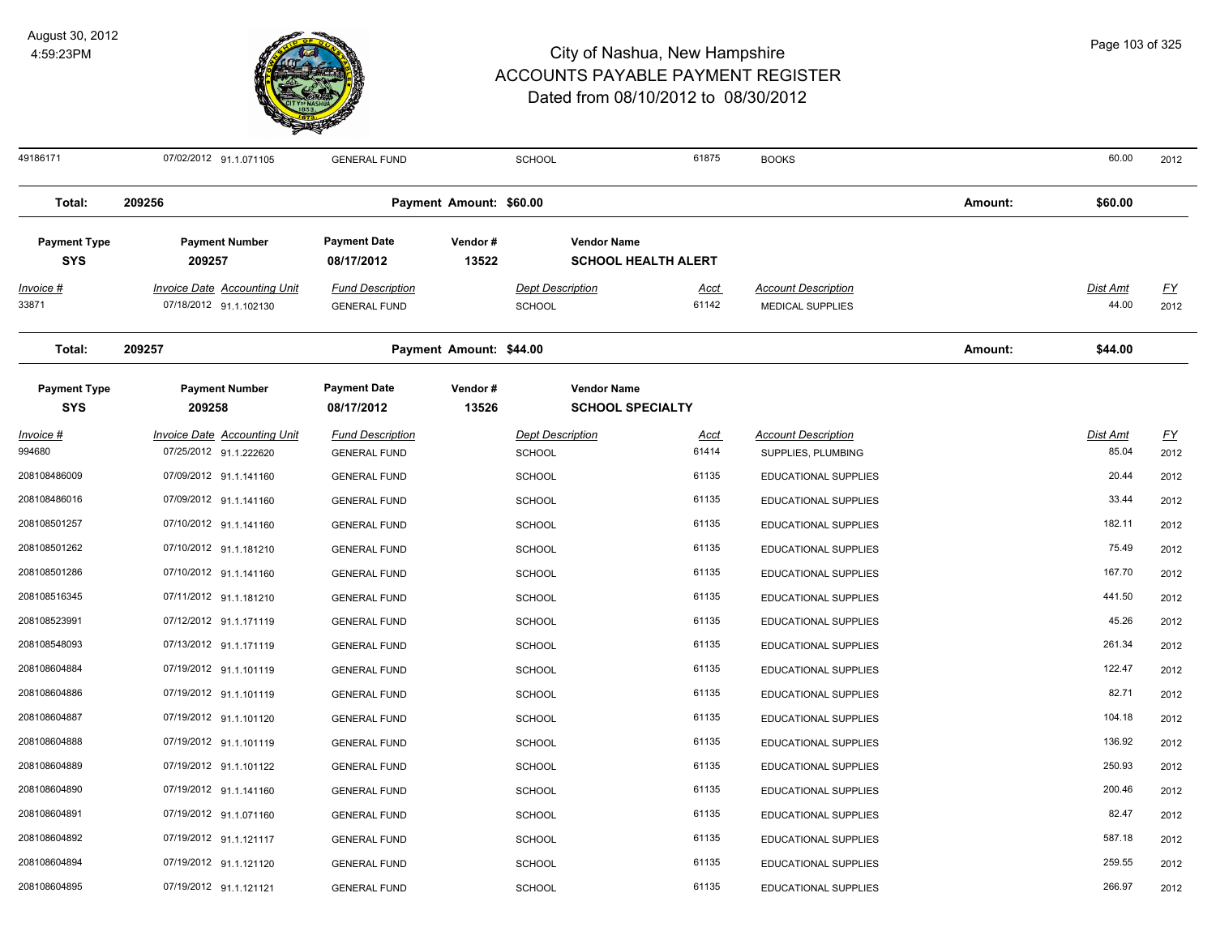# City of Nashua, New Hampshire
# ACCOUNTS PAYABLE PAYMENT REGISTER
## Dated from 08/10/2012 to 08/30/2012

August 30, 2012
4:59:23PM

| Invoice # | Invoice Date | Accounting Unit | Fund Description | Dept Description | Acct | Account Description | Dist Amt | FY |
|---|---|---|---|---|---|---|---|---|
| 49186171 | 07/02/2012 | 91.1.071105 | GENERAL FUND | SCHOOL | 61875 | BOOKS | 60.00 | 2012 |

**Total: 209256** Payment Amount: $60.00 Amount: $60.00

| Payment Type | Payment Number | Payment Date | Vendor # | Vendor Name |
|---|---|---|---|---|
| SYS | 209257 | 08/17/2012 | 13522 | SCHOOL HEALTH ALERT |

| Invoice # | Invoice Date | Accounting Unit | Fund Description | Dept Description | Acct | Account Description | Dist Amt | FY |
|---|---|---|---|---|---|---|---|---|
| 33871 | 07/18/2012 | 91.1.102130 | GENERAL FUND | SCHOOL | 61142 | MEDICAL SUPPLIES | 44.00 | 2012 |

**Total: 209257** Payment Amount: $44.00 Amount: $44.00

| Payment Type | Payment Number | Payment Date | Vendor # | Vendor Name |
|---|---|---|---|---|
| SYS | 209258 | 08/17/2012 | 13526 | SCHOOL SPECIALTY |

| Invoice # | Invoice Date | Accounting Unit | Fund Description | Dept Description | Acct | Account Description | Dist Amt | FY |
|---|---|---|---|---|---|---|---|---|
| 994680 | 07/25/2012 | 91.1.222620 | GENERAL FUND | SCHOOL | 61414 | SUPPLIES, PLUMBING | 85.04 | 2012 |
| 208108486009 | 07/09/2012 | 91.1.141160 | GENERAL FUND | SCHOOL | 61135 | EDUCATIONAL SUPPLIES | 20.44 | 2012 |
| 208108486016 | 07/09/2012 | 91.1.141160 | GENERAL FUND | SCHOOL | 61135 | EDUCATIONAL SUPPLIES | 33.44 | 2012 |
| 208108501257 | 07/10/2012 | 91.1.141160 | GENERAL FUND | SCHOOL | 61135 | EDUCATIONAL SUPPLIES | 182.11 | 2012 |
| 208108501262 | 07/10/2012 | 91.1.181210 | GENERAL FUND | SCHOOL | 61135 | EDUCATIONAL SUPPLIES | 75.49 | 2012 |
| 208108501286 | 07/10/2012 | 91.1.141160 | GENERAL FUND | SCHOOL | 61135 | EDUCATIONAL SUPPLIES | 167.70 | 2012 |
| 208108516345 | 07/11/2012 | 91.1.181210 | GENERAL FUND | SCHOOL | 61135 | EDUCATIONAL SUPPLIES | 441.50 | 2012 |
| 208108523991 | 07/12/2012 | 91.1.171119 | GENERAL FUND | SCHOOL | 61135 | EDUCATIONAL SUPPLIES | 45.26 | 2012 |
| 208108548093 | 07/13/2012 | 91.1.171119 | GENERAL FUND | SCHOOL | 61135 | EDUCATIONAL SUPPLIES | 261.34 | 2012 |
| 208108604884 | 07/19/2012 | 91.1.101119 | GENERAL FUND | SCHOOL | 61135 | EDUCATIONAL SUPPLIES | 122.47 | 2012 |
| 208108604886 | 07/19/2012 | 91.1.101119 | GENERAL FUND | SCHOOL | 61135 | EDUCATIONAL SUPPLIES | 82.71 | 2012 |
| 208108604887 | 07/19/2012 | 91.1.101120 | GENERAL FUND | SCHOOL | 61135 | EDUCATIONAL SUPPLIES | 104.18 | 2012 |
| 208108604888 | 07/19/2012 | 91.1.101119 | GENERAL FUND | SCHOOL | 61135 | EDUCATIONAL SUPPLIES | 136.92 | 2012 |
| 208108604889 | 07/19/2012 | 91.1.101122 | GENERAL FUND | SCHOOL | 61135 | EDUCATIONAL SUPPLIES | 250.93 | 2012 |
| 208108604890 | 07/19/2012 | 91.1.141160 | GENERAL FUND | SCHOOL | 61135 | EDUCATIONAL SUPPLIES | 200.46 | 2012 |
| 208108604891 | 07/19/2012 | 91.1.071160 | GENERAL FUND | SCHOOL | 61135 | EDUCATIONAL SUPPLIES | 82.47 | 2012 |
| 208108604892 | 07/19/2012 | 91.1.121117 | GENERAL FUND | SCHOOL | 61135 | EDUCATIONAL SUPPLIES | 587.18 | 2012 |
| 208108604894 | 07/19/2012 | 91.1.121120 | GENERAL FUND | SCHOOL | 61135 | EDUCATIONAL SUPPLIES | 259.55 | 2012 |
| 208108604895 | 07/19/2012 | 91.1.121121 | GENERAL FUND | SCHOOL | 61135 | EDUCATIONAL SUPPLIES | 266.97 | 2012 |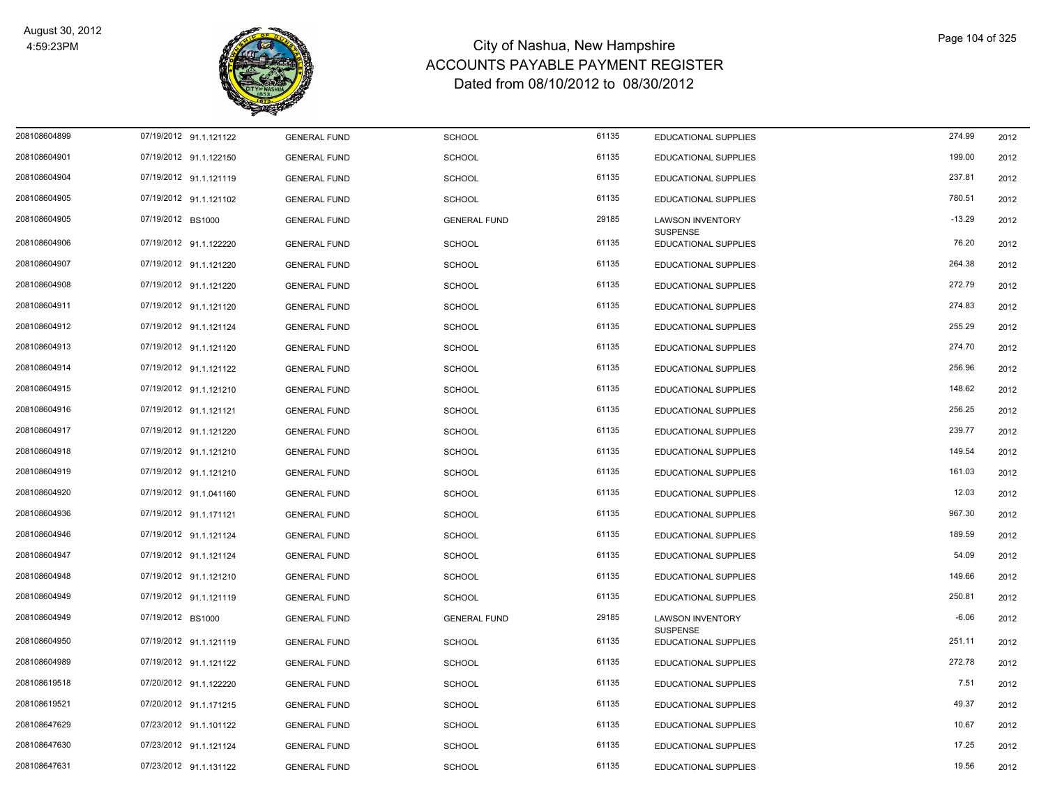# City of Nashua, New Hampshire
## ACCOUNTS PAYABLE PAYMENT REGISTER
### Dated from 08/10/2012 to 08/30/2012

| | | | | | | | | |
|---|---|---|---|---|---|---|---|---|
| 208108604899 | 07/19/2012 | 91.1.121122 | GENERAL FUND | SCHOOL | 61135 | EDUCATIONAL SUPPLIES | 274.99 | 2012 |
| 208108604901 | 07/19/2012 | 91.1.122150 | GENERAL FUND | SCHOOL | 61135 | EDUCATIONAL SUPPLIES | 199.00 | 2012 |
| 208108604904 | 07/19/2012 | 91.1.121119 | GENERAL FUND | SCHOOL | 61135 | EDUCATIONAL SUPPLIES | 237.81 | 2012 |
| 208108604905 | 07/19/2012 | 91.1.121102 | GENERAL FUND | SCHOOL | 61135 | EDUCATIONAL SUPPLIES | 780.51 | 2012 |
| 208108604905 | 07/19/2012 | BS1000 | GENERAL FUND | GENERAL FUND | 29185 | LAWSON INVENTORY SUSPENSE | -13.29 | 2012 |
| 208108604906 | 07/19/2012 | 91.1.122220 | GENERAL FUND | SCHOOL | 61135 | EDUCATIONAL SUPPLIES | 76.20 | 2012 |
| 208108604907 | 07/19/2012 | 91.1.121220 | GENERAL FUND | SCHOOL | 61135 | EDUCATIONAL SUPPLIES | 264.38 | 2012 |
| 208108604908 | 07/19/2012 | 91.1.121220 | GENERAL FUND | SCHOOL | 61135 | EDUCATIONAL SUPPLIES | 272.79 | 2012 |
| 208108604911 | 07/19/2012 | 91.1.121120 | GENERAL FUND | SCHOOL | 61135 | EDUCATIONAL SUPPLIES | 274.83 | 2012 |
| 208108604912 | 07/19/2012 | 91.1.121124 | GENERAL FUND | SCHOOL | 61135 | EDUCATIONAL SUPPLIES | 255.29 | 2012 |
| 208108604913 | 07/19/2012 | 91.1.121120 | GENERAL FUND | SCHOOL | 61135 | EDUCATIONAL SUPPLIES | 274.70 | 2012 |
| 208108604914 | 07/19/2012 | 91.1.121122 | GENERAL FUND | SCHOOL | 61135 | EDUCATIONAL SUPPLIES | 256.96 | 2012 |
| 208108604915 | 07/19/2012 | 91.1.121210 | GENERAL FUND | SCHOOL | 61135 | EDUCATIONAL SUPPLIES | 148.62 | 2012 |
| 208108604916 | 07/19/2012 | 91.1.121121 | GENERAL FUND | SCHOOL | 61135 | EDUCATIONAL SUPPLIES | 256.25 | 2012 |
| 208108604917 | 07/19/2012 | 91.1.121220 | GENERAL FUND | SCHOOL | 61135 | EDUCATIONAL SUPPLIES | 239.77 | 2012 |
| 208108604918 | 07/19/2012 | 91.1.121210 | GENERAL FUND | SCHOOL | 61135 | EDUCATIONAL SUPPLIES | 149.54 | 2012 |
| 208108604919 | 07/19/2012 | 91.1.121210 | GENERAL FUND | SCHOOL | 61135 | EDUCATIONAL SUPPLIES | 161.03 | 2012 |
| 208108604920 | 07/19/2012 | 91.1.041160 | GENERAL FUND | SCHOOL | 61135 | EDUCATIONAL SUPPLIES | 12.03 | 2012 |
| 208108604936 | 07/19/2012 | 91.1.171121 | GENERAL FUND | SCHOOL | 61135 | EDUCATIONAL SUPPLIES | 967.30 | 2012 |
| 208108604946 | 07/19/2012 | 91.1.121124 | GENERAL FUND | SCHOOL | 61135 | EDUCATIONAL SUPPLIES | 189.59 | 2012 |
| 208108604947 | 07/19/2012 | 91.1.121124 | GENERAL FUND | SCHOOL | 61135 | EDUCATIONAL SUPPLIES | 54.09 | 2012 |
| 208108604948 | 07/19/2012 | 91.1.121210 | GENERAL FUND | SCHOOL | 61135 | EDUCATIONAL SUPPLIES | 149.66 | 2012 |
| 208108604949 | 07/19/2012 | 91.1.121119 | GENERAL FUND | SCHOOL | 61135 | EDUCATIONAL SUPPLIES | 250.81 | 2012 |
| 208108604949 | 07/19/2012 | BS1000 | GENERAL FUND | GENERAL FUND | 29185 | LAWSON INVENTORY SUSPENSE | -6.06 | 2012 |
| 208108604950 | 07/19/2012 | 91.1.121119 | GENERAL FUND | SCHOOL | 61135 | EDUCATIONAL SUPPLIES | 251.11 | 2012 |
| 208108604989 | 07/19/2012 | 91.1.121122 | GENERAL FUND | SCHOOL | 61135 | EDUCATIONAL SUPPLIES | 272.78 | 2012 |
| 208108619518 | 07/20/2012 | 91.1.122220 | GENERAL FUND | SCHOOL | 61135 | EDUCATIONAL SUPPLIES | 7.51 | 2012 |
| 208108619521 | 07/20/2012 | 91.1.171215 | GENERAL FUND | SCHOOL | 61135 | EDUCATIONAL SUPPLIES | 49.37 | 2012 |
| 208108647629 | 07/23/2012 | 91.1.101122 | GENERAL FUND | SCHOOL | 61135 | EDUCATIONAL SUPPLIES | 10.67 | 2012 |
| 208108647630 | 07/23/2012 | 91.1.121124 | GENERAL FUND | SCHOOL | 61135 | EDUCATIONAL SUPPLIES | 17.25 | 2012 |
| 208108647631 | 07/23/2012 | 91.1.131122 | GENERAL FUND | SCHOOL | 61135 | EDUCATIONAL SUPPLIES | 19.56 | 2012 |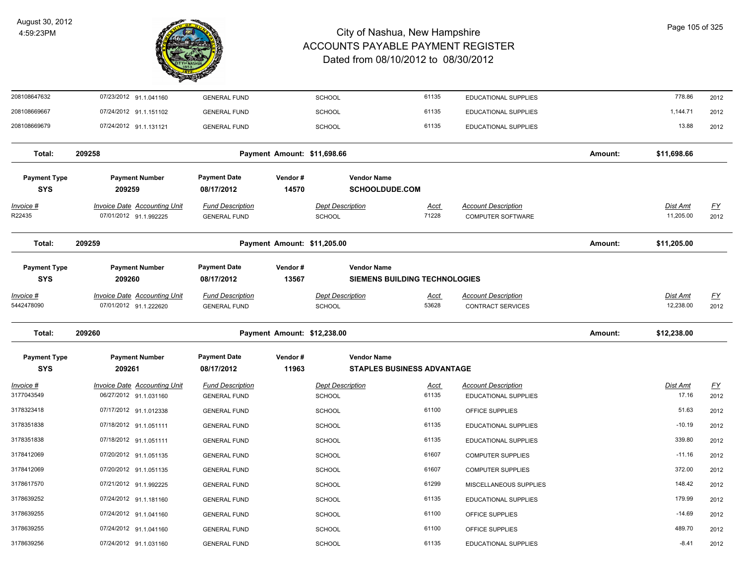# City of Nashua, New Hampshire
## ACCOUNTS PAYABLE PAYMENT REGISTER
### Dated from 08/10/2012 to 08/30/2012

| Invoice # | Invoice Date | Accounting Unit | Fund Description | Dept Description | Acct | Account Description | Dist Amt | FY |
|---|---|---|---|---|---|---|---|---|
| 208108647632 | 07/23/2012 | 91.1.041160 | GENERAL FUND | SCHOOL | 61135 | EDUCATIONAL SUPPLIES | 778.86 | 2012 |
| 208108669667 | 07/24/2012 | 91.1.151102 | GENERAL FUND | SCHOOL | 61135 | EDUCATIONAL SUPPLIES | 1,144.71 | 2012 |
| 208108669679 | 07/24/2012 | 91.1.131121 | GENERAL FUND | SCHOOL | 61135 | EDUCATIONAL SUPPLIES | 13.88 | 2012 |

**Total: 209258** — Payment Amount: $11,698.66 — Amount: $11,698.66

| Payment Type | Payment Number | Payment Date | Vendor # | Vendor Name |
|---|---|---|---|---|
| SYS | 209259 | 08/17/2012 | 14570 | SCHOOLDUDE.COM |

| Invoice # | Invoice Date | Accounting Unit | Fund Description | Dept Description | Acct | Account Description | Dist Amt | FY |
|---|---|---|---|---|---|---|---|---|
| R22435 | 07/01/2012 | 91.1.992225 | GENERAL FUND | SCHOOL | 71228 | COMPUTER SOFTWARE | 11,205.00 | 2012 |

**Total: 209259** — Payment Amount: $11,205.00 — Amount: $11,205.00

| Payment Type | Payment Number | Payment Date | Vendor # | Vendor Name |
|---|---|---|---|---|
| SYS | 209260 | 08/17/2012 | 13567 | SIEMENS BUILDING TECHNOLOGIES |

| Invoice # | Invoice Date | Accounting Unit | Fund Description | Dept Description | Acct | Account Description | Dist Amt | FY |
|---|---|---|---|---|---|---|---|---|
| 5442478090 | 07/01/2012 | 91.1.222620 | GENERAL FUND | SCHOOL | 53628 | CONTRACT SERVICES | 12,238.00 | 2012 |

**Total: 209260** — Payment Amount: $12,238.00 — Amount: $12,238.00

| Payment Type | Payment Number | Payment Date | Vendor # | Vendor Name |
|---|---|---|---|---|
| SYS | 209261 | 08/17/2012 | 11963 | STAPLES BUSINESS ADVANTAGE |

| Invoice # | Invoice Date | Accounting Unit | Fund Description | Dept Description | Acct | Account Description | Dist Amt | FY |
|---|---|---|---|---|---|---|---|---|
| 3177043549 | 06/27/2012 | 91.1.031160 | GENERAL FUND | SCHOOL | 61135 | EDUCATIONAL SUPPLIES | 17.16 | 2012 |
| 3178323418 | 07/17/2012 | 91.1.012338 | GENERAL FUND | SCHOOL | 61100 | OFFICE SUPPLIES | 51.63 | 2012 |
| 3178351838 | 07/18/2012 | 91.1.051111 | GENERAL FUND | SCHOOL | 61135 | EDUCATIONAL SUPPLIES | -10.19 | 2012 |
| 3178351838 | 07/18/2012 | 91.1.051111 | GENERAL FUND | SCHOOL | 61135 | EDUCATIONAL SUPPLIES | 339.80 | 2012 |
| 3178412069 | 07/20/2012 | 91.1.051135 | GENERAL FUND | SCHOOL | 61607 | COMPUTER SUPPLIES | -11.16 | 2012 |
| 3178412069 | 07/20/2012 | 91.1.051135 | GENERAL FUND | SCHOOL | 61607 | COMPUTER SUPPLIES | 372.00 | 2012 |
| 3178617570 | 07/21/2012 | 91.1.992225 | GENERAL FUND | SCHOOL | 61299 | MISCELLANEOUS SUPPLIES | 148.42 | 2012 |
| 3178639252 | 07/24/2012 | 91.1.181160 | GENERAL FUND | SCHOOL | 61135 | EDUCATIONAL SUPPLIES | 179.99 | 2012 |
| 3178639255 | 07/24/2012 | 91.1.041160 | GENERAL FUND | SCHOOL | 61100 | OFFICE SUPPLIES | -14.69 | 2012 |
| 3178639255 | 07/24/2012 | 91.1.041160 | GENERAL FUND | SCHOOL | 61100 | OFFICE SUPPLIES | 489.70 | 2012 |
| 3178639256 | 07/24/2012 | 91.1.031160 | GENERAL FUND | SCHOOL | 61135 | EDUCATIONAL SUPPLIES | -8.41 | 2012 |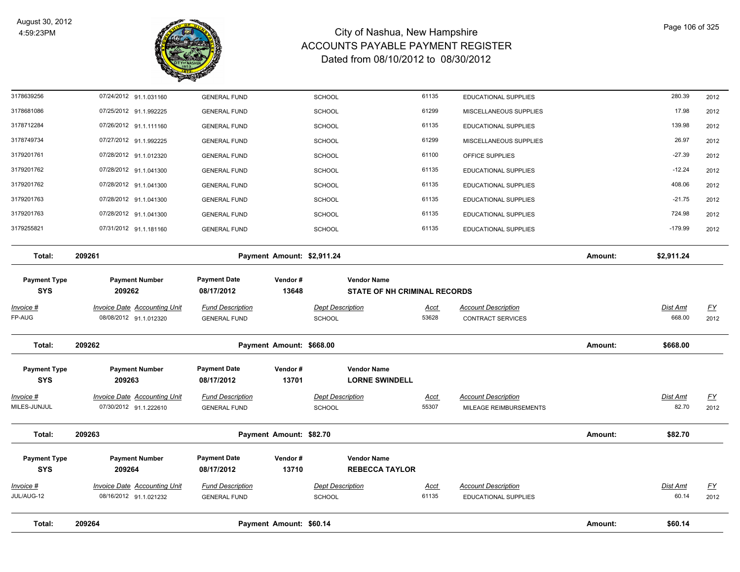# City of Nashua, New Hampshire
## ACCOUNTS PAYABLE PAYMENT REGISTER
### Dated from 08/10/2012 to 08/30/2012

August 30, 2012
4:59:23PM

| Invoice # | Invoice Date | Accounting Unit | Fund Description | Dept Description | Acct | Account Description | Dist Amt | FY |
|---|---|---|---|---|---|---|---|---|
| 3178639256 | 07/24/2012 | 91.1.031160 | GENERAL FUND | SCHOOL | 61135 | EDUCATIONAL SUPPLIES | 280.39 | 2012 |
| 3178681086 | 07/25/2012 | 91.1.992225 | GENERAL FUND | SCHOOL | 61299 | MISCELLANEOUS SUPPLIES | 17.98 | 2012 |
| 3178712284 | 07/26/2012 | 91.1.111160 | GENERAL FUND | SCHOOL | 61135 | EDUCATIONAL SUPPLIES | 139.98 | 2012 |
| 3178749734 | 07/27/2012 | 91.1.992225 | GENERAL FUND | SCHOOL | 61299 | MISCELLANEOUS SUPPLIES | 26.97 | 2012 |
| 3179201761 | 07/28/2012 | 91.1.012320 | GENERAL FUND | SCHOOL | 61100 | OFFICE SUPPLIES | -27.39 | 2012 |
| 3179201762 | 07/28/2012 | 91.1.041300 | GENERAL FUND | SCHOOL | 61135 | EDUCATIONAL SUPPLIES | -12.24 | 2012 |
| 3179201762 | 07/28/2012 | 91.1.041300 | GENERAL FUND | SCHOOL | 61135 | EDUCATIONAL SUPPLIES | 408.06 | 2012 |
| 3179201763 | 07/28/2012 | 91.1.041300 | GENERAL FUND | SCHOOL | 61135 | EDUCATIONAL SUPPLIES | -21.75 | 2012 |
| 3179201763 | 07/28/2012 | 91.1.041300 | GENERAL FUND | SCHOOL | 61135 | EDUCATIONAL SUPPLIES | 724.98 | 2012 |
| 3179255821 | 07/31/2012 | 91.1.181160 | GENERAL FUND | SCHOOL | 61135 | EDUCATIONAL SUPPLIES | -179.99 | 2012 |

**Total: 209261 — Payment Amount: $2,911.24 — Amount: $2,911.24**

| Payment Type | Payment Number | Payment Date | Vendor # | Vendor Name |
|---|---|---|---|---|
| SYS | 209262 | 08/17/2012 | 13648 | STATE OF NH CRIMINAL RECORDS |

| Invoice # | Invoice Date | Accounting Unit | Fund Description | Dept Description | Acct | Account Description | Dist Amt | FY |
|---|---|---|---|---|---|---|---|---|
| FP-AUG | 08/08/2012 | 91.1.012320 | GENERAL FUND | SCHOOL | 53628 | CONTRACT SERVICES | 668.00 | 2012 |

**Total: 209262 — Payment Amount: $668.00 — Amount: $668.00**

| Payment Type | Payment Number | Payment Date | Vendor # | Vendor Name |
|---|---|---|---|---|
| SYS | 209263 | 08/17/2012 | 13701 | LORNE SWINDELL |

| Invoice # | Invoice Date | Accounting Unit | Fund Description | Dept Description | Acct | Account Description | Dist Amt | FY |
|---|---|---|---|---|---|---|---|---|
| MILES-JUNJUL | 07/30/2012 | 91.1.222610 | GENERAL FUND | SCHOOL | 55307 | MILEAGE REIMBURSEMENTS | 82.70 | 2012 |

**Total: 209263 — Payment Amount: $82.70 — Amount: $82.70**

| Payment Type | Payment Number | Payment Date | Vendor # | Vendor Name |
|---|---|---|---|---|
| SYS | 209264 | 08/17/2012 | 13710 | REBECCA TAYLOR |

| Invoice # | Invoice Date | Accounting Unit | Fund Description | Dept Description | Acct | Account Description | Dist Amt | FY |
|---|---|---|---|---|---|---|---|---|
| JUL/AUG-12 | 08/16/2012 | 91.1.021232 | GENERAL FUND | SCHOOL | 61135 | EDUCATIONAL SUPPLIES | 60.14 | 2012 |

**Total: 209264 — Payment Amount: $60.14 — Amount: $60.14**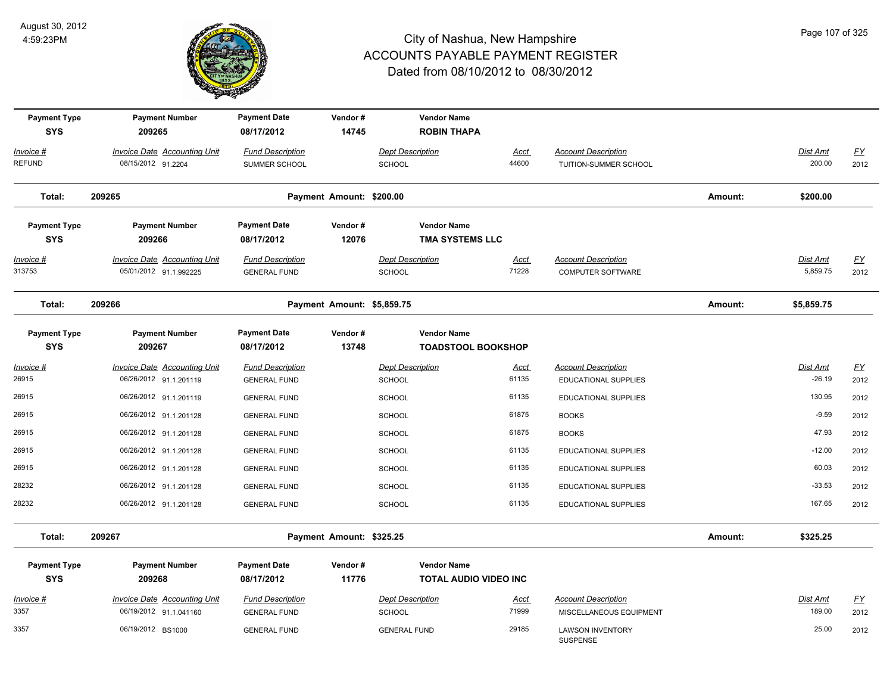# City of Nashua, New Hampshire
## ACCOUNTS PAYABLE PAYMENT REGISTER
### Dated from 08/10/2012 to 08/30/2012

| Payment Type | Payment Number | Payment Date | Vendor # | Vendor Name |
|---|---|---|---|---|
| SYS | 209265 | 08/17/2012 | 14745 | ROBIN THAPA |

| Invoice # | Invoice Date | Accounting Unit | Fund Description | Dept Description | Acct | Account Description | Dist Amt | FY |
|---|---|---|---|---|---|---|---|---|
| REFUND | 08/15/2012 | 91.2204 | SUMMER SCHOOL | SCHOOL | 44600 | TUITION-SUMMER SCHOOL | 200.00 | 2012 |

**Total: 209265 — Payment Amount: $200.00 — Amount: $200.00**

| Payment Type | Payment Number | Payment Date | Vendor # | Vendor Name |
|---|---|---|---|---|
| SYS | 209266 | 08/17/2012 | 12076 | TMA SYSTEMS LLC |

| Invoice # | Invoice Date | Accounting Unit | Fund Description | Dept Description | Acct | Account Description | Dist Amt | FY |
|---|---|---|---|---|---|---|---|---|
| 313753 | 05/01/2012 | 91.1.992225 | GENERAL FUND | SCHOOL | 71228 | COMPUTER SOFTWARE | 5,859.75 | 2012 |

**Total: 209266 — Payment Amount: $5,859.75 — Amount: $5,859.75**

| Payment Type | Payment Number | Payment Date | Vendor # | Vendor Name |
|---|---|---|---|---|
| SYS | 209267 | 08/17/2012 | 13748 | TOADSTOOL BOOKSHOP |

| Invoice # | Invoice Date | Accounting Unit | Fund Description | Dept Description | Acct | Account Description | Dist Amt | FY |
|---|---|---|---|---|---|---|---|---|
| 26915 | 06/26/2012 | 91.1.201119 | GENERAL FUND | SCHOOL | 61135 | EDUCATIONAL SUPPLIES | -26.19 | 2012 |
| 26915 | 06/26/2012 | 91.1.201119 | GENERAL FUND | SCHOOL | 61135 | EDUCATIONAL SUPPLIES | 130.95 | 2012 |
| 26915 | 06/26/2012 | 91.1.201128 | GENERAL FUND | SCHOOL | 61875 | BOOKS | -9.59 | 2012 |
| 26915 | 06/26/2012 | 91.1.201128 | GENERAL FUND | SCHOOL | 61875 | BOOKS | 47.93 | 2012 |
| 26915 | 06/26/2012 | 91.1.201128 | GENERAL FUND | SCHOOL | 61135 | EDUCATIONAL SUPPLIES | -12.00 | 2012 |
| 26915 | 06/26/2012 | 91.1.201128 | GENERAL FUND | SCHOOL | 61135 | EDUCATIONAL SUPPLIES | 60.03 | 2012 |
| 28232 | 06/26/2012 | 91.1.201128 | GENERAL FUND | SCHOOL | 61135 | EDUCATIONAL SUPPLIES | -33.53 | 2012 |
| 28232 | 06/26/2012 | 91.1.201128 | GENERAL FUND | SCHOOL | 61135 | EDUCATIONAL SUPPLIES | 167.65 | 2012 |

**Total: 209267 — Payment Amount: $325.25 — Amount: $325.25**

| Payment Type | Payment Number | Payment Date | Vendor # | Vendor Name |
|---|---|---|---|---|
| SYS | 209268 | 08/17/2012 | 11776 | TOTAL AUDIO VIDEO INC |

| Invoice # | Invoice Date | Accounting Unit | Fund Description | Dept Description | Acct | Account Description | Dist Amt | FY |
|---|---|---|---|---|---|---|---|---|
| 3357 | 06/19/2012 | 91.1.041160 | GENERAL FUND | SCHOOL | 71999 | MISCELLANEOUS EQUIPMENT | 189.00 | 2012 |
| 3357 | 06/19/2012 | BS1000 | GENERAL FUND | GENERAL FUND | 29185 | LAWSON INVENTORY SUSPENSE | 25.00 | 2012 |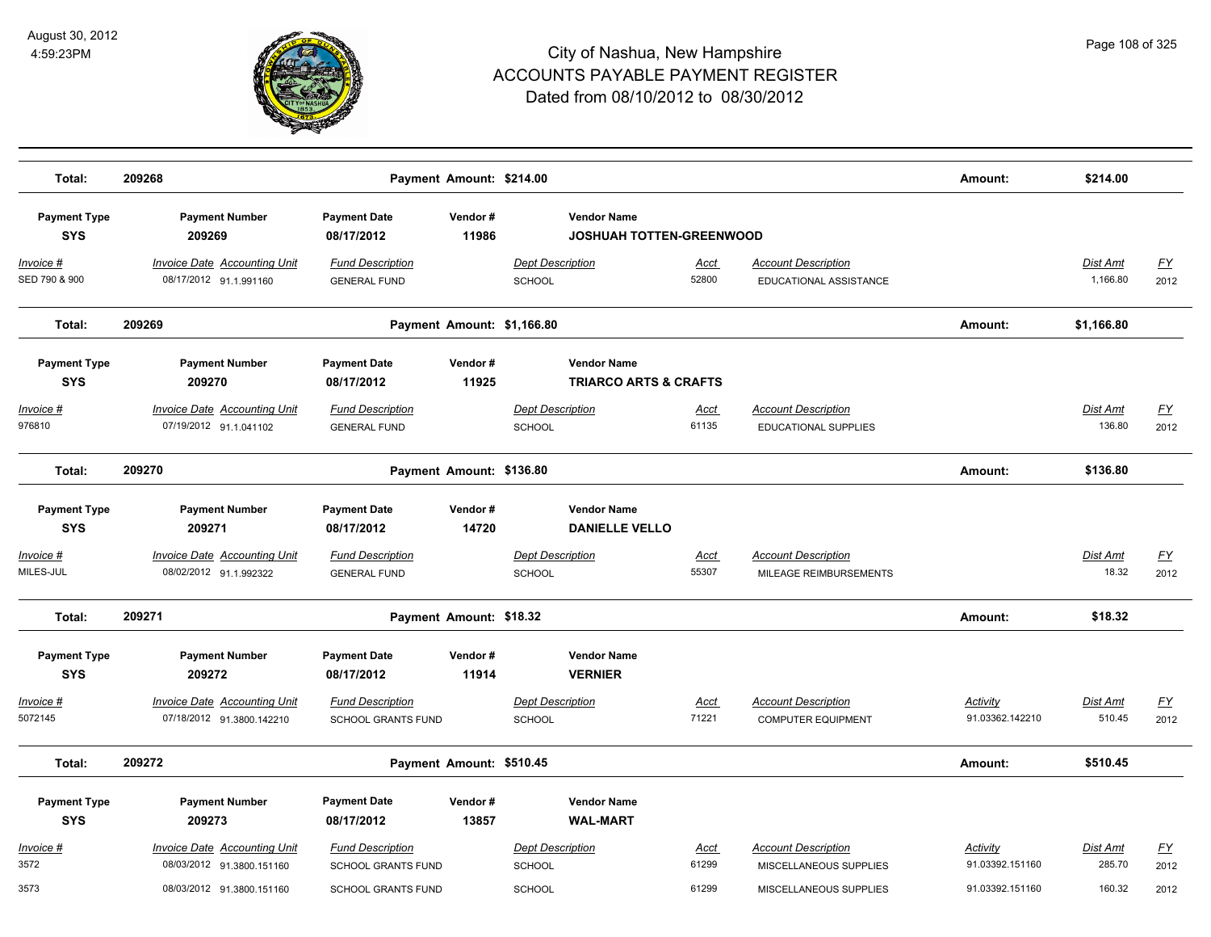# City of Nashua, New Hampshire
## ACCOUNTS PAYABLE PAYMENT REGISTER
### Dated from 08/10/2012 to 08/30/2012

August 30, 2012
4:59:23PM

**Total: 209268** — Payment Amount: $214.00 — Amount: $214.00

| Payment Type | Payment Number | Payment Date | Vendor # | Vendor Name |
|---|---|---|---|---|
| SYS | 209269 | 08/17/2012 | 11986 | JOSHUAH TOTTEN-GREENWOOD |

| Invoice # | Invoice Date | Accounting Unit | Fund Description | Dept Description | Acct | Account Description | Activity | Dist Amt | FY |
|---|---|---|---|---|---|---|---|---|---|
| SED 790 & 900 | 08/17/2012 | 91.1.991160 | GENERAL FUND | SCHOOL | 52800 | EDUCATIONAL ASSISTANCE | | 1,166.80 | 2012 |

**Total: 209269** — Payment Amount: $1,166.80 — Amount: $1,166.80

| Payment Type | Payment Number | Payment Date | Vendor # | Vendor Name |
|---|---|---|---|---|
| SYS | 209270 | 08/17/2012 | 11925 | TRIARCO ARTS & CRAFTS |

| Invoice # | Invoice Date | Accounting Unit | Fund Description | Dept Description | Acct | Account Description | Activity | Dist Amt | FY |
|---|---|---|---|---|---|---|---|---|---|
| 976810 | 07/19/2012 | 91.1.041102 | GENERAL FUND | SCHOOL | 61135 | EDUCATIONAL SUPPLIES | | 136.80 | 2012 |

**Total: 209270** — Payment Amount: $136.80 — Amount: $136.80

| Payment Type | Payment Number | Payment Date | Vendor # | Vendor Name |
|---|---|---|---|---|
| SYS | 209271 | 08/17/2012 | 14720 | DANIELLE VELLO |

| Invoice # | Invoice Date | Accounting Unit | Fund Description | Dept Description | Acct | Account Description | Activity | Dist Amt | FY |
|---|---|---|---|---|---|---|---|---|---|
| MILES-JUL | 08/02/2012 | 91.1.992322 | GENERAL FUND | SCHOOL | 55307 | MILEAGE REIMBURSEMENTS | | 18.32 | 2012 |

**Total: 209271** — Payment Amount: $18.32 — Amount: $18.32

| Payment Type | Payment Number | Payment Date | Vendor # | Vendor Name |
|---|---|---|---|---|
| SYS | 209272 | 08/17/2012 | 11914 | VERNIER |

| Invoice # | Invoice Date | Accounting Unit | Fund Description | Dept Description | Acct | Account Description | Activity | Dist Amt | FY |
|---|---|---|---|---|---|---|---|---|---|
| 5072145 | 07/18/2012 | 91.3800.142210 | SCHOOL GRANTS FUND | SCHOOL | 71221 | COMPUTER EQUIPMENT | 91.03362.142210 | 510.45 | 2012 |

**Total: 209272** — Payment Amount: $510.45 — Amount: $510.45

| Payment Type | Payment Number | Payment Date | Vendor # | Vendor Name |
|---|---|---|---|---|
| SYS | 209273 | 08/17/2012 | 13857 | WAL-MART |

| Invoice # | Invoice Date | Accounting Unit | Fund Description | Dept Description | Acct | Account Description | Activity | Dist Amt | FY |
|---|---|---|---|---|---|---|---|---|---|
| 3572 | 08/03/2012 | 91.3800.151160 | SCHOOL GRANTS FUND | SCHOOL | 61299 | MISCELLANEOUS SUPPLIES | 91.03392.151160 | 285.70 | 2012 |
| 3573 | 08/03/2012 | 91.3800.151160 | SCHOOL GRANTS FUND | SCHOOL | 61299 | MISCELLANEOUS SUPPLIES | 91.03392.151160 | 160.32 | 2012 |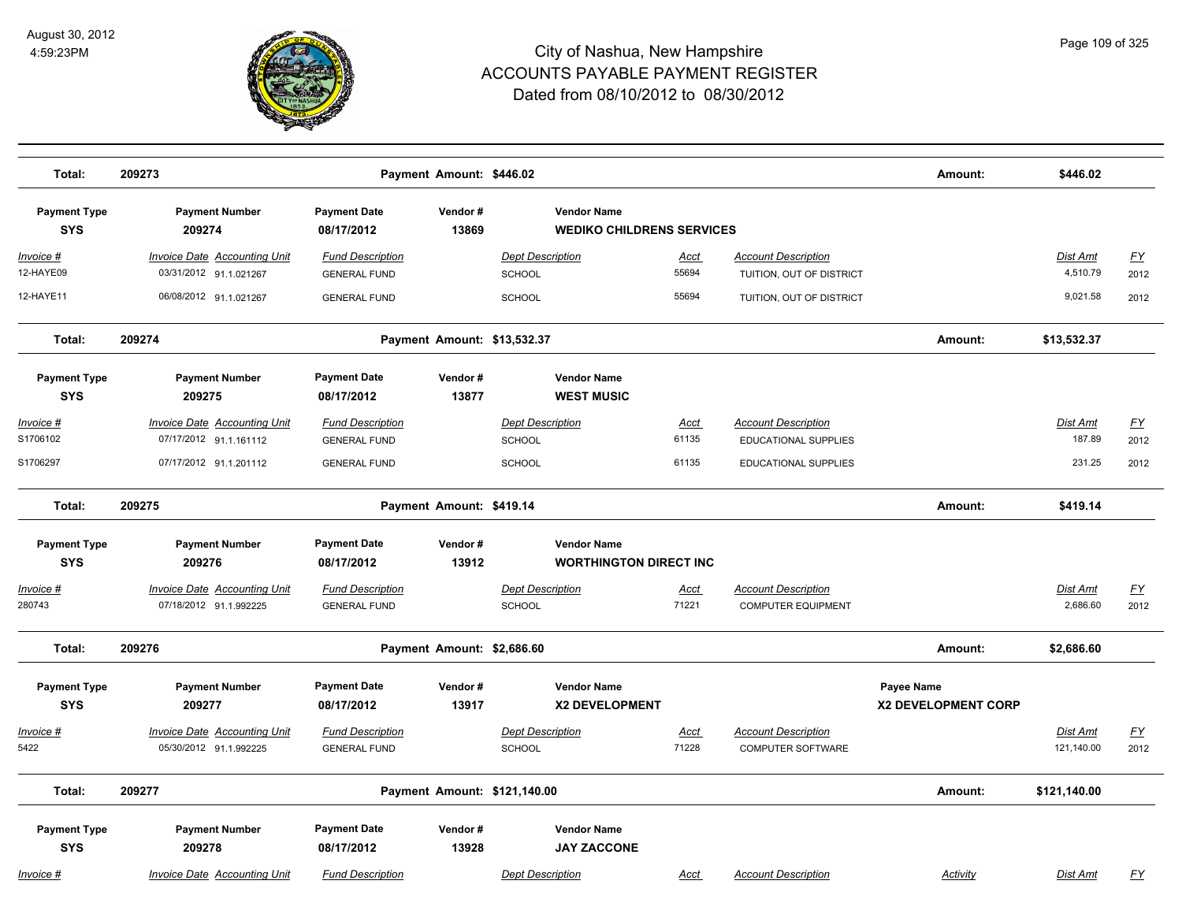| Total: | 209273 | | Payment Amount: $446.02 | | | | | Amount: | $446.02 | |
|---|---|---|---|---|---|---|---|---|---|---|

| Payment Type | Payment Number | Payment Date | Vendor # | Vendor Name | | | | | | |
|---|---|---|---|---|---|---|---|---|---|---|
| **SYS** | **209274** | **08/17/2012** | **13869** | **WEDIKO CHILDRENS SERVICES** | | | | | | |
| *Invoice #* | *Invoice Date* | *Accounting Unit* | *Fund Description* | *Dept Description* | *Acct* | *Account Description* | | *Dist Amt* | *FY* | |
| 12-HAYE09 | 03/31/2012 | 91.1.021267 | GENERAL FUND | SCHOOL | 55694 | TUITION, OUT OF DISTRICT | | 4,510.79 | 2012 | |
| 12-HAYE11 | 06/08/2012 | 91.1.021267 | GENERAL FUND | SCHOOL | 55694 | TUITION, OUT OF DISTRICT | | 9,021.58 | 2012 | |
| **Total:** | **209274** | | **Payment Amount: $13,532.37** | | | | **Amount:** | **$13,532.37** | | |

| Payment Type | Payment Number | Payment Date | Vendor # | Vendor Name | | | | | | |
|---|---|---|---|---|---|---|---|---|---|---|
| **SYS** | **209275** | **08/17/2012** | **13877** | **WEST MUSIC** | | | | | | |
| *Invoice #* | *Invoice Date* | *Accounting Unit* | *Fund Description* | *Dept Description* | *Acct* | *Account Description* | | *Dist Amt* | *FY* | |
| S1706102 | 07/17/2012 | 91.1.161112 | GENERAL FUND | SCHOOL | 61135 | EDUCATIONAL SUPPLIES | | 187.89 | 2012 | |
| S1706297 | 07/17/2012 | 91.1.201112 | GENERAL FUND | SCHOOL | 61135 | EDUCATIONAL SUPPLIES | | 231.25 | 2012 | |
| **Total:** | **209275** | | **Payment Amount: $419.14** | | | | **Amount:** | **$419.14** | | |

| Payment Type | Payment Number | Payment Date | Vendor # | Vendor Name | | | | | | |
|---|---|---|---|---|---|---|---|---|---|---|
| **SYS** | **209276** | **08/17/2012** | **13912** | **WORTHINGTON DIRECT INC** | | | | | | |
| *Invoice #* | *Invoice Date* | *Accounting Unit* | *Fund Description* | *Dept Description* | *Acct* | *Account Description* | | *Dist Amt* | *FY* | |
| 280743 | 07/18/2012 | 91.1.992225 | GENERAL FUND | SCHOOL | 71221 | COMPUTER EQUIPMENT | | 2,686.60 | 2012 | |
| **Total:** | **209276** | | **Payment Amount: $2,686.60** | | | | **Amount:** | **$2,686.60** | | |

| Payment Type | Payment Number | Payment Date | Vendor # | Vendor Name | | | Payee Name | | | |
|---|---|---|---|---|---|---|---|---|---|---|
| **SYS** | **209277** | **08/17/2012** | **13917** | **X2 DEVELOPMENT** | | | **X2 DEVELOPMENT CORP** | | | |
| *Invoice #* | *Invoice Date* | *Accounting Unit* | *Fund Description* | *Dept Description* | *Acct* | *Account Description* | | *Dist Amt* | *FY* | |
| 5422 | 05/30/2012 | 91.1.992225 | GENERAL FUND | SCHOOL | 71228 | COMPUTER SOFTWARE | | 121,140.00 | 2012 | |
| **Total:** | **209277** | | **Payment Amount: $121,140.00** | | | | **Amount:** | **$121,140.00** | | |

| Payment Type | Payment Number | Payment Date | Vendor # | Vendor Name | | | | | | |
|---|---|---|---|---|---|---|---|---|---|---|
| **SYS** | **209278** | **08/17/2012** | **13928** | **JAY ZACCONE** | | | | | | |
| *Invoice #* | *Invoice Date* | *Accounting Unit* | *Fund Description* | *Dept Description* | *Acct* | *Account Description* | *Activity* | *Dist Amt* | *FY* | |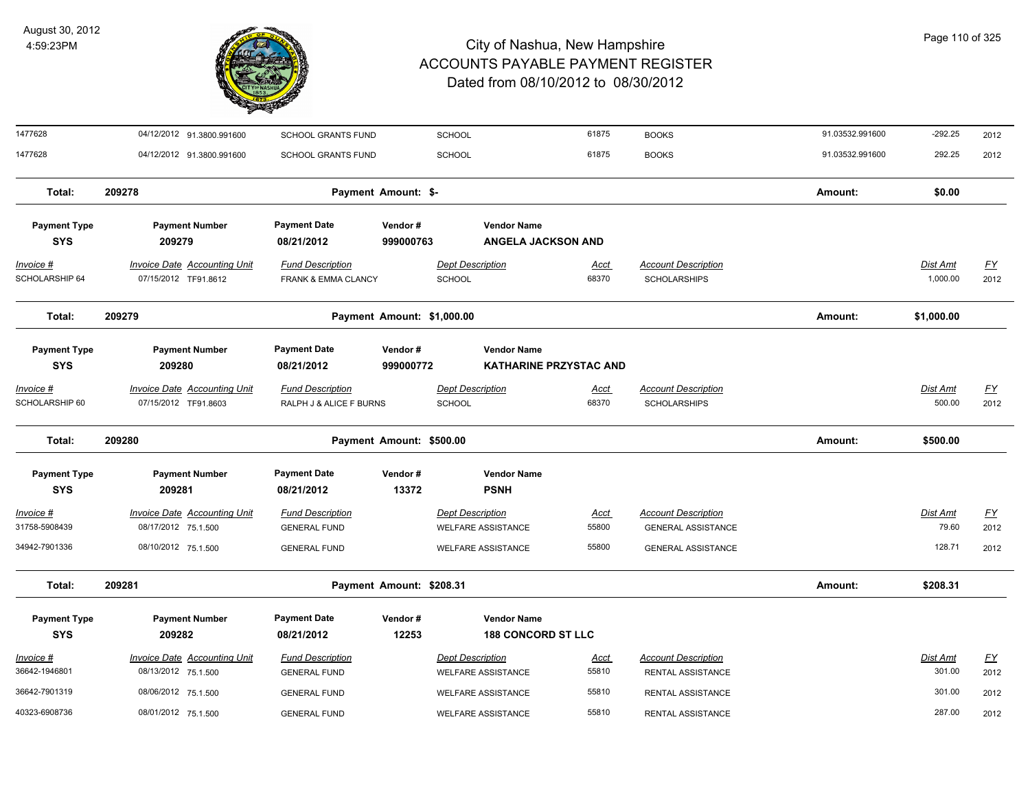# City of Nashua, New Hampshire
## ACCOUNTS PAYABLE PAYMENT REGISTER
### Dated from 08/10/2012 to 08/30/2012

August 30, 2012
4:59:23PM

| Invoice # | Invoice Date | Accounting Unit | Fund Description | Dept Description | Acct | Account Description | | Dist Amt | FY |
|---|---|---|---|---|---|---|---|---|---|
| 1477628 | 04/12/2012 | 91.3800.991600 | SCHOOL GRANTS FUND | SCHOOL | 61875 | BOOKS | 91.03532.991600 | -292.25 | 2012 |
| 1477628 | 04/12/2012 | 91.3800.991600 | SCHOOL GRANTS FUND | SCHOOL | 61875 | BOOKS | 91.03532.991600 | 292.25 | 2012 |

**Total: 209278** — Payment Amount: $- — Amount: **$0.00**

| Payment Type | Payment Number | Payment Date | Vendor # | Vendor Name |
|---|---|---|---|---|
| **SYS** | **209279** | **08/21/2012** | **999000763** | **ANGELA JACKSON AND** |

| Invoice # | Invoice Date | Accounting Unit | Fund Description | Dept Description | Acct | Account Description | Dist Amt | FY |
|---|---|---|---|---|---|---|---|---|
| SCHOLARSHIP 64 | 07/15/2012 | TF91.8612 | FRANK & EMMA CLANCY | SCHOOL | 68370 | SCHOLARSHIPS | 1,000.00 | 2012 |

**Total: 209279** — Payment Amount: $1,000.00 — Amount: **$1,000.00**

| Payment Type | Payment Number | Payment Date | Vendor # | Vendor Name |
|---|---|---|---|---|
| **SYS** | **209280** | **08/21/2012** | **999000772** | **KATHARINE PRZYSTAC AND** |

| Invoice # | Invoice Date | Accounting Unit | Fund Description | Dept Description | Acct | Account Description | Dist Amt | FY |
|---|---|---|---|---|---|---|---|---|
| SCHOLARSHIP 60 | 07/15/2012 | TF91.8603 | RALPH J & ALICE F BURNS | SCHOOL | 68370 | SCHOLARSHIPS | 500.00 | 2012 |

**Total: 209280** — Payment Amount: $500.00 — Amount: **$500.00**

| Payment Type | Payment Number | Payment Date | Vendor # | Vendor Name |
|---|---|---|---|---|
| **SYS** | **209281** | **08/21/2012** | **13372** | **PSNH** |

| Invoice # | Invoice Date | Accounting Unit | Fund Description | Dept Description | Acct | Account Description | Dist Amt | FY |
|---|---|---|---|---|---|---|---|---|
| 31758-5908439 | 08/17/2012 | 75.1.500 | GENERAL FUND | WELFARE ASSISTANCE | 55800 | GENERAL ASSISTANCE | 79.60 | 2012 |
| 34942-7901336 | 08/10/2012 | 75.1.500 | GENERAL FUND | WELFARE ASSISTANCE | 55800 | GENERAL ASSISTANCE | 128.71 | 2012 |

**Total: 209281** — Payment Amount: $208.31 — Amount: **$208.31**

| Payment Type | Payment Number | Payment Date | Vendor # | Vendor Name |
|---|---|---|---|---|
| **SYS** | **209282** | **08/21/2012** | **12253** | **188 CONCORD ST LLC** |

| Invoice # | Invoice Date | Accounting Unit | Fund Description | Dept Description | Acct | Account Description | Dist Amt | FY |
|---|---|---|---|---|---|---|---|---|
| 36642-1946801 | 08/13/2012 | 75.1.500 | GENERAL FUND | WELFARE ASSISTANCE | 55810 | RENTAL ASSISTANCE | 301.00 | 2012 |
| 36642-7901319 | 08/06/2012 | 75.1.500 | GENERAL FUND | WELFARE ASSISTANCE | 55810 | RENTAL ASSISTANCE | 301.00 | 2012 |
| 40323-6908736 | 08/01/2012 | 75.1.500 | GENERAL FUND | WELFARE ASSISTANCE | 55810 | RENTAL ASSISTANCE | 287.00 | 2012 |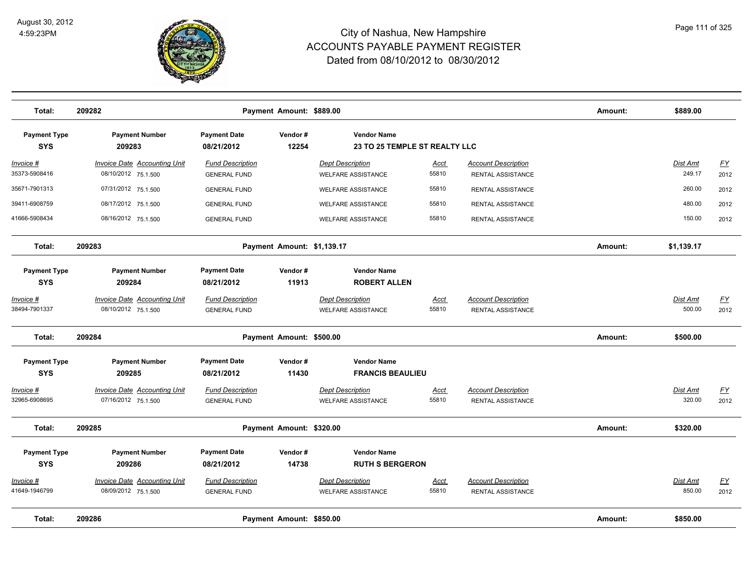# City of Nashua, New Hampshire
# ACCOUNTS PAYABLE PAYMENT REGISTER
## Dated from 08/10/2012 to 08/30/2012

August 30, 2012
4:59:23PM

**Total: 209282 — Payment Amount: $889.00 — Amount: $889.00**

| Payment Type | Payment Number | Payment Date | Vendor # | Vendor Name |
|---|---|---|---|---|
| SYS | 209283 | 08/21/2012 | 12254 | 23 TO 25 TEMPLE ST REALTY LLC |

| Invoice # | Invoice Date | Accounting Unit | Fund Description | Dept Description | Acct | Account Description | Dist Amt | FY |
|---|---|---|---|---|---|---|---|---|
| 35373-5908416 | 08/10/2012 | 75.1.500 | GENERAL FUND | WELFARE ASSISTANCE | 55810 | RENTAL ASSISTANCE | 249.17 | 2012 |
| 35671-7901313 | 07/31/2012 | 75.1.500 | GENERAL FUND | WELFARE ASSISTANCE | 55810 | RENTAL ASSISTANCE | 260.00 | 2012 |
| 39411-6908759 | 08/17/2012 | 75.1.500 | GENERAL FUND | WELFARE ASSISTANCE | 55810 | RENTAL ASSISTANCE | 480.00 | 2012 |
| 41666-5908434 | 08/16/2012 | 75.1.500 | GENERAL FUND | WELFARE ASSISTANCE | 55810 | RENTAL ASSISTANCE | 150.00 | 2012 |

**Total: 209283 — Payment Amount: $1,139.17 — Amount: $1,139.17**

| Payment Type | Payment Number | Payment Date | Vendor # | Vendor Name |
|---|---|---|---|---|
| SYS | 209284 | 08/21/2012 | 11913 | ROBERT ALLEN |

| Invoice # | Invoice Date | Accounting Unit | Fund Description | Dept Description | Acct | Account Description | Dist Amt | FY |
|---|---|---|---|---|---|---|---|---|
| 38494-7901337 | 08/10/2012 | 75.1.500 | GENERAL FUND | WELFARE ASSISTANCE | 55810 | RENTAL ASSISTANCE | 500.00 | 2012 |

**Total: 209284 — Payment Amount: $500.00 — Amount: $500.00**

| Payment Type | Payment Number | Payment Date | Vendor # | Vendor Name |
|---|---|---|---|---|
| SYS | 209285 | 08/21/2012 | 11430 | FRANCIS BEAULIEU |

| Invoice # | Invoice Date | Accounting Unit | Fund Description | Dept Description | Acct | Account Description | Dist Amt | FY |
|---|---|---|---|---|---|---|---|---|
| 32965-6908695 | 07/16/2012 | 75.1.500 | GENERAL FUND | WELFARE ASSISTANCE | 55810 | RENTAL ASSISTANCE | 320.00 | 2012 |

**Total: 209285 — Payment Amount: $320.00 — Amount: $320.00**

| Payment Type | Payment Number | Payment Date | Vendor # | Vendor Name |
|---|---|---|---|---|
| SYS | 209286 | 08/21/2012 | 14738 | RUTH S BERGERON |

| Invoice # | Invoice Date | Accounting Unit | Fund Description | Dept Description | Acct | Account Description | Dist Amt | FY |
|---|---|---|---|---|---|---|---|---|
| 41649-1946799 | 08/09/2012 | 75.1.500 | GENERAL FUND | WELFARE ASSISTANCE | 55810 | RENTAL ASSISTANCE | 850.00 | 2012 |

**Total: 209286 — Payment Amount: $850.00 — Amount: $850.00**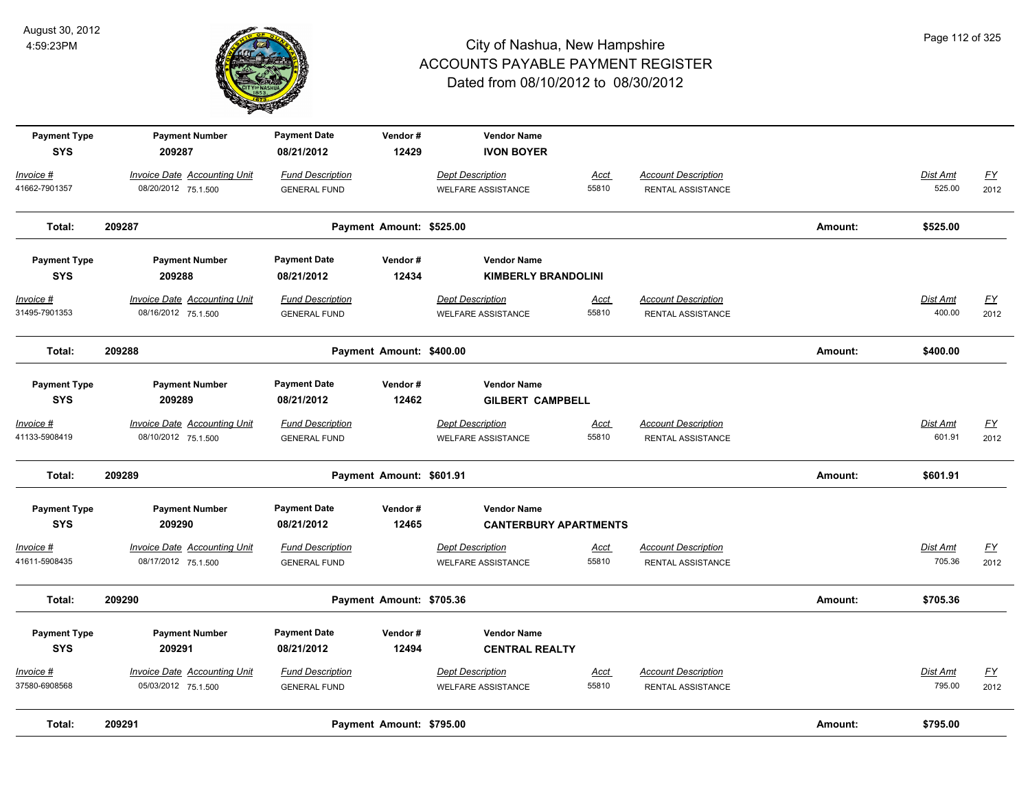# City of Nashua, New Hampshire
## ACCOUNTS PAYABLE PAYMENT REGISTER
### Dated from 08/10/2012 to 08/30/2012

| Payment Type | Payment Number | Payment Date | Vendor # | Vendor Name | | | | |
|---|---|---|---|---|---|---|---|---|
| SYS | 209287 | 08/21/2012 | 12429 | IVON BOYER | | | | |
| *Invoice #* | *Invoice Date Accounting Unit* | *Fund Description* | | *Dept Description* | *Acct* | *Account Description* | *Dist Amt* | *FY* |
| 41662-7901357 | 08/20/2012 75.1.500 | GENERAL FUND | | WELFARE ASSISTANCE | 55810 | RENTAL ASSISTANCE | 525.00 | 2012 |
| **Total:** | **209287** | **Payment Amount: $525.00** | | | | **Amount:** | **$525.00** | |

| Payment Type | Payment Number | Payment Date | Vendor # | Vendor Name | | | | |
|---|---|---|---|---|---|---|---|---|
| SYS | 209288 | 08/21/2012 | 12434 | KIMBERLY BRANDOLINI | | | | |
| *Invoice #* | *Invoice Date Accounting Unit* | *Fund Description* | | *Dept Description* | *Acct* | *Account Description* | *Dist Amt* | *FY* |
| 31495-7901353 | 08/16/2012 75.1.500 | GENERAL FUND | | WELFARE ASSISTANCE | 55810 | RENTAL ASSISTANCE | 400.00 | 2012 |
| **Total:** | **209288** | **Payment Amount: $400.00** | | | | **Amount:** | **$400.00** | |

| Payment Type | Payment Number | Payment Date | Vendor # | Vendor Name | | | | |
|---|---|---|---|---|---|---|---|---|
| SYS | 209289 | 08/21/2012 | 12462 | GILBERT CAMPBELL | | | | |
| *Invoice #* | *Invoice Date Accounting Unit* | *Fund Description* | | *Dept Description* | *Acct* | *Account Description* | *Dist Amt* | *FY* |
| 41133-5908419 | 08/10/2012 75.1.500 | GENERAL FUND | | WELFARE ASSISTANCE | 55810 | RENTAL ASSISTANCE | 601.91 | 2012 |
| **Total:** | **209289** | **Payment Amount: $601.91** | | | | **Amount:** | **$601.91** | |

| Payment Type | Payment Number | Payment Date | Vendor # | Vendor Name | | | | |
|---|---|---|---|---|---|---|---|---|
| SYS | 209290 | 08/21/2012 | 12465 | CANTERBURY APARTMENTS | | | | |
| *Invoice #* | *Invoice Date Accounting Unit* | *Fund Description* | | *Dept Description* | *Acct* | *Account Description* | *Dist Amt* | *FY* |
| 41611-5908435 | 08/17/2012 75.1.500 | GENERAL FUND | | WELFARE ASSISTANCE | 55810 | RENTAL ASSISTANCE | 705.36 | 2012 |
| **Total:** | **209290** | **Payment Amount: $705.36** | | | | **Amount:** | **$705.36** | |

| Payment Type | Payment Number | Payment Date | Vendor # | Vendor Name | | | | |
|---|---|---|---|---|---|---|---|---|
| SYS | 209291 | 08/21/2012 | 12494 | CENTRAL REALTY | | | | |
| *Invoice #* | *Invoice Date Accounting Unit* | *Fund Description* | | *Dept Description* | *Acct* | *Account Description* | *Dist Amt* | *FY* |
| 37580-6908568 | 05/03/2012 75.1.500 | GENERAL FUND | | WELFARE ASSISTANCE | 55810 | RENTAL ASSISTANCE | 795.00 | 2012 |
| **Total:** | **209291** | **Payment Amount: $795.00** | | | | **Amount:** | **$795.00** | |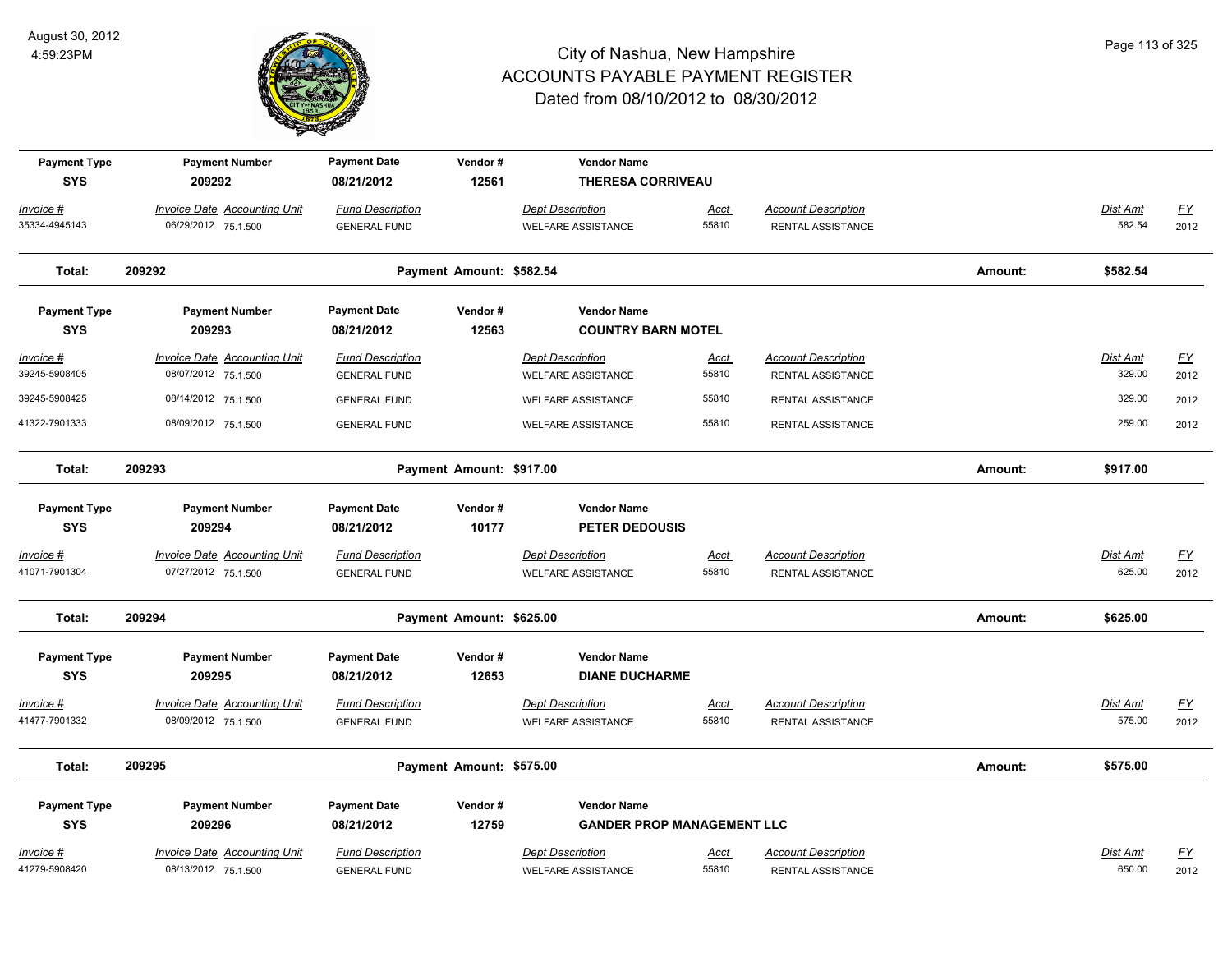# City of Nashua, New Hampshire
# ACCOUNTS PAYABLE PAYMENT REGISTER
## Dated from 08/10/2012 to 08/30/2012

August 30, 2012
4:59:23PM

| Payment Type | Payment Number | Payment Date | Vendor # | Vendor Name |
|---|---|---|---|---|
| SYS | 209292 | 08/21/2012 | 12561 | THERESA CORRIVEAU |

| Invoice # | Invoice Date | Accounting Unit | Fund Description | Dept Description | Acct | Account Description | Dist Amt | FY |
|---|---|---|---|---|---|---|---|---|
| 35334-4945143 | 06/29/2012 | 75.1.500 | GENERAL FUND | WELFARE ASSISTANCE | 55810 | RENTAL ASSISTANCE | 582.54 | 2012 |

**Total: 209292 — Payment Amount: $582.54 — Amount: $582.54**

| Payment Type | Payment Number | Payment Date | Vendor # | Vendor Name |
|---|---|---|---|---|
| SYS | 209293 | 08/21/2012 | 12563 | COUNTRY BARN MOTEL |

| Invoice # | Invoice Date | Accounting Unit | Fund Description | Dept Description | Acct | Account Description | Dist Amt | FY |
|---|---|---|---|---|---|---|---|---|
| 39245-5908405 | 08/07/2012 | 75.1.500 | GENERAL FUND | WELFARE ASSISTANCE | 55810 | RENTAL ASSISTANCE | 329.00 | 2012 |
| 39245-5908425 | 08/14/2012 | 75.1.500 | GENERAL FUND | WELFARE ASSISTANCE | 55810 | RENTAL ASSISTANCE | 329.00 | 2012 |
| 41322-7901333 | 08/09/2012 | 75.1.500 | GENERAL FUND | WELFARE ASSISTANCE | 55810 | RENTAL ASSISTANCE | 259.00 | 2012 |

**Total: 209293 — Payment Amount: $917.00 — Amount: $917.00**

| Payment Type | Payment Number | Payment Date | Vendor # | Vendor Name |
|---|---|---|---|---|
| SYS | 209294 | 08/21/2012 | 10177 | PETER DEDOUSIS |

| Invoice # | Invoice Date | Accounting Unit | Fund Description | Dept Description | Acct | Account Description | Dist Amt | FY |
|---|---|---|---|---|---|---|---|---|
| 41071-7901304 | 07/27/2012 | 75.1.500 | GENERAL FUND | WELFARE ASSISTANCE | 55810 | RENTAL ASSISTANCE | 625.00 | 2012 |

**Total: 209294 — Payment Amount: $625.00 — Amount: $625.00**

| Payment Type | Payment Number | Payment Date | Vendor # | Vendor Name |
|---|---|---|---|---|
| SYS | 209295 | 08/21/2012 | 12653 | DIANE DUCHARME |

| Invoice # | Invoice Date | Accounting Unit | Fund Description | Dept Description | Acct | Account Description | Dist Amt | FY |
|---|---|---|---|---|---|---|---|---|
| 41477-7901332 | 08/09/2012 | 75.1.500 | GENERAL FUND | WELFARE ASSISTANCE | 55810 | RENTAL ASSISTANCE | 575.00 | 2012 |

**Total: 209295 — Payment Amount: $575.00 — Amount: $575.00**

| Payment Type | Payment Number | Payment Date | Vendor # | Vendor Name |
|---|---|---|---|---|
| SYS | 209296 | 08/21/2012 | 12759 | GANDER PROP MANAGEMENT LLC |

| Invoice # | Invoice Date | Accounting Unit | Fund Description | Dept Description | Acct | Account Description | Dist Amt | FY |
|---|---|---|---|---|---|---|---|---|
| 41279-5908420 | 08/13/2012 | 75.1.500 | GENERAL FUND | WELFARE ASSISTANCE | 55810 | RENTAL ASSISTANCE | 650.00 | 2012 |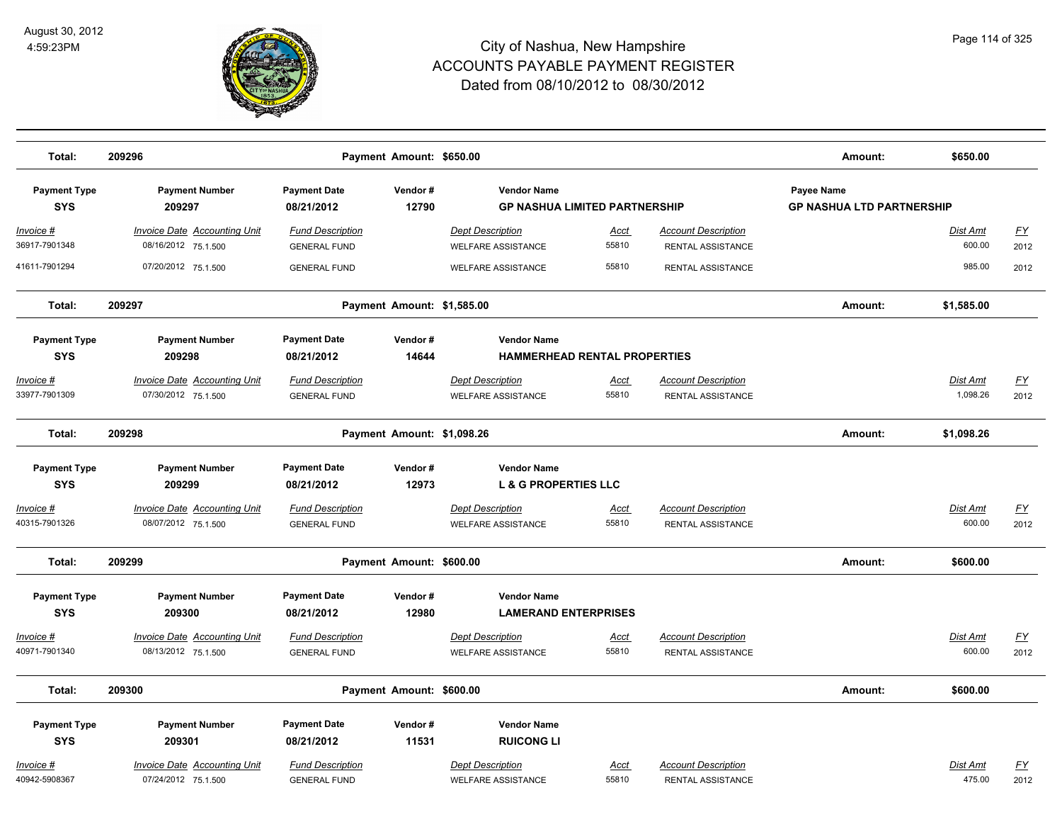# City of Nashua, New Hampshire
## ACCOUNTS PAYABLE PAYMENT REGISTER
### Dated from 08/10/2012 to 08/30/2012

August 30, 2012
4:59:23PM

| Total: | 209296 | | Payment Amount: $650.00 | | | | Amount: | $650.00 | |
|---|---|---|---|---|---|---|---|---|---|

| Payment Type | Payment Number | Payment Date | Vendor # | Vendor Name | | | Payee Name | | |
|---|---|---|---|---|---|---|---|---|---|
| SYS | 209297 | 08/21/2012 | 12790 | GP NASHUA LIMITED PARTNERSHIP | | | GP NASHUA LTD PARTNERSHIP | | |
| Invoice # | Invoice Date Accounting Unit | Fund Description | | Dept Description | Acct | Account Description | | Dist Amt | FY |
| 36917-7901348 | 08/16/2012 75.1.500 | GENERAL FUND | | WELFARE ASSISTANCE | 55810 | RENTAL ASSISTANCE | | 600.00 | 2012 |
| 41611-7901294 | 07/20/2012 75.1.500 | GENERAL FUND | | WELFARE ASSISTANCE | 55810 | RENTAL ASSISTANCE | | 985.00 | 2012 |
| **Total:** | **209297** | | **Payment Amount: $1,585.00** | | | | **Amount:** | **$1,585.00** | |

| Payment Type | Payment Number | Payment Date | Vendor # | Vendor Name | | | | |
|---|---|---|---|---|---|---|---|---|
| SYS | 209298 | 08/21/2012 | 14644 | HAMMERHEAD RENTAL PROPERTIES | | | | |
| Invoice # | Invoice Date Accounting Unit | Fund Description | | Dept Description | Acct | Account Description | Dist Amt | FY |
| 33977-7901309 | 07/30/2012 75.1.500 | GENERAL FUND | | WELFARE ASSISTANCE | 55810 | RENTAL ASSISTANCE | 1,098.26 | 2012 |
| **Total:** | **209298** | | **Payment Amount: $1,098.26** | | | **Amount:** | **$1,098.26** | |

| Payment Type | Payment Number | Payment Date | Vendor # | Vendor Name | | | | |
|---|---|---|---|---|---|---|---|---|
| SYS | 209299 | 08/21/2012 | 12973 | L & G PROPERTIES LLC | | | | |
| Invoice # | Invoice Date Accounting Unit | Fund Description | | Dept Description | Acct | Account Description | Dist Amt | FY |
| 40315-7901326 | 08/07/2012 75.1.500 | GENERAL FUND | | WELFARE ASSISTANCE | 55810 | RENTAL ASSISTANCE | 600.00 | 2012 |
| **Total:** | **209299** | | **Payment Amount: $600.00** | | | **Amount:** | **$600.00** | |

| Payment Type | Payment Number | Payment Date | Vendor # | Vendor Name | | | | |
|---|---|---|---|---|---|---|---|---|
| SYS | 209300 | 08/21/2012 | 12980 | LAMERAND ENTERPRISES | | | | |
| Invoice # | Invoice Date Accounting Unit | Fund Description | | Dept Description | Acct | Account Description | Dist Amt | FY |
| 40971-7901340 | 08/13/2012 75.1.500 | GENERAL FUND | | WELFARE ASSISTANCE | 55810 | RENTAL ASSISTANCE | 600.00 | 2012 |
| **Total:** | **209300** | | **Payment Amount: $600.00** | | | **Amount:** | **$600.00** | |

| Payment Type | Payment Number | Payment Date | Vendor # | Vendor Name | | | | |
|---|---|---|---|---|---|---|---|---|
| SYS | 209301 | 08/21/2012 | 11531 | RUICONG LI | | | | |
| Invoice # | Invoice Date Accounting Unit | Fund Description | | Dept Description | Acct | Account Description | Dist Amt | FY |
| 40942-5908367 | 07/24/2012 75.1.500 | GENERAL FUND | | WELFARE ASSISTANCE | 55810 | RENTAL ASSISTANCE | 475.00 | 2012 |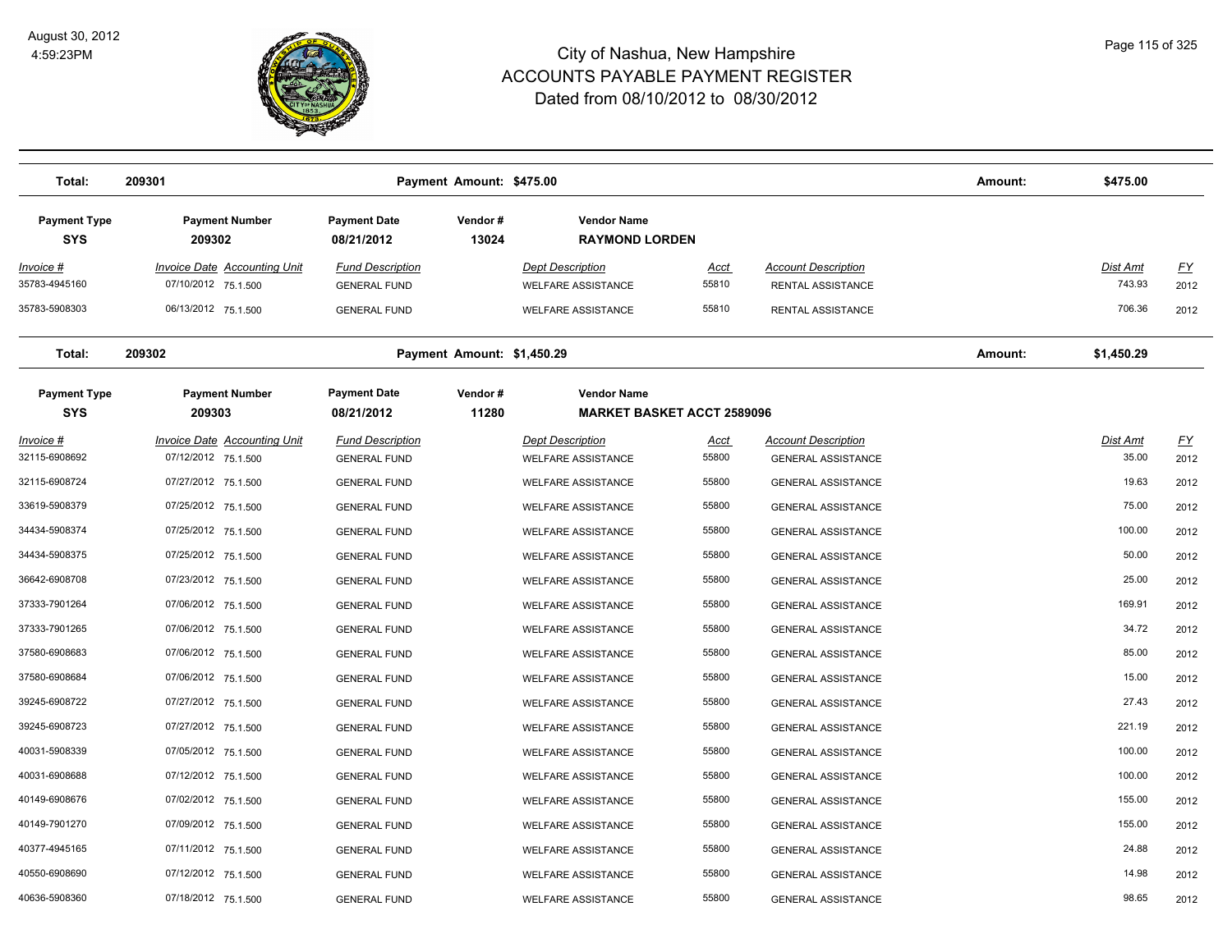# City of Nashua, New Hampshire
## ACCOUNTS PAYABLE PAYMENT REGISTER
### Dated from 08/10/2012 to 08/30/2012

August 30, 2012
4:59:23PM

**Total: 209301** — Payment Amount: $475.00 — Amount: $475.00

| Payment Type | Payment Number | Payment Date | Vendor # | Vendor Name |
|---|---|---|---|---|
| SYS | 209302 | 08/21/2012 | 13024 | RAYMOND LORDEN |

| Invoice # | Invoice Date | Accounting Unit | Fund Description | Dept Description | Acct | Account Description | Dist Amt | FY |
|---|---|---|---|---|---|---|---|---|
| 35783-4945160 | 07/10/2012 | 75.1.500 | GENERAL FUND | WELFARE ASSISTANCE | 55810 | RENTAL ASSISTANCE | 743.93 | 2012 |
| 35783-5908303 | 06/13/2012 | 75.1.500 | GENERAL FUND | WELFARE ASSISTANCE | 55810 | RENTAL ASSISTANCE | 706.36 | 2012 |

**Total: 209302** — Payment Amount: $1,450.29 — Amount: $1,450.29

| Payment Type | Payment Number | Payment Date | Vendor # | Vendor Name |
|---|---|---|---|---|
| SYS | 209303 | 08/21/2012 | 11280 | MARKET BASKET ACCT 2589096 |

| Invoice # | Invoice Date | Accounting Unit | Fund Description | Dept Description | Acct | Account Description | Dist Amt | FY |
|---|---|---|---|---|---|---|---|---|
| 32115-6908692 | 07/12/2012 | 75.1.500 | GENERAL FUND | WELFARE ASSISTANCE | 55800 | GENERAL ASSISTANCE | 35.00 | 2012 |
| 32115-6908724 | 07/27/2012 | 75.1.500 | GENERAL FUND | WELFARE ASSISTANCE | 55800 | GENERAL ASSISTANCE | 19.63 | 2012 |
| 33619-5908379 | 07/25/2012 | 75.1.500 | GENERAL FUND | WELFARE ASSISTANCE | 55800 | GENERAL ASSISTANCE | 75.00 | 2012 |
| 34434-5908374 | 07/25/2012 | 75.1.500 | GENERAL FUND | WELFARE ASSISTANCE | 55800 | GENERAL ASSISTANCE | 100.00 | 2012 |
| 34434-5908375 | 07/25/2012 | 75.1.500 | GENERAL FUND | WELFARE ASSISTANCE | 55800 | GENERAL ASSISTANCE | 50.00 | 2012 |
| 36642-6908708 | 07/23/2012 | 75.1.500 | GENERAL FUND | WELFARE ASSISTANCE | 55800 | GENERAL ASSISTANCE | 25.00 | 2012 |
| 37333-7901264 | 07/06/2012 | 75.1.500 | GENERAL FUND | WELFARE ASSISTANCE | 55800 | GENERAL ASSISTANCE | 169.91 | 2012 |
| 37333-7901265 | 07/06/2012 | 75.1.500 | GENERAL FUND | WELFARE ASSISTANCE | 55800 | GENERAL ASSISTANCE | 34.72 | 2012 |
| 37580-6908683 | 07/06/2012 | 75.1.500 | GENERAL FUND | WELFARE ASSISTANCE | 55800 | GENERAL ASSISTANCE | 85.00 | 2012 |
| 37580-6908684 | 07/06/2012 | 75.1.500 | GENERAL FUND | WELFARE ASSISTANCE | 55800 | GENERAL ASSISTANCE | 15.00 | 2012 |
| 39245-6908722 | 07/27/2012 | 75.1.500 | GENERAL FUND | WELFARE ASSISTANCE | 55800 | GENERAL ASSISTANCE | 27.43 | 2012 |
| 39245-6908723 | 07/27/2012 | 75.1.500 | GENERAL FUND | WELFARE ASSISTANCE | 55800 | GENERAL ASSISTANCE | 221.19 | 2012 |
| 40031-5908339 | 07/05/2012 | 75.1.500 | GENERAL FUND | WELFARE ASSISTANCE | 55800 | GENERAL ASSISTANCE | 100.00 | 2012 |
| 40031-6908688 | 07/12/2012 | 75.1.500 | GENERAL FUND | WELFARE ASSISTANCE | 55800 | GENERAL ASSISTANCE | 100.00 | 2012 |
| 40149-6908676 | 07/02/2012 | 75.1.500 | GENERAL FUND | WELFARE ASSISTANCE | 55800 | GENERAL ASSISTANCE | 155.00 | 2012 |
| 40149-7901270 | 07/09/2012 | 75.1.500 | GENERAL FUND | WELFARE ASSISTANCE | 55800 | GENERAL ASSISTANCE | 155.00 | 2012 |
| 40377-4945165 | 07/11/2012 | 75.1.500 | GENERAL FUND | WELFARE ASSISTANCE | 55800 | GENERAL ASSISTANCE | 24.88 | 2012 |
| 40550-6908690 | 07/12/2012 | 75.1.500 | GENERAL FUND | WELFARE ASSISTANCE | 55800 | GENERAL ASSISTANCE | 14.98 | 2012 |
| 40636-5908360 | 07/18/2012 | 75.1.500 | GENERAL FUND | WELFARE ASSISTANCE | 55800 | GENERAL ASSISTANCE | 98.65 | 2012 |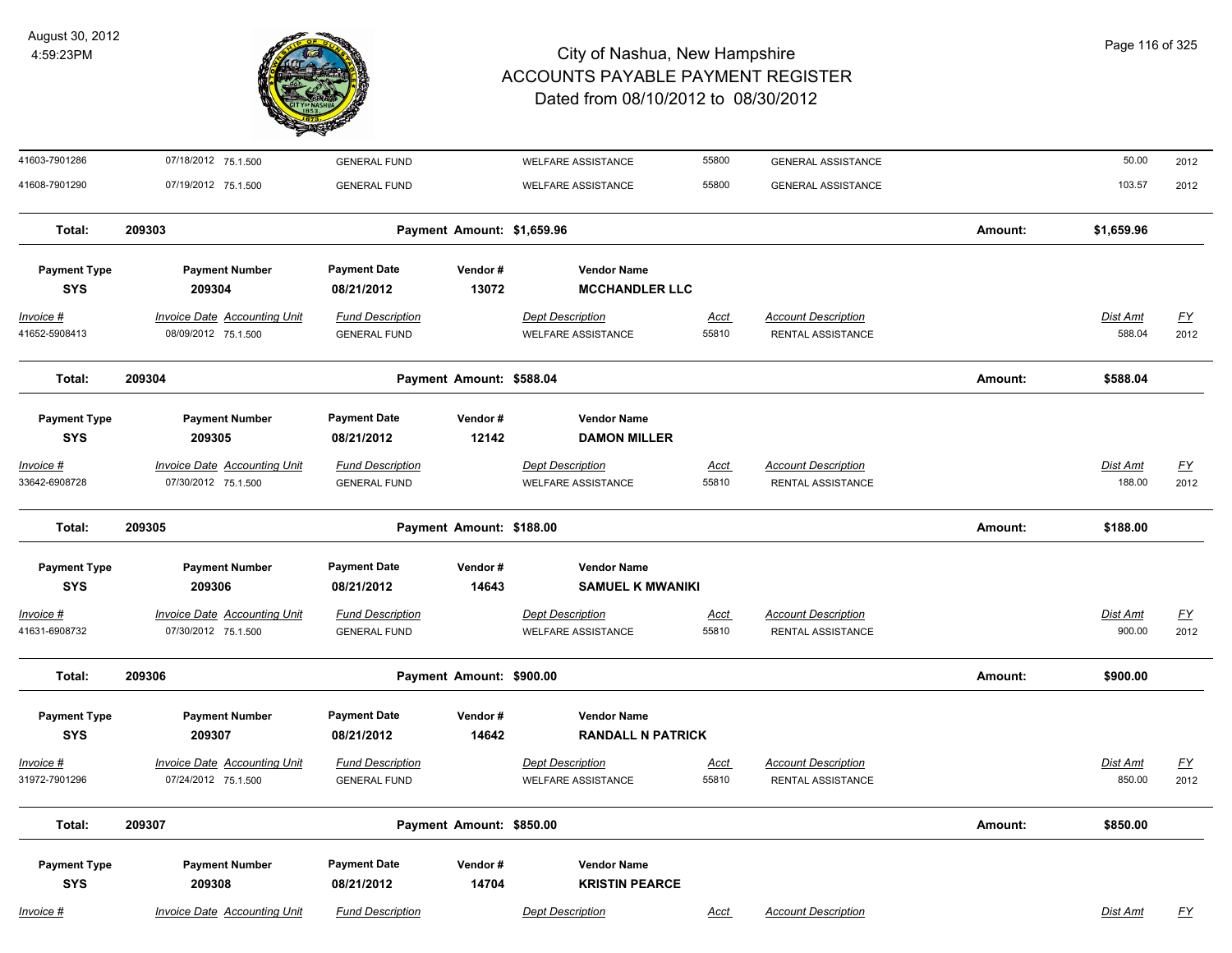# City of Nashua, New Hampshire
## ACCOUNTS PAYABLE PAYMENT REGISTER
### Dated from 08/10/2012 to 08/30/2012

| Invoice # | Invoice Date | Accounting Unit | Fund Description | Dept Description | Acct | Account Description | Dist Amt | FY |
|---|---|---|---|---|---|---|---|---|
| 41603-7901286 | 07/18/2012 | 75.1.500 | GENERAL FUND | WELFARE ASSISTANCE | 55800 | GENERAL ASSISTANCE | 50.00 | 2012 |
| 41608-7901290 | 07/19/2012 | 75.1.500 | GENERAL FUND | WELFARE ASSISTANCE | 55800 | GENERAL ASSISTANCE | 103.57 | 2012 |

**Total: 209303 — Payment Amount: $1,659.96 — Amount: $1,659.96**

| Payment Type | Payment Number | Payment Date | Vendor # | Vendor Name |
|---|---|---|---|---|
| SYS | 209304 | 08/21/2012 | 13072 | MCCHANDLER LLC |

| Invoice # | Invoice Date | Accounting Unit | Fund Description | Dept Description | Acct | Account Description | Dist Amt | FY |
|---|---|---|---|---|---|---|---|---|
| 41652-5908413 | 08/09/2012 | 75.1.500 | GENERAL FUND | WELFARE ASSISTANCE | 55810 | RENTAL ASSISTANCE | 588.04 | 2012 |

**Total: 209304 — Payment Amount: $588.04 — Amount: $588.04**

| Payment Type | Payment Number | Payment Date | Vendor # | Vendor Name |
|---|---|---|---|---|
| SYS | 209305 | 08/21/2012 | 12142 | DAMON MILLER |

| Invoice # | Invoice Date | Accounting Unit | Fund Description | Dept Description | Acct | Account Description | Dist Amt | FY |
|---|---|---|---|---|---|---|---|---|
| 33642-6908728 | 07/30/2012 | 75.1.500 | GENERAL FUND | WELFARE ASSISTANCE | 55810 | RENTAL ASSISTANCE | 188.00 | 2012 |

**Total: 209305 — Payment Amount: $188.00 — Amount: $188.00**

| Payment Type | Payment Number | Payment Date | Vendor # | Vendor Name |
|---|---|---|---|---|
| SYS | 209306 | 08/21/2012 | 14643 | SAMUEL K MWANIKI |

| Invoice # | Invoice Date | Accounting Unit | Fund Description | Dept Description | Acct | Account Description | Dist Amt | FY |
|---|---|---|---|---|---|---|---|---|
| 41631-6908732 | 07/30/2012 | 75.1.500 | GENERAL FUND | WELFARE ASSISTANCE | 55810 | RENTAL ASSISTANCE | 900.00 | 2012 |

**Total: 209306 — Payment Amount: $900.00 — Amount: $900.00**

| Payment Type | Payment Number | Payment Date | Vendor # | Vendor Name |
|---|---|---|---|---|
| SYS | 209307 | 08/21/2012 | 14642 | RANDALL N PATRICK |

| Invoice # | Invoice Date | Accounting Unit | Fund Description | Dept Description | Acct | Account Description | Dist Amt | FY |
|---|---|---|---|---|---|---|---|---|
| 31972-7901296 | 07/24/2012 | 75.1.500 | GENERAL FUND | WELFARE ASSISTANCE | 55810 | RENTAL ASSISTANCE | 850.00 | 2012 |

**Total: 209307 — Payment Amount: $850.00 — Amount: $850.00**

| Payment Type | Payment Number | Payment Date | Vendor # | Vendor Name |
|---|---|---|---|---|
| SYS | 209308 | 08/21/2012 | 14704 | KRISTIN PEARCE |

| Invoice # | Invoice Date | Accounting Unit | Fund Description | Dept Description | Acct | Account Description | Dist Amt | FY |
|---|---|---|---|---|---|---|---|---|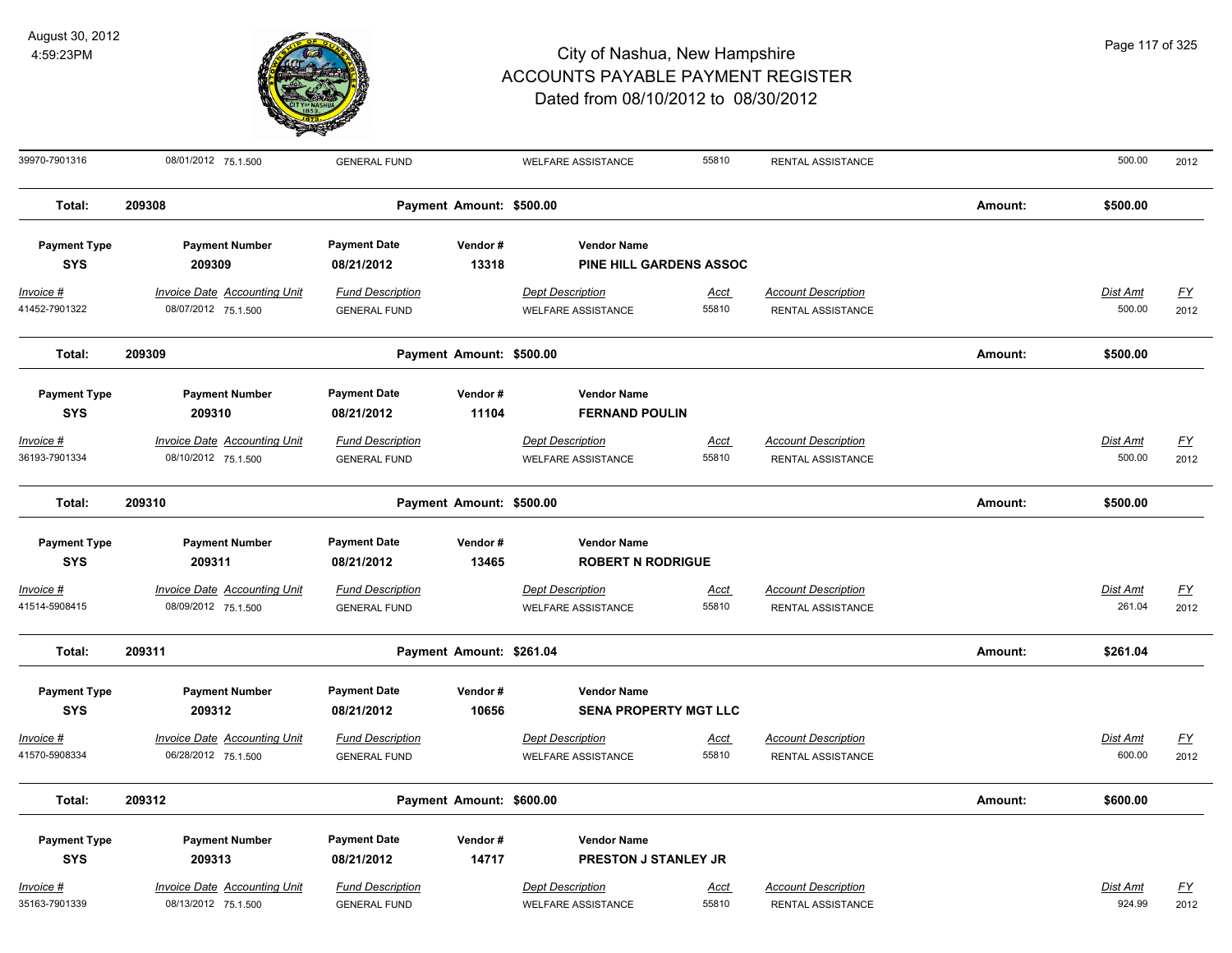# City of Nashua, New Hampshire
## ACCOUNTS PAYABLE PAYMENT REGISTER
### Dated from 08/10/2012 to 08/30/2012

August 30, 2012
4:59:23PM

| Invoice # | Invoice Date | Accounting Unit | Fund Description | Dept Description | Acct | Account Description | Dist Amt | FY |
|---|---|---|---|---|---|---|---|---|
| 39970-7901316 | 08/01/2012 | 75.1.500 | GENERAL FUND | WELFARE ASSISTANCE | 55810 | RENTAL ASSISTANCE | 500.00 | 2012 |

**Total: 209308** — Payment Amount: $500.00 — Amount: $500.00

| Payment Type | Payment Number | Payment Date | Vendor # | Vendor Name |
|---|---|---|---|---|
| SYS | 209309 | 08/21/2012 | 13318 | PINE HILL GARDENS ASSOC |

| Invoice # | Invoice Date | Accounting Unit | Fund Description | Dept Description | Acct | Account Description | Dist Amt | FY |
|---|---|---|---|---|---|---|---|---|
| 41452-7901322 | 08/07/2012 | 75.1.500 | GENERAL FUND | WELFARE ASSISTANCE | 55810 | RENTAL ASSISTANCE | 500.00 | 2012 |

**Total: 209309** — Payment Amount: $500.00 — Amount: $500.00

| Payment Type | Payment Number | Payment Date | Vendor # | Vendor Name |
|---|---|---|---|---|
| SYS | 209310 | 08/21/2012 | 11104 | FERNAND POULIN |

| Invoice # | Invoice Date | Accounting Unit | Fund Description | Dept Description | Acct | Account Description | Dist Amt | FY |
|---|---|---|---|---|---|---|---|---|
| 36193-7901334 | 08/10/2012 | 75.1.500 | GENERAL FUND | WELFARE ASSISTANCE | 55810 | RENTAL ASSISTANCE | 500.00 | 2012 |

**Total: 209310** — Payment Amount: $500.00 — Amount: $500.00

| Payment Type | Payment Number | Payment Date | Vendor # | Vendor Name |
|---|---|---|---|---|
| SYS | 209311 | 08/21/2012 | 13465 | ROBERT N RODRIGUE |

| Invoice # | Invoice Date | Accounting Unit | Fund Description | Dept Description | Acct | Account Description | Dist Amt | FY |
|---|---|---|---|---|---|---|---|---|
| 41514-5908415 | 08/09/2012 | 75.1.500 | GENERAL FUND | WELFARE ASSISTANCE | 55810 | RENTAL ASSISTANCE | 261.04 | 2012 |

**Total: 209311** — Payment Amount: $261.04 — Amount: $261.04

| Payment Type | Payment Number | Payment Date | Vendor # | Vendor Name |
|---|---|---|---|---|
| SYS | 209312 | 08/21/2012 | 10656 | SENA PROPERTY MGT LLC |

| Invoice # | Invoice Date | Accounting Unit | Fund Description | Dept Description | Acct | Account Description | Dist Amt | FY |
|---|---|---|---|---|---|---|---|---|
| 41570-5908334 | 06/28/2012 | 75.1.500 | GENERAL FUND | WELFARE ASSISTANCE | 55810 | RENTAL ASSISTANCE | 600.00 | 2012 |

**Total: 209312** — Payment Amount: $600.00 — Amount: $600.00

| Payment Type | Payment Number | Payment Date | Vendor # | Vendor Name |
|---|---|---|---|---|
| SYS | 209313 | 08/21/2012 | 14717 | PRESTON J STANLEY JR |

| Invoice # | Invoice Date | Accounting Unit | Fund Description | Dept Description | Acct | Account Description | Dist Amt | FY |
|---|---|---|---|---|---|---|---|---|
| 35163-7901339 | 08/13/2012 | 75.1.500 | GENERAL FUND | WELFARE ASSISTANCE | 55810 | RENTAL ASSISTANCE | 924.99 | 2012 |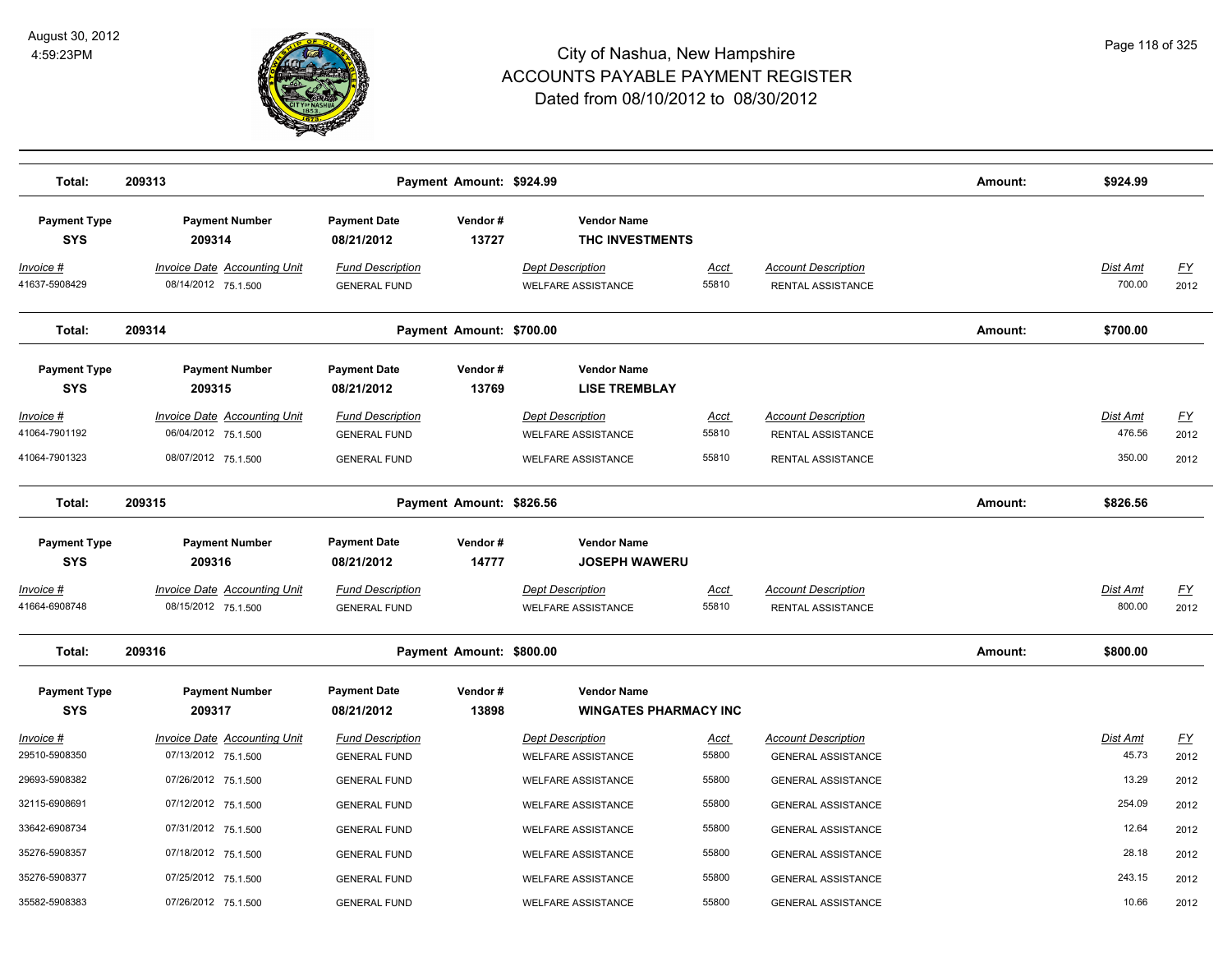# City of Nashua, New Hampshire
## ACCOUNTS PAYABLE PAYMENT REGISTER
### Dated from 08/10/2012 to 08/30/2012

August 30, 2012
4:59:23PM

| Total: | 209313 | | Payment Amount: $924.99 | | | | Amount: | $924.99 | |
|---|---|---|---|---|---|---|---|---|---|

| Payment Type | Payment Number | Payment Date | Vendor # | Vendor Name | | | | | |
|---|---|---|---|---|---|---|---|---|---|
| **SYS** | **209314** | **08/21/2012** | **13727** | **THC INVESTMENTS** | | | | | |
| *Invoice #* | *Invoice Date* | *Accounting Unit* | *Fund Description* | *Dept Description* | *Acct* | *Account Description* | | *Dist Amt* | *FY* |
| 41637-5908429 | 08/14/2012 | 75.1.500 | GENERAL FUND | WELFARE ASSISTANCE | 55810 | RENTAL ASSISTANCE | | 700.00 | 2012 |
| **Total:** | **209314** | | **Payment Amount: $700.00** | | | | **Amount:** | **$700.00** | |

| Payment Type | Payment Number | Payment Date | Vendor # | Vendor Name | | | | | |
|---|---|---|---|---|---|---|---|---|---|
| **SYS** | **209315** | **08/21/2012** | **13769** | **LISE TREMBLAY** | | | | | |
| *Invoice #* | *Invoice Date* | *Accounting Unit* | *Fund Description* | *Dept Description* | *Acct* | *Account Description* | | *Dist Amt* | *FY* |
| 41064-7901192 | 06/04/2012 | 75.1.500 | GENERAL FUND | WELFARE ASSISTANCE | 55810 | RENTAL ASSISTANCE | | 476.56 | 2012 |
| 41064-7901323 | 08/07/2012 | 75.1.500 | GENERAL FUND | WELFARE ASSISTANCE | 55810 | RENTAL ASSISTANCE | | 350.00 | 2012 |
| **Total:** | **209315** | | **Payment Amount: $826.56** | | | | **Amount:** | **$826.56** | |

| Payment Type | Payment Number | Payment Date | Vendor # | Vendor Name | | | | | |
|---|---|---|---|---|---|---|---|---|---|
| **SYS** | **209316** | **08/21/2012** | **14777** | **JOSEPH WAWERU** | | | | | |
| *Invoice #* | *Invoice Date* | *Accounting Unit* | *Fund Description* | *Dept Description* | *Acct* | *Account Description* | | *Dist Amt* | *FY* |
| 41664-6908748 | 08/15/2012 | 75.1.500 | GENERAL FUND | WELFARE ASSISTANCE | 55810 | RENTAL ASSISTANCE | | 800.00 | 2012 |
| **Total:** | **209316** | | **Payment Amount: $800.00** | | | | **Amount:** | **$800.00** | |

| Payment Type | Payment Number | Payment Date | Vendor # | Vendor Name | | | | | |
|---|---|---|---|---|---|---|---|---|---|
| **SYS** | **209317** | **08/21/2012** | **13898** | **WINGATES PHARMACY INC** | | | | | |
| *Invoice #* | *Invoice Date* | *Accounting Unit* | *Fund Description* | *Dept Description* | *Acct* | *Account Description* | | *Dist Amt* | *FY* |
| 29510-5908350 | 07/13/2012 | 75.1.500 | GENERAL FUND | WELFARE ASSISTANCE | 55800 | GENERAL ASSISTANCE | | 45.73 | 2012 |
| 29693-5908382 | 07/26/2012 | 75.1.500 | GENERAL FUND | WELFARE ASSISTANCE | 55800 | GENERAL ASSISTANCE | | 13.29 | 2012 |
| 32115-6908691 | 07/12/2012 | 75.1.500 | GENERAL FUND | WELFARE ASSISTANCE | 55800 | GENERAL ASSISTANCE | | 254.09 | 2012 |
| 33642-6908734 | 07/31/2012 | 75.1.500 | GENERAL FUND | WELFARE ASSISTANCE | 55800 | GENERAL ASSISTANCE | | 12.64 | 2012 |
| 35276-5908357 | 07/18/2012 | 75.1.500 | GENERAL FUND | WELFARE ASSISTANCE | 55800 | GENERAL ASSISTANCE | | 28.18 | 2012 |
| 35276-5908377 | 07/25/2012 | 75.1.500 | GENERAL FUND | WELFARE ASSISTANCE | 55800 | GENERAL ASSISTANCE | | 243.15 | 2012 |
| 35582-5908383 | 07/26/2012 | 75.1.500 | GENERAL FUND | WELFARE ASSISTANCE | 55800 | GENERAL ASSISTANCE | | 10.66 | 2012 |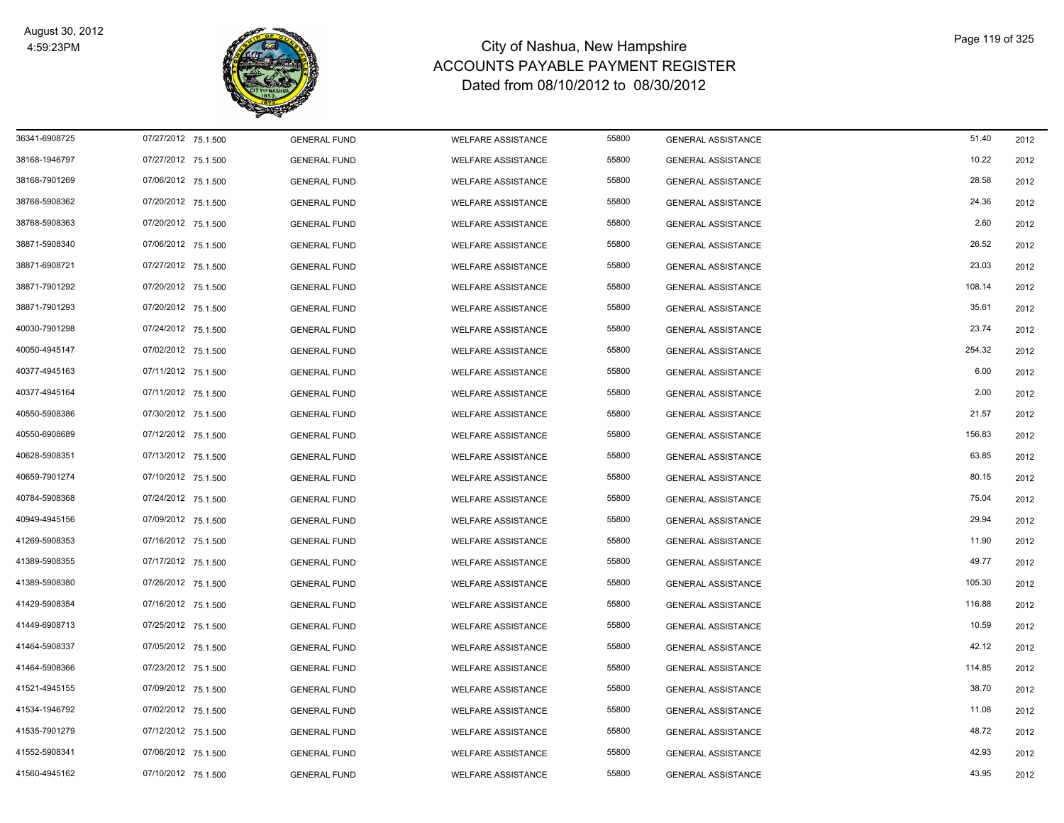# City of Nashua, New Hampshire
## ACCOUNTS PAYABLE PAYMENT REGISTER
### Dated from 08/10/2012 to 08/30/2012

August 30, 2012
4:59:23PM

| | | | | | | | | |
|---|---|---|---|---|---|---|---|---|
| 36341-6908725 | 07/27/2012 | 75.1.500 | GENERAL FUND | WELFARE ASSISTANCE | 55800 | GENERAL ASSISTANCE | 51.40 | 2012 |
| 38168-1946797 | 07/27/2012 | 75.1.500 | GENERAL FUND | WELFARE ASSISTANCE | 55800 | GENERAL ASSISTANCE | 10.22 | 2012 |
| 38168-7901269 | 07/06/2012 | 75.1.500 | GENERAL FUND | WELFARE ASSISTANCE | 55800 | GENERAL ASSISTANCE | 28.58 | 2012 |
| 38768-5908362 | 07/20/2012 | 75.1.500 | GENERAL FUND | WELFARE ASSISTANCE | 55800 | GENERAL ASSISTANCE | 24.36 | 2012 |
| 38768-5908363 | 07/20/2012 | 75.1.500 | GENERAL FUND | WELFARE ASSISTANCE | 55800 | GENERAL ASSISTANCE | 2.60 | 2012 |
| 38871-5908340 | 07/06/2012 | 75.1.500 | GENERAL FUND | WELFARE ASSISTANCE | 55800 | GENERAL ASSISTANCE | 26.52 | 2012 |
| 38871-6908721 | 07/27/2012 | 75.1.500 | GENERAL FUND | WELFARE ASSISTANCE | 55800 | GENERAL ASSISTANCE | 23.03 | 2012 |
| 38871-7901292 | 07/20/2012 | 75.1.500 | GENERAL FUND | WELFARE ASSISTANCE | 55800 | GENERAL ASSISTANCE | 108.14 | 2012 |
| 38871-7901293 | 07/20/2012 | 75.1.500 | GENERAL FUND | WELFARE ASSISTANCE | 55800 | GENERAL ASSISTANCE | 35.61 | 2012 |
| 40030-7901298 | 07/24/2012 | 75.1.500 | GENERAL FUND | WELFARE ASSISTANCE | 55800 | GENERAL ASSISTANCE | 23.74 | 2012 |
| 40050-4945147 | 07/02/2012 | 75.1.500 | GENERAL FUND | WELFARE ASSISTANCE | 55800 | GENERAL ASSISTANCE | 254.32 | 2012 |
| 40377-4945163 | 07/11/2012 | 75.1.500 | GENERAL FUND | WELFARE ASSISTANCE | 55800 | GENERAL ASSISTANCE | 6.00 | 2012 |
| 40377-4945164 | 07/11/2012 | 75.1.500 | GENERAL FUND | WELFARE ASSISTANCE | 55800 | GENERAL ASSISTANCE | 2.00 | 2012 |
| 40550-5908386 | 07/30/2012 | 75.1.500 | GENERAL FUND | WELFARE ASSISTANCE | 55800 | GENERAL ASSISTANCE | 21.57 | 2012 |
| 40550-6908689 | 07/12/2012 | 75.1.500 | GENERAL FUND | WELFARE ASSISTANCE | 55800 | GENERAL ASSISTANCE | 156.83 | 2012 |
| 40628-5908351 | 07/13/2012 | 75.1.500 | GENERAL FUND | WELFARE ASSISTANCE | 55800 | GENERAL ASSISTANCE | 63.85 | 2012 |
| 40659-7901274 | 07/10/2012 | 75.1.500 | GENERAL FUND | WELFARE ASSISTANCE | 55800 | GENERAL ASSISTANCE | 80.15 | 2012 |
| 40784-5908368 | 07/24/2012 | 75.1.500 | GENERAL FUND | WELFARE ASSISTANCE | 55800 | GENERAL ASSISTANCE | 75.04 | 2012 |
| 40949-4945156 | 07/09/2012 | 75.1.500 | GENERAL FUND | WELFARE ASSISTANCE | 55800 | GENERAL ASSISTANCE | 29.94 | 2012 |
| 41269-5908353 | 07/16/2012 | 75.1.500 | GENERAL FUND | WELFARE ASSISTANCE | 55800 | GENERAL ASSISTANCE | 11.90 | 2012 |
| 41389-5908355 | 07/17/2012 | 75.1.500 | GENERAL FUND | WELFARE ASSISTANCE | 55800 | GENERAL ASSISTANCE | 49.77 | 2012 |
| 41389-5908380 | 07/26/2012 | 75.1.500 | GENERAL FUND | WELFARE ASSISTANCE | 55800 | GENERAL ASSISTANCE | 105.30 | 2012 |
| 41429-5908354 | 07/16/2012 | 75.1.500 | GENERAL FUND | WELFARE ASSISTANCE | 55800 | GENERAL ASSISTANCE | 116.88 | 2012 |
| 41449-6908713 | 07/25/2012 | 75.1.500 | GENERAL FUND | WELFARE ASSISTANCE | 55800 | GENERAL ASSISTANCE | 10.59 | 2012 |
| 41464-5908337 | 07/05/2012 | 75.1.500 | GENERAL FUND | WELFARE ASSISTANCE | 55800 | GENERAL ASSISTANCE | 42.12 | 2012 |
| 41464-5908366 | 07/23/2012 | 75.1.500 | GENERAL FUND | WELFARE ASSISTANCE | 55800 | GENERAL ASSISTANCE | 114.85 | 2012 |
| 41521-4945155 | 07/09/2012 | 75.1.500 | GENERAL FUND | WELFARE ASSISTANCE | 55800 | GENERAL ASSISTANCE | 38.70 | 2012 |
| 41534-1946792 | 07/02/2012 | 75.1.500 | GENERAL FUND | WELFARE ASSISTANCE | 55800 | GENERAL ASSISTANCE | 11.08 | 2012 |
| 41535-7901279 | 07/12/2012 | 75.1.500 | GENERAL FUND | WELFARE ASSISTANCE | 55800 | GENERAL ASSISTANCE | 48.72 | 2012 |
| 41552-5908341 | 07/06/2012 | 75.1.500 | GENERAL FUND | WELFARE ASSISTANCE | 55800 | GENERAL ASSISTANCE | 42.93 | 2012 |
| 41560-4945162 | 07/10/2012 | 75.1.500 | GENERAL FUND | WELFARE ASSISTANCE | 55800 | GENERAL ASSISTANCE | 43.95 | 2012 |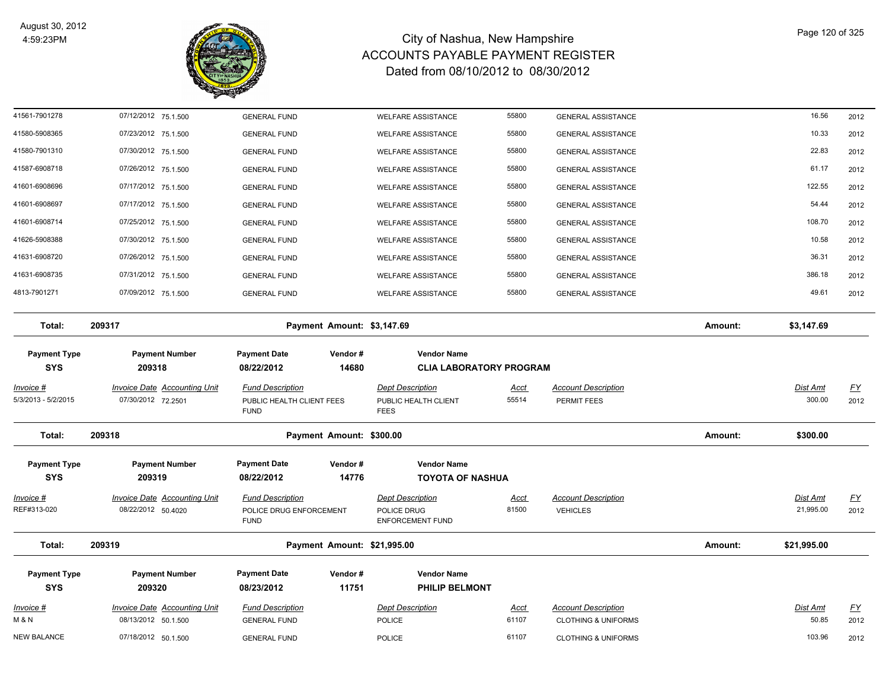# City of Nashua, New Hampshire
## ACCOUNTS PAYABLE PAYMENT REGISTER
### Dated from 08/10/2012 to 08/30/2012

August 30, 2012
4:59:23PM

| Invoice # | Invoice Date | Accounting Unit | Fund Description | Dept Description | Acct | Account Description | Dist Amt | FY |
|---|---|---|---|---|---|---|---|---|
| 41561-7901278 | 07/12/2012 | 75.1.500 | GENERAL FUND | WELFARE ASSISTANCE | 55800 | GENERAL ASSISTANCE | 16.56 | 2012 |
| 41580-5908365 | 07/23/2012 | 75.1.500 | GENERAL FUND | WELFARE ASSISTANCE | 55800 | GENERAL ASSISTANCE | 10.33 | 2012 |
| 41580-7901310 | 07/30/2012 | 75.1.500 | GENERAL FUND | WELFARE ASSISTANCE | 55800 | GENERAL ASSISTANCE | 22.83 | 2012 |
| 41587-6908718 | 07/26/2012 | 75.1.500 | GENERAL FUND | WELFARE ASSISTANCE | 55800 | GENERAL ASSISTANCE | 61.17 | 2012 |
| 41601-6908696 | 07/17/2012 | 75.1.500 | GENERAL FUND | WELFARE ASSISTANCE | 55800 | GENERAL ASSISTANCE | 122.55 | 2012 |
| 41601-6908697 | 07/17/2012 | 75.1.500 | GENERAL FUND | WELFARE ASSISTANCE | 55800 | GENERAL ASSISTANCE | 54.44 | 2012 |
| 41601-6908714 | 07/25/2012 | 75.1.500 | GENERAL FUND | WELFARE ASSISTANCE | 55800 | GENERAL ASSISTANCE | 108.70 | 2012 |
| 41626-5908388 | 07/30/2012 | 75.1.500 | GENERAL FUND | WELFARE ASSISTANCE | 55800 | GENERAL ASSISTANCE | 10.58 | 2012 |
| 41631-6908720 | 07/26/2012 | 75.1.500 | GENERAL FUND | WELFARE ASSISTANCE | 55800 | GENERAL ASSISTANCE | 36.31 | 2012 |
| 41631-6908735 | 07/31/2012 | 75.1.500 | GENERAL FUND | WELFARE ASSISTANCE | 55800 | GENERAL ASSISTANCE | 386.18 | 2012 |
| 4813-7901271 | 07/09/2012 | 75.1.500 | GENERAL FUND | WELFARE ASSISTANCE | 55800 | GENERAL ASSISTANCE | 49.61 | 2012 |

**Total: 209317** | **Payment Amount: $3,147.69** | **Amount: $3,147.69**

| Payment Type | Payment Number | Payment Date | Vendor # | Vendor Name |
|---|---|---|---|---|
| SYS | 209318 | 08/22/2012 | 14680 | CLIA LABORATORY PROGRAM |

| Invoice # | Invoice Date | Accounting Unit | Fund Description | Dept Description | Acct | Account Description | Dist Amt | FY |
|---|---|---|---|---|---|---|---|---|
| 5/3/2013 - 5/2/2015 | 07/30/2012 | 72.2501 | PUBLIC HEALTH CLIENT FEES FUND | PUBLIC HEALTH CLIENT FEES | 55514 | PERMIT FEES | 300.00 | 2012 |

**Total: 209318** | **Payment Amount: $300.00** | **Amount: $300.00**

| Payment Type | Payment Number | Payment Date | Vendor # | Vendor Name |
|---|---|---|---|---|
| SYS | 209319 | 08/22/2012 | 14776 | TOYOTA OF NASHUA |

| Invoice # | Invoice Date | Accounting Unit | Fund Description | Dept Description | Acct | Account Description | Dist Amt | FY |
|---|---|---|---|---|---|---|---|---|
| REF#313-020 | 08/22/2012 | 50.4020 | POLICE DRUG ENFORCEMENT FUND | POLICE DRUG ENFORCEMENT FUND | 81500 | VEHICLES | 21,995.00 | 2012 |

**Total: 209319** | **Payment Amount: $21,995.00** | **Amount: $21,995.00**

| Payment Type | Payment Number | Payment Date | Vendor # | Vendor Name |
|---|---|---|---|---|
| SYS | 209320 | 08/23/2012 | 11751 | PHILIP BELMONT |

| Invoice # | Invoice Date | Accounting Unit | Fund Description | Dept Description | Acct | Account Description | Dist Amt | FY |
|---|---|---|---|---|---|---|---|---|
| M & N | 08/13/2012 | 50.1.500 | GENERAL FUND | POLICE | 61107 | CLOTHING & UNIFORMS | 50.85 | 2012 |
| NEW BALANCE | 07/18/2012 | 50.1.500 | GENERAL FUND | POLICE | 61107 | CLOTHING & UNIFORMS | 103.96 | 2012 |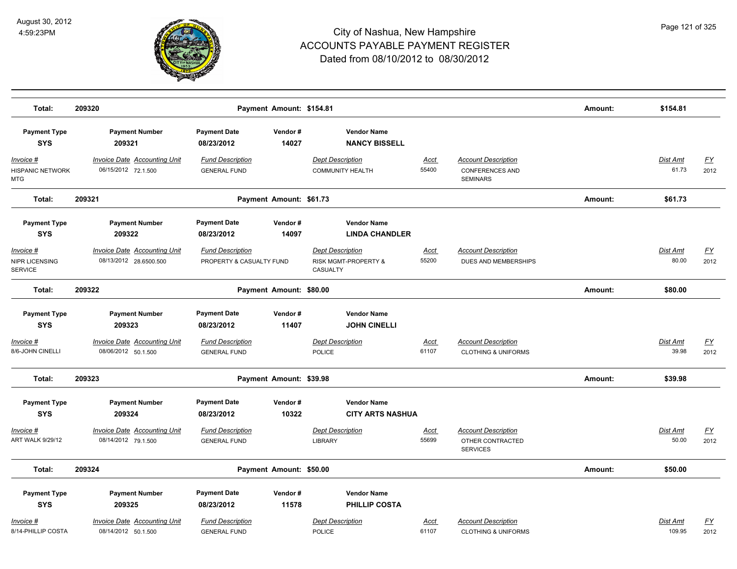# City of Nashua, New Hampshire
# ACCOUNTS PAYABLE PAYMENT REGISTER
## Dated from 08/10/2012 to 08/30/2012

August 30, 2012
4:59:23PM

**Total: 209320** — **Payment Amount: $154.81** — **Amount: $154.81**

| Payment Type | Payment Number | Payment Date | Vendor # | Vendor Name |
|---|---|---|---|---|
| **SYS** | **209321** | **08/23/2012** | **14027** | **NANCY BISSELL** |

| Invoice # | Invoice Date | Accounting Unit | Fund Description | Dept Description | Acct | Account Description | Dist Amt | FY |
|---|---|---|---|---|---|---|---|---|
| HISPANIC NETWORK MTG | 06/15/2012 | 72.1.500 | GENERAL FUND | COMMUNITY HEALTH | 55400 | CONFERENCES AND SEMINARS | 61.73 | 2012 |

**Total: 209321** — **Payment Amount: $61.73** — **Amount: $61.73**

| Payment Type | Payment Number | Payment Date | Vendor # | Vendor Name |
|---|---|---|---|---|
| **SYS** | **209322** | **08/23/2012** | **14097** | **LINDA CHANDLER** |

| Invoice # | Invoice Date | Accounting Unit | Fund Description | Dept Description | Acct | Account Description | Dist Amt | FY |
|---|---|---|---|---|---|---|---|---|
| NIPR LICENSING SERVICE | 08/13/2012 | 28.6500.500 | PROPERTY & CASUALTY FUND | RISK MGMT-PROPERTY & CASUALTY | 55200 | DUES AND MEMBERSHIPS | 80.00 | 2012 |

**Total: 209322** — **Payment Amount: $80.00** — **Amount: $80.00**

| Payment Type | Payment Number | Payment Date | Vendor # | Vendor Name |
|---|---|---|---|---|
| **SYS** | **209323** | **08/23/2012** | **11407** | **JOHN CINELLI** |

| Invoice # | Invoice Date | Accounting Unit | Fund Description | Dept Description | Acct | Account Description | Dist Amt | FY |
|---|---|---|---|---|---|---|---|---|
| 8/6-JOHN CINELLI | 08/06/2012 | 50.1.500 | GENERAL FUND | POLICE | 61107 | CLOTHING & UNIFORMS | 39.98 | 2012 |

**Total: 209323** — **Payment Amount: $39.98** — **Amount: $39.98**

| Payment Type | Payment Number | Payment Date | Vendor # | Vendor Name |
|---|---|---|---|---|
| **SYS** | **209324** | **08/23/2012** | **10322** | **CITY ARTS NASHUA** |

| Invoice # | Invoice Date | Accounting Unit | Fund Description | Dept Description | Acct | Account Description | Dist Amt | FY |
|---|---|---|---|---|---|---|---|---|
| ART WALK 9/29/12 | 08/14/2012 | 79.1.500 | GENERAL FUND | LIBRARY | 55699 | OTHER CONTRACTED SERVICES | 50.00 | 2012 |

**Total: 209324** — **Payment Amount: $50.00** — **Amount: $50.00**

| Payment Type | Payment Number | Payment Date | Vendor # | Vendor Name |
|---|---|---|---|---|
| **SYS** | **209325** | **08/23/2012** | **11578** | **PHILLIP COSTA** |

| Invoice # | Invoice Date | Accounting Unit | Fund Description | Dept Description | Acct | Account Description | Dist Amt | FY |
|---|---|---|---|---|---|---|---|---|
| 8/14-PHILLIP COSTA | 08/14/2012 | 50.1.500 | GENERAL FUND | POLICE | 61107 | CLOTHING & UNIFORMS | 109.95 | 2012 |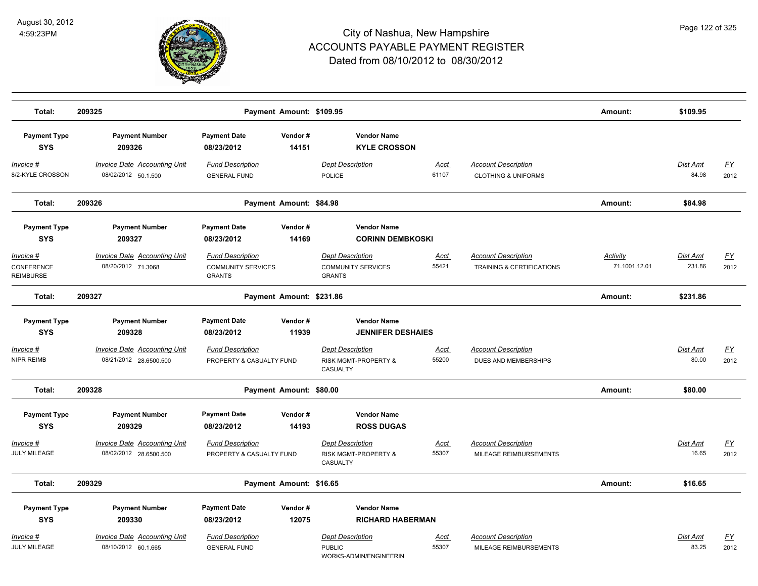# City of Nashua, New Hampshire
## ACCOUNTS PAYABLE PAYMENT REGISTER
### Dated from 08/10/2012 to 08/30/2012

August 30, 2012
4:59:23PM

**Total: 209325** — Payment Amount: $109.95 — Amount: **$109.95**

| Payment Type | Payment Number | Payment Date | Vendor # | Vendor Name |
|---|---|---|---|---|
| **SYS** | **209326** | **08/23/2012** | **14151** | **KYLE CROSSON** |

| Invoice # | Invoice Date | Accounting Unit | Fund Description | Dept Description | Acct | Account Description | Activity | Dist Amt | FY |
|---|---|---|---|---|---|---|---|---|---|
| 8/2-KYLE CROSSON | 08/02/2012 | 50.1.500 | GENERAL FUND | POLICE | 61107 | CLOTHING & UNIFORMS | | 84.98 | 2012 |

**Total: 209326** — Payment Amount: $84.98 — Amount: **$84.98**

| Payment Type | Payment Number | Payment Date | Vendor # | Vendor Name |
|---|---|---|---|---|
| **SYS** | **209327** | **08/23/2012** | **14169** | **CORINN DEMBKOSKI** |

| Invoice # | Invoice Date | Accounting Unit | Fund Description | Dept Description | Acct | Account Description | Activity | Dist Amt | FY |
|---|---|---|---|---|---|---|---|---|---|
| CONFERENCE REIMBURSE | 08/20/2012 | 71.3068 | COMMUNITY SERVICES GRANTS | COMMUNITY SERVICES GRANTS | 55421 | TRAINING & CERTIFICATIONS | 71.1001.12.01 | 231.86 | 2012 |

**Total: 209327** — Payment Amount: $231.86 — Amount: **$231.86**

| Payment Type | Payment Number | Payment Date | Vendor # | Vendor Name |
|---|---|---|---|---|
| **SYS** | **209328** | **08/23/2012** | **11939** | **JENNIFER DESHAIES** |

| Invoice # | Invoice Date | Accounting Unit | Fund Description | Dept Description | Acct | Account Description | Activity | Dist Amt | FY |
|---|---|---|---|---|---|---|---|---|---|
| NIPR REIMB | 08/21/2012 | 28.6500.500 | PROPERTY & CASUALTY FUND | RISK MGMT-PROPERTY & CASUALTY | 55200 | DUES AND MEMBERSHIPS | | 80.00 | 2012 |

**Total: 209328** — Payment Amount: $80.00 — Amount: **$80.00**

| Payment Type | Payment Number | Payment Date | Vendor # | Vendor Name |
|---|---|---|---|---|
| **SYS** | **209329** | **08/23/2012** | **14193** | **ROSS DUGAS** |

| Invoice # | Invoice Date | Accounting Unit | Fund Description | Dept Description | Acct | Account Description | Activity | Dist Amt | FY |
|---|---|---|---|---|---|---|---|---|---|
| JULY MILEAGE | 08/02/2012 | 28.6500.500 | PROPERTY & CASUALTY FUND | RISK MGMT-PROPERTY & CASUALTY | 55307 | MILEAGE REIMBURSEMENTS | | 16.65 | 2012 |

**Total: 209329** — Payment Amount: $16.65 — Amount: **$16.65**

| Payment Type | Payment Number | Payment Date | Vendor # | Vendor Name |
|---|---|---|---|---|
| **SYS** | **209330** | **08/23/2012** | **12075** | **RICHARD HABERMAN** |

| Invoice # | Invoice Date | Accounting Unit | Fund Description | Dept Description | Acct | Account Description | Activity | Dist Amt | FY |
|---|---|---|---|---|---|---|---|---|---|
| JULY MILEAGE | 08/10/2012 | 60.1.665 | GENERAL FUND | PUBLIC WORKS-ADMIN/ENGINEERIN | 55307 | MILEAGE REIMBURSEMENTS | | 83.25 | 2012 |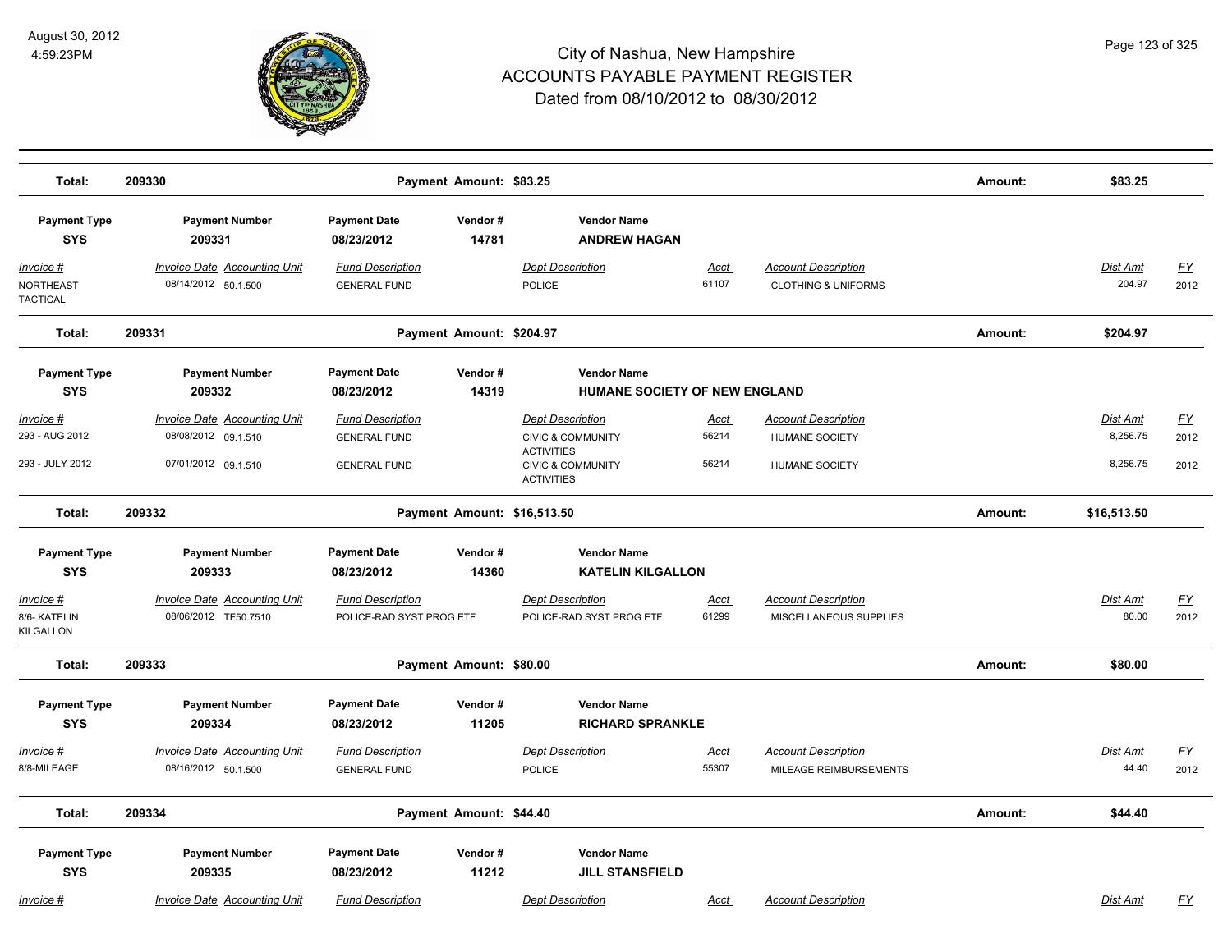# City of Nashua, New Hampshire
## ACCOUNTS PAYABLE PAYMENT REGISTER
### Dated from 08/10/2012 to 08/30/2012

**Total: 209330** — Payment Amount: $83.25 — Amount: $83.25

| Payment Type | Payment Number | Payment Date | Vendor # | Vendor Name |
|---|---|---|---|---|
| **SYS** | **209331** | **08/23/2012** | **14781** | **ANDREW HAGAN** |

| Invoice # | Invoice Date | Accounting Unit | Fund Description | Dept Description | Acct | Account Description | Dist Amt | FY |
|---|---|---|---|---|---|---|---|---|
| NORTHEAST TACTICAL | 08/14/2012 | 50.1.500 | GENERAL FUND | POLICE | 61107 | CLOTHING & UNIFORMS | 204.97 | 2012 |

**Total: 209331** — Payment Amount: $204.97 — Amount: $204.97

| Payment Type | Payment Number | Payment Date | Vendor # | Vendor Name |
|---|---|---|---|---|
| **SYS** | **209332** | **08/23/2012** | **14319** | **HUMANE SOCIETY OF NEW ENGLAND** |

| Invoice # | Invoice Date | Accounting Unit | Fund Description | Dept Description | Acct | Account Description | Dist Amt | FY |
|---|---|---|---|---|---|---|---|---|
| 293 - AUG 2012 | 08/08/2012 | 09.1.510 | GENERAL FUND | CIVIC & COMMUNITY ACTIVITIES | 56214 | HUMANE SOCIETY | 8,256.75 | 2012 |
| 293 - JULY 2012 | 07/01/2012 | 09.1.510 | GENERAL FUND | CIVIC & COMMUNITY ACTIVITIES | 56214 | HUMANE SOCIETY | 8,256.75 | 2012 |

**Total: 209332** — Payment Amount: $16,513.50 — Amount: $16,513.50

| Payment Type | Payment Number | Payment Date | Vendor # | Vendor Name |
|---|---|---|---|---|
| **SYS** | **209333** | **08/23/2012** | **14360** | **KATELIN KILGALLON** |

| Invoice # | Invoice Date | Accounting Unit | Fund Description | Dept Description | Acct | Account Description | Dist Amt | FY |
|---|---|---|---|---|---|---|---|---|
| 8/6- KATELIN KILGALLON | 08/06/2012 | TF50.7510 | POLICE-RAD SYST PROG ETF | POLICE-RAD SYST PROG ETF | 61299 | MISCELLANEOUS SUPPLIES | 80.00 | 2012 |

**Total: 209333** — Payment Amount: $80.00 — Amount: $80.00

| Payment Type | Payment Number | Payment Date | Vendor # | Vendor Name |
|---|---|---|---|---|
| **SYS** | **209334** | **08/23/2012** | **11205** | **RICHARD SPRANKLE** |

| Invoice # | Invoice Date | Accounting Unit | Fund Description | Dept Description | Acct | Account Description | Dist Amt | FY |
|---|---|---|---|---|---|---|---|---|
| 8/8-MILEAGE | 08/16/2012 | 50.1.500 | GENERAL FUND | POLICE | 55307 | MILEAGE REIMBURSEMENTS | 44.40 | 2012 |

**Total: 209334** — Payment Amount: $44.40 — Amount: $44.40

| Payment Type | Payment Number | Payment Date | Vendor # | Vendor Name |
|---|---|---|---|---|
| **SYS** | **209335** | **08/23/2012** | **11212** | **JILL STANSFIELD** |

| Invoice # | Invoice Date | Accounting Unit | Fund Description | Dept Description | Acct | Account Description | Dist Amt | FY |
|---|---|---|---|---|---|---|---|---|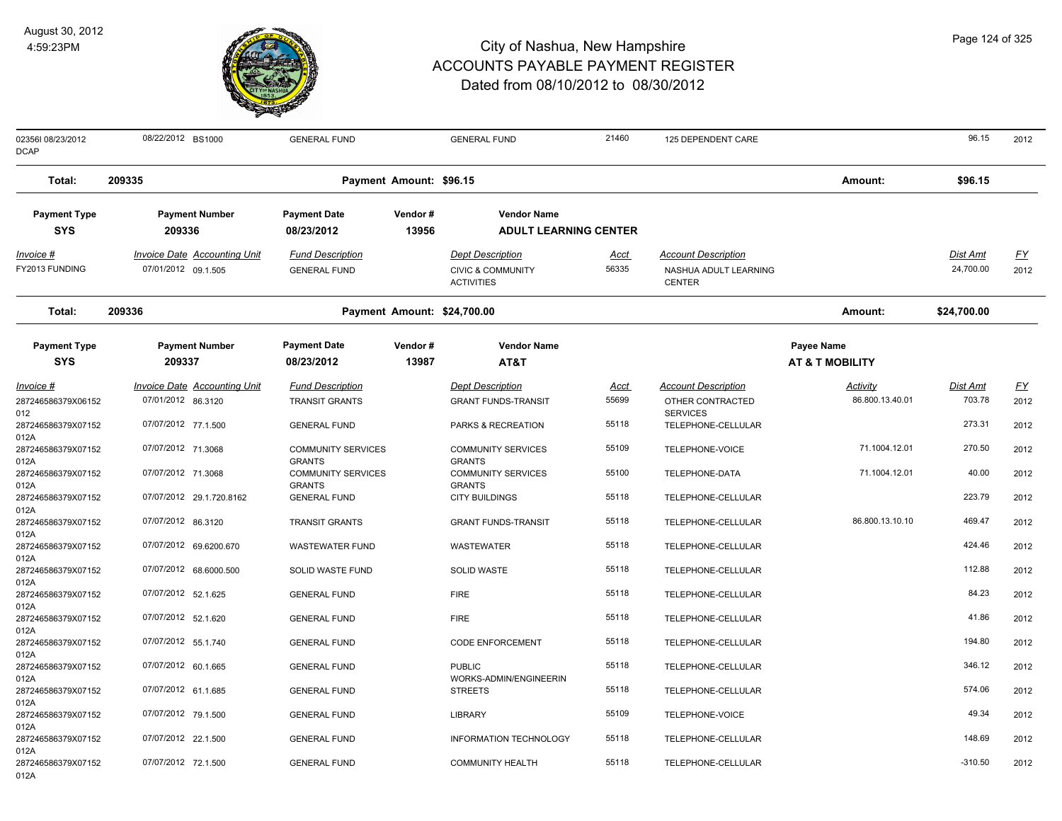# City of Nashua, New Hampshire
## ACCOUNTS PAYABLE PAYMENT REGISTER
### Dated from 08/10/2012 to 08/30/2012

August 30, 2012
4:59:23PM

| Invoice # | Invoice Date | Accounting Unit | Fund Description | Dept Description | Acct | Account Description | Activity | Dist Amt | FY |
|---|---|---|---|---|---|---|---|---|---|
| 02356I 08/23/2012 DCAP | 08/22/2012 | BS1000 | GENERAL FUND | GENERAL FUND | 21460 | 125 DEPENDENT CARE | | 96.15 | 2012 |

**Total: 209335** — Payment Amount: $96.15 — Amount: **$96.15**

| Payment Type | Payment Number | Payment Date | Vendor # | Vendor Name |
|---|---|---|---|---|
| SYS | 209336 | 08/23/2012 | 13956 | ADULT LEARNING CENTER |

| Invoice # | Invoice Date | Accounting Unit | Fund Description | Dept Description | Acct | Account Description | Dist Amt | FY |
|---|---|---|---|---|---|---|---|---|
| FY2013 FUNDING | 07/01/2012 | 09.1.505 | GENERAL FUND | CIVIC & COMMUNITY ACTIVITIES | 56335 | NASHUA ADULT LEARNING CENTER | 24,700.00 | 2012 |

**Total: 209336** — Payment Amount: $24,700.00 — Amount: **$24,700.00**

| Payment Type | Payment Number | Payment Date | Vendor # | Vendor Name | Payee Name |
|---|---|---|---|---|---|
| SYS | 209337 | 08/23/2012 | 13987 | AT&T | AT & T MOBILITY |

| Invoice # | Invoice Date | Accounting Unit | Fund Description | Dept Description | Acct | Account Description | Activity | Dist Amt | FY |
|---|---|---|---|---|---|---|---|---|---|
| 287246586379X06152012 | 07/01/2012 | 86.3120 | TRANSIT GRANTS | GRANT FUNDS-TRANSIT | 55699 | OTHER CONTRACTED SERVICES | 86.800.13.40.01 | 703.78 | 2012 |
| 287246586379X07152012A | 07/07/2012 | 77.1.500 | GENERAL FUND | PARKS & RECREATION | 55118 | TELEPHONE-CELLULAR | | 273.31 | 2012 |
| 287246586379X07152012A | 07/07/2012 | 71.3068 | COMMUNITY SERVICES GRANTS | COMMUNITY SERVICES GRANTS | 55109 | TELEPHONE-VOICE | 71.1004.12.01 | 270.50 | 2012 |
| 287246586379X07152012A | 07/07/2012 | 71.3068 | COMMUNITY SERVICES GRANTS | COMMUNITY SERVICES GRANTS | 55100 | TELEPHONE-DATA | 71.1004.12.01 | 40.00 | 2012 |
| 287246586379X07152012A | 07/07/2012 | 29.1.720.8162 | GENERAL FUND | CITY BUILDINGS | 55118 | TELEPHONE-CELLULAR | | 223.79 | 2012 |
| 287246586379X07152012A | 07/07/2012 | 86.3120 | TRANSIT GRANTS | GRANT FUNDS-TRANSIT | 55118 | TELEPHONE-CELLULAR | 86.800.13.10.10 | 469.47 | 2012 |
| 287246586379X07152012A | 07/07/2012 | 69.6200.670 | WASTEWATER FUND | WASTEWATER | 55118 | TELEPHONE-CELLULAR | | 424.46 | 2012 |
| 287246586379X07152012A | 07/07/2012 | 68.6000.500 | SOLID WASTE FUND | SOLID WASTE | 55118 | TELEPHONE-CELLULAR | | 112.88 | 2012 |
| 287246586379X07152012A | 07/07/2012 | 52.1.625 | GENERAL FUND | FIRE | 55118 | TELEPHONE-CELLULAR | | 84.23 | 2012 |
| 287246586379X07152012A | 07/07/2012 | 52.1.620 | GENERAL FUND | FIRE | 55118 | TELEPHONE-CELLULAR | | 41.86 | 2012 |
| 287246586379X07152012A | 07/07/2012 | 55.1.740 | GENERAL FUND | CODE ENFORCEMENT | 55118 | TELEPHONE-CELLULAR | | 194.80 | 2012 |
| 287246586379X07152012A | 07/07/2012 | 60.1.665 | GENERAL FUND | PUBLIC WORKS-ADMIN/ENGINEERIN | 55118 | TELEPHONE-CELLULAR | | 346.12 | 2012 |
| 287246586379X07152012A | 07/07/2012 | 61.1.685 | GENERAL FUND | STREETS | 55118 | TELEPHONE-CELLULAR | | 574.06 | 2012 |
| 287246586379X07152012A | 07/07/2012 | 79.1.500 | GENERAL FUND | LIBRARY | 55109 | TELEPHONE-VOICE | | 49.34 | 2012 |
| 287246586379X07152012A | 07/07/2012 | 22.1.500 | GENERAL FUND | INFORMATION TECHNOLOGY | 55118 | TELEPHONE-CELLULAR | | 148.69 | 2012 |
| 287246586379X07152012A | 07/07/2012 | 72.1.500 | GENERAL FUND | COMMUNITY HEALTH | 55118 | TELEPHONE-CELLULAR | | -310.50 | 2012 |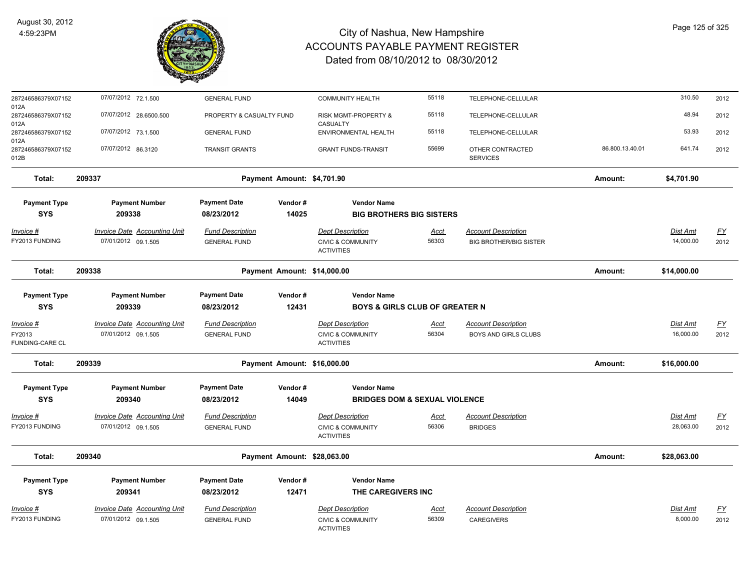# City of Nashua, New Hampshire
## ACCOUNTS PAYABLE PAYMENT REGISTER
### Dated from 08/10/2012 to 08/30/2012

August 30, 2012
4:59:23PM

| Invoice # | Invoice Date | Accounting Unit | Fund Description | Dept Description | Acct | Account Description | | Dist Amt | FY |
|---|---|---|---|---|---|---|---|---|---|
| 287246586379X07152012A | 07/07/2012 | 72.1.500 | GENERAL FUND | COMMUNITY HEALTH | 55118 | TELEPHONE-CELLULAR | | 310.50 | 2012 |
| 287246586379X07152012A | 07/07/2012 | 28.6500.500 | PROPERTY & CASUALTY FUND | RISK MGMT-PROPERTY & CASUALTY | 55118 | TELEPHONE-CELLULAR | | 48.94 | 2012 |
| 287246586379X07152012A | 07/07/2012 | 73.1.500 | GENERAL FUND | ENVIRONMENTAL HEALTH | 55118 | TELEPHONE-CELLULAR | | 53.93 | 2012 |
| 287246586379X07152012B | 07/07/2012 | 86.3120 | TRANSIT GRANTS | GRANT FUNDS-TRANSIT | 55699 | OTHER CONTRACTED SERVICES | 86.800.13.40.01 | 641.74 | 2012 |

**Total: 209337** Payment Amount: $4,701.90 Amount: **$4,701.90**

| Payment Type | Payment Number | Payment Date | Vendor # | Vendor Name |
|---|---|---|---|---|
| SYS | 209338 | 08/23/2012 | 14025 | BIG BROTHERS BIG SISTERS |

| Invoice # | Invoice Date | Accounting Unit | Fund Description | Dept Description | Acct | Account Description | Dist Amt | FY |
|---|---|---|---|---|---|---|---|---|
| FY2013 FUNDING | 07/01/2012 | 09.1.505 | GENERAL FUND | CIVIC & COMMUNITY ACTIVITIES | 56303 | BIG BROTHER/BIG SISTER | 14,000.00 | 2012 |

**Total: 209338** Payment Amount: $14,000.00 Amount: **$14,000.00**

| Payment Type | Payment Number | Payment Date | Vendor # | Vendor Name |
|---|---|---|---|---|
| SYS | 209339 | 08/23/2012 | 12431 | BOYS & GIRLS CLUB OF GREATER N |

| Invoice # | Invoice Date | Accounting Unit | Fund Description | Dept Description | Acct | Account Description | Dist Amt | FY |
|---|---|---|---|---|---|---|---|---|
| FY2013 FUNDING-CARE CL | 07/01/2012 | 09.1.505 | GENERAL FUND | CIVIC & COMMUNITY ACTIVITIES | 56304 | BOYS AND GIRLS CLUBS | 16,000.00 | 2012 |

**Total: 209339** Payment Amount: $16,000.00 Amount: **$16,000.00**

| Payment Type | Payment Number | Payment Date | Vendor # | Vendor Name |
|---|---|---|---|---|
| SYS | 209340 | 08/23/2012 | 14049 | BRIDGES DOM & SEXUAL VIOLENCE |

| Invoice # | Invoice Date | Accounting Unit | Fund Description | Dept Description | Acct | Account Description | Dist Amt | FY |
|---|---|---|---|---|---|---|---|---|
| FY2013 FUNDING | 07/01/2012 | 09.1.505 | GENERAL FUND | CIVIC & COMMUNITY ACTIVITIES | 56306 | BRIDGES | 28,063.00 | 2012 |

**Total: 209340** Payment Amount: $28,063.00 Amount: **$28,063.00**

| Payment Type | Payment Number | Payment Date | Vendor # | Vendor Name |
|---|---|---|---|---|
| SYS | 209341 | 08/23/2012 | 12471 | THE CAREGIVERS INC |

| Invoice # | Invoice Date | Accounting Unit | Fund Description | Dept Description | Acct | Account Description | Dist Amt | FY |
|---|---|---|---|---|---|---|---|---|
| FY2013 FUNDING | 07/01/2012 | 09.1.505 | GENERAL FUND | CIVIC & COMMUNITY ACTIVITIES | 56309 | CAREGIVERS | 8,000.00 | 2012 |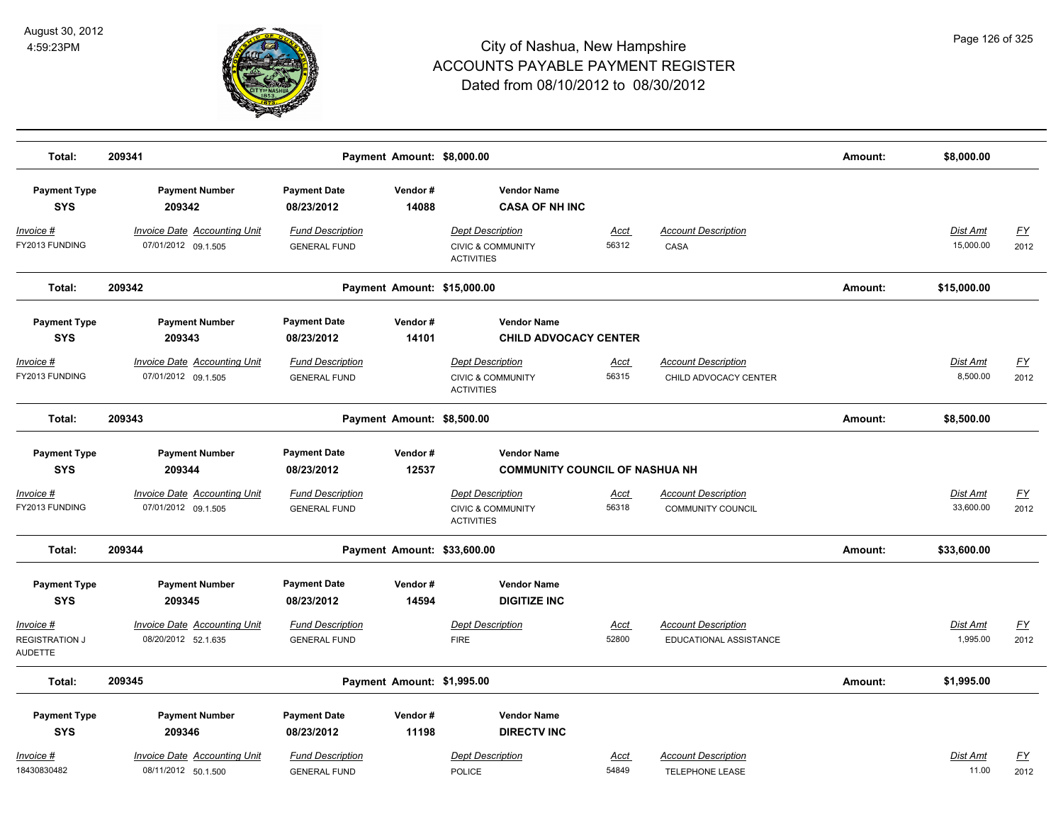# City of Nashua, New Hampshire
## ACCOUNTS PAYABLE PAYMENT REGISTER
### Dated from 08/10/2012 to 08/30/2012

August 30, 2012
4:59:23PM

**Total: 209341** — Payment Amount: $8,000.00 — Amount: $8,000.00

| Payment Type | Payment Number | Payment Date | Vendor # | Vendor Name |
|---|---|---|---|---|
| SYS | 209342 | 08/23/2012 | 14088 | CASA OF NH INC |

| Invoice # | Invoice Date | Accounting Unit | Fund Description | Dept Description | Acct | Account Description | Dist Amt | FY |
|---|---|---|---|---|---|---|---|---|
| FY2013 FUNDING | 07/01/2012 | 09.1.505 | GENERAL FUND | CIVIC & COMMUNITY ACTIVITIES | 56312 | CASA | 15,000.00 | 2012 |

**Total: 209342** — Payment Amount: $15,000.00 — Amount: $15,000.00

| Payment Type | Payment Number | Payment Date | Vendor # | Vendor Name |
|---|---|---|---|---|
| SYS | 209343 | 08/23/2012 | 14101 | CHILD ADVOCACY CENTER |

| Invoice # | Invoice Date | Accounting Unit | Fund Description | Dept Description | Acct | Account Description | Dist Amt | FY |
|---|---|---|---|---|---|---|---|---|
| FY2013 FUNDING | 07/01/2012 | 09.1.505 | GENERAL FUND | CIVIC & COMMUNITY ACTIVITIES | 56315 | CHILD ADVOCACY CENTER | 8,500.00 | 2012 |

**Total: 209343** — Payment Amount: $8,500.00 — Amount: $8,500.00

| Payment Type | Payment Number | Payment Date | Vendor # | Vendor Name |
|---|---|---|---|---|
| SYS | 209344 | 08/23/2012 | 12537 | COMMUNITY COUNCIL OF NASHUA NH |

| Invoice # | Invoice Date | Accounting Unit | Fund Description | Dept Description | Acct | Account Description | Dist Amt | FY |
|---|---|---|---|---|---|---|---|---|
| FY2013 FUNDING | 07/01/2012 | 09.1.505 | GENERAL FUND | CIVIC & COMMUNITY ACTIVITIES | 56318 | COMMUNITY COUNCIL | 33,600.00 | 2012 |

**Total: 209344** — Payment Amount: $33,600.00 — Amount: $33,600.00

| Payment Type | Payment Number | Payment Date | Vendor # | Vendor Name |
|---|---|---|---|---|
| SYS | 209345 | 08/23/2012 | 14594 | DIGITIZE INC |

| Invoice # | Invoice Date | Accounting Unit | Fund Description | Dept Description | Acct | Account Description | Dist Amt | FY |
|---|---|---|---|---|---|---|---|---|
| REGISTRATION J AUDETTE | 08/20/2012 | 52.1.635 | GENERAL FUND | FIRE | 52800 | EDUCATIONAL ASSISTANCE | 1,995.00 | 2012 |

**Total: 209345** — Payment Amount: $1,995.00 — Amount: $1,995.00

| Payment Type | Payment Number | Payment Date | Vendor # | Vendor Name |
|---|---|---|---|---|
| SYS | 209346 | 08/23/2012 | 11198 | DIRECTV INC |

| Invoice # | Invoice Date | Accounting Unit | Fund Description | Dept Description | Acct | Account Description | Dist Amt | FY |
|---|---|---|---|---|---|---|---|---|
| 18430830482 | 08/11/2012 | 50.1.500 | GENERAL FUND | POLICE | 54849 | TELEPHONE LEASE | 11.00 | 2012 |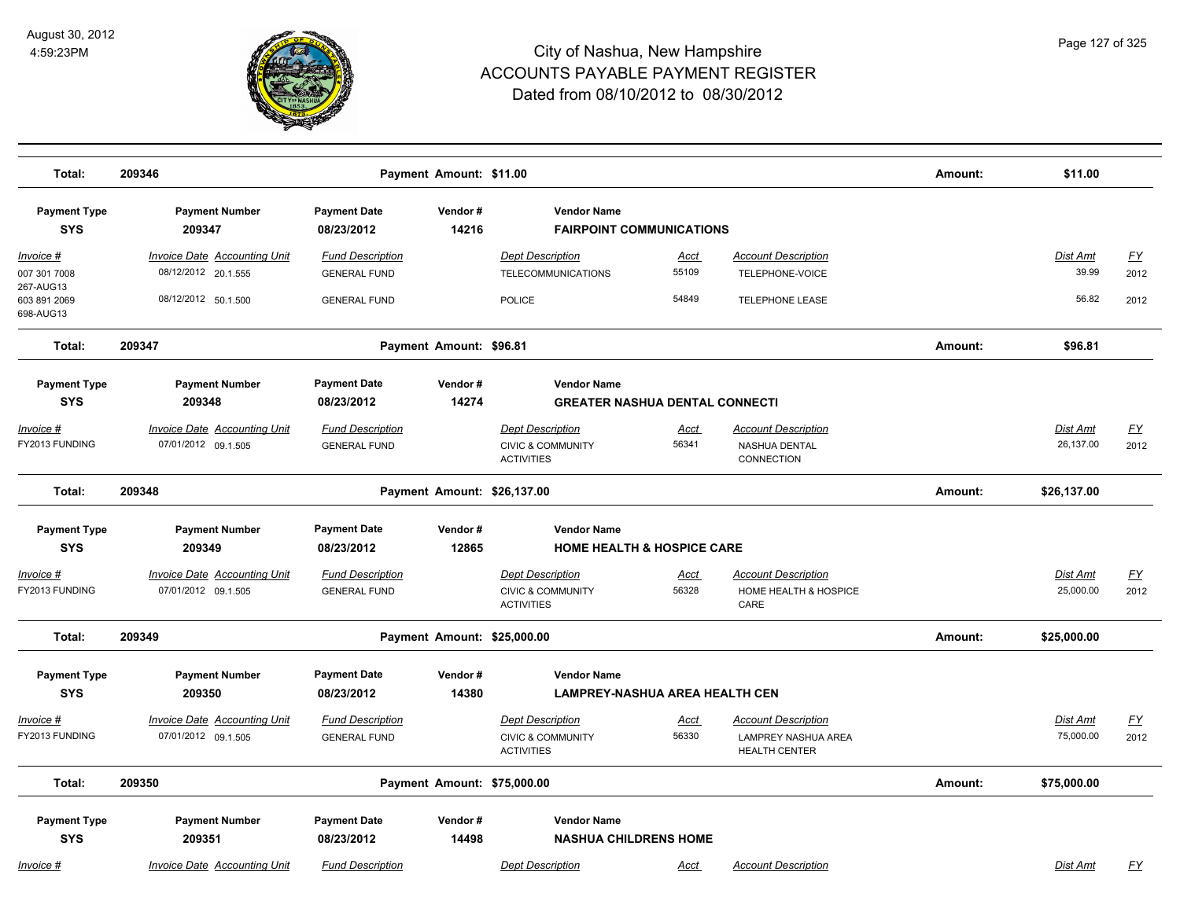# City of Nashua, New Hampshire
# ACCOUNTS PAYABLE PAYMENT REGISTER
## Dated from 08/10/2012 to 08/30/2012

August 30, 2012
4:59:23PM

**Total: 209346** — **Payment Amount: $11.00** — **Amount: $11.00**

| Payment Type | Payment Number | Payment Date | Vendor # | Vendor Name |
|---|---|---|---|---|
| **SYS** | **209347** | **08/23/2012** | **14216** | **FAIRPOINT COMMUNICATIONS** |

| Invoice # | Invoice Date | Accounting Unit | Fund Description | Dept Description | Acct | Account Description | Dist Amt | FY |
|---|---|---|---|---|---|---|---|---|
| 007 301 7008 267-AUG13 | 08/12/2012 | 20.1.555 | GENERAL FUND | TELECOMMUNICATIONS | 55109 | TELEPHONE-VOICE | 39.99 | 2012 |
| 603 891 2069 698-AUG13 | 08/12/2012 | 50.1.500 | GENERAL FUND | POLICE | 54849 | TELEPHONE LEASE | 56.82 | 2012 |

**Total: 209347** — **Payment Amount: $96.81** — **Amount: $96.81**

| Payment Type | Payment Number | Payment Date | Vendor # | Vendor Name |
|---|---|---|---|---|
| **SYS** | **209348** | **08/23/2012** | **14274** | **GREATER NASHUA DENTAL CONNECTI** |

| Invoice # | Invoice Date | Accounting Unit | Fund Description | Dept Description | Acct | Account Description | Dist Amt | FY |
|---|---|---|---|---|---|---|---|---|
| FY2013 FUNDING | 07/01/2012 | 09.1.505 | GENERAL FUND | CIVIC & COMMUNITY ACTIVITIES | 56341 | NASHUA DENTAL CONNECTION | 26,137.00 | 2012 |

**Total: 209348** — **Payment Amount: $26,137.00** — **Amount: $26,137.00**

| Payment Type | Payment Number | Payment Date | Vendor # | Vendor Name |
|---|---|---|---|---|
| **SYS** | **209349** | **08/23/2012** | **12865** | **HOME HEALTH & HOSPICE CARE** |

| Invoice # | Invoice Date | Accounting Unit | Fund Description | Dept Description | Acct | Account Description | Dist Amt | FY |
|---|---|---|---|---|---|---|---|---|
| FY2013 FUNDING | 07/01/2012 | 09.1.505 | GENERAL FUND | CIVIC & COMMUNITY ACTIVITIES | 56328 | HOME HEALTH & HOSPICE CARE | 25,000.00 | 2012 |

**Total: 209349** — **Payment Amount: $25,000.00** — **Amount: $25,000.00**

| Payment Type | Payment Number | Payment Date | Vendor # | Vendor Name |
|---|---|---|---|---|
| **SYS** | **209350** | **08/23/2012** | **14380** | **LAMPREY-NASHUA AREA HEALTH CEN** |

| Invoice # | Invoice Date | Accounting Unit | Fund Description | Dept Description | Acct | Account Description | Dist Amt | FY |
|---|---|---|---|---|---|---|---|---|
| FY2013 FUNDING | 07/01/2012 | 09.1.505 | GENERAL FUND | CIVIC & COMMUNITY ACTIVITIES | 56330 | LAMPREY NASHUA AREA HEALTH CENTER | 75,000.00 | 2012 |

**Total: 209350** — **Payment Amount: $75,000.00** — **Amount: $75,000.00**

| Payment Type | Payment Number | Payment Date | Vendor # | Vendor Name |
|---|---|---|---|---|
| **SYS** | **209351** | **08/23/2012** | **14498** | **NASHUA CHILDRENS HOME** |

| Invoice # | Invoice Date | Accounting Unit | Fund Description | Dept Description | Acct | Account Description | Dist Amt | FY |
|---|---|---|---|---|---|---|---|---|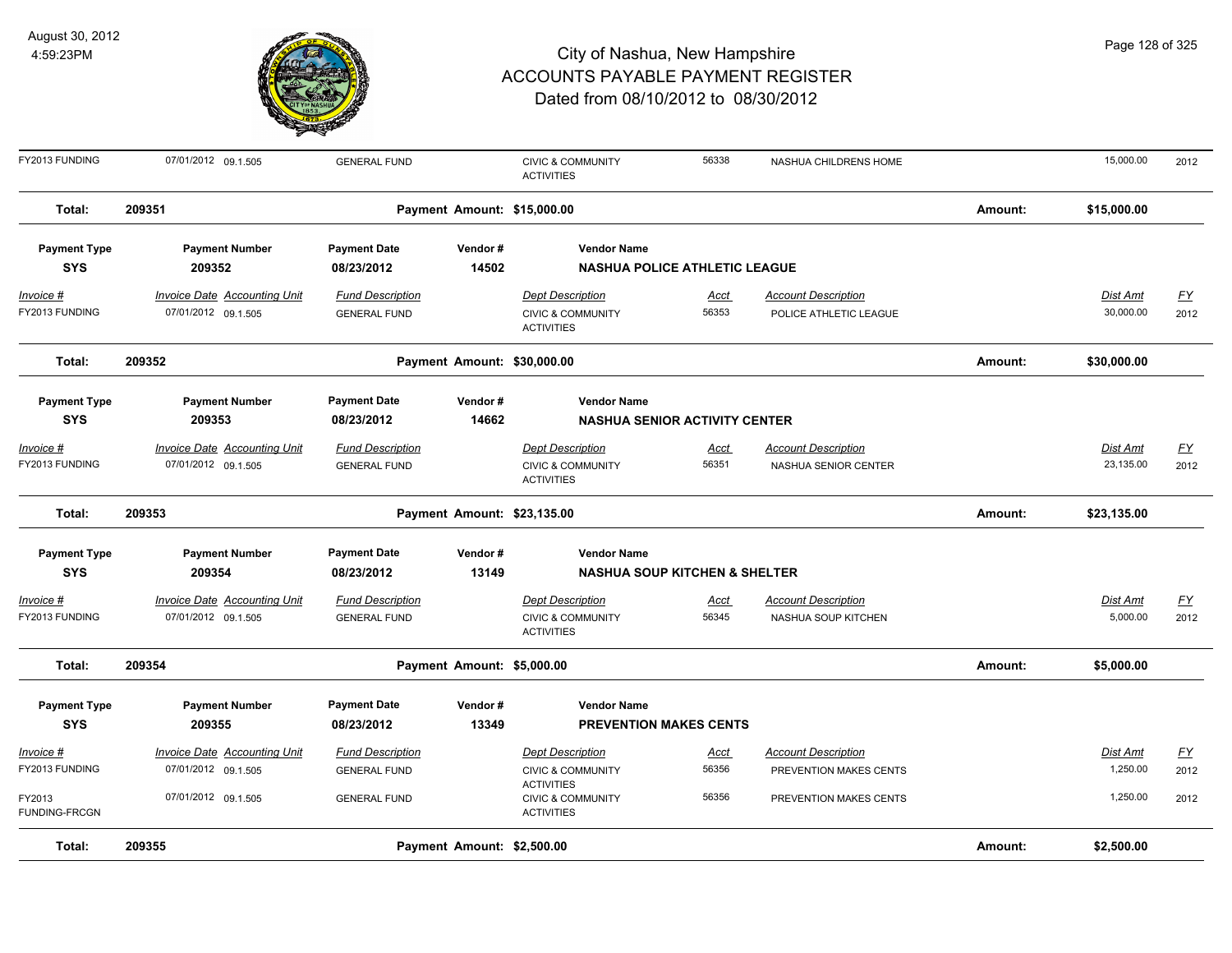# City of Nashua, New Hampshire
## ACCOUNTS PAYABLE PAYMENT REGISTER
### Dated from 08/10/2012 to 08/30/2012

| Invoice # | Invoice Date | Accounting Unit | Fund Description | Dept Description | Acct | Account Description | Dist Amt | FY |
|---|---|---|---|---|---|---|---|---|
| FY2013 FUNDING | 07/01/2012 | 09.1.505 | GENERAL FUND | CIVIC & COMMUNITY ACTIVITIES | 56338 | NASHUA CHILDRENS HOME | 15,000.00 | 2012 |

**Total: 209351** — Payment Amount: $15,000.00 — Amount: **$15,000.00**

| Payment Type | Payment Number | Payment Date | Vendor # | Vendor Name |
|---|---|---|---|---|
| SYS | 209352 | 08/23/2012 | 14502 | NASHUA POLICE ATHLETIC LEAGUE |

| Invoice # | Invoice Date | Accounting Unit | Fund Description | Dept Description | Acct | Account Description | Dist Amt | FY |
|---|---|---|---|---|---|---|---|---|
| FY2013 FUNDING | 07/01/2012 | 09.1.505 | GENERAL FUND | CIVIC & COMMUNITY ACTIVITIES | 56353 | POLICE ATHLETIC LEAGUE | 30,000.00 | 2012 |

**Total: 209352** — Payment Amount: $30,000.00 — Amount: **$30,000.00**

| Payment Type | Payment Number | Payment Date | Vendor # | Vendor Name |
|---|---|---|---|---|
| SYS | 209353 | 08/23/2012 | 14662 | NASHUA SENIOR ACTIVITY CENTER |

| Invoice # | Invoice Date | Accounting Unit | Fund Description | Dept Description | Acct | Account Description | Dist Amt | FY |
|---|---|---|---|---|---|---|---|---|
| FY2013 FUNDING | 07/01/2012 | 09.1.505 | GENERAL FUND | CIVIC & COMMUNITY ACTIVITIES | 56351 | NASHUA SENIOR CENTER | 23,135.00 | 2012 |

**Total: 209353** — Payment Amount: $23,135.00 — Amount: **$23,135.00**

| Payment Type | Payment Number | Payment Date | Vendor # | Vendor Name |
|---|---|---|---|---|
| SYS | 209354 | 08/23/2012 | 13149 | NASHUA SOUP KITCHEN & SHELTER |

| Invoice # | Invoice Date | Accounting Unit | Fund Description | Dept Description | Acct | Account Description | Dist Amt | FY |
|---|---|---|---|---|---|---|---|---|
| FY2013 FUNDING | 07/01/2012 | 09.1.505 | GENERAL FUND | CIVIC & COMMUNITY ACTIVITIES | 56345 | NASHUA SOUP KITCHEN | 5,000.00 | 2012 |

**Total: 209354** — Payment Amount: $5,000.00 — Amount: **$5,000.00**

| Payment Type | Payment Number | Payment Date | Vendor # | Vendor Name |
|---|---|---|---|---|
| SYS | 209355 | 08/23/2012 | 13349 | PREVENTION MAKES CENTS |

| Invoice # | Invoice Date | Accounting Unit | Fund Description | Dept Description | Acct | Account Description | Dist Amt | FY |
|---|---|---|---|---|---|---|---|---|
| FY2013 FUNDING | 07/01/2012 | 09.1.505 | GENERAL FUND | CIVIC & COMMUNITY ACTIVITIES | 56356 | PREVENTION MAKES CENTS | 1,250.00 | 2012 |
| FY2013 FUNDING-FRCGN | 07/01/2012 | 09.1.505 | GENERAL FUND | CIVIC & COMMUNITY ACTIVITIES | 56356 | PREVENTION MAKES CENTS | 1,250.00 | 2012 |

**Total: 209355** — Payment Amount: $2,500.00 — Amount: **$2,500.00**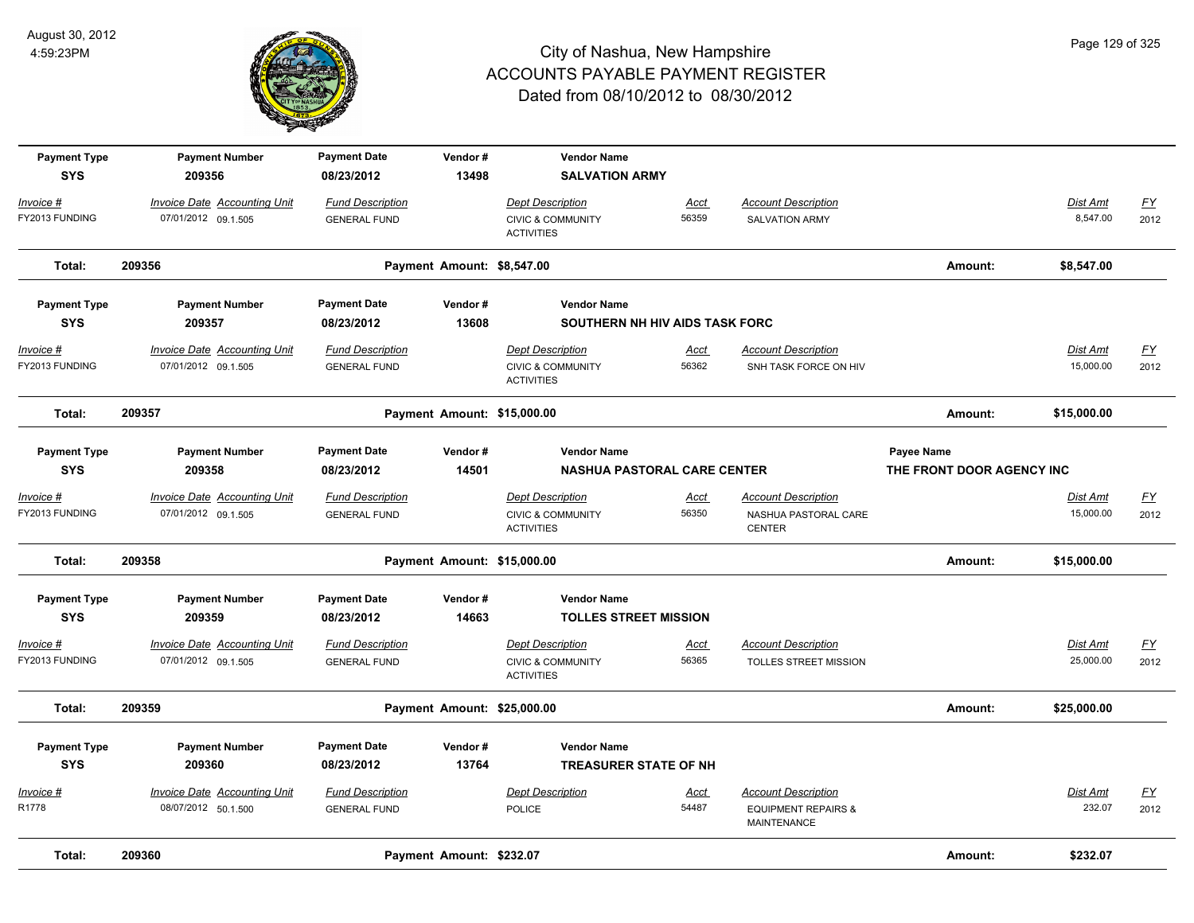# City of Nashua, New Hampshire
## ACCOUNTS PAYABLE PAYMENT REGISTER
### Dated from 08/10/2012 to 08/30/2012

August 30, 2012
4:59:23PM

| Payment Type | Payment Number | Payment Date | Vendor # | Vendor Name | | | | | |
|---|---|---|---|---|---|---|---|---|---|
| **SYS** | **209356** | **08/23/2012** | **13498** | **SALVATION ARMY** | | | | | |
| *Invoice #* | *Invoice Date* | *Accounting Unit* | *Fund Description* | *Dept Description* | *Acct* | *Account Description* | | *Dist Amt* | *FY* |
| FY2013 FUNDING | 07/01/2012 | 09.1.505 | GENERAL FUND | CIVIC & COMMUNITY ACTIVITIES | 56359 | SALVATION ARMY | | 8,547.00 | 2012 |
| **Total:** | **209356** | | **Payment Amount: $8,547.00** | | | | **Amount:** | **$8,547.00** | |

| Payment Type | Payment Number | Payment Date | Vendor # | Vendor Name | | | | | |
|---|---|---|---|---|---|---|---|---|---|
| **SYS** | **209357** | **08/23/2012** | **13608** | **SOUTHERN NH HIV AIDS TASK FORC** | | | | | |
| *Invoice #* | *Invoice Date* | *Accounting Unit* | *Fund Description* | *Dept Description* | *Acct* | *Account Description* | | *Dist Amt* | *FY* |
| FY2013 FUNDING | 07/01/2012 | 09.1.505 | GENERAL FUND | CIVIC & COMMUNITY ACTIVITIES | 56362 | SNH TASK FORCE ON HIV | | 15,000.00 | 2012 |
| **Total:** | **209357** | | **Payment Amount: $15,000.00** | | | | **Amount:** | **$15,000.00** | |

| Payment Type | Payment Number | Payment Date | Vendor # | Vendor Name | | | Payee Name | | |
|---|---|---|---|---|---|---|---|---|---|
| **SYS** | **209358** | **08/23/2012** | **14501** | **NASHUA PASTORAL CARE CENTER** | | | **THE FRONT DOOR AGENCY INC** | | |
| *Invoice #* | *Invoice Date* | *Accounting Unit* | *Fund Description* | *Dept Description* | *Acct* | *Account Description* | | *Dist Amt* | *FY* |
| FY2013 FUNDING | 07/01/2012 | 09.1.505 | GENERAL FUND | CIVIC & COMMUNITY ACTIVITIES | 56350 | NASHUA PASTORAL CARE CENTER | | 15,000.00 | 2012 |
| **Total:** | **209358** | | **Payment Amount: $15,000.00** | | | | **Amount:** | **$15,000.00** | |

| Payment Type | Payment Number | Payment Date | Vendor # | Vendor Name | | | | | |
|---|---|---|---|---|---|---|---|---|---|
| **SYS** | **209359** | **08/23/2012** | **14663** | **TOLLES STREET MISSION** | | | | | |
| *Invoice #* | *Invoice Date* | *Accounting Unit* | *Fund Description* | *Dept Description* | *Acct* | *Account Description* | | *Dist Amt* | *FY* |
| FY2013 FUNDING | 07/01/2012 | 09.1.505 | GENERAL FUND | CIVIC & COMMUNITY ACTIVITIES | 56365 | TOLLES STREET MISSION | | 25,000.00 | 2012 |
| **Total:** | **209359** | | **Payment Amount: $25,000.00** | | | | **Amount:** | **$25,000.00** | |

| Payment Type | Payment Number | Payment Date | Vendor # | Vendor Name | | | | | |
|---|---|---|---|---|---|---|---|---|---|
| **SYS** | **209360** | **08/23/2012** | **13764** | **TREASURER STATE OF NH** | | | | | |
| *Invoice #* | *Invoice Date* | *Accounting Unit* | *Fund Description* | *Dept Description* | *Acct* | *Account Description* | | *Dist Amt* | *FY* |
| R1778 | 08/07/2012 | 50.1.500 | GENERAL FUND | POLICE | 54487 | EQUIPMENT REPAIRS & MAINTENANCE | | 232.07 | 2012 |
| **Total:** | **209360** | | **Payment Amount: $232.07** | | | | **Amount:** | **$232.07** | |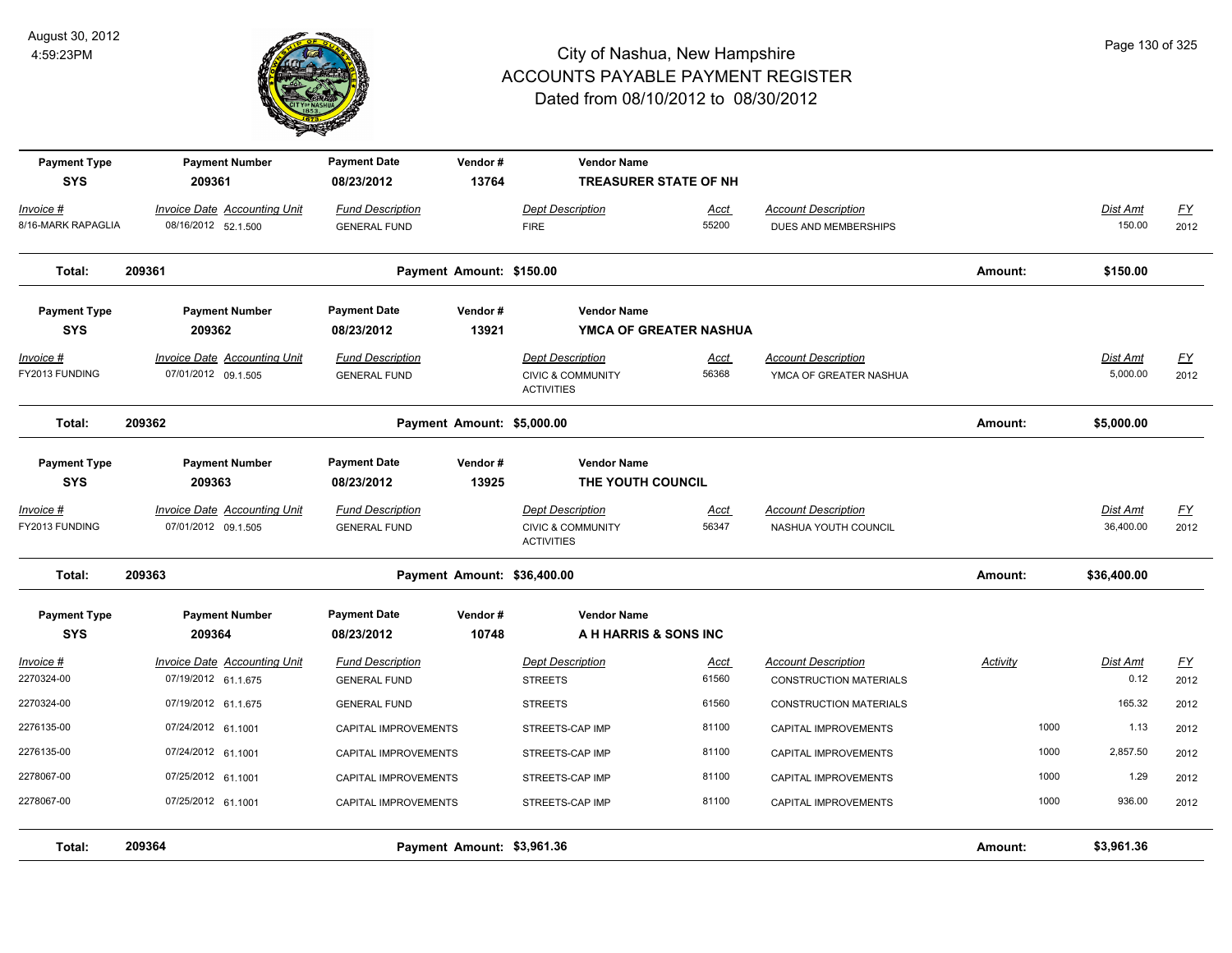# City of Nashua, New Hampshire
## ACCOUNTS PAYABLE PAYMENT REGISTER
### Dated from 08/10/2012 to 08/30/2012

August 30, 2012
4:59:23PM

| Payment Type | Payment Number | Payment Date | Vendor # | Vendor Name |
|---|---|---|---|---|
| SYS | 209361 | 08/23/2012 | 13764 | TREASURER STATE OF NH |

| Invoice # | Invoice Date | Accounting Unit | Fund Description | Dept Description | Acct | Account Description | Dist Amt | FY |
|---|---|---|---|---|---|---|---|---|
| 8/16-MARK RAPAGLIA | 08/16/2012 | 52.1.500 | GENERAL FUND | FIRE | 55200 | DUES AND MEMBERSHIPS | 150.00 | 2012 |

**Total: 209361 — Payment Amount: $150.00 — Amount: $150.00**

| Payment Type | Payment Number | Payment Date | Vendor # | Vendor Name |
|---|---|---|---|---|
| SYS | 209362 | 08/23/2012 | 13921 | YMCA OF GREATER NASHUA |

| Invoice # | Invoice Date | Accounting Unit | Fund Description | Dept Description | Acct | Account Description | Dist Amt | FY |
|---|---|---|---|---|---|---|---|---|
| FY2013 FUNDING | 07/01/2012 | 09.1.505 | GENERAL FUND | CIVIC & COMMUNITY ACTIVITIES | 56368 | YMCA OF GREATER NASHUA | 5,000.00 | 2012 |

**Total: 209362 — Payment Amount: $5,000.00 — Amount: $5,000.00**

| Payment Type | Payment Number | Payment Date | Vendor # | Vendor Name |
|---|---|---|---|---|
| SYS | 209363 | 08/23/2012 | 13925 | THE YOUTH COUNCIL |

| Invoice # | Invoice Date | Accounting Unit | Fund Description | Dept Description | Acct | Account Description | Dist Amt | FY |
|---|---|---|---|---|---|---|---|---|
| FY2013 FUNDING | 07/01/2012 | 09.1.505 | GENERAL FUND | CIVIC & COMMUNITY ACTIVITIES | 56347 | NASHUA YOUTH COUNCIL | 36,400.00 | 2012 |

**Total: 209363 — Payment Amount: $36,400.00 — Amount: $36,400.00**

| Payment Type | Payment Number | Payment Date | Vendor # | Vendor Name |
|---|---|---|---|---|
| SYS | 209364 | 08/23/2012 | 10748 | A H HARRIS & SONS INC |

| Invoice # | Invoice Date | Accounting Unit | Fund Description | Dept Description | Acct | Account Description | Activity | Dist Amt | FY |
|---|---|---|---|---|---|---|---|---|---|
| 2270324-00 | 07/19/2012 | 61.1.675 | GENERAL FUND | STREETS | 61560 | CONSTRUCTION MATERIALS | | 0.12 | 2012 |
| 2270324-00 | 07/19/2012 | 61.1.675 | GENERAL FUND | STREETS | 61560 | CONSTRUCTION MATERIALS | | 165.32 | 2012 |
| 2276135-00 | 07/24/2012 | 61.1001 | CAPITAL IMPROVEMENTS | STREETS-CAP IMP | 81100 | CAPITAL IMPROVEMENTS | 1000 | 1.13 | 2012 |
| 2276135-00 | 07/24/2012 | 61.1001 | CAPITAL IMPROVEMENTS | STREETS-CAP IMP | 81100 | CAPITAL IMPROVEMENTS | 1000 | 2,857.50 | 2012 |
| 2278067-00 | 07/25/2012 | 61.1001 | CAPITAL IMPROVEMENTS | STREETS-CAP IMP | 81100 | CAPITAL IMPROVEMENTS | 1000 | 1.29 | 2012 |
| 2278067-00 | 07/25/2012 | 61.1001 | CAPITAL IMPROVEMENTS | STREETS-CAP IMP | 81100 | CAPITAL IMPROVEMENTS | 1000 | 936.00 | 2012 |

**Total: 209364 — Payment Amount: $3,961.36 — Amount: $3,961.36**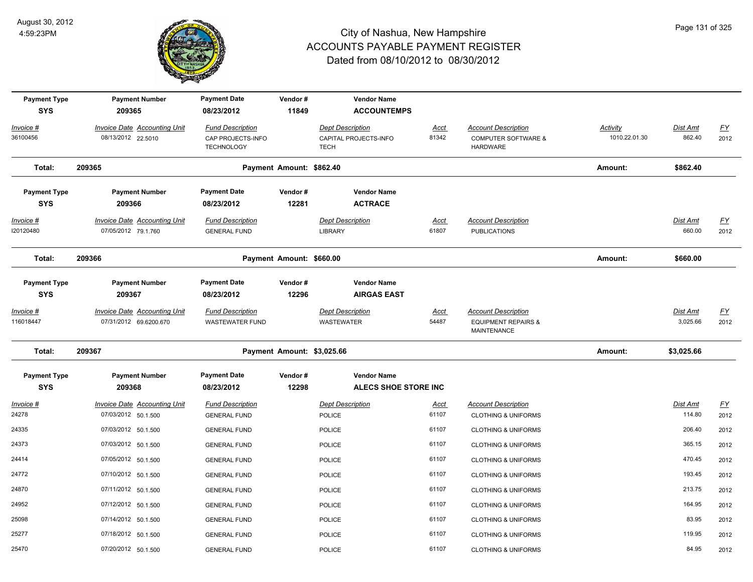# City of Nashua, New Hampshire
## ACCOUNTS PAYABLE PAYMENT REGISTER
### Dated from 08/10/2012 to 08/30/2012

August 30, 2012
4:59:23PM

| Payment Type | Payment Number | Payment Date | Vendor # | Vendor Name |
|---|---|---|---|---|
| SYS | 209365 | 08/23/2012 | 11849 | ACCOUNTEMPS |

| Invoice # | Invoice Date | Accounting Unit | Fund Description | Dept Description | Acct | Account Description | Activity | Dist Amt | FY |
|---|---|---|---|---|---|---|---|---|---|
| 36100456 | 08/13/2012 | 22.5010 | CAP PROJECTS-INFO TECHNOLOGY | CAPITAL PROJECTS-INFO TECH | 81342 | COMPUTER SOFTWARE & HARDWARE | 1010.22.01.30 | 862.40 | 2012 |

**Total: 209365** Payment Amount: $862.40 Amount: $862.40

| Payment Type | Payment Number | Payment Date | Vendor # | Vendor Name |
|---|---|---|---|---|
| SYS | 209366 | 08/23/2012 | 12281 | ACTRACE |

| Invoice # | Invoice Date | Accounting Unit | Fund Description | Dept Description | Acct | Account Description | Dist Amt | FY |
|---|---|---|---|---|---|---|---|---|
| I20120480 | 07/05/2012 | 79.1.760 | GENERAL FUND | LIBRARY | 61807 | PUBLICATIONS | 660.00 | 2012 |

**Total: 209366** Payment Amount: $660.00 Amount: $660.00

| Payment Type | Payment Number | Payment Date | Vendor # | Vendor Name |
|---|---|---|---|---|
| SYS | 209367 | 08/23/2012 | 12296 | AIRGAS EAST |

| Invoice # | Invoice Date | Accounting Unit | Fund Description | Dept Description | Acct | Account Description | Dist Amt | FY |
|---|---|---|---|---|---|---|---|---|
| 116018447 | 07/31/2012 | 69.6200.670 | WASTEWATER FUND | WASTEWATER | 54487 | EQUIPMENT REPAIRS & MAINTENANCE | 3,025.66 | 2012 |

**Total: 209367** Payment Amount: $3,025.66 Amount: $3,025.66

| Payment Type | Payment Number | Payment Date | Vendor # | Vendor Name |
|---|---|---|---|---|
| SYS | 209368 | 08/23/2012 | 12298 | ALECS SHOE STORE INC |

| Invoice # | Invoice Date | Accounting Unit | Fund Description | Dept Description | Acct | Account Description | Dist Amt | FY |
|---|---|---|---|---|---|---|---|---|
| 24278 | 07/03/2012 | 50.1.500 | GENERAL FUND | POLICE | 61107 | CLOTHING & UNIFORMS | 114.80 | 2012 |
| 24335 | 07/03/2012 | 50.1.500 | GENERAL FUND | POLICE | 61107 | CLOTHING & UNIFORMS | 206.40 | 2012 |
| 24373 | 07/03/2012 | 50.1.500 | GENERAL FUND | POLICE | 61107 | CLOTHING & UNIFORMS | 365.15 | 2012 |
| 24414 | 07/05/2012 | 50.1.500 | GENERAL FUND | POLICE | 61107 | CLOTHING & UNIFORMS | 470.45 | 2012 |
| 24772 | 07/10/2012 | 50.1.500 | GENERAL FUND | POLICE | 61107 | CLOTHING & UNIFORMS | 193.45 | 2012 |
| 24870 | 07/11/2012 | 50.1.500 | GENERAL FUND | POLICE | 61107 | CLOTHING & UNIFORMS | 213.75 | 2012 |
| 24952 | 07/12/2012 | 50.1.500 | GENERAL FUND | POLICE | 61107 | CLOTHING & UNIFORMS | 164.95 | 2012 |
| 25098 | 07/14/2012 | 50.1.500 | GENERAL FUND | POLICE | 61107 | CLOTHING & UNIFORMS | 83.95 | 2012 |
| 25277 | 07/18/2012 | 50.1.500 | GENERAL FUND | POLICE | 61107 | CLOTHING & UNIFORMS | 119.95 | 2012 |
| 25470 | 07/20/2012 | 50.1.500 | GENERAL FUND | POLICE | 61107 | CLOTHING & UNIFORMS | 84.95 | 2012 |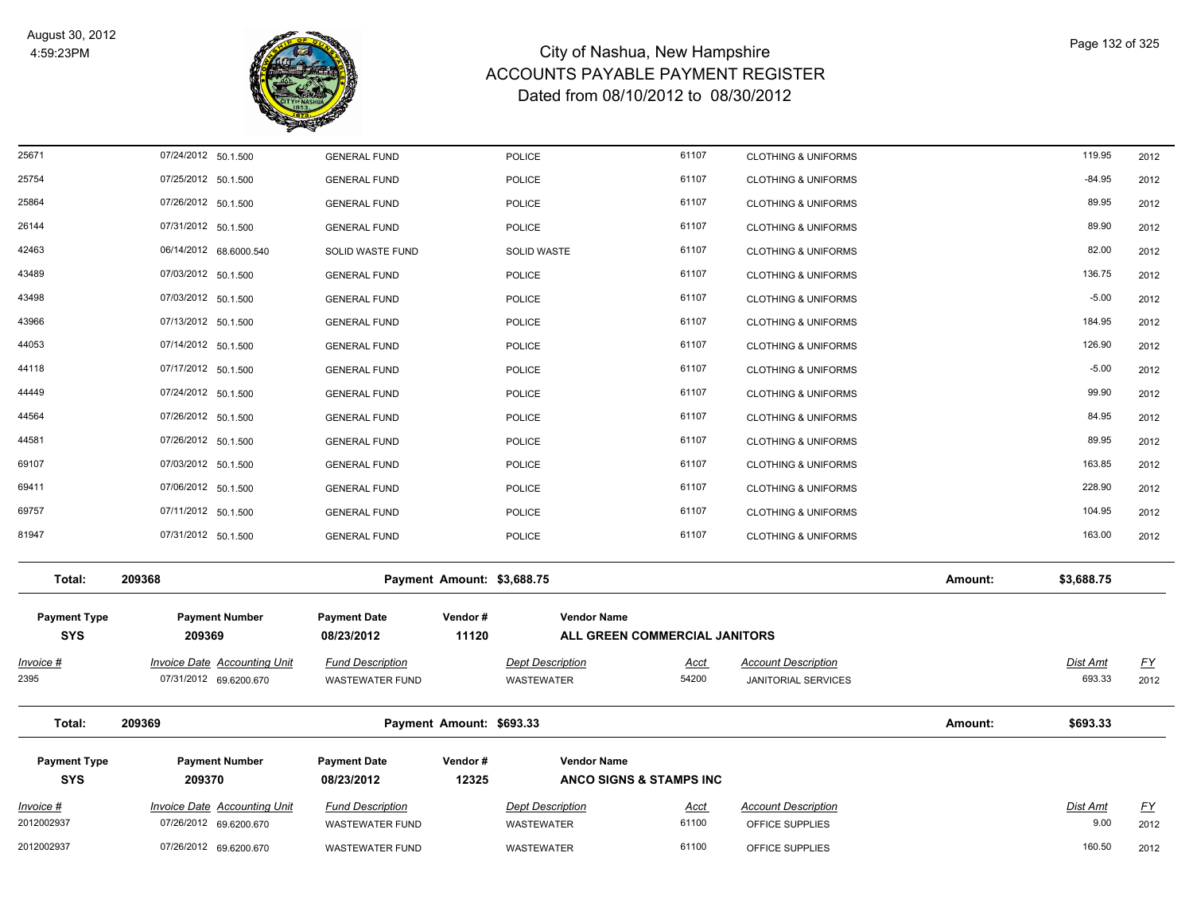# City of Nashua, New Hampshire
# ACCOUNTS PAYABLE PAYMENT REGISTER
## Dated from 08/10/2012 to 08/30/2012

August 30, 2012
4:59:23PM

| Invoice # | Invoice Date | Accounting Unit | Fund Description | Dept Description | Acct | Account Description | Dist Amt | FY |
|---|---|---|---|---|---|---|---|---|
| 25671 | 07/24/2012 | 50.1.500 | GENERAL FUND | POLICE | 61107 | CLOTHING & UNIFORMS | 119.95 | 2012 |
| 25754 | 07/25/2012 | 50.1.500 | GENERAL FUND | POLICE | 61107 | CLOTHING & UNIFORMS | -84.95 | 2012 |
| 25864 | 07/26/2012 | 50.1.500 | GENERAL FUND | POLICE | 61107 | CLOTHING & UNIFORMS | 89.95 | 2012 |
| 26144 | 07/31/2012 | 50.1.500 | GENERAL FUND | POLICE | 61107 | CLOTHING & UNIFORMS | 89.90 | 2012 |
| 42463 | 06/14/2012 | 68.6000.540 | SOLID WASTE FUND | SOLID WASTE | 61107 | CLOTHING & UNIFORMS | 82.00 | 2012 |
| 43489 | 07/03/2012 | 50.1.500 | GENERAL FUND | POLICE | 61107 | CLOTHING & UNIFORMS | 136.75 | 2012 |
| 43498 | 07/03/2012 | 50.1.500 | GENERAL FUND | POLICE | 61107 | CLOTHING & UNIFORMS | -5.00 | 2012 |
| 43966 | 07/13/2012 | 50.1.500 | GENERAL FUND | POLICE | 61107 | CLOTHING & UNIFORMS | 184.95 | 2012 |
| 44053 | 07/14/2012 | 50.1.500 | GENERAL FUND | POLICE | 61107 | CLOTHING & UNIFORMS | 126.90 | 2012 |
| 44118 | 07/17/2012 | 50.1.500 | GENERAL FUND | POLICE | 61107 | CLOTHING & UNIFORMS | -5.00 | 2012 |
| 44449 | 07/24/2012 | 50.1.500 | GENERAL FUND | POLICE | 61107 | CLOTHING & UNIFORMS | 99.90 | 2012 |
| 44564 | 07/26/2012 | 50.1.500 | GENERAL FUND | POLICE | 61107 | CLOTHING & UNIFORMS | 84.95 | 2012 |
| 44581 | 07/26/2012 | 50.1.500 | GENERAL FUND | POLICE | 61107 | CLOTHING & UNIFORMS | 89.95 | 2012 |
| 69107 | 07/03/2012 | 50.1.500 | GENERAL FUND | POLICE | 61107 | CLOTHING & UNIFORMS | 163.85 | 2012 |
| 69411 | 07/06/2012 | 50.1.500 | GENERAL FUND | POLICE | 61107 | CLOTHING & UNIFORMS | 228.90 | 2012 |
| 69757 | 07/11/2012 | 50.1.500 | GENERAL FUND | POLICE | 61107 | CLOTHING & UNIFORMS | 104.95 | 2012 |
| 81947 | 07/31/2012 | 50.1.500 | GENERAL FUND | POLICE | 61107 | CLOTHING & UNIFORMS | 163.00 | 2012 |

**Total: 209368 — Payment Amount: $3,688.75 — Amount: $3,688.75**

| Payment Type | Payment Number | Payment Date | Vendor # | Vendor Name |
|---|---|---|---|---|
| SYS | 209369 | 08/23/2012 | 11120 | ALL GREEN COMMERCIAL JANITORS |

| Invoice # | Invoice Date | Accounting Unit | Fund Description | Dept Description | Acct | Account Description | Dist Amt | FY |
|---|---|---|---|---|---|---|---|---|
| 2395 | 07/31/2012 | 69.6200.670 | WASTEWATER FUND | WASTEWATER | 54200 | JANITORIAL SERVICES | 693.33 | 2012 |

**Total: 209369 — Payment Amount: $693.33 — Amount: $693.33**

| Payment Type | Payment Number | Payment Date | Vendor # | Vendor Name |
|---|---|---|---|---|
| SYS | 209370 | 08/23/2012 | 12325 | ANCO SIGNS & STAMPS INC |

| Invoice # | Invoice Date | Accounting Unit | Fund Description | Dept Description | Acct | Account Description | Dist Amt | FY |
|---|---|---|---|---|---|---|---|---|
| 2012002937 | 07/26/2012 | 69.6200.670 | WASTEWATER FUND | WASTEWATER | 61100 | OFFICE SUPPLIES | 9.00 | 2012 |
| 2012002937 | 07/26/2012 | 69.6200.670 | WASTEWATER FUND | WASTEWATER | 61100 | OFFICE SUPPLIES | 160.50 | 2012 |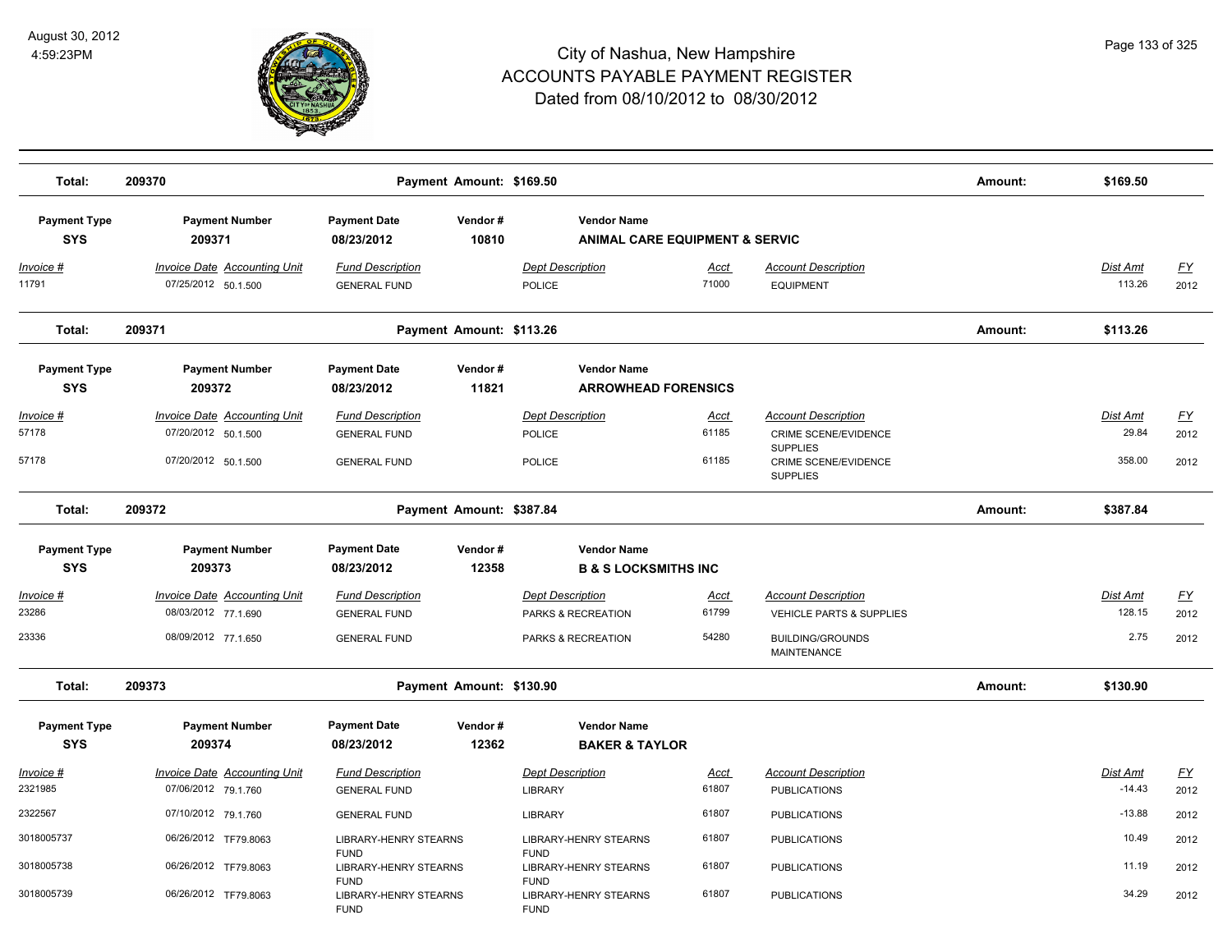# City of Nashua, New Hampshire
## ACCOUNTS PAYABLE PAYMENT REGISTER
### Dated from 08/10/2012 to 08/30/2012

**Total: 209370** — Payment Amount: $169.50 — Amount: $169.50

| Payment Type | Payment Number | Payment Date | Vendor # | Vendor Name |
|---|---|---|---|---|
| SYS | 209371 | 08/23/2012 | 10810 | ANIMAL CARE EQUIPMENT & SERVIC |

| Invoice # | Invoice Date | Accounting Unit | Fund Description | Dept Description | Acct | Account Description | Dist Amt | FY |
|---|---|---|---|---|---|---|---|---|
| 11791 | 07/25/2012 | 50.1.500 | GENERAL FUND | POLICE | 71000 | EQUIPMENT | 113.26 | 2012 |

**Total: 209371** — Payment Amount: $113.26 — Amount: $113.26

| Payment Type | Payment Number | Payment Date | Vendor # | Vendor Name |
|---|---|---|---|---|
| SYS | 209372 | 08/23/2012 | 11821 | ARROWHEAD FORENSICS |

| Invoice # | Invoice Date | Accounting Unit | Fund Description | Dept Description | Acct | Account Description | Dist Amt | FY |
|---|---|---|---|---|---|---|---|---|
| 57178 | 07/20/2012 | 50.1.500 | GENERAL FUND | POLICE | 61185 | CRIME SCENE/EVIDENCE SUPPLIES | 29.84 | 2012 |
| 57178 | 07/20/2012 | 50.1.500 | GENERAL FUND | POLICE | 61185 | CRIME SCENE/EVIDENCE SUPPLIES | 358.00 | 2012 |

**Total: 209372** — Payment Amount: $387.84 — Amount: $387.84

| Payment Type | Payment Number | Payment Date | Vendor # | Vendor Name |
|---|---|---|---|---|
| SYS | 209373 | 08/23/2012 | 12358 | B & S LOCKSMITHS INC |

| Invoice # | Invoice Date | Accounting Unit | Fund Description | Dept Description | Acct | Account Description | Dist Amt | FY |
|---|---|---|---|---|---|---|---|---|
| 23286 | 08/03/2012 | 77.1.690 | GENERAL FUND | PARKS & RECREATION | 61799 | VEHICLE PARTS & SUPPLIES | 128.15 | 2012 |
| 23336 | 08/09/2012 | 77.1.650 | GENERAL FUND | PARKS & RECREATION | 54280 | BUILDING/GROUNDS MAINTENANCE | 2.75 | 2012 |

**Total: 209373** — Payment Amount: $130.90 — Amount: $130.90

| Payment Type | Payment Number | Payment Date | Vendor # | Vendor Name |
|---|---|---|---|---|
| SYS | 209374 | 08/23/2012 | 12362 | BAKER & TAYLOR |

| Invoice # | Invoice Date | Accounting Unit | Fund Description | Dept Description | Acct | Account Description | Dist Amt | FY |
|---|---|---|---|---|---|---|---|---|
| 2321985 | 07/06/2012 | 79.1.760 | GENERAL FUND | LIBRARY | 61807 | PUBLICATIONS | -14.43 | 2012 |
| 2322567 | 07/10/2012 | 79.1.760 | GENERAL FUND | LIBRARY | 61807 | PUBLICATIONS | -13.88 | 2012 |
| 3018005737 | 06/26/2012 | TF79.8063 | LIBRARY-HENRY STEARNS FUND | LIBRARY-HENRY STEARNS FUND | 61807 | PUBLICATIONS | 10.49 | 2012 |
| 3018005738 | 06/26/2012 | TF79.8063 | LIBRARY-HENRY STEARNS FUND | LIBRARY-HENRY STEARNS FUND | 61807 | PUBLICATIONS | 11.19 | 2012 |
| 3018005739 | 06/26/2012 | TF79.8063 | LIBRARY-HENRY STEARNS FUND | LIBRARY-HENRY STEARNS FUND | 61807 | PUBLICATIONS | 34.29 | 2012 |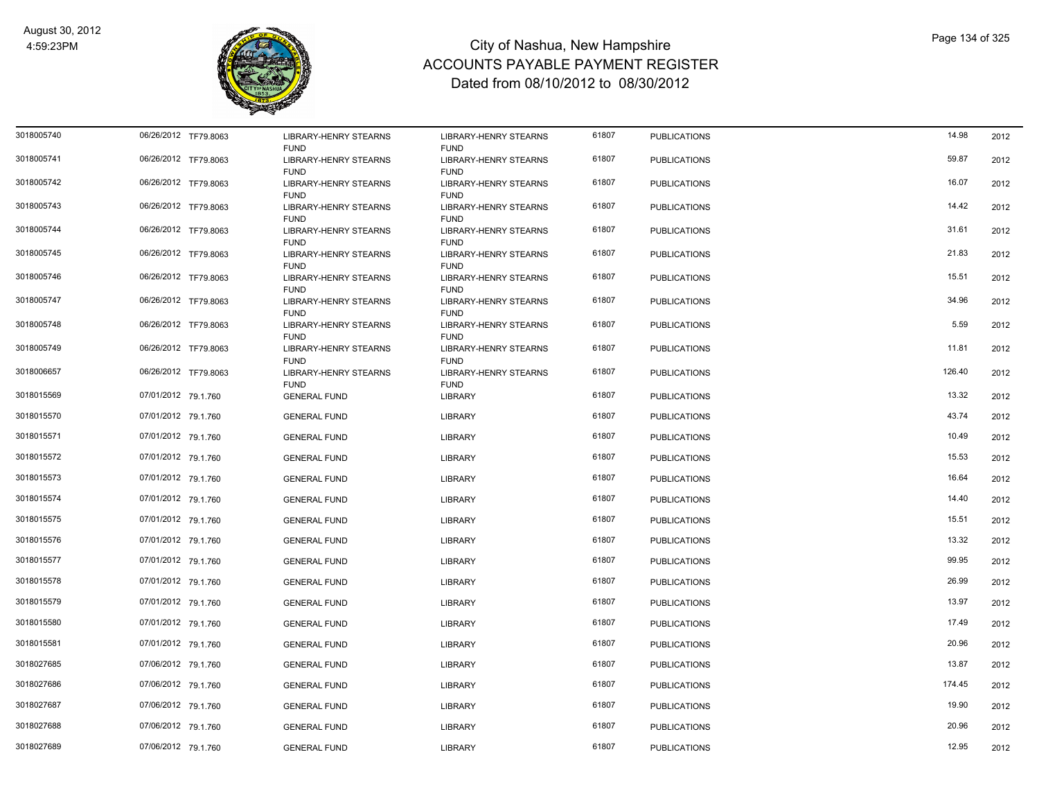# City of Nashua, New Hampshire
## ACCOUNTS PAYABLE PAYMENT REGISTER
### Dated from 08/10/2012 to 08/30/2012

| | | | | | | | | |
|---|---|---|---|---|---|---|---|---|
| 3018005740 | 06/26/2012 | TF79.8063 | LIBRARY-HENRY STEARNS FUND | LIBRARY-HENRY STEARNS FUND | 61807 | PUBLICATIONS | 14.98 | 2012 |
| 3018005741 | 06/26/2012 | TF79.8063 | LIBRARY-HENRY STEARNS FUND | LIBRARY-HENRY STEARNS FUND | 61807 | PUBLICATIONS | 59.87 | 2012 |
| 3018005742 | 06/26/2012 | TF79.8063 | LIBRARY-HENRY STEARNS FUND | LIBRARY-HENRY STEARNS FUND | 61807 | PUBLICATIONS | 16.07 | 2012 |
| 3018005743 | 06/26/2012 | TF79.8063 | LIBRARY-HENRY STEARNS FUND | LIBRARY-HENRY STEARNS FUND | 61807 | PUBLICATIONS | 14.42 | 2012 |
| 3018005744 | 06/26/2012 | TF79.8063 | LIBRARY-HENRY STEARNS FUND | LIBRARY-HENRY STEARNS FUND | 61807 | PUBLICATIONS | 31.61 | 2012 |
| 3018005745 | 06/26/2012 | TF79.8063 | LIBRARY-HENRY STEARNS FUND | LIBRARY-HENRY STEARNS FUND | 61807 | PUBLICATIONS | 21.83 | 2012 |
| 3018005746 | 06/26/2012 | TF79.8063 | LIBRARY-HENRY STEARNS FUND | LIBRARY-HENRY STEARNS FUND | 61807 | PUBLICATIONS | 15.51 | 2012 |
| 3018005747 | 06/26/2012 | TF79.8063 | LIBRARY-HENRY STEARNS FUND | LIBRARY-HENRY STEARNS FUND | 61807 | PUBLICATIONS | 34.96 | 2012 |
| 3018005748 | 06/26/2012 | TF79.8063 | LIBRARY-HENRY STEARNS FUND | LIBRARY-HENRY STEARNS FUND | 61807 | PUBLICATIONS | 5.59 | 2012 |
| 3018005749 | 06/26/2012 | TF79.8063 | LIBRARY-HENRY STEARNS FUND | LIBRARY-HENRY STEARNS FUND | 61807 | PUBLICATIONS | 11.81 | 2012 |
| 3018006657 | 06/26/2012 | TF79.8063 | LIBRARY-HENRY STEARNS FUND | LIBRARY-HENRY STEARNS FUND | 61807 | PUBLICATIONS | 126.40 | 2012 |
| 3018015569 | 07/01/2012 | 79.1.760 | GENERAL FUND | LIBRARY | 61807 | PUBLICATIONS | 13.32 | 2012 |
| 3018015570 | 07/01/2012 | 79.1.760 | GENERAL FUND | LIBRARY | 61807 | PUBLICATIONS | 43.74 | 2012 |
| 3018015571 | 07/01/2012 | 79.1.760 | GENERAL FUND | LIBRARY | 61807 | PUBLICATIONS | 10.49 | 2012 |
| 3018015572 | 07/01/2012 | 79.1.760 | GENERAL FUND | LIBRARY | 61807 | PUBLICATIONS | 15.53 | 2012 |
| 3018015573 | 07/01/2012 | 79.1.760 | GENERAL FUND | LIBRARY | 61807 | PUBLICATIONS | 16.64 | 2012 |
| 3018015574 | 07/01/2012 | 79.1.760 | GENERAL FUND | LIBRARY | 61807 | PUBLICATIONS | 14.40 | 2012 |
| 3018015575 | 07/01/2012 | 79.1.760 | GENERAL FUND | LIBRARY | 61807 | PUBLICATIONS | 15.51 | 2012 |
| 3018015576 | 07/01/2012 | 79.1.760 | GENERAL FUND | LIBRARY | 61807 | PUBLICATIONS | 13.32 | 2012 |
| 3018015577 | 07/01/2012 | 79.1.760 | GENERAL FUND | LIBRARY | 61807 | PUBLICATIONS | 99.95 | 2012 |
| 3018015578 | 07/01/2012 | 79.1.760 | GENERAL FUND | LIBRARY | 61807 | PUBLICATIONS | 26.99 | 2012 |
| 3018015579 | 07/01/2012 | 79.1.760 | GENERAL FUND | LIBRARY | 61807 | PUBLICATIONS | 13.97 | 2012 |
| 3018015580 | 07/01/2012 | 79.1.760 | GENERAL FUND | LIBRARY | 61807 | PUBLICATIONS | 17.49 | 2012 |
| 3018015581 | 07/01/2012 | 79.1.760 | GENERAL FUND | LIBRARY | 61807 | PUBLICATIONS | 20.96 | 2012 |
| 3018027685 | 07/06/2012 | 79.1.760 | GENERAL FUND | LIBRARY | 61807 | PUBLICATIONS | 13.87 | 2012 |
| 3018027686 | 07/06/2012 | 79.1.760 | GENERAL FUND | LIBRARY | 61807 | PUBLICATIONS | 174.45 | 2012 |
| 3018027687 | 07/06/2012 | 79.1.760 | GENERAL FUND | LIBRARY | 61807 | PUBLICATIONS | 19.90 | 2012 |
| 3018027688 | 07/06/2012 | 79.1.760 | GENERAL FUND | LIBRARY | 61807 | PUBLICATIONS | 20.96 | 2012 |
| 3018027689 | 07/06/2012 | 79.1.760 | GENERAL FUND | LIBRARY | 61807 | PUBLICATIONS | 12.95 | 2012 |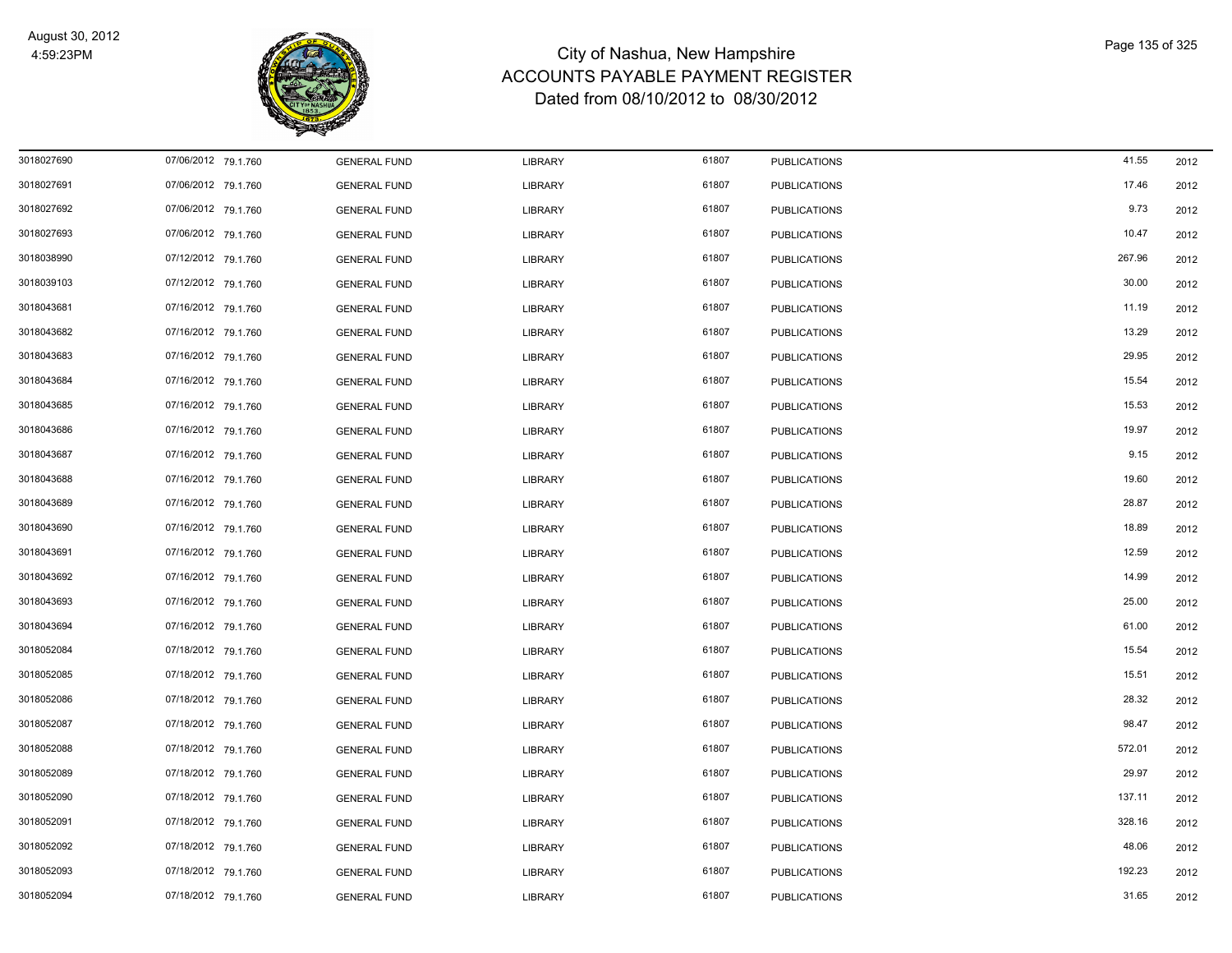# City of Nashua, New Hampshire
## ACCOUNTS PAYABLE PAYMENT REGISTER
### Dated from 08/10/2012 to 08/30/2012

| | | | | | | | | |
|---|---|---|---|---|---|---|---|---|
| 3018027690 | 07/06/2012 | 79.1.760 | GENERAL FUND | LIBRARY | 61807 | PUBLICATIONS | 41.55 | 2012 |
| 3018027691 | 07/06/2012 | 79.1.760 | GENERAL FUND | LIBRARY | 61807 | PUBLICATIONS | 17.46 | 2012 |
| 3018027692 | 07/06/2012 | 79.1.760 | GENERAL FUND | LIBRARY | 61807 | PUBLICATIONS | 9.73 | 2012 |
| 3018027693 | 07/06/2012 | 79.1.760 | GENERAL FUND | LIBRARY | 61807 | PUBLICATIONS | 10.47 | 2012 |
| 3018038990 | 07/12/2012 | 79.1.760 | GENERAL FUND | LIBRARY | 61807 | PUBLICATIONS | 267.96 | 2012 |
| 3018039103 | 07/12/2012 | 79.1.760 | GENERAL FUND | LIBRARY | 61807 | PUBLICATIONS | 30.00 | 2012 |
| 3018043681 | 07/16/2012 | 79.1.760 | GENERAL FUND | LIBRARY | 61807 | PUBLICATIONS | 11.19 | 2012 |
| 3018043682 | 07/16/2012 | 79.1.760 | GENERAL FUND | LIBRARY | 61807 | PUBLICATIONS | 13.29 | 2012 |
| 3018043683 | 07/16/2012 | 79.1.760 | GENERAL FUND | LIBRARY | 61807 | PUBLICATIONS | 29.95 | 2012 |
| 3018043684 | 07/16/2012 | 79.1.760 | GENERAL FUND | LIBRARY | 61807 | PUBLICATIONS | 15.54 | 2012 |
| 3018043685 | 07/16/2012 | 79.1.760 | GENERAL FUND | LIBRARY | 61807 | PUBLICATIONS | 15.53 | 2012 |
| 3018043686 | 07/16/2012 | 79.1.760 | GENERAL FUND | LIBRARY | 61807 | PUBLICATIONS | 19.97 | 2012 |
| 3018043687 | 07/16/2012 | 79.1.760 | GENERAL FUND | LIBRARY | 61807 | PUBLICATIONS | 9.15 | 2012 |
| 3018043688 | 07/16/2012 | 79.1.760 | GENERAL FUND | LIBRARY | 61807 | PUBLICATIONS | 19.60 | 2012 |
| 3018043689 | 07/16/2012 | 79.1.760 | GENERAL FUND | LIBRARY | 61807 | PUBLICATIONS | 28.87 | 2012 |
| 3018043690 | 07/16/2012 | 79.1.760 | GENERAL FUND | LIBRARY | 61807 | PUBLICATIONS | 18.89 | 2012 |
| 3018043691 | 07/16/2012 | 79.1.760 | GENERAL FUND | LIBRARY | 61807 | PUBLICATIONS | 12.59 | 2012 |
| 3018043692 | 07/16/2012 | 79.1.760 | GENERAL FUND | LIBRARY | 61807 | PUBLICATIONS | 14.99 | 2012 |
| 3018043693 | 07/16/2012 | 79.1.760 | GENERAL FUND | LIBRARY | 61807 | PUBLICATIONS | 25.00 | 2012 |
| 3018043694 | 07/16/2012 | 79.1.760 | GENERAL FUND | LIBRARY | 61807 | PUBLICATIONS | 61.00 | 2012 |
| 3018052084 | 07/18/2012 | 79.1.760 | GENERAL FUND | LIBRARY | 61807 | PUBLICATIONS | 15.54 | 2012 |
| 3018052085 | 07/18/2012 | 79.1.760 | GENERAL FUND | LIBRARY | 61807 | PUBLICATIONS | 15.51 | 2012 |
| 3018052086 | 07/18/2012 | 79.1.760 | GENERAL FUND | LIBRARY | 61807 | PUBLICATIONS | 28.32 | 2012 |
| 3018052087 | 07/18/2012 | 79.1.760 | GENERAL FUND | LIBRARY | 61807 | PUBLICATIONS | 98.47 | 2012 |
| 3018052088 | 07/18/2012 | 79.1.760 | GENERAL FUND | LIBRARY | 61807 | PUBLICATIONS | 572.01 | 2012 |
| 3018052089 | 07/18/2012 | 79.1.760 | GENERAL FUND | LIBRARY | 61807 | PUBLICATIONS | 29.97 | 2012 |
| 3018052090 | 07/18/2012 | 79.1.760 | GENERAL FUND | LIBRARY | 61807 | PUBLICATIONS | 137.11 | 2012 |
| 3018052091 | 07/18/2012 | 79.1.760 | GENERAL FUND | LIBRARY | 61807 | PUBLICATIONS | 328.16 | 2012 |
| 3018052092 | 07/18/2012 | 79.1.760 | GENERAL FUND | LIBRARY | 61807 | PUBLICATIONS | 48.06 | 2012 |
| 3018052093 | 07/18/2012 | 79.1.760 | GENERAL FUND | LIBRARY | 61807 | PUBLICATIONS | 192.23 | 2012 |
| 3018052094 | 07/18/2012 | 79.1.760 | GENERAL FUND | LIBRARY | 61807 | PUBLICATIONS | 31.65 | 2012 |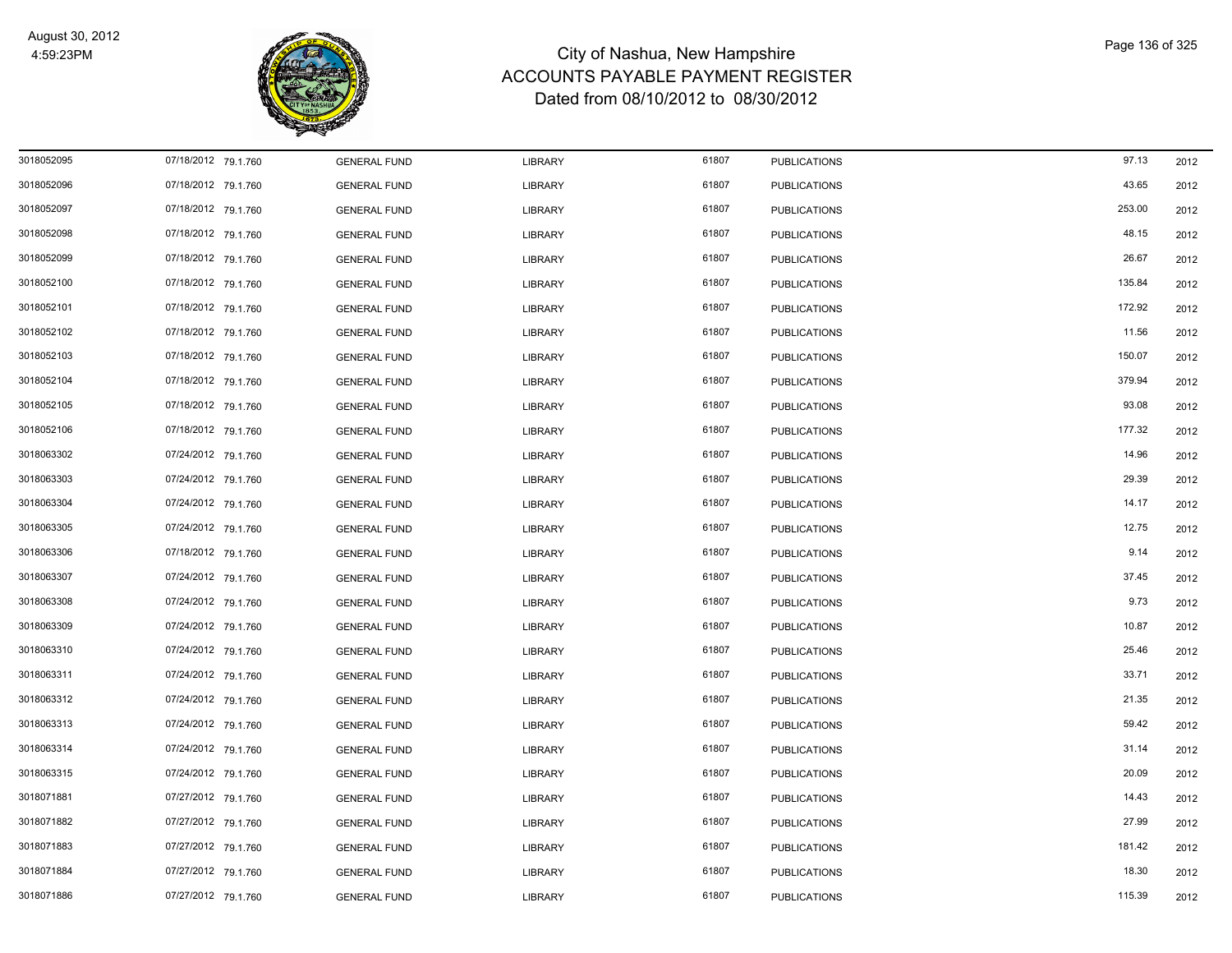# City of Nashua, New Hampshire
## ACCOUNTS PAYABLE PAYMENT REGISTER
### Dated from 08/10/2012 to 08/30/2012

| | | | | | | | | |
|---|---|---|---|---|---|---|---|---|
| 3018052095 | 07/18/2012 | 79.1.760 | GENERAL FUND | LIBRARY | 61807 | PUBLICATIONS | 97.13 | 2012 |
| 3018052096 | 07/18/2012 | 79.1.760 | GENERAL FUND | LIBRARY | 61807 | PUBLICATIONS | 43.65 | 2012 |
| 3018052097 | 07/18/2012 | 79.1.760 | GENERAL FUND | LIBRARY | 61807 | PUBLICATIONS | 253.00 | 2012 |
| 3018052098 | 07/18/2012 | 79.1.760 | GENERAL FUND | LIBRARY | 61807 | PUBLICATIONS | 48.15 | 2012 |
| 3018052099 | 07/18/2012 | 79.1.760 | GENERAL FUND | LIBRARY | 61807 | PUBLICATIONS | 26.67 | 2012 |
| 3018052100 | 07/18/2012 | 79.1.760 | GENERAL FUND | LIBRARY | 61807 | PUBLICATIONS | 135.84 | 2012 |
| 3018052101 | 07/18/2012 | 79.1.760 | GENERAL FUND | LIBRARY | 61807 | PUBLICATIONS | 172.92 | 2012 |
| 3018052102 | 07/18/2012 | 79.1.760 | GENERAL FUND | LIBRARY | 61807 | PUBLICATIONS | 11.56 | 2012 |
| 3018052103 | 07/18/2012 | 79.1.760 | GENERAL FUND | LIBRARY | 61807 | PUBLICATIONS | 150.07 | 2012 |
| 3018052104 | 07/18/2012 | 79.1.760 | GENERAL FUND | LIBRARY | 61807 | PUBLICATIONS | 379.94 | 2012 |
| 3018052105 | 07/18/2012 | 79.1.760 | GENERAL FUND | LIBRARY | 61807 | PUBLICATIONS | 93.08 | 2012 |
| 3018052106 | 07/18/2012 | 79.1.760 | GENERAL FUND | LIBRARY | 61807 | PUBLICATIONS | 177.32 | 2012 |
| 3018063302 | 07/24/2012 | 79.1.760 | GENERAL FUND | LIBRARY | 61807 | PUBLICATIONS | 14.96 | 2012 |
| 3018063303 | 07/24/2012 | 79.1.760 | GENERAL FUND | LIBRARY | 61807 | PUBLICATIONS | 29.39 | 2012 |
| 3018063304 | 07/24/2012 | 79.1.760 | GENERAL FUND | LIBRARY | 61807 | PUBLICATIONS | 14.17 | 2012 |
| 3018063305 | 07/24/2012 | 79.1.760 | GENERAL FUND | LIBRARY | 61807 | PUBLICATIONS | 12.75 | 2012 |
| 3018063306 | 07/18/2012 | 79.1.760 | GENERAL FUND | LIBRARY | 61807 | PUBLICATIONS | 9.14 | 2012 |
| 3018063307 | 07/24/2012 | 79.1.760 | GENERAL FUND | LIBRARY | 61807 | PUBLICATIONS | 37.45 | 2012 |
| 3018063308 | 07/24/2012 | 79.1.760 | GENERAL FUND | LIBRARY | 61807 | PUBLICATIONS | 9.73 | 2012 |
| 3018063309 | 07/24/2012 | 79.1.760 | GENERAL FUND | LIBRARY | 61807 | PUBLICATIONS | 10.87 | 2012 |
| 3018063310 | 07/24/2012 | 79.1.760 | GENERAL FUND | LIBRARY | 61807 | PUBLICATIONS | 25.46 | 2012 |
| 3018063311 | 07/24/2012 | 79.1.760 | GENERAL FUND | LIBRARY | 61807 | PUBLICATIONS | 33.71 | 2012 |
| 3018063312 | 07/24/2012 | 79.1.760 | GENERAL FUND | LIBRARY | 61807 | PUBLICATIONS | 21.35 | 2012 |
| 3018063313 | 07/24/2012 | 79.1.760 | GENERAL FUND | LIBRARY | 61807 | PUBLICATIONS | 59.42 | 2012 |
| 3018063314 | 07/24/2012 | 79.1.760 | GENERAL FUND | LIBRARY | 61807 | PUBLICATIONS | 31.14 | 2012 |
| 3018063315 | 07/24/2012 | 79.1.760 | GENERAL FUND | LIBRARY | 61807 | PUBLICATIONS | 20.09 | 2012 |
| 3018071881 | 07/27/2012 | 79.1.760 | GENERAL FUND | LIBRARY | 61807 | PUBLICATIONS | 14.43 | 2012 |
| 3018071882 | 07/27/2012 | 79.1.760 | GENERAL FUND | LIBRARY | 61807 | PUBLICATIONS | 27.99 | 2012 |
| 3018071883 | 07/27/2012 | 79.1.760 | GENERAL FUND | LIBRARY | 61807 | PUBLICATIONS | 181.42 | 2012 |
| 3018071884 | 07/27/2012 | 79.1.760 | GENERAL FUND | LIBRARY | 61807 | PUBLICATIONS | 18.30 | 2012 |
| 3018071886 | 07/27/2012 | 79.1.760 | GENERAL FUND | LIBRARY | 61807 | PUBLICATIONS | 115.39 | 2012 |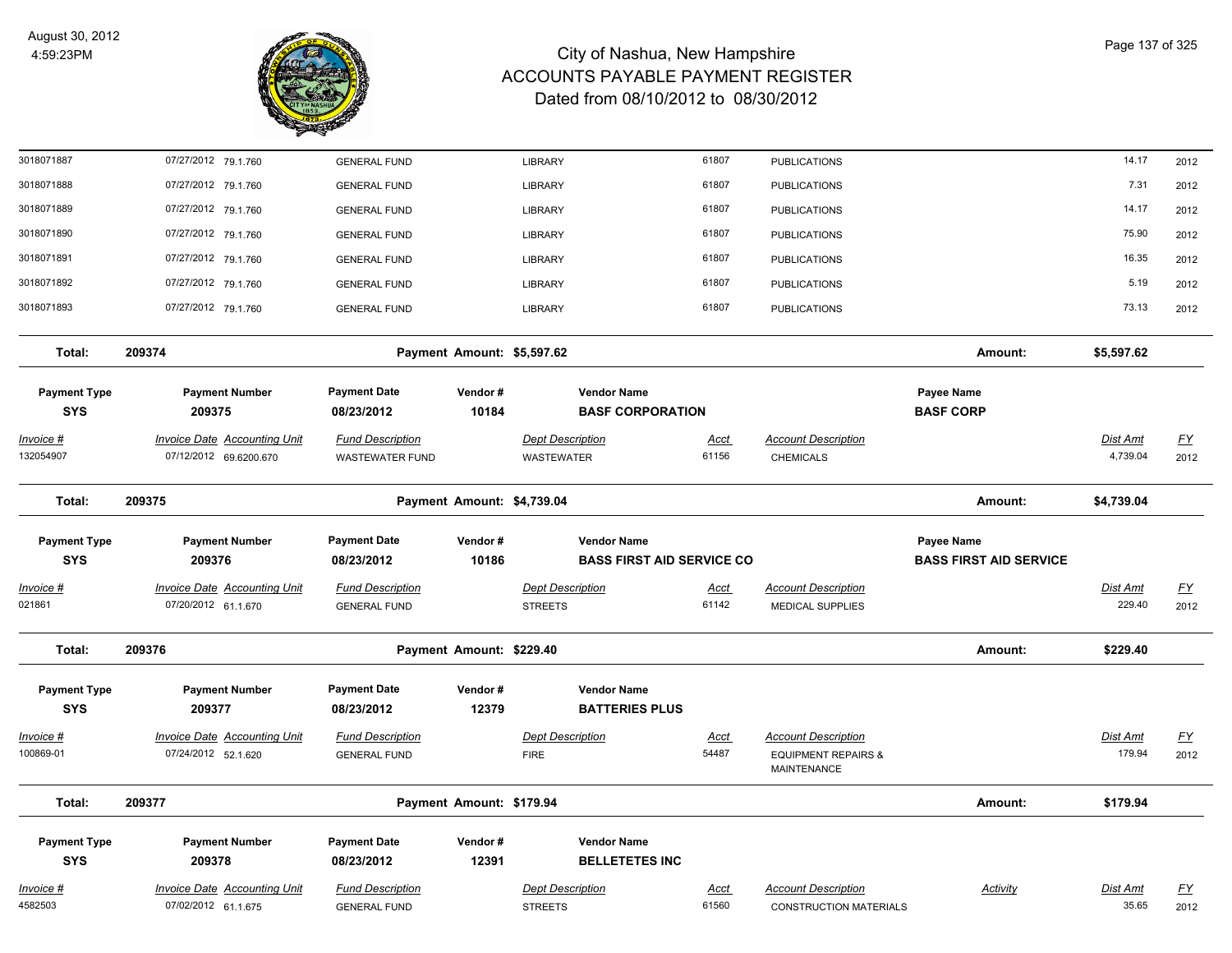| | | | | | | | | |
|---|---|---|---|---|---|---|---|---|
| 3018071887 | 07/27/2012 79.1.760 | GENERAL FUND | LIBRARY | 61807 | PUBLICATIONS | | 14.17 | 2012 |
| 3018071888 | 07/27/2012 79.1.760 | GENERAL FUND | LIBRARY | 61807 | PUBLICATIONS | | 7.31 | 2012 |
| 3018071889 | 07/27/2012 79.1.760 | GENERAL FUND | LIBRARY | 61807 | PUBLICATIONS | | 14.17 | 2012 |
| 3018071890 | 07/27/2012 79.1.760 | GENERAL FUND | LIBRARY | 61807 | PUBLICATIONS | | 75.90 | 2012 |
| 3018071891 | 07/27/2012 79.1.760 | GENERAL FUND | LIBRARY | 61807 | PUBLICATIONS | | 16.35 | 2012 |
| 3018071892 | 07/27/2012 79.1.760 | GENERAL FUND | LIBRARY | 61807 | PUBLICATIONS | | 5.19 | 2012 |
| 3018071893 | 07/27/2012 79.1.760 | GENERAL FUND | LIBRARY | 61807 | PUBLICATIONS | | 73.13 | 2012 |

**Total: 209374** — Payment Amount: $5,597.62 — Amount: **$5,597.62**

| Payment Type | Payment Number | Payment Date | Vendor # | Vendor Name | Payee Name |
|---|---|---|---|---|---|
| SYS | 209375 | 08/23/2012 | 10184 | BASF CORPORATION | BASF CORP |

| Invoice # | Invoice Date Accounting Unit | Fund Description | Dept Description | Acct | Account Description | Dist Amt | FY |
|---|---|---|---|---|---|---|---|
| 132054907 | 07/12/2012 69.6200.670 | WASTEWATER FUND | WASTEWATER | 61156 | CHEMICALS | 4,739.04 | 2012 |

**Total: 209375** — Payment Amount: $4,739.04 — Amount: **$4,739.04**

| Payment Type | Payment Number | Payment Date | Vendor # | Vendor Name | Payee Name |
|---|---|---|---|---|---|
| SYS | 209376 | 08/23/2012 | 10186 | BASS FIRST AID SERVICE CO | BASS FIRST AID SERVICE |

| Invoice # | Invoice Date Accounting Unit | Fund Description | Dept Description | Acct | Account Description | Dist Amt | FY |
|---|---|---|---|---|---|---|---|
| 021861 | 07/20/2012 61.1.670 | GENERAL FUND | STREETS | 61142 | MEDICAL SUPPLIES | 229.40 | 2012 |

**Total: 209376** — Payment Amount: $229.40 — Amount: **$229.40**

| Payment Type | Payment Number | Payment Date | Vendor # | Vendor Name |
|---|---|---|---|---|
| SYS | 209377 | 08/23/2012 | 12379 | BATTERIES PLUS |

| Invoice # | Invoice Date Accounting Unit | Fund Description | Dept Description | Acct | Account Description | Dist Amt | FY |
|---|---|---|---|---|---|---|---|
| 100869-01 | 07/24/2012 52.1.620 | GENERAL FUND | FIRE | 54487 | EQUIPMENT REPAIRS & MAINTENANCE | 179.94 | 2012 |

**Total: 209377** — Payment Amount: $179.94 — Amount: **$179.94**

| Payment Type | Payment Number | Payment Date | Vendor # | Vendor Name |
|---|---|---|---|---|
| SYS | 209378 | 08/23/2012 | 12391 | BELLETETES INC |

| Invoice # | Invoice Date Accounting Unit | Fund Description | Dept Description | Acct | Account Description | Activity | Dist Amt | FY |
|---|---|---|---|---|---|---|---|---|
| 4582503 | 07/02/2012 61.1.675 | GENERAL FUND | STREETS | 61560 | CONSTRUCTION MATERIALS | | 35.65 | 2012 |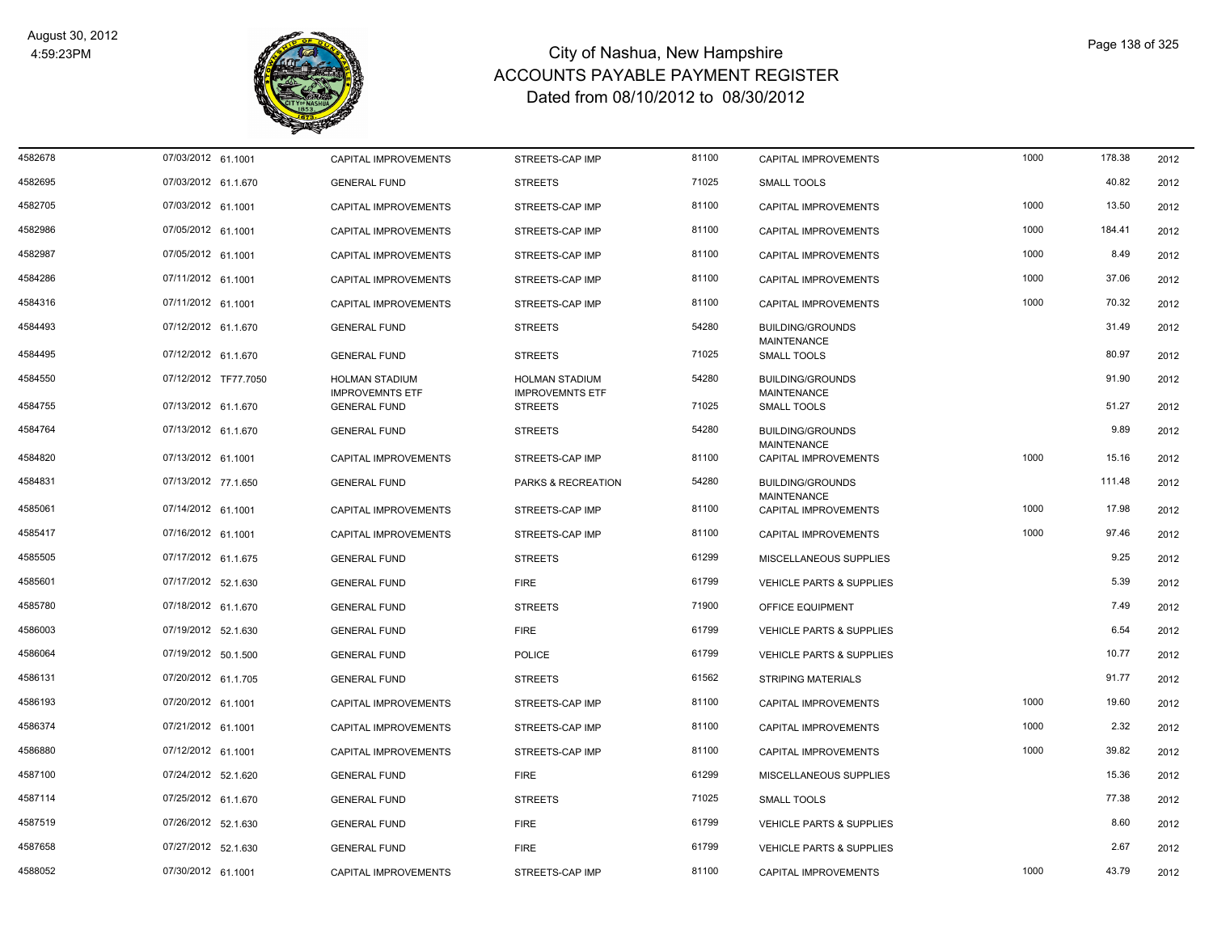# City of Nashua, New Hampshire
## ACCOUNTS PAYABLE PAYMENT REGISTER
### Dated from 08/10/2012 to 08/30/2012

| | | | | | | | | | | |
|---|---|---|---|---|---|---|---|---|---|---|
| 4582678 | 07/03/2012 | 61.1001 | CAPITAL IMPROVEMENTS | STREETS-CAP IMP | 81100 | CAPITAL IMPROVEMENTS | 1000 | 178.38 | 2012 |
| 4582695 | 07/03/2012 | 61.1.670 | GENERAL FUND | STREETS | 71025 | SMALL TOOLS | | 40.82 | 2012 |
| 4582705 | 07/03/2012 | 61.1001 | CAPITAL IMPROVEMENTS | STREETS-CAP IMP | 81100 | CAPITAL IMPROVEMENTS | 1000 | 13.50 | 2012 |
| 4582986 | 07/05/2012 | 61.1001 | CAPITAL IMPROVEMENTS | STREETS-CAP IMP | 81100 | CAPITAL IMPROVEMENTS | 1000 | 184.41 | 2012 |
| 4582987 | 07/05/2012 | 61.1001 | CAPITAL IMPROVEMENTS | STREETS-CAP IMP | 81100 | CAPITAL IMPROVEMENTS | 1000 | 8.49 | 2012 |
| 4584286 | 07/11/2012 | 61.1001 | CAPITAL IMPROVEMENTS | STREETS-CAP IMP | 81100 | CAPITAL IMPROVEMENTS | 1000 | 37.06 | 2012 |
| 4584316 | 07/11/2012 | 61.1001 | CAPITAL IMPROVEMENTS | STREETS-CAP IMP | 81100 | CAPITAL IMPROVEMENTS | 1000 | 70.32 | 2012 |
| 4584493 | 07/12/2012 | 61.1.670 | GENERAL FUND | STREETS | 54280 | BUILDING/GROUNDS MAINTENANCE | | 31.49 | 2012 |
| 4584495 | 07/12/2012 | 61.1.670 | GENERAL FUND | STREETS | 71025 | SMALL TOOLS | | 80.97 | 2012 |
| 4584550 | 07/12/2012 | TF77.7050 | HOLMAN STADIUM IMPROVEMNTS ETF | HOLMAN STADIUM IMPROVEMNTS ETF | 54280 | BUILDING/GROUNDS MAINTENANCE | | 91.90 | 2012 |
| 4584755 | 07/13/2012 | 61.1.670 | GENERAL FUND | STREETS | 71025 | SMALL TOOLS | | 51.27 | 2012 |
| 4584764 | 07/13/2012 | 61.1.670 | GENERAL FUND | STREETS | 54280 | BUILDING/GROUNDS MAINTENANCE | | 9.89 | 2012 |
| 4584820 | 07/13/2012 | 61.1001 | CAPITAL IMPROVEMENTS | STREETS-CAP IMP | 81100 | CAPITAL IMPROVEMENTS | 1000 | 15.16 | 2012 |
| 4584831 | 07/13/2012 | 77.1.650 | GENERAL FUND | PARKS & RECREATION | 54280 | BUILDING/GROUNDS MAINTENANCE | | 111.48 | 2012 |
| 4585061 | 07/14/2012 | 61.1001 | CAPITAL IMPROVEMENTS | STREETS-CAP IMP | 81100 | CAPITAL IMPROVEMENTS | 1000 | 17.98 | 2012 |
| 4585417 | 07/16/2012 | 61.1001 | CAPITAL IMPROVEMENTS | STREETS-CAP IMP | 81100 | CAPITAL IMPROVEMENTS | 1000 | 97.46 | 2012 |
| 4585505 | 07/17/2012 | 61.1.675 | GENERAL FUND | STREETS | 61299 | MISCELLANEOUS SUPPLIES | | 9.25 | 2012 |
| 4585601 | 07/17/2012 | 52.1.630 | GENERAL FUND | FIRE | 61799 | VEHICLE PARTS & SUPPLIES | | 5.39 | 2012 |
| 4585780 | 07/18/2012 | 61.1.670 | GENERAL FUND | STREETS | 71900 | OFFICE EQUIPMENT | | 7.49 | 2012 |
| 4586003 | 07/19/2012 | 52.1.630 | GENERAL FUND | FIRE | 61799 | VEHICLE PARTS & SUPPLIES | | 6.54 | 2012 |
| 4586064 | 07/19/2012 | 50.1.500 | GENERAL FUND | POLICE | 61799 | VEHICLE PARTS & SUPPLIES | | 10.77 | 2012 |
| 4586131 | 07/20/2012 | 61.1.705 | GENERAL FUND | STREETS | 61562 | STRIPING MATERIALS | | 91.77 | 2012 |
| 4586193 | 07/20/2012 | 61.1001 | CAPITAL IMPROVEMENTS | STREETS-CAP IMP | 81100 | CAPITAL IMPROVEMENTS | 1000 | 19.60 | 2012 |
| 4586374 | 07/21/2012 | 61.1001 | CAPITAL IMPROVEMENTS | STREETS-CAP IMP | 81100 | CAPITAL IMPROVEMENTS | 1000 | 2.32 | 2012 |
| 4586880 | 07/12/2012 | 61.1001 | CAPITAL IMPROVEMENTS | STREETS-CAP IMP | 81100 | CAPITAL IMPROVEMENTS | 1000 | 39.82 | 2012 |
| 4587100 | 07/24/2012 | 52.1.620 | GENERAL FUND | FIRE | 61299 | MISCELLANEOUS SUPPLIES | | 15.36 | 2012 |
| 4587114 | 07/25/2012 | 61.1.670 | GENERAL FUND | STREETS | 71025 | SMALL TOOLS | | 77.38 | 2012 |
| 4587519 | 07/26/2012 | 52.1.630 | GENERAL FUND | FIRE | 61799 | VEHICLE PARTS & SUPPLIES | | 8.60 | 2012 |
| 4587658 | 07/27/2012 | 52.1.630 | GENERAL FUND | FIRE | 61799 | VEHICLE PARTS & SUPPLIES | | 2.67 | 2012 |
| 4588052 | 07/30/2012 | 61.1001 | CAPITAL IMPROVEMENTS | STREETS-CAP IMP | 81100 | CAPITAL IMPROVEMENTS | 1000 | 43.79 | 2012 |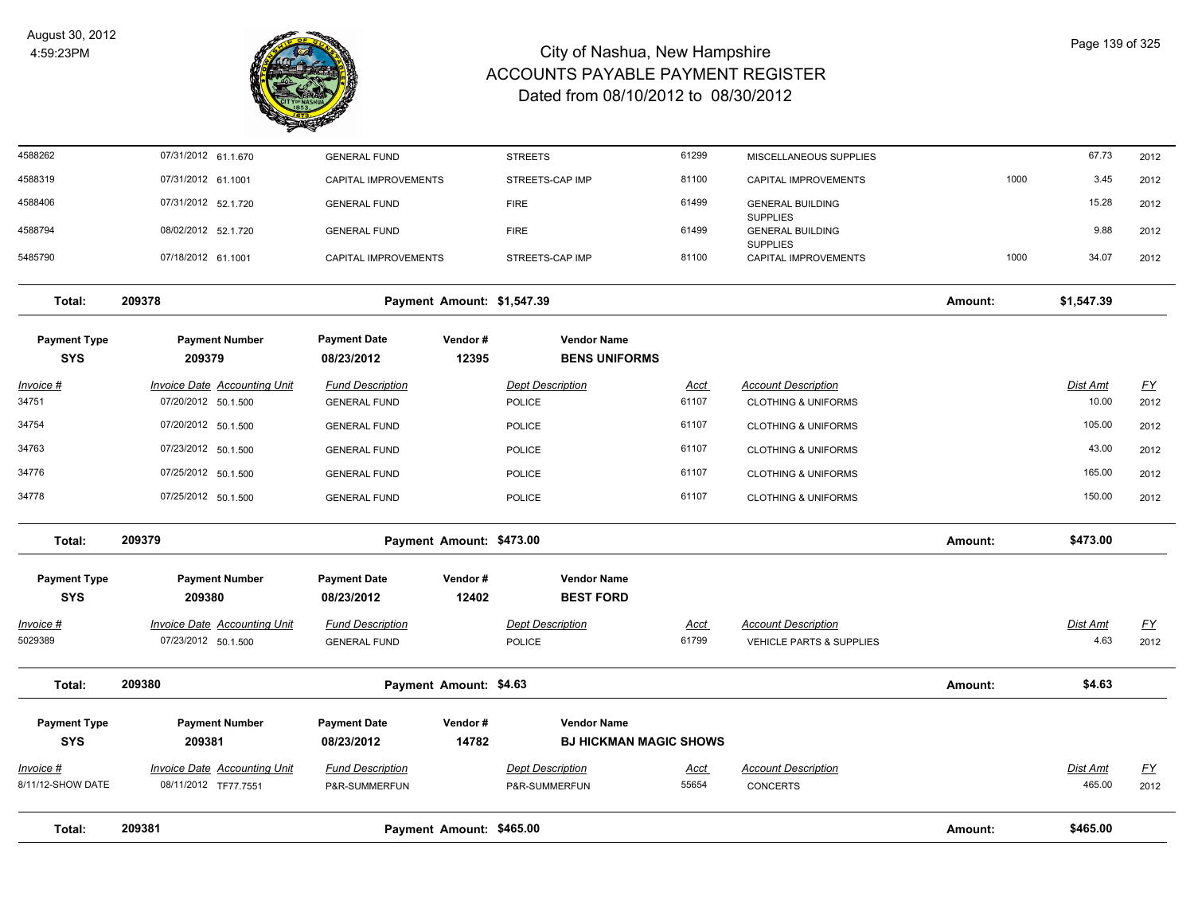# City of Nashua, New Hampshire
## ACCOUNTS PAYABLE PAYMENT REGISTER
### Dated from 08/10/2012 to 08/30/2012

August 30, 2012
4:59:23PM

| Invoice # | Invoice Date | Accounting Unit | Fund Description | Dept Description | Acct | Account Description | | Dist Amt | FY |
|---|---|---|---|---|---|---|---|---|---|
| 4588262 | 07/31/2012 | 61.1.670 | GENERAL FUND | STREETS | 61299 | MISCELLANEOUS SUPPLIES | | 67.73 | 2012 |
| 4588319 | 07/31/2012 | 61.1001 | CAPITAL IMPROVEMENTS | STREETS-CAP IMP | 81100 | CAPITAL IMPROVEMENTS | 1000 | 3.45 | 2012 |
| 4588406 | 07/31/2012 | 52.1.720 | GENERAL FUND | FIRE | 61499 | GENERAL BUILDING SUPPLIES | | 15.28 | 2012 |
| 4588794 | 08/02/2012 | 52.1.720 | GENERAL FUND | FIRE | 61499 | GENERAL BUILDING SUPPLIES | | 9.88 | 2012 |
| 5485790 | 07/18/2012 | 61.1001 | CAPITAL IMPROVEMENTS | STREETS-CAP IMP | 81100 | CAPITAL IMPROVEMENTS | 1000 | 34.07 | 2012 |

**Total: 209378 — Payment Amount: $1,547.39 — Amount: $1,547.39**

| Payment Type | Payment Number | Payment Date | Vendor # | Vendor Name |
|---|---|---|---|---|
| SYS | 209379 | 08/23/2012 | 12395 | BENS UNIFORMS |

| Invoice # | Invoice Date | Accounting Unit | Fund Description | Dept Description | Acct | Account Description | Dist Amt | FY |
|---|---|---|---|---|---|---|---|---|
| 34751 | 07/20/2012 | 50.1.500 | GENERAL FUND | POLICE | 61107 | CLOTHING & UNIFORMS | 10.00 | 2012 |
| 34754 | 07/20/2012 | 50.1.500 | GENERAL FUND | POLICE | 61107 | CLOTHING & UNIFORMS | 105.00 | 2012 |
| 34763 | 07/23/2012 | 50.1.500 | GENERAL FUND | POLICE | 61107 | CLOTHING & UNIFORMS | 43.00 | 2012 |
| 34776 | 07/25/2012 | 50.1.500 | GENERAL FUND | POLICE | 61107 | CLOTHING & UNIFORMS | 165.00 | 2012 |
| 34778 | 07/25/2012 | 50.1.500 | GENERAL FUND | POLICE | 61107 | CLOTHING & UNIFORMS | 150.00 | 2012 |

**Total: 209379 — Payment Amount: $473.00 — Amount: $473.00**

| Payment Type | Payment Number | Payment Date | Vendor # | Vendor Name |
|---|---|---|---|---|
| SYS | 209380 | 08/23/2012 | 12402 | BEST FORD |

| Invoice # | Invoice Date | Accounting Unit | Fund Description | Dept Description | Acct | Account Description | Dist Amt | FY |
|---|---|---|---|---|---|---|---|---|
| 5029389 | 07/23/2012 | 50.1.500 | GENERAL FUND | POLICE | 61799 | VEHICLE PARTS & SUPPLIES | 4.63 | 2012 |

**Total: 209380 — Payment Amount: $4.63 — Amount: $4.63**

| Payment Type | Payment Number | Payment Date | Vendor # | Vendor Name |
|---|---|---|---|---|
| SYS | 209381 | 08/23/2012 | 14782 | BJ HICKMAN MAGIC SHOWS |

| Invoice # | Invoice Date | Accounting Unit | Fund Description | Dept Description | Acct | Account Description | Dist Amt | FY |
|---|---|---|---|---|---|---|---|---|
| 8/11/12-SHOW DATE | 08/11/2012 | TF77.7551 | P&R-SUMMERFUN | P&R-SUMMERFUN | 55654 | CONCERTS | 465.00 | 2012 |

**Total: 209381 — Payment Amount: $465.00 — Amount: $465.00**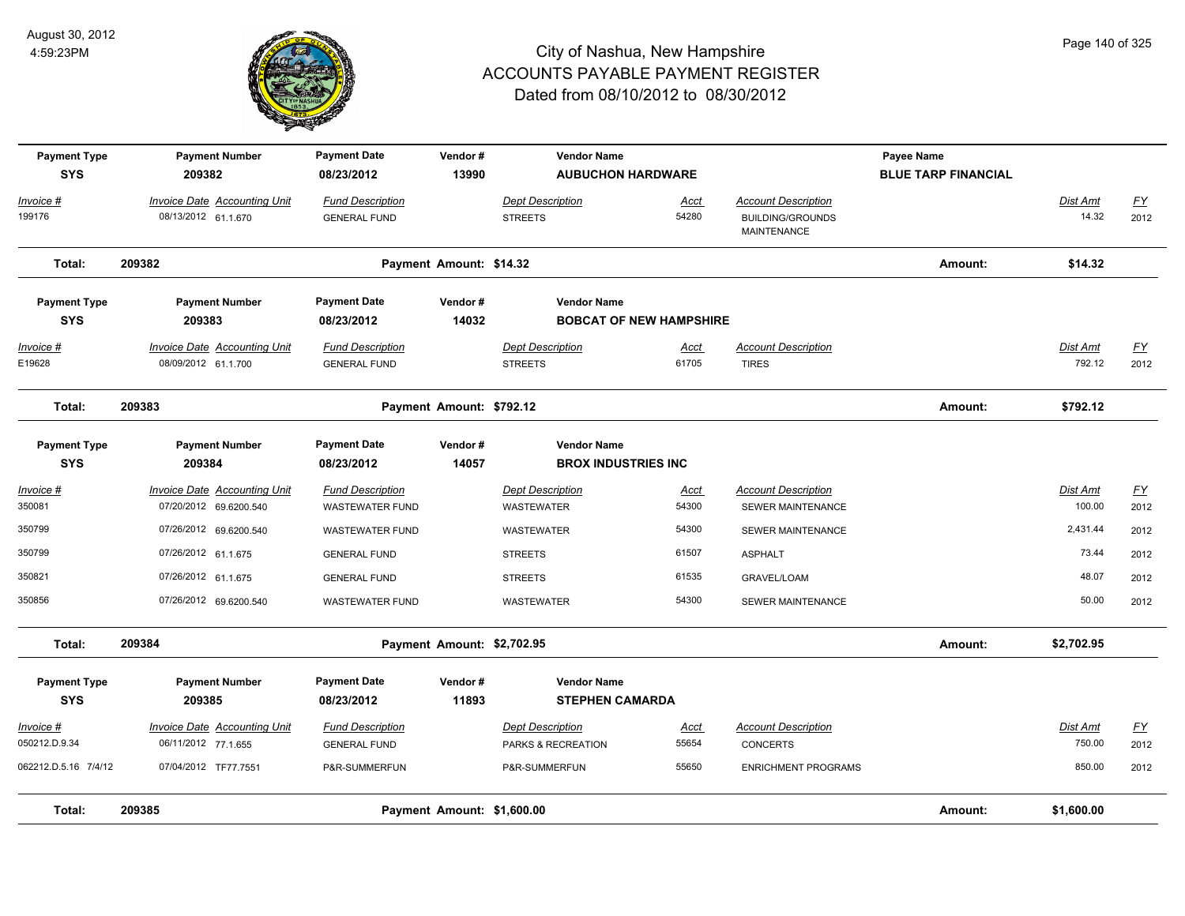# City of Nashua, New Hampshire
# ACCOUNTS PAYABLE PAYMENT REGISTER
## Dated from 08/10/2012 to 08/30/2012

August 30, 2012
4:59:23PM

| Payment Type | Payment Number | Payment Date | Vendor # | Vendor Name | | | Payee Name | |
|---|---|---|---|---|---|---|---|---|
| SYS | 209382 | 08/23/2012 | 13990 | AUBUCHON HARDWARE | | | BLUE TARP FINANCIAL | |

| Invoice # | Invoice Date | Accounting Unit | Fund Description | Dept Description | Acct | Account Description | Dist Amt | FY |
|---|---|---|---|---|---|---|---|---|
| 199176 | 08/13/2012 | 61.1.670 | GENERAL FUND | STREETS | 54280 | BUILDING/GROUNDS MAINTENANCE | 14.32 | 2012 |

**Total: 209382** Payment Amount: $14.32 Amount: **$14.32**

| Payment Type | Payment Number | Payment Date | Vendor # | Vendor Name |
|---|---|---|---|---|
| SYS | 209383 | 08/23/2012 | 14032 | BOBCAT OF NEW HAMPSHIRE |

| Invoice # | Invoice Date | Accounting Unit | Fund Description | Dept Description | Acct | Account Description | Dist Amt | FY |
|---|---|---|---|---|---|---|---|---|
| E19628 | 08/09/2012 | 61.1.700 | GENERAL FUND | STREETS | 61705 | TIRES | 792.12 | 2012 |

**Total: 209383** Payment Amount: $792.12 Amount: **$792.12**

| Payment Type | Payment Number | Payment Date | Vendor # | Vendor Name |
|---|---|---|---|---|
| SYS | 209384 | 08/23/2012 | 14057 | BROX INDUSTRIES INC |

| Invoice # | Invoice Date | Accounting Unit | Fund Description | Dept Description | Acct | Account Description | Dist Amt | FY |
|---|---|---|---|---|---|---|---|---|
| 350081 | 07/20/2012 | 69.6200.540 | WASTEWATER FUND | WASTEWATER | 54300 | SEWER MAINTENANCE | 100.00 | 2012 |
| 350799 | 07/26/2012 | 69.6200.540 | WASTEWATER FUND | WASTEWATER | 54300 | SEWER MAINTENANCE | 2,431.44 | 2012 |
| 350799 | 07/26/2012 | 61.1.675 | GENERAL FUND | STREETS | 61507 | ASPHALT | 73.44 | 2012 |
| 350821 | 07/26/2012 | 61.1.675 | GENERAL FUND | STREETS | 61535 | GRAVEL/LOAM | 48.07 | 2012 |
| 350856 | 07/26/2012 | 69.6200.540 | WASTEWATER FUND | WASTEWATER | 54300 | SEWER MAINTENANCE | 50.00 | 2012 |

**Total: 209384** Payment Amount: $2,702.95 Amount: **$2,702.95**

| Payment Type | Payment Number | Payment Date | Vendor # | Vendor Name |
|---|---|---|---|---|
| SYS | 209385 | 08/23/2012 | 11893 | STEPHEN CAMARDA |

| Invoice # | Invoice Date | Accounting Unit | Fund Description | Dept Description | Acct | Account Description | Dist Amt | FY |
|---|---|---|---|---|---|---|---|---|
| 050212.D.9.34 | 06/11/2012 | 77.1.655 | GENERAL FUND | PARKS & RECREATION | 55654 | CONCERTS | 750.00 | 2012 |
| 062212.D.5.16 7/4/12 | 07/04/2012 | TF77.7551 | P&R-SUMMERFUN | P&R-SUMMERFUN | 55650 | ENRICHMENT PROGRAMS | 850.00 | 2012 |

**Total: 209385** Payment Amount: $1,600.00 Amount: **$1,600.00**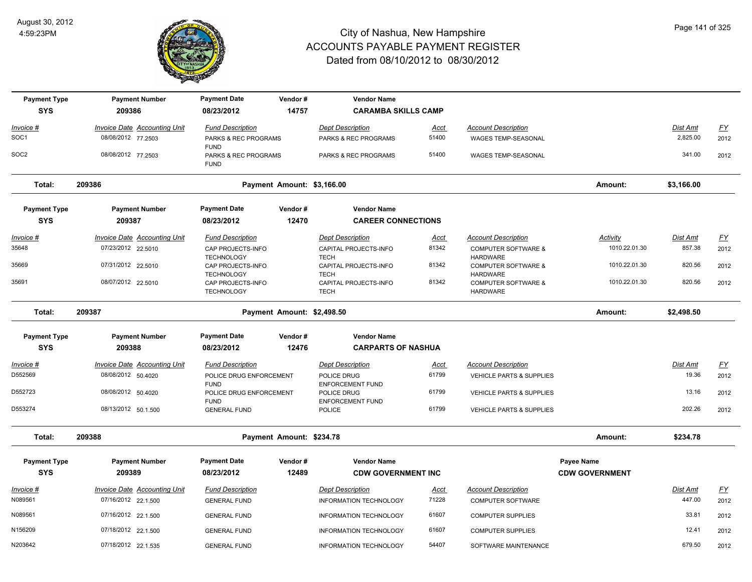# City of Nashua, New Hampshire
## ACCOUNTS PAYABLE PAYMENT REGISTER
### Dated from 08/10/2012 to 08/30/2012

August 30, 2012
4:59:23PM

| Payment Type | Payment Number | Payment Date | Vendor # | Vendor Name |
|---|---|---|---|---|
| SYS | 209386 | 08/23/2012 | 14757 | CARAMBA SKILLS CAMP |

| Invoice # | Invoice Date | Accounting Unit | Fund Description | Dept Description | Acct | Account Description | Dist Amt | FY |
|---|---|---|---|---|---|---|---|---|
| SOC1 | 08/08/2012 | 77.2503 | PARKS & REC PROGRAMS FUND | PARKS & REC PROGRAMS | 51400 | WAGES TEMP-SEASONAL | 2,825.00 | 2012 |
| SOC2 | 08/08/2012 | 77.2503 | PARKS & REC PROGRAMS FUND | PARKS & REC PROGRAMS | 51400 | WAGES TEMP-SEASONAL | 341.00 | 2012 |

**Total: 209386 — Payment Amount: $3,166.00 — Amount: $3,166.00**

| Payment Type | Payment Number | Payment Date | Vendor # | Vendor Name |
|---|---|---|---|---|
| SYS | 209387 | 08/23/2012 | 12470 | CAREER CONNECTIONS |

| Invoice # | Invoice Date | Accounting Unit | Fund Description | Dept Description | Acct | Account Description | Activity | Dist Amt | FY |
|---|---|---|---|---|---|---|---|---|---|
| 35648 | 07/23/2012 | 22.5010 | CAP PROJECTS-INFO TECHNOLOGY | CAPITAL PROJECTS-INFO TECH | 81342 | COMPUTER SOFTWARE & HARDWARE | 1010.22.01.30 | 857.38 | 2012 |
| 35669 | 07/31/2012 | 22.5010 | CAP PROJECTS-INFO TECHNOLOGY | CAPITAL PROJECTS-INFO TECH | 81342 | COMPUTER SOFTWARE & HARDWARE | 1010.22.01.30 | 820.56 | 2012 |
| 35691 | 08/07/2012 | 22.5010 | CAP PROJECTS-INFO TECHNOLOGY | CAPITAL PROJECTS-INFO TECH | 81342 | COMPUTER SOFTWARE & HARDWARE | 1010.22.01.30 | 820.56 | 2012 |

**Total: 209387 — Payment Amount: $2,498.50 — Amount: $2,498.50**

| Payment Type | Payment Number | Payment Date | Vendor # | Vendor Name |
|---|---|---|---|---|
| SYS | 209388 | 08/23/2012 | 12476 | CARPARTS OF NASHUA |

| Invoice # | Invoice Date | Accounting Unit | Fund Description | Dept Description | Acct | Account Description | Dist Amt | FY |
|---|---|---|---|---|---|---|---|---|
| D552569 | 08/08/2012 | 50.4020 | POLICE DRUG ENFORCEMENT FUND | POLICE DRUG ENFORCEMENT FUND | 61799 | VEHICLE PARTS & SUPPLIES | 19.36 | 2012 |
| D552723 | 08/08/2012 | 50.4020 | POLICE DRUG ENFORCEMENT FUND | POLICE DRUG ENFORCEMENT FUND | 61799 | VEHICLE PARTS & SUPPLIES | 13.16 | 2012 |
| D553274 | 08/13/2012 | 50.1.500 | GENERAL FUND | POLICE | 61799 | VEHICLE PARTS & SUPPLIES | 202.26 | 2012 |

**Total: 209388 — Payment Amount: $234.78 — Amount: $234.78**

| Payment Type | Payment Number | Payment Date | Vendor # | Vendor Name | Payee Name |
|---|---|---|---|---|---|
| SYS | 209389 | 08/23/2012 | 12489 | CDW GOVERNMENT INC | CDW GOVERNMENT |

| Invoice # | Invoice Date | Accounting Unit | Fund Description | Dept Description | Acct | Account Description | Dist Amt | FY |
|---|---|---|---|---|---|---|---|---|
| N089561 | 07/16/2012 | 22.1.500 | GENERAL FUND | INFORMATION TECHNOLOGY | 71228 | COMPUTER SOFTWARE | 447.00 | 2012 |
| N089561 | 07/16/2012 | 22.1.500 | GENERAL FUND | INFORMATION TECHNOLOGY | 61607 | COMPUTER SUPPLIES | 33.81 | 2012 |
| N156209 | 07/18/2012 | 22.1.500 | GENERAL FUND | INFORMATION TECHNOLOGY | 61607 | COMPUTER SUPPLIES | 12.41 | 2012 |
| N203642 | 07/18/2012 | 22.1.535 | GENERAL FUND | INFORMATION TECHNOLOGY | 54407 | SOFTWARE MAINTENANCE | 679.50 | 2012 |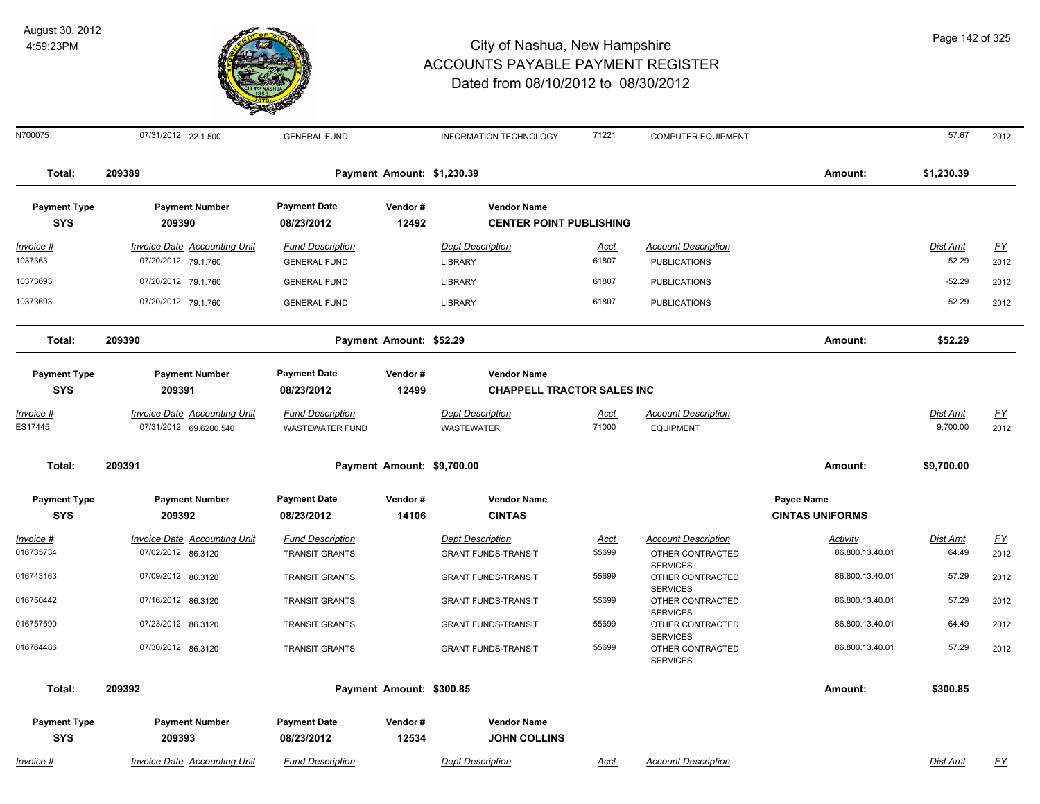# City of Nashua, New Hampshire
## ACCOUNTS PAYABLE PAYMENT REGISTER
### Dated from 08/10/2012 to 08/30/2012

August 30, 2012
4:59:23PM

| Invoice # | Invoice Date | Accounting Unit | Fund Description | Dept Description | Acct | Account Description | Dist Amt | FY |
|---|---|---|---|---|---|---|---|---|
| N700075 | 07/31/2012 | 22.1.500 | GENERAL FUND | INFORMATION TECHNOLOGY | 71221 | COMPUTER EQUIPMENT | 57.67 | 2012 |

**Total: 209389 — Payment Amount: $1,230.39 — Amount: $1,230.39**

| Payment Type | Payment Number | Payment Date | Vendor # | Vendor Name |
|---|---|---|---|---|
| SYS | 209390 | 08/23/2012 | 12492 | CENTER POINT PUBLISHING |

| Invoice # | Invoice Date | Accounting Unit | Fund Description | Dept Description | Acct | Account Description | Dist Amt | FY |
|---|---|---|---|---|---|---|---|---|
| 1037363 | 07/20/2012 | 79.1.760 | GENERAL FUND | LIBRARY | 61807 | PUBLICATIONS | 52.29 | 2012 |
| 10373693 | 07/20/2012 | 79.1.760 | GENERAL FUND | LIBRARY | 61807 | PUBLICATIONS | -52.29 | 2012 |
| 10373693 | 07/20/2012 | 79.1.760 | GENERAL FUND | LIBRARY | 61807 | PUBLICATIONS | 52.29 | 2012 |

**Total: 209390 — Payment Amount: $52.29 — Amount: $52.29**

| Payment Type | Payment Number | Payment Date | Vendor # | Vendor Name |
|---|---|---|---|---|
| SYS | 209391 | 08/23/2012 | 12499 | CHAPPELL TRACTOR SALES INC |

| Invoice # | Invoice Date | Accounting Unit | Fund Description | Dept Description | Acct | Account Description | Dist Amt | FY |
|---|---|---|---|---|---|---|---|---|
| ES17445 | 07/31/2012 | 69.6200.540 | WASTEWATER FUND | WASTEWATER | 71000 | EQUIPMENT | 9,700.00 | 2012 |

**Total: 209391 — Payment Amount: $9,700.00 — Amount: $9,700.00**

| Payment Type | Payment Number | Payment Date | Vendor # | Vendor Name | Payee Name |
|---|---|---|---|---|---|
| SYS | 209392 | 08/23/2012 | 14106 | CINTAS | CINTAS UNIFORMS |

| Invoice # | Invoice Date | Accounting Unit | Fund Description | Dept Description | Acct | Account Description | Activity | Dist Amt | FY |
|---|---|---|---|---|---|---|---|---|---|
| 016735734 | 07/02/2012 | 86.3120 | TRANSIT GRANTS | GRANT FUNDS-TRANSIT | 55699 | OTHER CONTRACTED SERVICES | 86.800.13.40.01 | 64.49 | 2012 |
| 016743163 | 07/09/2012 | 86.3120 | TRANSIT GRANTS | GRANT FUNDS-TRANSIT | 55699 | OTHER CONTRACTED SERVICES | 86.800.13.40.01 | 57.29 | 2012 |
| 016750442 | 07/16/2012 | 86.3120 | TRANSIT GRANTS | GRANT FUNDS-TRANSIT | 55699 | OTHER CONTRACTED SERVICES | 86.800.13.40.01 | 57.29 | 2012 |
| 016757590 | 07/23/2012 | 86.3120 | TRANSIT GRANTS | GRANT FUNDS-TRANSIT | 55699 | OTHER CONTRACTED SERVICES | 86.800.13.40.01 | 64.49 | 2012 |
| 016764486 | 07/30/2012 | 86.3120 | TRANSIT GRANTS | GRANT FUNDS-TRANSIT | 55699 | OTHER CONTRACTED SERVICES | 86.800.13.40.01 | 57.29 | 2012 |

**Total: 209392 — Payment Amount: $300.85 — Amount: $300.85**

| Payment Type | Payment Number | Payment Date | Vendor # | Vendor Name |
|---|---|---|---|---|
| SYS | 209393 | 08/23/2012 | 12534 | JOHN COLLINS |

| Invoice # | Invoice Date | Accounting Unit | Fund Description | Dept Description | Acct | Account Description | Dist Amt | FY |
|---|---|---|---|---|---|---|---|---|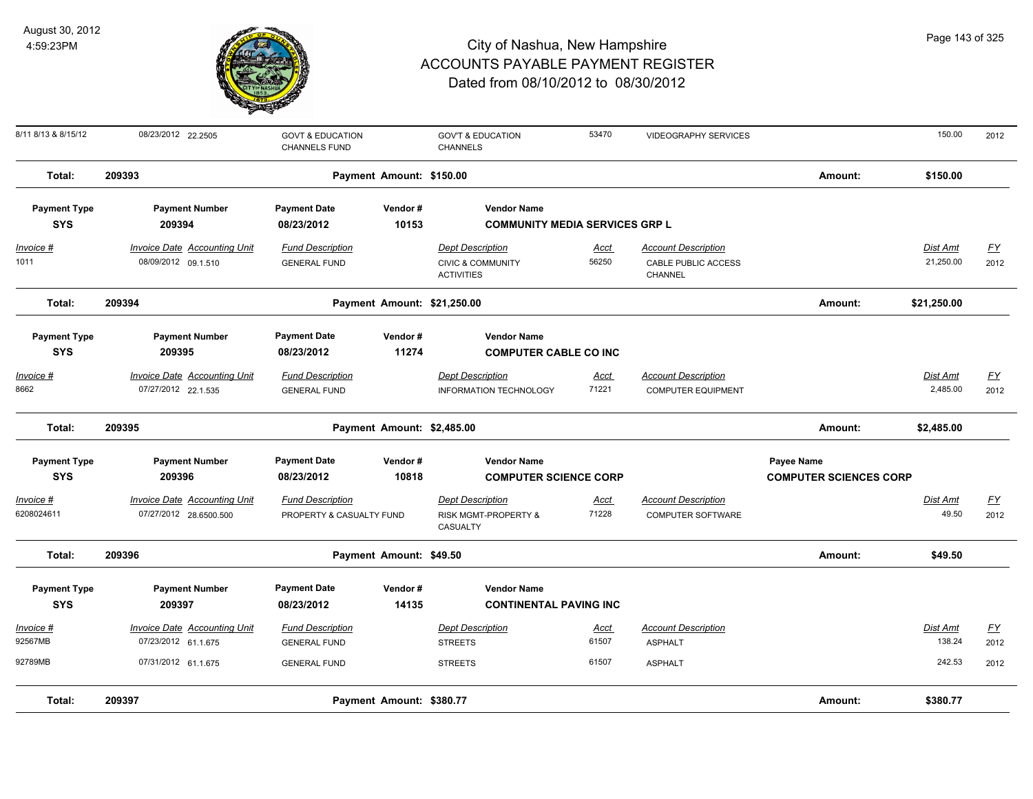# City of Nashua, New Hampshire
# ACCOUNTS PAYABLE PAYMENT REGISTER
## Dated from 08/10/2012 to 08/30/2012

August 30, 2012
4:59:23PM

| Invoice # | Invoice Date | Accounting Unit | Fund Description | Dept Description | Acct | Account Description | Dist Amt | FY |
|---|---|---|---|---|---|---|---|---|
| 8/11 8/13 & 8/15/12 | 08/23/2012 | 22.2505 | GOVT & EDUCATION CHANNELS FUND | GOV'T & EDUCATION CHANNELS | 53470 | VIDEOGRAPHY SERVICES | 150.00 | 2012 |

**Total: 209393** — Payment Amount: $150.00 — Amount: $150.00

| Payment Type | Payment Number | Payment Date | Vendor # | Vendor Name |
|---|---|---|---|---|
| SYS | 209394 | 08/23/2012 | 10153 | COMMUNITY MEDIA SERVICES GRP L |

| Invoice # | Invoice Date | Accounting Unit | Fund Description | Dept Description | Acct | Account Description | Dist Amt | FY |
|---|---|---|---|---|---|---|---|---|
| 1011 | 08/09/2012 | 09.1.510 | GENERAL FUND | CIVIC & COMMUNITY ACTIVITIES | 56250 | CABLE PUBLIC ACCESS CHANNEL | 21,250.00 | 2012 |

**Total: 209394** — Payment Amount: $21,250.00 — Amount: $21,250.00

| Payment Type | Payment Number | Payment Date | Vendor # | Vendor Name |
|---|---|---|---|---|
| SYS | 209395 | 08/23/2012 | 11274 | COMPUTER CABLE CO INC |

| Invoice # | Invoice Date | Accounting Unit | Fund Description | Dept Description | Acct | Account Description | Dist Amt | FY |
|---|---|---|---|---|---|---|---|---|
| 8662 | 07/27/2012 | 22.1.535 | GENERAL FUND | INFORMATION TECHNOLOGY | 71221 | COMPUTER EQUIPMENT | 2,485.00 | 2012 |

**Total: 209395** — Payment Amount: $2,485.00 — Amount: $2,485.00

| Payment Type | Payment Number | Payment Date | Vendor # | Vendor Name | Payee Name |
|---|---|---|---|---|---|
| SYS | 209396 | 08/23/2012 | 10818 | COMPUTER SCIENCE CORP | COMPUTER SCIENCES CORP |

| Invoice # | Invoice Date | Accounting Unit | Fund Description | Dept Description | Acct | Account Description | Dist Amt | FY |
|---|---|---|---|---|---|---|---|---|
| 6208024611 | 07/27/2012 | 28.6500.500 | PROPERTY & CASUALTY FUND | RISK MGMT-PROPERTY & CASUALTY | 71228 | COMPUTER SOFTWARE | 49.50 | 2012 |

**Total: 209396** — Payment Amount: $49.50 — Amount: $49.50

| Payment Type | Payment Number | Payment Date | Vendor # | Vendor Name |
|---|---|---|---|---|
| SYS | 209397 | 08/23/2012 | 14135 | CONTINENTAL PAVING INC |

| Invoice # | Invoice Date | Accounting Unit | Fund Description | Dept Description | Acct | Account Description | Dist Amt | FY |
|---|---|---|---|---|---|---|---|---|
| 92567MB | 07/23/2012 | 61.1.675 | GENERAL FUND | STREETS | 61507 | ASPHALT | 138.24 | 2012 |
| 92789MB | 07/31/2012 | 61.1.675 | GENERAL FUND | STREETS | 61507 | ASPHALT | 242.53 | 2012 |

**Total: 209397** — Payment Amount: $380.77 — Amount: $380.77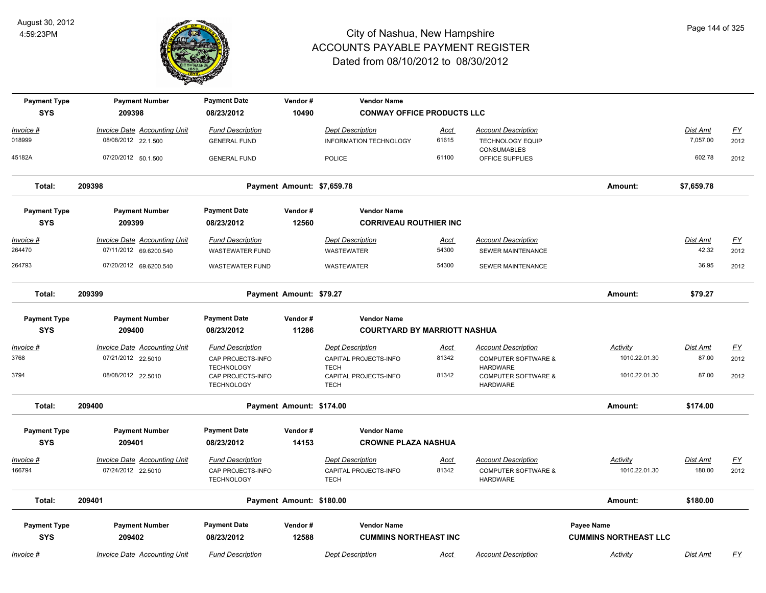# City of Nashua, New Hampshire
## ACCOUNTS PAYABLE PAYMENT REGISTER
### Dated from 08/10/2012 to 08/30/2012

August 30, 2012
4:59:23PM

| Payment Type | Payment Number | Payment Date | Vendor # | Vendor Name |
|---|---|---|---|---|
| **SYS** | **209398** | **08/23/2012** | **10490** | **CONWAY OFFICE PRODUCTS LLC** |

| Invoice # | Invoice Date | Accounting Unit | Fund Description | Dept Description | Acct | Account Description | Dist Amt | FY |
|---|---|---|---|---|---|---|---|---|
| 018999 | 08/08/2012 | 22.1.500 | GENERAL FUND | INFORMATION TECHNOLOGY | 61615 | TECHNOLOGY EQUIP CONSUMABLES | 7,057.00 | 2012 |
| 45182A | 07/20/2012 | 50.1.500 | GENERAL FUND | POLICE | 61100 | OFFICE SUPPLIES | 602.78 | 2012 |

**Total: 209398 — Payment Amount: $7,659.78 — Amount: $7,659.78**

| Payment Type | Payment Number | Payment Date | Vendor # | Vendor Name |
|---|---|---|---|---|
| **SYS** | **209399** | **08/23/2012** | **12560** | **CORRIVEAU ROUTHIER INC** |

| Invoice # | Invoice Date | Accounting Unit | Fund Description | Dept Description | Acct | Account Description | Dist Amt | FY |
|---|---|---|---|---|---|---|---|---|
| 264470 | 07/11/2012 | 69.6200.540 | WASTEWATER FUND | WASTEWATER | 54300 | SEWER MAINTENANCE | 42.32 | 2012 |
| 264793 | 07/20/2012 | 69.6200.540 | WASTEWATER FUND | WASTEWATER | 54300 | SEWER MAINTENANCE | 36.95 | 2012 |

**Total: 209399 — Payment Amount: $79.27 — Amount: $79.27**

| Payment Type | Payment Number | Payment Date | Vendor # | Vendor Name |
|---|---|---|---|---|
| **SYS** | **209400** | **08/23/2012** | **11286** | **COURTYARD BY MARRIOTT NASHUA** |

| Invoice # | Invoice Date | Accounting Unit | Fund Description | Dept Description | Acct | Account Description | Activity | Dist Amt | FY |
|---|---|---|---|---|---|---|---|---|---|
| 3768 | 07/21/2012 | 22.5010 | CAP PROJECTS-INFO TECHNOLOGY | CAPITAL PROJECTS-INFO TECH | 81342 | COMPUTER SOFTWARE & HARDWARE | 1010.22.01.30 | 87.00 | 2012 |
| 3794 | 08/08/2012 | 22.5010 | CAP PROJECTS-INFO TECHNOLOGY | CAPITAL PROJECTS-INFO TECH | 81342 | COMPUTER SOFTWARE & HARDWARE | 1010.22.01.30 | 87.00 | 2012 |

**Total: 209400 — Payment Amount: $174.00 — Amount: $174.00**

| Payment Type | Payment Number | Payment Date | Vendor # | Vendor Name |
|---|---|---|---|---|
| **SYS** | **209401** | **08/23/2012** | **14153** | **CROWNE PLAZA NASHUA** |

| Invoice # | Invoice Date | Accounting Unit | Fund Description | Dept Description | Acct | Account Description | Activity | Dist Amt | FY |
|---|---|---|---|---|---|---|---|---|---|
| 166794 | 07/24/2012 | 22.5010 | CAP PROJECTS-INFO TECHNOLOGY | CAPITAL PROJECTS-INFO TECH | 81342 | COMPUTER SOFTWARE & HARDWARE | 1010.22.01.30 | 180.00 | 2012 |

**Total: 209401 — Payment Amount: $180.00 — Amount: $180.00**

| Payment Type | Payment Number | Payment Date | Vendor # | Vendor Name | Payee Name |
|---|---|---|---|---|---|
| **SYS** | **209402** | **08/23/2012** | **12588** | **CUMMINS NORTHEAST INC** | **CUMMINS NORTHEAST LLC** |

| Invoice # | Invoice Date | Accounting Unit | Fund Description | Dept Description | Acct | Account Description | Activity | Dist Amt | FY |
|---|---|---|---|---|---|---|---|---|---|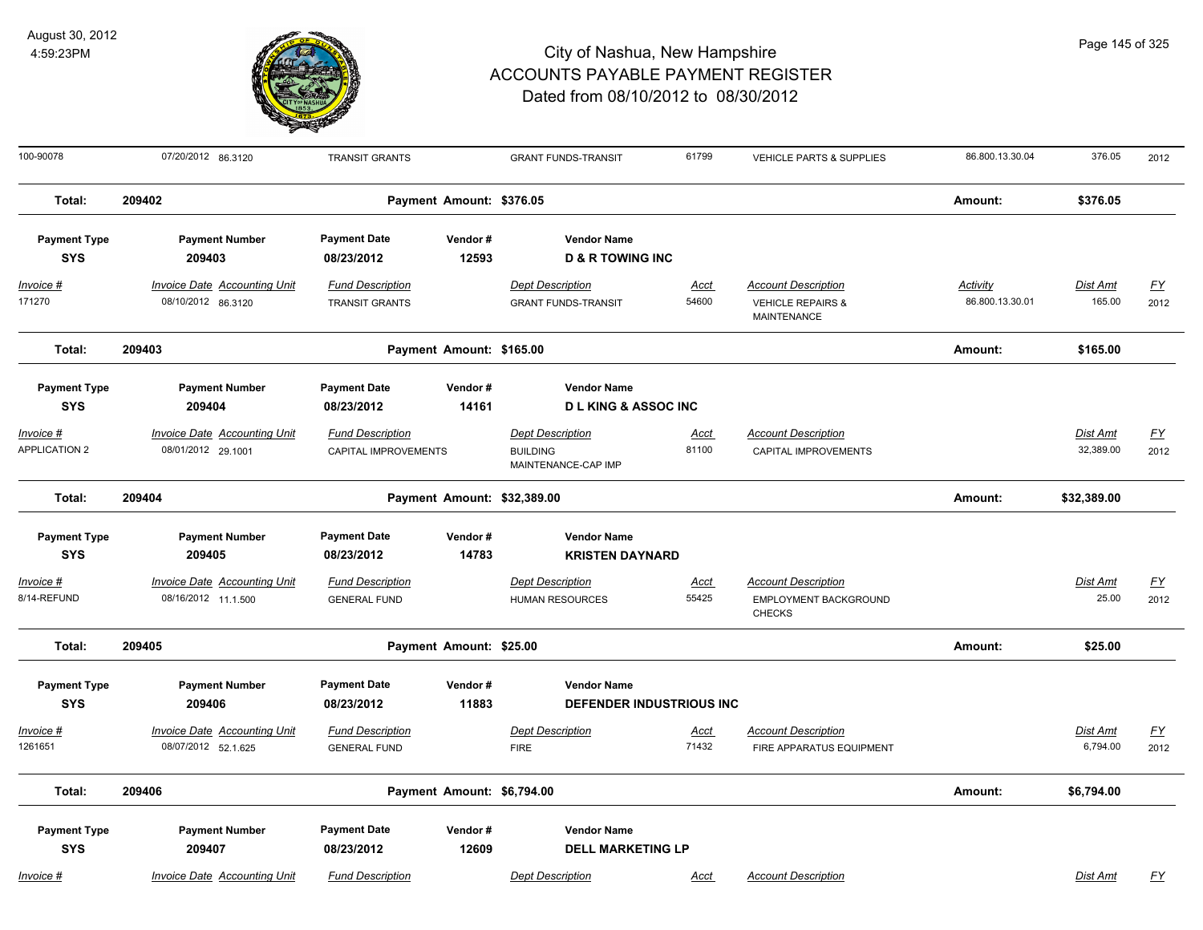# City of Nashua, New Hampshire
## ACCOUNTS PAYABLE PAYMENT REGISTER
### Dated from 08/10/2012 to 08/30/2012

August 30, 2012
4:59:23PM

| Invoice # | Invoice Date | Accounting Unit | Fund Description | Dept Description | Acct | Account Description | Activity | Dist Amt | FY |
|---|---|---|---|---|---|---|---|---|---|
| 100-90078 | 07/20/2012 | 86.3120 | TRANSIT GRANTS | GRANT FUNDS-TRANSIT | 61799 | VEHICLE PARTS & SUPPLIES | 86.800.13.30.04 | 376.05 | 2012 |

**Total: 209402 — Payment Amount: $376.05 — Amount: $376.05**

| Payment Type | Payment Number | Payment Date | Vendor # | Vendor Name |
|---|---|---|---|---|
| SYS | 209403 | 08/23/2012 | 12593 | D & R TOWING INC |

| Invoice # | Invoice Date | Accounting Unit | Fund Description | Dept Description | Acct | Account Description | Activity | Dist Amt | FY |
|---|---|---|---|---|---|---|---|---|---|
| 171270 | 08/10/2012 | 86.3120 | TRANSIT GRANTS | GRANT FUNDS-TRANSIT | 54600 | VEHICLE REPAIRS & MAINTENANCE | 86.800.13.30.01 | 165.00 | 2012 |

**Total: 209403 — Payment Amount: $165.00 — Amount: $165.00**

| Payment Type | Payment Number | Payment Date | Vendor # | Vendor Name |
|---|---|---|---|---|
| SYS | 209404 | 08/23/2012 | 14161 | D L KING & ASSOC INC |

| Invoice # | Invoice Date | Accounting Unit | Fund Description | Dept Description | Acct | Account Description | Dist Amt | FY |
|---|---|---|---|---|---|---|---|---|
| APPLICATION 2 | 08/01/2012 | 29.1001 | CAPITAL IMPROVEMENTS | BUILDING MAINTENANCE-CAP IMP | 81100 | CAPITAL IMPROVEMENTS | 32,389.00 | 2012 |

**Total: 209404 — Payment Amount: $32,389.00 — Amount: $32,389.00**

| Payment Type | Payment Number | Payment Date | Vendor # | Vendor Name |
|---|---|---|---|---|
| SYS | 209405 | 08/23/2012 | 14783 | KRISTEN DAYNARD |

| Invoice # | Invoice Date | Accounting Unit | Fund Description | Dept Description | Acct | Account Description | Dist Amt | FY |
|---|---|---|---|---|---|---|---|---|
| 8/14-REFUND | 08/16/2012 | 11.1.500 | GENERAL FUND | HUMAN RESOURCES | 55425 | EMPLOYMENT BACKGROUND CHECKS | 25.00 | 2012 |

**Total: 209405 — Payment Amount: $25.00 — Amount: $25.00**

| Payment Type | Payment Number | Payment Date | Vendor # | Vendor Name |
|---|---|---|---|---|
| SYS | 209406 | 08/23/2012 | 11883 | DEFENDER INDUSTRIOUS INC |

| Invoice # | Invoice Date | Accounting Unit | Fund Description | Dept Description | Acct | Account Description | Dist Amt | FY |
|---|---|---|---|---|---|---|---|---|
| 1261651 | 08/07/2012 | 52.1.625 | GENERAL FUND | FIRE | 71432 | FIRE APPARATUS EQUIPMENT | 6,794.00 | 2012 |

**Total: 209406 — Payment Amount: $6,794.00 — Amount: $6,794.00**

| Payment Type | Payment Number | Payment Date | Vendor # | Vendor Name |
|---|---|---|---|---|
| SYS | 209407 | 08/23/2012 | 12609 | DELL MARKETING LP |

| Invoice # | Invoice Date | Accounting Unit | Fund Description | Dept Description | Acct | Account Description | Dist Amt | FY |
|---|---|---|---|---|---|---|---|---|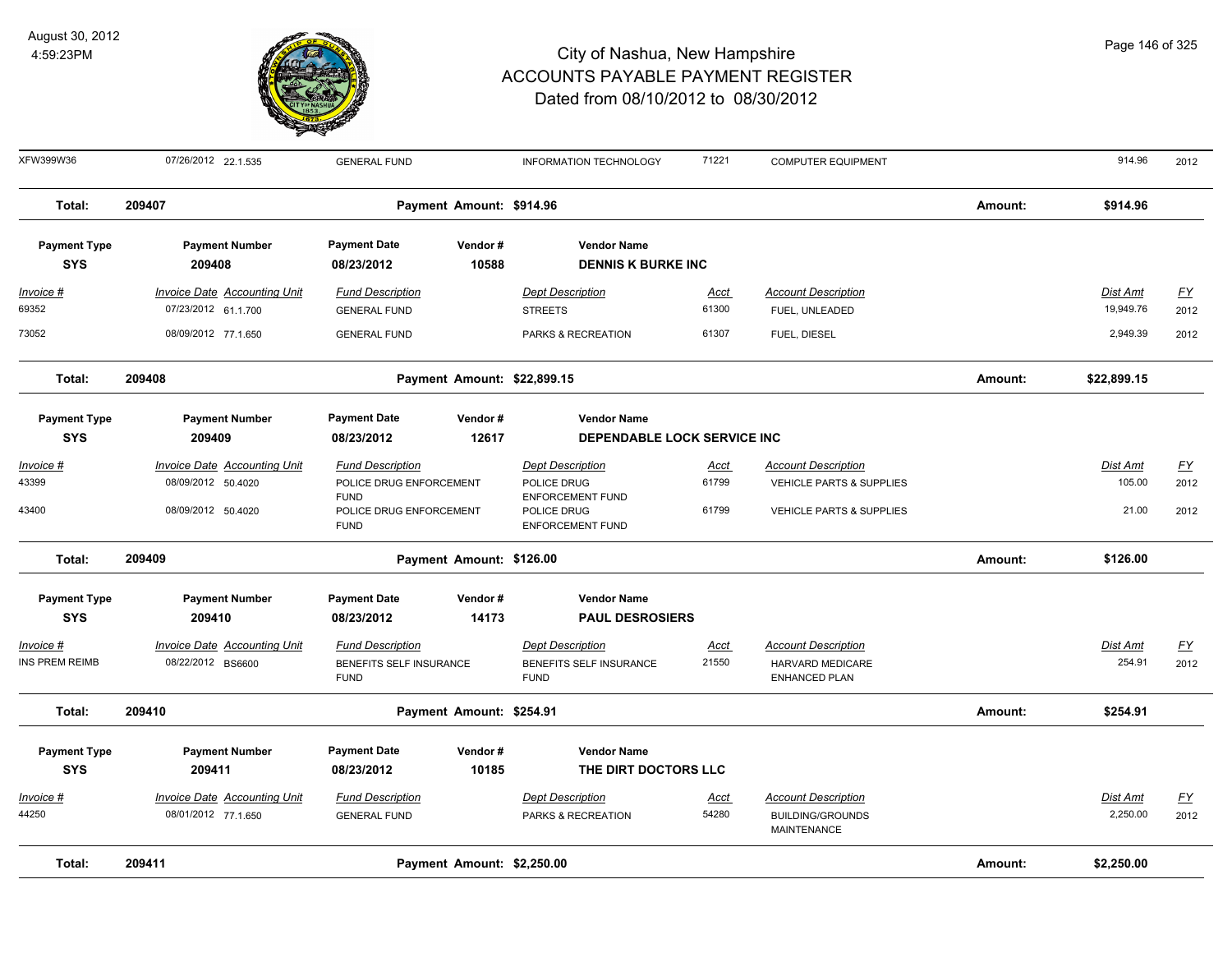# City of Nashua, New Hampshire
## ACCOUNTS PAYABLE PAYMENT REGISTER
### Dated from 08/10/2012 to 08/30/2012

August 30, 2012
4:59:23PM

| Invoice # | Invoice Date | Accounting Unit | Fund Description | Dept Description | Acct | Account Description | Dist Amt | FY |
|---|---|---|---|---|---|---|---|---|
| XFW399W36 | 07/26/2012 | 22.1.535 | GENERAL FUND | INFORMATION TECHNOLOGY | 71221 | COMPUTER EQUIPMENT | 914.96 | 2012 |

**Total: 209407 — Payment Amount: $914.96 — Amount: $914.96**

| Payment Type | Payment Number | Payment Date | Vendor # | Vendor Name |
|---|---|---|---|---|
| SYS | 209408 | 08/23/2012 | 10588 | DENNIS K BURKE INC |

| Invoice # | Invoice Date | Accounting Unit | Fund Description | Dept Description | Acct | Account Description | Dist Amt | FY |
|---|---|---|---|---|---|---|---|---|
| 69352 | 07/23/2012 | 61.1.700 | GENERAL FUND | STREETS | 61300 | FUEL, UNLEADED | 19,949.76 | 2012 |
| 73052 | 08/09/2012 | 77.1.650 | GENERAL FUND | PARKS & RECREATION | 61307 | FUEL, DIESEL | 2,949.39 | 2012 |

**Total: 209408 — Payment Amount: $22,899.15 — Amount: $22,899.15**

| Payment Type | Payment Number | Payment Date | Vendor # | Vendor Name |
|---|---|---|---|---|
| SYS | 209409 | 08/23/2012 | 12617 | DEPENDABLE LOCK SERVICE INC |

| Invoice # | Invoice Date | Accounting Unit | Fund Description | Dept Description | Acct | Account Description | Dist Amt | FY |
|---|---|---|---|---|---|---|---|---|
| 43399 | 08/09/2012 | 50.4020 | POLICE DRUG ENFORCEMENT FUND | POLICE DRUG ENFORCEMENT FUND | 61799 | VEHICLE PARTS & SUPPLIES | 105.00 | 2012 |
| 43400 | 08/09/2012 | 50.4020 | POLICE DRUG ENFORCEMENT FUND | POLICE DRUG ENFORCEMENT FUND | 61799 | VEHICLE PARTS & SUPPLIES | 21.00 | 2012 |

**Total: 209409 — Payment Amount: $126.00 — Amount: $126.00**

| Payment Type | Payment Number | Payment Date | Vendor # | Vendor Name |
|---|---|---|---|---|
| SYS | 209410 | 08/23/2012 | 14173 | PAUL DESROSIERS |

| Invoice # | Invoice Date | Accounting Unit | Fund Description | Dept Description | Acct | Account Description | Dist Amt | FY |
|---|---|---|---|---|---|---|---|---|
| INS PREM REIMB | 08/22/2012 | BS6600 | BENEFITS SELF INSURANCE FUND | BENEFITS SELF INSURANCE FUND | 21550 | HARVARD MEDICARE ENHANCED PLAN | 254.91 | 2012 |

**Total: 209410 — Payment Amount: $254.91 — Amount: $254.91**

| Payment Type | Payment Number | Payment Date | Vendor # | Vendor Name |
|---|---|---|---|---|
| SYS | 209411 | 08/23/2012 | 10185 | THE DIRT DOCTORS LLC |

| Invoice # | Invoice Date | Accounting Unit | Fund Description | Dept Description | Acct | Account Description | Dist Amt | FY |
|---|---|---|---|---|---|---|---|---|
| 44250 | 08/01/2012 | 77.1.650 | GENERAL FUND | PARKS & RECREATION | 54280 | BUILDING/GROUNDS MAINTENANCE | 2,250.00 | 2012 |

**Total: 209411 — Payment Amount: $2,250.00 — Amount: $2,250.00**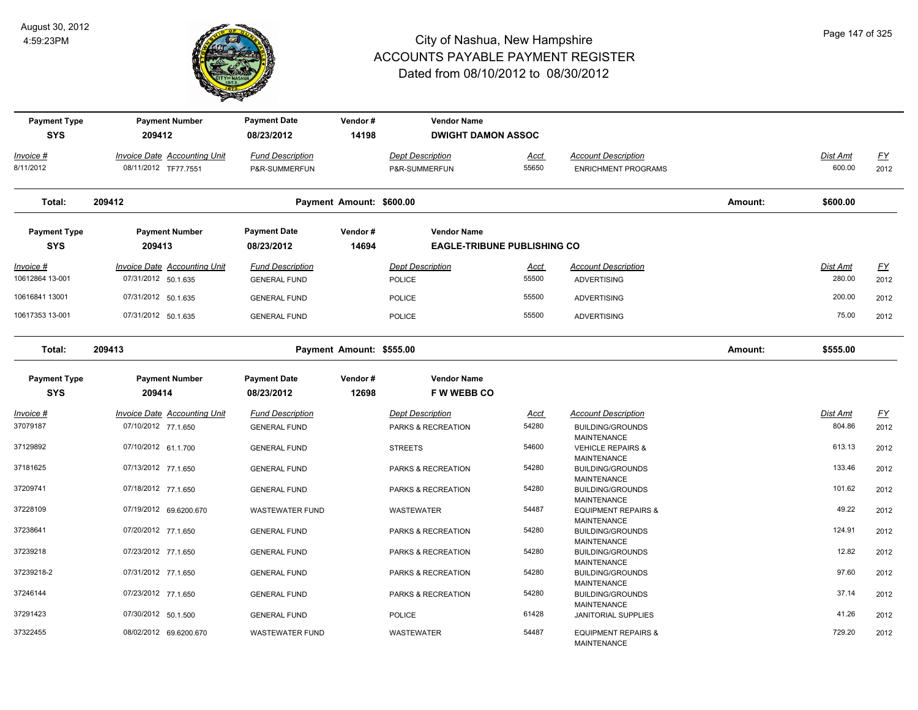# City of Nashua, New Hampshire
## ACCOUNTS PAYABLE PAYMENT REGISTER
### Dated from 08/10/2012 to 08/30/2012

August 30, 2012
4:59:23PM

| Payment Type | Payment Number | Payment Date | Vendor # | Vendor Name |
|---|---|---|---|---|
| SYS | 209412 | 08/23/2012 | 14198 | DWIGHT DAMON ASSOC |

| Invoice # | Invoice Date | Accounting Unit | Fund Description | Dept Description | Acct | Account Description | Dist Amt | FY |
|---|---|---|---|---|---|---|---|---|
| 8/11/2012 | 08/11/2012 | TF77.7551 | P&R-SUMMERFUN | P&R-SUMMERFUN | 55650 | ENRICHMENT PROGRAMS | 600.00 | 2012 |

**Total: 209412** Payment Amount: $600.00 Amount: $600.00

| Payment Type | Payment Number | Payment Date | Vendor # | Vendor Name |
|---|---|---|---|---|
| SYS | 209413 | 08/23/2012 | 14694 | EAGLE-TRIBUNE PUBLISHING CO |

| Invoice # | Invoice Date | Accounting Unit | Fund Description | Dept Description | Acct | Account Description | Dist Amt | FY |
|---|---|---|---|---|---|---|---|---|
| 10612864 13-001 | 07/31/2012 | 50.1.635 | GENERAL FUND | POLICE | 55500 | ADVERTISING | 280.00 | 2012 |
| 10616841 13001 | 07/31/2012 | 50.1.635 | GENERAL FUND | POLICE | 55500 | ADVERTISING | 200.00 | 2012 |
| 10617353 13-001 | 07/31/2012 | 50.1.635 | GENERAL FUND | POLICE | 55500 | ADVERTISING | 75.00 | 2012 |

**Total: 209413** Payment Amount: $555.00 Amount: $555.00

| Payment Type | Payment Number | Payment Date | Vendor # | Vendor Name |
|---|---|---|---|---|
| SYS | 209414 | 08/23/2012 | 12698 | F W WEBB CO |

| Invoice # | Invoice Date | Accounting Unit | Fund Description | Dept Description | Acct | Account Description | Dist Amt | FY |
|---|---|---|---|---|---|---|---|---|
| 37079187 | 07/10/2012 | 77.1.650 | GENERAL FUND | PARKS & RECREATION | 54280 | BUILDING/GROUNDS MAINTENANCE | 804.86 | 2012 |
| 37129892 | 07/10/2012 | 61.1.700 | GENERAL FUND | STREETS | 54600 | VEHICLE REPAIRS & MAINTENANCE | 613.13 | 2012 |
| 37181625 | 07/13/2012 | 77.1.650 | GENERAL FUND | PARKS & RECREATION | 54280 | BUILDING/GROUNDS MAINTENANCE | 133.46 | 2012 |
| 37209741 | 07/18/2012 | 77.1.650 | GENERAL FUND | PARKS & RECREATION | 54280 | BUILDING/GROUNDS MAINTENANCE | 101.62 | 2012 |
| 37228109 | 07/19/2012 | 69.6200.670 | WASTEWATER FUND | WASTEWATER | 54487 | EQUIPMENT REPAIRS & MAINTENANCE | 49.22 | 2012 |
| 37238641 | 07/20/2012 | 77.1.650 | GENERAL FUND | PARKS & RECREATION | 54280 | BUILDING/GROUNDS MAINTENANCE | 124.91 | 2012 |
| 37239218 | 07/23/2012 | 77.1.650 | GENERAL FUND | PARKS & RECREATION | 54280 | BUILDING/GROUNDS MAINTENANCE | 12.82 | 2012 |
| 37239218-2 | 07/31/2012 | 77.1.650 | GENERAL FUND | PARKS & RECREATION | 54280 | BUILDING/GROUNDS MAINTENANCE | 97.60 | 2012 |
| 37246144 | 07/23/2012 | 77.1.650 | GENERAL FUND | PARKS & RECREATION | 54280 | BUILDING/GROUNDS MAINTENANCE | 37.14 | 2012 |
| 37291423 | 07/30/2012 | 50.1.500 | GENERAL FUND | POLICE | 61428 | JANITORIAL SUPPLIES | 41.26 | 2012 |
| 37322455 | 08/02/2012 | 69.6200.670 | WASTEWATER FUND | WASTEWATER | 54487 | EQUIPMENT REPAIRS & MAINTENANCE | 729.20 | 2012 |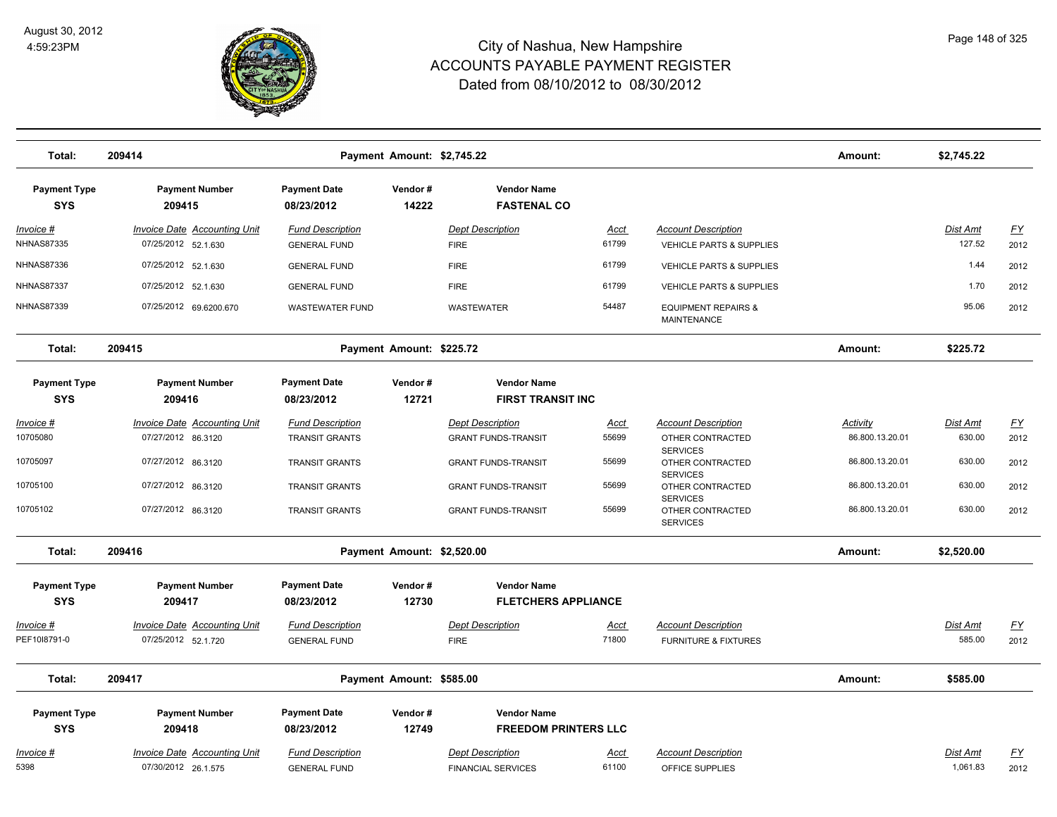# City of Nashua, New Hampshire
## ACCOUNTS PAYABLE PAYMENT REGISTER
### Dated from 08/10/2012 to 08/30/2012

August 30, 2012
4:59:23PM

| Total: | 209414 | | Payment Amount: $2,745.22 | | | | Amount: | $2,745.22 | |
|---|---|---|---|---|---|---|---|---|---|

| Payment Type | Payment Number | Payment Date | Vendor # | Vendor Name |
|---|---|---|---|---|
| SYS | 209415 | 08/23/2012 | 14222 | FASTENAL CO |

| Invoice # | Invoice Date | Accounting Unit | Fund Description | Dept Description | Acct | Account Description | Dist Amt | FY |
|---|---|---|---|---|---|---|---|---|
| NHNAS87335 | 07/25/2012 | 52.1.630 | GENERAL FUND | FIRE | 61799 | VEHICLE PARTS & SUPPLIES | 127.52 | 2012 |
| NHNAS87336 | 07/25/2012 | 52.1.630 | GENERAL FUND | FIRE | 61799 | VEHICLE PARTS & SUPPLIES | 1.44 | 2012 |
| NHNAS87337 | 07/25/2012 | 52.1.630 | GENERAL FUND | FIRE | 61799 | VEHICLE PARTS & SUPPLIES | 1.70 | 2012 |
| NHNAS87339 | 07/25/2012 | 69.6200.670 | WASTEWATER FUND | WASTEWATER | 54487 | EQUIPMENT REPAIRS & MAINTENANCE | 95.06 | 2012 |

| Total: | 209415 | | Payment Amount: $225.72 | | | | Amount: | $225.72 | |
|---|---|---|---|---|---|---|---|---|---|

| Payment Type | Payment Number | Payment Date | Vendor # | Vendor Name |
|---|---|---|---|---|
| SYS | 209416 | 08/23/2012 | 12721 | FIRST TRANSIT INC |

| Invoice # | Invoice Date | Accounting Unit | Fund Description | Dept Description | Acct | Account Description | Activity | Dist Amt | FY |
|---|---|---|---|---|---|---|---|---|---|
| 10705080 | 07/27/2012 | 86.3120 | TRANSIT GRANTS | GRANT FUNDS-TRANSIT | 55699 | OTHER CONTRACTED SERVICES | 86.800.13.20.01 | 630.00 | 2012 |
| 10705097 | 07/27/2012 | 86.3120 | TRANSIT GRANTS | GRANT FUNDS-TRANSIT | 55699 | OTHER CONTRACTED SERVICES | 86.800.13.20.01 | 630.00 | 2012 |
| 10705100 | 07/27/2012 | 86.3120 | TRANSIT GRANTS | GRANT FUNDS-TRANSIT | 55699 | OTHER CONTRACTED SERVICES | 86.800.13.20.01 | 630.00 | 2012 |
| 10705102 | 07/27/2012 | 86.3120 | TRANSIT GRANTS | GRANT FUNDS-TRANSIT | 55699 | OTHER CONTRACTED SERVICES | 86.800.13.20.01 | 630.00 | 2012 |

| Total: | 209416 | | Payment Amount: $2,520.00 | | | | Amount: | $2,520.00 | |
|---|---|---|---|---|---|---|---|---|---|

| Payment Type | Payment Number | Payment Date | Vendor # | Vendor Name |
|---|---|---|---|---|
| SYS | 209417 | 08/23/2012 | 12730 | FLETCHERS APPLIANCE |

| Invoice # | Invoice Date | Accounting Unit | Fund Description | Dept Description | Acct | Account Description | Dist Amt | FY |
|---|---|---|---|---|---|---|---|---|
| PEF10I8791-0 | 07/25/2012 | 52.1.720 | GENERAL FUND | FIRE | 71800 | FURNITURE & FIXTURES | 585.00 | 2012 |

| Total: | 209417 | | Payment Amount: $585.00 | | | | Amount: | $585.00 | |
|---|---|---|---|---|---|---|---|---|---|

| Payment Type | Payment Number | Payment Date | Vendor # | Vendor Name |
|---|---|---|---|---|
| SYS | 209418 | 08/23/2012 | 12749 | FREEDOM PRINTERS LLC |

| Invoice # | Invoice Date | Accounting Unit | Fund Description | Dept Description | Acct | Account Description | Dist Amt | FY |
|---|---|---|---|---|---|---|---|---|
| 5398 | 07/30/2012 | 26.1.575 | GENERAL FUND | FINANCIAL SERVICES | 61100 | OFFICE SUPPLIES | 1,061.83 | 2012 |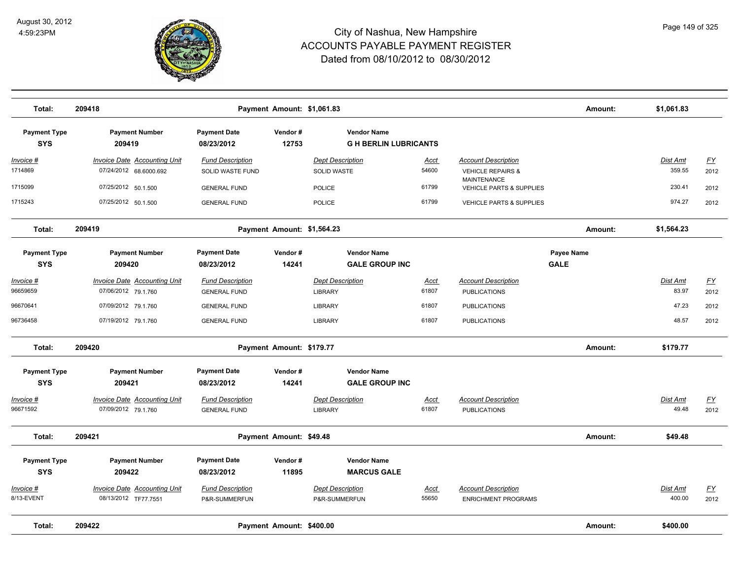# City of Nashua, New Hampshire
## ACCOUNTS PAYABLE PAYMENT REGISTER
### Dated from 08/10/2012 to 08/30/2012

August 30, 2012
4:59:23PM

| Total: | 209418 | | Payment Amount: $1,061.83 | | | Amount: | $1,061.83 | |
|---|---|---|---|---|---|---|---|---|

| Payment Type | Payment Number | Payment Date | Vendor # | Vendor Name | | | | |
|---|---|---|---|---|---|---|---|---|
| SYS | 209419 | 08/23/2012 | 12753 | G H BERLIN LUBRICANTS | | | | |
| **Invoice #** | **Invoice Date Accounting Unit** | **Fund Description** | **Dept Description** | **Acct** | **Account Description** | | **Dist Amt** | **FY** |
| 1714869 | 07/24/2012 68.6000.692 | SOLID WASTE FUND | SOLID WASTE | 54600 | VEHICLE REPAIRS & MAINTENANCE | | 359.55 | 2012 |
| 1715099 | 07/25/2012 50.1.500 | GENERAL FUND | POLICE | 61799 | VEHICLE PARTS & SUPPLIES | | 230.41 | 2012 |
| 1715243 | 07/25/2012 50.1.500 | GENERAL FUND | POLICE | 61799 | VEHICLE PARTS & SUPPLIES | | 974.27 | 2012 |

| Total: | 209419 | | Payment Amount: $1,564.23 | | | Amount: | $1,564.23 | |
|---|---|---|---|---|---|---|---|---|

| Payment Type | Payment Number | Payment Date | Vendor # | Vendor Name | | Payee Name | | |
|---|---|---|---|---|---|---|---|---|
| SYS | 209420 | 08/23/2012 | 14241 | GALE GROUP INC | | GALE | | |
| **Invoice #** | **Invoice Date Accounting Unit** | **Fund Description** | **Dept Description** | **Acct** | **Account Description** | | **Dist Amt** | **FY** |
| 96659659 | 07/06/2012 79.1.760 | GENERAL FUND | LIBRARY | 61807 | PUBLICATIONS | | 83.97 | 2012 |
| 96670641 | 07/09/2012 79.1.760 | GENERAL FUND | LIBRARY | 61807 | PUBLICATIONS | | 47.23 | 2012 |
| 96736458 | 07/19/2012 79.1.760 | GENERAL FUND | LIBRARY | 61807 | PUBLICATIONS | | 48.57 | 2012 |

| Total: | 209420 | | Payment Amount: $179.77 | | | Amount: | $179.77 | |
|---|---|---|---|---|---|---|---|---|

| Payment Type | Payment Number | Payment Date | Vendor # | Vendor Name | | | | |
|---|---|---|---|---|---|---|---|---|
| SYS | 209421 | 08/23/2012 | 14241 | GALE GROUP INC | | | | |
| **Invoice #** | **Invoice Date Accounting Unit** | **Fund Description** | **Dept Description** | **Acct** | **Account Description** | | **Dist Amt** | **FY** |
| 96671592 | 07/09/2012 79.1.760 | GENERAL FUND | LIBRARY | 61807 | PUBLICATIONS | | 49.48 | 2012 |

| Total: | 209421 | | Payment Amount: $49.48 | | | Amount: | $49.48 | |
|---|---|---|---|---|---|---|---|---|

| Payment Type | Payment Number | Payment Date | Vendor # | Vendor Name | | | | |
|---|---|---|---|---|---|---|---|---|
| SYS | 209422 | 08/23/2012 | 11895 | MARCUS GALE | | | | |
| **Invoice #** | **Invoice Date Accounting Unit** | **Fund Description** | **Dept Description** | **Acct** | **Account Description** | | **Dist Amt** | **FY** |
| 8/13-EVENT | 08/13/2012 TF77.7551 | P&R-SUMMERFUN | P&R-SUMMERFUN | 55650 | ENRICHMENT PROGRAMS | | 400.00 | 2012 |

| Total: | 209422 | | Payment Amount: $400.00 | | | Amount: | $400.00 | |
|---|---|---|---|---|---|---|---|---|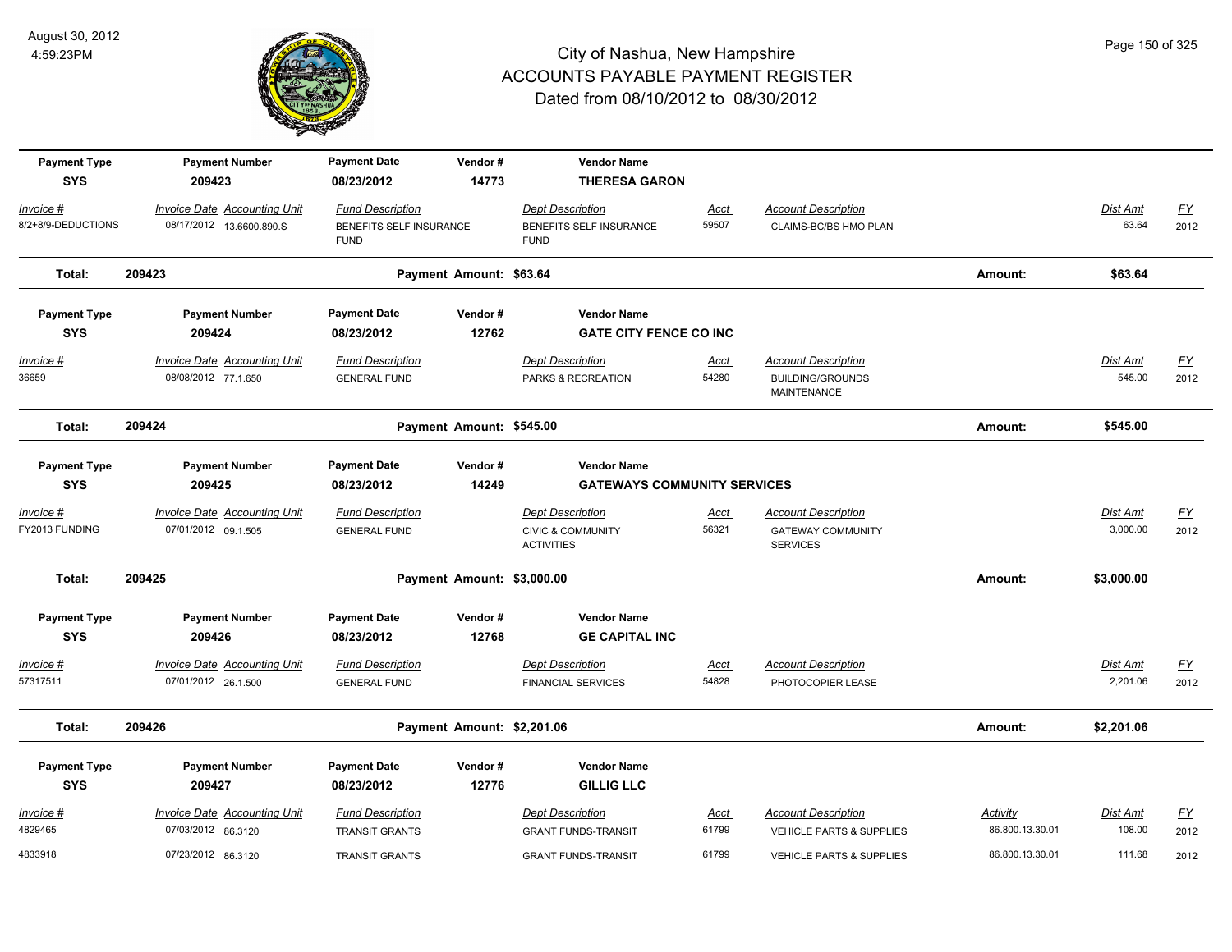# City of Nashua, New Hampshire
# ACCOUNTS PAYABLE PAYMENT REGISTER
## Dated from 08/10/2012 to 08/30/2012

August 30, 2012
4:59:23PM

| Payment Type | Payment Number | Payment Date | Vendor # | Vendor Name | | | | | |
|---|---|---|---|---|---|---|---|---|---|
| **SYS** | **209423** | **08/23/2012** | **14773** | **THERESA GARON** | | | | | |
| *Invoice #* | *Invoice Date Accounting Unit* | *Fund Description* | | *Dept Description* | *Acct* | *Account Description* | | *Dist Amt* | *FY* |
| 8/2+8/9-DEDUCTIONS | 08/17/2012 13.6600.890.S | BENEFITS SELF INSURANCE FUND | | BENEFITS SELF INSURANCE FUND | 59507 | CLAIMS-BC/BS HMO PLAN | | 63.64 | 2012 |
| **Total:** | **209423** | | **Payment Amount: $63.64** | | | | **Amount:** | **$63.64** | |

| Payment Type | Payment Number | Payment Date | Vendor # | Vendor Name | | | | | |
|---|---|---|---|---|---|---|---|---|---|
| **SYS** | **209424** | **08/23/2012** | **12762** | **GATE CITY FENCE CO INC** | | | | | |
| *Invoice #* | *Invoice Date Accounting Unit* | *Fund Description* | | *Dept Description* | *Acct* | *Account Description* | | *Dist Amt* | *FY* |
| 36659 | 08/08/2012 77.1.650 | GENERAL FUND | | PARKS & RECREATION | 54280 | BUILDING/GROUNDS MAINTENANCE | | 545.00 | 2012 |
| **Total:** | **209424** | | **Payment Amount: $545.00** | | | | **Amount:** | **$545.00** | |

| Payment Type | Payment Number | Payment Date | Vendor # | Vendor Name | | | | | |
|---|---|---|---|---|---|---|---|---|---|
| **SYS** | **209425** | **08/23/2012** | **14249** | **GATEWAYS COMMUNITY SERVICES** | | | | | |
| *Invoice #* | *Invoice Date Accounting Unit* | *Fund Description* | | *Dept Description* | *Acct* | *Account Description* | | *Dist Amt* | *FY* |
| FY2013 FUNDING | 07/01/2012 09.1.505 | GENERAL FUND | | CIVIC & COMMUNITY ACTIVITIES | 56321 | GATEWAY COMMUNITY SERVICES | | 3,000.00 | 2012 |
| **Total:** | **209425** | | **Payment Amount: $3,000.00** | | | | **Amount:** | **$3,000.00** | |

| Payment Type | Payment Number | Payment Date | Vendor # | Vendor Name | | | | | |
|---|---|---|---|---|---|---|---|---|---|
| **SYS** | **209426** | **08/23/2012** | **12768** | **GE CAPITAL INC** | | | | | |
| *Invoice #* | *Invoice Date Accounting Unit* | *Fund Description* | | *Dept Description* | *Acct* | *Account Description* | | *Dist Amt* | *FY* |
| 57317511 | 07/01/2012 26.1.500 | GENERAL FUND | | FINANCIAL SERVICES | 54828 | PHOTOCOPIER LEASE | | 2,201.06 | 2012 |
| **Total:** | **209426** | | **Payment Amount: $2,201.06** | | | | **Amount:** | **$2,201.06** | |

| Payment Type | Payment Number | Payment Date | Vendor # | Vendor Name | | | | | |
|---|---|---|---|---|---|---|---|---|---|
| **SYS** | **209427** | **08/23/2012** | **12776** | **GILLIG LLC** | | | | | |
| *Invoice #* | *Invoice Date Accounting Unit* | *Fund Description* | | *Dept Description* | *Acct* | *Account Description* | *Activity* | *Dist Amt* | *FY* |
| 4829465 | 07/03/2012 86.3120 | TRANSIT GRANTS | | GRANT FUNDS-TRANSIT | 61799 | VEHICLE PARTS & SUPPLIES | 86.800.13.30.01 | 108.00 | 2012 |
| 4833918 | 07/23/2012 86.3120 | TRANSIT GRANTS | | GRANT FUNDS-TRANSIT | 61799 | VEHICLE PARTS & SUPPLIES | 86.800.13.30.01 | 111.68 | 2012 |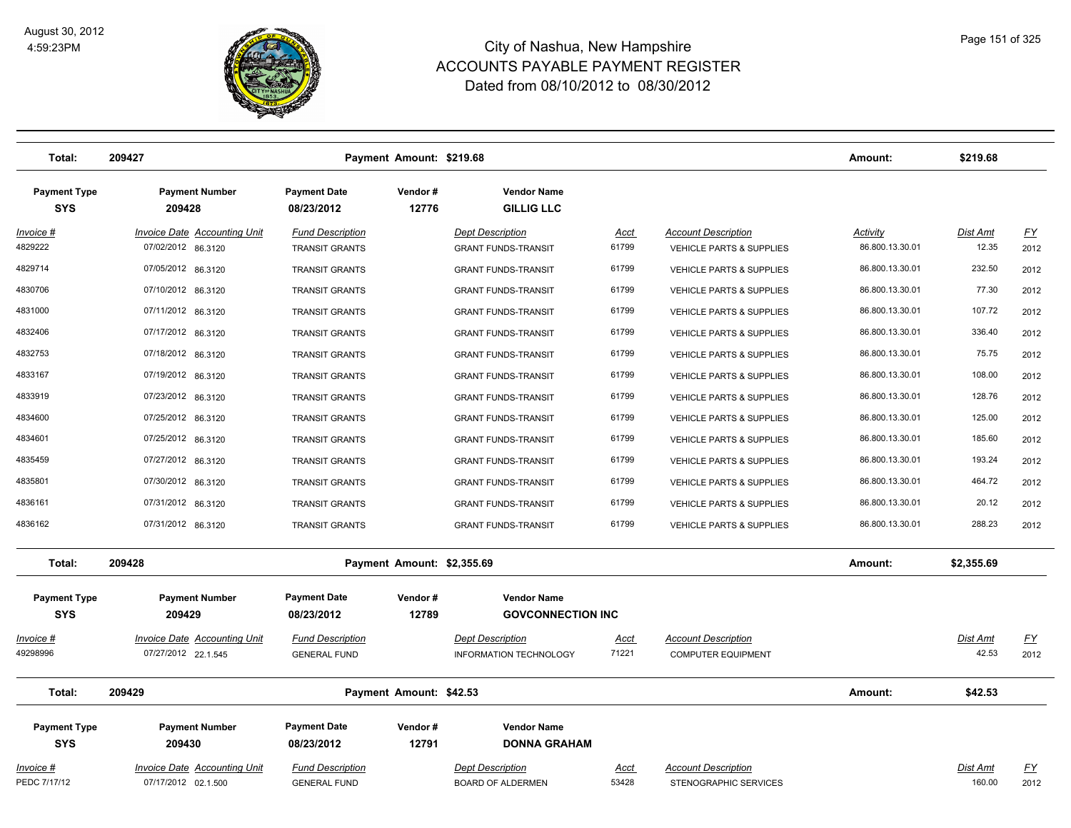# City of Nashua, New Hampshire
# ACCOUNTS PAYABLE PAYMENT REGISTER
## Dated from 08/10/2012 to 08/30/2012

August 30, 2012
4:59:23PM

| Total: | 209427 | | Payment Amount: $219.68 | | | | Amount: | $219.68 | |
|---|---|---|---|---|---|---|---|---|---|

| Payment Type | Payment Number | Payment Date | Vendor # | Vendor Name |
|---|---|---|---|---|
| SYS | 209428 | 08/23/2012 | 12776 | GILLIG LLC |

| Invoice # | Invoice Date | Accounting Unit | Fund Description | Dept Description | Acct | Account Description | Activity | Dist Amt | FY |
|---|---|---|---|---|---|---|---|---|---|
| 4829222 | 07/02/2012 | 86.3120 | TRANSIT GRANTS | GRANT FUNDS-TRANSIT | 61799 | VEHICLE PARTS & SUPPLIES | 86.800.13.30.01 | 12.35 | 2012 |
| 4829714 | 07/05/2012 | 86.3120 | TRANSIT GRANTS | GRANT FUNDS-TRANSIT | 61799 | VEHICLE PARTS & SUPPLIES | 86.800.13.30.01 | 232.50 | 2012 |
| 4830706 | 07/10/2012 | 86.3120 | TRANSIT GRANTS | GRANT FUNDS-TRANSIT | 61799 | VEHICLE PARTS & SUPPLIES | 86.800.13.30.01 | 77.30 | 2012 |
| 4831000 | 07/11/2012 | 86.3120 | TRANSIT GRANTS | GRANT FUNDS-TRANSIT | 61799 | VEHICLE PARTS & SUPPLIES | 86.800.13.30.01 | 107.72 | 2012 |
| 4832406 | 07/17/2012 | 86.3120 | TRANSIT GRANTS | GRANT FUNDS-TRANSIT | 61799 | VEHICLE PARTS & SUPPLIES | 86.800.13.30.01 | 336.40 | 2012 |
| 4832753 | 07/18/2012 | 86.3120 | TRANSIT GRANTS | GRANT FUNDS-TRANSIT | 61799 | VEHICLE PARTS & SUPPLIES | 86.800.13.30.01 | 75.75 | 2012 |
| 4833167 | 07/19/2012 | 86.3120 | TRANSIT GRANTS | GRANT FUNDS-TRANSIT | 61799 | VEHICLE PARTS & SUPPLIES | 86.800.13.30.01 | 108.00 | 2012 |
| 4833919 | 07/23/2012 | 86.3120 | TRANSIT GRANTS | GRANT FUNDS-TRANSIT | 61799 | VEHICLE PARTS & SUPPLIES | 86.800.13.30.01 | 128.76 | 2012 |
| 4834600 | 07/25/2012 | 86.3120 | TRANSIT GRANTS | GRANT FUNDS-TRANSIT | 61799 | VEHICLE PARTS & SUPPLIES | 86.800.13.30.01 | 125.00 | 2012 |
| 4834601 | 07/25/2012 | 86.3120 | TRANSIT GRANTS | GRANT FUNDS-TRANSIT | 61799 | VEHICLE PARTS & SUPPLIES | 86.800.13.30.01 | 185.60 | 2012 |
| 4835459 | 07/27/2012 | 86.3120 | TRANSIT GRANTS | GRANT FUNDS-TRANSIT | 61799 | VEHICLE PARTS & SUPPLIES | 86.800.13.30.01 | 193.24 | 2012 |
| 4835801 | 07/30/2012 | 86.3120 | TRANSIT GRANTS | GRANT FUNDS-TRANSIT | 61799 | VEHICLE PARTS & SUPPLIES | 86.800.13.30.01 | 464.72 | 2012 |
| 4836161 | 07/31/2012 | 86.3120 | TRANSIT GRANTS | GRANT FUNDS-TRANSIT | 61799 | VEHICLE PARTS & SUPPLIES | 86.800.13.30.01 | 20.12 | 2012 |
| 4836162 | 07/31/2012 | 86.3120 | TRANSIT GRANTS | GRANT FUNDS-TRANSIT | 61799 | VEHICLE PARTS & SUPPLIES | 86.800.13.30.01 | 288.23 | 2012 |

| Total: | 209428 | | Payment Amount: $2,355.69 | | | | Amount: | $2,355.69 | |
|---|---|---|---|---|---|---|---|---|---|

| Payment Type | Payment Number | Payment Date | Vendor # | Vendor Name |
|---|---|---|---|---|
| SYS | 209429 | 08/23/2012 | 12789 | GOVCONNECTION INC |

| Invoice # | Invoice Date | Accounting Unit | Fund Description | Dept Description | Acct | Account Description | Dist Amt | FY |
|---|---|---|---|---|---|---|---|---|
| 49298996 | 07/27/2012 | 22.1.545 | GENERAL FUND | INFORMATION TECHNOLOGY | 71221 | COMPUTER EQUIPMENT | 42.53 | 2012 |

| Total: | 209429 | | Payment Amount: $42.53 | | | | Amount: | $42.53 | |
|---|---|---|---|---|---|---|---|---|---|

| Payment Type | Payment Number | Payment Date | Vendor # | Vendor Name |
|---|---|---|---|---|
| SYS | 209430 | 08/23/2012 | 12791 | DONNA GRAHAM |

| Invoice # | Invoice Date | Accounting Unit | Fund Description | Dept Description | Acct | Account Description | Dist Amt | FY |
|---|---|---|---|---|---|---|---|---|
| PEDC 7/17/12 | 07/17/2012 | 02.1.500 | GENERAL FUND | BOARD OF ALDERMEN | 53428 | STENOGRAPHIC SERVICES | 160.00 | 2012 |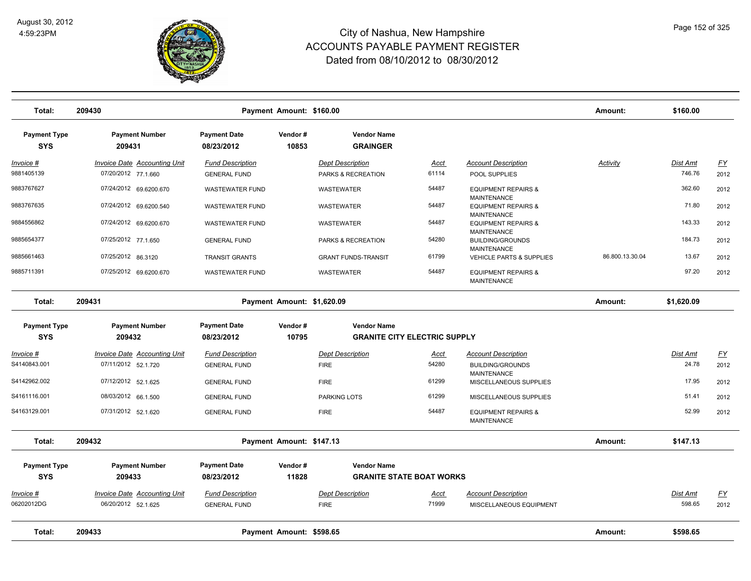# City of Nashua, New Hampshire
# ACCOUNTS PAYABLE PAYMENT REGISTER
## Dated from 08/10/2012 to 08/30/2012

August 30, 2012
4:59:23PM

| Total: | 209430 | Payment Amount: $160.00 | Amount: | $160.00 |
|---|---|---|---|---|

| Payment Type | Payment Number | Payment Date | Vendor # | Vendor Name |
|---|---|---|---|---|
| SYS | 209431 | 08/23/2012 | 10853 | GRAINGER |

| Invoice # | Invoice Date | Accounting Unit | Fund Description | Dept Description | Acct | Account Description | Activity | Dist Amt | FY |
|---|---|---|---|---|---|---|---|---|---|
| 9881405139 | 07/20/2012 | 77.1.660 | GENERAL FUND | PARKS & RECREATION | 61114 | POOL SUPPLIES | | 746.76 | 2012 |
| 9883767627 | 07/24/2012 | 69.6200.670 | WASTEWATER FUND | WASTEWATER | 54487 | EQUIPMENT REPAIRS & MAINTENANCE | | 362.60 | 2012 |
| 9883767635 | 07/24/2012 | 69.6200.540 | WASTEWATER FUND | WASTEWATER | 54487 | EQUIPMENT REPAIRS & MAINTENANCE | | 71.80 | 2012 |
| 9884556862 | 07/24/2012 | 69.6200.670 | WASTEWATER FUND | WASTEWATER | 54487 | EQUIPMENT REPAIRS & MAINTENANCE | | 143.33 | 2012 |
| 9885654377 | 07/25/2012 | 77.1.650 | GENERAL FUND | PARKS & RECREATION | 54280 | BUILDING/GROUNDS MAINTENANCE | | 184.73 | 2012 |
| 9885661463 | 07/25/2012 | 86.3120 | TRANSIT GRANTS | GRANT FUNDS-TRANSIT | 61799 | VEHICLE PARTS & SUPPLIES | 86.800.13.30.04 | 13.67 | 2012 |
| 9885711391 | 07/25/2012 | 69.6200.670 | WASTEWATER FUND | WASTEWATER | 54487 | EQUIPMENT REPAIRS & MAINTENANCE | | 97.20 | 2012 |

| Total: | 209431 | Payment Amount: $1,620.09 | Amount: | $1,620.09 |
|---|---|---|---|---|

| Payment Type | Payment Number | Payment Date | Vendor # | Vendor Name |
|---|---|---|---|---|
| SYS | 209432 | 08/23/2012 | 10795 | GRANITE CITY ELECTRIC SUPPLY |

| Invoice # | Invoice Date | Accounting Unit | Fund Description | Dept Description | Acct | Account Description | Activity | Dist Amt | FY |
|---|---|---|---|---|---|---|---|---|---|
| S4140843.001 | 07/11/2012 | 52.1.720 | GENERAL FUND | FIRE | 54280 | BUILDING/GROUNDS MAINTENANCE | | 24.78 | 2012 |
| S4142962.002 | 07/12/2012 | 52.1.625 | GENERAL FUND | FIRE | 61299 | MISCELLANEOUS SUPPLIES | | 17.95 | 2012 |
| S4161116.001 | 08/03/2012 | 66.1.500 | GENERAL FUND | PARKING LOTS | 61299 | MISCELLANEOUS SUPPLIES | | 51.41 | 2012 |
| S4163129.001 | 07/31/2012 | 52.1.620 | GENERAL FUND | FIRE | 54487 | EQUIPMENT REPAIRS & MAINTENANCE | | 52.99 | 2012 |

| Total: | 209432 | Payment Amount: $147.13 | Amount: | $147.13 |
|---|---|---|---|---|

| Payment Type | Payment Number | Payment Date | Vendor # | Vendor Name |
|---|---|---|---|---|
| SYS | 209433 | 08/23/2012 | 11828 | GRANITE STATE BOAT WORKS |

| Invoice # | Invoice Date | Accounting Unit | Fund Description | Dept Description | Acct | Account Description | Activity | Dist Amt | FY |
|---|---|---|---|---|---|---|---|---|---|
| 06202012DG | 06/20/2012 | 52.1.625 | GENERAL FUND | FIRE | 71999 | MISCELLANEOUS EQUIPMENT | | 598.65 | 2012 |

| Total: | 209433 | Payment Amount: $598.65 | Amount: | $598.65 |
|---|---|---|---|---|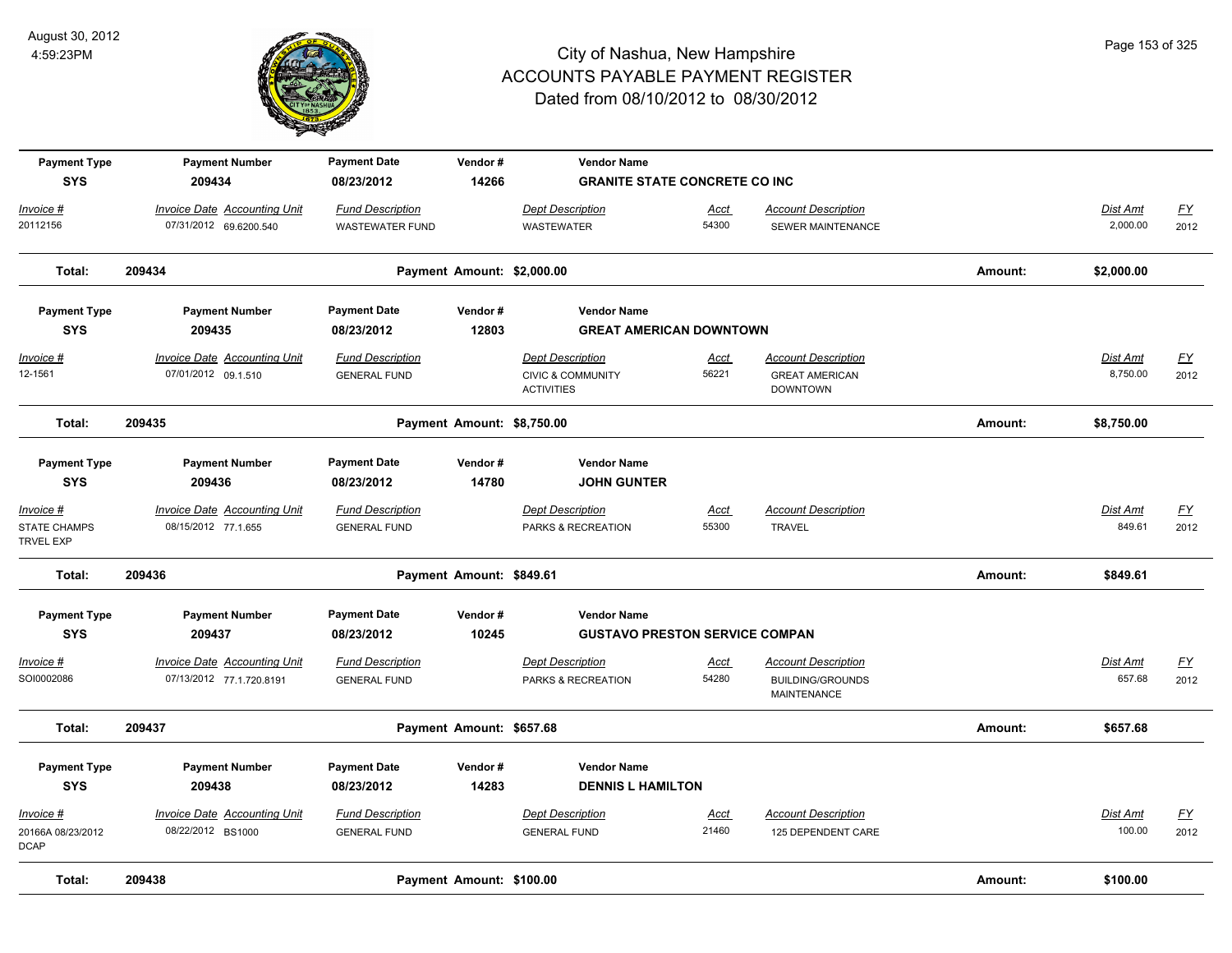# City of Nashua, New Hampshire
## ACCOUNTS PAYABLE PAYMENT REGISTER
### Dated from 08/10/2012 to 08/30/2012

August 30, 2012
4:59:23PM

| Payment Type | Payment Number | Payment Date | Vendor # | Vendor Name | | | | |
|---|---|---|---|---|---|---|---|---|
| SYS | 209434 | 08/23/2012 | 14266 | GRANITE STATE CONCRETE CO INC | | | | |
| *Invoice #* | *Invoice Date Accounting Unit* | *Fund Description* | | *Dept Description* | *Acct* | *Account Description* | *Dist Amt* | *FY* |
| 20112156 | 07/31/2012 69.6200.540 | WASTEWATER FUND | | WASTEWATER | 54300 | SEWER MAINTENANCE | 2,000.00 | 2012 |
| **Total:** | **209434** | | **Payment Amount: $2,000.00** | | | **Amount:** | **$2,000.00** | |

| Payment Type | Payment Number | Payment Date | Vendor # | Vendor Name | | | | |
|---|---|---|---|---|---|---|---|---|
| SYS | 209435 | 08/23/2012 | 12803 | GREAT AMERICAN DOWNTOWN | | | | |
| *Invoice #* | *Invoice Date Accounting Unit* | *Fund Description* | | *Dept Description* | *Acct* | *Account Description* | *Dist Amt* | *FY* |
| 12-1561 | 07/01/2012 09.1.510 | GENERAL FUND | | CIVIC & COMMUNITY ACTIVITIES | 56221 | GREAT AMERICAN DOWNTOWN | 8,750.00 | 2012 |
| **Total:** | **209435** | | **Payment Amount: $8,750.00** | | | **Amount:** | **$8,750.00** | |

| Payment Type | Payment Number | Payment Date | Vendor # | Vendor Name | | | | |
|---|---|---|---|---|---|---|---|---|
| SYS | 209436 | 08/23/2012 | 14780 | JOHN GUNTER | | | | |
| *Invoice #* | *Invoice Date Accounting Unit* | *Fund Description* | | *Dept Description* | *Acct* | *Account Description* | *Dist Amt* | *FY* |
| STATE CHAMPS TRVEL EXP | 08/15/2012 77.1.655 | GENERAL FUND | | PARKS & RECREATION | 55300 | TRAVEL | 849.61 | 2012 |
| **Total:** | **209436** | | **Payment Amount: $849.61** | | | **Amount:** | **$849.61** | |

| Payment Type | Payment Number | Payment Date | Vendor # | Vendor Name | | | | |
|---|---|---|---|---|---|---|---|---|
| SYS | 209437 | 08/23/2012 | 10245 | GUSTAVO PRESTON SERVICE COMPAN | | | | |
| *Invoice #* | *Invoice Date Accounting Unit* | *Fund Description* | | *Dept Description* | *Acct* | *Account Description* | *Dist Amt* | *FY* |
| SOI0002086 | 07/13/2012 77.1.720.8191 | GENERAL FUND | | PARKS & RECREATION | 54280 | BUILDING/GROUNDS MAINTENANCE | 657.68 | 2012 |
| **Total:** | **209437** | | **Payment Amount: $657.68** | | | **Amount:** | **$657.68** | |

| Payment Type | Payment Number | Payment Date | Vendor # | Vendor Name | | | | |
|---|---|---|---|---|---|---|---|---|
| SYS | 209438 | 08/23/2012 | 14283 | DENNIS L HAMILTON | | | | |
| *Invoice #* | *Invoice Date Accounting Unit* | *Fund Description* | | *Dept Description* | *Acct* | *Account Description* | *Dist Amt* | *FY* |
| 20166A 08/23/2012 DCAP | 08/22/2012 BS1000 | GENERAL FUND | | GENERAL FUND | 21460 | 125 DEPENDENT CARE | 100.00 | 2012 |
| **Total:** | **209438** | | **Payment Amount: $100.00** | | | **Amount:** | **$100.00** | |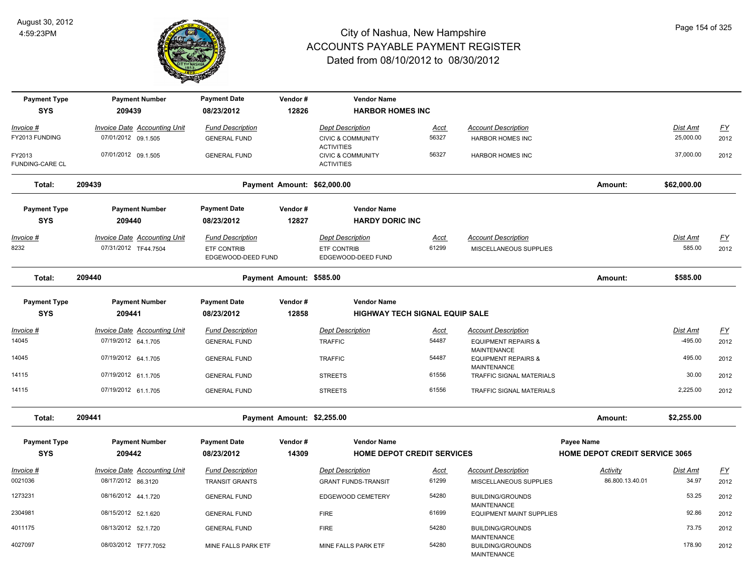# City of Nashua, New Hampshire
## ACCOUNTS PAYABLE PAYMENT REGISTER
### Dated from 08/10/2012 to 08/30/2012

August 30, 2012
4:59:23PM

| Payment Type | Payment Number | Payment Date | Vendor # | Vendor Name |
|---|---|---|---|---|
| SYS | 209439 | 08/23/2012 | 12826 | HARBOR HOMES INC |

| Invoice # | Invoice Date | Accounting Unit | Fund Description | Dept Description | Acct | Account Description | Dist Amt | FY |
|---|---|---|---|---|---|---|---|---|
| FY2013 FUNDING | 07/01/2012 | 09.1.505 | GENERAL FUND | CIVIC & COMMUNITY ACTIVITIES | 56327 | HARBOR HOMES INC | 25,000.00 | 2012 |
| FY2013 FUNDING-CARE CL | 07/01/2012 | 09.1.505 | GENERAL FUND | CIVIC & COMMUNITY ACTIVITIES | 56327 | HARBOR HOMES INC | 37,000.00 | 2012 |

**Total: 209439** Payment Amount: $62,000.00 Amount: **$62,000.00**

| Payment Type | Payment Number | Payment Date | Vendor # | Vendor Name |
|---|---|---|---|---|
| SYS | 209440 | 08/23/2012 | 12827 | HARDY DORIC INC |

| Invoice # | Invoice Date | Accounting Unit | Fund Description | Dept Description | Acct | Account Description | Dist Amt | FY |
|---|---|---|---|---|---|---|---|---|
| 8232 | 07/31/2012 | TF44.7504 | ETF CONTRIB EDGEWOOD-DEED FUND | ETF CONTRIB EDGEWOOD-DEED FUND | 61299 | MISCELLANEOUS SUPPLIES | 585.00 | 2012 |

**Total: 209440** Payment Amount: $585.00 Amount: **$585.00**

| Payment Type | Payment Number | Payment Date | Vendor # | Vendor Name |
|---|---|---|---|---|
| SYS | 209441 | 08/23/2012 | 12858 | HIGHWAY TECH SIGNAL EQUIP SALE |

| Invoice # | Invoice Date | Accounting Unit | Fund Description | Dept Description | Acct | Account Description | Dist Amt | FY |
|---|---|---|---|---|---|---|---|---|
| 14045 | 07/19/2012 | 64.1.705 | GENERAL FUND | TRAFFIC | 54487 | EQUIPMENT REPAIRS & MAINTENANCE | -495.00 | 2012 |
| 14045 | 07/19/2012 | 64.1.705 | GENERAL FUND | TRAFFIC | 54487 | EQUIPMENT REPAIRS & MAINTENANCE | 495.00 | 2012 |
| 14115 | 07/19/2012 | 61.1.705 | GENERAL FUND | STREETS | 61556 | TRAFFIC SIGNAL MATERIALS | 30.00 | 2012 |
| 14115 | 07/19/2012 | 61.1.705 | GENERAL FUND | STREETS | 61556 | TRAFFIC SIGNAL MATERIALS | 2,225.00 | 2012 |

**Total: 209441** Payment Amount: $2,255.00 Amount: **$2,255.00**

| Payment Type | Payment Number | Payment Date | Vendor # | Vendor Name | Payee Name |
|---|---|---|---|---|---|
| SYS | 209442 | 08/23/2012 | 14309 | HOME DEPOT CREDIT SERVICES | HOME DEPOT CREDIT SERVICE 3065 |

| Invoice # | Invoice Date | Accounting Unit | Fund Description | Dept Description | Acct | Account Description | Activity | Dist Amt | FY |
|---|---|---|---|---|---|---|---|---|---|
| 0021036 | 08/17/2012 | 86.3120 | TRANSIT GRANTS | GRANT FUNDS-TRANSIT | 61299 | MISCELLANEOUS SUPPLIES | 86.800.13.40.01 | 34.97 | 2012 |
| 1273231 | 08/16/2012 | 44.1.720 | GENERAL FUND | EDGEWOOD CEMETERY | 54280 | BUILDING/GROUNDS MAINTENANCE | | 53.25 | 2012 |
| 2304981 | 08/15/2012 | 52.1.620 | GENERAL FUND | FIRE | 61699 | EQUIPMENT MAINT SUPPLIES | | 92.86 | 2012 |
| 4011175 | 08/13/2012 | 52.1.720 | GENERAL FUND | FIRE | 54280 | BUILDING/GROUNDS MAINTENANCE | | 73.75 | 2012 |
| 4027097 | 08/03/2012 | TF77.7052 | MINE FALLS PARK ETF | MINE FALLS PARK ETF | 54280 | BUILDING/GROUNDS MAINTENANCE | | 178.90 | 2012 |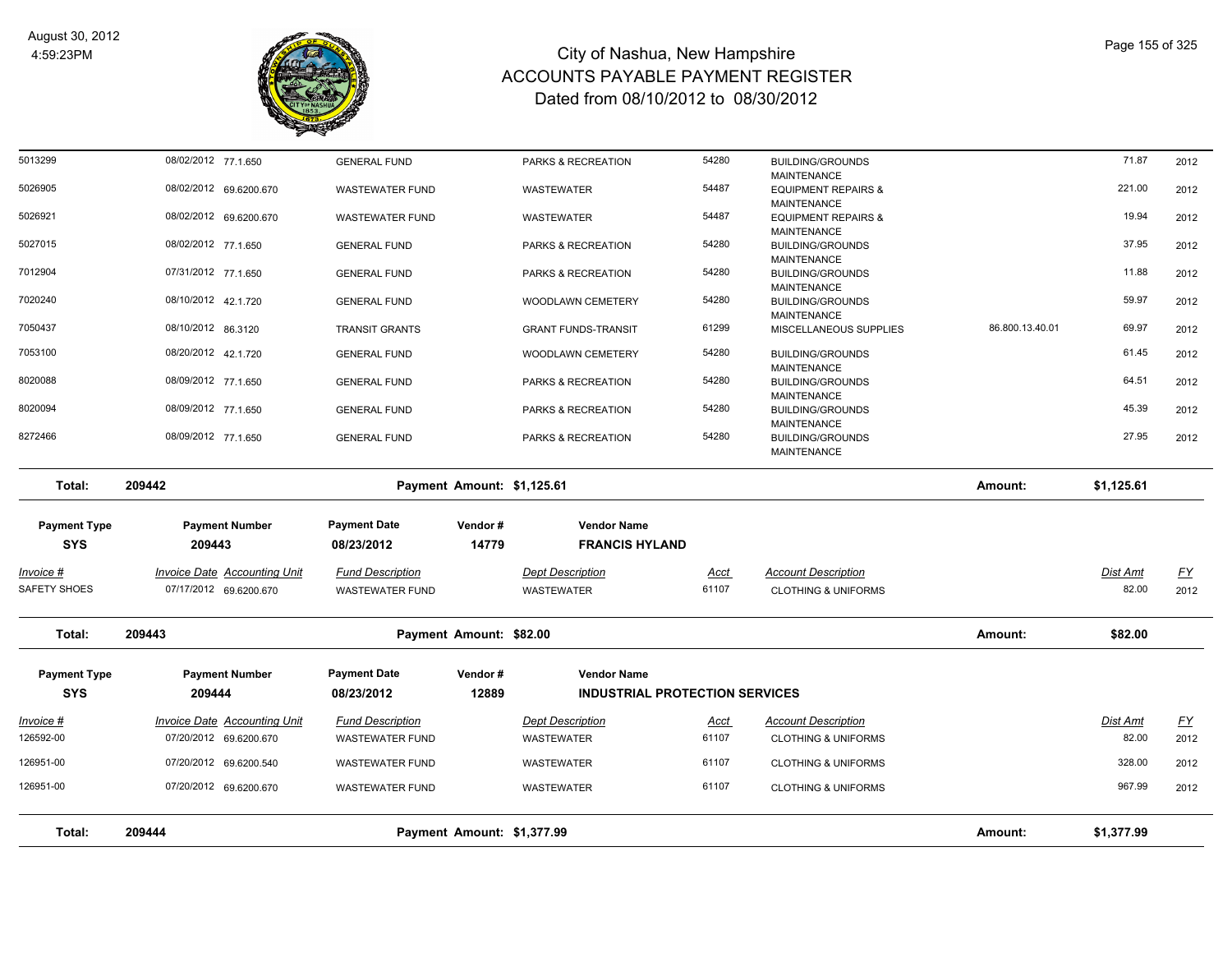# City of Nashua, New Hampshire
## ACCOUNTS PAYABLE PAYMENT REGISTER
### Dated from 08/10/2012 to 08/30/2012

| Invoice # | Invoice Date | Accounting Unit | Fund Description | Dept Description | Acct | Account Description | | Dist Amt | FY |
|---|---|---|---|---|---|---|---|---|---|
| 5013299 | 08/02/2012 | 77.1.650 | GENERAL FUND | PARKS & RECREATION | 54280 | BUILDING/GROUNDS MAINTENANCE | | 71.87 | 2012 |
| 5026905 | 08/02/2012 | 69.6200.670 | WASTEWATER FUND | WASTEWATER | 54487 | EQUIPMENT REPAIRS & MAINTENANCE | | 221.00 | 2012 |
| 5026921 | 08/02/2012 | 69.6200.670 | WASTEWATER FUND | WASTEWATER | 54487 | EQUIPMENT REPAIRS & MAINTENANCE | | 19.94 | 2012 |
| 5027015 | 08/02/2012 | 77.1.650 | GENERAL FUND | PARKS & RECREATION | 54280 | BUILDING/GROUNDS MAINTENANCE | | 37.95 | 2012 |
| 7012904 | 07/31/2012 | 77.1.650 | GENERAL FUND | PARKS & RECREATION | 54280 | BUILDING/GROUNDS MAINTENANCE | | 11.88 | 2012 |
| 7020240 | 08/10/2012 | 42.1.720 | GENERAL FUND | WOODLAWN CEMETERY | 54280 | BUILDING/GROUNDS MAINTENANCE | | 59.97 | 2012 |
| 7050437 | 08/10/2012 | 86.3120 | TRANSIT GRANTS | GRANT FUNDS-TRANSIT | 61299 | MISCELLANEOUS SUPPLIES | 86.800.13.40.01 | 69.97 | 2012 |
| 7053100 | 08/20/2012 | 42.1.720 | GENERAL FUND | WOODLAWN CEMETERY | 54280 | BUILDING/GROUNDS MAINTENANCE | | 61.45 | 2012 |
| 8020088 | 08/09/2012 | 77.1.650 | GENERAL FUND | PARKS & RECREATION | 54280 | BUILDING/GROUNDS MAINTENANCE | | 64.51 | 2012 |
| 8020094 | 08/09/2012 | 77.1.650 | GENERAL FUND | PARKS & RECREATION | 54280 | BUILDING/GROUNDS MAINTENANCE | | 45.39 | 2012 |
| 8272466 | 08/09/2012 | 77.1.650 | GENERAL FUND | PARKS & RECREATION | 54280 | BUILDING/GROUNDS MAINTENANCE | | 27.95 | 2012 |

**Total: 209442** — Payment Amount: $1,125.61 — Amount: $1,125.61

| Payment Type | Payment Number | Payment Date | Vendor # | Vendor Name |
|---|---|---|---|---|
| SYS | 209443 | 08/23/2012 | 14779 | FRANCIS HYLAND |

| Invoice # | Invoice Date | Accounting Unit | Fund Description | Dept Description | Acct | Account Description | Dist Amt | FY |
|---|---|---|---|---|---|---|---|---|
| SAFETY SHOES | 07/17/2012 | 69.6200.670 | WASTEWATER FUND | WASTEWATER | 61107 | CLOTHING & UNIFORMS | 82.00 | 2012 |

**Total: 209443** — Payment Amount: $82.00 — Amount: $82.00

| Payment Type | Payment Number | Payment Date | Vendor # | Vendor Name |
|---|---|---|---|---|
| SYS | 209444 | 08/23/2012 | 12889 | INDUSTRIAL PROTECTION SERVICES |

| Invoice # | Invoice Date | Accounting Unit | Fund Description | Dept Description | Acct | Account Description | Dist Amt | FY |
|---|---|---|---|---|---|---|---|---|
| 126592-00 | 07/20/2012 | 69.6200.670 | WASTEWATER FUND | WASTEWATER | 61107 | CLOTHING & UNIFORMS | 82.00 | 2012 |
| 126951-00 | 07/20/2012 | 69.6200.540 | WASTEWATER FUND | WASTEWATER | 61107 | CLOTHING & UNIFORMS | 328.00 | 2012 |
| 126951-00 | 07/20/2012 | 69.6200.670 | WASTEWATER FUND | WASTEWATER | 61107 | CLOTHING & UNIFORMS | 967.99 | 2012 |

**Total: 209444** — Payment Amount: $1,377.99 — Amount: $1,377.99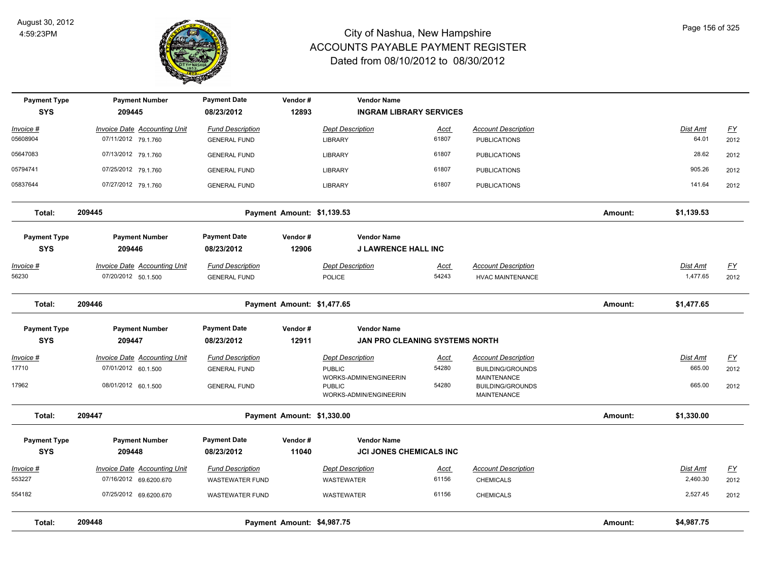# City of Nashua, New Hampshire
## ACCOUNTS PAYABLE PAYMENT REGISTER
### Dated from 08/10/2012 to 08/30/2012

August 30, 2012
4:59:23PM

| Payment Type | Payment Number | Payment Date | Vendor # | Vendor Name |
|---|---|---|---|---|
| SYS | 209445 | 08/23/2012 | 12893 | INGRAM LIBRARY SERVICES |

| Invoice # | Invoice Date | Accounting Unit | Fund Description | Dept Description | Acct | Account Description | Dist Amt | FY |
|---|---|---|---|---|---|---|---|---|
| 05608904 | 07/11/2012 | 79.1.760 | GENERAL FUND | LIBRARY | 61807 | PUBLICATIONS | 64.01 | 2012 |
| 05647083 | 07/13/2012 | 79.1.760 | GENERAL FUND | LIBRARY | 61807 | PUBLICATIONS | 28.62 | 2012 |
| 05794741 | 07/25/2012 | 79.1.760 | GENERAL FUND | LIBRARY | 61807 | PUBLICATIONS | 905.26 | 2012 |
| 05837644 | 07/27/2012 | 79.1.760 | GENERAL FUND | LIBRARY | 61807 | PUBLICATIONS | 141.64 | 2012 |

**Total: 209445 — Payment Amount: $1,139.53 — Amount: $1,139.53**

| Payment Type | Payment Number | Payment Date | Vendor # | Vendor Name |
|---|---|---|---|---|
| SYS | 209446 | 08/23/2012 | 12906 | J LAWRENCE HALL INC |

| Invoice # | Invoice Date | Accounting Unit | Fund Description | Dept Description | Acct | Account Description | Dist Amt | FY |
|---|---|---|---|---|---|---|---|---|
| 56230 | 07/20/2012 | 50.1.500 | GENERAL FUND | POLICE | 54243 | HVAC MAINTENANCE | 1,477.65 | 2012 |

**Total: 209446 — Payment Amount: $1,477.65 — Amount: $1,477.65**

| Payment Type | Payment Number | Payment Date | Vendor # | Vendor Name |
|---|---|---|---|---|
| SYS | 209447 | 08/23/2012 | 12911 | JAN PRO CLEANING SYSTEMS NORTH |

| Invoice # | Invoice Date | Accounting Unit | Fund Description | Dept Description | Acct | Account Description | Dist Amt | FY |
|---|---|---|---|---|---|---|---|---|
| 17710 | 07/01/2012 | 60.1.500 | GENERAL FUND | PUBLIC WORKS-ADMIN/ENGINEERIN | 54280 | BUILDING/GROUNDS MAINTENANCE | 665.00 | 2012 |
| 17962 | 08/01/2012 | 60.1.500 | GENERAL FUND | PUBLIC WORKS-ADMIN/ENGINEERIN | 54280 | BUILDING/GROUNDS MAINTENANCE | 665.00 | 2012 |

**Total: 209447 — Payment Amount: $1,330.00 — Amount: $1,330.00**

| Payment Type | Payment Number | Payment Date | Vendor # | Vendor Name |
|---|---|---|---|---|
| SYS | 209448 | 08/23/2012 | 11040 | JCI JONES CHEMICALS INC |

| Invoice # | Invoice Date | Accounting Unit | Fund Description | Dept Description | Acct | Account Description | Dist Amt | FY |
|---|---|---|---|---|---|---|---|---|
| 553227 | 07/16/2012 | 69.6200.670 | WASTEWATER FUND | WASTEWATER | 61156 | CHEMICALS | 2,460.30 | 2012 |
| 554182 | 07/25/2012 | 69.6200.670 | WASTEWATER FUND | WASTEWATER | 61156 | CHEMICALS | 2,527.45 | 2012 |

**Total: 209448 — Payment Amount: $4,987.75 — Amount: $4,987.75**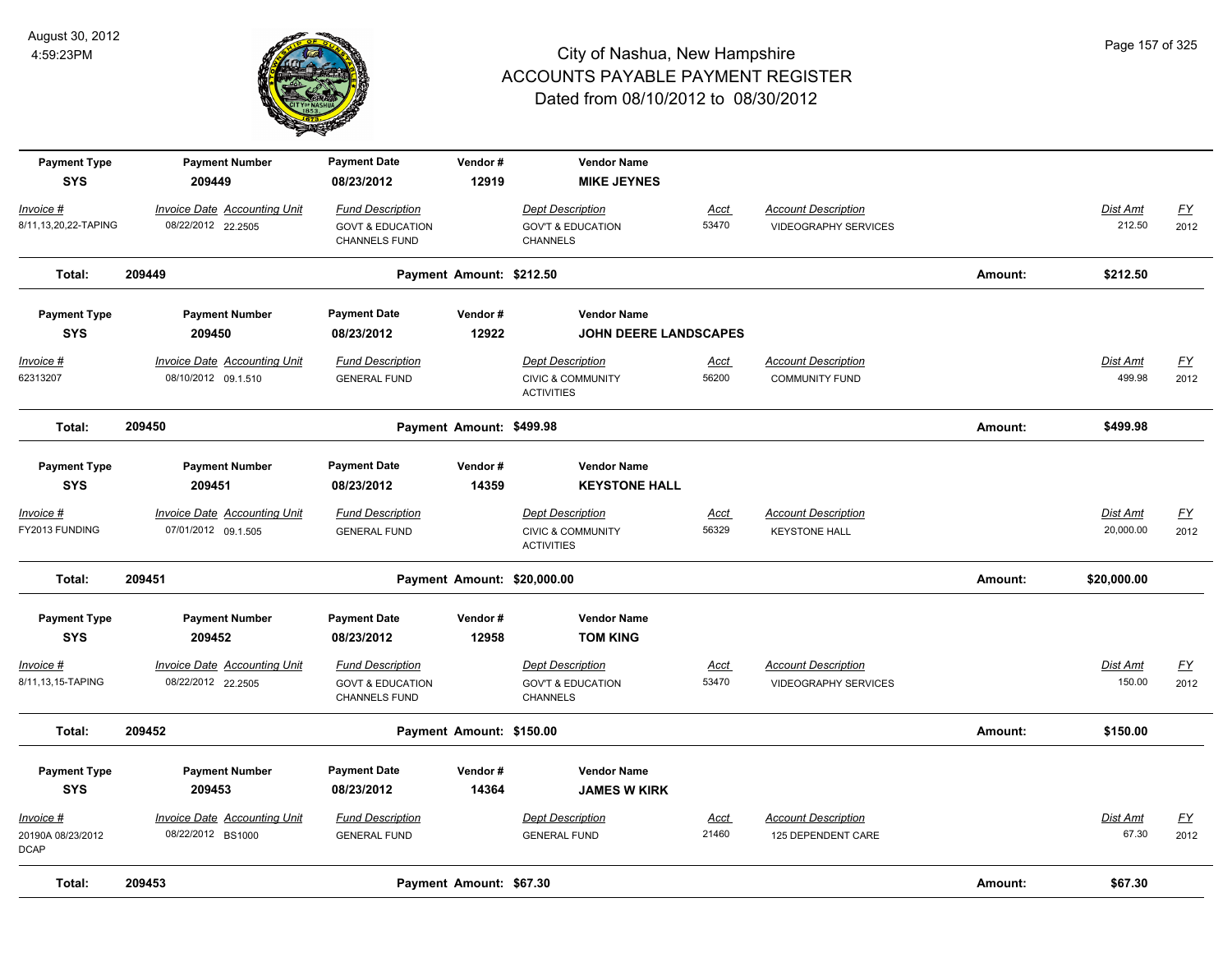# City of Nashua, New Hampshire
## ACCOUNTS PAYABLE PAYMENT REGISTER
### Dated from 08/10/2012 to 08/30/2012

August 30, 2012
4:59:23PM

| Payment Type | Payment Number | Payment Date | Vendor # | Vendor Name |
|---|---|---|---|---|
| **SYS** | **209449** | **08/23/2012** | **12919** | **MIKE JEYNES** |

| Invoice # | Invoice Date | Accounting Unit | Fund Description | Dept Description | Acct | Account Description | Dist Amt | FY |
|---|---|---|---|---|---|---|---|---|
| 8/11,13,20,22-TAPING | 08/22/2012 | 22.2505 | GOVT & EDUCATION CHANNELS FUND | GOV'T & EDUCATION CHANNELS | 53470 | VIDEOGRAPHY SERVICES | 212.50 | 2012 |

**Total: 209449 — Payment Amount: $212.50 — Amount: $212.50**

| Payment Type | Payment Number | Payment Date | Vendor # | Vendor Name |
|---|---|---|---|---|
| **SYS** | **209450** | **08/23/2012** | **12922** | **JOHN DEERE LANDSCAPES** |

| Invoice # | Invoice Date | Accounting Unit | Fund Description | Dept Description | Acct | Account Description | Dist Amt | FY |
|---|---|---|---|---|---|---|---|---|
| 62313207 | 08/10/2012 | 09.1.510 | GENERAL FUND | CIVIC & COMMUNITY ACTIVITIES | 56200 | COMMUNITY FUND | 499.98 | 2012 |

**Total: 209450 — Payment Amount: $499.98 — Amount: $499.98**

| Payment Type | Payment Number | Payment Date | Vendor # | Vendor Name |
|---|---|---|---|---|
| **SYS** | **209451** | **08/23/2012** | **14359** | **KEYSTONE HALL** |

| Invoice # | Invoice Date | Accounting Unit | Fund Description | Dept Description | Acct | Account Description | Dist Amt | FY |
|---|---|---|---|---|---|---|---|---|
| FY2013 FUNDING | 07/01/2012 | 09.1.505 | GENERAL FUND | CIVIC & COMMUNITY ACTIVITIES | 56329 | KEYSTONE HALL | 20,000.00 | 2012 |

**Total: 209451 — Payment Amount: $20,000.00 — Amount: $20,000.00**

| Payment Type | Payment Number | Payment Date | Vendor # | Vendor Name |
|---|---|---|---|---|
| **SYS** | **209452** | **08/23/2012** | **12958** | **TOM KING** |

| Invoice # | Invoice Date | Accounting Unit | Fund Description | Dept Description | Acct | Account Description | Dist Amt | FY |
|---|---|---|---|---|---|---|---|---|
| 8/11,13,15-TAPING | 08/22/2012 | 22.2505 | GOVT & EDUCATION CHANNELS FUND | GOV'T & EDUCATION CHANNELS | 53470 | VIDEOGRAPHY SERVICES | 150.00 | 2012 |

**Total: 209452 — Payment Amount: $150.00 — Amount: $150.00**

| Payment Type | Payment Number | Payment Date | Vendor # | Vendor Name |
|---|---|---|---|---|
| **SYS** | **209453** | **08/23/2012** | **14364** | **JAMES W KIRK** |

| Invoice # | Invoice Date | Accounting Unit | Fund Description | Dept Description | Acct | Account Description | Dist Amt | FY |
|---|---|---|---|---|---|---|---|---|
| 20190A 08/23/2012 DCAP | 08/22/2012 | BS1000 | GENERAL FUND | GENERAL FUND | 21460 | 125 DEPENDENT CARE | 67.30 | 2012 |

**Total: 209453 — Payment Amount: $67.30 — Amount: $67.30**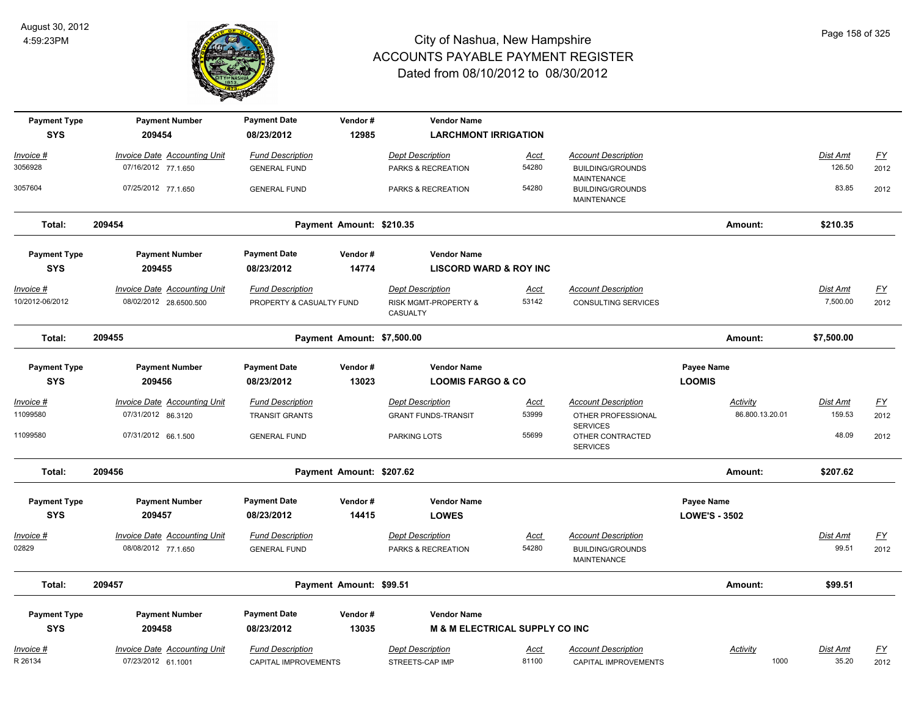# City of Nashua, New Hampshire
## ACCOUNTS PAYABLE PAYMENT REGISTER
### Dated from 08/10/2012 to 08/30/2012

August 30, 2012
4:59:23PM

| Payment Type | Payment Number | Payment Date | Vendor # | Vendor Name | | | | | |
|---|---|---|---|---|---|---|---|---|---|
| **SYS** | **209454** | **08/23/2012** | **12985** | **LARCHMONT IRRIGATION** | | | | | |
| *Invoice #* | *Invoice Date Accounting Unit* | *Fund Description* | | *Dept Description* | *Acct* | *Account Description* | | *Dist Amt* | *FY* |
| 3056928 | 07/16/2012 77.1.650 | GENERAL FUND | | PARKS & RECREATION | 54280 | BUILDING/GROUNDS MAINTENANCE | | 126.50 | 2012 |
| 3057604 | 07/25/2012 77.1.650 | GENERAL FUND | | PARKS & RECREATION | 54280 | BUILDING/GROUNDS MAINTENANCE | | 83.85 | 2012 |
| **Total:** | **209454** | **Payment Amount: $210.35** | | | | | **Amount:** | **$210.35** | |

| Payment Type | Payment Number | Payment Date | Vendor # | Vendor Name | | | | | |
|---|---|---|---|---|---|---|---|---|---|
| **SYS** | **209455** | **08/23/2012** | **14774** | **LISCORD WARD & ROY INC** | | | | | |
| *Invoice #* | *Invoice Date Accounting Unit* | *Fund Description* | | *Dept Description* | *Acct* | *Account Description* | | *Dist Amt* | *FY* |
| 10/2012-06/2012 | 08/02/2012 28.6500.500 | PROPERTY & CASUALTY FUND | | RISK MGMT-PROPERTY & CASUALTY | 53142 | CONSULTING SERVICES | | 7,500.00 | 2012 |
| **Total:** | **209455** | **Payment Amount: $7,500.00** | | | | | **Amount:** | **$7,500.00** | |

| Payment Type | Payment Number | Payment Date | Vendor # | Vendor Name | | | Payee Name | | |
|---|---|---|---|---|---|---|---|---|---|
| **SYS** | **209456** | **08/23/2012** | **13023** | **LOOMIS FARGO & CO** | | | **LOOMIS** | | |
| *Invoice #* | *Invoice Date Accounting Unit* | *Fund Description* | | *Dept Description* | *Acct* | *Account Description* | *Activity* | *Dist Amt* | *FY* |
| 11099580 | 07/31/2012 86.3120 | TRANSIT GRANTS | | GRANT FUNDS-TRANSIT | 53999 | OTHER PROFESSIONAL SERVICES | 86.800.13.20.01 | 159.53 | 2012 |
| 11099580 | 07/31/2012 66.1.500 | GENERAL FUND | | PARKING LOTS | 55699 | OTHER CONTRACTED SERVICES | | 48.09 | 2012 |
| **Total:** | **209456** | **Payment Amount: $207.62** | | | | | **Amount:** | **$207.62** | |

| Payment Type | Payment Number | Payment Date | Vendor # | Vendor Name | | | Payee Name | | |
|---|---|---|---|---|---|---|---|---|---|
| **SYS** | **209457** | **08/23/2012** | **14415** | **LOWES** | | | **LOWE'S - 3502** | | |
| *Invoice #* | *Invoice Date Accounting Unit* | *Fund Description* | | *Dept Description* | *Acct* | *Account Description* | | *Dist Amt* | *FY* |
| 02829 | 08/08/2012 77.1.650 | GENERAL FUND | | PARKS & RECREATION | 54280 | BUILDING/GROUNDS MAINTENANCE | | 99.51 | 2012 |
| **Total:** | **209457** | **Payment Amount: $99.51** | | | | | **Amount:** | **$99.51** | |

| Payment Type | Payment Number | Payment Date | Vendor # | Vendor Name | | | | | |
|---|---|---|---|---|---|---|---|---|---|
| **SYS** | **209458** | **08/23/2012** | **13035** | **M & M ELECTRICAL SUPPLY CO INC** | | | | | |
| *Invoice #* | *Invoice Date Accounting Unit* | *Fund Description* | | *Dept Description* | *Acct* | *Account Description* | *Activity* | *Dist Amt* | *FY* |
| R 26134 | 07/23/2012 61.1001 | CAPITAL IMPROVEMENTS | | STREETS-CAP IMP | 81100 | CAPITAL IMPROVEMENTS | 1000 | 35.20 | 2012 |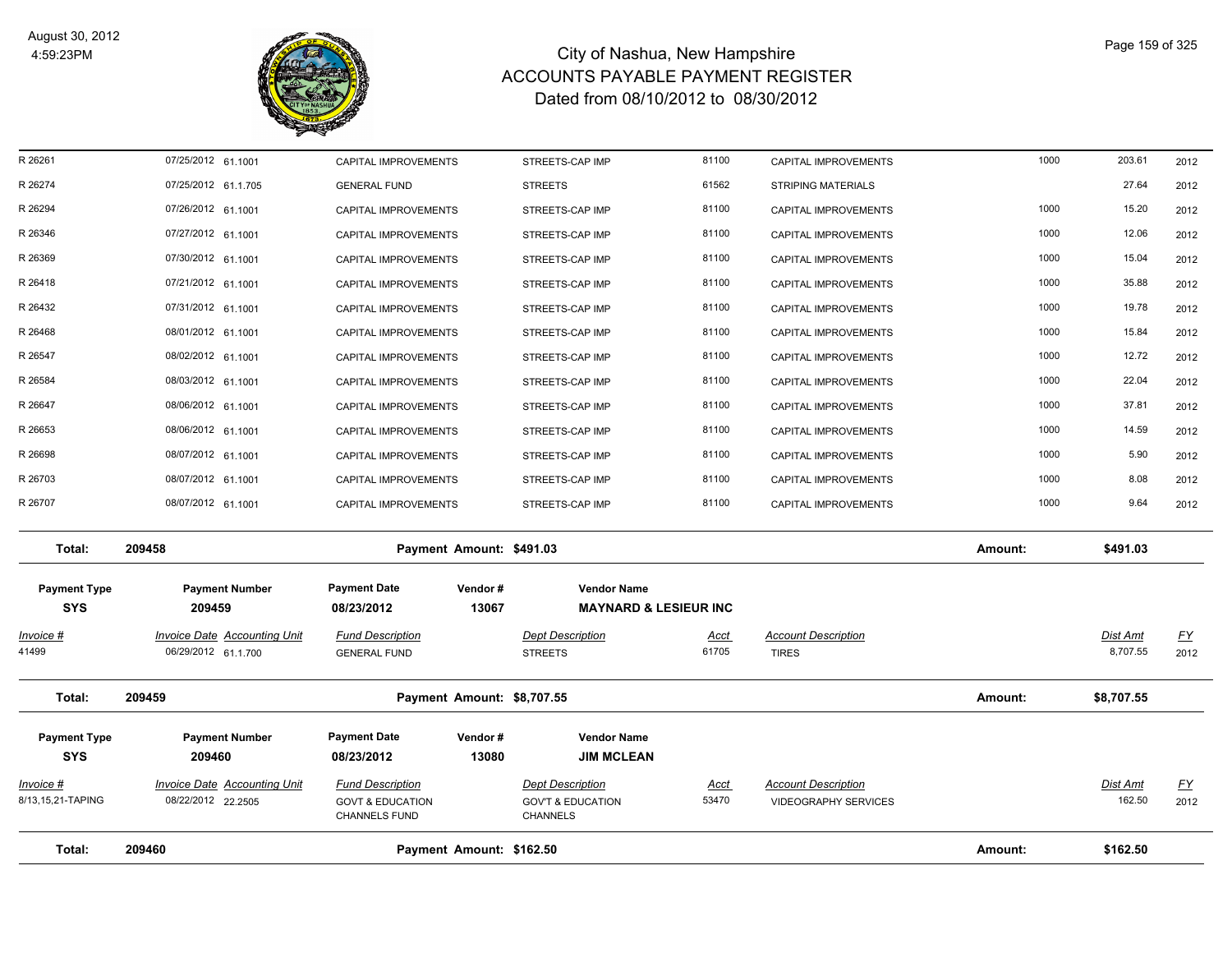# City of Nashua, New Hampshire
## ACCOUNTS PAYABLE PAYMENT REGISTER
### Dated from 08/10/2012 to 08/30/2012

August 30, 2012
4:59:23PM

| Invoice # | Invoice Date | Accounting Unit | Fund Description | Dept Description | Acct | Account Description | | Dist Amt | FY |
|---|---|---|---|---|---|---|---|---|---|
| R 26261 | 07/25/2012 | 61.1001 | CAPITAL IMPROVEMENTS | STREETS-CAP IMP | 81100 | CAPITAL IMPROVEMENTS | 1000 | 203.61 | 2012 |
| R 26274 | 07/25/2012 | 61.1.705 | GENERAL FUND | STREETS | 61562 | STRIPING MATERIALS | | 27.64 | 2012 |
| R 26294 | 07/26/2012 | 61.1001 | CAPITAL IMPROVEMENTS | STREETS-CAP IMP | 81100 | CAPITAL IMPROVEMENTS | 1000 | 15.20 | 2012 |
| R 26346 | 07/27/2012 | 61.1001 | CAPITAL IMPROVEMENTS | STREETS-CAP IMP | 81100 | CAPITAL IMPROVEMENTS | 1000 | 12.06 | 2012 |
| R 26369 | 07/30/2012 | 61.1001 | CAPITAL IMPROVEMENTS | STREETS-CAP IMP | 81100 | CAPITAL IMPROVEMENTS | 1000 | 15.04 | 2012 |
| R 26418 | 07/21/2012 | 61.1001 | CAPITAL IMPROVEMENTS | STREETS-CAP IMP | 81100 | CAPITAL IMPROVEMENTS | 1000 | 35.88 | 2012 |
| R 26432 | 07/31/2012 | 61.1001 | CAPITAL IMPROVEMENTS | STREETS-CAP IMP | 81100 | CAPITAL IMPROVEMENTS | 1000 | 19.78 | 2012 |
| R 26468 | 08/01/2012 | 61.1001 | CAPITAL IMPROVEMENTS | STREETS-CAP IMP | 81100 | CAPITAL IMPROVEMENTS | 1000 | 15.84 | 2012 |
| R 26547 | 08/02/2012 | 61.1001 | CAPITAL IMPROVEMENTS | STREETS-CAP IMP | 81100 | CAPITAL IMPROVEMENTS | 1000 | 12.72 | 2012 |
| R 26584 | 08/03/2012 | 61.1001 | CAPITAL IMPROVEMENTS | STREETS-CAP IMP | 81100 | CAPITAL IMPROVEMENTS | 1000 | 22.04 | 2012 |
| R 26647 | 08/06/2012 | 61.1001 | CAPITAL IMPROVEMENTS | STREETS-CAP IMP | 81100 | CAPITAL IMPROVEMENTS | 1000 | 37.81 | 2012 |
| R 26653 | 08/06/2012 | 61.1001 | CAPITAL IMPROVEMENTS | STREETS-CAP IMP | 81100 | CAPITAL IMPROVEMENTS | 1000 | 14.59 | 2012 |
| R 26698 | 08/07/2012 | 61.1001 | CAPITAL IMPROVEMENTS | STREETS-CAP IMP | 81100 | CAPITAL IMPROVEMENTS | 1000 | 5.90 | 2012 |
| R 26703 | 08/07/2012 | 61.1001 | CAPITAL IMPROVEMENTS | STREETS-CAP IMP | 81100 | CAPITAL IMPROVEMENTS | 1000 | 8.08 | 2012 |
| R 26707 | 08/07/2012 | 61.1001 | CAPITAL IMPROVEMENTS | STREETS-CAP IMP | 81100 | CAPITAL IMPROVEMENTS | 1000 | 9.64 | 2012 |

**Total: 209458 — Payment Amount: $491.03 — Amount: $491.03**

| Payment Type | Payment Number | Payment Date | Vendor # | Vendor Name |
|---|---|---|---|---|
| **SYS** | **209459** | **08/23/2012** | **13067** | **MAYNARD & LESIEUR INC** |

| Invoice # | Invoice Date | Accounting Unit | Fund Description | Dept Description | Acct | Account Description | Dist Amt | FY |
|---|---|---|---|---|---|---|---|---|
| 41499 | 06/29/2012 | 61.1.700 | GENERAL FUND | STREETS | 61705 | TIRES | 8,707.55 | 2012 |

**Total: 209459 — Payment Amount: $8,707.55 — Amount: $8,707.55**

| Payment Type | Payment Number | Payment Date | Vendor # | Vendor Name |
|---|---|---|---|---|
| **SYS** | **209460** | **08/23/2012** | **13080** | **JIM MCLEAN** |

| Invoice # | Invoice Date | Accounting Unit | Fund Description | Dept Description | Acct | Account Description | Dist Amt | FY |
|---|---|---|---|---|---|---|---|---|
| 8/13,15,21-TAPING | 08/22/2012 | 22.2505 | GOVT & EDUCATION CHANNELS FUND | GOV'T & EDUCATION CHANNELS | 53470 | VIDEOGRAPHY SERVICES | 162.50 | 2012 |

**Total: 209460 — Payment Amount: $162.50 — Amount: $162.50**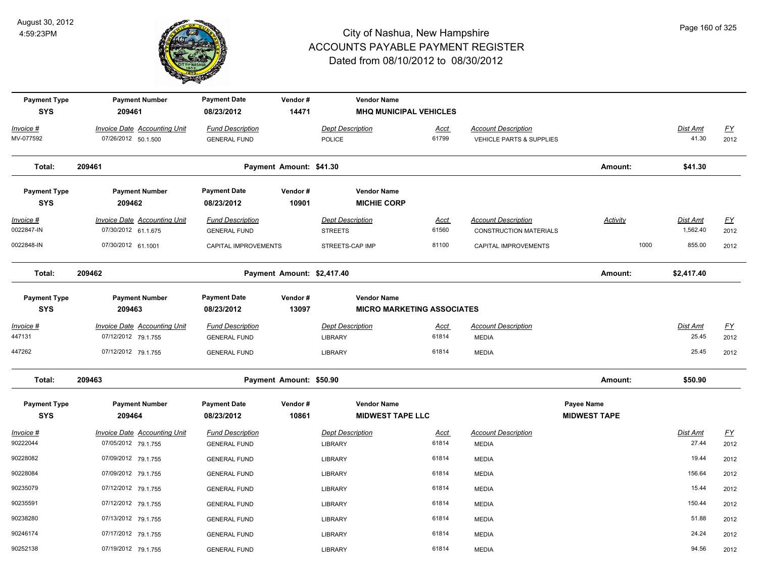# City of Nashua, New Hampshire
## ACCOUNTS PAYABLE PAYMENT REGISTER
### Dated from 08/10/2012 to 08/30/2012

August 30, 2012
4:59:23PM

| Payment Type | Payment Number | Payment Date | Vendor # | Vendor Name |
|---|---|---|---|---|
| SYS | 209461 | 08/23/2012 | 14471 | MHQ MUNICIPAL VEHICLES |

| Invoice # | Invoice Date | Accounting Unit | Fund Description | Dept Description | Acct | Account Description | Dist Amt | FY |
|---|---|---|---|---|---|---|---|---|
| MV-077592 | 07/26/2012 | 50.1.500 | GENERAL FUND | POLICE | 61799 | VEHICLE PARTS & SUPPLIES | 41.30 | 2012 |

**Total: 209461 — Payment Amount: $41.30 — Amount: $41.30**

| Payment Type | Payment Number | Payment Date | Vendor # | Vendor Name |
|---|---|---|---|---|
| SYS | 209462 | 08/23/2012 | 10901 | MICHIE CORP |

| Invoice # | Invoice Date | Accounting Unit | Fund Description | Dept Description | Acct | Account Description | Activity | Dist Amt | FY |
|---|---|---|---|---|---|---|---|---|---|
| 0022847-IN | 07/30/2012 | 61.1.675 | GENERAL FUND | STREETS | 61560 | CONSTRUCTION MATERIALS | | 1,562.40 | 2012 |
| 0022848-IN | 07/30/2012 | 61.1001 | CAPITAL IMPROVEMENTS | STREETS-CAP IMP | 81100 | CAPITAL IMPROVEMENTS | 1000 | 855.00 | 2012 |

**Total: 209462 — Payment Amount: $2,417.40 — Amount: $2,417.40**

| Payment Type | Payment Number | Payment Date | Vendor # | Vendor Name |
|---|---|---|---|---|
| SYS | 209463 | 08/23/2012 | 13097 | MICRO MARKETING ASSOCIATES |

| Invoice # | Invoice Date | Accounting Unit | Fund Description | Dept Description | Acct | Account Description | Dist Amt | FY |
|---|---|---|---|---|---|---|---|---|
| 447131 | 07/12/2012 | 79.1.755 | GENERAL FUND | LIBRARY | 61814 | MEDIA | 25.45 | 2012 |
| 447262 | 07/12/2012 | 79.1.755 | GENERAL FUND | LIBRARY | 61814 | MEDIA | 25.45 | 2012 |

**Total: 209463 — Payment Amount: $50.90 — Amount: $50.90**

| Payment Type | Payment Number | Payment Date | Vendor # | Vendor Name | Payee Name |
|---|---|---|---|---|---|
| SYS | 209464 | 08/23/2012 | 10861 | MIDWEST TAPE LLC | MIDWEST TAPE |

| Invoice # | Invoice Date | Accounting Unit | Fund Description | Dept Description | Acct | Account Description | Dist Amt | FY |
|---|---|---|---|---|---|---|---|---|
| 90222044 | 07/05/2012 | 79.1.755 | GENERAL FUND | LIBRARY | 61814 | MEDIA | 27.44 | 2012 |
| 90228082 | 07/09/2012 | 79.1.755 | GENERAL FUND | LIBRARY | 61814 | MEDIA | 19.44 | 2012 |
| 90228084 | 07/09/2012 | 79.1.755 | GENERAL FUND | LIBRARY | 61814 | MEDIA | 156.64 | 2012 |
| 90235079 | 07/12/2012 | 79.1.755 | GENERAL FUND | LIBRARY | 61814 | MEDIA | 15.44 | 2012 |
| 90235591 | 07/12/2012 | 79.1.755 | GENERAL FUND | LIBRARY | 61814 | MEDIA | 150.44 | 2012 |
| 90238280 | 07/13/2012 | 79.1.755 | GENERAL FUND | LIBRARY | 61814 | MEDIA | 51.88 | 2012 |
| 90246174 | 07/17/2012 | 79.1.755 | GENERAL FUND | LIBRARY | 61814 | MEDIA | 24.24 | 2012 |
| 90252138 | 07/19/2012 | 79.1.755 | GENERAL FUND | LIBRARY | 61814 | MEDIA | 94.56 | 2012 |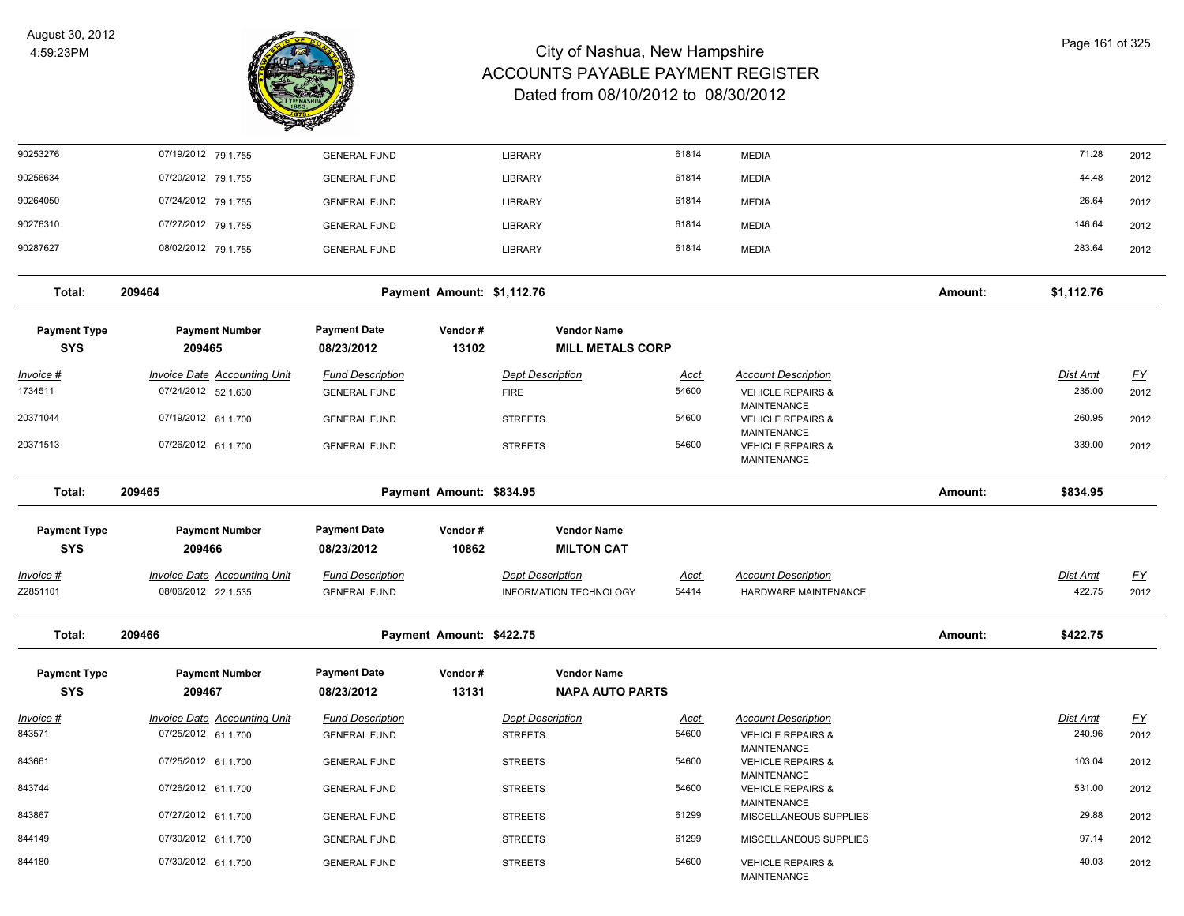| Invoice # | Invoice Date | Accounting Unit | Fund Description | Dept Description | Acct | Account Description | Dist Amt | FY |
|---|---|---|---|---|---|---|---|---|
| 90253276 | 07/19/2012 | 79.1.755 | GENERAL FUND | LIBRARY | 61814 | MEDIA | 71.28 | 2012 |
| 90256634 | 07/20/2012 | 79.1.755 | GENERAL FUND | LIBRARY | 61814 | MEDIA | 44.48 | 2012 |
| 90264050 | 07/24/2012 | 79.1.755 | GENERAL FUND | LIBRARY | 61814 | MEDIA | 26.64 | 2012 |
| 90276310 | 07/27/2012 | 79.1.755 | GENERAL FUND | LIBRARY | 61814 | MEDIA | 146.64 | 2012 |
| 90287627 | 08/02/2012 | 79.1.755 | GENERAL FUND | LIBRARY | 61814 | MEDIA | 283.64 | 2012 |

**Total: 209464 — Payment Amount: $1,112.76 — Amount: $1,112.76**

| Payment Type | Payment Number | Payment Date | Vendor # | Vendor Name |
|---|---|---|---|---|
| SYS | 209465 | 08/23/2012 | 13102 | MILL METALS CORP |

| Invoice # | Invoice Date | Accounting Unit | Fund Description | Dept Description | Acct | Account Description | Dist Amt | FY |
|---|---|---|---|---|---|---|---|---|
| 1734511 | 07/24/2012 | 52.1.630 | GENERAL FUND | FIRE | 54600 | VEHICLE REPAIRS & MAINTENANCE | 235.00 | 2012 |
| 20371044 | 07/19/2012 | 61.1.700 | GENERAL FUND | STREETS | 54600 | VEHICLE REPAIRS & MAINTENANCE | 260.95 | 2012 |
| 20371513 | 07/26/2012 | 61.1.700 | GENERAL FUND | STREETS | 54600 | VEHICLE REPAIRS & MAINTENANCE | 339.00 | 2012 |

**Total: 209465 — Payment Amount: $834.95 — Amount: $834.95**

| Payment Type | Payment Number | Payment Date | Vendor # | Vendor Name |
|---|---|---|---|---|
| SYS | 209466 | 08/23/2012 | 10862 | MILTON CAT |

| Invoice # | Invoice Date | Accounting Unit | Fund Description | Dept Description | Acct | Account Description | Dist Amt | FY |
|---|---|---|---|---|---|---|---|---|
| Z2851101 | 08/06/2012 | 22.1.535 | GENERAL FUND | INFORMATION TECHNOLOGY | 54414 | HARDWARE MAINTENANCE | 422.75 | 2012 |

**Total: 209466 — Payment Amount: $422.75 — Amount: $422.75**

| Payment Type | Payment Number | Payment Date | Vendor # | Vendor Name |
|---|---|---|---|---|
| SYS | 209467 | 08/23/2012 | 13131 | NAPA AUTO PARTS |

| Invoice # | Invoice Date | Accounting Unit | Fund Description | Dept Description | Acct | Account Description | Dist Amt | FY |
|---|---|---|---|---|---|---|---|---|
| 843571 | 07/25/2012 | 61.1.700 | GENERAL FUND | STREETS | 54600 | VEHICLE REPAIRS & MAINTENANCE | 240.96 | 2012 |
| 843661 | 07/25/2012 | 61.1.700 | GENERAL FUND | STREETS | 54600 | VEHICLE REPAIRS & MAINTENANCE | 103.04 | 2012 |
| 843744 | 07/26/2012 | 61.1.700 | GENERAL FUND | STREETS | 54600 | VEHICLE REPAIRS & MAINTENANCE | 531.00 | 2012 |
| 843867 | 07/27/2012 | 61.1.700 | GENERAL FUND | STREETS | 61299 | MISCELLANEOUS SUPPLIES | 29.88 | 2012 |
| 844149 | 07/30/2012 | 61.1.700 | GENERAL FUND | STREETS | 61299 | MISCELLANEOUS SUPPLIES | 97.14 | 2012 |
| 844180 | 07/30/2012 | 61.1.700 | GENERAL FUND | STREETS | 54600 | VEHICLE REPAIRS & MAINTENANCE | 40.03 | 2012 |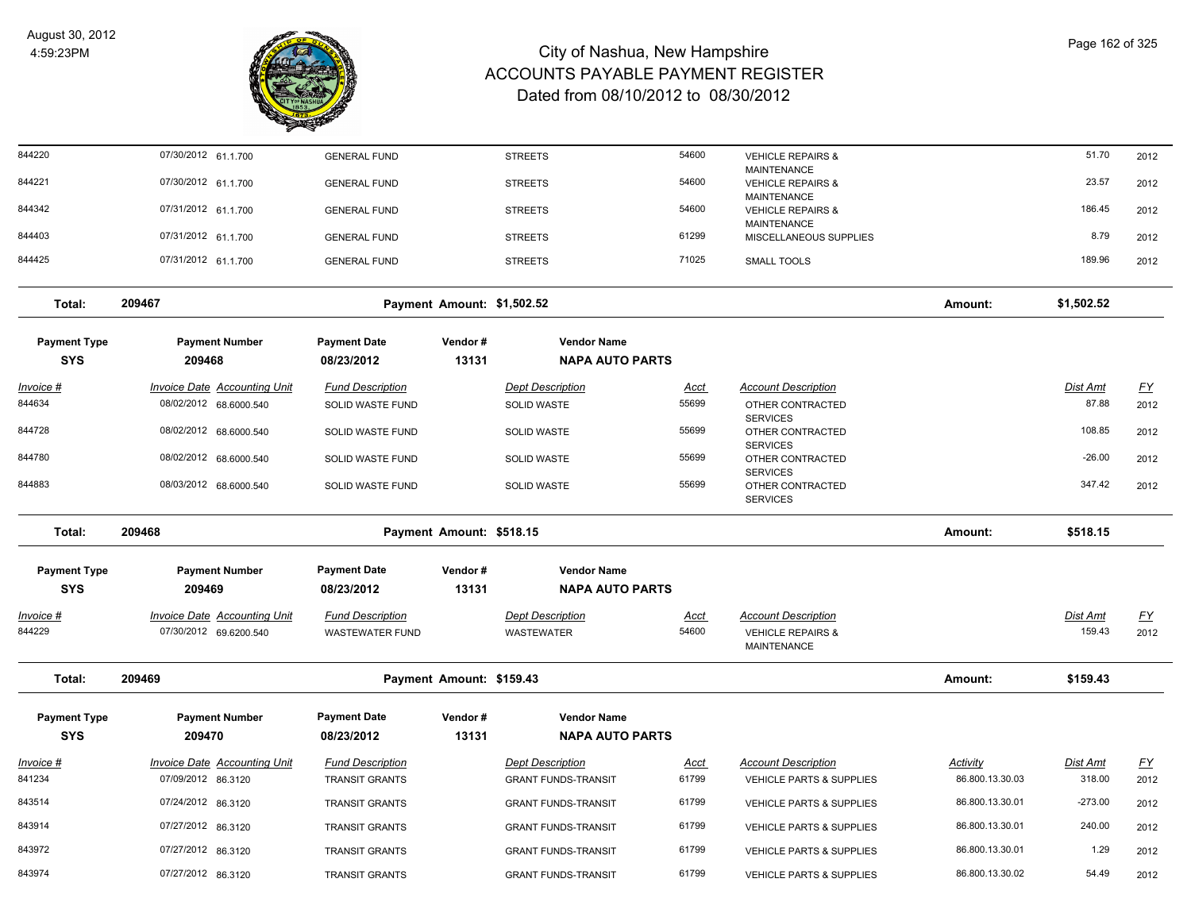| Invoice # | Invoice Date | Accounting Unit | Fund Description | Dept Description | Acct | Account Description | Activity | Dist Amt | FY |
|---|---|---|---|---|---|---|---|---|---|
| 844220 | 07/30/2012 | 61.1.700 | GENERAL FUND | STREETS | 54600 | VEHICLE REPAIRS & MAINTENANCE | | 51.70 | 2012 |
| 844221 | 07/30/2012 | 61.1.700 | GENERAL FUND | STREETS | 54600 | VEHICLE REPAIRS & MAINTENANCE | | 23.57 | 2012 |
| 844342 | 07/31/2012 | 61.1.700 | GENERAL FUND | STREETS | 54600 | VEHICLE REPAIRS & MAINTENANCE | | 186.45 | 2012 |
| 844403 | 07/31/2012 | 61.1.700 | GENERAL FUND | STREETS | 61299 | MISCELLANEOUS SUPPLIES | | 8.79 | 2012 |
| 844425 | 07/31/2012 | 61.1.700 | GENERAL FUND | STREETS | 71025 | SMALL TOOLS | | 189.96 | 2012 |

**Total: 209467** Payment Amount: $1,502.52 Amount: $1,502.52

| Payment Type | Payment Number | Payment Date | Vendor # | Vendor Name |
|---|---|---|---|---|
| SYS | 209468 | 08/23/2012 | 13131 | NAPA AUTO PARTS |

| Invoice # | Invoice Date | Accounting Unit | Fund Description | Dept Description | Acct | Account Description | Dist Amt | FY |
|---|---|---|---|---|---|---|---|---|
| 844634 | 08/02/2012 | 68.6000.540 | SOLID WASTE FUND | SOLID WASTE | 55699 | OTHER CONTRACTED SERVICES | 87.88 | 2012 |
| 844728 | 08/02/2012 | 68.6000.540 | SOLID WASTE FUND | SOLID WASTE | 55699 | OTHER CONTRACTED SERVICES | 108.85 | 2012 |
| 844780 | 08/02/2012 | 68.6000.540 | SOLID WASTE FUND | SOLID WASTE | 55699 | OTHER CONTRACTED SERVICES | -26.00 | 2012 |
| 844883 | 08/03/2012 | 68.6000.540 | SOLID WASTE FUND | SOLID WASTE | 55699 | OTHER CONTRACTED SERVICES | 347.42 | 2012 |

**Total: 209468** Payment Amount: $518.15 Amount: $518.15

| Payment Type | Payment Number | Payment Date | Vendor # | Vendor Name |
|---|---|---|---|---|
| SYS | 209469 | 08/23/2012 | 13131 | NAPA AUTO PARTS |

| Invoice # | Invoice Date | Accounting Unit | Fund Description | Dept Description | Acct | Account Description | Dist Amt | FY |
|---|---|---|---|---|---|---|---|---|
| 844229 | 07/30/2012 | 69.6200.540 | WASTEWATER FUND | WASTEWATER | 54600 | VEHICLE REPAIRS & MAINTENANCE | 159.43 | 2012 |

**Total: 209469** Payment Amount: $159.43 Amount: $159.43

| Payment Type | Payment Number | Payment Date | Vendor # | Vendor Name |
|---|---|---|---|---|
| SYS | 209470 | 08/23/2012 | 13131 | NAPA AUTO PARTS |

| Invoice # | Invoice Date | Accounting Unit | Fund Description | Dept Description | Acct | Account Description | Activity | Dist Amt | FY |
|---|---|---|---|---|---|---|---|---|---|
| 841234 | 07/09/2012 | 86.3120 | TRANSIT GRANTS | GRANT FUNDS-TRANSIT | 61799 | VEHICLE PARTS & SUPPLIES | 86.800.13.30.03 | 318.00 | 2012 |
| 843514 | 07/24/2012 | 86.3120 | TRANSIT GRANTS | GRANT FUNDS-TRANSIT | 61799 | VEHICLE PARTS & SUPPLIES | 86.800.13.30.01 | -273.00 | 2012 |
| 843914 | 07/27/2012 | 86.3120 | TRANSIT GRANTS | GRANT FUNDS-TRANSIT | 61799 | VEHICLE PARTS & SUPPLIES | 86.800.13.30.01 | 240.00 | 2012 |
| 843972 | 07/27/2012 | 86.3120 | TRANSIT GRANTS | GRANT FUNDS-TRANSIT | 61799 | VEHICLE PARTS & SUPPLIES | 86.800.13.30.01 | 1.29 | 2012 |
| 843974 | 07/27/2012 | 86.3120 | TRANSIT GRANTS | GRANT FUNDS-TRANSIT | 61799 | VEHICLE PARTS & SUPPLIES | 86.800.13.30.02 | 54.49 | 2012 |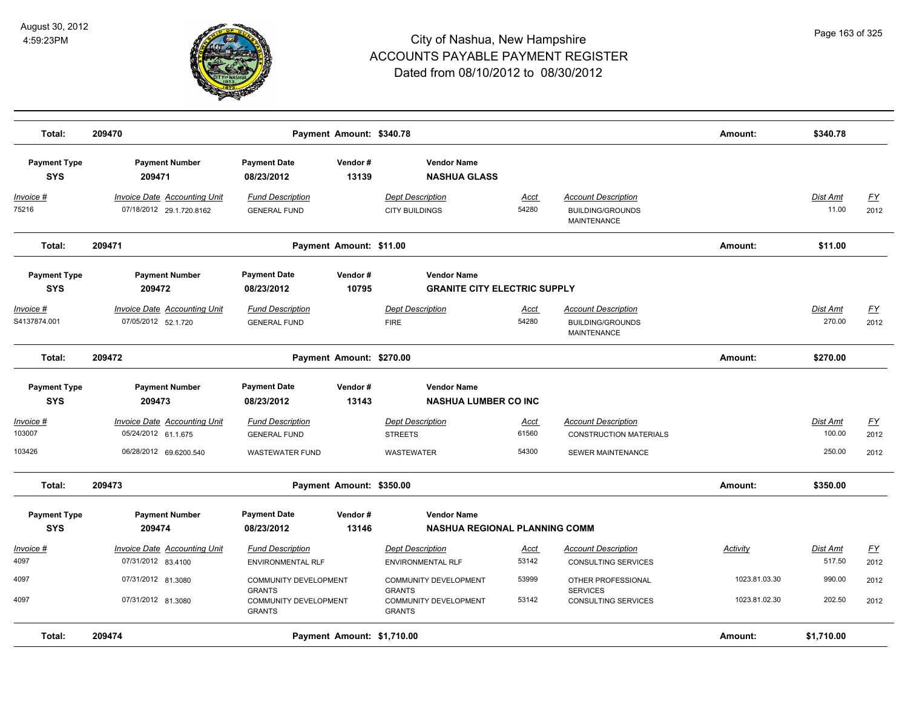# City of Nashua, New Hampshire
# ACCOUNTS PAYABLE PAYMENT REGISTER
## Dated from 08/10/2012 to 08/30/2012

August 30, 2012
4:59:23PM

| Total: | 209470 | | Payment Amount: $340.78 | | | | | Amount: | $340.78 | |
|---|---|---|---|---|---|---|---|---|---|---|

| Payment Type | Payment Number | Payment Date | Vendor # | Vendor Name |
|---|---|---|---|---|
| SYS | 209471 | 08/23/2012 | 13139 | NASHUA GLASS |

| Invoice # | Invoice Date | Accounting Unit | Fund Description | Dept Description | Acct | Account Description | Dist Amt | FY |
|---|---|---|---|---|---|---|---|---|
| 75216 | 07/18/2012 | 29.1.720.8162 | GENERAL FUND | CITY BUILDINGS | 54280 | BUILDING/GROUNDS MAINTENANCE | 11.00 | 2012 |

| Total: | 209471 | Payment Amount: $11.00 | Amount: | $11.00 |
|---|---|---|---|---|

| Payment Type | Payment Number | Payment Date | Vendor # | Vendor Name |
|---|---|---|---|---|
| SYS | 209472 | 08/23/2012 | 10795 | GRANITE CITY ELECTRIC SUPPLY |

| Invoice # | Invoice Date | Accounting Unit | Fund Description | Dept Description | Acct | Account Description | Dist Amt | FY |
|---|---|---|---|---|---|---|---|---|
| S4137874.001 | 07/05/2012 | 52.1.720 | GENERAL FUND | FIRE | 54280 | BUILDING/GROUNDS MAINTENANCE | 270.00 | 2012 |

| Total: | 209472 | Payment Amount: $270.00 | Amount: | $270.00 |
|---|---|---|---|---|

| Payment Type | Payment Number | Payment Date | Vendor # | Vendor Name |
|---|---|---|---|---|
| SYS | 209473 | 08/23/2012 | 13143 | NASHUA LUMBER CO INC |

| Invoice # | Invoice Date | Accounting Unit | Fund Description | Dept Description | Acct | Account Description | Dist Amt | FY |
|---|---|---|---|---|---|---|---|---|
| 103007 | 05/24/2012 | 61.1.675 | GENERAL FUND | STREETS | 61560 | CONSTRUCTION MATERIALS | 100.00 | 2012 |
| 103426 | 06/28/2012 | 69.6200.540 | WASTEWATER FUND | WASTEWATER | 54300 | SEWER MAINTENANCE | 250.00 | 2012 |

| Total: | 209473 | Payment Amount: $350.00 | Amount: | $350.00 |
|---|---|---|---|---|

| Payment Type | Payment Number | Payment Date | Vendor # | Vendor Name |
|---|---|---|---|---|
| SYS | 209474 | 08/23/2012 | 13146 | NASHUA REGIONAL PLANNING COMM |

| Invoice # | Invoice Date | Accounting Unit | Fund Description | Dept Description | Acct | Account Description | Activity | Dist Amt | FY |
|---|---|---|---|---|---|---|---|---|---|
| 4097 | 07/31/2012 | 83.4100 | ENVIRONMENTAL RLF | ENVIRONMENTAL RLF | 53142 | CONSULTING SERVICES | | 517.50 | 2012 |
| 4097 | 07/31/2012 | 81.3080 | COMMUNITY DEVELOPMENT GRANTS | COMMUNITY DEVELOPMENT GRANTS | 53999 | OTHER PROFESSIONAL SERVICES | 1023.81.03.30 | 990.00 | 2012 |
| 4097 | 07/31/2012 | 81.3080 | COMMUNITY DEVELOPMENT GRANTS | COMMUNITY DEVELOPMENT GRANTS | 53142 | CONSULTING SERVICES | 1023.81.02.30 | 202.50 | 2012 |

| Total: | 209474 | Payment Amount: $1,710.00 | Amount: | $1,710.00 |
|---|---|---|---|---|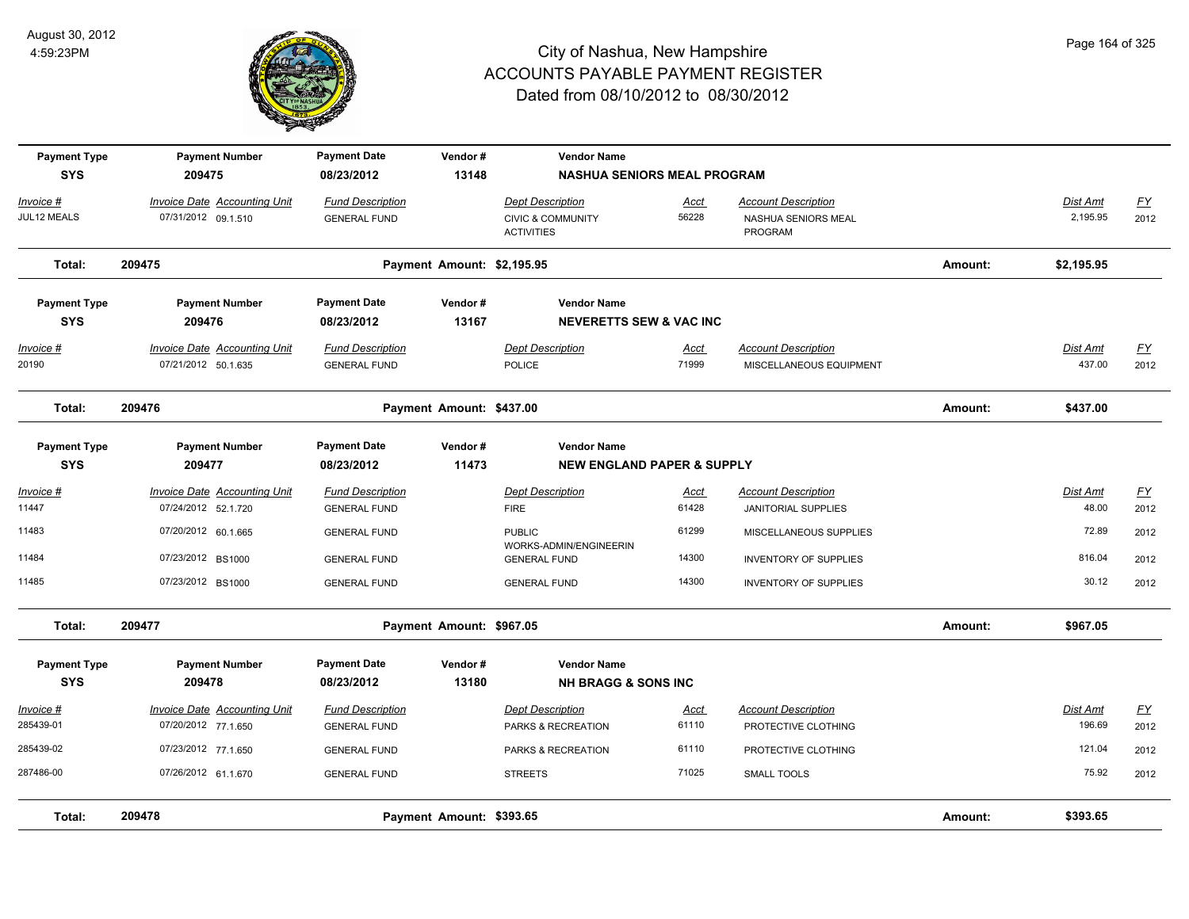# City of Nashua, New Hampshire
## ACCOUNTS PAYABLE PAYMENT REGISTER
### Dated from 08/10/2012 to 08/30/2012

August 30, 2012
4:59:23PM

| Payment Type | Payment Number | Payment Date | Vendor # | Vendor Name |
|---|---|---|---|---|
| SYS | 209475 | 08/23/2012 | 13148 | NASHUA SENIORS MEAL PROGRAM |

| Invoice # | Invoice Date | Accounting Unit | Fund Description | Dept Description | Acct | Account Description | Dist Amt | FY |
|---|---|---|---|---|---|---|---|---|
| JUL12 MEALS | 07/31/2012 | 09.1.510 | GENERAL FUND | CIVIC & COMMUNITY ACTIVITIES | 56228 | NASHUA SENIORS MEAL PROGRAM | 2,195.95 | 2012 |

**Total: 209475 — Payment Amount: $2,195.95 — Amount: $2,195.95**

| Payment Type | Payment Number | Payment Date | Vendor # | Vendor Name |
|---|---|---|---|---|
| SYS | 209476 | 08/23/2012 | 13167 | NEVERETTS SEW & VAC INC |

| Invoice # | Invoice Date | Accounting Unit | Fund Description | Dept Description | Acct | Account Description | Dist Amt | FY |
|---|---|---|---|---|---|---|---|---|
| 20190 | 07/21/2012 | 50.1.635 | GENERAL FUND | POLICE | 71999 | MISCELLANEOUS EQUIPMENT | 437.00 | 2012 |

**Total: 209476 — Payment Amount: $437.00 — Amount: $437.00**

| Payment Type | Payment Number | Payment Date | Vendor # | Vendor Name |
|---|---|---|---|---|
| SYS | 209477 | 08/23/2012 | 11473 | NEW ENGLAND PAPER & SUPPLY |

| Invoice # | Invoice Date | Accounting Unit | Fund Description | Dept Description | Acct | Account Description | Dist Amt | FY |
|---|---|---|---|---|---|---|---|---|
| 11447 | 07/24/2012 | 52.1.720 | GENERAL FUND | FIRE | 61428 | JANITORIAL SUPPLIES | 48.00 | 2012 |
| 11483 | 07/20/2012 | 60.1.665 | GENERAL FUND | PUBLIC WORKS-ADMIN/ENGINEERIN | 61299 | MISCELLANEOUS SUPPLIES | 72.89 | 2012 |
| 11484 | 07/23/2012 | BS1000 | GENERAL FUND | GENERAL FUND | 14300 | INVENTORY OF SUPPLIES | 816.04 | 2012 |
| 11485 | 07/23/2012 | BS1000 | GENERAL FUND | GENERAL FUND | 14300 | INVENTORY OF SUPPLIES | 30.12 | 2012 |

**Total: 209477 — Payment Amount: $967.05 — Amount: $967.05**

| Payment Type | Payment Number | Payment Date | Vendor # | Vendor Name |
|---|---|---|---|---|
| SYS | 209478 | 08/23/2012 | 13180 | NH BRAGG & SONS INC |

| Invoice # | Invoice Date | Accounting Unit | Fund Description | Dept Description | Acct | Account Description | Dist Amt | FY |
|---|---|---|---|---|---|---|---|---|
| 285439-01 | 07/20/2012 | 77.1.650 | GENERAL FUND | PARKS & RECREATION | 61110 | PROTECTIVE CLOTHING | 196.69 | 2012 |
| 285439-02 | 07/23/2012 | 77.1.650 | GENERAL FUND | PARKS & RECREATION | 61110 | PROTECTIVE CLOTHING | 121.04 | 2012 |
| 287486-00 | 07/26/2012 | 61.1.670 | GENERAL FUND | STREETS | 71025 | SMALL TOOLS | 75.92 | 2012 |

**Total: 209478 — Payment Amount: $393.65 — Amount: $393.65**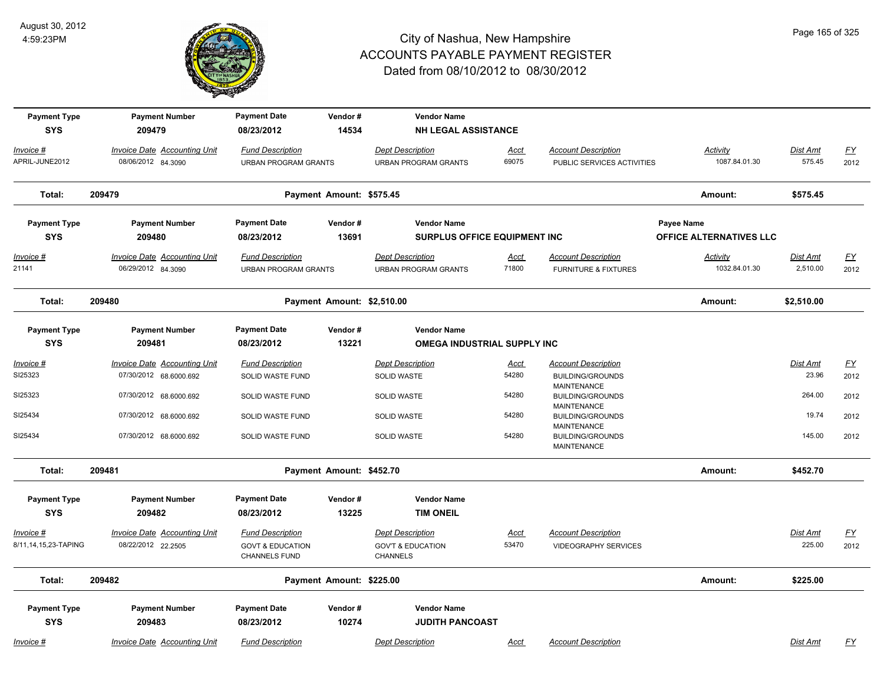# City of Nashua, New Hampshire
## ACCOUNTS PAYABLE PAYMENT REGISTER
### Dated from 08/10/2012 to 08/30/2012

August 30, 2012
4:59:23PM

| Payment Type | Payment Number | Payment Date | Vendor # | Vendor Name |
|---|---|---|---|---|
| SYS | 209479 | 08/23/2012 | 14534 | NH LEGAL ASSISTANCE |

| Invoice # | Invoice Date | Accounting Unit | Fund Description | Dept Description | Acct | Account Description | Activity | Dist Amt | FY |
|---|---|---|---|---|---|---|---|---|---|
| APRIL-JUNE2012 | 08/06/2012 | 84.3090 | URBAN PROGRAM GRANTS | URBAN PROGRAM GRANTS | 69075 | PUBLIC SERVICES ACTIVITIES | 1087.84.01.30 | 575.45 | 2012 |

**Total: 209479** Payment Amount: $575.45 Amount: $575.45

| Payment Type | Payment Number | Payment Date | Vendor # | Vendor Name | Payee Name |
|---|---|---|---|---|---|
| SYS | 209480 | 08/23/2012 | 13691 | SURPLUS OFFICE EQUIPMENT INC | OFFICE ALTERNATIVES LLC |

| Invoice # | Invoice Date | Accounting Unit | Fund Description | Dept Description | Acct | Account Description | Activity | Dist Amt | FY |
|---|---|---|---|---|---|---|---|---|---|
| 21141 | 06/29/2012 | 84.3090 | URBAN PROGRAM GRANTS | URBAN PROGRAM GRANTS | 71800 | FURNITURE & FIXTURES | 1032.84.01.30 | 2,510.00 | 2012 |

**Total: 209480** Payment Amount: $2,510.00 Amount: $2,510.00

| Payment Type | Payment Number | Payment Date | Vendor # | Vendor Name |
|---|---|---|---|---|
| SYS | 209481 | 08/23/2012 | 13221 | OMEGA INDUSTRIAL SUPPLY INC |

| Invoice # | Invoice Date | Accounting Unit | Fund Description | Dept Description | Acct | Account Description | Dist Amt | FY |
|---|---|---|---|---|---|---|---|---|
| SI25323 | 07/30/2012 | 68.6000.692 | SOLID WASTE FUND | SOLID WASTE | 54280 | BUILDING/GROUNDS MAINTENANCE | 23.96 | 2012 |
| SI25323 | 07/30/2012 | 68.6000.692 | SOLID WASTE FUND | SOLID WASTE | 54280 | BUILDING/GROUNDS MAINTENANCE | 264.00 | 2012 |
| SI25434 | 07/30/2012 | 68.6000.692 | SOLID WASTE FUND | SOLID WASTE | 54280 | BUILDING/GROUNDS MAINTENANCE | 19.74 | 2012 |
| SI25434 | 07/30/2012 | 68.6000.692 | SOLID WASTE FUND | SOLID WASTE | 54280 | BUILDING/GROUNDS MAINTENANCE | 145.00 | 2012 |

**Total: 209481** Payment Amount: $452.70 Amount: $452.70

| Payment Type | Payment Number | Payment Date | Vendor # | Vendor Name |
|---|---|---|---|---|
| SYS | 209482 | 08/23/2012 | 13225 | TIM ONEIL |

| Invoice # | Invoice Date | Accounting Unit | Fund Description | Dept Description | Acct | Account Description | Dist Amt | FY |
|---|---|---|---|---|---|---|---|---|
| 8/11,14,15,23-TAPING | 08/22/2012 | 22.2505 | GOVT & EDUCATION CHANNELS FUND | GOV'T & EDUCATION CHANNELS | 53470 | VIDEOGRAPHY SERVICES | 225.00 | 2012 |

**Total: 209482** Payment Amount: $225.00 Amount: $225.00

| Payment Type | Payment Number | Payment Date | Vendor # | Vendor Name |
|---|---|---|---|---|
| SYS | 209483 | 08/23/2012 | 10274 | JUDITH PANCOAST |

| Invoice # | Invoice Date | Accounting Unit | Fund Description | Dept Description | Acct | Account Description | Dist Amt | FY |
|---|---|---|---|---|---|---|---|---|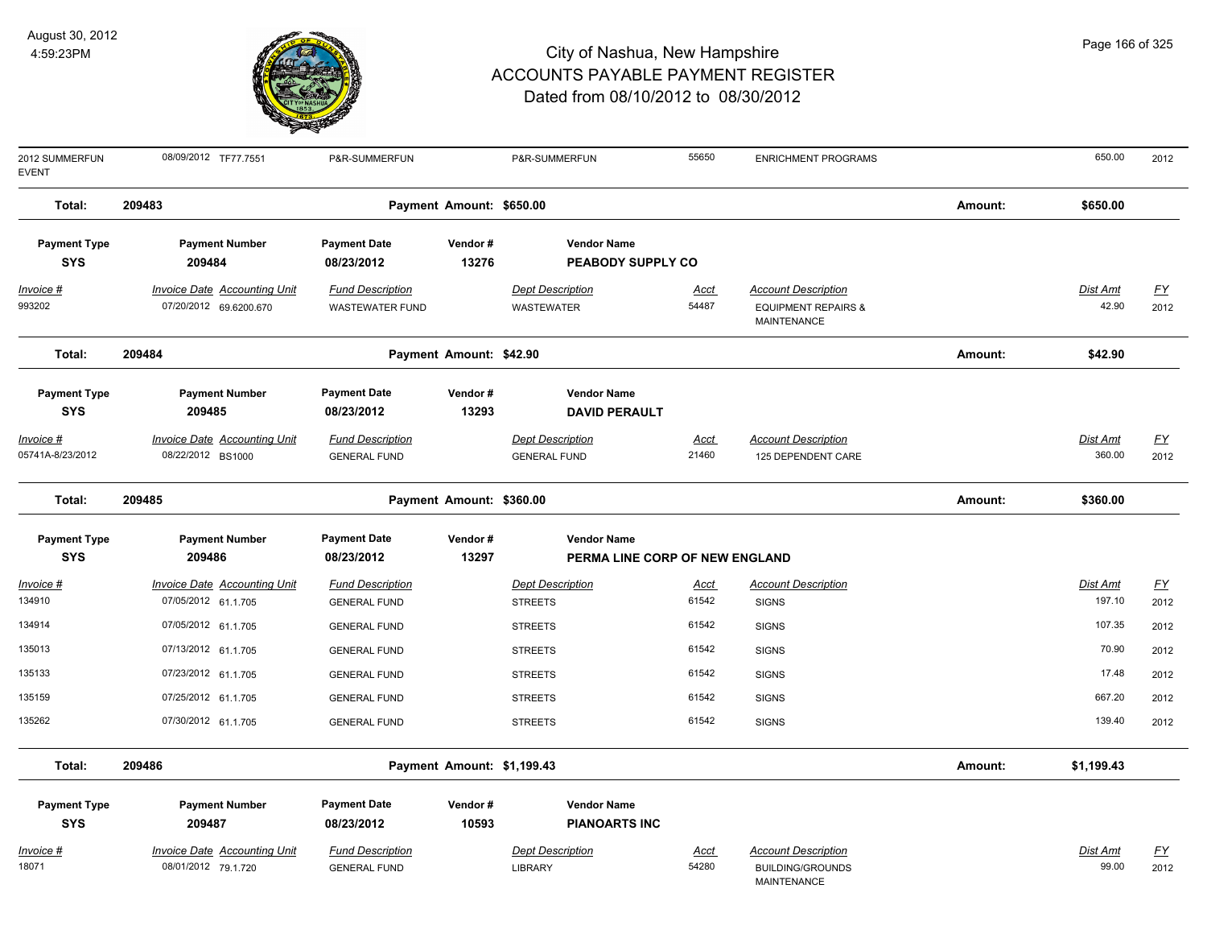| Invoice # | Invoice Date | Accounting Unit | Fund Description | Dept Description | Acct | Account Description | Dist Amt | FY |
|---|---|---|---|---|---|---|---|---|
| 2012 SUMMERFUN EVENT | 08/09/2012 | TF77.7551 | P&R-SUMMERFUN | P&R-SUMMERFUN | 55650 | ENRICHMENT PROGRAMS | 650.00 | 2012 |

**Total: 209483 — Payment Amount: $650.00 — Amount: $650.00**

| Payment Type | Payment Number | Payment Date | Vendor # | Vendor Name |
|---|---|---|---|---|
| SYS | 209484 | 08/23/2012 | 13276 | PEABODY SUPPLY CO |

| Invoice # | Invoice Date | Accounting Unit | Fund Description | Dept Description | Acct | Account Description | Dist Amt | FY |
|---|---|---|---|---|---|---|---|---|
| 993202 | 07/20/2012 | 69.6200.670 | WASTEWATER FUND | WASTEWATER | 54487 | EQUIPMENT REPAIRS & MAINTENANCE | 42.90 | 2012 |

**Total: 209484 — Payment Amount: $42.90 — Amount: $42.90**

| Payment Type | Payment Number | Payment Date | Vendor # | Vendor Name |
|---|---|---|---|---|
| SYS | 209485 | 08/23/2012 | 13293 | DAVID PERAULT |

| Invoice # | Invoice Date | Accounting Unit | Fund Description | Dept Description | Acct | Account Description | Dist Amt | FY |
|---|---|---|---|---|---|---|---|---|
| 05741A-8/23/2012 | 08/22/2012 | BS1000 | GENERAL FUND | GENERAL FUND | 21460 | 125 DEPENDENT CARE | 360.00 | 2012 |

**Total: 209485 — Payment Amount: $360.00 — Amount: $360.00**

| Payment Type | Payment Number | Payment Date | Vendor # | Vendor Name |
|---|---|---|---|---|
| SYS | 209486 | 08/23/2012 | 13297 | PERMA LINE CORP OF NEW ENGLAND |

| Invoice # | Invoice Date | Accounting Unit | Fund Description | Dept Description | Acct | Account Description | Dist Amt | FY |
|---|---|---|---|---|---|---|---|---|
| 134910 | 07/05/2012 | 61.1.705 | GENERAL FUND | STREETS | 61542 | SIGNS | 197.10 | 2012 |
| 134914 | 07/05/2012 | 61.1.705 | GENERAL FUND | STREETS | 61542 | SIGNS | 107.35 | 2012 |
| 135013 | 07/13/2012 | 61.1.705 | GENERAL FUND | STREETS | 61542 | SIGNS | 70.90 | 2012 |
| 135133 | 07/23/2012 | 61.1.705 | GENERAL FUND | STREETS | 61542 | SIGNS | 17.48 | 2012 |
| 135159 | 07/25/2012 | 61.1.705 | GENERAL FUND | STREETS | 61542 | SIGNS | 667.20 | 2012 |
| 135262 | 07/30/2012 | 61.1.705 | GENERAL FUND | STREETS | 61542 | SIGNS | 139.40 | 2012 |

**Total: 209486 — Payment Amount: $1,199.43 — Amount: $1,199.43**

| Payment Type | Payment Number | Payment Date | Vendor # | Vendor Name |
|---|---|---|---|---|
| SYS | 209487 | 08/23/2012 | 10593 | PIANOARTS INC |

| Invoice # | Invoice Date | Accounting Unit | Fund Description | Dept Description | Acct | Account Description | Dist Amt | FY |
|---|---|---|---|---|---|---|---|---|
| 18071 | 08/01/2012 | 79.1.720 | GENERAL FUND | LIBRARY | 54280 | BUILDING/GROUNDS MAINTENANCE | 99.00 | 2012 |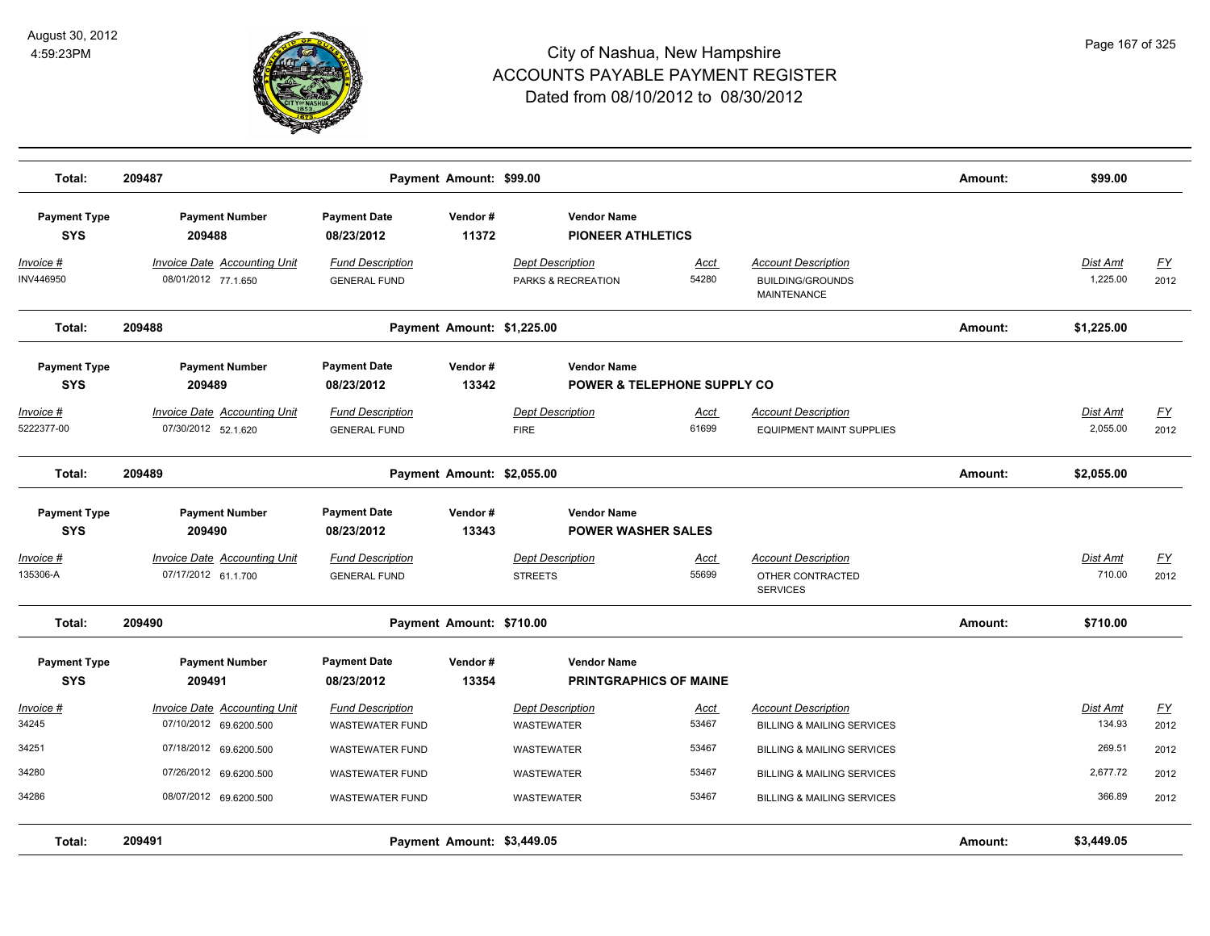# City of Nashua, New Hampshire
## ACCOUNTS PAYABLE PAYMENT REGISTER
### Dated from 08/10/2012 to 08/30/2012

August 30, 2012
4:59:23PM

| Total: | 209487 | | Payment Amount: $99.00 | | | | Amount: | $99.00 | |
|---|---|---|---|---|---|---|---|---|---|

| Payment Type | Payment Number | Payment Date | Vendor # | Vendor Name | | | | | |
|---|---|---|---|---|---|---|---|---|---|
| **SYS** | **209488** | **08/23/2012** | **11372** | **PIONEER ATHLETICS** | | | | | |
| *Invoice #* | *Invoice Date* | *Accounting Unit* | *Fund Description* | *Dept Description* | *Acct* | *Account Description* | | *Dist Amt* | *FY* |
| INV446950 | 08/01/2012 | 77.1.650 | GENERAL FUND | PARKS & RECREATION | 54280 | BUILDING/GROUNDS MAINTENANCE | | 1,225.00 | 2012 |
| **Total:** | **209488** | | **Payment Amount: $1,225.00** | | | | **Amount:** | **$1,225.00** | |

| Payment Type | Payment Number | Payment Date | Vendor # | Vendor Name | | | | | |
|---|---|---|---|---|---|---|---|---|---|
| **SYS** | **209489** | **08/23/2012** | **13342** | **POWER & TELEPHONE SUPPLY CO** | | | | | |
| *Invoice #* | *Invoice Date* | *Accounting Unit* | *Fund Description* | *Dept Description* | *Acct* | *Account Description* | | *Dist Amt* | *FY* |
| 5222377-00 | 07/30/2012 | 52.1.620 | GENERAL FUND | FIRE | 61699 | EQUIPMENT MAINT SUPPLIES | | 2,055.00 | 2012 |
| **Total:** | **209489** | | **Payment Amount: $2,055.00** | | | | **Amount:** | **$2,055.00** | |

| Payment Type | Payment Number | Payment Date | Vendor # | Vendor Name | | | | | |
|---|---|---|---|---|---|---|---|---|---|
| **SYS** | **209490** | **08/23/2012** | **13343** | **POWER WASHER SALES** | | | | | |
| *Invoice #* | *Invoice Date* | *Accounting Unit* | *Fund Description* | *Dept Description* | *Acct* | *Account Description* | | *Dist Amt* | *FY* |
| 135306-A | 07/17/2012 | 61.1.700 | GENERAL FUND | STREETS | 55699 | OTHER CONTRACTED SERVICES | | 710.00 | 2012 |
| **Total:** | **209490** | | **Payment Amount: $710.00** | | | | **Amount:** | **$710.00** | |

| Payment Type | Payment Number | Payment Date | Vendor # | Vendor Name | | | | | |
|---|---|---|---|---|---|---|---|---|---|
| **SYS** | **209491** | **08/23/2012** | **13354** | **PRINTGRAPHICS OF MAINE** | | | | | |
| *Invoice #* | *Invoice Date* | *Accounting Unit* | *Fund Description* | *Dept Description* | *Acct* | *Account Description* | | *Dist Amt* | *FY* |
| 34245 | 07/10/2012 | 69.6200.500 | WASTEWATER FUND | WASTEWATER | 53467 | BILLING & MAILING SERVICES | | 134.93 | 2012 |
| 34251 | 07/18/2012 | 69.6200.500 | WASTEWATER FUND | WASTEWATER | 53467 | BILLING & MAILING SERVICES | | 269.51 | 2012 |
| 34280 | 07/26/2012 | 69.6200.500 | WASTEWATER FUND | WASTEWATER | 53467 | BILLING & MAILING SERVICES | | 2,677.72 | 2012 |
| 34286 | 08/07/2012 | 69.6200.500 | WASTEWATER FUND | WASTEWATER | 53467 | BILLING & MAILING SERVICES | | 366.89 | 2012 |
| **Total:** | **209491** | | **Payment Amount: $3,449.05** | | | | **Amount:** | **$3,449.05** | |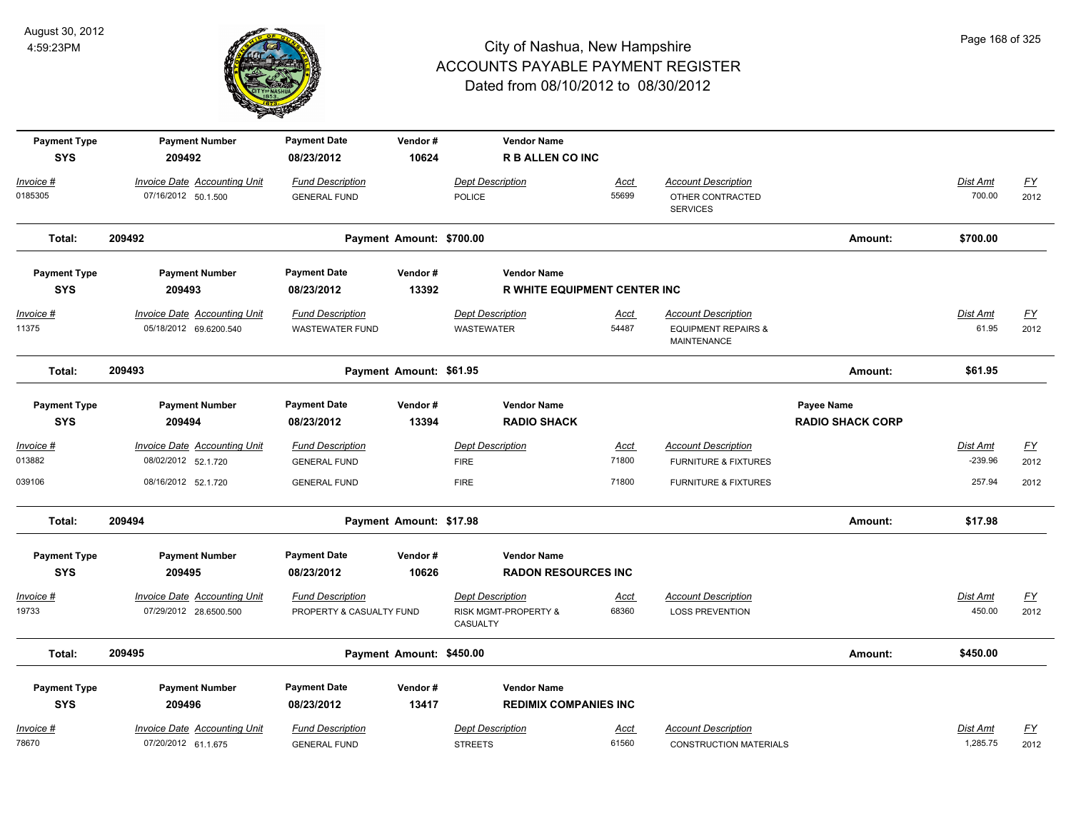# City of Nashua, New Hampshire
## ACCOUNTS PAYABLE PAYMENT REGISTER
### Dated from 08/10/2012 to 08/30/2012

August 30, 2012
4:59:23PM

| Payment Type | Payment Number | Payment Date | Vendor # | Vendor Name | | | | |
|---|---|---|---|---|---|---|---|---|
| **SYS** | **209492** | **08/23/2012** | **10624** | **R B ALLEN CO INC** | | | | |

| Invoice # | Invoice Date | Accounting Unit | Fund Description | Dept Description | Acct | Account Description | Dist Amt | FY |
|---|---|---|---|---|---|---|---|---|
| 0185305 | 07/16/2012 | 50.1.500 | GENERAL FUND | POLICE | 55699 | OTHER CONTRACTED SERVICES | 700.00 | 2012 |

**Total: 209492 — Payment Amount: $700.00 — Amount: $700.00**

| Payment Type | Payment Number | Payment Date | Vendor # | Vendor Name | | | | |
|---|---|---|---|---|---|---|---|---|
| **SYS** | **209493** | **08/23/2012** | **13392** | **R WHITE EQUIPMENT CENTER INC** | | | | |

| Invoice # | Invoice Date | Accounting Unit | Fund Description | Dept Description | Acct | Account Description | Dist Amt | FY |
|---|---|---|---|---|---|---|---|---|
| 11375 | 05/18/2012 | 69.6200.540 | WASTEWATER FUND | WASTEWATER | 54487 | EQUIPMENT REPAIRS & MAINTENANCE | 61.95 | 2012 |

**Total: 209493 — Payment Amount: $61.95 — Amount: $61.95**

| Payment Type | Payment Number | Payment Date | Vendor # | Vendor Name | Payee Name | | | |
|---|---|---|---|---|---|---|---|---|
| **SYS** | **209494** | **08/23/2012** | **13394** | **RADIO SHACK** | **RADIO SHACK CORP** | | | |

| Invoice # | Invoice Date | Accounting Unit | Fund Description | Dept Description | Acct | Account Description | Dist Amt | FY |
|---|---|---|---|---|---|---|---|---|
| 013882 | 08/02/2012 | 52.1.720 | GENERAL FUND | FIRE | 71800 | FURNITURE & FIXTURES | -239.96 | 2012 |
| 039106 | 08/16/2012 | 52.1.720 | GENERAL FUND | FIRE | 71800 | FURNITURE & FIXTURES | 257.94 | 2012 |

**Total: 209494 — Payment Amount: $17.98 — Amount: $17.98**

| Payment Type | Payment Number | Payment Date | Vendor # | Vendor Name | | | | |
|---|---|---|---|---|---|---|---|---|
| **SYS** | **209495** | **08/23/2012** | **10626** | **RADON RESOURCES INC** | | | | |

| Invoice # | Invoice Date | Accounting Unit | Fund Description | Dept Description | Acct | Account Description | Dist Amt | FY |
|---|---|---|---|---|---|---|---|---|
| 19733 | 07/29/2012 | 28.6500.500 | PROPERTY & CASUALTY FUND | RISK MGMT-PROPERTY & CASUALTY | 68360 | LOSS PREVENTION | 450.00 | 2012 |

**Total: 209495 — Payment Amount: $450.00 — Amount: $450.00**

| Payment Type | Payment Number | Payment Date | Vendor # | Vendor Name | | | | |
|---|---|---|---|---|---|---|---|---|
| **SYS** | **209496** | **08/23/2012** | **13417** | **REDIMIX COMPANIES INC** | | | | |

| Invoice # | Invoice Date | Accounting Unit | Fund Description | Dept Description | Acct | Account Description | Dist Amt | FY |
|---|---|---|---|---|---|---|---|---|
| 78670 | 07/20/2012 | 61.1.675 | GENERAL FUND | STREETS | 61560 | CONSTRUCTION MATERIALS | 1,285.75 | 2012 |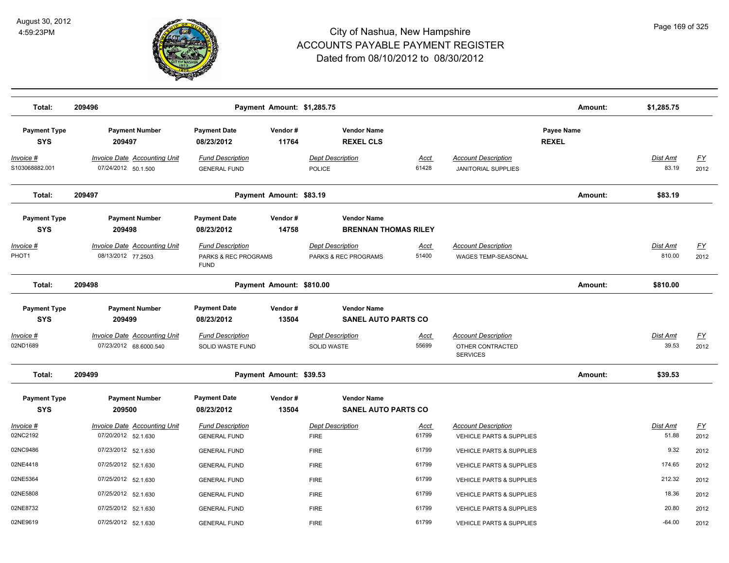# City of Nashua, New Hampshire
## ACCOUNTS PAYABLE PAYMENT REGISTER
### Dated from 08/10/2012 to 08/30/2012

August 30, 2012
4:59:23PM

| Total: | 209496 | | Payment Amount: $1,285.75 | | | | Amount: | $1,285.75 | |
|---|---|---|---|---|---|---|---|---|---|

| Payment Type | Payment Number | Payment Date | Vendor # | Vendor Name | | | Payee Name | | |
|---|---|---|---|---|---|---|---|---|---|
| SYS | 209497 | 08/23/2012 | 11764 | REXEL CLS | | | REXEL | | |
| Invoice # | Invoice Date Accounting Unit | Fund Description | | Dept Description | Acct | Account Description | | Dist Amt | FY |
| S103068882.001 | 07/24/2012 50.1.500 | GENERAL FUND | | POLICE | 61428 | JANITORIAL SUPPLIES | | 83.19 | 2012 |

| Total: | 209497 | | Payment Amount: $83.19 | | | | Amount: | $83.19 | |
|---|---|---|---|---|---|---|---|---|---|

| Payment Type | Payment Number | Payment Date | Vendor # | Vendor Name | | | | |
|---|---|---|---|---|---|---|---|---|
| SYS | 209498 | 08/23/2012 | 14758 | BRENNAN THOMAS RILEY | | | | |
| Invoice # | Invoice Date Accounting Unit | Fund Description | | Dept Description | Acct | Account Description | Dist Amt | FY |
| PHOT1 | 08/13/2012 77.2503 | PARKS & REC PROGRAMS FUND | | PARKS & REC PROGRAMS | 51400 | WAGES TEMP-SEASONAL | 810.00 | 2012 |

| Total: | 209498 | | Payment Amount: $810.00 | | | | Amount: | $810.00 | |
|---|---|---|---|---|---|---|---|---|---|

| Payment Type | Payment Number | Payment Date | Vendor # | Vendor Name | | | | |
|---|---|---|---|---|---|---|---|---|
| SYS | 209499 | 08/23/2012 | 13504 | SANEL AUTO PARTS CO | | | | |
| Invoice # | Invoice Date Accounting Unit | Fund Description | | Dept Description | Acct | Account Description | Dist Amt | FY |
| 02ND1689 | 07/23/2012 68.6000.540 | SOLID WASTE FUND | | SOLID WASTE | 55699 | OTHER CONTRACTED SERVICES | 39.53 | 2012 |

| Total: | 209499 | | Payment Amount: $39.53 | | | | Amount: | $39.53 | |
|---|---|---|---|---|---|---|---|---|---|

| Payment Type | Payment Number | Payment Date | Vendor # | Vendor Name | | | | |
|---|---|---|---|---|---|---|---|---|
| SYS | 209500 | 08/23/2012 | 13504 | SANEL AUTO PARTS CO | | | | |
| Invoice # | Invoice Date Accounting Unit | Fund Description | | Dept Description | Acct | Account Description | Dist Amt | FY |
| 02NC2192 | 07/20/2012 52.1.630 | GENERAL FUND | | FIRE | 61799 | VEHICLE PARTS & SUPPLIES | 51.88 | 2012 |
| 02NC9486 | 07/23/2012 52.1.630 | GENERAL FUND | | FIRE | 61799 | VEHICLE PARTS & SUPPLIES | 9.32 | 2012 |
| 02NE4418 | 07/25/2012 52.1.630 | GENERAL FUND | | FIRE | 61799 | VEHICLE PARTS & SUPPLIES | 174.65 | 2012 |
| 02NE5364 | 07/25/2012 52.1.630 | GENERAL FUND | | FIRE | 61799 | VEHICLE PARTS & SUPPLIES | 212.32 | 2012 |
| 02NE5808 | 07/25/2012 52.1.630 | GENERAL FUND | | FIRE | 61799 | VEHICLE PARTS & SUPPLIES | 18.36 | 2012 |
| 02NE8732 | 07/25/2012 52.1.630 | GENERAL FUND | | FIRE | 61799 | VEHICLE PARTS & SUPPLIES | 20.80 | 2012 |
| 02NE9619 | 07/25/2012 52.1.630 | GENERAL FUND | | FIRE | 61799 | VEHICLE PARTS & SUPPLIES | -64.00 | 2012 |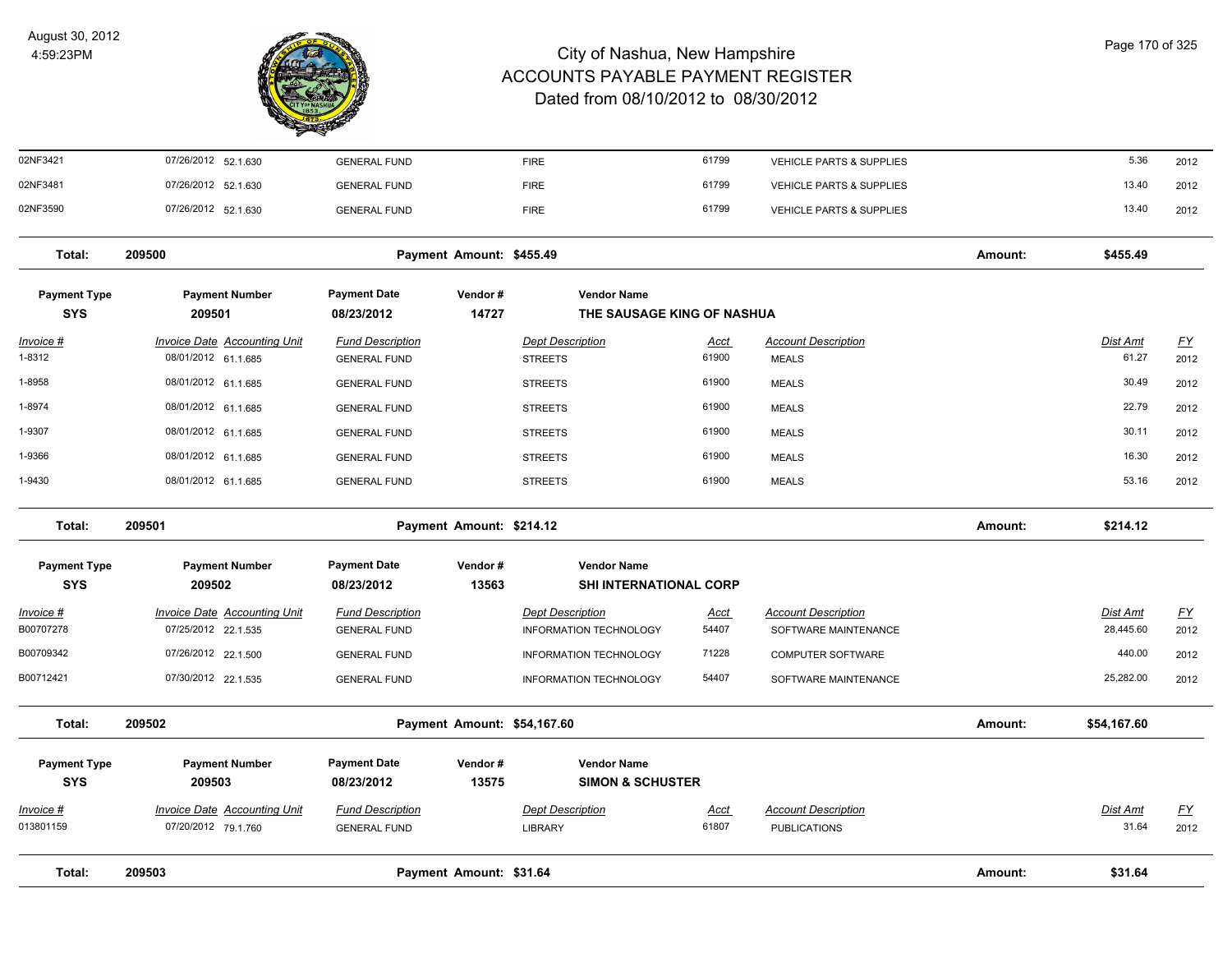# City of Nashua, New Hampshire
## ACCOUNTS PAYABLE PAYMENT REGISTER
### Dated from 08/10/2012 to 08/30/2012

August 30, 2012
4:59:23PM

| Invoice # | Invoice Date | Accounting Unit | Fund Description | Dept Description | Acct | Account Description | Dist Amt | FY |
|---|---|---|---|---|---|---|---|---|
| 02NF3421 | 07/26/2012 | 52.1.630 | GENERAL FUND | FIRE | 61799 | VEHICLE PARTS & SUPPLIES | 5.36 | 2012 |
| 02NF3481 | 07/26/2012 | 52.1.630 | GENERAL FUND | FIRE | 61799 | VEHICLE PARTS & SUPPLIES | 13.40 | 2012 |
| 02NF3590 | 07/26/2012 | 52.1.630 | GENERAL FUND | FIRE | 61799 | VEHICLE PARTS & SUPPLIES | 13.40 | 2012 |

**Total: 209500 — Payment Amount: $455.49 — Amount: $455.49**

| Payment Type | Payment Number | Payment Date | Vendor # | Vendor Name |
|---|---|---|---|---|
| SYS | 209501 | 08/23/2012 | 14727 | THE SAUSAGE KING OF NASHUA |

| Invoice # | Invoice Date | Accounting Unit | Fund Description | Dept Description | Acct | Account Description | Dist Amt | FY |
|---|---|---|---|---|---|---|---|---|
| 1-8312 | 08/01/2012 | 61.1.685 | GENERAL FUND | STREETS | 61900 | MEALS | 61.27 | 2012 |
| 1-8958 | 08/01/2012 | 61.1.685 | GENERAL FUND | STREETS | 61900 | MEALS | 30.49 | 2012 |
| 1-8974 | 08/01/2012 | 61.1.685 | GENERAL FUND | STREETS | 61900 | MEALS | 22.79 | 2012 |
| 1-9307 | 08/01/2012 | 61.1.685 | GENERAL FUND | STREETS | 61900 | MEALS | 30.11 | 2012 |
| 1-9366 | 08/01/2012 | 61.1.685 | GENERAL FUND | STREETS | 61900 | MEALS | 16.30 | 2012 |
| 1-9430 | 08/01/2012 | 61.1.685 | GENERAL FUND | STREETS | 61900 | MEALS | 53.16 | 2012 |

**Total: 209501 — Payment Amount: $214.12 — Amount: $214.12**

| Payment Type | Payment Number | Payment Date | Vendor # | Vendor Name |
|---|---|---|---|---|
| SYS | 209502 | 08/23/2012 | 13563 | SHI INTERNATIONAL CORP |

| Invoice # | Invoice Date | Accounting Unit | Fund Description | Dept Description | Acct | Account Description | Dist Amt | FY |
|---|---|---|---|---|---|---|---|---|
| B00707278 | 07/25/2012 | 22.1.535 | GENERAL FUND | INFORMATION TECHNOLOGY | 54407 | SOFTWARE MAINTENANCE | 28,445.60 | 2012 |
| B00709342 | 07/26/2012 | 22.1.500 | GENERAL FUND | INFORMATION TECHNOLOGY | 71228 | COMPUTER SOFTWARE | 440.00 | 2012 |
| B00712421 | 07/30/2012 | 22.1.535 | GENERAL FUND | INFORMATION TECHNOLOGY | 54407 | SOFTWARE MAINTENANCE | 25,282.00 | 2012 |

**Total: 209502 — Payment Amount: $54,167.60 — Amount: $54,167.60**

| Payment Type | Payment Number | Payment Date | Vendor # | Vendor Name |
|---|---|---|---|---|
| SYS | 209503 | 08/23/2012 | 13575 | SIMON & SCHUSTER |

| Invoice # | Invoice Date | Accounting Unit | Fund Description | Dept Description | Acct | Account Description | Dist Amt | FY |
|---|---|---|---|---|---|---|---|---|
| 013801159 | 07/20/2012 | 79.1.760 | GENERAL FUND | LIBRARY | 61807 | PUBLICATIONS | 31.64 | 2012 |

**Total: 209503 — Payment Amount: $31.64 — Amount: $31.64**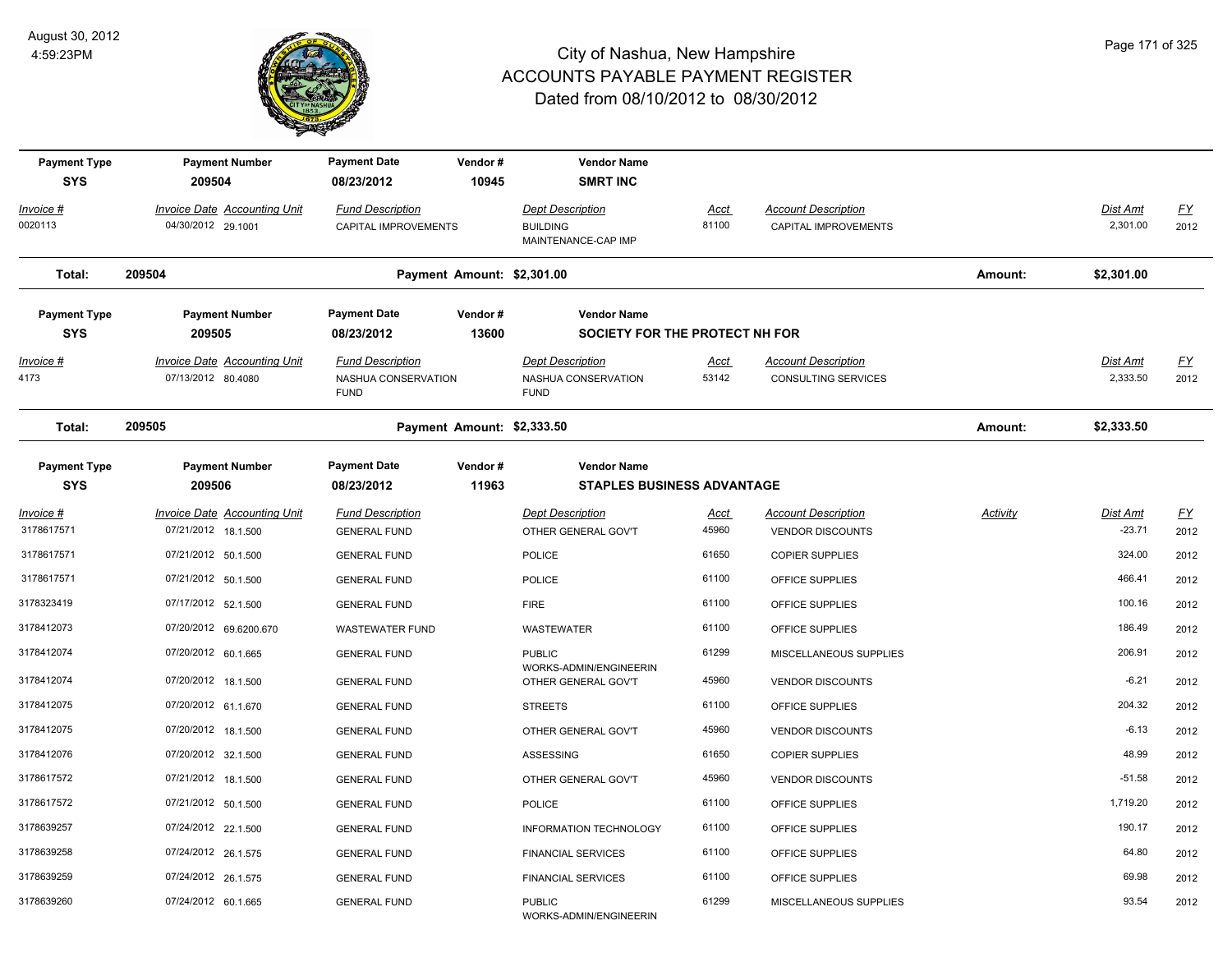# City of Nashua, New Hampshire
## ACCOUNTS PAYABLE PAYMENT REGISTER
### Dated from 08/10/2012 to 08/30/2012

August 30, 2012
4:59:23PM

| Payment Type | Payment Number | Payment Date | Vendor # | Vendor Name |
|---|---|---|---|---|
| SYS | 209504 | 08/23/2012 | 10945 | SMRT INC |

| Invoice # | Invoice Date | Accounting Unit | Fund Description | Dept Description | Acct | Account Description | Dist Amt | FY |
|---|---|---|---|---|---|---|---|---|
| 0020113 | 04/30/2012 | 29.1001 | CAPITAL IMPROVEMENTS | BUILDING MAINTENANCE-CAP IMP | 81100 | CAPITAL IMPROVEMENTS | 2,301.00 | 2012 |

**Total: 209504 — Payment Amount: $2,301.00 — Amount: $2,301.00**

| Payment Type | Payment Number | Payment Date | Vendor # | Vendor Name |
|---|---|---|---|---|
| SYS | 209505 | 08/23/2012 | 13600 | SOCIETY FOR THE PROTECT NH FOR |

| Invoice # | Invoice Date | Accounting Unit | Fund Description | Dept Description | Acct | Account Description | Dist Amt | FY |
|---|---|---|---|---|---|---|---|---|
| 4173 | 07/13/2012 | 80.4080 | NASHUA CONSERVATION FUND | NASHUA CONSERVATION FUND | 53142 | CONSULTING SERVICES | 2,333.50 | 2012 |

**Total: 209505 — Payment Amount: $2,333.50 — Amount: $2,333.50**

| Payment Type | Payment Number | Payment Date | Vendor # | Vendor Name |
|---|---|---|---|---|
| SYS | 209506 | 08/23/2012 | 11963 | STAPLES BUSINESS ADVANTAGE |

| Invoice # | Invoice Date | Accounting Unit | Fund Description | Dept Description | Acct | Account Description | Activity | Dist Amt | FY |
|---|---|---|---|---|---|---|---|---|---|
| 3178617571 | 07/21/2012 | 18.1.500 | GENERAL FUND | OTHER GENERAL GOV'T | 45960 | VENDOR DISCOUNTS | | -23.71 | 2012 |
| 3178617571 | 07/21/2012 | 50.1.500 | GENERAL FUND | POLICE | 61650 | COPIER SUPPLIES | | 324.00 | 2012 |
| 3178617571 | 07/21/2012 | 50.1.500 | GENERAL FUND | POLICE | 61100 | OFFICE SUPPLIES | | 466.41 | 2012 |
| 3178323419 | 07/17/2012 | 52.1.500 | GENERAL FUND | FIRE | 61100 | OFFICE SUPPLIES | | 100.16 | 2012 |
| 3178412073 | 07/20/2012 | 69.6200.670 | WASTEWATER FUND | WASTEWATER | 61100 | OFFICE SUPPLIES | | 186.49 | 2012 |
| 3178412074 | 07/20/2012 | 60.1.665 | GENERAL FUND | PUBLIC WORKS-ADMIN/ENGINEERIN | 61299 | MISCELLANEOUS SUPPLIES | | 206.91 | 2012 |
| 3178412074 | 07/20/2012 | 18.1.500 | GENERAL FUND | OTHER GENERAL GOV'T | 45960 | VENDOR DISCOUNTS | | -6.21 | 2012 |
| 3178412075 | 07/20/2012 | 61.1.670 | GENERAL FUND | STREETS | 61100 | OFFICE SUPPLIES | | 204.32 | 2012 |
| 3178412075 | 07/20/2012 | 18.1.500 | GENERAL FUND | OTHER GENERAL GOV'T | 45960 | VENDOR DISCOUNTS | | -6.13 | 2012 |
| 3178412076 | 07/20/2012 | 32.1.500 | GENERAL FUND | ASSESSING | 61650 | COPIER SUPPLIES | | 48.99 | 2012 |
| 3178617572 | 07/21/2012 | 18.1.500 | GENERAL FUND | OTHER GENERAL GOV'T | 45960 | VENDOR DISCOUNTS | | -51.58 | 2012 |
| 3178617572 | 07/21/2012 | 50.1.500 | GENERAL FUND | POLICE | 61100 | OFFICE SUPPLIES | | 1,719.20 | 2012 |
| 3178639257 | 07/24/2012 | 22.1.500 | GENERAL FUND | INFORMATION TECHNOLOGY | 61100 | OFFICE SUPPLIES | | 190.17 | 2012 |
| 3178639258 | 07/24/2012 | 26.1.575 | GENERAL FUND | FINANCIAL SERVICES | 61100 | OFFICE SUPPLIES | | 64.80 | 2012 |
| 3178639259 | 07/24/2012 | 26.1.575 | GENERAL FUND | FINANCIAL SERVICES | 61100 | OFFICE SUPPLIES | | 69.98 | 2012 |
| 3178639260 | 07/24/2012 | 60.1.665 | GENERAL FUND | PUBLIC WORKS-ADMIN/ENGINEERIN | 61299 | MISCELLANEOUS SUPPLIES | | 93.54 | 2012 |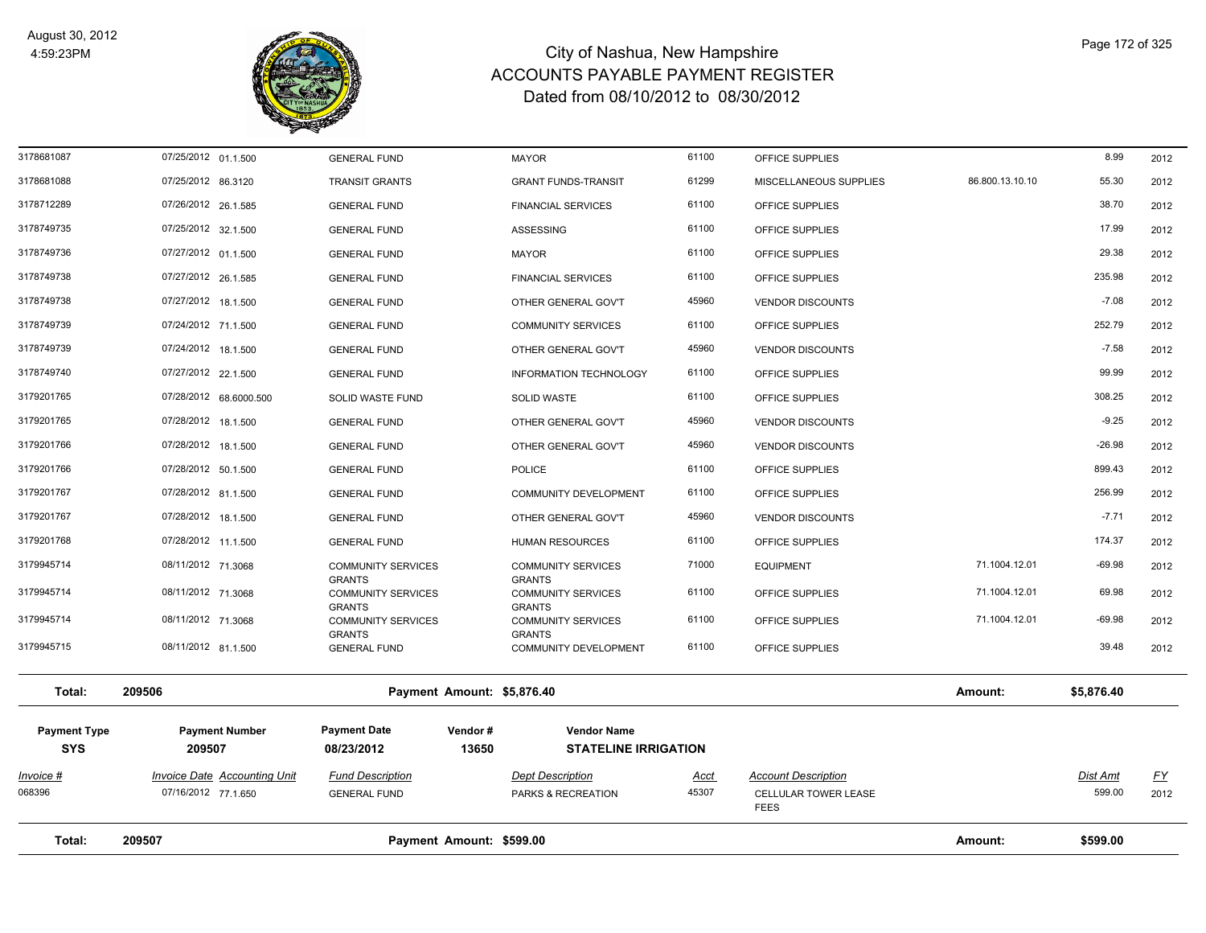# City of Nashua, New Hampshire
## ACCOUNTS PAYABLE PAYMENT REGISTER
### Dated from 08/10/2012 to 08/30/2012

August 30, 2012
4:59:23PM

| Invoice # | Invoice Date | Accounting Unit | Fund Description | Dept Description | Acct | Account Description | | Dist Amt | FY |
|---|---|---|---|---|---|---|---|---|---|
| 3178681087 | 07/25/2012 | 01.1.500 | GENERAL FUND | MAYOR | 61100 | OFFICE SUPPLIES | | 8.99 | 2012 |
| 3178681088 | 07/25/2012 | 86.3120 | TRANSIT GRANTS | GRANT FUNDS-TRANSIT | 61299 | MISCELLANEOUS SUPPLIES | 86.800.13.10.10 | 55.30 | 2012 |
| 3178712289 | 07/26/2012 | 26.1.585 | GENERAL FUND | FINANCIAL SERVICES | 61100 | OFFICE SUPPLIES | | 38.70 | 2012 |
| 3178749735 | 07/25/2012 | 32.1.500 | GENERAL FUND | ASSESSING | 61100 | OFFICE SUPPLIES | | 17.99 | 2012 |
| 3178749736 | 07/27/2012 | 01.1.500 | GENERAL FUND | MAYOR | 61100 | OFFICE SUPPLIES | | 29.38 | 2012 |
| 3178749738 | 07/27/2012 | 26.1.585 | GENERAL FUND | FINANCIAL SERVICES | 61100 | OFFICE SUPPLIES | | 235.98 | 2012 |
| 3178749738 | 07/27/2012 | 18.1.500 | GENERAL FUND | OTHER GENERAL GOV'T | 45960 | VENDOR DISCOUNTS | | -7.08 | 2012 |
| 3178749739 | 07/24/2012 | 71.1.500 | GENERAL FUND | COMMUNITY SERVICES | 61100 | OFFICE SUPPLIES | | 252.79 | 2012 |
| 3178749739 | 07/24/2012 | 18.1.500 | GENERAL FUND | OTHER GENERAL GOV'T | 45960 | VENDOR DISCOUNTS | | -7.58 | 2012 |
| 3178749740 | 07/27/2012 | 22.1.500 | GENERAL FUND | INFORMATION TECHNOLOGY | 61100 | OFFICE SUPPLIES | | 99.99 | 2012 |
| 3179201765 | 07/28/2012 | 68.6000.500 | SOLID WASTE FUND | SOLID WASTE | 61100 | OFFICE SUPPLIES | | 308.25 | 2012 |
| 3179201765 | 07/28/2012 | 18.1.500 | GENERAL FUND | OTHER GENERAL GOV'T | 45960 | VENDOR DISCOUNTS | | -9.25 | 2012 |
| 3179201766 | 07/28/2012 | 18.1.500 | GENERAL FUND | OTHER GENERAL GOV'T | 45960 | VENDOR DISCOUNTS | | -26.98 | 2012 |
| 3179201766 | 07/28/2012 | 50.1.500 | GENERAL FUND | POLICE | 61100 | OFFICE SUPPLIES | | 899.43 | 2012 |
| 3179201767 | 07/28/2012 | 81.1.500 | GENERAL FUND | COMMUNITY DEVELOPMENT | 61100 | OFFICE SUPPLIES | | 256.99 | 2012 |
| 3179201767 | 07/28/2012 | 18.1.500 | GENERAL FUND | OTHER GENERAL GOV'T | 45960 | VENDOR DISCOUNTS | | -7.71 | 2012 |
| 3179201768 | 07/28/2012 | 11.1.500 | GENERAL FUND | HUMAN RESOURCES | 61100 | OFFICE SUPPLIES | | 174.37 | 2012 |
| 3179945714 | 08/11/2012 | 71.3068 | COMMUNITY SERVICES GRANTS | COMMUNITY SERVICES GRANTS | 71000 | EQUIPMENT | 71.1004.12.01 | -69.98 | 2012 |
| 3179945714 | 08/11/2012 | 71.3068 | COMMUNITY SERVICES GRANTS | COMMUNITY SERVICES GRANTS | 61100 | OFFICE SUPPLIES | 71.1004.12.01 | 69.98 | 2012 |
| 3179945714 | 08/11/2012 | 71.3068 | COMMUNITY SERVICES GRANTS | COMMUNITY SERVICES GRANTS | 61100 | OFFICE SUPPLIES | 71.1004.12.01 | -69.98 | 2012 |
| 3179945715 | 08/11/2012 | 81.1.500 | GENERAL FUND | COMMUNITY DEVELOPMENT | 61100 | OFFICE SUPPLIES | | 39.48 | 2012 |

**Total: 209506 — Payment Amount: $5,876.40 — Amount: $5,876.40**

| Payment Type | Payment Number | Payment Date | Vendor # | Vendor Name |
|---|---|---|---|---|
| SYS | 209507 | 08/23/2012 | 13650 | STATELINE IRRIGATION |

| Invoice # | Invoice Date | Accounting Unit | Fund Description | Dept Description | Acct | Account Description | Dist Amt | FY |
|---|---|---|---|---|---|---|---|---|
| 068396 | 07/16/2012 | 77.1.650 | GENERAL FUND | PARKS & RECREATION | 45307 | CELLULAR TOWER LEASE FEES | 599.00 | 2012 |

**Total: 209507 — Payment Amount: $599.00 — Amount: $599.00**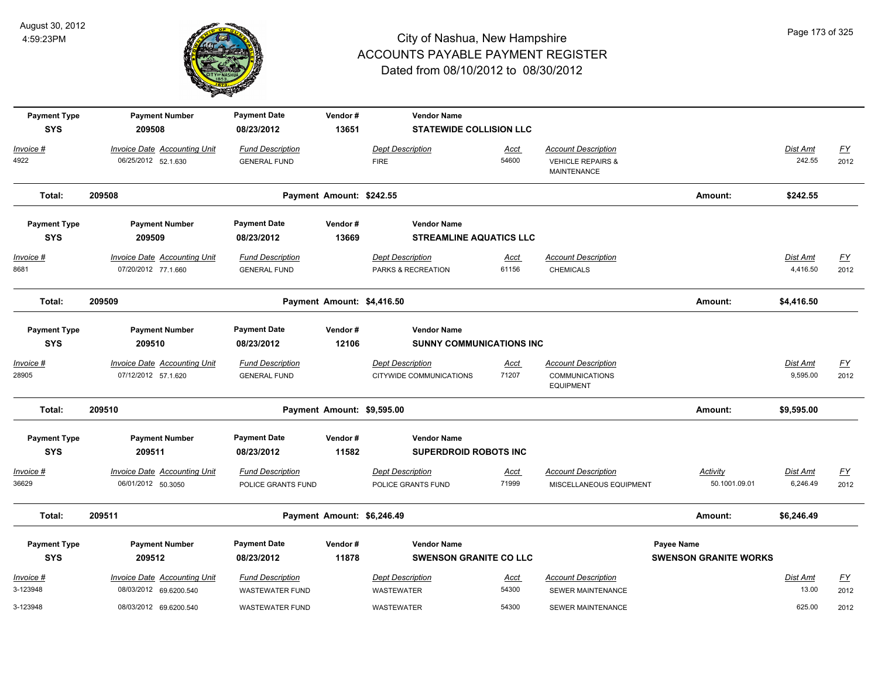# City of Nashua, New Hampshire
## ACCOUNTS PAYABLE PAYMENT REGISTER
### Dated from 08/10/2012 to 08/30/2012

August 30, 2012
4:59:23PM

| Payment Type | Payment Number | Payment Date | Vendor # | Vendor Name |
|---|---|---|---|---|
| SYS | 209508 | 08/23/2012 | 13651 | STATEWIDE COLLISION LLC |

| Invoice # | Invoice Date | Accounting Unit | Fund Description | Dept Description | Acct | Account Description | Dist Amt | FY |
|---|---|---|---|---|---|---|---|---|
| 4922 | 06/25/2012 | 52.1.630 | GENERAL FUND | FIRE | 54600 | VEHICLE REPAIRS & MAINTENANCE | 242.55 | 2012 |

**Total: 209508 — Payment Amount: $242.55 — Amount: $242.55**

| Payment Type | Payment Number | Payment Date | Vendor # | Vendor Name |
|---|---|---|---|---|
| SYS | 209509 | 08/23/2012 | 13669 | STREAMLINE AQUATICS LLC |

| Invoice # | Invoice Date | Accounting Unit | Fund Description | Dept Description | Acct | Account Description | Dist Amt | FY |
|---|---|---|---|---|---|---|---|---|
| 8681 | 07/20/2012 | 77.1.660 | GENERAL FUND | PARKS & RECREATION | 61156 | CHEMICALS | 4,416.50 | 2012 |

**Total: 209509 — Payment Amount: $4,416.50 — Amount: $4,416.50**

| Payment Type | Payment Number | Payment Date | Vendor # | Vendor Name |
|---|---|---|---|---|
| SYS | 209510 | 08/23/2012 | 12106 | SUNNY COMMUNICATIONS INC |

| Invoice # | Invoice Date | Accounting Unit | Fund Description | Dept Description | Acct | Account Description | Dist Amt | FY |
|---|---|---|---|---|---|---|---|---|
| 28905 | 07/12/2012 | 57.1.620 | GENERAL FUND | CITYWIDE COMMUNICATIONS | 71207 | COMMUNICATIONS EQUIPMENT | 9,595.00 | 2012 |

**Total: 209510 — Payment Amount: $9,595.00 — Amount: $9,595.00**

| Payment Type | Payment Number | Payment Date | Vendor # | Vendor Name |
|---|---|---|---|---|
| SYS | 209511 | 08/23/2012 | 11582 | SUPERDROID ROBOTS INC |

| Invoice # | Invoice Date | Accounting Unit | Fund Description | Dept Description | Acct | Account Description | Activity | Dist Amt | FY |
|---|---|---|---|---|---|---|---|---|---|
| 36629 | 06/01/2012 | 50.3050 | POLICE GRANTS FUND | POLICE GRANTS FUND | 71999 | MISCELLANEOUS EQUIPMENT | 50.1001.09.01 | 6,246.49 | 2012 |

**Total: 209511 — Payment Amount: $6,246.49 — Amount: $6,246.49**

| Payment Type | Payment Number | Payment Date | Vendor # | Vendor Name | Payee Name |
|---|---|---|---|---|---|
| SYS | 209512 | 08/23/2012 | 11878 | SWENSON GRANITE CO LLC | SWENSON GRANITE WORKS |

| Invoice # | Invoice Date | Accounting Unit | Fund Description | Dept Description | Acct | Account Description | Dist Amt | FY |
|---|---|---|---|---|---|---|---|---|
| 3-123948 | 08/03/2012 | 69.6200.540 | WASTEWATER FUND | WASTEWATER | 54300 | SEWER MAINTENANCE | 13.00 | 2012 |
| 3-123948 | 08/03/2012 | 69.6200.540 | WASTEWATER FUND | WASTEWATER | 54300 | SEWER MAINTENANCE | 625.00 | 2012 |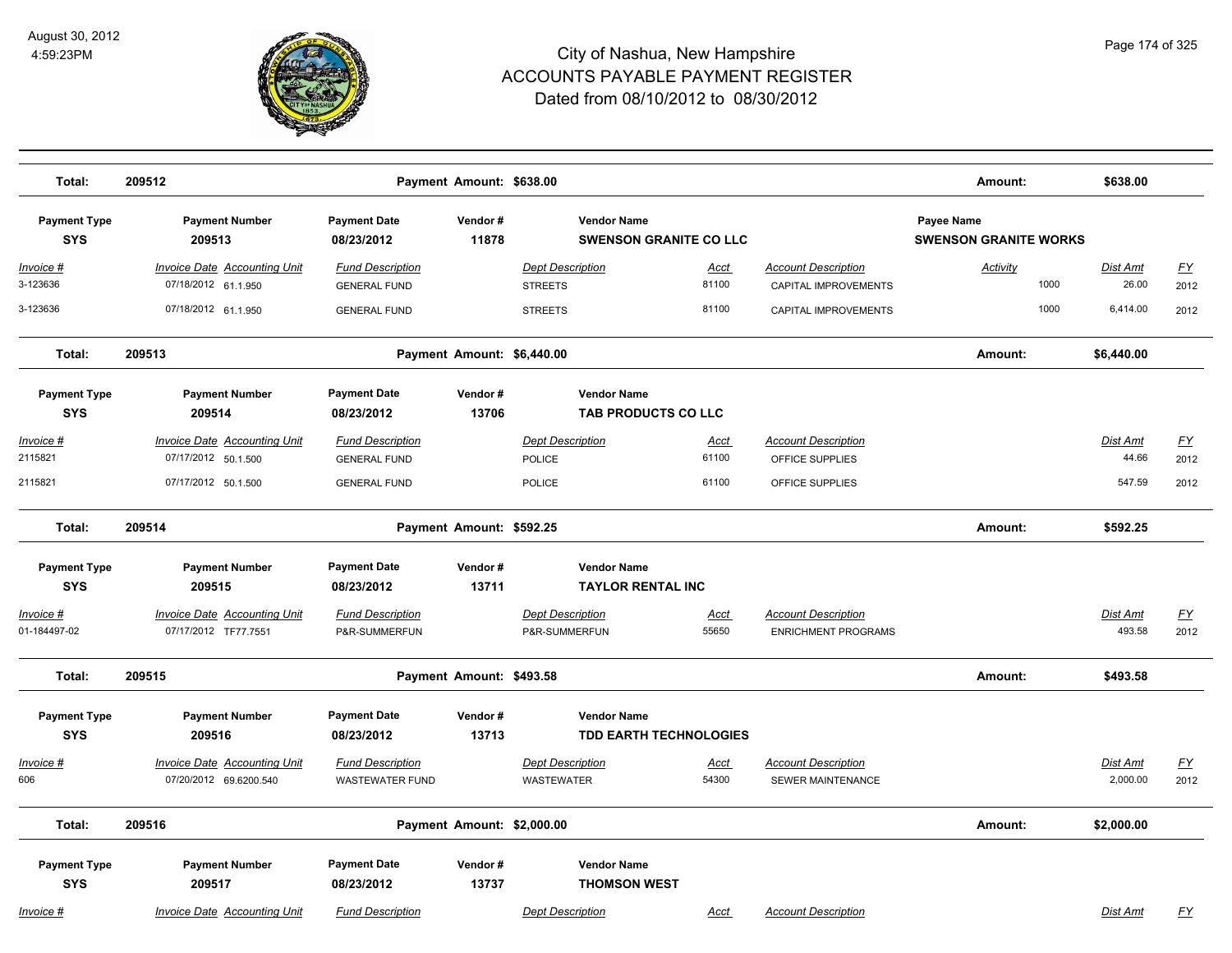# City of Nashua, New Hampshire
# ACCOUNTS PAYABLE PAYMENT REGISTER
## Dated from 08/10/2012 to 08/30/2012

August 30, 2012
4:59:23PM

| Total: | 209512 | | Payment Amount: $638.00 | | | | Amount: | $638.00 | |
|---|---|---|---|---|---|---|---|---|---|

| Payment Type | Payment Number | Payment Date | Vendor # | Vendor Name | | | Payee Name | | |
|---|---|---|---|---|---|---|---|---|---|
| SYS | 209513 | 08/23/2012 | 11878 | SWENSON GRANITE CO LLC | | | SWENSON GRANITE WORKS | | |
| *Invoice #* | *Invoice Date Accounting Unit* | *Fund Description* | | *Dept Description* | *Acct* | *Account Description* | *Activity* | *Dist Amt* | *FY* |
| 3-123636 | 07/18/2012 61.1.950 | GENERAL FUND | | STREETS | 81100 | CAPITAL IMPROVEMENTS | 1000 | 26.00 | 2012 |
| 3-123636 | 07/18/2012 61.1.950 | GENERAL FUND | | STREETS | 81100 | CAPITAL IMPROVEMENTS | 1000 | 6,414.00 | 2012 |

| Total: | 209513 | | Payment Amount: $6,440.00 | | | | Amount: | $6,440.00 | |
|---|---|---|---|---|---|---|---|---|---|

| Payment Type | Payment Number | Payment Date | Vendor # | Vendor Name | | | | |
|---|---|---|---|---|---|---|---|---|
| SYS | 209514 | 08/23/2012 | 13706 | TAB PRODUCTS CO LLC | | | | |
| *Invoice #* | *Invoice Date Accounting Unit* | *Fund Description* | | *Dept Description* | *Acct* | *Account Description* | *Dist Amt* | *FY* |
| 2115821 | 07/17/2012 50.1.500 | GENERAL FUND | | POLICE | 61100 | OFFICE SUPPLIES | 44.66 | 2012 |
| 2115821 | 07/17/2012 50.1.500 | GENERAL FUND | | POLICE | 61100 | OFFICE SUPPLIES | 547.59 | 2012 |

| Total: | 209514 | | Payment Amount: $592.25 | | | | Amount: | $592.25 | |
|---|---|---|---|---|---|---|---|---|---|

| Payment Type | Payment Number | Payment Date | Vendor # | Vendor Name | | | | |
|---|---|---|---|---|---|---|---|---|
| SYS | 209515 | 08/23/2012 | 13711 | TAYLOR RENTAL INC | | | | |
| *Invoice #* | *Invoice Date Accounting Unit* | *Fund Description* | | *Dept Description* | *Acct* | *Account Description* | *Dist Amt* | *FY* |
| 01-184497-02 | 07/17/2012 TF77.7551 | P&R-SUMMERFUN | | P&R-SUMMERFUN | 55650 | ENRICHMENT PROGRAMS | 493.58 | 2012 |

| Total: | 209515 | | Payment Amount: $493.58 | | | | Amount: | $493.58 | |
|---|---|---|---|---|---|---|---|---|---|

| Payment Type | Payment Number | Payment Date | Vendor # | Vendor Name | | | | |
|---|---|---|---|---|---|---|---|---|
| SYS | 209516 | 08/23/2012 | 13713 | TDD EARTH TECHNOLOGIES | | | | |
| *Invoice #* | *Invoice Date Accounting Unit* | *Fund Description* | | *Dept Description* | *Acct* | *Account Description* | *Dist Amt* | *FY* |
| 606 | 07/20/2012 69.6200.540 | WASTEWATER FUND | | WASTEWATER | 54300 | SEWER MAINTENANCE | 2,000.00 | 2012 |

| Total: | 209516 | | Payment Amount: $2,000.00 | | | | Amount: | $2,000.00 | |
|---|---|---|---|---|---|---|---|---|---|

| Payment Type | Payment Number | Payment Date | Vendor # | Vendor Name | | | | |
|---|---|---|---|---|---|---|---|---|
| SYS | 209517 | 08/23/2012 | 13737 | THOMSON WEST | | | | |
| *Invoice #* | *Invoice Date Accounting Unit* | *Fund Description* | | *Dept Description* | *Acct* | *Account Description* | *Dist Amt* | *FY* |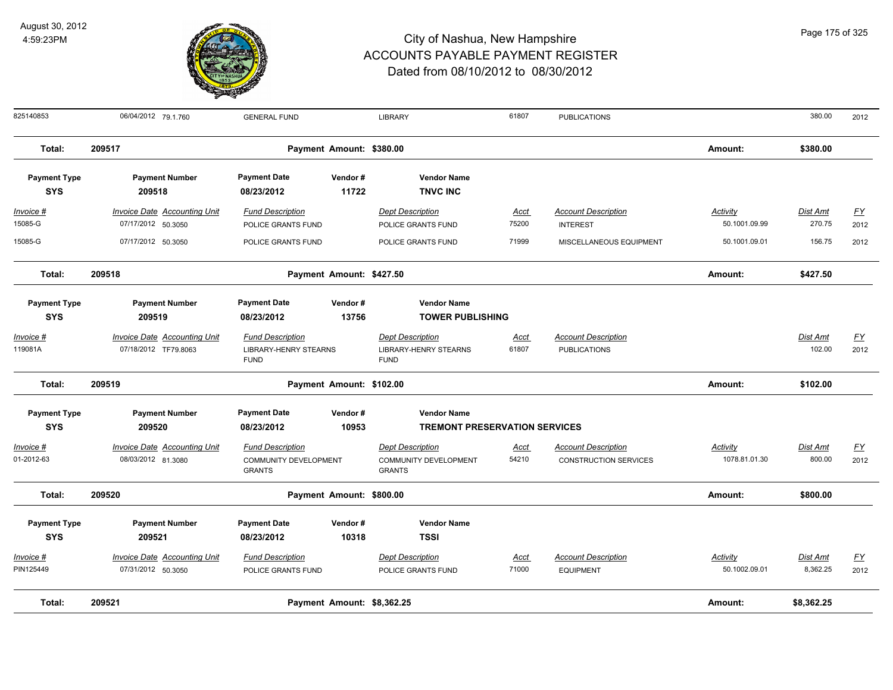# City of Nashua, New Hampshire
## ACCOUNTS PAYABLE PAYMENT REGISTER
### Dated from 08/10/2012 to 08/30/2012

August 30, 2012
4:59:23PM

| | | | | | | | | | | |
|---|---|---|---|---|---|---|---|---|---|---|
| 825140853 | 06/04/2012 | 79.1.760 | GENERAL FUND | LIBRARY | 61807 | PUBLICATIONS | | 380.00 | 2012 |

**Total: 209517 — Payment Amount: $380.00 — Amount: $380.00**

| Payment Type | Payment Number | Payment Date | Vendor # | Vendor Name |
|---|---|---|---|---|
| SYS | 209518 | 08/23/2012 | 11722 | TNVC INC |

| Invoice # | Invoice Date | Accounting Unit | Fund Description | Dept Description | Acct | Account Description | Activity | Dist Amt | FY |
|---|---|---|---|---|---|---|---|---|---|
| 15085-G | 07/17/2012 | 50.3050 | POLICE GRANTS FUND | POLICE GRANTS FUND | 75200 | INTEREST | 50.1001.09.99 | 270.75 | 2012 |
| 15085-G | 07/17/2012 | 50.3050 | POLICE GRANTS FUND | POLICE GRANTS FUND | 71999 | MISCELLANEOUS EQUIPMENT | 50.1001.09.01 | 156.75 | 2012 |

**Total: 209518 — Payment Amount: $427.50 — Amount: $427.50**

| Payment Type | Payment Number | Payment Date | Vendor # | Vendor Name |
|---|---|---|---|---|
| SYS | 209519 | 08/23/2012 | 13756 | TOWER PUBLISHING |

| Invoice # | Invoice Date | Accounting Unit | Fund Description | Dept Description | Acct | Account Description | Dist Amt | FY |
|---|---|---|---|---|---|---|---|---|
| 119081A | 07/18/2012 | TF79.8063 | LIBRARY-HENRY STEARNS FUND | LIBRARY-HENRY STEARNS FUND | 61807 | PUBLICATIONS | 102.00 | 2012 |

**Total: 209519 — Payment Amount: $102.00 — Amount: $102.00**

| Payment Type | Payment Number | Payment Date | Vendor # | Vendor Name |
|---|---|---|---|---|
| SYS | 209520 | 08/23/2012 | 10953 | TREMONT PRESERVATION SERVICES |

| Invoice # | Invoice Date | Accounting Unit | Fund Description | Dept Description | Acct | Account Description | Activity | Dist Amt | FY |
|---|---|---|---|---|---|---|---|---|---|
| 01-2012-63 | 08/03/2012 | 81.3080 | COMMUNITY DEVELOPMENT GRANTS | COMMUNITY DEVELOPMENT GRANTS | 54210 | CONSTRUCTION SERVICES | 1078.81.01.30 | 800.00 | 2012 |

**Total: 209520 — Payment Amount: $800.00 — Amount: $800.00**

| Payment Type | Payment Number | Payment Date | Vendor # | Vendor Name |
|---|---|---|---|---|
| SYS | 209521 | 08/23/2012 | 10318 | TSSI |

| Invoice # | Invoice Date | Accounting Unit | Fund Description | Dept Description | Acct | Account Description | Activity | Dist Amt | FY |
|---|---|---|---|---|---|---|---|---|---|
| PIN125449 | 07/31/2012 | 50.3050 | POLICE GRANTS FUND | POLICE GRANTS FUND | 71000 | EQUIPMENT | 50.1002.09.01 | 8,362.25 | 2012 |

**Total: 209521 — Payment Amount: $8,362.25 — Amount: $8,362.25**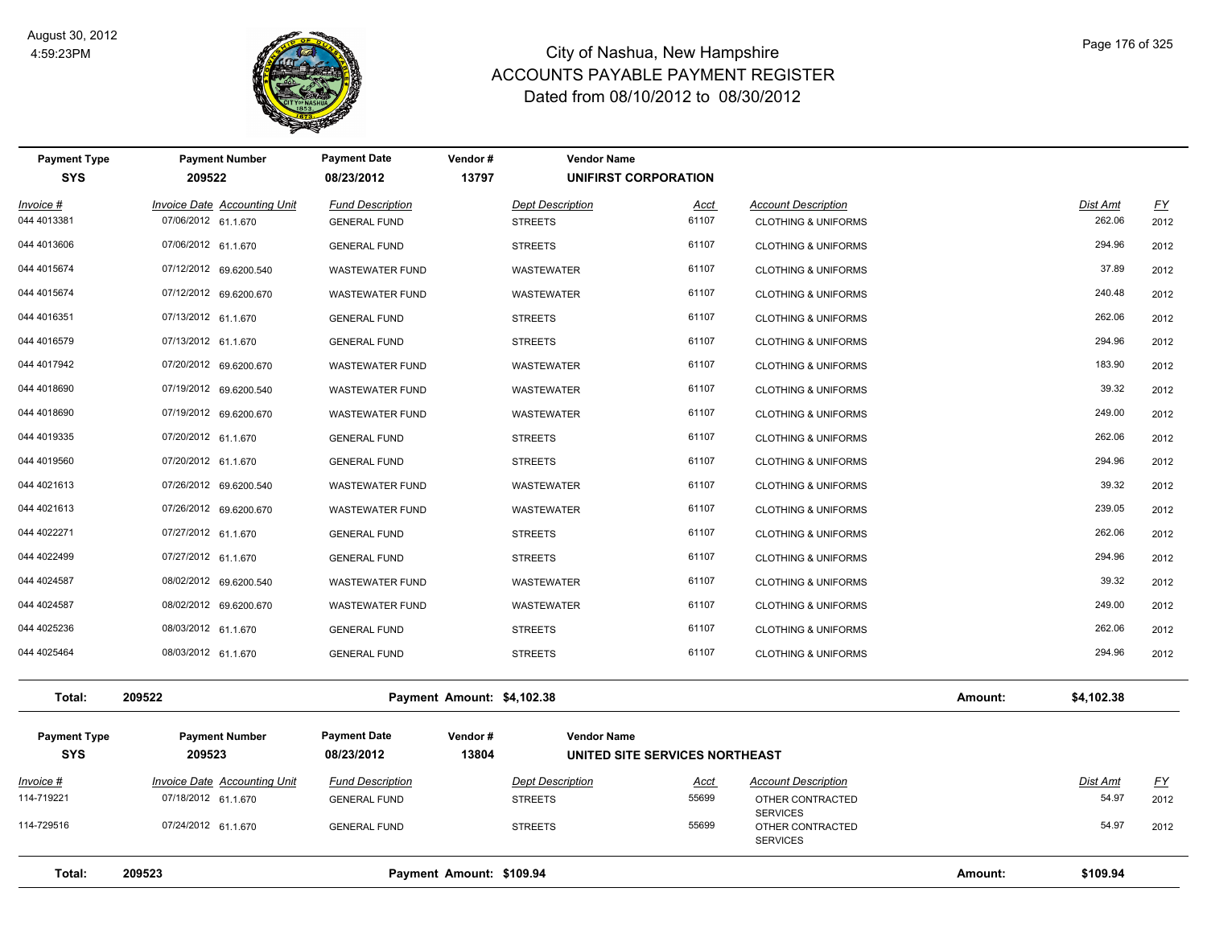# City of Nashua, New Hampshire
## ACCOUNTS PAYABLE PAYMENT REGISTER
### Dated from 08/10/2012 to 08/30/2012

August 30, 2012
4:59:23PM

| Payment Type | Payment Number | Payment Date | Vendor # | Vendor Name |
|---|---|---|---|---|
| SYS | 209522 | 08/23/2012 | 13797 | UNIFIRST CORPORATION |

| Invoice # | Invoice Date | Accounting Unit | Fund Description | Dept Description | Acct | Account Description | Dist Amt | FY |
|---|---|---|---|---|---|---|---|---|
| 044 4013381 | 07/06/2012 | 61.1.670 | GENERAL FUND | STREETS | 61107 | CLOTHING & UNIFORMS | 262.06 | 2012 |
| 044 4013606 | 07/06/2012 | 61.1.670 | GENERAL FUND | STREETS | 61107 | CLOTHING & UNIFORMS | 294.96 | 2012 |
| 044 4015674 | 07/12/2012 | 69.6200.540 | WASTEWATER FUND | WASTEWATER | 61107 | CLOTHING & UNIFORMS | 37.89 | 2012 |
| 044 4015674 | 07/12/2012 | 69.6200.670 | WASTEWATER FUND | WASTEWATER | 61107 | CLOTHING & UNIFORMS | 240.48 | 2012 |
| 044 4016351 | 07/13/2012 | 61.1.670 | GENERAL FUND | STREETS | 61107 | CLOTHING & UNIFORMS | 262.06 | 2012 |
| 044 4016579 | 07/13/2012 | 61.1.670 | GENERAL FUND | STREETS | 61107 | CLOTHING & UNIFORMS | 294.96 | 2012 |
| 044 4017942 | 07/20/2012 | 69.6200.670 | WASTEWATER FUND | WASTEWATER | 61107 | CLOTHING & UNIFORMS | 183.90 | 2012 |
| 044 4018690 | 07/19/2012 | 69.6200.540 | WASTEWATER FUND | WASTEWATER | 61107 | CLOTHING & UNIFORMS | 39.32 | 2012 |
| 044 4018690 | 07/19/2012 | 69.6200.670 | WASTEWATER FUND | WASTEWATER | 61107 | CLOTHING & UNIFORMS | 249.00 | 2012 |
| 044 4019335 | 07/20/2012 | 61.1.670 | GENERAL FUND | STREETS | 61107 | CLOTHING & UNIFORMS | 262.06 | 2012 |
| 044 4019560 | 07/20/2012 | 61.1.670 | GENERAL FUND | STREETS | 61107 | CLOTHING & UNIFORMS | 294.96 | 2012 |
| 044 4021613 | 07/26/2012 | 69.6200.540 | WASTEWATER FUND | WASTEWATER | 61107 | CLOTHING & UNIFORMS | 39.32 | 2012 |
| 044 4021613 | 07/26/2012 | 69.6200.670 | WASTEWATER FUND | WASTEWATER | 61107 | CLOTHING & UNIFORMS | 239.05 | 2012 |
| 044 4022271 | 07/27/2012 | 61.1.670 | GENERAL FUND | STREETS | 61107 | CLOTHING & UNIFORMS | 262.06 | 2012 |
| 044 4022499 | 07/27/2012 | 61.1.670 | GENERAL FUND | STREETS | 61107 | CLOTHING & UNIFORMS | 294.96 | 2012 |
| 044 4024587 | 08/02/2012 | 69.6200.540 | WASTEWATER FUND | WASTEWATER | 61107 | CLOTHING & UNIFORMS | 39.32 | 2012 |
| 044 4024587 | 08/02/2012 | 69.6200.670 | WASTEWATER FUND | WASTEWATER | 61107 | CLOTHING & UNIFORMS | 249.00 | 2012 |
| 044 4025236 | 08/03/2012 | 61.1.670 | GENERAL FUND | STREETS | 61107 | CLOTHING & UNIFORMS | 262.06 | 2012 |
| 044 4025464 | 08/03/2012 | 61.1.670 | GENERAL FUND | STREETS | 61107 | CLOTHING & UNIFORMS | 294.96 | 2012 |

**Total: 209522 — Payment Amount: $4,102.38 — Amount: $4,102.38**

| Payment Type | Payment Number | Payment Date | Vendor # | Vendor Name |
|---|---|---|---|---|
| SYS | 209523 | 08/23/2012 | 13804 | UNITED SITE SERVICES NORTHEAST |

| Invoice # | Invoice Date | Accounting Unit | Fund Description | Dept Description | Acct | Account Description | Dist Amt | FY |
|---|---|---|---|---|---|---|---|---|
| 114-719221 | 07/18/2012 | 61.1.670 | GENERAL FUND | STREETS | 55699 | OTHER CONTRACTED SERVICES | 54.97 | 2012 |
| 114-729516 | 07/24/2012 | 61.1.670 | GENERAL FUND | STREETS | 55699 | OTHER CONTRACTED SERVICES | 54.97 | 2012 |

**Total: 209523 — Payment Amount: $109.94 — Amount: $109.94**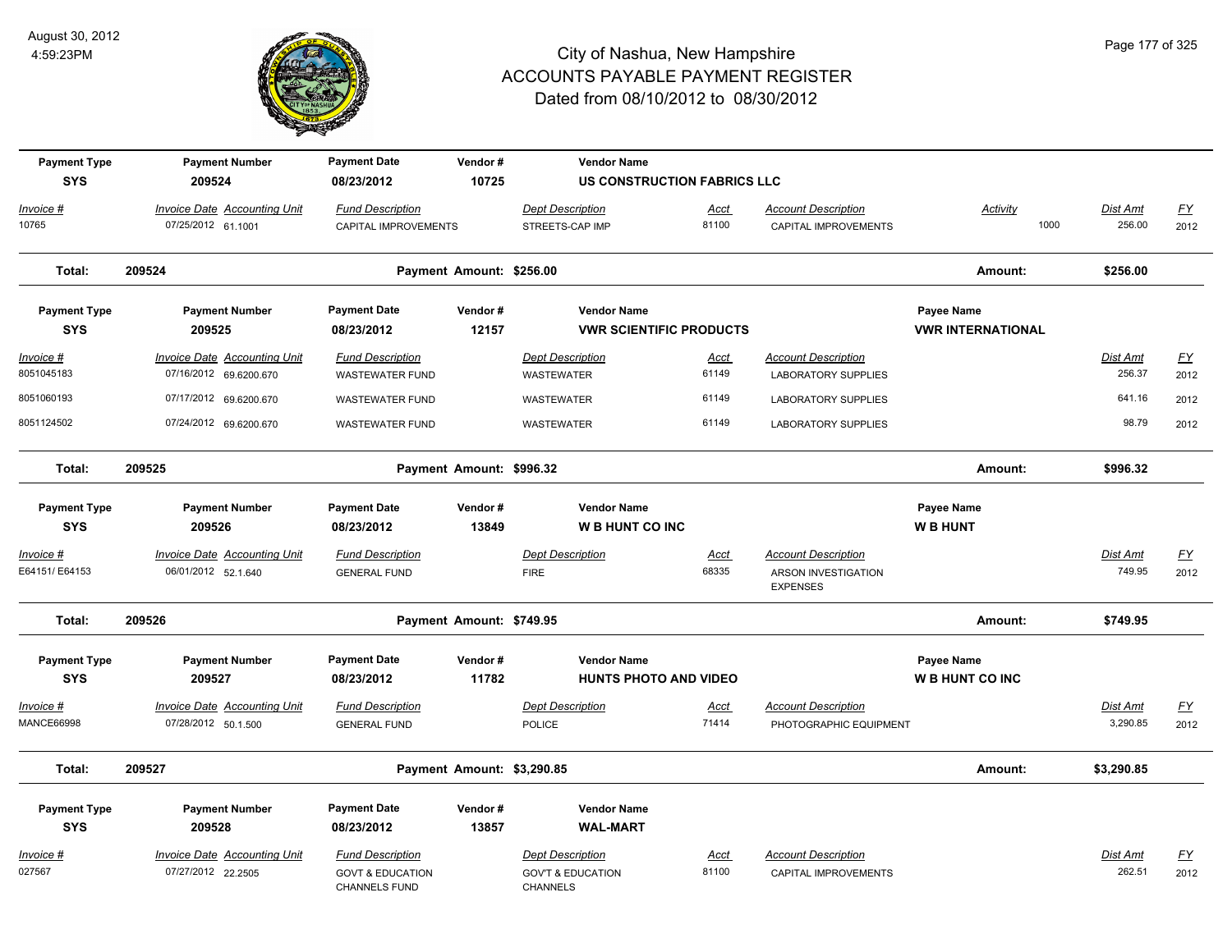# City of Nashua, New Hampshire
## ACCOUNTS PAYABLE PAYMENT REGISTER
### Dated from 08/10/2012 to 08/30/2012

August 30, 2012
4:59:23PM

| Payment Type | Payment Number | Payment Date | Vendor # | Vendor Name | | | | |
|---|---|---|---|---|---|---|---|---|
| SYS | 209524 | 08/23/2012 | 10725 | US CONSTRUCTION FABRICS LLC | | | | |

| Invoice # | Invoice Date | Accounting Unit | Fund Description | Dept Description | Acct | Account Description | Activity | Dist Amt | FY |
|---|---|---|---|---|---|---|---|---|---|
| 10765 | 07/25/2012 | 61.1001 | CAPITAL IMPROVEMENTS | STREETS-CAP IMP | 81100 | CAPITAL IMPROVEMENTS | 1000 | 256.00 | 2012 |

**Total: 209524** Payment Amount: $256.00 Amount: $256.00

| Payment Type | Payment Number | Payment Date | Vendor # | Vendor Name | Payee Name |
|---|---|---|---|---|---|
| SYS | 209525 | 08/23/2012 | 12157 | VWR SCIENTIFIC PRODUCTS | VWR INTERNATIONAL |

| Invoice # | Invoice Date | Accounting Unit | Fund Description | Dept Description | Acct | Account Description | Dist Amt | FY |
|---|---|---|---|---|---|---|---|---|
| 8051045183 | 07/16/2012 | 69.6200.670 | WASTEWATER FUND | WASTEWATER | 61149 | LABORATORY SUPPLIES | 256.37 | 2012 |
| 8051060193 | 07/17/2012 | 69.6200.670 | WASTEWATER FUND | WASTEWATER | 61149 | LABORATORY SUPPLIES | 641.16 | 2012 |
| 8051124502 | 07/24/2012 | 69.6200.670 | WASTEWATER FUND | WASTEWATER | 61149 | LABORATORY SUPPLIES | 98.79 | 2012 |

**Total: 209525** Payment Amount: $996.32 Amount: $996.32

| Payment Type | Payment Number | Payment Date | Vendor # | Vendor Name | Payee Name |
|---|---|---|---|---|---|
| SYS | 209526 | 08/23/2012 | 13849 | W B HUNT CO INC | W B HUNT |

| Invoice # | Invoice Date | Accounting Unit | Fund Description | Dept Description | Acct | Account Description | Dist Amt | FY |
|---|---|---|---|---|---|---|---|---|
| E64151/ E64153 | 06/01/2012 | 52.1.640 | GENERAL FUND | FIRE | 68335 | ARSON INVESTIGATION EXPENSES | 749.95 | 2012 |

**Total: 209526** Payment Amount: $749.95 Amount: $749.95

| Payment Type | Payment Number | Payment Date | Vendor # | Vendor Name | Payee Name |
|---|---|---|---|---|---|
| SYS | 209527 | 08/23/2012 | 11782 | HUNTS PHOTO AND VIDEO | W B HUNT CO INC |

| Invoice # | Invoice Date | Accounting Unit | Fund Description | Dept Description | Acct | Account Description | Dist Amt | FY |
|---|---|---|---|---|---|---|---|---|
| MANCE66998 | 07/28/2012 | 50.1.500 | GENERAL FUND | POLICE | 71414 | PHOTOGRAPHIC EQUIPMENT | 3,290.85 | 2012 |

**Total: 209527** Payment Amount: $3,290.85 Amount: $3,290.85

| Payment Type | Payment Number | Payment Date | Vendor # | Vendor Name |
|---|---|---|---|---|
| SYS | 209528 | 08/23/2012 | 13857 | WAL-MART |

| Invoice # | Invoice Date | Accounting Unit | Fund Description | Dept Description | Acct | Account Description | Dist Amt | FY |
|---|---|---|---|---|---|---|---|---|
| 027567 | 07/27/2012 | 22.2505 | GOVT & EDUCATION CHANNELS FUND | GOV'T & EDUCATION CHANNELS | 81100 | CAPITAL IMPROVEMENTS | 262.51 | 2012 |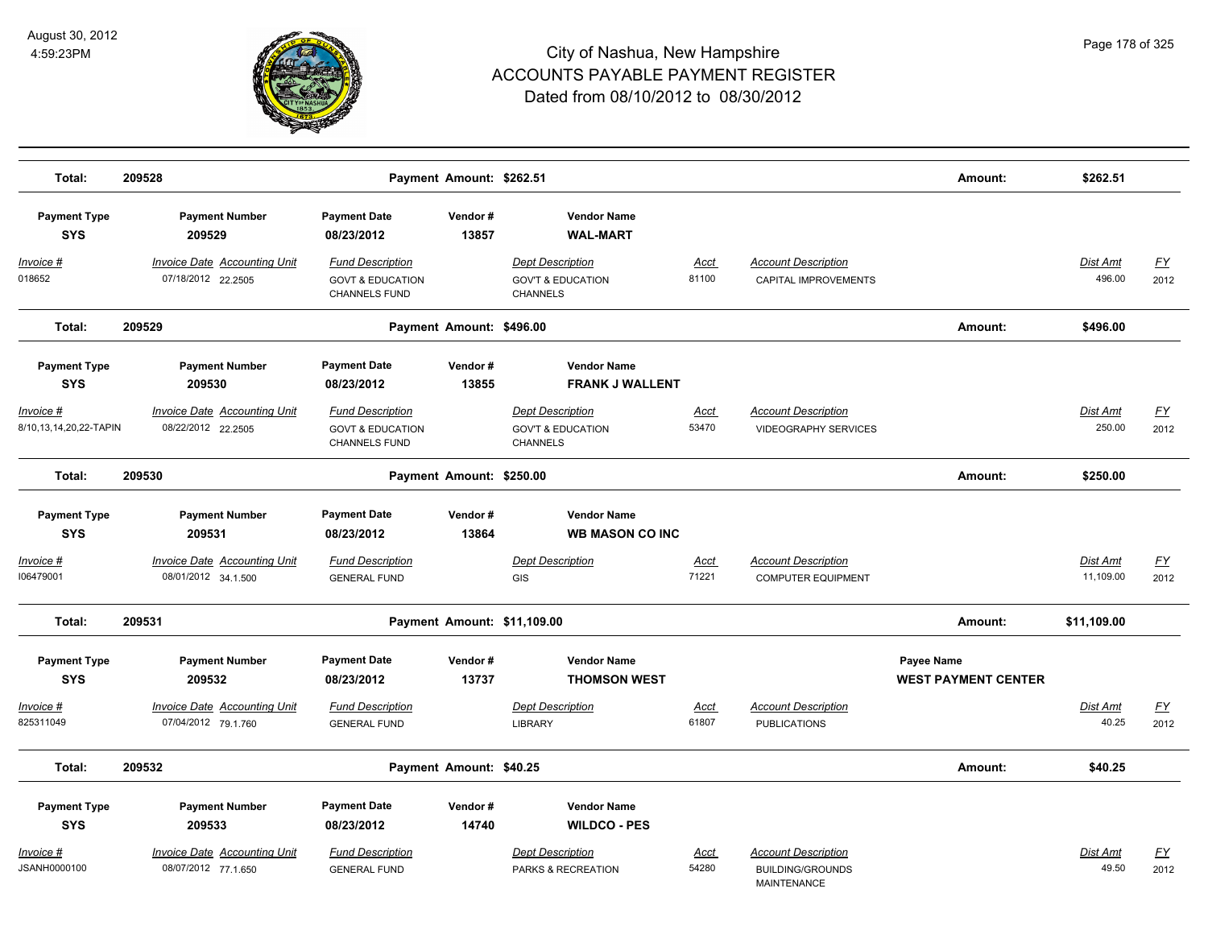# City of Nashua, New Hampshire
## ACCOUNTS PAYABLE PAYMENT REGISTER
### Dated from 08/10/2012 to 08/30/2012

August 30, 2012
4:59:23PM

**Total: 209528 — Payment Amount: $262.51 — Amount: $262.51**

| Payment Type | Payment Number | Payment Date | Vendor # | Vendor Name | | | | |
|---|---|---|---|---|---|---|---|---|
| **SYS** | **209529** | **08/23/2012** | **13857** | **WAL-MART** | | | | |
| *Invoice #* | *Invoice Date Accounting Unit* | *Fund Description* | | *Dept Description* | *Acct* | *Account Description* | *Dist Amt* | *FY* |
| 018652 | 07/18/2012 22.2505 | GOVT & EDUCATION CHANNELS FUND | | GOV'T & EDUCATION CHANNELS | 81100 | CAPITAL IMPROVEMENTS | 496.00 | 2012 |

**Total: 209529 — Payment Amount: $496.00 — Amount: $496.00**

| Payment Type | Payment Number | Payment Date | Vendor # | Vendor Name | | | | |
|---|---|---|---|---|---|---|---|---|
| **SYS** | **209530** | **08/23/2012** | **13855** | **FRANK J WALLENT** | | | | |
| *Invoice #* | *Invoice Date Accounting Unit* | *Fund Description* | | *Dept Description* | *Acct* | *Account Description* | *Dist Amt* | *FY* |
| 8/10,13,14,20,22-TAPIN | 08/22/2012 22.2505 | GOVT & EDUCATION CHANNELS FUND | | GOV'T & EDUCATION CHANNELS | 53470 | VIDEOGRAPHY SERVICES | 250.00 | 2012 |

**Total: 209530 — Payment Amount: $250.00 — Amount: $250.00**

| Payment Type | Payment Number | Payment Date | Vendor # | Vendor Name | | | | |
|---|---|---|---|---|---|---|---|---|
| **SYS** | **209531** | **08/23/2012** | **13864** | **WB MASON CO INC** | | | | |
| *Invoice #* | *Invoice Date Accounting Unit* | *Fund Description* | | *Dept Description* | *Acct* | *Account Description* | *Dist Amt* | *FY* |
| I06479001 | 08/01/2012 34.1.500 | GENERAL FUND | | GIS | 71221 | COMPUTER EQUIPMENT | 11,109.00 | 2012 |

**Total: 209531 — Payment Amount: $11,109.00 — Amount: $11,109.00**

| Payment Type | Payment Number | Payment Date | Vendor # | Vendor Name | | Payee Name | | |
|---|---|---|---|---|---|---|---|---|
| **SYS** | **209532** | **08/23/2012** | **13737** | **THOMSON WEST** | | **WEST PAYMENT CENTER** | | |
| *Invoice #* | *Invoice Date Accounting Unit* | *Fund Description* | | *Dept Description* | *Acct* | *Account Description* | *Dist Amt* | *FY* |
| 825311049 | 07/04/2012 79.1.760 | GENERAL FUND | | LIBRARY | 61807 | PUBLICATIONS | 40.25 | 2012 |

**Total: 209532 — Payment Amount: $40.25 — Amount: $40.25**

| Payment Type | Payment Number | Payment Date | Vendor # | Vendor Name | | | | |
|---|---|---|---|---|---|---|---|---|
| **SYS** | **209533** | **08/23/2012** | **14740** | **WILDCO - PES** | | | | |
| *Invoice #* | *Invoice Date Accounting Unit* | *Fund Description* | | *Dept Description* | *Acct* | *Account Description* | *Dist Amt* | *FY* |
| JSANH0000100 | 08/07/2012 77.1.650 | GENERAL FUND | | PARKS & RECREATION | 54280 | BUILDING/GROUNDS MAINTENANCE | 49.50 | 2012 |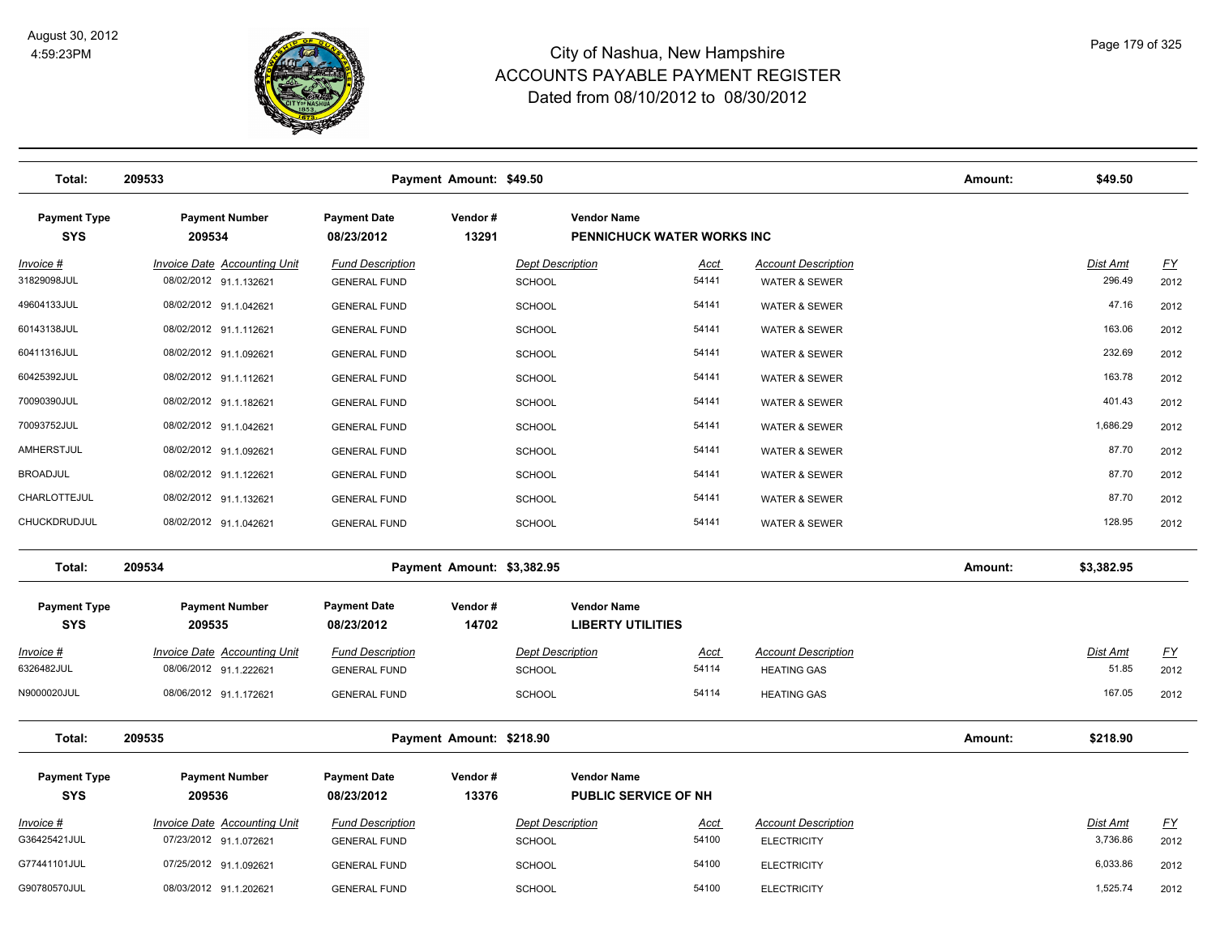# City of Nashua, New Hampshire
## ACCOUNTS PAYABLE PAYMENT REGISTER
### Dated from 08/10/2012 to 08/30/2012

August 30, 2012
4:59:23PM

**Total: 209533** — **Payment Amount: $49.50** — **Amount: $49.50**

| Payment Type | Payment Number | Payment Date | Vendor # | Vendor Name |
|---|---|---|---|---|
| SYS | 209534 | 08/23/2012 | 13291 | PENNICHUCK WATER WORKS INC |

| Invoice # | Invoice Date | Accounting Unit | Fund Description | Dept Description | Acct | Account Description | Dist Amt | FY |
|---|---|---|---|---|---|---|---|---|
| 31829098JUL | 08/02/2012 | 91.1.132621 | GENERAL FUND | SCHOOL | 54141 | WATER & SEWER | 296.49 | 2012 |
| 49604133JUL | 08/02/2012 | 91.1.042621 | GENERAL FUND | SCHOOL | 54141 | WATER & SEWER | 47.16 | 2012 |
| 60143138JUL | 08/02/2012 | 91.1.112621 | GENERAL FUND | SCHOOL | 54141 | WATER & SEWER | 163.06 | 2012 |
| 60411316JUL | 08/02/2012 | 91.1.092621 | GENERAL FUND | SCHOOL | 54141 | WATER & SEWER | 232.69 | 2012 |
| 60425392JUL | 08/02/2012 | 91.1.112621 | GENERAL FUND | SCHOOL | 54141 | WATER & SEWER | 163.78 | 2012 |
| 70090390JUL | 08/02/2012 | 91.1.182621 | GENERAL FUND | SCHOOL | 54141 | WATER & SEWER | 401.43 | 2012 |
| 70093752JUL | 08/02/2012 | 91.1.042621 | GENERAL FUND | SCHOOL | 54141 | WATER & SEWER | 1,686.29 | 2012 |
| AMHERSTJUL | 08/02/2012 | 91.1.092621 | GENERAL FUND | SCHOOL | 54141 | WATER & SEWER | 87.70 | 2012 |
| BROADJUL | 08/02/2012 | 91.1.122621 | GENERAL FUND | SCHOOL | 54141 | WATER & SEWER | 87.70 | 2012 |
| CHARLOTTEJUL | 08/02/2012 | 91.1.132621 | GENERAL FUND | SCHOOL | 54141 | WATER & SEWER | 87.70 | 2012 |
| CHUCKDRUDJUL | 08/02/2012 | 91.1.042621 | GENERAL FUND | SCHOOL | 54141 | WATER & SEWER | 128.95 | 2012 |

**Total: 209534** — **Payment Amount: $3,382.95** — **Amount: $3,382.95**

| Payment Type | Payment Number | Payment Date | Vendor # | Vendor Name |
|---|---|---|---|---|
| SYS | 209535 | 08/23/2012 | 14702 | LIBERTY UTILITIES |

| Invoice # | Invoice Date | Accounting Unit | Fund Description | Dept Description | Acct | Account Description | Dist Amt | FY |
|---|---|---|---|---|---|---|---|---|
| 6326482JUL | 08/06/2012 | 91.1.222621 | GENERAL FUND | SCHOOL | 54114 | HEATING GAS | 51.85 | 2012 |
| N9000020JUL | 08/06/2012 | 91.1.172621 | GENERAL FUND | SCHOOL | 54114 | HEATING GAS | 167.05 | 2012 |

**Total: 209535** — **Payment Amount: $218.90** — **Amount: $218.90**

| Payment Type | Payment Number | Payment Date | Vendor # | Vendor Name |
|---|---|---|---|---|
| SYS | 209536 | 08/23/2012 | 13376 | PUBLIC SERVICE OF NH |

| Invoice # | Invoice Date | Accounting Unit | Fund Description | Dept Description | Acct | Account Description | Dist Amt | FY |
|---|---|---|---|---|---|---|---|---|
| G36425421JUL | 07/23/2012 | 91.1.072621 | GENERAL FUND | SCHOOL | 54100 | ELECTRICITY | 3,736.86 | 2012 |
| G77441101JUL | 07/25/2012 | 91.1.092621 | GENERAL FUND | SCHOOL | 54100 | ELECTRICITY | 6,033.86 | 2012 |
| G90780570JUL | 08/03/2012 | 91.1.202621 | GENERAL FUND | SCHOOL | 54100 | ELECTRICITY | 1,525.74 | 2012 |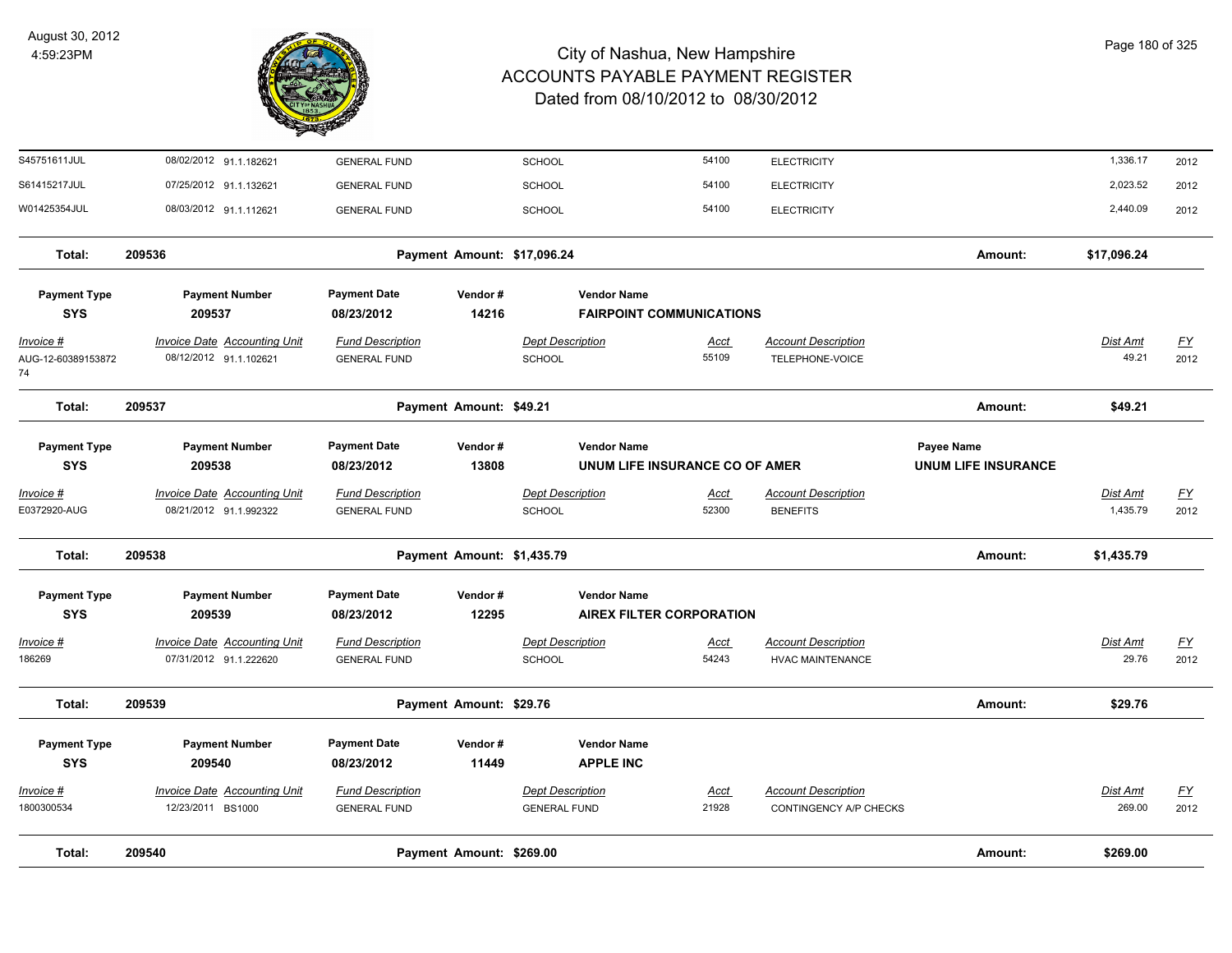# City of Nashua, New Hampshire
## ACCOUNTS PAYABLE PAYMENT REGISTER
### Dated from 08/10/2012 to 08/30/2012

August 30, 2012
4:59:23PM

| Invoice # | Invoice Date | Accounting Unit | Fund Description | Dept Description | Acct | Account Description | Dist Amt | FY |
|---|---|---|---|---|---|---|---|---|
| S45751611JUL | 08/02/2012 | 91.1.182621 | GENERAL FUND | SCHOOL | 54100 | ELECTRICITY | 1,336.17 | 2012 |
| S61415217JUL | 07/25/2012 | 91.1.132621 | GENERAL FUND | SCHOOL | 54100 | ELECTRICITY | 2,023.52 | 2012 |
| W01425354JUL | 08/03/2012 | 91.1.112621 | GENERAL FUND | SCHOOL | 54100 | ELECTRICITY | 2,440.09 | 2012 |

**Total: 209536 — Payment Amount: $17,096.24 — Amount: $17,096.24**

| Payment Type | Payment Number | Payment Date | Vendor # | Vendor Name |
|---|---|---|---|---|
| SYS | 209537 | 08/23/2012 | 14216 | FAIRPOINT COMMUNICATIONS |

| Invoice # | Invoice Date | Accounting Unit | Fund Description | Dept Description | Acct | Account Description | Dist Amt | FY |
|---|---|---|---|---|---|---|---|---|
| AUG-12-6038915387274 | 08/12/2012 | 91.1.102621 | GENERAL FUND | SCHOOL | 55109 | TELEPHONE-VOICE | 49.21 | 2012 |

**Total: 209537 — Payment Amount: $49.21 — Amount: $49.21**

| Payment Type | Payment Number | Payment Date | Vendor # | Vendor Name | Payee Name |
|---|---|---|---|---|---|
| SYS | 209538 | 08/23/2012 | 13808 | UNUM LIFE INSURANCE CO OF AMER | UNUM LIFE INSURANCE |

| Invoice # | Invoice Date | Accounting Unit | Fund Description | Dept Description | Acct | Account Description | Dist Amt | FY |
|---|---|---|---|---|---|---|---|---|
| E0372920-AUG | 08/21/2012 | 91.1.992322 | GENERAL FUND | SCHOOL | 52300 | BENEFITS | 1,435.79 | 2012 |

**Total: 209538 — Payment Amount: $1,435.79 — Amount: $1,435.79**

| Payment Type | Payment Number | Payment Date | Vendor # | Vendor Name |
|---|---|---|---|---|
| SYS | 209539 | 08/23/2012 | 12295 | AIREX FILTER CORPORATION |

| Invoice # | Invoice Date | Accounting Unit | Fund Description | Dept Description | Acct | Account Description | Dist Amt | FY |
|---|---|---|---|---|---|---|---|---|
| 186269 | 07/31/2012 | 91.1.222620 | GENERAL FUND | SCHOOL | 54243 | HVAC MAINTENANCE | 29.76 | 2012 |

**Total: 209539 — Payment Amount: $29.76 — Amount: $29.76**

| Payment Type | Payment Number | Payment Date | Vendor # | Vendor Name |
|---|---|---|---|---|
| SYS | 209540 | 08/23/2012 | 11449 | APPLE INC |

| Invoice # | Invoice Date | Accounting Unit | Fund Description | Dept Description | Acct | Account Description | Dist Amt | FY |
|---|---|---|---|---|---|---|---|---|
| 1800300534 | 12/23/2011 | BS1000 | GENERAL FUND | GENERAL FUND | 21928 | CONTINGENCY A/P CHECKS | 269.00 | 2012 |

**Total: 209540 — Payment Amount: $269.00 — Amount: $269.00**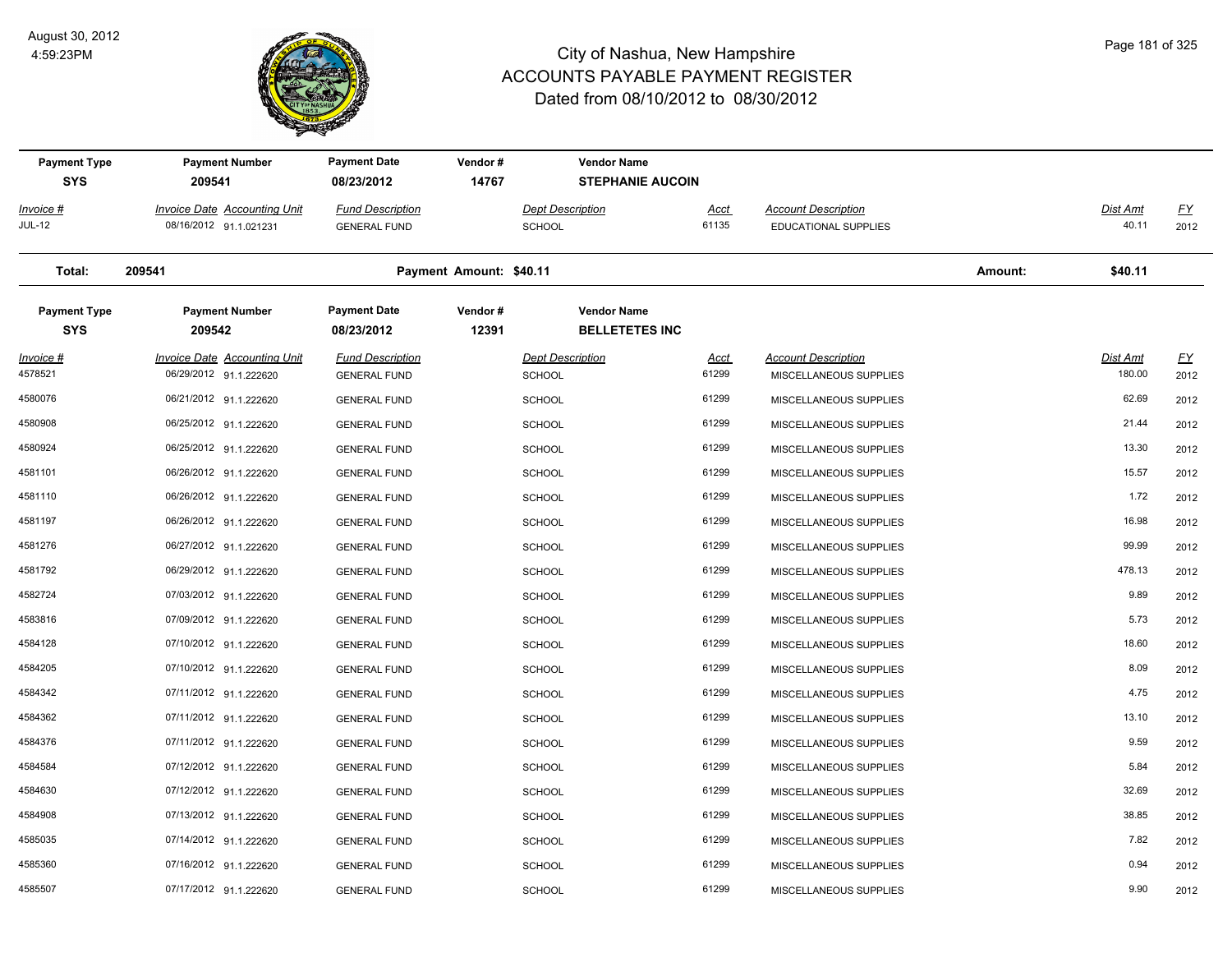# City of Nashua, New Hampshire
## ACCOUNTS PAYABLE PAYMENT REGISTER
### Dated from 08/10/2012 to 08/30/2012

August 30, 2012
4:59:23PM

| Payment Type | Payment Number | Payment Date | Vendor # | Vendor Name |
|---|---|---|---|---|
| SYS | 209541 | 08/23/2012 | 14767 | STEPHANIE AUCOIN |

| Invoice # | Invoice Date | Accounting Unit | Fund Description | Dept Description | Acct | Account Description | Dist Amt | FY |
|---|---|---|---|---|---|---|---|---|
| JUL-12 | 08/16/2012 | 91.1.021231 | GENERAL FUND | SCHOOL | 61135 | EDUCATIONAL SUPPLIES | 40.11 | 2012 |

**Total: 209541** — Payment Amount: $40.11 — Amount: $40.11

| Payment Type | Payment Number | Payment Date | Vendor # | Vendor Name |
|---|---|---|---|---|
| SYS | 209542 | 08/23/2012 | 12391 | BELLETETES INC |

| Invoice # | Invoice Date | Accounting Unit | Fund Description | Dept Description | Acct | Account Description | Dist Amt | FY |
|---|---|---|---|---|---|---|---|---|
| 4578521 | 06/29/2012 | 91.1.222620 | GENERAL FUND | SCHOOL | 61299 | MISCELLANEOUS SUPPLIES | 180.00 | 2012 |
| 4580076 | 06/21/2012 | 91.1.222620 | GENERAL FUND | SCHOOL | 61299 | MISCELLANEOUS SUPPLIES | 62.69 | 2012 |
| 4580908 | 06/25/2012 | 91.1.222620 | GENERAL FUND | SCHOOL | 61299 | MISCELLANEOUS SUPPLIES | 21.44 | 2012 |
| 4580924 | 06/25/2012 | 91.1.222620 | GENERAL FUND | SCHOOL | 61299 | MISCELLANEOUS SUPPLIES | 13.30 | 2012 |
| 4581101 | 06/26/2012 | 91.1.222620 | GENERAL FUND | SCHOOL | 61299 | MISCELLANEOUS SUPPLIES | 15.57 | 2012 |
| 4581110 | 06/26/2012 | 91.1.222620 | GENERAL FUND | SCHOOL | 61299 | MISCELLANEOUS SUPPLIES | 1.72 | 2012 |
| 4581197 | 06/26/2012 | 91.1.222620 | GENERAL FUND | SCHOOL | 61299 | MISCELLANEOUS SUPPLIES | 16.98 | 2012 |
| 4581276 | 06/27/2012 | 91.1.222620 | GENERAL FUND | SCHOOL | 61299 | MISCELLANEOUS SUPPLIES | 99.99 | 2012 |
| 4581792 | 06/29/2012 | 91.1.222620 | GENERAL FUND | SCHOOL | 61299 | MISCELLANEOUS SUPPLIES | 478.13 | 2012 |
| 4582724 | 07/03/2012 | 91.1.222620 | GENERAL FUND | SCHOOL | 61299 | MISCELLANEOUS SUPPLIES | 9.89 | 2012 |
| 4583816 | 07/09/2012 | 91.1.222620 | GENERAL FUND | SCHOOL | 61299 | MISCELLANEOUS SUPPLIES | 5.73 | 2012 |
| 4584128 | 07/10/2012 | 91.1.222620 | GENERAL FUND | SCHOOL | 61299 | MISCELLANEOUS SUPPLIES | 18.60 | 2012 |
| 4584205 | 07/10/2012 | 91.1.222620 | GENERAL FUND | SCHOOL | 61299 | MISCELLANEOUS SUPPLIES | 8.09 | 2012 |
| 4584342 | 07/11/2012 | 91.1.222620 | GENERAL FUND | SCHOOL | 61299 | MISCELLANEOUS SUPPLIES | 4.75 | 2012 |
| 4584362 | 07/11/2012 | 91.1.222620 | GENERAL FUND | SCHOOL | 61299 | MISCELLANEOUS SUPPLIES | 13.10 | 2012 |
| 4584376 | 07/11/2012 | 91.1.222620 | GENERAL FUND | SCHOOL | 61299 | MISCELLANEOUS SUPPLIES | 9.59 | 2012 |
| 4584584 | 07/12/2012 | 91.1.222620 | GENERAL FUND | SCHOOL | 61299 | MISCELLANEOUS SUPPLIES | 5.84 | 2012 |
| 4584630 | 07/12/2012 | 91.1.222620 | GENERAL FUND | SCHOOL | 61299 | MISCELLANEOUS SUPPLIES | 32.69 | 2012 |
| 4584908 | 07/13/2012 | 91.1.222620 | GENERAL FUND | SCHOOL | 61299 | MISCELLANEOUS SUPPLIES | 38.85 | 2012 |
| 4585035 | 07/14/2012 | 91.1.222620 | GENERAL FUND | SCHOOL | 61299 | MISCELLANEOUS SUPPLIES | 7.82 | 2012 |
| 4585360 | 07/16/2012 | 91.1.222620 | GENERAL FUND | SCHOOL | 61299 | MISCELLANEOUS SUPPLIES | 0.94 | 2012 |
| 4585507 | 07/17/2012 | 91.1.222620 | GENERAL FUND | SCHOOL | 61299 | MISCELLANEOUS SUPPLIES | 9.90 | 2012 |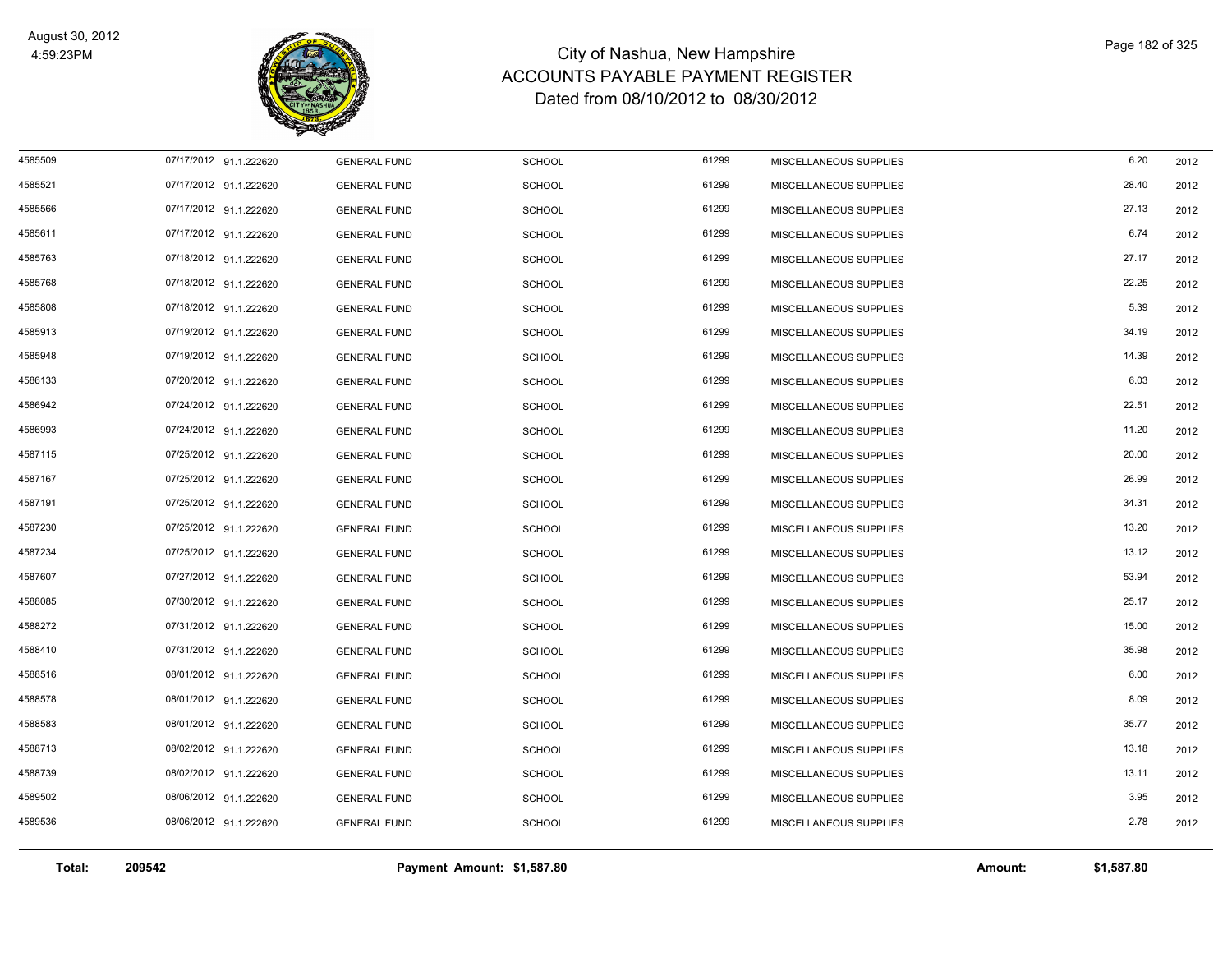# City of Nashua, New Hampshire
## ACCOUNTS PAYABLE PAYMENT REGISTER
### Dated from 08/10/2012 to 08/30/2012

| | | | | | | | | |
|---|---|---|---|---|---|---|---|---|
| 4585509 | 07/17/2012 | 91.1.222620 | GENERAL FUND | SCHOOL | 61299 | MISCELLANEOUS SUPPLIES | 6.20 | 2012 |
| 4585521 | 07/17/2012 | 91.1.222620 | GENERAL FUND | SCHOOL | 61299 | MISCELLANEOUS SUPPLIES | 28.40 | 2012 |
| 4585566 | 07/17/2012 | 91.1.222620 | GENERAL FUND | SCHOOL | 61299 | MISCELLANEOUS SUPPLIES | 27.13 | 2012 |
| 4585611 | 07/17/2012 | 91.1.222620 | GENERAL FUND | SCHOOL | 61299 | MISCELLANEOUS SUPPLIES | 6.74 | 2012 |
| 4585763 | 07/18/2012 | 91.1.222620 | GENERAL FUND | SCHOOL | 61299 | MISCELLANEOUS SUPPLIES | 27.17 | 2012 |
| 4585768 | 07/18/2012 | 91.1.222620 | GENERAL FUND | SCHOOL | 61299 | MISCELLANEOUS SUPPLIES | 22.25 | 2012 |
| 4585808 | 07/18/2012 | 91.1.222620 | GENERAL FUND | SCHOOL | 61299 | MISCELLANEOUS SUPPLIES | 5.39 | 2012 |
| 4585913 | 07/19/2012 | 91.1.222620 | GENERAL FUND | SCHOOL | 61299 | MISCELLANEOUS SUPPLIES | 34.19 | 2012 |
| 4585948 | 07/19/2012 | 91.1.222620 | GENERAL FUND | SCHOOL | 61299 | MISCELLANEOUS SUPPLIES | 14.39 | 2012 |
| 4586133 | 07/20/2012 | 91.1.222620 | GENERAL FUND | SCHOOL | 61299 | MISCELLANEOUS SUPPLIES | 6.03 | 2012 |
| 4586942 | 07/24/2012 | 91.1.222620 | GENERAL FUND | SCHOOL | 61299 | MISCELLANEOUS SUPPLIES | 22.51 | 2012 |
| 4586993 | 07/24/2012 | 91.1.222620 | GENERAL FUND | SCHOOL | 61299 | MISCELLANEOUS SUPPLIES | 11.20 | 2012 |
| 4587115 | 07/25/2012 | 91.1.222620 | GENERAL FUND | SCHOOL | 61299 | MISCELLANEOUS SUPPLIES | 20.00 | 2012 |
| 4587167 | 07/25/2012 | 91.1.222620 | GENERAL FUND | SCHOOL | 61299 | MISCELLANEOUS SUPPLIES | 26.99 | 2012 |
| 4587191 | 07/25/2012 | 91.1.222620 | GENERAL FUND | SCHOOL | 61299 | MISCELLANEOUS SUPPLIES | 34.31 | 2012 |
| 4587230 | 07/25/2012 | 91.1.222620 | GENERAL FUND | SCHOOL | 61299 | MISCELLANEOUS SUPPLIES | 13.20 | 2012 |
| 4587234 | 07/25/2012 | 91.1.222620 | GENERAL FUND | SCHOOL | 61299 | MISCELLANEOUS SUPPLIES | 13.12 | 2012 |
| 4587607 | 07/27/2012 | 91.1.222620 | GENERAL FUND | SCHOOL | 61299 | MISCELLANEOUS SUPPLIES | 53.94 | 2012 |
| 4588085 | 07/30/2012 | 91.1.222620 | GENERAL FUND | SCHOOL | 61299 | MISCELLANEOUS SUPPLIES | 25.17 | 2012 |
| 4588272 | 07/31/2012 | 91.1.222620 | GENERAL FUND | SCHOOL | 61299 | MISCELLANEOUS SUPPLIES | 15.00 | 2012 |
| 4588410 | 07/31/2012 | 91.1.222620 | GENERAL FUND | SCHOOL | 61299 | MISCELLANEOUS SUPPLIES | 35.98 | 2012 |
| 4588516 | 08/01/2012 | 91.1.222620 | GENERAL FUND | SCHOOL | 61299 | MISCELLANEOUS SUPPLIES | 6.00 | 2012 |
| 4588578 | 08/01/2012 | 91.1.222620 | GENERAL FUND | SCHOOL | 61299 | MISCELLANEOUS SUPPLIES | 8.09 | 2012 |
| 4588583 | 08/01/2012 | 91.1.222620 | GENERAL FUND | SCHOOL | 61299 | MISCELLANEOUS SUPPLIES | 35.77 | 2012 |
| 4588713 | 08/02/2012 | 91.1.222620 | GENERAL FUND | SCHOOL | 61299 | MISCELLANEOUS SUPPLIES | 13.18 | 2012 |
| 4588739 | 08/02/2012 | 91.1.222620 | GENERAL FUND | SCHOOL | 61299 | MISCELLANEOUS SUPPLIES | 13.11 | 2012 |
| 4589502 | 08/06/2012 | 91.1.222620 | GENERAL FUND | SCHOOL | 61299 | MISCELLANEOUS SUPPLIES | 3.95 | 2012 |
| 4589536 | 08/06/2012 | 91.1.222620 | GENERAL FUND | SCHOOL | 61299 | MISCELLANEOUS SUPPLIES | 2.78 | 2012 |

**Total: 209542 Payment Amount: $1,587.80 Amount: $1,587.80**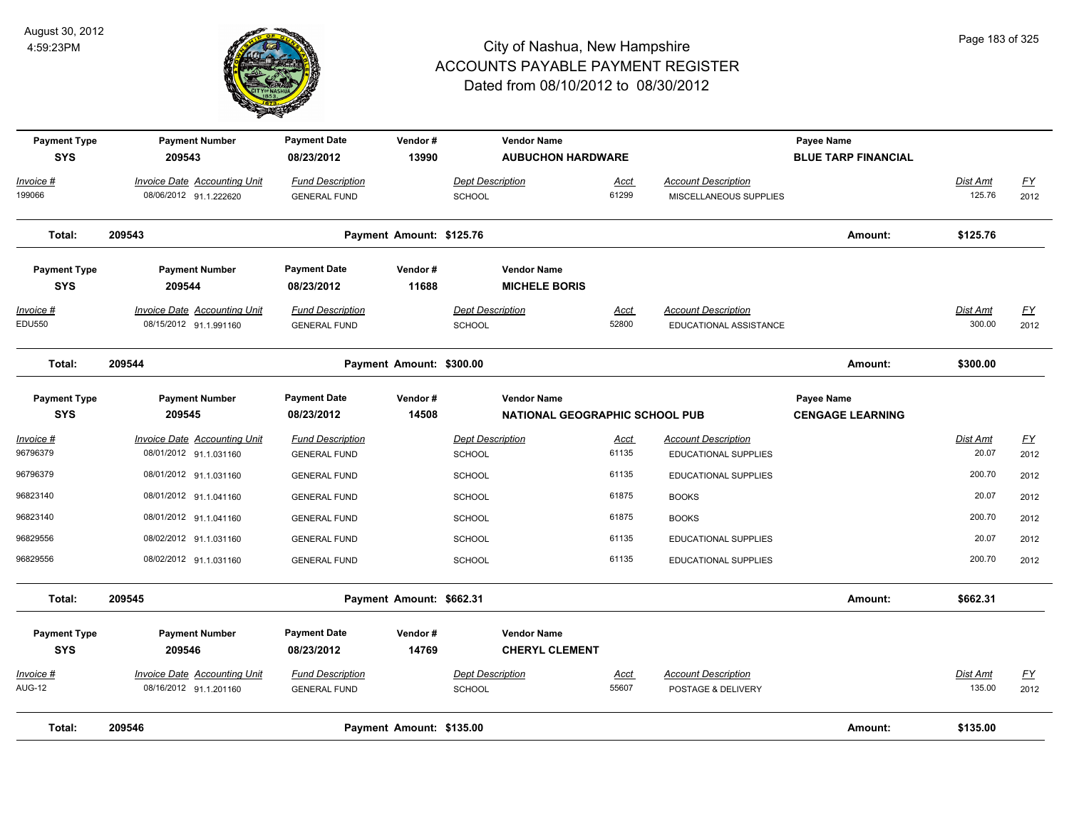# City of Nashua, New Hampshire
## ACCOUNTS PAYABLE PAYMENT REGISTER
### Dated from 08/10/2012 to 08/30/2012

August 30, 2012
4:59:23PM

| Payment Type | Payment Number | Payment Date | Vendor # | Vendor Name | | | Payee Name | | |
|---|---|---|---|---|---|---|---|---|---|
| SYS | 209543 | 08/23/2012 | 13990 | AUBUCHON HARDWARE | | | BLUE TARP FINANCIAL | | |
| *Invoice #* | *Invoice Date Accounting Unit* | *Fund Description* | | *Dept Description* | *Acct* | *Account Description* | | *Dist Amt* | *FY* |
| 199066 | 08/06/2012 91.1.222620 | GENERAL FUND | | SCHOOL | 61299 | MISCELLANEOUS SUPPLIES | | 125.76 | 2012 |
| **Total:** | **209543** | | **Payment Amount: $125.76** | | | | **Amount:** | **$125.76** | |

| Payment Type | Payment Number | Payment Date | Vendor # | Vendor Name | | | | |
|---|---|---|---|---|---|---|---|---|
| SYS | 209544 | 08/23/2012 | 11688 | MICHELE BORIS | | | | |
| *Invoice #* | *Invoice Date Accounting Unit* | *Fund Description* | *Dept Description* | *Acct* | *Account Description* | | *Dist Amt* | *FY* |
| EDU550 | 08/15/2012 91.1.991160 | GENERAL FUND | SCHOOL | 52800 | EDUCATIONAL ASSISTANCE | | 300.00 | 2012 |
| **Total:** | **209544** | **Payment Amount: $300.00** | | | | **Amount:** | **$300.00** | |

| Payment Type | Payment Number | Payment Date | Vendor # | Vendor Name | | | Payee Name | | |
|---|---|---|---|---|---|---|---|---|---|
| SYS | 209545 | 08/23/2012 | 14508 | NATIONAL GEOGRAPHIC SCHOOL PUB | | | CENGAGE LEARNING | | |
| *Invoice #* | *Invoice Date Accounting Unit* | *Fund Description* | | *Dept Description* | *Acct* | *Account Description* | | *Dist Amt* | *FY* |
| 96796379 | 08/01/2012 91.1.031160 | GENERAL FUND | | SCHOOL | 61135 | EDUCATIONAL SUPPLIES | | 20.07 | 2012 |
| 96796379 | 08/01/2012 91.1.031160 | GENERAL FUND | | SCHOOL | 61135 | EDUCATIONAL SUPPLIES | | 200.70 | 2012 |
| 96823140 | 08/01/2012 91.1.041160 | GENERAL FUND | | SCHOOL | 61875 | BOOKS | | 20.07 | 2012 |
| 96823140 | 08/01/2012 91.1.041160 | GENERAL FUND | | SCHOOL | 61875 | BOOKS | | 200.70 | 2012 |
| 96829556 | 08/02/2012 91.1.031160 | GENERAL FUND | | SCHOOL | 61135 | EDUCATIONAL SUPPLIES | | 20.07 | 2012 |
| 96829556 | 08/02/2012 91.1.031160 | GENERAL FUND | | SCHOOL | 61135 | EDUCATIONAL SUPPLIES | | 200.70 | 2012 |
| **Total:** | **209545** | | **Payment Amount: $662.31** | | | | **Amount:** | **$662.31** | |

| Payment Type | Payment Number | Payment Date | Vendor # | Vendor Name | | | | |
|---|---|---|---|---|---|---|---|---|
| SYS | 209546 | 08/23/2012 | 14769 | CHERYL CLEMENT | | | | |
| *Invoice #* | *Invoice Date Accounting Unit* | *Fund Description* | *Dept Description* | *Acct* | *Account Description* | | *Dist Amt* | *FY* |
| AUG-12 | 08/16/2012 91.1.201160 | GENERAL FUND | SCHOOL | 55607 | POSTAGE & DELIVERY | | 135.00 | 2012 |
| **Total:** | **209546** | **Payment Amount: $135.00** | | | | **Amount:** | **$135.00** | |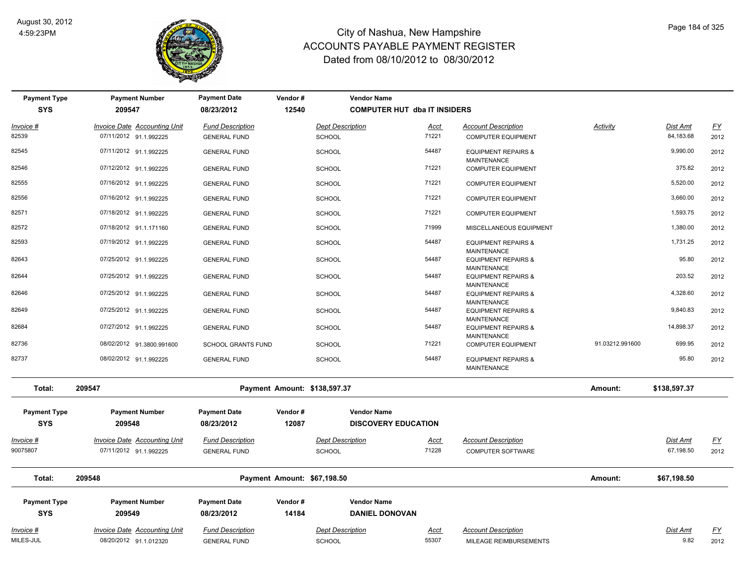# City of Nashua, New Hampshire
## ACCOUNTS PAYABLE PAYMENT REGISTER
### Dated from 08/10/2012 to 08/30/2012

August 30, 2012
4:59:23PM

| Payment Type | Payment Number | Payment Date | Vendor # | Vendor Name |
|---|---|---|---|---|
| SYS | 209547 | 08/23/2012 | 12540 | COMPUTER HUT dba IT INSIDERS |

| Invoice # | Invoice Date | Accounting Unit | Fund Description | Dept Description | Acct | Account Description | Activity | Dist Amt | FY |
|---|---|---|---|---|---|---|---|---|---|
| 82539 | 07/11/2012 | 91.1.992225 | GENERAL FUND | SCHOOL | 71221 | COMPUTER EQUIPMENT | | 84,183.68 | 2012 |
| 82545 | 07/11/2012 | 91.1.992225 | GENERAL FUND | SCHOOL | 54487 | EQUIPMENT REPAIRS & MAINTENANCE | | 9,990.00 | 2012 |
| 82546 | 07/12/2012 | 91.1.992225 | GENERAL FUND | SCHOOL | 71221 | COMPUTER EQUIPMENT | | 375.82 | 2012 |
| 82555 | 07/16/2012 | 91.1.992225 | GENERAL FUND | SCHOOL | 71221 | COMPUTER EQUIPMENT | | 5,520.00 | 2012 |
| 82556 | 07/16/2012 | 91.1.992225 | GENERAL FUND | SCHOOL | 71221 | COMPUTER EQUIPMENT | | 3,660.00 | 2012 |
| 82571 | 07/18/2012 | 91.1.992225 | GENERAL FUND | SCHOOL | 71221 | COMPUTER EQUIPMENT | | 1,593.75 | 2012 |
| 82572 | 07/18/2012 | 91.1.171160 | GENERAL FUND | SCHOOL | 71999 | MISCELLANEOUS EQUIPMENT | | 1,380.00 | 2012 |
| 82593 | 07/19/2012 | 91.1.992225 | GENERAL FUND | SCHOOL | 54487 | EQUIPMENT REPAIRS & MAINTENANCE | | 1,731.25 | 2012 |
| 82643 | 07/25/2012 | 91.1.992225 | GENERAL FUND | SCHOOL | 54487 | EQUIPMENT REPAIRS & MAINTENANCE | | 95.80 | 2012 |
| 82644 | 07/25/2012 | 91.1.992225 | GENERAL FUND | SCHOOL | 54487 | EQUIPMENT REPAIRS & MAINTENANCE | | 203.52 | 2012 |
| 82646 | 07/25/2012 | 91.1.992225 | GENERAL FUND | SCHOOL | 54487 | EQUIPMENT REPAIRS & MAINTENANCE | | 4,328.60 | 2012 |
| 82649 | 07/25/2012 | 91.1.992225 | GENERAL FUND | SCHOOL | 54487 | EQUIPMENT REPAIRS & MAINTENANCE | | 9,840.83 | 2012 |
| 82684 | 07/27/2012 | 91.1.992225 | GENERAL FUND | SCHOOL | 54487 | EQUIPMENT REPAIRS & MAINTENANCE | | 14,898.37 | 2012 |
| 82736 | 08/02/2012 | 91.3800.991600 | SCHOOL GRANTS FUND | SCHOOL | 71221 | COMPUTER EQUIPMENT | 91.03212.991600 | 699.95 | 2012 |
| 82737 | 08/02/2012 | 91.1.992225 | GENERAL FUND | SCHOOL | 54487 | EQUIPMENT REPAIRS & MAINTENANCE | | 95.80 | 2012 |

**Total: 209547 — Payment Amount: $138,597.37 — Amount: $138,597.37**

| Payment Type | Payment Number | Payment Date | Vendor # | Vendor Name |
|---|---|---|---|---|
| SYS | 209548 | 08/23/2012 | 12087 | DISCOVERY EDUCATION |

| Invoice # | Invoice Date | Accounting Unit | Fund Description | Dept Description | Acct | Account Description | Dist Amt | FY |
|---|---|---|---|---|---|---|---|---|
| 90075807 | 07/11/2012 | 91.1.992225 | GENERAL FUND | SCHOOL | 71228 | COMPUTER SOFTWARE | 67,198.50 | 2012 |

**Total: 209548 — Payment Amount: $67,198.50 — Amount: $67,198.50**

| Payment Type | Payment Number | Payment Date | Vendor # | Vendor Name |
|---|---|---|---|---|
| SYS | 209549 | 08/23/2012 | 14184 | DANIEL DONOVAN |

| Invoice # | Invoice Date | Accounting Unit | Fund Description | Dept Description | Acct | Account Description | Dist Amt | FY |
|---|---|---|---|---|---|---|---|---|
| MILES-JUL | 08/20/2012 | 91.1.012320 | GENERAL FUND | SCHOOL | 55307 | MILEAGE REIMBURSEMENTS | 9.82 | 2012 |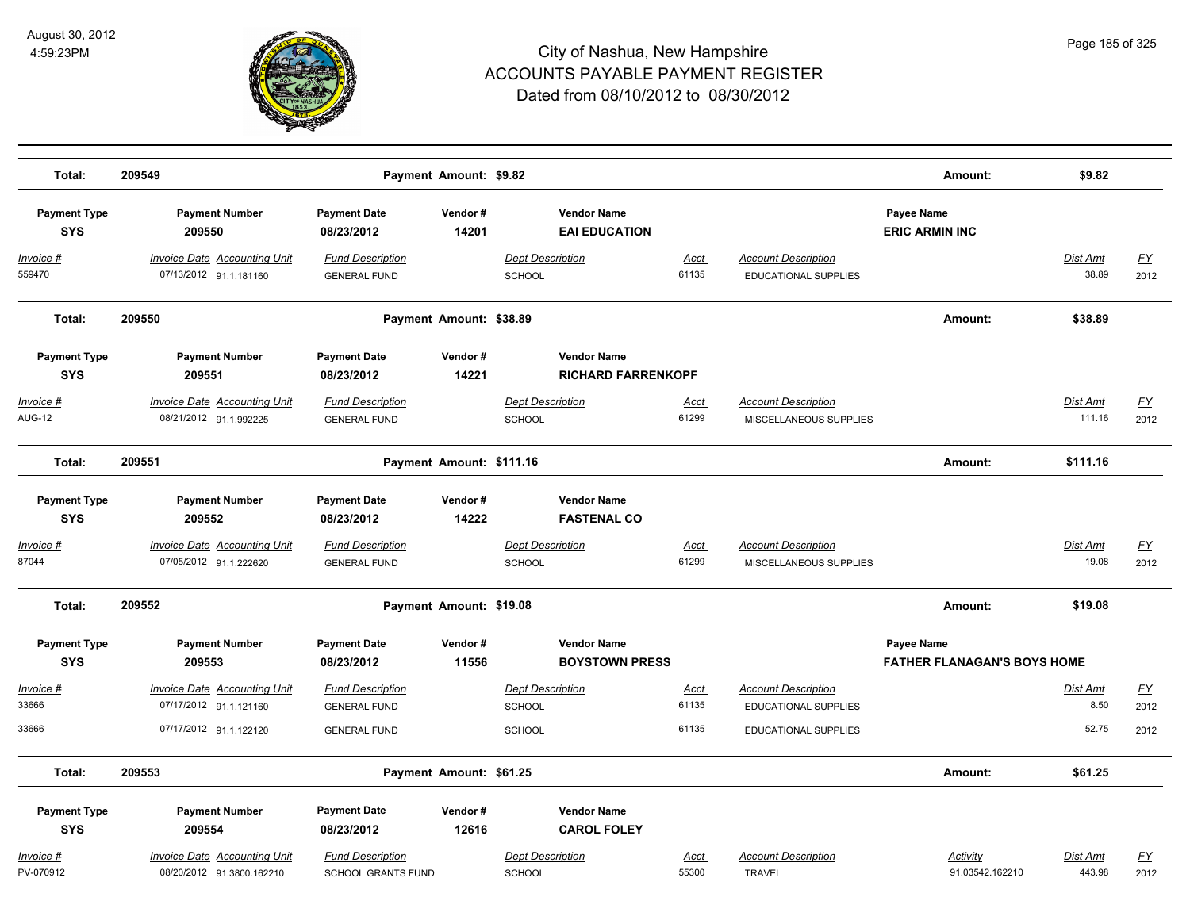# City of Nashua, New Hampshire
## ACCOUNTS PAYABLE PAYMENT REGISTER
### Dated from 08/10/2012 to 08/30/2012

August 30, 2012
4:59:23PM

**Total: 209549** — **Payment Amount: $9.82** — **Amount: $9.82**

| Payment Type | Payment Number | Payment Date | Vendor # | Vendor Name | Payee Name |
|---|---|---|---|---|---|
| SYS | 209550 | 08/23/2012 | 14201 | EAI EDUCATION | ERIC ARMIN INC |

| Invoice # | Invoice Date | Accounting Unit | Fund Description | Dept Description | Acct | Account Description | Dist Amt | FY |
|---|---|---|---|---|---|---|---|---|
| 559470 | 07/13/2012 | 91.1.181160 | GENERAL FUND | SCHOOL | 61135 | EDUCATIONAL SUPPLIES | 38.89 | 2012 |

**Total: 209550** — **Payment Amount: $38.89** — **Amount: $38.89**

| Payment Type | Payment Number | Payment Date | Vendor # | Vendor Name |
|---|---|---|---|---|
| SYS | 209551 | 08/23/2012 | 14221 | RICHARD FARRENKOPF |

| Invoice # | Invoice Date | Accounting Unit | Fund Description | Dept Description | Acct | Account Description | Dist Amt | FY |
|---|---|---|---|---|---|---|---|---|
| AUG-12 | 08/21/2012 | 91.1.992225 | GENERAL FUND | SCHOOL | 61299 | MISCELLANEOUS SUPPLIES | 111.16 | 2012 |

**Total: 209551** — **Payment Amount: $111.16** — **Amount: $111.16**

| Payment Type | Payment Number | Payment Date | Vendor # | Vendor Name |
|---|---|---|---|---|
| SYS | 209552 | 08/23/2012 | 14222 | FASTENAL CO |

| Invoice # | Invoice Date | Accounting Unit | Fund Description | Dept Description | Acct | Account Description | Dist Amt | FY |
|---|---|---|---|---|---|---|---|---|
| 87044 | 07/05/2012 | 91.1.222620 | GENERAL FUND | SCHOOL | 61299 | MISCELLANEOUS SUPPLIES | 19.08 | 2012 |

**Total: 209552** — **Payment Amount: $19.08** — **Amount: $19.08**

| Payment Type | Payment Number | Payment Date | Vendor # | Vendor Name | Payee Name |
|---|---|---|---|---|---|
| SYS | 209553 | 08/23/2012 | 11556 | BOYSTOWN PRESS | FATHER FLANAGAN'S BOYS HOME |

| Invoice # | Invoice Date | Accounting Unit | Fund Description | Dept Description | Acct | Account Description | Dist Amt | FY |
|---|---|---|---|---|---|---|---|---|
| 33666 | 07/17/2012 | 91.1.121160 | GENERAL FUND | SCHOOL | 61135 | EDUCATIONAL SUPPLIES | 8.50 | 2012 |
| 33666 | 07/17/2012 | 91.1.122120 | GENERAL FUND | SCHOOL | 61135 | EDUCATIONAL SUPPLIES | 52.75 | 2012 |

**Total: 209553** — **Payment Amount: $61.25** — **Amount: $61.25**

| Payment Type | Payment Number | Payment Date | Vendor # | Vendor Name |
|---|---|---|---|---|
| SYS | 209554 | 08/23/2012 | 12616 | CAROL FOLEY |

| Invoice # | Invoice Date | Accounting Unit | Fund Description | Dept Description | Acct | Account Description | Activity | Dist Amt | FY |
|---|---|---|---|---|---|---|---|---|---|
| PV-070912 | 08/20/2012 | 91.3800.162210 | SCHOOL GRANTS FUND | SCHOOL | 55300 | TRAVEL | 91.03542.162210 | 443.98 | 2012 |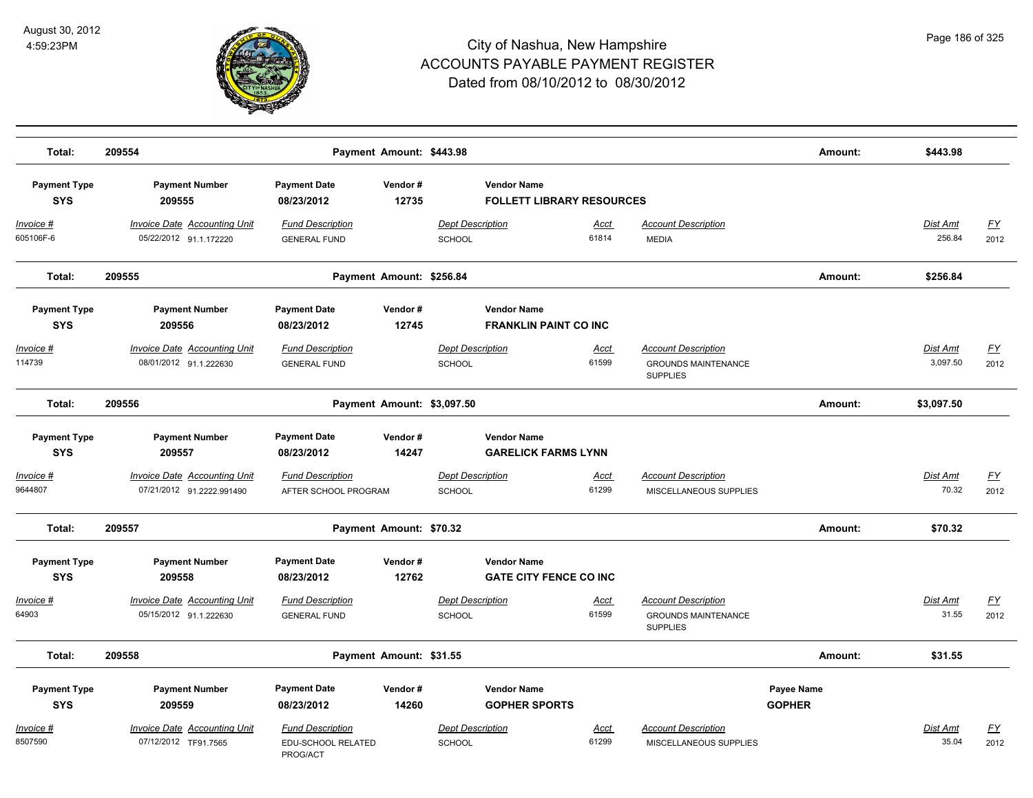# City of Nashua, New Hampshire
## ACCOUNTS PAYABLE PAYMENT REGISTER
### Dated from 08/10/2012 to 08/30/2012

August 30, 2012
4:59:23PM

**Total: 209554** — **Payment Amount: $443.98** — **Amount: $443.98**

| Payment Type | Payment Number | Payment Date | Vendor # | Vendor Name |
|---|---|---|---|---|
| **SYS** | **209555** | **08/23/2012** | **12735** | **FOLLETT LIBRARY RESOURCES** |

| Invoice # | Invoice Date | Accounting Unit | Fund Description | Dept Description | Acct | Account Description | Dist Amt | FY |
|---|---|---|---|---|---|---|---|---|
| 605106F-6 | 05/22/2012 | 91.1.172220 | GENERAL FUND | SCHOOL | 61814 | MEDIA | 256.84 | 2012 |

**Total: 209555** — **Payment Amount: $256.84** — **Amount: $256.84**

| Payment Type | Payment Number | Payment Date | Vendor # | Vendor Name |
|---|---|---|---|---|
| **SYS** | **209556** | **08/23/2012** | **12745** | **FRANKLIN PAINT CO INC** |

| Invoice # | Invoice Date | Accounting Unit | Fund Description | Dept Description | Acct | Account Description | Dist Amt | FY |
|---|---|---|---|---|---|---|---|---|
| 114739 | 08/01/2012 | 91.1.222630 | GENERAL FUND | SCHOOL | 61599 | GROUNDS MAINTENANCE SUPPLIES | 3,097.50 | 2012 |

**Total: 209556** — **Payment Amount: $3,097.50** — **Amount: $3,097.50**

| Payment Type | Payment Number | Payment Date | Vendor # | Vendor Name |
|---|---|---|---|---|
| **SYS** | **209557** | **08/23/2012** | **14247** | **GARELICK FARMS LYNN** |

| Invoice # | Invoice Date | Accounting Unit | Fund Description | Dept Description | Acct | Account Description | Dist Amt | FY |
|---|---|---|---|---|---|---|---|---|
| 9644807 | 07/21/2012 | 91.2222.991490 | AFTER SCHOOL PROGRAM | SCHOOL | 61299 | MISCELLANEOUS SUPPLIES | 70.32 | 2012 |

**Total: 209557** — **Payment Amount: $70.32** — **Amount: $70.32**

| Payment Type | Payment Number | Payment Date | Vendor # | Vendor Name |
|---|---|---|---|---|
| **SYS** | **209558** | **08/23/2012** | **12762** | **GATE CITY FENCE CO INC** |

| Invoice # | Invoice Date | Accounting Unit | Fund Description | Dept Description | Acct | Account Description | Dist Amt | FY |
|---|---|---|---|---|---|---|---|---|
| 64903 | 05/15/2012 | 91.1.222630 | GENERAL FUND | SCHOOL | 61599 | GROUNDS MAINTENANCE SUPPLIES | 31.55 | 2012 |

**Total: 209558** — **Payment Amount: $31.55** — **Amount: $31.55**

| Payment Type | Payment Number | Payment Date | Vendor # | Vendor Name | Payee Name |
|---|---|---|---|---|---|
| **SYS** | **209559** | **08/23/2012** | **14260** | **GOPHER SPORTS** | **GOPHER** |

| Invoice # | Invoice Date | Accounting Unit | Fund Description | Dept Description | Acct | Account Description | Dist Amt | FY |
|---|---|---|---|---|---|---|---|---|
| 8507590 | 07/12/2012 | TF91.7565 | EDU-SCHOOL RELATED PROG/ACT | SCHOOL | 61299 | MISCELLANEOUS SUPPLIES | 35.04 | 2012 |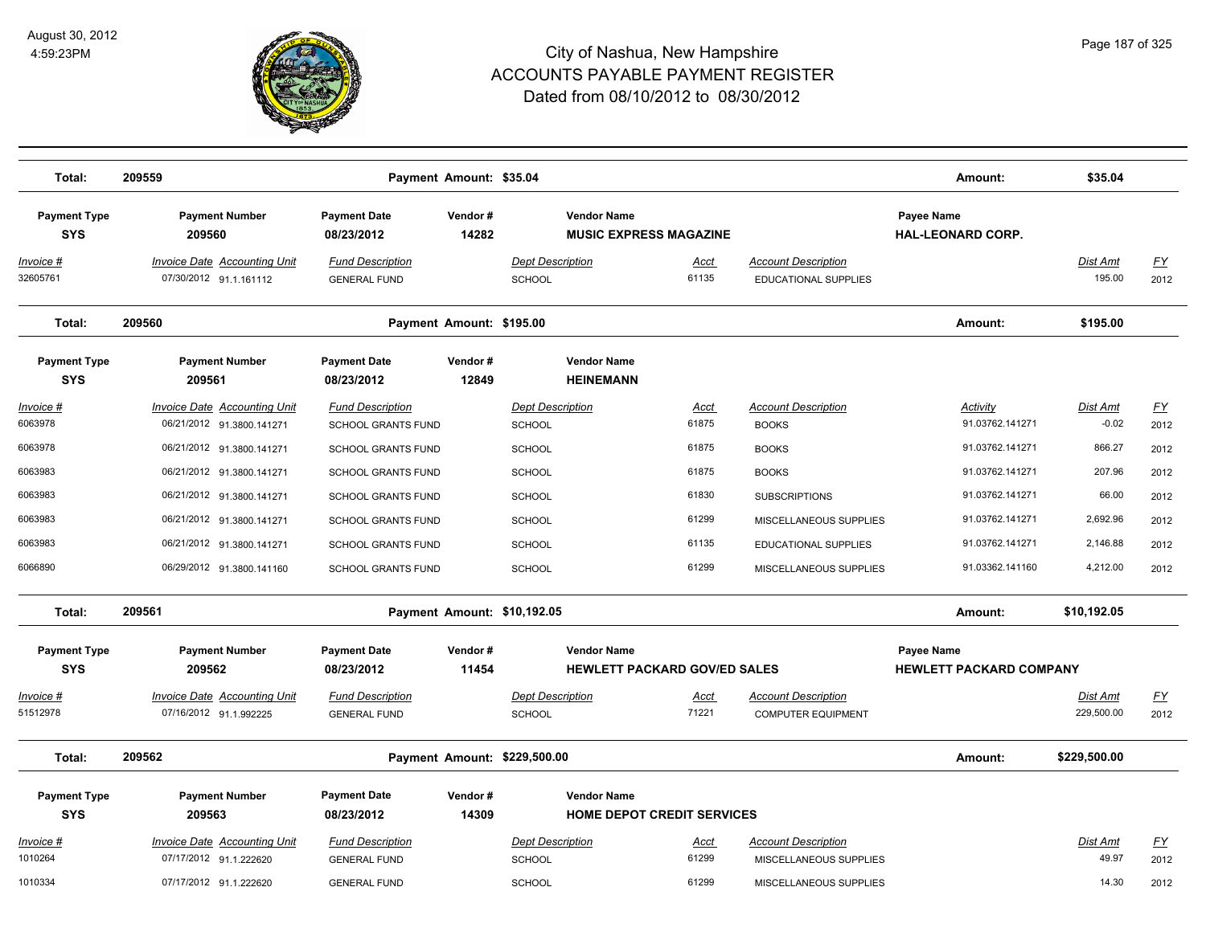# City of Nashua, New Hampshire
## ACCOUNTS PAYABLE PAYMENT REGISTER
### Dated from 08/10/2012 to 08/30/2012

August 30, 2012
4:59:23PM

**Total: 209559** — Payment Amount: $35.04 — Amount: $35.04

| Payment Type | Payment Number | Payment Date | Vendor # | Vendor Name | Payee Name |
|---|---|---|---|---|---|
| SYS | 209560 | 08/23/2012 | 14282 | MUSIC EXPRESS MAGAZINE | HAL-LEONARD CORP. |

| Invoice # | Invoice Date | Accounting Unit | Fund Description | Dept Description | Acct | Account Description | Dist Amt | FY |
|---|---|---|---|---|---|---|---|---|
| 32605761 | 07/30/2012 | 91.1.161112 | GENERAL FUND | SCHOOL | 61135 | EDUCATIONAL SUPPLIES | 195.00 | 2012 |

**Total: 209560** — Payment Amount: $195.00 — Amount: $195.00

| Payment Type | Payment Number | Payment Date | Vendor # | Vendor Name |
|---|---|---|---|---|
| SYS | 209561 | 08/23/2012 | 12849 | HEINEMANN |

| Invoice # | Invoice Date | Accounting Unit | Fund Description | Dept Description | Acct | Account Description | Activity | Dist Amt | FY |
|---|---|---|---|---|---|---|---|---|---|
| 6063978 | 06/21/2012 | 91.3800.141271 | SCHOOL GRANTS FUND | SCHOOL | 61875 | BOOKS | 91.03762.141271 | -0.02 | 2012 |
| 6063978 | 06/21/2012 | 91.3800.141271 | SCHOOL GRANTS FUND | SCHOOL | 61875 | BOOKS | 91.03762.141271 | 866.27 | 2012 |
| 6063983 | 06/21/2012 | 91.3800.141271 | SCHOOL GRANTS FUND | SCHOOL | 61875 | BOOKS | 91.03762.141271 | 207.96 | 2012 |
| 6063983 | 06/21/2012 | 91.3800.141271 | SCHOOL GRANTS FUND | SCHOOL | 61830 | SUBSCRIPTIONS | 91.03762.141271 | 66.00 | 2012 |
| 6063983 | 06/21/2012 | 91.3800.141271 | SCHOOL GRANTS FUND | SCHOOL | 61299 | MISCELLANEOUS SUPPLIES | 91.03762.141271 | 2,692.96 | 2012 |
| 6063983 | 06/21/2012 | 91.3800.141271 | SCHOOL GRANTS FUND | SCHOOL | 61135 | EDUCATIONAL SUPPLIES | 91.03762.141271 | 2,146.88 | 2012 |
| 6066890 | 06/29/2012 | 91.3800.141160 | SCHOOL GRANTS FUND | SCHOOL | 61299 | MISCELLANEOUS SUPPLIES | 91.03362.141160 | 4,212.00 | 2012 |

**Total: 209561** — Payment Amount: $10,192.05 — Amount: $10,192.05

| Payment Type | Payment Number | Payment Date | Vendor # | Vendor Name | Payee Name |
|---|---|---|---|---|---|
| SYS | 209562 | 08/23/2012 | 11454 | HEWLETT PACKARD GOV/ED SALES | HEWLETT PACKARD COMPANY |

| Invoice # | Invoice Date | Accounting Unit | Fund Description | Dept Description | Acct | Account Description | Dist Amt | FY |
|---|---|---|---|---|---|---|---|---|
| 51512978 | 07/16/2012 | 91.1.992225 | GENERAL FUND | SCHOOL | 71221 | COMPUTER EQUIPMENT | 229,500.00 | 2012 |

**Total: 209562** — Payment Amount: $229,500.00 — Amount: $229,500.00

| Payment Type | Payment Number | Payment Date | Vendor # | Vendor Name |
|---|---|---|---|---|
| SYS | 209563 | 08/23/2012 | 14309 | HOME DEPOT CREDIT SERVICES |

| Invoice # | Invoice Date | Accounting Unit | Fund Description | Dept Description | Acct | Account Description | Dist Amt | FY |
|---|---|---|---|---|---|---|---|---|
| 1010264 | 07/17/2012 | 91.1.222620 | GENERAL FUND | SCHOOL | 61299 | MISCELLANEOUS SUPPLIES | 49.97 | 2012 |
| 1010334 | 07/17/2012 | 91.1.222620 | GENERAL FUND | SCHOOL | 61299 | MISCELLANEOUS SUPPLIES | 14.30 | 2012 |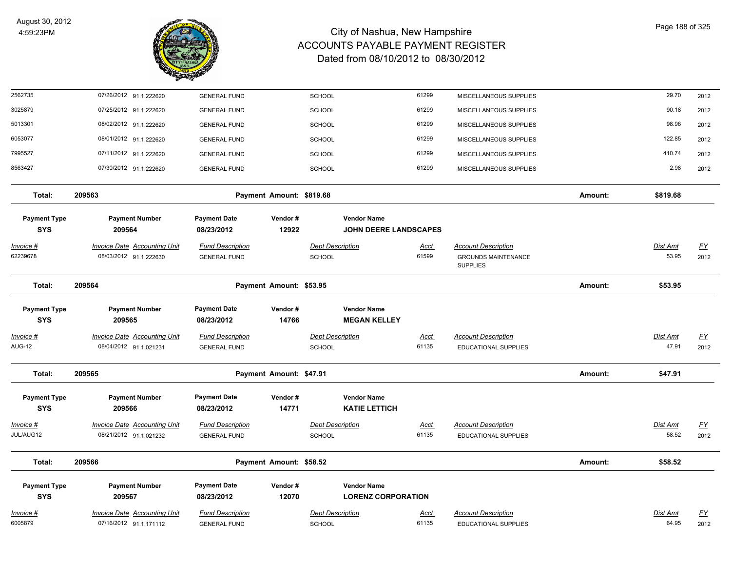# City of Nashua, New Hampshire
## ACCOUNTS PAYABLE PAYMENT REGISTER
### Dated from 08/10/2012 to 08/30/2012

August 30, 2012
4:59:23PM

| Invoice # | Invoice Date | Accounting Unit | Fund Description | Dept Description | Acct | Account Description | Dist Amt | FY |
|---|---|---|---|---|---|---|---|---|
| 2562735 | 07/26/2012 | 91.1.222620 | GENERAL FUND | SCHOOL | 61299 | MISCELLANEOUS SUPPLIES | 29.70 | 2012 |
| 3025879 | 07/25/2012 | 91.1.222620 | GENERAL FUND | SCHOOL | 61299 | MISCELLANEOUS SUPPLIES | 90.18 | 2012 |
| 5013301 | 08/02/2012 | 91.1.222620 | GENERAL FUND | SCHOOL | 61299 | MISCELLANEOUS SUPPLIES | 98.96 | 2012 |
| 6053077 | 08/01/2012 | 91.1.222620 | GENERAL FUND | SCHOOL | 61299 | MISCELLANEOUS SUPPLIES | 122.85 | 2012 |
| 7995527 | 07/11/2012 | 91.1.222620 | GENERAL FUND | SCHOOL | 61299 | MISCELLANEOUS SUPPLIES | 410.74 | 2012 |
| 8563427 | 07/30/2012 | 91.1.222620 | GENERAL FUND | SCHOOL | 61299 | MISCELLANEOUS SUPPLIES | 2.98 | 2012 |

**Total: 209563 — Payment Amount: $819.68 — Amount: $819.68**

| Payment Type | Payment Number | Payment Date | Vendor # | Vendor Name |
|---|---|---|---|---|
| SYS | 209564 | 08/23/2012 | 12922 | JOHN DEERE LANDSCAPES |

| Invoice # | Invoice Date | Accounting Unit | Fund Description | Dept Description | Acct | Account Description | Dist Amt | FY |
|---|---|---|---|---|---|---|---|---|
| 62239678 | 08/03/2012 | 91.1.222630 | GENERAL FUND | SCHOOL | 61599 | GROUNDS MAINTENANCE SUPPLIES | 53.95 | 2012 |

**Total: 209564 — Payment Amount: $53.95 — Amount: $53.95**

| Payment Type | Payment Number | Payment Date | Vendor # | Vendor Name |
|---|---|---|---|---|
| SYS | 209565 | 08/23/2012 | 14766 | MEGAN KELLEY |

| Invoice # | Invoice Date | Accounting Unit | Fund Description | Dept Description | Acct | Account Description | Dist Amt | FY |
|---|---|---|---|---|---|---|---|---|
| AUG-12 | 08/04/2012 | 91.1.021231 | GENERAL FUND | SCHOOL | 61135 | EDUCATIONAL SUPPLIES | 47.91 | 2012 |

**Total: 209565 — Payment Amount: $47.91 — Amount: $47.91**

| Payment Type | Payment Number | Payment Date | Vendor # | Vendor Name |
|---|---|---|---|---|
| SYS | 209566 | 08/23/2012 | 14771 | KATIE LETTICH |

| Invoice # | Invoice Date | Accounting Unit | Fund Description | Dept Description | Acct | Account Description | Dist Amt | FY |
|---|---|---|---|---|---|---|---|---|
| JUL/AUG12 | 08/21/2012 | 91.1.021232 | GENERAL FUND | SCHOOL | 61135 | EDUCATIONAL SUPPLIES | 58.52 | 2012 |

**Total: 209566 — Payment Amount: $58.52 — Amount: $58.52**

| Payment Type | Payment Number | Payment Date | Vendor # | Vendor Name |
|---|---|---|---|---|
| SYS | 209567 | 08/23/2012 | 12070 | LORENZ CORPORATION |

| Invoice # | Invoice Date | Accounting Unit | Fund Description | Dept Description | Acct | Account Description | Dist Amt | FY |
|---|---|---|---|---|---|---|---|---|
| 6005879 | 07/16/2012 | 91.1.171112 | GENERAL FUND | SCHOOL | 61135 | EDUCATIONAL SUPPLIES | 64.95 | 2012 |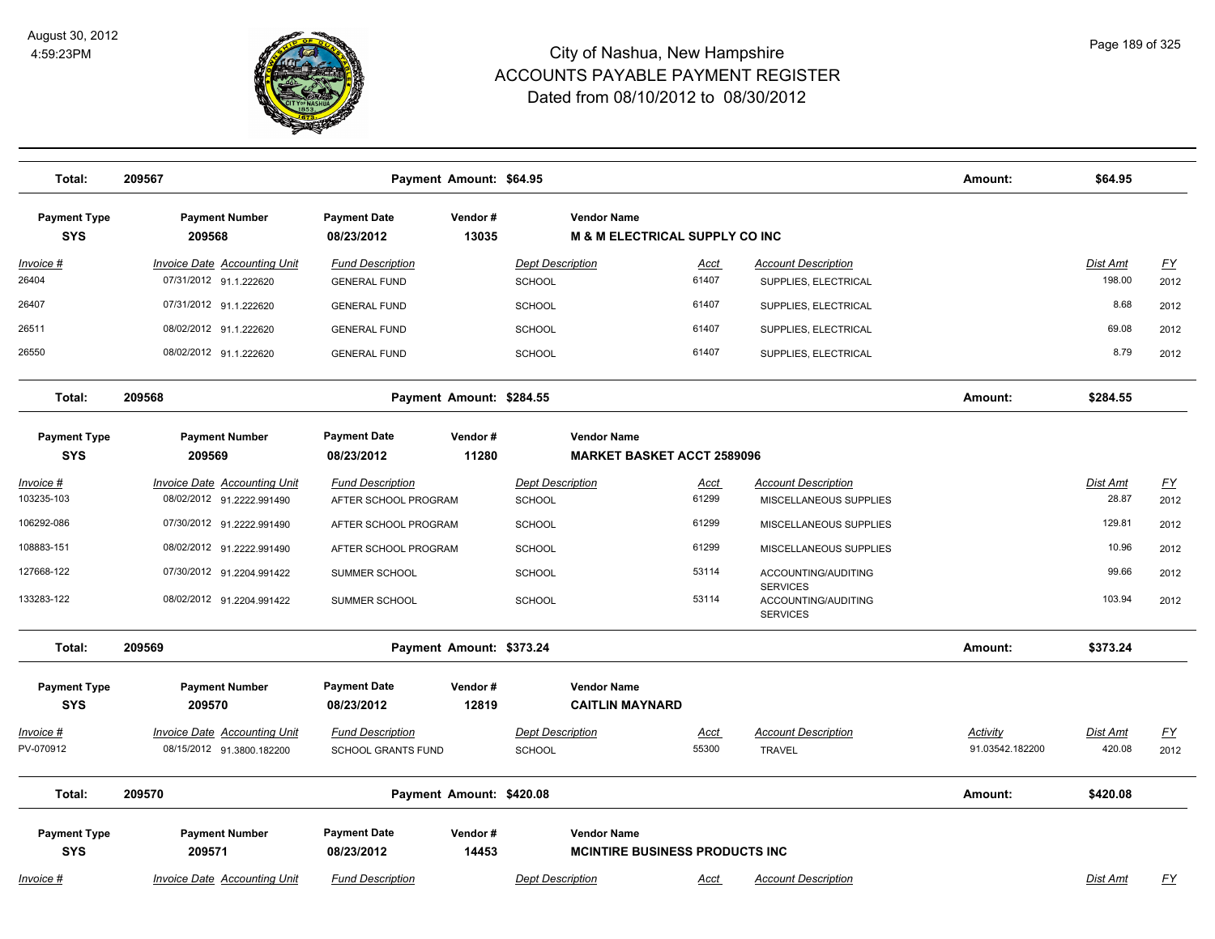# City of Nashua, New Hampshire
## ACCOUNTS PAYABLE PAYMENT REGISTER
### Dated from 08/10/2012 to 08/30/2012

August 30, 2012
4:59:23PM

**Total: 209567** — Payment Amount: $64.95 — Amount: $64.95

| Payment Type | Payment Number | Payment Date | Vendor # | Vendor Name |
|---|---|---|---|---|
| SYS | 209568 | 08/23/2012 | 13035 | M & M ELECTRICAL SUPPLY CO INC |

| Invoice # | Invoice Date | Accounting Unit | Fund Description | Dept Description | Acct | Account Description | Dist Amt | FY |
|---|---|---|---|---|---|---|---|---|
| 26404 | 07/31/2012 | 91.1.222620 | GENERAL FUND | SCHOOL | 61407 | SUPPLIES, ELECTRICAL | 198.00 | 2012 |
| 26407 | 07/31/2012 | 91.1.222620 | GENERAL FUND | SCHOOL | 61407 | SUPPLIES, ELECTRICAL | 8.68 | 2012 |
| 26511 | 08/02/2012 | 91.1.222620 | GENERAL FUND | SCHOOL | 61407 | SUPPLIES, ELECTRICAL | 69.08 | 2012 |
| 26550 | 08/02/2012 | 91.1.222620 | GENERAL FUND | SCHOOL | 61407 | SUPPLIES, ELECTRICAL | 8.79 | 2012 |

**Total: 209568** — Payment Amount: $284.55 — Amount: $284.55

| Payment Type | Payment Number | Payment Date | Vendor # | Vendor Name |
|---|---|---|---|---|
| SYS | 209569 | 08/23/2012 | 11280 | MARKET BASKET ACCT 2589096 |

| Invoice # | Invoice Date | Accounting Unit | Fund Description | Dept Description | Acct | Account Description | Dist Amt | FY |
|---|---|---|---|---|---|---|---|---|
| 103235-103 | 08/02/2012 | 91.2222.991490 | AFTER SCHOOL PROGRAM | SCHOOL | 61299 | MISCELLANEOUS SUPPLIES | 28.87 | 2012 |
| 106292-086 | 07/30/2012 | 91.2222.991490 | AFTER SCHOOL PROGRAM | SCHOOL | 61299 | MISCELLANEOUS SUPPLIES | 129.81 | 2012 |
| 108883-151 | 08/02/2012 | 91.2222.991490 | AFTER SCHOOL PROGRAM | SCHOOL | 61299 | MISCELLANEOUS SUPPLIES | 10.96 | 2012 |
| 127668-122 | 07/30/2012 | 91.2204.991422 | SUMMER SCHOOL | SCHOOL | 53114 | ACCOUNTING/AUDITING SERVICES | 99.66 | 2012 |
| 133283-122 | 08/02/2012 | 91.2204.991422 | SUMMER SCHOOL | SCHOOL | 53114 | ACCOUNTING/AUDITING SERVICES | 103.94 | 2012 |

**Total: 209569** — Payment Amount: $373.24 — Amount: $373.24

| Payment Type | Payment Number | Payment Date | Vendor # | Vendor Name |
|---|---|---|---|---|
| SYS | 209570 | 08/23/2012 | 12819 | CAITLIN MAYNARD |

| Invoice # | Invoice Date | Accounting Unit | Fund Description | Dept Description | Acct | Account Description | Activity | Dist Amt | FY |
|---|---|---|---|---|---|---|---|---|---|
| PV-070912 | 08/15/2012 | 91.3800.182200 | SCHOOL GRANTS FUND | SCHOOL | 55300 | TRAVEL | 91.03542.182200 | 420.08 | 2012 |

**Total: 209570** — Payment Amount: $420.08 — Amount: $420.08

| Payment Type | Payment Number | Payment Date | Vendor # | Vendor Name |
|---|---|---|---|---|
| SYS | 209571 | 08/23/2012 | 14453 | MCINTIRE BUSINESS PRODUCTS INC |

| Invoice # | Invoice Date | Accounting Unit | Fund Description | Dept Description | Acct | Account Description | Dist Amt | FY |
|---|---|---|---|---|---|---|---|---|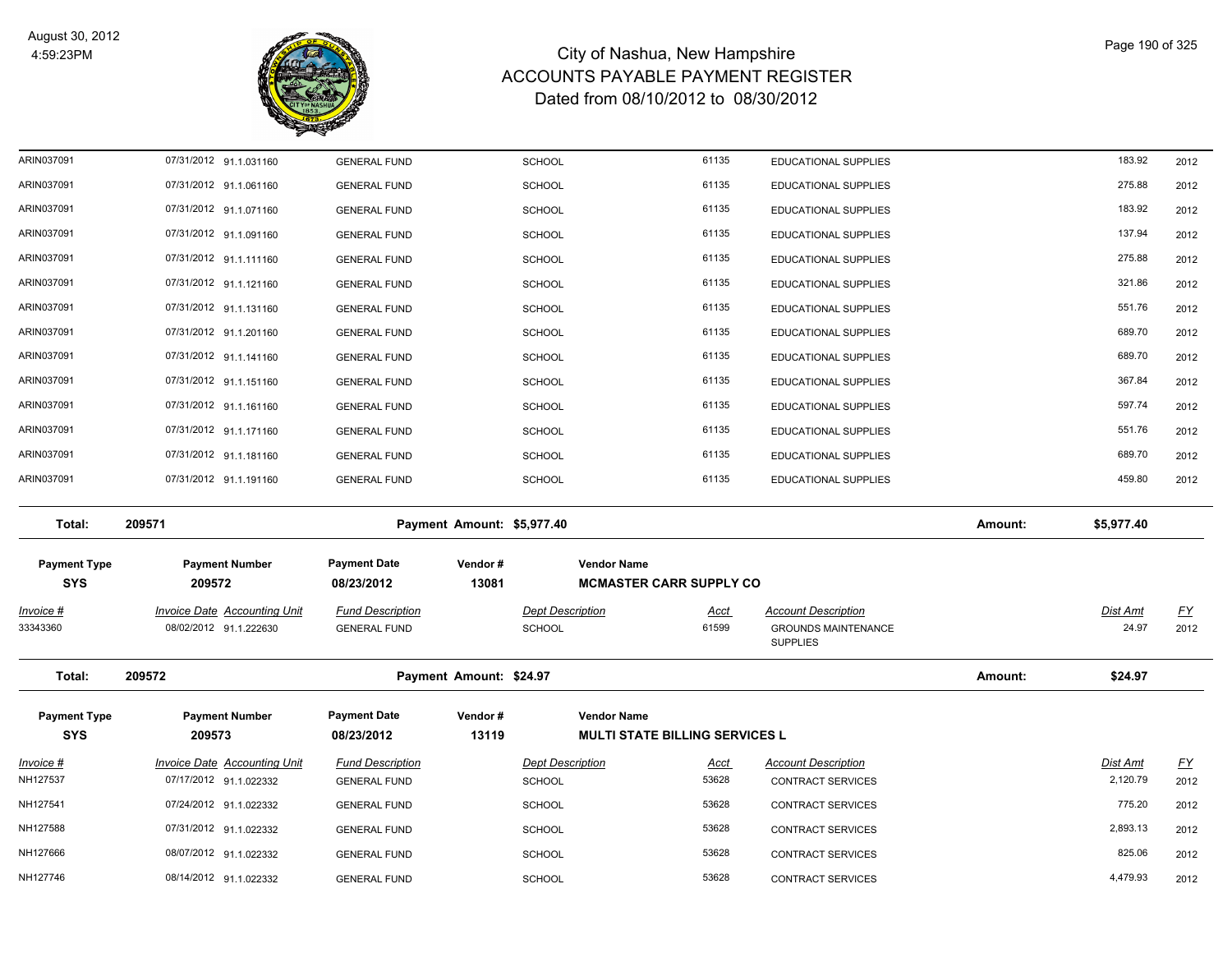# City of Nashua, New Hampshire
# ACCOUNTS PAYABLE PAYMENT REGISTER
Dated from 08/10/2012 to 08/30/2012

August 30, 2012
4:59:23PM

| Invoice # | Invoice Date | Accounting Unit | Fund Description | Dept Description | Acct | Account Description | Dist Amt | FY |
|---|---|---|---|---|---|---|---|---|
| ARIN037091 | 07/31/2012 | 91.1.031160 | GENERAL FUND | SCHOOL | 61135 | EDUCATIONAL SUPPLIES | 183.92 | 2012 |
| ARIN037091 | 07/31/2012 | 91.1.061160 | GENERAL FUND | SCHOOL | 61135 | EDUCATIONAL SUPPLIES | 275.88 | 2012 |
| ARIN037091 | 07/31/2012 | 91.1.071160 | GENERAL FUND | SCHOOL | 61135 | EDUCATIONAL SUPPLIES | 183.92 | 2012 |
| ARIN037091 | 07/31/2012 | 91.1.091160 | GENERAL FUND | SCHOOL | 61135 | EDUCATIONAL SUPPLIES | 137.94 | 2012 |
| ARIN037091 | 07/31/2012 | 91.1.111160 | GENERAL FUND | SCHOOL | 61135 | EDUCATIONAL SUPPLIES | 275.88 | 2012 |
| ARIN037091 | 07/31/2012 | 91.1.121160 | GENERAL FUND | SCHOOL | 61135 | EDUCATIONAL SUPPLIES | 321.86 | 2012 |
| ARIN037091 | 07/31/2012 | 91.1.131160 | GENERAL FUND | SCHOOL | 61135 | EDUCATIONAL SUPPLIES | 551.76 | 2012 |
| ARIN037091 | 07/31/2012 | 91.1.201160 | GENERAL FUND | SCHOOL | 61135 | EDUCATIONAL SUPPLIES | 689.70 | 2012 |
| ARIN037091 | 07/31/2012 | 91.1.141160 | GENERAL FUND | SCHOOL | 61135 | EDUCATIONAL SUPPLIES | 689.70 | 2012 |
| ARIN037091 | 07/31/2012 | 91.1.151160 | GENERAL FUND | SCHOOL | 61135 | EDUCATIONAL SUPPLIES | 367.84 | 2012 |
| ARIN037091 | 07/31/2012 | 91.1.161160 | GENERAL FUND | SCHOOL | 61135 | EDUCATIONAL SUPPLIES | 597.74 | 2012 |
| ARIN037091 | 07/31/2012 | 91.1.171160 | GENERAL FUND | SCHOOL | 61135 | EDUCATIONAL SUPPLIES | 551.76 | 2012 |
| ARIN037091 | 07/31/2012 | 91.1.181160 | GENERAL FUND | SCHOOL | 61135 | EDUCATIONAL SUPPLIES | 689.70 | 2012 |
| ARIN037091 | 07/31/2012 | 91.1.191160 | GENERAL FUND | SCHOOL | 61135 | EDUCATIONAL SUPPLIES | 459.80 | 2012 |

**Total: 209571** — Payment Amount: $5,977.40 — Amount: $5,977.40

| Payment Type | Payment Number | Payment Date | Vendor # | Vendor Name |
|---|---|---|---|---|
| SYS | 209572 | 08/23/2012 | 13081 | MCMASTER CARR SUPPLY CO |

| Invoice # | Invoice Date | Accounting Unit | Fund Description | Dept Description | Acct | Account Description | Dist Amt | FY |
|---|---|---|---|---|---|---|---|---|
| 33343360 | 08/02/2012 | 91.1.222630 | GENERAL FUND | SCHOOL | 61599 | GROUNDS MAINTENANCE SUPPLIES | 24.97 | 2012 |

**Total: 209572** — Payment Amount: $24.97 — Amount: $24.97

| Payment Type | Payment Number | Payment Date | Vendor # | Vendor Name |
|---|---|---|---|---|
| SYS | 209573 | 08/23/2012 | 13119 | MULTI STATE BILLING SERVICES L |

| Invoice # | Invoice Date | Accounting Unit | Fund Description | Dept Description | Acct | Account Description | Dist Amt | FY |
|---|---|---|---|---|---|---|---|---|
| NH127537 | 07/17/2012 | 91.1.022332 | GENERAL FUND | SCHOOL | 53628 | CONTRACT SERVICES | 2,120.79 | 2012 |
| NH127541 | 07/24/2012 | 91.1.022332 | GENERAL FUND | SCHOOL | 53628 | CONTRACT SERVICES | 775.20 | 2012 |
| NH127588 | 07/31/2012 | 91.1.022332 | GENERAL FUND | SCHOOL | 53628 | CONTRACT SERVICES | 2,893.13 | 2012 |
| NH127666 | 08/07/2012 | 91.1.022332 | GENERAL FUND | SCHOOL | 53628 | CONTRACT SERVICES | 825.06 | 2012 |
| NH127746 | 08/14/2012 | 91.1.022332 | GENERAL FUND | SCHOOL | 53628 | CONTRACT SERVICES | 4,479.93 | 2012 |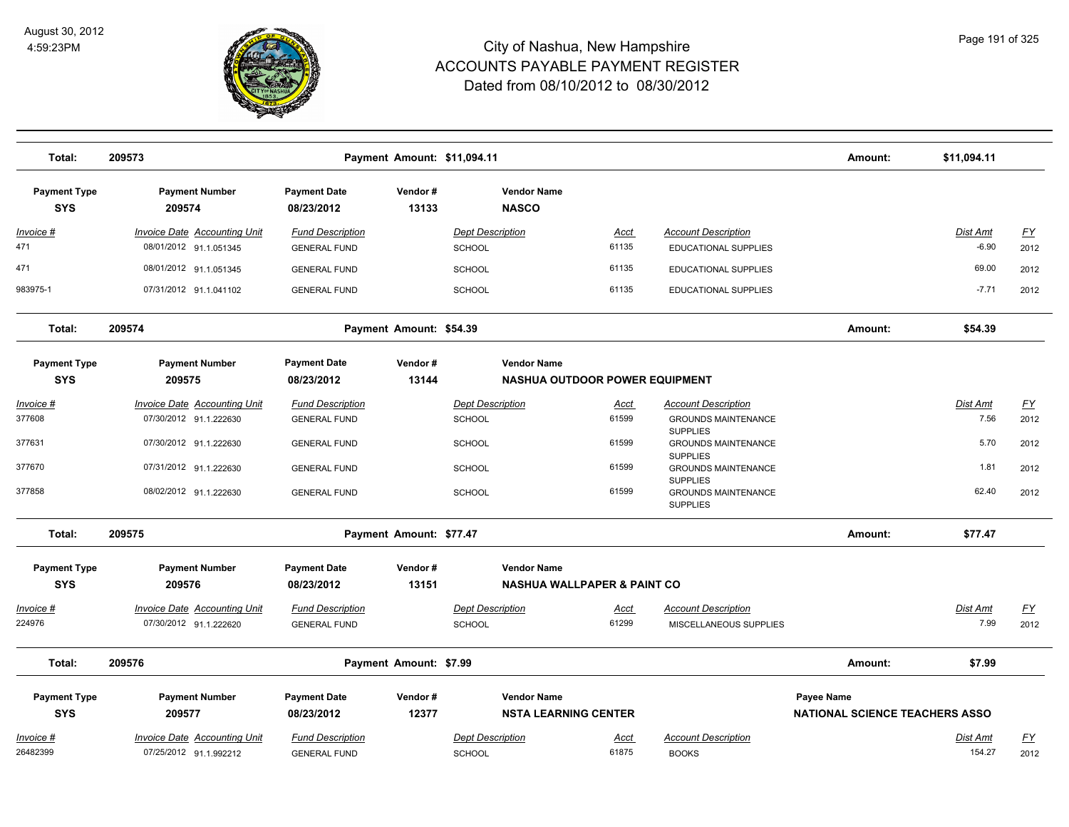# City of Nashua, New Hampshire
# ACCOUNTS PAYABLE PAYMENT REGISTER
## Dated from 08/10/2012 to 08/30/2012

August 30, 2012
4:59:23PM

**Total: 209573** — **Payment Amount: $11,094.11** — **Amount: $11,094.11**

| Payment Type | Payment Number | Payment Date | Vendor # | Vendor Name |
|---|---|---|---|---|
| SYS | 209574 | 08/23/2012 | 13133 | NASCO |

| Invoice # | Invoice Date | Accounting Unit | Fund Description | Dept Description | Acct | Account Description | Dist Amt | FY |
|---|---|---|---|---|---|---|---|---|
| 471 | 08/01/2012 | 91.1.051345 | GENERAL FUND | SCHOOL | 61135 | EDUCATIONAL SUPPLIES | -6.90 | 2012 |
| 471 | 08/01/2012 | 91.1.051345 | GENERAL FUND | SCHOOL | 61135 | EDUCATIONAL SUPPLIES | 69.00 | 2012 |
| 983975-1 | 07/31/2012 | 91.1.041102 | GENERAL FUND | SCHOOL | 61135 | EDUCATIONAL SUPPLIES | -7.71 | 2012 |

**Total: 209574** — **Payment Amount: $54.39** — **Amount: $54.39**

| Payment Type | Payment Number | Payment Date | Vendor # | Vendor Name |
|---|---|---|---|---|
| SYS | 209575 | 08/23/2012 | 13144 | NASHUA OUTDOOR POWER EQUIPMENT |

| Invoice # | Invoice Date | Accounting Unit | Fund Description | Dept Description | Acct | Account Description | Dist Amt | FY |
|---|---|---|---|---|---|---|---|---|
| 377608 | 07/30/2012 | 91.1.222630 | GENERAL FUND | SCHOOL | 61599 | GROUNDS MAINTENANCE SUPPLIES | 7.56 | 2012 |
| 377631 | 07/30/2012 | 91.1.222630 | GENERAL FUND | SCHOOL | 61599 | GROUNDS MAINTENANCE SUPPLIES | 5.70 | 2012 |
| 377670 | 07/31/2012 | 91.1.222630 | GENERAL FUND | SCHOOL | 61599 | GROUNDS MAINTENANCE SUPPLIES | 1.81 | 2012 |
| 377858 | 08/02/2012 | 91.1.222630 | GENERAL FUND | SCHOOL | 61599 | GROUNDS MAINTENANCE SUPPLIES | 62.40 | 2012 |

**Total: 209575** — **Payment Amount: $77.47** — **Amount: $77.47**

| Payment Type | Payment Number | Payment Date | Vendor # | Vendor Name |
|---|---|---|---|---|
| SYS | 209576 | 08/23/2012 | 13151 | NASHUA WALLPAPER & PAINT CO |

| Invoice # | Invoice Date | Accounting Unit | Fund Description | Dept Description | Acct | Account Description | Dist Amt | FY |
|---|---|---|---|---|---|---|---|---|
| 224976 | 07/30/2012 | 91.1.222620 | GENERAL FUND | SCHOOL | 61299 | MISCELLANEOUS SUPPLIES | 7.99 | 2012 |

**Total: 209576** — **Payment Amount: $7.99** — **Amount: $7.99**

| Payment Type | Payment Number | Payment Date | Vendor # | Vendor Name | Payee Name |
|---|---|---|---|---|---|
| SYS | 209577 | 08/23/2012 | 12377 | NSTA LEARNING CENTER | NATIONAL SCIENCE TEACHERS ASSO |

| Invoice # | Invoice Date | Accounting Unit | Fund Description | Dept Description | Acct | Account Description | Dist Amt | FY |
|---|---|---|---|---|---|---|---|---|
| 26482399 | 07/25/2012 | 91.1.992212 | GENERAL FUND | SCHOOL | 61875 | BOOKS | 154.27 | 2012 |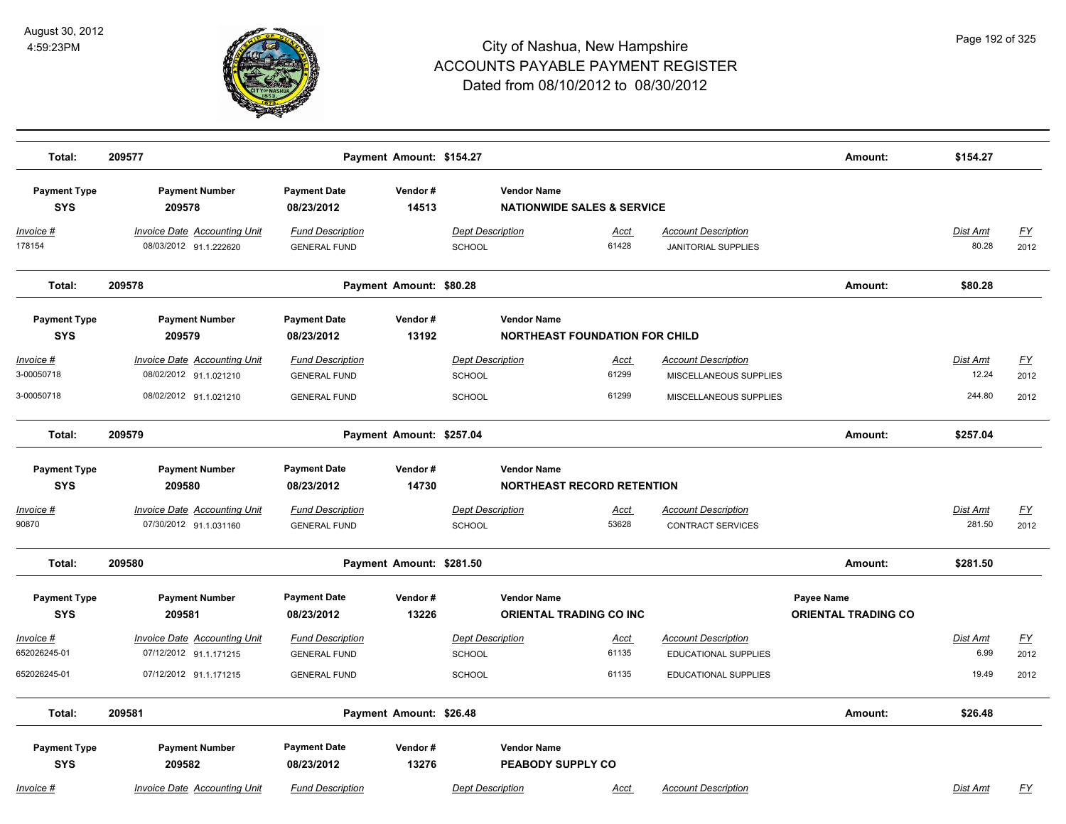# City of Nashua, New Hampshire
## ACCOUNTS PAYABLE PAYMENT REGISTER
### Dated from 08/10/2012 to 08/30/2012

August 30, 2012
4:59:23PM

| Total: | 209577 | Payment Amount: $154.27 | Amount: | $154.27 |
|---|---|---|---|---|

| Payment Type | Payment Number | Payment Date | Vendor # | Vendor Name |
|---|---|---|---|---|
| SYS | 209578 | 08/23/2012 | 14513 | NATIONWIDE SALES & SERVICE |

| Invoice # | Invoice Date | Accounting Unit | Fund Description | Dept Description | Acct | Account Description | Dist Amt | FY |
|---|---|---|---|---|---|---|---|---|
| 178154 | 08/03/2012 | 91.1.222620 | GENERAL FUND | SCHOOL | 61428 | JANITORIAL SUPPLIES | 80.28 | 2012 |

| Total: | 209578 | Payment Amount: $80.28 | Amount: | $80.28 |
|---|---|---|---|---|

| Payment Type | Payment Number | Payment Date | Vendor # | Vendor Name |
|---|---|---|---|---|
| SYS | 209579 | 08/23/2012 | 13192 | NORTHEAST FOUNDATION FOR CHILD |

| Invoice # | Invoice Date | Accounting Unit | Fund Description | Dept Description | Acct | Account Description | Dist Amt | FY |
|---|---|---|---|---|---|---|---|---|
| 3-00050718 | 08/02/2012 | 91.1.021210 | GENERAL FUND | SCHOOL | 61299 | MISCELLANEOUS SUPPLIES | 12.24 | 2012 |
| 3-00050718 | 08/02/2012 | 91.1.021210 | GENERAL FUND | SCHOOL | 61299 | MISCELLANEOUS SUPPLIES | 244.80 | 2012 |

| Total: | 209579 | Payment Amount: $257.04 | Amount: | $257.04 |
|---|---|---|---|---|

| Payment Type | Payment Number | Payment Date | Vendor # | Vendor Name |
|---|---|---|---|---|
| SYS | 209580 | 08/23/2012 | 14730 | NORTHEAST RECORD RETENTION |

| Invoice # | Invoice Date | Accounting Unit | Fund Description | Dept Description | Acct | Account Description | Dist Amt | FY |
|---|---|---|---|---|---|---|---|---|
| 90870 | 07/30/2012 | 91.1.031160 | GENERAL FUND | SCHOOL | 53628 | CONTRACT SERVICES | 281.50 | 2012 |

| Total: | 209580 | Payment Amount: $281.50 | Amount: | $281.50 |
|---|---|---|---|---|

| Payment Type | Payment Number | Payment Date | Vendor # | Vendor Name | Payee Name |
|---|---|---|---|---|---|
| SYS | 209581 | 08/23/2012 | 13226 | ORIENTAL TRADING CO INC | ORIENTAL TRADING CO |

| Invoice # | Invoice Date | Accounting Unit | Fund Description | Dept Description | Acct | Account Description | Dist Amt | FY |
|---|---|---|---|---|---|---|---|---|
| 652026245-01 | 07/12/2012 | 91.1.171215 | GENERAL FUND | SCHOOL | 61135 | EDUCATIONAL SUPPLIES | 6.99 | 2012 |
| 652026245-01 | 07/12/2012 | 91.1.171215 | GENERAL FUND | SCHOOL | 61135 | EDUCATIONAL SUPPLIES | 19.49 | 2012 |

| Total: | 209581 | Payment Amount: $26.48 | Amount: | $26.48 |
|---|---|---|---|---|

| Payment Type | Payment Number | Payment Date | Vendor # | Vendor Name |
|---|---|---|---|---|
| SYS | 209582 | 08/23/2012 | 13276 | PEABODY SUPPLY CO |

| Invoice # | Invoice Date | Accounting Unit | Fund Description | Dept Description | Acct | Account Description | Dist Amt | FY |
|---|---|---|---|---|---|---|---|---|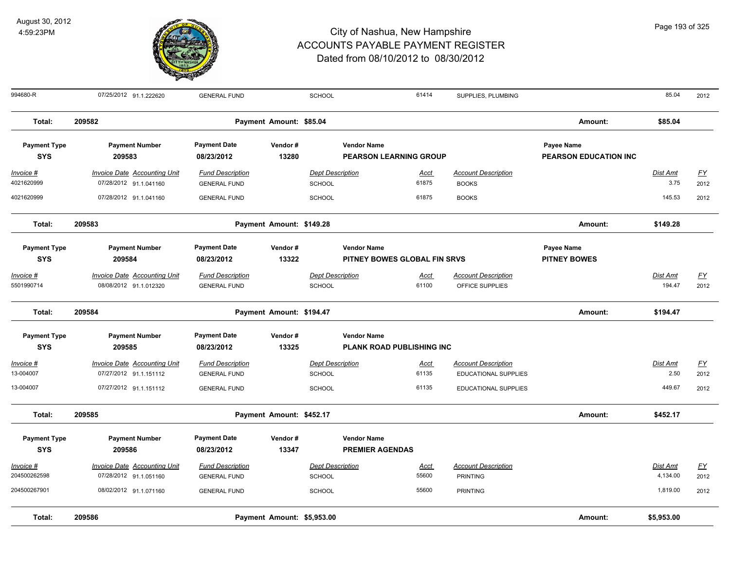# City of Nashua, New Hampshire
# ACCOUNTS PAYABLE PAYMENT REGISTER
## Dated from 08/10/2012 to 08/30/2012

August 30, 2012
4:59:23PM

| Invoice # | Invoice Date | Accounting Unit | Fund Description | Dept Description | Acct | Account Description | Dist Amt | FY |
|---|---|---|---|---|---|---|---|---|
| 994680-R | 07/25/2012 | 91.1.222620 | GENERAL FUND | SCHOOL | 61414 | SUPPLIES, PLUMBING | 85.04 | 2012 |

**Total: 209582 — Payment Amount: $85.04 — Amount: $85.04**

| Payment Type | Payment Number | Payment Date | Vendor # | Vendor Name | Payee Name |
|---|---|---|---|---|---|
| SYS | 209583 | 08/23/2012 | 13280 | PEARSON LEARNING GROUP | PEARSON EDUCATION INC |

| Invoice # | Invoice Date | Accounting Unit | Fund Description | Dept Description | Acct | Account Description | Dist Amt | FY |
|---|---|---|---|---|---|---|---|---|
| 4021620999 | 07/28/2012 | 91.1.041160 | GENERAL FUND | SCHOOL | 61875 | BOOKS | 3.75 | 2012 |
| 4021620999 | 07/28/2012 | 91.1.041160 | GENERAL FUND | SCHOOL | 61875 | BOOKS | 145.53 | 2012 |

**Total: 209583 — Payment Amount: $149.28 — Amount: $149.28**

| Payment Type | Payment Number | Payment Date | Vendor # | Vendor Name | Payee Name |
|---|---|---|---|---|---|
| SYS | 209584 | 08/23/2012 | 13322 | PITNEY BOWES GLOBAL FIN SRVS | PITNEY BOWES |

| Invoice # | Invoice Date | Accounting Unit | Fund Description | Dept Description | Acct | Account Description | Dist Amt | FY |
|---|---|---|---|---|---|---|---|---|
| 5501990714 | 08/08/2012 | 91.1.012320 | GENERAL FUND | SCHOOL | 61100 | OFFICE SUPPLIES | 194.47 | 2012 |

**Total: 209584 — Payment Amount: $194.47 — Amount: $194.47**

| Payment Type | Payment Number | Payment Date | Vendor # | Vendor Name |
|---|---|---|---|---|
| SYS | 209585 | 08/23/2012 | 13325 | PLANK ROAD PUBLISHING INC |

| Invoice # | Invoice Date | Accounting Unit | Fund Description | Dept Description | Acct | Account Description | Dist Amt | FY |
|---|---|---|---|---|---|---|---|---|
| 13-004007 | 07/27/2012 | 91.1.151112 | GENERAL FUND | SCHOOL | 61135 | EDUCATIONAL SUPPLIES | 2.50 | 2012 |
| 13-004007 | 07/27/2012 | 91.1.151112 | GENERAL FUND | SCHOOL | 61135 | EDUCATIONAL SUPPLIES | 449.67 | 2012 |

**Total: 209585 — Payment Amount: $452.17 — Amount: $452.17**

| Payment Type | Payment Number | Payment Date | Vendor # | Vendor Name |
|---|---|---|---|---|
| SYS | 209586 | 08/23/2012 | 13347 | PREMIER AGENDAS |

| Invoice # | Invoice Date | Accounting Unit | Fund Description | Dept Description | Acct | Account Description | Dist Amt | FY |
|---|---|---|---|---|---|---|---|---|
| 204500262598 | 07/28/2012 | 91.1.051160 | GENERAL FUND | SCHOOL | 55600 | PRINTING | 4,134.00 | 2012 |
| 204500267901 | 08/02/2012 | 91.1.071160 | GENERAL FUND | SCHOOL | 55600 | PRINTING | 1,819.00 | 2012 |

**Total: 209586 — Payment Amount: $5,953.00 — Amount: $5,953.00**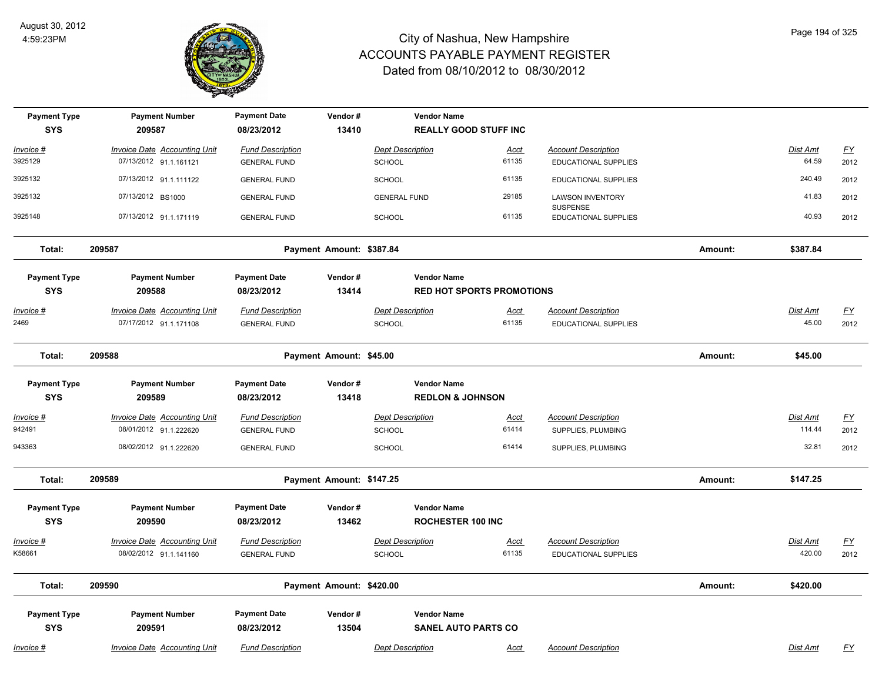# City of Nashua, New Hampshire
## ACCOUNTS PAYABLE PAYMENT REGISTER
### Dated from 08/10/2012 to 08/30/2012

August 30, 2012
4:59:23PM

| Payment Type | Payment Number | Payment Date | Vendor # | Vendor Name |
|---|---|---|---|---|
| SYS | 209587 | 08/23/2012 | 13410 | REALLY GOOD STUFF INC |

| Invoice # | Invoice Date | Accounting Unit | Fund Description | Dept Description | Acct | Account Description | Dist Amt | FY |
|---|---|---|---|---|---|---|---|---|
| 3925129 | 07/13/2012 | 91.1.161121 | GENERAL FUND | SCHOOL | 61135 | EDUCATIONAL SUPPLIES | 64.59 | 2012 |
| 3925132 | 07/13/2012 | 91.1.111122 | GENERAL FUND | SCHOOL | 61135 | EDUCATIONAL SUPPLIES | 240.49 | 2012 |
| 3925132 | 07/13/2012 | BS1000 | GENERAL FUND | GENERAL FUND | 29185 | LAWSON INVENTORY SUSPENSE | 41.83 | 2012 |
| 3925148 | 07/13/2012 | 91.1.171119 | GENERAL FUND | SCHOOL | 61135 | EDUCATIONAL SUPPLIES | 40.93 | 2012 |

**Total: 209587 — Payment Amount: $387.84 — Amount: $387.84**

| Payment Type | Payment Number | Payment Date | Vendor # | Vendor Name |
|---|---|---|---|---|
| SYS | 209588 | 08/23/2012 | 13414 | RED HOT SPORTS PROMOTIONS |

| Invoice # | Invoice Date | Accounting Unit | Fund Description | Dept Description | Acct | Account Description | Dist Amt | FY |
|---|---|---|---|---|---|---|---|---|
| 2469 | 07/17/2012 | 91.1.171108 | GENERAL FUND | SCHOOL | 61135 | EDUCATIONAL SUPPLIES | 45.00 | 2012 |

**Total: 209588 — Payment Amount: $45.00 — Amount: $45.00**

| Payment Type | Payment Number | Payment Date | Vendor # | Vendor Name |
|---|---|---|---|---|
| SYS | 209589 | 08/23/2012 | 13418 | REDLON & JOHNSON |

| Invoice # | Invoice Date | Accounting Unit | Fund Description | Dept Description | Acct | Account Description | Dist Amt | FY |
|---|---|---|---|---|---|---|---|---|
| 942491 | 08/01/2012 | 91.1.222620 | GENERAL FUND | SCHOOL | 61414 | SUPPLIES, PLUMBING | 114.44 | 2012 |
| 943363 | 08/02/2012 | 91.1.222620 | GENERAL FUND | SCHOOL | 61414 | SUPPLIES, PLUMBING | 32.81 | 2012 |

**Total: 209589 — Payment Amount: $147.25 — Amount: $147.25**

| Payment Type | Payment Number | Payment Date | Vendor # | Vendor Name |
|---|---|---|---|---|
| SYS | 209590 | 08/23/2012 | 13462 | ROCHESTER 100 INC |

| Invoice # | Invoice Date | Accounting Unit | Fund Description | Dept Description | Acct | Account Description | Dist Amt | FY |
|---|---|---|---|---|---|---|---|---|
| K58661 | 08/02/2012 | 91.1.141160 | GENERAL FUND | SCHOOL | 61135 | EDUCATIONAL SUPPLIES | 420.00 | 2012 |

**Total: 209590 — Payment Amount: $420.00 — Amount: $420.00**

| Payment Type | Payment Number | Payment Date | Vendor # | Vendor Name |
|---|---|---|---|---|
| SYS | 209591 | 08/23/2012 | 13504 | SANEL AUTO PARTS CO |

| Invoice # | Invoice Date | Accounting Unit | Fund Description | Dept Description | Acct | Account Description | Dist Amt | FY |
|---|---|---|---|---|---|---|---|---|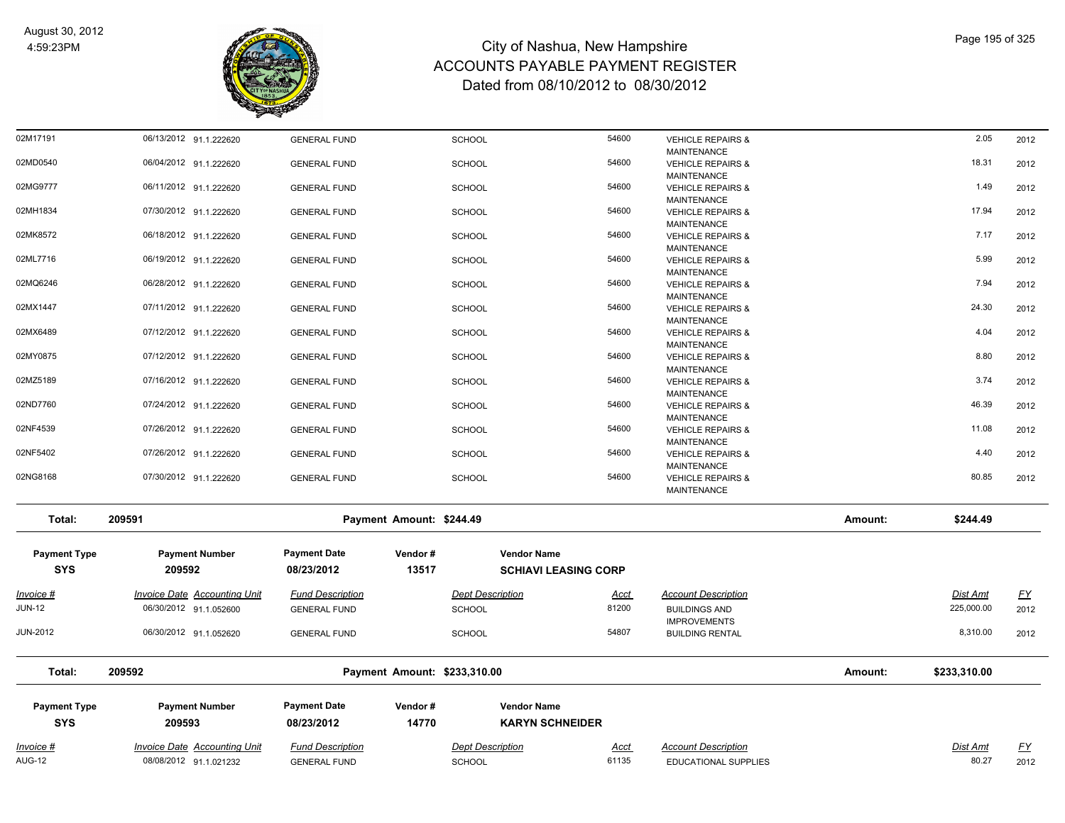# City of Nashua, New Hampshire
## ACCOUNTS PAYABLE PAYMENT REGISTER
### Dated from 08/10/2012 to 08/30/2012

August 30, 2012
4:59:23PM

| Invoice # | Invoice Date | Accounting Unit | Fund Description | Dept Description | Acct | Account Description | Dist Amt | FY |
|---|---|---|---|---|---|---|---|---|
| 02M17191 | 06/13/2012 | 91.1.222620 | GENERAL FUND | SCHOOL | 54600 | VEHICLE REPAIRS & MAINTENANCE | 2.05 | 2012 |
| 02MD0540 | 06/04/2012 | 91.1.222620 | GENERAL FUND | SCHOOL | 54600 | VEHICLE REPAIRS & MAINTENANCE | 18.31 | 2012 |
| 02MG9777 | 06/11/2012 | 91.1.222620 | GENERAL FUND | SCHOOL | 54600 | VEHICLE REPAIRS & MAINTENANCE | 1.49 | 2012 |
| 02MH1834 | 07/30/2012 | 91.1.222620 | GENERAL FUND | SCHOOL | 54600 | VEHICLE REPAIRS & MAINTENANCE | 17.94 | 2012 |
| 02MK8572 | 06/18/2012 | 91.1.222620 | GENERAL FUND | SCHOOL | 54600 | VEHICLE REPAIRS & MAINTENANCE | 7.17 | 2012 |
| 02ML7716 | 06/19/2012 | 91.1.222620 | GENERAL FUND | SCHOOL | 54600 | VEHICLE REPAIRS & MAINTENANCE | 5.99 | 2012 |
| 02MQ6246 | 06/28/2012 | 91.1.222620 | GENERAL FUND | SCHOOL | 54600 | VEHICLE REPAIRS & MAINTENANCE | 7.94 | 2012 |
| 02MX1447 | 07/11/2012 | 91.1.222620 | GENERAL FUND | SCHOOL | 54600 | VEHICLE REPAIRS & MAINTENANCE | 24.30 | 2012 |
| 02MX6489 | 07/12/2012 | 91.1.222620 | GENERAL FUND | SCHOOL | 54600 | VEHICLE REPAIRS & MAINTENANCE | 4.04 | 2012 |
| 02MY0875 | 07/12/2012 | 91.1.222620 | GENERAL FUND | SCHOOL | 54600 | VEHICLE REPAIRS & MAINTENANCE | 8.80 | 2012 |
| 02MZ5189 | 07/16/2012 | 91.1.222620 | GENERAL FUND | SCHOOL | 54600 | VEHICLE REPAIRS & MAINTENANCE | 3.74 | 2012 |
| 02ND7760 | 07/24/2012 | 91.1.222620 | GENERAL FUND | SCHOOL | 54600 | VEHICLE REPAIRS & MAINTENANCE | 46.39 | 2012 |
| 02NF4539 | 07/26/2012 | 91.1.222620 | GENERAL FUND | SCHOOL | 54600 | VEHICLE REPAIRS & MAINTENANCE | 11.08 | 2012 |
| 02NF5402 | 07/26/2012 | 91.1.222620 | GENERAL FUND | SCHOOL | 54600 | VEHICLE REPAIRS & MAINTENANCE | 4.40 | 2012 |
| 02NG8168 | 07/30/2012 | 91.1.222620 | GENERAL FUND | SCHOOL | 54600 | VEHICLE REPAIRS & MAINTENANCE | 80.85 | 2012 |

**Total: 209591 — Payment Amount: $244.49 — Amount: $244.49**

| Payment Type | Payment Number | Payment Date | Vendor # | Vendor Name |
|---|---|---|---|---|
| SYS | 209592 | 08/23/2012 | 13517 | SCHIAVI LEASING CORP |

| Invoice # | Invoice Date | Accounting Unit | Fund Description | Dept Description | Acct | Account Description | Dist Amt | FY |
|---|---|---|---|---|---|---|---|---|
| JUN-12 | 06/30/2012 | 91.1.052600 | GENERAL FUND | SCHOOL | 81200 | BUILDINGS AND IMPROVEMENTS | 225,000.00 | 2012 |
| JUN-2012 | 06/30/2012 | 91.1.052620 | GENERAL FUND | SCHOOL | 54807 | BUILDING RENTAL | 8,310.00 | 2012 |

**Total: 209592 — Payment Amount: $233,310.00 — Amount: $233,310.00**

| Payment Type | Payment Number | Payment Date | Vendor # | Vendor Name |
|---|---|---|---|---|
| SYS | 209593 | 08/23/2012 | 14770 | KARYN SCHNEIDER |

| Invoice # | Invoice Date | Accounting Unit | Fund Description | Dept Description | Acct | Account Description | Dist Amt | FY |
|---|---|---|---|---|---|---|---|---|
| AUG-12 | 08/08/2012 | 91.1.021232 | GENERAL FUND | SCHOOL | 61135 | EDUCATIONAL SUPPLIES | 80.27 | 2012 |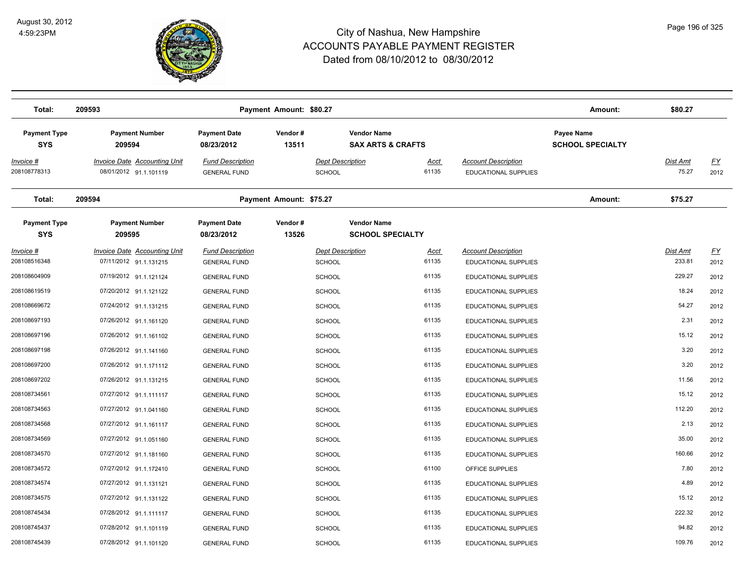# City of Nashua, New Hampshire
## ACCOUNTS PAYABLE PAYMENT REGISTER
### Dated from 08/10/2012 to 08/30/2012

August 30, 2012
4:59:23PM

**Total: 209593** — Payment Amount: $80.27 — Amount: $80.27

| Payment Type | Payment Number | Payment Date | Vendor # | Vendor Name | Payee Name |
|---|---|---|---|---|---|
| SYS | 209594 | 08/23/2012 | 13511 | SAX ARTS & CRAFTS | SCHOOL SPECIALTY |

| Invoice # | Invoice Date | Accounting Unit | Fund Description | Dept Description | Acct | Account Description | Dist Amt | FY |
|---|---|---|---|---|---|---|---|---|
| 208108778313 | 08/01/2012 | 91.1.101119 | GENERAL FUND | SCHOOL | 61135 | EDUCATIONAL SUPPLIES | 75.27 | 2012 |

**Total: 209594** — Payment Amount: $75.27 — Amount: $75.27

| Payment Type | Payment Number | Payment Date | Vendor # | Vendor Name |
|---|---|---|---|---|
| SYS | 209595 | 08/23/2012 | 13526 | SCHOOL SPECIALTY |

| Invoice # | Invoice Date | Accounting Unit | Fund Description | Dept Description | Acct | Account Description | Dist Amt | FY |
|---|---|---|---|---|---|---|---|---|
| 208108516348 | 07/11/2012 | 91.1.131215 | GENERAL FUND | SCHOOL | 61135 | EDUCATIONAL SUPPLIES | 233.81 | 2012 |
| 208108604909 | 07/19/2012 | 91.1.121124 | GENERAL FUND | SCHOOL | 61135 | EDUCATIONAL SUPPLIES | 229.27 | 2012 |
| 208108619519 | 07/20/2012 | 91.1.121122 | GENERAL FUND | SCHOOL | 61135 | EDUCATIONAL SUPPLIES | 18.24 | 2012 |
| 208108669672 | 07/24/2012 | 91.1.131215 | GENERAL FUND | SCHOOL | 61135 | EDUCATIONAL SUPPLIES | 54.27 | 2012 |
| 208108697193 | 07/26/2012 | 91.1.161120 | GENERAL FUND | SCHOOL | 61135 | EDUCATIONAL SUPPLIES | 2.31 | 2012 |
| 208108697196 | 07/26/2012 | 91.1.161102 | GENERAL FUND | SCHOOL | 61135 | EDUCATIONAL SUPPLIES | 15.12 | 2012 |
| 208108697198 | 07/26/2012 | 91.1.141160 | GENERAL FUND | SCHOOL | 61135 | EDUCATIONAL SUPPLIES | 3.20 | 2012 |
| 208108697200 | 07/26/2012 | 91.1.171112 | GENERAL FUND | SCHOOL | 61135 | EDUCATIONAL SUPPLIES | 3.20 | 2012 |
| 208108697202 | 07/26/2012 | 91.1.131215 | GENERAL FUND | SCHOOL | 61135 | EDUCATIONAL SUPPLIES | 11.56 | 2012 |
| 208108734561 | 07/27/2012 | 91.1.111117 | GENERAL FUND | SCHOOL | 61135 | EDUCATIONAL SUPPLIES | 15.12 | 2012 |
| 208108734563 | 07/27/2012 | 91.1.041160 | GENERAL FUND | SCHOOL | 61135 | EDUCATIONAL SUPPLIES | 112.20 | 2012 |
| 208108734568 | 07/27/2012 | 91.1.161117 | GENERAL FUND | SCHOOL | 61135 | EDUCATIONAL SUPPLIES | 2.13 | 2012 |
| 208108734569 | 07/27/2012 | 91.1.051160 | GENERAL FUND | SCHOOL | 61135 | EDUCATIONAL SUPPLIES | 35.00 | 2012 |
| 208108734570 | 07/27/2012 | 91.1.181160 | GENERAL FUND | SCHOOL | 61135 | EDUCATIONAL SUPPLIES | 160.66 | 2012 |
| 208108734572 | 07/27/2012 | 91.1.172410 | GENERAL FUND | SCHOOL | 61100 | OFFICE SUPPLIES | 7.80 | 2012 |
| 208108734574 | 07/27/2012 | 91.1.131121 | GENERAL FUND | SCHOOL | 61135 | EDUCATIONAL SUPPLIES | 4.89 | 2012 |
| 208108734575 | 07/27/2012 | 91.1.131122 | GENERAL FUND | SCHOOL | 61135 | EDUCATIONAL SUPPLIES | 15.12 | 2012 |
| 208108745434 | 07/28/2012 | 91.1.111117 | GENERAL FUND | SCHOOL | 61135 | EDUCATIONAL SUPPLIES | 222.32 | 2012 |
| 208108745437 | 07/28/2012 | 91.1.101119 | GENERAL FUND | SCHOOL | 61135 | EDUCATIONAL SUPPLIES | 94.82 | 2012 |
| 208108745439 | 07/28/2012 | 91.1.101120 | GENERAL FUND | SCHOOL | 61135 | EDUCATIONAL SUPPLIES | 109.76 | 2012 |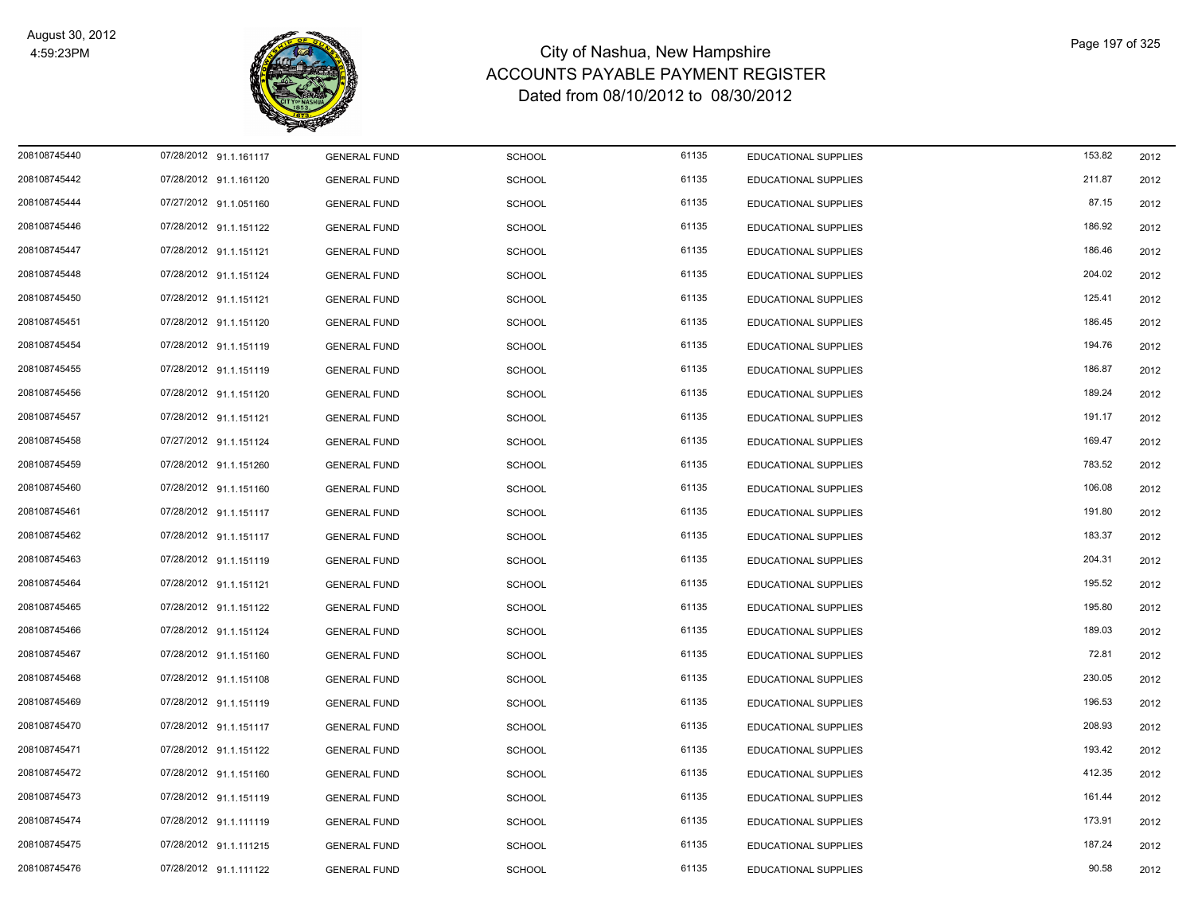# City of Nashua, New Hampshire
## ACCOUNTS PAYABLE PAYMENT REGISTER
### Dated from 08/10/2012 to 08/30/2012

August 30, 2012
4:59:23PM

| | | | | | | | | |
|---|---|---|---|---|---|---|---|---|
| 208108745440 | 07/28/2012 | 91.1.161117 | GENERAL FUND | SCHOOL | 61135 | EDUCATIONAL SUPPLIES | 153.82 | 2012 |
| 208108745442 | 07/28/2012 | 91.1.161120 | GENERAL FUND | SCHOOL | 61135 | EDUCATIONAL SUPPLIES | 211.87 | 2012 |
| 208108745444 | 07/27/2012 | 91.1.051160 | GENERAL FUND | SCHOOL | 61135 | EDUCATIONAL SUPPLIES | 87.15 | 2012 |
| 208108745446 | 07/28/2012 | 91.1.151122 | GENERAL FUND | SCHOOL | 61135 | EDUCATIONAL SUPPLIES | 186.92 | 2012 |
| 208108745447 | 07/28/2012 | 91.1.151121 | GENERAL FUND | SCHOOL | 61135 | EDUCATIONAL SUPPLIES | 186.46 | 2012 |
| 208108745448 | 07/28/2012 | 91.1.151124 | GENERAL FUND | SCHOOL | 61135 | EDUCATIONAL SUPPLIES | 204.02 | 2012 |
| 208108745450 | 07/28/2012 | 91.1.151121 | GENERAL FUND | SCHOOL | 61135 | EDUCATIONAL SUPPLIES | 125.41 | 2012 |
| 208108745451 | 07/28/2012 | 91.1.151120 | GENERAL FUND | SCHOOL | 61135 | EDUCATIONAL SUPPLIES | 186.45 | 2012 |
| 208108745454 | 07/28/2012 | 91.1.151119 | GENERAL FUND | SCHOOL | 61135 | EDUCATIONAL SUPPLIES | 194.76 | 2012 |
| 208108745455 | 07/28/2012 | 91.1.151119 | GENERAL FUND | SCHOOL | 61135 | EDUCATIONAL SUPPLIES | 186.87 | 2012 |
| 208108745456 | 07/28/2012 | 91.1.151120 | GENERAL FUND | SCHOOL | 61135 | EDUCATIONAL SUPPLIES | 189.24 | 2012 |
| 208108745457 | 07/28/2012 | 91.1.151121 | GENERAL FUND | SCHOOL | 61135 | EDUCATIONAL SUPPLIES | 191.17 | 2012 |
| 208108745458 | 07/27/2012 | 91.1.151124 | GENERAL FUND | SCHOOL | 61135 | EDUCATIONAL SUPPLIES | 169.47 | 2012 |
| 208108745459 | 07/28/2012 | 91.1.151260 | GENERAL FUND | SCHOOL | 61135 | EDUCATIONAL SUPPLIES | 783.52 | 2012 |
| 208108745460 | 07/28/2012 | 91.1.151160 | GENERAL FUND | SCHOOL | 61135 | EDUCATIONAL SUPPLIES | 106.08 | 2012 |
| 208108745461 | 07/28/2012 | 91.1.151117 | GENERAL FUND | SCHOOL | 61135 | EDUCATIONAL SUPPLIES | 191.80 | 2012 |
| 208108745462 | 07/28/2012 | 91.1.151117 | GENERAL FUND | SCHOOL | 61135 | EDUCATIONAL SUPPLIES | 183.37 | 2012 |
| 208108745463 | 07/28/2012 | 91.1.151119 | GENERAL FUND | SCHOOL | 61135 | EDUCATIONAL SUPPLIES | 204.31 | 2012 |
| 208108745464 | 07/28/2012 | 91.1.151121 | GENERAL FUND | SCHOOL | 61135 | EDUCATIONAL SUPPLIES | 195.52 | 2012 |
| 208108745465 | 07/28/2012 | 91.1.151122 | GENERAL FUND | SCHOOL | 61135 | EDUCATIONAL SUPPLIES | 195.80 | 2012 |
| 208108745466 | 07/28/2012 | 91.1.151124 | GENERAL FUND | SCHOOL | 61135 | EDUCATIONAL SUPPLIES | 189.03 | 2012 |
| 208108745467 | 07/28/2012 | 91.1.151160 | GENERAL FUND | SCHOOL | 61135 | EDUCATIONAL SUPPLIES | 72.81 | 2012 |
| 208108745468 | 07/28/2012 | 91.1.151108 | GENERAL FUND | SCHOOL | 61135 | EDUCATIONAL SUPPLIES | 230.05 | 2012 |
| 208108745469 | 07/28/2012 | 91.1.151119 | GENERAL FUND | SCHOOL | 61135 | EDUCATIONAL SUPPLIES | 196.53 | 2012 |
| 208108745470 | 07/28/2012 | 91.1.151117 | GENERAL FUND | SCHOOL | 61135 | EDUCATIONAL SUPPLIES | 208.93 | 2012 |
| 208108745471 | 07/28/2012 | 91.1.151122 | GENERAL FUND | SCHOOL | 61135 | EDUCATIONAL SUPPLIES | 193.42 | 2012 |
| 208108745472 | 07/28/2012 | 91.1.151160 | GENERAL FUND | SCHOOL | 61135 | EDUCATIONAL SUPPLIES | 412.35 | 2012 |
| 208108745473 | 07/28/2012 | 91.1.151119 | GENERAL FUND | SCHOOL | 61135 | EDUCATIONAL SUPPLIES | 161.44 | 2012 |
| 208108745474 | 07/28/2012 | 91.1.111119 | GENERAL FUND | SCHOOL | 61135 | EDUCATIONAL SUPPLIES | 173.91 | 2012 |
| 208108745475 | 07/28/2012 | 91.1.111215 | GENERAL FUND | SCHOOL | 61135 | EDUCATIONAL SUPPLIES | 187.24 | 2012 |
| 208108745476 | 07/28/2012 | 91.1.111122 | GENERAL FUND | SCHOOL | 61135 | EDUCATIONAL SUPPLIES | 90.58 | 2012 |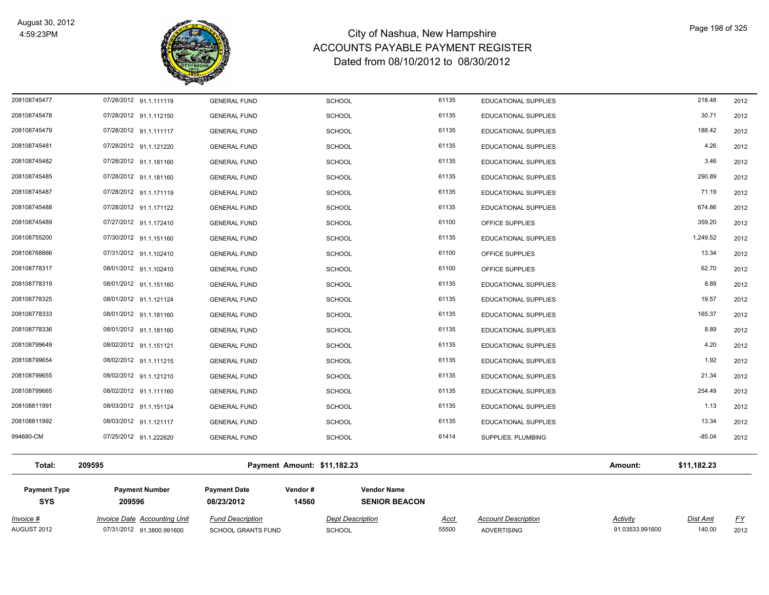# City of Nashua, New Hampshire
## ACCOUNTS PAYABLE PAYMENT REGISTER
### Dated from 08/10/2012 to 08/30/2012

August 30, 2012
4:59:23PM

| Invoice # | Invoice Date | Accounting Unit | Fund Description | Dept Description | Acct | Account Description | Activity | Dist Amt | FY |
|---|---|---|---|---|---|---|---|---|---|
| 208108745477 | 07/28/2012 | 91.1.111119 | GENERAL FUND | SCHOOL | 61135 | EDUCATIONAL SUPPLIES | | 218.48 | 2012 |
| 208108745478 | 07/28/2012 | 91.1.112150 | GENERAL FUND | SCHOOL | 61135 | EDUCATIONAL SUPPLIES | | 30.71 | 2012 |
| 208108745479 | 07/28/2012 | 91.1.111117 | GENERAL FUND | SCHOOL | 61135 | EDUCATIONAL SUPPLIES | | 188.42 | 2012 |
| 208108745481 | 07/28/2012 | 91.1.121220 | GENERAL FUND | SCHOOL | 61135 | EDUCATIONAL SUPPLIES | | 4.26 | 2012 |
| 208108745482 | 07/28/2012 | 91.1.181160 | GENERAL FUND | SCHOOL | 61135 | EDUCATIONAL SUPPLIES | | 3.46 | 2012 |
| 208108745485 | 07/28/2012 | 91.1.181160 | GENERAL FUND | SCHOOL | 61135 | EDUCATIONAL SUPPLIES | | 290.89 | 2012 |
| 208108745487 | 07/28/2012 | 91.1.171119 | GENERAL FUND | SCHOOL | 61135 | EDUCATIONAL SUPPLIES | | 71.19 | 2012 |
| 208108745488 | 07/28/2012 | 91.1.171122 | GENERAL FUND | SCHOOL | 61135 | EDUCATIONAL SUPPLIES | | 674.86 | 2012 |
| 208108745489 | 07/27/2012 | 91.1.172410 | GENERAL FUND | SCHOOL | 61100 | OFFICE SUPPLIES | | 359.20 | 2012 |
| 208108755200 | 07/30/2012 | 91.1.151160 | GENERAL FUND | SCHOOL | 61135 | EDUCATIONAL SUPPLIES | | 1,249.52 | 2012 |
| 208108768866 | 07/31/2012 | 91.1.102410 | GENERAL FUND | SCHOOL | 61100 | OFFICE SUPPLIES | | 13.34 | 2012 |
| 208108778317 | 08/01/2012 | 91.1.102410 | GENERAL FUND | SCHOOL | 61100 | OFFICE SUPPLIES | | 62.70 | 2012 |
| 208108778319 | 08/01/2012 | 91.1.151160 | GENERAL FUND | SCHOOL | 61135 | EDUCATIONAL SUPPLIES | | 8.89 | 2012 |
| 208108778325 | 08/01/2012 | 91.1.121124 | GENERAL FUND | SCHOOL | 61135 | EDUCATIONAL SUPPLIES | | 19.57 | 2012 |
| 208108778333 | 08/01/2012 | 91.1.181160 | GENERAL FUND | SCHOOL | 61135 | EDUCATIONAL SUPPLIES | | 165.37 | 2012 |
| 208108778336 | 08/01/2012 | 91.1.181160 | GENERAL FUND | SCHOOL | 61135 | EDUCATIONAL SUPPLIES | | 8.89 | 2012 |
| 208108799649 | 08/02/2012 | 91.1.151121 | GENERAL FUND | SCHOOL | 61135 | EDUCATIONAL SUPPLIES | | 4.20 | 2012 |
| 208108799654 | 08/02/2012 | 91.1.111215 | GENERAL FUND | SCHOOL | 61135 | EDUCATIONAL SUPPLIES | | 1.92 | 2012 |
| 208108799655 | 08/02/2012 | 91.1.121210 | GENERAL FUND | SCHOOL | 61135 | EDUCATIONAL SUPPLIES | | 21.34 | 2012 |
| 208108799665 | 08/02/2012 | 91.1.111160 | GENERAL FUND | SCHOOL | 61135 | EDUCATIONAL SUPPLIES | | 254.49 | 2012 |
| 208108811991 | 08/03/2012 | 91.1.151124 | GENERAL FUND | SCHOOL | 61135 | EDUCATIONAL SUPPLIES | | 1.13 | 2012 |
| 208108811992 | 08/03/2012 | 91.1.121117 | GENERAL FUND | SCHOOL | 61135 | EDUCATIONAL SUPPLIES | | 13.34 | 2012 |
| 994680-CM | 07/25/2012 | 91.1.222620 | GENERAL FUND | SCHOOL | 61414 | SUPPLIES, PLUMBING | | -85.04 | 2012 |

**Total:** 209595 **Payment Amount: $11,182.23** **Amount: $11,182.23**

| Payment Type | Payment Number | Payment Date | Vendor # | Vendor Name |
|---|---|---|---|---|
| SYS | 209596 | 08/23/2012 | 14560 | SENIOR BEACON |

| Invoice # | Invoice Date | Accounting Unit | Fund Description | Dept Description | Acct | Account Description | Activity | Dist Amt | FY |
|---|---|---|---|---|---|---|---|---|---|
| AUGUST 2012 | 07/31/2012 | 91.3800.991600 | SCHOOL GRANTS FUND | SCHOOL | 55500 | ADVERTISING | 91.03533.991600 | 140.00 | 2012 |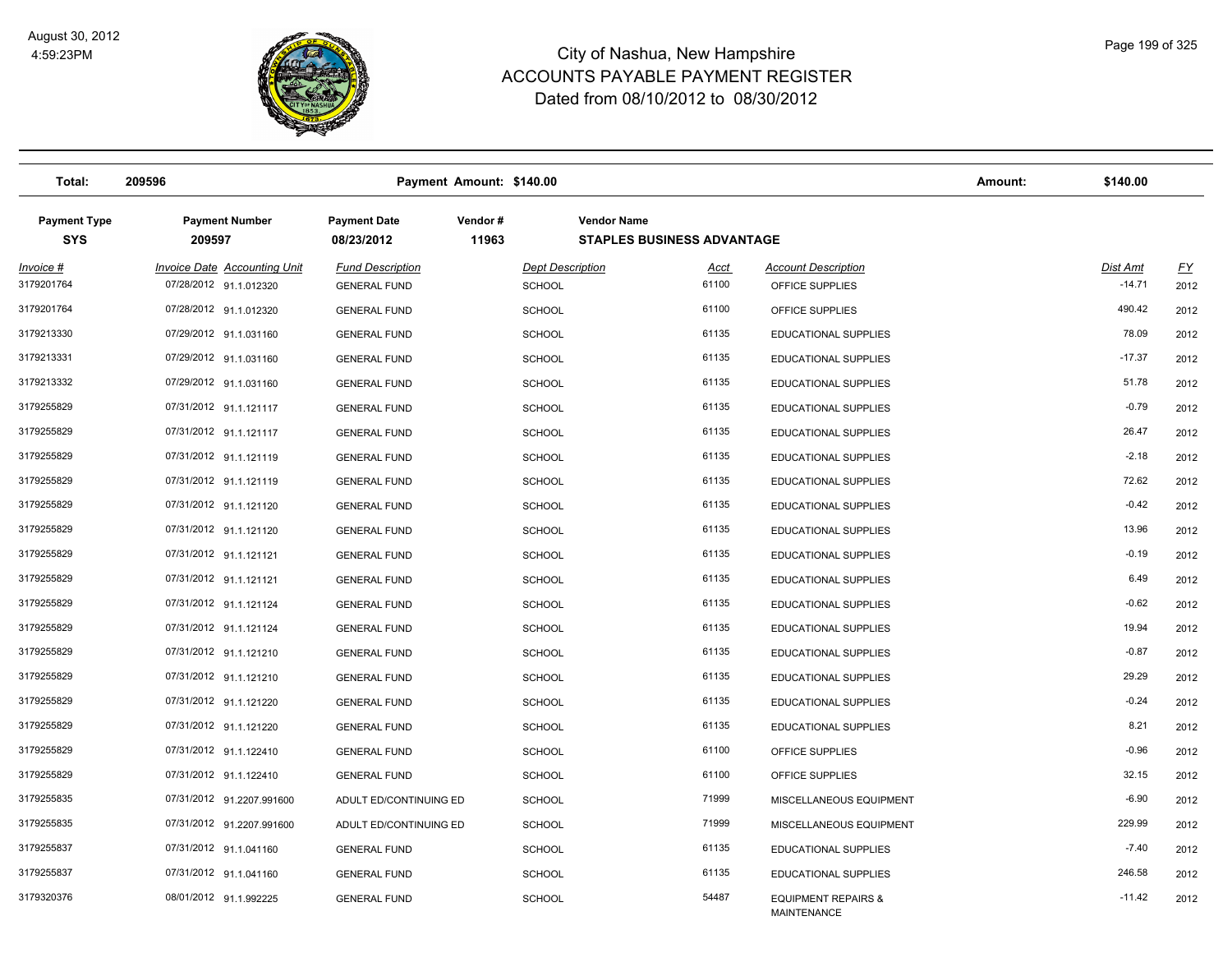# City of Nashua, New Hampshire
# ACCOUNTS PAYABLE PAYMENT REGISTER
## Dated from 08/10/2012 to 08/30/2012

August 30, 2012
4:59:23PM

| Total: | 209596 | Payment Amount: $140.00 | Amount: | $140.00 |
|---|---|---|---|---|

| Payment Type | Payment Number | Payment Date | Vendor # | Vendor Name |
|---|---|---|---|---|
| SYS | 209597 | 08/23/2012 | 11963 | STAPLES BUSINESS ADVANTAGE |

| Invoice # | Invoice Date | Accounting Unit | Fund Description | Dept Description | Acct | Account Description | Dist Amt | FY |
|---|---|---|---|---|---|---|---|---|
| 3179201764 | 07/28/2012 | 91.1.012320 | GENERAL FUND | SCHOOL | 61100 | OFFICE SUPPLIES | -14.71 | 2012 |
| 3179201764 | 07/28/2012 | 91.1.012320 | GENERAL FUND | SCHOOL | 61100 | OFFICE SUPPLIES | 490.42 | 2012 |
| 3179213330 | 07/29/2012 | 91.1.031160 | GENERAL FUND | SCHOOL | 61135 | EDUCATIONAL SUPPLIES | 78.09 | 2012 |
| 3179213331 | 07/29/2012 | 91.1.031160 | GENERAL FUND | SCHOOL | 61135 | EDUCATIONAL SUPPLIES | -17.37 | 2012 |
| 3179213332 | 07/29/2012 | 91.1.031160 | GENERAL FUND | SCHOOL | 61135 | EDUCATIONAL SUPPLIES | 51.78 | 2012 |
| 3179255829 | 07/31/2012 | 91.1.121117 | GENERAL FUND | SCHOOL | 61135 | EDUCATIONAL SUPPLIES | -0.79 | 2012 |
| 3179255829 | 07/31/2012 | 91.1.121117 | GENERAL FUND | SCHOOL | 61135 | EDUCATIONAL SUPPLIES | 26.47 | 2012 |
| 3179255829 | 07/31/2012 | 91.1.121119 | GENERAL FUND | SCHOOL | 61135 | EDUCATIONAL SUPPLIES | -2.18 | 2012 |
| 3179255829 | 07/31/2012 | 91.1.121119 | GENERAL FUND | SCHOOL | 61135 | EDUCATIONAL SUPPLIES | 72.62 | 2012 |
| 3179255829 | 07/31/2012 | 91.1.121120 | GENERAL FUND | SCHOOL | 61135 | EDUCATIONAL SUPPLIES | -0.42 | 2012 |
| 3179255829 | 07/31/2012 | 91.1.121120 | GENERAL FUND | SCHOOL | 61135 | EDUCATIONAL SUPPLIES | 13.96 | 2012 |
| 3179255829 | 07/31/2012 | 91.1.121121 | GENERAL FUND | SCHOOL | 61135 | EDUCATIONAL SUPPLIES | -0.19 | 2012 |
| 3179255829 | 07/31/2012 | 91.1.121121 | GENERAL FUND | SCHOOL | 61135 | EDUCATIONAL SUPPLIES | 6.49 | 2012 |
| 3179255829 | 07/31/2012 | 91.1.121124 | GENERAL FUND | SCHOOL | 61135 | EDUCATIONAL SUPPLIES | -0.62 | 2012 |
| 3179255829 | 07/31/2012 | 91.1.121124 | GENERAL FUND | SCHOOL | 61135 | EDUCATIONAL SUPPLIES | 19.94 | 2012 |
| 3179255829 | 07/31/2012 | 91.1.121210 | GENERAL FUND | SCHOOL | 61135 | EDUCATIONAL SUPPLIES | -0.87 | 2012 |
| 3179255829 | 07/31/2012 | 91.1.121210 | GENERAL FUND | SCHOOL | 61135 | EDUCATIONAL SUPPLIES | 29.29 | 2012 |
| 3179255829 | 07/31/2012 | 91.1.121220 | GENERAL FUND | SCHOOL | 61135 | EDUCATIONAL SUPPLIES | -0.24 | 2012 |
| 3179255829 | 07/31/2012 | 91.1.121220 | GENERAL FUND | SCHOOL | 61135 | EDUCATIONAL SUPPLIES | 8.21 | 2012 |
| 3179255829 | 07/31/2012 | 91.1.122410 | GENERAL FUND | SCHOOL | 61100 | OFFICE SUPPLIES | -0.96 | 2012 |
| 3179255829 | 07/31/2012 | 91.1.122410 | GENERAL FUND | SCHOOL | 61100 | OFFICE SUPPLIES | 32.15 | 2012 |
| 3179255835 | 07/31/2012 | 91.2207.991600 | ADULT ED/CONTINUING ED | SCHOOL | 71999 | MISCELLANEOUS EQUIPMENT | -6.90 | 2012 |
| 3179255835 | 07/31/2012 | 91.2207.991600 | ADULT ED/CONTINUING ED | SCHOOL | 71999 | MISCELLANEOUS EQUIPMENT | 229.99 | 2012 |
| 3179255837 | 07/31/2012 | 91.1.041160 | GENERAL FUND | SCHOOL | 61135 | EDUCATIONAL SUPPLIES | -7.40 | 2012 |
| 3179255837 | 07/31/2012 | 91.1.041160 | GENERAL FUND | SCHOOL | 61135 | EDUCATIONAL SUPPLIES | 246.58 | 2012 |
| 3179320376 | 08/01/2012 | 91.1.992225 | GENERAL FUND | SCHOOL | 54487 | EQUIPMENT REPAIRS & MAINTENANCE | -11.42 | 2012 |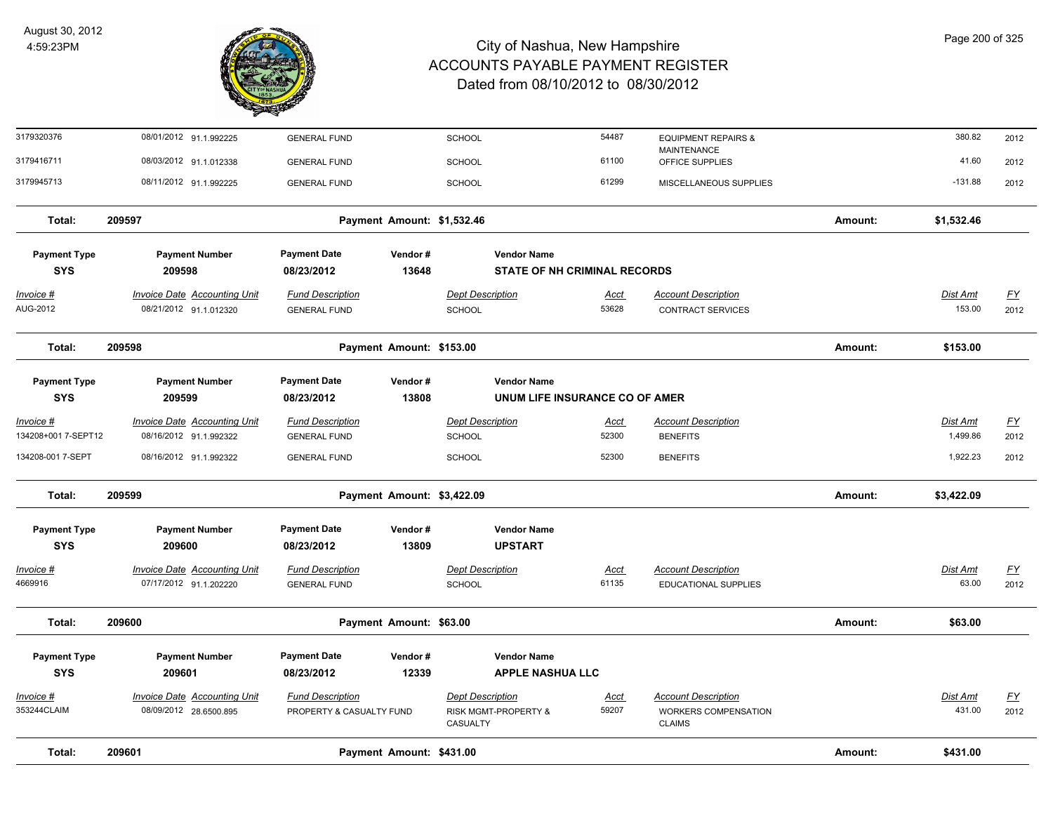# City of Nashua, New Hampshire
## ACCOUNTS PAYABLE PAYMENT REGISTER
### Dated from 08/10/2012 to 08/30/2012

| Invoice # | Invoice Date | Accounting Unit | Fund Description | Dept Description | Acct | Account Description | Dist Amt | FY |
|---|---|---|---|---|---|---|---|---|
| 3179320376 | 08/01/2012 | 91.1.992225 | GENERAL FUND | SCHOOL | 54487 | EQUIPMENT REPAIRS & MAINTENANCE | 380.82 | 2012 |
| 3179416711 | 08/03/2012 | 91.1.012338 | GENERAL FUND | SCHOOL | 61100 | OFFICE SUPPLIES | 41.60 | 2012 |
| 3179945713 | 08/11/2012 | 91.1.992225 | GENERAL FUND | SCHOOL | 61299 | MISCELLANEOUS SUPPLIES | -131.88 | 2012 |

**Total: 209597** — Payment Amount: $1,532.46 — Amount: **$1,532.46**

| Payment Type | Payment Number | Payment Date | Vendor # | Vendor Name |
|---|---|---|---|---|
| SYS | 209598 | 08/23/2012 | 13648 | STATE OF NH CRIMINAL RECORDS |

| Invoice # | Invoice Date | Accounting Unit | Fund Description | Dept Description | Acct | Account Description | Dist Amt | FY |
|---|---|---|---|---|---|---|---|---|
| AUG-2012 | 08/21/2012 | 91.1.012320 | GENERAL FUND | SCHOOL | 53628 | CONTRACT SERVICES | 153.00 | 2012 |

**Total: 209598** — Payment Amount: $153.00 — Amount: **$153.00**

| Payment Type | Payment Number | Payment Date | Vendor # | Vendor Name |
|---|---|---|---|---|
| SYS | 209599 | 08/23/2012 | 13808 | UNUM LIFE INSURANCE CO OF AMER |

| Invoice # | Invoice Date | Accounting Unit | Fund Description | Dept Description | Acct | Account Description | Dist Amt | FY |
|---|---|---|---|---|---|---|---|---|
| 134208+001 7-SEPT12 | 08/16/2012 | 91.1.992322 | GENERAL FUND | SCHOOL | 52300 | BENEFITS | 1,499.86 | 2012 |
| 134208-001 7-SEPT | 08/16/2012 | 91.1.992322 | GENERAL FUND | SCHOOL | 52300 | BENEFITS | 1,922.23 | 2012 |

**Total: 209599** — Payment Amount: $3,422.09 — Amount: **$3,422.09**

| Payment Type | Payment Number | Payment Date | Vendor # | Vendor Name |
|---|---|---|---|---|
| SYS | 209600 | 08/23/2012 | 13809 | UPSTART |

| Invoice # | Invoice Date | Accounting Unit | Fund Description | Dept Description | Acct | Account Description | Dist Amt | FY |
|---|---|---|---|---|---|---|---|---|
| 4669916 | 07/17/2012 | 91.1.202220 | GENERAL FUND | SCHOOL | 61135 | EDUCATIONAL SUPPLIES | 63.00 | 2012 |

**Total: 209600** — Payment Amount: $63.00 — Amount: **$63.00**

| Payment Type | Payment Number | Payment Date | Vendor # | Vendor Name |
|---|---|---|---|---|
| SYS | 209601 | 08/23/2012 | 12339 | APPLE NASHUA LLC |

| Invoice # | Invoice Date | Accounting Unit | Fund Description | Dept Description | Acct | Account Description | Dist Amt | FY |
|---|---|---|---|---|---|---|---|---|
| 353244CLAIM | 08/09/2012 | 28.6500.895 | PROPERTY & CASUALTY FUND | RISK MGMT-PROPERTY & CASUALTY | 59207 | WORKERS COMPENSATION CLAIMS | 431.00 | 2012 |

**Total: 209601** — Payment Amount: $431.00 — Amount: **$431.00**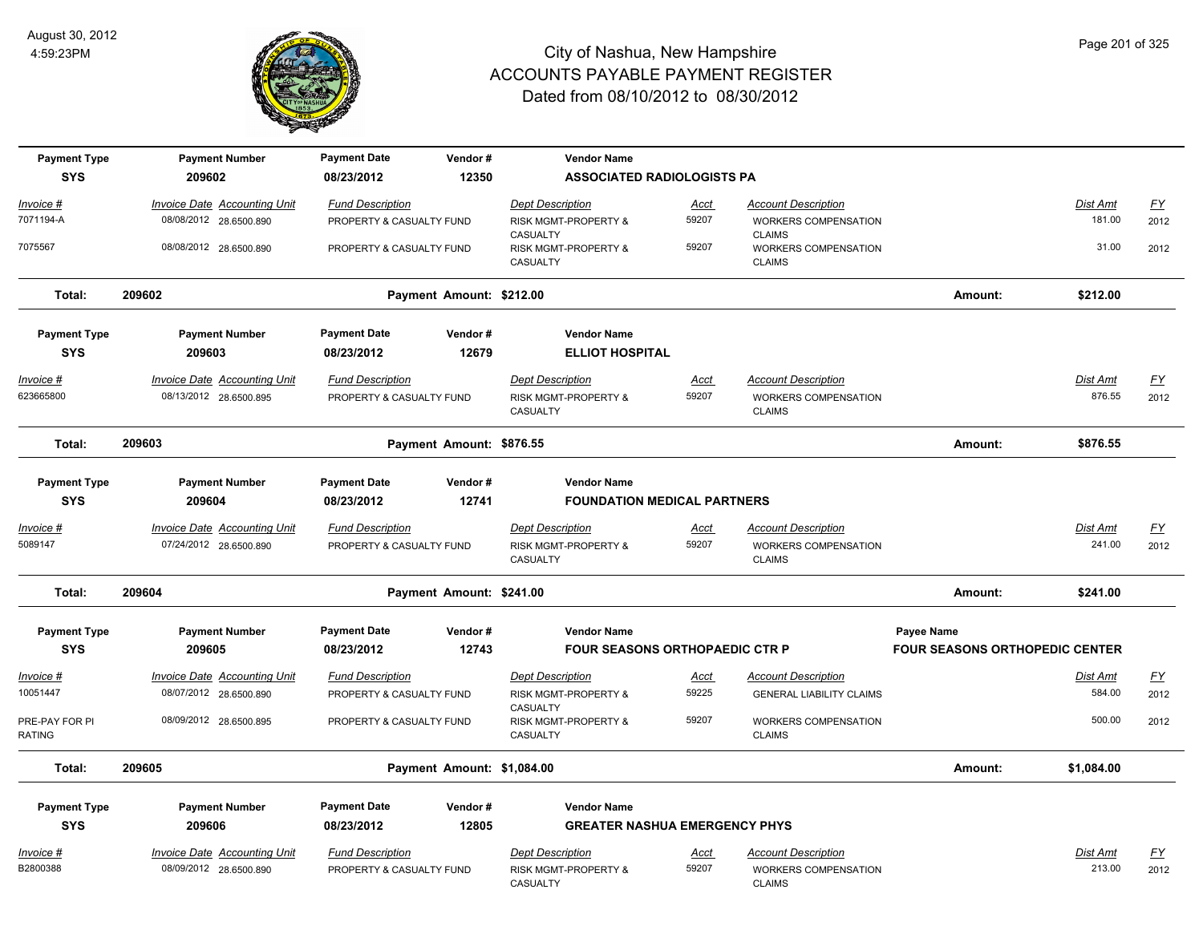# City of Nashua, New Hampshire
## ACCOUNTS PAYABLE PAYMENT REGISTER
### Dated from 08/10/2012 to 08/30/2012

August 30, 2012
4:59:23PM

| Payment Type | Payment Number | Payment Date | Vendor # | Vendor Name |
|---|---|---|---|---|
| SYS | 209602 | 08/23/2012 | 12350 | ASSOCIATED RADIOLOGISTS PA |

| Invoice # | Invoice Date | Accounting Unit | Fund Description | Dept Description | Acct | Account Description | Dist Amt | FY |
|---|---|---|---|---|---|---|---|---|
| 7071194-A | 08/08/2012 | 28.6500.890 | PROPERTY & CASUALTY FUND | RISK MGMT-PROPERTY & CASUALTY | 59207 | WORKERS COMPENSATION CLAIMS | 181.00 | 2012 |
| 7075567 | 08/08/2012 | 28.6500.890 | PROPERTY & CASUALTY FUND | RISK MGMT-PROPERTY & CASUALTY | 59207 | WORKERS COMPENSATION CLAIMS | 31.00 | 2012 |

**Total: 209602 — Payment Amount: $212.00 — Amount: $212.00**

| Payment Type | Payment Number | Payment Date | Vendor # | Vendor Name |
|---|---|---|---|---|
| SYS | 209603 | 08/23/2012 | 12679 | ELLIOT HOSPITAL |

| Invoice # | Invoice Date | Accounting Unit | Fund Description | Dept Description | Acct | Account Description | Dist Amt | FY |
|---|---|---|---|---|---|---|---|---|
| 623665800 | 08/13/2012 | 28.6500.895 | PROPERTY & CASUALTY FUND | RISK MGMT-PROPERTY & CASUALTY | 59207 | WORKERS COMPENSATION CLAIMS | 876.55 | 2012 |

**Total: 209603 — Payment Amount: $876.55 — Amount: $876.55**

| Payment Type | Payment Number | Payment Date | Vendor # | Vendor Name |
|---|---|---|---|---|
| SYS | 209604 | 08/23/2012 | 12741 | FOUNDATION MEDICAL PARTNERS |

| Invoice # | Invoice Date | Accounting Unit | Fund Description | Dept Description | Acct | Account Description | Dist Amt | FY |
|---|---|---|---|---|---|---|---|---|
| 5089147 | 07/24/2012 | 28.6500.890 | PROPERTY & CASUALTY FUND | RISK MGMT-PROPERTY & CASUALTY | 59207 | WORKERS COMPENSATION CLAIMS | 241.00 | 2012 |

**Total: 209604 — Payment Amount: $241.00 — Amount: $241.00**

| Payment Type | Payment Number | Payment Date | Vendor # | Vendor Name | Payee Name |
|---|---|---|---|---|---|
| SYS | 209605 | 08/23/2012 | 12743 | FOUR SEASONS ORTHOPAEDIC CTR P | FOUR SEASONS ORTHOPEDIC CENTER |

| Invoice # | Invoice Date | Accounting Unit | Fund Description | Dept Description | Acct | Account Description | Dist Amt | FY |
|---|---|---|---|---|---|---|---|---|
| 10051447 | 08/07/2012 | 28.6500.890 | PROPERTY & CASUALTY FUND | RISK MGMT-PROPERTY & CASUALTY | 59225 | GENERAL LIABILITY CLAIMS | 584.00 | 2012 |
| PRE-PAY FOR PI RATING | 08/09/2012 | 28.6500.895 | PROPERTY & CASUALTY FUND | RISK MGMT-PROPERTY & CASUALTY | 59207 | WORKERS COMPENSATION CLAIMS | 500.00 | 2012 |

**Total: 209605 — Payment Amount: $1,084.00 — Amount: $1,084.00**

| Payment Type | Payment Number | Payment Date | Vendor # | Vendor Name |
|---|---|---|---|---|
| SYS | 209606 | 08/23/2012 | 12805 | GREATER NASHUA EMERGENCY PHYS |

| Invoice # | Invoice Date | Accounting Unit | Fund Description | Dept Description | Acct | Account Description | Dist Amt | FY |
|---|---|---|---|---|---|---|---|---|
| B2800388 | 08/09/2012 | 28.6500.890 | PROPERTY & CASUALTY FUND | RISK MGMT-PROPERTY & CASUALTY | 59207 | WORKERS COMPENSATION CLAIMS | 213.00 | 2012 |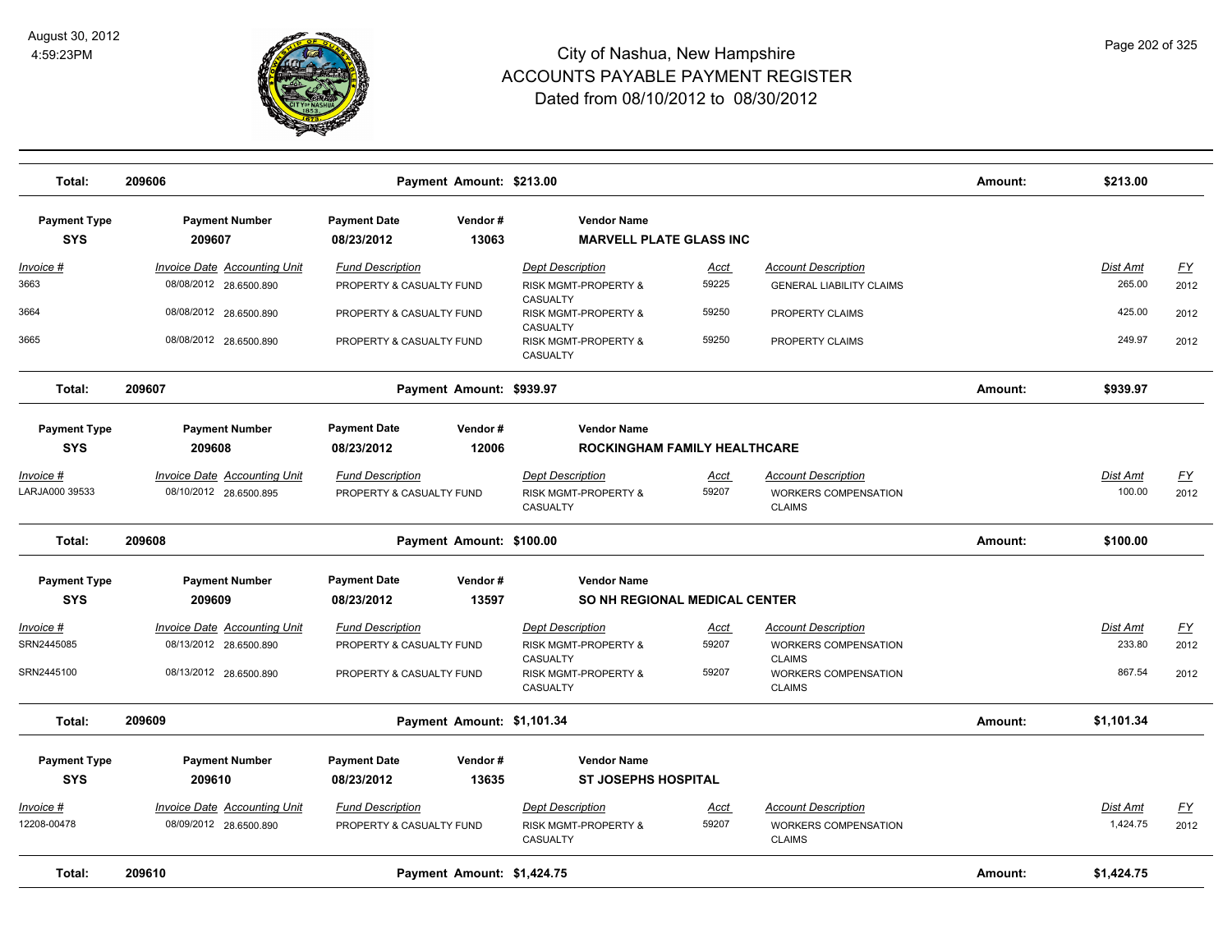# City of Nashua, New Hampshire
## ACCOUNTS PAYABLE PAYMENT REGISTER
### Dated from 08/10/2012 to 08/30/2012

August 30, 2012
4:59:23PM

| Total: | 209606 | Payment Amount: $213.00 | Amount: | $213.00 |
|---|---|---|---|---|

| Payment Type | Payment Number | Payment Date | Vendor # | Vendor Name |
|---|---|---|---|---|
| SYS | 209607 | 08/23/2012 | 13063 | MARVELL PLATE GLASS INC |

| Invoice # | Invoice Date | Accounting Unit | Fund Description | Dept Description | Acct | Account Description | Dist Amt | FY |
|---|---|---|---|---|---|---|---|---|
| 3663 | 08/08/2012 | 28.6500.890 | PROPERTY & CASUALTY FUND | RISK MGMT-PROPERTY & CASUALTY | 59225 | GENERAL LIABILITY CLAIMS | 265.00 | 2012 |
| 3664 | 08/08/2012 | 28.6500.890 | PROPERTY & CASUALTY FUND | RISK MGMT-PROPERTY & CASUALTY | 59250 | PROPERTY CLAIMS | 425.00 | 2012 |
| 3665 | 08/08/2012 | 28.6500.890 | PROPERTY & CASUALTY FUND | RISK MGMT-PROPERTY & CASUALTY | 59250 | PROPERTY CLAIMS | 249.97 | 2012 |

| Total: | 209607 | Payment Amount: $939.97 | Amount: | $939.97 |
|---|---|---|---|---|

| Payment Type | Payment Number | Payment Date | Vendor # | Vendor Name |
|---|---|---|---|---|
| SYS | 209608 | 08/23/2012 | 12006 | ROCKINGHAM FAMILY HEALTHCARE |

| Invoice # | Invoice Date | Accounting Unit | Fund Description | Dept Description | Acct | Account Description | Dist Amt | FY |
|---|---|---|---|---|---|---|---|---|
| LARJA000 39533 | 08/10/2012 | 28.6500.895 | PROPERTY & CASUALTY FUND | RISK MGMT-PROPERTY & CASUALTY | 59207 | WORKERS COMPENSATION CLAIMS | 100.00 | 2012 |

| Total: | 209608 | Payment Amount: $100.00 | Amount: | $100.00 |
|---|---|---|---|---|

| Payment Type | Payment Number | Payment Date | Vendor # | Vendor Name |
|---|---|---|---|---|
| SYS | 209609 | 08/23/2012 | 13597 | SO NH REGIONAL MEDICAL CENTER |

| Invoice # | Invoice Date | Accounting Unit | Fund Description | Dept Description | Acct | Account Description | Dist Amt | FY |
|---|---|---|---|---|---|---|---|---|
| SRN2445085 | 08/13/2012 | 28.6500.890 | PROPERTY & CASUALTY FUND | RISK MGMT-PROPERTY & CASUALTY | 59207 | WORKERS COMPENSATION CLAIMS | 233.80 | 2012 |
| SRN2445100 | 08/13/2012 | 28.6500.890 | PROPERTY & CASUALTY FUND | RISK MGMT-PROPERTY & CASUALTY | 59207 | WORKERS COMPENSATION CLAIMS | 867.54 | 2012 |

| Total: | 209609 | Payment Amount: $1,101.34 | Amount: | $1,101.34 |
|---|---|---|---|---|

| Payment Type | Payment Number | Payment Date | Vendor # | Vendor Name |
|---|---|---|---|---|
| SYS | 209610 | 08/23/2012 | 13635 | ST JOSEPHS HOSPITAL |

| Invoice # | Invoice Date | Accounting Unit | Fund Description | Dept Description | Acct | Account Description | Dist Amt | FY |
|---|---|---|---|---|---|---|---|---|
| 12208-00478 | 08/09/2012 | 28.6500.890 | PROPERTY & CASUALTY FUND | RISK MGMT-PROPERTY & CASUALTY | 59207 | WORKERS COMPENSATION CLAIMS | 1,424.75 | 2012 |

| Total: | 209610 | Payment Amount: $1,424.75 | Amount: | $1,424.75 |
|---|---|---|---|---|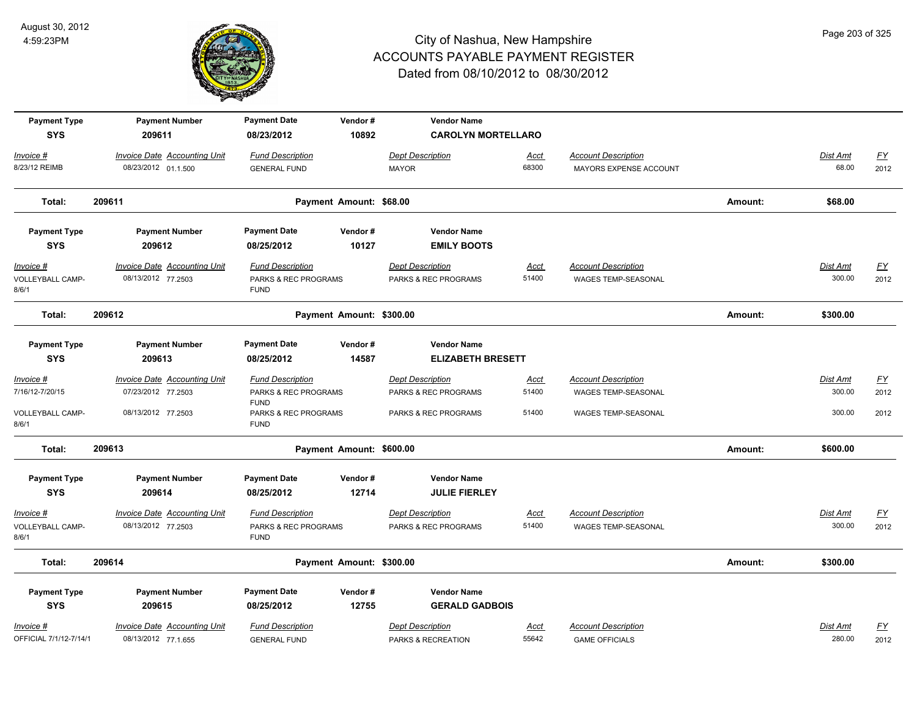# City of Nashua, New Hampshire
## ACCOUNTS PAYABLE PAYMENT REGISTER
### Dated from 08/10/2012 to 08/30/2012

August 30, 2012
4:59:23PM

| Payment Type | Payment Number | Payment Date | Vendor # | Vendor Name | | | | |
|---|---|---|---|---|---|---|---|---|
| SYS | 209611 | 08/23/2012 | 10892 | CAROLYN MORTELLARO | | | | |
| *Invoice #* | *Invoice Date* *Accounting Unit* | *Fund Description* | | *Dept Description* | *Acct* | *Account Description* | *Dist Amt* | *FY* |
| 8/23/12 REIMB | 08/23/2012 01.1.500 | GENERAL FUND | | MAYOR | 68300 | MAYORS EXPENSE ACCOUNT | 68.00 | 2012 |
| **Total:** | **209611** | **Payment Amount: $68.00** | | | | **Amount:** | **$68.00** | |

| Payment Type | Payment Number | Payment Date | Vendor # | Vendor Name | | | | |
|---|---|---|---|---|---|---|---|---|
| SYS | 209612 | 08/25/2012 | 10127 | EMILY BOOTS | | | | |
| *Invoice #* | *Invoice Date* *Accounting Unit* | *Fund Description* | | *Dept Description* | *Acct* | *Account Description* | *Dist Amt* | *FY* |
| VOLLEYBALL CAMP-8/6/1 | 08/13/2012 77.2503 | PARKS & REC PROGRAMS FUND | | PARKS & REC PROGRAMS | 51400 | WAGES TEMP-SEASONAL | 300.00 | 2012 |
| **Total:** | **209612** | **Payment Amount: $300.00** | | | | **Amount:** | **$300.00** | |

| Payment Type | Payment Number | Payment Date | Vendor # | Vendor Name | | | | |
|---|---|---|---|---|---|---|---|---|
| SYS | 209613 | 08/25/2012 | 14587 | ELIZABETH BRESETT | | | | |
| *Invoice #* | *Invoice Date* *Accounting Unit* | *Fund Description* | | *Dept Description* | *Acct* | *Account Description* | *Dist Amt* | *FY* |
| 7/16/12-7/20/15 | 07/23/2012 77.2503 | PARKS & REC PROGRAMS FUND | | PARKS & REC PROGRAMS | 51400 | WAGES TEMP-SEASONAL | 300.00 | 2012 |
| VOLLEYBALL CAMP-8/6/1 | 08/13/2012 77.2503 | PARKS & REC PROGRAMS FUND | | PARKS & REC PROGRAMS | 51400 | WAGES TEMP-SEASONAL | 300.00 | 2012 |
| **Total:** | **209613** | **Payment Amount: $600.00** | | | | **Amount:** | **$600.00** | |

| Payment Type | Payment Number | Payment Date | Vendor # | Vendor Name | | | | |
|---|---|---|---|---|---|---|---|---|
| SYS | 209614 | 08/25/2012 | 12714 | JULIE FIERLEY | | | | |
| *Invoice #* | *Invoice Date* *Accounting Unit* | *Fund Description* | | *Dept Description* | *Acct* | *Account Description* | *Dist Amt* | *FY* |
| VOLLEYBALL CAMP-8/6/1 | 08/13/2012 77.2503 | PARKS & REC PROGRAMS FUND | | PARKS & REC PROGRAMS | 51400 | WAGES TEMP-SEASONAL | 300.00 | 2012 |
| **Total:** | **209614** | **Payment Amount: $300.00** | | | | **Amount:** | **$300.00** | |

| Payment Type | Payment Number | Payment Date | Vendor # | Vendor Name | | | | |
|---|---|---|---|---|---|---|---|---|
| SYS | 209615 | 08/25/2012 | 12755 | GERALD GADBOIS | | | | |
| *Invoice #* | *Invoice Date* *Accounting Unit* | *Fund Description* | | *Dept Description* | *Acct* | *Account Description* | *Dist Amt* | *FY* |
| OFFICIAL 7/1/12-7/14/1 | 08/13/2012 77.1.655 | GENERAL FUND | | PARKS & RECREATION | 55642 | GAME OFFICIALS | 280.00 | 2012 |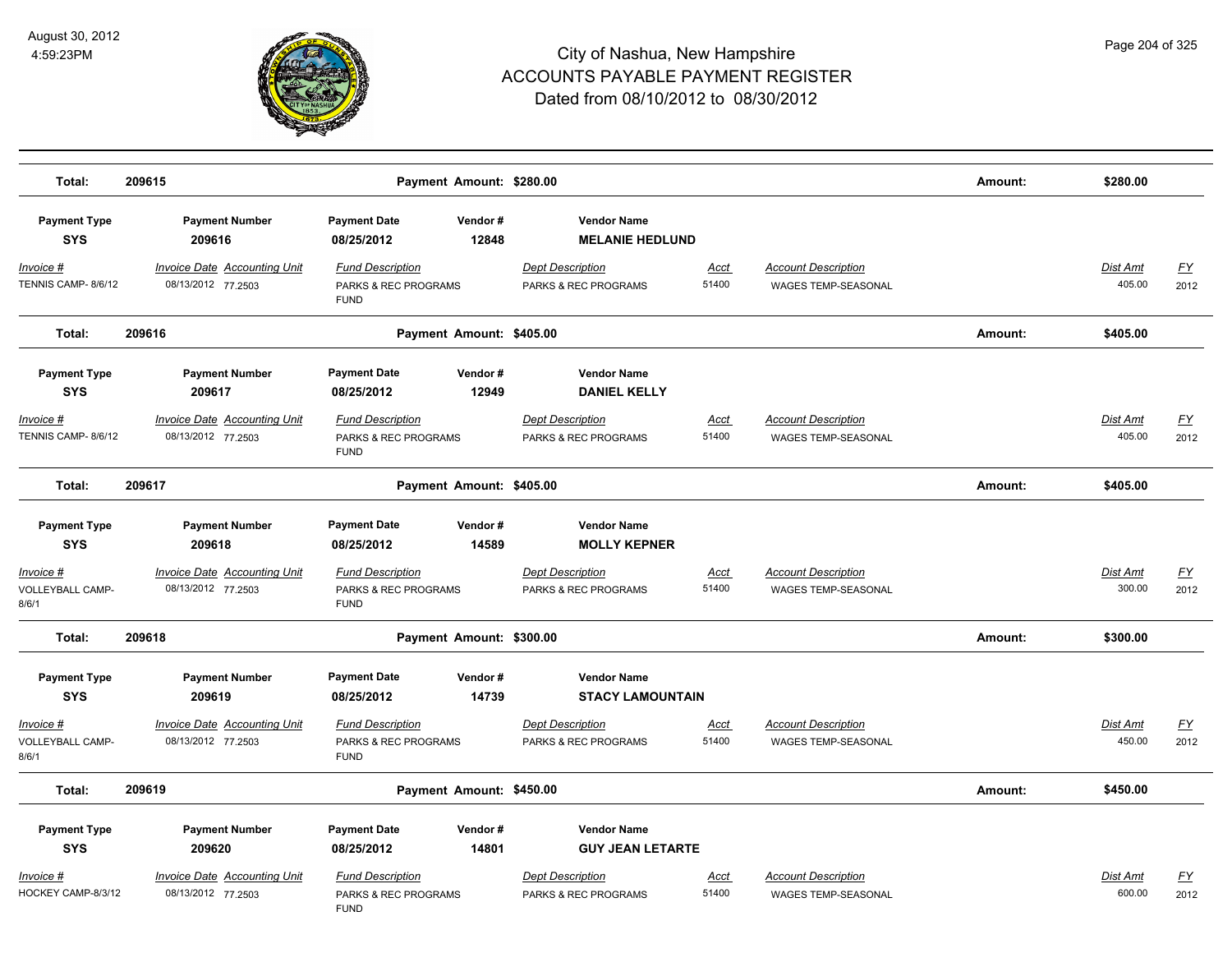# City of Nashua, New Hampshire
## ACCOUNTS PAYABLE PAYMENT REGISTER
### Dated from 08/10/2012 to 08/30/2012

August 30, 2012
4:59:23PM

| Total: | 209615 | | Payment Amount: $280.00 | | | | Amount: | $280.00 | |
|---|---|---|---|---|---|---|---|---|---|

| Payment Type | Payment Number | Payment Date | Vendor # | Vendor Name | | | | | |
|---|---|---|---|---|---|---|---|---|---|
| **SYS** | **209616** | **08/25/2012** | **12848** | **MELANIE HEDLUND** | | | | | |
| *Invoice #* | *Invoice Date* | *Accounting Unit* | *Fund Description* | *Dept Description* | *Acct* | *Account Description* | | *Dist Amt* | *FY* |
| TENNIS CAMP- 8/6/12 | 08/13/2012 | 77.2503 | PARKS & REC PROGRAMS FUND | PARKS & REC PROGRAMS | 51400 | WAGES TEMP-SEASONAL | | 405.00 | 2012 |
| **Total:** | **209616** | | **Payment Amount: $405.00** | | | | **Amount:** | **$405.00** | |

| Payment Type | Payment Number | Payment Date | Vendor # | Vendor Name | | | | | |
|---|---|---|---|---|---|---|---|---|---|
| **SYS** | **209617** | **08/25/2012** | **12949** | **DANIEL KELLY** | | | | | |
| *Invoice #* | *Invoice Date* | *Accounting Unit* | *Fund Description* | *Dept Description* | *Acct* | *Account Description* | | *Dist Amt* | *FY* |
| TENNIS CAMP- 8/6/12 | 08/13/2012 | 77.2503 | PARKS & REC PROGRAMS FUND | PARKS & REC PROGRAMS | 51400 | WAGES TEMP-SEASONAL | | 405.00 | 2012 |
| **Total:** | **209617** | | **Payment Amount: $405.00** | | | | **Amount:** | **$405.00** | |

| Payment Type | Payment Number | Payment Date | Vendor # | Vendor Name | | | | | |
|---|---|---|---|---|---|---|---|---|---|
| **SYS** | **209618** | **08/25/2012** | **14589** | **MOLLY KEPNER** | | | | | |
| *Invoice #* | *Invoice Date* | *Accounting Unit* | *Fund Description* | *Dept Description* | *Acct* | *Account Description* | | *Dist Amt* | *FY* |
| VOLLEYBALL CAMP-8/6/1 | 08/13/2012 | 77.2503 | PARKS & REC PROGRAMS FUND | PARKS & REC PROGRAMS | 51400 | WAGES TEMP-SEASONAL | | 300.00 | 2012 |
| **Total:** | **209618** | | **Payment Amount: $300.00** | | | | **Amount:** | **$300.00** | |

| Payment Type | Payment Number | Payment Date | Vendor # | Vendor Name | | | | | |
|---|---|---|---|---|---|---|---|---|---|
| **SYS** | **209619** | **08/25/2012** | **14739** | **STACY LAMOUNTAIN** | | | | | |
| *Invoice #* | *Invoice Date* | *Accounting Unit* | *Fund Description* | *Dept Description* | *Acct* | *Account Description* | | *Dist Amt* | *FY* |
| VOLLEYBALL CAMP-8/6/1 | 08/13/2012 | 77.2503 | PARKS & REC PROGRAMS FUND | PARKS & REC PROGRAMS | 51400 | WAGES TEMP-SEASONAL | | 450.00 | 2012 |
| **Total:** | **209619** | | **Payment Amount: $450.00** | | | | **Amount:** | **$450.00** | |

| Payment Type | Payment Number | Payment Date | Vendor # | Vendor Name | | | | | |
|---|---|---|---|---|---|---|---|---|---|
| **SYS** | **209620** | **08/25/2012** | **14801** | **GUY JEAN LETARTE** | | | | | |
| *Invoice #* | *Invoice Date* | *Accounting Unit* | *Fund Description* | *Dept Description* | *Acct* | *Account Description* | | *Dist Amt* | *FY* |
| HOCKEY CAMP-8/3/12 | 08/13/2012 | 77.2503 | PARKS & REC PROGRAMS FUND | PARKS & REC PROGRAMS | 51400 | WAGES TEMP-SEASONAL | | 600.00 | 2012 |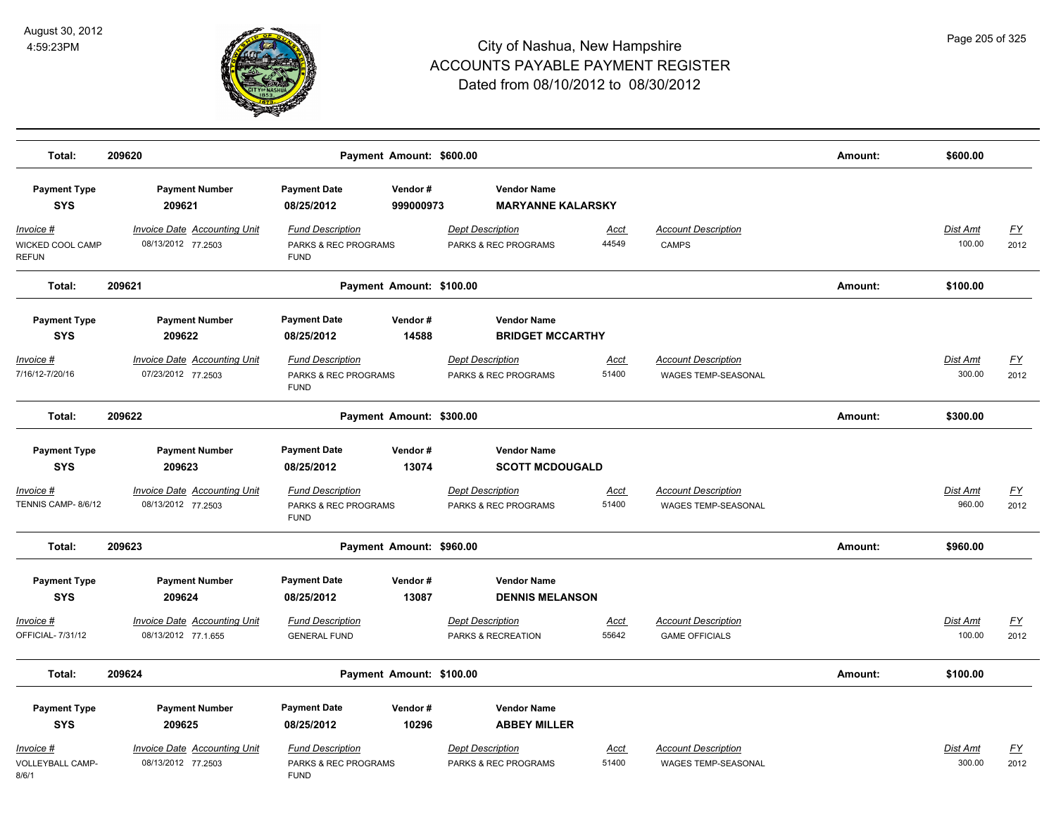# City of Nashua, New Hampshire
# ACCOUNTS PAYABLE PAYMENT REGISTER
## Dated from 08/10/2012 to 08/30/2012

August 30, 2012
4:59:23PM

**Total: 209620** — **Payment Amount: $600.00** — **Amount: $600.00**

| Payment Type | Payment Number | Payment Date | Vendor # | Vendor Name |
|---|---|---|---|---|
| **SYS** | **209621** | **08/25/2012** | **999000973** | **MARYANNE KALARSKY** |

| Invoice # | Invoice Date | Accounting Unit | Fund Description | Dept Description | Acct | Account Description | Dist Amt | FY |
|---|---|---|---|---|---|---|---|---|
| WICKED COOL CAMP REFUN | 08/13/2012 | 77.2503 | PARKS & REC PROGRAMS FUND | PARKS & REC PROGRAMS | 44549 | CAMPS | 100.00 | 2012 |

**Total: 209621** — **Payment Amount: $100.00** — **Amount: $100.00**

| Payment Type | Payment Number | Payment Date | Vendor # | Vendor Name |
|---|---|---|---|---|
| **SYS** | **209622** | **08/25/2012** | **14588** | **BRIDGET MCCARTHY** |

| Invoice # | Invoice Date | Accounting Unit | Fund Description | Dept Description | Acct | Account Description | Dist Amt | FY |
|---|---|---|---|---|---|---|---|---|
| 7/16/12-7/20/16 | 07/23/2012 | 77.2503 | PARKS & REC PROGRAMS FUND | PARKS & REC PROGRAMS | 51400 | WAGES TEMP-SEASONAL | 300.00 | 2012 |

**Total: 209622** — **Payment Amount: $300.00** — **Amount: $300.00**

| Payment Type | Payment Number | Payment Date | Vendor # | Vendor Name |
|---|---|---|---|---|
| **SYS** | **209623** | **08/25/2012** | **13074** | **SCOTT MCDOUGALD** |

| Invoice # | Invoice Date | Accounting Unit | Fund Description | Dept Description | Acct | Account Description | Dist Amt | FY |
|---|---|---|---|---|---|---|---|---|
| TENNIS CAMP- 8/6/12 | 08/13/2012 | 77.2503 | PARKS & REC PROGRAMS FUND | PARKS & REC PROGRAMS | 51400 | WAGES TEMP-SEASONAL | 960.00 | 2012 |

**Total: 209623** — **Payment Amount: $960.00** — **Amount: $960.00**

| Payment Type | Payment Number | Payment Date | Vendor # | Vendor Name |
|---|---|---|---|---|
| **SYS** | **209624** | **08/25/2012** | **13087** | **DENNIS MELANSON** |

| Invoice # | Invoice Date | Accounting Unit | Fund Description | Dept Description | Acct | Account Description | Dist Amt | FY |
|---|---|---|---|---|---|---|---|---|
| OFFICIAL- 7/31/12 | 08/13/2012 | 77.1.655 | GENERAL FUND | PARKS & RECREATION | 55642 | GAME OFFICIALS | 100.00 | 2012 |

**Total: 209624** — **Payment Amount: $100.00** — **Amount: $100.00**

| Payment Type | Payment Number | Payment Date | Vendor # | Vendor Name |
|---|---|---|---|---|
| **SYS** | **209625** | **08/25/2012** | **10296** | **ABBEY MILLER** |

| Invoice # | Invoice Date | Accounting Unit | Fund Description | Dept Description | Acct | Account Description | Dist Amt | FY |
|---|---|---|---|---|---|---|---|---|
| VOLLEYBALL CAMP- 8/6/1 | 08/13/2012 | 77.2503 | PARKS & REC PROGRAMS FUND | PARKS & REC PROGRAMS | 51400 | WAGES TEMP-SEASONAL | 300.00 | 2012 |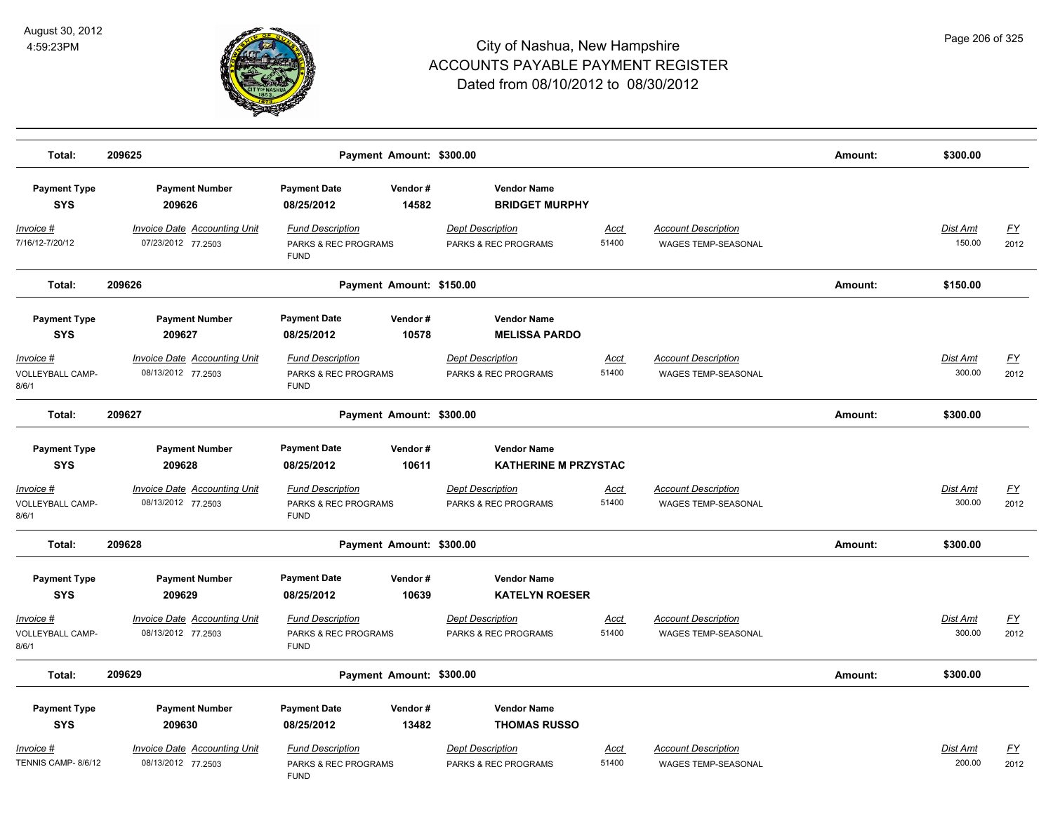# City of Nashua, New Hampshire
# ACCOUNTS PAYABLE PAYMENT REGISTER
## Dated from 08/10/2012 to 08/30/2012

August 30, 2012
4:59:23PM

**Total: 209625** — **Payment Amount: $300.00** — **Amount: $300.00**

---

| Payment Type | Payment Number | Payment Date | Vendor # | Vendor Name |
|---|---|---|---|---|
| **SYS** | **209626** | **08/25/2012** | **14582** | **BRIDGET MURPHY** |

| Invoice # | Invoice Date | Accounting Unit | Fund Description | Dept Description | Acct | Account Description | Dist Amt | FY |
|---|---|---|---|---|---|---|---|---|
| 7/16/12-7/20/12 | 07/23/2012 | 77.2503 | PARKS & REC PROGRAMS FUND | PARKS & REC PROGRAMS | 51400 | WAGES TEMP-SEASONAL | 150.00 | 2012 |

**Total: 209626** — **Payment Amount: $150.00** — **Amount: $150.00**

---

| Payment Type | Payment Number | Payment Date | Vendor # | Vendor Name |
|---|---|---|---|---|
| **SYS** | **209627** | **08/25/2012** | **10578** | **MELISSA PARDO** |

| Invoice # | Invoice Date | Accounting Unit | Fund Description | Dept Description | Acct | Account Description | Dist Amt | FY |
|---|---|---|---|---|---|---|---|---|
| VOLLEYBALL CAMP-8/6/1 | 08/13/2012 | 77.2503 | PARKS & REC PROGRAMS FUND | PARKS & REC PROGRAMS | 51400 | WAGES TEMP-SEASONAL | 300.00 | 2012 |

**Total: 209627** — **Payment Amount: $300.00** — **Amount: $300.00**

---

| Payment Type | Payment Number | Payment Date | Vendor # | Vendor Name |
|---|---|---|---|---|
| **SYS** | **209628** | **08/25/2012** | **10611** | **KATHERINE M PRZYSTAC** |

| Invoice # | Invoice Date | Accounting Unit | Fund Description | Dept Description | Acct | Account Description | Dist Amt | FY |
|---|---|---|---|---|---|---|---|---|
| VOLLEYBALL CAMP-8/6/1 | 08/13/2012 | 77.2503 | PARKS & REC PROGRAMS FUND | PARKS & REC PROGRAMS | 51400 | WAGES TEMP-SEASONAL | 300.00 | 2012 |

**Total: 209628** — **Payment Amount: $300.00** — **Amount: $300.00**

---

| Payment Type | Payment Number | Payment Date | Vendor # | Vendor Name |
|---|---|---|---|---|
| **SYS** | **209629** | **08/25/2012** | **10639** | **KATELYN ROESER** |

| Invoice # | Invoice Date | Accounting Unit | Fund Description | Dept Description | Acct | Account Description | Dist Amt | FY |
|---|---|---|---|---|---|---|---|---|
| VOLLEYBALL CAMP-8/6/1 | 08/13/2012 | 77.2503 | PARKS & REC PROGRAMS FUND | PARKS & REC PROGRAMS | 51400 | WAGES TEMP-SEASONAL | 300.00 | 2012 |

**Total: 209629** — **Payment Amount: $300.00** — **Amount: $300.00**

---

| Payment Type | Payment Number | Payment Date | Vendor # | Vendor Name |
|---|---|---|---|---|
| **SYS** | **209630** | **08/25/2012** | **13482** | **THOMAS RUSSO** |

| Invoice # | Invoice Date | Accounting Unit | Fund Description | Dept Description | Acct | Account Description | Dist Amt | FY |
|---|---|---|---|---|---|---|---|---|
| TENNIS CAMP- 8/6/12 | 08/13/2012 | 77.2503 | PARKS & REC PROGRAMS FUND | PARKS & REC PROGRAMS | 51400 | WAGES TEMP-SEASONAL | 200.00 | 2012 |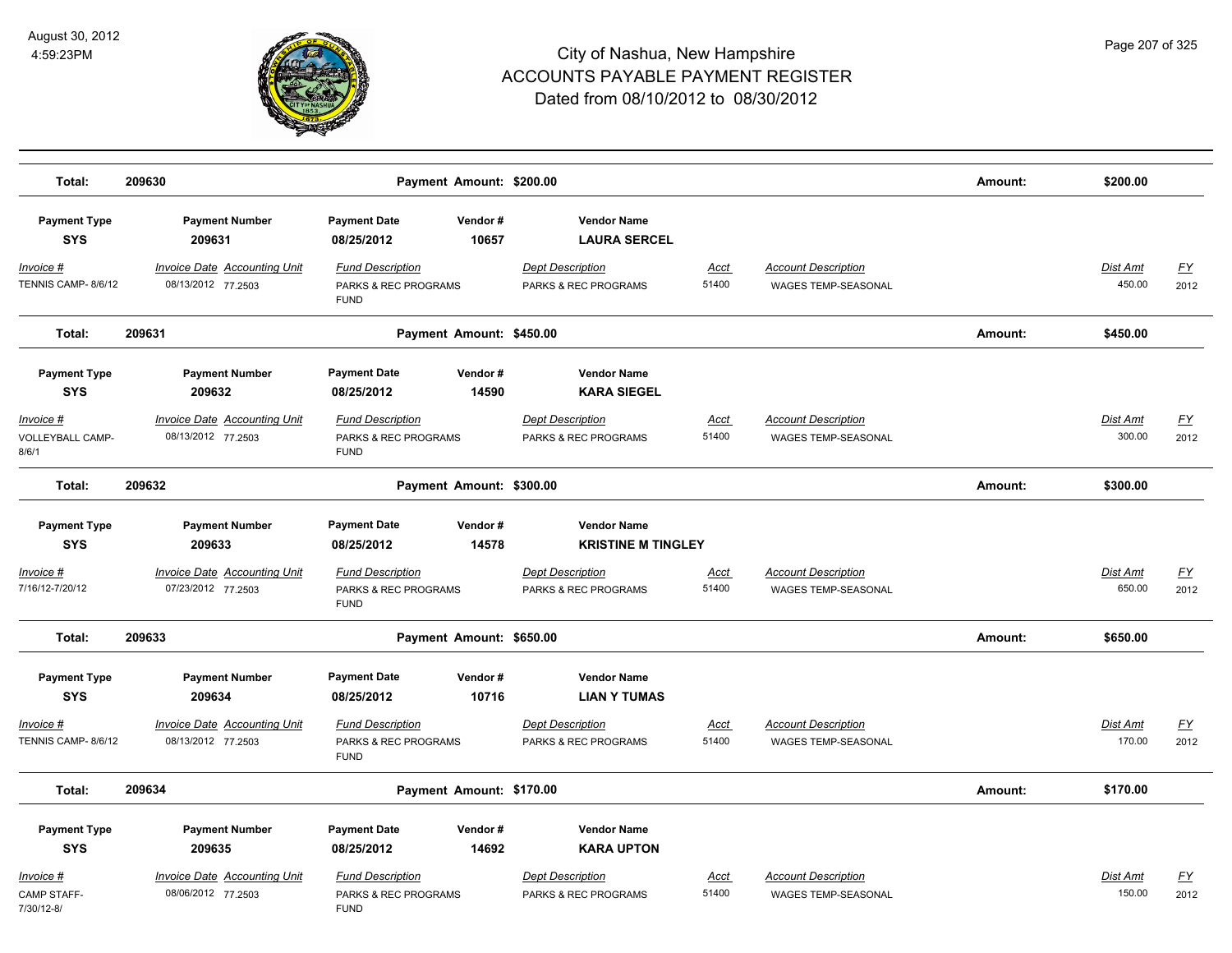# City of Nashua, New Hampshire
## ACCOUNTS PAYABLE PAYMENT REGISTER
### Dated from 08/10/2012 to 08/30/2012

August 30, 2012
4:59:23PM

| Total: | 209630 | Payment Amount: $200.00 | Amount: | $200.00 |
|---|---|---|---|---|

| Payment Type | Payment Number | Payment Date | Vendor # | Vendor Name |
|---|---|---|---|---|
| SYS | 209631 | 08/25/2012 | 10657 | LAURA SERCEL |

| Invoice # | Invoice Date | Accounting Unit | Fund Description | Dept Description | Acct | Account Description | Dist Amt | FY |
|---|---|---|---|---|---|---|---|---|
| TENNIS CAMP- 8/6/12 | 08/13/2012 | 77.2503 | PARKS & REC PROGRAMS FUND | PARKS & REC PROGRAMS | 51400 | WAGES TEMP-SEASONAL | 450.00 | 2012 |

| Total: | 209631 | Payment Amount: $450.00 | Amount: | $450.00 |
|---|---|---|---|---|

| Payment Type | Payment Number | Payment Date | Vendor # | Vendor Name |
|---|---|---|---|---|
| SYS | 209632 | 08/25/2012 | 14590 | KARA SIEGEL |

| Invoice # | Invoice Date | Accounting Unit | Fund Description | Dept Description | Acct | Account Description | Dist Amt | FY |
|---|---|---|---|---|---|---|---|---|
| VOLLEYBALL CAMP- 8/6/1 | 08/13/2012 | 77.2503 | PARKS & REC PROGRAMS FUND | PARKS & REC PROGRAMS | 51400 | WAGES TEMP-SEASONAL | 300.00 | 2012 |

| Total: | 209632 | Payment Amount: $300.00 | Amount: | $300.00 |
|---|---|---|---|---|

| Payment Type | Payment Number | Payment Date | Vendor # | Vendor Name |
|---|---|---|---|---|
| SYS | 209633 | 08/25/2012 | 14578 | KRISTINE M TINGLEY |

| Invoice # | Invoice Date | Accounting Unit | Fund Description | Dept Description | Acct | Account Description | Dist Amt | FY |
|---|---|---|---|---|---|---|---|---|
| 7/16/12-7/20/12 | 07/23/2012 | 77.2503 | PARKS & REC PROGRAMS FUND | PARKS & REC PROGRAMS | 51400 | WAGES TEMP-SEASONAL | 650.00 | 2012 |

| Total: | 209633 | Payment Amount: $650.00 | Amount: | $650.00 |
|---|---|---|---|---|

| Payment Type | Payment Number | Payment Date | Vendor # | Vendor Name |
|---|---|---|---|---|
| SYS | 209634 | 08/25/2012 | 10716 | LIAN Y TUMAS |

| Invoice # | Invoice Date | Accounting Unit | Fund Description | Dept Description | Acct | Account Description | Dist Amt | FY |
|---|---|---|---|---|---|---|---|---|
| TENNIS CAMP- 8/6/12 | 08/13/2012 | 77.2503 | PARKS & REC PROGRAMS FUND | PARKS & REC PROGRAMS | 51400 | WAGES TEMP-SEASONAL | 170.00 | 2012 |

| Total: | 209634 | Payment Amount: $170.00 | Amount: | $170.00 |
|---|---|---|---|---|

| Payment Type | Payment Number | Payment Date | Vendor # | Vendor Name |
|---|---|---|---|---|
| SYS | 209635 | 08/25/2012 | 14692 | KARA UPTON |

| Invoice # | Invoice Date | Accounting Unit | Fund Description | Dept Description | Acct | Account Description | Dist Amt | FY |
|---|---|---|---|---|---|---|---|---|
| CAMP STAFF- 7/30/12-8/ | 08/06/2012 | 77.2503 | PARKS & REC PROGRAMS FUND | PARKS & REC PROGRAMS | 51400 | WAGES TEMP-SEASONAL | 150.00 | 2012 |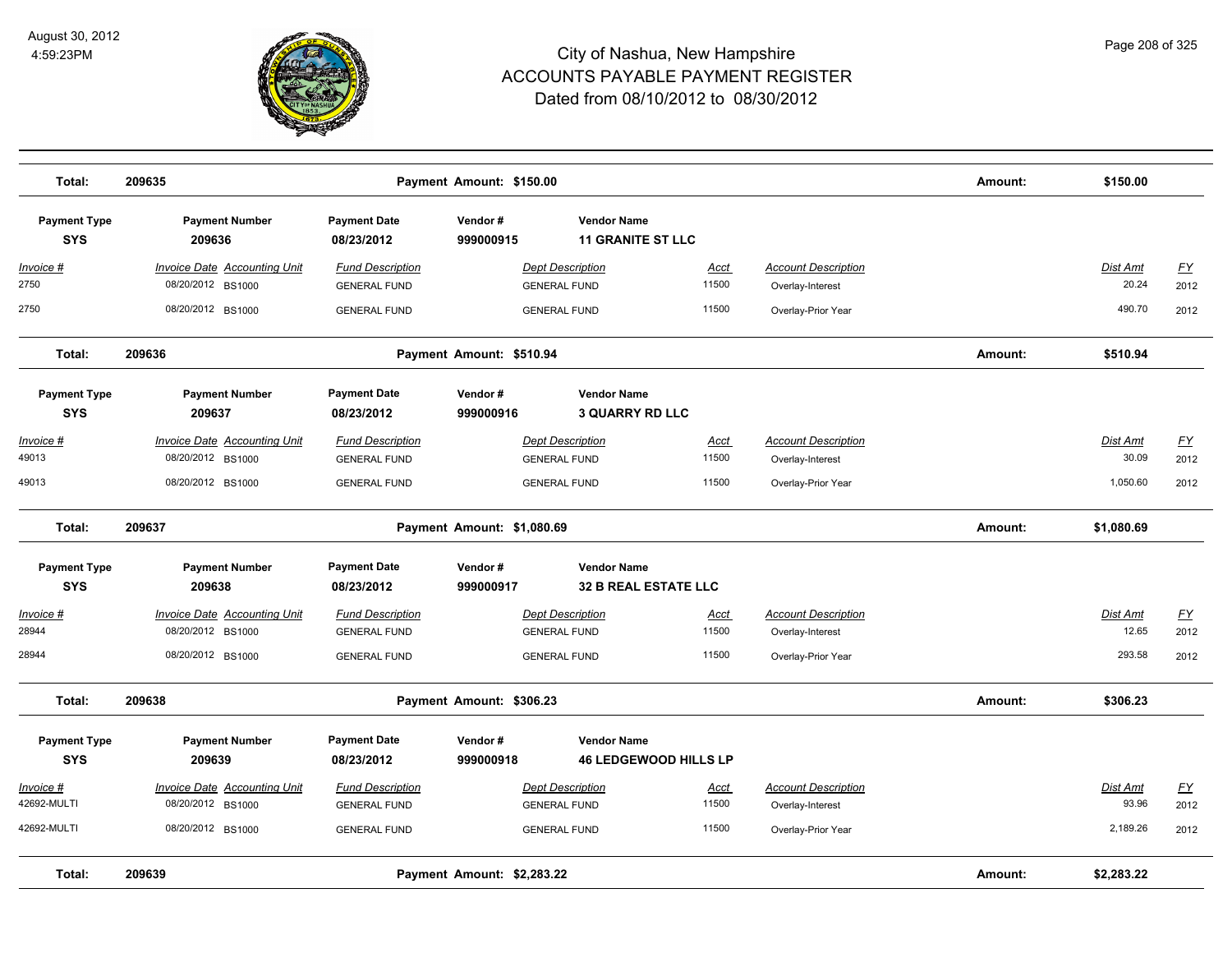# City of Nashua, New Hampshire
# ACCOUNTS PAYABLE PAYMENT REGISTER
## Dated from 08/10/2012 to 08/30/2012

August 30, 2012
4:59:23PM

| Total: | 209635 | Payment Amount: $150.00 | Amount: | $150.00 |
|---|---|---|---|---|

| Payment Type | Payment Number | Payment Date | Vendor # | Vendor Name |
|---|---|---|---|---|
| SYS | 209636 | 08/23/2012 | 999000915 | 11 GRANITE ST LLC |

| Invoice # | Invoice Date | Accounting Unit | Fund Description | Dept Description | Acct | Account Description | Dist Amt | FY |
|---|---|---|---|---|---|---|---|---|
| 2750 | 08/20/2012 | BS1000 | GENERAL FUND | GENERAL FUND | 11500 | Overlay-Interest | 20.24 | 2012 |
| 2750 | 08/20/2012 | BS1000 | GENERAL FUND | GENERAL FUND | 11500 | Overlay-Prior Year | 490.70 | 2012 |

| Total: | 209636 | Payment Amount: $510.94 | Amount: | $510.94 |
|---|---|---|---|---|

| Payment Type | Payment Number | Payment Date | Vendor # | Vendor Name |
|---|---|---|---|---|
| SYS | 209637 | 08/23/2012 | 999000916 | 3 QUARRY RD LLC |

| Invoice # | Invoice Date | Accounting Unit | Fund Description | Dept Description | Acct | Account Description | Dist Amt | FY |
|---|---|---|---|---|---|---|---|---|
| 49013 | 08/20/2012 | BS1000 | GENERAL FUND | GENERAL FUND | 11500 | Overlay-Interest | 30.09 | 2012 |
| 49013 | 08/20/2012 | BS1000 | GENERAL FUND | GENERAL FUND | 11500 | Overlay-Prior Year | 1,050.60 | 2012 |

| Total: | 209637 | Payment Amount: $1,080.69 | Amount: | $1,080.69 |
|---|---|---|---|---|

| Payment Type | Payment Number | Payment Date | Vendor # | Vendor Name |
|---|---|---|---|---|
| SYS | 209638 | 08/23/2012 | 999000917 | 32 B REAL ESTATE LLC |

| Invoice # | Invoice Date | Accounting Unit | Fund Description | Dept Description | Acct | Account Description | Dist Amt | FY |
|---|---|---|---|---|---|---|---|---|
| 28944 | 08/20/2012 | BS1000 | GENERAL FUND | GENERAL FUND | 11500 | Overlay-Interest | 12.65 | 2012 |
| 28944 | 08/20/2012 | BS1000 | GENERAL FUND | GENERAL FUND | 11500 | Overlay-Prior Year | 293.58 | 2012 |

| Total: | 209638 | Payment Amount: $306.23 | Amount: | $306.23 |
|---|---|---|---|---|

| Payment Type | Payment Number | Payment Date | Vendor # | Vendor Name |
|---|---|---|---|---|
| SYS | 209639 | 08/23/2012 | 999000918 | 46 LEDGEWOOD HILLS LP |

| Invoice # | Invoice Date | Accounting Unit | Fund Description | Dept Description | Acct | Account Description | Dist Amt | FY |
|---|---|---|---|---|---|---|---|---|
| 42692-MULTI | 08/20/2012 | BS1000 | GENERAL FUND | GENERAL FUND | 11500 | Overlay-Interest | 93.96 | 2012 |
| 42692-MULTI | 08/20/2012 | BS1000 | GENERAL FUND | GENERAL FUND | 11500 | Overlay-Prior Year | 2,189.26 | 2012 |

| Total: | 209639 | Payment Amount: $2,283.22 | Amount: | $2,283.22 |
|---|---|---|---|---|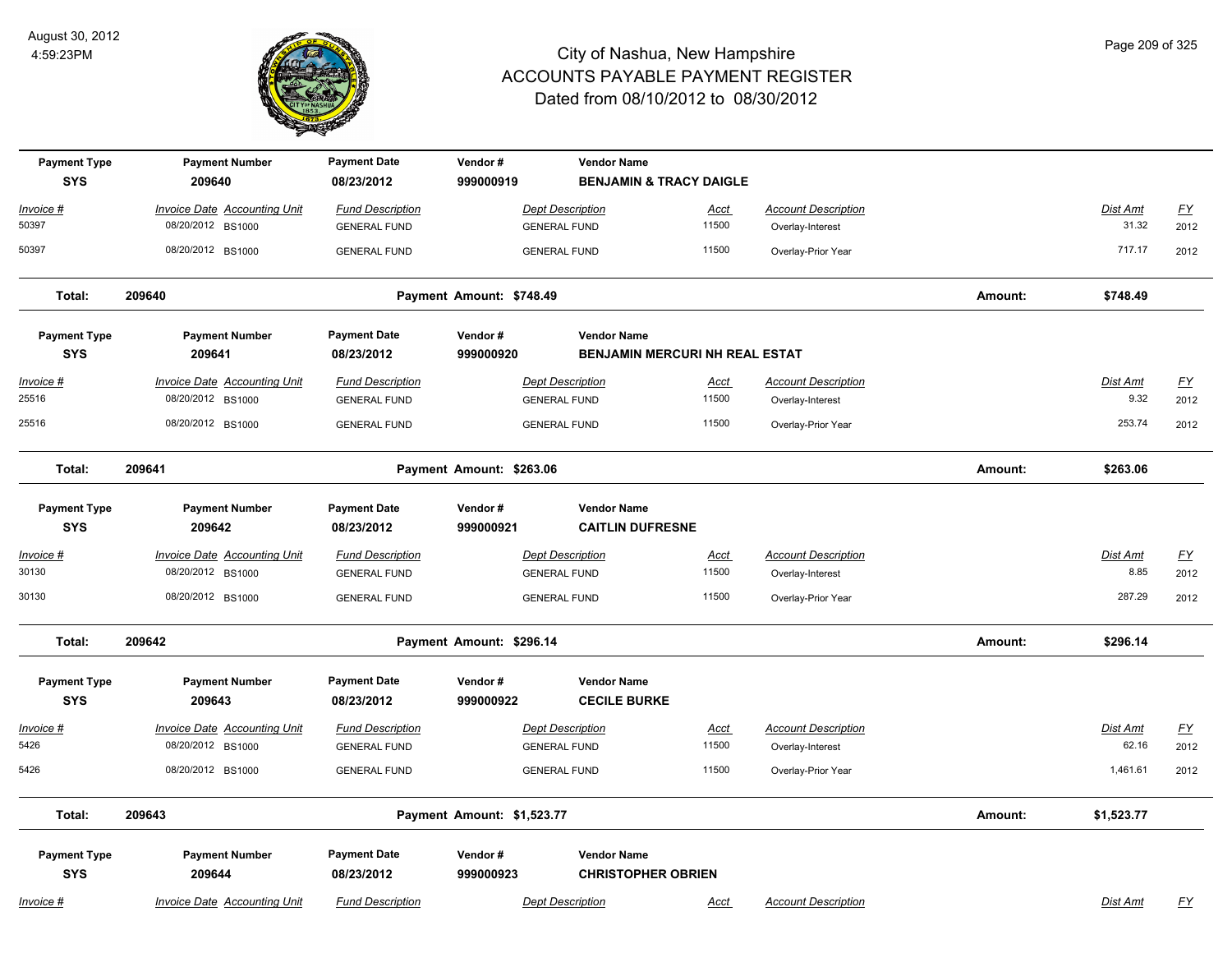# City of Nashua, New Hampshire
## ACCOUNTS PAYABLE PAYMENT REGISTER
### Dated from 08/10/2012 to 08/30/2012

August 30, 2012
4:59:23PM

| Payment Type | Payment Number | Payment Date | Vendor # | Vendor Name |
|---|---|---|---|---|
| SYS | 209640 | 08/23/2012 | 999000919 | BENJAMIN & TRACY DAIGLE |

| Invoice # | Invoice Date | Accounting Unit | Fund Description | Dept Description | Acct | Account Description | Dist Amt | FY |
|---|---|---|---|---|---|---|---|---|
| 50397 | 08/20/2012 | BS1000 | GENERAL FUND | GENERAL FUND | 11500 | Overlay-Interest | 31.32 | 2012 |
| 50397 | 08/20/2012 | BS1000 | GENERAL FUND | GENERAL FUND | 11500 | Overlay-Prior Year | 717.17 | 2012 |

**Total: 209640 — Payment Amount: $748.49 — Amount: $748.49**

| Payment Type | Payment Number | Payment Date | Vendor # | Vendor Name |
|---|---|---|---|---|
| SYS | 209641 | 08/23/2012 | 999000920 | BENJAMIN MERCURI NH REAL ESTAT |

| Invoice # | Invoice Date | Accounting Unit | Fund Description | Dept Description | Acct | Account Description | Dist Amt | FY |
|---|---|---|---|---|---|---|---|---|
| 25516 | 08/20/2012 | BS1000 | GENERAL FUND | GENERAL FUND | 11500 | Overlay-Interest | 9.32 | 2012 |
| 25516 | 08/20/2012 | BS1000 | GENERAL FUND | GENERAL FUND | 11500 | Overlay-Prior Year | 253.74 | 2012 |

**Total: 209641 — Payment Amount: $263.06 — Amount: $263.06**

| Payment Type | Payment Number | Payment Date | Vendor # | Vendor Name |
|---|---|---|---|---|
| SYS | 209642 | 08/23/2012 | 999000921 | CAITLIN DUFRESNE |

| Invoice # | Invoice Date | Accounting Unit | Fund Description | Dept Description | Acct | Account Description | Dist Amt | FY |
|---|---|---|---|---|---|---|---|---|
| 30130 | 08/20/2012 | BS1000 | GENERAL FUND | GENERAL FUND | 11500 | Overlay-Interest | 8.85 | 2012 |
| 30130 | 08/20/2012 | BS1000 | GENERAL FUND | GENERAL FUND | 11500 | Overlay-Prior Year | 287.29 | 2012 |

**Total: 209642 — Payment Amount: $296.14 — Amount: $296.14**

| Payment Type | Payment Number | Payment Date | Vendor # | Vendor Name |
|---|---|---|---|---|
| SYS | 209643 | 08/23/2012 | 999000922 | CECILE BURKE |

| Invoice # | Invoice Date | Accounting Unit | Fund Description | Dept Description | Acct | Account Description | Dist Amt | FY |
|---|---|---|---|---|---|---|---|---|
| 5426 | 08/20/2012 | BS1000 | GENERAL FUND | GENERAL FUND | 11500 | Overlay-Interest | 62.16 | 2012 |
| 5426 | 08/20/2012 | BS1000 | GENERAL FUND | GENERAL FUND | 11500 | Overlay-Prior Year | 1,461.61 | 2012 |

**Total: 209643 — Payment Amount: $1,523.77 — Amount: $1,523.77**

| Payment Type | Payment Number | Payment Date | Vendor # | Vendor Name |
|---|---|---|---|---|
| SYS | 209644 | 08/23/2012 | 999000923 | CHRISTOPHER OBRIEN |

| Invoice # | Invoice Date | Accounting Unit | Fund Description | Dept Description | Acct | Account Description | Dist Amt | FY |
|---|---|---|---|---|---|---|---|---|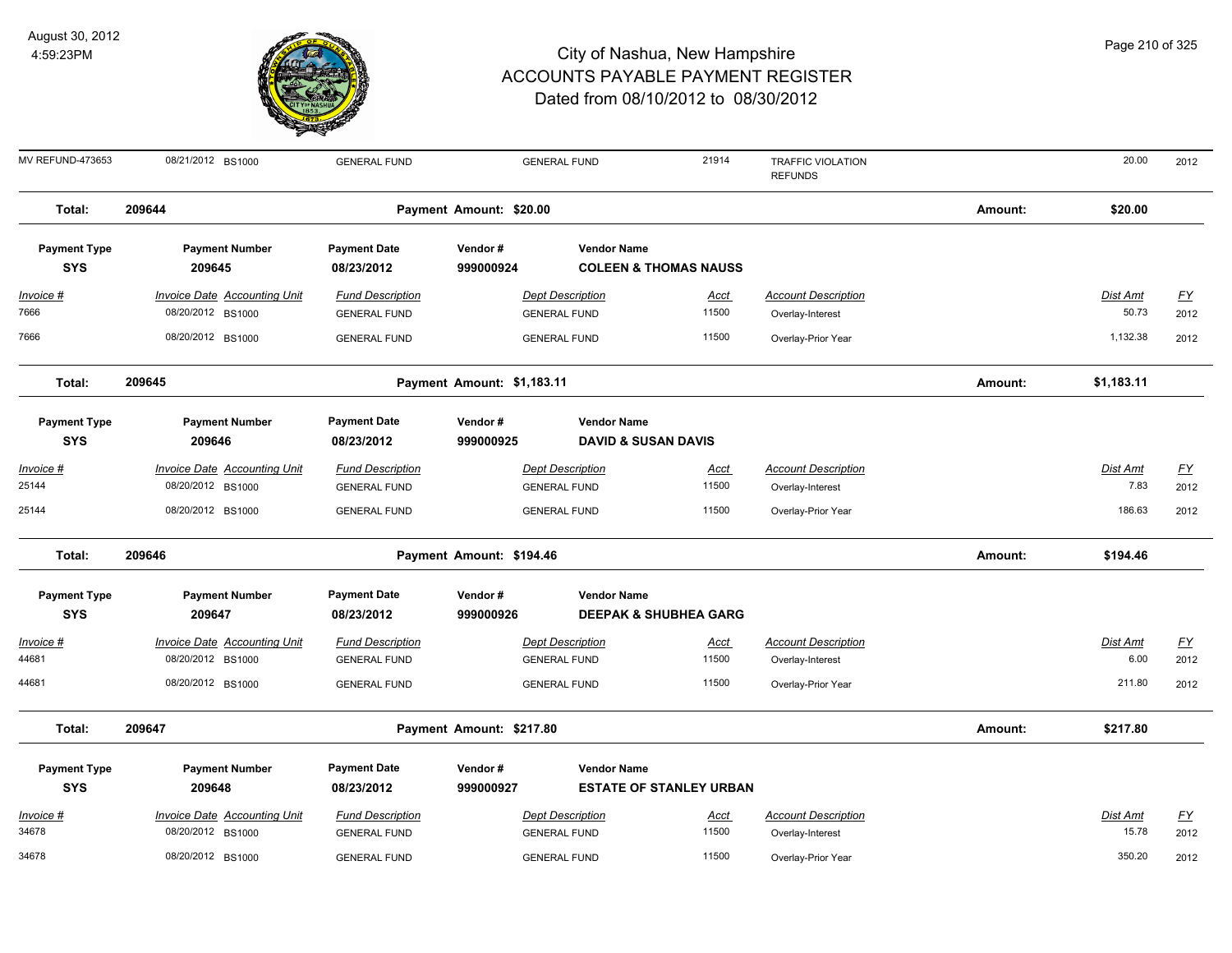# City of Nashua, New Hampshire
# ACCOUNTS PAYABLE PAYMENT REGISTER
## Dated from 08/10/2012 to 08/30/2012

August 30, 2012
4:59:23PM

| Invoice # | Invoice Date | Accounting Unit | Fund Description | Dept Description | Acct | Account Description | Dist Amt | FY |
|---|---|---|---|---|---|---|---|---|
| MV REFUND-473653 | 08/21/2012 | BS1000 | GENERAL FUND | GENERAL FUND | 21914 | TRAFFIC VIOLATION REFUNDS | 20.00 | 2012 |

**Total: 209644** — Payment Amount: $20.00 — Amount: $20.00

| Payment Type | Payment Number | Payment Date | Vendor # | Vendor Name |
|---|---|---|---|---|
| SYS | 209645 | 08/23/2012 | 999000924 | COLEEN & THOMAS NAUSS |

| Invoice # | Invoice Date | Accounting Unit | Fund Description | Dept Description | Acct | Account Description | Dist Amt | FY |
|---|---|---|---|---|---|---|---|---|
| 7666 | 08/20/2012 | BS1000 | GENERAL FUND | GENERAL FUND | 11500 | Overlay-Interest | 50.73 | 2012 |
| 7666 | 08/20/2012 | BS1000 | GENERAL FUND | GENERAL FUND | 11500 | Overlay-Prior Year | 1,132.38 | 2012 |

**Total: 209645** — Payment Amount: $1,183.11 — Amount: $1,183.11

| Payment Type | Payment Number | Payment Date | Vendor # | Vendor Name |
|---|---|---|---|---|
| SYS | 209646 | 08/23/2012 | 999000925 | DAVID & SUSAN DAVIS |

| Invoice # | Invoice Date | Accounting Unit | Fund Description | Dept Description | Acct | Account Description | Dist Amt | FY |
|---|---|---|---|---|---|---|---|---|
| 25144 | 08/20/2012 | BS1000 | GENERAL FUND | GENERAL FUND | 11500 | Overlay-Interest | 7.83 | 2012 |
| 25144 | 08/20/2012 | BS1000 | GENERAL FUND | GENERAL FUND | 11500 | Overlay-Prior Year | 186.63 | 2012 |

**Total: 209646** — Payment Amount: $194.46 — Amount: $194.46

| Payment Type | Payment Number | Payment Date | Vendor # | Vendor Name |
|---|---|---|---|---|
| SYS | 209647 | 08/23/2012 | 999000926 | DEEPAK & SHUBHEA GARG |

| Invoice # | Invoice Date | Accounting Unit | Fund Description | Dept Description | Acct | Account Description | Dist Amt | FY |
|---|---|---|---|---|---|---|---|---|
| 44681 | 08/20/2012 | BS1000 | GENERAL FUND | GENERAL FUND | 11500 | Overlay-Interest | 6.00 | 2012 |
| 44681 | 08/20/2012 | BS1000 | GENERAL FUND | GENERAL FUND | 11500 | Overlay-Prior Year | 211.80 | 2012 |

**Total: 209647** — Payment Amount: $217.80 — Amount: $217.80

| Payment Type | Payment Number | Payment Date | Vendor # | Vendor Name |
|---|---|---|---|---|
| SYS | 209648 | 08/23/2012 | 999000927 | ESTATE OF STANLEY URBAN |

| Invoice # | Invoice Date | Accounting Unit | Fund Description | Dept Description | Acct | Account Description | Dist Amt | FY |
|---|---|---|---|---|---|---|---|---|
| 34678 | 08/20/2012 | BS1000 | GENERAL FUND | GENERAL FUND | 11500 | Overlay-Interest | 15.78 | 2012 |
| 34678 | 08/20/2012 | BS1000 | GENERAL FUND | GENERAL FUND | 11500 | Overlay-Prior Year | 350.20 | 2012 |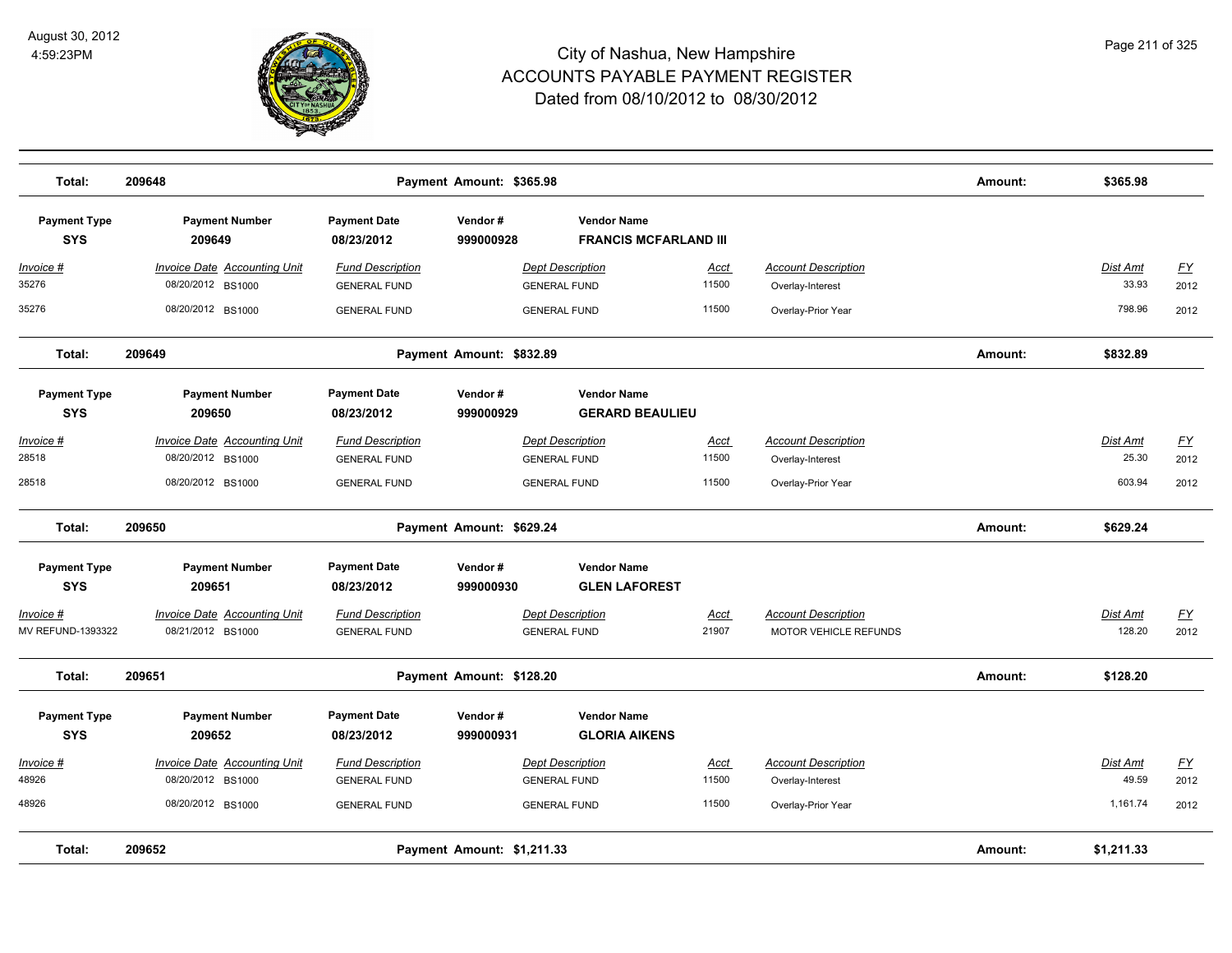# City of Nashua, New Hampshire
## ACCOUNTS PAYABLE PAYMENT REGISTER
### Dated from 08/10/2012 to 08/30/2012

August 30, 2012
4:59:23PM

| Total: | 209648 | | Payment Amount: $365.98 | | | | Amount: | $365.98 | |
|---|---|---|---|---|---|---|---|---|---|

| Payment Type | Payment Number | Payment Date | Vendor # | Vendor Name |
|---|---|---|---|---|
| SYS | 209649 | 08/23/2012 | 999000928 | FRANCIS MCFARLAND III |

| Invoice # | Invoice Date | Accounting Unit | Fund Description | Dept Description | Acct | Account Description | Dist Amt | FY |
|---|---|---|---|---|---|---|---|---|
| 35276 | 08/20/2012 | BS1000 | GENERAL FUND | GENERAL FUND | 11500 | Overlay-Interest | 33.93 | 2012 |
| 35276 | 08/20/2012 | BS1000 | GENERAL FUND | GENERAL FUND | 11500 | Overlay-Prior Year | 798.96 | 2012 |

| Total: | 209649 | | Payment Amount: $832.89 | | | | Amount: | $832.89 | |
|---|---|---|---|---|---|---|---|---|---|

| Payment Type | Payment Number | Payment Date | Vendor # | Vendor Name |
|---|---|---|---|---|
| SYS | 209650 | 08/23/2012 | 999000929 | GERARD BEAULIEU |

| Invoice # | Invoice Date | Accounting Unit | Fund Description | Dept Description | Acct | Account Description | Dist Amt | FY |
|---|---|---|---|---|---|---|---|---|
| 28518 | 08/20/2012 | BS1000 | GENERAL FUND | GENERAL FUND | 11500 | Overlay-Interest | 25.30 | 2012 |
| 28518 | 08/20/2012 | BS1000 | GENERAL FUND | GENERAL FUND | 11500 | Overlay-Prior Year | 603.94 | 2012 |

| Total: | 209650 | | Payment Amount: $629.24 | | | | Amount: | $629.24 | |
|---|---|---|---|---|---|---|---|---|---|

| Payment Type | Payment Number | Payment Date | Vendor # | Vendor Name |
|---|---|---|---|---|
| SYS | 209651 | 08/23/2012 | 999000930 | GLEN LAFOREST |

| Invoice # | Invoice Date | Accounting Unit | Fund Description | Dept Description | Acct | Account Description | Dist Amt | FY |
|---|---|---|---|---|---|---|---|---|
| MV REFUND-1393322 | 08/21/2012 | BS1000 | GENERAL FUND | GENERAL FUND | 21907 | MOTOR VEHICLE REFUNDS | 128.20 | 2012 |

| Total: | 209651 | | Payment Amount: $128.20 | | | | Amount: | $128.20 | |
|---|---|---|---|---|---|---|---|---|---|

| Payment Type | Payment Number | Payment Date | Vendor # | Vendor Name |
|---|---|---|---|---|
| SYS | 209652 | 08/23/2012 | 999000931 | GLORIA AIKENS |

| Invoice # | Invoice Date | Accounting Unit | Fund Description | Dept Description | Acct | Account Description | Dist Amt | FY |
|---|---|---|---|---|---|---|---|---|
| 48926 | 08/20/2012 | BS1000 | GENERAL FUND | GENERAL FUND | 11500 | Overlay-Interest | 49.59 | 2012 |
| 48926 | 08/20/2012 | BS1000 | GENERAL FUND | GENERAL FUND | 11500 | Overlay-Prior Year | 1,161.74 | 2012 |

| Total: | 209652 | | Payment Amount: $1,211.33 | | | | Amount: | $1,211.33 | |
|---|---|---|---|---|---|---|---|---|---|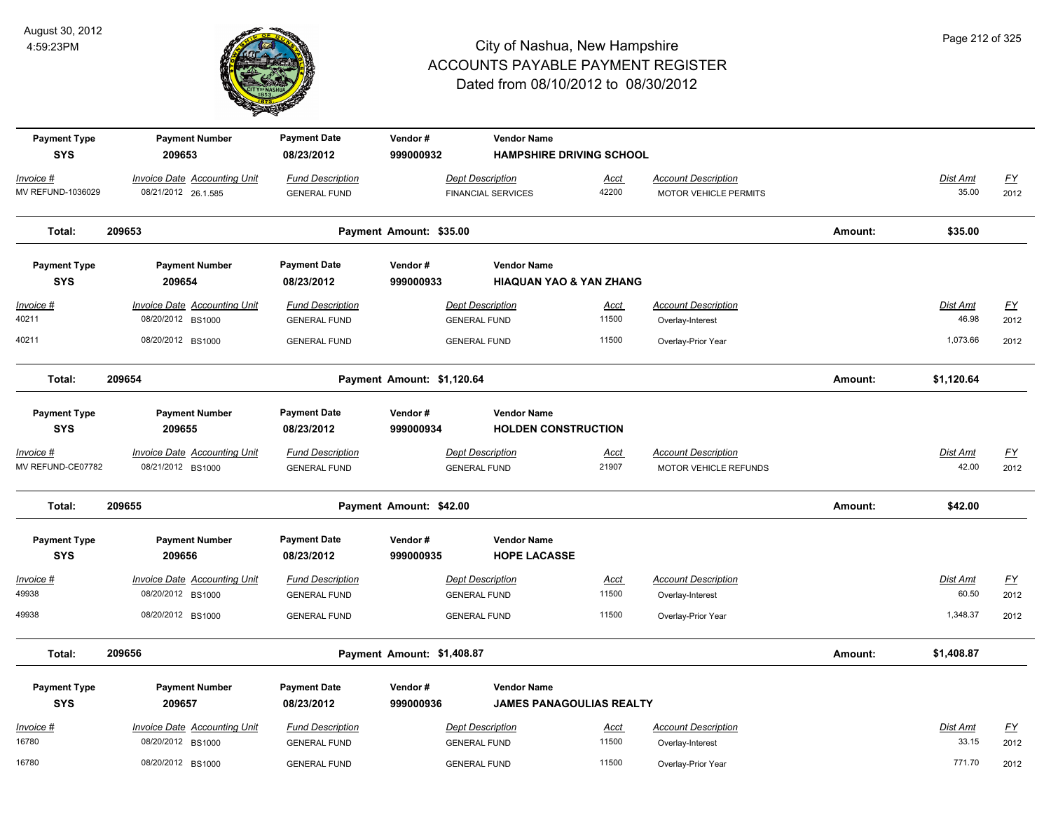# City of Nashua, New Hampshire
## ACCOUNTS PAYABLE PAYMENT REGISTER
### Dated from 08/10/2012 to 08/30/2012

August 30, 2012
4:59:23PM

| Payment Type | Payment Number | Payment Date | Vendor # | Vendor Name |
|---|---|---|---|---|
| SYS | 209653 | 08/23/2012 | 999000932 | HAMPSHIRE DRIVING SCHOOL |

| Invoice # | Invoice Date | Accounting Unit | Fund Description | Dept Description | Acct | Account Description | Dist Amt | FY |
|---|---|---|---|---|---|---|---|---|
| MV REFUND-1036029 | 08/21/2012 | 26.1.585 | GENERAL FUND | FINANCIAL SERVICES | 42200 | MOTOR VEHICLE PERMITS | 35.00 | 2012 |

**Total: 209653** Payment Amount: $35.00 Amount: **$35.00**

| Payment Type | Payment Number | Payment Date | Vendor # | Vendor Name |
|---|---|---|---|---|
| SYS | 209654 | 08/23/2012 | 999000933 | HIAQUAN YAO & YAN ZHANG |

| Invoice # | Invoice Date | Accounting Unit | Fund Description | Dept Description | Acct | Account Description | Dist Amt | FY |
|---|---|---|---|---|---|---|---|---|
| 40211 | 08/20/2012 | BS1000 | GENERAL FUND | GENERAL FUND | 11500 | Overlay-Interest | 46.98 | 2012 |
| 40211 | 08/20/2012 | BS1000 | GENERAL FUND | GENERAL FUND | 11500 | Overlay-Prior Year | 1,073.66 | 2012 |

**Total: 209654** Payment Amount: $1,120.64 Amount: **$1,120.64**

| Payment Type | Payment Number | Payment Date | Vendor # | Vendor Name |
|---|---|---|---|---|
| SYS | 209655 | 08/23/2012 | 999000934 | HOLDEN CONSTRUCTION |

| Invoice # | Invoice Date | Accounting Unit | Fund Description | Dept Description | Acct | Account Description | Dist Amt | FY |
|---|---|---|---|---|---|---|---|---|
| MV REFUND-CE07782 | 08/21/2012 | BS1000 | GENERAL FUND | GENERAL FUND | 21907 | MOTOR VEHICLE REFUNDS | 42.00 | 2012 |

**Total: 209655** Payment Amount: $42.00 Amount: **$42.00**

| Payment Type | Payment Number | Payment Date | Vendor # | Vendor Name |
|---|---|---|---|---|
| SYS | 209656 | 08/23/2012 | 999000935 | HOPE LACASSE |

| Invoice # | Invoice Date | Accounting Unit | Fund Description | Dept Description | Acct | Account Description | Dist Amt | FY |
|---|---|---|---|---|---|---|---|---|
| 49938 | 08/20/2012 | BS1000 | GENERAL FUND | GENERAL FUND | 11500 | Overlay-Interest | 60.50 | 2012 |
| 49938 | 08/20/2012 | BS1000 | GENERAL FUND | GENERAL FUND | 11500 | Overlay-Prior Year | 1,348.37 | 2012 |

**Total: 209656** Payment Amount: $1,408.87 Amount: **$1,408.87**

| Payment Type | Payment Number | Payment Date | Vendor # | Vendor Name |
|---|---|---|---|---|
| SYS | 209657 | 08/23/2012 | 999000936 | JAMES PANAGOULIAS REALTY |

| Invoice # | Invoice Date | Accounting Unit | Fund Description | Dept Description | Acct | Account Description | Dist Amt | FY |
|---|---|---|---|---|---|---|---|---|
| 16780 | 08/20/2012 | BS1000 | GENERAL FUND | GENERAL FUND | 11500 | Overlay-Interest | 33.15 | 2012 |
| 16780 | 08/20/2012 | BS1000 | GENERAL FUND | GENERAL FUND | 11500 | Overlay-Prior Year | 771.70 | 2012 |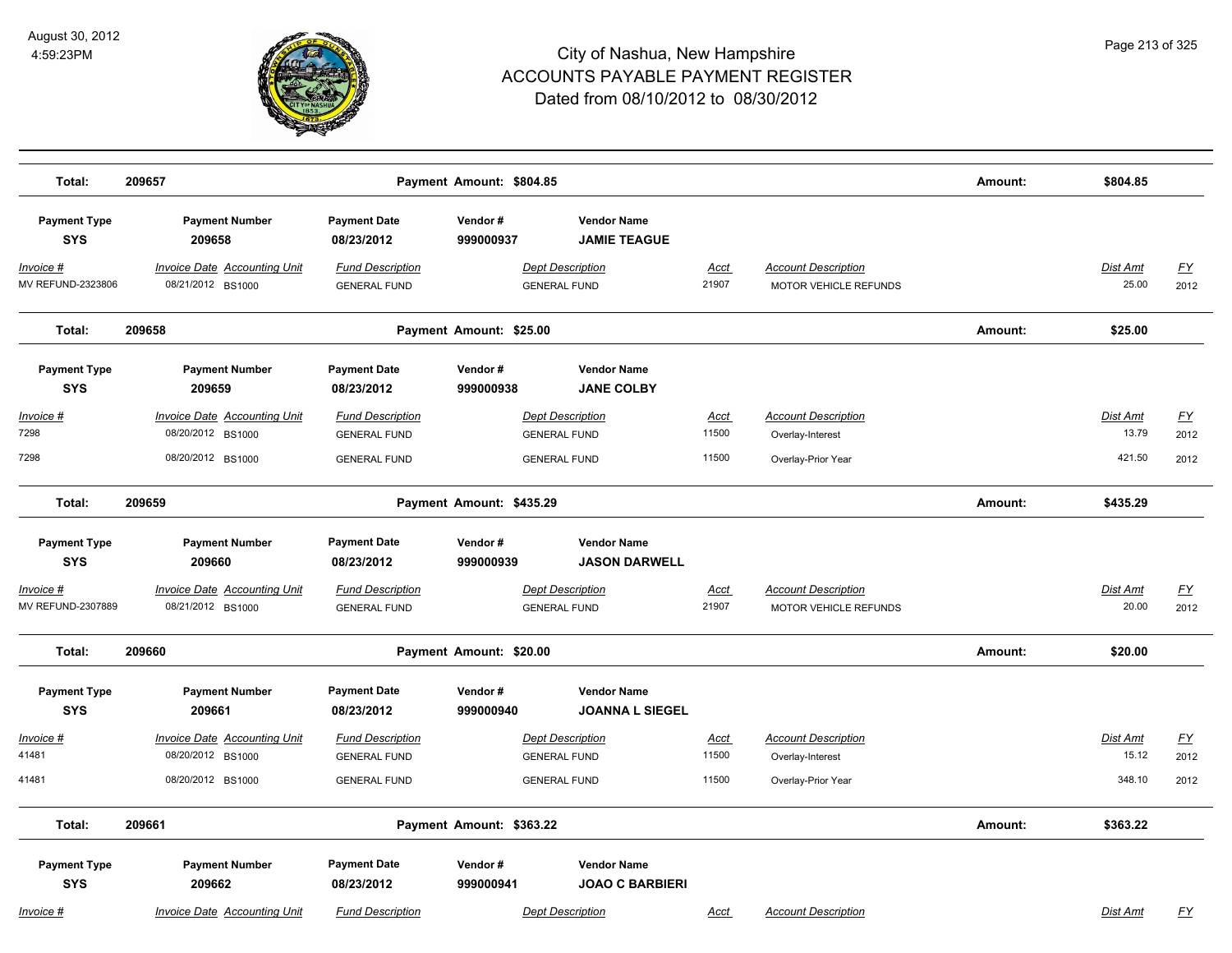# City of Nashua, New Hampshire
## ACCOUNTS PAYABLE PAYMENT REGISTER
### Dated from 08/10/2012 to 08/30/2012

August 30, 2012
4:59:23PM

**Total: 209657** — **Payment Amount: $804.85** — **Amount: $804.85**

| Payment Type | Payment Number | Payment Date | Vendor # | Vendor Name |
|---|---|---|---|---|
| **SYS** | **209658** | **08/23/2012** | **999000937** | **JAMIE TEAGUE** |

| Invoice # | Invoice Date | Accounting Unit | Fund Description | Dept Description | Acct | Account Description | Dist Amt | FY |
|---|---|---|---|---|---|---|---|---|
| MV REFUND-2323806 | 08/21/2012 | BS1000 | GENERAL FUND | GENERAL FUND | 21907 | MOTOR VEHICLE REFUNDS | 25.00 | 2012 |

**Total: 209658** — **Payment Amount: $25.00** — **Amount: $25.00**

| Payment Type | Payment Number | Payment Date | Vendor # | Vendor Name |
|---|---|---|---|---|
| **SYS** | **209659** | **08/23/2012** | **999000938** | **JANE COLBY** |

| Invoice # | Invoice Date | Accounting Unit | Fund Description | Dept Description | Acct | Account Description | Dist Amt | FY |
|---|---|---|---|---|---|---|---|---|
| 7298 | 08/20/2012 | BS1000 | GENERAL FUND | GENERAL FUND | 11500 | Overlay-Interest | 13.79 | 2012 |
| 7298 | 08/20/2012 | BS1000 | GENERAL FUND | GENERAL FUND | 11500 | Overlay-Prior Year | 421.50 | 2012 |

**Total: 209659** — **Payment Amount: $435.29** — **Amount: $435.29**

| Payment Type | Payment Number | Payment Date | Vendor # | Vendor Name |
|---|---|---|---|---|
| **SYS** | **209660** | **08/23/2012** | **999000939** | **JASON DARWELL** |

| Invoice # | Invoice Date | Accounting Unit | Fund Description | Dept Description | Acct | Account Description | Dist Amt | FY |
|---|---|---|---|---|---|---|---|---|
| MV REFUND-2307889 | 08/21/2012 | BS1000 | GENERAL FUND | GENERAL FUND | 21907 | MOTOR VEHICLE REFUNDS | 20.00 | 2012 |

**Total: 209660** — **Payment Amount: $20.00** — **Amount: $20.00**

| Payment Type | Payment Number | Payment Date | Vendor # | Vendor Name |
|---|---|---|---|---|
| **SYS** | **209661** | **08/23/2012** | **999000940** | **JOANNA L SIEGEL** |

| Invoice # | Invoice Date | Accounting Unit | Fund Description | Dept Description | Acct | Account Description | Dist Amt | FY |
|---|---|---|---|---|---|---|---|---|
| 41481 | 08/20/2012 | BS1000 | GENERAL FUND | GENERAL FUND | 11500 | Overlay-Interest | 15.12 | 2012 |
| 41481 | 08/20/2012 | BS1000 | GENERAL FUND | GENERAL FUND | 11500 | Overlay-Prior Year | 348.10 | 2012 |

**Total: 209661** — **Payment Amount: $363.22** — **Amount: $363.22**

| Payment Type | Payment Number | Payment Date | Vendor # | Vendor Name |
|---|---|---|---|---|
| **SYS** | **209662** | **08/23/2012** | **999000941** | **JOAO C BARBIERI** |

| Invoice # | Invoice Date | Accounting Unit | Fund Description | Dept Description | Acct | Account Description | Dist Amt | FY |
|---|---|---|---|---|---|---|---|---|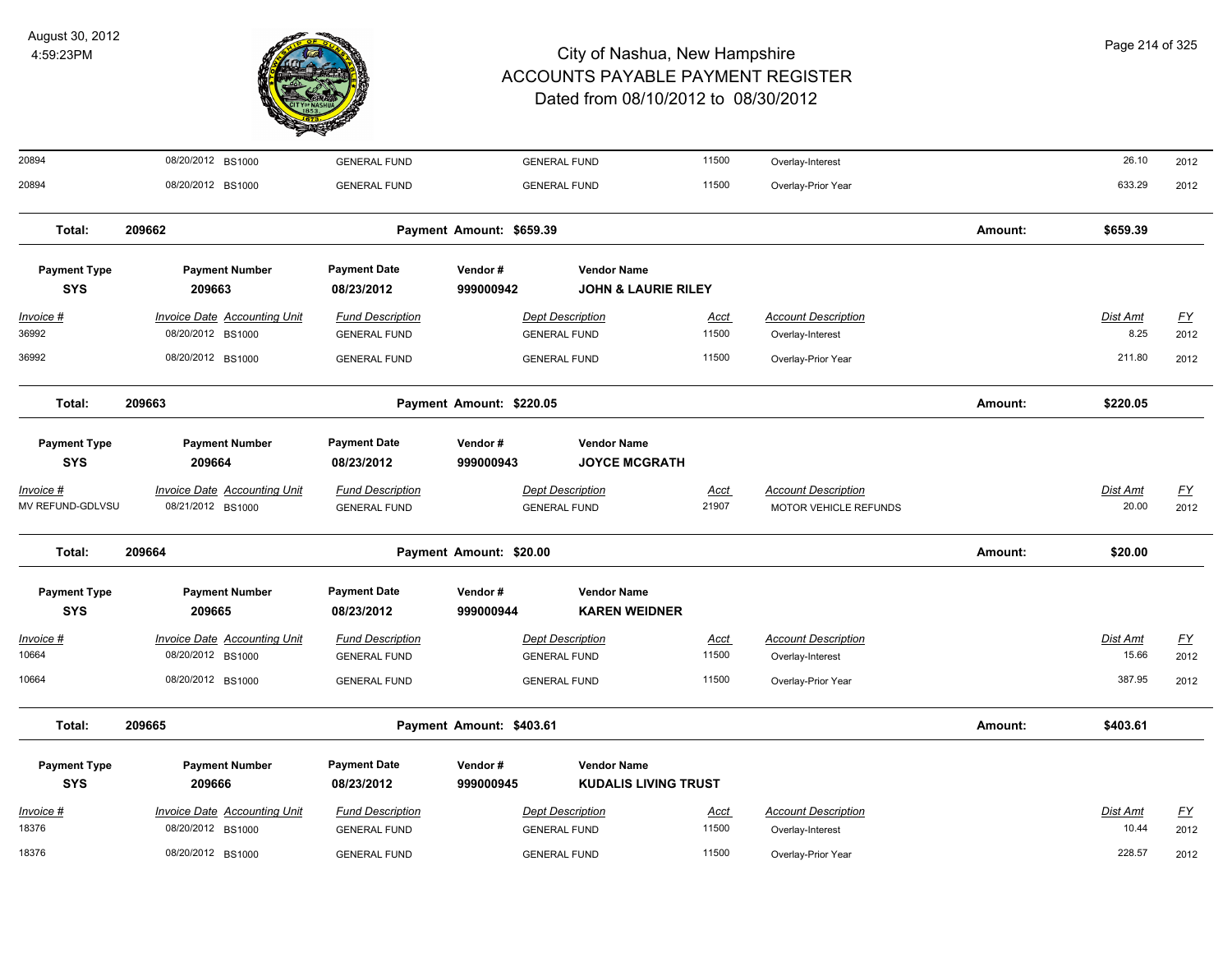# City of Nashua, New Hampshire
## ACCOUNTS PAYABLE PAYMENT REGISTER
### Dated from 08/10/2012 to 08/30/2012

August 30, 2012
4:59:23PM

| Invoice # | Invoice Date | Accounting Unit | Fund Description | Dept Description | Acct | Account Description | Dist Amt | FY |
|---|---|---|---|---|---|---|---|---|
| 20894 | 08/20/2012 | BS1000 | GENERAL FUND | GENERAL FUND | 11500 | Overlay-Interest | 26.10 | 2012 |
| 20894 | 08/20/2012 | BS1000 | GENERAL FUND | GENERAL FUND | 11500 | Overlay-Prior Year | 633.29 | 2012 |

**Total: 209662 — Payment Amount: $659.39 — Amount: $659.39**

| Payment Type | Payment Number | Payment Date | Vendor # | Vendor Name |
|---|---|---|---|---|
| SYS | 209663 | 08/23/2012 | 999000942 | JOHN & LAURIE RILEY |

| Invoice # | Invoice Date | Accounting Unit | Fund Description | Dept Description | Acct | Account Description | Dist Amt | FY |
|---|---|---|---|---|---|---|---|---|
| 36992 | 08/20/2012 | BS1000 | GENERAL FUND | GENERAL FUND | 11500 | Overlay-Interest | 8.25 | 2012 |
| 36992 | 08/20/2012 | BS1000 | GENERAL FUND | GENERAL FUND | 11500 | Overlay-Prior Year | 211.80 | 2012 |

**Total: 209663 — Payment Amount: $220.05 — Amount: $220.05**

| Payment Type | Payment Number | Payment Date | Vendor # | Vendor Name |
|---|---|---|---|---|
| SYS | 209664 | 08/23/2012 | 999000943 | JOYCE MCGRATH |

| Invoice # | Invoice Date | Accounting Unit | Fund Description | Dept Description | Acct | Account Description | Dist Amt | FY |
|---|---|---|---|---|---|---|---|---|
| MV REFUND-GDLVSU | 08/21/2012 | BS1000 | GENERAL FUND | GENERAL FUND | 21907 | MOTOR VEHICLE REFUNDS | 20.00 | 2012 |

**Total: 209664 — Payment Amount: $20.00 — Amount: $20.00**

| Payment Type | Payment Number | Payment Date | Vendor # | Vendor Name |
|---|---|---|---|---|
| SYS | 209665 | 08/23/2012 | 999000944 | KAREN WEIDNER |

| Invoice # | Invoice Date | Accounting Unit | Fund Description | Dept Description | Acct | Account Description | Dist Amt | FY |
|---|---|---|---|---|---|---|---|---|
| 10664 | 08/20/2012 | BS1000 | GENERAL FUND | GENERAL FUND | 11500 | Overlay-Interest | 15.66 | 2012 |
| 10664 | 08/20/2012 | BS1000 | GENERAL FUND | GENERAL FUND | 11500 | Overlay-Prior Year | 387.95 | 2012 |

**Total: 209665 — Payment Amount: $403.61 — Amount: $403.61**

| Payment Type | Payment Number | Payment Date | Vendor # | Vendor Name |
|---|---|---|---|---|
| SYS | 209666 | 08/23/2012 | 999000945 | KUDALIS LIVING TRUST |

| Invoice # | Invoice Date | Accounting Unit | Fund Description | Dept Description | Acct | Account Description | Dist Amt | FY |
|---|---|---|---|---|---|---|---|---|
| 18376 | 08/20/2012 | BS1000 | GENERAL FUND | GENERAL FUND | 11500 | Overlay-Interest | 10.44 | 2012 |
| 18376 | 08/20/2012 | BS1000 | GENERAL FUND | GENERAL FUND | 11500 | Overlay-Prior Year | 228.57 | 2012 |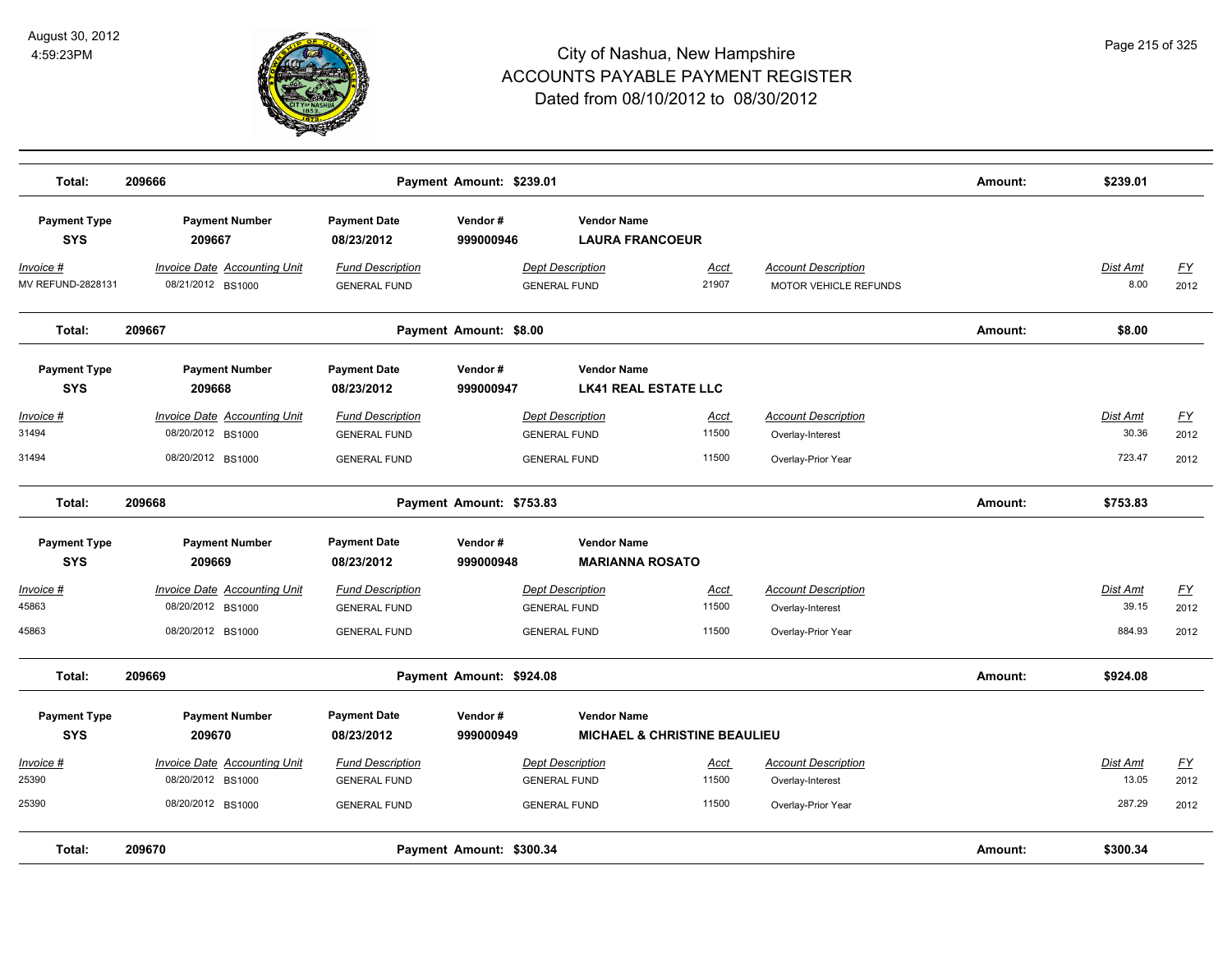# City of Nashua, New Hampshire
## ACCOUNTS PAYABLE PAYMENT REGISTER
### Dated from 08/10/2012 to 08/30/2012

August 30, 2012
4:59:23PM

| Total: | 209666 | | Payment Amount: $239.01 | | | | Amount: | $239.01 | |
|---|---|---|---|---|---|---|---|---|---|

| Payment Type | Payment Number | Payment Date | Vendor # | Vendor Name | | | | | |
|---|---|---|---|---|---|---|---|---|---|
| **SYS** | **209667** | **08/23/2012** | **999000946** | **LAURA FRANCOEUR** | | | | | |
| *Invoice #* | *Invoice Date* | *Accounting Unit* | *Fund Description* | *Dept Description* | *Acct* | *Account Description* | | *Dist Amt* | *FY* |
| MV REFUND-2828131 | 08/21/2012 | BS1000 | GENERAL FUND | GENERAL FUND | 21907 | MOTOR VEHICLE REFUNDS | | 8.00 | 2012 |
| **Total:** | **209667** | | **Payment Amount: $8.00** | | | | **Amount:** | **$8.00** | |

| Payment Type | Payment Number | Payment Date | Vendor # | Vendor Name | | | | | |
|---|---|---|---|---|---|---|---|---|---|
| **SYS** | **209668** | **08/23/2012** | **999000947** | **LK41 REAL ESTATE LLC** | | | | | |
| *Invoice #* | *Invoice Date* | *Accounting Unit* | *Fund Description* | *Dept Description* | *Acct* | *Account Description* | | *Dist Amt* | *FY* |
| 31494 | 08/20/2012 | BS1000 | GENERAL FUND | GENERAL FUND | 11500 | Overlay-Interest | | 30.36 | 2012 |
| 31494 | 08/20/2012 | BS1000 | GENERAL FUND | GENERAL FUND | 11500 | Overlay-Prior Year | | 723.47 | 2012 |
| **Total:** | **209668** | | **Payment Amount: $753.83** | | | | **Amount:** | **$753.83** | |

| Payment Type | Payment Number | Payment Date | Vendor # | Vendor Name | | | | | |
|---|---|---|---|---|---|---|---|---|---|
| **SYS** | **209669** | **08/23/2012** | **999000948** | **MARIANNA ROSATO** | | | | | |
| *Invoice #* | *Invoice Date* | *Accounting Unit* | *Fund Description* | *Dept Description* | *Acct* | *Account Description* | | *Dist Amt* | *FY* |
| 45863 | 08/20/2012 | BS1000 | GENERAL FUND | GENERAL FUND | 11500 | Overlay-Interest | | 39.15 | 2012 |
| 45863 | 08/20/2012 | BS1000 | GENERAL FUND | GENERAL FUND | 11500 | Overlay-Prior Year | | 884.93 | 2012 |
| **Total:** | **209669** | | **Payment Amount: $924.08** | | | | **Amount:** | **$924.08** | |

| Payment Type | Payment Number | Payment Date | Vendor # | Vendor Name | | | | | |
|---|---|---|---|---|---|---|---|---|---|
| **SYS** | **209670** | **08/23/2012** | **999000949** | **MICHAEL & CHRISTINE BEAULIEU** | | | | | |
| *Invoice #* | *Invoice Date* | *Accounting Unit* | *Fund Description* | *Dept Description* | *Acct* | *Account Description* | | *Dist Amt* | *FY* |
| 25390 | 08/20/2012 | BS1000 | GENERAL FUND | GENERAL FUND | 11500 | Overlay-Interest | | 13.05 | 2012 |
| 25390 | 08/20/2012 | BS1000 | GENERAL FUND | GENERAL FUND | 11500 | Overlay-Prior Year | | 287.29 | 2012 |
| **Total:** | **209670** | | **Payment Amount: $300.34** | | | | **Amount:** | **$300.34** | |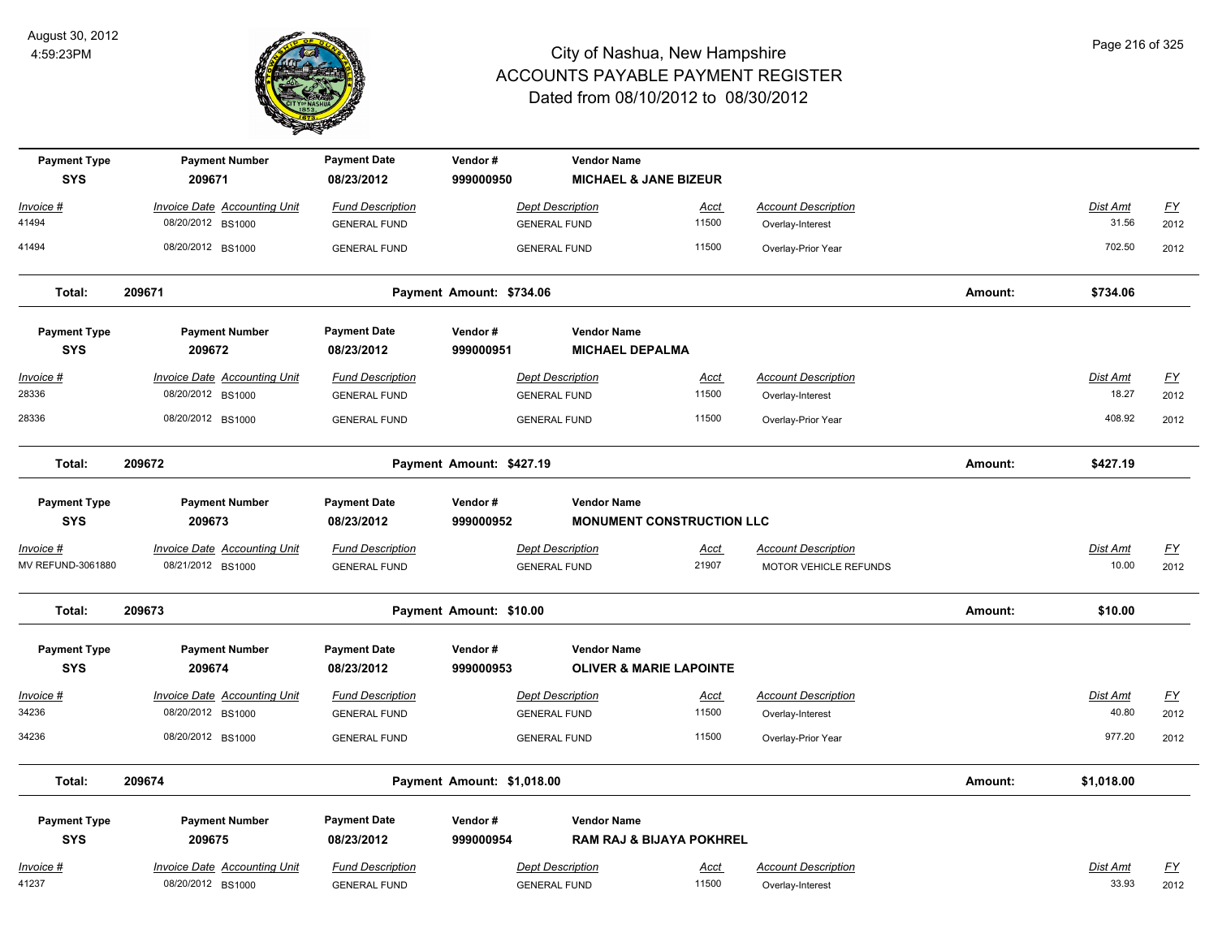# City of Nashua, New Hampshire
## ACCOUNTS PAYABLE PAYMENT REGISTER
### Dated from 08/10/2012 to 08/30/2012

August 30, 2012
4:59:23PM

| Payment Type | Payment Number | Payment Date | Vendor # | Vendor Name |
|---|---|---|---|---|
| SYS | 209671 | 08/23/2012 | 999000950 | MICHAEL & JANE BIZEUR |

| Invoice # | Invoice Date | Accounting Unit | Fund Description | Dept Description | Acct | Account Description | Dist Amt | FY |
|---|---|---|---|---|---|---|---|---|
| 41494 | 08/20/2012 | BS1000 | GENERAL FUND | GENERAL FUND | 11500 | Overlay-Interest | 31.56 | 2012 |
| 41494 | 08/20/2012 | BS1000 | GENERAL FUND | GENERAL FUND | 11500 | Overlay-Prior Year | 702.50 | 2012 |

**Total: 209671 Payment Amount: $734.06 Amount: $734.06**

| Payment Type | Payment Number | Payment Date | Vendor # | Vendor Name |
|---|---|---|---|---|
| SYS | 209672 | 08/23/2012 | 999000951 | MICHAEL DEPALMA |

| Invoice # | Invoice Date | Accounting Unit | Fund Description | Dept Description | Acct | Account Description | Dist Amt | FY |
|---|---|---|---|---|---|---|---|---|
| 28336 | 08/20/2012 | BS1000 | GENERAL FUND | GENERAL FUND | 11500 | Overlay-Interest | 18.27 | 2012 |
| 28336 | 08/20/2012 | BS1000 | GENERAL FUND | GENERAL FUND | 11500 | Overlay-Prior Year | 408.92 | 2012 |

**Total: 209672 Payment Amount: $427.19 Amount: $427.19**

| Payment Type | Payment Number | Payment Date | Vendor # | Vendor Name |
|---|---|---|---|---|
| SYS | 209673 | 08/23/2012 | 999000952 | MONUMENT CONSTRUCTION LLC |

| Invoice # | Invoice Date | Accounting Unit | Fund Description | Dept Description | Acct | Account Description | Dist Amt | FY |
|---|---|---|---|---|---|---|---|---|
| MV REFUND-3061880 | 08/21/2012 | BS1000 | GENERAL FUND | GENERAL FUND | 21907 | MOTOR VEHICLE REFUNDS | 10.00 | 2012 |

**Total: 209673 Payment Amount: $10.00 Amount: $10.00**

| Payment Type | Payment Number | Payment Date | Vendor # | Vendor Name |
|---|---|---|---|---|
| SYS | 209674 | 08/23/2012 | 999000953 | OLIVER & MARIE LAPOINTE |

| Invoice # | Invoice Date | Accounting Unit | Fund Description | Dept Description | Acct | Account Description | Dist Amt | FY |
|---|---|---|---|---|---|---|---|---|
| 34236 | 08/20/2012 | BS1000 | GENERAL FUND | GENERAL FUND | 11500 | Overlay-Interest | 40.80 | 2012 |
| 34236 | 08/20/2012 | BS1000 | GENERAL FUND | GENERAL FUND | 11500 | Overlay-Prior Year | 977.20 | 2012 |

**Total: 209674 Payment Amount: $1,018.00 Amount: $1,018.00**

| Payment Type | Payment Number | Payment Date | Vendor # | Vendor Name |
|---|---|---|---|---|
| SYS | 209675 | 08/23/2012 | 999000954 | RAM RAJ & BIJAYA POKHREL |

| Invoice # | Invoice Date | Accounting Unit | Fund Description | Dept Description | Acct | Account Description | Dist Amt | FY |
|---|---|---|---|---|---|---|---|---|
| 41237 | 08/20/2012 | BS1000 | GENERAL FUND | GENERAL FUND | 11500 | Overlay-Interest | 33.93 | 2012 |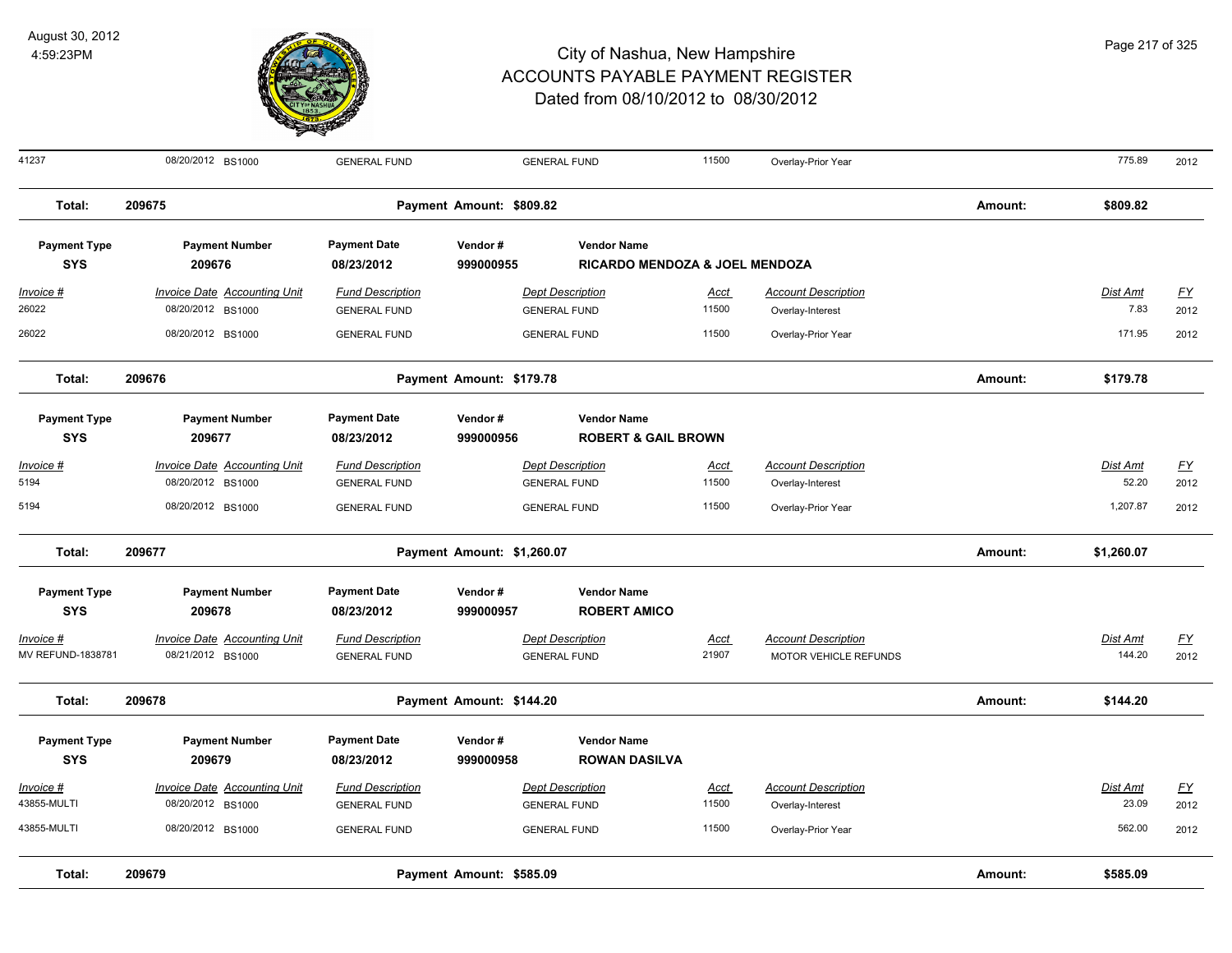| Invoice # | Invoice Date | Accounting Unit | Fund Description | Dept Description | Acct | Account Description | Dist Amt | FY |
|---|---|---|---|---|---|---|---|---|
| 41237 | 08/20/2012 | BS1000 | GENERAL FUND | GENERAL FUND | 11500 | Overlay-Prior Year | 775.89 | 2012 |

**Total: 209675 — Payment Amount: $809.82 — Amount: $809.82**

| Payment Type | Payment Number | Payment Date | Vendor # | Vendor Name |
|---|---|---|---|---|
| SYS | 209676 | 08/23/2012 | 999000955 | RICARDO MENDOZA & JOEL MENDOZA |

| Invoice # | Invoice Date | Accounting Unit | Fund Description | Dept Description | Acct | Account Description | Dist Amt | FY |
|---|---|---|---|---|---|---|---|---|
| 26022 | 08/20/2012 | BS1000 | GENERAL FUND | GENERAL FUND | 11500 | Overlay-Interest | 7.83 | 2012 |
| 26022 | 08/20/2012 | BS1000 | GENERAL FUND | GENERAL FUND | 11500 | Overlay-Prior Year | 171.95 | 2012 |

**Total: 209676 — Payment Amount: $179.78 — Amount: $179.78**

| Payment Type | Payment Number | Payment Date | Vendor # | Vendor Name |
|---|---|---|---|---|
| SYS | 209677 | 08/23/2012 | 999000956 | ROBERT & GAIL BROWN |

| Invoice # | Invoice Date | Accounting Unit | Fund Description | Dept Description | Acct | Account Description | Dist Amt | FY |
|---|---|---|---|---|---|---|---|---|
| 5194 | 08/20/2012 | BS1000 | GENERAL FUND | GENERAL FUND | 11500 | Overlay-Interest | 52.20 | 2012 |
| 5194 | 08/20/2012 | BS1000 | GENERAL FUND | GENERAL FUND | 11500 | Overlay-Prior Year | 1,207.87 | 2012 |

**Total: 209677 — Payment Amount: $1,260.07 — Amount: $1,260.07**

| Payment Type | Payment Number | Payment Date | Vendor # | Vendor Name |
|---|---|---|---|---|
| SYS | 209678 | 08/23/2012 | 999000957 | ROBERT AMICO |

| Invoice # | Invoice Date | Accounting Unit | Fund Description | Dept Description | Acct | Account Description | Dist Amt | FY |
|---|---|---|---|---|---|---|---|---|
| MV REFUND-1838781 | 08/21/2012 | BS1000 | GENERAL FUND | GENERAL FUND | 21907 | MOTOR VEHICLE REFUNDS | 144.20 | 2012 |

**Total: 209678 — Payment Amount: $144.20 — Amount: $144.20**

| Payment Type | Payment Number | Payment Date | Vendor # | Vendor Name |
|---|---|---|---|---|
| SYS | 209679 | 08/23/2012 | 999000958 | ROWAN DASILVA |

| Invoice # | Invoice Date | Accounting Unit | Fund Description | Dept Description | Acct | Account Description | Dist Amt | FY |
|---|---|---|---|---|---|---|---|---|
| 43855-MULTI | 08/20/2012 | BS1000 | GENERAL FUND | GENERAL FUND | 11500 | Overlay-Interest | 23.09 | 2012 |
| 43855-MULTI | 08/20/2012 | BS1000 | GENERAL FUND | GENERAL FUND | 11500 | Overlay-Prior Year | 562.00 | 2012 |

**Total: 209679 — Payment Amount: $585.09 — Amount: $585.09**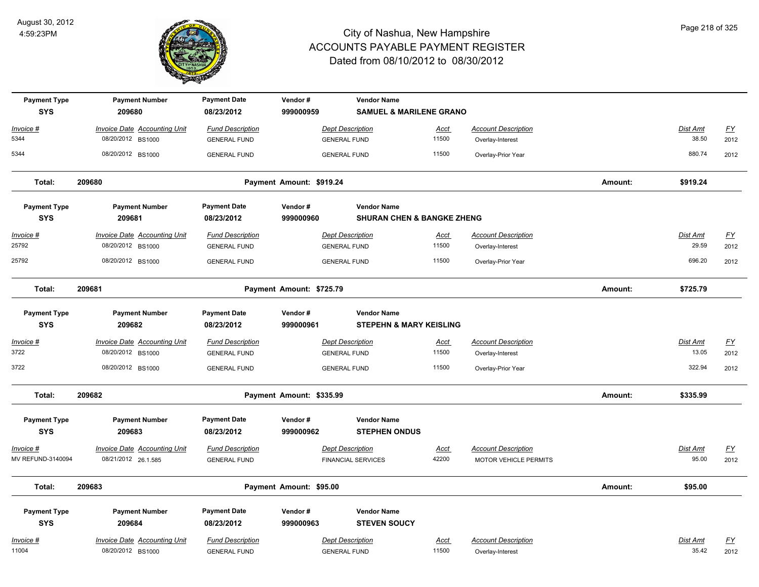# City of Nashua, New Hampshire
## ACCOUNTS PAYABLE PAYMENT REGISTER
### Dated from 08/10/2012 to 08/30/2012

August 30, 2012
4:59:23PM

| Payment Type | Payment Number | Payment Date | Vendor # | Vendor Name |
|---|---|---|---|---|
| SYS | 209680 | 08/23/2012 | 999000959 | SAMUEL & MARILENE GRANO |

| Invoice # | Invoice Date | Accounting Unit | Fund Description | Dept Description | Acct | Account Description | Dist Amt | FY |
|---|---|---|---|---|---|---|---|---|
| 5344 | 08/20/2012 | BS1000 | GENERAL FUND | GENERAL FUND | 11500 | Overlay-Interest | 38.50 | 2012 |
| 5344 | 08/20/2012 | BS1000 | GENERAL FUND | GENERAL FUND | 11500 | Overlay-Prior Year | 880.74 | 2012 |

**Total: 209680 — Payment Amount: $919.24 — Amount: $919.24**

| Payment Type | Payment Number | Payment Date | Vendor # | Vendor Name |
|---|---|---|---|---|
| SYS | 209681 | 08/23/2012 | 999000960 | SHURAN CHEN & BANGKE ZHENG |

| Invoice # | Invoice Date | Accounting Unit | Fund Description | Dept Description | Acct | Account Description | Dist Amt | FY |
|---|---|---|---|---|---|---|---|---|
| 25792 | 08/20/2012 | BS1000 | GENERAL FUND | GENERAL FUND | 11500 | Overlay-Interest | 29.59 | 2012 |
| 25792 | 08/20/2012 | BS1000 | GENERAL FUND | GENERAL FUND | 11500 | Overlay-Prior Year | 696.20 | 2012 |

**Total: 209681 — Payment Amount: $725.79 — Amount: $725.79**

| Payment Type | Payment Number | Payment Date | Vendor # | Vendor Name |
|---|---|---|---|---|
| SYS | 209682 | 08/23/2012 | 999000961 | STEPEHN & MARY KEISLING |

| Invoice # | Invoice Date | Accounting Unit | Fund Description | Dept Description | Acct | Account Description | Dist Amt | FY |
|---|---|---|---|---|---|---|---|---|
| 3722 | 08/20/2012 | BS1000 | GENERAL FUND | GENERAL FUND | 11500 | Overlay-Interest | 13.05 | 2012 |
| 3722 | 08/20/2012 | BS1000 | GENERAL FUND | GENERAL FUND | 11500 | Overlay-Prior Year | 322.94 | 2012 |

**Total: 209682 — Payment Amount: $335.99 — Amount: $335.99**

| Payment Type | Payment Number | Payment Date | Vendor # | Vendor Name |
|---|---|---|---|---|
| SYS | 209683 | 08/23/2012 | 999000962 | STEPHEN ONDUS |

| Invoice # | Invoice Date | Accounting Unit | Fund Description | Dept Description | Acct | Account Description | Dist Amt | FY |
|---|---|---|---|---|---|---|---|---|
| MV REFUND-3140094 | 08/21/2012 | 26.1.585 | GENERAL FUND | FINANCIAL SERVICES | 42200 | MOTOR VEHICLE PERMITS | 95.00 | 2012 |

**Total: 209683 — Payment Amount: $95.00 — Amount: $95.00**

| Payment Type | Payment Number | Payment Date | Vendor # | Vendor Name |
|---|---|---|---|---|
| SYS | 209684 | 08/23/2012 | 999000963 | STEVEN SOUCY |

| Invoice # | Invoice Date | Accounting Unit | Fund Description | Dept Description | Acct | Account Description | Dist Amt | FY |
|---|---|---|---|---|---|---|---|---|
| 11004 | 08/20/2012 | BS1000 | GENERAL FUND | GENERAL FUND | 11500 | Overlay-Interest | 35.42 | 2012 |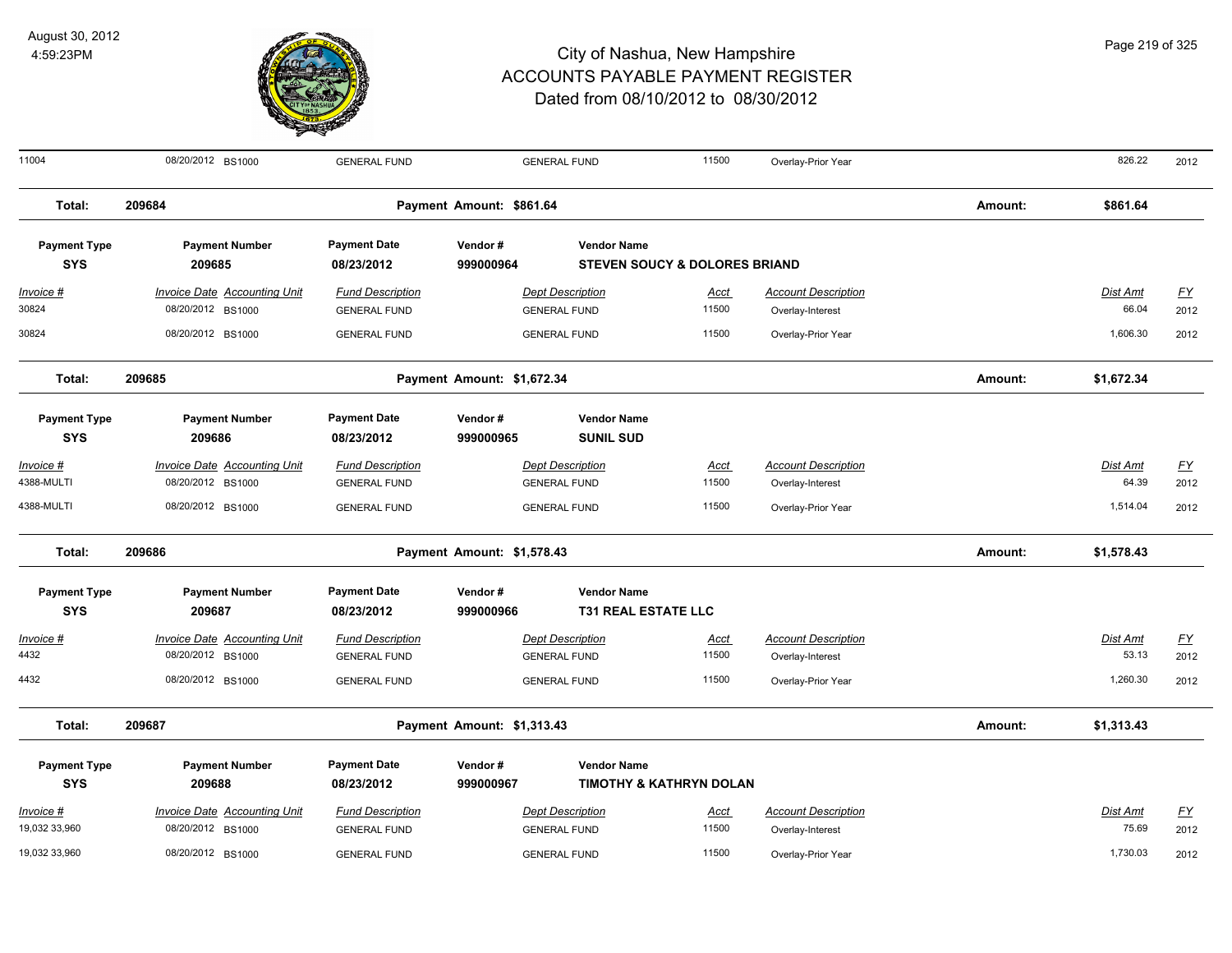# City of Nashua, New Hampshire
## ACCOUNTS PAYABLE PAYMENT REGISTER
### Dated from 08/10/2012 to 08/30/2012

August 30, 2012
4:59:23PM

| 11004 | 08/20/2012 BS1000 | GENERAL FUND | GENERAL FUND | 11500 | Overlay-Prior Year | 826.22 | 2012 |
|---|---|---|---|---|---|---|---|

**Total:** 209684 **Payment Amount: $861.64** **Amount:** **$861.64**

| Payment Type | Payment Number | Payment Date | Vendor # | Vendor Name |
|---|---|---|---|---|
| **SYS** | **209685** | **08/23/2012** | **999000964** | **STEVEN SOUCY & DOLORES BRIAND** |

| Invoice # | Invoice Date | Accounting Unit | Fund Description | Dept Description | Acct | Account Description | Dist Amt | FY |
|---|---|---|---|---|---|---|---|---|
| 30824 | 08/20/2012 | BS1000 | GENERAL FUND | GENERAL FUND | 11500 | Overlay-Interest | 66.04 | 2012 |
| 30824 | 08/20/2012 | BS1000 | GENERAL FUND | GENERAL FUND | 11500 | Overlay-Prior Year | 1,606.30 | 2012 |

**Total:** 209685 **Payment Amount: $1,672.34** **Amount:** **$1,672.34**

| Payment Type | Payment Number | Payment Date | Vendor # | Vendor Name |
|---|---|---|---|---|
| **SYS** | **209686** | **08/23/2012** | **999000965** | **SUNIL SUD** |

| Invoice # | Invoice Date | Accounting Unit | Fund Description | Dept Description | Acct | Account Description | Dist Amt | FY |
|---|---|---|---|---|---|---|---|---|
| 4388-MULTI | 08/20/2012 | BS1000 | GENERAL FUND | GENERAL FUND | 11500 | Overlay-Interest | 64.39 | 2012 |
| 4388-MULTI | 08/20/2012 | BS1000 | GENERAL FUND | GENERAL FUND | 11500 | Overlay-Prior Year | 1,514.04 | 2012 |

**Total:** 209686 **Payment Amount: $1,578.43** **Amount:** **$1,578.43**

| Payment Type | Payment Number | Payment Date | Vendor # | Vendor Name |
|---|---|---|---|---|
| **SYS** | **209687** | **08/23/2012** | **999000966** | **T31 REAL ESTATE LLC** |

| Invoice # | Invoice Date | Accounting Unit | Fund Description | Dept Description | Acct | Account Description | Dist Amt | FY |
|---|---|---|---|---|---|---|---|---|
| 4432 | 08/20/2012 | BS1000 | GENERAL FUND | GENERAL FUND | 11500 | Overlay-Interest | 53.13 | 2012 |
| 4432 | 08/20/2012 | BS1000 | GENERAL FUND | GENERAL FUND | 11500 | Overlay-Prior Year | 1,260.30 | 2012 |

**Total:** 209687 **Payment Amount: $1,313.43** **Amount:** **$1,313.43**

| Payment Type | Payment Number | Payment Date | Vendor # | Vendor Name |
|---|---|---|---|---|
| **SYS** | **209688** | **08/23/2012** | **999000967** | **TIMOTHY & KATHRYN DOLAN** |

| Invoice # | Invoice Date | Accounting Unit | Fund Description | Dept Description | Acct | Account Description | Dist Amt | FY |
|---|---|---|---|---|---|---|---|---|
| 19,032 33,960 | 08/20/2012 | BS1000 | GENERAL FUND | GENERAL FUND | 11500 | Overlay-Interest | 75.69 | 2012 |
| 19,032 33,960 | 08/20/2012 | BS1000 | GENERAL FUND | GENERAL FUND | 11500 | Overlay-Prior Year | 1,730.03 | 2012 |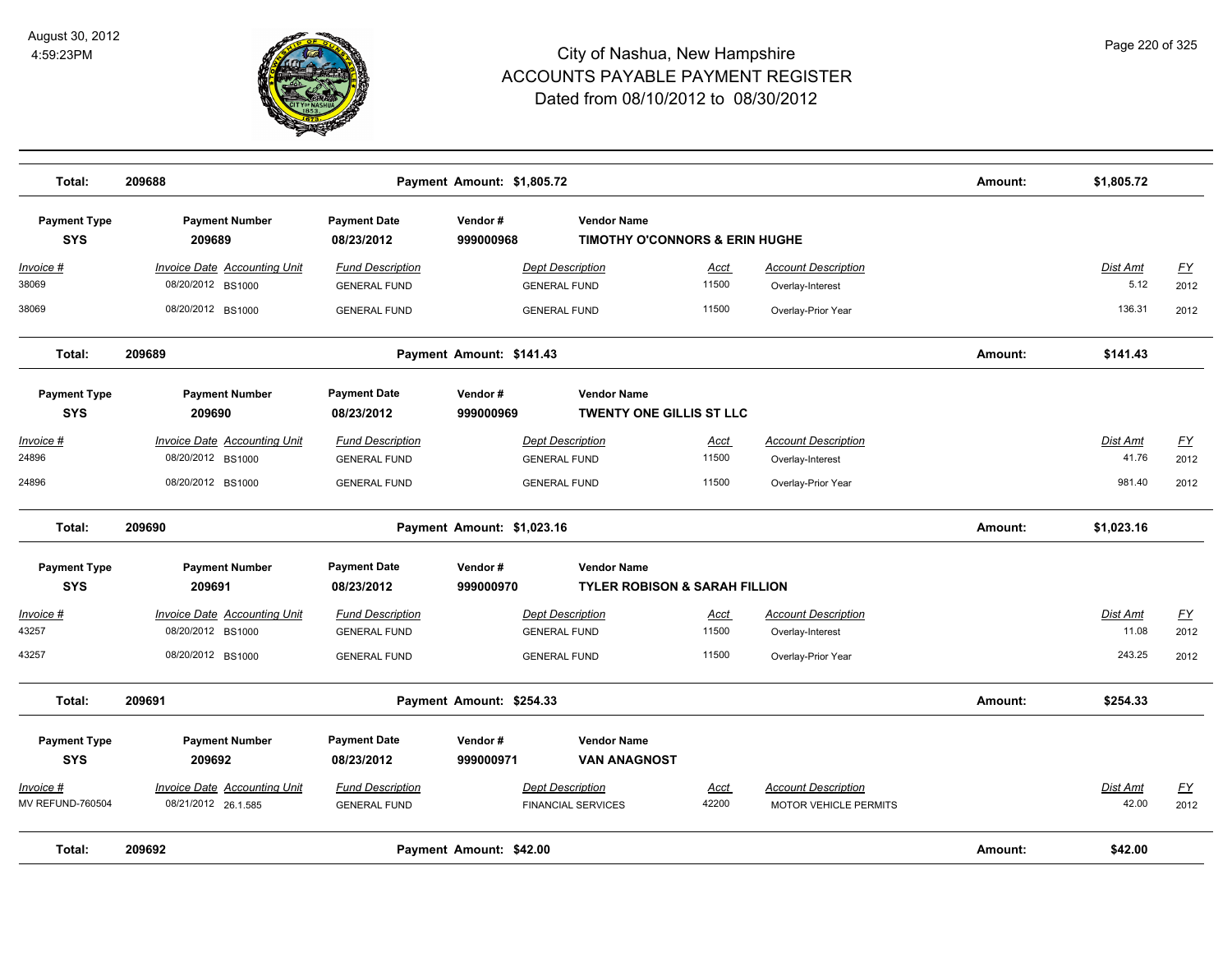# City of Nashua, New Hampshire
## ACCOUNTS PAYABLE PAYMENT REGISTER
### Dated from 08/10/2012 to 08/30/2012

August 30, 2012
4:59:23PM

| Total: | 209688 | Payment Amount: $1,805.72 | Amount: | $1,805.72 |
|---|---|---|---|---|

| Payment Type | Payment Number | Payment Date | Vendor # | Vendor Name |
|---|---|---|---|---|
| SYS | 209689 | 08/23/2012 | 999000968 | TIMOTHY O'CONNORS & ERIN HUGHE |

| Invoice # | Invoice Date | Accounting Unit | Fund Description | Dept Description | Acct | Account Description | Dist Amt | FY |
|---|---|---|---|---|---|---|---|---|
| 38069 | 08/20/2012 | BS1000 | GENERAL FUND | GENERAL FUND | 11500 | Overlay-Interest | 5.12 | 2012 |
| 38069 | 08/20/2012 | BS1000 | GENERAL FUND | GENERAL FUND | 11500 | Overlay-Prior Year | 136.31 | 2012 |

| Total: | 209689 | Payment Amount: $141.43 | Amount: | $141.43 |
|---|---|---|---|---|

| Payment Type | Payment Number | Payment Date | Vendor # | Vendor Name |
|---|---|---|---|---|
| SYS | 209690 | 08/23/2012 | 999000969 | TWENTY ONE GILLIS ST LLC |

| Invoice # | Invoice Date | Accounting Unit | Fund Description | Dept Description | Acct | Account Description | Dist Amt | FY |
|---|---|---|---|---|---|---|---|---|
| 24896 | 08/20/2012 | BS1000 | GENERAL FUND | GENERAL FUND | 11500 | Overlay-Interest | 41.76 | 2012 |
| 24896 | 08/20/2012 | BS1000 | GENERAL FUND | GENERAL FUND | 11500 | Overlay-Prior Year | 981.40 | 2012 |

| Total: | 209690 | Payment Amount: $1,023.16 | Amount: | $1,023.16 |
|---|---|---|---|---|

| Payment Type | Payment Number | Payment Date | Vendor # | Vendor Name |
|---|---|---|---|---|
| SYS | 209691 | 08/23/2012 | 999000970 | TYLER ROBISON & SARAH FILLION |

| Invoice # | Invoice Date | Accounting Unit | Fund Description | Dept Description | Acct | Account Description | Dist Amt | FY |
|---|---|---|---|---|---|---|---|---|
| 43257 | 08/20/2012 | BS1000 | GENERAL FUND | GENERAL FUND | 11500 | Overlay-Interest | 11.08 | 2012 |
| 43257 | 08/20/2012 | BS1000 | GENERAL FUND | GENERAL FUND | 11500 | Overlay-Prior Year | 243.25 | 2012 |

| Total: | 209691 | Payment Amount: $254.33 | Amount: | $254.33 |
|---|---|---|---|---|

| Payment Type | Payment Number | Payment Date | Vendor # | Vendor Name |
|---|---|---|---|---|
| SYS | 209692 | 08/23/2012 | 999000971 | VAN ANAGNOST |

| Invoice # | Invoice Date | Accounting Unit | Fund Description | Dept Description | Acct | Account Description | Dist Amt | FY |
|---|---|---|---|---|---|---|---|---|
| MV REFUND-760504 | 08/21/2012 | 26.1.585 | GENERAL FUND | FINANCIAL SERVICES | 42200 | MOTOR VEHICLE PERMITS | 42.00 | 2012 |

| Total: | 209692 | Payment Amount: $42.00 | Amount: | $42.00 |
|---|---|---|---|---|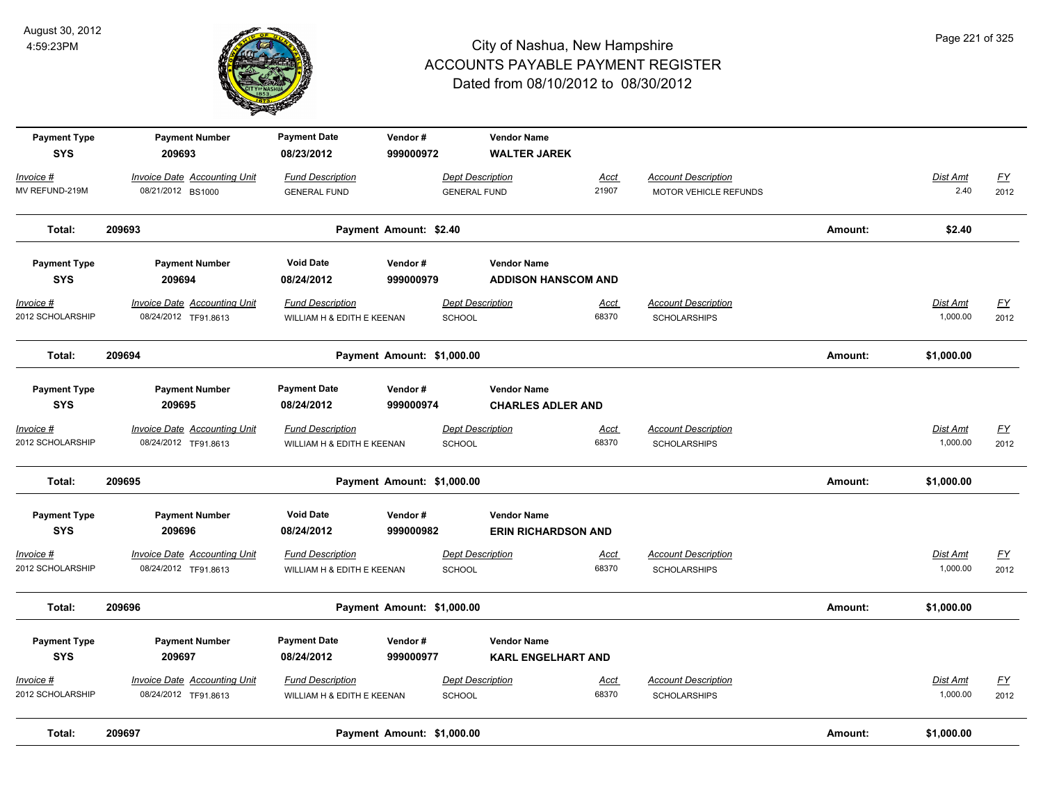# City of Nashua, New Hampshire
## ACCOUNTS PAYABLE PAYMENT REGISTER
### Dated from 08/10/2012 to 08/30/2012

August 30, 2012
4:59:23PM

| Payment Type | Payment Number | Payment Date | Vendor # | Vendor Name |
|---|---|---|---|---|
| SYS | 209693 | 08/23/2012 | 999000972 | WALTER JAREK |

| Invoice # | Invoice Date | Accounting Unit | Fund Description | Dept Description | Acct | Account Description | Dist Amt | FY |
|---|---|---|---|---|---|---|---|---|
| MV REFUND-219M | 08/21/2012 | BS1000 | GENERAL FUND | GENERAL FUND | 21907 | MOTOR VEHICLE REFUNDS | 2.40 | 2012 |

**Total: 209693 — Payment Amount: $2.40 — Amount: $2.40**

| Payment Type | Payment Number | Void Date | Vendor # | Vendor Name |
|---|---|---|---|---|
| SYS | 209694 | 08/24/2012 | 999000979 | ADDISON HANSCOM AND |

| Invoice # | Invoice Date | Accounting Unit | Fund Description | Dept Description | Acct | Account Description | Dist Amt | FY |
|---|---|---|---|---|---|---|---|---|
| 2012 SCHOLARSHIP | 08/24/2012 | TF91.8613 | WILLIAM H & EDITH E KEENAN | SCHOOL | 68370 | SCHOLARSHIPS | 1,000.00 | 2012 |

**Total: 209694 — Payment Amount: $1,000.00 — Amount: $1,000.00**

| Payment Type | Payment Number | Payment Date | Vendor # | Vendor Name |
|---|---|---|---|---|
| SYS | 209695 | 08/24/2012 | 999000974 | CHARLES ADLER AND |

| Invoice # | Invoice Date | Accounting Unit | Fund Description | Dept Description | Acct | Account Description | Dist Amt | FY |
|---|---|---|---|---|---|---|---|---|
| 2012 SCHOLARSHIP | 08/24/2012 | TF91.8613 | WILLIAM H & EDITH E KEENAN | SCHOOL | 68370 | SCHOLARSHIPS | 1,000.00 | 2012 |

**Total: 209695 — Payment Amount: $1,000.00 — Amount: $1,000.00**

| Payment Type | Payment Number | Void Date | Vendor # | Vendor Name |
|---|---|---|---|---|
| SYS | 209696 | 08/24/2012 | 999000982 | ERIN RICHARDSON AND |

| Invoice # | Invoice Date | Accounting Unit | Fund Description | Dept Description | Acct | Account Description | Dist Amt | FY |
|---|---|---|---|---|---|---|---|---|
| 2012 SCHOLARSHIP | 08/24/2012 | TF91.8613 | WILLIAM H & EDITH E KEENAN | SCHOOL | 68370 | SCHOLARSHIPS | 1,000.00 | 2012 |

**Total: 209696 — Payment Amount: $1,000.00 — Amount: $1,000.00**

| Payment Type | Payment Number | Payment Date | Vendor # | Vendor Name |
|---|---|---|---|---|
| SYS | 209697 | 08/24/2012 | 999000977 | KARL ENGELHART AND |

| Invoice # | Invoice Date | Accounting Unit | Fund Description | Dept Description | Acct | Account Description | Dist Amt | FY |
|---|---|---|---|---|---|---|---|---|
| 2012 SCHOLARSHIP | 08/24/2012 | TF91.8613 | WILLIAM H & EDITH E KEENAN | SCHOOL | 68370 | SCHOLARSHIPS | 1,000.00 | 2012 |

**Total: 209697 — Payment Amount: $1,000.00 — Amount: $1,000.00**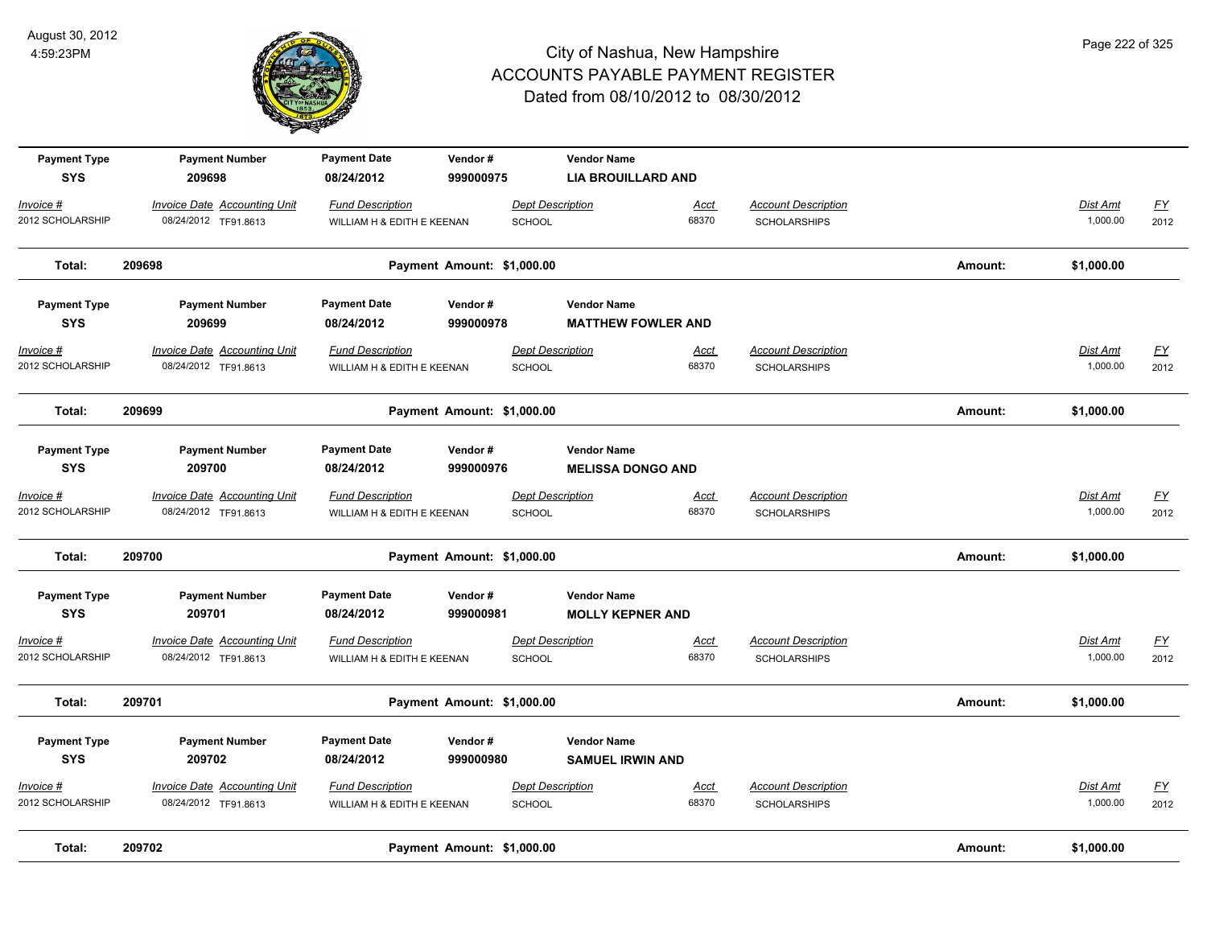# City of Nashua, New Hampshire
# ACCOUNTS PAYABLE PAYMENT REGISTER
## Dated from 08/10/2012 to 08/30/2012

August 30, 2012
4:59:23PM

| Payment Type | Payment Number | Payment Date | Vendor # | Vendor Name |
|---|---|---|---|---|
| SYS | 209698 | 08/24/2012 | 999000975 | LIA BROUILLARD AND |

| Invoice # | Invoice Date | Accounting Unit | Fund Description | Dept Description | Acct | Account Description | Dist Amt | FY |
|---|---|---|---|---|---|---|---|---|
| 2012 SCHOLARSHIP | 08/24/2012 | TF91.8613 | WILLIAM H & EDITH E KEENAN | SCHOOL | 68370 | SCHOLARSHIPS | 1,000.00 | 2012 |

**Total: 209698 Payment Amount: $1,000.00 Amount: $1,000.00**

| Payment Type | Payment Number | Payment Date | Vendor # | Vendor Name |
|---|---|---|---|---|
| SYS | 209699 | 08/24/2012 | 999000978 | MATTHEW FOWLER AND |

| Invoice # | Invoice Date | Accounting Unit | Fund Description | Dept Description | Acct | Account Description | Dist Amt | FY |
|---|---|---|---|---|---|---|---|---|
| 2012 SCHOLARSHIP | 08/24/2012 | TF91.8613 | WILLIAM H & EDITH E KEENAN | SCHOOL | 68370 | SCHOLARSHIPS | 1,000.00 | 2012 |

**Total: 209699 Payment Amount: $1,000.00 Amount: $1,000.00**

| Payment Type | Payment Number | Payment Date | Vendor # | Vendor Name |
|---|---|---|---|---|
| SYS | 209700 | 08/24/2012 | 999000976 | MELISSA DONGO AND |

| Invoice # | Invoice Date | Accounting Unit | Fund Description | Dept Description | Acct | Account Description | Dist Amt | FY |
|---|---|---|---|---|---|---|---|---|
| 2012 SCHOLARSHIP | 08/24/2012 | TF91.8613 | WILLIAM H & EDITH E KEENAN | SCHOOL | 68370 | SCHOLARSHIPS | 1,000.00 | 2012 |

**Total: 209700 Payment Amount: $1,000.00 Amount: $1,000.00**

| Payment Type | Payment Number | Payment Date | Vendor # | Vendor Name |
|---|---|---|---|---|
| SYS | 209701 | 08/24/2012 | 999000981 | MOLLY KEPNER AND |

| Invoice # | Invoice Date | Accounting Unit | Fund Description | Dept Description | Acct | Account Description | Dist Amt | FY |
|---|---|---|---|---|---|---|---|---|
| 2012 SCHOLARSHIP | 08/24/2012 | TF91.8613 | WILLIAM H & EDITH E KEENAN | SCHOOL | 68370 | SCHOLARSHIPS | 1,000.00 | 2012 |

**Total: 209701 Payment Amount: $1,000.00 Amount: $1,000.00**

| Payment Type | Payment Number | Payment Date | Vendor # | Vendor Name |
|---|---|---|---|---|
| SYS | 209702 | 08/24/2012 | 999000980 | SAMUEL IRWIN AND |

| Invoice # | Invoice Date | Accounting Unit | Fund Description | Dept Description | Acct | Account Description | Dist Amt | FY |
|---|---|---|---|---|---|---|---|---|
| 2012 SCHOLARSHIP | 08/24/2012 | TF91.8613 | WILLIAM H & EDITH E KEENAN | SCHOOL | 68370 | SCHOLARSHIPS | 1,000.00 | 2012 |

**Total: 209702 Payment Amount: $1,000.00 Amount: $1,000.00**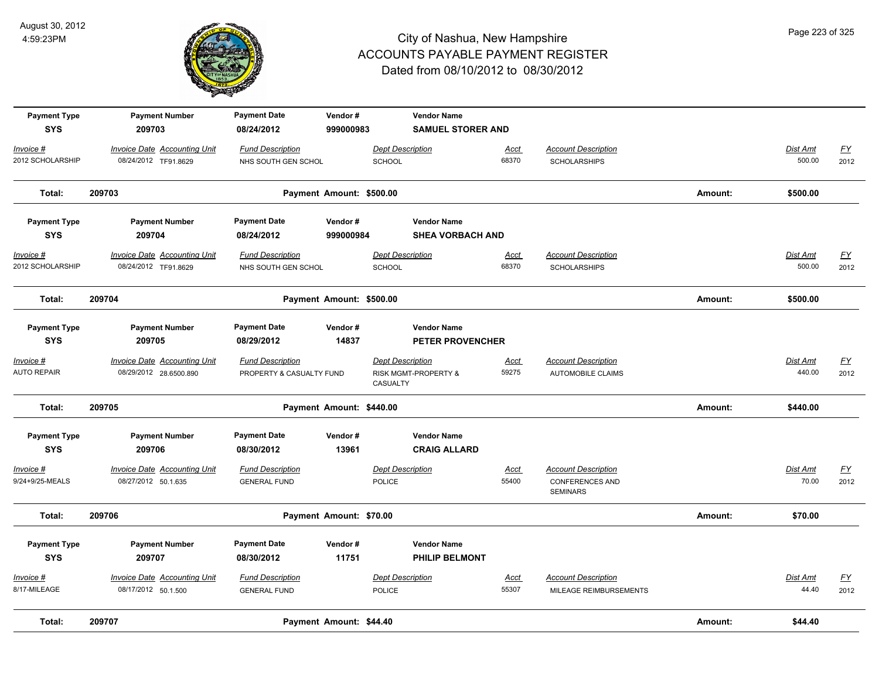# City of Nashua, New Hampshire
## ACCOUNTS PAYABLE PAYMENT REGISTER
### Dated from 08/10/2012 to 08/30/2012

August 30, 2012
4:59:23PM

| Payment Type | Payment Number | Payment Date | Vendor # | Vendor Name | | | |
|---|---|---|---|---|---|---|---|
| SYS | 209703 | 08/24/2012 | 999000983 | SAMUEL STORER AND | | | |

| Invoice # | Invoice Date | Accounting Unit | Fund Description | Dept Description | Acct | Account Description | Dist Amt | FY |
|---|---|---|---|---|---|---|---|---|
| 2012 SCHOLARSHIP | 08/24/2012 | TF91.8629 | NHS SOUTH GEN SCHOL | SCHOOL | 68370 | SCHOLARSHIPS | 500.00 | 2012 |

**Total: 209703** Payment Amount: $500.00 Amount: **$500.00**

| Payment Type | Payment Number | Payment Date | Vendor # | Vendor Name |
|---|---|---|---|---|
| SYS | 209704 | 08/24/2012 | 999000984 | SHEA VORBACH AND |

| Invoice # | Invoice Date | Accounting Unit | Fund Description | Dept Description | Acct | Account Description | Dist Amt | FY |
|---|---|---|---|---|---|---|---|---|
| 2012 SCHOLARSHIP | 08/24/2012 | TF91.8629 | NHS SOUTH GEN SCHOL | SCHOOL | 68370 | SCHOLARSHIPS | 500.00 | 2012 |

**Total: 209704** Payment Amount: $500.00 Amount: **$500.00**

| Payment Type | Payment Number | Payment Date | Vendor # | Vendor Name |
|---|---|---|---|---|
| SYS | 209705 | 08/29/2012 | 14837 | PETER PROVENCHER |

| Invoice # | Invoice Date | Accounting Unit | Fund Description | Dept Description | Acct | Account Description | Dist Amt | FY |
|---|---|---|---|---|---|---|---|---|
| AUTO REPAIR | 08/29/2012 | 28.6500.890 | PROPERTY & CASUALTY FUND | RISK MGMT-PROPERTY & CASUALTY | 59275 | AUTOMOBILE CLAIMS | 440.00 | 2012 |

**Total: 209705** Payment Amount: $440.00 Amount: **$440.00**

| Payment Type | Payment Number | Payment Date | Vendor # | Vendor Name |
|---|---|---|---|---|
| SYS | 209706 | 08/30/2012 | 13961 | CRAIG ALLARD |

| Invoice # | Invoice Date | Accounting Unit | Fund Description | Dept Description | Acct | Account Description | Dist Amt | FY |
|---|---|---|---|---|---|---|---|---|
| 9/24+9/25-MEALS | 08/27/2012 | 50.1.635 | GENERAL FUND | POLICE | 55400 | CONFERENCES AND SEMINARS | 70.00 | 2012 |

**Total: 209706** Payment Amount: $70.00 Amount: **$70.00**

| Payment Type | Payment Number | Payment Date | Vendor # | Vendor Name |
|---|---|---|---|---|
| SYS | 209707 | 08/30/2012 | 11751 | PHILIP BELMONT |

| Invoice # | Invoice Date | Accounting Unit | Fund Description | Dept Description | Acct | Account Description | Dist Amt | FY |
|---|---|---|---|---|---|---|---|---|
| 8/17-MILEAGE | 08/17/2012 | 50.1.500 | GENERAL FUND | POLICE | 55307 | MILEAGE REIMBURSEMENTS | 44.40 | 2012 |

**Total: 209707** Payment Amount: $44.40 Amount: **$44.40**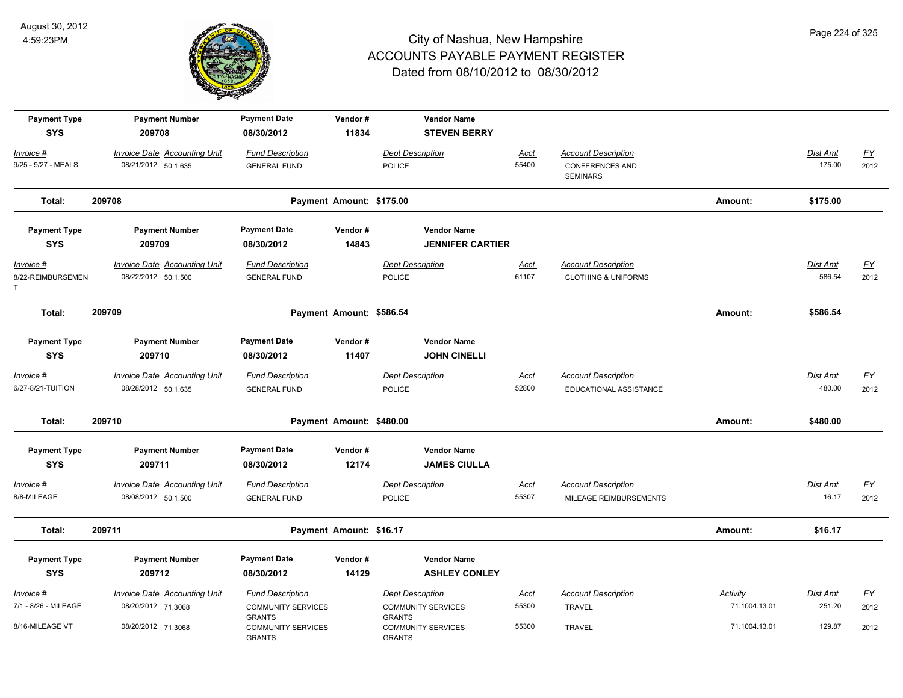# City of Nashua, New Hampshire
# ACCOUNTS PAYABLE PAYMENT REGISTER
## Dated from 08/10/2012 to 08/30/2012

August 30, 2012
4:59:23PM

| Payment Type | Payment Number | Payment Date | Vendor # | Vendor Name |
|---|---|---|---|---|
| SYS | 209708 | 08/30/2012 | 11834 | STEVEN BERRY |

| Invoice # | Invoice Date | Accounting Unit | Fund Description | Dept Description | Acct | Account Description | Dist Amt | FY |
|---|---|---|---|---|---|---|---|---|
| 9/25 - 9/27 - MEALS | 08/21/2012 | 50.1.635 | GENERAL FUND | POLICE | 55400 | CONFERENCES AND SEMINARS | 175.00 | 2012 |

**Total: 209708** Payment Amount: $175.00 Amount: $175.00

| Payment Type | Payment Number | Payment Date | Vendor # | Vendor Name |
|---|---|---|---|---|
| SYS | 209709 | 08/30/2012 | 14843 | JENNIFER CARTIER |

| Invoice # | Invoice Date | Accounting Unit | Fund Description | Dept Description | Acct | Account Description | Dist Amt | FY |
|---|---|---|---|---|---|---|---|---|
| 8/22-REIMBURSEMENT | 08/22/2012 | 50.1.500 | GENERAL FUND | POLICE | 61107 | CLOTHING & UNIFORMS | 586.54 | 2012 |

**Total: 209709** Payment Amount: $586.54 Amount: $586.54

| Payment Type | Payment Number | Payment Date | Vendor # | Vendor Name |
|---|---|---|---|---|
| SYS | 209710 | 08/30/2012 | 11407 | JOHN CINELLI |

| Invoice # | Invoice Date | Accounting Unit | Fund Description | Dept Description | Acct | Account Description | Dist Amt | FY |
|---|---|---|---|---|---|---|---|---|
| 6/27-8/21-TUITION | 08/28/2012 | 50.1.635 | GENERAL FUND | POLICE | 52800 | EDUCATIONAL ASSISTANCE | 480.00 | 2012 |

**Total: 209710** Payment Amount: $480.00 Amount: $480.00

| Payment Type | Payment Number | Payment Date | Vendor # | Vendor Name |
|---|---|---|---|---|
| SYS | 209711 | 08/30/2012 | 12174 | JAMES CIULLA |

| Invoice # | Invoice Date | Accounting Unit | Fund Description | Dept Description | Acct | Account Description | Dist Amt | FY |
|---|---|---|---|---|---|---|---|---|
| 8/8-MILEAGE | 08/08/2012 | 50.1.500 | GENERAL FUND | POLICE | 55307 | MILEAGE REIMBURSEMENTS | 16.17 | 2012 |

**Total: 209711** Payment Amount: $16.17 Amount: $16.17

| Payment Type | Payment Number | Payment Date | Vendor # | Vendor Name |
|---|---|---|---|---|
| SYS | 209712 | 08/30/2012 | 14129 | ASHLEY CONLEY |

| Invoice # | Invoice Date | Accounting Unit | Fund Description | Dept Description | Acct | Account Description | Activity | Dist Amt | FY |
|---|---|---|---|---|---|---|---|---|---|
| 7/1 - 8/26 - MILEAGE | 08/20/2012 | 71.3068 | COMMUNITY SERVICES GRANTS | COMMUNITY SERVICES GRANTS | 55300 | TRAVEL | 71.1004.13.01 | 251.20 | 2012 |
| 8/16-MILEAGE VT | 08/20/2012 | 71.3068 | COMMUNITY SERVICES GRANTS | COMMUNITY SERVICES GRANTS | 55300 | TRAVEL | 71.1004.13.01 | 129.87 | 2012 |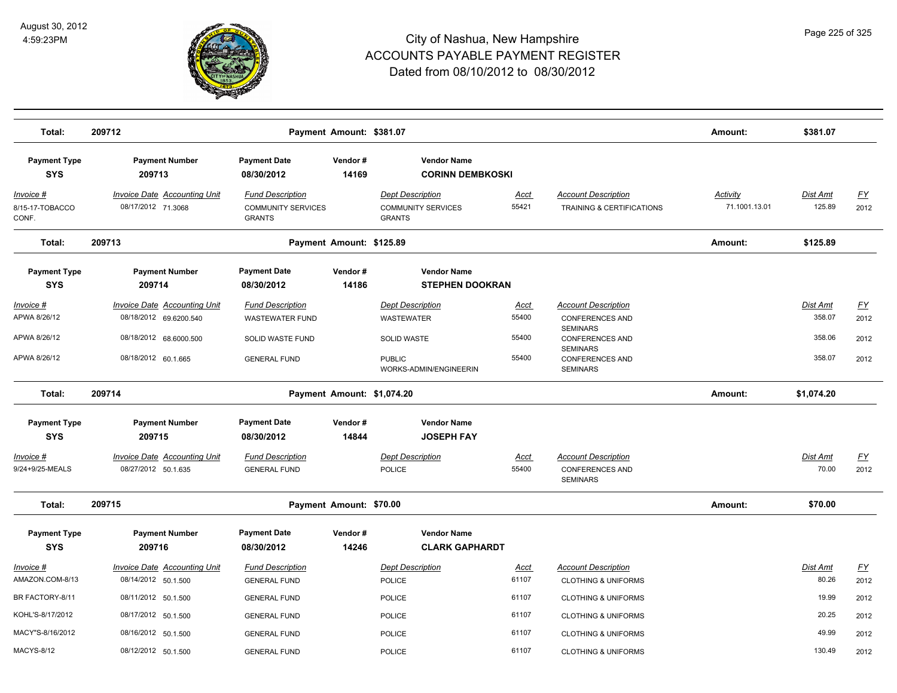# City of Nashua, New Hampshire
## ACCOUNTS PAYABLE PAYMENT REGISTER
### Dated from 08/10/2012 to 08/30/2012

August 30, 2012
4:59:23PM

| Total: | 209712 | | Payment Amount: $381.07 | | | | Amount: | $381.07 | |
|---|---|---|---|---|---|---|---|---|---|

| Payment Type | Payment Number | Payment Date | Vendor # | Vendor Name |
|---|---|---|---|---|
| SYS | 209713 | 08/30/2012 | 14169 | CORINN DEMBKOSKI |

| Invoice # | Invoice Date | Accounting Unit | Fund Description | Dept Description | Acct | Account Description | Activity | Dist Amt | FY |
|---|---|---|---|---|---|---|---|---|---|
| 8/15-17-TOBACCO CONF. | 08/17/2012 | 71.3068 | COMMUNITY SERVICES GRANTS | COMMUNITY SERVICES GRANTS | 55421 | TRAINING & CERTIFICATIONS | 71.1001.13.01 | 125.89 | 2012 |

| Total: | 209713 | | Payment Amount: $125.89 | | | | Amount: | $125.89 | |
|---|---|---|---|---|---|---|---|---|---|

| Payment Type | Payment Number | Payment Date | Vendor # | Vendor Name |
|---|---|---|---|---|
| SYS | 209714 | 08/30/2012 | 14186 | STEPHEN DOOKRAN |

| Invoice # | Invoice Date | Accounting Unit | Fund Description | Dept Description | Acct | Account Description | Dist Amt | FY |
|---|---|---|---|---|---|---|---|---|
| APWA 8/26/12 | 08/18/2012 | 69.6200.540 | WASTEWATER FUND | WASTEWATER | 55400 | CONFERENCES AND SEMINARS | 358.07 | 2012 |
| APWA 8/26/12 | 08/18/2012 | 68.6000.500 | SOLID WASTE FUND | SOLID WASTE | 55400 | CONFERENCES AND SEMINARS | 358.06 | 2012 |
| APWA 8/26/12 | 08/18/2012 | 60.1.665 | GENERAL FUND | PUBLIC WORKS-ADMIN/ENGINEERIN | 55400 | CONFERENCES AND SEMINARS | 358.07 | 2012 |

| Total: | 209714 | | Payment Amount: $1,074.20 | | | | Amount: | $1,074.20 | |
|---|---|---|---|---|---|---|---|---|---|

| Payment Type | Payment Number | Payment Date | Vendor # | Vendor Name |
|---|---|---|---|---|
| SYS | 209715 | 08/30/2012 | 14844 | JOSEPH FAY |

| Invoice # | Invoice Date | Accounting Unit | Fund Description | Dept Description | Acct | Account Description | Dist Amt | FY |
|---|---|---|---|---|---|---|---|---|
| 9/24+9/25-MEALS | 08/27/2012 | 50.1.635 | GENERAL FUND | POLICE | 55400 | CONFERENCES AND SEMINARS | 70.00 | 2012 |

| Total: | 209715 | | Payment Amount: $70.00 | | | | Amount: | $70.00 | |
|---|---|---|---|---|---|---|---|---|---|

| Payment Type | Payment Number | Payment Date | Vendor # | Vendor Name |
|---|---|---|---|---|
| SYS | 209716 | 08/30/2012 | 14246 | CLARK GAPHARDT |

| Invoice # | Invoice Date | Accounting Unit | Fund Description | Dept Description | Acct | Account Description | Dist Amt | FY |
|---|---|---|---|---|---|---|---|---|
| AMAZON.COM-8/13 | 08/14/2012 | 50.1.500 | GENERAL FUND | POLICE | 61107 | CLOTHING & UNIFORMS | 80.26 | 2012 |
| BR FACTORY-8/11 | 08/11/2012 | 50.1.500 | GENERAL FUND | POLICE | 61107 | CLOTHING & UNIFORMS | 19.99 | 2012 |
| KOHL'S-8/17/2012 | 08/17/2012 | 50.1.500 | GENERAL FUND | POLICE | 61107 | CLOTHING & UNIFORMS | 20.25 | 2012 |
| MACY"S-8/16/2012 | 08/16/2012 | 50.1.500 | GENERAL FUND | POLICE | 61107 | CLOTHING & UNIFORMS | 49.99 | 2012 |
| MACYS-8/12 | 08/12/2012 | 50.1.500 | GENERAL FUND | POLICE | 61107 | CLOTHING & UNIFORMS | 130.49 | 2012 |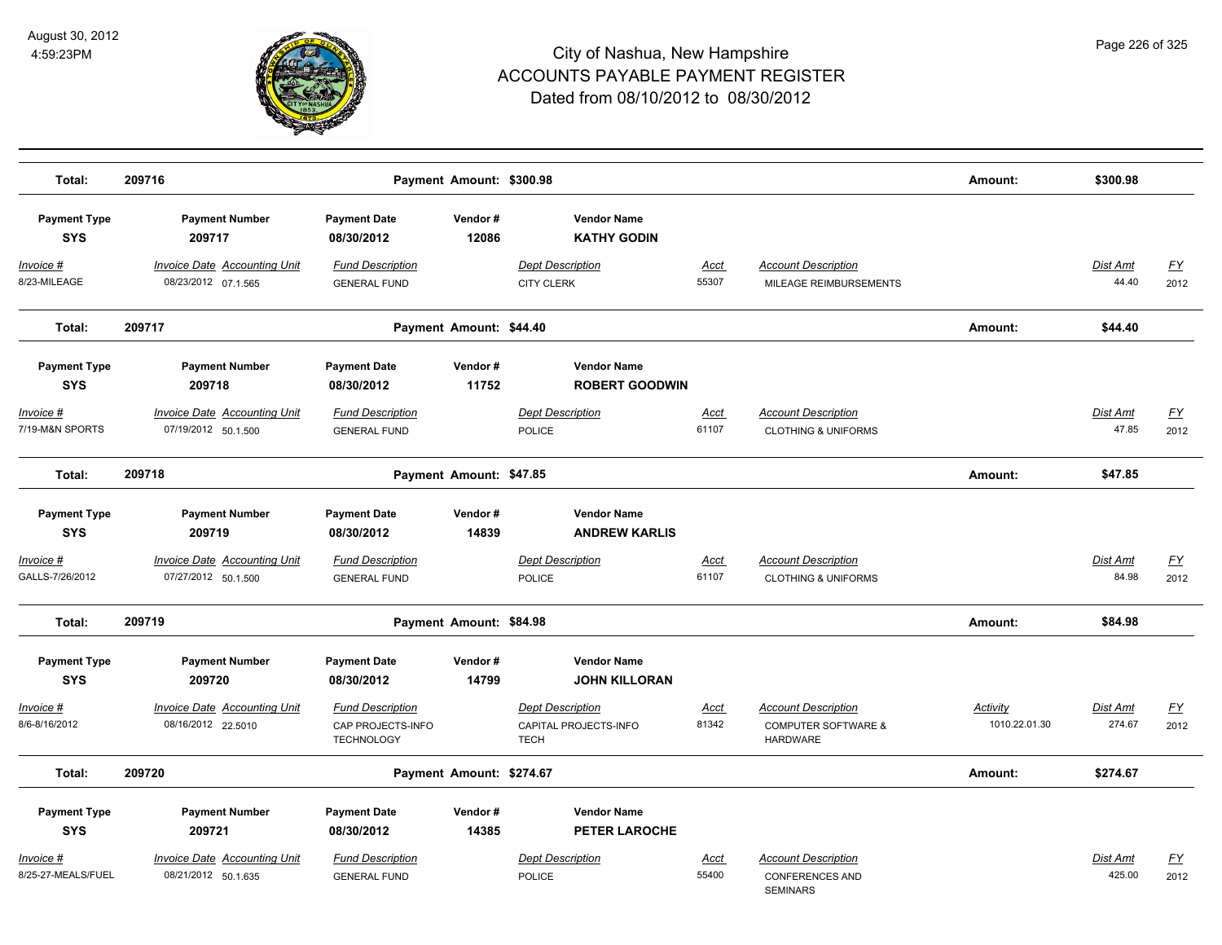# City of Nashua, New Hampshire
## ACCOUNTS PAYABLE PAYMENT REGISTER
### Dated from 08/10/2012 to 08/30/2012

August 30, 2012
4:59:23PM

**Total: 209716 — Payment Amount: $300.98 — Amount: $300.98**

| Payment Type | Payment Number | Payment Date | Vendor # | Vendor Name |
|---|---|---|---|---|
| **SYS** | **209717** | **08/30/2012** | **12086** | **KATHY GODIN** |

| Invoice # | Invoice Date | Accounting Unit | Fund Description | Dept Description | Acct | Account Description | Activity | Dist Amt | FY |
|---|---|---|---|---|---|---|---|---|---|
| 8/23-MILEAGE | 08/23/2012 | 07.1.565 | GENERAL FUND | CITY CLERK | 55307 | MILEAGE REIMBURSEMENTS | | 44.40 | 2012 |

**Total: 209717 — Payment Amount: $44.40 — Amount: $44.40**

| Payment Type | Payment Number | Payment Date | Vendor # | Vendor Name |
|---|---|---|---|---|
| **SYS** | **209718** | **08/30/2012** | **11752** | **ROBERT GOODWIN** |

| Invoice # | Invoice Date | Accounting Unit | Fund Description | Dept Description | Acct | Account Description | Activity | Dist Amt | FY |
|---|---|---|---|---|---|---|---|---|---|
| 7/19-M&N SPORTS | 07/19/2012 | 50.1.500 | GENERAL FUND | POLICE | 61107 | CLOTHING & UNIFORMS | | 47.85 | 2012 |

**Total: 209718 — Payment Amount: $47.85 — Amount: $47.85**

| Payment Type | Payment Number | Payment Date | Vendor # | Vendor Name |
|---|---|---|---|---|
| **SYS** | **209719** | **08/30/2012** | **14839** | **ANDREW KARLIS** |

| Invoice # | Invoice Date | Accounting Unit | Fund Description | Dept Description | Acct | Account Description | Activity | Dist Amt | FY |
|---|---|---|---|---|---|---|---|---|---|
| GALLS-7/26/2012 | 07/27/2012 | 50.1.500 | GENERAL FUND | POLICE | 61107 | CLOTHING & UNIFORMS | | 84.98 | 2012 |

**Total: 209719 — Payment Amount: $84.98 — Amount: $84.98**

| Payment Type | Payment Number | Payment Date | Vendor # | Vendor Name |
|---|---|---|---|---|
| **SYS** | **209720** | **08/30/2012** | **14799** | **JOHN KILLORAN** |

| Invoice # | Invoice Date | Accounting Unit | Fund Description | Dept Description | Acct | Account Description | Activity | Dist Amt | FY |
|---|---|---|---|---|---|---|---|---|---|
| 8/6-8/16/2012 | 08/16/2012 | 22.5010 | CAP PROJECTS-INFO TECHNOLOGY | CAPITAL PROJECTS-INFO TECH | 81342 | COMPUTER SOFTWARE & HARDWARE | 1010.22.01.30 | 274.67 | 2012 |

**Total: 209720 — Payment Amount: $274.67 — Amount: $274.67**

| Payment Type | Payment Number | Payment Date | Vendor # | Vendor Name |
|---|---|---|---|---|
| **SYS** | **209721** | **08/30/2012** | **14385** | **PETER LAROCHE** |

| Invoice # | Invoice Date | Accounting Unit | Fund Description | Dept Description | Acct | Account Description | Activity | Dist Amt | FY |
|---|---|---|---|---|---|---|---|---|---|
| 8/25-27-MEALS/FUEL | 08/21/2012 | 50.1.635 | GENERAL FUND | POLICE | 55400 | CONFERENCES AND SEMINARS | | 425.00 | 2012 |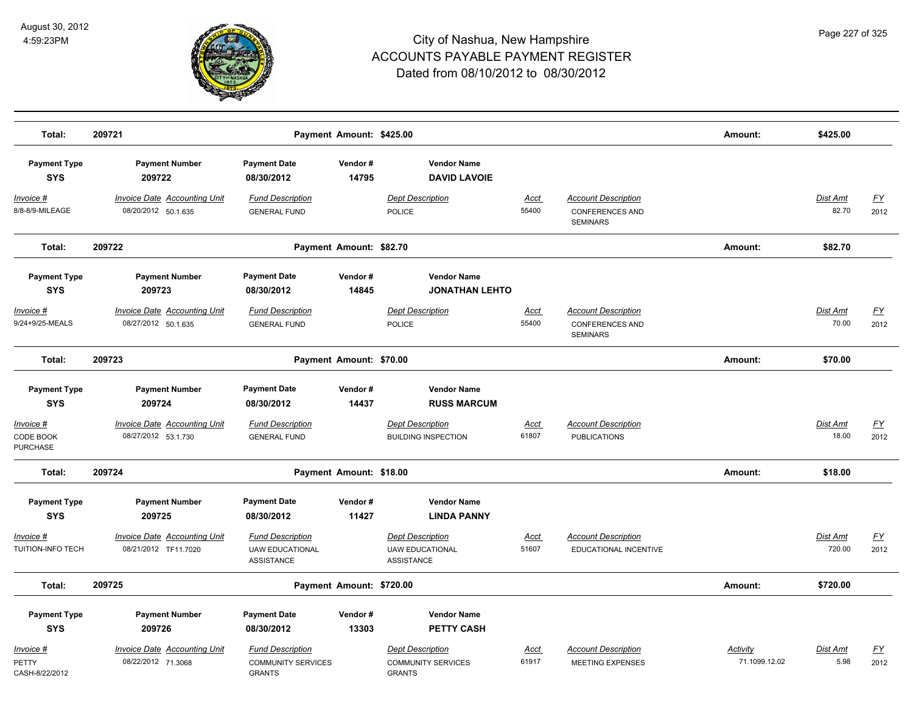# City of Nashua, New Hampshire
## ACCOUNTS PAYABLE PAYMENT REGISTER
### Dated from 08/10/2012 to 08/30/2012

August 30, 2012
4:59:23PM

| Total: | 209721 | | Payment Amount: $425.00 | | | | Amount: | $425.00 | |
|---|---|---|---|---|---|---|---|---|---|

| Payment Type | Payment Number | Payment Date | Vendor # | Vendor Name |
|---|---|---|---|---|
| SYS | 209722 | 08/30/2012 | 14795 | DAVID LAVOIE |

| Invoice # | Invoice Date | Accounting Unit | Fund Description | Dept Description | Acct | Account Description | Dist Amt | FY |
|---|---|---|---|---|---|---|---|---|
| 8/8-8/9-MILEAGE | 08/20/2012 | 50.1.635 | GENERAL FUND | POLICE | 55400 | CONFERENCES AND SEMINARS | 82.70 | 2012 |

| Total: | 209722 | Payment Amount: $82.70 | Amount: | $82.70 |
|---|---|---|---|---|

| Payment Type | Payment Number | Payment Date | Vendor # | Vendor Name |
|---|---|---|---|---|
| SYS | 209723 | 08/30/2012 | 14845 | JONATHAN LEHTO |

| Invoice # | Invoice Date | Accounting Unit | Fund Description | Dept Description | Acct | Account Description | Dist Amt | FY |
|---|---|---|---|---|---|---|---|---|
| 9/24+9/25-MEALS | 08/27/2012 | 50.1.635 | GENERAL FUND | POLICE | 55400 | CONFERENCES AND SEMINARS | 70.00 | 2012 |

| Total: | 209723 | Payment Amount: $70.00 | Amount: | $70.00 |
|---|---|---|---|---|

| Payment Type | Payment Number | Payment Date | Vendor # | Vendor Name |
|---|---|---|---|---|
| SYS | 209724 | 08/30/2012 | 14437 | RUSS MARCUM |

| Invoice # | Invoice Date | Accounting Unit | Fund Description | Dept Description | Acct | Account Description | Dist Amt | FY |
|---|---|---|---|---|---|---|---|---|
| CODE BOOK PURCHASE | 08/27/2012 | 53.1.730 | GENERAL FUND | BUILDING INSPECTION | 61807 | PUBLICATIONS | 18.00 | 2012 |

| Total: | 209724 | Payment Amount: $18.00 | Amount: | $18.00 |
|---|---|---|---|---|

| Payment Type | Payment Number | Payment Date | Vendor # | Vendor Name |
|---|---|---|---|---|
| SYS | 209725 | 08/30/2012 | 11427 | LINDA PANNY |

| Invoice # | Invoice Date | Accounting Unit | Fund Description | Dept Description | Acct | Account Description | Dist Amt | FY |
|---|---|---|---|---|---|---|---|---|
| TUITION-INFO TECH | 08/21/2012 | TF11.7020 | UAW EDUCATIONAL ASSISTANCE | UAW EDUCATIONAL ASSISTANCE | 51607 | EDUCATIONAL INCENTIVE | 720.00 | 2012 |

| Total: | 209725 | Payment Amount: $720.00 | Amount: | $720.00 |
|---|---|---|---|---|

| Payment Type | Payment Number | Payment Date | Vendor # | Vendor Name |
|---|---|---|---|---|
| SYS | 209726 | 08/30/2012 | 13303 | PETTY CASH |

| Invoice # | Invoice Date | Accounting Unit | Fund Description | Dept Description | Acct | Account Description | Activity | Dist Amt | FY |
|---|---|---|---|---|---|---|---|---|---|
| PETTY CASH-8/22/2012 | 08/22/2012 | 71.3068 | COMMUNITY SERVICES GRANTS | COMMUNITY SERVICES GRANTS | 61917 | MEETING EXPENSES | 71.1099.12.02 | 5.98 | 2012 |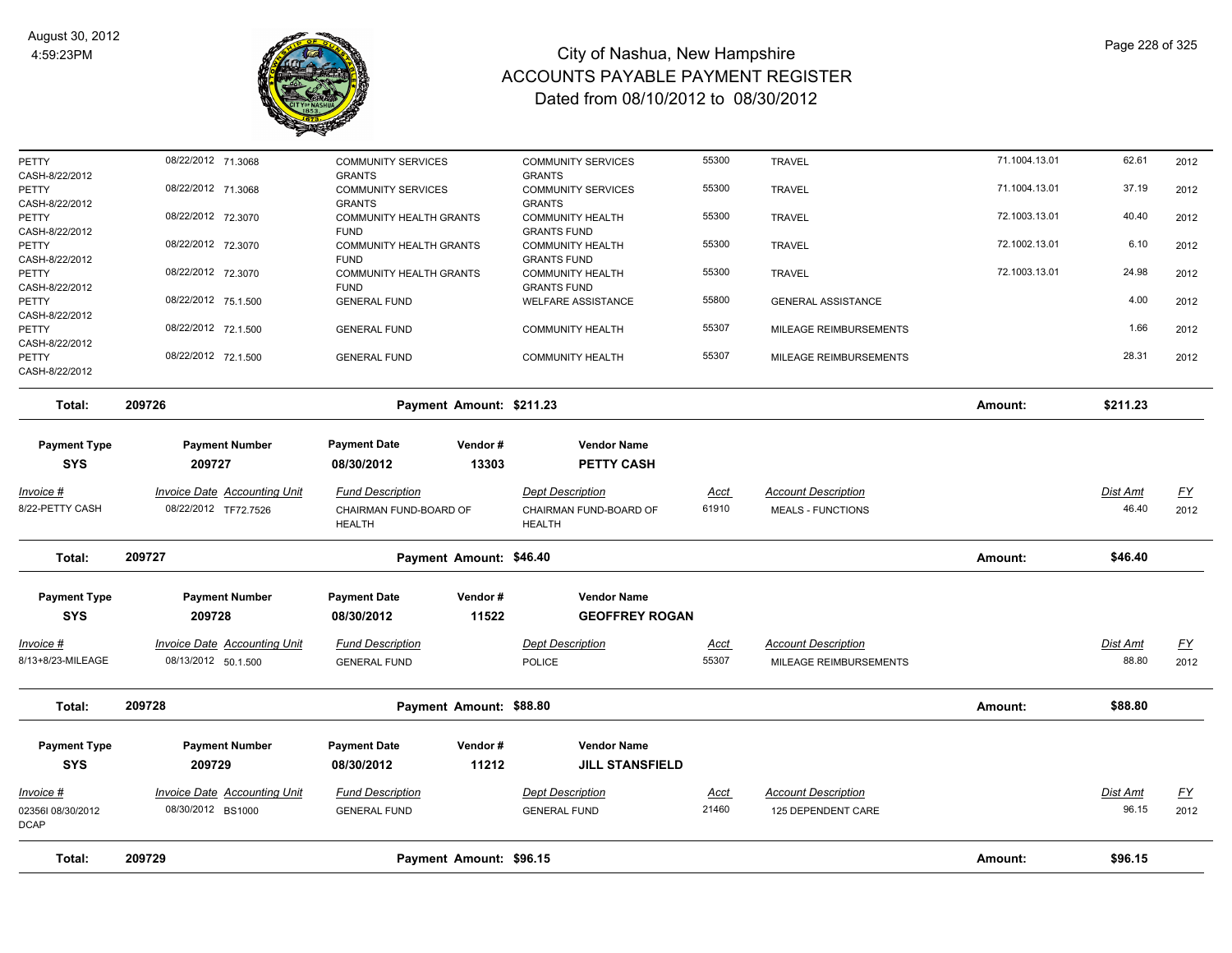# City of Nashua, New Hampshire
# ACCOUNTS PAYABLE PAYMENT REGISTER
## Dated from 08/10/2012 to 08/30/2012

August 30, 2012
4:59:23PM

| | | | | | | | | |
|---|---|---|---|---|---|---|---|---|
| PETTY CASH-8/22/2012 | 08/22/2012 71.3068 | COMMUNITY SERVICES GRANTS | COMMUNITY SERVICES GRANTS | 55300 | TRAVEL | 71.1004.13.01 | 62.61 | 2012 |
| PETTY CASH-8/22/2012 | 08/22/2012 71.3068 | COMMUNITY SERVICES GRANTS | COMMUNITY SERVICES GRANTS | 55300 | TRAVEL | 71.1004.13.01 | 37.19 | 2012 |
| PETTY CASH-8/22/2012 | 08/22/2012 72.3070 | COMMUNITY HEALTH GRANTS FUND | COMMUNITY HEALTH GRANTS FUND | 55300 | TRAVEL | 72.1003.13.01 | 40.40 | 2012 |
| PETTY CASH-8/22/2012 | 08/22/2012 72.3070 | COMMUNITY HEALTH GRANTS FUND | COMMUNITY HEALTH GRANTS FUND | 55300 | TRAVEL | 72.1002.13.01 | 6.10 | 2012 |
| PETTY CASH-8/22/2012 | 08/22/2012 72.3070 | COMMUNITY HEALTH GRANTS FUND | COMMUNITY HEALTH GRANTS FUND | 55300 | TRAVEL | 72.1003.13.01 | 24.98 | 2012 |
| PETTY CASH-8/22/2012 | 08/22/2012 75.1.500 | GENERAL FUND | WELFARE ASSISTANCE | 55800 | GENERAL ASSISTANCE | | 4.00 | 2012 |
| PETTY CASH-8/22/2012 | 08/22/2012 72.1.500 | GENERAL FUND | COMMUNITY HEALTH | 55307 | MILEAGE REIMBURSEMENTS | | 1.66 | 2012 |
| PETTY CASH-8/22/2012 | 08/22/2012 72.1.500 | GENERAL FUND | COMMUNITY HEALTH | 55307 | MILEAGE REIMBURSEMENTS | | 28.31 | 2012 |

**Total: 209726 — Payment Amount: $211.23 — Amount: $211.23**

| Payment Type | Payment Number | Payment Date | Vendor # | Vendor Name |
|---|---|---|---|---|
| SYS | 209727 | 08/30/2012 | 13303 | PETTY CASH |

| Invoice # | Invoice Date | Accounting Unit | Fund Description | Dept Description | Acct | Account Description | Dist Amt | FY |
|---|---|---|---|---|---|---|---|---|
| 8/22-PETTY CASH | 08/22/2012 | TF72.7526 | CHAIRMAN FUND-BOARD OF HEALTH | CHAIRMAN FUND-BOARD OF HEALTH | 61910 | MEALS - FUNCTIONS | 46.40 | 2012 |

**Total: 209727 — Payment Amount: $46.40 — Amount: $46.40**

| Payment Type | Payment Number | Payment Date | Vendor # | Vendor Name |
|---|---|---|---|---|
| SYS | 209728 | 08/30/2012 | 11522 | GEOFFREY ROGAN |

| Invoice # | Invoice Date | Accounting Unit | Fund Description | Dept Description | Acct | Account Description | Dist Amt | FY |
|---|---|---|---|---|---|---|---|---|
| 8/13+8/23-MILEAGE | 08/13/2012 | 50.1.500 | GENERAL FUND | POLICE | 55307 | MILEAGE REIMBURSEMENTS | 88.80 | 2012 |

**Total: 209728 — Payment Amount: $88.80 — Amount: $88.80**

| Payment Type | Payment Number | Payment Date | Vendor # | Vendor Name |
|---|---|---|---|---|
| SYS | 209729 | 08/30/2012 | 11212 | JILL STANSFIELD |

| Invoice # | Invoice Date | Accounting Unit | Fund Description | Dept Description | Acct | Account Description | Dist Amt | FY |
|---|---|---|---|---|---|---|---|---|
| 02356I 08/30/2012 DCAP | 08/30/2012 | BS1000 | GENERAL FUND | GENERAL FUND | 21460 | 125 DEPENDENT CARE | 96.15 | 2012 |

**Total: 209729 — Payment Amount: $96.15 — Amount: $96.15**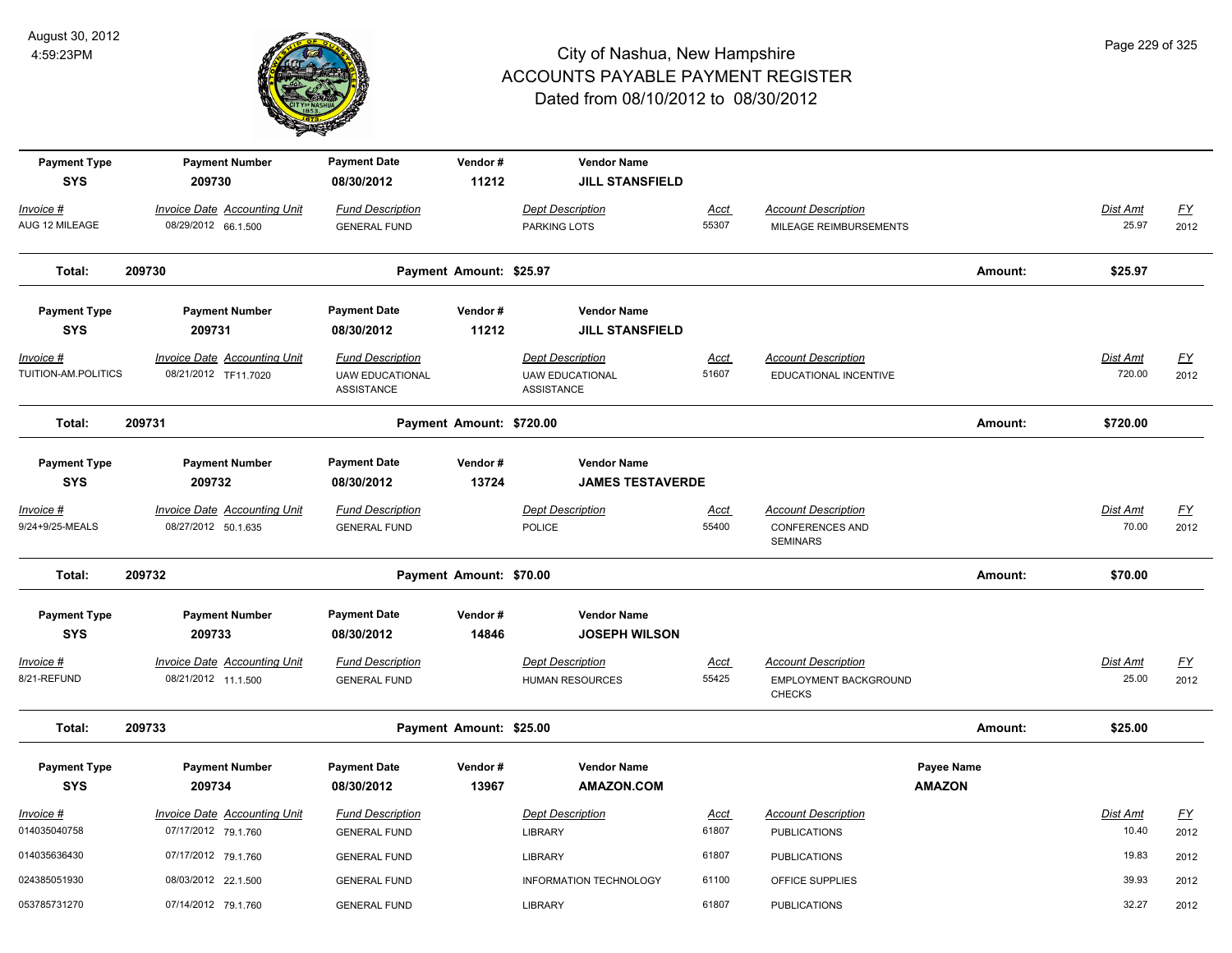# City of Nashua, New Hampshire
## ACCOUNTS PAYABLE PAYMENT REGISTER
### Dated from 08/10/2012 to 08/30/2012

August 30, 2012
4:59:23PM

| Payment Type | Payment Number | Payment Date | Vendor # | Vendor Name | | | | |
|---|---|---|---|---|---|---|---|---|
| **SYS** | **209730** | **08/30/2012** | **11212** | **JILL STANSFIELD** | | | | |
| *Invoice #* | *Invoice Date Accounting Unit* | *Fund Description* | | *Dept Description* | *Acct* | *Account Description* | *Dist Amt* | *FY* |
| AUG 12 MILEAGE | 08/29/2012 66.1.500 | GENERAL FUND | | PARKING LOTS | 55307 | MILEAGE REIMBURSEMENTS | 25.97 | 2012 |
| **Total:** | **209730** | | **Payment Amount: $25.97** | | | **Amount:** | **$25.97** | |

| Payment Type | Payment Number | Payment Date | Vendor # | Vendor Name | | | | |
|---|---|---|---|---|---|---|---|---|
| **SYS** | **209731** | **08/30/2012** | **11212** | **JILL STANSFIELD** | | | | |
| *Invoice #* | *Invoice Date Accounting Unit* | *Fund Description* | | *Dept Description* | *Acct* | *Account Description* | *Dist Amt* | *FY* |
| TUITION-AM.POLITICS | 08/21/2012 TF11.7020 | UAW EDUCATIONAL ASSISTANCE | | UAW EDUCATIONAL ASSISTANCE | 51607 | EDUCATIONAL INCENTIVE | 720.00 | 2012 |
| **Total:** | **209731** | | **Payment Amount: $720.00** | | | **Amount:** | **$720.00** | |

| Payment Type | Payment Number | Payment Date | Vendor # | Vendor Name | | | | |
|---|---|---|---|---|---|---|---|---|
| **SYS** | **209732** | **08/30/2012** | **13724** | **JAMES TESTAVERDE** | | | | |
| *Invoice #* | *Invoice Date Accounting Unit* | *Fund Description* | | *Dept Description* | *Acct* | *Account Description* | *Dist Amt* | *FY* |
| 9/24+9/25-MEALS | 08/27/2012 50.1.635 | GENERAL FUND | | POLICE | 55400 | CONFERENCES AND SEMINARS | 70.00 | 2012 |
| **Total:** | **209732** | | **Payment Amount: $70.00** | | | **Amount:** | **$70.00** | |

| Payment Type | Payment Number | Payment Date | Vendor # | Vendor Name | | | | |
|---|---|---|---|---|---|---|---|---|
| **SYS** | **209733** | **08/30/2012** | **14846** | **JOSEPH WILSON** | | | | |
| *Invoice #* | *Invoice Date Accounting Unit* | *Fund Description* | | *Dept Description* | *Acct* | *Account Description* | *Dist Amt* | *FY* |
| 8/21-REFUND | 08/21/2012 11.1.500 | GENERAL FUND | | HUMAN RESOURCES | 55425 | EMPLOYMENT BACKGROUND CHECKS | 25.00 | 2012 |
| **Total:** | **209733** | | **Payment Amount: $25.00** | | | **Amount:** | **$25.00** | |

| Payment Type | Payment Number | Payment Date | Vendor # | Vendor Name | | Payee Name | | |
|---|---|---|---|---|---|---|---|---|
| **SYS** | **209734** | **08/30/2012** | **13967** | **AMAZON.COM** | | **AMAZON** | | |
| *Invoice #* | *Invoice Date Accounting Unit* | *Fund Description* | | *Dept Description* | *Acct* | *Account Description* | *Dist Amt* | *FY* |
| 014035040758 | 07/17/2012 79.1.760 | GENERAL FUND | | LIBRARY | 61807 | PUBLICATIONS | 10.40 | 2012 |
| 014035636430 | 07/17/2012 79.1.760 | GENERAL FUND | | LIBRARY | 61807 | PUBLICATIONS | 19.83 | 2012 |
| 024385051930 | 08/03/2012 22.1.500 | GENERAL FUND | | INFORMATION TECHNOLOGY | 61100 | OFFICE SUPPLIES | 39.93 | 2012 |
| 053785731270 | 07/14/2012 79.1.760 | GENERAL FUND | | LIBRARY | 61807 | PUBLICATIONS | 32.27 | 2012 |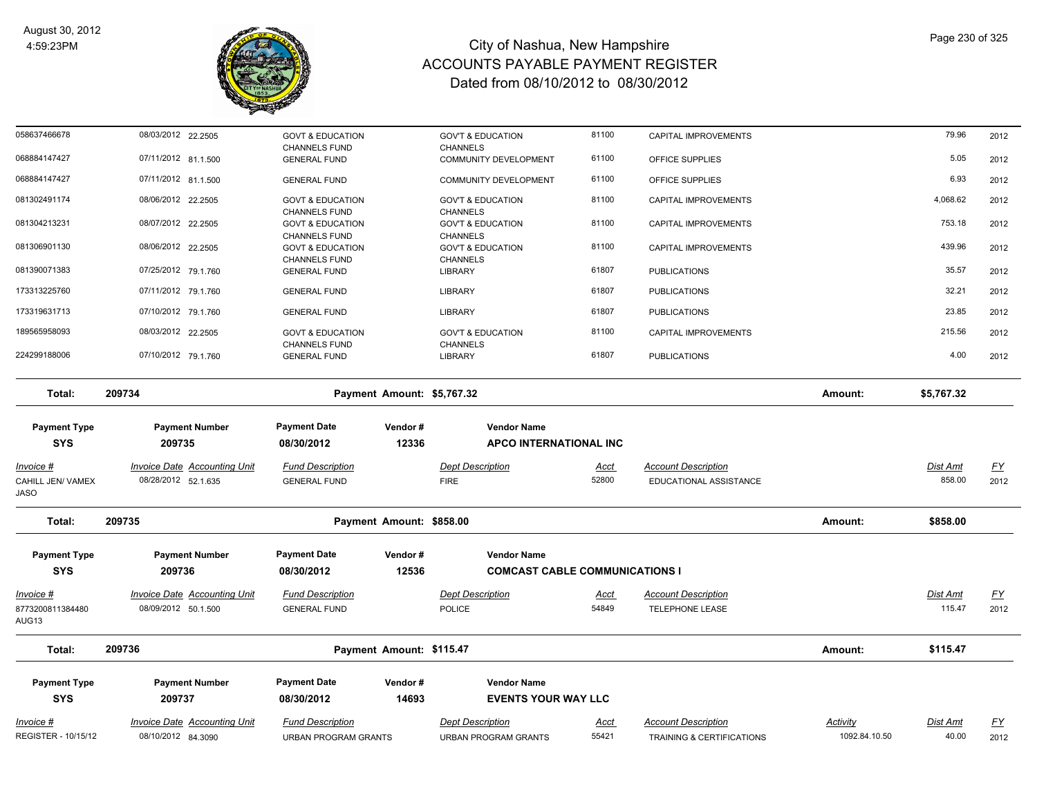# City of Nashua, New Hampshire
# ACCOUNTS PAYABLE PAYMENT REGISTER
## Dated from 08/10/2012 to 08/30/2012

August 30, 2012
4:59:23PM

| Invoice # | Invoice Date | Accounting Unit | Fund Description | Dept Description | Acct | Account Description | Activity | Dist Amt | FY |
|---|---|---|---|---|---|---|---|---|---|
| 058637466678 | 08/03/2012 | 22.2505 | GOVT & EDUCATION CHANNELS FUND | GOV'T & EDUCATION CHANNELS | 81100 | CAPITAL IMPROVEMENTS | | 79.96 | 2012 |
| 068884147427 | 07/11/2012 | 81.1.500 | GENERAL FUND | COMMUNITY DEVELOPMENT | 61100 | OFFICE SUPPLIES | | 5.05 | 2012 |
| 068884147427 | 07/11/2012 | 81.1.500 | GENERAL FUND | COMMUNITY DEVELOPMENT | 61100 | OFFICE SUPPLIES | | 6.93 | 2012 |
| 081302491174 | 08/06/2012 | 22.2505 | GOVT & EDUCATION CHANNELS FUND | GOV'T & EDUCATION CHANNELS | 81100 | CAPITAL IMPROVEMENTS | | 4,068.62 | 2012 |
| 081304213231 | 08/07/2012 | 22.2505 | GOVT & EDUCATION CHANNELS FUND | GOV'T & EDUCATION CHANNELS | 81100 | CAPITAL IMPROVEMENTS | | 753.18 | 2012 |
| 081306901130 | 08/06/2012 | 22.2505 | GOVT & EDUCATION CHANNELS FUND | GOV'T & EDUCATION CHANNELS | 81100 | CAPITAL IMPROVEMENTS | | 439.96 | 2012 |
| 081390071383 | 07/25/2012 | 79.1.760 | GENERAL FUND | LIBRARY | 61807 | PUBLICATIONS | | 35.57 | 2012 |
| 173313225760 | 07/11/2012 | 79.1.760 | GENERAL FUND | LIBRARY | 61807 | PUBLICATIONS | | 32.21 | 2012 |
| 173319631713 | 07/10/2012 | 79.1.760 | GENERAL FUND | LIBRARY | 61807 | PUBLICATIONS | | 23.85 | 2012 |
| 189565958093 | 08/03/2012 | 22.2505 | GOVT & EDUCATION CHANNELS FUND | GOV'T & EDUCATION CHANNELS | 81100 | CAPITAL IMPROVEMENTS | | 215.56 | 2012 |
| 224299188006 | 07/10/2012 | 79.1.760 | GENERAL FUND | LIBRARY | 61807 | PUBLICATIONS | | 4.00 | 2012 |

**Total: 209734 — Payment Amount: $5,767.32 — Amount: $5,767.32**

| Payment Type | Payment Number | Payment Date | Vendor # | Vendor Name |
|---|---|---|---|---|
| SYS | 209735 | 08/30/2012 | 12336 | APCO INTERNATIONAL INC |

| Invoice # | Invoice Date | Accounting Unit | Fund Description | Dept Description | Acct | Account Description | Dist Amt | FY |
|---|---|---|---|---|---|---|---|---|
| CAHILL JEN/ VAMEX JASO | 08/28/2012 | 52.1.635 | GENERAL FUND | FIRE | 52800 | EDUCATIONAL ASSISTANCE | 858.00 | 2012 |

**Total: 209735 — Payment Amount: $858.00 — Amount: $858.00**

| Payment Type | Payment Number | Payment Date | Vendor # | Vendor Name |
|---|---|---|---|---|
| SYS | 209736 | 08/30/2012 | 12536 | COMCAST CABLE COMMUNICATIONS I |

| Invoice # | Invoice Date | Accounting Unit | Fund Description | Dept Description | Acct | Account Description | Dist Amt | FY |
|---|---|---|---|---|---|---|---|---|
| 8773200811384480 AUG13 | 08/09/2012 | 50.1.500 | GENERAL FUND | POLICE | 54849 | TELEPHONE LEASE | 115.47 | 2012 |

**Total: 209736 — Payment Amount: $115.47 — Amount: $115.47**

| Payment Type | Payment Number | Payment Date | Vendor # | Vendor Name |
|---|---|---|---|---|
| SYS | 209737 | 08/30/2012 | 14693 | EVENTS YOUR WAY LLC |

| Invoice # | Invoice Date | Accounting Unit | Fund Description | Dept Description | Acct | Account Description | Activity | Dist Amt | FY |
|---|---|---|---|---|---|---|---|---|---|
| REGISTER - 10/15/12 | 08/10/2012 | 84.3090 | URBAN PROGRAM GRANTS | URBAN PROGRAM GRANTS | 55421 | TRAINING & CERTIFICATIONS | 1092.84.10.50 | 40.00 | 2012 |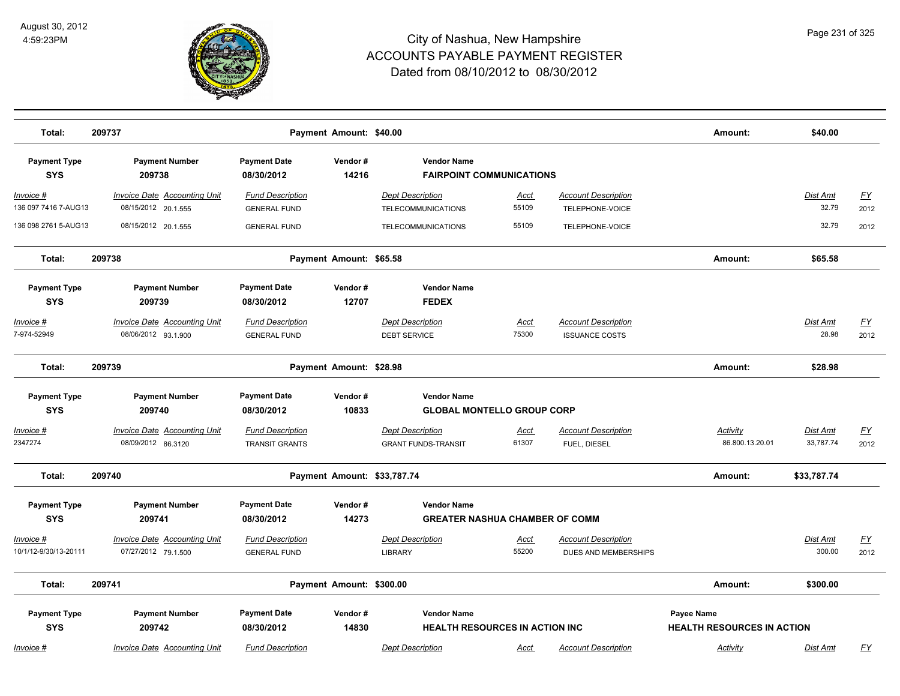| Total: | 209737 | | Payment Amount: $40.00 | | | | | Amount: | $40.00 | |
|---|---|---|---|---|---|---|---|---|---|---|
| **Payment Type** | **Payment Number** | **Payment Date** | **Vendor #** | **Vendor Name** | | | | | | |
| **SYS** | **209738** | **08/30/2012** | **14216** | **FAIRPOINT COMMUNICATIONS** | | | | | | |
| *Invoice #* | *Invoice Date* | *Accounting Unit* | *Fund Description* | *Dept Description* | *Acct* | *Account Description* | | | *Dist Amt* | *FY* |
| 136 097 7416 7-AUG13 | 08/15/2012 | 20.1.555 | GENERAL FUND | TELECOMMUNICATIONS | 55109 | TELEPHONE-VOICE | | | 32.79 | 2012 |
| 136 098 2761 5-AUG13 | 08/15/2012 | 20.1.555 | GENERAL FUND | TELECOMMUNICATIONS | 55109 | TELEPHONE-VOICE | | | 32.79 | 2012 |
| **Total:** | **209738** | | **Payment Amount: $65.58** | | | | | **Amount:** | **$65.58** | |
| **Payment Type** | **Payment Number** | **Payment Date** | **Vendor #** | **Vendor Name** | | | | | | |
| **SYS** | **209739** | **08/30/2012** | **12707** | **FEDEX** | | | | | | |
| *Invoice #* | *Invoice Date* | *Accounting Unit* | *Fund Description* | *Dept Description* | *Acct* | *Account Description* | | | *Dist Amt* | *FY* |
| 7-974-52949 | 08/06/2012 | 93.1.900 | GENERAL FUND | DEBT SERVICE | 75300 | ISSUANCE COSTS | | | 28.98 | 2012 |
| **Total:** | **209739** | | **Payment Amount: $28.98** | | | | | **Amount:** | **$28.98** | |
| **Payment Type** | **Payment Number** | **Payment Date** | **Vendor #** | **Vendor Name** | | | | | | |
| **SYS** | **209740** | **08/30/2012** | **10833** | **GLOBAL MONTELLO GROUP CORP** | | | | | | |
| *Invoice #* | *Invoice Date* | *Accounting Unit* | *Fund Description* | *Dept Description* | *Acct* | *Account Description* | | *Activity* | *Dist Amt* | *FY* |
| 2347274 | 08/09/2012 | 86.3120 | TRANSIT GRANTS | GRANT FUNDS-TRANSIT | 61307 | FUEL, DIESEL | | 86.800.13.20.01 | 33,787.74 | 2012 |
| **Total:** | **209740** | | **Payment Amount: $33,787.74** | | | | | **Amount:** | **$33,787.74** | |
| **Payment Type** | **Payment Number** | **Payment Date** | **Vendor #** | **Vendor Name** | | | | | | |
| **SYS** | **209741** | **08/30/2012** | **14273** | **GREATER NASHUA CHAMBER OF COMM** | | | | | | |
| *Invoice #* | *Invoice Date* | *Accounting Unit* | *Fund Description* | *Dept Description* | *Acct* | *Account Description* | | | *Dist Amt* | *FY* |
| 10/1/12-9/30/13-20111 | 07/27/2012 | 79.1.500 | GENERAL FUND | LIBRARY | 55200 | DUES AND MEMBERSHIPS | | | 300.00 | 2012 |
| **Total:** | **209741** | | **Payment Amount: $300.00** | | | | | **Amount:** | **$300.00** | |
| **Payment Type** | **Payment Number** | **Payment Date** | **Vendor #** | **Vendor Name** | | | **Payee Name** | | | |
| **SYS** | **209742** | **08/30/2012** | **14830** | **HEALTH RESOURCES IN ACTION INC** | | | **HEALTH RESOURCES IN ACTION** | | | |
| *Invoice #* | *Invoice Date* | *Accounting Unit* | *Fund Description* | *Dept Description* | *Acct* | *Account Description* | | *Activity* | *Dist Amt* | *FY* |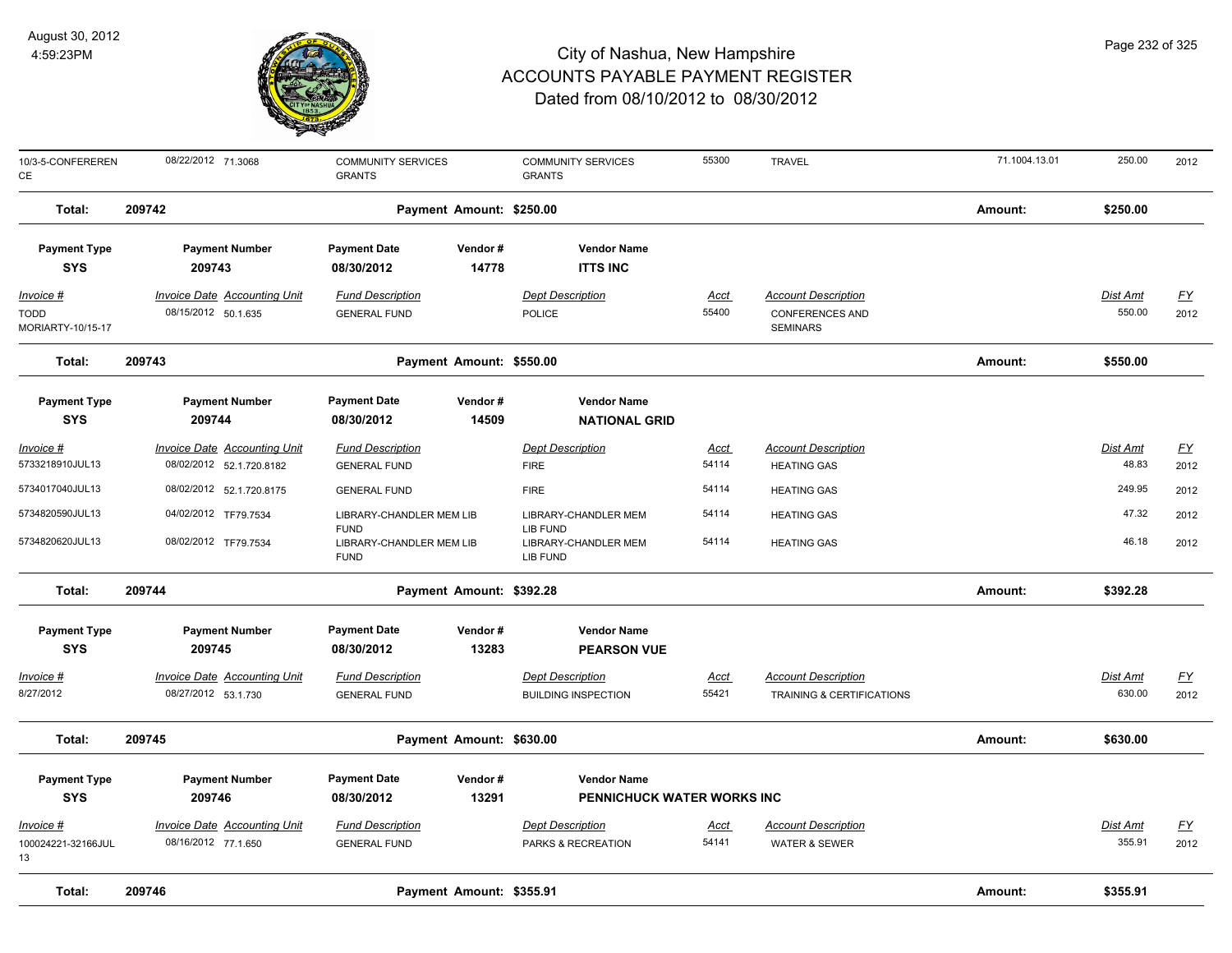# City of Nashua, New Hampshire
# ACCOUNTS PAYABLE PAYMENT REGISTER
## Dated from 08/10/2012 to 08/30/2012

August 30, 2012
4:59:23PM

| Invoice # | Invoice Date | Accounting Unit | Fund Description | Dept Description | Acct | Account Description | | Dist Amt | FY |
|---|---|---|---|---|---|---|---|---|---|
| 10/3-5-CONFERENCE | 08/22/2012 | 71.3068 | COMMUNITY SERVICES GRANTS | COMMUNITY SERVICES GRANTS | 55300 | TRAVEL | 71.1004.13.01 | 250.00 | 2012 |

**Total: 209742** Payment Amount: $250.00 Amount: $250.00

| Payment Type | Payment Number | Payment Date | Vendor # | Vendor Name |
|---|---|---|---|---|
| SYS | 209743 | 08/30/2012 | 14778 | ITTS INC |

| Invoice # | Invoice Date | Accounting Unit | Fund Description | Dept Description | Acct | Account Description | Dist Amt | FY |
|---|---|---|---|---|---|---|---|---|
| TODD MORIARTY-10/15-17 | 08/15/2012 | 50.1.635 | GENERAL FUND | POLICE | 55400 | CONFERENCES AND SEMINARS | 550.00 | 2012 |

**Total: 209743** Payment Amount: $550.00 Amount: $550.00

| Payment Type | Payment Number | Payment Date | Vendor # | Vendor Name |
|---|---|---|---|---|
| SYS | 209744 | 08/30/2012 | 14509 | NATIONAL GRID |

| Invoice # | Invoice Date | Accounting Unit | Fund Description | Dept Description | Acct | Account Description | Dist Amt | FY |
|---|---|---|---|---|---|---|---|---|
| 5733218910JUL13 | 08/02/2012 | 52.1.720.8182 | GENERAL FUND | FIRE | 54114 | HEATING GAS | 48.83 | 2012 |
| 5734017040JUL13 | 08/02/2012 | 52.1.720.8175 | GENERAL FUND | FIRE | 54114 | HEATING GAS | 249.95 | 2012 |
| 5734820590JUL13 | 04/02/2012 | TF79.7534 | LIBRARY-CHANDLER MEM LIB FUND | LIBRARY-CHANDLER MEM LIB FUND | 54114 | HEATING GAS | 47.32 | 2012 |
| 5734820620JUL13 | 08/02/2012 | TF79.7534 | LIBRARY-CHANDLER MEM LIB FUND | LIBRARY-CHANDLER MEM LIB FUND | 54114 | HEATING GAS | 46.18 | 2012 |

**Total: 209744** Payment Amount: $392.28 Amount: $392.28

| Payment Type | Payment Number | Payment Date | Vendor # | Vendor Name |
|---|---|---|---|---|
| SYS | 209745 | 08/30/2012 | 13283 | PEARSON VUE |

| Invoice # | Invoice Date | Accounting Unit | Fund Description | Dept Description | Acct | Account Description | Dist Amt | FY |
|---|---|---|---|---|---|---|---|---|
| 8/27/2012 | 08/27/2012 | 53.1.730 | GENERAL FUND | BUILDING INSPECTION | 55421 | TRAINING & CERTIFICATIONS | 630.00 | 2012 |

**Total: 209745** Payment Amount: $630.00 Amount: $630.00

| Payment Type | Payment Number | Payment Date | Vendor # | Vendor Name |
|---|---|---|---|---|
| SYS | 209746 | 08/30/2012 | 13291 | PENNICHUCK WATER WORKS INC |

| Invoice # | Invoice Date | Accounting Unit | Fund Description | Dept Description | Acct | Account Description | Dist Amt | FY |
|---|---|---|---|---|---|---|---|---|
| 100024221-32166JUL13 | 08/16/2012 | 77.1.650 | GENERAL FUND | PARKS & RECREATION | 54141 | WATER & SEWER | 355.91 | 2012 |

**Total: 209746** Payment Amount: $355.91 Amount: $355.91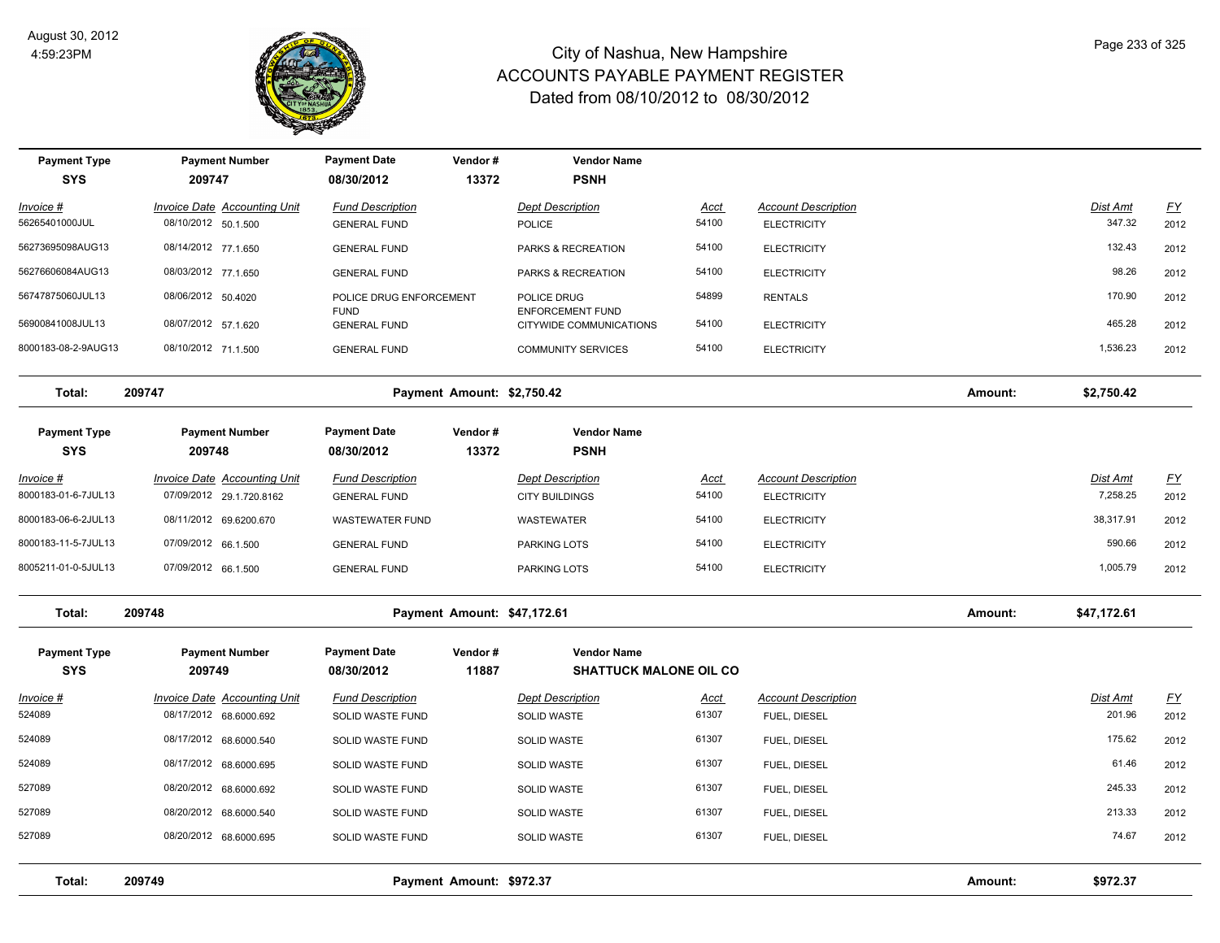# City of Nashua, New Hampshire
## ACCOUNTS PAYABLE PAYMENT REGISTER
### Dated from 08/10/2012 to 08/30/2012

| Payment Type | Payment Number | Payment Date | Vendor # | Vendor Name |
|---|---|---|---|---|
| SYS | 209747 | 08/30/2012 | 13372 | PSNH |

| Invoice # | Invoice Date | Accounting Unit | Fund Description | Dept Description | Acct | Account Description | Dist Amt | FY |
|---|---|---|---|---|---|---|---|---|
| 56265401000JUL | 08/10/2012 | 50.1.500 | GENERAL FUND | POLICE | 54100 | ELECTRICITY | 347.32 | 2012 |
| 56273695098AUG13 | 08/14/2012 | 77.1.650 | GENERAL FUND | PARKS & RECREATION | 54100 | ELECTRICITY | 132.43 | 2012 |
| 56276606084AUG13 | 08/03/2012 | 77.1.650 | GENERAL FUND | PARKS & RECREATION | 54100 | ELECTRICITY | 98.26 | 2012 |
| 56747875060JUL13 | 08/06/2012 | 50.4020 | POLICE DRUG ENFORCEMENT FUND | POLICE DRUG ENFORCEMENT FUND | 54899 | RENTALS | 170.90 | 2012 |
| 56900841008JUL13 | 08/07/2012 | 57.1.620 | GENERAL FUND | CITYWIDE COMMUNICATIONS | 54100 | ELECTRICITY | 465.28 | 2012 |
| 8000183-08-2-9AUG13 | 08/10/2012 | 71.1.500 | GENERAL FUND | COMMUNITY SERVICES | 54100 | ELECTRICITY | 1,536.23 | 2012 |

**Total: 209747 — Payment Amount: $2,750.42 — Amount: $2,750.42**

| Payment Type | Payment Number | Payment Date | Vendor # | Vendor Name |
|---|---|---|---|---|
| SYS | 209748 | 08/30/2012 | 13372 | PSNH |

| Invoice # | Invoice Date | Accounting Unit | Fund Description | Dept Description | Acct | Account Description | Dist Amt | FY |
|---|---|---|---|---|---|---|---|---|
| 8000183-01-6-7JUL13 | 07/09/2012 | 29.1.720.8162 | GENERAL FUND | CITY BUILDINGS | 54100 | ELECTRICITY | 7,258.25 | 2012 |
| 8000183-06-6-2JUL13 | 08/11/2012 | 69.6200.670 | WASTEWATER FUND | WASTEWATER | 54100 | ELECTRICITY | 38,317.91 | 2012 |
| 8000183-11-5-7JUL13 | 07/09/2012 | 66.1.500 | GENERAL FUND | PARKING LOTS | 54100 | ELECTRICITY | 590.66 | 2012 |
| 8005211-01-0-5JUL13 | 07/09/2012 | 66.1.500 | GENERAL FUND | PARKING LOTS | 54100 | ELECTRICITY | 1,005.79 | 2012 |

**Total: 209748 — Payment Amount: $47,172.61 — Amount: $47,172.61**

| Payment Type | Payment Number | Payment Date | Vendor # | Vendor Name |
|---|---|---|---|---|
| SYS | 209749 | 08/30/2012 | 11887 | SHATTUCK MALONE OIL CO |

| Invoice # | Invoice Date | Accounting Unit | Fund Description | Dept Description | Acct | Account Description | Dist Amt | FY |
|---|---|---|---|---|---|---|---|---|
| 524089 | 08/17/2012 | 68.6000.692 | SOLID WASTE FUND | SOLID WASTE | 61307 | FUEL, DIESEL | 201.96 | 2012 |
| 524089 | 08/17/2012 | 68.6000.540 | SOLID WASTE FUND | SOLID WASTE | 61307 | FUEL, DIESEL | 175.62 | 2012 |
| 524089 | 08/17/2012 | 68.6000.695 | SOLID WASTE FUND | SOLID WASTE | 61307 | FUEL, DIESEL | 61.46 | 2012 |
| 527089 | 08/20/2012 | 68.6000.692 | SOLID WASTE FUND | SOLID WASTE | 61307 | FUEL, DIESEL | 245.33 | 2012 |
| 527089 | 08/20/2012 | 68.6000.540 | SOLID WASTE FUND | SOLID WASTE | 61307 | FUEL, DIESEL | 213.33 | 2012 |
| 527089 | 08/20/2012 | 68.6000.695 | SOLID WASTE FUND | SOLID WASTE | 61307 | FUEL, DIESEL | 74.67 | 2012 |

**Total: 209749 — Payment Amount: $972.37 — Amount: $972.37**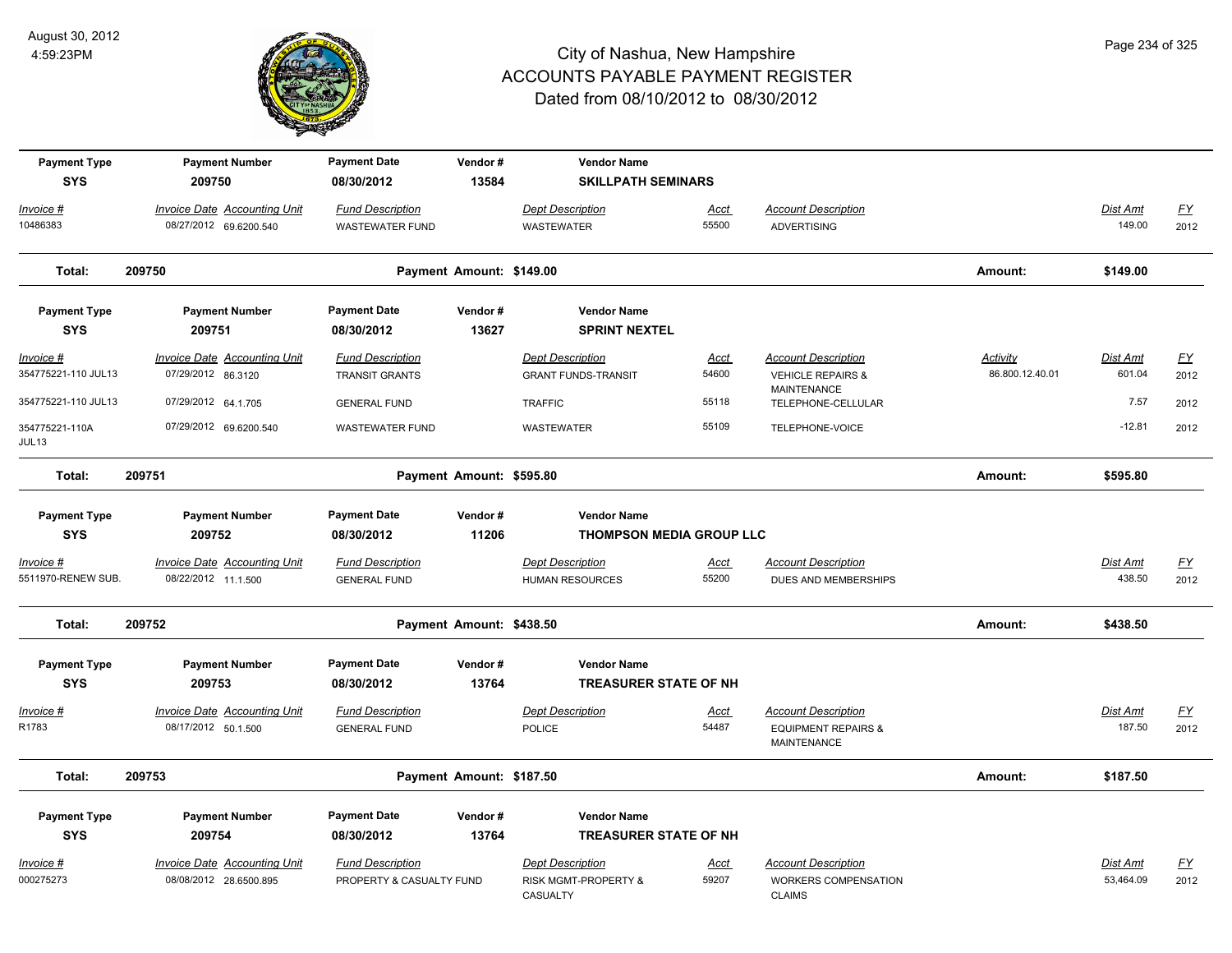# City of Nashua, New Hampshire
## ACCOUNTS PAYABLE PAYMENT REGISTER
### Dated from 08/10/2012 to 08/30/2012

August 30, 2012
4:59:23PM

| Payment Type | Payment Number | Payment Date | Vendor # | Vendor Name |
|---|---|---|---|---|
| SYS | 209750 | 08/30/2012 | 13584 | SKILLPATH SEMINARS |

| Invoice # | Invoice Date | Accounting Unit | Fund Description | Dept Description | Acct | Account Description | Dist Amt | FY |
|---|---|---|---|---|---|---|---|---|
| 10486383 | 08/27/2012 | 69.6200.540 | WASTEWATER FUND | WASTEWATER | 55500 | ADVERTISING | 149.00 | 2012 |

**Total: 209750 — Payment Amount: $149.00 — Amount: $149.00**

| Payment Type | Payment Number | Payment Date | Vendor # | Vendor Name |
|---|---|---|---|---|
| SYS | 209751 | 08/30/2012 | 13627 | SPRINT NEXTEL |

| Invoice # | Invoice Date | Accounting Unit | Fund Description | Dept Description | Acct | Account Description | Activity | Dist Amt | FY |
|---|---|---|---|---|---|---|---|---|---|
| 354775221-110 JUL13 | 07/29/2012 | 86.3120 | TRANSIT GRANTS | GRANT FUNDS-TRANSIT | 54600 | VEHICLE REPAIRS & MAINTENANCE | 86.800.12.40.01 | 601.04 | 2012 |
| 354775221-110 JUL13 | 07/29/2012 | 64.1.705 | GENERAL FUND | TRAFFIC | 55118 | TELEPHONE-CELLULAR | | 7.57 | 2012 |
| 354775221-110A JUL13 | 07/29/2012 | 69.6200.540 | WASTEWATER FUND | WASTEWATER | 55109 | TELEPHONE-VOICE | | -12.81 | 2012 |

**Total: 209751 — Payment Amount: $595.80 — Amount: $595.80**

| Payment Type | Payment Number | Payment Date | Vendor # | Vendor Name |
|---|---|---|---|---|
| SYS | 209752 | 08/30/2012 | 11206 | THOMPSON MEDIA GROUP LLC |

| Invoice # | Invoice Date | Accounting Unit | Fund Description | Dept Description | Acct | Account Description | Dist Amt | FY |
|---|---|---|---|---|---|---|---|---|
| 5511970-RENEW SUB. | 08/22/2012 | 11.1.500 | GENERAL FUND | HUMAN RESOURCES | 55200 | DUES AND MEMBERSHIPS | 438.50 | 2012 |

**Total: 209752 — Payment Amount: $438.50 — Amount: $438.50**

| Payment Type | Payment Number | Payment Date | Vendor # | Vendor Name |
|---|---|---|---|---|
| SYS | 209753 | 08/30/2012 | 13764 | TREASURER STATE OF NH |

| Invoice # | Invoice Date | Accounting Unit | Fund Description | Dept Description | Acct | Account Description | Dist Amt | FY |
|---|---|---|---|---|---|---|---|---|
| R1783 | 08/17/2012 | 50.1.500 | GENERAL FUND | POLICE | 54487 | EQUIPMENT REPAIRS & MAINTENANCE | 187.50 | 2012 |

**Total: 209753 — Payment Amount: $187.50 — Amount: $187.50**

| Payment Type | Payment Number | Payment Date | Vendor # | Vendor Name |
|---|---|---|---|---|
| SYS | 209754 | 08/30/2012 | 13764 | TREASURER STATE OF NH |

| Invoice # | Invoice Date | Accounting Unit | Fund Description | Dept Description | Acct | Account Description | Dist Amt | FY |
|---|---|---|---|---|---|---|---|---|
| 000275273 | 08/08/2012 | 28.6500.895 | PROPERTY & CASUALTY FUND | RISK MGMT-PROPERTY & CASUALTY | 59207 | WORKERS COMPENSATION CLAIMS | 53,464.09 | 2012 |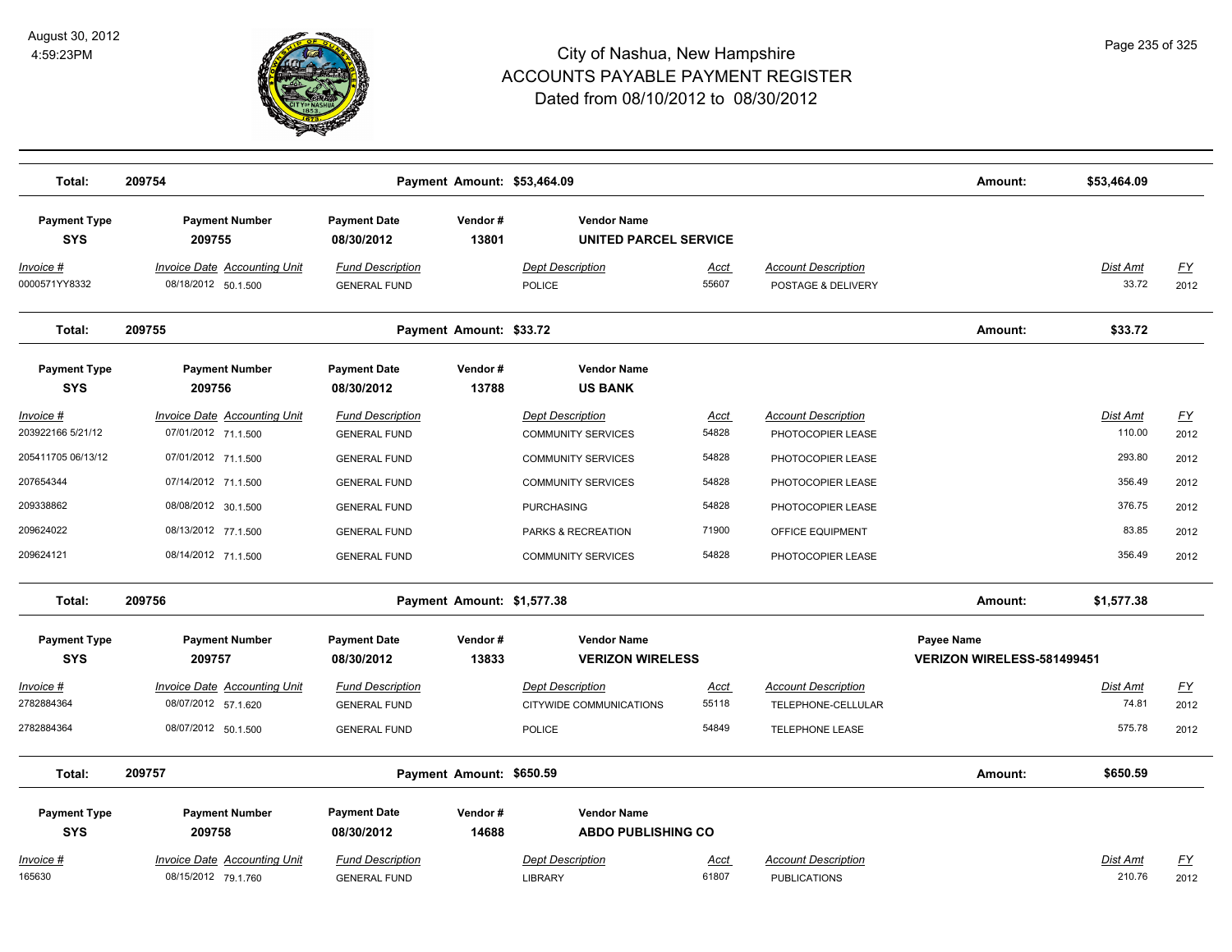# City of Nashua, New Hampshire
## ACCOUNTS PAYABLE PAYMENT REGISTER
### Dated from 08/10/2012 to 08/30/2012

August 30, 2012
4:59:23PM

| Total: | 209754 | | Payment Amount: $53,464.09 | | | | Amount: | $53,464.09 | |
|---|---|---|---|---|---|---|---|---|---|

| Payment Type | Payment Number | Payment Date | Vendor # | Vendor Name | | | | | |
|---|---|---|---|---|---|---|---|---|---|
| SYS | 209755 | 08/30/2012 | 13801 | UNITED PARCEL SERVICE | | | | | |
| Invoice # | Invoice Date Accounting Unit | Fund Description | | Dept Description | Acct | Account Description | | Dist Amt | FY |
| 0000571YY8332 | 08/18/2012 50.1.500 | GENERAL FUND | | POLICE | 55607 | POSTAGE & DELIVERY | | 33.72 | 2012 |
| **Total:** | **209755** | | **Payment Amount: $33.72** | | | | **Amount:** | **$33.72** | |

| Payment Type | Payment Number | Payment Date | Vendor # | Vendor Name | | | | | |
|---|---|---|---|---|---|---|---|---|---|
| SYS | 209756 | 08/30/2012 | 13788 | US BANK | | | | | |
| Invoice # | Invoice Date Accounting Unit | Fund Description | | Dept Description | Acct | Account Description | | Dist Amt | FY |
| 203922166 5/21/12 | 07/01/2012 71.1.500 | GENERAL FUND | | COMMUNITY SERVICES | 54828 | PHOTOCOPIER LEASE | | 110.00 | 2012 |
| 205411705 06/13/12 | 07/01/2012 71.1.500 | GENERAL FUND | | COMMUNITY SERVICES | 54828 | PHOTOCOPIER LEASE | | 293.80 | 2012 |
| 207654344 | 07/14/2012 71.1.500 | GENERAL FUND | | COMMUNITY SERVICES | 54828 | PHOTOCOPIER LEASE | | 356.49 | 2012 |
| 209338862 | 08/08/2012 30.1.500 | GENERAL FUND | | PURCHASING | 54828 | PHOTOCOPIER LEASE | | 376.75 | 2012 |
| 209624022 | 08/13/2012 77.1.500 | GENERAL FUND | | PARKS & RECREATION | 71900 | OFFICE EQUIPMENT | | 83.85 | 2012 |
| 209624121 | 08/14/2012 71.1.500 | GENERAL FUND | | COMMUNITY SERVICES | 54828 | PHOTOCOPIER LEASE | | 356.49 | 2012 |
| **Total:** | **209756** | | **Payment Amount: $1,577.38** | | | | **Amount:** | **$1,577.38** | |

| Payment Type | Payment Number | Payment Date | Vendor # | Vendor Name | | | Payee Name | | |
|---|---|---|---|---|---|---|---|---|---|
| SYS | 209757 | 08/30/2012 | 13833 | VERIZON WIRELESS | | | VERIZON WIRELESS-581499451 | | |
| Invoice # | Invoice Date Accounting Unit | Fund Description | | Dept Description | Acct | Account Description | | Dist Amt | FY |
| 2782884364 | 08/07/2012 57.1.620 | GENERAL FUND | | CITYWIDE COMMUNICATIONS | 55118 | TELEPHONE-CELLULAR | | 74.81 | 2012 |
| 2782884364 | 08/07/2012 50.1.500 | GENERAL FUND | | POLICE | 54849 | TELEPHONE LEASE | | 575.78 | 2012 |
| **Total:** | **209757** | | **Payment Amount: $650.59** | | | | **Amount:** | **$650.59** | |

| Payment Type | Payment Number | Payment Date | Vendor # | Vendor Name | | | | | |
|---|---|---|---|---|---|---|---|---|---|
| SYS | 209758 | 08/30/2012 | 14688 | ABDO PUBLISHING CO | | | | | |
| Invoice # | Invoice Date Accounting Unit | Fund Description | | Dept Description | Acct | Account Description | | Dist Amt | FY |
| 165630 | 08/15/2012 79.1.760 | GENERAL FUND | | LIBRARY | 61807 | PUBLICATIONS | | 210.76 | 2012 |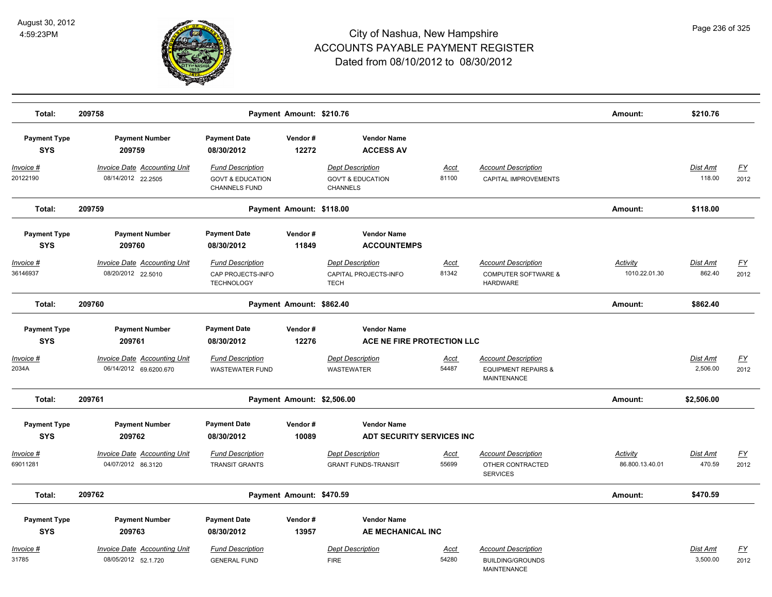# City of Nashua, New Hampshire
## ACCOUNTS PAYABLE PAYMENT REGISTER
### Dated from 08/10/2012 to 08/30/2012

August 30, 2012
4:59:23PM

| Total: | 209758 | Payment Amount: $210.76 | | | | Amount: | $210.76 | |
|---|---|---|---|---|---|---|---|---|

| Payment Type | Payment Number | Payment Date | Vendor # | Vendor Name | | | | |
|---|---|---|---|---|---|---|---|---|
| SYS | 209759 | 08/30/2012 | 12272 | ACCESS AV | | | | |
| *Invoice #* | *Invoice Date Accounting Unit* | *Fund Description* | *Dept Description* | *Acct* | *Account Description* | | *Dist Amt* | *FY* |
| 20122190 | 08/14/2012 22.2505 | GOVT & EDUCATION CHANNELS FUND | GOV'T & EDUCATION CHANNELS | 81100 | CAPITAL IMPROVEMENTS | | 118.00 | 2012 |
| **Total:** | **209759** | **Payment Amount: $118.00** | | | | **Amount:** | **$118.00** | |

| Payment Type | Payment Number | Payment Date | Vendor # | Vendor Name | | | | |
|---|---|---|---|---|---|---|---|---|
| SYS | 209760 | 08/30/2012 | 11849 | ACCOUNTEMPS | | | | |
| *Invoice #* | *Invoice Date Accounting Unit* | *Fund Description* | *Dept Description* | *Acct* | *Account Description* | *Activity* | *Dist Amt* | *FY* |
| 36146937 | 08/20/2012 22.5010 | CAP PROJECTS-INFO TECHNOLOGY | CAPITAL PROJECTS-INFO TECH | 81342 | COMPUTER SOFTWARE & HARDWARE | 1010.22.01.30 | 862.40 | 2012 |
| **Total:** | **209760** | **Payment Amount: $862.40** | | | | **Amount:** | **$862.40** | |

| Payment Type | Payment Number | Payment Date | Vendor # | Vendor Name | | | | |
|---|---|---|---|---|---|---|---|---|
| SYS | 209761 | 08/30/2012 | 12276 | ACE NE FIRE PROTECTION LLC | | | | |
| *Invoice #* | *Invoice Date Accounting Unit* | *Fund Description* | *Dept Description* | *Acct* | *Account Description* | | *Dist Amt* | *FY* |
| 2034A | 06/14/2012 69.6200.670 | WASTEWATER FUND | WASTEWATER | 54487 | EQUIPMENT REPAIRS & MAINTENANCE | | 2,506.00 | 2012 |
| **Total:** | **209761** | **Payment Amount: $2,506.00** | | | | **Amount:** | **$2,506.00** | |

| Payment Type | Payment Number | Payment Date | Vendor # | Vendor Name | | | | |
|---|---|---|---|---|---|---|---|---|
| SYS | 209762 | 08/30/2012 | 10089 | ADT SECURITY SERVICES INC | | | | |
| *Invoice #* | *Invoice Date Accounting Unit* | *Fund Description* | *Dept Description* | *Acct* | *Account Description* | *Activity* | *Dist Amt* | *FY* |
| 69011281 | 04/07/2012 86.3120 | TRANSIT GRANTS | GRANT FUNDS-TRANSIT | 55699 | OTHER CONTRACTED SERVICES | 86.800.13.40.01 | 470.59 | 2012 |
| **Total:** | **209762** | **Payment Amount: $470.59** | | | | **Amount:** | **$470.59** | |

| Payment Type | Payment Number | Payment Date | Vendor # | Vendor Name | | | | |
|---|---|---|---|---|---|---|---|---|
| SYS | 209763 | 08/30/2012 | 13957 | AE MECHANICAL INC | | | | |
| *Invoice #* | *Invoice Date Accounting Unit* | *Fund Description* | *Dept Description* | *Acct* | *Account Description* | | *Dist Amt* | *FY* |
| 31785 | 08/05/2012 52.1.720 | GENERAL FUND | FIRE | 54280 | BUILDING/GROUNDS MAINTENANCE | | 3,500.00 | 2012 |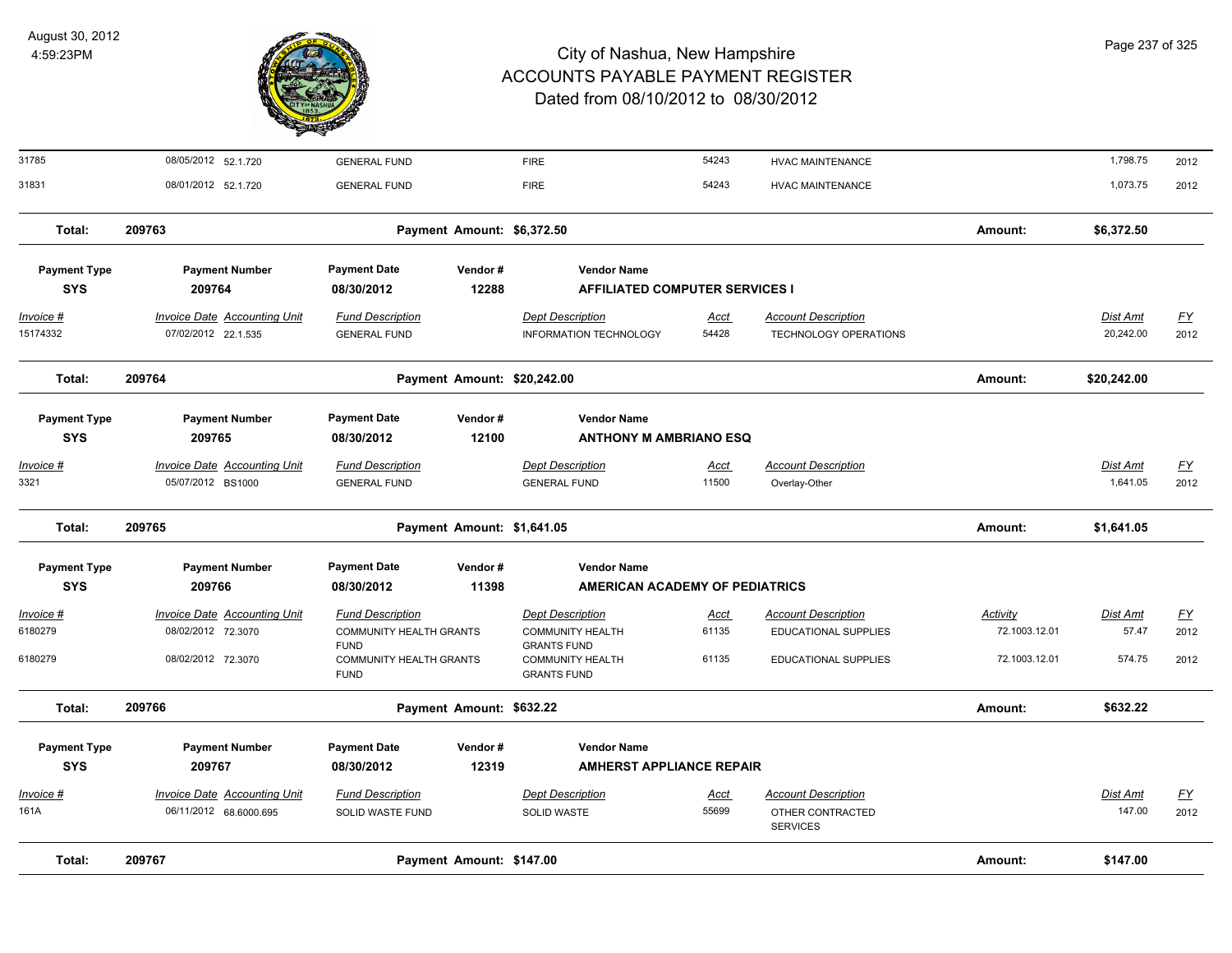| Invoice # | Invoice Date | Accounting Unit | Fund Description | Dept Description | Acct | Account Description | Activity | Dist Amt | FY |
|---|---|---|---|---|---|---|---|---|---|
| 31785 | 08/05/2012 | 52.1.720 | GENERAL FUND | FIRE | 54243 | HVAC MAINTENANCE | | 1,798.75 | 2012 |
| 31831 | 08/01/2012 | 52.1.720 | GENERAL FUND | FIRE | 54243 | HVAC MAINTENANCE | | 1,073.75 | 2012 |

**Total: 209763** — Payment Amount: $6,372.50 — Amount: $6,372.50

| Payment Type | Payment Number | Payment Date | Vendor # | Vendor Name |
|---|---|---|---|---|
| SYS | 209764 | 08/30/2012 | 12288 | AFFILIATED COMPUTER SERVICES I |

| Invoice # | Invoice Date | Accounting Unit | Fund Description | Dept Description | Acct | Account Description | Dist Amt | FY |
|---|---|---|---|---|---|---|---|---|
| 15174332 | 07/02/2012 | 22.1.535 | GENERAL FUND | INFORMATION TECHNOLOGY | 54428 | TECHNOLOGY OPERATIONS | 20,242.00 | 2012 |

**Total: 209764** — Payment Amount: $20,242.00 — Amount: $20,242.00

| Payment Type | Payment Number | Payment Date | Vendor # | Vendor Name |
|---|---|---|---|---|
| SYS | 209765 | 08/30/2012 | 12100 | ANTHONY M AMBRIANO ESQ |

| Invoice # | Invoice Date | Accounting Unit | Fund Description | Dept Description | Acct | Account Description | Dist Amt | FY |
|---|---|---|---|---|---|---|---|---|
| 3321 | 05/07/2012 | BS1000 | GENERAL FUND | GENERAL FUND | 11500 | Overlay-Other | 1,641.05 | 2012 |

**Total: 209765** — Payment Amount: $1,641.05 — Amount: $1,641.05

| Payment Type | Payment Number | Payment Date | Vendor # | Vendor Name |
|---|---|---|---|---|
| SYS | 209766 | 08/30/2012 | 11398 | AMERICAN ACADEMY OF PEDIATRICS |

| Invoice # | Invoice Date | Accounting Unit | Fund Description | Dept Description | Acct | Account Description | Activity | Dist Amt | FY |
|---|---|---|---|---|---|---|---|---|---|
| 6180279 | 08/02/2012 | 72.3070 | COMMUNITY HEALTH GRANTS FUND | COMMUNITY HEALTH GRANTS FUND | 61135 | EDUCATIONAL SUPPLIES | 72.1003.12.01 | 57.47 | 2012 |
| 6180279 | 08/02/2012 | 72.3070 | COMMUNITY HEALTH GRANTS FUND | COMMUNITY HEALTH GRANTS FUND | 61135 | EDUCATIONAL SUPPLIES | 72.1003.12.01 | 574.75 | 2012 |

**Total: 209766** — Payment Amount: $632.22 — Amount: $632.22

| Payment Type | Payment Number | Payment Date | Vendor # | Vendor Name |
|---|---|---|---|---|
| SYS | 209767 | 08/30/2012 | 12319 | AMHERST APPLIANCE REPAIR |

| Invoice # | Invoice Date | Accounting Unit | Fund Description | Dept Description | Acct | Account Description | Dist Amt | FY |
|---|---|---|---|---|---|---|---|---|
| 161A | 06/11/2012 | 68.6000.695 | SOLID WASTE FUND | SOLID WASTE | 55699 | OTHER CONTRACTED SERVICES | 147.00 | 2012 |

**Total: 209767** — Payment Amount: $147.00 — Amount: $147.00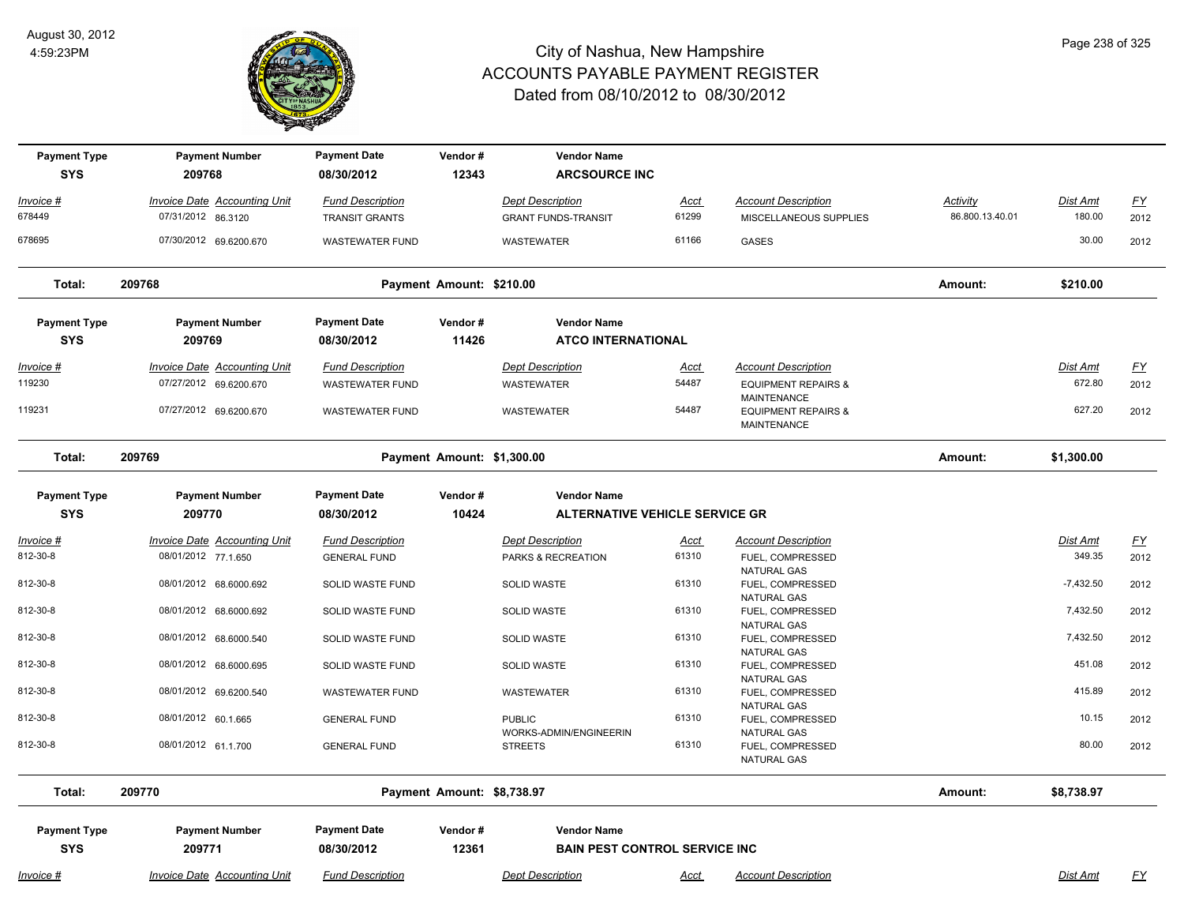# City of Nashua, New Hampshire
## ACCOUNTS PAYABLE PAYMENT REGISTER
### Dated from 08/10/2012 to 08/30/2012

August 30, 2012
4:59:23PM

| Payment Type | Payment Number | Payment Date | Vendor # | Vendor Name |
|---|---|---|---|---|
| SYS | 209768 | 08/30/2012 | 12343 | ARCSOURCE INC |

| Invoice # | Invoice Date | Accounting Unit | Fund Description | Dept Description | Acct | Account Description | Activity | Dist Amt | FY |
|---|---|---|---|---|---|---|---|---|---|
| 678449 | 07/31/2012 | 86.3120 | TRANSIT GRANTS | GRANT FUNDS-TRANSIT | 61299 | MISCELLANEOUS SUPPLIES | 86.800.13.40.01 | 180.00 | 2012 |
| 678695 | 07/30/2012 | 69.6200.670 | WASTEWATER FUND | WASTEWATER | 61166 | GASES | | 30.00 | 2012 |

**Total: 209768 — Payment Amount: $210.00 — Amount: $210.00**

| Payment Type | Payment Number | Payment Date | Vendor # | Vendor Name |
|---|---|---|---|---|
| SYS | 209769 | 08/30/2012 | 11426 | ATCO INTERNATIONAL |

| Invoice # | Invoice Date | Accounting Unit | Fund Description | Dept Description | Acct | Account Description | Dist Amt | FY |
|---|---|---|---|---|---|---|---|---|
| 119230 | 07/27/2012 | 69.6200.670 | WASTEWATER FUND | WASTEWATER | 54487 | EQUIPMENT REPAIRS & MAINTENANCE | 672.80 | 2012 |
| 119231 | 07/27/2012 | 69.6200.670 | WASTEWATER FUND | WASTEWATER | 54487 | EQUIPMENT REPAIRS & MAINTENANCE | 627.20 | 2012 |

**Total: 209769 — Payment Amount: $1,300.00 — Amount: $1,300.00**

| Payment Type | Payment Number | Payment Date | Vendor # | Vendor Name |
|---|---|---|---|---|
| SYS | 209770 | 08/30/2012 | 10424 | ALTERNATIVE VEHICLE SERVICE GR |

| Invoice # | Invoice Date | Accounting Unit | Fund Description | Dept Description | Acct | Account Description | Dist Amt | FY |
|---|---|---|---|---|---|---|---|---|
| 812-30-8 | 08/01/2012 | 77.1.650 | GENERAL FUND | PARKS & RECREATION | 61310 | FUEL, COMPRESSED NATURAL GAS | 349.35 | 2012 |
| 812-30-8 | 08/01/2012 | 68.6000.692 | SOLID WASTE FUND | SOLID WASTE | 61310 | FUEL, COMPRESSED NATURAL GAS | -7,432.50 | 2012 |
| 812-30-8 | 08/01/2012 | 68.6000.692 | SOLID WASTE FUND | SOLID WASTE | 61310 | FUEL, COMPRESSED NATURAL GAS | 7,432.50 | 2012 |
| 812-30-8 | 08/01/2012 | 68.6000.540 | SOLID WASTE FUND | SOLID WASTE | 61310 | FUEL, COMPRESSED NATURAL GAS | 7,432.50 | 2012 |
| 812-30-8 | 08/01/2012 | 68.6000.695 | SOLID WASTE FUND | SOLID WASTE | 61310 | FUEL, COMPRESSED NATURAL GAS | 451.08 | 2012 |
| 812-30-8 | 08/01/2012 | 69.6200.540 | WASTEWATER FUND | WASTEWATER | 61310 | FUEL, COMPRESSED NATURAL GAS | 415.89 | 2012 |
| 812-30-8 | 08/01/2012 | 60.1.665 | GENERAL FUND | PUBLIC WORKS-ADMIN/ENGINEERIN | 61310 | FUEL, COMPRESSED NATURAL GAS | 10.15 | 2012 |
| 812-30-8 | 08/01/2012 | 61.1.700 | GENERAL FUND | STREETS | 61310 | FUEL, COMPRESSED NATURAL GAS | 80.00 | 2012 |

**Total: 209770 — Payment Amount: $8,738.97 — Amount: $8,738.97**

| Payment Type | Payment Number | Payment Date | Vendor # | Vendor Name |
|---|---|---|---|---|
| SYS | 209771 | 08/30/2012 | 12361 | BAIN PEST CONTROL SERVICE INC |

| Invoice # | Invoice Date | Accounting Unit | Fund Description | Dept Description | Acct | Account Description | Dist Amt | FY |
|---|---|---|---|---|---|---|---|---|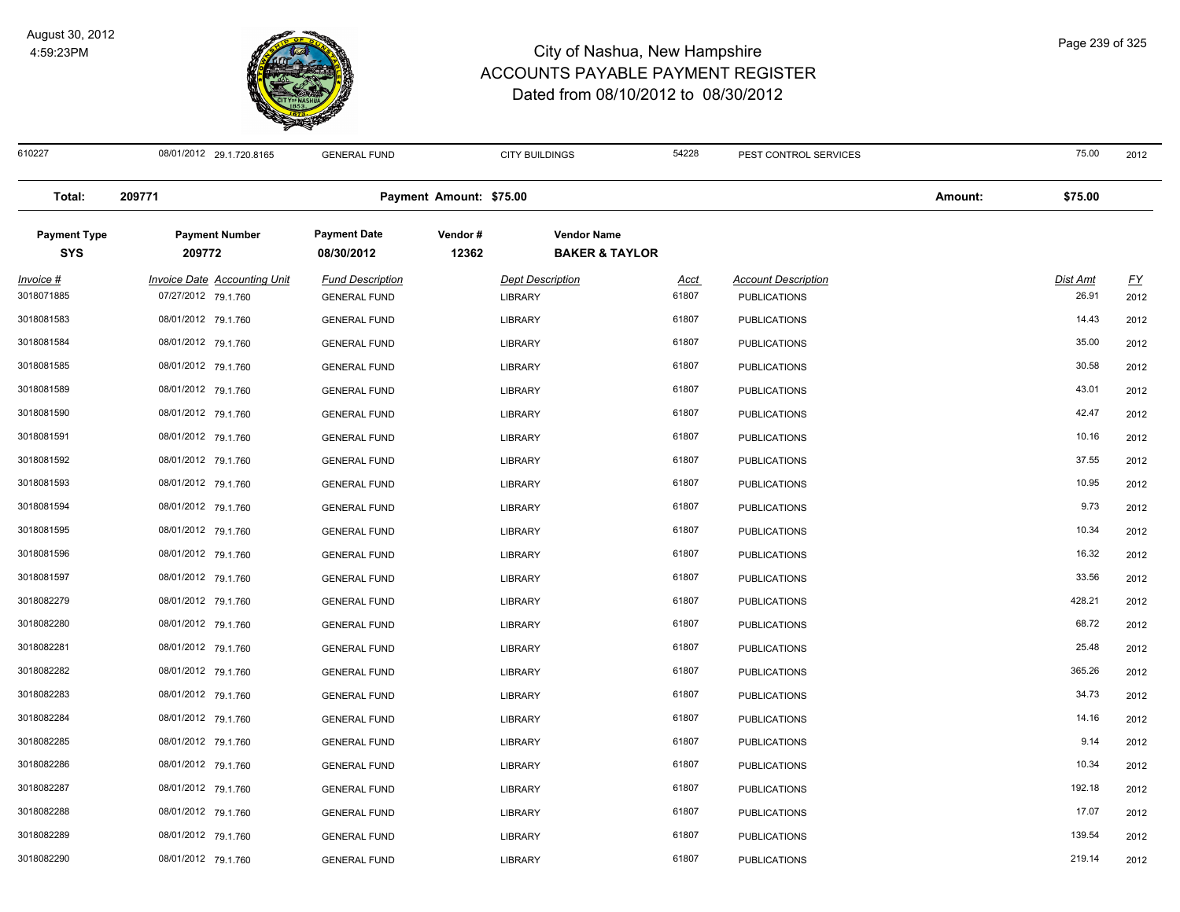# City of Nashua, New Hampshire
## ACCOUNTS PAYABLE PAYMENT REGISTER
### Dated from 08/10/2012 to 08/30/2012

| | | | | | | | | |
|---|---|---|---|---|---|---|---|---|
| 610227 | 08/01/2012 29.1.720.8165 | GENERAL FUND | | CITY BUILDINGS | 54228 | PEST CONTROL SERVICES | 75.00 | 2012 |

**Total:** 209771 **Payment Amount: $75.00** **Amount:** **$75.00**

| Payment Type | Payment Number | Payment Date | Vendor # | Vendor Name |
|---|---|---|---|---|
| **SYS** | **209772** | **08/30/2012** | **12362** | **BAKER & TAYLOR** |

| Invoice # | Invoice Date Accounting Unit | Fund Description | Dept Description | Acct | Account Description | Dist Amt | FY |
|---|---|---|---|---|---|---|---|
| 3018071885 | 07/27/2012 79.1.760 | GENERAL FUND | LIBRARY | 61807 | PUBLICATIONS | 26.91 | 2012 |
| 3018081583 | 08/01/2012 79.1.760 | GENERAL FUND | LIBRARY | 61807 | PUBLICATIONS | 14.43 | 2012 |
| 3018081584 | 08/01/2012 79.1.760 | GENERAL FUND | LIBRARY | 61807 | PUBLICATIONS | 35.00 | 2012 |
| 3018081585 | 08/01/2012 79.1.760 | GENERAL FUND | LIBRARY | 61807 | PUBLICATIONS | 30.58 | 2012 |
| 3018081589 | 08/01/2012 79.1.760 | GENERAL FUND | LIBRARY | 61807 | PUBLICATIONS | 43.01 | 2012 |
| 3018081590 | 08/01/2012 79.1.760 | GENERAL FUND | LIBRARY | 61807 | PUBLICATIONS | 42.47 | 2012 |
| 3018081591 | 08/01/2012 79.1.760 | GENERAL FUND | LIBRARY | 61807 | PUBLICATIONS | 10.16 | 2012 |
| 3018081592 | 08/01/2012 79.1.760 | GENERAL FUND | LIBRARY | 61807 | PUBLICATIONS | 37.55 | 2012 |
| 3018081593 | 08/01/2012 79.1.760 | GENERAL FUND | LIBRARY | 61807 | PUBLICATIONS | 10.95 | 2012 |
| 3018081594 | 08/01/2012 79.1.760 | GENERAL FUND | LIBRARY | 61807 | PUBLICATIONS | 9.73 | 2012 |
| 3018081595 | 08/01/2012 79.1.760 | GENERAL FUND | LIBRARY | 61807 | PUBLICATIONS | 10.34 | 2012 |
| 3018081596 | 08/01/2012 79.1.760 | GENERAL FUND | LIBRARY | 61807 | PUBLICATIONS | 16.32 | 2012 |
| 3018081597 | 08/01/2012 79.1.760 | GENERAL FUND | LIBRARY | 61807 | PUBLICATIONS | 33.56 | 2012 |
| 3018082279 | 08/01/2012 79.1.760 | GENERAL FUND | LIBRARY | 61807 | PUBLICATIONS | 428.21 | 2012 |
| 3018082280 | 08/01/2012 79.1.760 | GENERAL FUND | LIBRARY | 61807 | PUBLICATIONS | 68.72 | 2012 |
| 3018082281 | 08/01/2012 79.1.760 | GENERAL FUND | LIBRARY | 61807 | PUBLICATIONS | 25.48 | 2012 |
| 3018082282 | 08/01/2012 79.1.760 | GENERAL FUND | LIBRARY | 61807 | PUBLICATIONS | 365.26 | 2012 |
| 3018082283 | 08/01/2012 79.1.760 | GENERAL FUND | LIBRARY | 61807 | PUBLICATIONS | 34.73 | 2012 |
| 3018082284 | 08/01/2012 79.1.760 | GENERAL FUND | LIBRARY | 61807 | PUBLICATIONS | 14.16 | 2012 |
| 3018082285 | 08/01/2012 79.1.760 | GENERAL FUND | LIBRARY | 61807 | PUBLICATIONS | 9.14 | 2012 |
| 3018082286 | 08/01/2012 79.1.760 | GENERAL FUND | LIBRARY | 61807 | PUBLICATIONS | 10.34 | 2012 |
| 3018082287 | 08/01/2012 79.1.760 | GENERAL FUND | LIBRARY | 61807 | PUBLICATIONS | 192.18 | 2012 |
| 3018082288 | 08/01/2012 79.1.760 | GENERAL FUND | LIBRARY | 61807 | PUBLICATIONS | 17.07 | 2012 |
| 3018082289 | 08/01/2012 79.1.760 | GENERAL FUND | LIBRARY | 61807 | PUBLICATIONS | 139.54 | 2012 |
| 3018082290 | 08/01/2012 79.1.760 | GENERAL FUND | LIBRARY | 61807 | PUBLICATIONS | 219.14 | 2012 |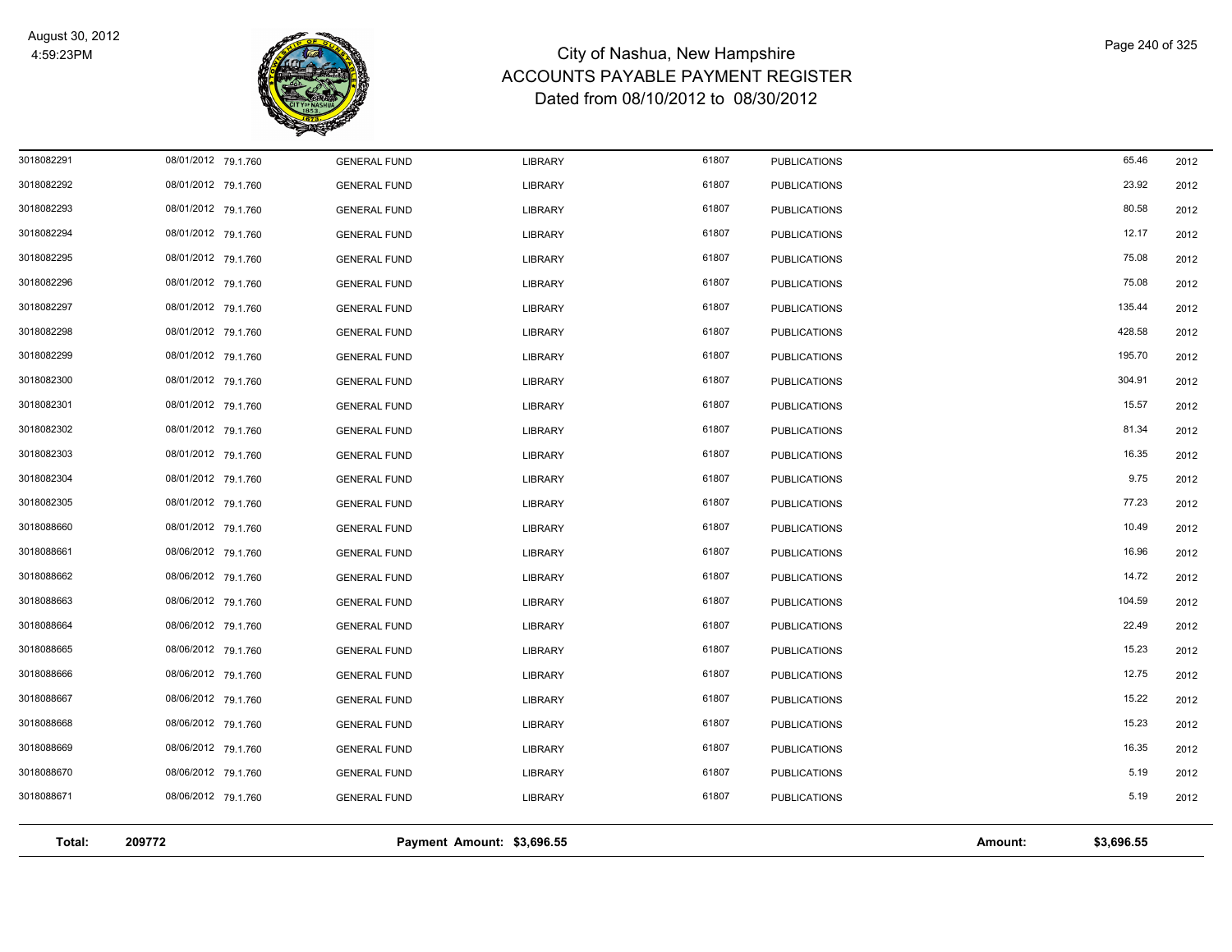# City of Nashua, New Hampshire
## ACCOUNTS PAYABLE PAYMENT REGISTER
### Dated from 08/10/2012 to 08/30/2012

August 30, 2012
4:59:23PM

| | | | | | | | | |
|---|---|---|---|---|---|---|---|---|
| 3018082291 | 08/01/2012 | 79.1.760 | GENERAL FUND | LIBRARY | 61807 | PUBLICATIONS | 65.46 | 2012 |
| 3018082292 | 08/01/2012 | 79.1.760 | GENERAL FUND | LIBRARY | 61807 | PUBLICATIONS | 23.92 | 2012 |
| 3018082293 | 08/01/2012 | 79.1.760 | GENERAL FUND | LIBRARY | 61807 | PUBLICATIONS | 80.58 | 2012 |
| 3018082294 | 08/01/2012 | 79.1.760 | GENERAL FUND | LIBRARY | 61807 | PUBLICATIONS | 12.17 | 2012 |
| 3018082295 | 08/01/2012 | 79.1.760 | GENERAL FUND | LIBRARY | 61807 | PUBLICATIONS | 75.08 | 2012 |
| 3018082296 | 08/01/2012 | 79.1.760 | GENERAL FUND | LIBRARY | 61807 | PUBLICATIONS | 75.08 | 2012 |
| 3018082297 | 08/01/2012 | 79.1.760 | GENERAL FUND | LIBRARY | 61807 | PUBLICATIONS | 135.44 | 2012 |
| 3018082298 | 08/01/2012 | 79.1.760 | GENERAL FUND | LIBRARY | 61807 | PUBLICATIONS | 428.58 | 2012 |
| 3018082299 | 08/01/2012 | 79.1.760 | GENERAL FUND | LIBRARY | 61807 | PUBLICATIONS | 195.70 | 2012 |
| 3018082300 | 08/01/2012 | 79.1.760 | GENERAL FUND | LIBRARY | 61807 | PUBLICATIONS | 304.91 | 2012 |
| 3018082301 | 08/01/2012 | 79.1.760 | GENERAL FUND | LIBRARY | 61807 | PUBLICATIONS | 15.57 | 2012 |
| 3018082302 | 08/01/2012 | 79.1.760 | GENERAL FUND | LIBRARY | 61807 | PUBLICATIONS | 81.34 | 2012 |
| 3018082303 | 08/01/2012 | 79.1.760 | GENERAL FUND | LIBRARY | 61807 | PUBLICATIONS | 16.35 | 2012 |
| 3018082304 | 08/01/2012 | 79.1.760 | GENERAL FUND | LIBRARY | 61807 | PUBLICATIONS | 9.75 | 2012 |
| 3018082305 | 08/01/2012 | 79.1.760 | GENERAL FUND | LIBRARY | 61807 | PUBLICATIONS | 77.23 | 2012 |
| 3018088660 | 08/01/2012 | 79.1.760 | GENERAL FUND | LIBRARY | 61807 | PUBLICATIONS | 10.49 | 2012 |
| 3018088661 | 08/06/2012 | 79.1.760 | GENERAL FUND | LIBRARY | 61807 | PUBLICATIONS | 16.96 | 2012 |
| 3018088662 | 08/06/2012 | 79.1.760 | GENERAL FUND | LIBRARY | 61807 | PUBLICATIONS | 14.72 | 2012 |
| 3018088663 | 08/06/2012 | 79.1.760 | GENERAL FUND | LIBRARY | 61807 | PUBLICATIONS | 104.59 | 2012 |
| 3018088664 | 08/06/2012 | 79.1.760 | GENERAL FUND | LIBRARY | 61807 | PUBLICATIONS | 22.49 | 2012 |
| 3018088665 | 08/06/2012 | 79.1.760 | GENERAL FUND | LIBRARY | 61807 | PUBLICATIONS | 15.23 | 2012 |
| 3018088666 | 08/06/2012 | 79.1.760 | GENERAL FUND | LIBRARY | 61807 | PUBLICATIONS | 12.75 | 2012 |
| 3018088667 | 08/06/2012 | 79.1.760 | GENERAL FUND | LIBRARY | 61807 | PUBLICATIONS | 15.22 | 2012 |
| 3018088668 | 08/06/2012 | 79.1.760 | GENERAL FUND | LIBRARY | 61807 | PUBLICATIONS | 15.23 | 2012 |
| 3018088669 | 08/06/2012 | 79.1.760 | GENERAL FUND | LIBRARY | 61807 | PUBLICATIONS | 16.35 | 2012 |
| 3018088670 | 08/06/2012 | 79.1.760 | GENERAL FUND | LIBRARY | 61807 | PUBLICATIONS | 5.19 | 2012 |
| 3018088671 | 08/06/2012 | 79.1.760 | GENERAL FUND | LIBRARY | 61807 | PUBLICATIONS | 5.19 | 2012 |

**Total: 209772 Payment Amount: $3,696.55 Amount: $3,696.55**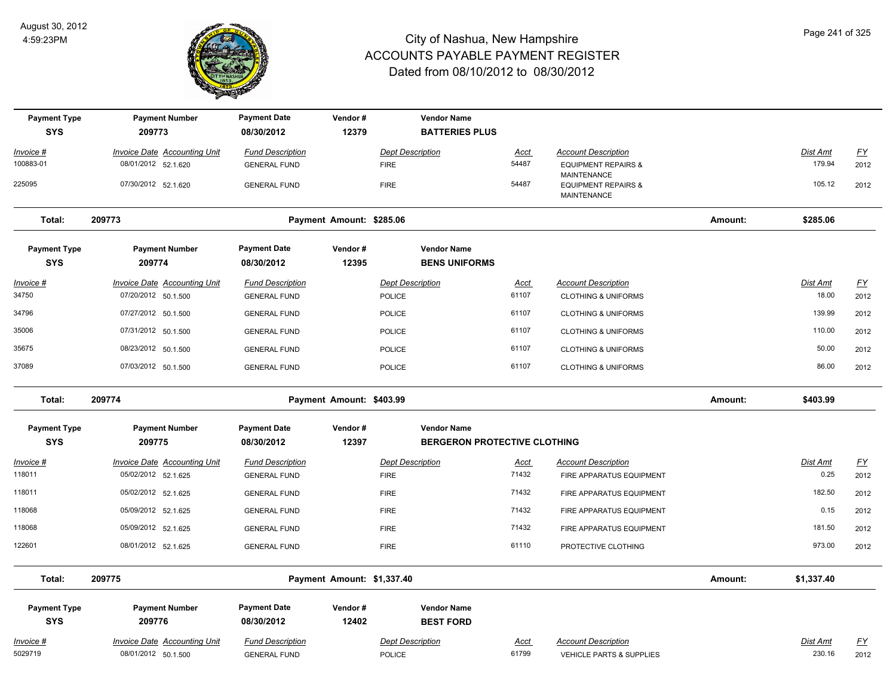# City of Nashua, New Hampshire
## ACCOUNTS PAYABLE PAYMENT REGISTER
### Dated from 08/10/2012 to 08/30/2012

August 30, 2012
4:59:23PM

| Payment Type | Payment Number | Payment Date | Vendor # | Vendor Name |
|---|---|---|---|---|
| SYS | 209773 | 08/30/2012 | 12379 | BATTERIES PLUS |

| Invoice # | Invoice Date | Accounting Unit | Fund Description | Dept Description | Acct | Account Description | Dist Amt | FY |
|---|---|---|---|---|---|---|---|---|
| 100883-01 | 08/01/2012 | 52.1.620 | GENERAL FUND | FIRE | 54487 | EQUIPMENT REPAIRS & MAINTENANCE | 179.94 | 2012 |
| 225095 | 07/30/2012 | 52.1.620 | GENERAL FUND | FIRE | 54487 | EQUIPMENT REPAIRS & MAINTENANCE | 105.12 | 2012 |

**Total: 209773 Payment Amount: $285.06 Amount: $285.06**

| Payment Type | Payment Number | Payment Date | Vendor # | Vendor Name |
|---|---|---|---|---|
| SYS | 209774 | 08/30/2012 | 12395 | BENS UNIFORMS |

| Invoice # | Invoice Date | Accounting Unit | Fund Description | Dept Description | Acct | Account Description | Dist Amt | FY |
|---|---|---|---|---|---|---|---|---|
| 34750 | 07/20/2012 | 50.1.500 | GENERAL FUND | POLICE | 61107 | CLOTHING & UNIFORMS | 18.00 | 2012 |
| 34796 | 07/27/2012 | 50.1.500 | GENERAL FUND | POLICE | 61107 | CLOTHING & UNIFORMS | 139.99 | 2012 |
| 35006 | 07/31/2012 | 50.1.500 | GENERAL FUND | POLICE | 61107 | CLOTHING & UNIFORMS | 110.00 | 2012 |
| 35675 | 08/23/2012 | 50.1.500 | GENERAL FUND | POLICE | 61107 | CLOTHING & UNIFORMS | 50.00 | 2012 |
| 37089 | 07/03/2012 | 50.1.500 | GENERAL FUND | POLICE | 61107 | CLOTHING & UNIFORMS | 86.00 | 2012 |

**Total: 209774 Payment Amount: $403.99 Amount: $403.99**

| Payment Type | Payment Number | Payment Date | Vendor # | Vendor Name |
|---|---|---|---|---|
| SYS | 209775 | 08/30/2012 | 12397 | BERGERON PROTECTIVE CLOTHING |

| Invoice # | Invoice Date | Accounting Unit | Fund Description | Dept Description | Acct | Account Description | Dist Amt | FY |
|---|---|---|---|---|---|---|---|---|
| 118011 | 05/02/2012 | 52.1.625 | GENERAL FUND | FIRE | 71432 | FIRE APPARATUS EQUIPMENT | 0.25 | 2012 |
| 118011 | 05/02/2012 | 52.1.625 | GENERAL FUND | FIRE | 71432 | FIRE APPARATUS EQUIPMENT | 182.50 | 2012 |
| 118068 | 05/09/2012 | 52.1.625 | GENERAL FUND | FIRE | 71432 | FIRE APPARATUS EQUIPMENT | 0.15 | 2012 |
| 118068 | 05/09/2012 | 52.1.625 | GENERAL FUND | FIRE | 71432 | FIRE APPARATUS EQUIPMENT | 181.50 | 2012 |
| 122601 | 08/01/2012 | 52.1.625 | GENERAL FUND | FIRE | 61110 | PROTECTIVE CLOTHING | 973.00 | 2012 |

**Total: 209775 Payment Amount: $1,337.40 Amount: $1,337.40**

| Payment Type | Payment Number | Payment Date | Vendor # | Vendor Name |
|---|---|---|---|---|
| SYS | 209776 | 08/30/2012 | 12402 | BEST FORD |

| Invoice # | Invoice Date | Accounting Unit | Fund Description | Dept Description | Acct | Account Description | Dist Amt | FY |
|---|---|---|---|---|---|---|---|---|
| 5029719 | 08/01/2012 | 50.1.500 | GENERAL FUND | POLICE | 61799 | VEHICLE PARTS & SUPPLIES | 230.16 | 2012 |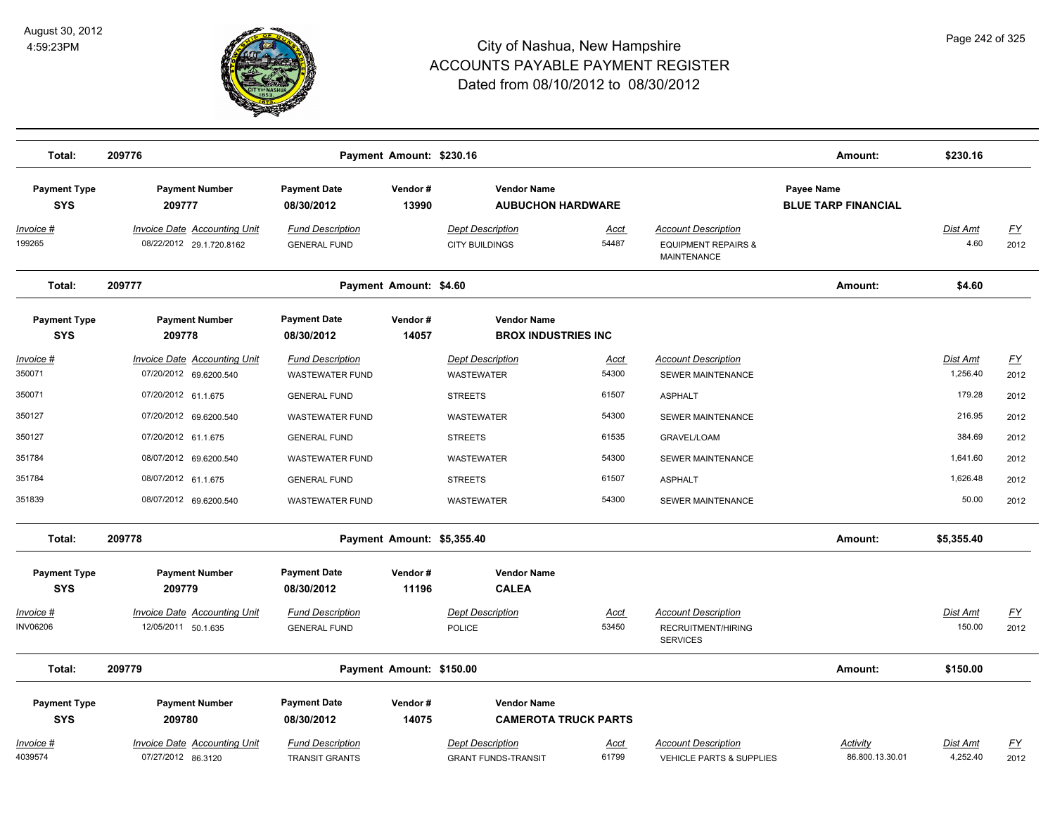# City of Nashua, New Hampshire
# ACCOUNTS PAYABLE PAYMENT REGISTER
## Dated from 08/10/2012 to 08/30/2012

August 30, 2012
4:59:23PM

| Total: | 209776 | | Payment Amount: $230.16 | | | | Amount: | $230.16 | |
|---|---|---|---|---|---|---|---|---|---|

| Payment Type | Payment Number | Payment Date | Vendor # | Vendor Name | | | Payee Name | | |
|---|---|---|---|---|---|---|---|---|---|
| SYS | 209777 | 08/30/2012 | 13990 | AUBUCHON HARDWARE | | | BLUE TARP FINANCIAL | | |
| Invoice # | Invoice Date Accounting Unit | Fund Description | | Dept Description | Acct | Account Description | | Dist Amt | FY |
| 199265 | 08/22/2012 29.1.720.8162 | GENERAL FUND | | CITY BUILDINGS | 54487 | EQUIPMENT REPAIRS & MAINTENANCE | | 4.60 | 2012 |

| Total: | 209777 | | Payment Amount: $4.60 | | | | Amount: | $4.60 | |
|---|---|---|---|---|---|---|---|---|---|

| Payment Type | Payment Number | Payment Date | Vendor # | Vendor Name | | | | |
|---|---|---|---|---|---|---|---|---|
| SYS | 209778 | 08/30/2012 | 14057 | BROX INDUSTRIES INC | | | | |
| Invoice # | Invoice Date Accounting Unit | Fund Description | | Dept Description | Acct | Account Description | Dist Amt | FY |
| 350071 | 07/20/2012 69.6200.540 | WASTEWATER FUND | | WASTEWATER | 54300 | SEWER MAINTENANCE | 1,256.40 | 2012 |
| 350071 | 07/20/2012 61.1.675 | GENERAL FUND | | STREETS | 61507 | ASPHALT | 179.28 | 2012 |
| 350127 | 07/20/2012 69.6200.540 | WASTEWATER FUND | | WASTEWATER | 54300 | SEWER MAINTENANCE | 216.95 | 2012 |
| 350127 | 07/20/2012 61.1.675 | GENERAL FUND | | STREETS | 61535 | GRAVEL/LOAM | 384.69 | 2012 |
| 351784 | 08/07/2012 69.6200.540 | WASTEWATER FUND | | WASTEWATER | 54300 | SEWER MAINTENANCE | 1,641.60 | 2012 |
| 351784 | 08/07/2012 61.1.675 | GENERAL FUND | | STREETS | 61507 | ASPHALT | 1,626.48 | 2012 |
| 351839 | 08/07/2012 69.6200.540 | WASTEWATER FUND | | WASTEWATER | 54300 | SEWER MAINTENANCE | 50.00 | 2012 |

| Total: | 209778 | | Payment Amount: $5,355.40 | | | | Amount: | $5,355.40 | |
|---|---|---|---|---|---|---|---|---|---|

| Payment Type | Payment Number | Payment Date | Vendor # | Vendor Name | | | | |
|---|---|---|---|---|---|---|---|---|
| SYS | 209779 | 08/30/2012 | 11196 | CALEA | | | | |
| Invoice # | Invoice Date Accounting Unit | Fund Description | | Dept Description | Acct | Account Description | Dist Amt | FY |
| INV06206 | 12/05/2011 50.1.635 | GENERAL FUND | | POLICE | 53450 | RECRUITMENT/HIRING SERVICES | 150.00 | 2012 |

| Total: | 209779 | | Payment Amount: $150.00 | | | | Amount: | $150.00 | |
|---|---|---|---|---|---|---|---|---|---|

| Payment Type | Payment Number | Payment Date | Vendor # | Vendor Name | | | | | |
|---|---|---|---|---|---|---|---|---|---|
| SYS | 209780 | 08/30/2012 | 14075 | CAMEROTA TRUCK PARTS | | | | | |
| Invoice # | Invoice Date Accounting Unit | Fund Description | | Dept Description | Acct | Account Description | Activity | Dist Amt | FY |
| 4039574 | 07/27/2012 86.3120 | TRANSIT GRANTS | | GRANT FUNDS-TRANSIT | 61799 | VEHICLE PARTS & SUPPLIES | 86.800.13.30.01 | 4,252.40 | 2012 |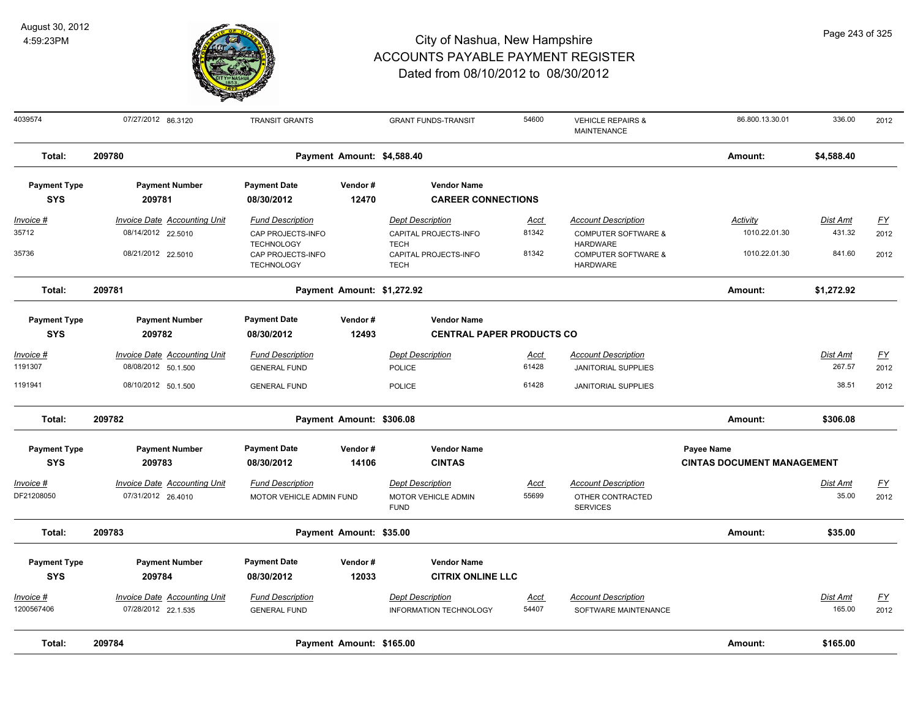# City of Nashua, New Hampshire
# ACCOUNTS PAYABLE PAYMENT REGISTER
## Dated from 08/10/2012 to 08/30/2012

August 30, 2012
4:59:23PM

| Invoice # | Invoice Date | Accounting Unit | Fund Description | Dept Description | Acct | Account Description | Activity | Dist Amt | FY |
|---|---|---|---|---|---|---|---|---|---|
| 4039574 | 07/27/2012 | 86.3120 | TRANSIT GRANTS | GRANT FUNDS-TRANSIT | 54600 | VEHICLE REPAIRS & MAINTENANCE | 86.800.13.30.01 | 336.00 | 2012 |

**Total: 209780** — Payment Amount: $4,588.40 — Amount: $4,588.40

| Payment Type | Payment Number | Payment Date | Vendor # | Vendor Name |
|---|---|---|---|---|
| SYS | 209781 | 08/30/2012 | 12470 | CAREER CONNECTIONS |

| Invoice # | Invoice Date | Accounting Unit | Fund Description | Dept Description | Acct | Account Description | Activity | Dist Amt | FY |
|---|---|---|---|---|---|---|---|---|---|
| 35712 | 08/14/2012 | 22.5010 | CAP PROJECTS-INFO TECHNOLOGY | CAPITAL PROJECTS-INFO TECH | 81342 | COMPUTER SOFTWARE & HARDWARE | 1010.22.01.30 | 431.32 | 2012 |
| 35736 | 08/21/2012 | 22.5010 | CAP PROJECTS-INFO TECHNOLOGY | CAPITAL PROJECTS-INFO TECH | 81342 | COMPUTER SOFTWARE & HARDWARE | 1010.22.01.30 | 841.60 | 2012 |

**Total: 209781** — Payment Amount: $1,272.92 — Amount: $1,272.92

| Payment Type | Payment Number | Payment Date | Vendor # | Vendor Name |
|---|---|---|---|---|
| SYS | 209782 | 08/30/2012 | 12493 | CENTRAL PAPER PRODUCTS CO |

| Invoice # | Invoice Date | Accounting Unit | Fund Description | Dept Description | Acct | Account Description | Dist Amt | FY |
|---|---|---|---|---|---|---|---|---|
| 1191307 | 08/08/2012 | 50.1.500 | GENERAL FUND | POLICE | 61428 | JANITORIAL SUPPLIES | 267.57 | 2012 |
| 1191941 | 08/10/2012 | 50.1.500 | GENERAL FUND | POLICE | 61428 | JANITORIAL SUPPLIES | 38.51 | 2012 |

**Total: 209782** — Payment Amount: $306.08 — Amount: $306.08

| Payment Type | Payment Number | Payment Date | Vendor # | Vendor Name | Payee Name |
|---|---|---|---|---|---|
| SYS | 209783 | 08/30/2012 | 14106 | CINTAS | CINTAS DOCUMENT MANAGEMENT |

| Invoice # | Invoice Date | Accounting Unit | Fund Description | Dept Description | Acct | Account Description | Dist Amt | FY |
|---|---|---|---|---|---|---|---|---|
| DF21208050 | 07/31/2012 | 26.4010 | MOTOR VEHICLE ADMIN FUND | MOTOR VEHICLE ADMIN FUND | 55699 | OTHER CONTRACTED SERVICES | 35.00 | 2012 |

**Total: 209783** — Payment Amount: $35.00 — Amount: $35.00

| Payment Type | Payment Number | Payment Date | Vendor # | Vendor Name |
|---|---|---|---|---|
| SYS | 209784 | 08/30/2012 | 12033 | CITRIX ONLINE LLC |

| Invoice # | Invoice Date | Accounting Unit | Fund Description | Dept Description | Acct | Account Description | Dist Amt | FY |
|---|---|---|---|---|---|---|---|---|
| 1200567406 | 07/28/2012 | 22.1.535 | GENERAL FUND | INFORMATION TECHNOLOGY | 54407 | SOFTWARE MAINTENANCE | 165.00 | 2012 |

**Total: 209784** — Payment Amount: $165.00 — Amount: $165.00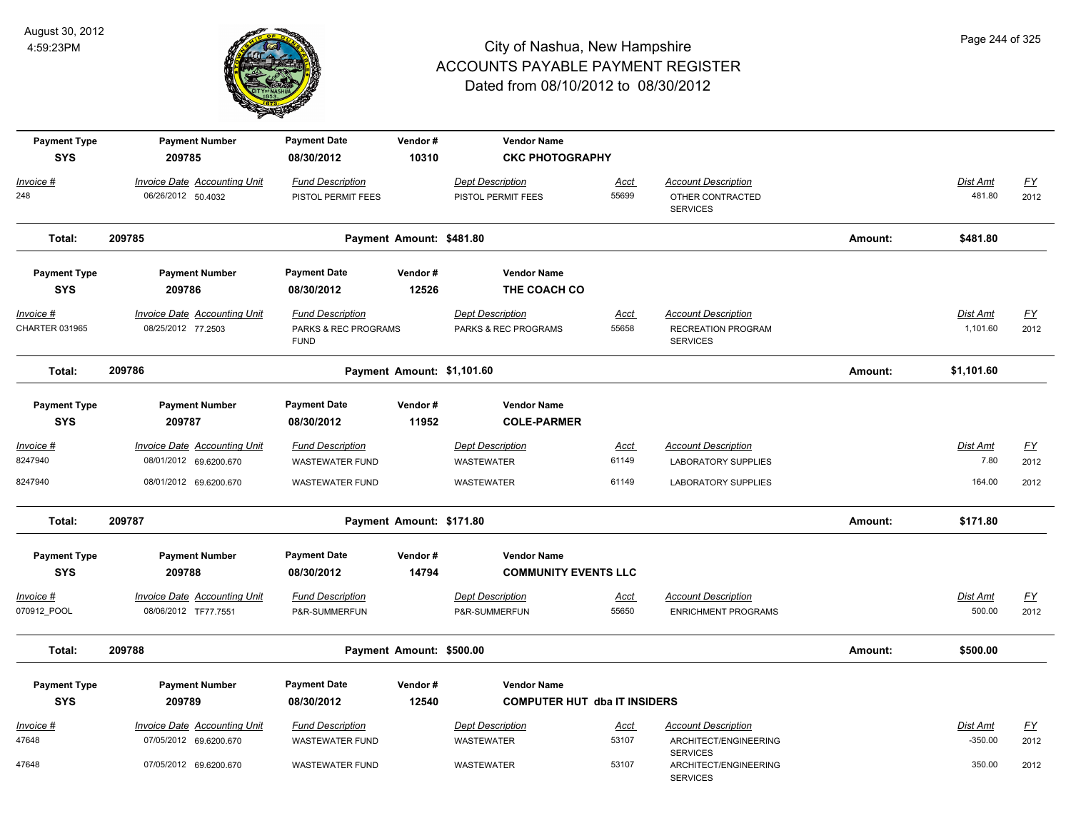# City of Nashua, New Hampshire
## ACCOUNTS PAYABLE PAYMENT REGISTER
### Dated from 08/10/2012 to 08/30/2012

August 30, 2012
4:59:23PM

| Payment Type | Payment Number | Payment Date | Vendor # | Vendor Name | | | | |
|---|---|---|---|---|---|---|---|---|
| SYS | 209785 | 08/30/2012 | 10310 | CKC PHOTOGRAPHY | | | | |
| *Invoice #* | *Invoice Date* | *Accounting Unit* | *Fund Description* | *Dept Description* | *Acct* | *Account Description* | *Dist Amt* | *FY* |
| 248 | 06/26/2012 | 50.4032 | PISTOL PERMIT FEES | PISTOL PERMIT FEES | 55699 | OTHER CONTRACTED SERVICES | 481.80 | 2012 |
| **Total:** | **209785** | | **Payment Amount: $481.80** | | | **Amount:** | **$481.80** | |

| Payment Type | Payment Number | Payment Date | Vendor # | Vendor Name | | | | |
|---|---|---|---|---|---|---|---|---|
| SYS | 209786 | 08/30/2012 | 12526 | THE COACH CO | | | | |
| *Invoice #* | *Invoice Date* | *Accounting Unit* | *Fund Description* | *Dept Description* | *Acct* | *Account Description* | *Dist Amt* | *FY* |
| CHARTER 031965 | 08/25/2012 | 77.2503 | PARKS & REC PROGRAMS FUND | PARKS & REC PROGRAMS | 55658 | RECREATION PROGRAM SERVICES | 1,101.60 | 2012 |
| **Total:** | **209786** | | **Payment Amount: $1,101.60** | | | **Amount:** | **$1,101.60** | |

| Payment Type | Payment Number | Payment Date | Vendor # | Vendor Name | | | | |
|---|---|---|---|---|---|---|---|---|
| SYS | 209787 | 08/30/2012 | 11952 | COLE-PARMER | | | | |
| *Invoice #* | *Invoice Date* | *Accounting Unit* | *Fund Description* | *Dept Description* | *Acct* | *Account Description* | *Dist Amt* | *FY* |
| 8247940 | 08/01/2012 | 69.6200.670 | WASTEWATER FUND | WASTEWATER | 61149 | LABORATORY SUPPLIES | 7.80 | 2012 |
| 8247940 | 08/01/2012 | 69.6200.670 | WASTEWATER FUND | WASTEWATER | 61149 | LABORATORY SUPPLIES | 164.00 | 2012 |
| **Total:** | **209787** | | **Payment Amount: $171.80** | | | **Amount:** | **$171.80** | |

| Payment Type | Payment Number | Payment Date | Vendor # | Vendor Name | | | | |
|---|---|---|---|---|---|---|---|---|
| SYS | 209788 | 08/30/2012 | 14794 | COMMUNITY EVENTS LLC | | | | |
| *Invoice #* | *Invoice Date* | *Accounting Unit* | *Fund Description* | *Dept Description* | *Acct* | *Account Description* | *Dist Amt* | *FY* |
| 070912_POOL | 08/06/2012 | TF77.7551 | P&R-SUMMERFUN | P&R-SUMMERFUN | 55650 | ENRICHMENT PROGRAMS | 500.00 | 2012 |
| **Total:** | **209788** | | **Payment Amount: $500.00** | | | **Amount:** | **$500.00** | |

| Payment Type | Payment Number | Payment Date | Vendor # | Vendor Name | | | | |
|---|---|---|---|---|---|---|---|---|
| SYS | 209789 | 08/30/2012 | 12540 | COMPUTER HUT dba IT INSIDERS | | | | |
| *Invoice #* | *Invoice Date* | *Accounting Unit* | *Fund Description* | *Dept Description* | *Acct* | *Account Description* | *Dist Amt* | *FY* |
| 47648 | 07/05/2012 | 69.6200.670 | WASTEWATER FUND | WASTEWATER | 53107 | ARCHITECT/ENGINEERING SERVICES | -350.00 | 2012 |
| 47648 | 07/05/2012 | 69.6200.670 | WASTEWATER FUND | WASTEWATER | 53107 | ARCHITECT/ENGINEERING SERVICES | 350.00 | 2012 |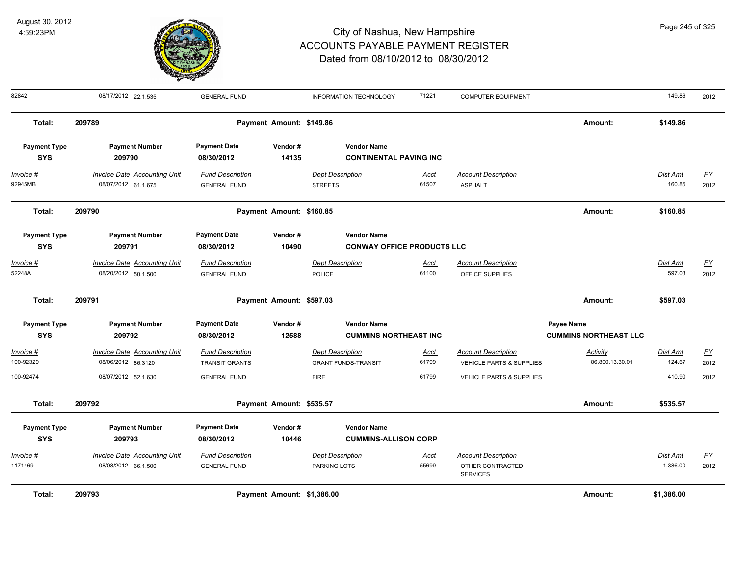# City of Nashua, New Hampshire
## ACCOUNTS PAYABLE PAYMENT REGISTER
### Dated from 08/10/2012 to 08/30/2012

August 30, 2012
4:59:23PM

| Invoice # | Invoice Date | Accounting Unit | Fund Description | Dept Description | Acct | Account Description | Activity | Dist Amt | FY |
|---|---|---|---|---|---|---|---|---|---|
| 82842 | 08/17/2012 | 22.1.535 | GENERAL FUND | INFORMATION TECHNOLOGY | 71221 | COMPUTER EQUIPMENT | | 149.86 | 2012 |

**Total: 209789 — Payment Amount: $149.86 — Amount: $149.86**

| Payment Type | Payment Number | Payment Date | Vendor # | Vendor Name |
|---|---|---|---|---|
| SYS | 209790 | 08/30/2012 | 14135 | CONTINENTAL PAVING INC |

| Invoice # | Invoice Date | Accounting Unit | Fund Description | Dept Description | Acct | Account Description | Dist Amt | FY |
|---|---|---|---|---|---|---|---|---|
| 92945MB | 08/07/2012 | 61.1.675 | GENERAL FUND | STREETS | 61507 | ASPHALT | 160.85 | 2012 |

**Total: 209790 — Payment Amount: $160.85 — Amount: $160.85**

| Payment Type | Payment Number | Payment Date | Vendor # | Vendor Name |
|---|---|---|---|---|
| SYS | 209791 | 08/30/2012 | 10490 | CONWAY OFFICE PRODUCTS LLC |

| Invoice # | Invoice Date | Accounting Unit | Fund Description | Dept Description | Acct | Account Description | Dist Amt | FY |
|---|---|---|---|---|---|---|---|---|
| 52248A | 08/20/2012 | 50.1.500 | GENERAL FUND | POLICE | 61100 | OFFICE SUPPLIES | 597.03 | 2012 |

**Total: 209791 — Payment Amount: $597.03 — Amount: $597.03**

| Payment Type | Payment Number | Payment Date | Vendor # | Vendor Name | Payee Name |
|---|---|---|---|---|---|
| SYS | 209792 | 08/30/2012 | 12588 | CUMMINS NORTHEAST INC | CUMMINS NORTHEAST LLC |

| Invoice # | Invoice Date | Accounting Unit | Fund Description | Dept Description | Acct | Account Description | Activity | Dist Amt | FY |
|---|---|---|---|---|---|---|---|---|---|
| 100-92329 | 08/06/2012 | 86.3120 | TRANSIT GRANTS | GRANT FUNDS-TRANSIT | 61799 | VEHICLE PARTS & SUPPLIES | 86.800.13.30.01 | 124.67 | 2012 |
| 100-92474 | 08/07/2012 | 52.1.630 | GENERAL FUND | FIRE | 61799 | VEHICLE PARTS & SUPPLIES | | 410.90 | 2012 |

**Total: 209792 — Payment Amount: $535.57 — Amount: $535.57**

| Payment Type | Payment Number | Payment Date | Vendor # | Vendor Name |
|---|---|---|---|---|
| SYS | 209793 | 08/30/2012 | 10446 | CUMMINS-ALLISON CORP |

| Invoice # | Invoice Date | Accounting Unit | Fund Description | Dept Description | Acct | Account Description | Dist Amt | FY |
|---|---|---|---|---|---|---|---|---|
| 1171469 | 08/08/2012 | 66.1.500 | GENERAL FUND | PARKING LOTS | 55699 | OTHER CONTRACTED SERVICES | 1,386.00 | 2012 |

**Total: 209793 — Payment Amount: $1,386.00 — Amount: $1,386.00**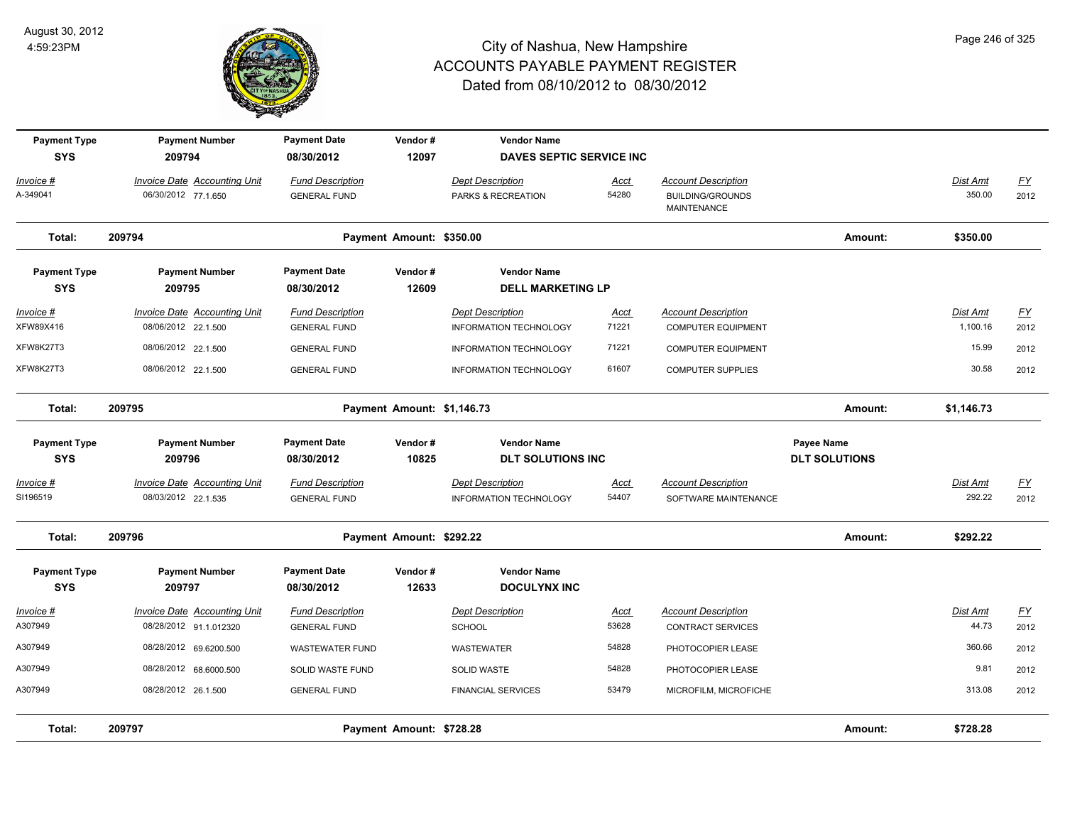# City of Nashua, New Hampshire
## ACCOUNTS PAYABLE PAYMENT REGISTER
### Dated from 08/10/2012 to 08/30/2012

August 30, 2012
4:59:23PM

| Payment Type | Payment Number | Payment Date | Vendor # | Vendor Name | | | | |
|---|---|---|---|---|---|---|---|---|
| SYS | 209794 | 08/30/2012 | 12097 | DAVES SEPTIC SERVICE INC | | | | |
| *Invoice #* | *Invoice Date* | *Accounting Unit* | *Fund Description* | *Dept Description* | *Acct* | *Account Description* | *Dist Amt* | *FY* |
| A-349041 | 06/30/2012 | 77.1.650 | GENERAL FUND | PARKS & RECREATION | 54280 | BUILDING/GROUNDS MAINTENANCE | 350.00 | 2012 |
| **Total:** | **209794** | | **Payment Amount: $350.00** | | | **Amount:** | **$350.00** | |

| Payment Type | Payment Number | Payment Date | Vendor # | Vendor Name | | | | |
|---|---|---|---|---|---|---|---|---|
| SYS | 209795 | 08/30/2012 | 12609 | DELL MARKETING LP | | | | |
| *Invoice #* | *Invoice Date* | *Accounting Unit* | *Fund Description* | *Dept Description* | *Acct* | *Account Description* | *Dist Amt* | *FY* |
| XFW89X416 | 08/06/2012 | 22.1.500 | GENERAL FUND | INFORMATION TECHNOLOGY | 71221 | COMPUTER EQUIPMENT | 1,100.16 | 2012 |
| XFW8K27T3 | 08/06/2012 | 22.1.500 | GENERAL FUND | INFORMATION TECHNOLOGY | 71221 | COMPUTER EQUIPMENT | 15.99 | 2012 |
| XFW8K27T3 | 08/06/2012 | 22.1.500 | GENERAL FUND | INFORMATION TECHNOLOGY | 61607 | COMPUTER SUPPLIES | 30.58 | 2012 |
| **Total:** | **209795** | | **Payment Amount: $1,146.73** | | | **Amount:** | **$1,146.73** | |

| Payment Type | Payment Number | Payment Date | Vendor # | Vendor Name | | Payee Name | | |
|---|---|---|---|---|---|---|---|---|
| SYS | 209796 | 08/30/2012 | 10825 | DLT SOLUTIONS INC | | DLT SOLUTIONS | | |
| *Invoice #* | *Invoice Date* | *Accounting Unit* | *Fund Description* | *Dept Description* | *Acct* | *Account Description* | *Dist Amt* | *FY* |
| SI196519 | 08/03/2012 | 22.1.535 | GENERAL FUND | INFORMATION TECHNOLOGY | 54407 | SOFTWARE MAINTENANCE | 292.22 | 2012 |
| **Total:** | **209796** | | **Payment Amount: $292.22** | | | **Amount:** | **$292.22** | |

| Payment Type | Payment Number | Payment Date | Vendor # | Vendor Name | | | | |
|---|---|---|---|---|---|---|---|---|
| SYS | 209797 | 08/30/2012 | 12633 | DOCULYNX INC | | | | |
| *Invoice #* | *Invoice Date* | *Accounting Unit* | *Fund Description* | *Dept Description* | *Acct* | *Account Description* | *Dist Amt* | *FY* |
| A307949 | 08/28/2012 | 91.1.012320 | GENERAL FUND | SCHOOL | 53628 | CONTRACT SERVICES | 44.73 | 2012 |
| A307949 | 08/28/2012 | 69.6200.500 | WASTEWATER FUND | WASTEWATER | 54828 | PHOTOCOPIER LEASE | 360.66 | 2012 |
| A307949 | 08/28/2012 | 68.6000.500 | SOLID WASTE FUND | SOLID WASTE | 54828 | PHOTOCOPIER LEASE | 9.81 | 2012 |
| A307949 | 08/28/2012 | 26.1.500 | GENERAL FUND | FINANCIAL SERVICES | 53479 | MICROFILM, MICROFICHE | 313.08 | 2012 |
| **Total:** | **209797** | | **Payment Amount: $728.28** | | | **Amount:** | **$728.28** | |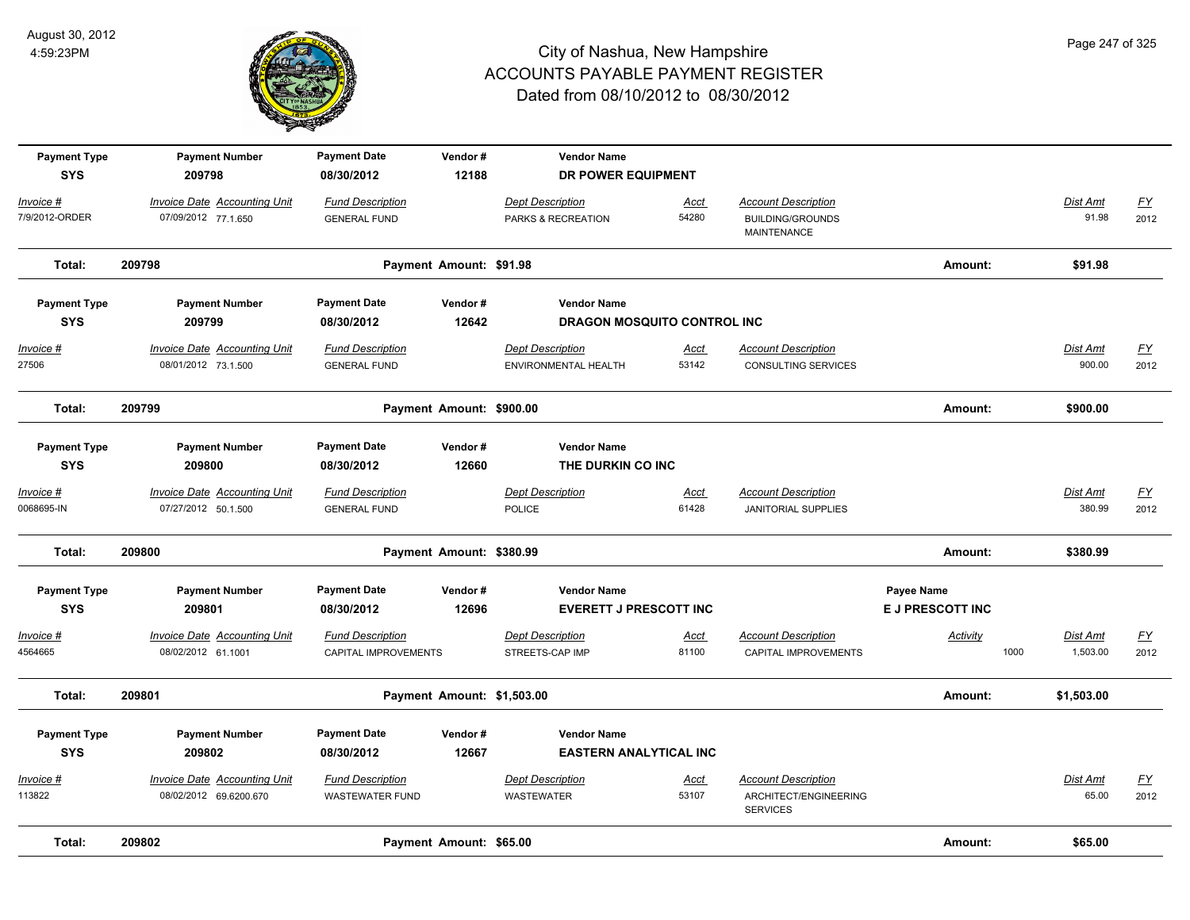# City of Nashua, New Hampshire
## ACCOUNTS PAYABLE PAYMENT REGISTER
### Dated from 08/10/2012 to 08/30/2012

August 30, 2012
4:59:23PM

| Payment Type | Payment Number | Payment Date | Vendor # | Vendor Name | | | | |
|---|---|---|---|---|---|---|---|---|
| SYS | 209798 | 08/30/2012 | 12188 | DR POWER EQUIPMENT | | | | |
| *Invoice #* | *Invoice Date Accounting Unit* | *Fund Description* | *Dept Description* | *Acct* | *Account Description* | | *Dist Amt* | *FY* |
| 7/9/2012-ORDER | 07/09/2012 77.1.650 | GENERAL FUND | PARKS & RECREATION | 54280 | BUILDING/GROUNDS MAINTENANCE | | 91.98 | 2012 |
| **Total:** | **209798** | **Payment Amount: $91.98** | | | | **Amount:** | **$91.98** | |

| Payment Type | Payment Number | Payment Date | Vendor # | Vendor Name | | | | |
|---|---|---|---|---|---|---|---|---|
| SYS | 209799 | 08/30/2012 | 12642 | DRAGON MOSQUITO CONTROL INC | | | | |
| *Invoice #* | *Invoice Date Accounting Unit* | *Fund Description* | *Dept Description* | *Acct* | *Account Description* | | *Dist Amt* | *FY* |
| 27506 | 08/01/2012 73.1.500 | GENERAL FUND | ENVIRONMENTAL HEALTH | 53142 | CONSULTING SERVICES | | 900.00 | 2012 |
| **Total:** | **209799** | **Payment Amount: $900.00** | | | | **Amount:** | **$900.00** | |

| Payment Type | Payment Number | Payment Date | Vendor # | Vendor Name | | | | |
|---|---|---|---|---|---|---|---|---|
| SYS | 209800 | 08/30/2012 | 12660 | THE DURKIN CO INC | | | | |
| *Invoice #* | *Invoice Date Accounting Unit* | *Fund Description* | *Dept Description* | *Acct* | *Account Description* | | *Dist Amt* | *FY* |
| 0068695-IN | 07/27/2012 50.1.500 | GENERAL FUND | POLICE | 61428 | JANITORIAL SUPPLIES | | 380.99 | 2012 |
| **Total:** | **209800** | **Payment Amount: $380.99** | | | | **Amount:** | **$380.99** | |

| Payment Type | Payment Number | Payment Date | Vendor # | Vendor Name | | Payee Name | | |
|---|---|---|---|---|---|---|---|---|
| SYS | 209801 | 08/30/2012 | 12696 | EVERETT J PRESCOTT INC | | E J PRESCOTT INC | | |
| *Invoice #* | *Invoice Date Accounting Unit* | *Fund Description* | *Dept Description* | *Acct* | *Account Description* | *Activity* | *Dist Amt* | *FY* |
| 4564665 | 08/02/2012 61.1001 | CAPITAL IMPROVEMENTS | STREETS-CAP IMP | 81100 | CAPITAL IMPROVEMENTS | 1000 | 1,503.00 | 2012 |
| **Total:** | **209801** | **Payment Amount: $1,503.00** | | | | **Amount:** | **$1,503.00** | |

| Payment Type | Payment Number | Payment Date | Vendor # | Vendor Name | | | | |
|---|---|---|---|---|---|---|---|---|
| SYS | 209802 | 08/30/2012 | 12667 | EASTERN ANALYTICAL INC | | | | |
| *Invoice #* | *Invoice Date Accounting Unit* | *Fund Description* | *Dept Description* | *Acct* | *Account Description* | | *Dist Amt* | *FY* |
| 113822 | 08/02/2012 69.6200.670 | WASTEWATER FUND | WASTEWATER | 53107 | ARCHITECT/ENGINEERING SERVICES | | 65.00 | 2012 |
| **Total:** | **209802** | **Payment Amount: $65.00** | | | | **Amount:** | **$65.00** | |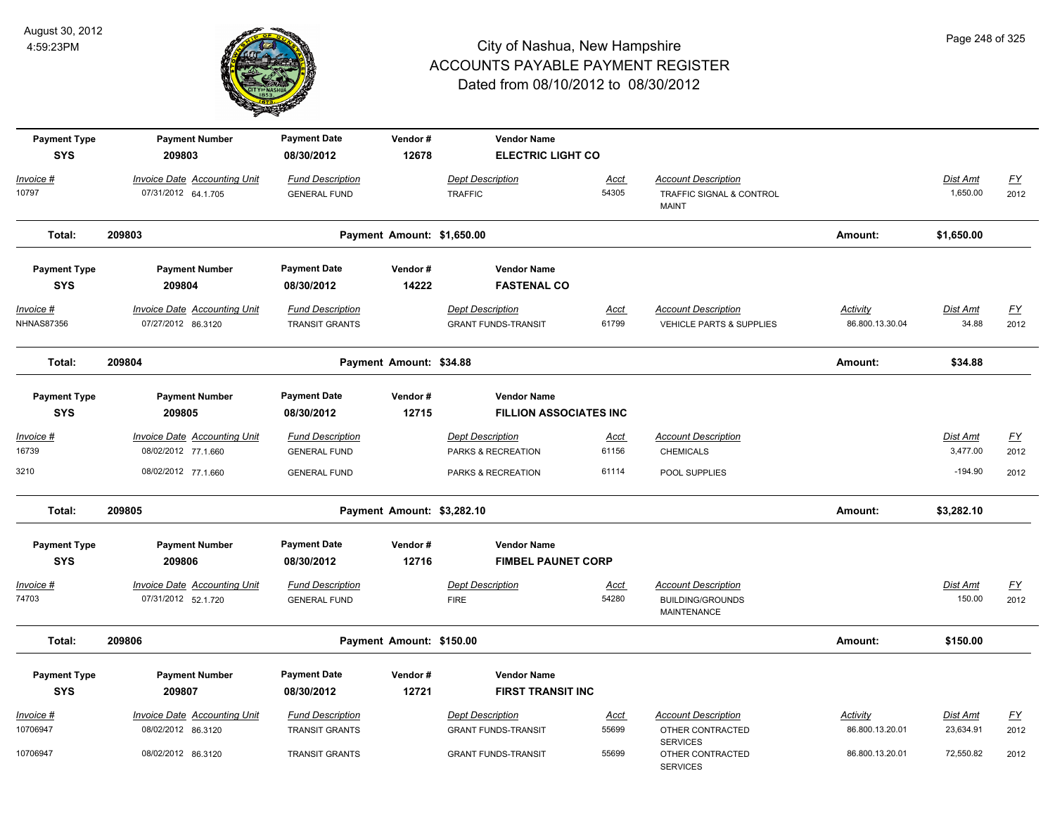# City of Nashua, New Hampshire
## ACCOUNTS PAYABLE PAYMENT REGISTER
### Dated from 08/10/2012 to 08/30/2012

August 30, 2012
4:59:23PM

| Payment Type | Payment Number | Payment Date | Vendor # | Vendor Name |
|---|---|---|---|---|
| SYS | 209803 | 08/30/2012 | 12678 | ELECTRIC LIGHT CO |

| Invoice # | Invoice Date | Accounting Unit | Fund Description | Dept Description | Acct | Account Description | Activity | Dist Amt | FY |
|---|---|---|---|---|---|---|---|---|---|
| 10797 | 07/31/2012 | 64.1.705 | GENERAL FUND | TRAFFIC | 54305 | TRAFFIC SIGNAL & CONTROL MAINT | | 1,650.00 | 2012 |

**Total: 209803 — Payment Amount: $1,650.00 — Amount: $1,650.00**

| Payment Type | Payment Number | Payment Date | Vendor # | Vendor Name |
|---|---|---|---|---|
| SYS | 209804 | 08/30/2012 | 14222 | FASTENAL CO |

| Invoice # | Invoice Date | Accounting Unit | Fund Description | Dept Description | Acct | Account Description | Activity | Dist Amt | FY |
|---|---|---|---|---|---|---|---|---|---|
| NHNAS87356 | 07/27/2012 | 86.3120 | TRANSIT GRANTS | GRANT FUNDS-TRANSIT | 61799 | VEHICLE PARTS & SUPPLIES | 86.800.13.30.04 | 34.88 | 2012 |

**Total: 209804 — Payment Amount: $34.88 — Amount: $34.88**

| Payment Type | Payment Number | Payment Date | Vendor # | Vendor Name |
|---|---|---|---|---|
| SYS | 209805 | 08/30/2012 | 12715 | FILLION ASSOCIATES INC |

| Invoice # | Invoice Date | Accounting Unit | Fund Description | Dept Description | Acct | Account Description | Activity | Dist Amt | FY |
|---|---|---|---|---|---|---|---|---|---|
| 16739 | 08/02/2012 | 77.1.660 | GENERAL FUND | PARKS & RECREATION | 61156 | CHEMICALS | | 3,477.00 | 2012 |
| 3210 | 08/02/2012 | 77.1.660 | GENERAL FUND | PARKS & RECREATION | 61114 | POOL SUPPLIES | | -194.90 | 2012 |

**Total: 209805 — Payment Amount: $3,282.10 — Amount: $3,282.10**

| Payment Type | Payment Number | Payment Date | Vendor # | Vendor Name |
|---|---|---|---|---|
| SYS | 209806 | 08/30/2012 | 12716 | FIMBEL PAUNET CORP |

| Invoice # | Invoice Date | Accounting Unit | Fund Description | Dept Description | Acct | Account Description | Activity | Dist Amt | FY |
|---|---|---|---|---|---|---|---|---|---|
| 74703 | 07/31/2012 | 52.1.720 | GENERAL FUND | FIRE | 54280 | BUILDING/GROUNDS MAINTENANCE | | 150.00 | 2012 |

**Total: 209806 — Payment Amount: $150.00 — Amount: $150.00**

| Payment Type | Payment Number | Payment Date | Vendor # | Vendor Name |
|---|---|---|---|---|
| SYS | 209807 | 08/30/2012 | 12721 | FIRST TRANSIT INC |

| Invoice # | Invoice Date | Accounting Unit | Fund Description | Dept Description | Acct | Account Description | Activity | Dist Amt | FY |
|---|---|---|---|---|---|---|---|---|---|
| 10706947 | 08/02/2012 | 86.3120 | TRANSIT GRANTS | GRANT FUNDS-TRANSIT | 55699 | OTHER CONTRACTED SERVICES | 86.800.13.20.01 | 23,634.91 | 2012 |
| 10706947 | 08/02/2012 | 86.3120 | TRANSIT GRANTS | GRANT FUNDS-TRANSIT | 55699 | OTHER CONTRACTED SERVICES | 86.800.13.20.01 | 72,550.82 | 2012 |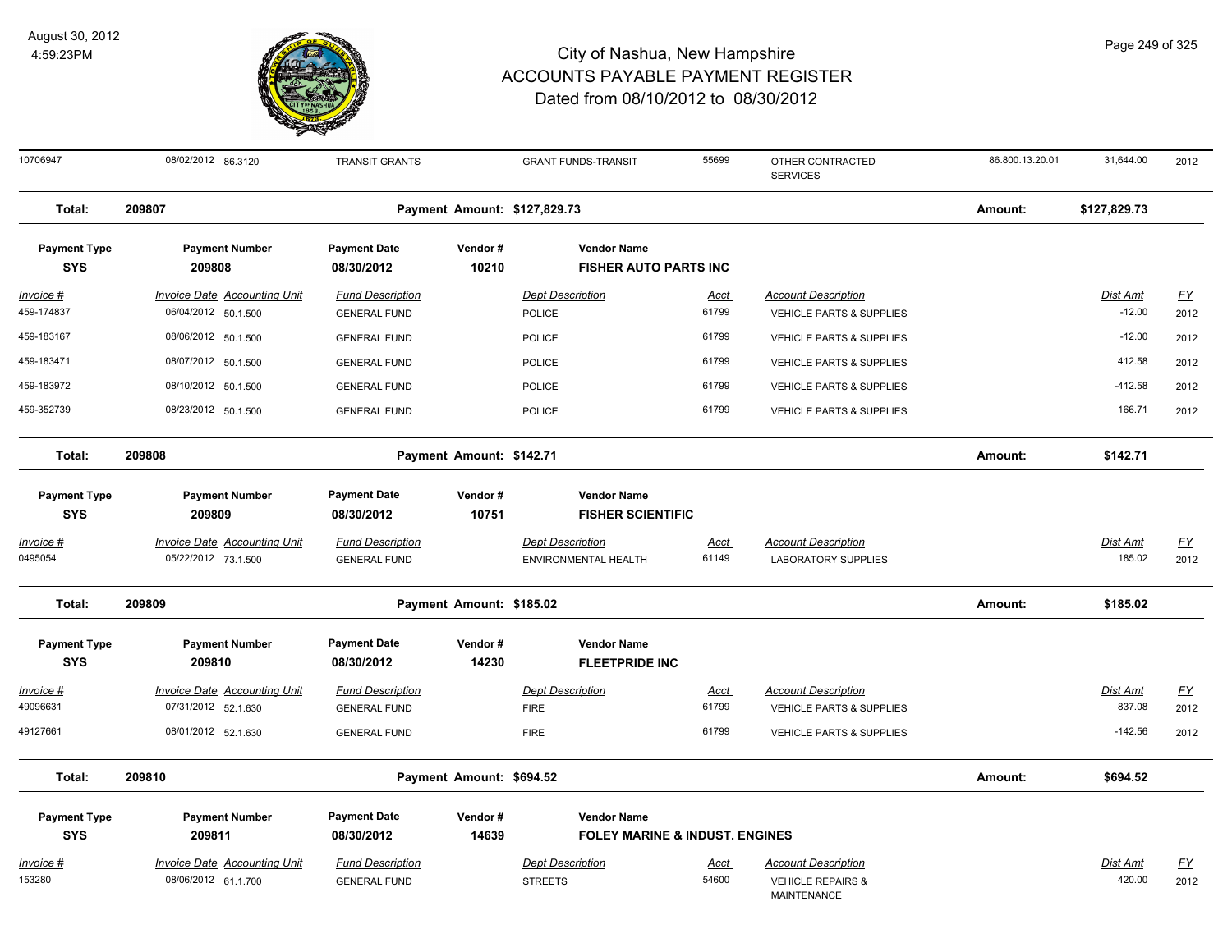# City of Nashua, New Hampshire
## ACCOUNTS PAYABLE PAYMENT REGISTER
### Dated from 08/10/2012 to 08/30/2012

August 30, 2012
4:59:23PM

| Invoice # | Invoice Date | Accounting Unit | Fund Description | Dept Description | Acct | Account Description | | Dist Amt | FY |
|---|---|---|---|---|---|---|---|---|---|
| 10706947 | 08/02/2012 | 86.3120 | TRANSIT GRANTS | GRANT FUNDS-TRANSIT | 55699 | OTHER CONTRACTED SERVICES | 86.800.13.20.01 | 31,644.00 | 2012 |

**Total: 209807** — Payment Amount: $127,829.73 — Amount: $127,829.73

| Payment Type | Payment Number | Payment Date | Vendor # | Vendor Name |
|---|---|---|---|---|
| SYS | 209808 | 08/30/2012 | 10210 | FISHER AUTO PARTS INC |

| Invoice # | Invoice Date | Accounting Unit | Fund Description | Dept Description | Acct | Account Description | Dist Amt | FY |
|---|---|---|---|---|---|---|---|---|
| 459-174837 | 06/04/2012 | 50.1.500 | GENERAL FUND | POLICE | 61799 | VEHICLE PARTS & SUPPLIES | -12.00 | 2012 |
| 459-183167 | 08/06/2012 | 50.1.500 | GENERAL FUND | POLICE | 61799 | VEHICLE PARTS & SUPPLIES | -12.00 | 2012 |
| 459-183471 | 08/07/2012 | 50.1.500 | GENERAL FUND | POLICE | 61799 | VEHICLE PARTS & SUPPLIES | 412.58 | 2012 |
| 459-183972 | 08/10/2012 | 50.1.500 | GENERAL FUND | POLICE | 61799 | VEHICLE PARTS & SUPPLIES | -412.58 | 2012 |
| 459-352739 | 08/23/2012 | 50.1.500 | GENERAL FUND | POLICE | 61799 | VEHICLE PARTS & SUPPLIES | 166.71 | 2012 |

**Total: 209808** — Payment Amount: $142.71 — Amount: $142.71

| Payment Type | Payment Number | Payment Date | Vendor # | Vendor Name |
|---|---|---|---|---|
| SYS | 209809 | 08/30/2012 | 10751 | FISHER SCIENTIFIC |

| Invoice # | Invoice Date | Accounting Unit | Fund Description | Dept Description | Acct | Account Description | Dist Amt | FY |
|---|---|---|---|---|---|---|---|---|
| 0495054 | 05/22/2012 | 73.1.500 | GENERAL FUND | ENVIRONMENTAL HEALTH | 61149 | LABORATORY SUPPLIES | 185.02 | 2012 |

**Total: 209809** — Payment Amount: $185.02 — Amount: $185.02

| Payment Type | Payment Number | Payment Date | Vendor # | Vendor Name |
|---|---|---|---|---|
| SYS | 209810 | 08/30/2012 | 14230 | FLEETPRIDE INC |

| Invoice # | Invoice Date | Accounting Unit | Fund Description | Dept Description | Acct | Account Description | Dist Amt | FY |
|---|---|---|---|---|---|---|---|---|
| 49096631 | 07/31/2012 | 52.1.630 | GENERAL FUND | FIRE | 61799 | VEHICLE PARTS & SUPPLIES | 837.08 | 2012 |
| 49127661 | 08/01/2012 | 52.1.630 | GENERAL FUND | FIRE | 61799 | VEHICLE PARTS & SUPPLIES | -142.56 | 2012 |

**Total: 209810** — Payment Amount: $694.52 — Amount: $694.52

| Payment Type | Payment Number | Payment Date | Vendor # | Vendor Name |
|---|---|---|---|---|
| SYS | 209811 | 08/30/2012 | 14639 | FOLEY MARINE & INDUST. ENGINES |

| Invoice # | Invoice Date | Accounting Unit | Fund Description | Dept Description | Acct | Account Description | Dist Amt | FY |
|---|---|---|---|---|---|---|---|---|
| 153280 | 08/06/2012 | 61.1.700 | GENERAL FUND | STREETS | 54600 | VEHICLE REPAIRS & MAINTENANCE | 420.00 | 2012 |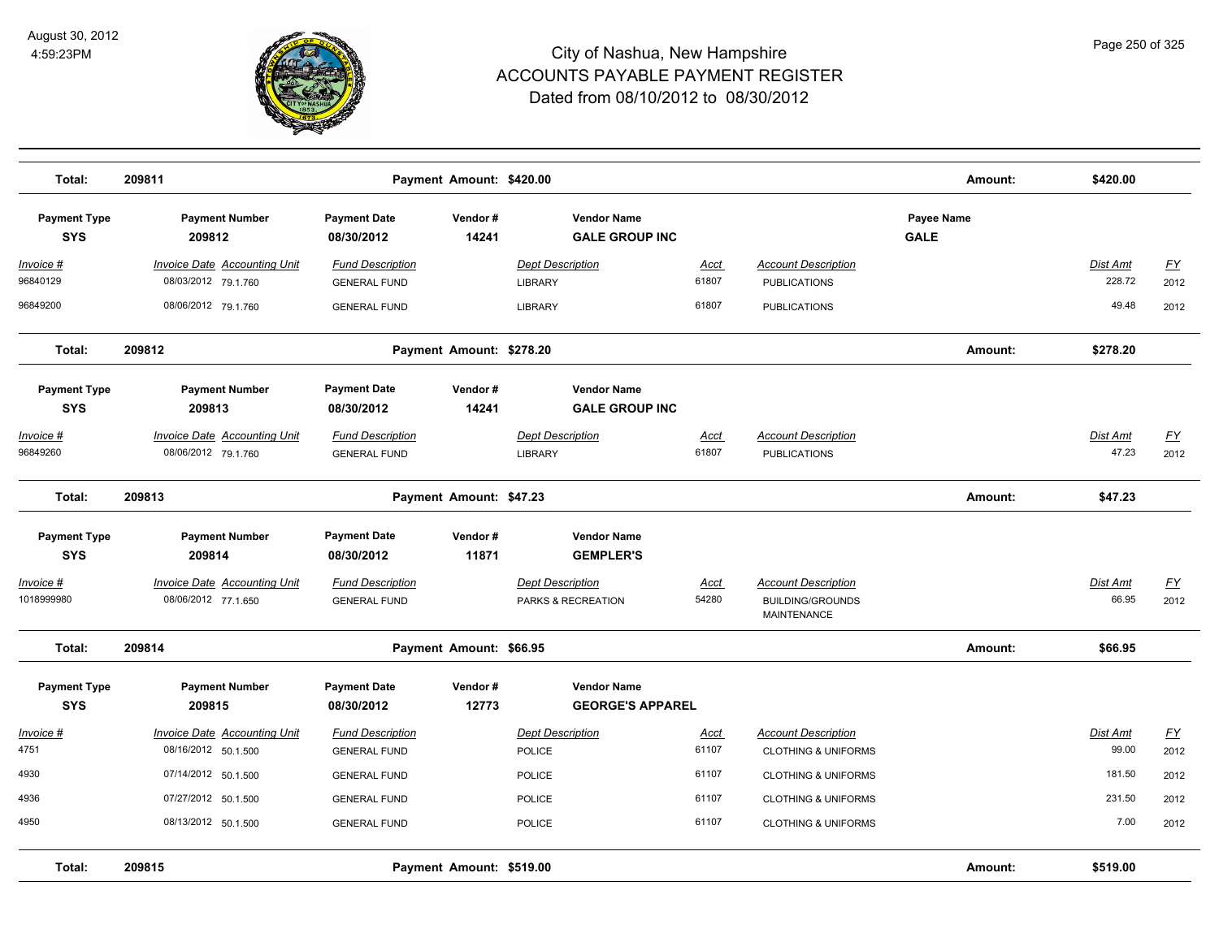# City of Nashua, New Hampshire
## ACCOUNTS PAYABLE PAYMENT REGISTER
### Dated from 08/10/2012 to 08/30/2012

August 30, 2012
4:59:23PM

**Total: 209811** — Payment Amount: $420.00 — Amount: **$420.00**

| Payment Type | Payment Number | Payment Date | Vendor # | Vendor Name | Payee Name |
|---|---|---|---|---|---|
| SYS | 209812 | 08/30/2012 | 14241 | GALE GROUP INC | GALE |

| Invoice # | Invoice Date | Accounting Unit | Fund Description | Dept Description | Acct | Account Description | Dist Amt | FY |
|---|---|---|---|---|---|---|---|---|
| 96840129 | 08/03/2012 | 79.1.760 | GENERAL FUND | LIBRARY | 61807 | PUBLICATIONS | 228.72 | 2012 |
| 96849200 | 08/06/2012 | 79.1.760 | GENERAL FUND | LIBRARY | 61807 | PUBLICATIONS | 49.48 | 2012 |

**Total: 209812** — Payment Amount: $278.20 — Amount: **$278.20**

| Payment Type | Payment Number | Payment Date | Vendor # | Vendor Name |
|---|---|---|---|---|
| SYS | 209813 | 08/30/2012 | 14241 | GALE GROUP INC |

| Invoice # | Invoice Date | Accounting Unit | Fund Description | Dept Description | Acct | Account Description | Dist Amt | FY |
|---|---|---|---|---|---|---|---|---|
| 96849260 | 08/06/2012 | 79.1.760 | GENERAL FUND | LIBRARY | 61807 | PUBLICATIONS | 47.23 | 2012 |

**Total: 209813** — Payment Amount: $47.23 — Amount: **$47.23**

| Payment Type | Payment Number | Payment Date | Vendor # | Vendor Name |
|---|---|---|---|---|
| SYS | 209814 | 08/30/2012 | 11871 | GEMPLER'S |

| Invoice # | Invoice Date | Accounting Unit | Fund Description | Dept Description | Acct | Account Description | Dist Amt | FY |
|---|---|---|---|---|---|---|---|---|
| 1018999980 | 08/06/2012 | 77.1.650 | GENERAL FUND | PARKS & RECREATION | 54280 | BUILDING/GROUNDS MAINTENANCE | 66.95 | 2012 |

**Total: 209814** — Payment Amount: $66.95 — Amount: **$66.95**

| Payment Type | Payment Number | Payment Date | Vendor # | Vendor Name |
|---|---|---|---|---|
| SYS | 209815 | 08/30/2012 | 12773 | GEORGE'S APPAREL |

| Invoice # | Invoice Date | Accounting Unit | Fund Description | Dept Description | Acct | Account Description | Dist Amt | FY |
|---|---|---|---|---|---|---|---|---|
| 4751 | 08/16/2012 | 50.1.500 | GENERAL FUND | POLICE | 61107 | CLOTHING & UNIFORMS | 99.00 | 2012 |
| 4930 | 07/14/2012 | 50.1.500 | GENERAL FUND | POLICE | 61107 | CLOTHING & UNIFORMS | 181.50 | 2012 |
| 4936 | 07/27/2012 | 50.1.500 | GENERAL FUND | POLICE | 61107 | CLOTHING & UNIFORMS | 231.50 | 2012 |
| 4950 | 08/13/2012 | 50.1.500 | GENERAL FUND | POLICE | 61107 | CLOTHING & UNIFORMS | 7.00 | 2012 |

**Total: 209815** — Payment Amount: $519.00 — Amount: **$519.00**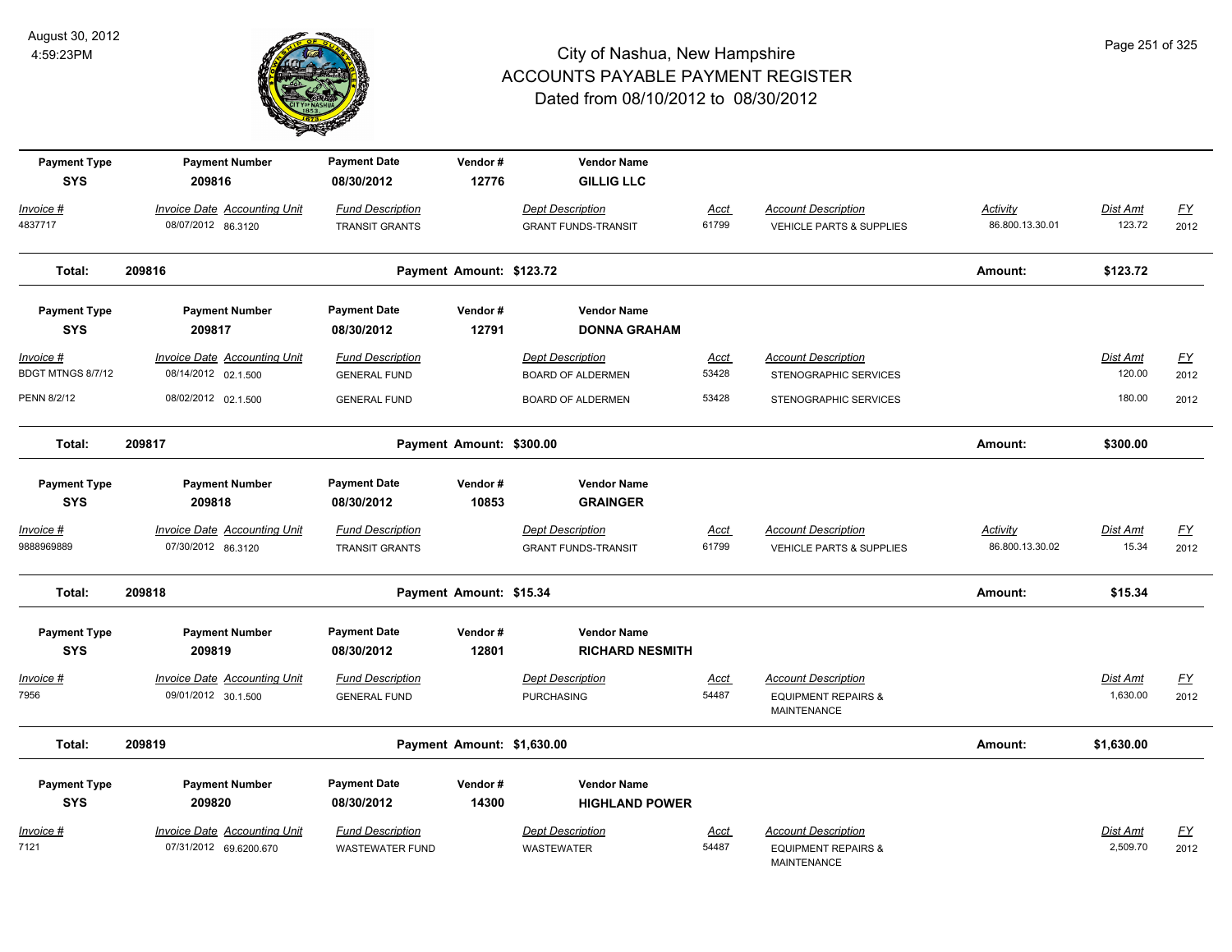# City of Nashua, New Hampshire
## ACCOUNTS PAYABLE PAYMENT REGISTER
### Dated from 08/10/2012 to 08/30/2012

August 30, 2012
4:59:23PM

| Payment Type | Payment Number | Payment Date | Vendor # | Vendor Name |
|---|---|---|---|---|
| SYS | 209816 | 08/30/2012 | 12776 | GILLIG LLC |

| Invoice # | Invoice Date | Accounting Unit | Fund Description | Dept Description | Acct | Account Description | Activity | Dist Amt | FY |
|---|---|---|---|---|---|---|---|---|---|
| 4837717 | 08/07/2012 | 86.3120 | TRANSIT GRANTS | GRANT FUNDS-TRANSIT | 61799 | VEHICLE PARTS & SUPPLIES | 86.800.13.30.01 | 123.72 | 2012 |

**Total: 209816 — Payment Amount: $123.72 — Amount: $123.72**

| Payment Type | Payment Number | Payment Date | Vendor # | Vendor Name |
|---|---|---|---|---|
| SYS | 209817 | 08/30/2012 | 12791 | DONNA GRAHAM |

| Invoice # | Invoice Date | Accounting Unit | Fund Description | Dept Description | Acct | Account Description | Dist Amt | FY |
|---|---|---|---|---|---|---|---|---|
| BDGT MTNGS 8/7/12 | 08/14/2012 | 02.1.500 | GENERAL FUND | BOARD OF ALDERMEN | 53428 | STENOGRAPHIC SERVICES | 120.00 | 2012 |
| PENN 8/2/12 | 08/02/2012 | 02.1.500 | GENERAL FUND | BOARD OF ALDERMEN | 53428 | STENOGRAPHIC SERVICES | 180.00 | 2012 |

**Total: 209817 — Payment Amount: $300.00 — Amount: $300.00**

| Payment Type | Payment Number | Payment Date | Vendor # | Vendor Name |
|---|---|---|---|---|
| SYS | 209818 | 08/30/2012 | 10853 | GRAINGER |

| Invoice # | Invoice Date | Accounting Unit | Fund Description | Dept Description | Acct | Account Description | Activity | Dist Amt | FY |
|---|---|---|---|---|---|---|---|---|---|
| 9888969889 | 07/30/2012 | 86.3120 | TRANSIT GRANTS | GRANT FUNDS-TRANSIT | 61799 | VEHICLE PARTS & SUPPLIES | 86.800.13.30.02 | 15.34 | 2012 |

**Total: 209818 — Payment Amount: $15.34 — Amount: $15.34**

| Payment Type | Payment Number | Payment Date | Vendor # | Vendor Name |
|---|---|---|---|---|
| SYS | 209819 | 08/30/2012 | 12801 | RICHARD NESMITH |

| Invoice # | Invoice Date | Accounting Unit | Fund Description | Dept Description | Acct | Account Description | Dist Amt | FY |
|---|---|---|---|---|---|---|---|---|
| 7956 | 09/01/2012 | 30.1.500 | GENERAL FUND | PURCHASING | 54487 | EQUIPMENT REPAIRS & MAINTENANCE | 1,630.00 | 2012 |

**Total: 209819 — Payment Amount: $1,630.00 — Amount: $1,630.00**

| Payment Type | Payment Number | Payment Date | Vendor # | Vendor Name |
|---|---|---|---|---|
| SYS | 209820 | 08/30/2012 | 14300 | HIGHLAND POWER |

| Invoice # | Invoice Date | Accounting Unit | Fund Description | Dept Description | Acct | Account Description | Dist Amt | FY |
|---|---|---|---|---|---|---|---|---|
| 7121 | 07/31/2012 | 69.6200.670 | WASTEWATER FUND | WASTEWATER | 54487 | EQUIPMENT REPAIRS & MAINTENANCE | 2,509.70 | 2012 |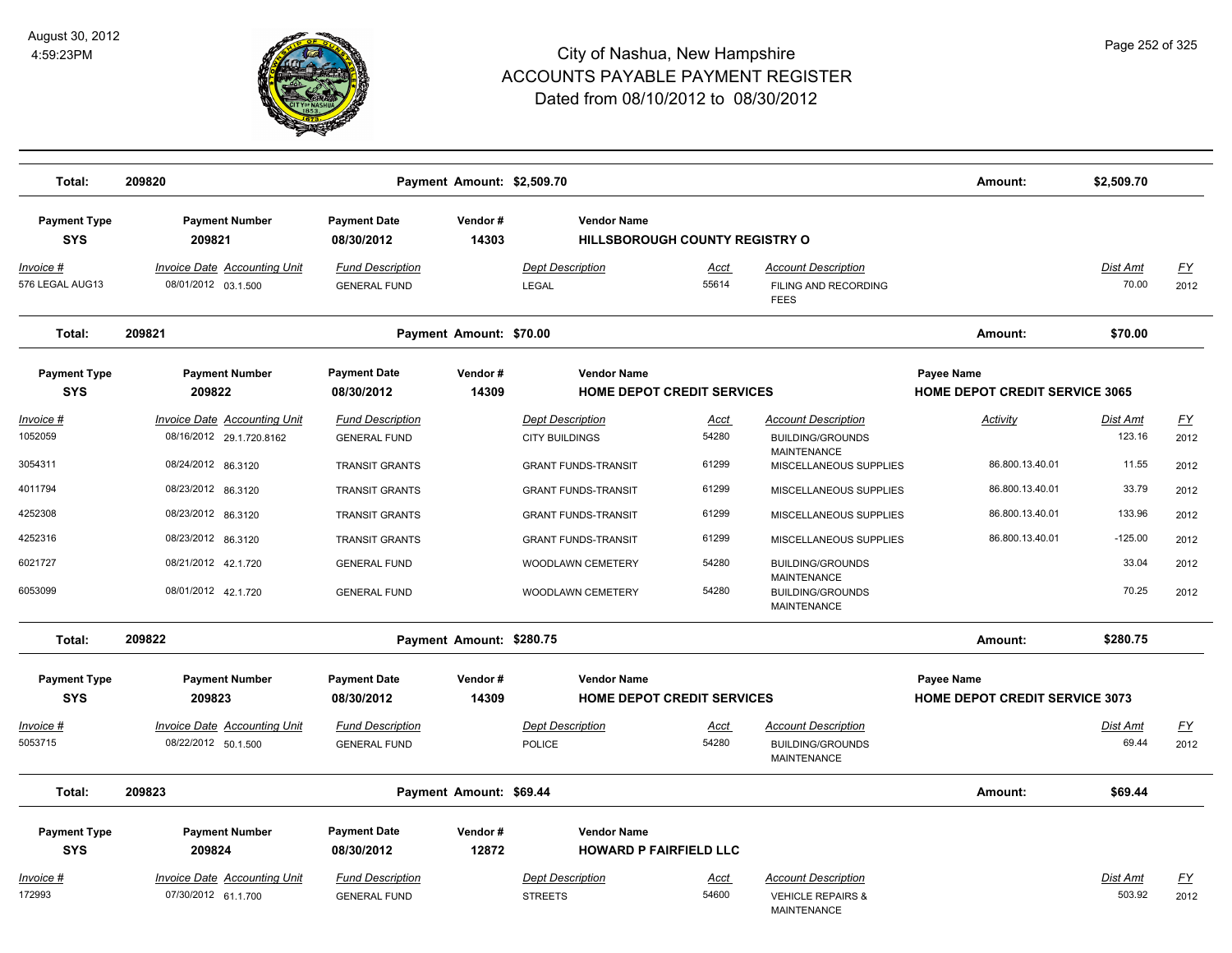# City of Nashua, New Hampshire
# ACCOUNTS PAYABLE PAYMENT REGISTER
## Dated from 08/10/2012 to 08/30/2012

August 30, 2012
4:59:23PM

**Total: 209820** — Payment Amount: $2,509.70 — Amount: $2,509.70

| Payment Type | Payment Number | Payment Date | Vendor # | Vendor Name |
|---|---|---|---|---|
| SYS | 209821 | 08/30/2012 | 14303 | HILLSBOROUGH COUNTY REGISTRY O |

| Invoice # | Invoice Date | Accounting Unit | Fund Description | Dept Description | Acct | Account Description | Dist Amt | FY |
|---|---|---|---|---|---|---|---|---|
| 576 LEGAL AUG13 | 08/01/2012 | 03.1.500 | GENERAL FUND | LEGAL | 55614 | FILING AND RECORDING FEES | 70.00 | 2012 |

**Total: 209821** — Payment Amount: $70.00 — Amount: $70.00

| Payment Type | Payment Number | Payment Date | Vendor # | Vendor Name | Payee Name |
|---|---|---|---|---|---|
| SYS | 209822 | 08/30/2012 | 14309 | HOME DEPOT CREDIT SERVICES | HOME DEPOT CREDIT SERVICE 3065 |

| Invoice # | Invoice Date | Accounting Unit | Fund Description | Dept Description | Acct | Account Description | Activity | Dist Amt | FY |
|---|---|---|---|---|---|---|---|---|---|
| 1052059 | 08/16/2012 | 29.1.720.8162 | GENERAL FUND | CITY BUILDINGS | 54280 | BUILDING/GROUNDS MAINTENANCE | | 123.16 | 2012 |
| 3054311 | 08/24/2012 | 86.3120 | TRANSIT GRANTS | GRANT FUNDS-TRANSIT | 61299 | MISCELLANEOUS SUPPLIES | 86.800.13.40.01 | 11.55 | 2012 |
| 4011794 | 08/23/2012 | 86.3120 | TRANSIT GRANTS | GRANT FUNDS-TRANSIT | 61299 | MISCELLANEOUS SUPPLIES | 86.800.13.40.01 | 33.79 | 2012 |
| 4252308 | 08/23/2012 | 86.3120 | TRANSIT GRANTS | GRANT FUNDS-TRANSIT | 61299 | MISCELLANEOUS SUPPLIES | 86.800.13.40.01 | 133.96 | 2012 |
| 4252316 | 08/23/2012 | 86.3120 | TRANSIT GRANTS | GRANT FUNDS-TRANSIT | 61299 | MISCELLANEOUS SUPPLIES | 86.800.13.40.01 | -125.00 | 2012 |
| 6021727 | 08/21/2012 | 42.1.720 | GENERAL FUND | WOODLAWN CEMETERY | 54280 | BUILDING/GROUNDS MAINTENANCE | | 33.04 | 2012 |
| 6053099 | 08/01/2012 | 42.1.720 | GENERAL FUND | WOODLAWN CEMETERY | 54280 | BUILDING/GROUNDS MAINTENANCE | | 70.25 | 2012 |

**Total: 209822** — Payment Amount: $280.75 — Amount: $280.75

| Payment Type | Payment Number | Payment Date | Vendor # | Vendor Name | Payee Name |
|---|---|---|---|---|---|
| SYS | 209823 | 08/30/2012 | 14309 | HOME DEPOT CREDIT SERVICES | HOME DEPOT CREDIT SERVICE 3073 |

| Invoice # | Invoice Date | Accounting Unit | Fund Description | Dept Description | Acct | Account Description | Dist Amt | FY |
|---|---|---|---|---|---|---|---|---|
| 5053715 | 08/22/2012 | 50.1.500 | GENERAL FUND | POLICE | 54280 | BUILDING/GROUNDS MAINTENANCE | 69.44 | 2012 |

**Total: 209823** — Payment Amount: $69.44 — Amount: $69.44

| Payment Type | Payment Number | Payment Date | Vendor # | Vendor Name |
|---|---|---|---|---|
| SYS | 209824 | 08/30/2012 | 12872 | HOWARD P FAIRFIELD LLC |

| Invoice # | Invoice Date | Accounting Unit | Fund Description | Dept Description | Acct | Account Description | Dist Amt | FY |
|---|---|---|---|---|---|---|---|---|
| 172993 | 07/30/2012 | 61.1.700 | GENERAL FUND | STREETS | 54600 | VEHICLE REPAIRS & MAINTENANCE | 503.92 | 2012 |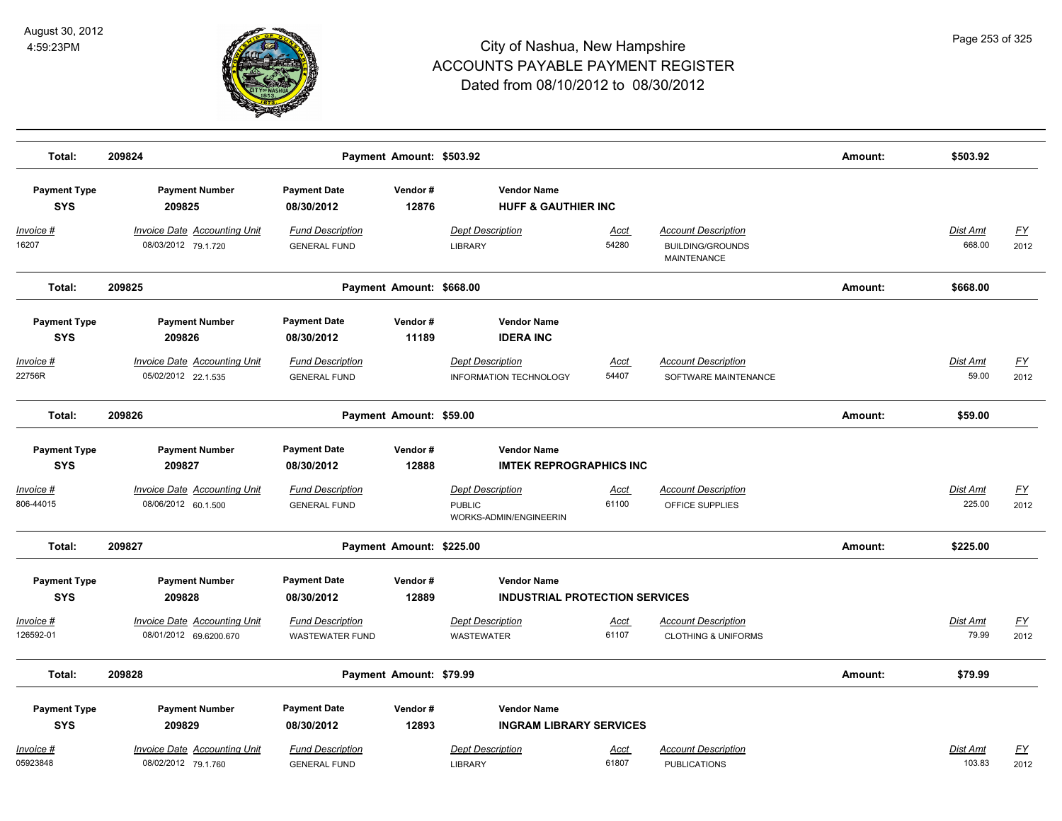| Total: | 209824 | Payment Amount: $503.92 | | | Amount: | $503.92 |
|---|---|---|---|---|---|---|

| Payment Type | Payment Number | Payment Date | Vendor # | Vendor Name | | | | |
|---|---|---|---|---|---|---|---|---|
| SYS | 209825 | 08/30/2012 | 12876 | HUFF & GAUTHIER INC | | | | |
| Invoice # | Invoice Date Accounting Unit | Fund Description | Dept Description | Acct | Account Description | Dist Amt | FY | |
| 16207 | 08/03/2012 79.1.720 | GENERAL FUND | LIBRARY | 54280 | BUILDING/GROUNDS MAINTENANCE | 668.00 | 2012 | |

| Total: | 209825 | Payment Amount: $668.00 | Amount: | $668.00 |
|---|---|---|---|---|

| Payment Type | Payment Number | Payment Date | Vendor # | Vendor Name | | | | |
|---|---|---|---|---|---|---|---|---|
| SYS | 209826 | 08/30/2012 | 11189 | IDERA INC | | | | |
| Invoice # | Invoice Date Accounting Unit | Fund Description | Dept Description | Acct | Account Description | Dist Amt | FY | |
| 22756R | 05/02/2012 22.1.535 | GENERAL FUND | INFORMATION TECHNOLOGY | 54407 | SOFTWARE MAINTENANCE | 59.00 | 2012 | |

| Total: | 209826 | Payment Amount: $59.00 | Amount: | $59.00 |
|---|---|---|---|---|

| Payment Type | Payment Number | Payment Date | Vendor # | Vendor Name | | | | |
|---|---|---|---|---|---|---|---|---|
| SYS | 209827 | 08/30/2012 | 12888 | IMTEK REPROGRAPHICS INC | | | | |
| Invoice # | Invoice Date Accounting Unit | Fund Description | Dept Description | Acct | Account Description | Dist Amt | FY | |
| 806-44015 | 08/06/2012 60.1.500 | GENERAL FUND | PUBLIC WORKS-ADMIN/ENGINEERIN | 61100 | OFFICE SUPPLIES | 225.00 | 2012 | |

| Total: | 209827 | Payment Amount: $225.00 | Amount: | $225.00 |
|---|---|---|---|---|

| Payment Type | Payment Number | Payment Date | Vendor # | Vendor Name | | | | |
|---|---|---|---|---|---|---|---|---|
| SYS | 209828 | 08/30/2012 | 12889 | INDUSTRIAL PROTECTION SERVICES | | | | |
| Invoice # | Invoice Date Accounting Unit | Fund Description | Dept Description | Acct | Account Description | Dist Amt | FY | |
| 126592-01 | 08/01/2012 69.6200.670 | WASTEWATER FUND | WASTEWATER | 61107 | CLOTHING & UNIFORMS | 79.99 | 2012 | |

| Total: | 209828 | Payment Amount: $79.99 | Amount: | $79.99 |
|---|---|---|---|---|

| Payment Type | Payment Number | Payment Date | Vendor # | Vendor Name | | | | |
|---|---|---|---|---|---|---|---|---|
| SYS | 209829 | 08/30/2012 | 12893 | INGRAM LIBRARY SERVICES | | | | |
| Invoice # | Invoice Date Accounting Unit | Fund Description | Dept Description | Acct | Account Description | Dist Amt | FY | |
| 05923848 | 08/02/2012 79.1.760 | GENERAL FUND | LIBRARY | 61807 | PUBLICATIONS | 103.83 | 2012 | |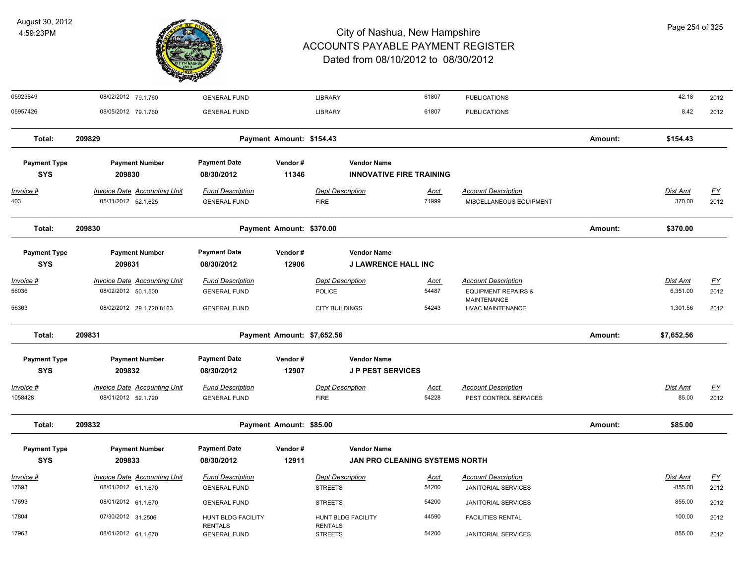# City of Nashua, New Hampshire
## ACCOUNTS PAYABLE PAYMENT REGISTER
### Dated from 08/10/2012 to 08/30/2012

August 30, 2012
4:59:23PM

| Invoice # | Invoice Date | Accounting Unit | Fund Description | Dept Description | Acct | Account Description | Dist Amt | FY |
|---|---|---|---|---|---|---|---|---|
| 05923849 | 08/02/2012 | 79.1.760 | GENERAL FUND | LIBRARY | 61807 | PUBLICATIONS | 42.18 | 2012 |
| 05957426 | 08/05/2012 | 79.1.760 | GENERAL FUND | LIBRARY | 61807 | PUBLICATIONS | 8.42 | 2012 |

**Total: 209829 — Payment Amount: $154.43 — Amount: $154.43**

| Payment Type | Payment Number | Payment Date | Vendor # | Vendor Name |
|---|---|---|---|---|
| SYS | 209830 | 08/30/2012 | 11346 | INNOVATIVE FIRE TRAINING |

| Invoice # | Invoice Date | Accounting Unit | Fund Description | Dept Description | Acct | Account Description | Dist Amt | FY |
|---|---|---|---|---|---|---|---|---|
| 403 | 05/31/2012 | 52.1.625 | GENERAL FUND | FIRE | 71999 | MISCELLANEOUS EQUIPMENT | 370.00 | 2012 |

**Total: 209830 — Payment Amount: $370.00 — Amount: $370.00**

| Payment Type | Payment Number | Payment Date | Vendor # | Vendor Name |
|---|---|---|---|---|
| SYS | 209831 | 08/30/2012 | 12906 | J LAWRENCE HALL INC |

| Invoice # | Invoice Date | Accounting Unit | Fund Description | Dept Description | Acct | Account Description | Dist Amt | FY |
|---|---|---|---|---|---|---|---|---|
| 56036 | 08/02/2012 | 50.1.500 | GENERAL FUND | POLICE | 54487 | EQUIPMENT REPAIRS & MAINTENANCE | 6,351.00 | 2012 |
| 56363 | 08/02/2012 | 29.1.720.8163 | GENERAL FUND | CITY BUILDINGS | 54243 | HVAC MAINTENANCE | 1,301.56 | 2012 |

**Total: 209831 — Payment Amount: $7,652.56 — Amount: $7,652.56**

| Payment Type | Payment Number | Payment Date | Vendor # | Vendor Name |
|---|---|---|---|---|
| SYS | 209832 | 08/30/2012 | 12907 | J P PEST SERVICES |

| Invoice # | Invoice Date | Accounting Unit | Fund Description | Dept Description | Acct | Account Description | Dist Amt | FY |
|---|---|---|---|---|---|---|---|---|
| 1058428 | 08/01/2012 | 52.1.720 | GENERAL FUND | FIRE | 54228 | PEST CONTROL SERVICES | 85.00 | 2012 |

**Total: 209832 — Payment Amount: $85.00 — Amount: $85.00**

| Payment Type | Payment Number | Payment Date | Vendor # | Vendor Name |
|---|---|---|---|---|
| SYS | 209833 | 08/30/2012 | 12911 | JAN PRO CLEANING SYSTEMS NORTH |

| Invoice # | Invoice Date | Accounting Unit | Fund Description | Dept Description | Acct | Account Description | Dist Amt | FY |
|---|---|---|---|---|---|---|---|---|
| 17693 | 08/01/2012 | 61.1.670 | GENERAL FUND | STREETS | 54200 | JANITORIAL SERVICES | -855.00 | 2012 |
| 17693 | 08/01/2012 | 61.1.670 | GENERAL FUND | STREETS | 54200 | JANITORIAL SERVICES | 855.00 | 2012 |
| 17804 | 07/30/2012 | 31.2506 | HUNT BLDG FACILITY RENTALS | HUNT BLDG FACILITY RENTALS | 44590 | FACILITIES RENTAL | 100.00 | 2012 |
| 17963 | 08/01/2012 | 61.1.670 | GENERAL FUND | STREETS | 54200 | JANITORIAL SERVICES | 855.00 | 2012 |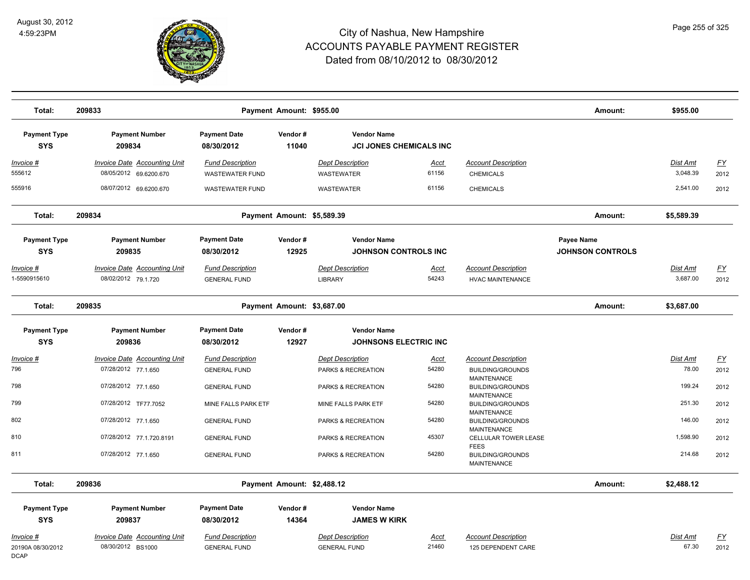# City of Nashua, New Hampshire
# ACCOUNTS PAYABLE PAYMENT REGISTER
## Dated from 08/10/2012 to 08/30/2012

August 30, 2012
4:59:23PM

| Total: | 209833 | | Payment Amount: $955.00 | | | | Amount: | $955.00 | |
|---|---|---|---|---|---|---|---|---|---|

| Payment Type | Payment Number | Payment Date | Vendor # | Vendor Name | | | | | |
|---|---|---|---|---|---|---|---|---|---|
| **SYS** | **209834** | **08/30/2012** | **11040** | **JCI JONES CHEMICALS INC** | | | | | |
| *Invoice #* | *Invoice Date* | *Accounting Unit* | *Fund Description* | *Dept Description* | *Acct* | *Account Description* | | *Dist Amt* | *FY* |
| 555612 | 08/05/2012 | 69.6200.670 | WASTEWATER FUND | WASTEWATER | 61156 | CHEMICALS | | 3,048.39 | 2012 |
| 555916 | 08/07/2012 | 69.6200.670 | WASTEWATER FUND | WASTEWATER | 61156 | CHEMICALS | | 2,541.00 | 2012 |

| Total: | 209834 | | Payment Amount: $5,589.39 | | | | Amount: | $5,589.39 | |
|---|---|---|---|---|---|---|---|---|---|

| Payment Type | Payment Number | Payment Date | Vendor # | Vendor Name | | | Payee Name | | |
|---|---|---|---|---|---|---|---|---|---|
| **SYS** | **209835** | **08/30/2012** | **12925** | **JOHNSON CONTROLS INC** | | | **JOHNSON CONTROLS** | | |
| *Invoice #* | *Invoice Date* | *Accounting Unit* | *Fund Description* | *Dept Description* | *Acct* | *Account Description* | | *Dist Amt* | *FY* |
| 1-5590915610 | 08/02/2012 | 79.1.720 | GENERAL FUND | LIBRARY | 54243 | HVAC MAINTENANCE | | 3,687.00 | 2012 |

| Total: | 209835 | | Payment Amount: $3,687.00 | | | | Amount: | $3,687.00 | |
|---|---|---|---|---|---|---|---|---|---|

| Payment Type | Payment Number | Payment Date | Vendor # | Vendor Name | | | | | |
|---|---|---|---|---|---|---|---|---|---|
| **SYS** | **209836** | **08/30/2012** | **12927** | **JOHNSONS ELECTRIC INC** | | | | | |
| *Invoice #* | *Invoice Date* | *Accounting Unit* | *Fund Description* | *Dept Description* | *Acct* | *Account Description* | | *Dist Amt* | *FY* |
| 796 | 07/28/2012 | 77.1.650 | GENERAL FUND | PARKS & RECREATION | 54280 | BUILDING/GROUNDS MAINTENANCE | | 78.00 | 2012 |
| 798 | 07/28/2012 | 77.1.650 | GENERAL FUND | PARKS & RECREATION | 54280 | BUILDING/GROUNDS MAINTENANCE | | 199.24 | 2012 |
| 799 | 07/28/2012 | TF77.7052 | MINE FALLS PARK ETF | MINE FALLS PARK ETF | 54280 | BUILDING/GROUNDS MAINTENANCE | | 251.30 | 2012 |
| 802 | 07/28/2012 | 77.1.650 | GENERAL FUND | PARKS & RECREATION | 54280 | BUILDING/GROUNDS MAINTENANCE | | 146.00 | 2012 |
| 810 | 07/28/2012 | 77.1.720.8191 | GENERAL FUND | PARKS & RECREATION | 45307 | CELLULAR TOWER LEASE FEES | | 1,598.90 | 2012 |
| 811 | 07/28/2012 | 77.1.650 | GENERAL FUND | PARKS & RECREATION | 54280 | BUILDING/GROUNDS MAINTENANCE | | 214.68 | 2012 |

| Total: | 209836 | | Payment Amount: $2,488.12 | | | | Amount: | $2,488.12 | |
|---|---|---|---|---|---|---|---|---|---|

| Payment Type | Payment Number | Payment Date | Vendor # | Vendor Name | | | | | |
|---|---|---|---|---|---|---|---|---|---|
| **SYS** | **209837** | **08/30/2012** | **14364** | **JAMES W KIRK** | | | | | |
| *Invoice #* | *Invoice Date* | *Accounting Unit* | *Fund Description* | *Dept Description* | *Acct* | *Account Description* | | *Dist Amt* | *FY* |
| 20190A 08/30/2012 DCAP | 08/30/2012 | BS1000 | GENERAL FUND | GENERAL FUND | 21460 | 125 DEPENDENT CARE | | 67.30 | 2012 |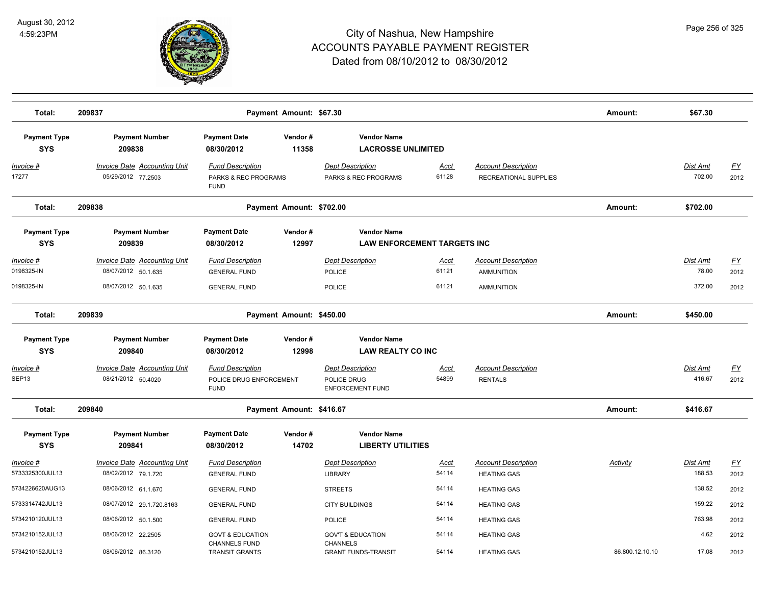# City of Nashua, New Hampshire
## ACCOUNTS PAYABLE PAYMENT REGISTER
### Dated from 08/10/2012 to 08/30/2012

| Total: | 209837 | | Payment Amount: $67.30 | | | | Amount: | $67.30 | |
|---|---|---|---|---|---|---|---|---|---|

| Payment Type | Payment Number | Payment Date | Vendor # | Vendor Name | | | | | |
|---|---|---|---|---|---|---|---|---|---|
| SYS | 209838 | 08/30/2012 | 11358 | LACROSSE UNLIMITED | | | | | |
| Invoice # | Invoice Date Accounting Unit | Fund Description | | Dept Description | Acct | Account Description | | Dist Amt | FY |
| 17277 | 05/29/2012 77.2503 | PARKS & REC PROGRAMS FUND | | PARKS & REC PROGRAMS | 61128 | RECREATIONAL SUPPLIES | | 702.00 | 2012 |
| Total: | 209838 | | Payment Amount: $702.00 | | | | Amount: | $702.00 | |

| Payment Type | Payment Number | Payment Date | Vendor # | Vendor Name | | | | | |
|---|---|---|---|---|---|---|---|---|---|
| SYS | 209839 | 08/30/2012 | 12997 | LAW ENFORCEMENT TARGETS INC | | | | | |
| Invoice # | Invoice Date Accounting Unit | Fund Description | | Dept Description | Acct | Account Description | | Dist Amt | FY |
| 0198325-IN | 08/07/2012 50.1.635 | GENERAL FUND | | POLICE | 61121 | AMMUNITION | | 78.00 | 2012 |
| 0198325-IN | 08/07/2012 50.1.635 | GENERAL FUND | | POLICE | 61121 | AMMUNITION | | 372.00 | 2012 |
| Total: | 209839 | | Payment Amount: $450.00 | | | | Amount: | $450.00 | |

| Payment Type | Payment Number | Payment Date | Vendor # | Vendor Name | | | | | |
|---|---|---|---|---|---|---|---|---|---|
| SYS | 209840 | 08/30/2012 | 12998 | LAW REALTY CO INC | | | | | |
| Invoice # | Invoice Date Accounting Unit | Fund Description | | Dept Description | Acct | Account Description | | Dist Amt | FY |
| SEP13 | 08/21/2012 50.4020 | POLICE DRUG ENFORCEMENT FUND | | POLICE DRUG ENFORCEMENT FUND | 54899 | RENTALS | | 416.67 | 2012 |
| Total: | 209840 | | Payment Amount: $416.67 | | | | Amount: | $416.67 | |

| Payment Type | Payment Number | Payment Date | Vendor # | Vendor Name | | | | | |
|---|---|---|---|---|---|---|---|---|---|
| SYS | 209841 | 08/30/2012 | 14702 | LIBERTY UTILITIES | | | | | |
| Invoice # | Invoice Date Accounting Unit | Fund Description | | Dept Description | Acct | Account Description | Activity | Dist Amt | FY |
| 5733325300JUL13 | 08/02/2012 79.1.720 | GENERAL FUND | | LIBRARY | 54114 | HEATING GAS | | 188.53 | 2012 |
| 5734226620AUG13 | 08/06/2012 61.1.670 | GENERAL FUND | | STREETS | 54114 | HEATING GAS | | 138.52 | 2012 |
| 5733314742JUL13 | 08/07/2012 29.1.720.8163 | GENERAL FUND | | CITY BUILDINGS | 54114 | HEATING GAS | | 159.22 | 2012 |
| 5734210120JUL13 | 08/06/2012 50.1.500 | GENERAL FUND | | POLICE | 54114 | HEATING GAS | | 763.98 | 2012 |
| 5734210152JUL13 | 08/06/2012 22.2505 | GOVT & EDUCATION CHANNELS FUND | | GOV'T & EDUCATION CHANNELS | 54114 | HEATING GAS | | 4.62 | 2012 |
| 5734210152JUL13 | 08/06/2012 86.3120 | TRANSIT GRANTS | | GRANT FUNDS-TRANSIT | 54114 | HEATING GAS | 86.800.12.10.10 | 17.08 | 2012 |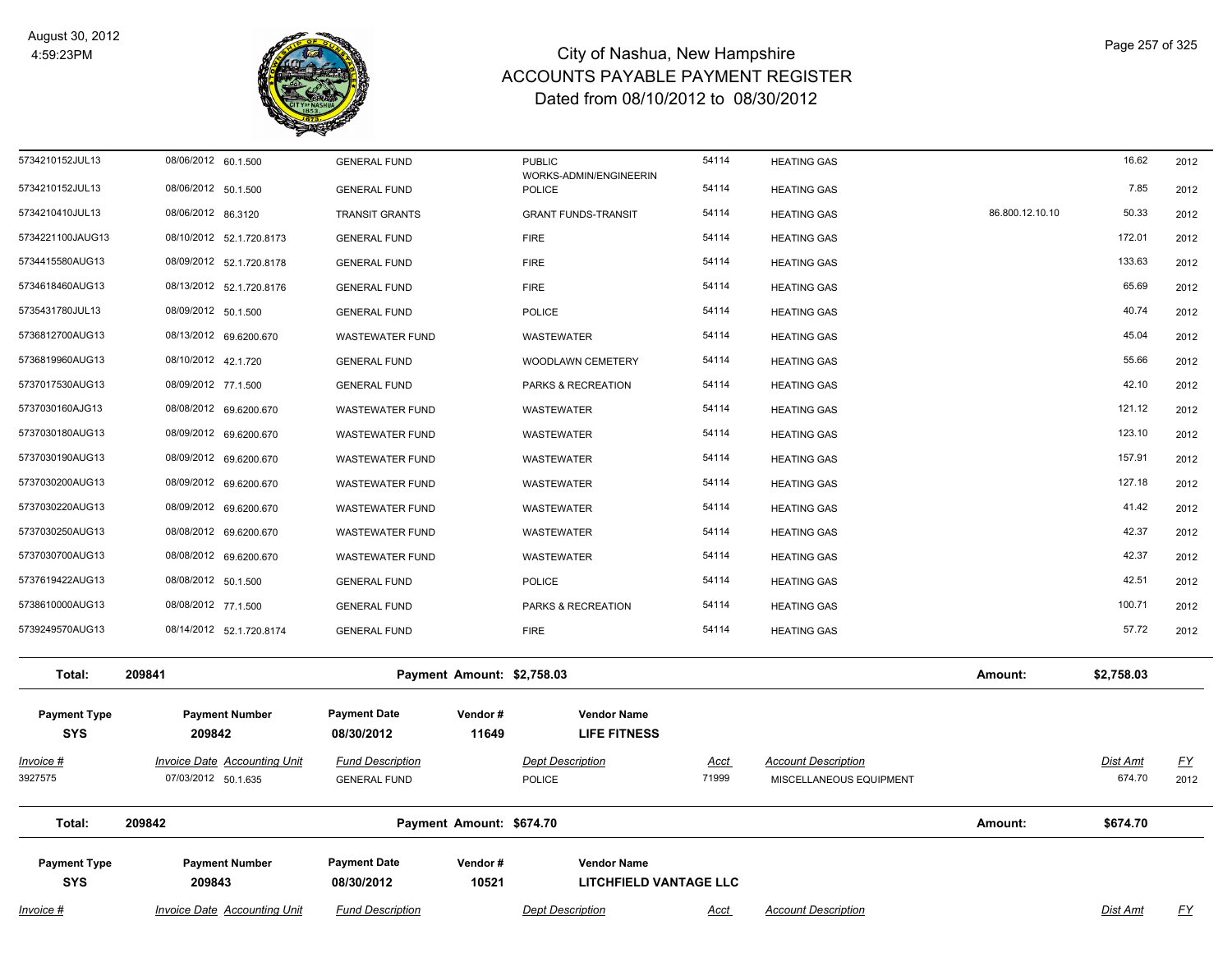| Invoice # | Invoice Date | Accounting Unit | Fund Description | Dept Description | Acct | Account Description | | Dist Amt | FY |
|---|---|---|---|---|---|---|---|---|---|
| 5734210152JUL13 | 08/06/2012 | 60.1.500 | GENERAL FUND | PUBLIC WORKS-ADMIN/ENGINEERIN | 54114 | HEATING GAS | | 16.62 | 2012 |
| 5734210152JUL13 | 08/06/2012 | 50.1.500 | GENERAL FUND | POLICE | 54114 | HEATING GAS | | 7.85 | 2012 |
| 5734210410JUL13 | 08/06/2012 | 86.3120 | TRANSIT GRANTS | GRANT FUNDS-TRANSIT | 54114 | HEATING GAS | 86.800.12.10.10 | 50.33 | 2012 |
| 5734221100JAUG13 | 08/10/2012 | 52.1.720.8173 | GENERAL FUND | FIRE | 54114 | HEATING GAS | | 172.01 | 2012 |
| 5734415580AUG13 | 08/09/2012 | 52.1.720.8178 | GENERAL FUND | FIRE | 54114 | HEATING GAS | | 133.63 | 2012 |
| 5734618460AUG13 | 08/13/2012 | 52.1.720.8176 | GENERAL FUND | FIRE | 54114 | HEATING GAS | | 65.69 | 2012 |
| 5735431780JUL13 | 08/09/2012 | 50.1.500 | GENERAL FUND | POLICE | 54114 | HEATING GAS | | 40.74 | 2012 |
| 5736812700AUG13 | 08/13/2012 | 69.6200.670 | WASTEWATER FUND | WASTEWATER | 54114 | HEATING GAS | | 45.04 | 2012 |
| 5736819960AUG13 | 08/10/2012 | 42.1.720 | GENERAL FUND | WOODLAWN CEMETERY | 54114 | HEATING GAS | | 55.66 | 2012 |
| 5737017530AUG13 | 08/09/2012 | 77.1.500 | GENERAL FUND | PARKS & RECREATION | 54114 | HEATING GAS | | 42.10 | 2012 |
| 5737030160AJG13 | 08/08/2012 | 69.6200.670 | WASTEWATER FUND | WASTEWATER | 54114 | HEATING GAS | | 121.12 | 2012 |
| 5737030180AUG13 | 08/09/2012 | 69.6200.670 | WASTEWATER FUND | WASTEWATER | 54114 | HEATING GAS | | 123.10 | 2012 |
| 5737030190AUG13 | 08/09/2012 | 69.6200.670 | WASTEWATER FUND | WASTEWATER | 54114 | HEATING GAS | | 157.91 | 2012 |
| 5737030200AUG13 | 08/09/2012 | 69.6200.670 | WASTEWATER FUND | WASTEWATER | 54114 | HEATING GAS | | 127.18 | 2012 |
| 5737030220AUG13 | 08/09/2012 | 69.6200.670 | WASTEWATER FUND | WASTEWATER | 54114 | HEATING GAS | | 41.42 | 2012 |
| 5737030250AUG13 | 08/08/2012 | 69.6200.670 | WASTEWATER FUND | WASTEWATER | 54114 | HEATING GAS | | 42.37 | 2012 |
| 5737030700AUG13 | 08/08/2012 | 69.6200.670 | WASTEWATER FUND | WASTEWATER | 54114 | HEATING GAS | | 42.37 | 2012 |
| 5737619422AUG13 | 08/08/2012 | 50.1.500 | GENERAL FUND | POLICE | 54114 | HEATING GAS | | 42.51 | 2012 |
| 5738610000AUG13 | 08/08/2012 | 77.1.500 | GENERAL FUND | PARKS & RECREATION | 54114 | HEATING GAS | | 100.71 | 2012 |
| 5739249570AUG13 | 08/14/2012 | 52.1.720.8174 | GENERAL FUND | FIRE | 54114 | HEATING GAS | | 57.72 | 2012 |

**Total: 209841 — Payment Amount: $2,758.03 — Amount: $2,758.03**

| Payment Type | Payment Number | Payment Date | Vendor # | Vendor Name |
|---|---|---|---|---|
| SYS | 209842 | 08/30/2012 | 11649 | LIFE FITNESS |

| Invoice # | Invoice Date | Accounting Unit | Fund Description | Dept Description | Acct | Account Description | Dist Amt | FY |
|---|---|---|---|---|---|---|---|---|
| 3927575 | 07/03/2012 | 50.1.635 | GENERAL FUND | POLICE | 71999 | MISCELLANEOUS EQUIPMENT | 674.70 | 2012 |

**Total: 209842 — Payment Amount: $674.70 — Amount: $674.70**

| Payment Type | Payment Number | Payment Date | Vendor # | Vendor Name |
|---|---|---|---|---|
| SYS | 209843 | 08/30/2012 | 10521 | LITCHFIELD VANTAGE LLC |

| Invoice # | Invoice Date | Accounting Unit | Fund Description | Dept Description | Acct | Account Description | Dist Amt | FY |
|---|---|---|---|---|---|---|---|---|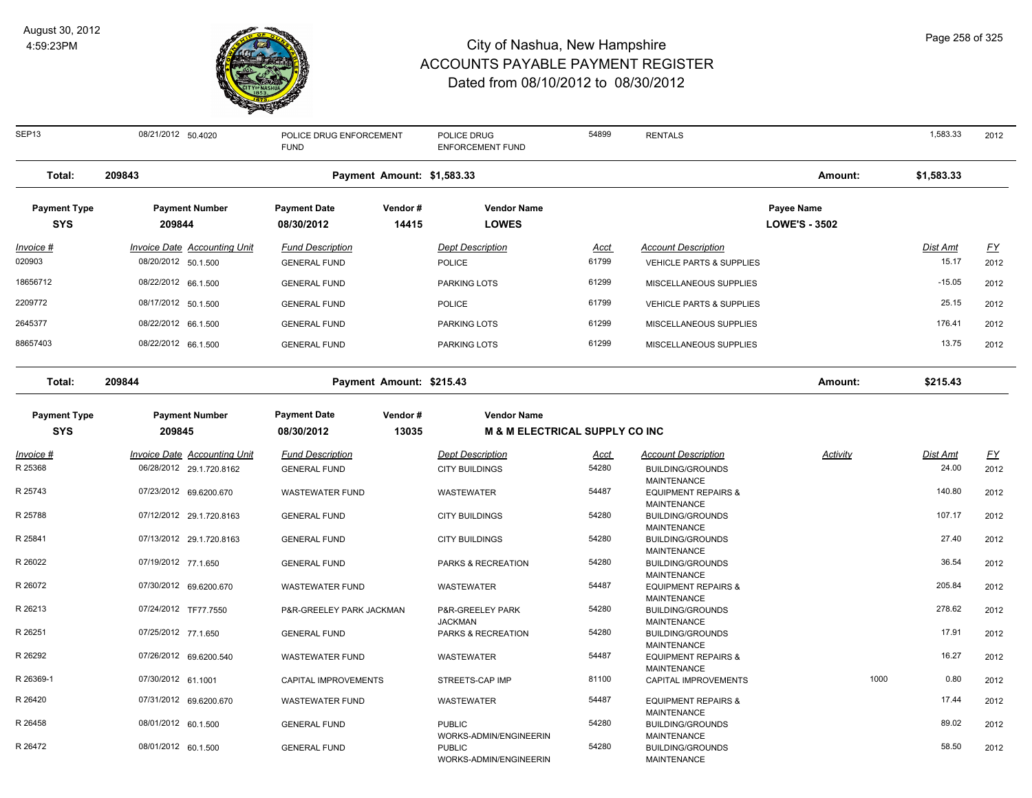# City of Nashua, New Hampshire
# ACCOUNTS PAYABLE PAYMENT REGISTER
## Dated from 08/10/2012 to 08/30/2012

August 30, 2012
4:59:23PM

| SEP13 | 08/21/2012 | 50.4020 | POLICE DRUG ENFORCEMENT FUND | POLICE DRUG ENFORCEMENT FUND | 54899 | RENTALS | | 1,583.33 | 2012 |
|---|---|---|---|---|---|---|---|---|---|

**Total: 209843** Payment Amount: $1,583.33 Amount: $1,583.33

| Payment Type | Payment Number | Payment Date | Vendor # | Vendor Name | Payee Name |
|---|---|---|---|---|---|
| SYS | 209844 | 08/30/2012 | 14415 | LOWES | LOWE'S - 3502 |

| Invoice # | Invoice Date | Accounting Unit | Fund Description | Dept Description | Acct | Account Description | Dist Amt | FY |
|---|---|---|---|---|---|---|---|---|
| 020903 | 08/20/2012 | 50.1.500 | GENERAL FUND | POLICE | 61799 | VEHICLE PARTS & SUPPLIES | 15.17 | 2012 |
| 18656712 | 08/22/2012 | 66.1.500 | GENERAL FUND | PARKING LOTS | 61299 | MISCELLANEOUS SUPPLIES | -15.05 | 2012 |
| 2209772 | 08/17/2012 | 50.1.500 | GENERAL FUND | POLICE | 61799 | VEHICLE PARTS & SUPPLIES | 25.15 | 2012 |
| 2645377 | 08/22/2012 | 66.1.500 | GENERAL FUND | PARKING LOTS | 61299 | MISCELLANEOUS SUPPLIES | 176.41 | 2012 |
| 88657403 | 08/22/2012 | 66.1.500 | GENERAL FUND | PARKING LOTS | 61299 | MISCELLANEOUS SUPPLIES | 13.75 | 2012 |

**Total: 209844** Payment Amount: $215.43 Amount: $215.43

| Payment Type | Payment Number | Payment Date | Vendor # | Vendor Name |
|---|---|---|---|---|
| SYS | 209845 | 08/30/2012 | 13035 | M & M ELECTRICAL SUPPLY CO INC |

| Invoice # | Invoice Date | Accounting Unit | Fund Description | Dept Description | Acct | Account Description | Activity | Dist Amt | FY |
|---|---|---|---|---|---|---|---|---|---|
| R 25368 | 06/28/2012 | 29.1.720.8162 | GENERAL FUND | CITY BUILDINGS | 54280 | BUILDING/GROUNDS MAINTENANCE | | 24.00 | 2012 |
| R 25743 | 07/23/2012 | 69.6200.670 | WASTEWATER FUND | WASTEWATER | 54487 | EQUIPMENT REPAIRS & MAINTENANCE | | 140.80 | 2012 |
| R 25788 | 07/12/2012 | 29.1.720.8163 | GENERAL FUND | CITY BUILDINGS | 54280 | BUILDING/GROUNDS MAINTENANCE | | 107.17 | 2012 |
| R 25841 | 07/13/2012 | 29.1.720.8163 | GENERAL FUND | CITY BUILDINGS | 54280 | BUILDING/GROUNDS MAINTENANCE | | 27.40 | 2012 |
| R 26022 | 07/19/2012 | 77.1.650 | GENERAL FUND | PARKS & RECREATION | 54280 | BUILDING/GROUNDS MAINTENANCE | | 36.54 | 2012 |
| R 26072 | 07/30/2012 | 69.6200.670 | WASTEWATER FUND | WASTEWATER | 54487 | EQUIPMENT REPAIRS & MAINTENANCE | | 205.84 | 2012 |
| R 26213 | 07/24/2012 | TF77.7550 | P&R-GREELEY PARK JACKMAN | P&R-GREELEY PARK JACKMAN | 54280 | BUILDING/GROUNDS MAINTENANCE | | 278.62 | 2012 |
| R 26251 | 07/25/2012 | 77.1.650 | GENERAL FUND | PARKS & RECREATION | 54280 | BUILDING/GROUNDS MAINTENANCE | | 17.91 | 2012 |
| R 26292 | 07/26/2012 | 69.6200.540 | WASTEWATER FUND | WASTEWATER | 54487 | EQUIPMENT REPAIRS & MAINTENANCE | | 16.27 | 2012 |
| R 26369-1 | 07/30/2012 | 61.1001 | CAPITAL IMPROVEMENTS | STREETS-CAP IMP | 81100 | CAPITAL IMPROVEMENTS | 1000 | 0.80 | 2012 |
| R 26420 | 07/31/2012 | 69.6200.670 | WASTEWATER FUND | WASTEWATER | 54487 | EQUIPMENT REPAIRS & MAINTENANCE | | 17.44 | 2012 |
| R 26458 | 08/01/2012 | 60.1.500 | GENERAL FUND | PUBLIC WORKS-ADMIN/ENGINEERIN | 54280 | BUILDING/GROUNDS MAINTENANCE | | 89.02 | 2012 |
| R 26472 | 08/01/2012 | 60.1.500 | GENERAL FUND | PUBLIC WORKS-ADMIN/ENGINEERIN | 54280 | BUILDING/GROUNDS MAINTENANCE | | 58.50 | 2012 |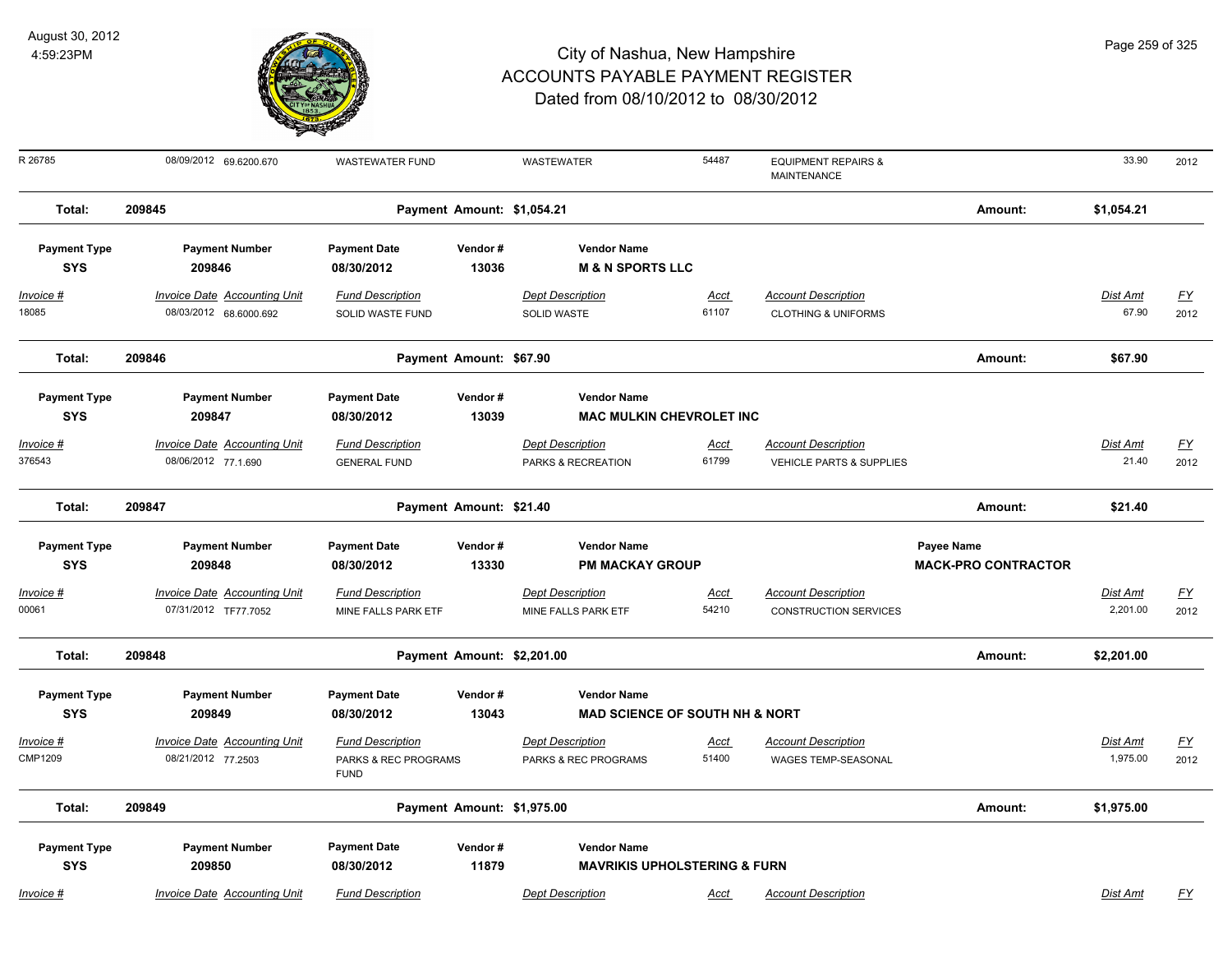# City of Nashua, New Hampshire
## ACCOUNTS PAYABLE PAYMENT REGISTER
### Dated from 08/10/2012 to 08/30/2012

August 30, 2012
4:59:23PM

| Invoice # | Invoice Date | Accounting Unit | Fund Description | Dept Description | Acct | Account Description | Dist Amt | FY |
|---|---|---|---|---|---|---|---|---|
| R 26785 | 08/09/2012 | 69.6200.670 | WASTEWATER FUND | WASTEWATER | 54487 | EQUIPMENT REPAIRS & MAINTENANCE | 33.90 | 2012 |

**Total: 209845** — Payment Amount: $1,054.21 — Amount: $1,054.21

| Payment Type | Payment Number | Payment Date | Vendor # | Vendor Name |
|---|---|---|---|---|
| SYS | 209846 | 08/30/2012 | 13036 | M & N SPORTS LLC |

| Invoice # | Invoice Date | Accounting Unit | Fund Description | Dept Description | Acct | Account Description | Dist Amt | FY |
|---|---|---|---|---|---|---|---|---|
| 18085 | 08/03/2012 | 68.6000.692 | SOLID WASTE FUND | SOLID WASTE | 61107 | CLOTHING & UNIFORMS | 67.90 | 2012 |

**Total: 209846** — Payment Amount: $67.90 — Amount: $67.90

| Payment Type | Payment Number | Payment Date | Vendor # | Vendor Name |
|---|---|---|---|---|
| SYS | 209847 | 08/30/2012 | 13039 | MAC MULKIN CHEVROLET INC |

| Invoice # | Invoice Date | Accounting Unit | Fund Description | Dept Description | Acct | Account Description | Dist Amt | FY |
|---|---|---|---|---|---|---|---|---|
| 376543 | 08/06/2012 | 77.1.690 | GENERAL FUND | PARKS & RECREATION | 61799 | VEHICLE PARTS & SUPPLIES | 21.40 | 2012 |

**Total: 209847** — Payment Amount: $21.40 — Amount: $21.40

| Payment Type | Payment Number | Payment Date | Vendor # | Vendor Name | Payee Name |
|---|---|---|---|---|---|
| SYS | 209848 | 08/30/2012 | 13330 | PM MACKAY GROUP | MACK-PRO CONTRACTOR |

| Invoice # | Invoice Date | Accounting Unit | Fund Description | Dept Description | Acct | Account Description | Dist Amt | FY |
|---|---|---|---|---|---|---|---|---|
| 00061 | 07/31/2012 | TF77.7052 | MINE FALLS PARK ETF | MINE FALLS PARK ETF | 54210 | CONSTRUCTION SERVICES | 2,201.00 | 2012 |

**Total: 209848** — Payment Amount: $2,201.00 — Amount: $2,201.00

| Payment Type | Payment Number | Payment Date | Vendor # | Vendor Name |
|---|---|---|---|---|
| SYS | 209849 | 08/30/2012 | 13043 | MAD SCIENCE OF SOUTH NH & NORT |

| Invoice # | Invoice Date | Accounting Unit | Fund Description | Dept Description | Acct | Account Description | Dist Amt | FY |
|---|---|---|---|---|---|---|---|---|
| CMP1209 | 08/21/2012 | 77.2503 | PARKS & REC PROGRAMS FUND | PARKS & REC PROGRAMS | 51400 | WAGES TEMP-SEASONAL | 1,975.00 | 2012 |

**Total: 209849** — Payment Amount: $1,975.00 — Amount: $1,975.00

| Payment Type | Payment Number | Payment Date | Vendor # | Vendor Name |
|---|---|---|---|---|
| SYS | 209850 | 08/30/2012 | 11879 | MAVRIKIS UPHOLSTERING & FURN |

| Invoice # | Invoice Date | Accounting Unit | Fund Description | Dept Description | Acct | Account Description | Dist Amt | FY |
|---|---|---|---|---|---|---|---|---|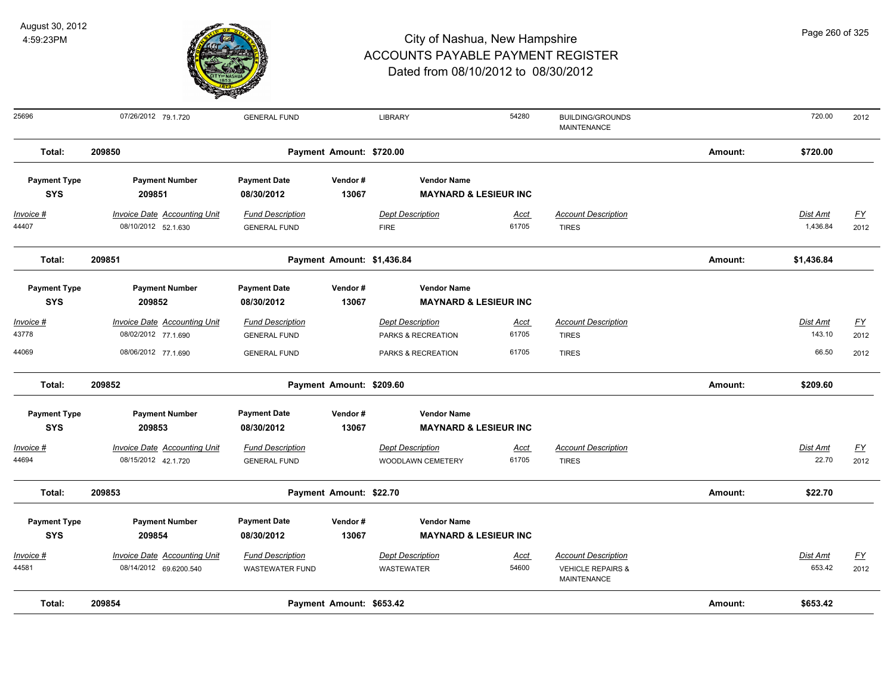| Invoice # | Invoice Date | Accounting Unit | Fund Description | Dept Description | Acct | Account Description | Dist Amt | FY |
|---|---|---|---|---|---|---|---|---|
| 25696 | 07/26/2012 | 79.1.720 | GENERAL FUND | LIBRARY | 54280 | BUILDING/GROUNDS MAINTENANCE | 720.00 | 2012 |

**Total: 209850** Payment Amount: $720.00 Amount: $720.00

| Payment Type | Payment Number | Payment Date | Vendor # | Vendor Name |
|---|---|---|---|---|
| SYS | 209851 | 08/30/2012 | 13067 | MAYNARD & LESIEUR INC |

| Invoice # | Invoice Date | Accounting Unit | Fund Description | Dept Description | Acct | Account Description | Dist Amt | FY |
|---|---|---|---|---|---|---|---|---|
| 44407 | 08/10/2012 | 52.1.630 | GENERAL FUND | FIRE | 61705 | TIRES | 1,436.84 | 2012 |

**Total: 209851** Payment Amount: $1,436.84 Amount: $1,436.84

| Payment Type | Payment Number | Payment Date | Vendor # | Vendor Name |
|---|---|---|---|---|
| SYS | 209852 | 08/30/2012 | 13067 | MAYNARD & LESIEUR INC |

| Invoice # | Invoice Date | Accounting Unit | Fund Description | Dept Description | Acct | Account Description | Dist Amt | FY |
|---|---|---|---|---|---|---|---|---|
| 43778 | 08/02/2012 | 77.1.690 | GENERAL FUND | PARKS & RECREATION | 61705 | TIRES | 143.10 | 2012 |
| 44069 | 08/06/2012 | 77.1.690 | GENERAL FUND | PARKS & RECREATION | 61705 | TIRES | 66.50 | 2012 |

**Total: 209852** Payment Amount: $209.60 Amount: $209.60

| Payment Type | Payment Number | Payment Date | Vendor # | Vendor Name |
|---|---|---|---|---|
| SYS | 209853 | 08/30/2012 | 13067 | MAYNARD & LESIEUR INC |

| Invoice # | Invoice Date | Accounting Unit | Fund Description | Dept Description | Acct | Account Description | Dist Amt | FY |
|---|---|---|---|---|---|---|---|---|
| 44694 | 08/15/2012 | 42.1.720 | GENERAL FUND | WOODLAWN CEMETERY | 61705 | TIRES | 22.70 | 2012 |

**Total: 209853** Payment Amount: $22.70 Amount: $22.70

| Payment Type | Payment Number | Payment Date | Vendor # | Vendor Name |
|---|---|---|---|---|
| SYS | 209854 | 08/30/2012 | 13067 | MAYNARD & LESIEUR INC |

| Invoice # | Invoice Date | Accounting Unit | Fund Description | Dept Description | Acct | Account Description | Dist Amt | FY |
|---|---|---|---|---|---|---|---|---|
| 44581 | 08/14/2012 | 69.6200.540 | WASTEWATER FUND | WASTEWATER | 54600 | VEHICLE REPAIRS & MAINTENANCE | 653.42 | 2012 |

**Total: 209854** Payment Amount: $653.42 Amount: $653.42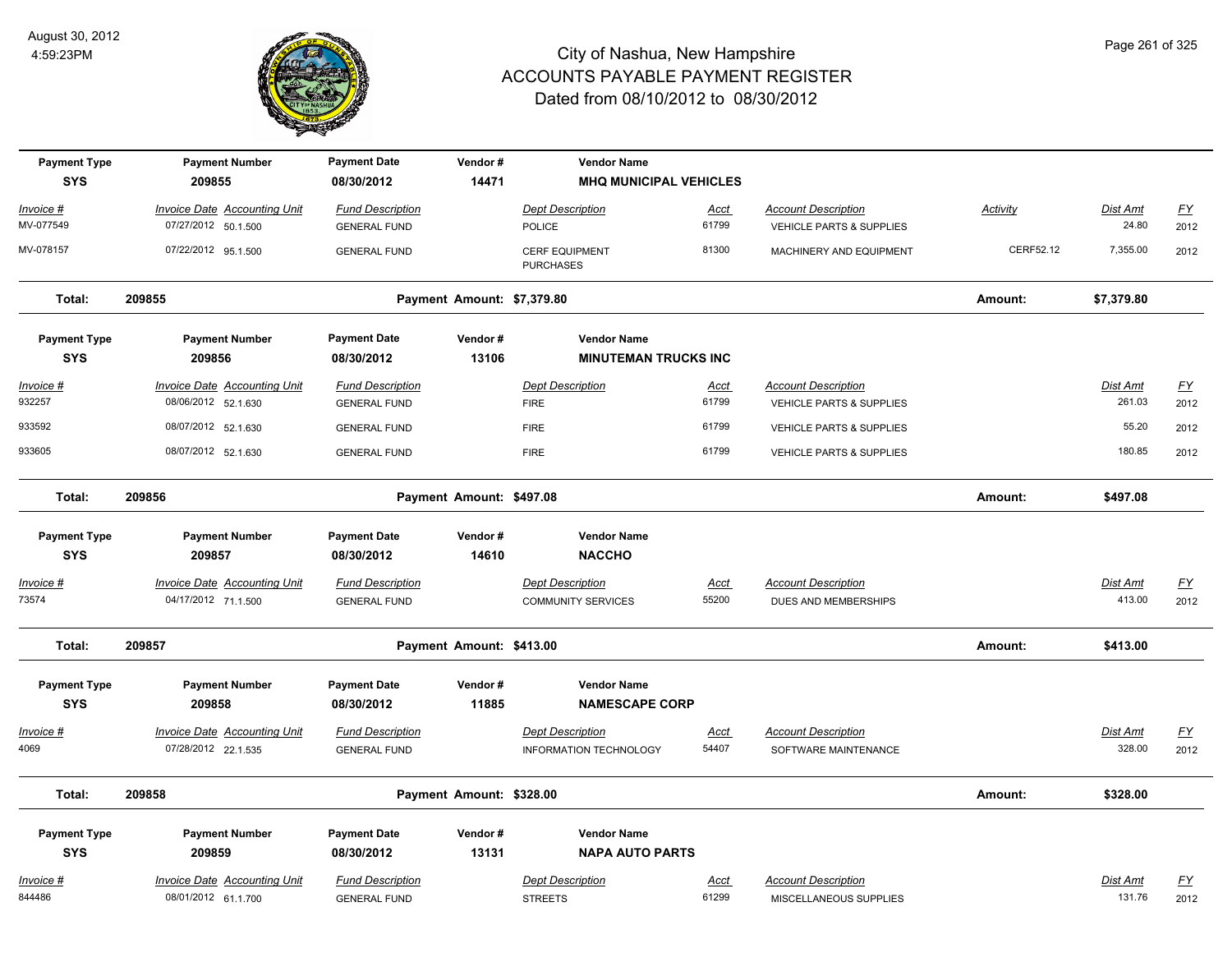# City of Nashua, New Hampshire
## ACCOUNTS PAYABLE PAYMENT REGISTER
### Dated from 08/10/2012 to 08/30/2012

August 30, 2012
4:59:23PM

| Payment Type | Payment Number | Payment Date | Vendor # | Vendor Name |
|---|---|---|---|---|
| SYS | 209855 | 08/30/2012 | 14471 | MHQ MUNICIPAL VEHICLES |

| Invoice # | Invoice Date | Accounting Unit | Fund Description | Dept Description | Acct | Account Description | Activity | Dist Amt | FY |
|---|---|---|---|---|---|---|---|---|---|
| MV-077549 | 07/27/2012 | 50.1.500 | GENERAL FUND | POLICE | 61799 | VEHICLE PARTS & SUPPLIES | | 24.80 | 2012 |
| MV-078157 | 07/22/2012 | 95.1.500 | GENERAL FUND | CERF EQUIPMENT PURCHASES | 81300 | MACHINERY AND EQUIPMENT | CERF52.12 | 7,355.00 | 2012 |

**Total: 209855 — Payment Amount: $7,379.80 — Amount: $7,379.80**

| Payment Type | Payment Number | Payment Date | Vendor # | Vendor Name |
|---|---|---|---|---|
| SYS | 209856 | 08/30/2012 | 13106 | MINUTEMAN TRUCKS INC |

| Invoice # | Invoice Date | Accounting Unit | Fund Description | Dept Description | Acct | Account Description | Dist Amt | FY |
|---|---|---|---|---|---|---|---|---|
| 932257 | 08/06/2012 | 52.1.630 | GENERAL FUND | FIRE | 61799 | VEHICLE PARTS & SUPPLIES | 261.03 | 2012 |
| 933592 | 08/07/2012 | 52.1.630 | GENERAL FUND | FIRE | 61799 | VEHICLE PARTS & SUPPLIES | 55.20 | 2012 |
| 933605 | 08/07/2012 | 52.1.630 | GENERAL FUND | FIRE | 61799 | VEHICLE PARTS & SUPPLIES | 180.85 | 2012 |

**Total: 209856 — Payment Amount: $497.08 — Amount: $497.08**

| Payment Type | Payment Number | Payment Date | Vendor # | Vendor Name |
|---|---|---|---|---|
| SYS | 209857 | 08/30/2012 | 14610 | NACCHO |

| Invoice # | Invoice Date | Accounting Unit | Fund Description | Dept Description | Acct | Account Description | Dist Amt | FY |
|---|---|---|---|---|---|---|---|---|
| 73574 | 04/17/2012 | 71.1.500 | GENERAL FUND | COMMUNITY SERVICES | 55200 | DUES AND MEMBERSHIPS | 413.00 | 2012 |

**Total: 209857 — Payment Amount: $413.00 — Amount: $413.00**

| Payment Type | Payment Number | Payment Date | Vendor # | Vendor Name |
|---|---|---|---|---|
| SYS | 209858 | 08/30/2012 | 11885 | NAMESCAPE CORP |

| Invoice # | Invoice Date | Accounting Unit | Fund Description | Dept Description | Acct | Account Description | Dist Amt | FY |
|---|---|---|---|---|---|---|---|---|
| 4069 | 07/28/2012 | 22.1.535 | GENERAL FUND | INFORMATION TECHNOLOGY | 54407 | SOFTWARE MAINTENANCE | 328.00 | 2012 |

**Total: 209858 — Payment Amount: $328.00 — Amount: $328.00**

| Payment Type | Payment Number | Payment Date | Vendor # | Vendor Name |
|---|---|---|---|---|
| SYS | 209859 | 08/30/2012 | 13131 | NAPA AUTO PARTS |

| Invoice # | Invoice Date | Accounting Unit | Fund Description | Dept Description | Acct | Account Description | Dist Amt | FY |
|---|---|---|---|---|---|---|---|---|
| 844486 | 08/01/2012 | 61.1.700 | GENERAL FUND | STREETS | 61299 | MISCELLANEOUS SUPPLIES | 131.76 | 2012 |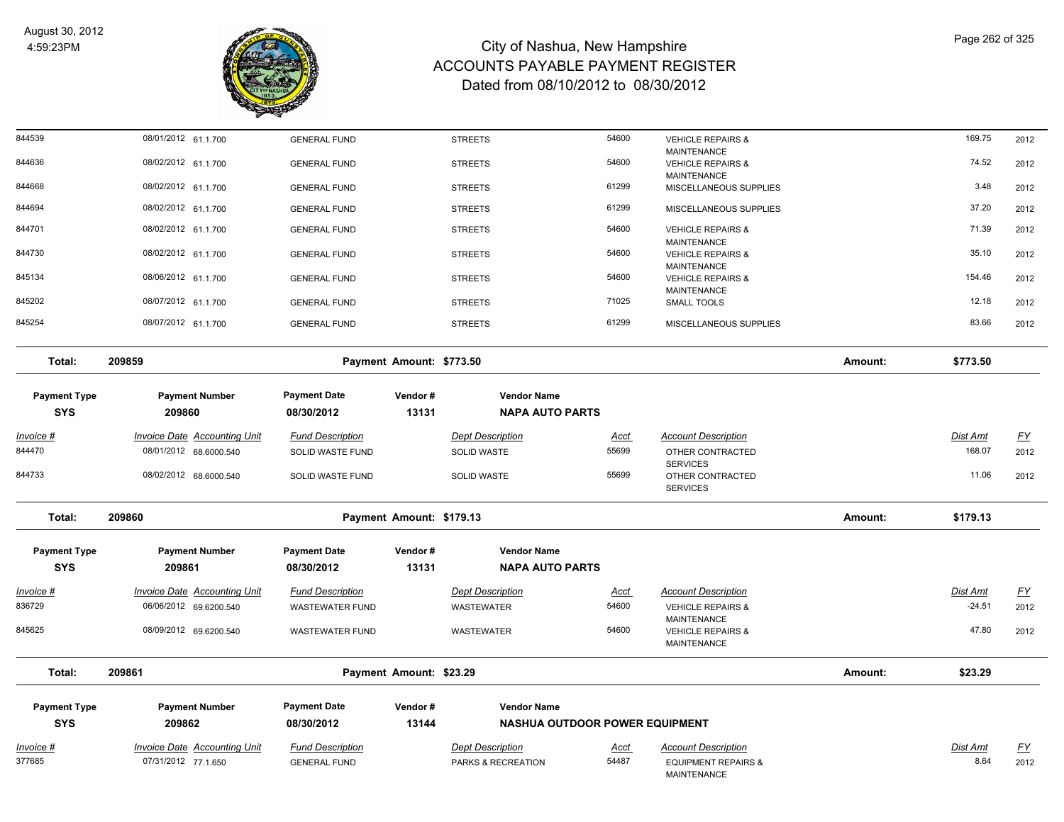# City of Nashua, New Hampshire
## ACCOUNTS PAYABLE PAYMENT REGISTER
### Dated from 08/10/2012 to 08/30/2012

| Invoice # | Invoice Date | Accounting Unit | Fund Description | Dept Description | Acct | Account Description | Dist Amt | FY |
|---|---|---|---|---|---|---|---|---|
| 844539 | 08/01/2012 | 61.1.700 | GENERAL FUND | STREETS | 54600 | VEHICLE REPAIRS & MAINTENANCE | 169.75 | 2012 |
| 844636 | 08/02/2012 | 61.1.700 | GENERAL FUND | STREETS | 54600 | VEHICLE REPAIRS & MAINTENANCE | 74.52 | 2012 |
| 844668 | 08/02/2012 | 61.1.700 | GENERAL FUND | STREETS | 61299 | MISCELLANEOUS SUPPLIES | 3.48 | 2012 |
| 844694 | 08/02/2012 | 61.1.700 | GENERAL FUND | STREETS | 61299 | MISCELLANEOUS SUPPLIES | 37.20 | 2012 |
| 844701 | 08/02/2012 | 61.1.700 | GENERAL FUND | STREETS | 54600 | VEHICLE REPAIRS & MAINTENANCE | 71.39 | 2012 |
| 844730 | 08/02/2012 | 61.1.700 | GENERAL FUND | STREETS | 54600 | VEHICLE REPAIRS & MAINTENANCE | 35.10 | 2012 |
| 845134 | 08/06/2012 | 61.1.700 | GENERAL FUND | STREETS | 54600 | VEHICLE REPAIRS & MAINTENANCE | 154.46 | 2012 |
| 845202 | 08/07/2012 | 61.1.700 | GENERAL FUND | STREETS | 71025 | SMALL TOOLS | 12.18 | 2012 |
| 845254 | 08/07/2012 | 61.1.700 | GENERAL FUND | STREETS | 61299 | MISCELLANEOUS SUPPLIES | 83.66 | 2012 |

**Total: 209859 — Payment Amount: $773.50 — Amount: $773.50**

| Payment Type | Payment Number | Payment Date | Vendor # | Vendor Name |
|---|---|---|---|---|
| SYS | 209860 | 08/30/2012 | 13131 | NAPA AUTO PARTS |

| Invoice # | Invoice Date | Accounting Unit | Fund Description | Dept Description | Acct | Account Description | Dist Amt | FY |
|---|---|---|---|---|---|---|---|---|
| 844470 | 08/01/2012 | 68.6000.540 | SOLID WASTE FUND | SOLID WASTE | 55699 | OTHER CONTRACTED SERVICES | 168.07 | 2012 |
| 844733 | 08/02/2012 | 68.6000.540 | SOLID WASTE FUND | SOLID WASTE | 55699 | OTHER CONTRACTED SERVICES | 11.06 | 2012 |

**Total: 209860 — Payment Amount: $179.13 — Amount: $179.13**

| Payment Type | Payment Number | Payment Date | Vendor # | Vendor Name |
|---|---|---|---|---|
| SYS | 209861 | 08/30/2012 | 13131 | NAPA AUTO PARTS |

| Invoice # | Invoice Date | Accounting Unit | Fund Description | Dept Description | Acct | Account Description | Dist Amt | FY |
|---|---|---|---|---|---|---|---|---|
| 836729 | 06/06/2012 | 69.6200.540 | WASTEWATER FUND | WASTEWATER | 54600 | VEHICLE REPAIRS & MAINTENANCE | -24.51 | 2012 |
| 845625 | 08/09/2012 | 69.6200.540 | WASTEWATER FUND | WASTEWATER | 54600 | VEHICLE REPAIRS & MAINTENANCE | 47.80 | 2012 |

**Total: 209861 — Payment Amount: $23.29 — Amount: $23.29**

| Payment Type | Payment Number | Payment Date | Vendor # | Vendor Name |
|---|---|---|---|---|
| SYS | 209862 | 08/30/2012 | 13144 | NASHUA OUTDOOR POWER EQUIPMENT |

| Invoice # | Invoice Date | Accounting Unit | Fund Description | Dept Description | Acct | Account Description | Dist Amt | FY |
|---|---|---|---|---|---|---|---|---|
| 377685 | 07/31/2012 | 77.1.650 | GENERAL FUND | PARKS & RECREATION | 54487 | EQUIPMENT REPAIRS & MAINTENANCE | 8.64 | 2012 |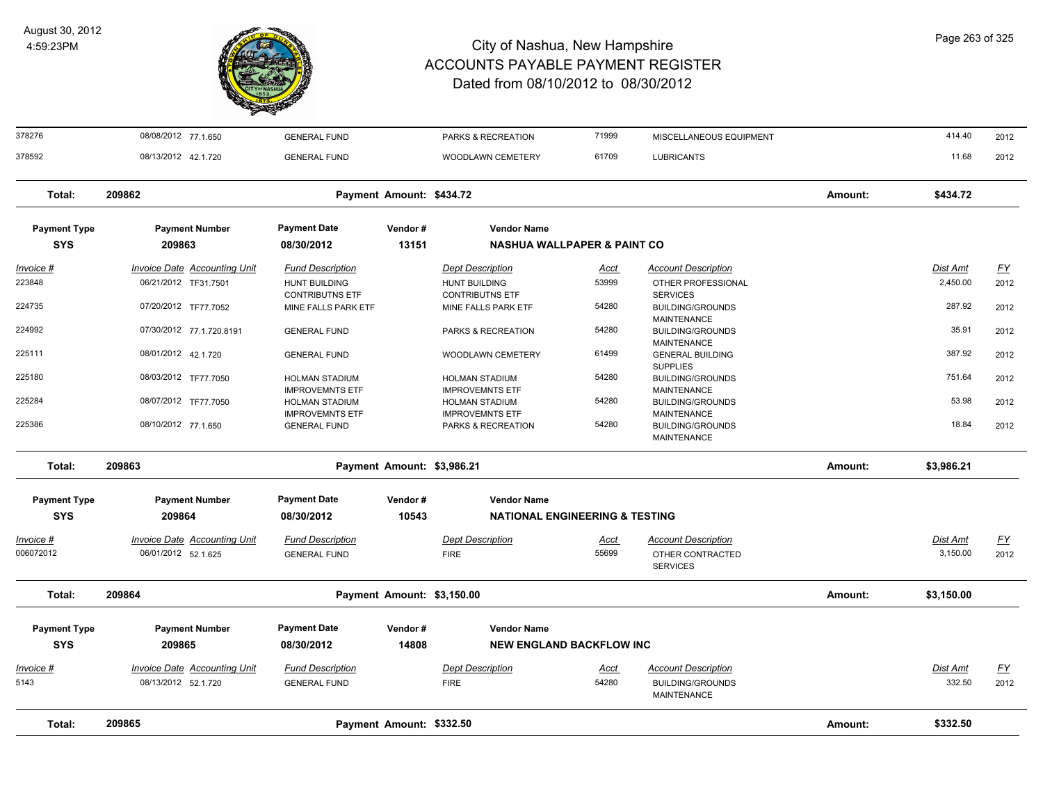# City of Nashua, New Hampshire
# ACCOUNTS PAYABLE PAYMENT REGISTER
## Dated from 08/10/2012 to 08/30/2012

August 30, 2012
4:59:23PM

| Invoice # | Invoice Date | Accounting Unit | Fund Description | Dept Description | Acct | Account Description | Dist Amt | FY |
|---|---|---|---|---|---|---|---|---|
| 378276 | 08/08/2012 | 77.1.650 | GENERAL FUND | PARKS & RECREATION | 71999 | MISCELLANEOUS EQUIPMENT | 414.40 | 2012 |
| 378592 | 08/13/2012 | 42.1.720 | GENERAL FUND | WOODLAWN CEMETERY | 61709 | LUBRICANTS | 11.68 | 2012 |

**Total: 209862** Payment Amount: $434.72 Amount: **$434.72**

| Payment Type | Payment Number | Payment Date | Vendor # | Vendor Name |
|---|---|---|---|---|
| **SYS** | **209863** | **08/30/2012** | **13151** | **NASHUA WALLPAPER & PAINT CO** |

| Invoice # | Invoice Date | Accounting Unit | Fund Description | Dept Description | Acct | Account Description | Dist Amt | FY |
|---|---|---|---|---|---|---|---|---|
| 223848 | 06/21/2012 | TF31.7501 | HUNT BUILDING CONTRIBUTNS ETF | HUNT BUILDING CONTRIBUTNS ETF | 53999 | OTHER PROFESSIONAL SERVICES | 2,450.00 | 2012 |
| 224735 | 07/20/2012 | TF77.7052 | MINE FALLS PARK ETF | MINE FALLS PARK ETF | 54280 | BUILDING/GROUNDS MAINTENANCE | 287.92 | 2012 |
| 224992 | 07/30/2012 | 77.1.720.8191 | GENERAL FUND | PARKS & RECREATION | 54280 | BUILDING/GROUNDS MAINTENANCE | 35.91 | 2012 |
| 225111 | 08/01/2012 | 42.1.720 | GENERAL FUND | WOODLAWN CEMETERY | 61499 | GENERAL BUILDING SUPPLIES | 387.92 | 2012 |
| 225180 | 08/03/2012 | TF77.7050 | HOLMAN STADIUM IMPROVEMNTS ETF | HOLMAN STADIUM IMPROVEMNTS ETF | 54280 | BUILDING/GROUNDS MAINTENANCE | 751.64 | 2012 |
| 225284 | 08/07/2012 | TF77.7050 | HOLMAN STADIUM IMPROVEMNTS ETF | HOLMAN STADIUM IMPROVEMNTS ETF | 54280 | BUILDING/GROUNDS MAINTENANCE | 53.98 | 2012 |
| 225386 | 08/10/2012 | 77.1.650 | GENERAL FUND | PARKS & RECREATION | 54280 | BUILDING/GROUNDS MAINTENANCE | 18.84 | 2012 |

**Total: 209863** Payment Amount: $3,986.21 Amount: **$3,986.21**

| Payment Type | Payment Number | Payment Date | Vendor # | Vendor Name |
|---|---|---|---|---|
| **SYS** | **209864** | **08/30/2012** | **10543** | **NATIONAL ENGINEERING & TESTING** |

| Invoice # | Invoice Date | Accounting Unit | Fund Description | Dept Description | Acct | Account Description | Dist Amt | FY |
|---|---|---|---|---|---|---|---|---|
| 006072012 | 06/01/2012 | 52.1.625 | GENERAL FUND | FIRE | 55699 | OTHER CONTRACTED SERVICES | 3,150.00 | 2012 |

**Total: 209864** Payment Amount: $3,150.00 Amount: **$3,150.00**

| Payment Type | Payment Number | Payment Date | Vendor # | Vendor Name |
|---|---|---|---|---|
| **SYS** | **209865** | **08/30/2012** | **14808** | **NEW ENGLAND BACKFLOW INC** |

| Invoice # | Invoice Date | Accounting Unit | Fund Description | Dept Description | Acct | Account Description | Dist Amt | FY |
|---|---|---|---|---|---|---|---|---|
| 5143 | 08/13/2012 | 52.1.720 | GENERAL FUND | FIRE | 54280 | BUILDING/GROUNDS MAINTENANCE | 332.50 | 2012 |

**Total: 209865** Payment Amount: $332.50 Amount: **$332.50**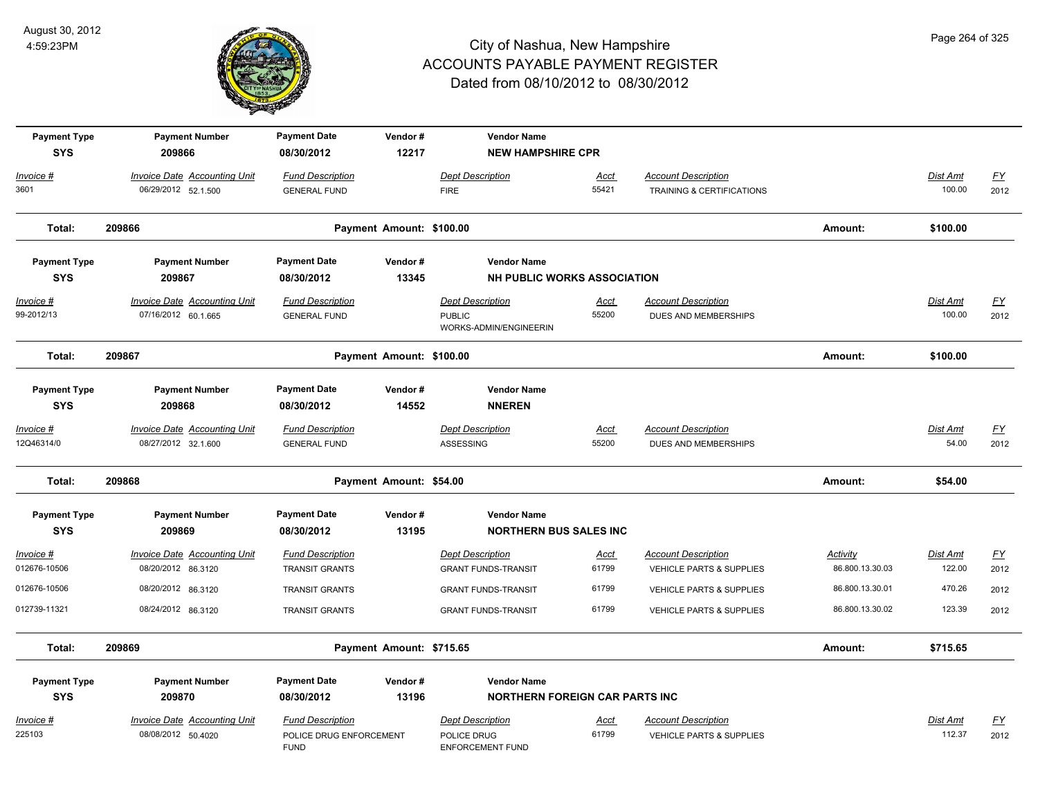# City of Nashua, New Hampshire
## ACCOUNTS PAYABLE PAYMENT REGISTER
### Dated from 08/10/2012 to 08/30/2012

August 30, 2012
4:59:23PM

| Payment Type | Payment Number | Payment Date | Vendor # | Vendor Name | | | | | |
|---|---|---|---|---|---|---|---|---|---|
| SYS | 209866 | 08/30/2012 | 12217 | NEW HAMPSHIRE CPR | | | | | |
| *Invoice #* | *Invoice Date Accounting Unit* | *Fund Description* | | *Dept Description* | *Acct* | *Account Description* | | *Dist Amt* | *FY* |
| 3601 | 06/29/2012 52.1.500 | GENERAL FUND | | FIRE | 55421 | TRAINING & CERTIFICATIONS | | 100.00 | 2012 |
| **Total:** | **209866** | **Payment Amount: $100.00** | | | | | **Amount:** | **$100.00** | |

| Payment Type | Payment Number | Payment Date | Vendor # | Vendor Name | | | | | |
|---|---|---|---|---|---|---|---|---|---|
| SYS | 209867 | 08/30/2012 | 13345 | NH PUBLIC WORKS ASSOCIATION | | | | | |
| *Invoice #* | *Invoice Date Accounting Unit* | *Fund Description* | | *Dept Description* | *Acct* | *Account Description* | | *Dist Amt* | *FY* |
| 99-2012/13 | 07/16/2012 60.1.665 | GENERAL FUND | | PUBLIC WORKS-ADMIN/ENGINEERIN | 55200 | DUES AND MEMBERSHIPS | | 100.00 | 2012 |
| **Total:** | **209867** | **Payment Amount: $100.00** | | | | | **Amount:** | **$100.00** | |

| Payment Type | Payment Number | Payment Date | Vendor # | Vendor Name | | | | | |
|---|---|---|---|---|---|---|---|---|---|
| SYS | 209868 | 08/30/2012 | 14552 | NNEREN | | | | | |
| *Invoice #* | *Invoice Date Accounting Unit* | *Fund Description* | | *Dept Description* | *Acct* | *Account Description* | | *Dist Amt* | *FY* |
| 12Q46314/0 | 08/27/2012 32.1.600 | GENERAL FUND | | ASSESSING | 55200 | DUES AND MEMBERSHIPS | | 54.00 | 2012 |
| **Total:** | **209868** | **Payment Amount: $54.00** | | | | | **Amount:** | **$54.00** | |

| Payment Type | Payment Number | Payment Date | Vendor # | Vendor Name | | | | | |
|---|---|---|---|---|---|---|---|---|---|
| SYS | 209869 | 08/30/2012 | 13195 | NORTHERN BUS SALES INC | | | | | |
| *Invoice #* | *Invoice Date Accounting Unit* | *Fund Description* | | *Dept Description* | *Acct* | *Account Description* | *Activity* | *Dist Amt* | *FY* |
| 012676-10506 | 08/20/2012 86.3120 | TRANSIT GRANTS | | GRANT FUNDS-TRANSIT | 61799 | VEHICLE PARTS & SUPPLIES | 86.800.13.30.03 | 122.00 | 2012 |
| 012676-10506 | 08/20/2012 86.3120 | TRANSIT GRANTS | | GRANT FUNDS-TRANSIT | 61799 | VEHICLE PARTS & SUPPLIES | 86.800.13.30.01 | 470.26 | 2012 |
| 012739-11321 | 08/24/2012 86.3120 | TRANSIT GRANTS | | GRANT FUNDS-TRANSIT | 61799 | VEHICLE PARTS & SUPPLIES | 86.800.13.30.02 | 123.39 | 2012 |
| **Total:** | **209869** | **Payment Amount: $715.65** | | | | | **Amount:** | **$715.65** | |

| Payment Type | Payment Number | Payment Date | Vendor # | Vendor Name | | | | | |
|---|---|---|---|---|---|---|---|---|---|
| SYS | 209870 | 08/30/2012 | 13196 | NORTHERN FOREIGN CAR PARTS INC | | | | | |
| *Invoice #* | *Invoice Date Accounting Unit* | *Fund Description* | | *Dept Description* | *Acct* | *Account Description* | | *Dist Amt* | *FY* |
| 225103 | 08/08/2012 50.4020 | POLICE DRUG ENFORCEMENT FUND | | POLICE DRUG ENFORCEMENT FUND | 61799 | VEHICLE PARTS & SUPPLIES | | 112.37 | 2012 |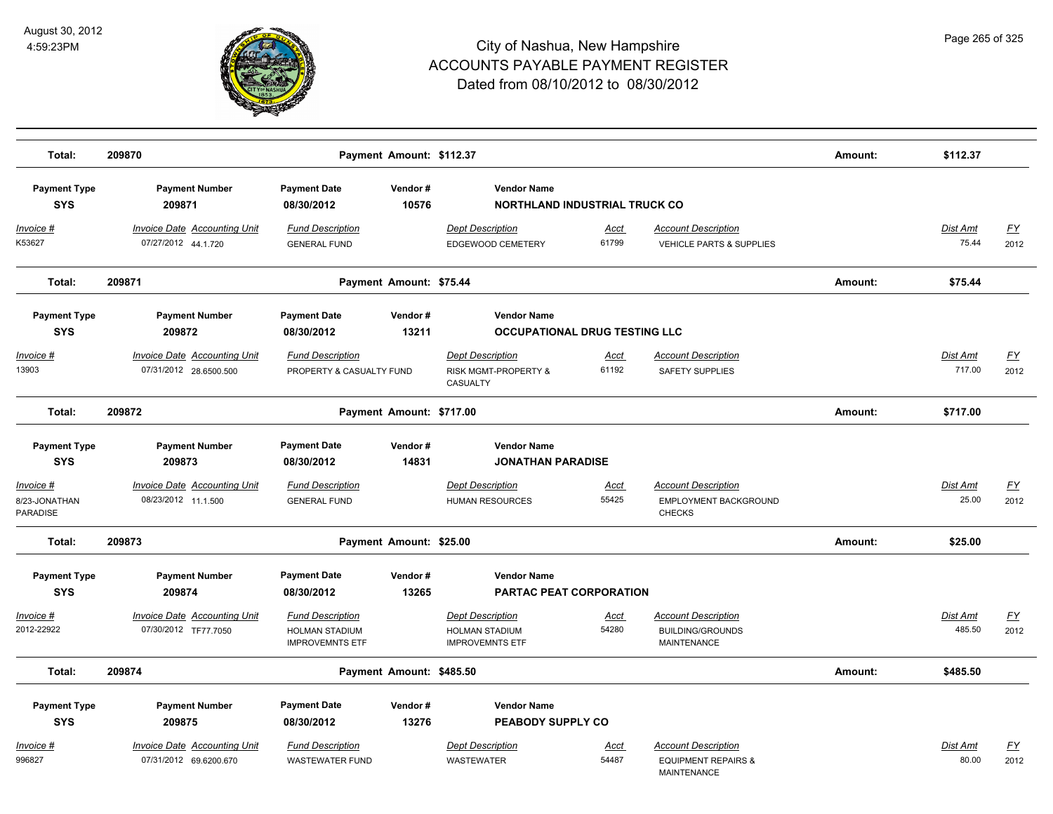# City of Nashua, New Hampshire
# ACCOUNTS PAYABLE PAYMENT REGISTER
## Dated from 08/10/2012 to 08/30/2012

August 30, 2012
4:59:23PM

**Total: 209870 — Payment Amount: $112.37 — Amount: $112.37**

| Payment Type | Payment Number | Payment Date | Vendor # | Vendor Name |
|---|---|---|---|---|
| SYS | 209871 | 08/30/2012 | 10576 | NORTHLAND INDUSTRIAL TRUCK CO |

| Invoice # | Invoice Date | Accounting Unit | Fund Description | Dept Description | Acct | Account Description | Dist Amt | FY |
|---|---|---|---|---|---|---|---|---|
| K53627 | 07/27/2012 | 44.1.720 | GENERAL FUND | EDGEWOOD CEMETERY | 61799 | VEHICLE PARTS & SUPPLIES | 75.44 | 2012 |

**Total: 209871 — Payment Amount: $75.44 — Amount: $75.44**

| Payment Type | Payment Number | Payment Date | Vendor # | Vendor Name |
|---|---|---|---|---|
| SYS | 209872 | 08/30/2012 | 13211 | OCCUPATIONAL DRUG TESTING LLC |

| Invoice # | Invoice Date | Accounting Unit | Fund Description | Dept Description | Acct | Account Description | Dist Amt | FY |
|---|---|---|---|---|---|---|---|---|
| 13903 | 07/31/2012 | 28.6500.500 | PROPERTY & CASUALTY FUND | RISK MGMT-PROPERTY & CASUALTY | 61192 | SAFETY SUPPLIES | 717.00 | 2012 |

**Total: 209872 — Payment Amount: $717.00 — Amount: $717.00**

| Payment Type | Payment Number | Payment Date | Vendor # | Vendor Name |
|---|---|---|---|---|
| SYS | 209873 | 08/30/2012 | 14831 | JONATHAN PARADISE |

| Invoice # | Invoice Date | Accounting Unit | Fund Description | Dept Description | Acct | Account Description | Dist Amt | FY |
|---|---|---|---|---|---|---|---|---|
| 8/23-JONATHAN PARADISE | 08/23/2012 | 11.1.500 | GENERAL FUND | HUMAN RESOURCES | 55425 | EMPLOYMENT BACKGROUND CHECKS | 25.00 | 2012 |

**Total: 209873 — Payment Amount: $25.00 — Amount: $25.00**

| Payment Type | Payment Number | Payment Date | Vendor # | Vendor Name |
|---|---|---|---|---|
| SYS | 209874 | 08/30/2012 | 13265 | PARTAC PEAT CORPORATION |

| Invoice # | Invoice Date | Accounting Unit | Fund Description | Dept Description | Acct | Account Description | Dist Amt | FY |
|---|---|---|---|---|---|---|---|---|
| 2012-22922 | 07/30/2012 | TF77.7050 | HOLMAN STADIUM IMPROVEMNTS ETF | HOLMAN STADIUM IMPROVEMNTS ETF | 54280 | BUILDING/GROUNDS MAINTENANCE | 485.50 | 2012 |

**Total: 209874 — Payment Amount: $485.50 — Amount: $485.50**

| Payment Type | Payment Number | Payment Date | Vendor # | Vendor Name |
|---|---|---|---|---|
| SYS | 209875 | 08/30/2012 | 13276 | PEABODY SUPPLY CO |

| Invoice # | Invoice Date | Accounting Unit | Fund Description | Dept Description | Acct | Account Description | Dist Amt | FY |
|---|---|---|---|---|---|---|---|---|
| 996827 | 07/31/2012 | 69.6200.670 | WASTEWATER FUND | WASTEWATER | 54487 | EQUIPMENT REPAIRS & MAINTENANCE | 80.00 | 2012 |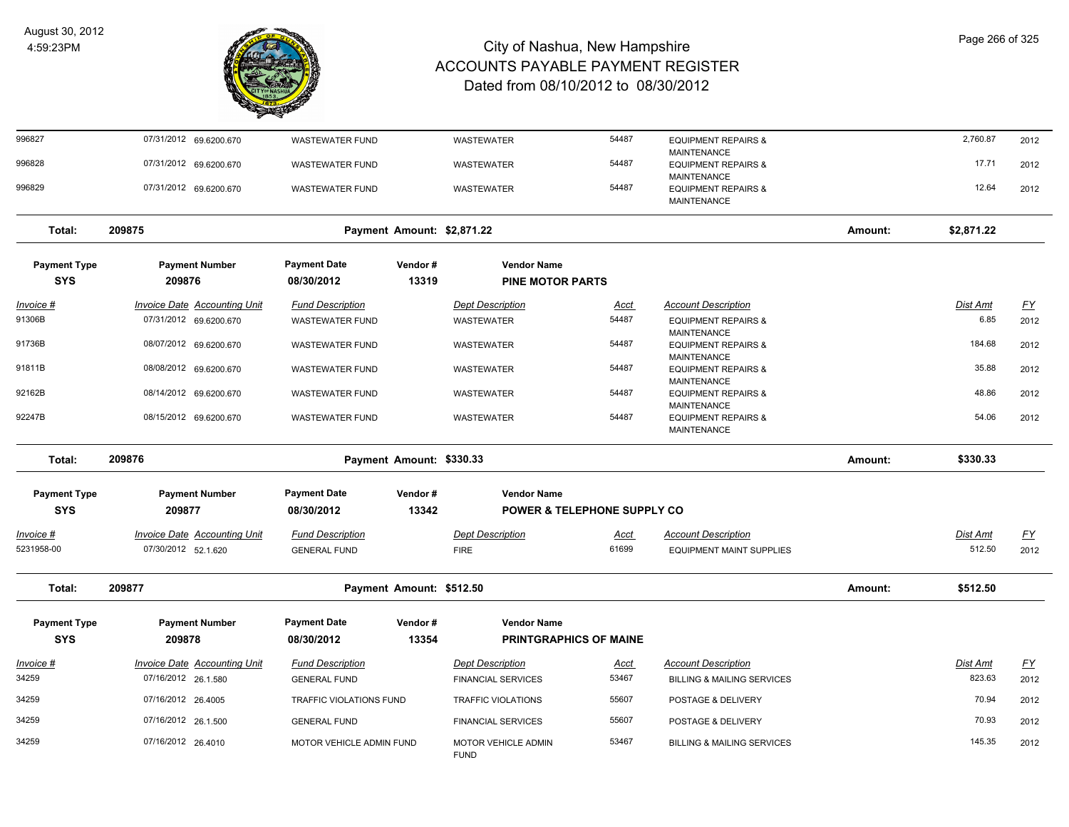# City of Nashua, New Hampshire
# ACCOUNTS PAYABLE PAYMENT REGISTER
## Dated from 08/10/2012 to 08/30/2012

August 30, 2012
4:59:23PM

| Invoice # | Invoice Date | Accounting Unit | Fund Description | Dept Description | Acct | Account Description | Dist Amt | FY |
|---|---|---|---|---|---|---|---|---|
| 996827 | 07/31/2012 | 69.6200.670 | WASTEWATER FUND | WASTEWATER | 54487 | EQUIPMENT REPAIRS & MAINTENANCE | 2,760.87 | 2012 |
| 996828 | 07/31/2012 | 69.6200.670 | WASTEWATER FUND | WASTEWATER | 54487 | EQUIPMENT REPAIRS & MAINTENANCE | 17.71 | 2012 |
| 996829 | 07/31/2012 | 69.6200.670 | WASTEWATER FUND | WASTEWATER | 54487 | EQUIPMENT REPAIRS & MAINTENANCE | 12.64 | 2012 |

**Total: 209875 — Payment Amount: $2,871.22 — Amount: $2,871.22**

| Payment Type | Payment Number | Payment Date | Vendor # | Vendor Name |
|---|---|---|---|---|
| SYS | 209876 | 08/30/2012 | 13319 | PINE MOTOR PARTS |

| Invoice # | Invoice Date | Accounting Unit | Fund Description | Dept Description | Acct | Account Description | Dist Amt | FY |
|---|---|---|---|---|---|---|---|---|
| 91306B | 07/31/2012 | 69.6200.670 | WASTEWATER FUND | WASTEWATER | 54487 | EQUIPMENT REPAIRS & MAINTENANCE | 6.85 | 2012 |
| 91736B | 08/07/2012 | 69.6200.670 | WASTEWATER FUND | WASTEWATER | 54487 | EQUIPMENT REPAIRS & MAINTENANCE | 184.68 | 2012 |
| 91811B | 08/08/2012 | 69.6200.670 | WASTEWATER FUND | WASTEWATER | 54487 | EQUIPMENT REPAIRS & MAINTENANCE | 35.88 | 2012 |
| 92162B | 08/14/2012 | 69.6200.670 | WASTEWATER FUND | WASTEWATER | 54487 | EQUIPMENT REPAIRS & MAINTENANCE | 48.86 | 2012 |
| 92247B | 08/15/2012 | 69.6200.670 | WASTEWATER FUND | WASTEWATER | 54487 | EQUIPMENT REPAIRS & MAINTENANCE | 54.06 | 2012 |

**Total: 209876 — Payment Amount: $330.33 — Amount: $330.33**

| Payment Type | Payment Number | Payment Date | Vendor # | Vendor Name |
|---|---|---|---|---|
| SYS | 209877 | 08/30/2012 | 13342 | POWER & TELEPHONE SUPPLY CO |

| Invoice # | Invoice Date | Accounting Unit | Fund Description | Dept Description | Acct | Account Description | Dist Amt | FY |
|---|---|---|---|---|---|---|---|---|
| 5231958-00 | 07/30/2012 | 52.1.620 | GENERAL FUND | FIRE | 61699 | EQUIPMENT MAINT SUPPLIES | 512.50 | 2012 |

**Total: 209877 — Payment Amount: $512.50 — Amount: $512.50**

| Payment Type | Payment Number | Payment Date | Vendor # | Vendor Name |
|---|---|---|---|---|
| SYS | 209878 | 08/30/2012 | 13354 | PRINTGRAPHICS OF MAINE |

| Invoice # | Invoice Date | Accounting Unit | Fund Description | Dept Description | Acct | Account Description | Dist Amt | FY |
|---|---|---|---|---|---|---|---|---|
| 34259 | 07/16/2012 | 26.1.580 | GENERAL FUND | FINANCIAL SERVICES | 53467 | BILLING & MAILING SERVICES | 823.63 | 2012 |
| 34259 | 07/16/2012 | 26.4005 | TRAFFIC VIOLATIONS FUND | TRAFFIC VIOLATIONS | 55607 | POSTAGE & DELIVERY | 70.94 | 2012 |
| 34259 | 07/16/2012 | 26.1.500 | GENERAL FUND | FINANCIAL SERVICES | 55607 | POSTAGE & DELIVERY | 70.93 | 2012 |
| 34259 | 07/16/2012 | 26.4010 | MOTOR VEHICLE ADMIN FUND | MOTOR VEHICLE ADMIN FUND | 53467 | BILLING & MAILING SERVICES | 145.35 | 2012 |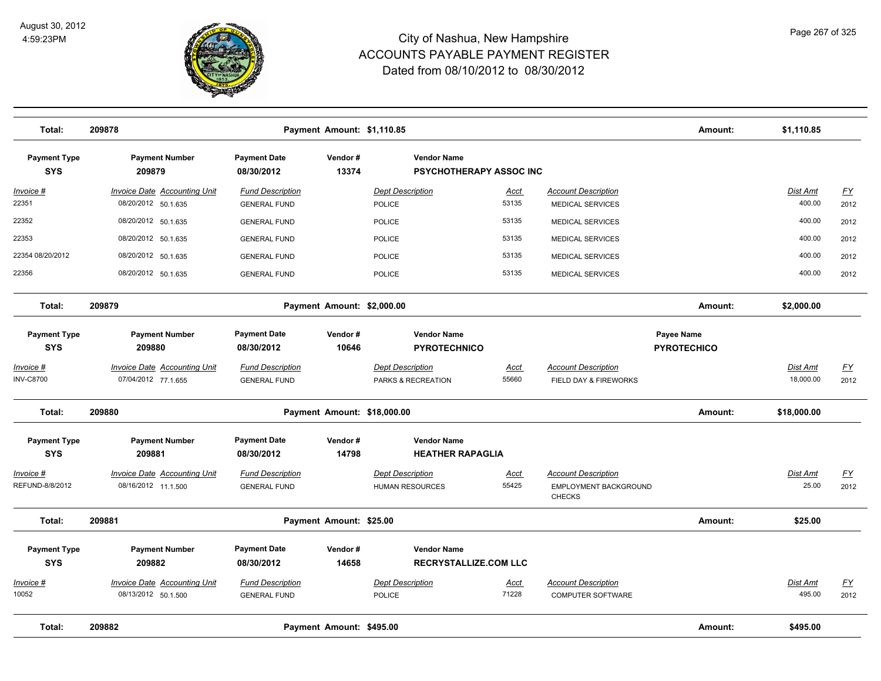# City of Nashua, New Hampshire
## ACCOUNTS PAYABLE PAYMENT REGISTER
### Dated from 08/10/2012 to 08/30/2012

August 30, 2012
4:59:23PM

**Total: 209878** — Payment Amount: $1,110.85 — Amount: $1,110.85

| Payment Type | Payment Number | Payment Date | Vendor # | Vendor Name |
|---|---|---|---|---|
| **SYS** | **209879** | **08/30/2012** | **13374** | **PSYCHOTHERAPY ASSOC INC** |

| Invoice # | Invoice Date | Accounting Unit | Fund Description | Dept Description | Acct | Account Description | Dist Amt | FY |
|---|---|---|---|---|---|---|---|---|
| 22351 | 08/20/2012 | 50.1.635 | GENERAL FUND | POLICE | 53135 | MEDICAL SERVICES | 400.00 | 2012 |
| 22352 | 08/20/2012 | 50.1.635 | GENERAL FUND | POLICE | 53135 | MEDICAL SERVICES | 400.00 | 2012 |
| 22353 | 08/20/2012 | 50.1.635 | GENERAL FUND | POLICE | 53135 | MEDICAL SERVICES | 400.00 | 2012 |
| 22354 08/20/2012 | 08/20/2012 | 50.1.635 | GENERAL FUND | POLICE | 53135 | MEDICAL SERVICES | 400.00 | 2012 |
| 22356 | 08/20/2012 | 50.1.635 | GENERAL FUND | POLICE | 53135 | MEDICAL SERVICES | 400.00 | 2012 |

**Total: 209879** — Payment Amount: $2,000.00 — Amount: $2,000.00

| Payment Type | Payment Number | Payment Date | Vendor # | Vendor Name | Payee Name |
|---|---|---|---|---|---|
| **SYS** | **209880** | **08/30/2012** | **10646** | **PYROTECHNICO** | **PYROTECHICO** |

| Invoice # | Invoice Date | Accounting Unit | Fund Description | Dept Description | Acct | Account Description | Dist Amt | FY |
|---|---|---|---|---|---|---|---|---|
| INV-C8700 | 07/04/2012 | 77.1.655 | GENERAL FUND | PARKS & RECREATION | 55660 | FIELD DAY & FIREWORKS | 18,000.00 | 2012 |

**Total: 209880** — Payment Amount: $18,000.00 — Amount: $18,000.00

| Payment Type | Payment Number | Payment Date | Vendor # | Vendor Name |
|---|---|---|---|---|
| **SYS** | **209881** | **08/30/2012** | **14798** | **HEATHER RAPAGLIA** |

| Invoice # | Invoice Date | Accounting Unit | Fund Description | Dept Description | Acct | Account Description | Dist Amt | FY |
|---|---|---|---|---|---|---|---|---|
| REFUND-8/8/2012 | 08/16/2012 | 11.1.500 | GENERAL FUND | HUMAN RESOURCES | 55425 | EMPLOYMENT BACKGROUND CHECKS | 25.00 | 2012 |

**Total: 209881** — Payment Amount: $25.00 — Amount: $25.00

| Payment Type | Payment Number | Payment Date | Vendor # | Vendor Name |
|---|---|---|---|---|
| **SYS** | **209882** | **08/30/2012** | **14658** | **RECRYSTALLIZE.COM LLC** |

| Invoice # | Invoice Date | Accounting Unit | Fund Description | Dept Description | Acct | Account Description | Dist Amt | FY |
|---|---|---|---|---|---|---|---|---|
| 10052 | 08/13/2012 | 50.1.500 | GENERAL FUND | POLICE | 71228 | COMPUTER SOFTWARE | 495.00 | 2012 |

**Total: 209882** — Payment Amount: $495.00 — Amount: $495.00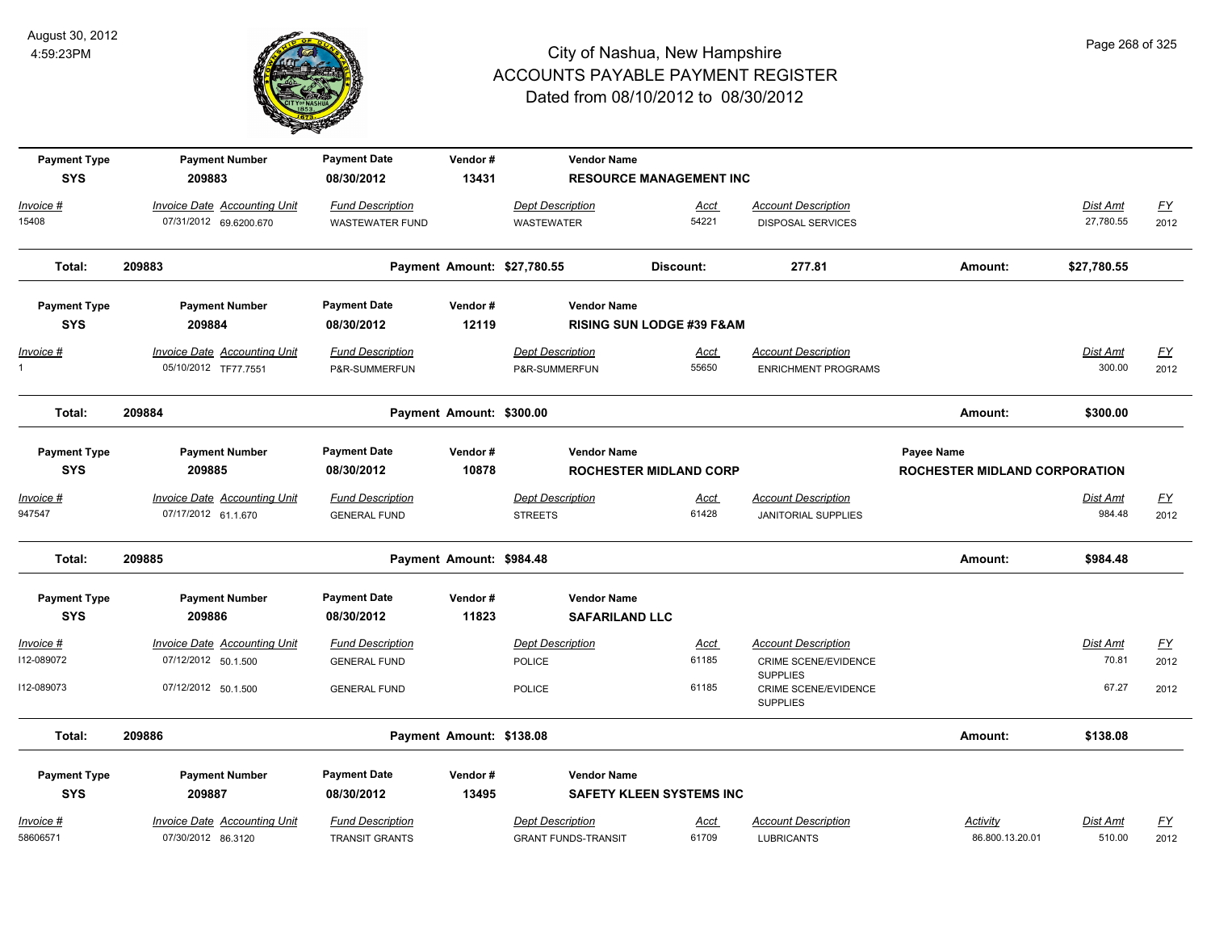# City of Nashua, New Hampshire
## ACCOUNTS PAYABLE PAYMENT REGISTER
### Dated from 08/10/2012 to 08/30/2012

August 30, 2012
4:59:23PM

| Payment Type | Payment Number | Payment Date | Vendor # | Vendor Name | | | | |
|---|---|---|---|---|---|---|---|---|
| SYS | 209883 | 08/30/2012 | 13431 | RESOURCE MANAGEMENT INC | | | | |
| *Invoice #* | *Invoice Date Accounting Unit* | *Fund Description* | | *Dept Description* | *Acct* | *Account Description* | *Dist Amt* | *FY* |
| 15408 | 07/31/2012 69.6200.670 | WASTEWATER FUND | | WASTEWATER | 54221 | DISPOSAL SERVICES | 27,780.55 | 2012 |
| **Total:** | **209883** | | **Payment Amount: $27,780.55** | | **Discount:** | **277.81** | **Amount:** | **$27,780.55** |

| Payment Type | Payment Number | Payment Date | Vendor # | Vendor Name | | | | |
|---|---|---|---|---|---|---|---|---|
| SYS | 209884 | 08/30/2012 | 12119 | RISING SUN LODGE #39 F&AM | | | | |
| *Invoice #* | *Invoice Date Accounting Unit* | *Fund Description* | | *Dept Description* | *Acct* | *Account Description* | *Dist Amt* | *FY* |
| 1 | 05/10/2012 TF77.7551 | P&R-SUMMERFUN | | P&R-SUMMERFUN | 55650 | ENRICHMENT PROGRAMS | 300.00 | 2012 |
| **Total:** | **209884** | | **Payment Amount: $300.00** | | | | **Amount:** | **$300.00** |

| Payment Type | Payment Number | Payment Date | Vendor # | Vendor Name | | | Payee Name | |
|---|---|---|---|---|---|---|---|---|
| SYS | 209885 | 08/30/2012 | 10878 | ROCHESTER MIDLAND CORP | | | ROCHESTER MIDLAND CORPORATION | |
| *Invoice #* | *Invoice Date Accounting Unit* | *Fund Description* | | *Dept Description* | *Acct* | *Account Description* | *Dist Amt* | *FY* |
| 947547 | 07/17/2012 61.1.670 | GENERAL FUND | | STREETS | 61428 | JANITORIAL SUPPLIES | 984.48 | 2012 |
| **Total:** | **209885** | | **Payment Amount: $984.48** | | | | **Amount:** | **$984.48** |

| Payment Type | Payment Number | Payment Date | Vendor # | Vendor Name | | | | |
|---|---|---|---|---|---|---|---|---|
| SYS | 209886 | 08/30/2012 | 11823 | SAFARILAND LLC | | | | |
| *Invoice #* | *Invoice Date Accounting Unit* | *Fund Description* | | *Dept Description* | *Acct* | *Account Description* | *Dist Amt* | *FY* |
| I12-089072 | 07/12/2012 50.1.500 | GENERAL FUND | | POLICE | 61185 | CRIME SCENE/EVIDENCE SUPPLIES | 70.81 | 2012 |
| I12-089073 | 07/12/2012 50.1.500 | GENERAL FUND | | POLICE | 61185 | CRIME SCENE/EVIDENCE SUPPLIES | 67.27 | 2012 |
| **Total:** | **209886** | | **Payment Amount: $138.08** | | | | **Amount:** | **$138.08** |

| Payment Type | Payment Number | Payment Date | Vendor # | Vendor Name | | | | | |
|---|---|---|---|---|---|---|---|---|---|
| SYS | 209887 | 08/30/2012 | 13495 | SAFETY KLEEN SYSTEMS INC | | | | | |
| *Invoice #* | *Invoice Date Accounting Unit* | *Fund Description* | | *Dept Description* | *Acct* | *Account Description* | *Activity* | *Dist Amt* | *FY* |
| 58606571 | 07/30/2012 86.3120 | TRANSIT GRANTS | | GRANT FUNDS-TRANSIT | 61709 | LUBRICANTS | 86.800.13.20.01 | 510.00 | 2012 |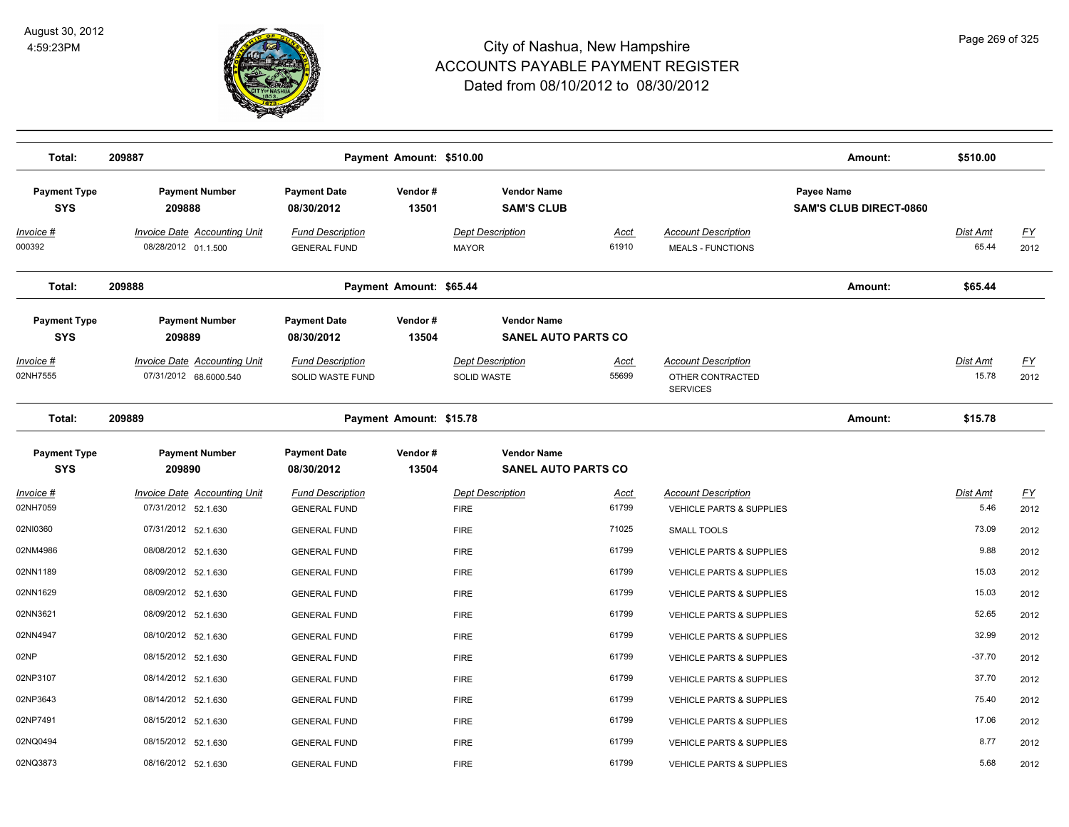# City of Nashua, New Hampshire
# ACCOUNTS PAYABLE PAYMENT REGISTER
## Dated from 08/10/2012 to 08/30/2012

August 30, 2012
4:59:23PM

**Total: 209887** — Payment Amount: $510.00 — Amount: $510.00

| Payment Type | Payment Number | Payment Date | Vendor # | Vendor Name | Payee Name |
|---|---|---|---|---|---|
| SYS | 209888 | 08/30/2012 | 13501 | SAM'S CLUB | SAM'S CLUB DIRECT-0860 |

| Invoice # | Invoice Date | Accounting Unit | Fund Description | Dept Description | Acct | Account Description | Dist Amt | FY |
|---|---|---|---|---|---|---|---|---|
| 000392 | 08/28/2012 | 01.1.500 | GENERAL FUND | MAYOR | 61910 | MEALS - FUNCTIONS | 65.44 | 2012 |

**Total: 209888** — Payment Amount: $65.44 — Amount: $65.44

| Payment Type | Payment Number | Payment Date | Vendor # | Vendor Name |
|---|---|---|---|---|
| SYS | 209889 | 08/30/2012 | 13504 | SANEL AUTO PARTS CO |

| Invoice # | Invoice Date | Accounting Unit | Fund Description | Dept Description | Acct | Account Description | Dist Amt | FY |
|---|---|---|---|---|---|---|---|---|
| 02NH7555 | 07/31/2012 | 68.6000.540 | SOLID WASTE FUND | SOLID WASTE | 55699 | OTHER CONTRACTED SERVICES | 15.78 | 2012 |

**Total: 209889** — Payment Amount: $15.78 — Amount: $15.78

| Payment Type | Payment Number | Payment Date | Vendor # | Vendor Name |
|---|---|---|---|---|
| SYS | 209890 | 08/30/2012 | 13504 | SANEL AUTO PARTS CO |

| Invoice # | Invoice Date | Accounting Unit | Fund Description | Dept Description | Acct | Account Description | Dist Amt | FY |
|---|---|---|---|---|---|---|---|---|
| 02NH7059 | 07/31/2012 | 52.1.630 | GENERAL FUND | FIRE | 61799 | VEHICLE PARTS & SUPPLIES | 5.46 | 2012 |
| 02NI0360 | 07/31/2012 | 52.1.630 | GENERAL FUND | FIRE | 71025 | SMALL TOOLS | 73.09 | 2012 |
| 02NM4986 | 08/08/2012 | 52.1.630 | GENERAL FUND | FIRE | 61799 | VEHICLE PARTS & SUPPLIES | 9.88 | 2012 |
| 02NN1189 | 08/09/2012 | 52.1.630 | GENERAL FUND | FIRE | 61799 | VEHICLE PARTS & SUPPLIES | 15.03 | 2012 |
| 02NN1629 | 08/09/2012 | 52.1.630 | GENERAL FUND | FIRE | 61799 | VEHICLE PARTS & SUPPLIES | 15.03 | 2012 |
| 02NN3621 | 08/09/2012 | 52.1.630 | GENERAL FUND | FIRE | 61799 | VEHICLE PARTS & SUPPLIES | 52.65 | 2012 |
| 02NN4947 | 08/10/2012 | 52.1.630 | GENERAL FUND | FIRE | 61799 | VEHICLE PARTS & SUPPLIES | 32.99 | 2012 |
| 02NP | 08/15/2012 | 52.1.630 | GENERAL FUND | FIRE | 61799 | VEHICLE PARTS & SUPPLIES | -37.70 | 2012 |
| 02NP3107 | 08/14/2012 | 52.1.630 | GENERAL FUND | FIRE | 61799 | VEHICLE PARTS & SUPPLIES | 37.70 | 2012 |
| 02NP3643 | 08/14/2012 | 52.1.630 | GENERAL FUND | FIRE | 61799 | VEHICLE PARTS & SUPPLIES | 75.40 | 2012 |
| 02NP7491 | 08/15/2012 | 52.1.630 | GENERAL FUND | FIRE | 61799 | VEHICLE PARTS & SUPPLIES | 17.06 | 2012 |
| 02NQ0494 | 08/15/2012 | 52.1.630 | GENERAL FUND | FIRE | 61799 | VEHICLE PARTS & SUPPLIES | 8.77 | 2012 |
| 02NQ3873 | 08/16/2012 | 52.1.630 | GENERAL FUND | FIRE | 61799 | VEHICLE PARTS & SUPPLIES | 5.68 | 2012 |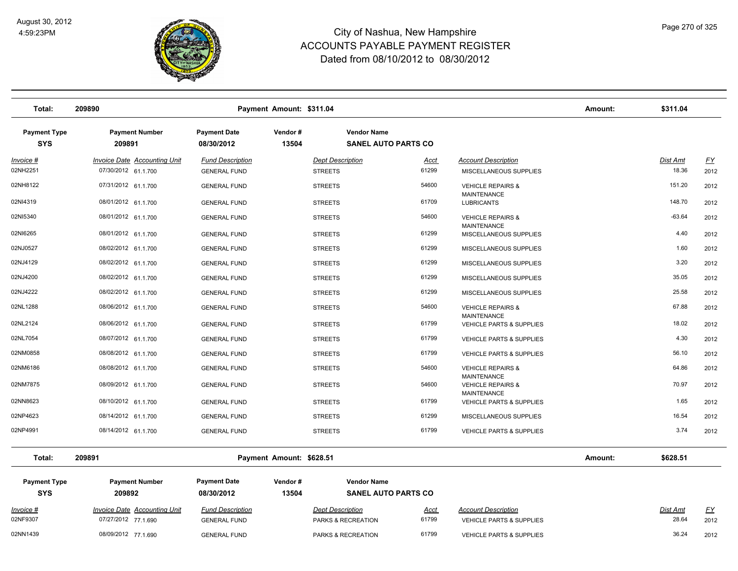# City of Nashua, New Hampshire
## ACCOUNTS PAYABLE PAYMENT REGISTER
### Dated from 08/10/2012 to 08/30/2012

August 30, 2012
4:59:23PM

| Total: | 209890 | Payment Amount: $311.04 | | Amount: | $311.04 |
|---|---|---|---|---|---|

| Payment Type | Payment Number | Payment Date | Vendor # | Vendor Name |
|---|---|---|---|---|
| SYS | 209891 | 08/30/2012 | 13504 | SANEL AUTO PARTS CO |

| Invoice # | Invoice Date | Accounting Unit | Fund Description | Dept Description | Acct | Account Description | Dist Amt | FY |
|---|---|---|---|---|---|---|---|---|
| 02NH2251 | 07/30/2012 | 61.1.700 | GENERAL FUND | STREETS | 61299 | MISCELLANEOUS SUPPLIES | 18.36 | 2012 |
| 02NH8122 | 07/31/2012 | 61.1.700 | GENERAL FUND | STREETS | 54600 | VEHICLE REPAIRS & MAINTENANCE | 151.20 | 2012 |
| 02NI4319 | 08/01/2012 | 61.1.700 | GENERAL FUND | STREETS | 61709 | LUBRICANTS | 148.70 | 2012 |
| 02NI5340 | 08/01/2012 | 61.1.700 | GENERAL FUND | STREETS | 54600 | VEHICLE REPAIRS & MAINTENANCE | -63.64 | 2012 |
| 02NI6265 | 08/01/2012 | 61.1.700 | GENERAL FUND | STREETS | 61299 | MISCELLANEOUS SUPPLIES | 4.40 | 2012 |
| 02NJ0527 | 08/02/2012 | 61.1.700 | GENERAL FUND | STREETS | 61299 | MISCELLANEOUS SUPPLIES | 1.60 | 2012 |
| 02NJ4129 | 08/02/2012 | 61.1.700 | GENERAL FUND | STREETS | 61299 | MISCELLANEOUS SUPPLIES | 3.20 | 2012 |
| 02NJ4200 | 08/02/2012 | 61.1.700 | GENERAL FUND | STREETS | 61299 | MISCELLANEOUS SUPPLIES | 35.05 | 2012 |
| 02NJ4222 | 08/02/2012 | 61.1.700 | GENERAL FUND | STREETS | 61299 | MISCELLANEOUS SUPPLIES | 25.58 | 2012 |
| 02NL1288 | 08/06/2012 | 61.1.700 | GENERAL FUND | STREETS | 54600 | VEHICLE REPAIRS & MAINTENANCE | 67.88 | 2012 |
| 02NL2124 | 08/06/2012 | 61.1.700 | GENERAL FUND | STREETS | 61799 | VEHICLE PARTS & SUPPLIES | 18.02 | 2012 |
| 02NL7054 | 08/07/2012 | 61.1.700 | GENERAL FUND | STREETS | 61799 | VEHICLE PARTS & SUPPLIES | 4.30 | 2012 |
| 02NM0858 | 08/08/2012 | 61.1.700 | GENERAL FUND | STREETS | 61799 | VEHICLE PARTS & SUPPLIES | 56.10 | 2012 |
| 02NM6186 | 08/08/2012 | 61.1.700 | GENERAL FUND | STREETS | 54600 | VEHICLE REPAIRS & MAINTENANCE | 64.86 | 2012 |
| 02NM7875 | 08/09/2012 | 61.1.700 | GENERAL FUND | STREETS | 54600 | VEHICLE REPAIRS & MAINTENANCE | 70.97 | 2012 |
| 02NN8623 | 08/10/2012 | 61.1.700 | GENERAL FUND | STREETS | 61799 | VEHICLE PARTS & SUPPLIES | 1.65 | 2012 |
| 02NP4623 | 08/14/2012 | 61.1.700 | GENERAL FUND | STREETS | 61299 | MISCELLANEOUS SUPPLIES | 16.54 | 2012 |
| 02NP4991 | 08/14/2012 | 61.1.700 | GENERAL FUND | STREETS | 61799 | VEHICLE PARTS & SUPPLIES | 3.74 | 2012 |

| Total: | 209891 | Payment Amount: $628.51 | | Amount: | $628.51 |
|---|---|---|---|---|---|

| Payment Type | Payment Number | Payment Date | Vendor # | Vendor Name |
|---|---|---|---|---|
| SYS | 209892 | 08/30/2012 | 13504 | SANEL AUTO PARTS CO |

| Invoice # | Invoice Date | Accounting Unit | Fund Description | Dept Description | Acct | Account Description | Dist Amt | FY |
|---|---|---|---|---|---|---|---|---|
| 02NF9307 | 07/27/2012 | 77.1.690 | GENERAL FUND | PARKS & RECREATION | 61799 | VEHICLE PARTS & SUPPLIES | 28.64 | 2012 |
| 02NN1439 | 08/09/2012 | 77.1.690 | GENERAL FUND | PARKS & RECREATION | 61799 | VEHICLE PARTS & SUPPLIES | 36.24 | 2012 |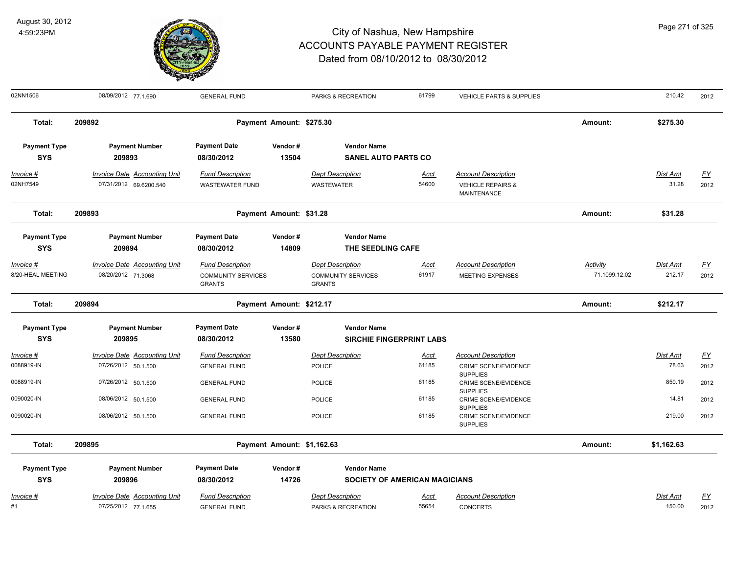# City of Nashua, New Hampshire
## ACCOUNTS PAYABLE PAYMENT REGISTER
### Dated from 08/10/2012 to 08/30/2012

August 30, 2012
4:59:23PM

| Invoice # | Invoice Date | Accounting Unit | Fund Description | Dept Description | Acct | Account Description | Activity | Dist Amt | FY |
|---|---|---|---|---|---|---|---|---|---|
| 02NN1506 | 08/09/2012 | 77.1.690 | GENERAL FUND | PARKS & RECREATION | 61799 | VEHICLE PARTS & SUPPLIES | | 210.42 | 2012 |

**Total: 209892 — Payment Amount: $275.30 — Amount: $275.30**

| Payment Type | Payment Number | Payment Date | Vendor # | Vendor Name |
|---|---|---|---|---|
| SYS | 209893 | 08/30/2012 | 13504 | SANEL AUTO PARTS CO |

| Invoice # | Invoice Date | Accounting Unit | Fund Description | Dept Description | Acct | Account Description | Dist Amt | FY |
|---|---|---|---|---|---|---|---|---|
| 02NH7549 | 07/31/2012 | 69.6200.540 | WASTEWATER FUND | WASTEWATER | 54600 | VEHICLE REPAIRS & MAINTENANCE | 31.28 | 2012 |

**Total: 209893 — Payment Amount: $31.28 — Amount: $31.28**

| Payment Type | Payment Number | Payment Date | Vendor # | Vendor Name |
|---|---|---|---|---|
| SYS | 209894 | 08/30/2012 | 14809 | THE SEEDLING CAFE |

| Invoice # | Invoice Date | Accounting Unit | Fund Description | Dept Description | Acct | Account Description | Activity | Dist Amt | FY |
|---|---|---|---|---|---|---|---|---|---|
| 8/20-HEAL MEETING | 08/20/2012 | 71.3068 | COMMUNITY SERVICES GRANTS | COMMUNITY SERVICES GRANTS | 61917 | MEETING EXPENSES | 71.1099.12.02 | 212.17 | 2012 |

**Total: 209894 — Payment Amount: $212.17 — Amount: $212.17**

| Payment Type | Payment Number | Payment Date | Vendor # | Vendor Name |
|---|---|---|---|---|
| SYS | 209895 | 08/30/2012 | 13580 | SIRCHIE FINGERPRINT LABS |

| Invoice # | Invoice Date | Accounting Unit | Fund Description | Dept Description | Acct | Account Description | Dist Amt | FY |
|---|---|---|---|---|---|---|---|---|
| 0088919-IN | 07/26/2012 | 50.1.500 | GENERAL FUND | POLICE | 61185 | CRIME SCENE/EVIDENCE SUPPLIES | 78.63 | 2012 |
| 0088919-IN | 07/26/2012 | 50.1.500 | GENERAL FUND | POLICE | 61185 | CRIME SCENE/EVIDENCE SUPPLIES | 850.19 | 2012 |
| 0090020-IN | 08/06/2012 | 50.1.500 | GENERAL FUND | POLICE | 61185 | CRIME SCENE/EVIDENCE SUPPLIES | 14.81 | 2012 |
| 0090020-IN | 08/06/2012 | 50.1.500 | GENERAL FUND | POLICE | 61185 | CRIME SCENE/EVIDENCE SUPPLIES | 219.00 | 2012 |

**Total: 209895 — Payment Amount: $1,162.63 — Amount: $1,162.63**

| Payment Type | Payment Number | Payment Date | Vendor # | Vendor Name |
|---|---|---|---|---|
| SYS | 209896 | 08/30/2012 | 14726 | SOCIETY OF AMERICAN MAGICIANS |

| Invoice # | Invoice Date | Accounting Unit | Fund Description | Dept Description | Acct | Account Description | Dist Amt | FY |
|---|---|---|---|---|---|---|---|---|
| #1 | 07/25/2012 | 77.1.655 | GENERAL FUND | PARKS & RECREATION | 55654 | CONCERTS | 150.00 | 2012 |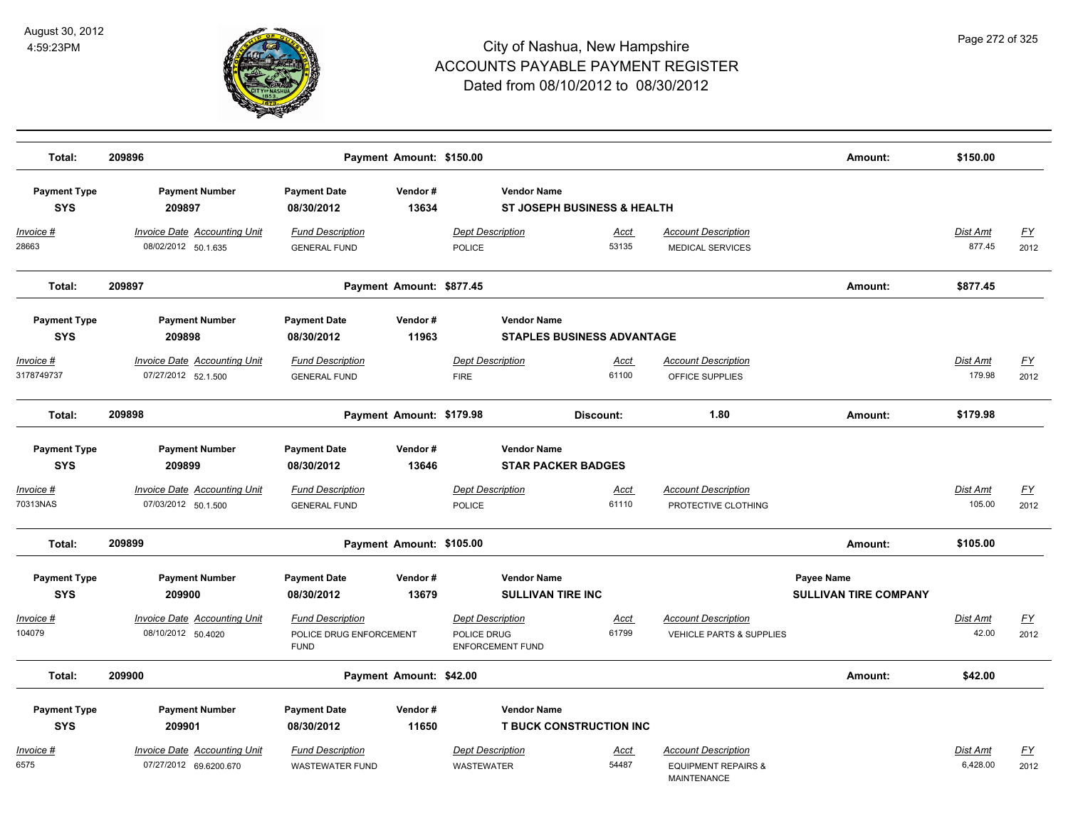# City of Nashua, New Hampshire
## ACCOUNTS PAYABLE PAYMENT REGISTER
### Dated from 08/10/2012 to 08/30/2012

August 30, 2012
4:59:23PM

| Total: | 209896 | | Payment Amount: $150.00 | | | | Amount: | $150.00 | |
|---|---|---|---|---|---|---|---|---|---|

| Payment Type | Payment Number | Payment Date | Vendor # | Vendor Name | | | | | |
|---|---|---|---|---|---|---|---|---|---|
| SYS | 209897 | 08/30/2012 | 13634 | ST JOSEPH BUSINESS & HEALTH | | | | | |
| *Invoice #* | *Invoice Date* | *Accounting Unit* | *Fund Description* | *Dept Description* | *Acct* | *Account Description* | | *Dist Amt* | *FY* |
| 28663 | 08/02/2012 | 50.1.635 | GENERAL FUND | POLICE | 53135 | MEDICAL SERVICES | | 877.45 | 2012 |
| **Total:** | **209897** | | **Payment Amount: $877.45** | | | | **Amount:** | **$877.45** | |

| Payment Type | Payment Number | Payment Date | Vendor # | Vendor Name | | | | | |
|---|---|---|---|---|---|---|---|---|---|
| SYS | 209898 | 08/30/2012 | 11963 | STAPLES BUSINESS ADVANTAGE | | | | | |
| *Invoice #* | *Invoice Date* | *Accounting Unit* | *Fund Description* | *Dept Description* | *Acct* | *Account Description* | | *Dist Amt* | *FY* |
| 3178749737 | 07/27/2012 | 52.1.500 | GENERAL FUND | FIRE | 61100 | OFFICE SUPPLIES | | 179.98 | 2012 |
| **Total:** | **209898** | | **Payment Amount: $179.98** | **Discount:** | | **1.80** | **Amount:** | **$179.98** | |

| Payment Type | Payment Number | Payment Date | Vendor # | Vendor Name | | | | | |
|---|---|---|---|---|---|---|---|---|---|
| SYS | 209899 | 08/30/2012 | 13646 | STAR PACKER BADGES | | | | | |
| *Invoice #* | *Invoice Date* | *Accounting Unit* | *Fund Description* | *Dept Description* | *Acct* | *Account Description* | | *Dist Amt* | *FY* |
| 70313NAS | 07/03/2012 | 50.1.500 | GENERAL FUND | POLICE | 61110 | PROTECTIVE CLOTHING | | 105.00 | 2012 |
| **Total:** | **209899** | | **Payment Amount: $105.00** | | | | **Amount:** | **$105.00** | |

| Payment Type | Payment Number | Payment Date | Vendor # | Vendor Name | | | Payee Name | | |
|---|---|---|---|---|---|---|---|---|---|
| SYS | 209900 | 08/30/2012 | 13679 | SULLIVAN TIRE INC | | | SULLIVAN TIRE COMPANY | | |
| *Invoice #* | *Invoice Date* | *Accounting Unit* | *Fund Description* | *Dept Description* | *Acct* | *Account Description* | | *Dist Amt* | *FY* |
| 104079 | 08/10/2012 | 50.4020 | POLICE DRUG ENFORCEMENT FUND | POLICE DRUG ENFORCEMENT FUND | 61799 | VEHICLE PARTS & SUPPLIES | | 42.00 | 2012 |
| **Total:** | **209900** | | **Payment Amount: $42.00** | | | | **Amount:** | **$42.00** | |

| Payment Type | Payment Number | Payment Date | Vendor # | Vendor Name | | | | | |
|---|---|---|---|---|---|---|---|---|---|
| SYS | 209901 | 08/30/2012 | 11650 | T BUCK CONSTRUCTION INC | | | | | |
| *Invoice #* | *Invoice Date* | *Accounting Unit* | *Fund Description* | *Dept Description* | *Acct* | *Account Description* | | *Dist Amt* | *FY* |
| 6575 | 07/27/2012 | 69.6200.670 | WASTEWATER FUND | WASTEWATER | 54487 | EQUIPMENT REPAIRS & MAINTENANCE | | 6,428.00 | 2012 |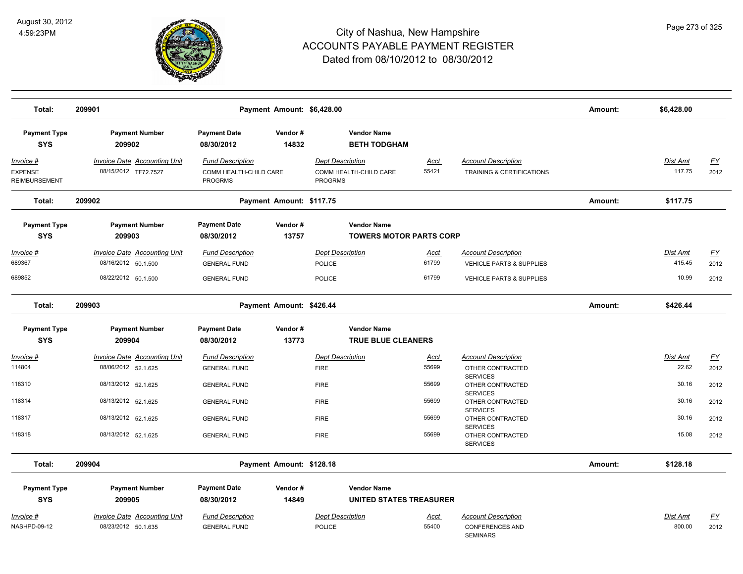# City of Nashua, New Hampshire
## ACCOUNTS PAYABLE PAYMENT REGISTER
### Dated from 08/10/2012 to 08/30/2012

August 30, 2012
4:59:23PM

| Total: | 209901 | | Payment Amount: $6,428.00 | | | | Amount: | $6,428.00 | |
|---|---|---|---|---|---|---|---|---|---|

| Payment Type | Payment Number | Payment Date | Vendor # | Vendor Name |
|---|---|---|---|---|
| SYS | 209902 | 08/30/2012 | 14832 | BETH TODGHAM |

| Invoice # | Invoice Date | Accounting Unit | Fund Description | Dept Description | Acct | Account Description | Dist Amt | FY |
|---|---|---|---|---|---|---|---|---|
| EXPENSE REIMBURSEMENT | 08/15/2012 | TF72.7527 | COMM HEALTH-CHILD CARE PROGRMS | COMM HEALTH-CHILD CARE PROGRMS | 55421 | TRAINING & CERTIFICATIONS | 117.75 | 2012 |

| Total: | 209902 | | Payment Amount: $117.75 | | | | Amount: | $117.75 | |
|---|---|---|---|---|---|---|---|---|---|

| Payment Type | Payment Number | Payment Date | Vendor # | Vendor Name |
|---|---|---|---|---|
| SYS | 209903 | 08/30/2012 | 13757 | TOWERS MOTOR PARTS CORP |

| Invoice # | Invoice Date | Accounting Unit | Fund Description | Dept Description | Acct | Account Description | Dist Amt | FY |
|---|---|---|---|---|---|---|---|---|
| 689367 | 08/16/2012 | 50.1.500 | GENERAL FUND | POLICE | 61799 | VEHICLE PARTS & SUPPLIES | 415.45 | 2012 |
| 689852 | 08/22/2012 | 50.1.500 | GENERAL FUND | POLICE | 61799 | VEHICLE PARTS & SUPPLIES | 10.99 | 2012 |

| Total: | 209903 | | Payment Amount: $426.44 | | | | Amount: | $426.44 | |
|---|---|---|---|---|---|---|---|---|---|

| Payment Type | Payment Number | Payment Date | Vendor # | Vendor Name |
|---|---|---|---|---|
| SYS | 209904 | 08/30/2012 | 13773 | TRUE BLUE CLEANERS |

| Invoice # | Invoice Date | Accounting Unit | Fund Description | Dept Description | Acct | Account Description | Dist Amt | FY |
|---|---|---|---|---|---|---|---|---|
| 114804 | 08/06/2012 | 52.1.625 | GENERAL FUND | FIRE | 55699 | OTHER CONTRACTED SERVICES | 22.62 | 2012 |
| 118310 | 08/13/2012 | 52.1.625 | GENERAL FUND | FIRE | 55699 | OTHER CONTRACTED SERVICES | 30.16 | 2012 |
| 118314 | 08/13/2012 | 52.1.625 | GENERAL FUND | FIRE | 55699 | OTHER CONTRACTED SERVICES | 30.16 | 2012 |
| 118317 | 08/13/2012 | 52.1.625 | GENERAL FUND | FIRE | 55699 | OTHER CONTRACTED SERVICES | 30.16 | 2012 |
| 118318 | 08/13/2012 | 52.1.625 | GENERAL FUND | FIRE | 55699 | OTHER CONTRACTED SERVICES | 15.08 | 2012 |

| Total: | 209904 | | Payment Amount: $128.18 | | | | Amount: | $128.18 | |
|---|---|---|---|---|---|---|---|---|---|

| Payment Type | Payment Number | Payment Date | Vendor # | Vendor Name |
|---|---|---|---|---|
| SYS | 209905 | 08/30/2012 | 14849 | UNITED STATES TREASURER |

| Invoice # | Invoice Date | Accounting Unit | Fund Description | Dept Description | Acct | Account Description | Dist Amt | FY |
|---|---|---|---|---|---|---|---|---|
| NASHPD-09-12 | 08/23/2012 | 50.1.635 | GENERAL FUND | POLICE | 55400 | CONFERENCES AND SEMINARS | 800.00 | 2012 |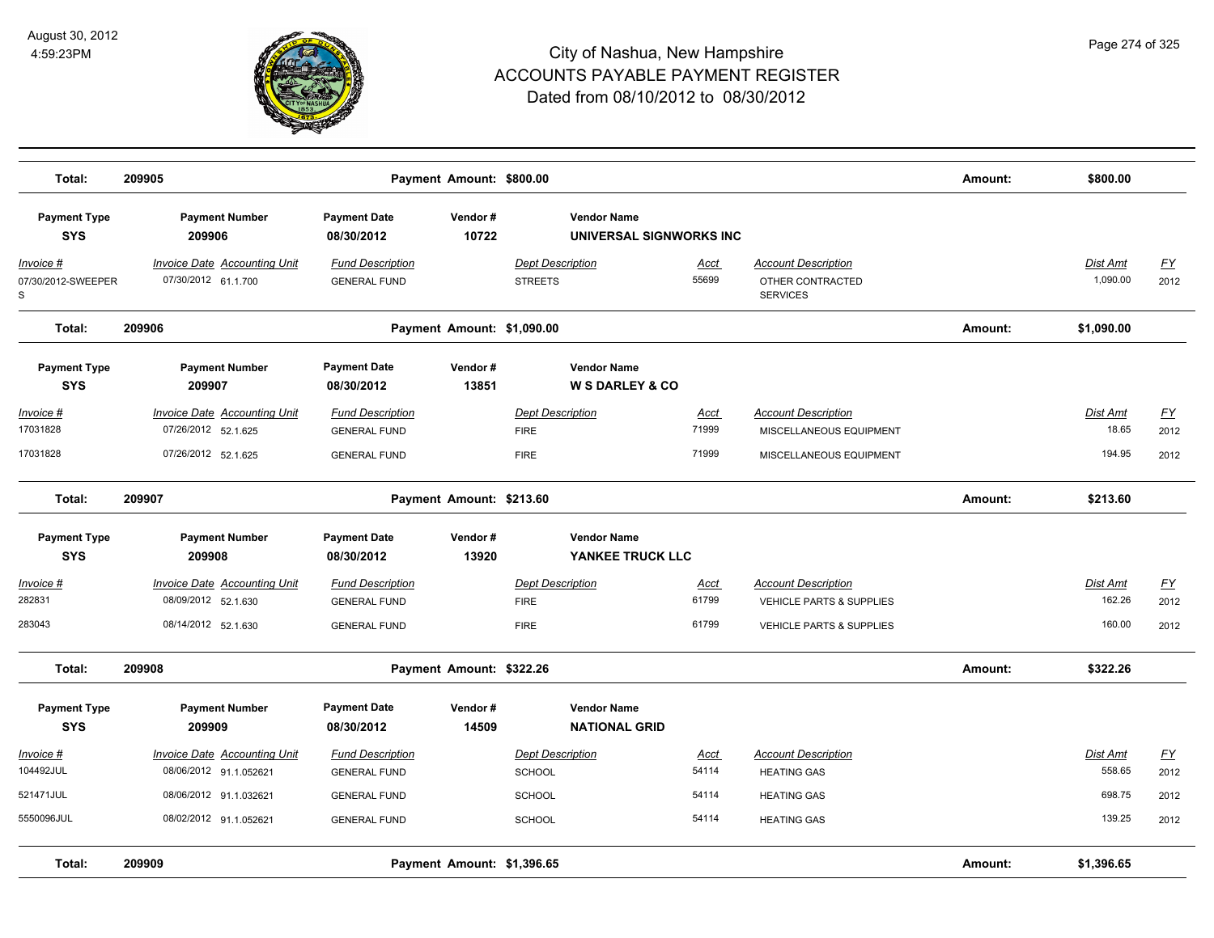# City of Nashua, New Hampshire
# ACCOUNTS PAYABLE PAYMENT REGISTER
## Dated from 08/10/2012 to 08/30/2012

August 30, 2012
4:59:23PM

| Total: | 209905 | Payment Amount: $800.00 | Amount: | $800.00 |
|---|---|---|---|---|

| Payment Type | Payment Number | Payment Date | Vendor # | Vendor Name |
|---|---|---|---|---|
| SYS | 209906 | 08/30/2012 | 10722 | UNIVERSAL SIGNWORKS INC |

| Invoice # | Invoice Date | Accounting Unit | Fund Description | Dept Description | Acct | Account Description | Dist Amt | FY |
|---|---|---|---|---|---|---|---|---|
| 07/30/2012-SWEEPERS | 07/30/2012 | 61.1.700 | GENERAL FUND | STREETS | 55699 | OTHER CONTRACTED SERVICES | 1,090.00 | 2012 |

| Total: | 209906 | Payment Amount: $1,090.00 | Amount: | $1,090.00 |
|---|---|---|---|---|

| Payment Type | Payment Number | Payment Date | Vendor # | Vendor Name |
|---|---|---|---|---|
| SYS | 209907 | 08/30/2012 | 13851 | W S DARLEY & CO |

| Invoice # | Invoice Date | Accounting Unit | Fund Description | Dept Description | Acct | Account Description | Dist Amt | FY |
|---|---|---|---|---|---|---|---|---|
| 17031828 | 07/26/2012 | 52.1.625 | GENERAL FUND | FIRE | 71999 | MISCELLANEOUS EQUIPMENT | 18.65 | 2012 |
| 17031828 | 07/26/2012 | 52.1.625 | GENERAL FUND | FIRE | 71999 | MISCELLANEOUS EQUIPMENT | 194.95 | 2012 |

| Total: | 209907 | Payment Amount: $213.60 | Amount: | $213.60 |
|---|---|---|---|---|

| Payment Type | Payment Number | Payment Date | Vendor # | Vendor Name |
|---|---|---|---|---|
| SYS | 209908 | 08/30/2012 | 13920 | YANKEE TRUCK LLC |

| Invoice # | Invoice Date | Accounting Unit | Fund Description | Dept Description | Acct | Account Description | Dist Amt | FY |
|---|---|---|---|---|---|---|---|---|
| 282831 | 08/09/2012 | 52.1.630 | GENERAL FUND | FIRE | 61799 | VEHICLE PARTS & SUPPLIES | 162.26 | 2012 |
| 283043 | 08/14/2012 | 52.1.630 | GENERAL FUND | FIRE | 61799 | VEHICLE PARTS & SUPPLIES | 160.00 | 2012 |

| Total: | 209908 | Payment Amount: $322.26 | Amount: | $322.26 |
|---|---|---|---|---|

| Payment Type | Payment Number | Payment Date | Vendor # | Vendor Name |
|---|---|---|---|---|
| SYS | 209909 | 08/30/2012 | 14509 | NATIONAL GRID |

| Invoice # | Invoice Date | Accounting Unit | Fund Description | Dept Description | Acct | Account Description | Dist Amt | FY |
|---|---|---|---|---|---|---|---|---|
| 104492JUL | 08/06/2012 | 91.1.052621 | GENERAL FUND | SCHOOL | 54114 | HEATING GAS | 558.65 | 2012 |
| 521471JUL | 08/06/2012 | 91.1.032621 | GENERAL FUND | SCHOOL | 54114 | HEATING GAS | 698.75 | 2012 |
| 5550096JUL | 08/02/2012 | 91.1.052621 | GENERAL FUND | SCHOOL | 54114 | HEATING GAS | 139.25 | 2012 |

| Total: | 209909 | Payment Amount: $1,396.65 | Amount: | $1,396.65 |
|---|---|---|---|---|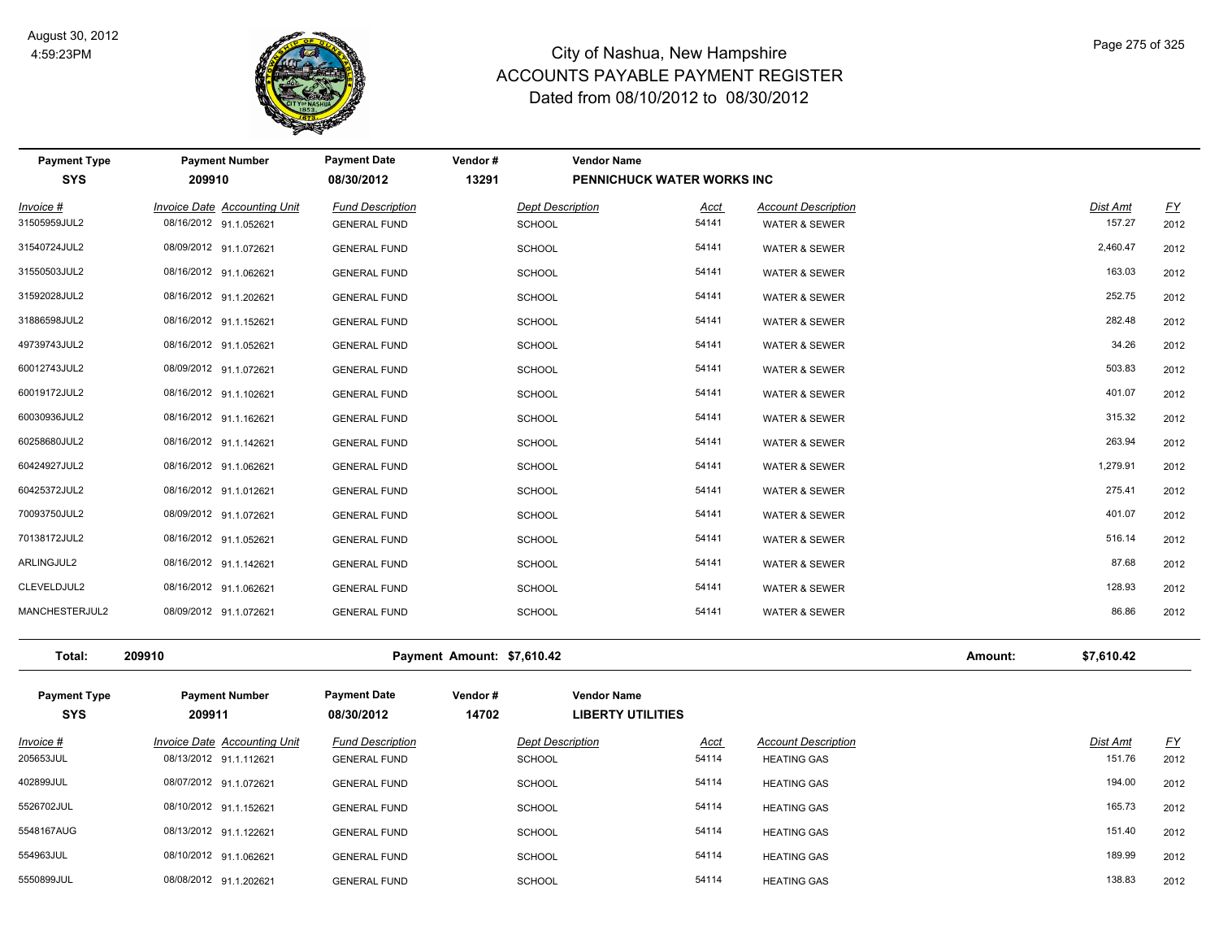# City of Nashua, New Hampshire
## ACCOUNTS PAYABLE PAYMENT REGISTER
### Dated from 08/10/2012 to 08/30/2012

August 30, 2012
4:59:23PM

| Payment Type | Payment Number | Payment Date | Vendor # | Vendor Name |
|---|---|---|---|---|
| SYS | 209910 | 08/30/2012 | 13291 | PENNICHUCK WATER WORKS INC |

| Invoice # | Invoice Date | Accounting Unit | Fund Description | Dept Description | Acct | Account Description | Dist Amt | FY |
|---|---|---|---|---|---|---|---|---|
| 31505959JUL2 | 08/16/2012 | 91.1.052621 | GENERAL FUND | SCHOOL | 54141 | WATER & SEWER | 157.27 | 2012 |
| 31540724JUL2 | 08/09/2012 | 91.1.072621 | GENERAL FUND | SCHOOL | 54141 | WATER & SEWER | 2,460.47 | 2012 |
| 31550503JUL2 | 08/16/2012 | 91.1.062621 | GENERAL FUND | SCHOOL | 54141 | WATER & SEWER | 163.03 | 2012 |
| 31592028JUL2 | 08/16/2012 | 91.1.202621 | GENERAL FUND | SCHOOL | 54141 | WATER & SEWER | 252.75 | 2012 |
| 31886598JUL2 | 08/16/2012 | 91.1.152621 | GENERAL FUND | SCHOOL | 54141 | WATER & SEWER | 282.48 | 2012 |
| 49739743JUL2 | 08/16/2012 | 91.1.052621 | GENERAL FUND | SCHOOL | 54141 | WATER & SEWER | 34.26 | 2012 |
| 60012743JUL2 | 08/09/2012 | 91.1.072621 | GENERAL FUND | SCHOOL | 54141 | WATER & SEWER | 503.83 | 2012 |
| 60019172JUL2 | 08/16/2012 | 91.1.102621 | GENERAL FUND | SCHOOL | 54141 | WATER & SEWER | 401.07 | 2012 |
| 60030936JUL2 | 08/16/2012 | 91.1.162621 | GENERAL FUND | SCHOOL | 54141 | WATER & SEWER | 315.32 | 2012 |
| 60258680JUL2 | 08/16/2012 | 91.1.142621 | GENERAL FUND | SCHOOL | 54141 | WATER & SEWER | 263.94 | 2012 |
| 60424927JUL2 | 08/16/2012 | 91.1.062621 | GENERAL FUND | SCHOOL | 54141 | WATER & SEWER | 1,279.91 | 2012 |
| 60425372JUL2 | 08/16/2012 | 91.1.012621 | GENERAL FUND | SCHOOL | 54141 | WATER & SEWER | 275.41 | 2012 |
| 70093750JUL2 | 08/09/2012 | 91.1.072621 | GENERAL FUND | SCHOOL | 54141 | WATER & SEWER | 401.07 | 2012 |
| 70138172JUL2 | 08/16/2012 | 91.1.052621 | GENERAL FUND | SCHOOL | 54141 | WATER & SEWER | 516.14 | 2012 |
| ARLINGJUL2 | 08/16/2012 | 91.1.142621 | GENERAL FUND | SCHOOL | 54141 | WATER & SEWER | 87.68 | 2012 |
| CLEVELDJUL2 | 08/16/2012 | 91.1.062621 | GENERAL FUND | SCHOOL | 54141 | WATER & SEWER | 128.93 | 2012 |
| MANCHESTERJUL2 | 08/09/2012 | 91.1.072621 | GENERAL FUND | SCHOOL | 54141 | WATER & SEWER | 86.86 | 2012 |

**Total: 209910** — Payment Amount: $7,610.42 — Amount: $7,610.42

| Payment Type | Payment Number | Payment Date | Vendor # | Vendor Name |
|---|---|---|---|---|
| SYS | 209911 | 08/30/2012 | 14702 | LIBERTY UTILITIES |

| Invoice # | Invoice Date | Accounting Unit | Fund Description | Dept Description | Acct | Account Description | Dist Amt | FY |
|---|---|---|---|---|---|---|---|---|
| 205653JUL | 08/13/2012 | 91.1.112621 | GENERAL FUND | SCHOOL | 54114 | HEATING GAS | 151.76 | 2012 |
| 402899JUL | 08/07/2012 | 91.1.072621 | GENERAL FUND | SCHOOL | 54114 | HEATING GAS | 194.00 | 2012 |
| 5526702JUL | 08/10/2012 | 91.1.152621 | GENERAL FUND | SCHOOL | 54114 | HEATING GAS | 165.73 | 2012 |
| 5548167AUG | 08/13/2012 | 91.1.122621 | GENERAL FUND | SCHOOL | 54114 | HEATING GAS | 151.40 | 2012 |
| 554963JUL | 08/10/2012 | 91.1.062621 | GENERAL FUND | SCHOOL | 54114 | HEATING GAS | 189.99 | 2012 |
| 5550899JUL | 08/08/2012 | 91.1.202621 | GENERAL FUND | SCHOOL | 54114 | HEATING GAS | 138.83 | 2012 |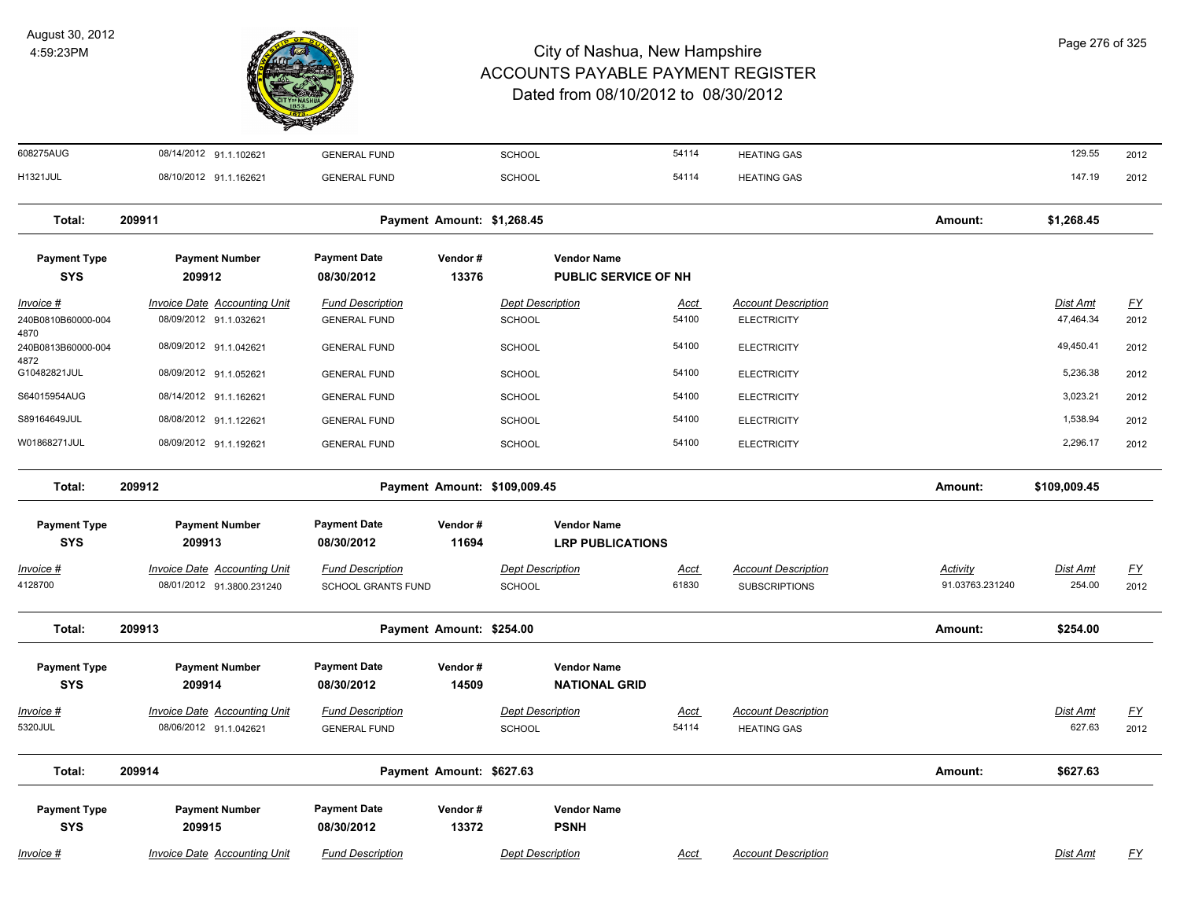# City of Nashua, New Hampshire
## ACCOUNTS PAYABLE PAYMENT REGISTER
### Dated from 08/10/2012 to 08/30/2012

August 30, 2012
4:59:23PM

| Invoice # | Invoice Date | Accounting Unit | Fund Description | Dept Description | Acct | Account Description | Activity | Dist Amt | FY |
|---|---|---|---|---|---|---|---|---|---|
| 608275AUG | 08/14/2012 | 91.1.102621 | GENERAL FUND | SCHOOL | 54114 | HEATING GAS | | 129.55 | 2012 |
| H1321JUL | 08/10/2012 | 91.1.162621 | GENERAL FUND | SCHOOL | 54114 | HEATING GAS | | 147.19 | 2012 |

**Total: 209911 — Payment Amount: $1,268.45 — Amount: $1,268.45**

| Payment Type | Payment Number | Payment Date | Vendor # | Vendor Name |
|---|---|---|---|---|
| SYS | 209912 | 08/30/2012 | 13376 | PUBLIC SERVICE OF NH |

| Invoice # | Invoice Date | Accounting Unit | Fund Description | Dept Description | Acct | Account Description | Dist Amt | FY |
|---|---|---|---|---|---|---|---|---|
| 240B0810B60000-0044870 | 08/09/2012 | 91.1.032621 | GENERAL FUND | SCHOOL | 54100 | ELECTRICITY | 47,464.34 | 2012 |
| 240B0813B60000-0044872 | 08/09/2012 | 91.1.042621 | GENERAL FUND | SCHOOL | 54100 | ELECTRICITY | 49,450.41 | 2012 |
| G10482821JUL | 08/09/2012 | 91.1.052621 | GENERAL FUND | SCHOOL | 54100 | ELECTRICITY | 5,236.38 | 2012 |
| S64015954AUG | 08/14/2012 | 91.1.162621 | GENERAL FUND | SCHOOL | 54100 | ELECTRICITY | 3,023.21 | 2012 |
| S89164649JUL | 08/08/2012 | 91.1.122621 | GENERAL FUND | SCHOOL | 54100 | ELECTRICITY | 1,538.94 | 2012 |
| W01868271JUL | 08/09/2012 | 91.1.192621 | GENERAL FUND | SCHOOL | 54100 | ELECTRICITY | 2,296.17 | 2012 |

**Total: 209912 — Payment Amount: $109,009.45 — Amount: $109,009.45**

| Payment Type | Payment Number | Payment Date | Vendor # | Vendor Name |
|---|---|---|---|---|
| SYS | 209913 | 08/30/2012 | 11694 | LRP PUBLICATIONS |

| Invoice # | Invoice Date | Accounting Unit | Fund Description | Dept Description | Acct | Account Description | Activity | Dist Amt | FY |
|---|---|---|---|---|---|---|---|---|---|
| 4128700 | 08/01/2012 | 91.3800.231240 | SCHOOL GRANTS FUND | SCHOOL | 61830 | SUBSCRIPTIONS | 91.03763.231240 | 254.00 | 2012 |

**Total: 209913 — Payment Amount: $254.00 — Amount: $254.00**

| Payment Type | Payment Number | Payment Date | Vendor # | Vendor Name |
|---|---|---|---|---|
| SYS | 209914 | 08/30/2012 | 14509 | NATIONAL GRID |

| Invoice # | Invoice Date | Accounting Unit | Fund Description | Dept Description | Acct | Account Description | Dist Amt | FY |
|---|---|---|---|---|---|---|---|---|
| 5320JUL | 08/06/2012 | 91.1.042621 | GENERAL FUND | SCHOOL | 54114 | HEATING GAS | 627.63 | 2012 |

**Total: 209914 — Payment Amount: $627.63 — Amount: $627.63**

| Payment Type | Payment Number | Payment Date | Vendor # | Vendor Name |
|---|---|---|---|---|
| SYS | 209915 | 08/30/2012 | 13372 | PSNH |

| Invoice # | Invoice Date | Accounting Unit | Fund Description | Dept Description | Acct | Account Description | Dist Amt | FY |
|---|---|---|---|---|---|---|---|---|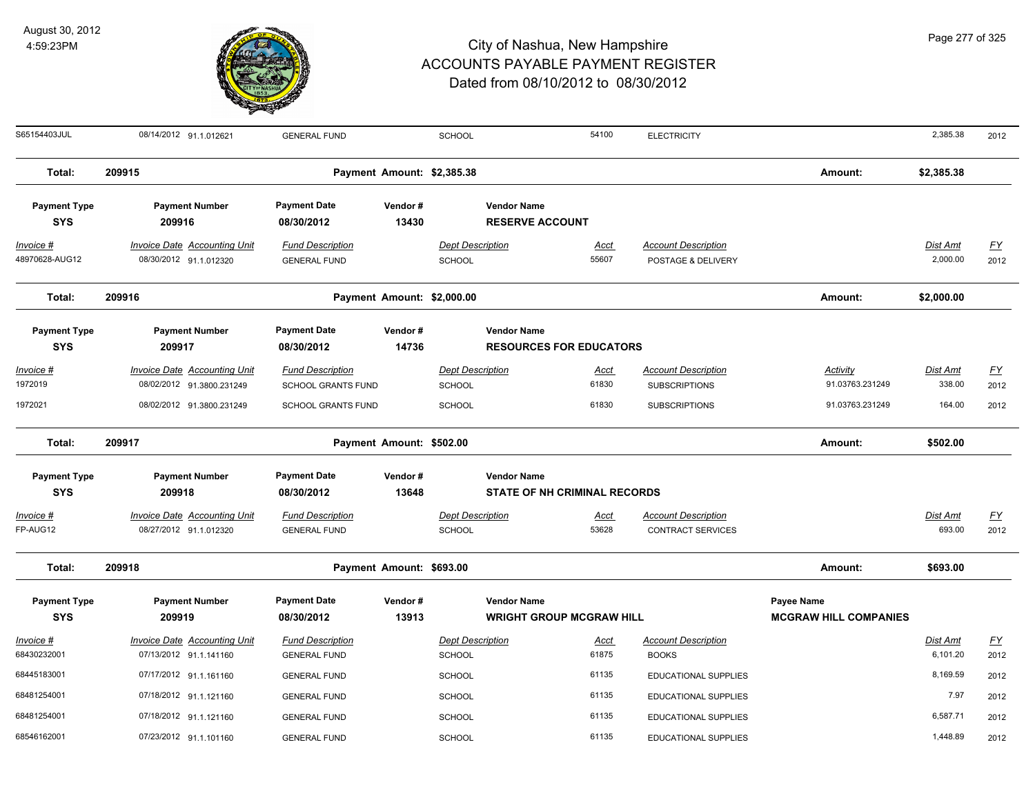# City of Nashua, New Hampshire
## ACCOUNTS PAYABLE PAYMENT REGISTER
### Dated from 08/10/2012 to 08/30/2012

August 30, 2012
4:59:23PM

| Invoice # | Invoice Date | Accounting Unit | Fund Description | Dept Description | Acct | Account Description | Activity | Dist Amt | FY |
|---|---|---|---|---|---|---|---|---|---|
| S65154403JUL | 08/14/2012 | 91.1.012621 | GENERAL FUND | SCHOOL | 54100 | ELECTRICITY | | 2,385.38 | 2012 |

**Total: 209915** — Payment Amount: $2,385.38 — Amount: **$2,385.38**

| Payment Type | Payment Number | Payment Date | Vendor # | Vendor Name |
|---|---|---|---|---|
| SYS | 209916 | 08/30/2012 | 13430 | RESERVE ACCOUNT |

| Invoice # | Invoice Date | Accounting Unit | Fund Description | Dept Description | Acct | Account Description | Dist Amt | FY |
|---|---|---|---|---|---|---|---|---|
| 48970628-AUG12 | 08/30/2012 | 91.1.012320 | GENERAL FUND | SCHOOL | 55607 | POSTAGE & DELIVERY | 2,000.00 | 2012 |

**Total: 209916** — Payment Amount: $2,000.00 — Amount: **$2,000.00**

| Payment Type | Payment Number | Payment Date | Vendor # | Vendor Name |
|---|---|---|---|---|
| SYS | 209917 | 08/30/2012 | 14736 | RESOURCES FOR EDUCATORS |

| Invoice # | Invoice Date | Accounting Unit | Fund Description | Dept Description | Acct | Account Description | Activity | Dist Amt | FY |
|---|---|---|---|---|---|---|---|---|---|
| 1972019 | 08/02/2012 | 91.3800.231249 | SCHOOL GRANTS FUND | SCHOOL | 61830 | SUBSCRIPTIONS | 91.03763.231249 | 338.00 | 2012 |
| 1972021 | 08/02/2012 | 91.3800.231249 | SCHOOL GRANTS FUND | SCHOOL | 61830 | SUBSCRIPTIONS | 91.03763.231249 | 164.00 | 2012 |

**Total: 209917** — Payment Amount: $502.00 — Amount: **$502.00**

| Payment Type | Payment Number | Payment Date | Vendor # | Vendor Name |
|---|---|---|---|---|
| SYS | 209918 | 08/30/2012 | 13648 | STATE OF NH CRIMINAL RECORDS |

| Invoice # | Invoice Date | Accounting Unit | Fund Description | Dept Description | Acct | Account Description | Dist Amt | FY |
|---|---|---|---|---|---|---|---|---|
| FP-AUG12 | 08/27/2012 | 91.1.012320 | GENERAL FUND | SCHOOL | 53628 | CONTRACT SERVICES | 693.00 | 2012 |

**Total: 209918** — Payment Amount: $693.00 — Amount: **$693.00**

| Payment Type | Payment Number | Payment Date | Vendor # | Vendor Name | Payee Name |
|---|---|---|---|---|---|
| SYS | 209919 | 08/30/2012 | 13913 | WRIGHT GROUP MCGRAW HILL | MCGRAW HILL COMPANIES |

| Invoice # | Invoice Date | Accounting Unit | Fund Description | Dept Description | Acct | Account Description | Dist Amt | FY |
|---|---|---|---|---|---|---|---|---|
| 68430232001 | 07/13/2012 | 91.1.141160 | GENERAL FUND | SCHOOL | 61875 | BOOKS | 6,101.20 | 2012 |
| 68445183001 | 07/17/2012 | 91.1.161160 | GENERAL FUND | SCHOOL | 61135 | EDUCATIONAL SUPPLIES | 8,169.59 | 2012 |
| 68481254001 | 07/18/2012 | 91.1.121160 | GENERAL FUND | SCHOOL | 61135 | EDUCATIONAL SUPPLIES | 7.97 | 2012 |
| 68481254001 | 07/18/2012 | 91.1.121160 | GENERAL FUND | SCHOOL | 61135 | EDUCATIONAL SUPPLIES | 6,587.71 | 2012 |
| 68546162001 | 07/23/2012 | 91.1.101160 | GENERAL FUND | SCHOOL | 61135 | EDUCATIONAL SUPPLIES | 1,448.89 | 2012 |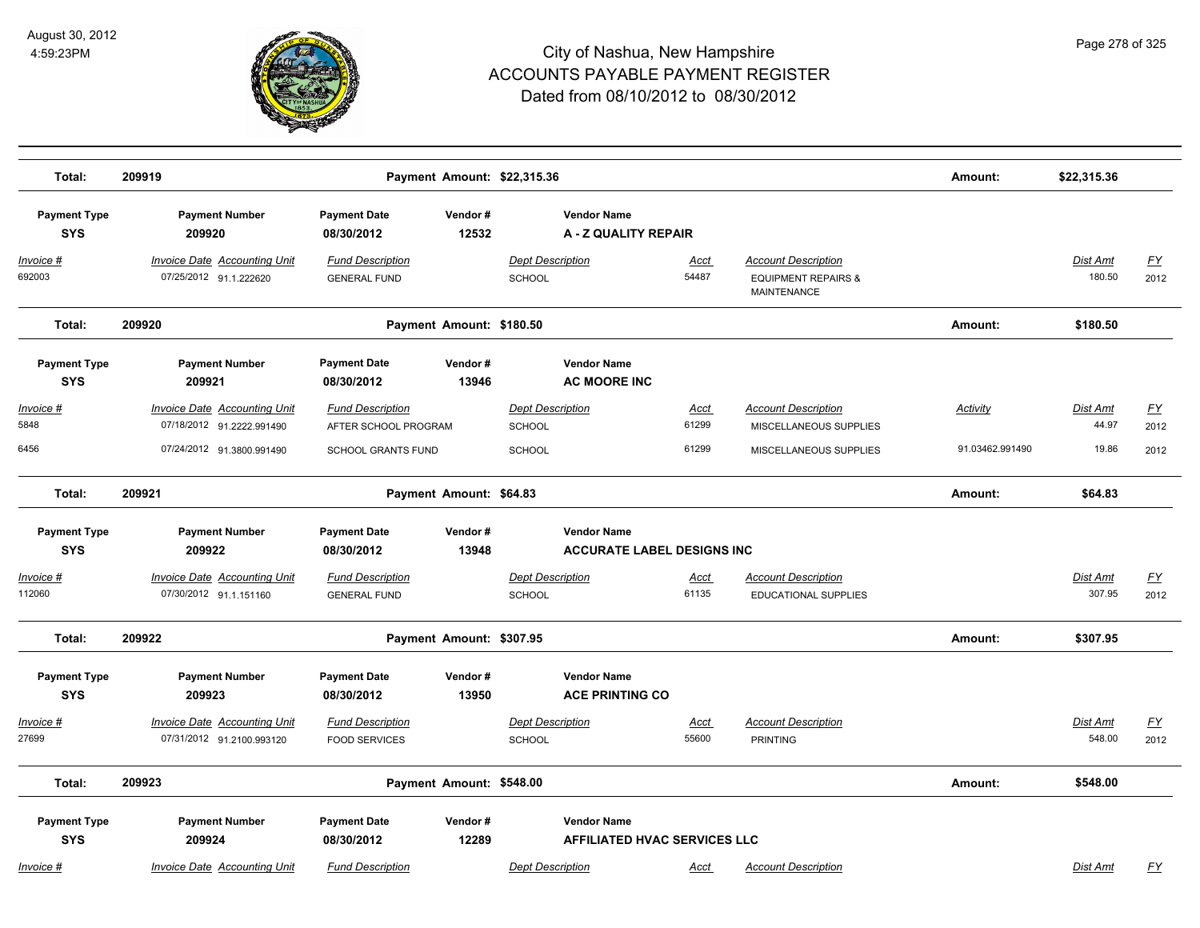# City of Nashua, New Hampshire
## ACCOUNTS PAYABLE PAYMENT REGISTER
### Dated from 08/10/2012 to 08/30/2012

August 30, 2012
4:59:23PM

| Total: | 209919 | Payment Amount: $22,315.36 | | | Amount: | $22,315.36 |
|---|---|---|---|---|---|---|

| Payment Type | Payment Number | Payment Date | Vendor # | Vendor Name |
|---|---|---|---|---|
| SYS | 209920 | 08/30/2012 | 12532 | A - Z QUALITY REPAIR |

| Invoice # | Invoice Date | Accounting Unit | Fund Description | Dept Description | Acct | Account Description | Dist Amt | FY |
|---|---|---|---|---|---|---|---|---|
| 692003 | 07/25/2012 | 91.1.222620 | GENERAL FUND | SCHOOL | 54487 | EQUIPMENT REPAIRS & MAINTENANCE | 180.50 | 2012 |

| Total: | 209920 | Payment Amount: $180.50 | | | Amount: | $180.50 |
|---|---|---|---|---|---|---|

| Payment Type | Payment Number | Payment Date | Vendor # | Vendor Name |
|---|---|---|---|---|
| SYS | 209921 | 08/30/2012 | 13946 | AC MOORE INC |

| Invoice # | Invoice Date | Accounting Unit | Fund Description | Dept Description | Acct | Account Description | Activity | Dist Amt | FY |
|---|---|---|---|---|---|---|---|---|---|
| 5848 | 07/18/2012 | 91.2222.991490 | AFTER SCHOOL PROGRAM | SCHOOL | 61299 | MISCELLANEOUS SUPPLIES | | 44.97 | 2012 |
| 6456 | 07/24/2012 | 91.3800.991490 | SCHOOL GRANTS FUND | SCHOOL | 61299 | MISCELLANEOUS SUPPLIES | 91.03462.991490 | 19.86 | 2012 |

| Total: | 209921 | Payment Amount: $64.83 | | | Amount: | $64.83 |
|---|---|---|---|---|---|---|

| Payment Type | Payment Number | Payment Date | Vendor # | Vendor Name |
|---|---|---|---|---|
| SYS | 209922 | 08/30/2012 | 13948 | ACCURATE LABEL DESIGNS INC |

| Invoice # | Invoice Date | Accounting Unit | Fund Description | Dept Description | Acct | Account Description | Dist Amt | FY |
|---|---|---|---|---|---|---|---|---|
| 112060 | 07/30/2012 | 91.1.151160 | GENERAL FUND | SCHOOL | 61135 | EDUCATIONAL SUPPLIES | 307.95 | 2012 |

| Total: | 209922 | Payment Amount: $307.95 | | | Amount: | $307.95 |
|---|---|---|---|---|---|---|

| Payment Type | Payment Number | Payment Date | Vendor # | Vendor Name |
|---|---|---|---|---|
| SYS | 209923 | 08/30/2012 | 13950 | ACE PRINTING CO |

| Invoice # | Invoice Date | Accounting Unit | Fund Description | Dept Description | Acct | Account Description | Dist Amt | FY |
|---|---|---|---|---|---|---|---|---|
| 27699 | 07/31/2012 | 91.2100.993120 | FOOD SERVICES | SCHOOL | 55600 | PRINTING | 548.00 | 2012 |

| Total: | 209923 | Payment Amount: $548.00 | | | Amount: | $548.00 |
|---|---|---|---|---|---|---|

| Payment Type | Payment Number | Payment Date | Vendor # | Vendor Name |
|---|---|---|---|---|
| SYS | 209924 | 08/30/2012 | 12289 | AFFILIATED HVAC SERVICES LLC |

| Invoice # | Invoice Date | Accounting Unit | Fund Description | Dept Description | Acct | Account Description | Dist Amt | FY |
|---|---|---|---|---|---|---|---|---|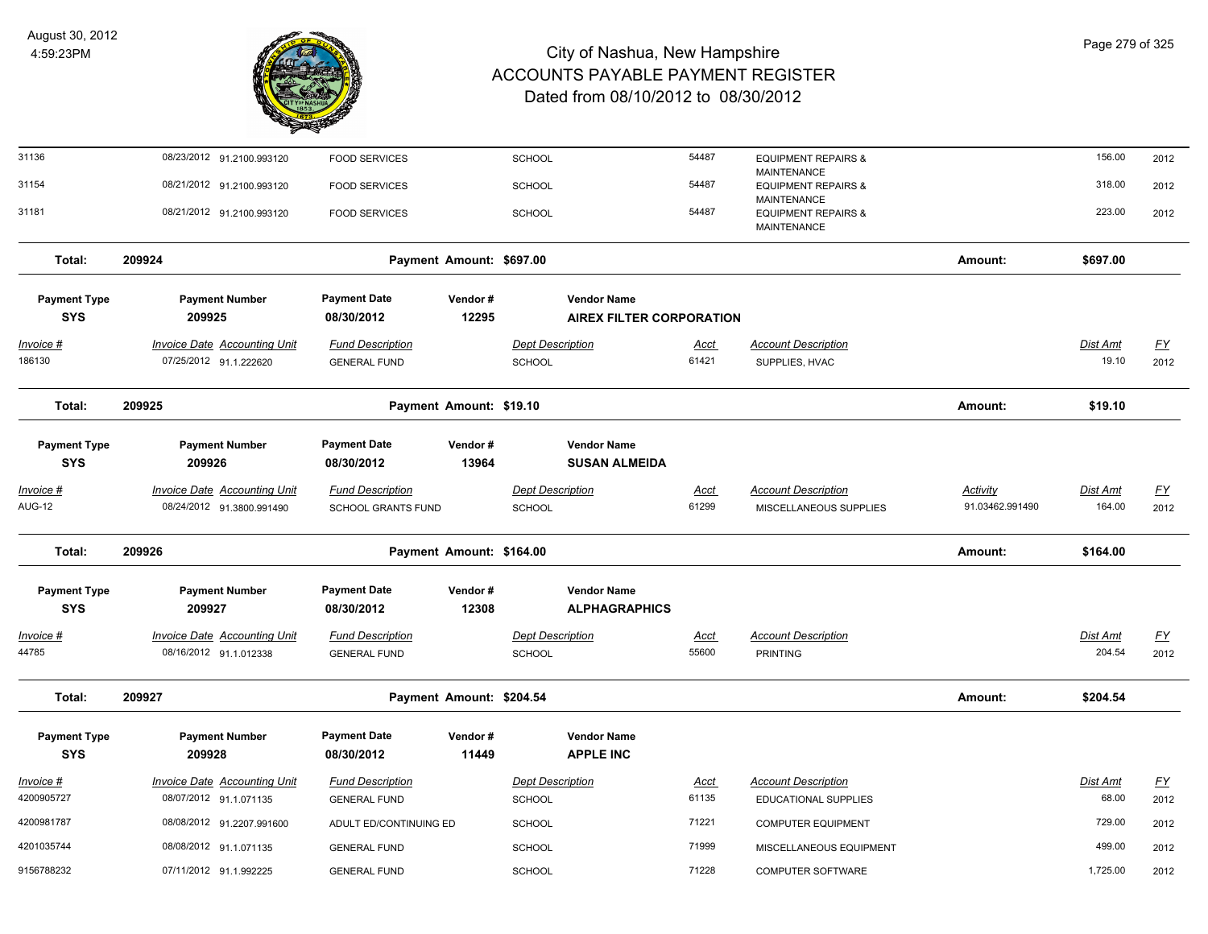| Invoice # | Invoice Date | Accounting Unit | Fund Description | Dept Description | Acct | Account Description | Activity | Dist Amt | FY |
|---|---|---|---|---|---|---|---|---|---|
| 31136 | 08/23/2012 | 91.2100.993120 | FOOD SERVICES | SCHOOL | 54487 | EQUIPMENT REPAIRS & MAINTENANCE | | 156.00 | 2012 |
| 31154 | 08/21/2012 | 91.2100.993120 | FOOD SERVICES | SCHOOL | 54487 | EQUIPMENT REPAIRS & MAINTENANCE | | 318.00 | 2012 |
| 31181 | 08/21/2012 | 91.2100.993120 | FOOD SERVICES | SCHOOL | 54487 | EQUIPMENT REPAIRS & MAINTENANCE | | 223.00 | 2012 |

**Total: 209924** — Payment Amount: $697.00 — Amount: **$697.00**

| Payment Type | Payment Number | Payment Date | Vendor # | Vendor Name |
|---|---|---|---|---|
| **SYS** | **209925** | **08/30/2012** | **12295** | **AIREX FILTER CORPORATION** |

| Invoice # | Invoice Date | Accounting Unit | Fund Description | Dept Description | Acct | Account Description | Dist Amt | FY |
|---|---|---|---|---|---|---|---|---|
| 186130 | 07/25/2012 | 91.1.222620 | GENERAL FUND | SCHOOL | 61421 | SUPPLIES, HVAC | 19.10 | 2012 |

**Total: 209925** — Payment Amount: $19.10 — Amount: **$19.10**

| Payment Type | Payment Number | Payment Date | Vendor # | Vendor Name |
|---|---|---|---|---|
| **SYS** | **209926** | **08/30/2012** | **13964** | **SUSAN ALMEIDA** |

| Invoice # | Invoice Date | Accounting Unit | Fund Description | Dept Description | Acct | Account Description | Activity | Dist Amt | FY |
|---|---|---|---|---|---|---|---|---|---|
| AUG-12 | 08/24/2012 | 91.3800.991490 | SCHOOL GRANTS FUND | SCHOOL | 61299 | MISCELLANEOUS SUPPLIES | 91.03462.991490 | 164.00 | 2012 |

**Total: 209926** — Payment Amount: $164.00 — Amount: **$164.00**

| Payment Type | Payment Number | Payment Date | Vendor # | Vendor Name |
|---|---|---|---|---|
| **SYS** | **209927** | **08/30/2012** | **12308** | **ALPHAGRAPHICS** |

| Invoice # | Invoice Date | Accounting Unit | Fund Description | Dept Description | Acct | Account Description | Dist Amt | FY |
|---|---|---|---|---|---|---|---|---|
| 44785 | 08/16/2012 | 91.1.012338 | GENERAL FUND | SCHOOL | 55600 | PRINTING | 204.54 | 2012 |

**Total: 209927** — Payment Amount: $204.54 — Amount: **$204.54**

| Payment Type | Payment Number | Payment Date | Vendor # | Vendor Name |
|---|---|---|---|---|
| **SYS** | **209928** | **08/30/2012** | **11449** | **APPLE INC** |

| Invoice # | Invoice Date | Accounting Unit | Fund Description | Dept Description | Acct | Account Description | Dist Amt | FY |
|---|---|---|---|---|---|---|---|---|
| 4200905727 | 08/07/2012 | 91.1.071135 | GENERAL FUND | SCHOOL | 61135 | EDUCATIONAL SUPPLIES | 68.00 | 2012 |
| 4200981787 | 08/08/2012 | 91.2207.991600 | ADULT ED/CONTINUING ED | SCHOOL | 71221 | COMPUTER EQUIPMENT | 729.00 | 2012 |
| 4201035744 | 08/08/2012 | 91.1.071135 | GENERAL FUND | SCHOOL | 71999 | MISCELLANEOUS EQUIPMENT | 499.00 | 2012 |
| 9156788232 | 07/11/2012 | 91.1.992225 | GENERAL FUND | SCHOOL | 71228 | COMPUTER SOFTWARE | 1,725.00 | 2012 |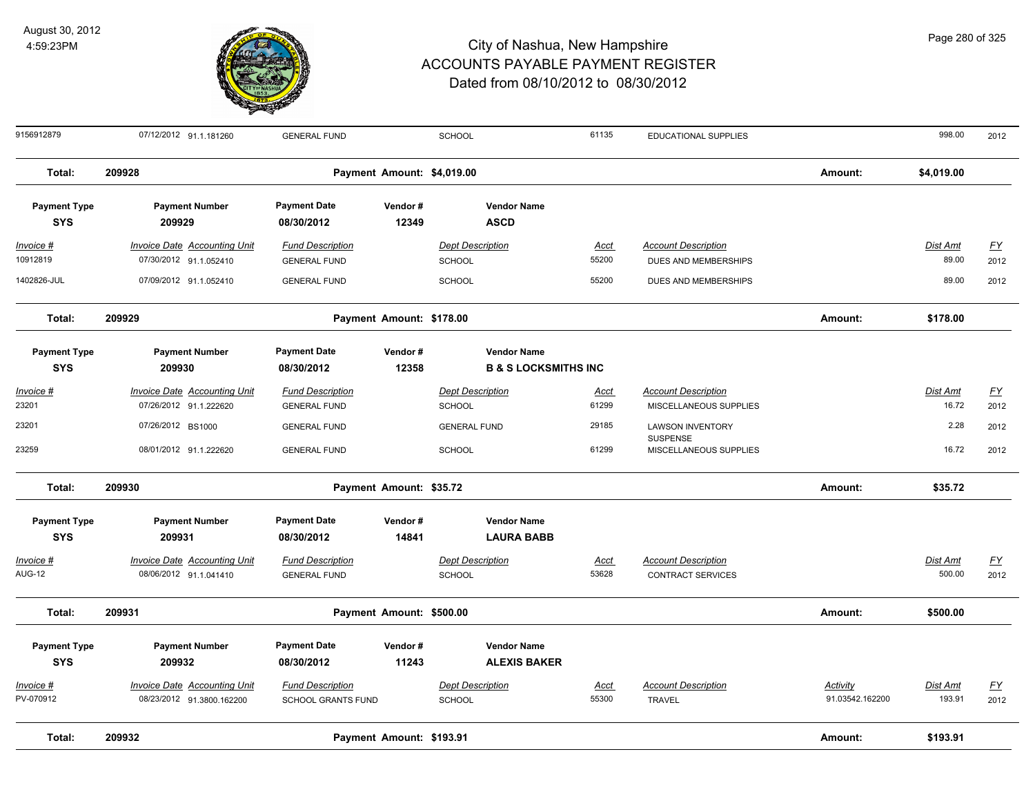# City of Nashua, New Hampshire
## ACCOUNTS PAYABLE PAYMENT REGISTER
### Dated from 08/10/2012 to 08/30/2012

August 30, 2012
4:59:23PM

| 9156912879 | 07/12/2012 91.1.181260 | GENERAL FUND | SCHOOL | 61135 | EDUCATIONAL SUPPLIES | | 998.00 | 2012 |
|---|---|---|---|---|---|---|---|---|

**Total: 209928 — Payment Amount: $4,019.00 — Amount: $4,019.00**

| Payment Type | Payment Number | Payment Date | Vendor # | Vendor Name |
|---|---|---|---|---|
| SYS | 209929 | 08/30/2012 | 12349 | ASCD |

| Invoice # | Invoice Date | Accounting Unit | Fund Description | Dept Description | Acct | Account Description | Dist Amt | FY |
|---|---|---|---|---|---|---|---|---|
| 10912819 | 07/30/2012 | 91.1.052410 | GENERAL FUND | SCHOOL | 55200 | DUES AND MEMBERSHIPS | 89.00 | 2012 |
| 1402826-JUL | 07/09/2012 | 91.1.052410 | GENERAL FUND | SCHOOL | 55200 | DUES AND MEMBERSHIPS | 89.00 | 2012 |

**Total: 209929 — Payment Amount: $178.00 — Amount: $178.00**

| Payment Type | Payment Number | Payment Date | Vendor # | Vendor Name |
|---|---|---|---|---|
| SYS | 209930 | 08/30/2012 | 12358 | B & S LOCKSMITHS INC |

| Invoice # | Invoice Date | Accounting Unit | Fund Description | Dept Description | Acct | Account Description | Dist Amt | FY |
|---|---|---|---|---|---|---|---|---|
| 23201 | 07/26/2012 | 91.1.222620 | GENERAL FUND | SCHOOL | 61299 | MISCELLANEOUS SUPPLIES | 16.72 | 2012 |
| 23201 | 07/26/2012 | BS1000 | GENERAL FUND | GENERAL FUND | 29185 | LAWSON INVENTORY SUSPENSE | 2.28 | 2012 |
| 23259 | 08/01/2012 | 91.1.222620 | GENERAL FUND | SCHOOL | 61299 | MISCELLANEOUS SUPPLIES | 16.72 | 2012 |

**Total: 209930 — Payment Amount: $35.72 — Amount: $35.72**

| Payment Type | Payment Number | Payment Date | Vendor # | Vendor Name |
|---|---|---|---|---|
| SYS | 209931 | 08/30/2012 | 14841 | LAURA BABB |

| Invoice # | Invoice Date | Accounting Unit | Fund Description | Dept Description | Acct | Account Description | Dist Amt | FY |
|---|---|---|---|---|---|---|---|---|
| AUG-12 | 08/06/2012 | 91.1.041410 | GENERAL FUND | SCHOOL | 53628 | CONTRACT SERVICES | 500.00 | 2012 |

**Total: 209931 — Payment Amount: $500.00 — Amount: $500.00**

| Payment Type | Payment Number | Payment Date | Vendor # | Vendor Name |
|---|---|---|---|---|
| SYS | 209932 | 08/30/2012 | 11243 | ALEXIS BAKER |

| Invoice # | Invoice Date | Accounting Unit | Fund Description | Dept Description | Acct | Account Description | Activity | Dist Amt | FY |
|---|---|---|---|---|---|---|---|---|---|
| PV-070912 | 08/23/2012 | 91.3800.162200 | SCHOOL GRANTS FUND | SCHOOL | 55300 | TRAVEL | 91.03542.162200 | 193.91 | 2012 |

**Total: 209932 — Payment Amount: $193.91 — Amount: $193.91**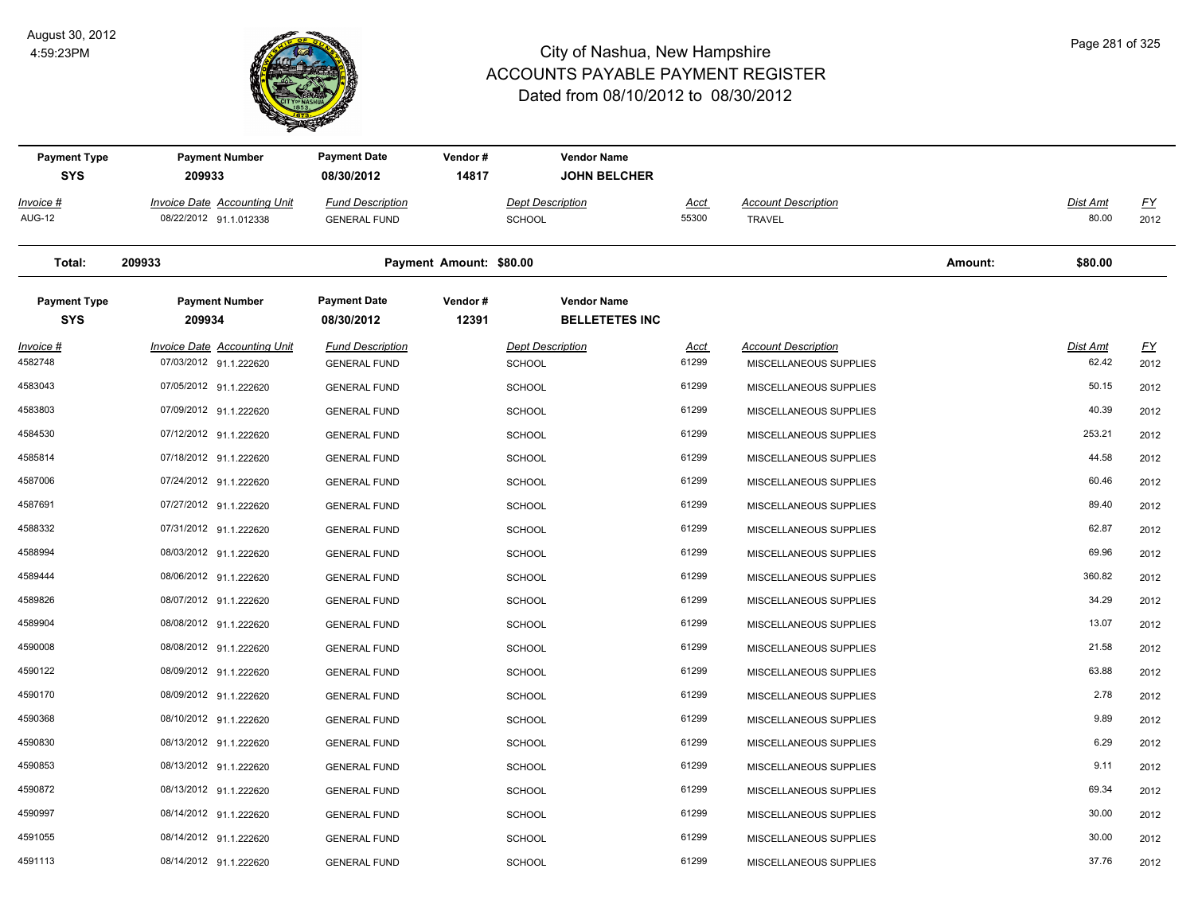# City of Nashua, New Hampshire
## ACCOUNTS PAYABLE PAYMENT REGISTER
### Dated from 08/10/2012 to 08/30/2012

August 30, 2012
4:59:23PM

| Payment Type | Payment Number | Payment Date | Vendor # | Vendor Name |
|---|---|---|---|---|
| SYS | 209933 | 08/30/2012 | 14817 | JOHN BELCHER |

| Invoice # | Invoice Date | Accounting Unit | Fund Description | Dept Description | Acct | Account Description | Dist Amt | FY |
|---|---|---|---|---|---|---|---|---|
| AUG-12 | 08/22/2012 | 91.1.012338 | GENERAL FUND | SCHOOL | 55300 | TRAVEL | 80.00 | 2012 |

**Total: 209933** — Payment Amount: $80.00 — Amount: **$80.00**

| Payment Type | Payment Number | Payment Date | Vendor # | Vendor Name |
|---|---|---|---|---|
| SYS | 209934 | 08/30/2012 | 12391 | BELLETETES INC |

| Invoice # | Invoice Date | Accounting Unit | Fund Description | Dept Description | Acct | Account Description | Dist Amt | FY |
|---|---|---|---|---|---|---|---|---|
| 4582748 | 07/03/2012 | 91.1.222620 | GENERAL FUND | SCHOOL | 61299 | MISCELLANEOUS SUPPLIES | 62.42 | 2012 |
| 4583043 | 07/05/2012 | 91.1.222620 | GENERAL FUND | SCHOOL | 61299 | MISCELLANEOUS SUPPLIES | 50.15 | 2012 |
| 4583803 | 07/09/2012 | 91.1.222620 | GENERAL FUND | SCHOOL | 61299 | MISCELLANEOUS SUPPLIES | 40.39 | 2012 |
| 4584530 | 07/12/2012 | 91.1.222620 | GENERAL FUND | SCHOOL | 61299 | MISCELLANEOUS SUPPLIES | 253.21 | 2012 |
| 4585814 | 07/18/2012 | 91.1.222620 | GENERAL FUND | SCHOOL | 61299 | MISCELLANEOUS SUPPLIES | 44.58 | 2012 |
| 4587006 | 07/24/2012 | 91.1.222620 | GENERAL FUND | SCHOOL | 61299 | MISCELLANEOUS SUPPLIES | 60.46 | 2012 |
| 4587691 | 07/27/2012 | 91.1.222620 | GENERAL FUND | SCHOOL | 61299 | MISCELLANEOUS SUPPLIES | 89.40 | 2012 |
| 4588332 | 07/31/2012 | 91.1.222620 | GENERAL FUND | SCHOOL | 61299 | MISCELLANEOUS SUPPLIES | 62.87 | 2012 |
| 4588994 | 08/03/2012 | 91.1.222620 | GENERAL FUND | SCHOOL | 61299 | MISCELLANEOUS SUPPLIES | 69.96 | 2012 |
| 4589444 | 08/06/2012 | 91.1.222620 | GENERAL FUND | SCHOOL | 61299 | MISCELLANEOUS SUPPLIES | 360.82 | 2012 |
| 4589826 | 08/07/2012 | 91.1.222620 | GENERAL FUND | SCHOOL | 61299 | MISCELLANEOUS SUPPLIES | 34.29 | 2012 |
| 4589904 | 08/08/2012 | 91.1.222620 | GENERAL FUND | SCHOOL | 61299 | MISCELLANEOUS SUPPLIES | 13.07 | 2012 |
| 4590008 | 08/08/2012 | 91.1.222620 | GENERAL FUND | SCHOOL | 61299 | MISCELLANEOUS SUPPLIES | 21.58 | 2012 |
| 4590122 | 08/09/2012 | 91.1.222620 | GENERAL FUND | SCHOOL | 61299 | MISCELLANEOUS SUPPLIES | 63.88 | 2012 |
| 4590170 | 08/09/2012 | 91.1.222620 | GENERAL FUND | SCHOOL | 61299 | MISCELLANEOUS SUPPLIES | 2.78 | 2012 |
| 4590368 | 08/10/2012 | 91.1.222620 | GENERAL FUND | SCHOOL | 61299 | MISCELLANEOUS SUPPLIES | 9.89 | 2012 |
| 4590830 | 08/13/2012 | 91.1.222620 | GENERAL FUND | SCHOOL | 61299 | MISCELLANEOUS SUPPLIES | 6.29 | 2012 |
| 4590853 | 08/13/2012 | 91.1.222620 | GENERAL FUND | SCHOOL | 61299 | MISCELLANEOUS SUPPLIES | 9.11 | 2012 |
| 4590872 | 08/13/2012 | 91.1.222620 | GENERAL FUND | SCHOOL | 61299 | MISCELLANEOUS SUPPLIES | 69.34 | 2012 |
| 4590997 | 08/14/2012 | 91.1.222620 | GENERAL FUND | SCHOOL | 61299 | MISCELLANEOUS SUPPLIES | 30.00 | 2012 |
| 4591055 | 08/14/2012 | 91.1.222620 | GENERAL FUND | SCHOOL | 61299 | MISCELLANEOUS SUPPLIES | 30.00 | 2012 |
| 4591113 | 08/14/2012 | 91.1.222620 | GENERAL FUND | SCHOOL | 61299 | MISCELLANEOUS SUPPLIES | 37.76 | 2012 |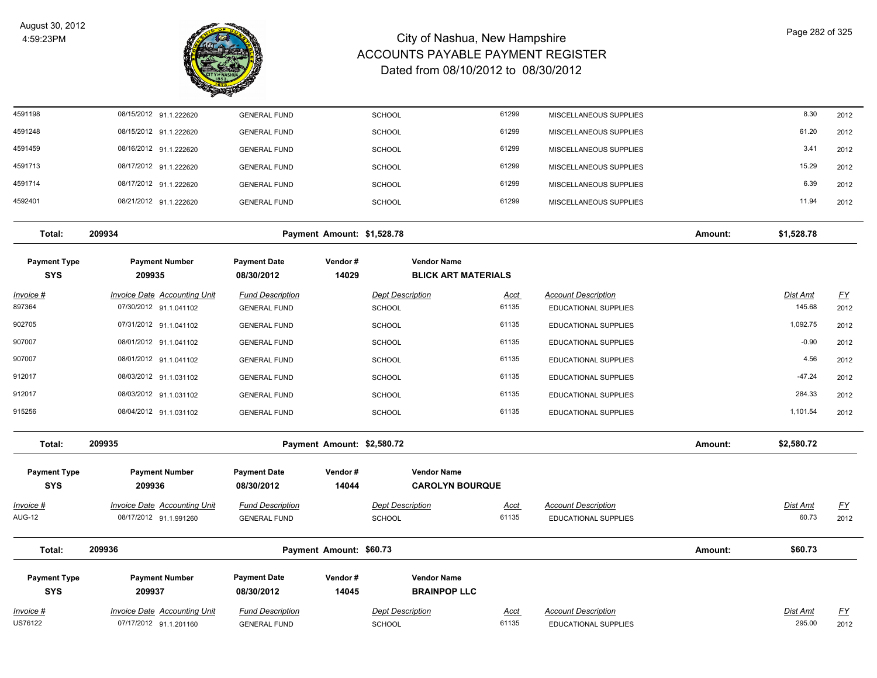# City of Nashua, New Hampshire
## ACCOUNTS PAYABLE PAYMENT REGISTER
### Dated from 08/10/2012 to 08/30/2012

August 30, 2012
4:59:23PM

| Invoice # | Invoice Date | Accounting Unit | Fund Description | Dept Description | Acct | Account Description | Dist Amt | FY |
|---|---|---|---|---|---|---|---|---|
| 4591198 | 08/15/2012 | 91.1.222620 | GENERAL FUND | SCHOOL | 61299 | MISCELLANEOUS SUPPLIES | 8.30 | 2012 |
| 4591248 | 08/15/2012 | 91.1.222620 | GENERAL FUND | SCHOOL | 61299 | MISCELLANEOUS SUPPLIES | 61.20 | 2012 |
| 4591459 | 08/16/2012 | 91.1.222620 | GENERAL FUND | SCHOOL | 61299 | MISCELLANEOUS SUPPLIES | 3.41 | 2012 |
| 4591713 | 08/17/2012 | 91.1.222620 | GENERAL FUND | SCHOOL | 61299 | MISCELLANEOUS SUPPLIES | 15.29 | 2012 |
| 4591714 | 08/17/2012 | 91.1.222620 | GENERAL FUND | SCHOOL | 61299 | MISCELLANEOUS SUPPLIES | 6.39 | 2012 |
| 4592401 | 08/21/2012 | 91.1.222620 | GENERAL FUND | SCHOOL | 61299 | MISCELLANEOUS SUPPLIES | 11.94 | 2012 |

**Total: 209934** — Payment Amount: $1,528.78 — Amount: $1,528.78

| Payment Type | Payment Number | Payment Date | Vendor # | Vendor Name |
|---|---|---|---|---|
| SYS | 209935 | 08/30/2012 | 14029 | BLICK ART MATERIALS |

| Invoice # | Invoice Date | Accounting Unit | Fund Description | Dept Description | Acct | Account Description | Dist Amt | FY |
|---|---|---|---|---|---|---|---|---|
| 897364 | 07/30/2012 | 91.1.041102 | GENERAL FUND | SCHOOL | 61135 | EDUCATIONAL SUPPLIES | 145.68 | 2012 |
| 902705 | 07/31/2012 | 91.1.041102 | GENERAL FUND | SCHOOL | 61135 | EDUCATIONAL SUPPLIES | 1,092.75 | 2012 |
| 907007 | 08/01/2012 | 91.1.041102 | GENERAL FUND | SCHOOL | 61135 | EDUCATIONAL SUPPLIES | -0.90 | 2012 |
| 907007 | 08/01/2012 | 91.1.041102 | GENERAL FUND | SCHOOL | 61135 | EDUCATIONAL SUPPLIES | 4.56 | 2012 |
| 912017 | 08/03/2012 | 91.1.031102 | GENERAL FUND | SCHOOL | 61135 | EDUCATIONAL SUPPLIES | -47.24 | 2012 |
| 912017 | 08/03/2012 | 91.1.031102 | GENERAL FUND | SCHOOL | 61135 | EDUCATIONAL SUPPLIES | 284.33 | 2012 |
| 915256 | 08/04/2012 | 91.1.031102 | GENERAL FUND | SCHOOL | 61135 | EDUCATIONAL SUPPLIES | 1,101.54 | 2012 |

**Total: 209935** — Payment Amount: $2,580.72 — Amount: $2,580.72

| Payment Type | Payment Number | Payment Date | Vendor # | Vendor Name |
|---|---|---|---|---|
| SYS | 209936 | 08/30/2012 | 14044 | CAROLYN BOURQUE |

| Invoice # | Invoice Date | Accounting Unit | Fund Description | Dept Description | Acct | Account Description | Dist Amt | FY |
|---|---|---|---|---|---|---|---|---|
| AUG-12 | 08/17/2012 | 91.1.991260 | GENERAL FUND | SCHOOL | 61135 | EDUCATIONAL SUPPLIES | 60.73 | 2012 |

**Total: 209936** — Payment Amount: $60.73 — Amount: $60.73

| Payment Type | Payment Number | Payment Date | Vendor # | Vendor Name |
|---|---|---|---|---|
| SYS | 209937 | 08/30/2012 | 14045 | BRAINPOP LLC |

| Invoice # | Invoice Date | Accounting Unit | Fund Description | Dept Description | Acct | Account Description | Dist Amt | FY |
|---|---|---|---|---|---|---|---|---|
| US76122 | 07/17/2012 | 91.1.201160 | GENERAL FUND | SCHOOL | 61135 | EDUCATIONAL SUPPLIES | 295.00 | 2012 |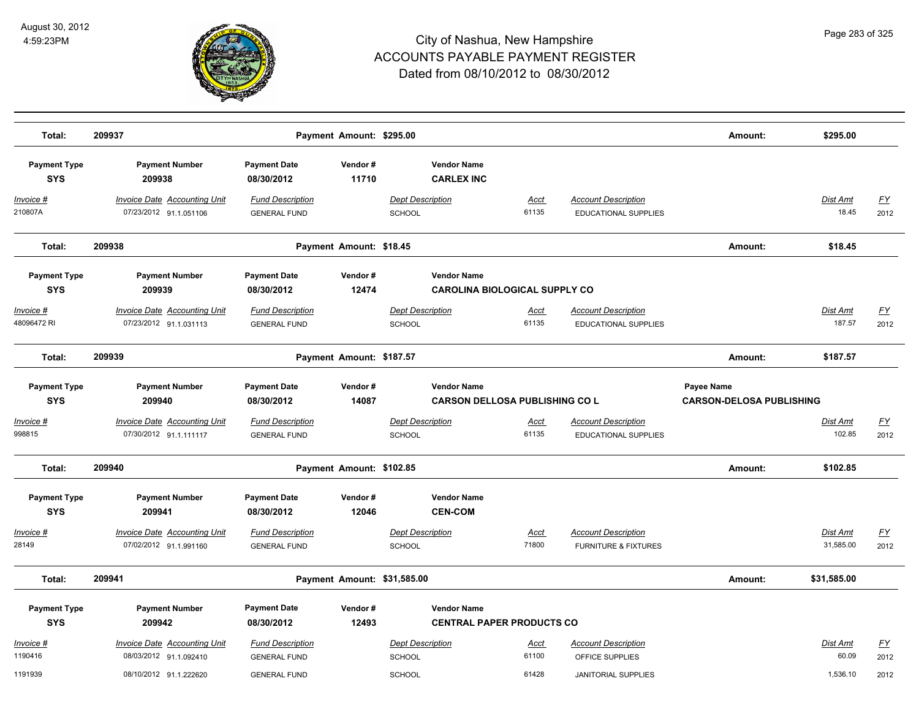# City of Nashua, New Hampshire
## ACCOUNTS PAYABLE PAYMENT REGISTER
### Dated from 08/10/2012 to 08/30/2012

August 30, 2012
4:59:23PM

| Total: | 209937 | | Payment Amount: $295.00 | | | | Amount: | $295.00 | |
|---|---|---|---|---|---|---|---|---|---|

| Payment Type | Payment Number | Payment Date | Vendor # | Vendor Name |
|---|---|---|---|---|
| SYS | 209938 | 08/30/2012 | 11710 | CARLEX INC |

| Invoice # | Invoice Date | Accounting Unit | Fund Description | Dept Description | Acct | Account Description | Dist Amt | FY |
|---|---|---|---|---|---|---|---|---|
| 210807A | 07/23/2012 | 91.1.051106 | GENERAL FUND | SCHOOL | 61135 | EDUCATIONAL SUPPLIES | 18.45 | 2012 |

| Total: | 209938 | | Payment Amount: $18.45 | | | | Amount: | $18.45 | |
|---|---|---|---|---|---|---|---|---|---|

| Payment Type | Payment Number | Payment Date | Vendor # | Vendor Name |
|---|---|---|---|---|
| SYS | 209939 | 08/30/2012 | 12474 | CAROLINA BIOLOGICAL SUPPLY CO |

| Invoice # | Invoice Date | Accounting Unit | Fund Description | Dept Description | Acct | Account Description | Dist Amt | FY |
|---|---|---|---|---|---|---|---|---|
| 48096472 RI | 07/23/2012 | 91.1.031113 | GENERAL FUND | SCHOOL | 61135 | EDUCATIONAL SUPPLIES | 187.57 | 2012 |

| Total: | 209939 | | Payment Amount: $187.57 | | | | Amount: | $187.57 | |
|---|---|---|---|---|---|---|---|---|---|

| Payment Type | Payment Number | Payment Date | Vendor # | Vendor Name | Payee Name |
|---|---|---|---|---|---|
| SYS | 209940 | 08/30/2012 | 14087 | CARSON DELLOSA PUBLISHING CO L | CARSON-DELOSA PUBLISHING |

| Invoice # | Invoice Date | Accounting Unit | Fund Description | Dept Description | Acct | Account Description | Dist Amt | FY |
|---|---|---|---|---|---|---|---|---|
| 998815 | 07/30/2012 | 91.1.111117 | GENERAL FUND | SCHOOL | 61135 | EDUCATIONAL SUPPLIES | 102.85 | 2012 |

| Total: | 209940 | | Payment Amount: $102.85 | | | | Amount: | $102.85 | |
|---|---|---|---|---|---|---|---|---|---|

| Payment Type | Payment Number | Payment Date | Vendor # | Vendor Name |
|---|---|---|---|---|
| SYS | 209941 | 08/30/2012 | 12046 | CEN-COM |

| Invoice # | Invoice Date | Accounting Unit | Fund Description | Dept Description | Acct | Account Description | Dist Amt | FY |
|---|---|---|---|---|---|---|---|---|
| 28149 | 07/02/2012 | 91.1.991160 | GENERAL FUND | SCHOOL | 71800 | FURNITURE & FIXTURES | 31,585.00 | 2012 |

| Total: | 209941 | | Payment Amount: $31,585.00 | | | | Amount: | $31,585.00 | |
|---|---|---|---|---|---|---|---|---|---|

| Payment Type | Payment Number | Payment Date | Vendor # | Vendor Name |
|---|---|---|---|---|
| SYS | 209942 | 08/30/2012 | 12493 | CENTRAL PAPER PRODUCTS CO |

| Invoice # | Invoice Date | Accounting Unit | Fund Description | Dept Description | Acct | Account Description | Dist Amt | FY |
|---|---|---|---|---|---|---|---|---|
| 1190416 | 08/03/2012 | 91.1.092410 | GENERAL FUND | SCHOOL | 61100 | OFFICE SUPPLIES | 60.09 | 2012 |
| 1191939 | 08/10/2012 | 91.1.222620 | GENERAL FUND | SCHOOL | 61428 | JANITORIAL SUPPLIES | 1,536.10 | 2012 |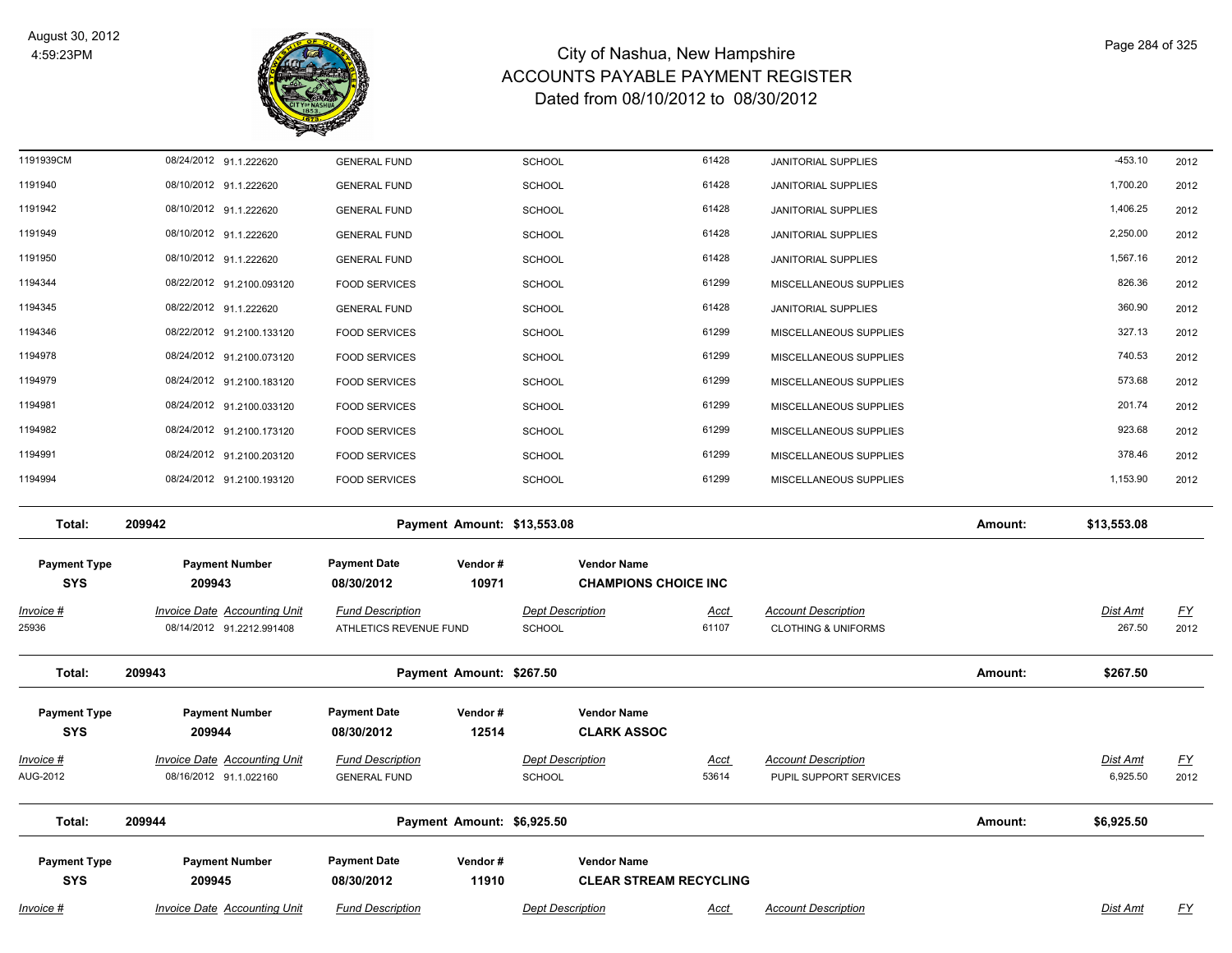# City of Nashua, New Hampshire
## ACCOUNTS PAYABLE PAYMENT REGISTER
### Dated from 08/10/2012 to 08/30/2012

August 30, 2012
4:59:23PM

| Invoice # | Invoice Date | Accounting Unit | Fund Description | Dept Description | Acct | Account Description | Dist Amt | FY |
|---|---|---|---|---|---|---|---|---|
| 1191939CM | 08/24/2012 | 91.1.222620 | GENERAL FUND | SCHOOL | 61428 | JANITORIAL SUPPLIES | -453.10 | 2012 |
| 1191940 | 08/10/2012 | 91.1.222620 | GENERAL FUND | SCHOOL | 61428 | JANITORIAL SUPPLIES | 1,700.20 | 2012 |
| 1191942 | 08/10/2012 | 91.1.222620 | GENERAL FUND | SCHOOL | 61428 | JANITORIAL SUPPLIES | 1,406.25 | 2012 |
| 1191949 | 08/10/2012 | 91.1.222620 | GENERAL FUND | SCHOOL | 61428 | JANITORIAL SUPPLIES | 2,250.00 | 2012 |
| 1191950 | 08/10/2012 | 91.1.222620 | GENERAL FUND | SCHOOL | 61428 | JANITORIAL SUPPLIES | 1,567.16 | 2012 |
| 1194344 | 08/22/2012 | 91.2100.093120 | FOOD SERVICES | SCHOOL | 61299 | MISCELLANEOUS SUPPLIES | 826.36 | 2012 |
| 1194345 | 08/22/2012 | 91.1.222620 | GENERAL FUND | SCHOOL | 61428 | JANITORIAL SUPPLIES | 360.90 | 2012 |
| 1194346 | 08/22/2012 | 91.2100.133120 | FOOD SERVICES | SCHOOL | 61299 | MISCELLANEOUS SUPPLIES | 327.13 | 2012 |
| 1194978 | 08/24/2012 | 91.2100.073120 | FOOD SERVICES | SCHOOL | 61299 | MISCELLANEOUS SUPPLIES | 740.53 | 2012 |
| 1194979 | 08/24/2012 | 91.2100.183120 | FOOD SERVICES | SCHOOL | 61299 | MISCELLANEOUS SUPPLIES | 573.68 | 2012 |
| 1194981 | 08/24/2012 | 91.2100.033120 | FOOD SERVICES | SCHOOL | 61299 | MISCELLANEOUS SUPPLIES | 201.74 | 2012 |
| 1194982 | 08/24/2012 | 91.2100.173120 | FOOD SERVICES | SCHOOL | 61299 | MISCELLANEOUS SUPPLIES | 923.68 | 2012 |
| 1194991 | 08/24/2012 | 91.2100.203120 | FOOD SERVICES | SCHOOL | 61299 | MISCELLANEOUS SUPPLIES | 378.46 | 2012 |
| 1194994 | 08/24/2012 | 91.2100.193120 | FOOD SERVICES | SCHOOL | 61299 | MISCELLANEOUS SUPPLIES | 1,153.90 | 2012 |

**Total: 209942** — Payment Amount: $13,553.08 — Amount: **$13,553.08**

| Payment Type | Payment Number | Payment Date | Vendor # | Vendor Name |
|---|---|---|---|---|
| SYS | 209943 | 08/30/2012 | 10971 | CHAMPIONS CHOICE INC |

| Invoice # | Invoice Date | Accounting Unit | Fund Description | Dept Description | Acct | Account Description | Dist Amt | FY |
|---|---|---|---|---|---|---|---|---|
| 25936 | 08/14/2012 | 91.2212.991408 | ATHLETICS REVENUE FUND | SCHOOL | 61107 | CLOTHING & UNIFORMS | 267.50 | 2012 |

**Total: 209943** — Payment Amount: $267.50 — Amount: **$267.50**

| Payment Type | Payment Number | Payment Date | Vendor # | Vendor Name |
|---|---|---|---|---|
| SYS | 209944 | 08/30/2012 | 12514 | CLARK ASSOC |

| Invoice # | Invoice Date | Accounting Unit | Fund Description | Dept Description | Acct | Account Description | Dist Amt | FY |
|---|---|---|---|---|---|---|---|---|
| AUG-2012 | 08/16/2012 | 91.1.022160 | GENERAL FUND | SCHOOL | 53614 | PUPIL SUPPORT SERVICES | 6,925.50 | 2012 |

**Total: 209944** — Payment Amount: $6,925.50 — Amount: **$6,925.50**

| Payment Type | Payment Number | Payment Date | Vendor # | Vendor Name |
|---|---|---|---|---|
| SYS | 209945 | 08/30/2012 | 11910 | CLEAR STREAM RECYCLING |

| Invoice # | Invoice Date | Accounting Unit | Fund Description | Dept Description | Acct | Account Description | Dist Amt | FY |
|---|---|---|---|---|---|---|---|---|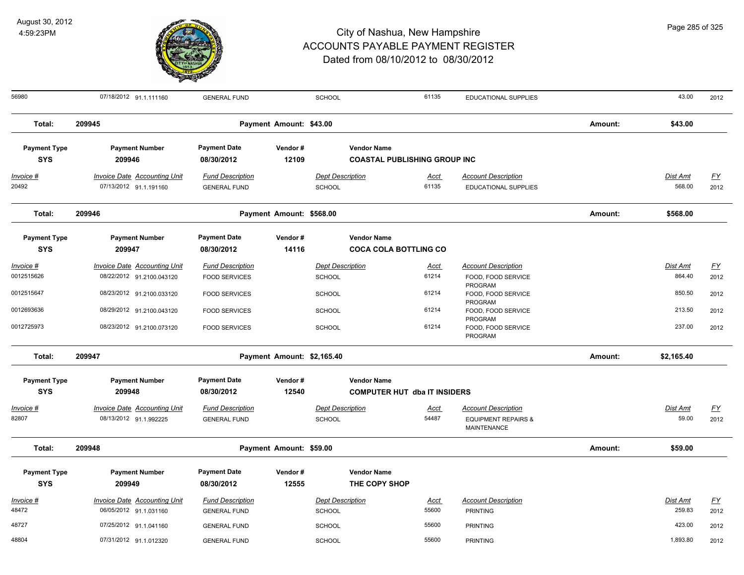| Invoice # | Invoice Date | Accounting Unit | Fund Description | Dept Description | Acct | Account Description | Dist Amt | FY |
|---|---|---|---|---|---|---|---|---|
| 56980 | 07/18/2012 | 91.1.111160 | GENERAL FUND | SCHOOL | 61135 | EDUCATIONAL SUPPLIES | 43.00 | 2012 |

**Total: 209945 — Payment Amount: $43.00 — Amount: $43.00**

| Payment Type | Payment Number | Payment Date | Vendor # | Vendor Name |
|---|---|---|---|---|
| SYS | 209946 | 08/30/2012 | 12109 | COASTAL PUBLISHING GROUP INC |

| Invoice # | Invoice Date | Accounting Unit | Fund Description | Dept Description | Acct | Account Description | Dist Amt | FY |
|---|---|---|---|---|---|---|---|---|
| 20492 | 07/13/2012 | 91.1.191160 | GENERAL FUND | SCHOOL | 61135 | EDUCATIONAL SUPPLIES | 568.00 | 2012 |

**Total: 209946 — Payment Amount: $568.00 — Amount: $568.00**

| Payment Type | Payment Number | Payment Date | Vendor # | Vendor Name |
|---|---|---|---|---|
| SYS | 209947 | 08/30/2012 | 14116 | COCA COLA BOTTLING CO |

| Invoice # | Invoice Date | Accounting Unit | Fund Description | Dept Description | Acct | Account Description | Dist Amt | FY |
|---|---|---|---|---|---|---|---|---|
| 0012515626 | 08/22/2012 | 91.2100.043120 | FOOD SERVICES | SCHOOL | 61214 | FOOD, FOOD SERVICE PROGRAM | 864.40 | 2012 |
| 0012515647 | 08/23/2012 | 91.2100.033120 | FOOD SERVICES | SCHOOL | 61214 | FOOD, FOOD SERVICE PROGRAM | 850.50 | 2012 |
| 0012693636 | 08/29/2012 | 91.2100.043120 | FOOD SERVICES | SCHOOL | 61214 | FOOD, FOOD SERVICE PROGRAM | 213.50 | 2012 |
| 0012725973 | 08/23/2012 | 91.2100.073120 | FOOD SERVICES | SCHOOL | 61214 | FOOD, FOOD SERVICE PROGRAM | 237.00 | 2012 |

**Total: 209947 — Payment Amount: $2,165.40 — Amount: $2,165.40**

| Payment Type | Payment Number | Payment Date | Vendor # | Vendor Name |
|---|---|---|---|---|
| SYS | 209948 | 08/30/2012 | 12540 | COMPUTER HUT dba IT INSIDERS |

| Invoice # | Invoice Date | Accounting Unit | Fund Description | Dept Description | Acct | Account Description | Dist Amt | FY |
|---|---|---|---|---|---|---|---|---|
| 82807 | 08/13/2012 | 91.1.992225 | GENERAL FUND | SCHOOL | 54487 | EQUIPMENT REPAIRS & MAINTENANCE | 59.00 | 2012 |

**Total: 209948 — Payment Amount: $59.00 — Amount: $59.00**

| Payment Type | Payment Number | Payment Date | Vendor # | Vendor Name |
|---|---|---|---|---|
| SYS | 209949 | 08/30/2012 | 12555 | THE COPY SHOP |

| Invoice # | Invoice Date | Accounting Unit | Fund Description | Dept Description | Acct | Account Description | Dist Amt | FY |
|---|---|---|---|---|---|---|---|---|
| 48472 | 06/05/2012 | 91.1.031160 | GENERAL FUND | SCHOOL | 55600 | PRINTING | 259.83 | 2012 |
| 48727 | 07/25/2012 | 91.1.041160 | GENERAL FUND | SCHOOL | 55600 | PRINTING | 423.00 | 2012 |
| 48804 | 07/31/2012 | 91.1.012320 | GENERAL FUND | SCHOOL | 55600 | PRINTING | 1,893.80 | 2012 |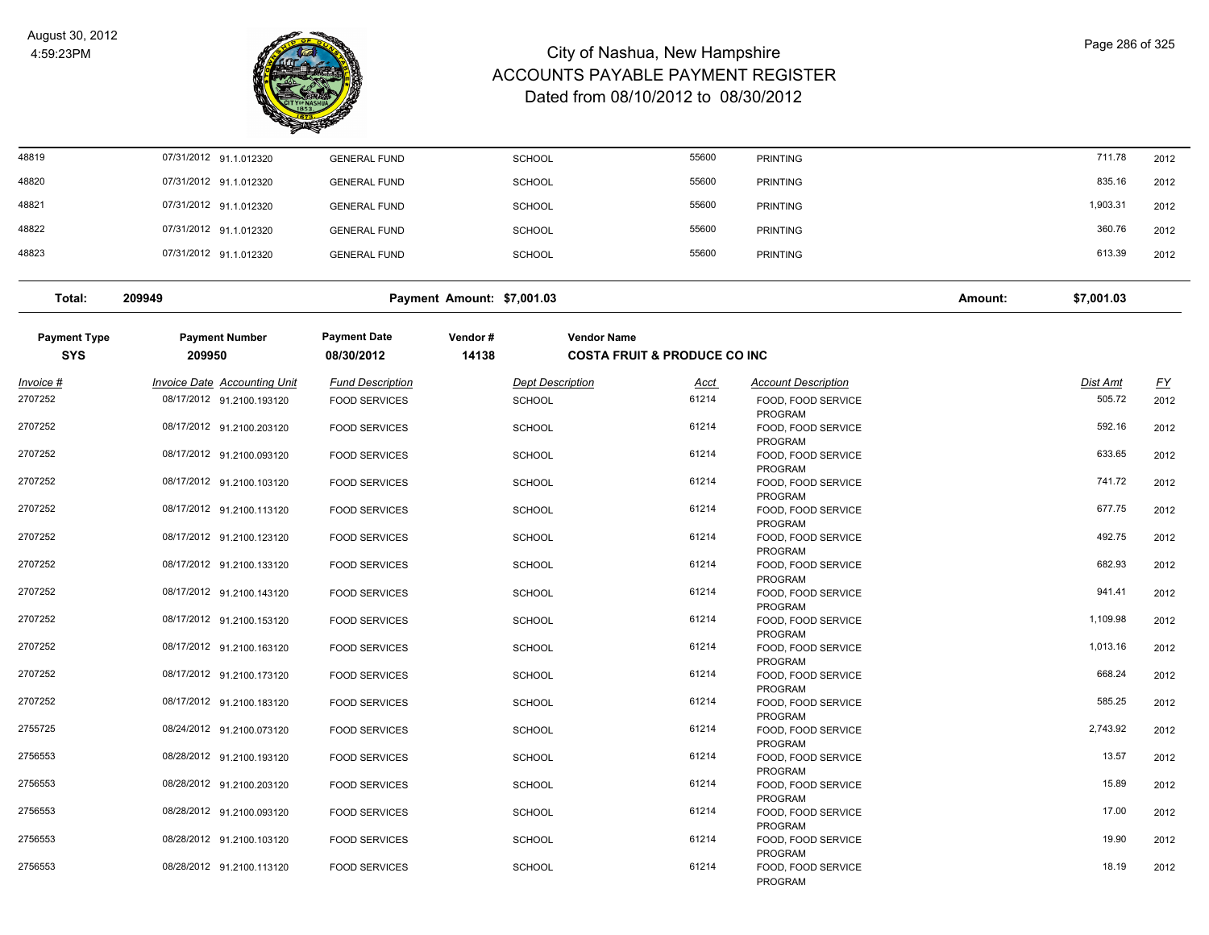# City of Nashua, New Hampshire
## ACCOUNTS PAYABLE PAYMENT REGISTER
### Dated from 08/10/2012 to 08/30/2012

August 30, 2012
4:59:23PM

| | | | | | | | |
|---|---|---|---|---|---|---|---|
| 48819 | 07/31/2012 91.1.012320 | GENERAL FUND | SCHOOL | 55600 | PRINTING | 711.78 | 2012 |
| 48820 | 07/31/2012 91.1.012320 | GENERAL FUND | SCHOOL | 55600 | PRINTING | 835.16 | 2012 |
| 48821 | 07/31/2012 91.1.012320 | GENERAL FUND | SCHOOL | 55600 | PRINTING | 1,903.31 | 2012 |
| 48822 | 07/31/2012 91.1.012320 | GENERAL FUND | SCHOOL | 55600 | PRINTING | 360.76 | 2012 |
| 48823 | 07/31/2012 91.1.012320 | GENERAL FUND | SCHOOL | 55600 | PRINTING | 613.39 | 2012 |

**Total:** 209949 **Payment Amount: $7,001.03** **Amount: $7,001.03**

| Payment Type | Payment Number | Payment Date | Vendor # | Vendor Name |
|---|---|---|---|---|
| SYS | 209950 | 08/30/2012 | 14138 | COSTA FRUIT & PRODUCE CO INC |

| Invoice # | Invoice Date | Accounting Unit | Fund Description | Dept Description | Acct | Account Description | Dist Amt | FY |
|---|---|---|---|---|---|---|---|---|
| 2707252 | 08/17/2012 | 91.2100.193120 | FOOD SERVICES | SCHOOL | 61214 | FOOD, FOOD SERVICE PROGRAM | 505.72 | 2012 |
| 2707252 | 08/17/2012 | 91.2100.203120 | FOOD SERVICES | SCHOOL | 61214 | FOOD, FOOD SERVICE PROGRAM | 592.16 | 2012 |
| 2707252 | 08/17/2012 | 91.2100.093120 | FOOD SERVICES | SCHOOL | 61214 | FOOD, FOOD SERVICE PROGRAM | 633.65 | 2012 |
| 2707252 | 08/17/2012 | 91.2100.103120 | FOOD SERVICES | SCHOOL | 61214 | FOOD, FOOD SERVICE PROGRAM | 741.72 | 2012 |
| 2707252 | 08/17/2012 | 91.2100.113120 | FOOD SERVICES | SCHOOL | 61214 | FOOD, FOOD SERVICE PROGRAM | 677.75 | 2012 |
| 2707252 | 08/17/2012 | 91.2100.123120 | FOOD SERVICES | SCHOOL | 61214 | FOOD, FOOD SERVICE PROGRAM | 492.75 | 2012 |
| 2707252 | 08/17/2012 | 91.2100.133120 | FOOD SERVICES | SCHOOL | 61214 | FOOD, FOOD SERVICE PROGRAM | 682.93 | 2012 |
| 2707252 | 08/17/2012 | 91.2100.143120 | FOOD SERVICES | SCHOOL | 61214 | FOOD, FOOD SERVICE PROGRAM | 941.41 | 2012 |
| 2707252 | 08/17/2012 | 91.2100.153120 | FOOD SERVICES | SCHOOL | 61214 | FOOD, FOOD SERVICE PROGRAM | 1,109.98 | 2012 |
| 2707252 | 08/17/2012 | 91.2100.163120 | FOOD SERVICES | SCHOOL | 61214 | FOOD, FOOD SERVICE PROGRAM | 1,013.16 | 2012 |
| 2707252 | 08/17/2012 | 91.2100.173120 | FOOD SERVICES | SCHOOL | 61214 | FOOD, FOOD SERVICE PROGRAM | 668.24 | 2012 |
| 2707252 | 08/17/2012 | 91.2100.183120 | FOOD SERVICES | SCHOOL | 61214 | FOOD, FOOD SERVICE PROGRAM | 585.25 | 2012 |
| 2755725 | 08/24/2012 | 91.2100.073120 | FOOD SERVICES | SCHOOL | 61214 | FOOD, FOOD SERVICE PROGRAM | 2,743.92 | 2012 |
| 2756553 | 08/28/2012 | 91.2100.193120 | FOOD SERVICES | SCHOOL | 61214 | FOOD, FOOD SERVICE PROGRAM | 13.57 | 2012 |
| 2756553 | 08/28/2012 | 91.2100.203120 | FOOD SERVICES | SCHOOL | 61214 | FOOD, FOOD SERVICE PROGRAM | 15.89 | 2012 |
| 2756553 | 08/28/2012 | 91.2100.093120 | FOOD SERVICES | SCHOOL | 61214 | FOOD, FOOD SERVICE PROGRAM | 17.00 | 2012 |
| 2756553 | 08/28/2012 | 91.2100.103120 | FOOD SERVICES | SCHOOL | 61214 | FOOD, FOOD SERVICE PROGRAM | 19.90 | 2012 |
| 2756553 | 08/28/2012 | 91.2100.113120 | FOOD SERVICES | SCHOOL | 61214 | FOOD, FOOD SERVICE PROGRAM | 18.19 | 2012 |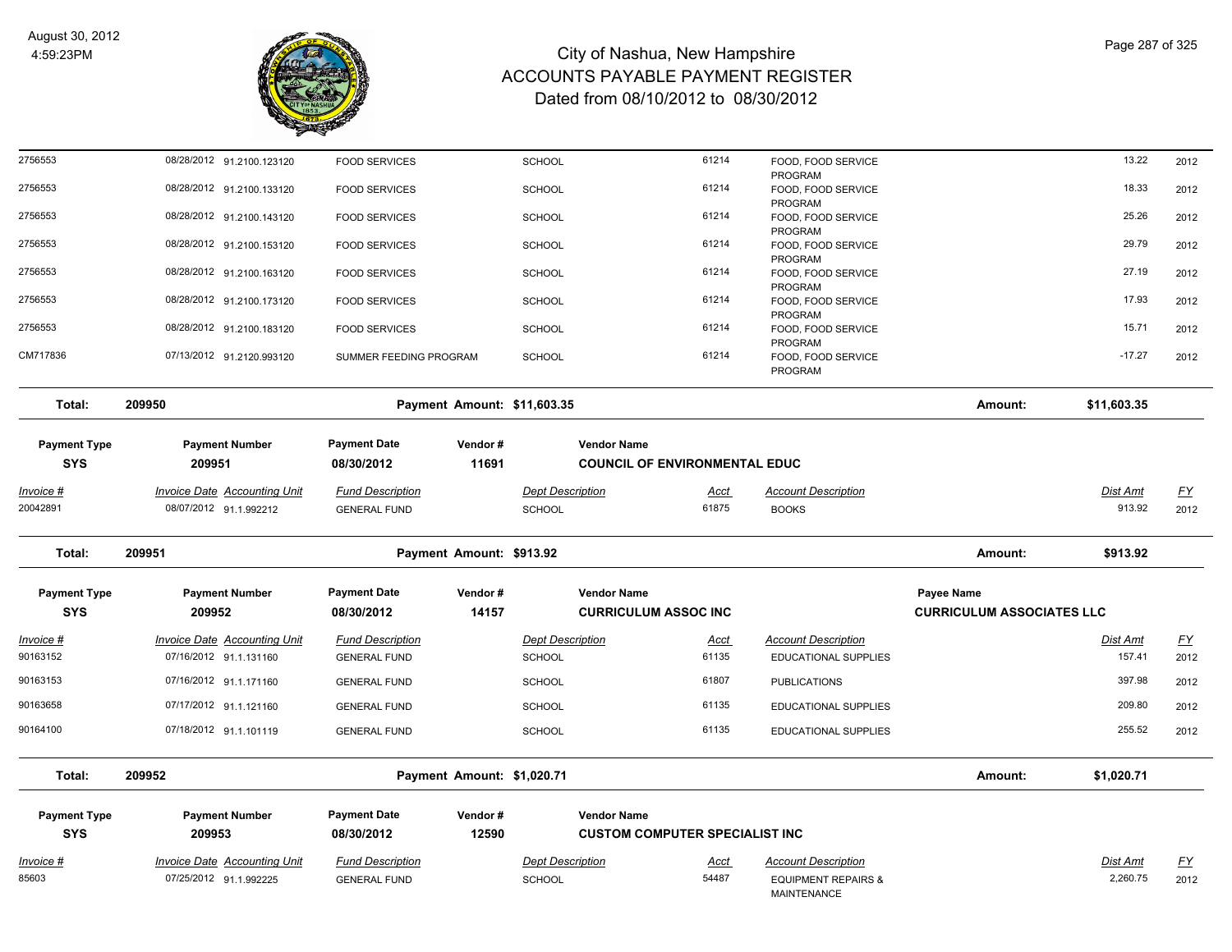# City of Nashua, New Hampshire
# ACCOUNTS PAYABLE PAYMENT REGISTER
## Dated from 08/10/2012 to 08/30/2012

August 30, 2012
4:59:23PM

| Invoice # | Invoice Date | Accounting Unit | Fund Description | Dept Description | Acct | Account Description | Dist Amt | FY |
|---|---|---|---|---|---|---|---|---|
| 2756553 | 08/28/2012 | 91.2100.123120 | FOOD SERVICES | SCHOOL | 61214 | FOOD, FOOD SERVICE PROGRAM | 13.22 | 2012 |
| 2756553 | 08/28/2012 | 91.2100.133120 | FOOD SERVICES | SCHOOL | 61214 | FOOD, FOOD SERVICE PROGRAM | 18.33 | 2012 |
| 2756553 | 08/28/2012 | 91.2100.143120 | FOOD SERVICES | SCHOOL | 61214 | FOOD, FOOD SERVICE PROGRAM | 25.26 | 2012 |
| 2756553 | 08/28/2012 | 91.2100.153120 | FOOD SERVICES | SCHOOL | 61214 | FOOD, FOOD SERVICE PROGRAM | 29.79 | 2012 |
| 2756553 | 08/28/2012 | 91.2100.163120 | FOOD SERVICES | SCHOOL | 61214 | FOOD, FOOD SERVICE PROGRAM | 27.19 | 2012 |
| 2756553 | 08/28/2012 | 91.2100.173120 | FOOD SERVICES | SCHOOL | 61214 | FOOD, FOOD SERVICE PROGRAM | 17.93 | 2012 |
| 2756553 | 08/28/2012 | 91.2100.183120 | FOOD SERVICES | SCHOOL | 61214 | FOOD, FOOD SERVICE PROGRAM | 15.71 | 2012 |
| CM717836 | 07/13/2012 | 91.2120.993120 | SUMMER FEEDING PROGRAM | SCHOOL | 61214 | FOOD, FOOD SERVICE PROGRAM | -17.27 | 2012 |

**Total: 209950 — Payment Amount: $11,603.35 — Amount: $11,603.35**

| Payment Type | Payment Number | Payment Date | Vendor # | Vendor Name |
|---|---|---|---|---|
| SYS | 209951 | 08/30/2012 | 11691 | COUNCIL OF ENVIRONMENTAL EDUC |

| Invoice # | Invoice Date | Accounting Unit | Fund Description | Dept Description | Acct | Account Description | Dist Amt | FY |
|---|---|---|---|---|---|---|---|---|
| 20042891 | 08/07/2012 | 91.1.992212 | GENERAL FUND | SCHOOL | 61875 | BOOKS | 913.92 | 2012 |

**Total: 209951 — Payment Amount: $913.92 — Amount: $913.92**

| Payment Type | Payment Number | Payment Date | Vendor # | Vendor Name | Payee Name |
|---|---|---|---|---|---|
| SYS | 209952 | 08/30/2012 | 14157 | CURRICULUM ASSOC INC | CURRICULUM ASSOCIATES LLC |

| Invoice # | Invoice Date | Accounting Unit | Fund Description | Dept Description | Acct | Account Description | Dist Amt | FY |
|---|---|---|---|---|---|---|---|---|
| 90163152 | 07/16/2012 | 91.1.131160 | GENERAL FUND | SCHOOL | 61135 | EDUCATIONAL SUPPLIES | 157.41 | 2012 |
| 90163153 | 07/16/2012 | 91.1.171160 | GENERAL FUND | SCHOOL | 61807 | PUBLICATIONS | 397.98 | 2012 |
| 90163658 | 07/17/2012 | 91.1.121160 | GENERAL FUND | SCHOOL | 61135 | EDUCATIONAL SUPPLIES | 209.80 | 2012 |
| 90164100 | 07/18/2012 | 91.1.101119 | GENERAL FUND | SCHOOL | 61135 | EDUCATIONAL SUPPLIES | 255.52 | 2012 |

**Total: 209952 — Payment Amount: $1,020.71 — Amount: $1,020.71**

| Payment Type | Payment Number | Payment Date | Vendor # | Vendor Name |
|---|---|---|---|---|
| SYS | 209953 | 08/30/2012 | 12590 | CUSTOM COMPUTER SPECIALIST INC |

| Invoice # | Invoice Date | Accounting Unit | Fund Description | Dept Description | Acct | Account Description | Dist Amt | FY |
|---|---|---|---|---|---|---|---|---|
| 85603 | 07/25/2012 | 91.1.992225 | GENERAL FUND | SCHOOL | 54487 | EQUIPMENT REPAIRS & MAINTENANCE | 2,260.75 | 2012 |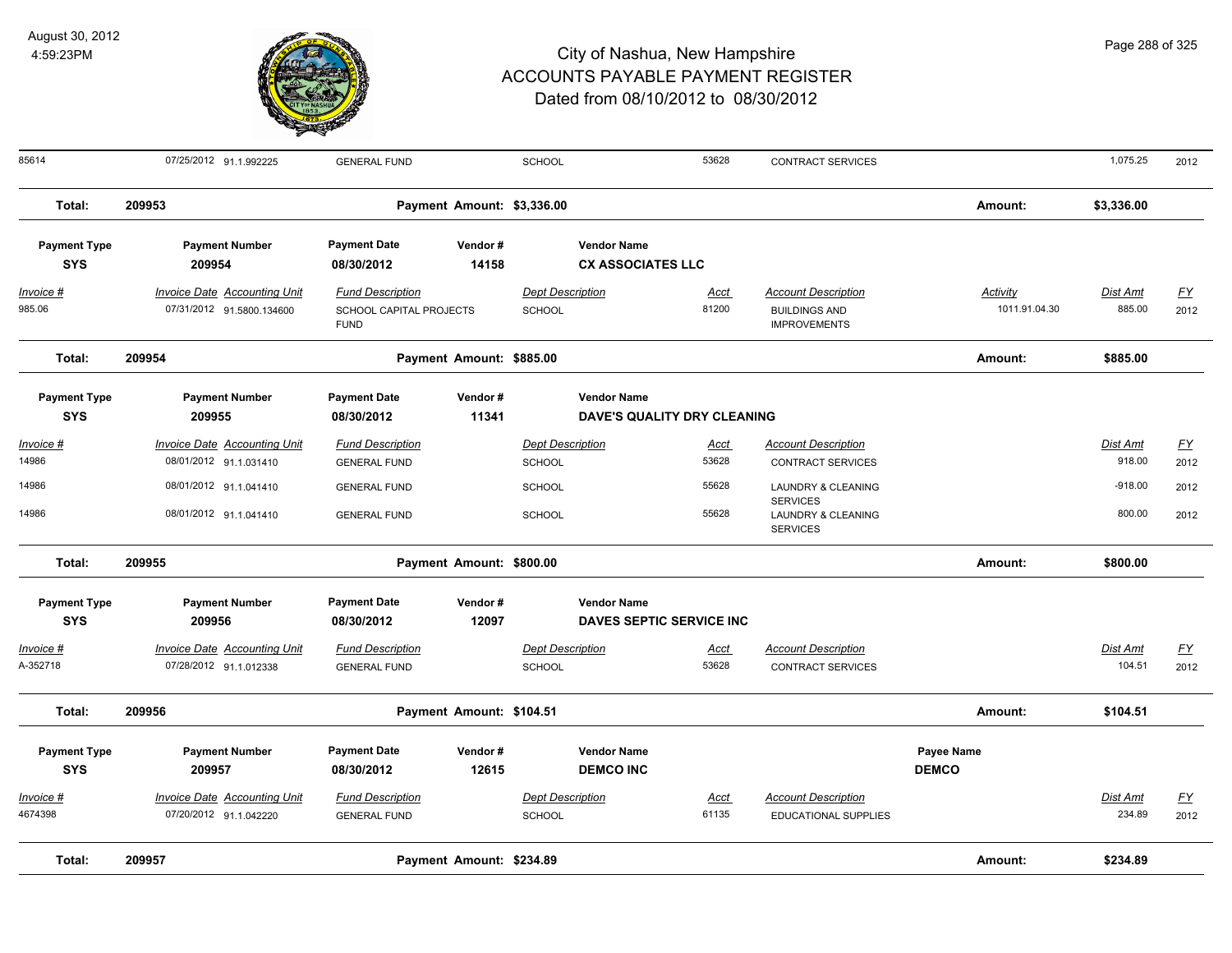# City of Nashua, New Hampshire
## ACCOUNTS PAYABLE PAYMENT REGISTER
### Dated from 08/10/2012 to 08/30/2012

August 30, 2012
4:59:23PM

| Invoice # | Invoice Date | Accounting Unit | Fund Description | Dept Description | Acct | Account Description | Activity | Dist Amt | FY |
|---|---|---|---|---|---|---|---|---|---|
| 85614 | 07/25/2012 | 91.1.992225 | GENERAL FUND | SCHOOL | 53628 | CONTRACT SERVICES | | 1,075.25 | 2012 |

**Total: 209953** Payment Amount: $3,336.00 Amount: $3,336.00

| Payment Type | Payment Number | Payment Date | Vendor # | Vendor Name |
|---|---|---|---|---|
| SYS | 209954 | 08/30/2012 | 14158 | CX ASSOCIATES LLC |

| Invoice # | Invoice Date | Accounting Unit | Fund Description | Dept Description | Acct | Account Description | Activity | Dist Amt | FY |
|---|---|---|---|---|---|---|---|---|---|
| 985.06 | 07/31/2012 | 91.5800.134600 | SCHOOL CAPITAL PROJECTS FUND | SCHOOL | 81200 | BUILDINGS AND IMPROVEMENTS | 1011.91.04.30 | 885.00 | 2012 |

**Total: 209954** Payment Amount: $885.00 Amount: $885.00

| Payment Type | Payment Number | Payment Date | Vendor # | Vendor Name |
|---|---|---|---|---|
| SYS | 209955 | 08/30/2012 | 11341 | DAVE'S QUALITY DRY CLEANING |

| Invoice # | Invoice Date | Accounting Unit | Fund Description | Dept Description | Acct | Account Description | Dist Amt | FY |
|---|---|---|---|---|---|---|---|---|
| 14986 | 08/01/2012 | 91.1.031410 | GENERAL FUND | SCHOOL | 53628 | CONTRACT SERVICES | 918.00 | 2012 |
| 14986 | 08/01/2012 | 91.1.041410 | GENERAL FUND | SCHOOL | 55628 | LAUNDRY & CLEANING SERVICES | -918.00 | 2012 |
| 14986 | 08/01/2012 | 91.1.041410 | GENERAL FUND | SCHOOL | 55628 | LAUNDRY & CLEANING SERVICES | 800.00 | 2012 |

**Total: 209955** Payment Amount: $800.00 Amount: $800.00

| Payment Type | Payment Number | Payment Date | Vendor # | Vendor Name |
|---|---|---|---|---|
| SYS | 209956 | 08/30/2012 | 12097 | DAVES SEPTIC SERVICE INC |

| Invoice # | Invoice Date | Accounting Unit | Fund Description | Dept Description | Acct | Account Description | Dist Amt | FY |
|---|---|---|---|---|---|---|---|---|
| A-352718 | 07/28/2012 | 91.1.012338 | GENERAL FUND | SCHOOL | 53628 | CONTRACT SERVICES | 104.51 | 2012 |

**Total: 209956** Payment Amount: $104.51 Amount: $104.51

| Payment Type | Payment Number | Payment Date | Vendor # | Vendor Name | Payee Name |
|---|---|---|---|---|---|
| SYS | 209957 | 08/30/2012 | 12615 | DEMCO INC | DEMCO |

| Invoice # | Invoice Date | Accounting Unit | Fund Description | Dept Description | Acct | Account Description | Dist Amt | FY |
|---|---|---|---|---|---|---|---|---|
| 4674398 | 07/20/2012 | 91.1.042220 | GENERAL FUND | SCHOOL | 61135 | EDUCATIONAL SUPPLIES | 234.89 | 2012 |

**Total: 209957** Payment Amount: $234.89 Amount: $234.89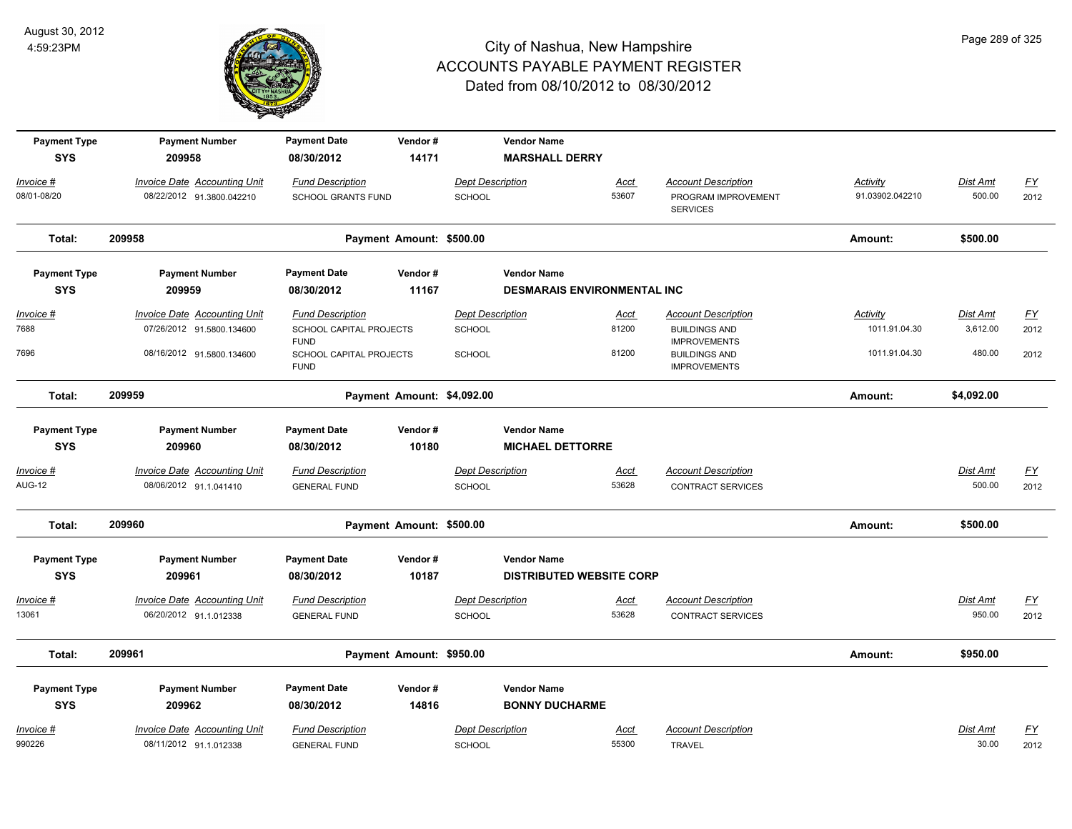# City of Nashua, New Hampshire
## ACCOUNTS PAYABLE PAYMENT REGISTER
### Dated from 08/10/2012 to 08/30/2012

August 30, 2012
4:59:23PM

| Payment Type | Payment Number | Payment Date | Vendor # | Vendor Name |
|---|---|---|---|---|
| SYS | 209958 | 08/30/2012 | 14171 | MARSHALL DERRY |

| Invoice # | Invoice Date | Accounting Unit | Fund Description | Dept Description | Acct | Account Description | Activity | Dist Amt | FY |
|---|---|---|---|---|---|---|---|---|---|
| 08/01-08/20 | 08/22/2012 | 91.3800.042210 | SCHOOL GRANTS FUND | SCHOOL | 53607 | PROGRAM IMPROVEMENT SERVICES | 91.03902.042210 | 500.00 | 2012 |

**Total: 209958** Payment Amount: $500.00 Amount: $500.00

| Payment Type | Payment Number | Payment Date | Vendor # | Vendor Name |
|---|---|---|---|---|
| SYS | 209959 | 08/30/2012 | 11167 | DESMARAIS ENVIRONMENTAL INC |

| Invoice # | Invoice Date | Accounting Unit | Fund Description | Dept Description | Acct | Account Description | Activity | Dist Amt | FY |
|---|---|---|---|---|---|---|---|---|---|
| 7688 | 07/26/2012 | 91.5800.134600 | SCHOOL CAPITAL PROJECTS FUND | SCHOOL | 81200 | BUILDINGS AND IMPROVEMENTS | 1011.91.04.30 | 3,612.00 | 2012 |
| 7696 | 08/16/2012 | 91.5800.134600 | SCHOOL CAPITAL PROJECTS FUND | SCHOOL | 81200 | BUILDINGS AND IMPROVEMENTS | 1011.91.04.30 | 480.00 | 2012 |

**Total: 209959** Payment Amount: $4,092.00 Amount: $4,092.00

| Payment Type | Payment Number | Payment Date | Vendor # | Vendor Name |
|---|---|---|---|---|
| SYS | 209960 | 08/30/2012 | 10180 | MICHAEL DETTORRE |

| Invoice # | Invoice Date | Accounting Unit | Fund Description | Dept Description | Acct | Account Description | Dist Amt | FY |
|---|---|---|---|---|---|---|---|---|
| AUG-12 | 08/06/2012 | 91.1.041410 | GENERAL FUND | SCHOOL | 53628 | CONTRACT SERVICES | 500.00 | 2012 |

**Total: 209960** Payment Amount: $500.00 Amount: $500.00

| Payment Type | Payment Number | Payment Date | Vendor # | Vendor Name |
|---|---|---|---|---|
| SYS | 209961 | 08/30/2012 | 10187 | DISTRIBUTED WEBSITE CORP |

| Invoice # | Invoice Date | Accounting Unit | Fund Description | Dept Description | Acct | Account Description | Dist Amt | FY |
|---|---|---|---|---|---|---|---|---|
| 13061 | 06/20/2012 | 91.1.012338 | GENERAL FUND | SCHOOL | 53628 | CONTRACT SERVICES | 950.00 | 2012 |

**Total: 209961** Payment Amount: $950.00 Amount: $950.00

| Payment Type | Payment Number | Payment Date | Vendor # | Vendor Name |
|---|---|---|---|---|
| SYS | 209962 | 08/30/2012 | 14816 | BONNY DUCHARME |

| Invoice # | Invoice Date | Accounting Unit | Fund Description | Dept Description | Acct | Account Description | Dist Amt | FY |
|---|---|---|---|---|---|---|---|---|
| 990226 | 08/11/2012 | 91.1.012338 | GENERAL FUND | SCHOOL | 55300 | TRAVEL | 30.00 | 2012 |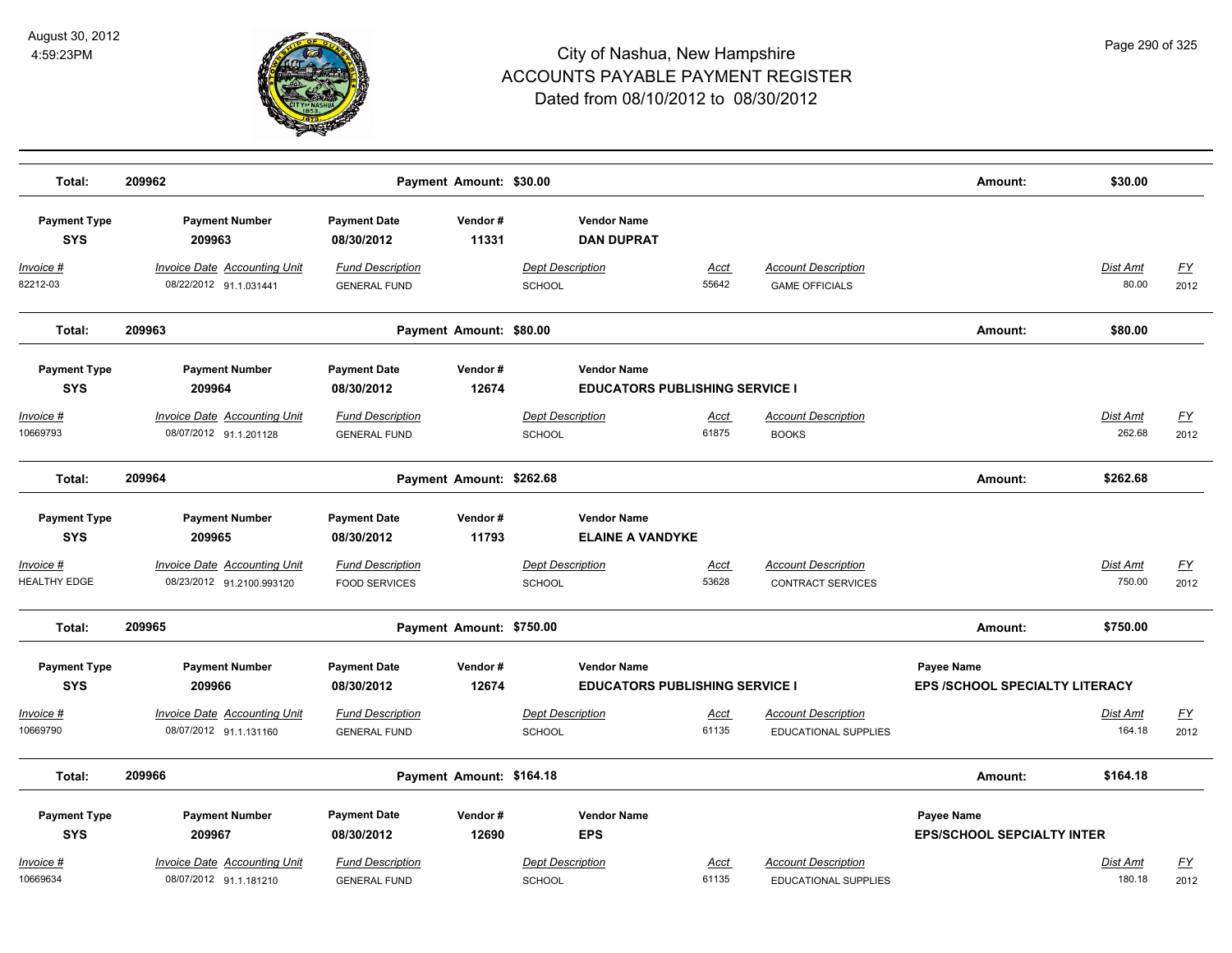# City of Nashua, New Hampshire
## ACCOUNTS PAYABLE PAYMENT REGISTER
### Dated from 08/10/2012 to 08/30/2012

August 30, 2012
4:59:23PM

**Total: 209962** — **Payment Amount: $30.00** — **Amount: $30.00**

| Payment Type | Payment Number | Payment Date | Vendor # | Vendor Name |
|---|---|---|---|---|
| SYS | 209963 | 08/30/2012 | 11331 | DAN DUPRAT |

| Invoice # | Invoice Date | Accounting Unit | Fund Description | Dept Description | Acct | Account Description | Dist Amt | FY |
|---|---|---|---|---|---|---|---|---|
| 82212-03 | 08/22/2012 | 91.1.031441 | GENERAL FUND | SCHOOL | 55642 | GAME OFFICIALS | 80.00 | 2012 |

**Total: 209963** — **Payment Amount: $80.00** — **Amount: $80.00**

| Payment Type | Payment Number | Payment Date | Vendor # | Vendor Name |
|---|---|---|---|---|
| SYS | 209964 | 08/30/2012 | 12674 | EDUCATORS PUBLISHING SERVICE I |

| Invoice # | Invoice Date | Accounting Unit | Fund Description | Dept Description | Acct | Account Description | Dist Amt | FY |
|---|---|---|---|---|---|---|---|---|
| 10669793 | 08/07/2012 | 91.1.201128 | GENERAL FUND | SCHOOL | 61875 | BOOKS | 262.68 | 2012 |

**Total: 209964** — **Payment Amount: $262.68** — **Amount: $262.68**

| Payment Type | Payment Number | Payment Date | Vendor # | Vendor Name |
|---|---|---|---|---|
| SYS | 209965 | 08/30/2012 | 11793 | ELAINE A VANDYKE |

| Invoice # | Invoice Date | Accounting Unit | Fund Description | Dept Description | Acct | Account Description | Dist Amt | FY |
|---|---|---|---|---|---|---|---|---|
| HEALTHY EDGE | 08/23/2012 | 91.2100.993120 | FOOD SERVICES | SCHOOL | 53628 | CONTRACT SERVICES | 750.00 | 2012 |

**Total: 209965** — **Payment Amount: $750.00** — **Amount: $750.00**

| Payment Type | Payment Number | Payment Date | Vendor # | Vendor Name | Payee Name |
|---|---|---|---|---|---|
| SYS | 209966 | 08/30/2012 | 12674 | EDUCATORS PUBLISHING SERVICE I | EPS /SCHOOL SPECIALTY LITERACY |

| Invoice # | Invoice Date | Accounting Unit | Fund Description | Dept Description | Acct | Account Description | Dist Amt | FY |
|---|---|---|---|---|---|---|---|---|
| 10669790 | 08/07/2012 | 91.1.131160 | GENERAL FUND | SCHOOL | 61135 | EDUCATIONAL SUPPLIES | 164.18 | 2012 |

**Total: 209966** — **Payment Amount: $164.18** — **Amount: $164.18**

| Payment Type | Payment Number | Payment Date | Vendor # | Vendor Name | Payee Name |
|---|---|---|---|---|---|
| SYS | 209967 | 08/30/2012 | 12690 | EPS | EPS/SCHOOL SEPCIALTY INTER |

| Invoice # | Invoice Date | Accounting Unit | Fund Description | Dept Description | Acct | Account Description | Dist Amt | FY |
|---|---|---|---|---|---|---|---|---|
| 10669634 | 08/07/2012 | 91.1.181210 | GENERAL FUND | SCHOOL | 61135 | EDUCATIONAL SUPPLIES | 180.18 | 2012 |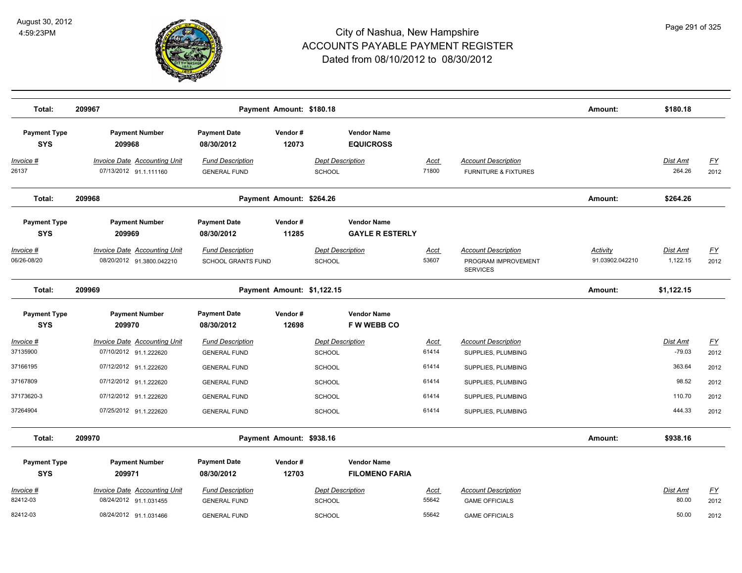# City of Nashua, New Hampshire
## ACCOUNTS PAYABLE PAYMENT REGISTER
### Dated from 08/10/2012 to 08/30/2012

August 30, 2012
4:59:23PM

| Total: | 209967 | | Payment Amount: $180.18 | | | | Amount: | $180.18 | |
|---|---|---|---|---|---|---|---|---|---|

| Payment Type | Payment Number | Payment Date | Vendor # | Vendor Name | | | | | |
|---|---|---|---|---|---|---|---|---|---|
| **SYS** | **209968** | **08/30/2012** | **12073** | **EQUICROSS** | | | | | |
| *Invoice #* | *Invoice Date Accounting Unit* | *Fund Description* | | *Dept Description* | *Acct* | *Account Description* | | *Dist Amt* | *FY* |
| 26137 | 07/13/2012 91.1.111160 | GENERAL FUND | | SCHOOL | 71800 | FURNITURE & FIXTURES | | 264.26 | 2012 |

| Total: | 209968 | | Payment Amount: $264.26 | | | | Amount: | $264.26 | |
|---|---|---|---|---|---|---|---|---|---|

| Payment Type | Payment Number | Payment Date | Vendor # | Vendor Name | | | | | |
|---|---|---|---|---|---|---|---|---|---|
| **SYS** | **209969** | **08/30/2012** | **11285** | **GAYLE R ESTERLY** | | | | | |
| *Invoice #* | *Invoice Date Accounting Unit* | *Fund Description* | | *Dept Description* | *Acct* | *Account Description* | *Activity* | *Dist Amt* | *FY* |
| 06/26-08/20 | 08/20/2012 91.3800.042210 | SCHOOL GRANTS FUND | | SCHOOL | 53607 | PROGRAM IMPROVEMENT SERVICES | 91.03902.042210 | 1,122.15 | 2012 |

| Total: | 209969 | | Payment Amount: $1,122.15 | | | | Amount: | $1,122.15 | |
|---|---|---|---|---|---|---|---|---|---|

| Payment Type | Payment Number | Payment Date | Vendor # | Vendor Name | | | | | |
|---|---|---|---|---|---|---|---|---|---|
| **SYS** | **209970** | **08/30/2012** | **12698** | **F W WEBB CO** | | | | | |
| *Invoice #* | *Invoice Date Accounting Unit* | *Fund Description* | | *Dept Description* | *Acct* | *Account Description* | | *Dist Amt* | *FY* |
| 37135900 | 07/10/2012 91.1.222620 | GENERAL FUND | | SCHOOL | 61414 | SUPPLIES, PLUMBING | | -79.03 | 2012 |
| 37166195 | 07/12/2012 91.1.222620 | GENERAL FUND | | SCHOOL | 61414 | SUPPLIES, PLUMBING | | 363.64 | 2012 |
| 37167809 | 07/12/2012 91.1.222620 | GENERAL FUND | | SCHOOL | 61414 | SUPPLIES, PLUMBING | | 98.52 | 2012 |
| 37173620-3 | 07/12/2012 91.1.222620 | GENERAL FUND | | SCHOOL | 61414 | SUPPLIES, PLUMBING | | 110.70 | 2012 |
| 37264904 | 07/25/2012 91.1.222620 | GENERAL FUND | | SCHOOL | 61414 | SUPPLIES, PLUMBING | | 444.33 | 2012 |

| Total: | 209970 | | Payment Amount: $938.16 | | | | Amount: | $938.16 | |
|---|---|---|---|---|---|---|---|---|---|

| Payment Type | Payment Number | Payment Date | Vendor # | Vendor Name | | | | | |
|---|---|---|---|---|---|---|---|---|---|
| **SYS** | **209971** | **08/30/2012** | **12703** | **FILOMENO FARIA** | | | | | |
| *Invoice #* | *Invoice Date Accounting Unit* | *Fund Description* | | *Dept Description* | *Acct* | *Account Description* | | *Dist Amt* | *FY* |
| 82412-03 | 08/24/2012 91.1.031455 | GENERAL FUND | | SCHOOL | 55642 | GAME OFFICIALS | | 80.00 | 2012 |
| 82412-03 | 08/24/2012 91.1.031466 | GENERAL FUND | | SCHOOL | 55642 | GAME OFFICIALS | | 50.00 | 2012 |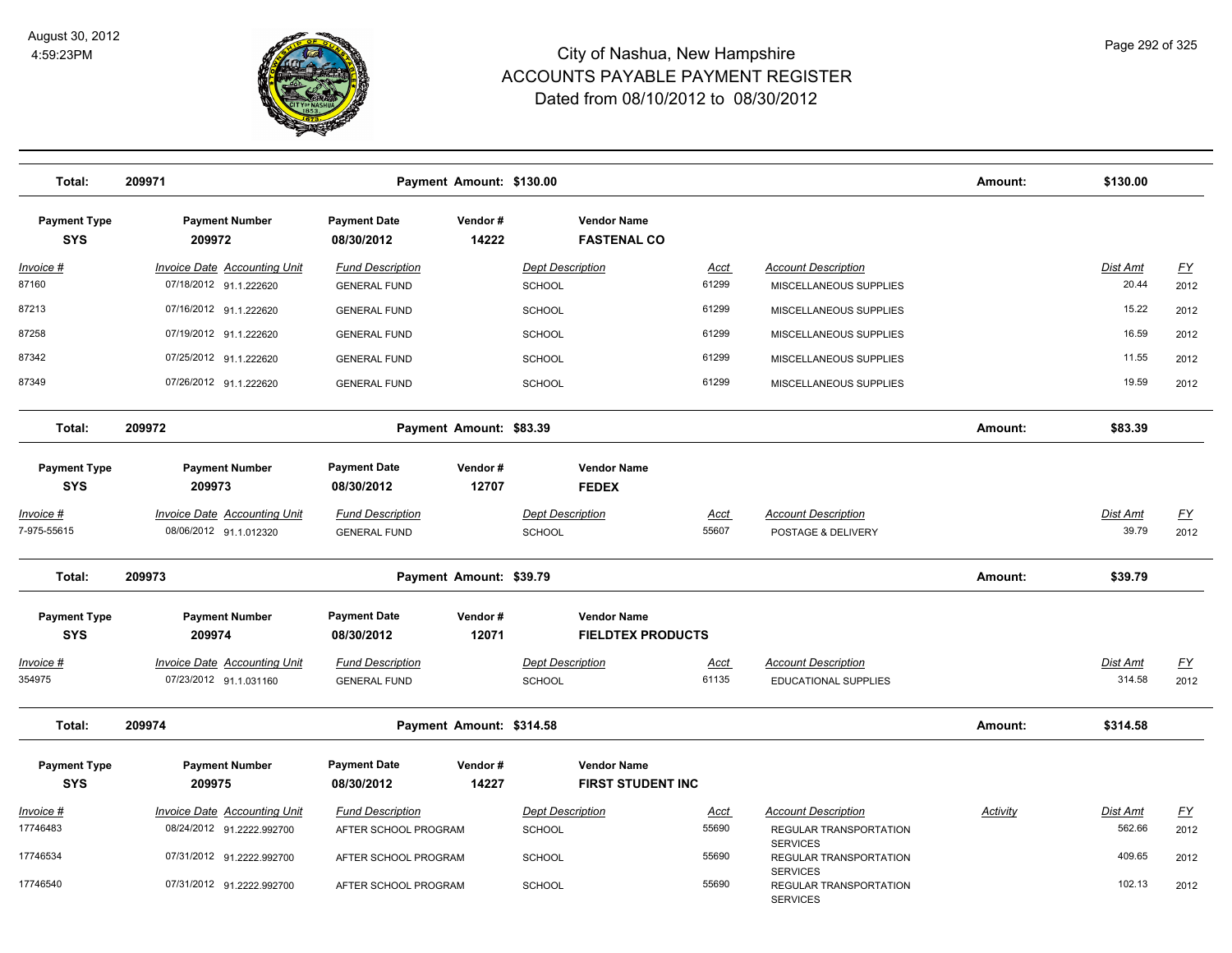# City of Nashua, New Hampshire
## ACCOUNTS PAYABLE PAYMENT REGISTER
### Dated from 08/10/2012 to 08/30/2012

August 30, 2012
4:59:23PM

**Total: 209971 — Payment Amount: $130.00 — Amount: $130.00**

| Payment Type | Payment Number | Payment Date | Vendor # | Vendor Name |
|---|---|---|---|---|
| SYS | 209972 | 08/30/2012 | 14222 | FASTENAL CO |

| Invoice # | Invoice Date | Accounting Unit | Fund Description | Dept Description | Acct | Account Description | Dist Amt | FY |
|---|---|---|---|---|---|---|---|---|
| 87160 | 07/18/2012 | 91.1.222620 | GENERAL FUND | SCHOOL | 61299 | MISCELLANEOUS SUPPLIES | 20.44 | 2012 |
| 87213 | 07/16/2012 | 91.1.222620 | GENERAL FUND | SCHOOL | 61299 | MISCELLANEOUS SUPPLIES | 15.22 | 2012 |
| 87258 | 07/19/2012 | 91.1.222620 | GENERAL FUND | SCHOOL | 61299 | MISCELLANEOUS SUPPLIES | 16.59 | 2012 |
| 87342 | 07/25/2012 | 91.1.222620 | GENERAL FUND | SCHOOL | 61299 | MISCELLANEOUS SUPPLIES | 11.55 | 2012 |
| 87349 | 07/26/2012 | 91.1.222620 | GENERAL FUND | SCHOOL | 61299 | MISCELLANEOUS SUPPLIES | 19.59 | 2012 |

**Total: 209972 — Payment Amount: $83.39 — Amount: $83.39**

| Payment Type | Payment Number | Payment Date | Vendor # | Vendor Name |
|---|---|---|---|---|
| SYS | 209973 | 08/30/2012 | 12707 | FEDEX |

| Invoice # | Invoice Date | Accounting Unit | Fund Description | Dept Description | Acct | Account Description | Dist Amt | FY |
|---|---|---|---|---|---|---|---|---|
| 7-975-55615 | 08/06/2012 | 91.1.012320 | GENERAL FUND | SCHOOL | 55607 | POSTAGE & DELIVERY | 39.79 | 2012 |

**Total: 209973 — Payment Amount: $39.79 — Amount: $39.79**

| Payment Type | Payment Number | Payment Date | Vendor # | Vendor Name |
|---|---|---|---|---|
| SYS | 209974 | 08/30/2012 | 12071 | FIELDTEX PRODUCTS |

| Invoice # | Invoice Date | Accounting Unit | Fund Description | Dept Description | Acct | Account Description | Dist Amt | FY |
|---|---|---|---|---|---|---|---|---|
| 354975 | 07/23/2012 | 91.1.031160 | GENERAL FUND | SCHOOL | 61135 | EDUCATIONAL SUPPLIES | 314.58 | 2012 |

**Total: 209974 — Payment Amount: $314.58 — Amount: $314.58**

| Payment Type | Payment Number | Payment Date | Vendor # | Vendor Name |
|---|---|---|---|---|
| SYS | 209975 | 08/30/2012 | 14227 | FIRST STUDENT INC |

| Invoice # | Invoice Date | Accounting Unit | Fund Description | Dept Description | Acct | Account Description | Activity | Dist Amt | FY |
|---|---|---|---|---|---|---|---|---|---|
| 17746483 | 08/24/2012 | 91.2222.992700 | AFTER SCHOOL PROGRAM | SCHOOL | 55690 | REGULAR TRANSPORTATION SERVICES | | 562.66 | 2012 |
| 17746534 | 07/31/2012 | 91.2222.992700 | AFTER SCHOOL PROGRAM | SCHOOL | 55690 | REGULAR TRANSPORTATION SERVICES | | 409.65 | 2012 |
| 17746540 | 07/31/2012 | 91.2222.992700 | AFTER SCHOOL PROGRAM | SCHOOL | 55690 | REGULAR TRANSPORTATION SERVICES | | 102.13 | 2012 |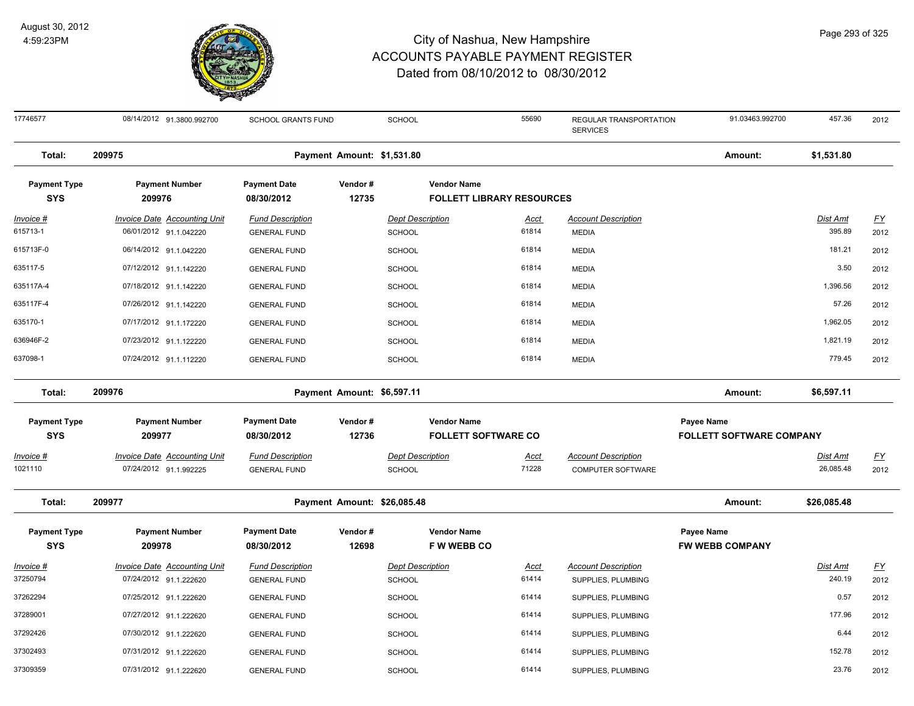# City of Nashua, New Hampshire
# ACCOUNTS PAYABLE PAYMENT REGISTER
## Dated from 08/10/2012 to 08/30/2012

August 30, 2012
4:59:23PM

| Invoice # | Invoice Date | Accounting Unit | Fund Description | Dept Description | Acct | Account Description | | Dist Amt | FY |
|---|---|---|---|---|---|---|---|---|---|
| 17746577 | 08/14/2012 | 91.3800.992700 | SCHOOL GRANTS FUND | SCHOOL | 55690 | REGULAR TRANSPORTATION SERVICES | 91.03463.992700 | 457.36 | 2012 |

**Total: 209975** — Payment Amount: $1,531.80 — Amount: $1,531.80

| Payment Type | Payment Number | Payment Date | Vendor # | Vendor Name |
|---|---|---|---|---|
| SYS | 209976 | 08/30/2012 | 12735 | FOLLETT LIBRARY RESOURCES |

| Invoice # | Invoice Date | Accounting Unit | Fund Description | Dept Description | Acct | Account Description | Dist Amt | FY |
|---|---|---|---|---|---|---|---|---|
| 615713-1 | 06/01/2012 | 91.1.042220 | GENERAL FUND | SCHOOL | 61814 | MEDIA | 395.89 | 2012 |
| 615713F-0 | 06/14/2012 | 91.1.042220 | GENERAL FUND | SCHOOL | 61814 | MEDIA | 181.21 | 2012 |
| 635117-5 | 07/12/2012 | 91.1.142220 | GENERAL FUND | SCHOOL | 61814 | MEDIA | 3.50 | 2012 |
| 635117A-4 | 07/18/2012 | 91.1.142220 | GENERAL FUND | SCHOOL | 61814 | MEDIA | 1,396.56 | 2012 |
| 635117F-4 | 07/26/2012 | 91.1.142220 | GENERAL FUND | SCHOOL | 61814 | MEDIA | 57.26 | 2012 |
| 635170-1 | 07/17/2012 | 91.1.172220 | GENERAL FUND | SCHOOL | 61814 | MEDIA | 1,962.05 | 2012 |
| 636946F-2 | 07/23/2012 | 91.1.122220 | GENERAL FUND | SCHOOL | 61814 | MEDIA | 1,821.19 | 2012 |
| 637098-1 | 07/24/2012 | 91.1.112220 | GENERAL FUND | SCHOOL | 61814 | MEDIA | 779.45 | 2012 |

**Total: 209976** — Payment Amount: $6,597.11 — Amount: $6,597.11

| Payment Type | Payment Number | Payment Date | Vendor # | Vendor Name | Payee Name |
|---|---|---|---|---|---|
| SYS | 209977 | 08/30/2012 | 12736 | FOLLETT SOFTWARE CO | FOLLETT SOFTWARE COMPANY |

| Invoice # | Invoice Date | Accounting Unit | Fund Description | Dept Description | Acct | Account Description | Dist Amt | FY |
|---|---|---|---|---|---|---|---|---|
| 1021110 | 07/24/2012 | 91.1.992225 | GENERAL FUND | SCHOOL | 71228 | COMPUTER SOFTWARE | 26,085.48 | 2012 |

**Total: 209977** — Payment Amount: $26,085.48 — Amount: $26,085.48

| Payment Type | Payment Number | Payment Date | Vendor # | Vendor Name | Payee Name |
|---|---|---|---|---|---|
| SYS | 209978 | 08/30/2012 | 12698 | F W WEBB CO | FW WEBB COMPANY |

| Invoice # | Invoice Date | Accounting Unit | Fund Description | Dept Description | Acct | Account Description | Dist Amt | FY |
|---|---|---|---|---|---|---|---|---|
| 37250794 | 07/24/2012 | 91.1.222620 | GENERAL FUND | SCHOOL | 61414 | SUPPLIES, PLUMBING | 240.19 | 2012 |
| 37262294 | 07/25/2012 | 91.1.222620 | GENERAL FUND | SCHOOL | 61414 | SUPPLIES, PLUMBING | 0.57 | 2012 |
| 37289001 | 07/27/2012 | 91.1.222620 | GENERAL FUND | SCHOOL | 61414 | SUPPLIES, PLUMBING | 177.96 | 2012 |
| 37292426 | 07/30/2012 | 91.1.222620 | GENERAL FUND | SCHOOL | 61414 | SUPPLIES, PLUMBING | 6.44 | 2012 |
| 37302493 | 07/31/2012 | 91.1.222620 | GENERAL FUND | SCHOOL | 61414 | SUPPLIES, PLUMBING | 152.78 | 2012 |
| 37309359 | 07/31/2012 | 91.1.222620 | GENERAL FUND | SCHOOL | 61414 | SUPPLIES, PLUMBING | 23.76 | 2012 |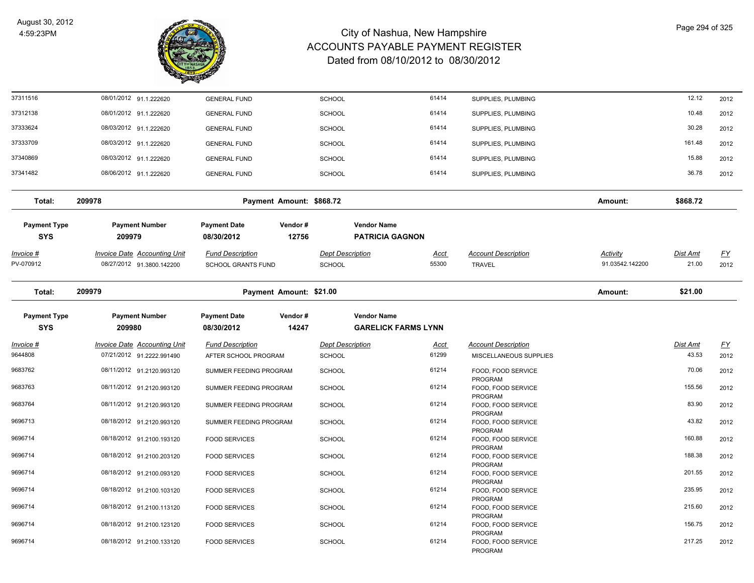# City of Nashua, New Hampshire
## ACCOUNTS PAYABLE PAYMENT REGISTER
### Dated from 08/10/2012 to 08/30/2012

August 30, 2012
4:59:23PM

| Invoice # | Invoice Date | Accounting Unit | Fund Description | Dept Description | Acct | Account Description | Activity | Dist Amt | FY |
|---|---|---|---|---|---|---|---|---|---|
| 37311516 | 08/01/2012 | 91.1.222620 | GENERAL FUND | SCHOOL | 61414 | SUPPLIES, PLUMBING | | 12.12 | 2012 |
| 37312138 | 08/01/2012 | 91.1.222620 | GENERAL FUND | SCHOOL | 61414 | SUPPLIES, PLUMBING | | 10.48 | 2012 |
| 37333624 | 08/03/2012 | 91.1.222620 | GENERAL FUND | SCHOOL | 61414 | SUPPLIES, PLUMBING | | 30.28 | 2012 |
| 37333709 | 08/03/2012 | 91.1.222620 | GENERAL FUND | SCHOOL | 61414 | SUPPLIES, PLUMBING | | 161.48 | 2012 |
| 37340869 | 08/03/2012 | 91.1.222620 | GENERAL FUND | SCHOOL | 61414 | SUPPLIES, PLUMBING | | 15.88 | 2012 |
| 37341482 | 08/06/2012 | 91.1.222620 | GENERAL FUND | SCHOOL | 61414 | SUPPLIES, PLUMBING | | 36.78 | 2012 |

**Total: 209978** — **Payment Amount: $868.72** — **Amount: $868.72**

| Payment Type | Payment Number | Payment Date | Vendor # | Vendor Name |
|---|---|---|---|---|
| SYS | 209979 | 08/30/2012 | 12756 | PATRICIA GAGNON |

| Invoice # | Invoice Date | Accounting Unit | Fund Description | Dept Description | Acct | Account Description | Activity | Dist Amt | FY |
|---|---|---|---|---|---|---|---|---|---|
| PV-070912 | 08/27/2012 | 91.3800.142200 | SCHOOL GRANTS FUND | SCHOOL | 55300 | TRAVEL | 91.03542.142200 | 21.00 | 2012 |

**Total: 209979** — **Payment Amount: $21.00** — **Amount: $21.00**

| Payment Type | Payment Number | Payment Date | Vendor # | Vendor Name |
|---|---|---|---|---|
| SYS | 209980 | 08/30/2012 | 14247 | GARELICK FARMS LYNN |

| Invoice # | Invoice Date | Accounting Unit | Fund Description | Dept Description | Acct | Account Description | Dist Amt | FY |
|---|---|---|---|---|---|---|---|---|
| 9644808 | 07/21/2012 | 91.2222.991490 | AFTER SCHOOL PROGRAM | SCHOOL | 61299 | MISCELLANEOUS SUPPLIES | 43.53 | 2012 |
| 9683762 | 08/11/2012 | 91.2120.993120 | SUMMER FEEDING PROGRAM | SCHOOL | 61214 | FOOD, FOOD SERVICE PROGRAM | 70.06 | 2012 |
| 9683763 | 08/11/2012 | 91.2120.993120 | SUMMER FEEDING PROGRAM | SCHOOL | 61214 | FOOD, FOOD SERVICE PROGRAM | 155.56 | 2012 |
| 9683764 | 08/11/2012 | 91.2120.993120 | SUMMER FEEDING PROGRAM | SCHOOL | 61214 | FOOD, FOOD SERVICE PROGRAM | 83.90 | 2012 |
| 9696713 | 08/18/2012 | 91.2120.993120 | SUMMER FEEDING PROGRAM | SCHOOL | 61214 | FOOD, FOOD SERVICE PROGRAM | 43.82 | 2012 |
| 9696714 | 08/18/2012 | 91.2100.193120 | FOOD SERVICES | SCHOOL | 61214 | FOOD, FOOD SERVICE PROGRAM | 160.88 | 2012 |
| 9696714 | 08/18/2012 | 91.2100.203120 | FOOD SERVICES | SCHOOL | 61214 | FOOD, FOOD SERVICE PROGRAM | 188.38 | 2012 |
| 9696714 | 08/18/2012 | 91.2100.093120 | FOOD SERVICES | SCHOOL | 61214 | FOOD, FOOD SERVICE PROGRAM | 201.55 | 2012 |
| 9696714 | 08/18/2012 | 91.2100.103120 | FOOD SERVICES | SCHOOL | 61214 | FOOD, FOOD SERVICE PROGRAM | 235.95 | 2012 |
| 9696714 | 08/18/2012 | 91.2100.113120 | FOOD SERVICES | SCHOOL | 61214 | FOOD, FOOD SERVICE PROGRAM | 215.60 | 2012 |
| 9696714 | 08/18/2012 | 91.2100.123120 | FOOD SERVICES | SCHOOL | 61214 | FOOD, FOOD SERVICE PROGRAM | 156.75 | 2012 |
| 9696714 | 08/18/2012 | 91.2100.133120 | FOOD SERVICES | SCHOOL | 61214 | FOOD, FOOD SERVICE PROGRAM | 217.25 | 2012 |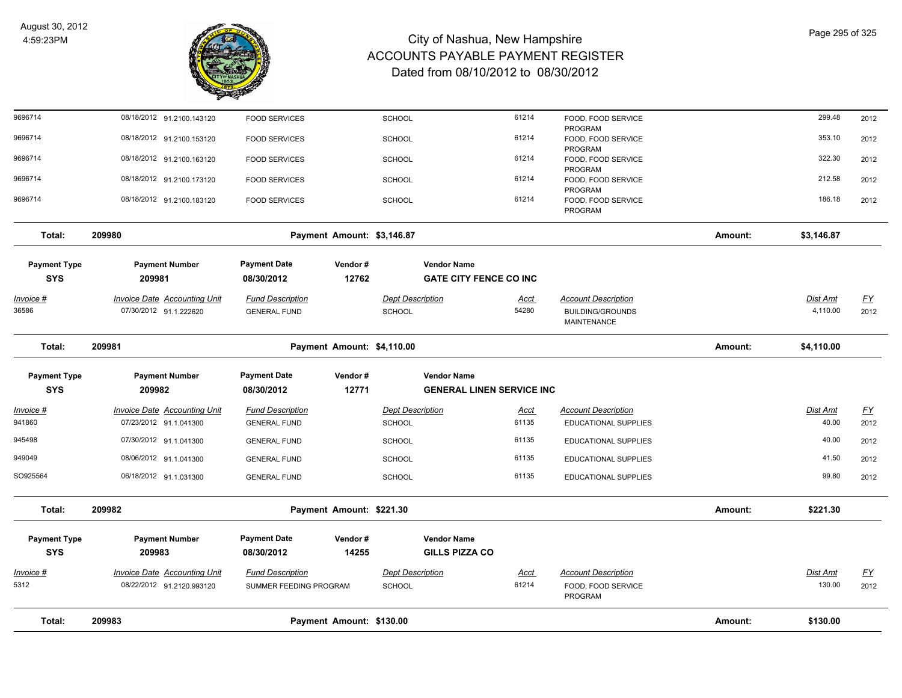| Invoice # | Invoice Date | Accounting Unit | Fund Description | Dept Description | Acct | Account Description | Dist Amt | FY |
|---|---|---|---|---|---|---|---|---|
| 9696714 | 08/18/2012 | 91.2100.143120 | FOOD SERVICES | SCHOOL | 61214 | FOOD, FOOD SERVICE PROGRAM | 299.48 | 2012 |
| 9696714 | 08/18/2012 | 91.2100.153120 | FOOD SERVICES | SCHOOL | 61214 | FOOD, FOOD SERVICE PROGRAM | 353.10 | 2012 |
| 9696714 | 08/18/2012 | 91.2100.163120 | FOOD SERVICES | SCHOOL | 61214 | FOOD, FOOD SERVICE PROGRAM | 322.30 | 2012 |
| 9696714 | 08/18/2012 | 91.2100.173120 | FOOD SERVICES | SCHOOL | 61214 | FOOD, FOOD SERVICE PROGRAM | 212.58 | 2012 |
| 9696714 | 08/18/2012 | 91.2100.183120 | FOOD SERVICES | SCHOOL | 61214 | FOOD, FOOD SERVICE PROGRAM | 186.18 | 2012 |

**Total: 209980 — Payment Amount: $3,146.87 — Amount: $3,146.87**

| Payment Type | Payment Number | Payment Date | Vendor # | Vendor Name |
|---|---|---|---|---|
| SYS | 209981 | 08/30/2012 | 12762 | GATE CITY FENCE CO INC |

| Invoice # | Invoice Date | Accounting Unit | Fund Description | Dept Description | Acct | Account Description | Dist Amt | FY |
|---|---|---|---|---|---|---|---|---|
| 36586 | 07/30/2012 | 91.1.222620 | GENERAL FUND | SCHOOL | 54280 | BUILDING/GROUNDS MAINTENANCE | 4,110.00 | 2012 |

**Total: 209981 — Payment Amount: $4,110.00 — Amount: $4,110.00**

| Payment Type | Payment Number | Payment Date | Vendor # | Vendor Name |
|---|---|---|---|---|
| SYS | 209982 | 08/30/2012 | 12771 | GENERAL LINEN SERVICE INC |

| Invoice # | Invoice Date | Accounting Unit | Fund Description | Dept Description | Acct | Account Description | Dist Amt | FY |
|---|---|---|---|---|---|---|---|---|
| 941860 | 07/23/2012 | 91.1.041300 | GENERAL FUND | SCHOOL | 61135 | EDUCATIONAL SUPPLIES | 40.00 | 2012 |
| 945498 | 07/30/2012 | 91.1.041300 | GENERAL FUND | SCHOOL | 61135 | EDUCATIONAL SUPPLIES | 40.00 | 2012 |
| 949049 | 08/06/2012 | 91.1.041300 | GENERAL FUND | SCHOOL | 61135 | EDUCATIONAL SUPPLIES | 41.50 | 2012 |
| SO925564 | 06/18/2012 | 91.1.031300 | GENERAL FUND | SCHOOL | 61135 | EDUCATIONAL SUPPLIES | 99.80 | 2012 |

**Total: 209982 — Payment Amount: $221.30 — Amount: $221.30**

| Payment Type | Payment Number | Payment Date | Vendor # | Vendor Name |
|---|---|---|---|---|
| SYS | 209983 | 08/30/2012 | 14255 | GILLS PIZZA CO |

| Invoice # | Invoice Date | Accounting Unit | Fund Description | Dept Description | Acct | Account Description | Dist Amt | FY |
|---|---|---|---|---|---|---|---|---|
| 5312 | 08/22/2012 | 91.2120.993120 | SUMMER FEEDING PROGRAM | SCHOOL | 61214 | FOOD, FOOD SERVICE PROGRAM | 130.00 | 2012 |

**Total: 209983 — Payment Amount: $130.00 — Amount: $130.00**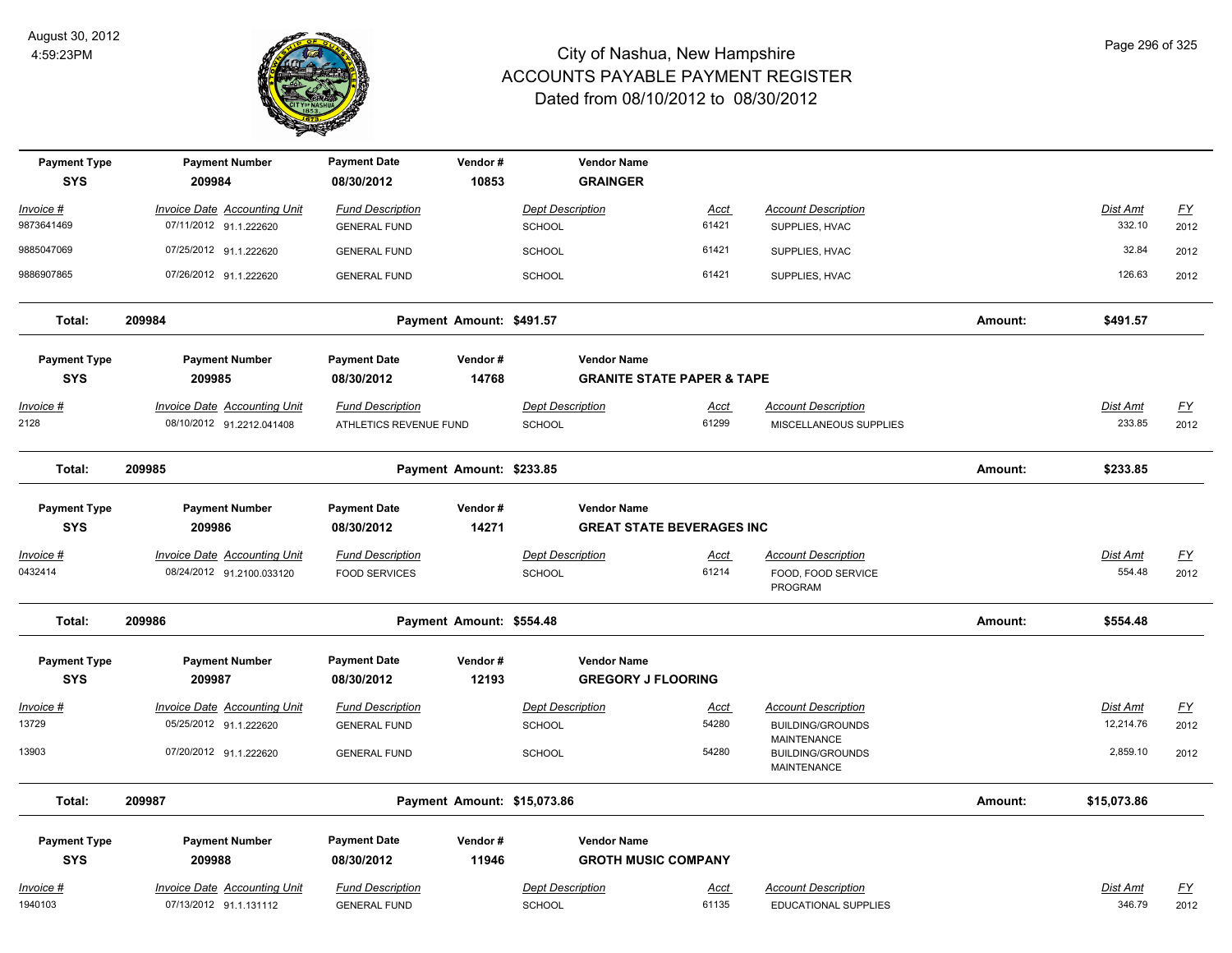# City of Nashua, New Hampshire
## ACCOUNTS PAYABLE PAYMENT REGISTER
### Dated from 08/10/2012 to 08/30/2012

August 30, 2012
4:59:23PM

| Payment Type | Payment Number | Payment Date | Vendor # | Vendor Name |
|---|---|---|---|---|
| SYS | 209984 | 08/30/2012 | 10853 | GRAINGER |

| Invoice # | Invoice Date | Accounting Unit | Fund Description | Dept Description | Acct | Account Description | Dist Amt | FY |
|---|---|---|---|---|---|---|---|---|
| 9873641469 | 07/11/2012 | 91.1.222620 | GENERAL FUND | SCHOOL | 61421 | SUPPLIES, HVAC | 332.10 | 2012 |
| 9885047069 | 07/25/2012 | 91.1.222620 | GENERAL FUND | SCHOOL | 61421 | SUPPLIES, HVAC | 32.84 | 2012 |
| 9886907865 | 07/26/2012 | 91.1.222620 | GENERAL FUND | SCHOOL | 61421 | SUPPLIES, HVAC | 126.63 | 2012 |

**Total: 209984** Payment Amount: $491.57 Amount: **$491.57**

| Payment Type | Payment Number | Payment Date | Vendor # | Vendor Name |
|---|---|---|---|---|
| SYS | 209985 | 08/30/2012 | 14768 | GRANITE STATE PAPER & TAPE |

| Invoice # | Invoice Date | Accounting Unit | Fund Description | Dept Description | Acct | Account Description | Dist Amt | FY |
|---|---|---|---|---|---|---|---|---|
| 2128 | 08/10/2012 | 91.2212.041408 | ATHLETICS REVENUE FUND | SCHOOL | 61299 | MISCELLANEOUS SUPPLIES | 233.85 | 2012 |

**Total: 209985** Payment Amount: $233.85 Amount: **$233.85**

| Payment Type | Payment Number | Payment Date | Vendor # | Vendor Name |
|---|---|---|---|---|
| SYS | 209986 | 08/30/2012 | 14271 | GREAT STATE BEVERAGES INC |

| Invoice # | Invoice Date | Accounting Unit | Fund Description | Dept Description | Acct | Account Description | Dist Amt | FY |
|---|---|---|---|---|---|---|---|---|
| 0432414 | 08/24/2012 | 91.2100.033120 | FOOD SERVICES | SCHOOL | 61214 | FOOD, FOOD SERVICE PROGRAM | 554.48 | 2012 |

**Total: 209986** Payment Amount: $554.48 Amount: **$554.48**

| Payment Type | Payment Number | Payment Date | Vendor # | Vendor Name |
|---|---|---|---|---|
| SYS | 209987 | 08/30/2012 | 12193 | GREGORY J FLOORING |

| Invoice # | Invoice Date | Accounting Unit | Fund Description | Dept Description | Acct | Account Description | Dist Amt | FY |
|---|---|---|---|---|---|---|---|---|
| 13729 | 05/25/2012 | 91.1.222620 | GENERAL FUND | SCHOOL | 54280 | BUILDING/GROUNDS MAINTENANCE | 12,214.76 | 2012 |
| 13903 | 07/20/2012 | 91.1.222620 | GENERAL FUND | SCHOOL | 54280 | BUILDING/GROUNDS MAINTENANCE | 2,859.10 | 2012 |

**Total: 209987** Payment Amount: $15,073.86 Amount: **$15,073.86**

| Payment Type | Payment Number | Payment Date | Vendor # | Vendor Name |
|---|---|---|---|---|
| SYS | 209988 | 08/30/2012 | 11946 | GROTH MUSIC COMPANY |

| Invoice # | Invoice Date | Accounting Unit | Fund Description | Dept Description | Acct | Account Description | Dist Amt | FY |
|---|---|---|---|---|---|---|---|---|
| 1940103 | 07/13/2012 | 91.1.131112 | GENERAL FUND | SCHOOL | 61135 | EDUCATIONAL SUPPLIES | 346.79 | 2012 |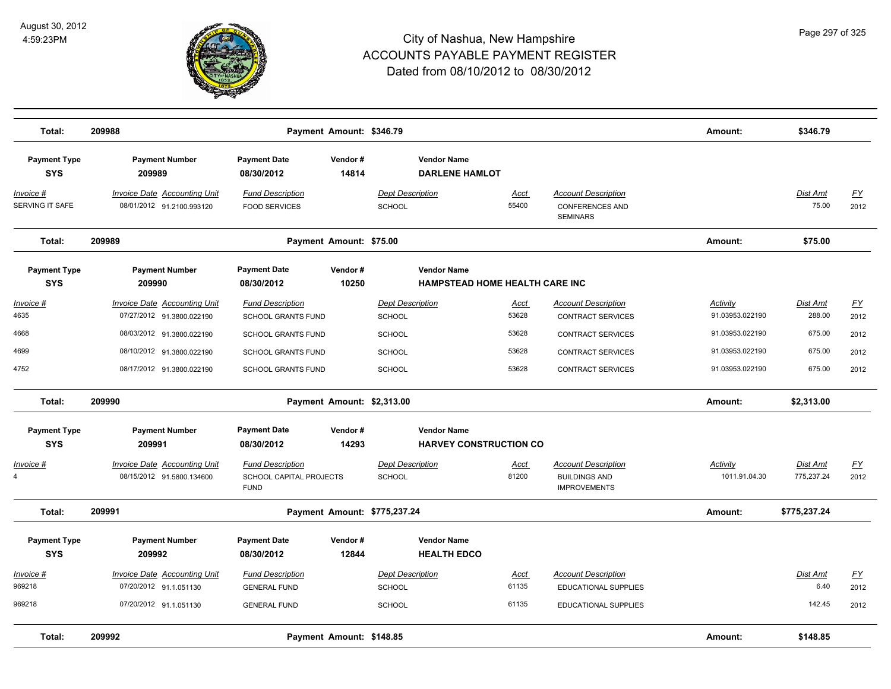# City of Nashua, New Hampshire
# ACCOUNTS PAYABLE PAYMENT REGISTER
## Dated from 08/10/2012 to 08/30/2012

| Total: | 209988 | Payment Amount: $346.79 | Amount: | $346.79 |
|---|---|---|---|---|

| Payment Type | Payment Number | Payment Date | Vendor # | Vendor Name |
|---|---|---|---|---|
| SYS | 209989 | 08/30/2012 | 14814 | DARLENE HAMLOT |

| Invoice # | Invoice Date | Accounting Unit | Fund Description | Dept Description | Acct | Account Description | Dist Amt | FY |
|---|---|---|---|---|---|---|---|---|
| SERVING IT SAFE | 08/01/2012 | 91.2100.993120 | FOOD SERVICES | SCHOOL | 55400 | CONFERENCES AND SEMINARS | 75.00 | 2012 |

| Total: | 209989 | Payment Amount: $75.00 | Amount: | $75.00 |
|---|---|---|---|---|

| Payment Type | Payment Number | Payment Date | Vendor # | Vendor Name |
|---|---|---|---|---|
| SYS | 209990 | 08/30/2012 | 10250 | HAMPSTEAD HOME HEALTH CARE INC |

| Invoice # | Invoice Date | Accounting Unit | Fund Description | Dept Description | Acct | Account Description | Activity | Dist Amt | FY |
|---|---|---|---|---|---|---|---|---|---|
| 4635 | 07/27/2012 | 91.3800.022190 | SCHOOL GRANTS FUND | SCHOOL | 53628 | CONTRACT SERVICES | 91.03953.022190 | 288.00 | 2012 |
| 4668 | 08/03/2012 | 91.3800.022190 | SCHOOL GRANTS FUND | SCHOOL | 53628 | CONTRACT SERVICES | 91.03953.022190 | 675.00 | 2012 |
| 4699 | 08/10/2012 | 91.3800.022190 | SCHOOL GRANTS FUND | SCHOOL | 53628 | CONTRACT SERVICES | 91.03953.022190 | 675.00 | 2012 |
| 4752 | 08/17/2012 | 91.3800.022190 | SCHOOL GRANTS FUND | SCHOOL | 53628 | CONTRACT SERVICES | 91.03953.022190 | 675.00 | 2012 |

| Total: | 209990 | Payment Amount: $2,313.00 | Amount: | $2,313.00 |
|---|---|---|---|---|

| Payment Type | Payment Number | Payment Date | Vendor # | Vendor Name |
|---|---|---|---|---|
| SYS | 209991 | 08/30/2012 | 14293 | HARVEY CONSTRUCTION CO |

| Invoice # | Invoice Date | Accounting Unit | Fund Description | Dept Description | Acct | Account Description | Activity | Dist Amt | FY |
|---|---|---|---|---|---|---|---|---|---|
| 4 | 08/15/2012 | 91.5800.134600 | SCHOOL CAPITAL PROJECTS FUND | SCHOOL | 81200 | BUILDINGS AND IMPROVEMENTS | 1011.91.04.30 | 775,237.24 | 2012 |

| Total: | 209991 | Payment Amount: $775,237.24 | Amount: | $775,237.24 |
|---|---|---|---|---|

| Payment Type | Payment Number | Payment Date | Vendor # | Vendor Name |
|---|---|---|---|---|
| SYS | 209992 | 08/30/2012 | 12844 | HEALTH EDCO |

| Invoice # | Invoice Date | Accounting Unit | Fund Description | Dept Description | Acct | Account Description | Dist Amt | FY |
|---|---|---|---|---|---|---|---|---|
| 969218 | 07/20/2012 | 91.1.051130 | GENERAL FUND | SCHOOL | 61135 | EDUCATIONAL SUPPLIES | 6.40 | 2012 |
| 969218 | 07/20/2012 | 91.1.051130 | GENERAL FUND | SCHOOL | 61135 | EDUCATIONAL SUPPLIES | 142.45 | 2012 |

| Total: | 209992 | Payment Amount: $148.85 | Amount: | $148.85 |
|---|---|---|---|---|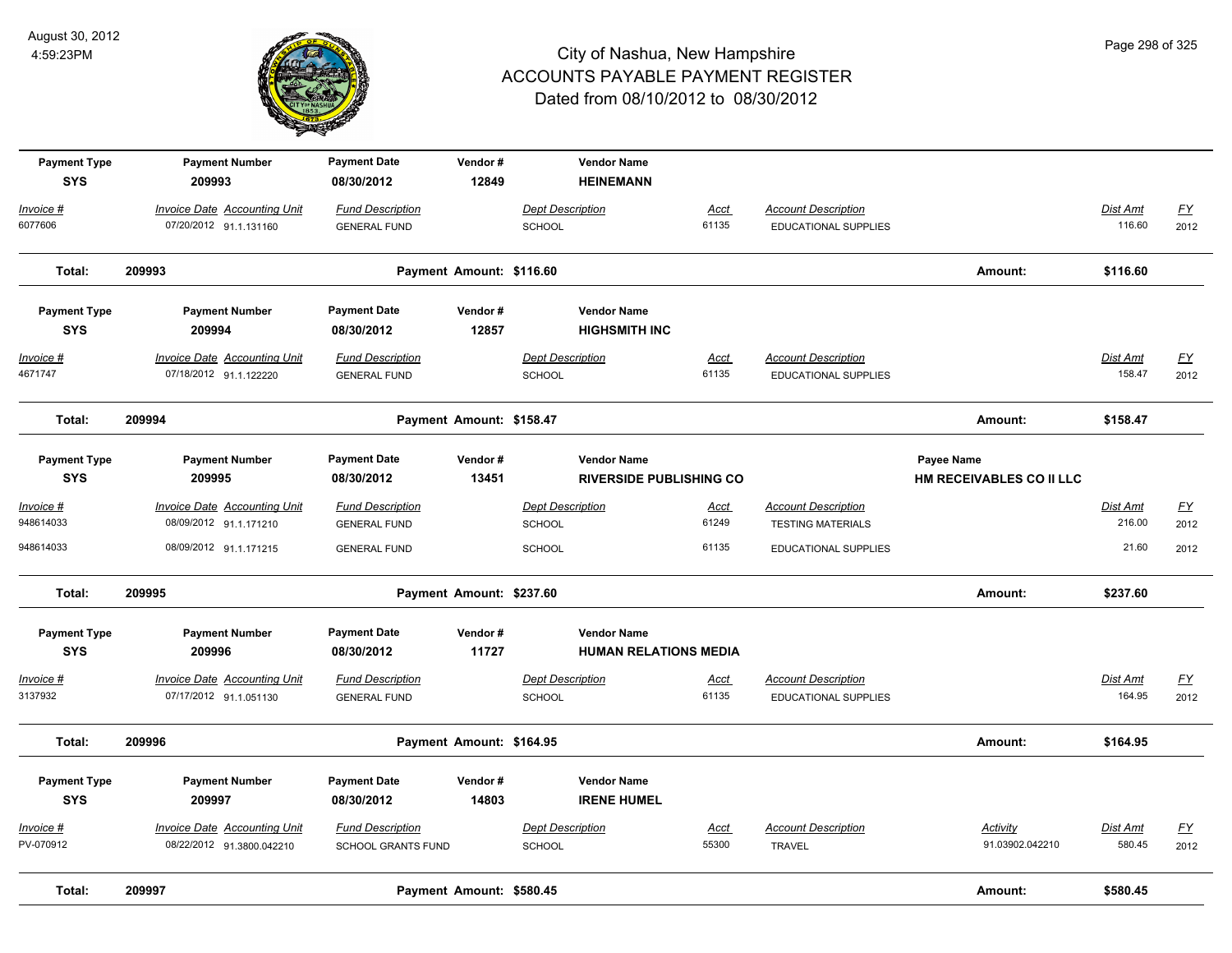# City of Nashua, New Hampshire
## ACCOUNTS PAYABLE PAYMENT REGISTER
### Dated from 08/10/2012 to 08/30/2012

August 30, 2012
4:59:23PM

| Payment Type | Payment Number | Payment Date | Vendor # | Vendor Name | | |
|---|---|---|---|---|---|---|
| SYS | 209993 | 08/30/2012 | 12849 | HEINEMANN | | |

| Invoice # | Invoice Date | Accounting Unit | Fund Description | Dept Description | Acct | Account Description | Dist Amt | FY |
|---|---|---|---|---|---|---|---|---|
| 6077606 | 07/20/2012 | 91.1.131160 | GENERAL FUND | SCHOOL | 61135 | EDUCATIONAL SUPPLIES | 116.60 | 2012 |

**Total: 209993** Payment Amount: $116.60 Amount: $116.60

| Payment Type | Payment Number | Payment Date | Vendor # | Vendor Name |
|---|---|---|---|---|
| SYS | 209994 | 08/30/2012 | 12857 | HIGHSMITH INC |

| Invoice # | Invoice Date | Accounting Unit | Fund Description | Dept Description | Acct | Account Description | Dist Amt | FY |
|---|---|---|---|---|---|---|---|---|
| 4671747 | 07/18/2012 | 91.1.122220 | GENERAL FUND | SCHOOL | 61135 | EDUCATIONAL SUPPLIES | 158.47 | 2012 |

**Total: 209994** Payment Amount: $158.47 Amount: $158.47

| Payment Type | Payment Number | Payment Date | Vendor # | Vendor Name | Payee Name |
|---|---|---|---|---|---|
| SYS | 209995 | 08/30/2012 | 13451 | RIVERSIDE PUBLISHING CO | HM RECEIVABLES CO II LLC |

| Invoice # | Invoice Date | Accounting Unit | Fund Description | Dept Description | Acct | Account Description | Dist Amt | FY |
|---|---|---|---|---|---|---|---|---|
| 948614033 | 08/09/2012 | 91.1.171210 | GENERAL FUND | SCHOOL | 61249 | TESTING MATERIALS | 216.00 | 2012 |
| 948614033 | 08/09/2012 | 91.1.171215 | GENERAL FUND | SCHOOL | 61135 | EDUCATIONAL SUPPLIES | 21.60 | 2012 |

**Total: 209995** Payment Amount: $237.60 Amount: $237.60

| Payment Type | Payment Number | Payment Date | Vendor # | Vendor Name |
|---|---|---|---|---|
| SYS | 209996 | 08/30/2012 | 11727 | HUMAN RELATIONS MEDIA |

| Invoice # | Invoice Date | Accounting Unit | Fund Description | Dept Description | Acct | Account Description | Dist Amt | FY |
|---|---|---|---|---|---|---|---|---|
| 3137932 | 07/17/2012 | 91.1.051130 | GENERAL FUND | SCHOOL | 61135 | EDUCATIONAL SUPPLIES | 164.95 | 2012 |

**Total: 209996** Payment Amount: $164.95 Amount: $164.95

| Payment Type | Payment Number | Payment Date | Vendor # | Vendor Name |
|---|---|---|---|---|
| SYS | 209997 | 08/30/2012 | 14803 | IRENE HUMEL |

| Invoice # | Invoice Date | Accounting Unit | Fund Description | Dept Description | Acct | Account Description | Activity | Dist Amt | FY |
|---|---|---|---|---|---|---|---|---|---|
| PV-070912 | 08/22/2012 | 91.3800.042210 | SCHOOL GRANTS FUND | SCHOOL | 55300 | TRAVEL | 91.03902.042210 | 580.45 | 2012 |

**Total: 209997** Payment Amount: $580.45 Amount: $580.45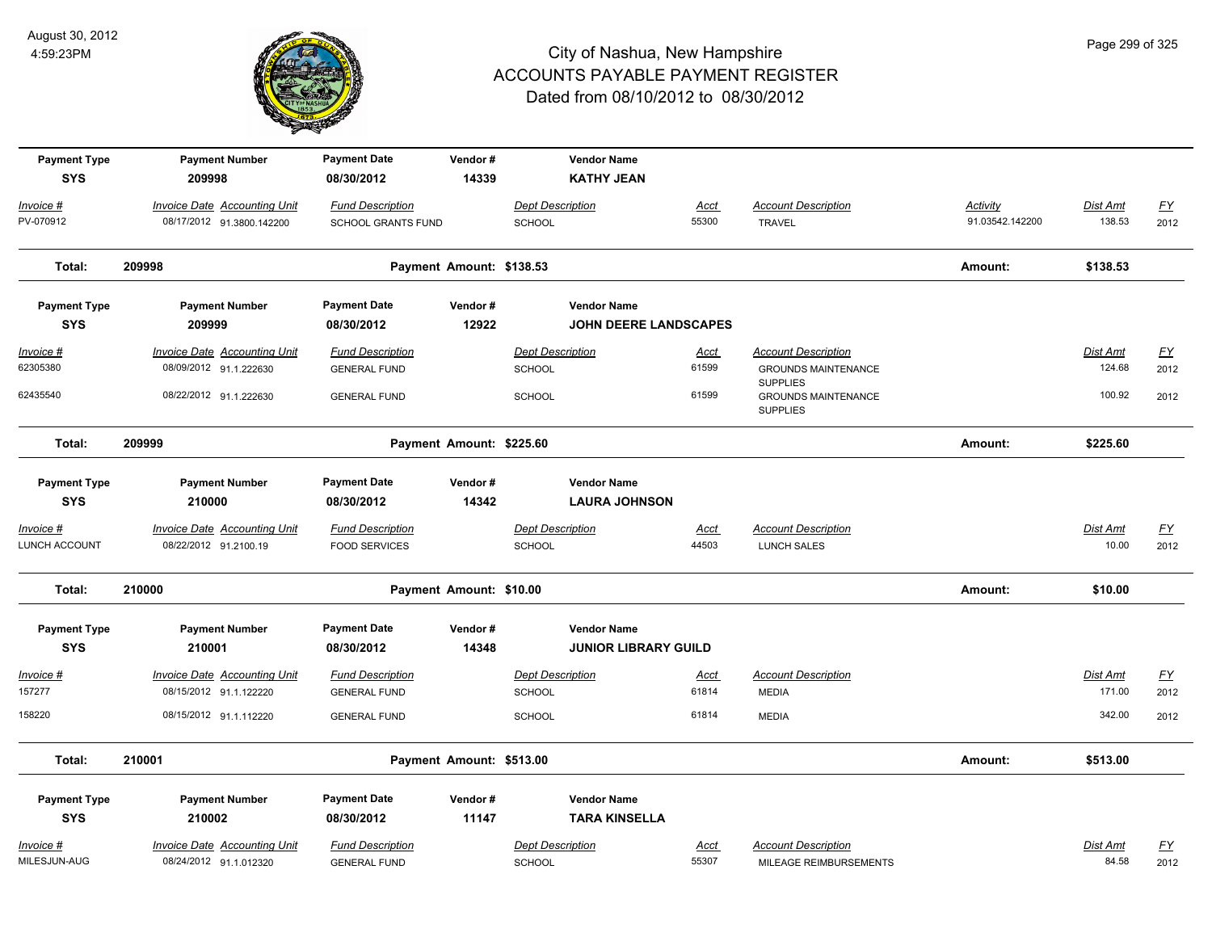# City of Nashua, New Hampshire
## ACCOUNTS PAYABLE PAYMENT REGISTER
### Dated from 08/10/2012 to 08/30/2012

August 30, 2012
4:59:23PM

| Payment Type | Payment Number | Payment Date | Vendor # | Vendor Name |
|---|---|---|---|---|
| SYS | 209998 | 08/30/2012 | 14339 | KATHY JEAN |

| Invoice # | Invoice Date | Accounting Unit | Fund Description | Dept Description | Acct | Account Description | Activity | Dist Amt | FY |
|---|---|---|---|---|---|---|---|---|---|
| PV-070912 | 08/17/2012 | 91.3800.142200 | SCHOOL GRANTS FUND | SCHOOL | 55300 | TRAVEL | 91.03542.142200 | 138.53 | 2012 |

**Total: 209998 — Payment Amount: $138.53 — Amount: $138.53**

| Payment Type | Payment Number | Payment Date | Vendor # | Vendor Name |
|---|---|---|---|---|
| SYS | 209999 | 08/30/2012 | 12922 | JOHN DEERE LANDSCAPES |

| Invoice # | Invoice Date | Accounting Unit | Fund Description | Dept Description | Acct | Account Description | Dist Amt | FY |
|---|---|---|---|---|---|---|---|---|
| 62305380 | 08/09/2012 | 91.1.222630 | GENERAL FUND | SCHOOL | 61599 | GROUNDS MAINTENANCE SUPPLIES | 124.68 | 2012 |
| 62435540 | 08/22/2012 | 91.1.222630 | GENERAL FUND | SCHOOL | 61599 | GROUNDS MAINTENANCE SUPPLIES | 100.92 | 2012 |

**Total: 209999 — Payment Amount: $225.60 — Amount: $225.60**

| Payment Type | Payment Number | Payment Date | Vendor # | Vendor Name |
|---|---|---|---|---|
| SYS | 210000 | 08/30/2012 | 14342 | LAURA JOHNSON |

| Invoice # | Invoice Date | Accounting Unit | Fund Description | Dept Description | Acct | Account Description | Dist Amt | FY |
|---|---|---|---|---|---|---|---|---|
| LUNCH ACCOUNT | 08/22/2012 | 91.2100.19 | FOOD SERVICES | SCHOOL | 44503 | LUNCH SALES | 10.00 | 2012 |

**Total: 210000 — Payment Amount: $10.00 — Amount: $10.00**

| Payment Type | Payment Number | Payment Date | Vendor # | Vendor Name |
|---|---|---|---|---|
| SYS | 210001 | 08/30/2012 | 14348 | JUNIOR LIBRARY GUILD |

| Invoice # | Invoice Date | Accounting Unit | Fund Description | Dept Description | Acct | Account Description | Dist Amt | FY |
|---|---|---|---|---|---|---|---|---|
| 157277 | 08/15/2012 | 91.1.122220 | GENERAL FUND | SCHOOL | 61814 | MEDIA | 171.00 | 2012 |
| 158220 | 08/15/2012 | 91.1.112220 | GENERAL FUND | SCHOOL | 61814 | MEDIA | 342.00 | 2012 |

**Total: 210001 — Payment Amount: $513.00 — Amount: $513.00**

| Payment Type | Payment Number | Payment Date | Vendor # | Vendor Name |
|---|---|---|---|---|
| SYS | 210002 | 08/30/2012 | 11147 | TARA KINSELLA |

| Invoice # | Invoice Date | Accounting Unit | Fund Description | Dept Description | Acct | Account Description | Dist Amt | FY |
|---|---|---|---|---|---|---|---|---|
| MILESJUN-AUG | 08/24/2012 | 91.1.012320 | GENERAL FUND | SCHOOL | 55307 | MILEAGE REIMBURSEMENTS | 84.58 | 2012 |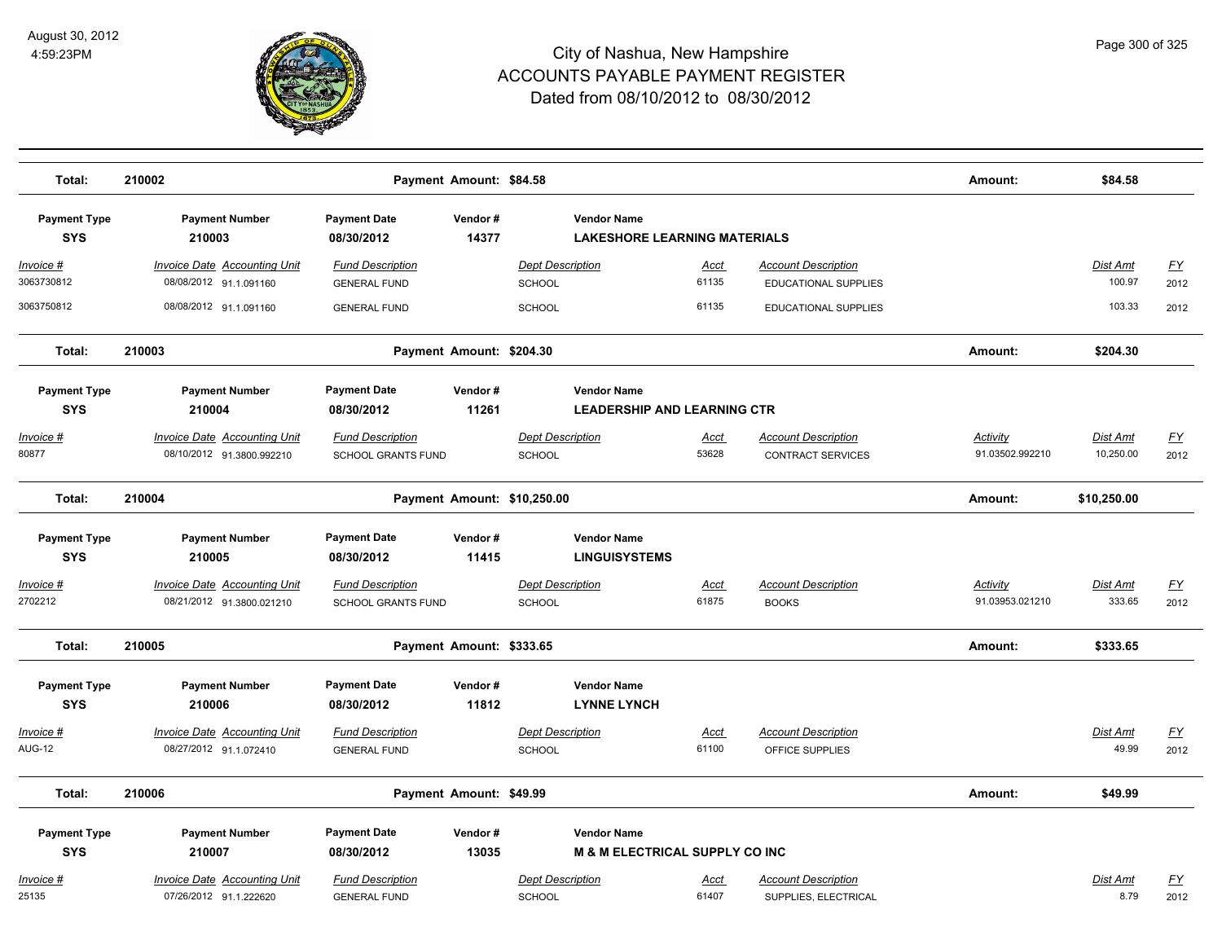# City of Nashua, New Hampshire
## ACCOUNTS PAYABLE PAYMENT REGISTER
### Dated from 08/10/2012 to 08/30/2012

August 30, 2012
4:59:23PM

| Total: | 210002 | Payment Amount: $84.58 | Amount: | $84.58 |
|---|---|---|---|---|

| Payment Type | Payment Number | Payment Date | Vendor # | Vendor Name |
|---|---|---|---|---|
| SYS | 210003 | 08/30/2012 | 14377 | LAKESHORE LEARNING MATERIALS |

| Invoice # | Invoice Date | Accounting Unit | Fund Description | Dept Description | Acct | Account Description | Activity | Dist Amt | FY |
|---|---|---|---|---|---|---|---|---|---|
| 3063730812 | 08/08/2012 | 91.1.091160 | GENERAL FUND | SCHOOL | 61135 | EDUCATIONAL SUPPLIES | | 100.97 | 2012 |
| 3063750812 | 08/08/2012 | 91.1.091160 | GENERAL FUND | SCHOOL | 61135 | EDUCATIONAL SUPPLIES | | 103.33 | 2012 |

| Total: | 210003 | Payment Amount: $204.30 | Amount: | $204.30 |
|---|---|---|---|---|

| Payment Type | Payment Number | Payment Date | Vendor # | Vendor Name |
|---|---|---|---|---|
| SYS | 210004 | 08/30/2012 | 11261 | LEADERSHIP AND LEARNING CTR |

| Invoice # | Invoice Date | Accounting Unit | Fund Description | Dept Description | Acct | Account Description | Activity | Dist Amt | FY |
|---|---|---|---|---|---|---|---|---|---|
| 80877 | 08/10/2012 | 91.3800.992210 | SCHOOL GRANTS FUND | SCHOOL | 53628 | CONTRACT SERVICES | 91.03502.992210 | 10,250.00 | 2012 |

| Total: | 210004 | Payment Amount: $10,250.00 | Amount: | $10,250.00 |
|---|---|---|---|---|

| Payment Type | Payment Number | Payment Date | Vendor # | Vendor Name |
|---|---|---|---|---|
| SYS | 210005 | 08/30/2012 | 11415 | LINGUISYSTEMS |

| Invoice # | Invoice Date | Accounting Unit | Fund Description | Dept Description | Acct | Account Description | Activity | Dist Amt | FY |
|---|---|---|---|---|---|---|---|---|---|
| 2702212 | 08/21/2012 | 91.3800.021210 | SCHOOL GRANTS FUND | SCHOOL | 61875 | BOOKS | 91.03953.021210 | 333.65 | 2012 |

| Total: | 210005 | Payment Amount: $333.65 | Amount: | $333.65 |
|---|---|---|---|---|

| Payment Type | Payment Number | Payment Date | Vendor # | Vendor Name |
|---|---|---|---|---|
| SYS | 210006 | 08/30/2012 | 11812 | LYNNE LYNCH |

| Invoice # | Invoice Date | Accounting Unit | Fund Description | Dept Description | Acct | Account Description | Activity | Dist Amt | FY |
|---|---|---|---|---|---|---|---|---|---|
| AUG-12 | 08/27/2012 | 91.1.072410 | GENERAL FUND | SCHOOL | 61100 | OFFICE SUPPLIES | | 49.99 | 2012 |

| Total: | 210006 | Payment Amount: $49.99 | Amount: | $49.99 |
|---|---|---|---|---|

| Payment Type | Payment Number | Payment Date | Vendor # | Vendor Name |
|---|---|---|---|---|
| SYS | 210007 | 08/30/2012 | 13035 | M & M ELECTRICAL SUPPLY CO INC |

| Invoice # | Invoice Date | Accounting Unit | Fund Description | Dept Description | Acct | Account Description | Activity | Dist Amt | FY |
|---|---|---|---|---|---|---|---|---|---|
| 25135 | 07/26/2012 | 91.1.222620 | GENERAL FUND | SCHOOL | 61407 | SUPPLIES, ELECTRICAL | | 8.79 | 2012 |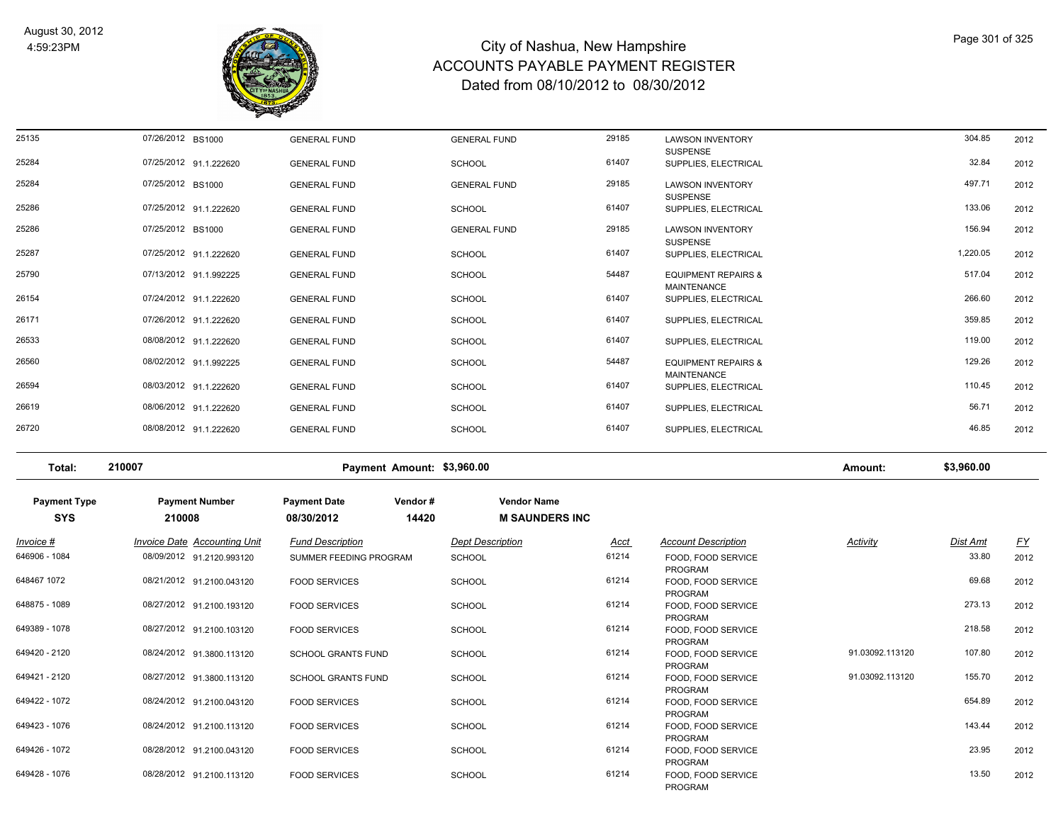# City of Nashua, New Hampshire
## ACCOUNTS PAYABLE PAYMENT REGISTER
### Dated from 08/10/2012 to 08/30/2012

| Invoice # | Invoice Date | Accounting Unit | Fund Description | Dept Description | Acct | Account Description | Activity | Dist Amt | FY |
|---|---|---|---|---|---|---|---|---|---|
| 25135 | 07/26/2012 | BS1000 | GENERAL FUND | GENERAL FUND | 29185 | LAWSON INVENTORY SUSPENSE | | 304.85 | 2012 |
| 25284 | 07/25/2012 | 91.1.222620 | GENERAL FUND | SCHOOL | 61407 | SUPPLIES, ELECTRICAL | | 32.84 | 2012 |
| 25284 | 07/25/2012 | BS1000 | GENERAL FUND | GENERAL FUND | 29185 | LAWSON INVENTORY SUSPENSE | | 497.71 | 2012 |
| 25286 | 07/25/2012 | 91.1.222620 | GENERAL FUND | SCHOOL | 61407 | SUPPLIES, ELECTRICAL | | 133.06 | 2012 |
| 25286 | 07/25/2012 | BS1000 | GENERAL FUND | GENERAL FUND | 29185 | LAWSON INVENTORY SUSPENSE | | 156.94 | 2012 |
| 25287 | 07/25/2012 | 91.1.222620 | GENERAL FUND | SCHOOL | 61407 | SUPPLIES, ELECTRICAL | | 1,220.05 | 2012 |
| 25790 | 07/13/2012 | 91.1.992225 | GENERAL FUND | SCHOOL | 54487 | EQUIPMENT REPAIRS & MAINTENANCE | | 517.04 | 2012 |
| 26154 | 07/24/2012 | 91.1.222620 | GENERAL FUND | SCHOOL | 61407 | SUPPLIES, ELECTRICAL | | 266.60 | 2012 |
| 26171 | 07/26/2012 | 91.1.222620 | GENERAL FUND | SCHOOL | 61407 | SUPPLIES, ELECTRICAL | | 359.85 | 2012 |
| 26533 | 08/08/2012 | 91.1.222620 | GENERAL FUND | SCHOOL | 61407 | SUPPLIES, ELECTRICAL | | 119.00 | 2012 |
| 26560 | 08/02/2012 | 91.1.992225 | GENERAL FUND | SCHOOL | 54487 | EQUIPMENT REPAIRS & MAINTENANCE | | 129.26 | 2012 |
| 26594 | 08/03/2012 | 91.1.222620 | GENERAL FUND | SCHOOL | 61407 | SUPPLIES, ELECTRICAL | | 110.45 | 2012 |
| 26619 | 08/06/2012 | 91.1.222620 | GENERAL FUND | SCHOOL | 61407 | SUPPLIES, ELECTRICAL | | 56.71 | 2012 |
| 26720 | 08/08/2012 | 91.1.222620 | GENERAL FUND | SCHOOL | 61407 | SUPPLIES, ELECTRICAL | | 46.85 | 2012 |

**Total: 210007 Payment Amount: $3,960.00 Amount: $3,960.00**

| Payment Type | Payment Number | Payment Date | Vendor # | Vendor Name |
|---|---|---|---|---|
| SYS | 210008 | 08/30/2012 | 14420 | M SAUNDERS INC |

| Invoice # | Invoice Date | Accounting Unit | Fund Description | Dept Description | Acct | Account Description | Activity | Dist Amt | FY |
|---|---|---|---|---|---|---|---|---|---|
| 646906 - 1084 | 08/09/2012 | 91.2120.993120 | SUMMER FEEDING PROGRAM | SCHOOL | 61214 | FOOD, FOOD SERVICE PROGRAM | | 33.80 | 2012 |
| 648467 1072 | 08/21/2012 | 91.2100.043120 | FOOD SERVICES | SCHOOL | 61214 | FOOD, FOOD SERVICE PROGRAM | | 69.68 | 2012 |
| 648875 - 1089 | 08/27/2012 | 91.2100.193120 | FOOD SERVICES | SCHOOL | 61214 | FOOD, FOOD SERVICE PROGRAM | | 273.13 | 2012 |
| 649389 - 1078 | 08/27/2012 | 91.2100.103120 | FOOD SERVICES | SCHOOL | 61214 | FOOD, FOOD SERVICE PROGRAM | | 218.58 | 2012 |
| 649420 - 2120 | 08/24/2012 | 91.3800.113120 | SCHOOL GRANTS FUND | SCHOOL | 61214 | FOOD, FOOD SERVICE PROGRAM | 91.03092.113120 | 107.80 | 2012 |
| 649421 - 2120 | 08/27/2012 | 91.3800.113120 | SCHOOL GRANTS FUND | SCHOOL | 61214 | FOOD, FOOD SERVICE PROGRAM | 91.03092.113120 | 155.70 | 2012 |
| 649422 - 1072 | 08/24/2012 | 91.2100.043120 | FOOD SERVICES | SCHOOL | 61214 | FOOD, FOOD SERVICE PROGRAM | | 654.89 | 2012 |
| 649423 - 1076 | 08/24/2012 | 91.2100.113120 | FOOD SERVICES | SCHOOL | 61214 | FOOD, FOOD SERVICE PROGRAM | | 143.44 | 2012 |
| 649426 - 1072 | 08/28/2012 | 91.2100.043120 | FOOD SERVICES | SCHOOL | 61214 | FOOD, FOOD SERVICE PROGRAM | | 23.95 | 2012 |
| 649428 - 1076 | 08/28/2012 | 91.2100.113120 | FOOD SERVICES | SCHOOL | 61214 | FOOD, FOOD SERVICE PROGRAM | | 13.50 | 2012 |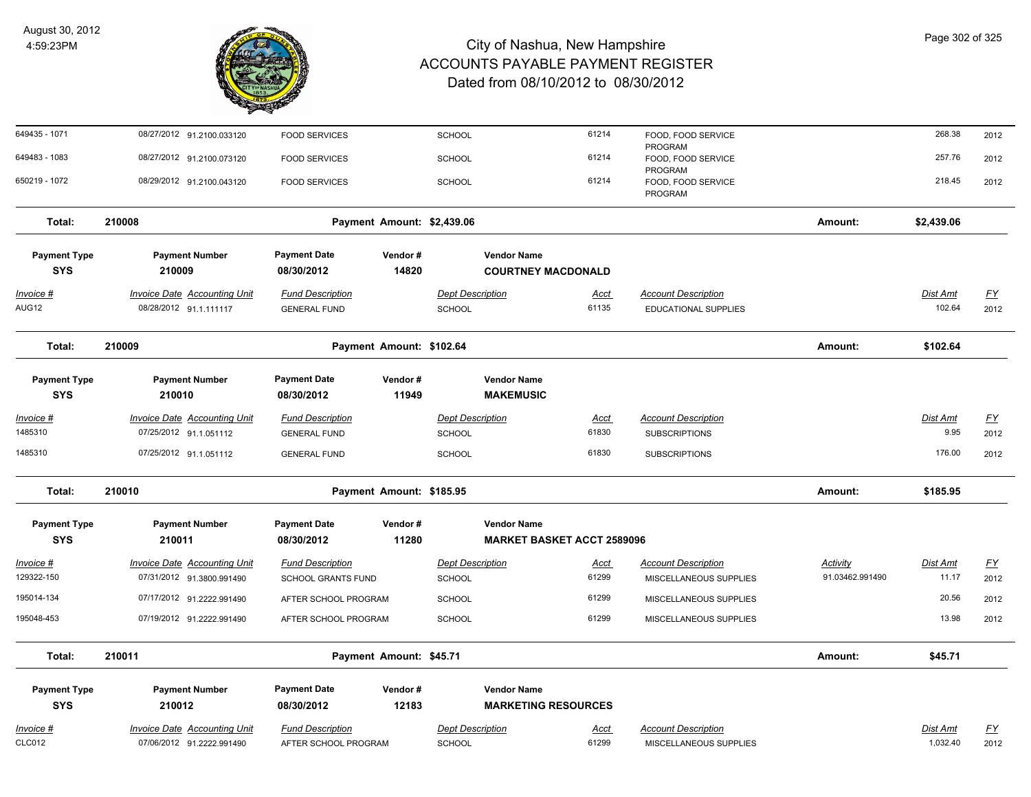# City of Nashua, New Hampshire
## ACCOUNTS PAYABLE PAYMENT REGISTER
### Dated from 08/10/2012 to 08/30/2012

August 30, 2012
4:59:23PM

| Invoice # | Invoice Date | Accounting Unit | Fund Description | Dept Description | Acct | Account Description | Activity | Dist Amt | FY |
|---|---|---|---|---|---|---|---|---|---|
| 649435 - 1071 | 08/27/2012 | 91.2100.033120 | FOOD SERVICES | SCHOOL | 61214 | FOOD, FOOD SERVICE PROGRAM | | 268.38 | 2012 |
| 649483 - 1083 | 08/27/2012 | 91.2100.073120 | FOOD SERVICES | SCHOOL | 61214 | FOOD, FOOD SERVICE PROGRAM | | 257.76 | 2012 |
| 650219 - 1072 | 08/29/2012 | 91.2100.043120 | FOOD SERVICES | SCHOOL | 61214 | FOOD, FOOD SERVICE PROGRAM | | 218.45 | 2012 |

**Total: 210008** — Payment Amount: $2,439.06 — Amount: **$2,439.06**

| Payment Type | Payment Number | Payment Date | Vendor # | Vendor Name |
|---|---|---|---|---|
| SYS | 210009 | 08/30/2012 | 14820 | COURTNEY MACDONALD |

| Invoice # | Invoice Date | Accounting Unit | Fund Description | Dept Description | Acct | Account Description | Dist Amt | FY |
|---|---|---|---|---|---|---|---|---|
| AUG12 | 08/28/2012 | 91.1.111117 | GENERAL FUND | SCHOOL | 61135 | EDUCATIONAL SUPPLIES | 102.64 | 2012 |

**Total: 210009** — Payment Amount: $102.64 — Amount: **$102.64**

| Payment Type | Payment Number | Payment Date | Vendor # | Vendor Name |
|---|---|---|---|---|
| SYS | 210010 | 08/30/2012 | 11949 | MAKEMUSIC |

| Invoice # | Invoice Date | Accounting Unit | Fund Description | Dept Description | Acct | Account Description | Dist Amt | FY |
|---|---|---|---|---|---|---|---|---|
| 1485310 | 07/25/2012 | 91.1.051112 | GENERAL FUND | SCHOOL | 61830 | SUBSCRIPTIONS | 9.95 | 2012 |
| 1485310 | 07/25/2012 | 91.1.051112 | GENERAL FUND | SCHOOL | 61830 | SUBSCRIPTIONS | 176.00 | 2012 |

**Total: 210010** — Payment Amount: $185.95 — Amount: **$185.95**

| Payment Type | Payment Number | Payment Date | Vendor # | Vendor Name |
|---|---|---|---|---|
| SYS | 210011 | 08/30/2012 | 11280 | MARKET BASKET ACCT 2589096 |

| Invoice # | Invoice Date | Accounting Unit | Fund Description | Dept Description | Acct | Account Description | Activity | Dist Amt | FY |
|---|---|---|---|---|---|---|---|---|---|
| 129322-150 | 07/31/2012 | 91.3800.991490 | SCHOOL GRANTS FUND | SCHOOL | 61299 | MISCELLANEOUS SUPPLIES | 91.03462.991490 | 11.17 | 2012 |
| 195014-134 | 07/17/2012 | 91.2222.991490 | AFTER SCHOOL PROGRAM | SCHOOL | 61299 | MISCELLANEOUS SUPPLIES | | 20.56 | 2012 |
| 195048-453 | 07/19/2012 | 91.2222.991490 | AFTER SCHOOL PROGRAM | SCHOOL | 61299 | MISCELLANEOUS SUPPLIES | | 13.98 | 2012 |

**Total: 210011** — Payment Amount: $45.71 — Amount: **$45.71**

| Payment Type | Payment Number | Payment Date | Vendor # | Vendor Name |
|---|---|---|---|---|
| SYS | 210012 | 08/30/2012 | 12183 | MARKETING RESOURCES |

| Invoice # | Invoice Date | Accounting Unit | Fund Description | Dept Description | Acct | Account Description | Dist Amt | FY |
|---|---|---|---|---|---|---|---|---|
| CLC012 | 07/06/2012 | 91.2222.991490 | AFTER SCHOOL PROGRAM | SCHOOL | 61299 | MISCELLANEOUS SUPPLIES | 1,032.40 | 2012 |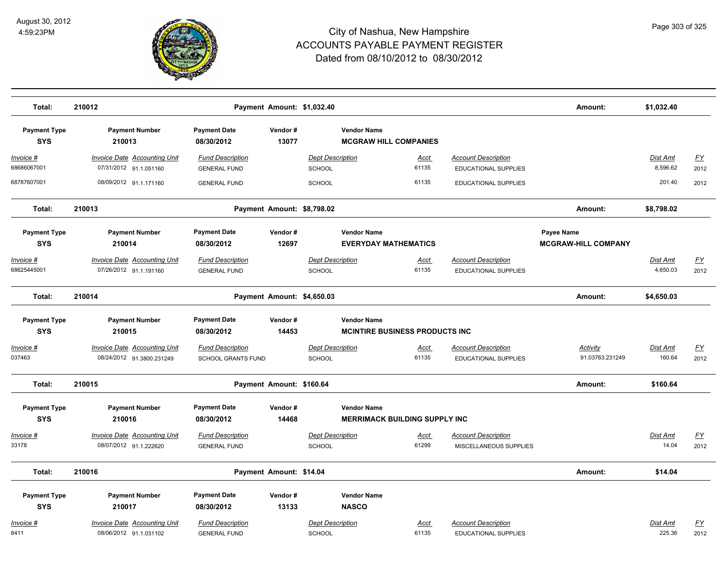# City of Nashua, New Hampshire
## ACCOUNTS PAYABLE PAYMENT REGISTER
### Dated from 08/10/2012 to 08/30/2012

August 30, 2012
4:59:23PM

| Total: | 210012 | Payment Amount: $1,032.40 | | | | | Amount: | $1,032.40 | |
|---|---|---|---|---|---|---|---|---|---|

| Payment Type | Payment Number | Payment Date | Vendor # | Vendor Name | | | | | |
|---|---|---|---|---|---|---|---|---|---|
| SYS | 210013 | 08/30/2012 | 13077 | MCGRAW HILL COMPANIES | | | | | |
| Invoice # | Invoice Date Accounting Unit | Fund Description | Dept Description | Acct | Account Description | | | Dist Amt | FY |
| 68686067001 | 07/31/2012 91.1.051160 | GENERAL FUND | SCHOOL | 61135 | EDUCATIONAL SUPPLIES | | | 8,596.62 | 2012 |
| 68787607001 | 08/09/2012 91.1.171160 | GENERAL FUND | SCHOOL | 61135 | EDUCATIONAL SUPPLIES | | | 201.40 | 2012 |
| Total: | 210013 | Payment Amount: $8,798.02 | | | | | Amount: | $8,798.02 | |

| Payment Type | Payment Number | Payment Date | Vendor # | Vendor Name | | | Payee Name | | |
|---|---|---|---|---|---|---|---|---|---|
| SYS | 210014 | 08/30/2012 | 12697 | EVERYDAY MATHEMATICS | | | MCGRAW-HILL COMPANY | | |
| Invoice # | Invoice Date Accounting Unit | Fund Description | Dept Description | Acct | Account Description | | | Dist Amt | FY |
| 68625445001 | 07/26/2012 91.1.191160 | GENERAL FUND | SCHOOL | 61135 | EDUCATIONAL SUPPLIES | | | 4,650.03 | 2012 |
| Total: | 210014 | Payment Amount: $4,650.03 | | | | | Amount: | $4,650.03 | |

| Payment Type | Payment Number | Payment Date | Vendor # | Vendor Name | | | | | |
|---|---|---|---|---|---|---|---|---|---|
| SYS | 210015 | 08/30/2012 | 14453 | MCINTIRE BUSINESS PRODUCTS INC | | | | | |
| Invoice # | Invoice Date Accounting Unit | Fund Description | Dept Description | Acct | Account Description | | Activity | Dist Amt | FY |
| 037463 | 08/24/2012 91.3800.231249 | SCHOOL GRANTS FUND | SCHOOL | 61135 | EDUCATIONAL SUPPLIES | | 91.03763.231249 | 160.64 | 2012 |
| Total: | 210015 | Payment Amount: $160.64 | | | | | Amount: | $160.64 | |

| Payment Type | Payment Number | Payment Date | Vendor # | Vendor Name | | | | | |
|---|---|---|---|---|---|---|---|---|---|
| SYS | 210016 | 08/30/2012 | 14468 | MERRIMACK BUILDING SUPPLY INC | | | | | |
| Invoice # | Invoice Date Accounting Unit | Fund Description | Dept Description | Acct | Account Description | | | Dist Amt | FY |
| 33178 | 08/07/2012 91.1.222620 | GENERAL FUND | SCHOOL | 61299 | MISCELLANEOUS SUPPLIES | | | 14.04 | 2012 |
| Total: | 210016 | Payment Amount: $14.04 | | | | | Amount: | $14.04 | |

| Payment Type | Payment Number | Payment Date | Vendor # | Vendor Name | | | | | |
|---|---|---|---|---|---|---|---|---|---|
| SYS | 210017 | 08/30/2012 | 13133 | NASCO | | | | | |
| Invoice # | Invoice Date Accounting Unit | Fund Description | Dept Description | Acct | Account Description | | | Dist Amt | FY |
| 8411 | 08/06/2012 91.1.031102 | GENERAL FUND | SCHOOL | 61135 | EDUCATIONAL SUPPLIES | | | 225.36 | 2012 |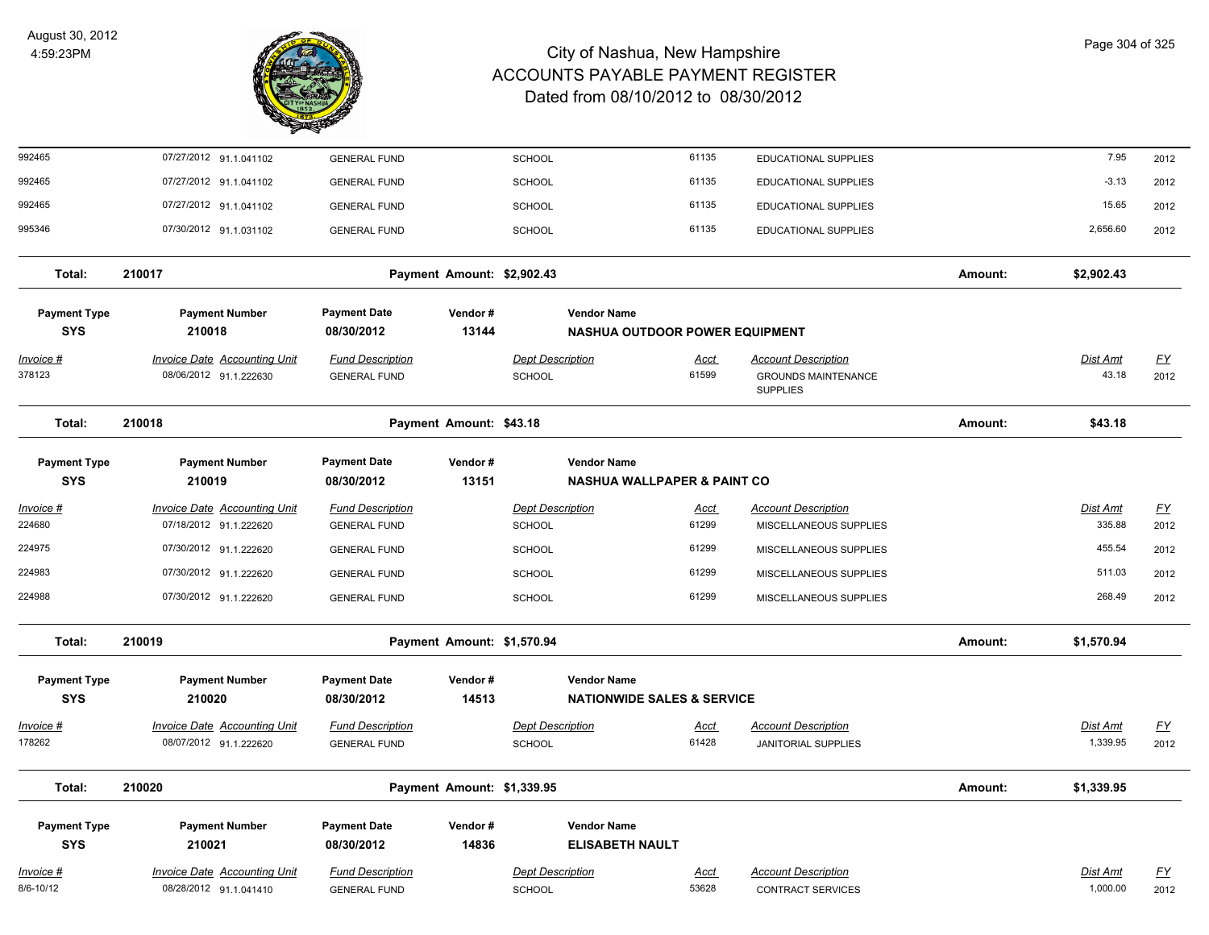# City of Nashua, New Hampshire
## ACCOUNTS PAYABLE PAYMENT REGISTER
### Dated from 08/10/2012 to 08/30/2012

August 30, 2012
4:59:23PM

| Invoice # | Invoice Date | Accounting Unit | Fund Description | Dept Description | Acct | Account Description | Dist Amt | FY |
|---|---|---|---|---|---|---|---|---|
| 992465 | 07/27/2012 | 91.1.041102 | GENERAL FUND | SCHOOL | 61135 | EDUCATIONAL SUPPLIES | 7.95 | 2012 |
| 992465 | 07/27/2012 | 91.1.041102 | GENERAL FUND | SCHOOL | 61135 | EDUCATIONAL SUPPLIES | -3.13 | 2012 |
| 992465 | 07/27/2012 | 91.1.041102 | GENERAL FUND | SCHOOL | 61135 | EDUCATIONAL SUPPLIES | 15.65 | 2012 |
| 995346 | 07/30/2012 | 91.1.031102 | GENERAL FUND | SCHOOL | 61135 | EDUCATIONAL SUPPLIES | 2,656.60 | 2012 |

**Total: 210017** — Payment Amount: $2,902.43 — Amount: $2,902.43

| Payment Type | Payment Number | Payment Date | Vendor # | Vendor Name |
|---|---|---|---|---|
| SYS | 210018 | 08/30/2012 | 13144 | NASHUA OUTDOOR POWER EQUIPMENT |

| Invoice # | Invoice Date | Accounting Unit | Fund Description | Dept Description | Acct | Account Description | Dist Amt | FY |
|---|---|---|---|---|---|---|---|---|
| 378123 | 08/06/2012 | 91.1.222630 | GENERAL FUND | SCHOOL | 61599 | GROUNDS MAINTENANCE SUPPLIES | 43.18 | 2012 |

**Total: 210018** — Payment Amount: $43.18 — Amount: $43.18

| Payment Type | Payment Number | Payment Date | Vendor # | Vendor Name |
|---|---|---|---|---|
| SYS | 210019 | 08/30/2012 | 13151 | NASHUA WALLPAPER & PAINT CO |

| Invoice # | Invoice Date | Accounting Unit | Fund Description | Dept Description | Acct | Account Description | Dist Amt | FY |
|---|---|---|---|---|---|---|---|---|
| 224680 | 07/18/2012 | 91.1.222620 | GENERAL FUND | SCHOOL | 61299 | MISCELLANEOUS SUPPLIES | 335.88 | 2012 |
| 224975 | 07/30/2012 | 91.1.222620 | GENERAL FUND | SCHOOL | 61299 | MISCELLANEOUS SUPPLIES | 455.54 | 2012 |
| 224983 | 07/30/2012 | 91.1.222620 | GENERAL FUND | SCHOOL | 61299 | MISCELLANEOUS SUPPLIES | 511.03 | 2012 |
| 224988 | 07/30/2012 | 91.1.222620 | GENERAL FUND | SCHOOL | 61299 | MISCELLANEOUS SUPPLIES | 268.49 | 2012 |

**Total: 210019** — Payment Amount: $1,570.94 — Amount: $1,570.94

| Payment Type | Payment Number | Payment Date | Vendor # | Vendor Name |
|---|---|---|---|---|
| SYS | 210020 | 08/30/2012 | 14513 | NATIONWIDE SALES & SERVICE |

| Invoice # | Invoice Date | Accounting Unit | Fund Description | Dept Description | Acct | Account Description | Dist Amt | FY |
|---|---|---|---|---|---|---|---|---|
| 178262 | 08/07/2012 | 91.1.222620 | GENERAL FUND | SCHOOL | 61428 | JANITORIAL SUPPLIES | 1,339.95 | 2012 |

**Total: 210020** — Payment Amount: $1,339.95 — Amount: $1,339.95

| Payment Type | Payment Number | Payment Date | Vendor # | Vendor Name |
|---|---|---|---|---|
| SYS | 210021 | 08/30/2012 | 14836 | ELISABETH NAULT |

| Invoice # | Invoice Date | Accounting Unit | Fund Description | Dept Description | Acct | Account Description | Dist Amt | FY |
|---|---|---|---|---|---|---|---|---|
| 8/6-10/12 | 08/28/2012 | 91.1.041410 | GENERAL FUND | SCHOOL | 53628 | CONTRACT SERVICES | 1,000.00 | 2012 |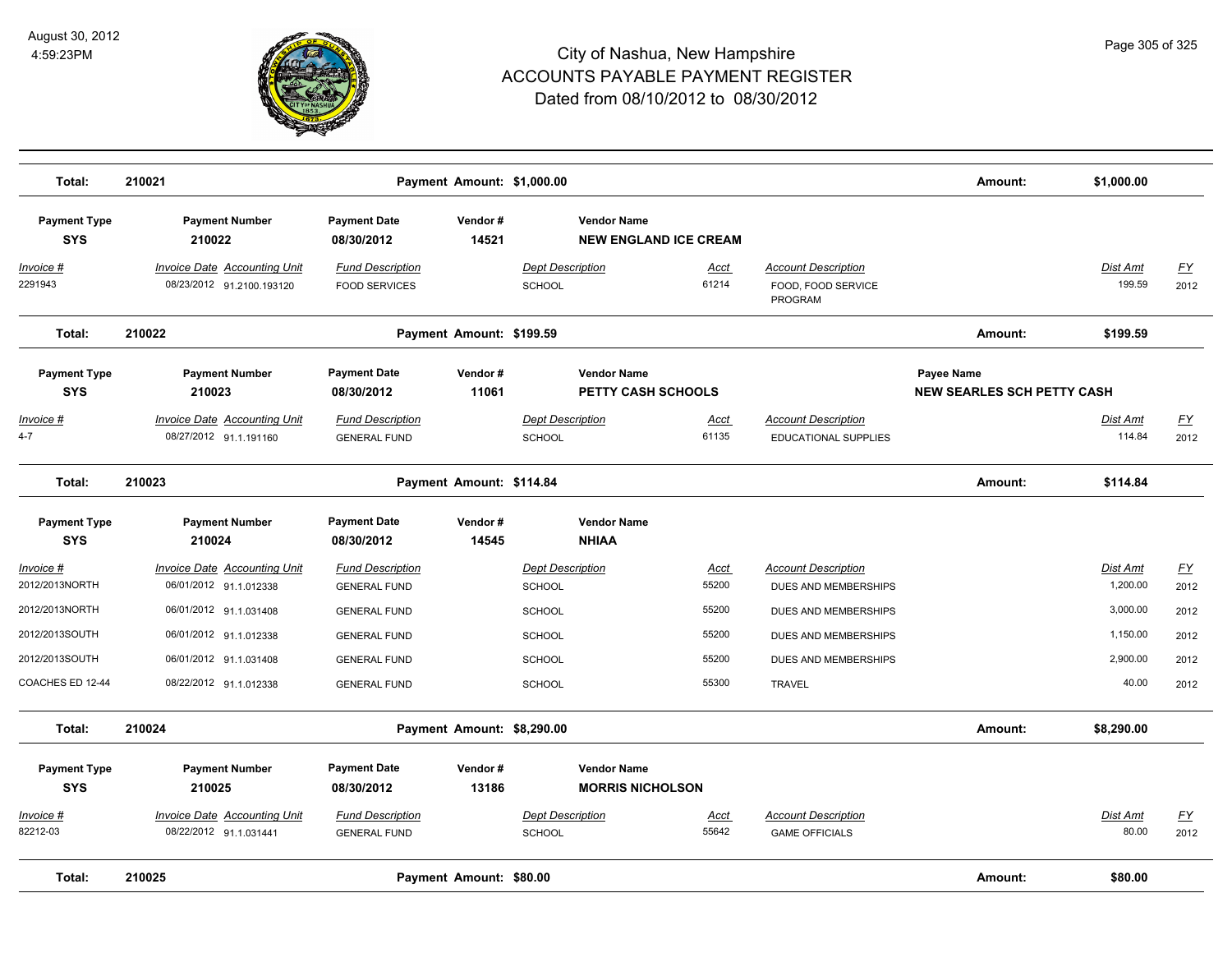# City of Nashua, New Hampshire
# ACCOUNTS PAYABLE PAYMENT REGISTER
## Dated from 08/10/2012 to 08/30/2012

August 30, 2012
4:59:23PM

**Total: 210021** | Payment Amount: $1,000.00 | Amount: $1,000.00

| Payment Type | Payment Number | Payment Date | Vendor # | Vendor Name |
|---|---|---|---|---|
| SYS | 210022 | 08/30/2012 | 14521 | NEW ENGLAND ICE CREAM |

| Invoice # | Invoice Date | Accounting Unit | Fund Description | Dept Description | Acct | Account Description | Dist Amt | FY |
|---|---|---|---|---|---|---|---|---|
| 2291943 | 08/23/2012 | 91.2100.193120 | FOOD SERVICES | SCHOOL | 61214 | FOOD, FOOD SERVICE PROGRAM | 199.59 | 2012 |

**Total: 210022** | Payment Amount: $199.59 | Amount: $199.59

| Payment Type | Payment Number | Payment Date | Vendor # | Vendor Name | Payee Name |
|---|---|---|---|---|---|
| SYS | 210023 | 08/30/2012 | 11061 | PETTY CASH SCHOOLS | NEW SEARLES SCH PETTY CASH |

| Invoice # | Invoice Date | Accounting Unit | Fund Description | Dept Description | Acct | Account Description | Dist Amt | FY |
|---|---|---|---|---|---|---|---|---|
| 4-7 | 08/27/2012 | 91.1.191160 | GENERAL FUND | SCHOOL | 61135 | EDUCATIONAL SUPPLIES | 114.84 | 2012 |

**Total: 210023** | Payment Amount: $114.84 | Amount: $114.84

| Payment Type | Payment Number | Payment Date | Vendor # | Vendor Name |
|---|---|---|---|---|
| SYS | 210024 | 08/30/2012 | 14545 | NHIAA |

| Invoice # | Invoice Date | Accounting Unit | Fund Description | Dept Description | Acct | Account Description | Dist Amt | FY |
|---|---|---|---|---|---|---|---|---|
| 2012/2013NORTH | 06/01/2012 | 91.1.012338 | GENERAL FUND | SCHOOL | 55200 | DUES AND MEMBERSHIPS | 1,200.00 | 2012 |
| 2012/2013NORTH | 06/01/2012 | 91.1.031408 | GENERAL FUND | SCHOOL | 55200 | DUES AND MEMBERSHIPS | 3,000.00 | 2012 |
| 2012/2013SOUTH | 06/01/2012 | 91.1.012338 | GENERAL FUND | SCHOOL | 55200 | DUES AND MEMBERSHIPS | 1,150.00 | 2012 |
| 2012/2013SOUTH | 06/01/2012 | 91.1.031408 | GENERAL FUND | SCHOOL | 55200 | DUES AND MEMBERSHIPS | 2,900.00 | 2012 |
| COACHES ED 12-44 | 08/22/2012 | 91.1.012338 | GENERAL FUND | SCHOOL | 55300 | TRAVEL | 40.00 | 2012 |

**Total: 210024** | Payment Amount: $8,290.00 | Amount: $8,290.00

| Payment Type | Payment Number | Payment Date | Vendor # | Vendor Name |
|---|---|---|---|---|
| SYS | 210025 | 08/30/2012 | 13186 | MORRIS NICHOLSON |

| Invoice # | Invoice Date | Accounting Unit | Fund Description | Dept Description | Acct | Account Description | Dist Amt | FY |
|---|---|---|---|---|---|---|---|---|
| 82212-03 | 08/22/2012 | 91.1.031441 | GENERAL FUND | SCHOOL | 55642 | GAME OFFICIALS | 80.00 | 2012 |

**Total: 210025** | Payment Amount: $80.00 | Amount: $80.00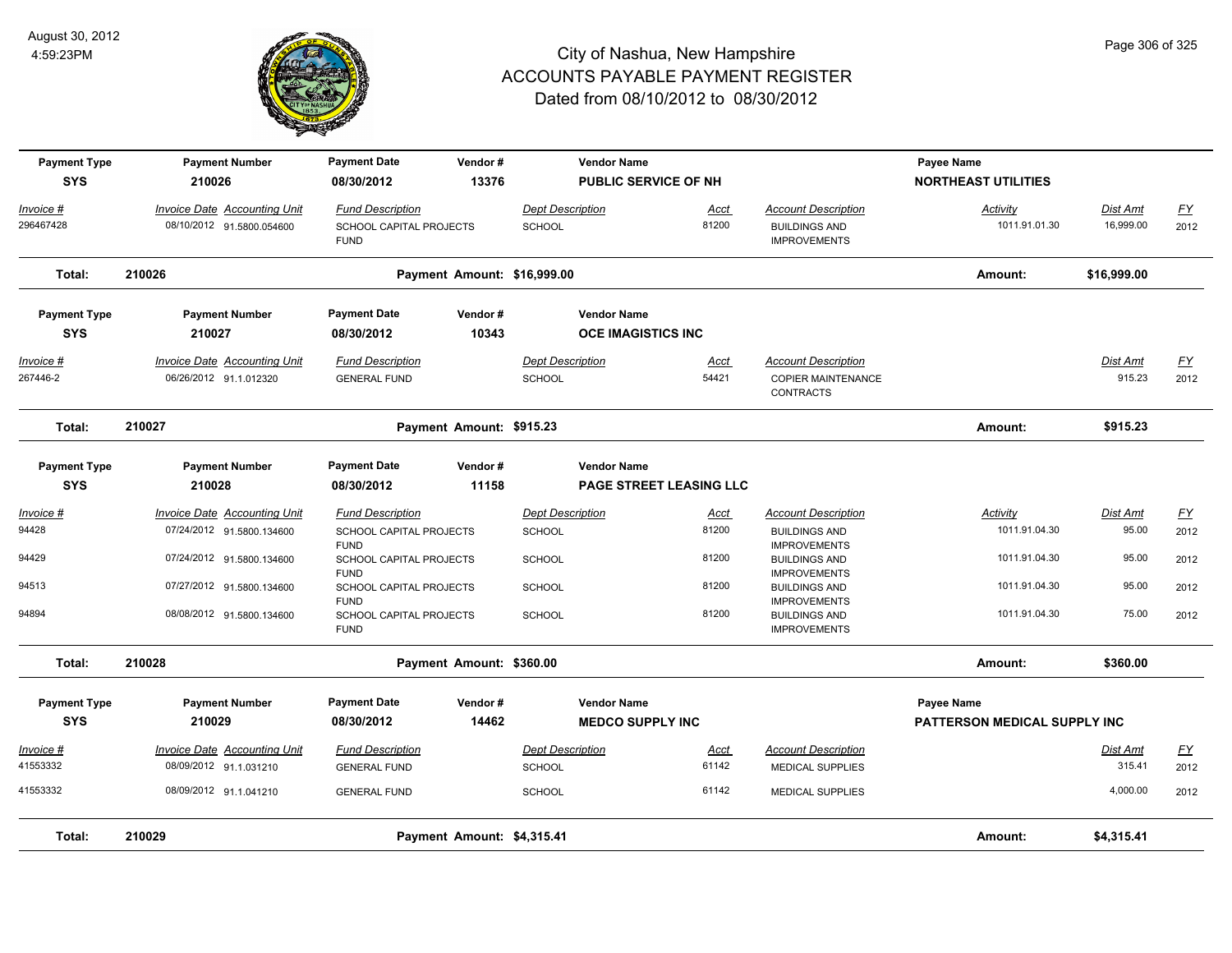# City of Nashua, New Hampshire
## ACCOUNTS PAYABLE PAYMENT REGISTER
### Dated from 08/10/2012 to 08/30/2012

August 30, 2012
4:59:23PM

| Payment Type | Payment Number | Payment Date | Vendor # | Vendor Name | | | Payee Name | |
|---|---|---|---|---|---|---|---|---|
| SYS | 210026 | 08/30/2012 | 13376 | PUBLIC SERVICE OF NH | | | NORTHEAST UTILITIES | |

| Invoice # | Invoice Date | Accounting Unit | Fund Description | Dept Description | Acct | Account Description | Activity | Dist Amt | FY |
|---|---|---|---|---|---|---|---|---|---|
| 296467428 | 08/10/2012 | 91.5800.054600 | SCHOOL CAPITAL PROJECTS FUND | SCHOOL | 81200 | BUILDINGS AND IMPROVEMENTS | 1011.91.01.30 | 16,999.00 | 2012 |

**Total: 210026** Payment Amount: $16,999.00 Amount: $16,999.00

| Payment Type | Payment Number | Payment Date | Vendor # | Vendor Name |
|---|---|---|---|---|
| SYS | 210027 | 08/30/2012 | 10343 | OCE IMAGISTICS INC |

| Invoice # | Invoice Date | Accounting Unit | Fund Description | Dept Description | Acct | Account Description | Dist Amt | FY |
|---|---|---|---|---|---|---|---|---|
| 267446-2 | 06/26/2012 | 91.1.012320 | GENERAL FUND | SCHOOL | 54421 | COPIER MAINTENANCE CONTRACTS | 915.23 | 2012 |

**Total: 210027** Payment Amount: $915.23 Amount: $915.23

| Payment Type | Payment Number | Payment Date | Vendor # | Vendor Name |
|---|---|---|---|---|
| SYS | 210028 | 08/30/2012 | 11158 | PAGE STREET LEASING LLC |

| Invoice # | Invoice Date | Accounting Unit | Fund Description | Dept Description | Acct | Account Description | Activity | Dist Amt | FY |
|---|---|---|---|---|---|---|---|---|---|
| 94428 | 07/24/2012 | 91.5800.134600 | SCHOOL CAPITAL PROJECTS FUND | SCHOOL | 81200 | BUILDINGS AND IMPROVEMENTS | 1011.91.04.30 | 95.00 | 2012 |
| 94429 | 07/24/2012 | 91.5800.134600 | SCHOOL CAPITAL PROJECTS FUND | SCHOOL | 81200 | BUILDINGS AND IMPROVEMENTS | 1011.91.04.30 | 95.00 | 2012 |
| 94513 | 07/27/2012 | 91.5800.134600 | SCHOOL CAPITAL PROJECTS FUND | SCHOOL | 81200 | BUILDINGS AND IMPROVEMENTS | 1011.91.04.30 | 95.00 | 2012 |
| 94894 | 08/08/2012 | 91.5800.134600 | SCHOOL CAPITAL PROJECTS FUND | SCHOOL | 81200 | BUILDINGS AND IMPROVEMENTS | 1011.91.04.30 | 75.00 | 2012 |

**Total: 210028** Payment Amount: $360.00 Amount: $360.00

| Payment Type | Payment Number | Payment Date | Vendor # | Vendor Name | Payee Name |
|---|---|---|---|---|---|
| SYS | 210029 | 08/30/2012 | 14462 | MEDCO SUPPLY INC | PATTERSON MEDICAL SUPPLY INC |

| Invoice # | Invoice Date | Accounting Unit | Fund Description | Dept Description | Acct | Account Description | Dist Amt | FY |
|---|---|---|---|---|---|---|---|---|
| 41553332 | 08/09/2012 | 91.1.031210 | GENERAL FUND | SCHOOL | 61142 | MEDICAL SUPPLIES | 315.41 | 2012 |
| 41553332 | 08/09/2012 | 91.1.041210 | GENERAL FUND | SCHOOL | 61142 | MEDICAL SUPPLIES | 4,000.00 | 2012 |

**Total: 210029** Payment Amount: $4,315.41 Amount: $4,315.41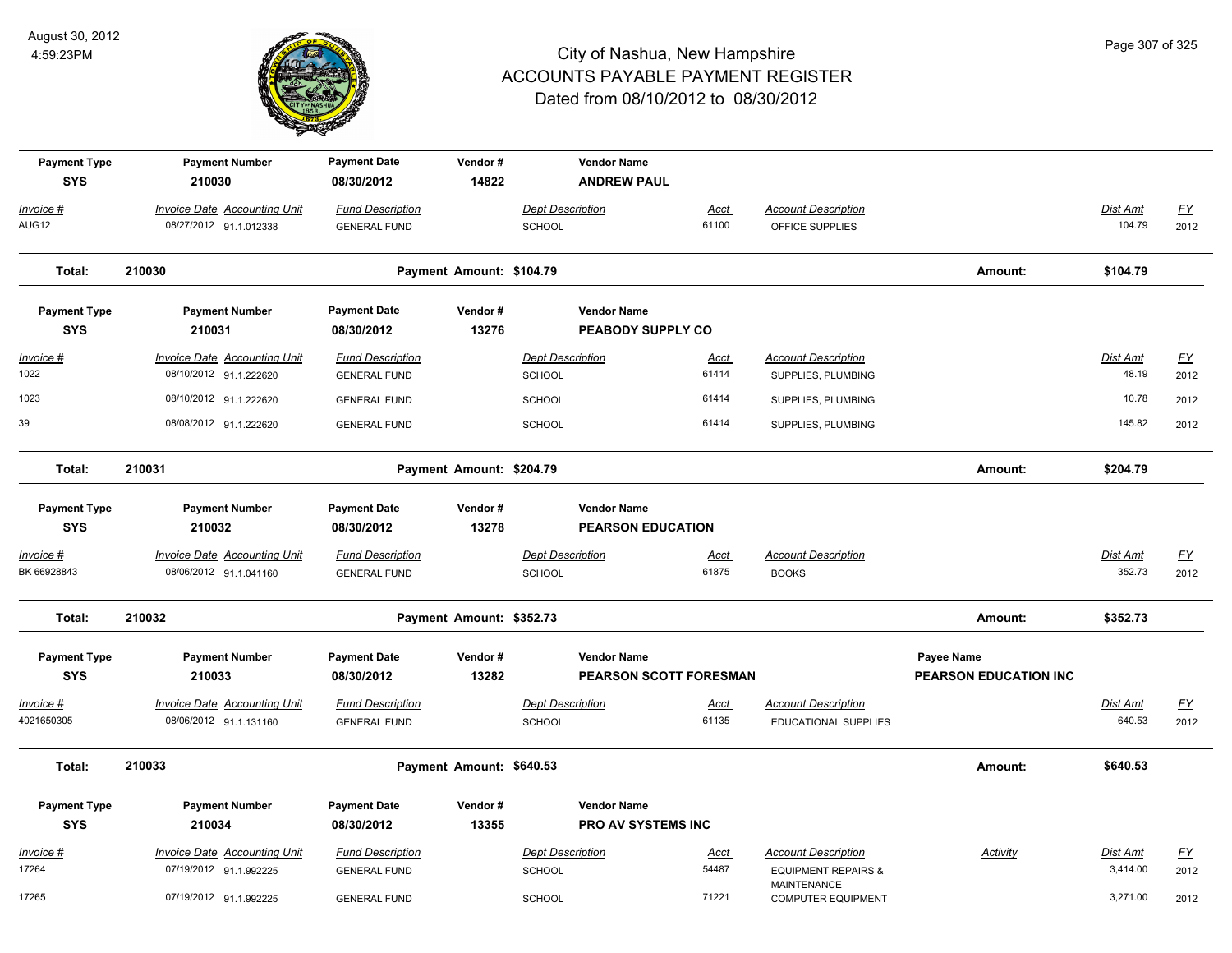# City of Nashua, New Hampshire
## ACCOUNTS PAYABLE PAYMENT REGISTER
### Dated from 08/10/2012 to 08/30/2012

August 30, 2012
4:59:23PM

| Payment Type | Payment Number | Payment Date | Vendor # | Vendor Name |
|---|---|---|---|---|
| SYS | 210030 | 08/30/2012 | 14822 | ANDREW PAUL |

| Invoice # | Invoice Date | Accounting Unit | Fund Description | Dept Description | Acct | Account Description | Dist Amt | FY |
|---|---|---|---|---|---|---|---|---|
| AUG12 | 08/27/2012 | 91.1.012338 | GENERAL FUND | SCHOOL | 61100 | OFFICE SUPPLIES | 104.79 | 2012 |

**Total: 210030 — Payment Amount: $104.79 — Amount: $104.79**

| Payment Type | Payment Number | Payment Date | Vendor # | Vendor Name |
|---|---|---|---|---|
| SYS | 210031 | 08/30/2012 | 13276 | PEABODY SUPPLY CO |

| Invoice # | Invoice Date | Accounting Unit | Fund Description | Dept Description | Acct | Account Description | Dist Amt | FY |
|---|---|---|---|---|---|---|---|---|
| 1022 | 08/10/2012 | 91.1.222620 | GENERAL FUND | SCHOOL | 61414 | SUPPLIES, PLUMBING | 48.19 | 2012 |
| 1023 | 08/10/2012 | 91.1.222620 | GENERAL FUND | SCHOOL | 61414 | SUPPLIES, PLUMBING | 10.78 | 2012 |
| 39 | 08/08/2012 | 91.1.222620 | GENERAL FUND | SCHOOL | 61414 | SUPPLIES, PLUMBING | 145.82 | 2012 |

**Total: 210031 — Payment Amount: $204.79 — Amount: $204.79**

| Payment Type | Payment Number | Payment Date | Vendor # | Vendor Name |
|---|---|---|---|---|
| SYS | 210032 | 08/30/2012 | 13278 | PEARSON EDUCATION |

| Invoice # | Invoice Date | Accounting Unit | Fund Description | Dept Description | Acct | Account Description | Dist Amt | FY |
|---|---|---|---|---|---|---|---|---|
| BK 66928843 | 08/06/2012 | 91.1.041160 | GENERAL FUND | SCHOOL | 61875 | BOOKS | 352.73 | 2012 |

**Total: 210032 — Payment Amount: $352.73 — Amount: $352.73**

| Payment Type | Payment Number | Payment Date | Vendor # | Vendor Name | Payee Name |
|---|---|---|---|---|---|
| SYS | 210033 | 08/30/2012 | 13282 | PEARSON SCOTT FORESMAN | PEARSON EDUCATION INC |

| Invoice # | Invoice Date | Accounting Unit | Fund Description | Dept Description | Acct | Account Description | Dist Amt | FY |
|---|---|---|---|---|---|---|---|---|
| 4021650305 | 08/06/2012 | 91.1.131160 | GENERAL FUND | SCHOOL | 61135 | EDUCATIONAL SUPPLIES | 640.53 | 2012 |

**Total: 210033 — Payment Amount: $640.53 — Amount: $640.53**

| Payment Type | Payment Number | Payment Date | Vendor # | Vendor Name |
|---|---|---|---|---|
| SYS | 210034 | 08/30/2012 | 13355 | PRO AV SYSTEMS INC |

| Invoice # | Invoice Date | Accounting Unit | Fund Description | Dept Description | Acct | Account Description | Activity | Dist Amt | FY |
|---|---|---|---|---|---|---|---|---|---|
| 17264 | 07/19/2012 | 91.1.992225 | GENERAL FUND | SCHOOL | 54487 | EQUIPMENT REPAIRS & MAINTENANCE | | 3,414.00 | 2012 |
| 17265 | 07/19/2012 | 91.1.992225 | GENERAL FUND | SCHOOL | 71221 | COMPUTER EQUIPMENT | | 3,271.00 | 2012 |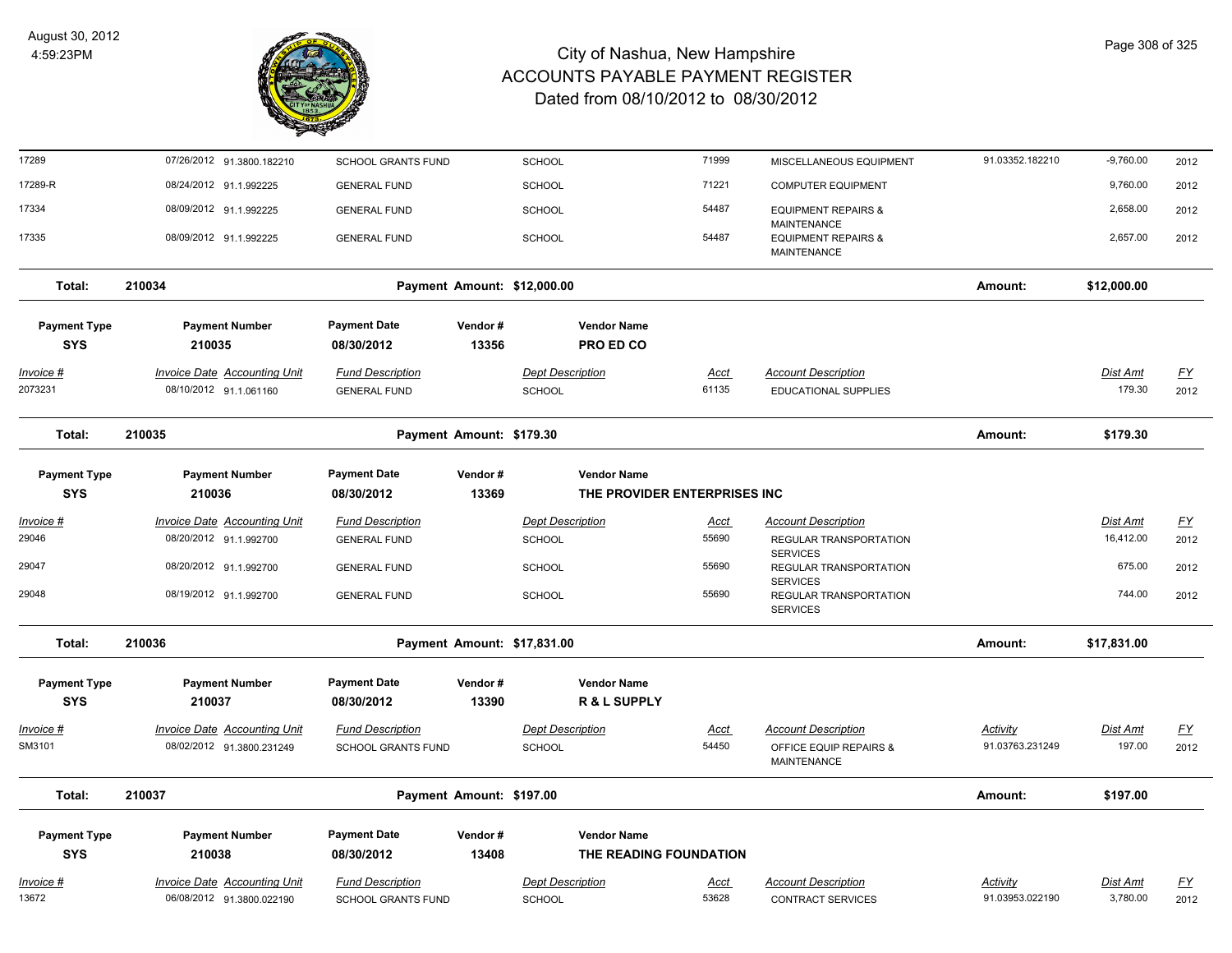# City of Nashua, New Hampshire
## ACCOUNTS PAYABLE PAYMENT REGISTER
### Dated from 08/10/2012 to 08/30/2012

August 30, 2012
4:59:23PM

| Invoice # | Invoice Date | Accounting Unit | Fund Description | Dept Description | Acct | Account Description | Activity | Dist Amt | FY |
|---|---|---|---|---|---|---|---|---|---|
| 17289 | 07/26/2012 | 91.3800.182210 | SCHOOL GRANTS FUND | SCHOOL | 71999 | MISCELLANEOUS EQUIPMENT | 91.03352.182210 | -9,760.00 | 2012 |
| 17289-R | 08/24/2012 | 91.1.992225 | GENERAL FUND | SCHOOL | 71221 | COMPUTER EQUIPMENT | | 9,760.00 | 2012 |
| 17334 | 08/09/2012 | 91.1.992225 | GENERAL FUND | SCHOOL | 54487 | EQUIPMENT REPAIRS & MAINTENANCE | | 2,658.00 | 2012 |
| 17335 | 08/09/2012 | 91.1.992225 | GENERAL FUND | SCHOOL | 54487 | EQUIPMENT REPAIRS & MAINTENANCE | | 2,657.00 | 2012 |

**Total: 210034 — Payment Amount: $12,000.00 — Amount: $12,000.00**

| Payment Type | Payment Number | Payment Date | Vendor # | Vendor Name |
|---|---|---|---|---|
| SYS | 210035 | 08/30/2012 | 13356 | PRO ED CO |

| Invoice # | Invoice Date | Accounting Unit | Fund Description | Dept Description | Acct | Account Description | Activity | Dist Amt | FY |
|---|---|---|---|---|---|---|---|---|---|
| 2073231 | 08/10/2012 | 91.1.061160 | GENERAL FUND | SCHOOL | 61135 | EDUCATIONAL SUPPLIES | | 179.30 | 2012 |

**Total: 210035 — Payment Amount: $179.30 — Amount: $179.30**

| Payment Type | Payment Number | Payment Date | Vendor # | Vendor Name |
|---|---|---|---|---|
| SYS | 210036 | 08/30/2012 | 13369 | THE PROVIDER ENTERPRISES INC |

| Invoice # | Invoice Date | Accounting Unit | Fund Description | Dept Description | Acct | Account Description | Activity | Dist Amt | FY |
|---|---|---|---|---|---|---|---|---|---|
| 29046 | 08/20/2012 | 91.1.992700 | GENERAL FUND | SCHOOL | 55690 | REGULAR TRANSPORTATION SERVICES | | 16,412.00 | 2012 |
| 29047 | 08/20/2012 | 91.1.992700 | GENERAL FUND | SCHOOL | 55690 | REGULAR TRANSPORTATION SERVICES | | 675.00 | 2012 |
| 29048 | 08/19/2012 | 91.1.992700 | GENERAL FUND | SCHOOL | 55690 | REGULAR TRANSPORTATION SERVICES | | 744.00 | 2012 |

**Total: 210036 — Payment Amount: $17,831.00 — Amount: $17,831.00**

| Payment Type | Payment Number | Payment Date | Vendor # | Vendor Name |
|---|---|---|---|---|
| SYS | 210037 | 08/30/2012 | 13390 | R & L SUPPLY |

| Invoice # | Invoice Date | Accounting Unit | Fund Description | Dept Description | Acct | Account Description | Activity | Dist Amt | FY |
|---|---|---|---|---|---|---|---|---|---|
| SM3101 | 08/02/2012 | 91.3800.231249 | SCHOOL GRANTS FUND | SCHOOL | 54450 | OFFICE EQUIP REPAIRS & MAINTENANCE | 91.03763.231249 | 197.00 | 2012 |

**Total: 210037 — Payment Amount: $197.00 — Amount: $197.00**

| Payment Type | Payment Number | Payment Date | Vendor # | Vendor Name |
|---|---|---|---|---|
| SYS | 210038 | 08/30/2012 | 13408 | THE READING FOUNDATION |

| Invoice # | Invoice Date | Accounting Unit | Fund Description | Dept Description | Acct | Account Description | Activity | Dist Amt | FY |
|---|---|---|---|---|---|---|---|---|---|
| 13672 | 06/08/2012 | 91.3800.022190 | SCHOOL GRANTS FUND | SCHOOL | 53628 | CONTRACT SERVICES | 91.03953.022190 | 3,780.00 | 2012 |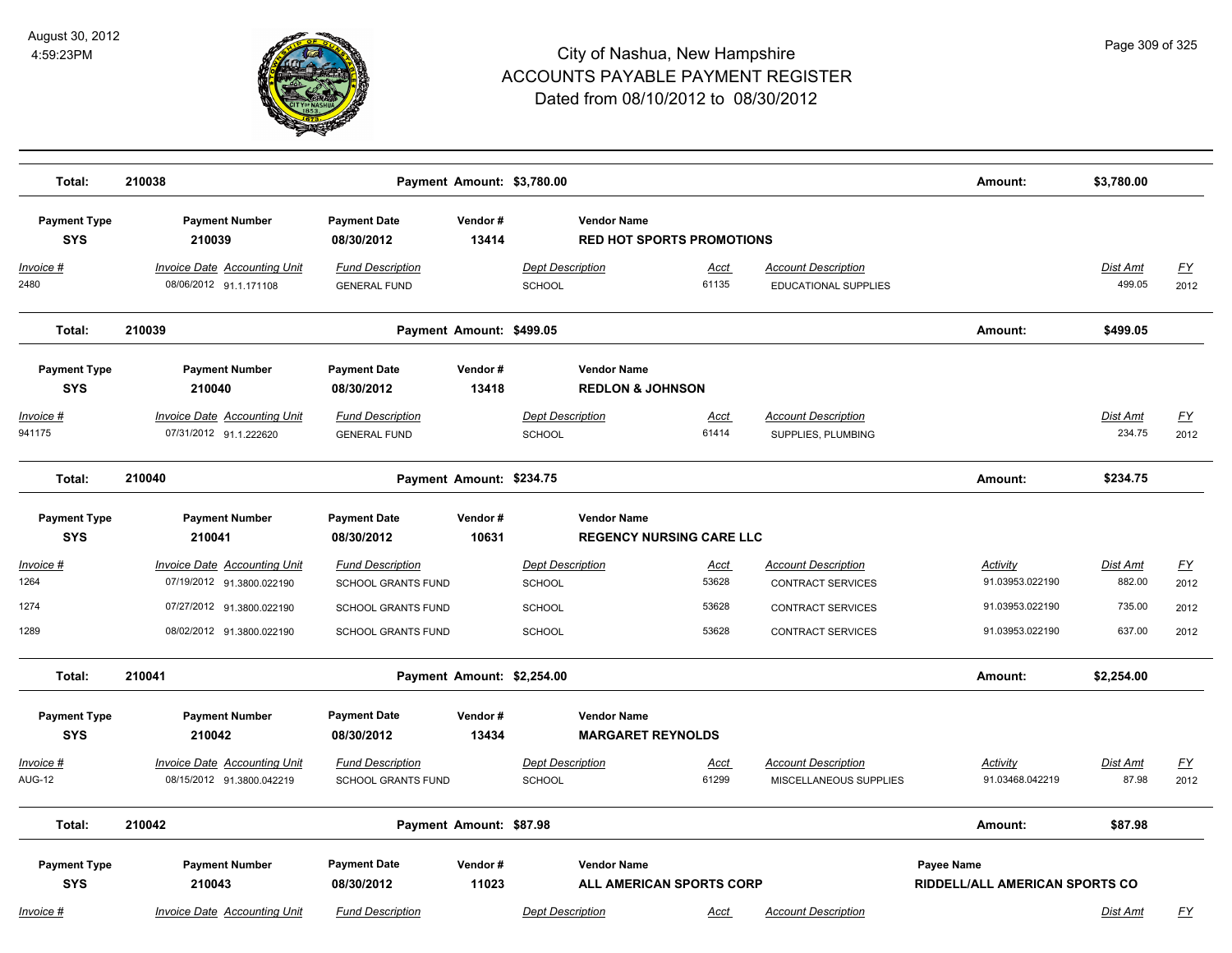| Total: | 210038 | | Payment Amount: $3,780.00 | | | | | Amount: | $3,780.00 | |
|---|---|---|---|---|---|---|---|---|---|---|

| Payment Type | Payment Number | Payment Date | Vendor # | Vendor Name |
|---|---|---|---|---|
| SYS | 210039 | 08/30/2012 | 13414 | RED HOT SPORTS PROMOTIONS |

| Invoice # | Invoice Date | Accounting Unit | Fund Description | Dept Description | Acct | Account Description | Dist Amt | FY |
|---|---|---|---|---|---|---|---|---|
| 2480 | 08/06/2012 | 91.1.171108 | GENERAL FUND | SCHOOL | 61135 | EDUCATIONAL SUPPLIES | 499.05 | 2012 |

**Total:** 210039 — Payment Amount: $499.05 — Amount: $499.05

| Payment Type | Payment Number | Payment Date | Vendor # | Vendor Name |
|---|---|---|---|---|
| SYS | 210040 | 08/30/2012 | 13418 | REDLON & JOHNSON |

| Invoice # | Invoice Date | Accounting Unit | Fund Description | Dept Description | Acct | Account Description | Dist Amt | FY |
|---|---|---|---|---|---|---|---|---|
| 941175 | 07/31/2012 | 91.1.222620 | GENERAL FUND | SCHOOL | 61414 | SUPPLIES, PLUMBING | 234.75 | 2012 |

**Total:** 210040 — Payment Amount: $234.75 — Amount: $234.75

| Payment Type | Payment Number | Payment Date | Vendor # | Vendor Name |
|---|---|---|---|---|
| SYS | 210041 | 08/30/2012 | 10631 | REGENCY NURSING CARE LLC |

| Invoice # | Invoice Date | Accounting Unit | Fund Description | Dept Description | Acct | Account Description | Activity | Dist Amt | FY |
|---|---|---|---|---|---|---|---|---|---|
| 1264 | 07/19/2012 | 91.3800.022190 | SCHOOL GRANTS FUND | SCHOOL | 53628 | CONTRACT SERVICES | 91.03953.022190 | 882.00 | 2012 |
| 1274 | 07/27/2012 | 91.3800.022190 | SCHOOL GRANTS FUND | SCHOOL | 53628 | CONTRACT SERVICES | 91.03953.022190 | 735.00 | 2012 |
| 1289 | 08/02/2012 | 91.3800.022190 | SCHOOL GRANTS FUND | SCHOOL | 53628 | CONTRACT SERVICES | 91.03953.022190 | 637.00 | 2012 |

**Total:** 210041 — Payment Amount: $2,254.00 — Amount: $2,254.00

| Payment Type | Payment Number | Payment Date | Vendor # | Vendor Name |
|---|---|---|---|---|
| SYS | 210042 | 08/30/2012 | 13434 | MARGARET REYNOLDS |

| Invoice # | Invoice Date | Accounting Unit | Fund Description | Dept Description | Acct | Account Description | Activity | Dist Amt | FY |
|---|---|---|---|---|---|---|---|---|---|
| AUG-12 | 08/15/2012 | 91.3800.042219 | SCHOOL GRANTS FUND | SCHOOL | 61299 | MISCELLANEOUS SUPPLIES | 91.03468.042219 | 87.98 | 2012 |

**Total:** 210042 — Payment Amount: $87.98 — Amount: $87.98

| Payment Type | Payment Number | Payment Date | Vendor # | Vendor Name | Payee Name |
|---|---|---|---|---|---|
| SYS | 210043 | 08/30/2012 | 11023 | ALL AMERICAN SPORTS CORP | RIDDELL/ALL AMERICAN SPORTS CO |

| Invoice # | Invoice Date | Accounting Unit | Fund Description | Dept Description | Acct | Account Description | Dist Amt | FY |
|---|---|---|---|---|---|---|---|---|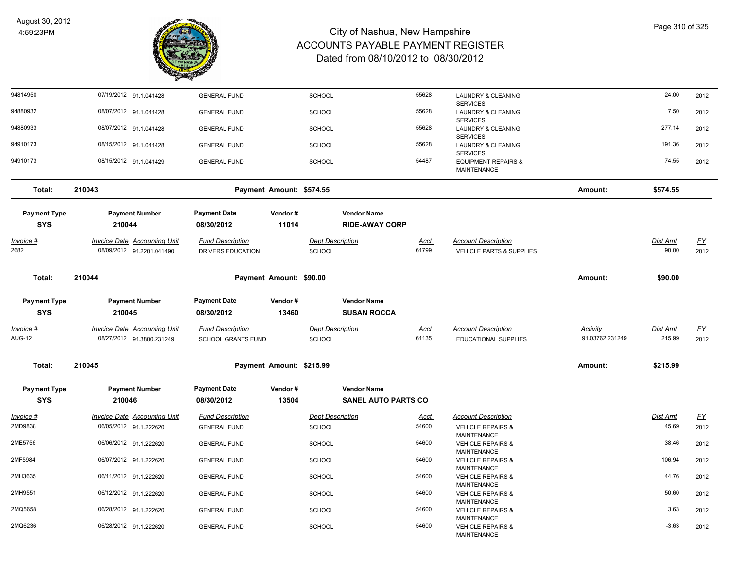# City of Nashua, New Hampshire
## ACCOUNTS PAYABLE PAYMENT REGISTER
### Dated from 08/10/2012 to 08/30/2012

August 30, 2012
4:59:23PM

| Invoice # | Invoice Date | Accounting Unit | Fund Description | Dept Description | Acct | Account Description | Activity | Dist Amt | FY |
|---|---|---|---|---|---|---|---|---|---|
| 94814950 | 07/19/2012 | 91.1.041428 | GENERAL FUND | SCHOOL | 55628 | LAUNDRY & CLEANING SERVICES | | 24.00 | 2012 |
| 94880932 | 08/07/2012 | 91.1.041428 | GENERAL FUND | SCHOOL | 55628 | LAUNDRY & CLEANING SERVICES | | 7.50 | 2012 |
| 94880933 | 08/07/2012 | 91.1.041428 | GENERAL FUND | SCHOOL | 55628 | LAUNDRY & CLEANING SERVICES | | 277.14 | 2012 |
| 94910173 | 08/15/2012 | 91.1.041428 | GENERAL FUND | SCHOOL | 55628 | LAUNDRY & CLEANING SERVICES | | 191.36 | 2012 |
| 94910173 | 08/15/2012 | 91.1.041429 | GENERAL FUND | SCHOOL | 54487 | EQUIPMENT REPAIRS & MAINTENANCE | | 74.55 | 2012 |

**Total: 210043 — Payment Amount: $574.55 — Amount: $574.55**

| Payment Type | Payment Number | Payment Date | Vendor # | Vendor Name |
|---|---|---|---|---|
| SYS | 210044 | 08/30/2012 | 11014 | RIDE-AWAY CORP |

| Invoice # | Invoice Date | Accounting Unit | Fund Description | Dept Description | Acct | Account Description | Dist Amt | FY |
|---|---|---|---|---|---|---|---|---|
| 2682 | 08/09/2012 | 91.2201.041490 | DRIVERS EDUCATION | SCHOOL | 61799 | VEHICLE PARTS & SUPPLIES | 90.00 | 2012 |

**Total: 210044 — Payment Amount: $90.00 — Amount: $90.00**

| Payment Type | Payment Number | Payment Date | Vendor # | Vendor Name |
|---|---|---|---|---|
| SYS | 210045 | 08/30/2012 | 13460 | SUSAN ROCCA |

| Invoice # | Invoice Date | Accounting Unit | Fund Description | Dept Description | Acct | Account Description | Activity | Dist Amt | FY |
|---|---|---|---|---|---|---|---|---|---|
| AUG-12 | 08/27/2012 | 91.3800.231249 | SCHOOL GRANTS FUND | SCHOOL | 61135 | EDUCATIONAL SUPPLIES | 91.03762.231249 | 215.99 | 2012 |

**Total: 210045 — Payment Amount: $215.99 — Amount: $215.99**

| Payment Type | Payment Number | Payment Date | Vendor # | Vendor Name |
|---|---|---|---|---|
| SYS | 210046 | 08/30/2012 | 13504 | SANEL AUTO PARTS CO |

| Invoice # | Invoice Date | Accounting Unit | Fund Description | Dept Description | Acct | Account Description | Dist Amt | FY |
|---|---|---|---|---|---|---|---|---|
| 2MD9838 | 06/05/2012 | 91.1.222620 | GENERAL FUND | SCHOOL | 54600 | VEHICLE REPAIRS & MAINTENANCE | 45.69 | 2012 |
| 2ME5756 | 06/06/2012 | 91.1.222620 | GENERAL FUND | SCHOOL | 54600 | VEHICLE REPAIRS & MAINTENANCE | 38.46 | 2012 |
| 2MF5984 | 06/07/2012 | 91.1.222620 | GENERAL FUND | SCHOOL | 54600 | VEHICLE REPAIRS & MAINTENANCE | 106.94 | 2012 |
| 2MH3635 | 06/11/2012 | 91.1.222620 | GENERAL FUND | SCHOOL | 54600 | VEHICLE REPAIRS & MAINTENANCE | 44.76 | 2012 |
| 2MH9551 | 06/12/2012 | 91.1.222620 | GENERAL FUND | SCHOOL | 54600 | VEHICLE REPAIRS & MAINTENANCE | 50.60 | 2012 |
| 2MQ5658 | 06/28/2012 | 91.1.222620 | GENERAL FUND | SCHOOL | 54600 | VEHICLE REPAIRS & MAINTENANCE | 3.63 | 2012 |
| 2MQ6236 | 06/28/2012 | 91.1.222620 | GENERAL FUND | SCHOOL | 54600 | VEHICLE REPAIRS & MAINTENANCE | -3.63 | 2012 |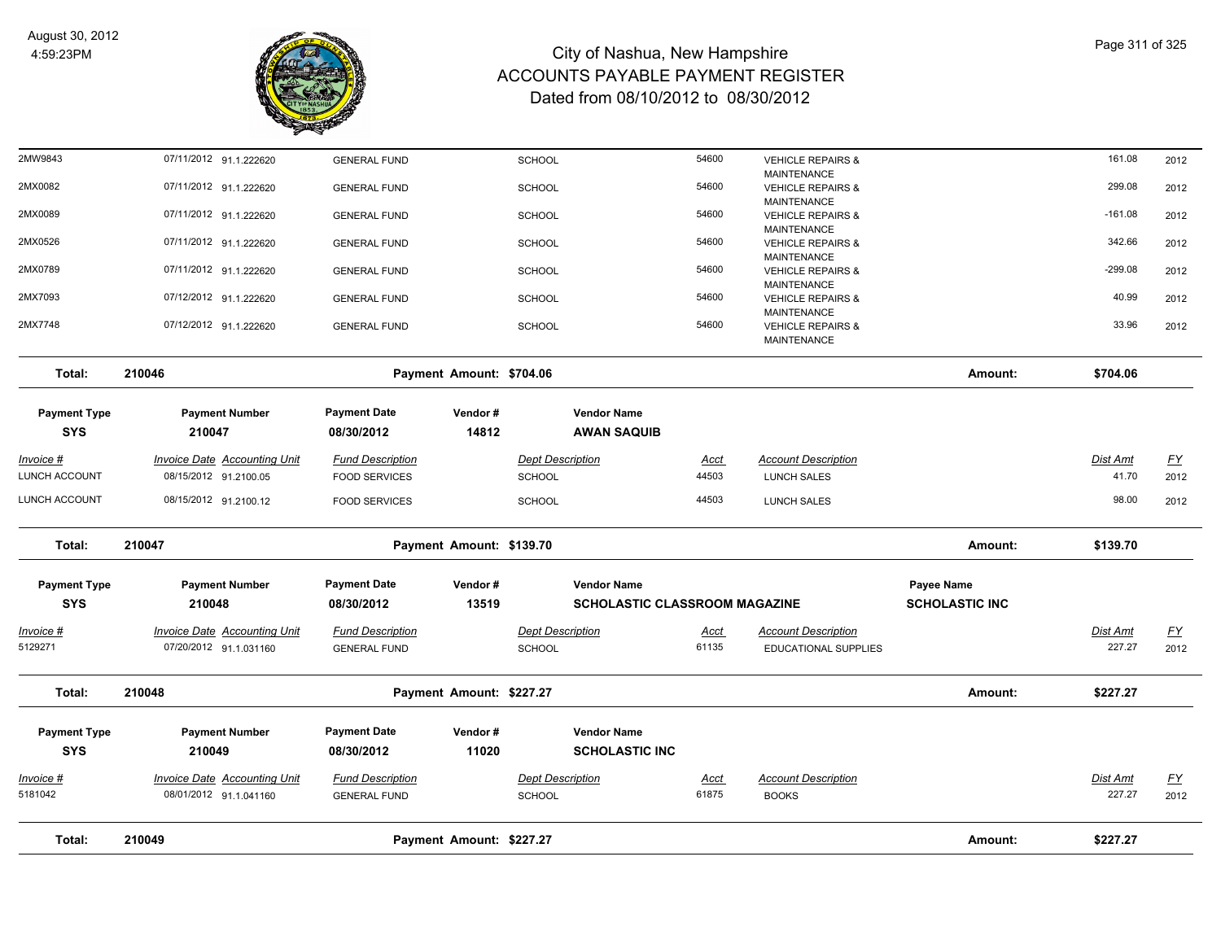# City of Nashua, New Hampshire
## ACCOUNTS PAYABLE PAYMENT REGISTER
### Dated from 08/10/2012 to 08/30/2012

August 30, 2012
4:59:23PM

| Invoice # | Invoice Date | Accounting Unit | Fund Description | Dept Description | Acct | Account Description | Dist Amt | FY |
|---|---|---|---|---|---|---|---|---|
| 2MW9843 | 07/11/2012 | 91.1.222620 | GENERAL FUND | SCHOOL | 54600 | VEHICLE REPAIRS & MAINTENANCE | 161.08 | 2012 |
| 2MX0082 | 07/11/2012 | 91.1.222620 | GENERAL FUND | SCHOOL | 54600 | VEHICLE REPAIRS & MAINTENANCE | 299.08 | 2012 |
| 2MX0089 | 07/11/2012 | 91.1.222620 | GENERAL FUND | SCHOOL | 54600 | VEHICLE REPAIRS & MAINTENANCE | -161.08 | 2012 |
| 2MX0526 | 07/11/2012 | 91.1.222620 | GENERAL FUND | SCHOOL | 54600 | VEHICLE REPAIRS & MAINTENANCE | 342.66 | 2012 |
| 2MX0789 | 07/11/2012 | 91.1.222620 | GENERAL FUND | SCHOOL | 54600 | VEHICLE REPAIRS & MAINTENANCE | -299.08 | 2012 |
| 2MX7093 | 07/12/2012 | 91.1.222620 | GENERAL FUND | SCHOOL | 54600 | VEHICLE REPAIRS & MAINTENANCE | 40.99 | 2012 |
| 2MX7748 | 07/12/2012 | 91.1.222620 | GENERAL FUND | SCHOOL | 54600 | VEHICLE REPAIRS & MAINTENANCE | 33.96 | 2012 |

**Total: 210046** — Payment Amount: $704.06 — Amount: $704.06

| Payment Type | Payment Number | Payment Date | Vendor # | Vendor Name |
|---|---|---|---|---|
| SYS | 210047 | 08/30/2012 | 14812 | AWAN SAQUIB |

| Invoice # | Invoice Date | Accounting Unit | Fund Description | Dept Description | Acct | Account Description | Dist Amt | FY |
|---|---|---|---|---|---|---|---|---|
| LUNCH ACCOUNT | 08/15/2012 | 91.2100.05 | FOOD SERVICES | SCHOOL | 44503 | LUNCH SALES | 41.70 | 2012 |
| LUNCH ACCOUNT | 08/15/2012 | 91.2100.12 | FOOD SERVICES | SCHOOL | 44503 | LUNCH SALES | 98.00 | 2012 |

**Total: 210047** — Payment Amount: $139.70 — Amount: $139.70

| Payment Type | Payment Number | Payment Date | Vendor # | Vendor Name | Payee Name |
|---|---|---|---|---|---|
| SYS | 210048 | 08/30/2012 | 13519 | SCHOLASTIC CLASSROOM MAGAZINE | SCHOLASTIC INC |

| Invoice # | Invoice Date | Accounting Unit | Fund Description | Dept Description | Acct | Account Description | Dist Amt | FY |
|---|---|---|---|---|---|---|---|---|
| 5129271 | 07/20/2012 | 91.1.031160 | GENERAL FUND | SCHOOL | 61135 | EDUCATIONAL SUPPLIES | 227.27 | 2012 |

**Total: 210048** — Payment Amount: $227.27 — Amount: $227.27

| Payment Type | Payment Number | Payment Date | Vendor # | Vendor Name |
|---|---|---|---|---|
| SYS | 210049 | 08/30/2012 | 11020 | SCHOLASTIC INC |

| Invoice # | Invoice Date | Accounting Unit | Fund Description | Dept Description | Acct | Account Description | Dist Amt | FY |
|---|---|---|---|---|---|---|---|---|
| 5181042 | 08/01/2012 | 91.1.041160 | GENERAL FUND | SCHOOL | 61875 | BOOKS | 227.27 | 2012 |

**Total: 210049** — Payment Amount: $227.27 — Amount: $227.27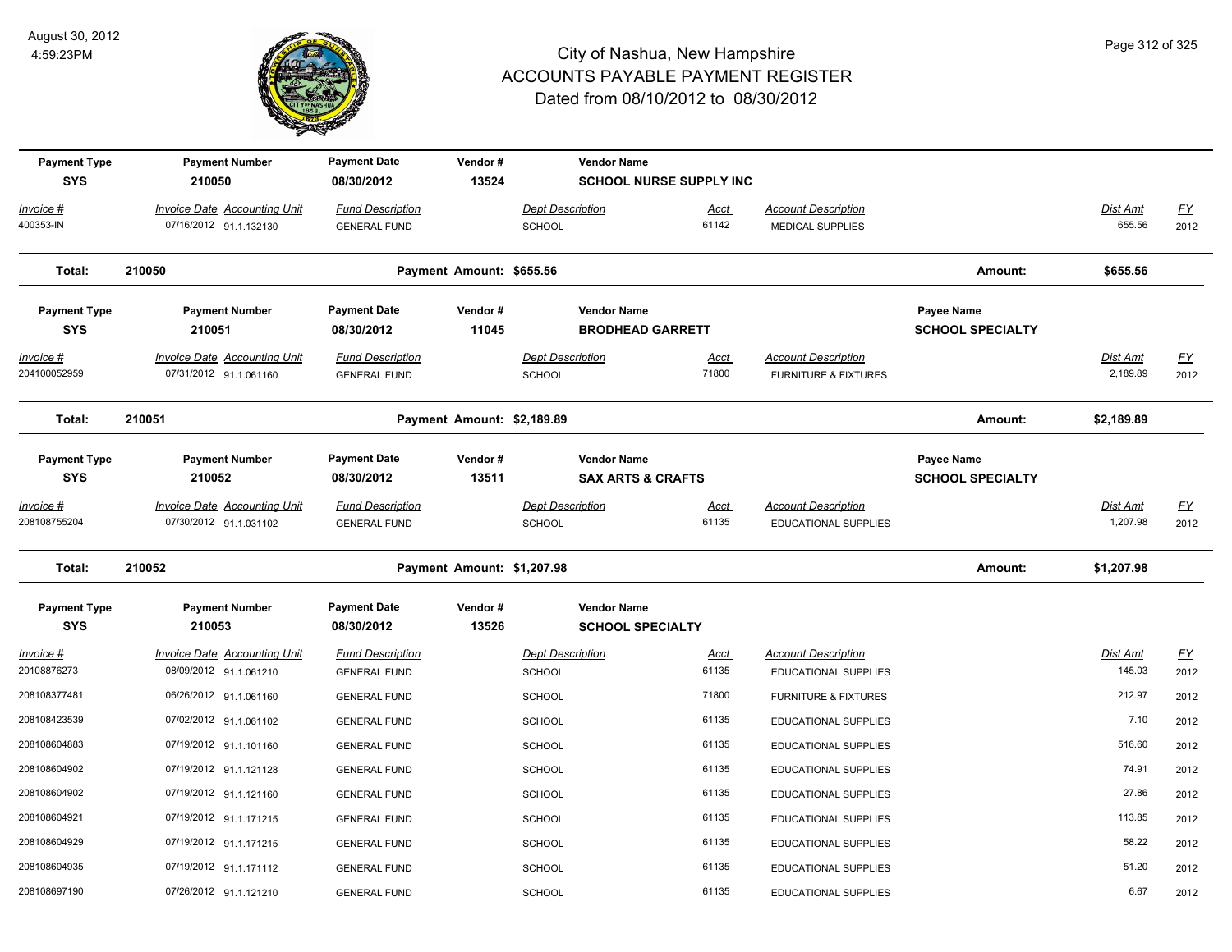# City of Nashua, New Hampshire
# ACCOUNTS PAYABLE PAYMENT REGISTER
## Dated from 08/10/2012 to 08/30/2012

August 30, 2012
4:59:23PM

| Payment Type | Payment Number | Payment Date | Vendor # | Vendor Name | | | Payee Name | | |
|---|---|---|---|---|---|---|---|---|---|
| SYS | 210050 | 08/30/2012 | 13524 | SCHOOL NURSE SUPPLY INC | | | | | |
| *Invoice #* | *Invoice Date Accounting Unit* | *Fund Description* | | *Dept Description* | *Acct* | *Account Description* | | *Dist Amt* | *FY* |
| 400353-IN | 07/16/2012 91.1.132130 | GENERAL FUND | | SCHOOL | 61142 | MEDICAL SUPPLIES | | 655.56 | 2012 |
| **Total:** | **210050** | **Payment Amount: $655.56** | | | | | **Amount:** | **$655.56** | |
| Payment Type | Payment Number | Payment Date | Vendor # | Vendor Name | | | Payee Name | | |
| SYS | 210051 | 08/30/2012 | 11045 | BRODHEAD GARRETT | | | SCHOOL SPECIALTY | | |
| *Invoice #* | *Invoice Date Accounting Unit* | *Fund Description* | | *Dept Description* | *Acct* | *Account Description* | | *Dist Amt* | *FY* |
| 204100052959 | 07/31/2012 91.1.061160 | GENERAL FUND | | SCHOOL | 71800 | FURNITURE & FIXTURES | | 2,189.89 | 2012 |
| **Total:** | **210051** | **Payment Amount: $2,189.89** | | | | | **Amount:** | **$2,189.89** | |
| Payment Type | Payment Number | Payment Date | Vendor # | Vendor Name | | | Payee Name | | |
| SYS | 210052 | 08/30/2012 | 13511 | SAX ARTS & CRAFTS | | | SCHOOL SPECIALTY | | |
| *Invoice #* | *Invoice Date Accounting Unit* | *Fund Description* | | *Dept Description* | *Acct* | *Account Description* | | *Dist Amt* | *FY* |
| 208108755204 | 07/30/2012 91.1.031102 | GENERAL FUND | | SCHOOL | 61135 | EDUCATIONAL SUPPLIES | | 1,207.98 | 2012 |
| **Total:** | **210052** | **Payment Amount: $1,207.98** | | | | | **Amount:** | **$1,207.98** | |
| Payment Type | Payment Number | Payment Date | Vendor # | Vendor Name | | | Payee Name | | |
| SYS | 210053 | 08/30/2012 | 13526 | SCHOOL SPECIALTY | | | | | |
| *Invoice #* | *Invoice Date Accounting Unit* | *Fund Description* | | *Dept Description* | *Acct* | *Account Description* | | *Dist Amt* | *FY* |
| 20108876273 | 08/09/2012 91.1.061210 | GENERAL FUND | | SCHOOL | 61135 | EDUCATIONAL SUPPLIES | | 145.03 | 2012 |
| 208108377481 | 06/26/2012 91.1.061160 | GENERAL FUND | | SCHOOL | 71800 | FURNITURE & FIXTURES | | 212.97 | 2012 |
| 208108423539 | 07/02/2012 91.1.061102 | GENERAL FUND | | SCHOOL | 61135 | EDUCATIONAL SUPPLIES | | 7.10 | 2012 |
| 208108604883 | 07/19/2012 91.1.101160 | GENERAL FUND | | SCHOOL | 61135 | EDUCATIONAL SUPPLIES | | 516.60 | 2012 |
| 208108604902 | 07/19/2012 91.1.121128 | GENERAL FUND | | SCHOOL | 61135 | EDUCATIONAL SUPPLIES | | 74.91 | 2012 |
| 208108604902 | 07/19/2012 91.1.121160 | GENERAL FUND | | SCHOOL | 61135 | EDUCATIONAL SUPPLIES | | 27.86 | 2012 |
| 208108604921 | 07/19/2012 91.1.171215 | GENERAL FUND | | SCHOOL | 61135 | EDUCATIONAL SUPPLIES | | 113.85 | 2012 |
| 208108604929 | 07/19/2012 91.1.171215 | GENERAL FUND | | SCHOOL | 61135 | EDUCATIONAL SUPPLIES | | 58.22 | 2012 |
| 208108604935 | 07/19/2012 91.1.171112 | GENERAL FUND | | SCHOOL | 61135 | EDUCATIONAL SUPPLIES | | 51.20 | 2012 |
| 208108697190 | 07/26/2012 91.1.121210 | GENERAL FUND | | SCHOOL | 61135 | EDUCATIONAL SUPPLIES | | 6.67 | 2012 |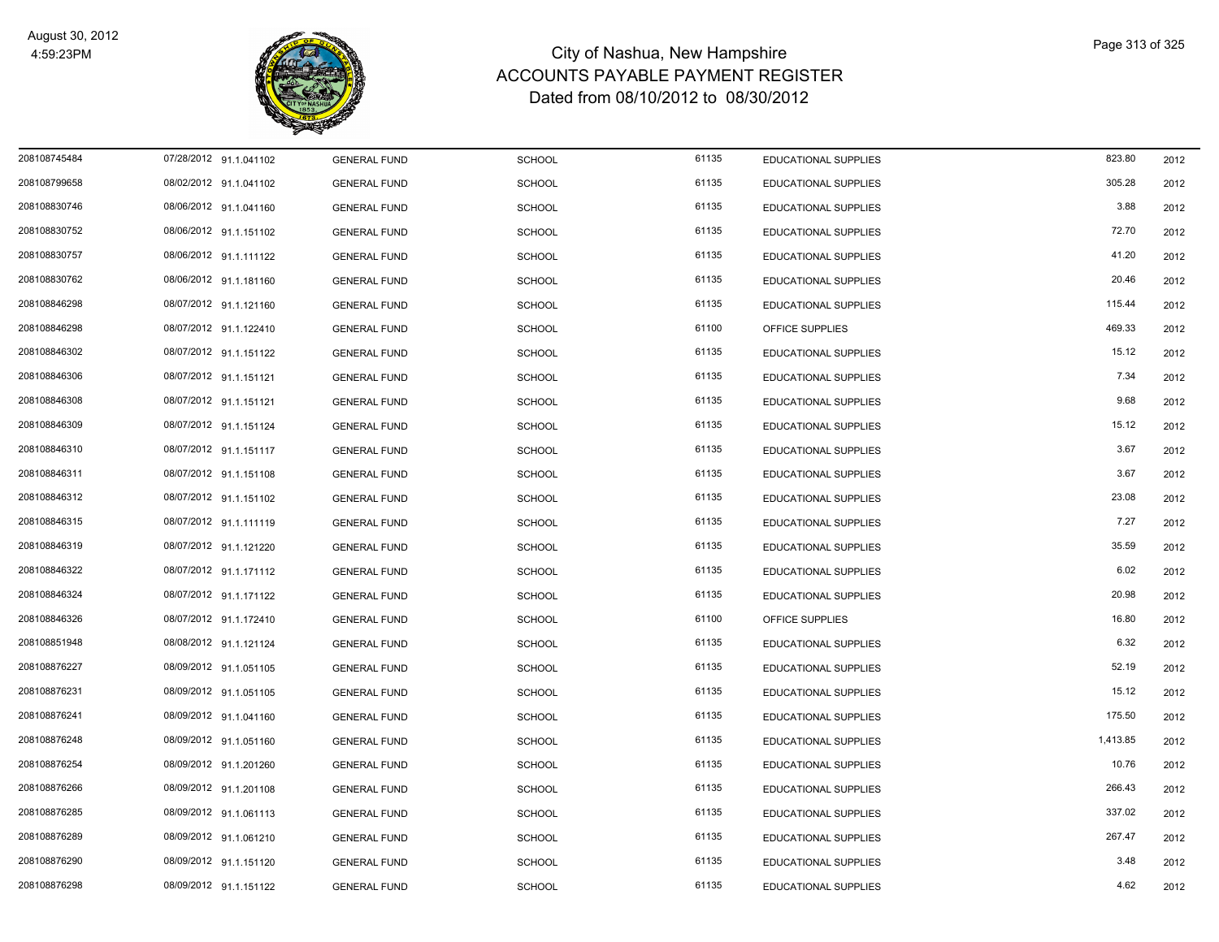# City of Nashua, New Hampshire
## ACCOUNTS PAYABLE PAYMENT REGISTER
### Dated from 08/10/2012 to 08/30/2012

August 30, 2012
4:59:23PM

| | | | | | | | | |
|---|---|---|---|---|---|---|---|---|
| 208108745484 | 07/28/2012 | 91.1.041102 | GENERAL FUND | SCHOOL | 61135 | EDUCATIONAL SUPPLIES | 823.80 | 2012 |
| 208108799658 | 08/02/2012 | 91.1.041102 | GENERAL FUND | SCHOOL | 61135 | EDUCATIONAL SUPPLIES | 305.28 | 2012 |
| 208108830746 | 08/06/2012 | 91.1.041160 | GENERAL FUND | SCHOOL | 61135 | EDUCATIONAL SUPPLIES | 3.88 | 2012 |
| 208108830752 | 08/06/2012 | 91.1.151102 | GENERAL FUND | SCHOOL | 61135 | EDUCATIONAL SUPPLIES | 72.70 | 2012 |
| 208108830757 | 08/06/2012 | 91.1.111122 | GENERAL FUND | SCHOOL | 61135 | EDUCATIONAL SUPPLIES | 41.20 | 2012 |
| 208108830762 | 08/06/2012 | 91.1.181160 | GENERAL FUND | SCHOOL | 61135 | EDUCATIONAL SUPPLIES | 20.46 | 2012 |
| 208108846298 | 08/07/2012 | 91.1.121160 | GENERAL FUND | SCHOOL | 61135 | EDUCATIONAL SUPPLIES | 115.44 | 2012 |
| 208108846298 | 08/07/2012 | 91.1.122410 | GENERAL FUND | SCHOOL | 61100 | OFFICE SUPPLIES | 469.33 | 2012 |
| 208108846302 | 08/07/2012 | 91.1.151122 | GENERAL FUND | SCHOOL | 61135 | EDUCATIONAL SUPPLIES | 15.12 | 2012 |
| 208108846306 | 08/07/2012 | 91.1.151121 | GENERAL FUND | SCHOOL | 61135 | EDUCATIONAL SUPPLIES | 7.34 | 2012 |
| 208108846308 | 08/07/2012 | 91.1.151121 | GENERAL FUND | SCHOOL | 61135 | EDUCATIONAL SUPPLIES | 9.68 | 2012 |
| 208108846309 | 08/07/2012 | 91.1.151124 | GENERAL FUND | SCHOOL | 61135 | EDUCATIONAL SUPPLIES | 15.12 | 2012 |
| 208108846310 | 08/07/2012 | 91.1.151117 | GENERAL FUND | SCHOOL | 61135 | EDUCATIONAL SUPPLIES | 3.67 | 2012 |
| 208108846311 | 08/07/2012 | 91.1.151108 | GENERAL FUND | SCHOOL | 61135 | EDUCATIONAL SUPPLIES | 3.67 | 2012 |
| 208108846312 | 08/07/2012 | 91.1.151102 | GENERAL FUND | SCHOOL | 61135 | EDUCATIONAL SUPPLIES | 23.08 | 2012 |
| 208108846315 | 08/07/2012 | 91.1.111119 | GENERAL FUND | SCHOOL | 61135 | EDUCATIONAL SUPPLIES | 7.27 | 2012 |
| 208108846319 | 08/07/2012 | 91.1.121220 | GENERAL FUND | SCHOOL | 61135 | EDUCATIONAL SUPPLIES | 35.59 | 2012 |
| 208108846322 | 08/07/2012 | 91.1.171112 | GENERAL FUND | SCHOOL | 61135 | EDUCATIONAL SUPPLIES | 6.02 | 2012 |
| 208108846324 | 08/07/2012 | 91.1.171122 | GENERAL FUND | SCHOOL | 61135 | EDUCATIONAL SUPPLIES | 20.98 | 2012 |
| 208108846326 | 08/07/2012 | 91.1.172410 | GENERAL FUND | SCHOOL | 61100 | OFFICE SUPPLIES | 16.80 | 2012 |
| 208108851948 | 08/08/2012 | 91.1.121124 | GENERAL FUND | SCHOOL | 61135 | EDUCATIONAL SUPPLIES | 6.32 | 2012 |
| 208108876227 | 08/09/2012 | 91.1.051105 | GENERAL FUND | SCHOOL | 61135 | EDUCATIONAL SUPPLIES | 52.19 | 2012 |
| 208108876231 | 08/09/2012 | 91.1.051105 | GENERAL FUND | SCHOOL | 61135 | EDUCATIONAL SUPPLIES | 15.12 | 2012 |
| 208108876241 | 08/09/2012 | 91.1.041160 | GENERAL FUND | SCHOOL | 61135 | EDUCATIONAL SUPPLIES | 175.50 | 2012 |
| 208108876248 | 08/09/2012 | 91.1.051160 | GENERAL FUND | SCHOOL | 61135 | EDUCATIONAL SUPPLIES | 1,413.85 | 2012 |
| 208108876254 | 08/09/2012 | 91.1.201260 | GENERAL FUND | SCHOOL | 61135 | EDUCATIONAL SUPPLIES | 10.76 | 2012 |
| 208108876266 | 08/09/2012 | 91.1.201108 | GENERAL FUND | SCHOOL | 61135 | EDUCATIONAL SUPPLIES | 266.43 | 2012 |
| 208108876285 | 08/09/2012 | 91.1.061113 | GENERAL FUND | SCHOOL | 61135 | EDUCATIONAL SUPPLIES | 337.02 | 2012 |
| 208108876289 | 08/09/2012 | 91.1.061210 | GENERAL FUND | SCHOOL | 61135 | EDUCATIONAL SUPPLIES | 267.47 | 2012 |
| 208108876290 | 08/09/2012 | 91.1.151120 | GENERAL FUND | SCHOOL | 61135 | EDUCATIONAL SUPPLIES | 3.48 | 2012 |
| 208108876298 | 08/09/2012 | 91.1.151122 | GENERAL FUND | SCHOOL | 61135 | EDUCATIONAL SUPPLIES | 4.62 | 2012 |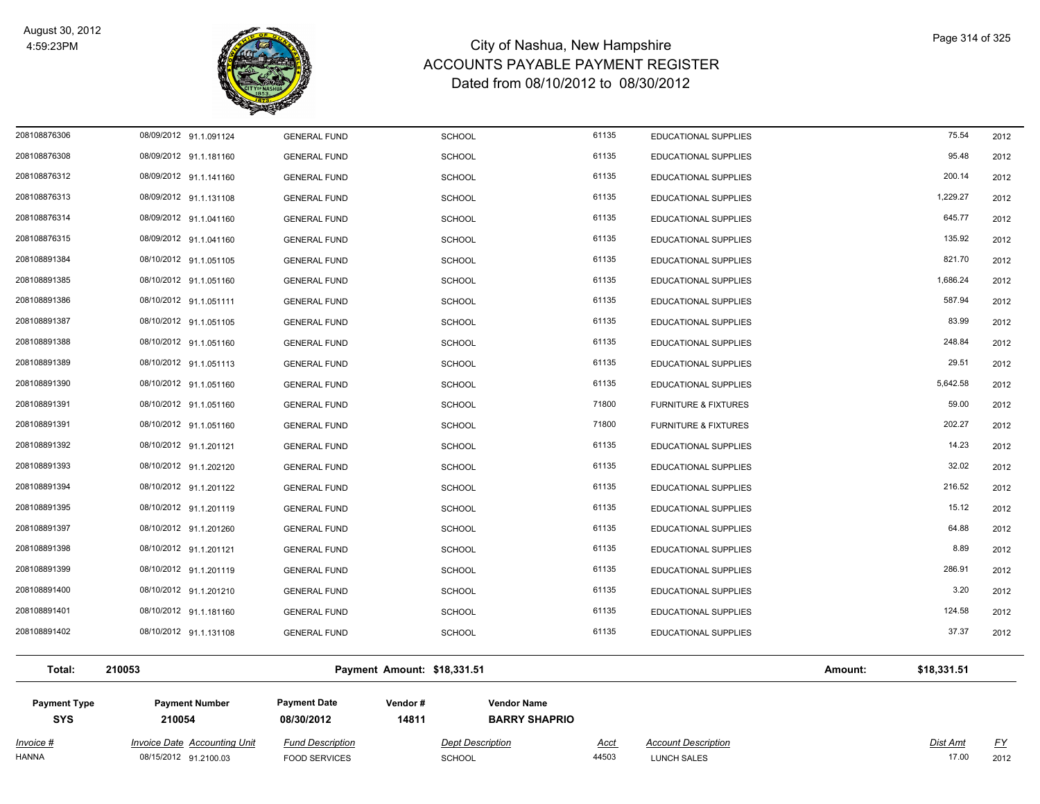# City of Nashua, New Hampshire
## ACCOUNTS PAYABLE PAYMENT REGISTER
### Dated from 08/10/2012 to 08/30/2012

| | | | | | | | | |
|---|---|---|---|---|---|---|---|---|
| 208108876306 | 08/09/2012 | 91.1.091124 | GENERAL FUND | SCHOOL | 61135 | EDUCATIONAL SUPPLIES | 75.54 | 2012 |
| 208108876308 | 08/09/2012 | 91.1.181160 | GENERAL FUND | SCHOOL | 61135 | EDUCATIONAL SUPPLIES | 95.48 | 2012 |
| 208108876312 | 08/09/2012 | 91.1.141160 | GENERAL FUND | SCHOOL | 61135 | EDUCATIONAL SUPPLIES | 200.14 | 2012 |
| 208108876313 | 08/09/2012 | 91.1.131108 | GENERAL FUND | SCHOOL | 61135 | EDUCATIONAL SUPPLIES | 1,229.27 | 2012 |
| 208108876314 | 08/09/2012 | 91.1.041160 | GENERAL FUND | SCHOOL | 61135 | EDUCATIONAL SUPPLIES | 645.77 | 2012 |
| 208108876315 | 08/09/2012 | 91.1.041160 | GENERAL FUND | SCHOOL | 61135 | EDUCATIONAL SUPPLIES | 135.92 | 2012 |
| 208108891384 | 08/10/2012 | 91.1.051105 | GENERAL FUND | SCHOOL | 61135 | EDUCATIONAL SUPPLIES | 821.70 | 2012 |
| 208108891385 | 08/10/2012 | 91.1.051160 | GENERAL FUND | SCHOOL | 61135 | EDUCATIONAL SUPPLIES | 1,686.24 | 2012 |
| 208108891386 | 08/10/2012 | 91.1.051111 | GENERAL FUND | SCHOOL | 61135 | EDUCATIONAL SUPPLIES | 587.94 | 2012 |
| 208108891387 | 08/10/2012 | 91.1.051105 | GENERAL FUND | SCHOOL | 61135 | EDUCATIONAL SUPPLIES | 83.99 | 2012 |
| 208108891388 | 08/10/2012 | 91.1.051160 | GENERAL FUND | SCHOOL | 61135 | EDUCATIONAL SUPPLIES | 248.84 | 2012 |
| 208108891389 | 08/10/2012 | 91.1.051113 | GENERAL FUND | SCHOOL | 61135 | EDUCATIONAL SUPPLIES | 29.51 | 2012 |
| 208108891390 | 08/10/2012 | 91.1.051160 | GENERAL FUND | SCHOOL | 61135 | EDUCATIONAL SUPPLIES | 5,642.58 | 2012 |
| 208108891391 | 08/10/2012 | 91.1.051160 | GENERAL FUND | SCHOOL | 71800 | FURNITURE & FIXTURES | 59.00 | 2012 |
| 208108891391 | 08/10/2012 | 91.1.051160 | GENERAL FUND | SCHOOL | 71800 | FURNITURE & FIXTURES | 202.27 | 2012 |
| 208108891392 | 08/10/2012 | 91.1.201121 | GENERAL FUND | SCHOOL | 61135 | EDUCATIONAL SUPPLIES | 14.23 | 2012 |
| 208108891393 | 08/10/2012 | 91.1.202120 | GENERAL FUND | SCHOOL | 61135 | EDUCATIONAL SUPPLIES | 32.02 | 2012 |
| 208108891394 | 08/10/2012 | 91.1.201122 | GENERAL FUND | SCHOOL | 61135 | EDUCATIONAL SUPPLIES | 216.52 | 2012 |
| 208108891395 | 08/10/2012 | 91.1.201119 | GENERAL FUND | SCHOOL | 61135 | EDUCATIONAL SUPPLIES | 15.12 | 2012 |
| 208108891397 | 08/10/2012 | 91.1.201260 | GENERAL FUND | SCHOOL | 61135 | EDUCATIONAL SUPPLIES | 64.88 | 2012 |
| 208108891398 | 08/10/2012 | 91.1.201121 | GENERAL FUND | SCHOOL | 61135 | EDUCATIONAL SUPPLIES | 8.89 | 2012 |
| 208108891399 | 08/10/2012 | 91.1.201119 | GENERAL FUND | SCHOOL | 61135 | EDUCATIONAL SUPPLIES | 286.91 | 2012 |
| 208108891400 | 08/10/2012 | 91.1.201210 | GENERAL FUND | SCHOOL | 61135 | EDUCATIONAL SUPPLIES | 3.20 | 2012 |
| 208108891401 | 08/10/2012 | 91.1.181160 | GENERAL FUND | SCHOOL | 61135 | EDUCATIONAL SUPPLIES | 124.58 | 2012 |
| 208108891402 | 08/10/2012 | 91.1.131108 | GENERAL FUND | SCHOOL | 61135 | EDUCATIONAL SUPPLIES | 37.37 | 2012 |

**Total:** 210053 **Payment Amount: $18,331.51** **Amount:** **$18,331.51**

| Payment Type | Payment Number | Payment Date | Vendor # | Vendor Name |
|---|---|---|---|---|
| **SYS** | **210054** | **08/30/2012** | **14811** | **BARRY SHAPRIO** |

| *Invoice #* | *Invoice Date* | *Accounting Unit* | *Fund Description* | *Dept Description* | *Acct* | *Account Description* | *Dist Amt* | *FY* |
|---|---|---|---|---|---|---|---|---|
| HANNA | 08/15/2012 | 91.2100.03 | FOOD SERVICES | SCHOOL | 44503 | LUNCH SALES | 17.00 | 2012 |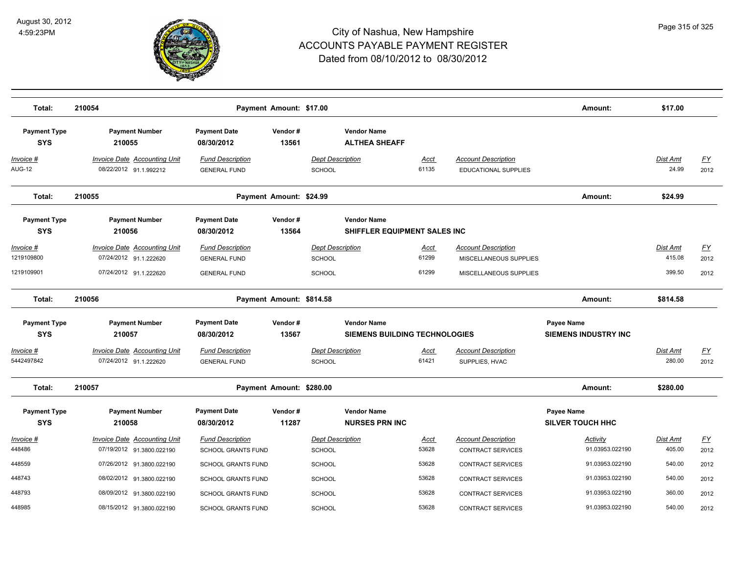# City of Nashua, New Hampshire
## ACCOUNTS PAYABLE PAYMENT REGISTER
### Dated from 08/10/2012 to 08/30/2012

August 30, 2012
4:59:23PM

**Total: 210054** — Payment Amount: $17.00 — Amount: **$17.00**

| Payment Type | Payment Number | Payment Date | Vendor # | Vendor Name |
|---|---|---|---|---|
| **SYS** | **210055** | **08/30/2012** | **13561** | **ALTHEA SHEAFF** |

| Invoice # | Invoice Date | Accounting Unit | Fund Description | Dept Description | Acct | Account Description | Dist Amt | FY |
|---|---|---|---|---|---|---|---|---|
| AUG-12 | 08/22/2012 | 91.1.992212 | GENERAL FUND | SCHOOL | 61135 | EDUCATIONAL SUPPLIES | 24.99 | 2012 |

**Total: 210055** — Payment Amount: $24.99 — Amount: **$24.99**

| Payment Type | Payment Number | Payment Date | Vendor # | Vendor Name |
|---|---|---|---|---|
| **SYS** | **210056** | **08/30/2012** | **13564** | **SHIFFLER EQUIPMENT SALES INC** |

| Invoice # | Invoice Date | Accounting Unit | Fund Description | Dept Description | Acct | Account Description | Dist Amt | FY |
|---|---|---|---|---|---|---|---|---|
| 1219109800 | 07/24/2012 | 91.1.222620 | GENERAL FUND | SCHOOL | 61299 | MISCELLANEOUS SUPPLIES | 415.08 | 2012 |
| 1219109901 | 07/24/2012 | 91.1.222620 | GENERAL FUND | SCHOOL | 61299 | MISCELLANEOUS SUPPLIES | 399.50 | 2012 |

**Total: 210056** — Payment Amount: $814.58 — Amount: **$814.58**

| Payment Type | Payment Number | Payment Date | Vendor # | Vendor Name | Payee Name |
|---|---|---|---|---|---|
| **SYS** | **210057** | **08/30/2012** | **13567** | **SIEMENS BUILDING TECHNOLOGIES** | **SIEMENS INDUSTRY INC** |

| Invoice # | Invoice Date | Accounting Unit | Fund Description | Dept Description | Acct | Account Description | Dist Amt | FY |
|---|---|---|---|---|---|---|---|---|
| 5442497842 | 07/24/2012 | 91.1.222620 | GENERAL FUND | SCHOOL | 61421 | SUPPLIES, HVAC | 280.00 | 2012 |

**Total: 210057** — Payment Amount: $280.00 — Amount: **$280.00**

| Payment Type | Payment Number | Payment Date | Vendor # | Vendor Name | Payee Name |
|---|---|---|---|---|---|
| **SYS** | **210058** | **08/30/2012** | **11287** | **NURSES PRN INC** | **SILVER TOUCH HHC** |

| Invoice # | Invoice Date | Accounting Unit | Fund Description | Dept Description | Acct | Account Description | Activity | Dist Amt | FY |
|---|---|---|---|---|---|---|---|---|---|
| 448486 | 07/19/2012 | 91.3800.022190 | SCHOOL GRANTS FUND | SCHOOL | 53628 | CONTRACT SERVICES | 91.03953.022190 | 405.00 | 2012 |
| 448559 | 07/26/2012 | 91.3800.022190 | SCHOOL GRANTS FUND | SCHOOL | 53628 | CONTRACT SERVICES | 91.03953.022190 | 540.00 | 2012 |
| 448743 | 08/02/2012 | 91.3800.022190 | SCHOOL GRANTS FUND | SCHOOL | 53628 | CONTRACT SERVICES | 91.03953.022190 | 540.00 | 2012 |
| 448793 | 08/09/2012 | 91.3800.022190 | SCHOOL GRANTS FUND | SCHOOL | 53628 | CONTRACT SERVICES | 91.03953.022190 | 360.00 | 2012 |
| 448985 | 08/15/2012 | 91.3800.022190 | SCHOOL GRANTS FUND | SCHOOL | 53628 | CONTRACT SERVICES | 91.03953.022190 | 540.00 | 2012 |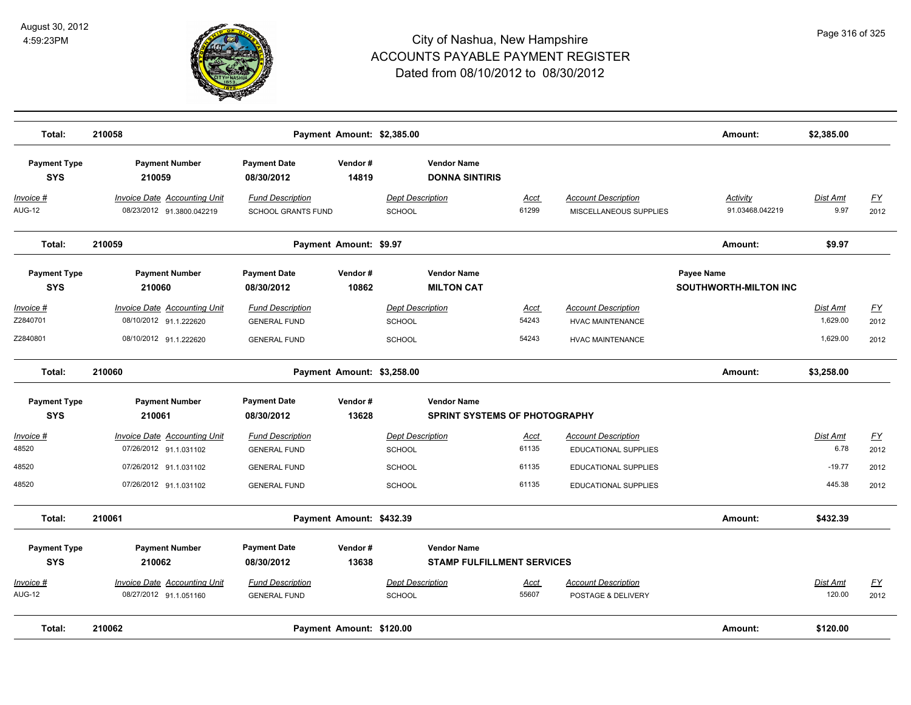# City of Nashua, New Hampshire
## ACCOUNTS PAYABLE PAYMENT REGISTER
### Dated from 08/10/2012 to 08/30/2012

August 30, 2012
4:59:23PM

| **Total:** | **210058** | | **Payment Amount: $2,385.00** | | | | | **Amount:** | **$2,385.00** | |
|---|---|---|---|---|---|---|---|---|---|---|

| **Payment Type** | **Payment Number** | **Payment Date** | **Vendor #** | **Vendor Name** |
|---|---|---|---|---|
| **SYS** | **210059** | **08/30/2012** | **14819** | **DONNA SINTIRIS** |

| Invoice # | Invoice Date | Accounting Unit | Fund Description | Dept Description | Acct | Account Description | Activity | Dist Amt | FY |
|---|---|---|---|---|---|---|---|---|---|
| AUG-12 | 08/23/2012 | 91.3800.042219 | SCHOOL GRANTS FUND | SCHOOL | 61299 | MISCELLANEOUS SUPPLIES | 91.03468.042219 | 9.97 | 2012 |

| **Total:** | **210059** | | **Payment Amount: $9.97** | | | | | **Amount:** | **$9.97** | |
|---|---|---|---|---|---|---|---|---|---|---|

| **Payment Type** | **Payment Number** | **Payment Date** | **Vendor #** | **Vendor Name** | **Payee Name** |
|---|---|---|---|---|---|
| **SYS** | **210060** | **08/30/2012** | **10862** | **MILTON CAT** | **SOUTHWORTH-MILTON INC** |

| Invoice # | Invoice Date | Accounting Unit | Fund Description | Dept Description | Acct | Account Description | Dist Amt | FY |
|---|---|---|---|---|---|---|---|---|
| Z2840701 | 08/10/2012 | 91.1.222620 | GENERAL FUND | SCHOOL | 54243 | HVAC MAINTENANCE | 1,629.00 | 2012 |
| Z2840801 | 08/10/2012 | 91.1.222620 | GENERAL FUND | SCHOOL | 54243 | HVAC MAINTENANCE | 1,629.00 | 2012 |

| **Total:** | **210060** | | **Payment Amount: $3,258.00** | | | | | **Amount:** | **$3,258.00** | |
|---|---|---|---|---|---|---|---|---|---|---|

| **Payment Type** | **Payment Number** | **Payment Date** | **Vendor #** | **Vendor Name** |
|---|---|---|---|---|
| **SYS** | **210061** | **08/30/2012** | **13628** | **SPRINT SYSTEMS OF PHOTOGRAPHY** |

| Invoice # | Invoice Date | Accounting Unit | Fund Description | Dept Description | Acct | Account Description | Dist Amt | FY |
|---|---|---|---|---|---|---|---|---|
| 48520 | 07/26/2012 | 91.1.031102 | GENERAL FUND | SCHOOL | 61135 | EDUCATIONAL SUPPLIES | 6.78 | 2012 |
| 48520 | 07/26/2012 | 91.1.031102 | GENERAL FUND | SCHOOL | 61135 | EDUCATIONAL SUPPLIES | -19.77 | 2012 |
| 48520 | 07/26/2012 | 91.1.031102 | GENERAL FUND | SCHOOL | 61135 | EDUCATIONAL SUPPLIES | 445.38 | 2012 |

| **Total:** | **210061** | | **Payment Amount: $432.39** | | | | | **Amount:** | **$432.39** | |
|---|---|---|---|---|---|---|---|---|---|---|

| **Payment Type** | **Payment Number** | **Payment Date** | **Vendor #** | **Vendor Name** |
|---|---|---|---|---|
| **SYS** | **210062** | **08/30/2012** | **13638** | **STAMP FULFILLMENT SERVICES** |

| Invoice # | Invoice Date | Accounting Unit | Fund Description | Dept Description | Acct | Account Description | Dist Amt | FY |
|---|---|---|---|---|---|---|---|---|
| AUG-12 | 08/27/2012 | 91.1.051160 | GENERAL FUND | SCHOOL | 55607 | POSTAGE & DELIVERY | 120.00 | 2012 |

| **Total:** | **210062** | | **Payment Amount: $120.00** | | | | | **Amount:** | **$120.00** | |
|---|---|---|---|---|---|---|---|---|---|---|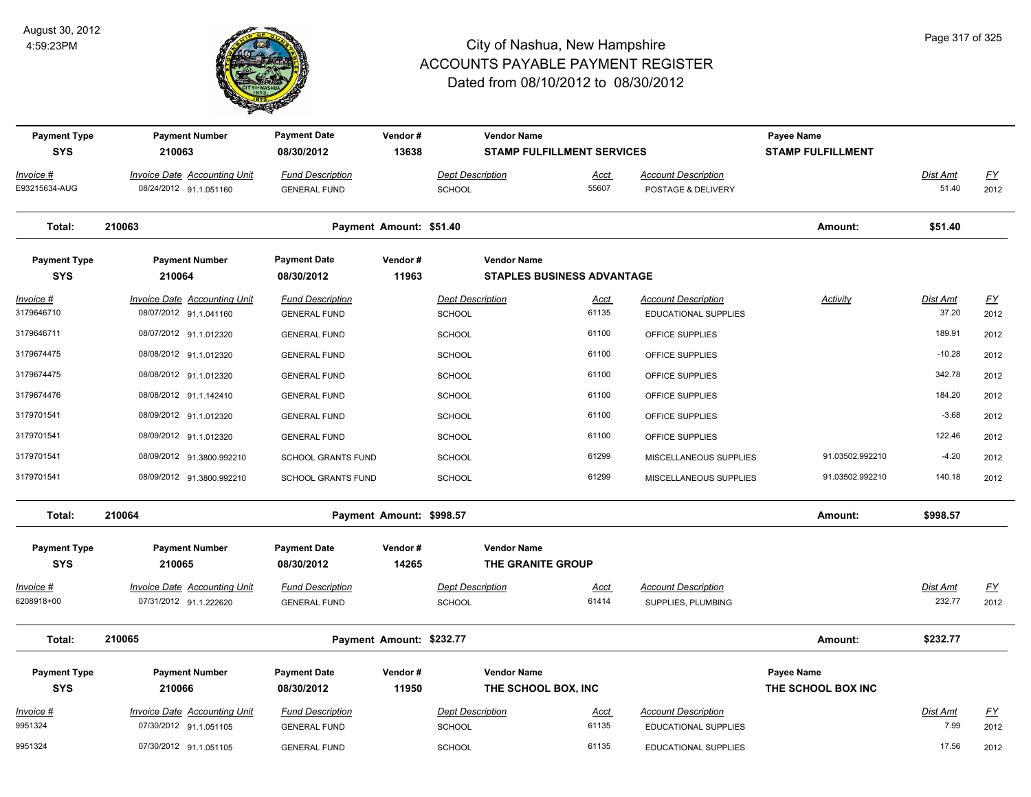# City of Nashua, New Hampshire
## ACCOUNTS PAYABLE PAYMENT REGISTER
### Dated from 08/10/2012 to 08/30/2012

August 30, 2012
4:59:23PM

| Payment Type | Payment Number | Payment Date | Vendor # | Vendor Name | Payee Name |
|---|---|---|---|---|---|
| SYS | 210063 | 08/30/2012 | 13638 | STAMP FULFILLMENT SERVICES | STAMP FULFILLMENT |

| Invoice # | Invoice Date | Accounting Unit | Fund Description | Dept Description | Acct | Account Description | Dist Amt | FY |
|---|---|---|---|---|---|---|---|---|
| E93215634-AUG | 08/24/2012 | 91.1.051160 | GENERAL FUND | SCHOOL | 55607 | POSTAGE & DELIVERY | 51.40 | 2012 |

**Total: 210063** Payment Amount: $51.40 Amount: $51.40

| Payment Type | Payment Number | Payment Date | Vendor # | Vendor Name |
|---|---|---|---|---|
| SYS | 210064 | 08/30/2012 | 11963 | STAPLES BUSINESS ADVANTAGE |

| Invoice # | Invoice Date | Accounting Unit | Fund Description | Dept Description | Acct | Account Description | Activity | Dist Amt | FY |
|---|---|---|---|---|---|---|---|---|---|
| 3179646710 | 08/07/2012 | 91.1.041160 | GENERAL FUND | SCHOOL | 61135 | EDUCATIONAL SUPPLIES | | 37.20 | 2012 |
| 3179646711 | 08/07/2012 | 91.1.012320 | GENERAL FUND | SCHOOL | 61100 | OFFICE SUPPLIES | | 189.91 | 2012 |
| 3179674475 | 08/08/2012 | 91.1.012320 | GENERAL FUND | SCHOOL | 61100 | OFFICE SUPPLIES | | -10.28 | 2012 |
| 3179674475 | 08/08/2012 | 91.1.012320 | GENERAL FUND | SCHOOL | 61100 | OFFICE SUPPLIES | | 342.78 | 2012 |
| 3179674476 | 08/08/2012 | 91.1.142410 | GENERAL FUND | SCHOOL | 61100 | OFFICE SUPPLIES | | 184.20 | 2012 |
| 3179701541 | 08/09/2012 | 91.1.012320 | GENERAL FUND | SCHOOL | 61100 | OFFICE SUPPLIES | | -3.68 | 2012 |
| 3179701541 | 08/09/2012 | 91.1.012320 | GENERAL FUND | SCHOOL | 61100 | OFFICE SUPPLIES | | 122.46 | 2012 |
| 3179701541 | 08/09/2012 | 91.3800.992210 | SCHOOL GRANTS FUND | SCHOOL | 61299 | MISCELLANEOUS SUPPLIES | 91.03502.992210 | -4.20 | 2012 |
| 3179701541 | 08/09/2012 | 91.3800.992210 | SCHOOL GRANTS FUND | SCHOOL | 61299 | MISCELLANEOUS SUPPLIES | 91.03502.992210 | 140.18 | 2012 |

**Total: 210064** Payment Amount: $998.57 Amount: $998.57

| Payment Type | Payment Number | Payment Date | Vendor # | Vendor Name |
|---|---|---|---|---|
| SYS | 210065 | 08/30/2012 | 14265 | THE GRANITE GROUP |

| Invoice # | Invoice Date | Accounting Unit | Fund Description | Dept Description | Acct | Account Description | Dist Amt | FY |
|---|---|---|---|---|---|---|---|---|
| 6208918+00 | 07/31/2012 | 91.1.222620 | GENERAL FUND | SCHOOL | 61414 | SUPPLIES, PLUMBING | 232.77 | 2012 |

**Total: 210065** Payment Amount: $232.77 Amount: $232.77

| Payment Type | Payment Number | Payment Date | Vendor # | Vendor Name | Payee Name |
|---|---|---|---|---|---|
| SYS | 210066 | 08/30/2012 | 11950 | THE SCHOOL BOX, INC | THE SCHOOL BOX INC |

| Invoice # | Invoice Date | Accounting Unit | Fund Description | Dept Description | Acct | Account Description | Dist Amt | FY |
|---|---|---|---|---|---|---|---|---|
| 9951324 | 07/30/2012 | 91.1.051105 | GENERAL FUND | SCHOOL | 61135 | EDUCATIONAL SUPPLIES | 7.99 | 2012 |
| 9951324 | 07/30/2012 | 91.1.051105 | GENERAL FUND | SCHOOL | 61135 | EDUCATIONAL SUPPLIES | 17.56 | 2012 |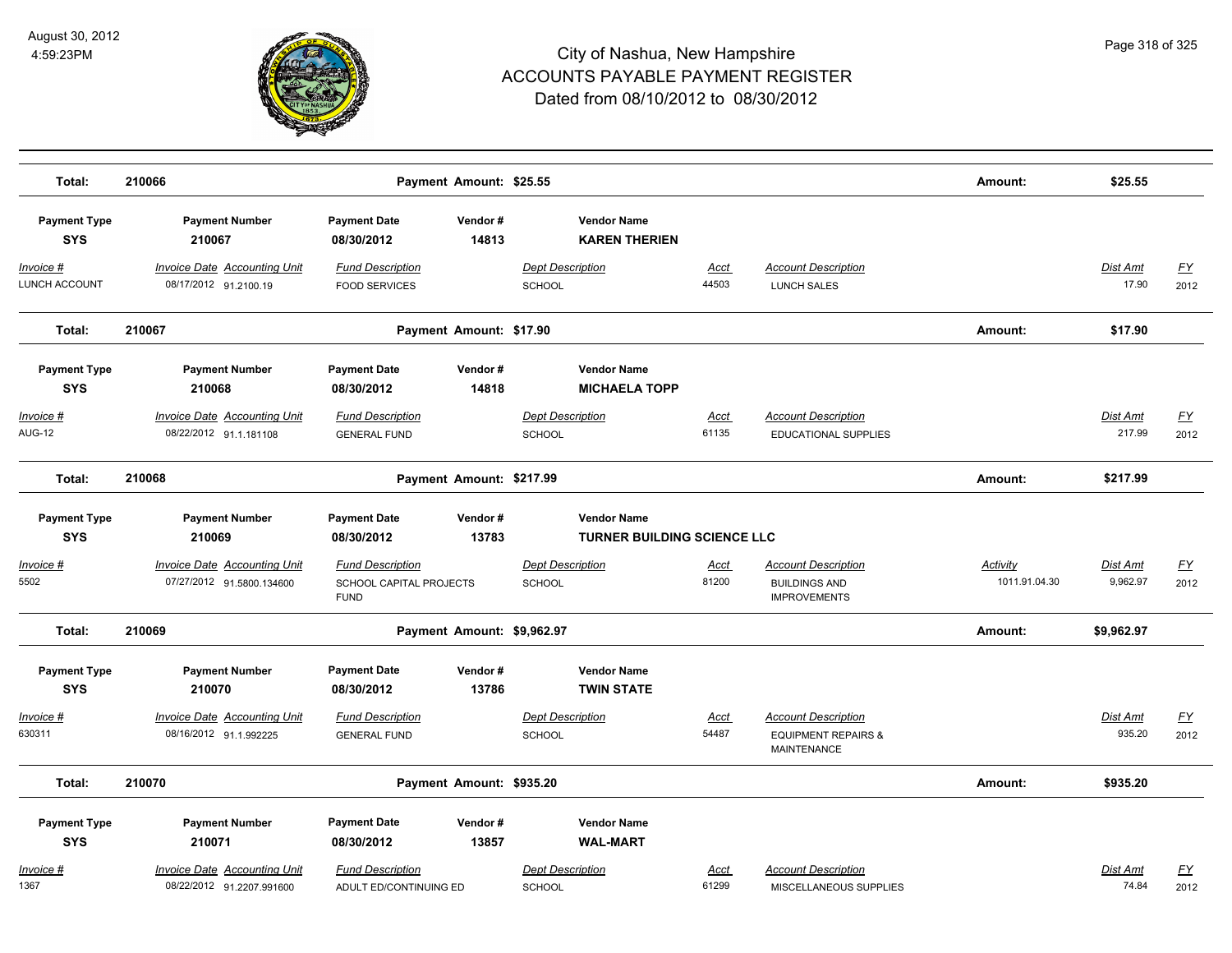# City of Nashua, New Hampshire
## ACCOUNTS PAYABLE PAYMENT REGISTER
### Dated from 08/10/2012 to 08/30/2012

August 30, 2012
4:59:23PM

| Total: | 210066 | | Payment Amount: $25.55 | | | | Amount: | $25.55 | |
|---|---|---|---|---|---|---|---|---|---|

| Payment Type | Payment Number | Payment Date | Vendor # | Vendor Name | | | | | |
|---|---|---|---|---|---|---|---|---|---|
| **SYS** | **210067** | **08/30/2012** | **14813** | **KAREN THERIEN** | | | | | |
| *Invoice #* | *Invoice Date Accounting Unit* | *Fund Description* | | *Dept Description* | *Acct* | *Account Description* | | *Dist Amt* | *FY* |
| LUNCH ACCOUNT | 08/17/2012 91.2100.19 | FOOD SERVICES | | SCHOOL | 44503 | LUNCH SALES | | 17.90 | 2012 |

| Total: | 210067 | | Payment Amount: $17.90 | | | | Amount: | $17.90 | |
|---|---|---|---|---|---|---|---|---|---|

| Payment Type | Payment Number | Payment Date | Vendor # | Vendor Name | | | | | |
|---|---|---|---|---|---|---|---|---|---|
| **SYS** | **210068** | **08/30/2012** | **14818** | **MICHAELA TOPP** | | | | | |
| *Invoice #* | *Invoice Date Accounting Unit* | *Fund Description* | | *Dept Description* | *Acct* | *Account Description* | | *Dist Amt* | *FY* |
| AUG-12 | 08/22/2012 91.1.181108 | GENERAL FUND | | SCHOOL | 61135 | EDUCATIONAL SUPPLIES | | 217.99 | 2012 |

| Total: | 210068 | | Payment Amount: $217.99 | | | | Amount: | $217.99 | |
|---|---|---|---|---|---|---|---|---|---|

| Payment Type | Payment Number | Payment Date | Vendor # | Vendor Name | | | | | |
|---|---|---|---|---|---|---|---|---|---|
| **SYS** | **210069** | **08/30/2012** | **13783** | **TURNER BUILDING SCIENCE LLC** | | | | | |
| *Invoice #* | *Invoice Date Accounting Unit* | *Fund Description* | | *Dept Description* | *Acct* | *Account Description* | *Activity* | *Dist Amt* | *FY* |
| 5502 | 07/27/2012 91.5800.134600 | SCHOOL CAPITAL PROJECTS FUND | | SCHOOL | 81200 | BUILDINGS AND IMPROVEMENTS | 1011.91.04.30 | 9,962.97 | 2012 |

| Total: | 210069 | | Payment Amount: $9,962.97 | | | | Amount: | $9,962.97 | |
|---|---|---|---|---|---|---|---|---|---|

| Payment Type | Payment Number | Payment Date | Vendor # | Vendor Name | | | | | |
|---|---|---|---|---|---|---|---|---|---|
| **SYS** | **210070** | **08/30/2012** | **13786** | **TWIN STATE** | | | | | |
| *Invoice #* | *Invoice Date Accounting Unit* | *Fund Description* | | *Dept Description* | *Acct* | *Account Description* | | *Dist Amt* | *FY* |
| 630311 | 08/16/2012 91.1.992225 | GENERAL FUND | | SCHOOL | 54487 | EQUIPMENT REPAIRS & MAINTENANCE | | 935.20 | 2012 |

| Total: | 210070 | | Payment Amount: $935.20 | | | | Amount: | $935.20 | |
|---|---|---|---|---|---|---|---|---|---|

| Payment Type | Payment Number | Payment Date | Vendor # | Vendor Name | | | | | |
|---|---|---|---|---|---|---|---|---|---|
| **SYS** | **210071** | **08/30/2012** | **13857** | **WAL-MART** | | | | | |
| *Invoice #* | *Invoice Date Accounting Unit* | *Fund Description* | | *Dept Description* | *Acct* | *Account Description* | | *Dist Amt* | *FY* |
| 1367 | 08/22/2012 91.2207.991600 | ADULT ED/CONTINUING ED | | SCHOOL | 61299 | MISCELLANEOUS SUPPLIES | | 74.84 | 2012 |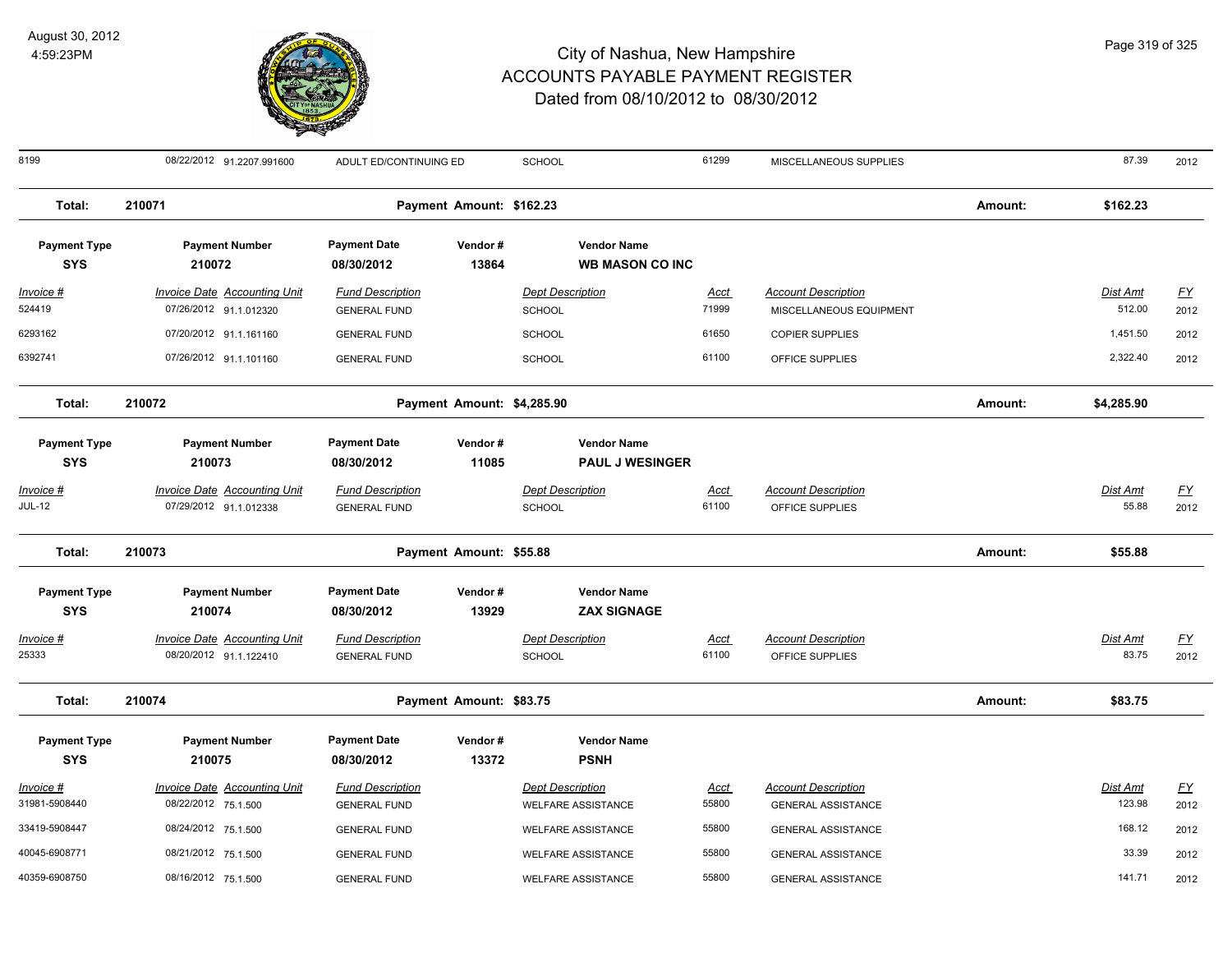| | | | | | | | | |
|---|---|---|---|---|---|---|---|---|
| 8199 | 08/22/2012 91.2207.991600 | ADULT ED/CONTINUING ED | SCHOOL | 61299 | MISCELLANEOUS SUPPLIES | | 87.39 | 2012 |

**Total: 210071 Payment Amount: $162.23 Amount: $162.23**

| **Payment Type** | **Payment Number** | **Payment Date** | **Vendor #** | **Vendor Name** |
|---|---|---|---|---|
| **SYS** | **210072** | **08/30/2012** | **13864** | **WB MASON CO INC** |

| Invoice # | Invoice Date | Accounting Unit | Fund Description | Dept Description | Acct | Account Description | Dist Amt | FY |
|---|---|---|---|---|---|---|---|---|
| 524419 | 07/26/2012 | 91.1.012320 | GENERAL FUND | SCHOOL | 71999 | MISCELLANEOUS EQUIPMENT | 512.00 | 2012 |
| 6293162 | 07/20/2012 | 91.1.161160 | GENERAL FUND | SCHOOL | 61650 | COPIER SUPPLIES | 1,451.50 | 2012 |
| 6392741 | 07/26/2012 | 91.1.101160 | GENERAL FUND | SCHOOL | 61100 | OFFICE SUPPLIES | 2,322.40 | 2012 |

**Total: 210072 Payment Amount: $4,285.90 Amount: $4,285.90**

| **Payment Type** | **Payment Number** | **Payment Date** | **Vendor #** | **Vendor Name** |
|---|---|---|---|---|
| **SYS** | **210073** | **08/30/2012** | **11085** | **PAUL J WESINGER** |

| Invoice # | Invoice Date | Accounting Unit | Fund Description | Dept Description | Acct | Account Description | Dist Amt | FY |
|---|---|---|---|---|---|---|---|---|
| JUL-12 | 07/29/2012 | 91.1.012338 | GENERAL FUND | SCHOOL | 61100 | OFFICE SUPPLIES | 55.88 | 2012 |

**Total: 210073 Payment Amount: $55.88 Amount: $55.88**

| **Payment Type** | **Payment Number** | **Payment Date** | **Vendor #** | **Vendor Name** |
|---|---|---|---|---|
| **SYS** | **210074** | **08/30/2012** | **13929** | **ZAX SIGNAGE** |

| Invoice # | Invoice Date | Accounting Unit | Fund Description | Dept Description | Acct | Account Description | Dist Amt | FY |
|---|---|---|---|---|---|---|---|---|
| 25333 | 08/20/2012 | 91.1.122410 | GENERAL FUND | SCHOOL | 61100 | OFFICE SUPPLIES | 83.75 | 2012 |

**Total: 210074 Payment Amount: $83.75 Amount: $83.75**

| **Payment Type** | **Payment Number** | **Payment Date** | **Vendor #** | **Vendor Name** |
|---|---|---|---|---|
| **SYS** | **210075** | **08/30/2012** | **13372** | **PSNH** |

| Invoice # | Invoice Date | Accounting Unit | Fund Description | Dept Description | Acct | Account Description | Dist Amt | FY |
|---|---|---|---|---|---|---|---|---|
| 31981-5908440 | 08/22/2012 | 75.1.500 | GENERAL FUND | WELFARE ASSISTANCE | 55800 | GENERAL ASSISTANCE | 123.98 | 2012 |
| 33419-5908447 | 08/24/2012 | 75.1.500 | GENERAL FUND | WELFARE ASSISTANCE | 55800 | GENERAL ASSISTANCE | 168.12 | 2012 |
| 40045-6908771 | 08/21/2012 | 75.1.500 | GENERAL FUND | WELFARE ASSISTANCE | 55800 | GENERAL ASSISTANCE | 33.39 | 2012 |
| 40359-6908750 | 08/16/2012 | 75.1.500 | GENERAL FUND | WELFARE ASSISTANCE | 55800 | GENERAL ASSISTANCE | 141.71 | 2012 |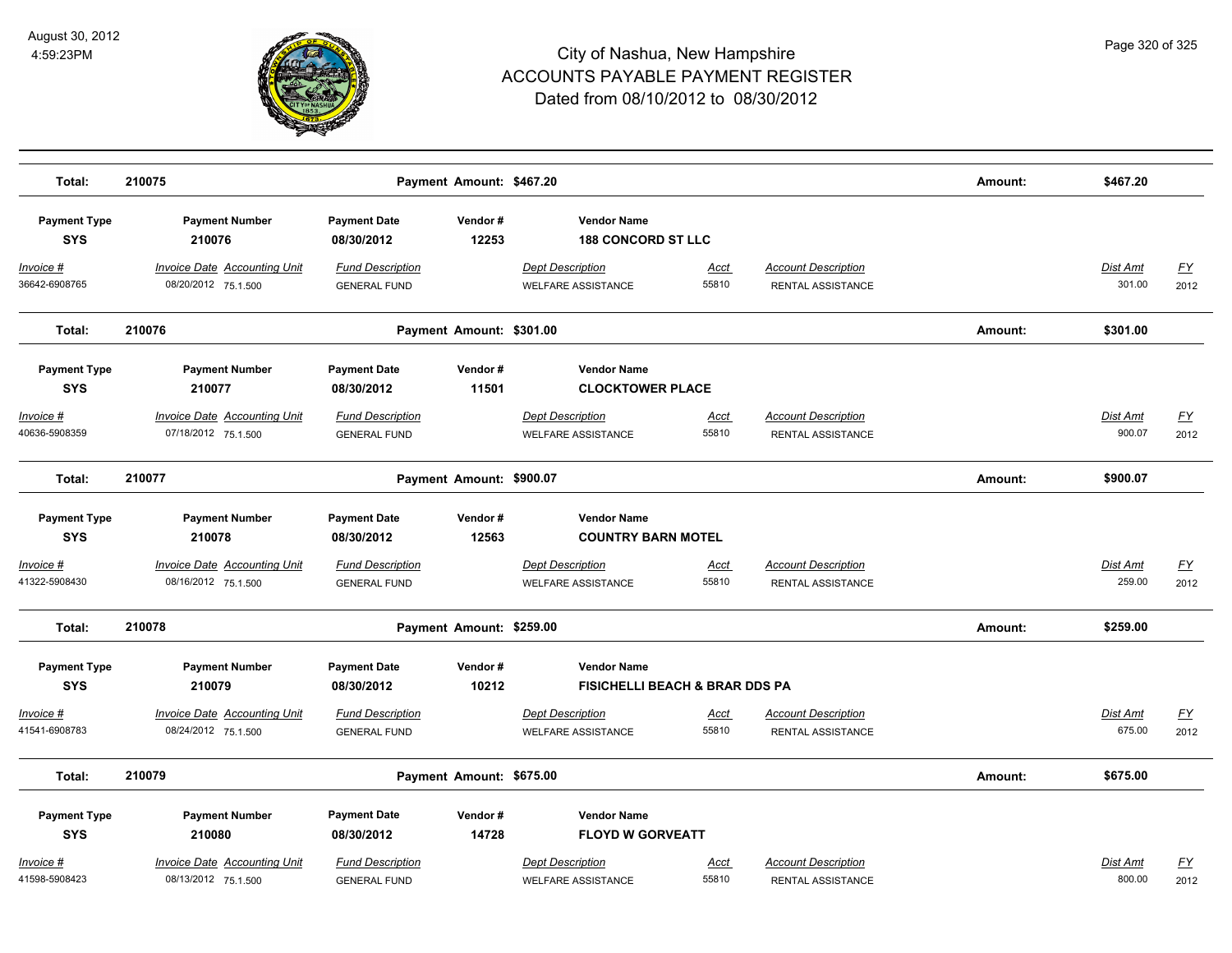# City of Nashua, New Hampshire
## ACCOUNTS PAYABLE PAYMENT REGISTER
### Dated from 08/10/2012 to 08/30/2012

August 30, 2012
4:59:23PM

| Total: | 210075 | Payment Amount: $467.20 | Amount: | $467.20 |
|---|---|---|---|---|

| Payment Type | Payment Number | Payment Date | Vendor # | Vendor Name |
|---|---|---|---|---|
| SYS | 210076 | 08/30/2012 | 12253 | 188 CONCORD ST LLC |

| Invoice # | Invoice Date | Accounting Unit | Fund Description | Dept Description | Acct | Account Description | Dist Amt | FY |
|---|---|---|---|---|---|---|---|---|
| 36642-6908765 | 08/20/2012 | 75.1.500 | GENERAL FUND | WELFARE ASSISTANCE | 55810 | RENTAL ASSISTANCE | 301.00 | 2012 |

| Total: | 210076 | Payment Amount: $301.00 | Amount: | $301.00 |
|---|---|---|---|---|

| Payment Type | Payment Number | Payment Date | Vendor # | Vendor Name |
|---|---|---|---|---|
| SYS | 210077 | 08/30/2012 | 11501 | CLOCKTOWER PLACE |

| Invoice # | Invoice Date | Accounting Unit | Fund Description | Dept Description | Acct | Account Description | Dist Amt | FY |
|---|---|---|---|---|---|---|---|---|
| 40636-5908359 | 07/18/2012 | 75.1.500 | GENERAL FUND | WELFARE ASSISTANCE | 55810 | RENTAL ASSISTANCE | 900.07 | 2012 |

| Total: | 210077 | Payment Amount: $900.07 | Amount: | $900.07 |
|---|---|---|---|---|

| Payment Type | Payment Number | Payment Date | Vendor # | Vendor Name |
|---|---|---|---|---|
| SYS | 210078 | 08/30/2012 | 12563 | COUNTRY BARN MOTEL |

| Invoice # | Invoice Date | Accounting Unit | Fund Description | Dept Description | Acct | Account Description | Dist Amt | FY |
|---|---|---|---|---|---|---|---|---|
| 41322-5908430 | 08/16/2012 | 75.1.500 | GENERAL FUND | WELFARE ASSISTANCE | 55810 | RENTAL ASSISTANCE | 259.00 | 2012 |

| Total: | 210078 | Payment Amount: $259.00 | Amount: | $259.00 |
|---|---|---|---|---|

| Payment Type | Payment Number | Payment Date | Vendor # | Vendor Name |
|---|---|---|---|---|
| SYS | 210079 | 08/30/2012 | 10212 | FISICHELLI BEACH & BRAR DDS PA |

| Invoice # | Invoice Date | Accounting Unit | Fund Description | Dept Description | Acct | Account Description | Dist Amt | FY |
|---|---|---|---|---|---|---|---|---|
| 41541-6908783 | 08/24/2012 | 75.1.500 | GENERAL FUND | WELFARE ASSISTANCE | 55810 | RENTAL ASSISTANCE | 675.00 | 2012 |

| Total: | 210079 | Payment Amount: $675.00 | Amount: | $675.00 |
|---|---|---|---|---|

| Payment Type | Payment Number | Payment Date | Vendor # | Vendor Name |
|---|---|---|---|---|
| SYS | 210080 | 08/30/2012 | 14728 | FLOYD W GORVEATT |

| Invoice # | Invoice Date | Accounting Unit | Fund Description | Dept Description | Acct | Account Description | Dist Amt | FY |
|---|---|---|---|---|---|---|---|---|
| 41598-5908423 | 08/13/2012 | 75.1.500 | GENERAL FUND | WELFARE ASSISTANCE | 55810 | RENTAL ASSISTANCE | 800.00 | 2012 |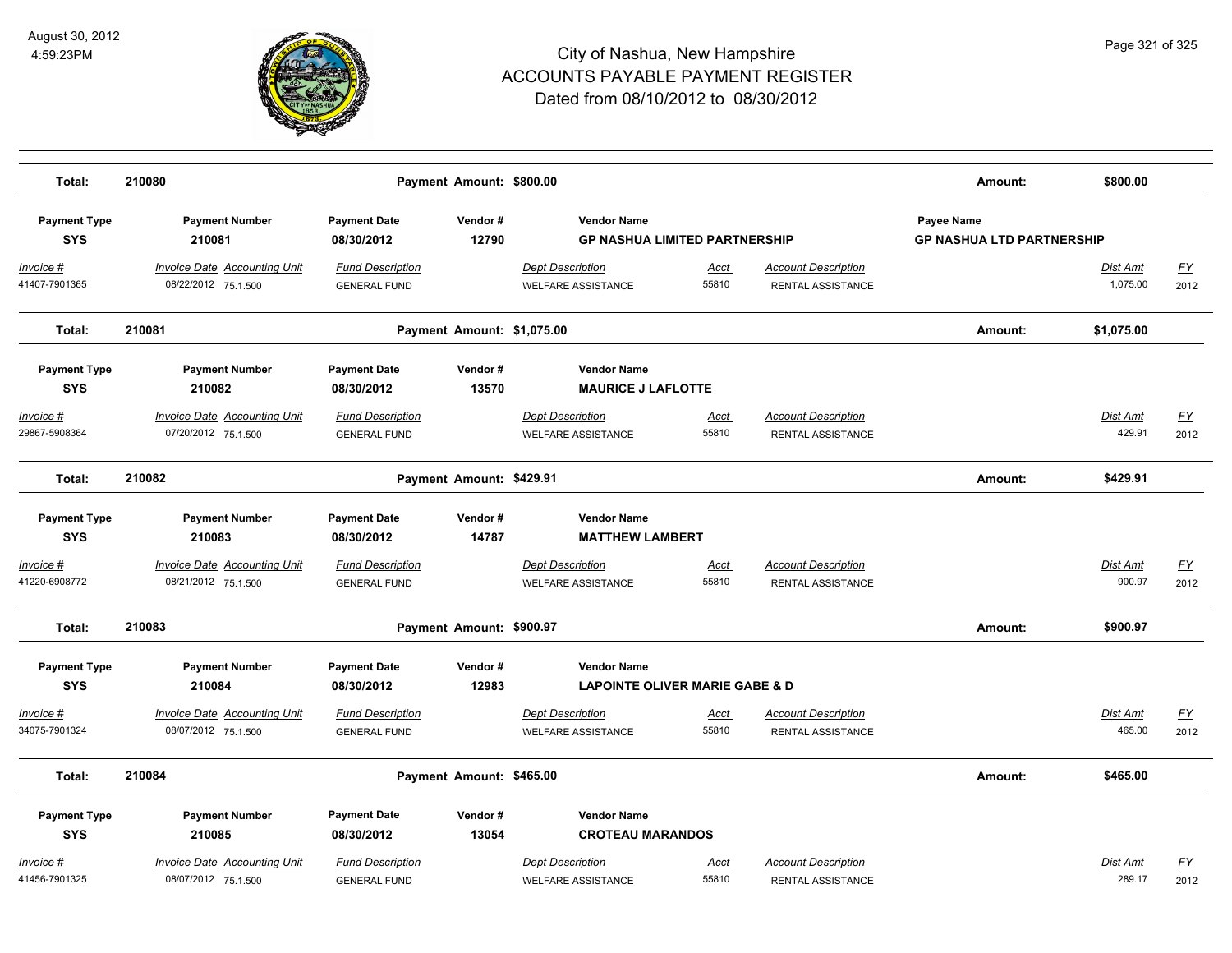# City of Nashua, New Hampshire
# ACCOUNTS PAYABLE PAYMENT REGISTER
# Dated from 08/10/2012 to 08/30/2012

August 30, 2012
4:59:23PM

**Total: 210080 — Payment Amount: $800.00 — Amount: $800.00**

| Payment Type | Payment Number | Payment Date | Vendor # | Vendor Name | | | Payee Name | | |
|---|---|---|---|---|---|---|---|---|---|
| SYS | 210081 | 08/30/2012 | 12790 | GP NASHUA LIMITED PARTNERSHIP | | | GP NASHUA LTD PARTNERSHIP | | |
| **Invoice #** | **Invoice Date** | **Accounting Unit** | **Fund Description** | **Dept Description** | **Acct** | **Account Description** | | **Dist Amt** | **FY** |
| 41407-7901365 | 08/22/2012 | 75.1.500 | GENERAL FUND | WELFARE ASSISTANCE | 55810 | RENTAL ASSISTANCE | | 1,075.00 | 2012 |

**Total: 210081 — Payment Amount: $1,075.00 — Amount: $1,075.00**

| Payment Type | Payment Number | Payment Date | Vendor # | Vendor Name | | | | |
|---|---|---|---|---|---|---|---|---|
| SYS | 210082 | 08/30/2012 | 13570 | MAURICE J LAFLOTTE | | | | |
| **Invoice #** | **Invoice Date** | **Accounting Unit** | **Fund Description** | **Dept Description** | **Acct** | **Account Description** | **Dist Amt** | **FY** |
| 29867-5908364 | 07/20/2012 | 75.1.500 | GENERAL FUND | WELFARE ASSISTANCE | 55810 | RENTAL ASSISTANCE | 429.91 | 2012 |

**Total: 210082 — Payment Amount: $429.91 — Amount: $429.91**

| Payment Type | Payment Number | Payment Date | Vendor # | Vendor Name | | | | |
|---|---|---|---|---|---|---|---|---|
| SYS | 210083 | 08/30/2012 | 14787 | MATTHEW LAMBERT | | | | |
| **Invoice #** | **Invoice Date** | **Accounting Unit** | **Fund Description** | **Dept Description** | **Acct** | **Account Description** | **Dist Amt** | **FY** |
| 41220-6908772 | 08/21/2012 | 75.1.500 | GENERAL FUND | WELFARE ASSISTANCE | 55810 | RENTAL ASSISTANCE | 900.97 | 2012 |

**Total: 210083 — Payment Amount: $900.97 — Amount: $900.97**

| Payment Type | Payment Number | Payment Date | Vendor # | Vendor Name | | | | |
|---|---|---|---|---|---|---|---|---|
| SYS | 210084 | 08/30/2012 | 12983 | LAPOINTE OLIVER MARIE GABE & D | | | | |
| **Invoice #** | **Invoice Date** | **Accounting Unit** | **Fund Description** | **Dept Description** | **Acct** | **Account Description** | **Dist Amt** | **FY** |
| 34075-7901324 | 08/07/2012 | 75.1.500 | GENERAL FUND | WELFARE ASSISTANCE | 55810 | RENTAL ASSISTANCE | 465.00 | 2012 |

**Total: 210084 — Payment Amount: $465.00 — Amount: $465.00**

| Payment Type | Payment Number | Payment Date | Vendor # | Vendor Name | | | | |
|---|---|---|---|---|---|---|---|---|
| SYS | 210085 | 08/30/2012 | 13054 | CROTEAU MARANDOS | | | | |
| **Invoice #** | **Invoice Date** | **Accounting Unit** | **Fund Description** | **Dept Description** | **Acct** | **Account Description** | **Dist Amt** | **FY** |
| 41456-7901325 | 08/07/2012 | 75.1.500 | GENERAL FUND | WELFARE ASSISTANCE | 55810 | RENTAL ASSISTANCE | 289.17 | 2012 |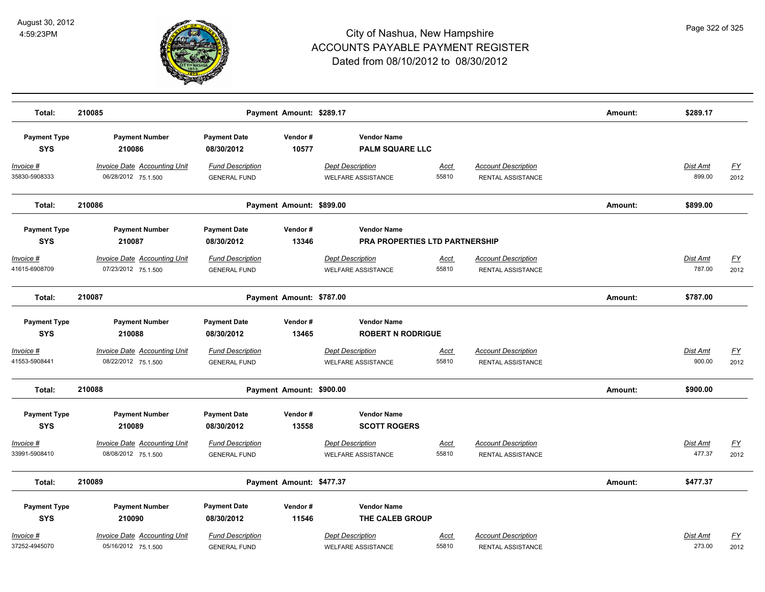# City of Nashua, New Hampshire
## ACCOUNTS PAYABLE PAYMENT REGISTER
### Dated from 08/10/2012 to 08/30/2012

August 30, 2012
4:59:23PM

**Total: 210085** | **Payment Amount: $289.17** | **Amount: $289.17**

| Payment Type | Payment Number | Payment Date | Vendor # | Vendor Name | | | | |
|---|---|---|---|---|---|---|---|---|
| **SYS** | **210086** | **08/30/2012** | **10577** | **PALM SQUARE LLC** | | | | |
| *Invoice #* | *Invoice Date* *Accounting Unit* | *Fund Description* | | *Dept Description* | *Acct* | *Account Description* | *Dist Amt* | *FY* |
| 35830-5908333 | 06/28/2012 75.1.500 | GENERAL FUND | | WELFARE ASSISTANCE | 55810 | RENTAL ASSISTANCE | 899.00 | 2012 |

**Total: 210086** | **Payment Amount: $899.00** | **Amount: $899.00**

| Payment Type | Payment Number | Payment Date | Vendor # | Vendor Name | | | | |
|---|---|---|---|---|---|---|---|---|
| **SYS** | **210087** | **08/30/2012** | **13346** | **PRA PROPERTIES LTD PARTNERSHIP** | | | | |
| *Invoice #* | *Invoice Date* *Accounting Unit* | *Fund Description* | | *Dept Description* | *Acct* | *Account Description* | *Dist Amt* | *FY* |
| 41615-6908709 | 07/23/2012 75.1.500 | GENERAL FUND | | WELFARE ASSISTANCE | 55810 | RENTAL ASSISTANCE | 787.00 | 2012 |

**Total: 210087** | **Payment Amount: $787.00** | **Amount: $787.00**

| Payment Type | Payment Number | Payment Date | Vendor # | Vendor Name | | | | |
|---|---|---|---|---|---|---|---|---|
| **SYS** | **210088** | **08/30/2012** | **13465** | **ROBERT N RODRIGUE** | | | | |
| *Invoice #* | *Invoice Date* *Accounting Unit* | *Fund Description* | | *Dept Description* | *Acct* | *Account Description* | *Dist Amt* | *FY* |
| 41553-5908441 | 08/22/2012 75.1.500 | GENERAL FUND | | WELFARE ASSISTANCE | 55810 | RENTAL ASSISTANCE | 900.00 | 2012 |

**Total: 210088** | **Payment Amount: $900.00** | **Amount: $900.00**

| Payment Type | Payment Number | Payment Date | Vendor # | Vendor Name | | | | |
|---|---|---|---|---|---|---|---|---|
| **SYS** | **210089** | **08/30/2012** | **13558** | **SCOTT ROGERS** | | | | |
| *Invoice #* | *Invoice Date* *Accounting Unit* | *Fund Description* | | *Dept Description* | *Acct* | *Account Description* | *Dist Amt* | *FY* |
| 33991-5908410 | 08/08/2012 75.1.500 | GENERAL FUND | | WELFARE ASSISTANCE | 55810 | RENTAL ASSISTANCE | 477.37 | 2012 |

**Total: 210089** | **Payment Amount: $477.37** | **Amount: $477.37**

| Payment Type | Payment Number | Payment Date | Vendor # | Vendor Name | | | | |
|---|---|---|---|---|---|---|---|---|
| **SYS** | **210090** | **08/30/2012** | **11546** | **THE CALEB GROUP** | | | | |
| *Invoice #* | *Invoice Date* *Accounting Unit* | *Fund Description* | | *Dept Description* | *Acct* | *Account Description* | *Dist Amt* | *FY* |
| 37252-4945070 | 05/16/2012 75.1.500 | GENERAL FUND | | WELFARE ASSISTANCE | 55810 | RENTAL ASSISTANCE | 273.00 | 2012 |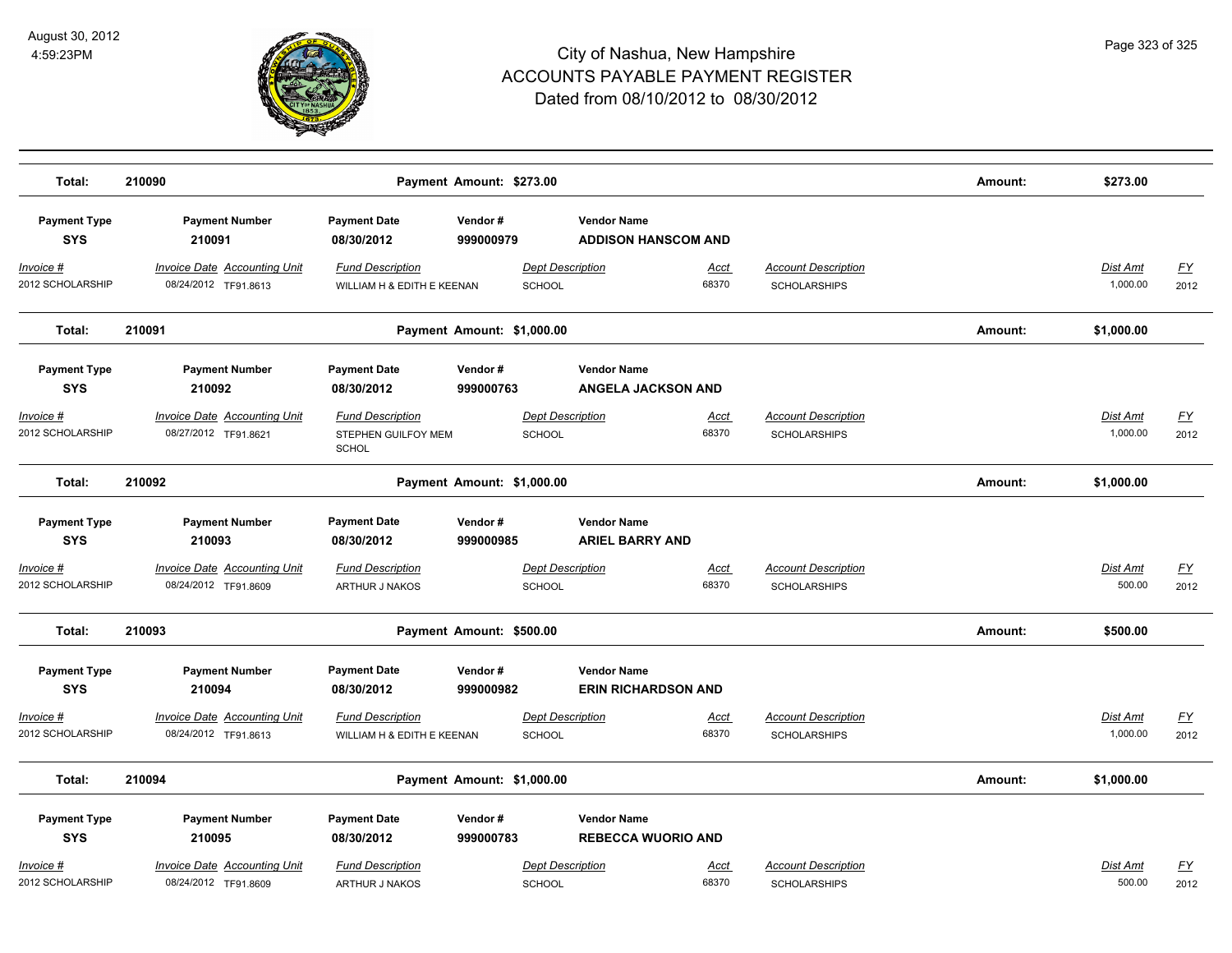# City of Nashua, New Hampshire
## ACCOUNTS PAYABLE PAYMENT REGISTER
### Dated from 08/10/2012 to 08/30/2012

August 30, 2012
4:59:23PM

**Total: 210090** — **Payment Amount: $273.00** — **Amount: $273.00**

| Payment Type | Payment Number | Payment Date | Vendor # | Vendor Name |
|---|---|---|---|---|
| **SYS** | **210091** | **08/30/2012** | **999000979** | **ADDISON HANSCOM AND** |

| Invoice # | Invoice Date | Accounting Unit | Fund Description | Dept Description | Acct | Account Description | Dist Amt | FY |
|---|---|---|---|---|---|---|---|---|
| 2012 SCHOLARSHIP | 08/24/2012 | TF91.8613 | WILLIAM H & EDITH E KEENAN | SCHOOL | 68370 | SCHOLARSHIPS | 1,000.00 | 2012 |

**Total: 210091** — **Payment Amount: $1,000.00** — **Amount: $1,000.00**

| Payment Type | Payment Number | Payment Date | Vendor # | Vendor Name |
|---|---|---|---|---|
| **SYS** | **210092** | **08/30/2012** | **999000763** | **ANGELA JACKSON AND** |

| Invoice # | Invoice Date | Accounting Unit | Fund Description | Dept Description | Acct | Account Description | Dist Amt | FY |
|---|---|---|---|---|---|---|---|---|
| 2012 SCHOLARSHIP | 08/27/2012 | TF91.8621 | STEPHEN GUILFOY MEM SCHOL | SCHOOL | 68370 | SCHOLARSHIPS | 1,000.00 | 2012 |

**Total: 210092** — **Payment Amount: $1,000.00** — **Amount: $1,000.00**

| Payment Type | Payment Number | Payment Date | Vendor # | Vendor Name |
|---|---|---|---|---|
| **SYS** | **210093** | **08/30/2012** | **999000985** | **ARIEL BARRY AND** |

| Invoice # | Invoice Date | Accounting Unit | Fund Description | Dept Description | Acct | Account Description | Dist Amt | FY |
|---|---|---|---|---|---|---|---|---|
| 2012 SCHOLARSHIP | 08/24/2012 | TF91.8609 | ARTHUR J NAKOS | SCHOOL | 68370 | SCHOLARSHIPS | 500.00 | 2012 |

**Total: 210093** — **Payment Amount: $500.00** — **Amount: $500.00**

| Payment Type | Payment Number | Payment Date | Vendor # | Vendor Name |
|---|---|---|---|---|
| **SYS** | **210094** | **08/30/2012** | **999000982** | **ERIN RICHARDSON AND** |

| Invoice # | Invoice Date | Accounting Unit | Fund Description | Dept Description | Acct | Account Description | Dist Amt | FY |
|---|---|---|---|---|---|---|---|---|
| 2012 SCHOLARSHIP | 08/24/2012 | TF91.8613 | WILLIAM H & EDITH E KEENAN | SCHOOL | 68370 | SCHOLARSHIPS | 1,000.00 | 2012 |

**Total: 210094** — **Payment Amount: $1,000.00** — **Amount: $1,000.00**

| Payment Type | Payment Number | Payment Date | Vendor # | Vendor Name |
|---|---|---|---|---|
| **SYS** | **210095** | **08/30/2012** | **999000783** | **REBECCA WUORIO AND** |

| Invoice # | Invoice Date | Accounting Unit | Fund Description | Dept Description | Acct | Account Description | Dist Amt | FY |
|---|---|---|---|---|---|---|---|---|
| 2012 SCHOLARSHIP | 08/24/2012 | TF91.8609 | ARTHUR J NAKOS | SCHOOL | 68370 | SCHOLARSHIPS | 500.00 | 2012 |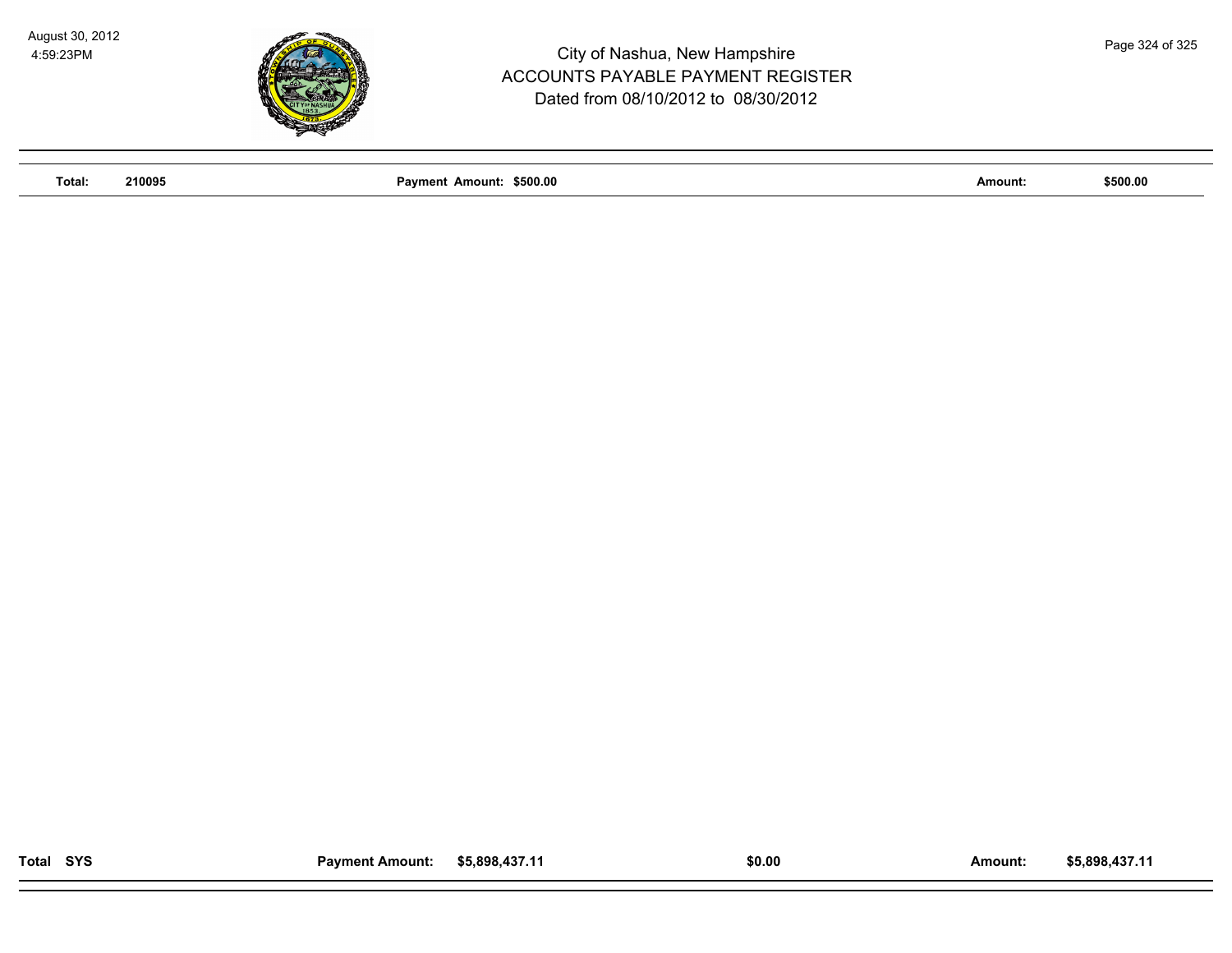| Total: | 210095 | Payment Amount: $500.00 | | Amount: | $500.00 |
|---|---|---|---|---|---|
| Total SYS | | Payment Amount: $5,898,437.11 | $0.00 | Amount: | $5,898,437.11 |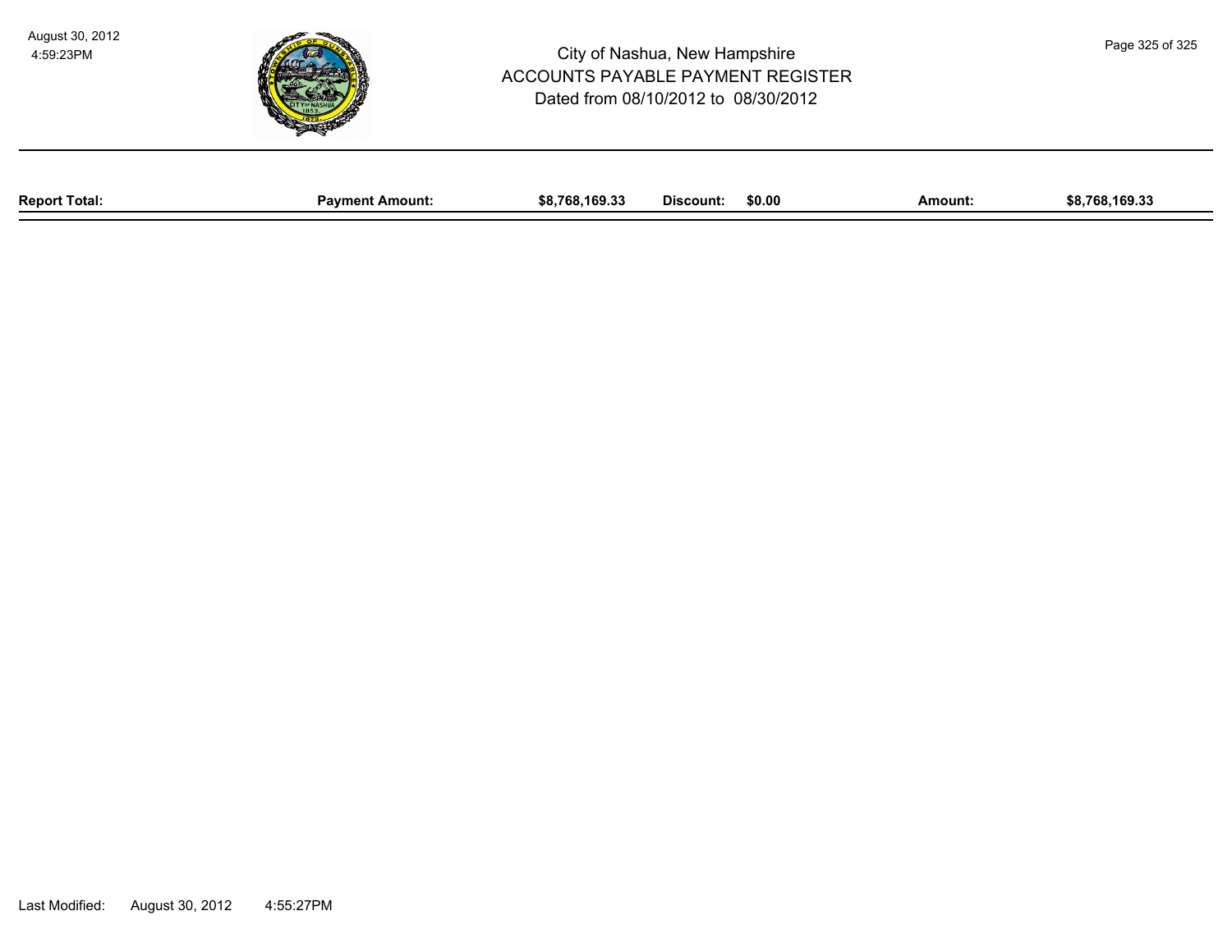| | | | | | | |
|---|---|---|---|---|---|---|
| **Report Total:** | **Payment Amount:** | **$8,768,169.33** | **Discount:** | **$0.00** | **Amount:** | **$8,768,169.33** |